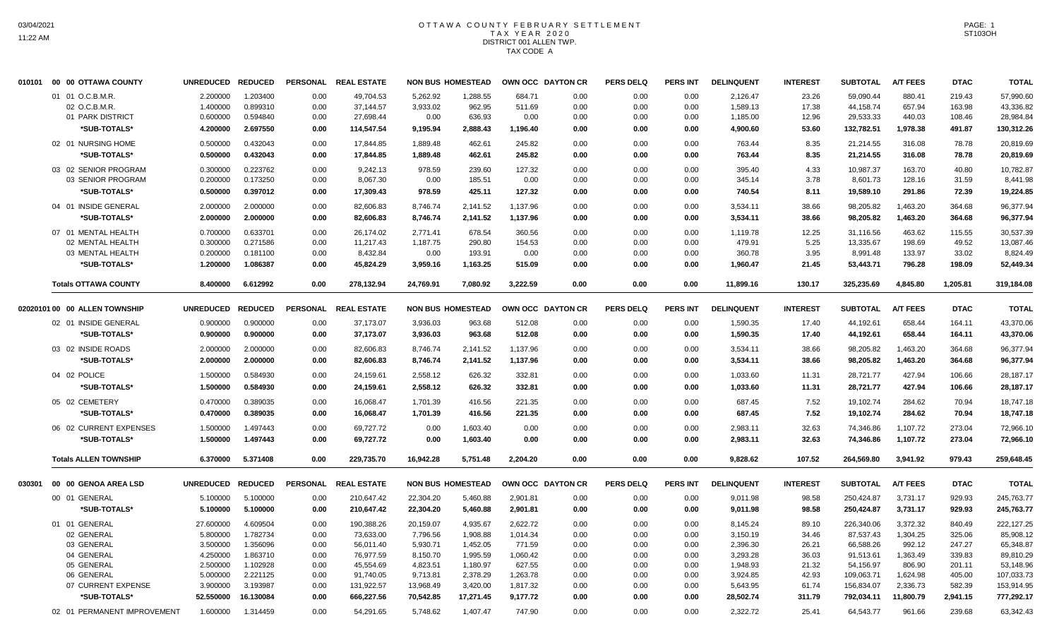# OTTAWA COUNTY FEBRUARY SETTLEMENT
## TAX YEAR 2020
## DISTRICT 001 ALLEN TWP.
## TAX CODE A

| | UNREDUCED | REDUCED | PERSONAL | REAL ESTATE | NON BUS | HOMESTEAD | OWN OCC | DAYTON CR | PERS DELQ | PERS INT | DELINQUENT | INTEREST | SUBTOTAL | A/T FEES | DTAC | TOTAL |
|---|---|---|---|---|---|---|---|---|---|---|---|---|---|---|---|---|
| **010101 00 00 OTTAWA COUNTY** | | | | | | | | | | | | | | | | |
| 01 01 O.C.B.M.R. | 2.200000 | 1.203400 | 0.00 | 49,704.53 | 5,262.92 | 1,288.55 | 684.71 | 0.00 | 0.00 | 0.00 | 2,126.47 | 23.26 | 59,090.44 | 880.41 | 219.43 | 57,990.60 |
| 02 O.C.B.M.R. | 1.400000 | 0.899310 | 0.00 | 37,144.57 | 3,933.02 | 962.95 | 511.69 | 0.00 | 0.00 | 0.00 | 1,589.13 | 17.38 | 44,158.74 | 657.94 | 163.98 | 43,336.82 |
| 01 PARK DISTRICT | 0.600000 | 0.594840 | 0.00 | 27,698.44 | 0.00 | 636.93 | 0.00 | 0.00 | 0.00 | 0.00 | 1,185.00 | 12.96 | 29,533.33 | 440.03 | 108.46 | 28,984.84 |
| *SUB-TOTALS* | 4.200000 | 2.697550 | 0.00 | 114,547.54 | 9,195.94 | 2,888.43 | 1,196.40 | 0.00 | 0.00 | 0.00 | 4,900.60 | 53.60 | 132,782.51 | 1,978.38 | 491.87 | 130,312.26 |
| 02 01 NURSING HOME | 0.500000 | 0.432043 | 0.00 | 17,844.85 | 1,889.48 | 462.61 | 245.82 | 0.00 | 0.00 | 0.00 | 763.44 | 8.35 | 21,214.55 | 316.08 | 78.78 | 20,819.69 |
| *SUB-TOTALS* | 0.500000 | 0.432043 | 0.00 | 17,844.85 | 1,889.48 | 462.61 | 245.82 | 0.00 | 0.00 | 0.00 | 763.44 | 8.35 | 21,214.55 | 316.08 | 78.78 | 20,819.69 |
| 03 02 SENIOR PROGRAM | 0.300000 | 0.223762 | 0.00 | 9,242.13 | 978.59 | 239.60 | 127.32 | 0.00 | 0.00 | 0.00 | 395.40 | 4.33 | 10,987.37 | 163.70 | 40.80 | 10,782.87 |
| 03 SENIOR PROGRAM | 0.200000 | 0.173250 | 0.00 | 8,067.30 | 0.00 | 185.51 | 0.00 | 0.00 | 0.00 | 0.00 | 345.14 | 3.78 | 8,601.73 | 128.16 | 31.59 | 8,441.98 |
| *SUB-TOTALS* | 0.500000 | 0.397012 | 0.00 | 17,309.43 | 978.59 | 425.11 | 127.32 | 0.00 | 0.00 | 0.00 | 740.54 | 8.11 | 19,589.10 | 291.86 | 72.39 | 19,224.85 |
| 04 01 INSIDE GENERAL | 2.000000 | 2.000000 | 0.00 | 82,606.83 | 8,746.74 | 2,141.52 | 1,137.96 | 0.00 | 0.00 | 0.00 | 3,534.11 | 38.66 | 98,205.82 | 1,463.20 | 364.68 | 96,377.94 |
| *SUB-TOTALS* | 2.000000 | 2.000000 | 0.00 | 82,606.83 | 8,746.74 | 2,141.52 | 1,137.96 | 0.00 | 0.00 | 0.00 | 3,534.11 | 38.66 | 98,205.82 | 1,463.20 | 364.68 | 96,377.94 |
| 07 01 MENTAL HEALTH | 0.700000 | 0.633701 | 0.00 | 26,174.02 | 2,771.41 | 678.54 | 360.56 | 0.00 | 0.00 | 0.00 | 1,119.78 | 12.25 | 31,116.56 | 463.62 | 115.55 | 30,537.39 |
| 02 MENTAL HEALTH | 0.300000 | 0.271586 | 0.00 | 11,217.43 | 1,187.75 | 290.80 | 154.53 | 0.00 | 0.00 | 0.00 | 479.91 | 5.25 | 13,335.67 | 198.69 | 49.52 | 13,087.46 |
| 03 MENTAL HEALTH | 0.200000 | 0.181100 | 0.00 | 8,432.84 | 0.00 | 193.91 | 0.00 | 0.00 | 0.00 | 0.00 | 360.78 | 3.95 | 8,991.48 | 133.97 | 33.02 | 8,824.49 |
| *SUB-TOTALS* | 1.200000 | 1.086387 | 0.00 | 45,824.29 | 3,959.16 | 1,163.25 | 515.09 | 0.00 | 0.00 | 0.00 | 1,960.47 | 21.45 | 53,443.71 | 796.28 | 198.09 | 52,449.34 |
| **Totals OTTAWA COUNTY** | 8.400000 | 6.612992 | 0.00 | 278,132.94 | 24,769.91 | 7,080.92 | 3,222.59 | 0.00 | 0.00 | 0.00 | 11,899.16 | 130.17 | 325,235.69 | 4,845.80 | 1,205.81 | 319,184.08 |
| **02020101 00 00 ALLEN TOWNSHIP** | | | | | | | | | | | | | | | | |
| 02 01 INSIDE GENERAL | 0.900000 | 0.900000 | 0.00 | 37,173.07 | 3,936.03 | 963.68 | 512.08 | 0.00 | 0.00 | 0.00 | 1,590.35 | 17.40 | 44,192.61 | 658.44 | 164.11 | 43,370.06 |
| *SUB-TOTALS* | 0.900000 | 0.900000 | 0.00 | 37,173.07 | 3,936.03 | 963.68 | 512.08 | 0.00 | 0.00 | 0.00 | 1,590.35 | 17.40 | 44,192.61 | 658.44 | 164.11 | 43,370.06 |
| 03 02 INSIDE ROADS | 2.000000 | 2.000000 | 0.00 | 82,606.83 | 8,746.74 | 2,141.52 | 1,137.96 | 0.00 | 0.00 | 0.00 | 3,534.11 | 38.66 | 98,205.82 | 1,463.20 | 364.68 | 96,377.94 |
| *SUB-TOTALS* | 2.000000 | 2.000000 | 0.00 | 82,606.83 | 8,746.74 | 2,141.52 | 1,137.96 | 0.00 | 0.00 | 0.00 | 3,534.11 | 38.66 | 98,205.82 | 1,463.20 | 364.68 | 96,377.94 |
| 04 02 POLICE | 1.500000 | 0.584930 | 0.00 | 24,159.61 | 2,558.12 | 626.32 | 332.81 | 0.00 | 0.00 | 0.00 | 1,033.60 | 11.31 | 28,721.77 | 427.94 | 106.66 | 28,187.17 |
| *SUB-TOTALS* | 1.500000 | 0.584930 | 0.00 | 24,159.61 | 2,558.12 | 626.32 | 332.81 | 0.00 | 0.00 | 0.00 | 1,033.60 | 11.31 | 28,721.77 | 427.94 | 106.66 | 28,187.17 |
| 05 02 CEMETERY | 0.470000 | 0.389035 | 0.00 | 16,068.47 | 1,701.39 | 416.56 | 221.35 | 0.00 | 0.00 | 0.00 | 687.45 | 7.52 | 19,102.74 | 284.62 | 70.94 | 18,747.18 |
| *SUB-TOTALS* | 0.470000 | 0.389035 | 0.00 | 16,068.47 | 1,701.39 | 416.56 | 221.35 | 0.00 | 0.00 | 0.00 | 687.45 | 7.52 | 19,102.74 | 284.62 | 70.94 | 18,747.18 |
| 06 02 CURRENT EXPENSES | 1.500000 | 1.497443 | 0.00 | 69,727.72 | 0.00 | 1,603.40 | 0.00 | 0.00 | 0.00 | 0.00 | 2,983.11 | 32.63 | 74,346.86 | 1,107.72 | 273.04 | 72,966.10 |
| *SUB-TOTALS* | 1.500000 | 1.497443 | 0.00 | 69,727.72 | 0.00 | 1,603.40 | 0.00 | 0.00 | 0.00 | 0.00 | 2,983.11 | 32.63 | 74,346.86 | 1,107.72 | 273.04 | 72,966.10 |
| **Totals ALLEN TOWNSHIP** | 6.370000 | 5.371408 | 0.00 | 229,735.70 | 16,942.28 | 5,751.48 | 2,204.20 | 0.00 | 0.00 | 0.00 | 9,828.62 | 107.52 | 264,569.80 | 3,941.92 | 979.43 | 259,648.45 |
| **030301 00 00 GENOA AREA LSD** | | | | | | | | | | | | | | | | |
| 00 01 GENERAL | 5.100000 | 5.100000 | 0.00 | 210,647.42 | 22,304.20 | 5,460.88 | 2,901.81 | 0.00 | 0.00 | 0.00 | 9,011.98 | 98.58 | 250,424.87 | 3,731.17 | 929.93 | 245,763.77 |
| *SUB-TOTALS* | 5.100000 | 5.100000 | 0.00 | 210,647.42 | 22,304.20 | 5,460.88 | 2,901.81 | 0.00 | 0.00 | 0.00 | 9,011.98 | 98.58 | 250,424.87 | 3,731.17 | 929.93 | 245,763.77 |
| 01 01 GENERAL | 27.600000 | 4.609504 | 0.00 | 190,388.26 | 20,159.07 | 4,935.67 | 2,622.72 | 0.00 | 0.00 | 0.00 | 8,145.24 | 89.10 | 226,340.06 | 3,372.32 | 840.49 | 222,127.25 |
| 02 GENERAL | 5.800000 | 1.782734 | 0.00 | 73,633.00 | 7,796.56 | 1,908.88 | 1,014.34 | 0.00 | 0.00 | 0.00 | 3,150.19 | 34.46 | 87,537.43 | 1,304.25 | 325.06 | 85,908.12 |
| 03 GENERAL | 3.500000 | 1.356096 | 0.00 | 56,011.40 | 5,930.71 | 1,452.05 | 771.59 | 0.00 | 0.00 | 0.00 | 2,396.30 | 26.21 | 66,588.26 | 992.12 | 247.27 | 65,348.87 |
| 04 GENERAL | 4.250000 | 1.863710 | 0.00 | 76,977.99 | 8,150.73 | 1,995.59 | 1,060.42 | 0.00 | 0.00 | 0.00 | 3,293.28 | 36.03 | 91,513.61 | 1,363.49 | 339.83 | 89,810.29 |
| 05 GENERAL | 2.500000 | 1.102928 | 0.00 | 45,554.69 | 4,823.51 | 1,180.97 | 627.55 | 0.00 | 0.00 | 0.00 | 1,948.93 | 21.32 | 54,156.97 | 806.90 | 201.11 | 53,148.96 |
| 06 GENERAL | 5.000000 | 2.221125 | 0.00 | 91,740.05 | 9,713.81 | 2,378.29 | 1,263.78 | 0.00 | 0.00 | 0.00 | 3,924.85 | 42.93 | 109,063.71 | 1,624.98 | 405.00 | 107,033.73 |
| 07 CURRENT EXPENSE | 3.900000 | 3.193987 | 0.00 | 131,922.57 | 13,968.49 | 3,420.00 | 1,817.32 | 0.00 | 0.00 | 0.00 | 5,643.95 | 61.74 | 156,834.07 | 2,336.73 | 582.39 | 153,914.95 |
| *SUB-TOTALS* | 52.550000 | 16.130084 | 0.00 | 666,227.56 | 70,542.85 | 17,271.45 | 9,177.72 | 0.00 | 0.00 | 0.00 | 28,502.74 | 311.79 | 792,034.11 | 11,800.79 | 2,941.15 | 777,292.17 |
| 02 01 PERMANENT IMPROVEMENT | 1.600000 | 1.314459 | 0.00 | 54,291.65 | 5,748.62 | 1,407.47 | 747.90 | 0.00 | 0.00 | 0.00 | 2,322.72 | 25.41 | 64,543.77 | 961.66 | 239.68 | 63,342.43 |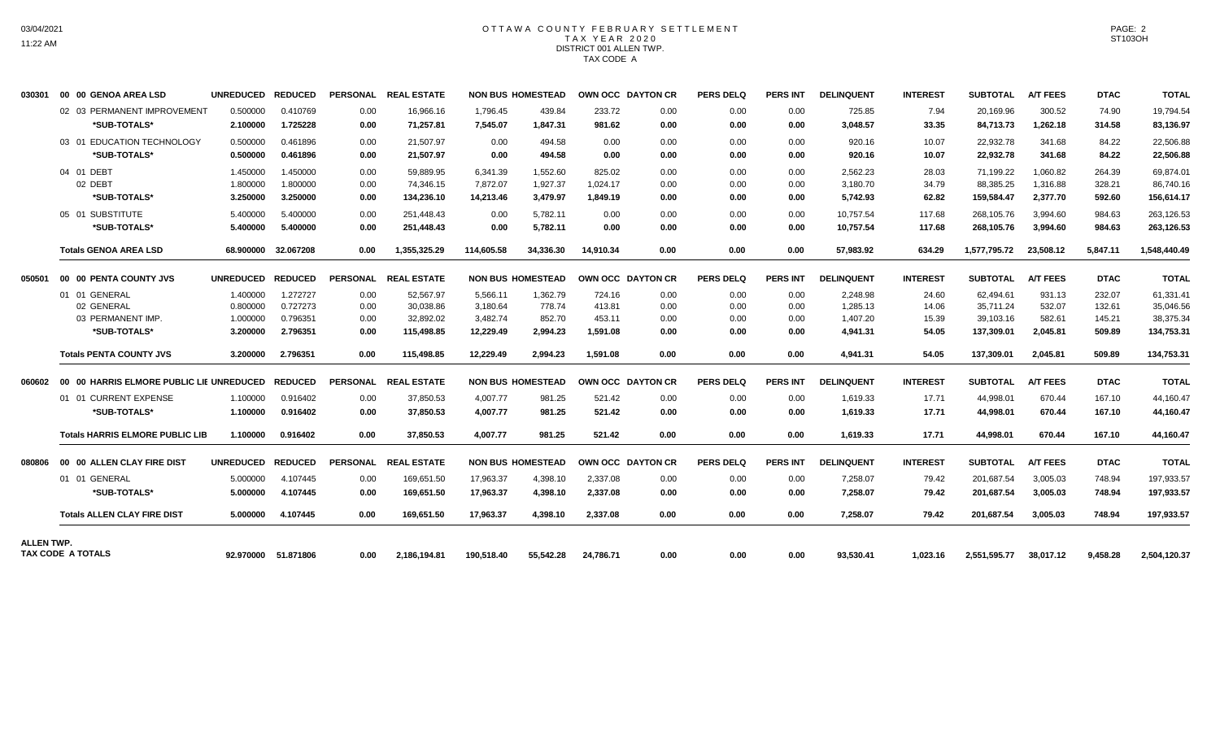# OTTAWA COUNTY FEBRUARY SETTLEMENT
## TAX YEAR 2020
## DISTRICT 001 ALLEN TWP.
## TAX CODE A

| | | UNREDUCED | REDUCED | PERSONAL | REAL ESTATE | NON BUS | HOMESTEAD | OWN OCC | DAYTON CR | PERS DELQ | PERS INT | DELINQUENT | INTEREST | SUBTOTAL | A/T FEES | DTAC | TOTAL |
|---|---|---|---|---|---|---|---|---|---|---|---|---|---|---|---|---|---|
| 030301 | 00 00 GENOA AREA LSD | UNREDUCED | REDUCED | PERSONAL | REAL ESTATE | NON BUS | HOMESTEAD | OWN OCC | DAYTON CR | PERS DELQ | PERS INT | DELINQUENT | INTEREST | SUBTOTAL | A/T FEES | DTAC | TOTAL |
| | 02 03 PERMANENT IMPROVEMENT | 0.500000 | 0.410769 | 0.00 | 16,966.16 | 1,796.45 | 439.84 | 233.72 | 0.00 | 0.00 | 0.00 | 725.85 | 7.94 | 20,169.96 | 300.52 | 74.90 | 19,794.54 |
| | **\*SUB-TOTALS\*** | **2.100000** | **1.725228** | **0.00** | **71,257.81** | **7,545.07** | **1,847.31** | **981.62** | **0.00** | **0.00** | **0.00** | **3,048.57** | **33.35** | **84,713.73** | **1,262.18** | **314.58** | **83,136.97** |
| | 03 01 EDUCATION TECHNOLOGY | 0.500000 | 0.461896 | 0.00 | 21,507.97 | 0.00 | 494.58 | 0.00 | 0.00 | 0.00 | 0.00 | 920.16 | 10.07 | 22,932.78 | 341.68 | 84.22 | 22,506.88 |
| | **\*SUB-TOTALS\*** | **0.500000** | **0.461896** | **0.00** | **21,507.97** | **0.00** | **494.58** | **0.00** | **0.00** | **0.00** | **0.00** | **920.16** | **10.07** | **22,932.78** | **341.68** | **84.22** | **22,506.88** |
| | 04 01 DEBT | 1.450000 | 1.450000 | 0.00 | 59,889.95 | 6,341.39 | 1,552.60 | 825.02 | 0.00 | 0.00 | 0.00 | 2,562.23 | 28.03 | 71,199.22 | 1,060.82 | 264.39 | 69,874.01 |
| | 02 DEBT | 1.800000 | 1.800000 | 0.00 | 74,346.15 | 7,872.07 | 1,927.37 | 1,024.17 | 0.00 | 0.00 | 0.00 | 3,180.70 | 34.79 | 88,385.25 | 1,316.88 | 328.21 | 86,740.16 |
| | **\*SUB-TOTALS\*** | **3.250000** | **3.250000** | **0.00** | **134,236.10** | **14,213.46** | **3,479.97** | **1,849.19** | **0.00** | **0.00** | **0.00** | **5,742.93** | **62.82** | **159,584.47** | **2,377.70** | **592.60** | **156,614.17** |
| | 05 01 SUBSTITUTE | 5.400000 | 5.400000 | 0.00 | 251,448.43 | 0.00 | 5,782.11 | 0.00 | 0.00 | 0.00 | 0.00 | 10,757.54 | 117.68 | 268,105.76 | 3,994.60 | 984.63 | 263,126.53 |
| | **\*SUB-TOTALS\*** | **5.400000** | **5.400000** | **0.00** | **251,448.43** | **0.00** | **5,782.11** | **0.00** | **0.00** | **0.00** | **0.00** | **10,757.54** | **117.68** | **268,105.76** | **3,994.60** | **984.63** | **263,126.53** |
| | **Totals GENOA AREA LSD** | **68.900000** | **32.067208** | **0.00** | **1,355,325.29** | **114,605.58** | **34,336.30** | **14,910.34** | **0.00** | **0.00** | **0.00** | **57,983.92** | **634.29** | **1,577,795.72** | **23,508.12** | **5,847.11** | **1,548,440.49** |
| 050501 | 00 00 PENTA COUNTY JVS | UNREDUCED | REDUCED | PERSONAL | REAL ESTATE | NON BUS | HOMESTEAD | OWN OCC | DAYTON CR | PERS DELQ | PERS INT | DELINQUENT | INTEREST | SUBTOTAL | A/T FEES | DTAC | TOTAL |
| | 01 01 GENERAL | 1.400000 | 1.272727 | 0.00 | 52,567.97 | 5,566.11 | 1,362.79 | 724.16 | 0.00 | 0.00 | 0.00 | 2,248.98 | 24.60 | 62,494.61 | 931.13 | 232.07 | 61,331.41 |
| | 02 GENERAL | 0.800000 | 0.727273 | 0.00 | 30,038.86 | 3,180.64 | 778.74 | 413.81 | 0.00 | 0.00 | 0.00 | 1,285.13 | 14.06 | 35,711.24 | 532.07 | 132.61 | 35,046.56 |
| | 03 PERMANENT IMP. | 1.000000 | 0.796351 | 0.00 | 32,892.02 | 3,482.74 | 852.70 | 453.11 | 0.00 | 0.00 | 0.00 | 1,407.20 | 15.39 | 39,103.16 | 582.61 | 145.21 | 38,375.34 |
| | **\*SUB-TOTALS\*** | **3.200000** | **2.796351** | **0.00** | **115,498.85** | **12,229.49** | **2,994.23** | **1,591.08** | **0.00** | **0.00** | **0.00** | **4,941.31** | **54.05** | **137,309.01** | **2,045.81** | **509.89** | **134,753.31** |
| | **Totals PENTA COUNTY JVS** | **3.200000** | **2.796351** | **0.00** | **115,498.85** | **12,229.49** | **2,994.23** | **1,591.08** | **0.00** | **0.00** | **0.00** | **4,941.31** | **54.05** | **137,309.01** | **2,045.81** | **509.89** | **134,753.31** |
| 060602 | 00 00 HARRIS ELMORE PUBLIC LIE | UNREDUCED | REDUCED | PERSONAL | REAL ESTATE | NON BUS | HOMESTEAD | OWN OCC | DAYTON CR | PERS DELQ | PERS INT | DELINQUENT | INTEREST | SUBTOTAL | A/T FEES | DTAC | TOTAL |
| | 01 01 CURRENT EXPENSE | 1.100000 | 0.916402 | 0.00 | 37,850.53 | 4,007.77 | 981.25 | 521.42 | 0.00 | 0.00 | 0.00 | 1,619.33 | 17.71 | 44,998.01 | 670.44 | 167.10 | 44,160.47 |
| | **\*SUB-TOTALS\*** | **1.100000** | **0.916402** | **0.00** | **37,850.53** | **4,007.77** | **981.25** | **521.42** | **0.00** | **0.00** | **0.00** | **1,619.33** | **17.71** | **44,998.01** | **670.44** | **167.10** | **44,160.47** |
| | **Totals HARRIS ELMORE PUBLIC LIB** | **1.100000** | **0.916402** | **0.00** | **37,850.53** | **4,007.77** | **981.25** | **521.42** | **0.00** | **0.00** | **0.00** | **1,619.33** | **17.71** | **44,998.01** | **670.44** | **167.10** | **44,160.47** |
| 080806 | 00 00 ALLEN CLAY FIRE DIST | UNREDUCED | REDUCED | PERSONAL | REAL ESTATE | NON BUS | HOMESTEAD | OWN OCC | DAYTON CR | PERS DELQ | PERS INT | DELINQUENT | INTEREST | SUBTOTAL | A/T FEES | DTAC | TOTAL |
| | 01 01 GENERAL | 5.000000 | 4.107445 | 0.00 | 169,651.50 | 17,963.37 | 4,398.10 | 2,337.08 | 0.00 | 0.00 | 0.00 | 7,258.07 | 79.42 | 201,687.54 | 3,005.03 | 748.94 | 197,933.57 |
| | **\*SUB-TOTALS\*** | **5.000000** | **4.107445** | **0.00** | **169,651.50** | **17,963.37** | **4,398.10** | **2,337.08** | **0.00** | **0.00** | **0.00** | **7,258.07** | **79.42** | **201,687.54** | **3,005.03** | **748.94** | **197,933.57** |
| | **Totals ALLEN CLAY FIRE DIST** | **5.000000** | **4.107445** | **0.00** | **169,651.50** | **17,963.37** | **4,398.10** | **2,337.08** | **0.00** | **0.00** | **0.00** | **7,258.07** | **79.42** | **201,687.54** | **3,005.03** | **748.94** | **197,933.57** |
| **ALLEN TWP. TAX CODE A TOTALS** | | **92.970000** | **51.871806** | **0.00** | **2,186,194.81** | **190,518.40** | **55,542.28** | **24,786.71** | **0.00** | **0.00** | **0.00** | **93,530.41** | **1,023.16** | **2,551,595.77** | **38,017.12** | **9,458.28** | **2,504,120.37** |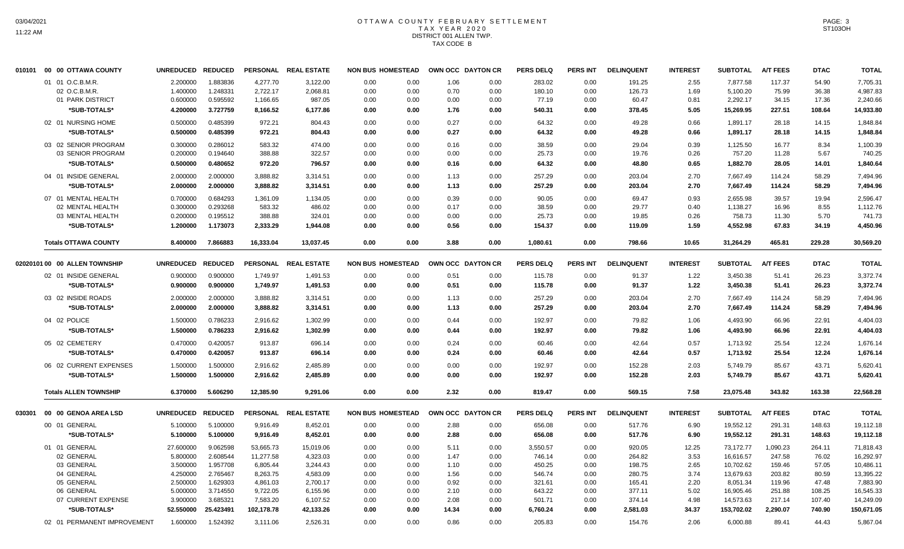# OTTAWA COUNTY FEBRUARY SETTLEMENT
## TAX YEAR 2020
## DISTRICT 001 ALLEN TWP.
## TAX CODE B

| | | UNREDUCED | REDUCED | PERSONAL | REAL ESTATE | NON BUS | HOMESTEAD | OWN OCC | DAYTON CR | PERS DELQ | PERS INT | DELINQUENT | INTEREST | SUBTOTAL | A/T FEES | DTAC | TOTAL |
|---|---|---|---|---|---|---|---|---|---|---|---|---|---|---|---|---|---|
| 010101 | 00 00 OTTAWA COUNTY | | | | | | | | | | | | | | | | |
| | 01 01 O.C.B.M.R. | 2.200000 | 1.883836 | 4,277.70 | 3,122.00 | 0.00 | 0.00 | 1.06 | 0.00 | 283.02 | 0.00 | 191.25 | 2.55 | 7,877.58 | 117.37 | 54.90 | 7,705.31 |
| | 02 O.C.B.M.R. | 1.400000 | 1.248331 | 2,722.17 | 2,068.81 | 0.00 | 0.00 | 0.70 | 0.00 | 180.10 | 0.00 | 126.73 | 1.69 | 5,100.20 | 75.99 | 36.38 | 4,987.83 |
| | 01 PARK DISTRICT | 0.600000 | 0.595592 | 1,166.65 | 987.05 | 0.00 | 0.00 | 0.00 | 0.00 | 77.19 | 0.00 | 60.47 | 0.81 | 2,292.17 | 34.15 | 17.36 | 2,240.66 |
| | **\*SUB-TOTALS\*** | **4.200000** | **3.727759** | **8,166.52** | **6,177.86** | **0.00** | **0.00** | **1.76** | **0.00** | **540.31** | **0.00** | **378.45** | **5.05** | **15,269.95** | **227.51** | **108.64** | **14,933.80** |
| | 02 01 NURSING HOME | 0.500000 | 0.485399 | 972.21 | 804.43 | 0.00 | 0.00 | 0.27 | 0.00 | 64.32 | 0.00 | 49.28 | 0.66 | 1,891.17 | 28.18 | 14.15 | 1,848.84 |
| | **\*SUB-TOTALS\*** | **0.500000** | **0.485399** | **972.21** | **804.43** | **0.00** | **0.00** | **0.27** | **0.00** | **64.32** | **0.00** | **49.28** | **0.66** | **1,891.17** | **28.18** | **14.15** | **1,848.84** |
| | 03 02 SENIOR PROGRAM | 0.300000 | 0.286012 | 583.32 | 474.00 | 0.00 | 0.00 | 0.16 | 0.00 | 38.59 | 0.00 | 29.04 | 0.39 | 1,125.50 | 16.77 | 8.34 | 1,100.39 |
| | 03 SENIOR PROGRAM | 0.200000 | 0.194640 | 388.88 | 322.57 | 0.00 | 0.00 | 0.00 | 0.00 | 25.73 | 0.00 | 19.76 | 0.26 | 757.20 | 11.28 | 5.67 | 740.25 |
| | **\*SUB-TOTALS\*** | **0.500000** | **0.480652** | **972.20** | **796.57** | **0.00** | **0.00** | **0.16** | **0.00** | **64.32** | **0.00** | **48.80** | **0.65** | **1,882.70** | **28.05** | **14.01** | **1,840.64** |
| | 04 01 INSIDE GENERAL | 2.000000 | 2.000000 | 3,888.82 | 3,314.51 | 0.00 | 0.00 | 1.13 | 0.00 | 257.29 | 0.00 | 203.04 | 2.70 | 7,667.49 | 114.24 | 58.29 | 7,494.96 |
| | **\*SUB-TOTALS\*** | **2.000000** | **2.000000** | **3,888.82** | **3,314.51** | **0.00** | **0.00** | **1.13** | **0.00** | **257.29** | **0.00** | **203.04** | **2.70** | **7,667.49** | **114.24** | **58.29** | **7,494.96** |
| | 07 01 MENTAL HEALTH | 0.700000 | 0.684293 | 1,361.09 | 1,134.05 | 0.00 | 0.00 | 0.39 | 0.00 | 90.05 | 0.00 | 69.47 | 0.93 | 2,655.98 | 39.57 | 19.94 | 2,596.47 |
| | 02 MENTAL HEALTH | 0.300000 | 0.293268 | 583.32 | 486.02 | 0.00 | 0.00 | 0.17 | 0.00 | 38.59 | 0.00 | 29.77 | 0.40 | 1,138.27 | 16.96 | 8.55 | 1,112.76 |
| | 03 MENTAL HEALTH | 0.200000 | 0.195512 | 388.88 | 324.01 | 0.00 | 0.00 | 0.00 | 0.00 | 25.73 | 0.00 | 19.85 | 0.26 | 758.73 | 11.30 | 5.70 | 741.73 |
| | **\*SUB-TOTALS\*** | **1.200000** | **1.173073** | **2,333.29** | **1,944.08** | **0.00** | **0.00** | **0.56** | **0.00** | **154.37** | **0.00** | **119.09** | **1.59** | **4,552.98** | **67.83** | **34.19** | **4,450.96** |
| | **Totals OTTAWA COUNTY** | **8.400000** | **7.866883** | **16,333.04** | **13,037.45** | **0.00** | **0.00** | **3.88** | **0.00** | **1,080.61** | **0.00** | **798.66** | **10.65** | **31,264.29** | **465.81** | **229.28** | **30,569.20** |
| 020201 | 01 00 00 ALLEN TOWNSHIP | UNREDUCED | REDUCED | PERSONAL | REAL ESTATE | NON BUS | HOMESTEAD | OWN OCC | DAYTON CR | PERS DELQ | PERS INT | DELINQUENT | INTEREST | SUBTOTAL | A/T FEES | DTAC | TOTAL |
| | 02 01 INSIDE GENERAL | 0.900000 | 0.900000 | 1,749.97 | 1,491.53 | 0.00 | 0.00 | 0.51 | 0.00 | 115.78 | 0.00 | 91.37 | 1.22 | 3,450.38 | 51.41 | 26.23 | 3,372.74 |
| | **\*SUB-TOTALS\*** | **0.900000** | **0.900000** | **1,749.97** | **1,491.53** | **0.00** | **0.00** | **0.51** | **0.00** | **115.78** | **0.00** | **91.37** | **1.22** | **3,450.38** | **51.41** | **26.23** | **3,372.74** |
| | 03 02 INSIDE ROADS | 2.000000 | 2.000000 | 3,888.82 | 3,314.51 | 0.00 | 0.00 | 1.13 | 0.00 | 257.29 | 0.00 | 203.04 | 2.70 | 7,667.49 | 114.24 | 58.29 | 7,494.96 |
| | **\*SUB-TOTALS\*** | **2.000000** | **2.000000** | **3,888.82** | **3,314.51** | **0.00** | **0.00** | **1.13** | **0.00** | **257.29** | **0.00** | **203.04** | **2.70** | **7,667.49** | **114.24** | **58.29** | **7,494.96** |
| | 04 02 POLICE | 1.500000 | 0.786233 | 2,916.62 | 1,302.99 | 0.00 | 0.00 | 0.44 | 0.00 | 192.97 | 0.00 | 79.82 | 1.06 | 4,493.90 | 66.96 | 22.91 | 4,404.03 |
| | **\*SUB-TOTALS\*** | **1.500000** | **0.786233** | **2,916.62** | **1,302.99** | **0.00** | **0.00** | **0.44** | **0.00** | **192.97** | **0.00** | **79.82** | **1.06** | **4,493.90** | **66.96** | **22.91** | **4,404.03** |
| | 05 02 CEMETERY | 0.470000 | 0.420057 | 913.87 | 696.14 | 0.00 | 0.00 | 0.24 | 0.00 | 60.46 | 0.00 | 42.64 | 0.57 | 1,713.92 | 25.54 | 12.24 | 1,676.14 |
| | **\*SUB-TOTALS\*** | **0.470000** | **0.420057** | **913.87** | **696.14** | **0.00** | **0.00** | **0.24** | **0.00** | **60.46** | **0.00** | **42.64** | **0.57** | **1,713.92** | **25.54** | **12.24** | **1,676.14** |
| | 06 02 CURRENT EXPENSES | 1.500000 | 1.500000 | 2,916.62 | 2,485.89 | 0.00 | 0.00 | 0.00 | 0.00 | 192.97 | 0.00 | 152.28 | 2.03 | 5,749.79 | 85.67 | 43.71 | 5,620.41 |
| | **\*SUB-TOTALS\*** | **1.500000** | **1.500000** | **2,916.62** | **2,485.89** | **0.00** | **0.00** | **0.00** | **0.00** | **192.97** | **0.00** | **152.28** | **2.03** | **5,749.79** | **85.67** | **43.71** | **5,620.41** |
| | **Totals ALLEN TOWNSHIP** | **6.370000** | **5.606290** | **12,385.90** | **9,291.06** | **0.00** | **0.00** | **2.32** | **0.00** | **819.47** | **0.00** | **569.15** | **7.58** | **23,075.48** | **343.82** | **163.38** | **22,568.28** |
| 030301 | 00 00 GENOA AREA LSD | UNREDUCED | REDUCED | PERSONAL | REAL ESTATE | NON BUS | HOMESTEAD | OWN OCC | DAYTON CR | PERS DELQ | PERS INT | DELINQUENT | INTEREST | SUBTOTAL | A/T FEES | DTAC | TOTAL |
| | 00 01 GENERAL | 5.100000 | 5.100000 | 9,916.49 | 8,452.01 | 0.00 | 0.00 | 2.88 | 0.00 | 656.08 | 0.00 | 517.76 | 6.90 | 19,552.12 | 291.31 | 148.63 | 19,112.18 |
| | **\*SUB-TOTALS\*** | **5.100000** | **5.100000** | **9,916.49** | **8,452.01** | **0.00** | **0.00** | **2.88** | **0.00** | **656.08** | **0.00** | **517.76** | **6.90** | **19,552.12** | **291.31** | **148.63** | **19,112.18** |
| | 01 01 GENERAL | 27.600000 | 9.062598 | 53,665.73 | 15,019.06 | 0.00 | 0.00 | 5.11 | 0.00 | 3,550.57 | 0.00 | 920.05 | 12.25 | 73,172.77 | 1,090.23 | 264.11 | 71,818.43 |
| | 02 GENERAL | 5.800000 | 2.608544 | 11,277.58 | 4,323.03 | 0.00 | 0.00 | 1.47 | 0.00 | 746.14 | 0.00 | 264.82 | 3.53 | 16,616.57 | 247.58 | 76.02 | 16,292.97 |
| | 03 GENERAL | 3.500000 | 1.957708 | 6,805.44 | 3,244.43 | 0.00 | 0.00 | 1.10 | 0.00 | 450.25 | 0.00 | 198.75 | 2.65 | 10,702.62 | 159.46 | 57.05 | 10,486.11 |
| | 04 GENERAL | 4.250000 | 2.765467 | 8,263.75 | 4,583.09 | 0.00 | 0.00 | 1.56 | 0.00 | 546.74 | 0.00 | 280.75 | 3.74 | 13,679.63 | 203.82 | 80.59 | 13,395.22 |
| | 05 GENERAL | 2.500000 | 1.629303 | 4,861.03 | 2,700.17 | 0.00 | 0.00 | 0.92 | 0.00 | 321.61 | 0.00 | 165.41 | 2.20 | 8,051.34 | 119.96 | 47.48 | 7,883.90 |
| | 06 GENERAL | 5.000000 | 3.714550 | 9,722.05 | 6,155.96 | 0.00 | 0.00 | 2.10 | 0.00 | 643.22 | 0.00 | 377.11 | 5.02 | 16,905.46 | 251.88 | 108.25 | 16,545.33 |
| | 07 CURRENT EXPENSE | 3.900000 | 3.685321 | 7,583.20 | 6,107.52 | 0.00 | 0.00 | 2.08 | 0.00 | 501.71 | 0.00 | 374.14 | 4.98 | 14,573.63 | 217.14 | 107.40 | 14,249.09 |
| | **\*SUB-TOTALS\*** | **52.550000** | **25.423491** | **102,178.78** | **42,133.26** | **0.00** | **0.00** | **14.34** | **0.00** | **6,760.24** | **0.00** | **2,581.03** | **34.37** | **153,702.02** | **2,290.07** | **740.90** | **150,671.05** |
| | 02 01 PERMANENT IMPROVEMENT | 1.600000 | 1.524392 | 3,111.06 | 2,526.31 | 0.00 | 0.00 | 0.86 | 0.00 | 205.83 | 0.00 | 154.76 | 2.06 | 6,000.88 | 89.41 | 44.43 | 5,867.04 |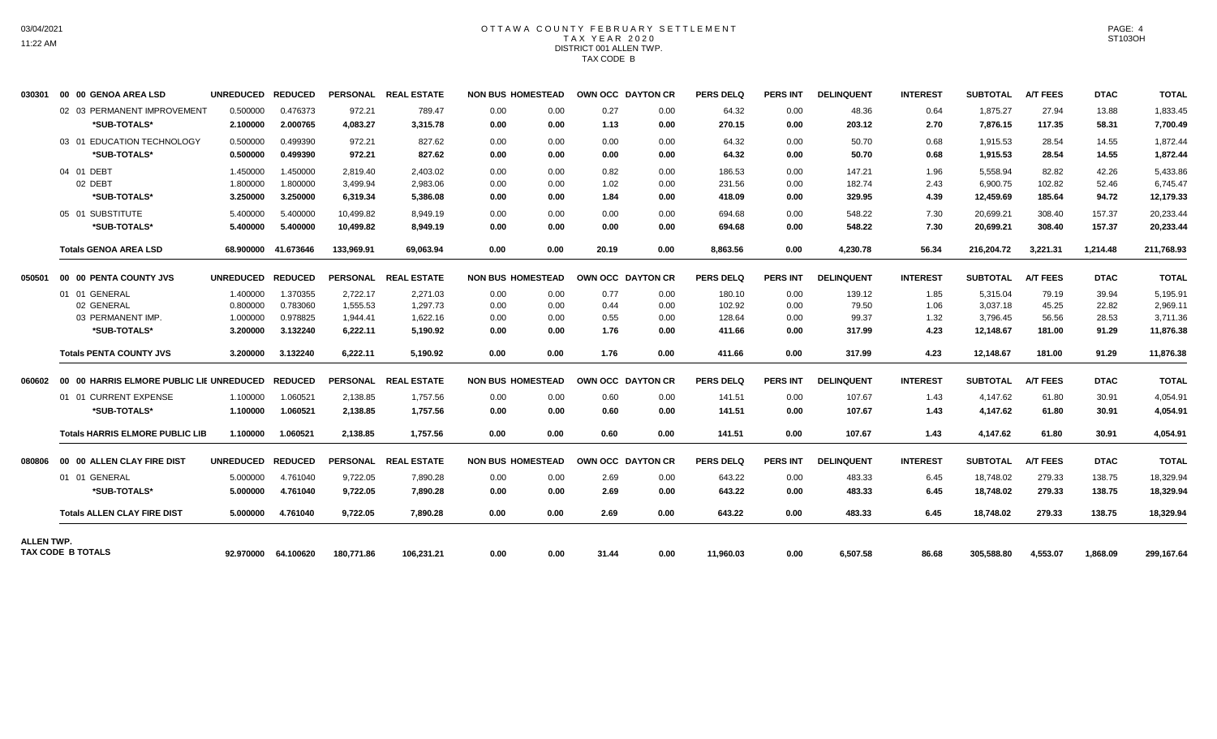# OTTAWA COUNTY FEBRUARY SETTLEMENT
## TAX YEAR 2020
### DISTRICT 001 ALLEN TWP.
### TAX CODE B

| | | UNREDUCED | REDUCED | PERSONAL | REAL ESTATE | NON BUS | HOMESTEAD | OWN OCC | DAYTON CR | PERS DELQ | PERS INT | DELINQUENT | INTEREST | SUBTOTAL | A/T FEES | DTAC | TOTAL |
|---|---|---|---|---|---|---|---|---|---|---|---|---|---|---|---|---|---|
| 030301 | 00 00 GENOA AREA LSD | UNREDUCED | REDUCED | PERSONAL | REAL ESTATE | NON BUS | HOMESTEAD | OWN OCC | DAYTON CR | PERS DELQ | PERS INT | DELINQUENT | INTEREST | SUBTOTAL | A/T FEES | DTAC | TOTAL |
| | 02 03 PERMANENT IMPROVEMENT | 0.500000 | 0.476373 | 972.21 | 789.47 | 0.00 | 0.00 | 0.27 | 0.00 | 64.32 | 0.00 | 48.36 | 0.64 | 1,875.27 | 27.94 | 13.88 | 1,833.45 |
| | *SUB-TOTALS* | 2.100000 | 2.000765 | 4,083.27 | 3,315.78 | 0.00 | 0.00 | 1.13 | 0.00 | 270.15 | 0.00 | 203.12 | 2.70 | 7,876.15 | 117.35 | 58.31 | 7,700.49 |
| | 03 01 EDUCATION TECHNOLOGY | 0.500000 | 0.499390 | 972.21 | 827.62 | 0.00 | 0.00 | 0.00 | 0.00 | 64.32 | 0.00 | 50.70 | 0.68 | 1,915.53 | 28.54 | 14.55 | 1,872.44 |
| | *SUB-TOTALS* | 0.500000 | 0.499390 | 972.21 | 827.62 | 0.00 | 0.00 | 0.00 | 0.00 | 64.32 | 0.00 | 50.70 | 0.68 | 1,915.53 | 28.54 | 14.55 | 1,872.44 |
| | 04 01 DEBT | 1.450000 | 1.450000 | 2,819.40 | 2,403.02 | 0.00 | 0.00 | 0.82 | 0.00 | 186.53 | 0.00 | 147.21 | 1.96 | 5,558.94 | 82.82 | 42.26 | 5,433.86 |
| | 02 DEBT | 1.800000 | 1.800000 | 3,499.94 | 2,983.06 | 0.00 | 0.00 | 1.02 | 0.00 | 231.56 | 0.00 | 182.74 | 2.43 | 6,900.75 | 102.82 | 52.46 | 6,745.47 |
| | *SUB-TOTALS* | 3.250000 | 3.250000 | 6,319.34 | 5,386.08 | 0.00 | 0.00 | 1.84 | 0.00 | 418.09 | 0.00 | 329.95 | 4.39 | 12,459.69 | 185.64 | 94.72 | 12,179.33 |
| | 05 01 SUBSTITUTE | 5.400000 | 5.400000 | 10,499.82 | 8,949.19 | 0.00 | 0.00 | 0.00 | 0.00 | 694.68 | 0.00 | 548.22 | 7.30 | 20,699.21 | 308.40 | 157.37 | 20,233.44 |
| | *SUB-TOTALS* | 5.400000 | 5.400000 | 10,499.82 | 8,949.19 | 0.00 | 0.00 | 0.00 | 0.00 | 694.68 | 0.00 | 548.22 | 7.30 | 20,699.21 | 308.40 | 157.37 | 20,233.44 |
| | **Totals GENOA AREA LSD** | 68.900000 | 41.673646 | 133,969.91 | 69,063.94 | 0.00 | 0.00 | 20.19 | 0.00 | 8,863.56 | 0.00 | 4,230.78 | 56.34 | 216,204.72 | 3,221.31 | 1,214.48 | 211,768.93 |
| 050501 | 00 00 PENTA COUNTY JVS | UNREDUCED | REDUCED | PERSONAL | REAL ESTATE | NON BUS | HOMESTEAD | OWN OCC | DAYTON CR | PERS DELQ | PERS INT | DELINQUENT | INTEREST | SUBTOTAL | A/T FEES | DTAC | TOTAL |
| | 01 01 GENERAL | 1.400000 | 1.370355 | 2,722.17 | 2,271.03 | 0.00 | 0.00 | 0.77 | 0.00 | 180.10 | 0.00 | 139.12 | 1.85 | 5,315.04 | 79.19 | 39.94 | 5,195.91 |
| | 02 GENERAL | 0.800000 | 0.783060 | 1,555.53 | 1,297.73 | 0.00 | 0.00 | 0.44 | 0.00 | 102.92 | 0.00 | 79.50 | 1.06 | 3,037.18 | 45.25 | 22.82 | 2,969.11 |
| | 03 PERMANENT IMP. | 1.000000 | 0.978825 | 1,944.41 | 1,622.16 | 0.00 | 0.00 | 0.55 | 0.00 | 128.64 | 0.00 | 99.37 | 1.32 | 3,796.45 | 56.56 | 28.53 | 3,711.36 |
| | *SUB-TOTALS* | 3.200000 | 3.132240 | 6,222.11 | 5,190.92 | 0.00 | 0.00 | 1.76 | 0.00 | 411.66 | 0.00 | 317.99 | 4.23 | 12,148.67 | 181.00 | 91.29 | 11,876.38 |
| | **Totals PENTA COUNTY JVS** | 3.200000 | 3.132240 | 6,222.11 | 5,190.92 | 0.00 | 0.00 | 1.76 | 0.00 | 411.66 | 0.00 | 317.99 | 4.23 | 12,148.67 | 181.00 | 91.29 | 11,876.38 |
| 060602 | 00 00 HARRIS ELMORE PUBLIC LIE | UNREDUCED | REDUCED | PERSONAL | REAL ESTATE | NON BUS | HOMESTEAD | OWN OCC | DAYTON CR | PERS DELQ | PERS INT | DELINQUENT | INTEREST | SUBTOTAL | A/T FEES | DTAC | TOTAL |
| | 01 01 CURRENT EXPENSE | 1.100000 | 1.060521 | 2,138.85 | 1,757.56 | 0.00 | 0.00 | 0.60 | 0.00 | 141.51 | 0.00 | 107.67 | 1.43 | 4,147.62 | 61.80 | 30.91 | 4,054.91 |
| | *SUB-TOTALS* | 1.100000 | 1.060521 | 2,138.85 | 1,757.56 | 0.00 | 0.00 | 0.60 | 0.00 | 141.51 | 0.00 | 107.67 | 1.43 | 4,147.62 | 61.80 | 30.91 | 4,054.91 |
| | **Totals HARRIS ELMORE PUBLIC LIB** | 1.100000 | 1.060521 | 2,138.85 | 1,757.56 | 0.00 | 0.00 | 0.60 | 0.00 | 141.51 | 0.00 | 107.67 | 1.43 | 4,147.62 | 61.80 | 30.91 | 4,054.91 |
| 080806 | 00 00 ALLEN CLAY FIRE DIST | UNREDUCED | REDUCED | PERSONAL | REAL ESTATE | NON BUS | HOMESTEAD | OWN OCC | DAYTON CR | PERS DELQ | PERS INT | DELINQUENT | INTEREST | SUBTOTAL | A/T FEES | DTAC | TOTAL |
| | 01 01 GENERAL | 5.000000 | 4.761040 | 9,722.05 | 7,890.28 | 0.00 | 0.00 | 2.69 | 0.00 | 643.22 | 0.00 | 483.33 | 6.45 | 18,748.02 | 279.33 | 138.75 | 18,329.94 |
| | *SUB-TOTALS* | 5.000000 | 4.761040 | 9,722.05 | 7,890.28 | 0.00 | 0.00 | 2.69 | 0.00 | 643.22 | 0.00 | 483.33 | 6.45 | 18,748.02 | 279.33 | 138.75 | 18,329.94 |
| | **Totals ALLEN CLAY FIRE DIST** | 5.000000 | 4.761040 | 9,722.05 | 7,890.28 | 0.00 | 0.00 | 2.69 | 0.00 | 643.22 | 0.00 | 483.33 | 6.45 | 18,748.02 | 279.33 | 138.75 | 18,329.94 |
| **ALLEN TWP. TAX CODE B TOTALS** | | 92.970000 | 64.100620 | 180,771.86 | 106,231.21 | 0.00 | 0.00 | 31.44 | 0.00 | 11,960.03 | 0.00 | 6,507.58 | 86.68 | 305,588.80 | 4,553.07 | 1,868.09 | 299,167.64 |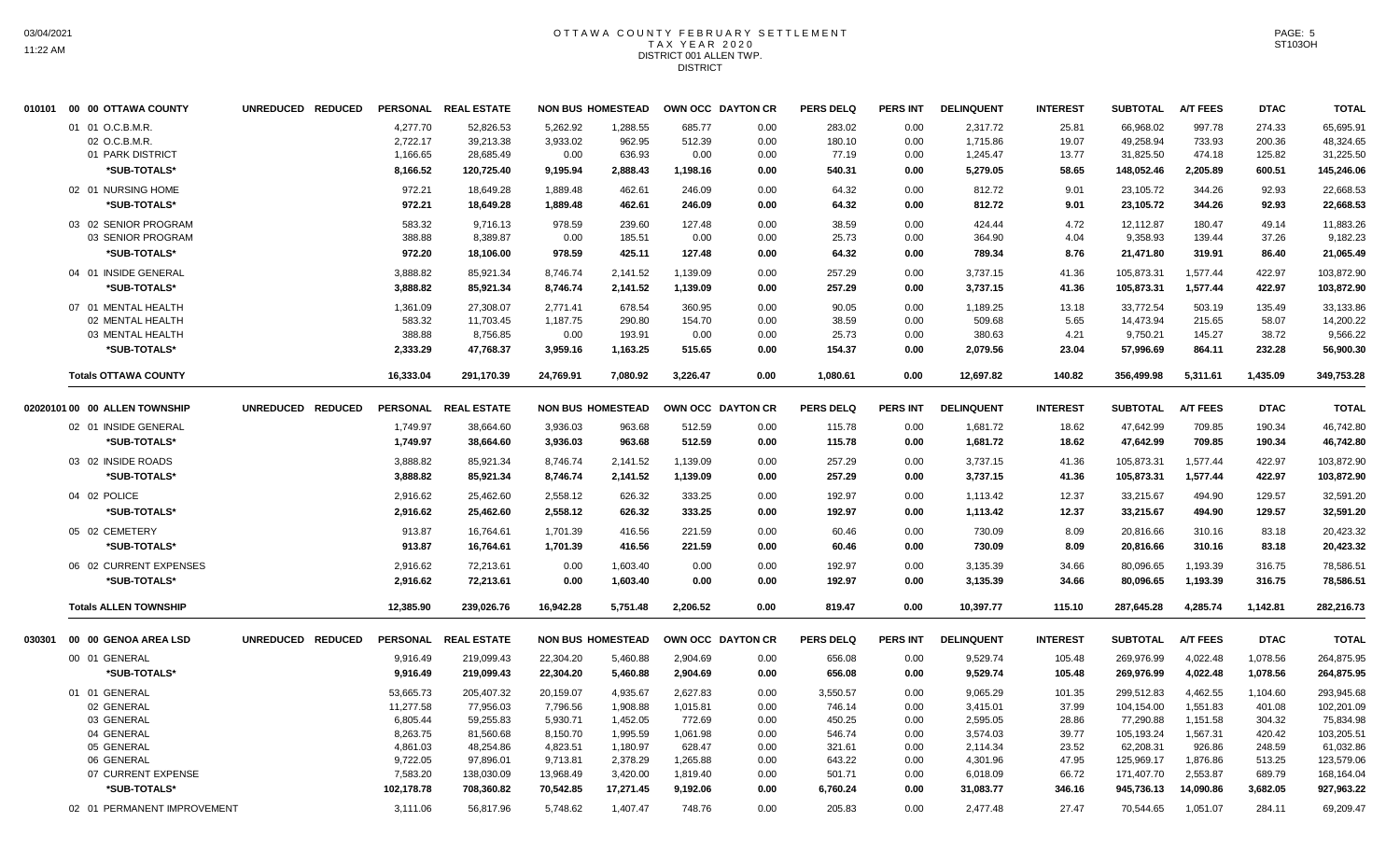# OTTAWA COUNTY FEBRUARY SETTLEMENT
## TAX YEAR 2020
### DISTRICT 001 ALLEN TWP.
### DISTRICT

| | | UNREDUCED | REDUCED | PERSONAL | REAL ESTATE | NON BUS | HOMESTEAD | OWN OCC | DAYTON CR | PERS DELQ | PERS INT | DELINQUENT | INTEREST | SUBTOTAL | A/T FEES | DTAC | TOTAL |
|---|---|---|---|---|---|---|---|---|---|---|---|---|---|---|---|---|---|
| 010101 | 00 00 OTTAWA COUNTY | | | | | | | | | | | | | | | | |
| | 01 01 O.C.B.M.R. | | | 4,277.70 | 52,826.53 | 5,262.92 | 1,288.55 | 685.77 | 0.00 | 283.02 | 0.00 | 2,317.72 | 25.81 | 66,968.02 | 997.78 | 274.33 | 65,695.91 |
| | 02 O.C.B.M.R. | | | 2,722.17 | 39,213.38 | 3,933.02 | 962.95 | 512.39 | 0.00 | 180.10 | 0.00 | 1,715.86 | 19.07 | 49,258.94 | 733.93 | 200.36 | 48,324.65 |
| | 01 PARK DISTRICT | | | 1,166.65 | 28,685.49 | 0.00 | 636.93 | 0.00 | 0.00 | 77.19 | 0.00 | 1,245.47 | 13.77 | 31,825.50 | 474.18 | 125.82 | 31,225.50 |
| | **\*SUB-TOTALS\*** | | | **8,166.52** | **120,725.40** | **9,195.94** | **2,888.43** | **1,198.16** | **0.00** | **540.31** | **0.00** | **5,279.05** | **58.65** | **148,052.46** | **2,205.89** | **600.51** | **145,246.06** |
| | 02 01 NURSING HOME | | | 972.21 | 18,649.28 | 1,889.48 | 462.61 | 246.09 | 0.00 | 64.32 | 0.00 | 812.72 | 9.01 | 23,105.72 | 344.26 | 92.93 | 22,668.53 |
| | **\*SUB-TOTALS\*** | | | **972.21** | **18,649.28** | **1,889.48** | **462.61** | **246.09** | **0.00** | **64.32** | **0.00** | **812.72** | **9.01** | **23,105.72** | **344.26** | **92.93** | **22,668.53** |
| | 03 02 SENIOR PROGRAM | | | 583.32 | 9,716.13 | 978.59 | 239.60 | 127.48 | 0.00 | 38.59 | 0.00 | 424.44 | 4.72 | 12,112.87 | 180.47 | 49.14 | 11,883.26 |
| | 03 SENIOR PROGRAM | | | 388.88 | 8,389.87 | 0.00 | 185.51 | 0.00 | 0.00 | 25.73 | 0.00 | 364.90 | 4.04 | 9,358.93 | 139.44 | 37.26 | 9,182.23 |
| | **\*SUB-TOTALS\*** | | | **972.20** | **18,106.00** | **978.59** | **425.11** | **127.48** | **0.00** | **64.32** | **0.00** | **789.34** | **8.76** | **21,471.80** | **319.91** | **86.40** | **21,065.49** |
| | 04 01 INSIDE GENERAL | | | 3,888.82 | 85,921.34 | 8,746.74 | 2,141.52 | 1,139.09 | 0.00 | 257.29 | 0.00 | 3,737.15 | 41.36 | 105,873.31 | 1,577.44 | 422.97 | 103,872.90 |
| | **\*SUB-TOTALS\*** | | | **3,888.82** | **85,921.34** | **8,746.74** | **2,141.52** | **1,139.09** | **0.00** | **257.29** | **0.00** | **3,737.15** | **41.36** | **105,873.31** | **1,577.44** | **422.97** | **103,872.90** |
| | 07 01 MENTAL HEALTH | | | 1,361.09 | 27,308.07 | 2,771.41 | 678.54 | 360.95 | 0.00 | 90.05 | 0.00 | 1,189.25 | 13.18 | 33,772.54 | 503.19 | 135.49 | 33,133.86 |
| | 02 MENTAL HEALTH | | | 583.32 | 11,703.45 | 1,187.75 | 290.80 | 154.70 | 0.00 | 38.59 | 0.00 | 509.68 | 5.65 | 14,473.94 | 215.65 | 58.07 | 14,200.22 |
| | 03 MENTAL HEALTH | | | 388.88 | 8,756.85 | 0.00 | 193.91 | 0.00 | 0.00 | 25.73 | 0.00 | 380.63 | 4.21 | 9,750.21 | 145.27 | 38.72 | 9,566.22 |
| | **\*SUB-TOTALS\*** | | | **2,333.29** | **47,768.37** | **3,959.16** | **1,163.25** | **515.65** | **0.00** | **154.37** | **0.00** | **2,079.56** | **23.04** | **57,996.69** | **864.11** | **232.28** | **56,900.30** |
| | **Totals OTTAWA COUNTY** | | | **16,333.04** | **291,170.39** | **24,769.91** | **7,080.92** | **3,226.47** | **0.00** | **1,080.61** | **0.00** | **12,697.82** | **140.82** | **356,499.98** | **5,311.61** | **1,435.09** | **349,753.28** |

| | | UNREDUCED | REDUCED | PERSONAL | REAL ESTATE | NON BUS | HOMESTEAD | OWN OCC | DAYTON CR | PERS DELQ | PERS INT | DELINQUENT | INTEREST | SUBTOTAL | A/T FEES | DTAC | TOTAL |
|---|---|---|---|---|---|---|---|---|---|---|---|---|---|---|---|---|---|
| 020201 | 01 00 00 ALLEN TOWNSHIP | | | | | | | | | | | | | | | | |
| | 02 01 INSIDE GENERAL | | | 1,749.97 | 38,664.60 | 3,936.03 | 963.68 | 512.59 | 0.00 | 115.78 | 0.00 | 1,681.72 | 18.62 | 47,642.99 | 709.85 | 190.34 | 46,742.80 |
| | **\*SUB-TOTALS\*** | | | **1,749.97** | **38,664.60** | **3,936.03** | **963.68** | **512.59** | **0.00** | **115.78** | **0.00** | **1,681.72** | **18.62** | **47,642.99** | **709.85** | **190.34** | **46,742.80** |
| | 03 02 INSIDE ROADS | | | 3,888.82 | 85,921.34 | 8,746.74 | 2,141.52 | 1,139.09 | 0.00 | 257.29 | 0.00 | 3,737.15 | 41.36 | 105,873.31 | 1,577.44 | 422.97 | 103,872.90 |
| | **\*SUB-TOTALS\*** | | | **3,888.82** | **85,921.34** | **8,746.74** | **2,141.52** | **1,139.09** | **0.00** | **257.29** | **0.00** | **3,737.15** | **41.36** | **105,873.31** | **1,577.44** | **422.97** | **103,872.90** |
| | 04 02 POLICE | | | 2,916.62 | 25,462.60 | 2,558.12 | 626.32 | 333.25 | 0.00 | 192.97 | 0.00 | 1,113.42 | 12.37 | 33,215.67 | 494.90 | 129.57 | 32,591.20 |
| | **\*SUB-TOTALS\*** | | | **2,916.62** | **25,462.60** | **2,558.12** | **626.32** | **333.25** | **0.00** | **192.97** | **0.00** | **1,113.42** | **12.37** | **33,215.67** | **494.90** | **129.57** | **32,591.20** |
| | 05 02 CEMETERY | | | 913.87 | 16,764.61 | 1,701.39 | 416.56 | 221.59 | 0.00 | 60.46 | 0.00 | 730.09 | 8.09 | 20,816.66 | 310.16 | 83.18 | 20,423.32 |
| | **\*SUB-TOTALS\*** | | | **913.87** | **16,764.61** | **1,701.39** | **416.56** | **221.59** | **0.00** | **60.46** | **0.00** | **730.09** | **8.09** | **20,816.66** | **310.16** | **83.18** | **20,423.32** |
| | 06 02 CURRENT EXPENSES | | | 2,916.62 | 72,213.61 | 0.00 | 1,603.40 | 0.00 | 0.00 | 192.97 | 0.00 | 3,135.39 | 34.66 | 80,096.65 | 1,193.39 | 316.75 | 78,586.51 |
| | **\*SUB-TOTALS\*** | | | **2,916.62** | **72,213.61** | **0.00** | **1,603.40** | **0.00** | **0.00** | **192.97** | **0.00** | **3,135.39** | **34.66** | **80,096.65** | **1,193.39** | **316.75** | **78,586.51** |
| | **Totals ALLEN TOWNSHIP** | | | **12,385.90** | **239,026.76** | **16,942.28** | **5,751.48** | **2,206.52** | **0.00** | **819.47** | **0.00** | **10,397.77** | **115.10** | **287,645.28** | **4,285.74** | **1,142.81** | **282,216.73** |

| | | UNREDUCED | REDUCED | PERSONAL | REAL ESTATE | NON BUS | HOMESTEAD | OWN OCC | DAYTON CR | PERS DELQ | PERS INT | DELINQUENT | INTEREST | SUBTOTAL | A/T FEES | DTAC | TOTAL |
|---|---|---|---|---|---|---|---|---|---|---|---|---|---|---|---|---|---|
| 030301 | 00 00 GENOA AREA LSD | | | | | | | | | | | | | | | | |
| | 00 01 GENERAL | | | 9,916.49 | 219,099.43 | 22,304.20 | 5,460.88 | 2,904.69 | 0.00 | 656.08 | 0.00 | 9,529.74 | 105.48 | 269,976.99 | 4,022.48 | 1,078.56 | 264,875.95 |
| | **\*SUB-TOTALS\*** | | | **9,916.49** | **219,099.43** | **22,304.20** | **5,460.88** | **2,904.69** | **0.00** | **656.08** | **0.00** | **9,529.74** | **105.48** | **269,976.99** | **4,022.48** | **1,078.56** | **264,875.95** |
| | 01 01 GENERAL | | | 53,665.73 | 205,407.32 | 20,159.07 | 4,935.67 | 2,627.83 | 0.00 | 3,550.57 | 0.00 | 9,065.29 | 101.35 | 299,512.83 | 4,462.55 | 1,104.60 | 293,945.68 |
| | 02 GENERAL | | | 11,277.58 | 77,956.03 | 7,796.56 | 1,908.88 | 1,015.81 | 0.00 | 746.14 | 0.00 | 3,415.01 | 37.99 | 104,154.00 | 1,551.83 | 401.08 | 102,201.09 |
| | 03 GENERAL | | | 6,805.44 | 59,255.83 | 5,930.71 | 1,452.05 | 772.69 | 0.00 | 450.25 | 0.00 | 2,595.05 | 28.86 | 77,290.88 | 1,151.58 | 304.32 | 75,834.98 |
| | 04 GENERAL | | | 8,263.75 | 81,560.68 | 8,150.70 | 1,995.59 | 1,061.98 | 0.00 | 546.74 | 0.00 | 3,574.03 | 39.77 | 105,193.24 | 1,567.31 | 420.42 | 103,205.51 |
| | 05 GENERAL | | | 4,861.03 | 48,254.86 | 4,823.51 | 1,180.97 | 628.47 | 0.00 | 321.61 | 0.00 | 2,114.34 | 23.52 | 62,208.31 | 926.86 | 248.59 | 61,032.86 |
| | 06 GENERAL | | | 9,722.05 | 97,896.01 | 9,713.81 | 2,378.29 | 1,265.88 | 0.00 | 643.22 | 0.00 | 4,301.96 | 47.95 | 125,969.17 | 1,876.86 | 513.25 | 123,579.06 |
| | 07 CURRENT EXPENSE | | | 7,583.20 | 138,030.09 | 13,968.49 | 3,420.00 | 1,819.40 | 0.00 | 501.71 | 0.00 | 6,018.09 | 66.72 | 171,407.70 | 2,553.87 | 689.79 | 168,164.04 |
| | **\*SUB-TOTALS\*** | | | **102,178.78** | **708,360.82** | **70,542.85** | **17,271.45** | **9,192.06** | **0.00** | **6,760.24** | **0.00** | **31,083.77** | **346.16** | **945,736.13** | **14,090.86** | **3,682.05** | **927,963.22** |
| | 02 01 PERMANENT IMPROVEMENT | | | 3,111.06 | 56,817.96 | 5,748.62 | 1,407.47 | 748.76 | 0.00 | 205.83 | 0.00 | 2,477.48 | 27.47 | 70,544.65 | 1,051.07 | 284.11 | 69,209.47 |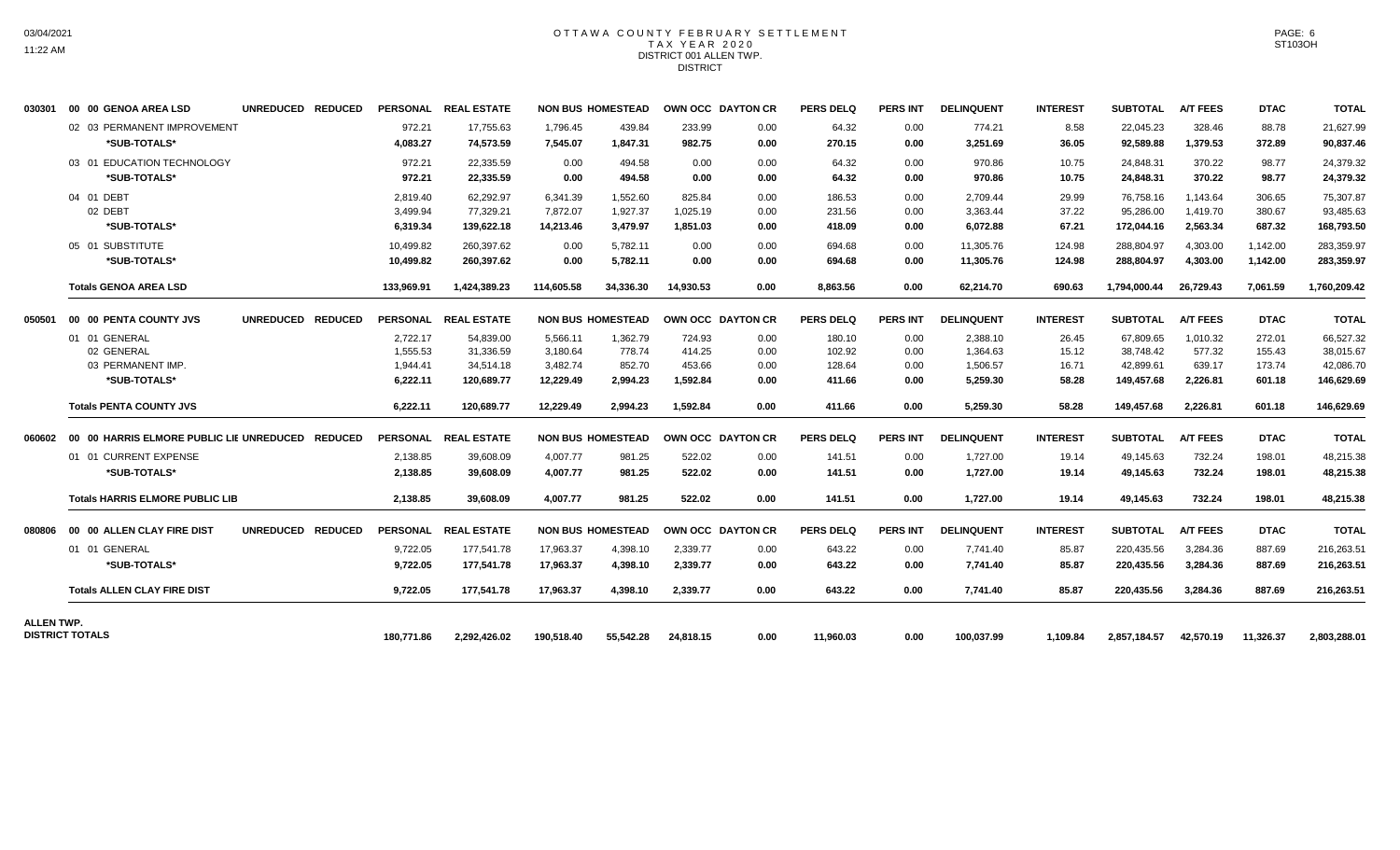# OTTAWA COUNTY FEBRUARY SETTLEMENT
## TAX YEAR 2020
### DISTRICT 001 ALLEN TWP.
### DISTRICT

03/04/2021
11:22 AM

ST103OH

| Code | Fund | PERSONAL | REAL ESTATE | NON BUS | HOMESTEAD | OWN OCC | DAYTON CR | PERS DELQ | PERS INT | DELINQUENT | INTEREST | SUBTOTAL | A/T FEES | DTAC | TOTAL |
|---|---|---|---|---|---|---|---|---|---|---|---|---|---|---|---|
| **030301** | **00 00 GENOA AREA LSD** UNREDUCED REDUCED | **PERSONAL** | **REAL ESTATE** | **NON BUS** | **HOMESTEAD** | **OWN OCC** | **DAYTON CR** | **PERS DELQ** | **PERS INT** | **DELINQUENT** | **INTEREST** | **SUBTOTAL** | **A/T FEES** | **DTAC** | **TOTAL** |
| | 02 03 PERMANENT IMPROVEMENT | 972.21 | 17,755.63 | 1,796.45 | 439.84 | 233.99 | 0.00 | 64.32 | 0.00 | 774.21 | 8.58 | 22,045.23 | 328.46 | 88.78 | 21,627.99 |
| | ***SUB-TOTALS*** | **4,083.27** | **74,573.59** | **7,545.07** | **1,847.31** | **982.75** | **0.00** | **270.15** | **0.00** | **3,251.69** | **36.05** | **92,589.88** | **1,379.53** | **372.89** | **90,837.46** |
| | 03 01 EDUCATION TECHNOLOGY | 972.21 | 22,335.59 | 0.00 | 494.58 | 0.00 | 0.00 | 64.32 | 0.00 | 970.86 | 10.75 | 24,848.31 | 370.22 | 98.77 | 24,379.32 |
| | ***SUB-TOTALS*** | **972.21** | **22,335.59** | **0.00** | **494.58** | **0.00** | **0.00** | **64.32** | **0.00** | **970.86** | **10.75** | **24,848.31** | **370.22** | **98.77** | **24,379.32** |
| | 04 01 DEBT | 2,819.40 | 62,292.97 | 6,341.39 | 1,552.60 | 825.84 | 0.00 | 186.53 | 0.00 | 2,709.44 | 29.99 | 76,758.16 | 1,143.64 | 306.65 | 75,307.87 |
| | 02 DEBT | 3,499.94 | 77,329.21 | 7,872.07 | 1,927.37 | 1,025.19 | 0.00 | 231.56 | 0.00 | 3,363.44 | 37.22 | 95,286.00 | 1,419.70 | 380.67 | 93,485.63 |
| | ***SUB-TOTALS*** | **6,319.34** | **139,622.18** | **14,213.46** | **3,479.97** | **1,851.03** | **0.00** | **418.09** | **0.00** | **6,072.88** | **67.21** | **172,044.16** | **2,563.34** | **687.32** | **168,793.50** |
| | 05 01 SUBSTITUTE | 10,499.82 | 260,397.62 | 0.00 | 5,782.11 | 0.00 | 0.00 | 694.68 | 0.00 | 11,305.76 | 124.98 | 288,804.97 | 4,303.00 | 1,142.00 | 283,359.97 |
| | ***SUB-TOTALS*** | **10,499.82** | **260,397.62** | **0.00** | **5,782.11** | **0.00** | **0.00** | **694.68** | **0.00** | **11,305.76** | **124.98** | **288,804.97** | **4,303.00** | **1,142.00** | **283,359.97** |
| | **Totals GENOA AREA LSD** | **133,969.91** | **1,424,389.23** | **114,605.58** | **34,336.30** | **14,930.53** | **0.00** | **8,863.56** | **0.00** | **62,214.70** | **690.63** | **1,794,000.44** | **26,729.43** | **7,061.59** | **1,760,209.42** |
| **050501** | **00 00 PENTA COUNTY JVS** UNREDUCED REDUCED | **PERSONAL** | **REAL ESTATE** | **NON BUS** | **HOMESTEAD** | **OWN OCC** | **DAYTON CR** | **PERS DELQ** | **PERS INT** | **DELINQUENT** | **INTEREST** | **SUBTOTAL** | **A/T FEES** | **DTAC** | **TOTAL** |
| | 01 01 GENERAL | 2,722.17 | 54,839.00 | 5,566.11 | 1,362.79 | 724.93 | 0.00 | 180.10 | 0.00 | 2,388.10 | 26.45 | 67,809.65 | 1,010.32 | 272.01 | 66,527.32 |
| | 02 GENERAL | 1,555.53 | 31,336.59 | 3,180.64 | 778.74 | 414.25 | 0.00 | 102.92 | 0.00 | 1,364.63 | 15.12 | 38,748.42 | 577.32 | 155.43 | 38,015.67 |
| | 03 PERMANENT IMP. | 1,944.41 | 34,514.18 | 3,482.74 | 852.70 | 453.66 | 0.00 | 128.64 | 0.00 | 1,506.57 | 16.71 | 42,899.61 | 639.17 | 173.74 | 42,086.70 |
| | ***SUB-TOTALS*** | **6,222.11** | **120,689.77** | **12,229.49** | **2,994.23** | **1,592.84** | **0.00** | **411.66** | **0.00** | **5,259.30** | **58.28** | **149,457.68** | **2,226.81** | **601.18** | **146,629.69** |
| | **Totals PENTA COUNTY JVS** | **6,222.11** | **120,689.77** | **12,229.49** | **2,994.23** | **1,592.84** | **0.00** | **411.66** | **0.00** | **5,259.30** | **58.28** | **149,457.68** | **2,226.81** | **601.18** | **146,629.69** |
| **060602** | **00 00 HARRIS ELMORE PUBLIC LIE** UNREDUCED REDUCED | **PERSONAL** | **REAL ESTATE** | **NON BUS** | **HOMESTEAD** | **OWN OCC** | **DAYTON CR** | **PERS DELQ** | **PERS INT** | **DELINQUENT** | **INTEREST** | **SUBTOTAL** | **A/T FEES** | **DTAC** | **TOTAL** |
| | 01 01 CURRENT EXPENSE | 2,138.85 | 39,608.09 | 4,007.77 | 981.25 | 522.02 | 0.00 | 141.51 | 0.00 | 1,727.00 | 19.14 | 49,145.63 | 732.24 | 198.01 | 48,215.38 |
| | ***SUB-TOTALS*** | **2,138.85** | **39,608.09** | **4,007.77** | **981.25** | **522.02** | **0.00** | **141.51** | **0.00** | **1,727.00** | **19.14** | **49,145.63** | **732.24** | **198.01** | **48,215.38** |
| | **Totals HARRIS ELMORE PUBLIC LIB** | **2,138.85** | **39,608.09** | **4,007.77** | **981.25** | **522.02** | **0.00** | **141.51** | **0.00** | **1,727.00** | **19.14** | **49,145.63** | **732.24** | **198.01** | **48,215.38** |
| **080806** | **00 00 ALLEN CLAY FIRE DIST** UNREDUCED REDUCED | **PERSONAL** | **REAL ESTATE** | **NON BUS** | **HOMESTEAD** | **OWN OCC** | **DAYTON CR** | **PERS DELQ** | **PERS INT** | **DELINQUENT** | **INTEREST** | **SUBTOTAL** | **A/T FEES** | **DTAC** | **TOTAL** |
| | 01 01 GENERAL | 9,722.05 | 177,541.78 | 17,963.37 | 4,398.10 | 2,339.77 | 0.00 | 643.22 | 0.00 | 7,741.40 | 85.87 | 220,435.56 | 3,284.36 | 887.69 | 216,263.51 |
| | ***SUB-TOTALS*** | **9,722.05** | **177,541.78** | **17,963.37** | **4,398.10** | **2,339.77** | **0.00** | **643.22** | **0.00** | **7,741.40** | **85.87** | **220,435.56** | **3,284.36** | **887.69** | **216,263.51** |
| | **Totals ALLEN CLAY FIRE DIST** | **9,722.05** | **177,541.78** | **17,963.37** | **4,398.10** | **2,339.77** | **0.00** | **643.22** | **0.00** | **7,741.40** | **85.87** | **220,435.56** | **3,284.36** | **887.69** | **216,263.51** |
| **ALLEN TWP. DISTRICT TOTALS** | | **180,771.86** | **2,292,426.02** | **190,518.40** | **55,542.28** | **24,818.15** | **0.00** | **11,960.03** | **0.00** | **100,037.99** | **1,109.84** | **2,857,184.57** | **42,570.19** | **11,326.37** | **2,803,288.01** |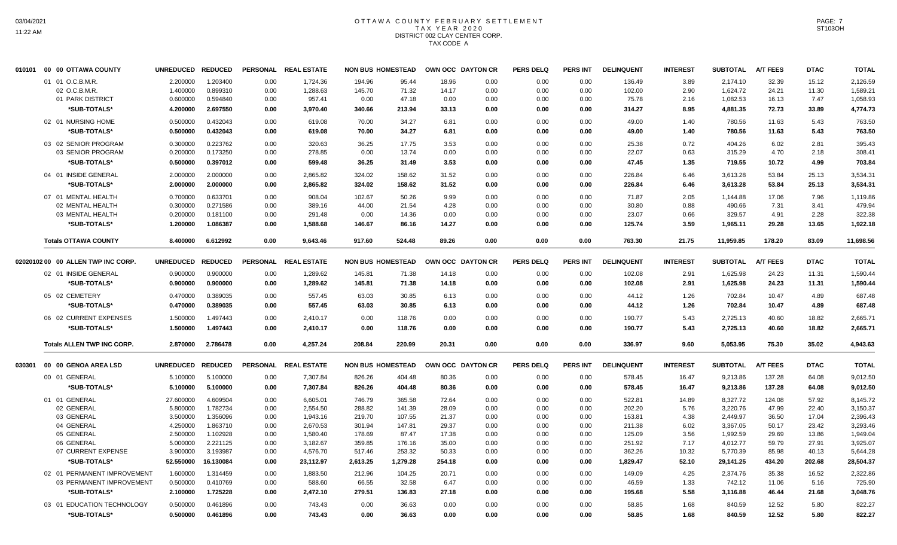# OTTAWA COUNTY FEBRUARY SETTLEMENT
## TAX YEAR 2020
### DISTRICT 002 CLAY CENTER CORP.
### TAX CODE A

| 010101 00 00 OTTAWA COUNTY | UNREDUCED | REDUCED | PERSONAL | REAL ESTATE | NON BUS | HOMESTEAD | OWN OCC | DAYTON CR | PERS DELQ | PERS INT | DELINQUENT | INTEREST | SUBTOTAL | A/T FEES | DTAC | TOTAL |
|---|---|---|---|---|---|---|---|---|---|---|---|---|---|---|---|---|
| 01 01 O.C.B.M.R. | 2.200000 | 1.203400 | 0.00 | 1,724.36 | 194.96 | 95.44 | 18.96 | 0.00 | 0.00 | 0.00 | 136.49 | 3.89 | 2,174.10 | 32.39 | 15.12 | 2,126.59 |
| 02 O.C.B.M.R. | 1.400000 | 0.899310 | 0.00 | 1,288.63 | 145.70 | 71.32 | 14.17 | 0.00 | 0.00 | 0.00 | 102.00 | 2.90 | 1,624.72 | 24.21 | 11.30 | 1,589.21 |
| 01 PARK DISTRICT | 0.600000 | 0.594840 | 0.00 | 957.41 | 0.00 | 47.18 | 0.00 | 0.00 | 0.00 | 0.00 | 75.78 | 2.16 | 1,082.53 | 16.13 | 7.47 | 1,058.93 |
| *SUB-TOTALS* | 4.200000 | 2.697550 | 0.00 | 3,970.40 | 340.66 | 213.94 | 33.13 | 0.00 | 0.00 | 0.00 | 314.27 | 8.95 | 4,881.35 | 72.73 | 33.89 | 4,774.73 |
| 02 01 NURSING HOME | 0.500000 | 0.432043 | 0.00 | 619.08 | 70.00 | 34.27 | 6.81 | 0.00 | 0.00 | 0.00 | 49.00 | 1.40 | 780.56 | 11.63 | 5.43 | 763.50 |
| *SUB-TOTALS* | 0.500000 | 0.432043 | 0.00 | 619.08 | 70.00 | 34.27 | 6.81 | 0.00 | 0.00 | 0.00 | 49.00 | 1.40 | 780.56 | 11.63 | 5.43 | 763.50 |
| 03 02 SENIOR PROGRAM | 0.300000 | 0.223762 | 0.00 | 320.63 | 36.25 | 17.75 | 3.53 | 0.00 | 0.00 | 0.00 | 25.38 | 0.72 | 404.26 | 6.02 | 2.81 | 395.43 |
| 03 SENIOR PROGRAM | 0.200000 | 0.173250 | 0.00 | 278.85 | 0.00 | 13.74 | 0.00 | 0.00 | 0.00 | 0.00 | 22.07 | 0.63 | 315.29 | 4.70 | 2.18 | 308.41 |
| *SUB-TOTALS* | 0.500000 | 0.397012 | 0.00 | 599.48 | 36.25 | 31.49 | 3.53 | 0.00 | 0.00 | 0.00 | 47.45 | 1.35 | 719.55 | 10.72 | 4.99 | 703.84 |
| 04 01 INSIDE GENERAL | 2.000000 | 2.000000 | 0.00 | 2,865.82 | 324.02 | 158.62 | 31.52 | 0.00 | 0.00 | 0.00 | 226.84 | 6.46 | 3,613.28 | 53.84 | 25.13 | 3,534.31 |
| *SUB-TOTALS* | 2.000000 | 2.000000 | 0.00 | 2,865.82 | 324.02 | 158.62 | 31.52 | 0.00 | 0.00 | 0.00 | 226.84 | 6.46 | 3,613.28 | 53.84 | 25.13 | 3,534.31 |
| 07 01 MENTAL HEALTH | 0.700000 | 0.633701 | 0.00 | 908.04 | 102.67 | 50.26 | 9.99 | 0.00 | 0.00 | 0.00 | 71.87 | 2.05 | 1,144.88 | 17.06 | 7.96 | 1,119.86 |
| 02 MENTAL HEALTH | 0.300000 | 0.271586 | 0.00 | 389.16 | 44.00 | 21.54 | 4.28 | 0.00 | 0.00 | 0.00 | 30.80 | 0.88 | 490.66 | 7.31 | 3.41 | 479.94 |
| 03 MENTAL HEALTH | 0.200000 | 0.181100 | 0.00 | 291.48 | 0.00 | 14.36 | 0.00 | 0.00 | 0.00 | 0.00 | 23.07 | 0.66 | 329.57 | 4.91 | 2.28 | 322.38 |
| *SUB-TOTALS* | 1.200000 | 1.086387 | 0.00 | 1,588.68 | 146.67 | 86.16 | 14.27 | 0.00 | 0.00 | 0.00 | 125.74 | 3.59 | 1,965.11 | 29.28 | 13.65 | 1,922.18 |
| **Totals OTTAWA COUNTY** | 8.400000 | 6.612992 | 0.00 | 9,643.46 | 917.60 | 524.48 | 89.26 | 0.00 | 0.00 | 0.00 | 763.30 | 21.75 | 11,959.85 | 178.20 | 83.09 | 11,698.56 |

| 02020102 00 00 ALLEN TWP INC CORP. | UNREDUCED | REDUCED | PERSONAL | REAL ESTATE | NON BUS | HOMESTEAD | OWN OCC | DAYTON CR | PERS DELQ | PERS INT | DELINQUENT | INTEREST | SUBTOTAL | A/T FEES | DTAC | TOTAL |
|---|---|---|---|---|---|---|---|---|---|---|---|---|---|---|---|---|
| 02 01 INSIDE GENERAL | 0.900000 | 0.900000 | 0.00 | 1,289.62 | 145.81 | 71.38 | 14.18 | 0.00 | 0.00 | 0.00 | 102.08 | 2.91 | 1,625.98 | 24.23 | 11.31 | 1,590.44 |
| *SUB-TOTALS* | 0.900000 | 0.900000 | 0.00 | 1,289.62 | 145.81 | 71.38 | 14.18 | 0.00 | 0.00 | 0.00 | 102.08 | 2.91 | 1,625.98 | 24.23 | 11.31 | 1,590.44 |
| 05 02 CEMETERY | 0.470000 | 0.389035 | 0.00 | 557.45 | 63.03 | 30.85 | 6.13 | 0.00 | 0.00 | 0.00 | 44.12 | 1.26 | 702.84 | 10.47 | 4.89 | 687.48 |
| *SUB-TOTALS* | 0.470000 | 0.389035 | 0.00 | 557.45 | 63.03 | 30.85 | 6.13 | 0.00 | 0.00 | 0.00 | 44.12 | 1.26 | 702.84 | 10.47 | 4.89 | 687.48 |
| 06 02 CURRENT EXPENSES | 1.500000 | 1.497443 | 0.00 | 2,410.17 | 0.00 | 118.76 | 0.00 | 0.00 | 0.00 | 0.00 | 190.77 | 5.43 | 2,725.13 | 40.60 | 18.82 | 2,665.71 |
| *SUB-TOTALS* | 1.500000 | 1.497443 | 0.00 | 2,410.17 | 0.00 | 118.76 | 0.00 | 0.00 | 0.00 | 0.00 | 190.77 | 5.43 | 2,725.13 | 40.60 | 18.82 | 2,665.71 |
| **Totals ALLEN TWP INC CORP.** | 2.870000 | 2.786478 | 0.00 | 4,257.24 | 208.84 | 220.99 | 20.31 | 0.00 | 0.00 | 0.00 | 336.97 | 9.60 | 5,053.95 | 75.30 | 35.02 | 4,943.63 |

| 030301 00 00 GENOA AREA LSD | UNREDUCED | REDUCED | PERSONAL | REAL ESTATE | NON BUS | HOMESTEAD | OWN OCC | DAYTON CR | PERS DELQ | PERS INT | DELINQUENT | INTEREST | SUBTOTAL | A/T FEES | DTAC | TOTAL |
|---|---|---|---|---|---|---|---|---|---|---|---|---|---|---|---|---|
| 00 01 GENERAL | 5.100000 | 5.100000 | 0.00 | 7,307.84 | 826.26 | 404.48 | 80.36 | 0.00 | 0.00 | 0.00 | 578.45 | 16.47 | 9,213.86 | 137.28 | 64.08 | 9,012.50 |
| *SUB-TOTALS* | 5.100000 | 5.100000 | 0.00 | 7,307.84 | 826.26 | 404.48 | 80.36 | 0.00 | 0.00 | 0.00 | 578.45 | 16.47 | 9,213.86 | 137.28 | 64.08 | 9,012.50 |
| 01 01 GENERAL | 27.600000 | 4.609504 | 0.00 | 6,605.01 | 746.79 | 365.58 | 72.64 | 0.00 | 0.00 | 0.00 | 522.81 | 14.89 | 8,327.72 | 124.08 | 57.92 | 8,145.72 |
| 02 GENERAL | 5.800000 | 1.782734 | 0.00 | 2,554.50 | 288.82 | 141.39 | 28.09 | 0.00 | 0.00 | 0.00 | 202.20 | 5.76 | 3,220.76 | 47.99 | 22.40 | 3,150.37 |
| 03 GENERAL | 3.500000 | 1.356096 | 0.00 | 1,943.16 | 219.70 | 107.55 | 21.37 | 0.00 | 0.00 | 0.00 | 153.81 | 4.38 | 2,449.97 | 36.50 | 17.04 | 2,396.43 |
| 04 GENERAL | 4.250000 | 1.863710 | 0.00 | 2,670.53 | 301.94 | 147.81 | 29.37 | 0.00 | 0.00 | 0.00 | 211.38 | 6.02 | 3,367.05 | 50.17 | 23.42 | 3,293.46 |
| 05 GENERAL | 2.500000 | 1.102928 | 0.00 | 1,580.40 | 178.69 | 87.47 | 17.38 | 0.00 | 0.00 | 0.00 | 125.09 | 3.56 | 1,992.59 | 29.69 | 13.86 | 1,949.04 |
| 06 GENERAL | 5.000000 | 2.221125 | 0.00 | 3,182.67 | 359.85 | 176.16 | 35.00 | 0.00 | 0.00 | 0.00 | 251.92 | 7.17 | 4,012.77 | 59.79 | 27.91 | 3,925.07 |
| 07 CURRENT EXPENSE | 3.900000 | 3.193987 | 0.00 | 4,576.70 | 517.46 | 253.32 | 50.33 | 0.00 | 0.00 | 0.00 | 362.26 | 10.32 | 5,770.39 | 85.98 | 40.13 | 5,644.28 |
| *SUB-TOTALS* | 52.550000 | 16.130084 | 0.00 | 23,112.97 | 2,613.25 | 1,279.28 | 254.18 | 0.00 | 0.00 | 0.00 | 1,829.47 | 52.10 | 29,141.25 | 434.20 | 202.68 | 28,504.37 |
| 02 01 PERMANENT IMPROVEMENT | 1.600000 | 1.314459 | 0.00 | 1,883.50 | 212.96 | 104.25 | 20.71 | 0.00 | 0.00 | 0.00 | 149.09 | 4.25 | 2,374.76 | 35.38 | 16.52 | 2,322.86 |
| 03 PERMANENT IMPROVEMENT | 0.500000 | 0.410769 | 0.00 | 588.60 | 66.55 | 32.58 | 6.47 | 0.00 | 0.00 | 0.00 | 46.59 | 1.33 | 742.12 | 11.06 | 5.16 | 725.90 |
| *SUB-TOTALS* | 2.100000 | 1.725228 | 0.00 | 2,472.10 | 279.51 | 136.83 | 27.18 | 0.00 | 0.00 | 0.00 | 195.68 | 5.58 | 3,116.88 | 46.44 | 21.68 | 3,048.76 |
| 03 01 EDUCATION TECHNOLOGY | 0.500000 | 0.461896 | 0.00 | 743.43 | 0.00 | 36.63 | 0.00 | 0.00 | 0.00 | 0.00 | 58.85 | 1.68 | 840.59 | 12.52 | 5.80 | 822.27 |
| *SUB-TOTALS* | 0.500000 | 0.461896 | 0.00 | 743.43 | 0.00 | 36.63 | 0.00 | 0.00 | 0.00 | 0.00 | 58.85 | 1.68 | 840.59 | 12.52 | 5.80 | 822.27 |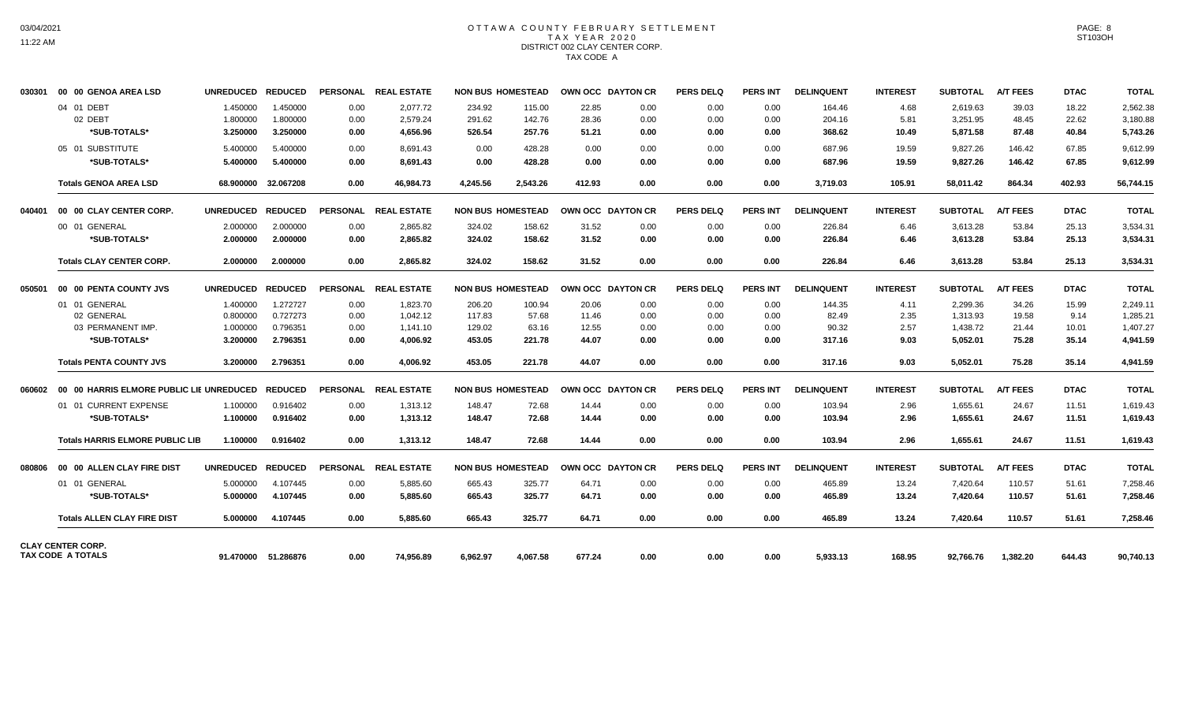# OTTAWA COUNTY FEBRUARY SETTLEMENT
## TAX YEAR 2020
## DISTRICT 002 CLAY CENTER CORP.
## TAX CODE A

| | | UNREDUCED | REDUCED | PERSONAL | REAL ESTATE | NON BUS | HOMESTEAD | OWN OCC | DAYTON CR | PERS DELQ | PERS INT | DELINQUENT | INTEREST | SUBTOTAL | A/T FEES | DTAC | TOTAL |
|---|---|---|---|---|---|---|---|---|---|---|---|---|---|---|---|---|---|
| 030301 | 00 00 GENOA AREA LSD | | | | | | | | | | | | | | | | |
| | 04 01 DEBT | 1.450000 | 1.450000 | 0.00 | 2,077.72 | 234.92 | 115.00 | 22.85 | 0.00 | 0.00 | 0.00 | 164.46 | 4.68 | 2,619.63 | 39.03 | 18.22 | 2,562.38 |
| | 02 DEBT | 1.800000 | 1.800000 | 0.00 | 2,579.24 | 291.62 | 142.76 | 28.36 | 0.00 | 0.00 | 0.00 | 204.16 | 5.81 | 3,251.95 | 48.45 | 22.62 | 3,180.88 |
| | **\*SUB-TOTALS\*** | **3.250000** | **3.250000** | **0.00** | **4,656.96** | **526.54** | **257.76** | **51.21** | **0.00** | **0.00** | **0.00** | **368.62** | **10.49** | **5,871.58** | **87.48** | **40.84** | **5,743.26** |
| | 05 01 SUBSTITUTE | 5.400000 | 5.400000 | 0.00 | 8,691.43 | 0.00 | 428.28 | 0.00 | 0.00 | 0.00 | 0.00 | 687.96 | 19.59 | 9,827.26 | 146.42 | 67.85 | 9,612.99 |
| | **\*SUB-TOTALS\*** | **5.400000** | **5.400000** | **0.00** | **8,691.43** | **0.00** | **428.28** | **0.00** | **0.00** | **0.00** | **0.00** | **687.96** | **19.59** | **9,827.26** | **146.42** | **67.85** | **9,612.99** |
| | **Totals GENOA AREA LSD** | **68.900000** | **32.067208** | **0.00** | **46,984.73** | **4,245.56** | **2,543.26** | **412.93** | **0.00** | **0.00** | **0.00** | **3,719.03** | **105.91** | **58,011.42** | **864.34** | **402.93** | **56,744.15** |
| 040401 | 00 00 CLAY CENTER CORP. | | | | | | | | | | | | | | | | |
| | 00 01 GENERAL | 2.000000 | 2.000000 | 0.00 | 2,865.82 | 324.02 | 158.62 | 31.52 | 0.00 | 0.00 | 0.00 | 226.84 | 6.46 | 3,613.28 | 53.84 | 25.13 | 3,534.31 |
| | **\*SUB-TOTALS\*** | **2.000000** | **2.000000** | **0.00** | **2,865.82** | **324.02** | **158.62** | **31.52** | **0.00** | **0.00** | **0.00** | **226.84** | **6.46** | **3,613.28** | **53.84** | **25.13** | **3,534.31** |
| | **Totals CLAY CENTER CORP.** | **2.000000** | **2.000000** | **0.00** | **2,865.82** | **324.02** | **158.62** | **31.52** | **0.00** | **0.00** | **0.00** | **226.84** | **6.46** | **3,613.28** | **53.84** | **25.13** | **3,534.31** |
| 050501 | 00 00 PENTA COUNTY JVS | | | | | | | | | | | | | | | | |
| | 01 01 GENERAL | 1.400000 | 1.272727 | 0.00 | 1,823.70 | 206.20 | 100.94 | 20.06 | 0.00 | 0.00 | 0.00 | 144.35 | 4.11 | 2,299.36 | 34.26 | 15.99 | 2,249.11 |
| | 02 GENERAL | 0.800000 | 0.727273 | 0.00 | 1,042.12 | 117.83 | 57.68 | 11.46 | 0.00 | 0.00 | 0.00 | 82.49 | 2.35 | 1,313.93 | 19.58 | 9.14 | 1,285.21 |
| | 03 PERMANENT IMP. | 1.000000 | 0.796351 | 0.00 | 1,141.10 | 129.02 | 63.16 | 12.55 | 0.00 | 0.00 | 0.00 | 90.32 | 2.57 | 1,438.72 | 21.44 | 10.01 | 1,407.27 |
| | **\*SUB-TOTALS\*** | **3.200000** | **2.796351** | **0.00** | **4,006.92** | **453.05** | **221.78** | **44.07** | **0.00** | **0.00** | **0.00** | **317.16** | **9.03** | **5,052.01** | **75.28** | **35.14** | **4,941.59** |
| | **Totals PENTA COUNTY JVS** | **3.200000** | **2.796351** | **0.00** | **4,006.92** | **453.05** | **221.78** | **44.07** | **0.00** | **0.00** | **0.00** | **317.16** | **9.03** | **5,052.01** | **75.28** | **35.14** | **4,941.59** |
| 060602 | 00 00 HARRIS ELMORE PUBLIC LIE | | | | | | | | | | | | | | | | |
| | 01 01 CURRENT EXPENSE | 1.100000 | 0.916402 | 0.00 | 1,313.12 | 148.47 | 72.68 | 14.44 | 0.00 | 0.00 | 0.00 | 103.94 | 2.96 | 1,655.61 | 24.67 | 11.51 | 1,619.43 |
| | **\*SUB-TOTALS\*** | **1.100000** | **0.916402** | **0.00** | **1,313.12** | **148.47** | **72.68** | **14.44** | **0.00** | **0.00** | **0.00** | **103.94** | **2.96** | **1,655.61** | **24.67** | **11.51** | **1,619.43** |
| | **Totals HARRIS ELMORE PUBLIC LIB** | **1.100000** | **0.916402** | **0.00** | **1,313.12** | **148.47** | **72.68** | **14.44** | **0.00** | **0.00** | **0.00** | **103.94** | **2.96** | **1,655.61** | **24.67** | **11.51** | **1,619.43** |
| 080806 | 00 00 ALLEN CLAY FIRE DIST | | | | | | | | | | | | | | | | |
| | 01 01 GENERAL | 5.000000 | 4.107445 | 0.00 | 5,885.60 | 665.43 | 325.77 | 64.71 | 0.00 | 0.00 | 0.00 | 465.89 | 13.24 | 7,420.64 | 110.57 | 51.61 | 7,258.46 |
| | **\*SUB-TOTALS\*** | **5.000000** | **4.107445** | **0.00** | **5,885.60** | **665.43** | **325.77** | **64.71** | **0.00** | **0.00** | **0.00** | **465.89** | **13.24** | **7,420.64** | **110.57** | **51.61** | **7,258.46** |
| | **Totals ALLEN CLAY FIRE DIST** | **5.000000** | **4.107445** | **0.00** | **5,885.60** | **665.43** | **325.77** | **64.71** | **0.00** | **0.00** | **0.00** | **465.89** | **13.24** | **7,420.64** | **110.57** | **51.61** | **7,258.46** |
| | **CLAY CENTER CORP. TAX CODE A TOTALS** | **91.470000** | **51.286876** | **0.00** | **74,956.89** | **6,962.97** | **4,067.58** | **677.24** | **0.00** | **0.00** | **0.00** | **5,933.13** | **168.95** | **92,766.76** | **1,382.20** | **644.43** | **90,740.13** |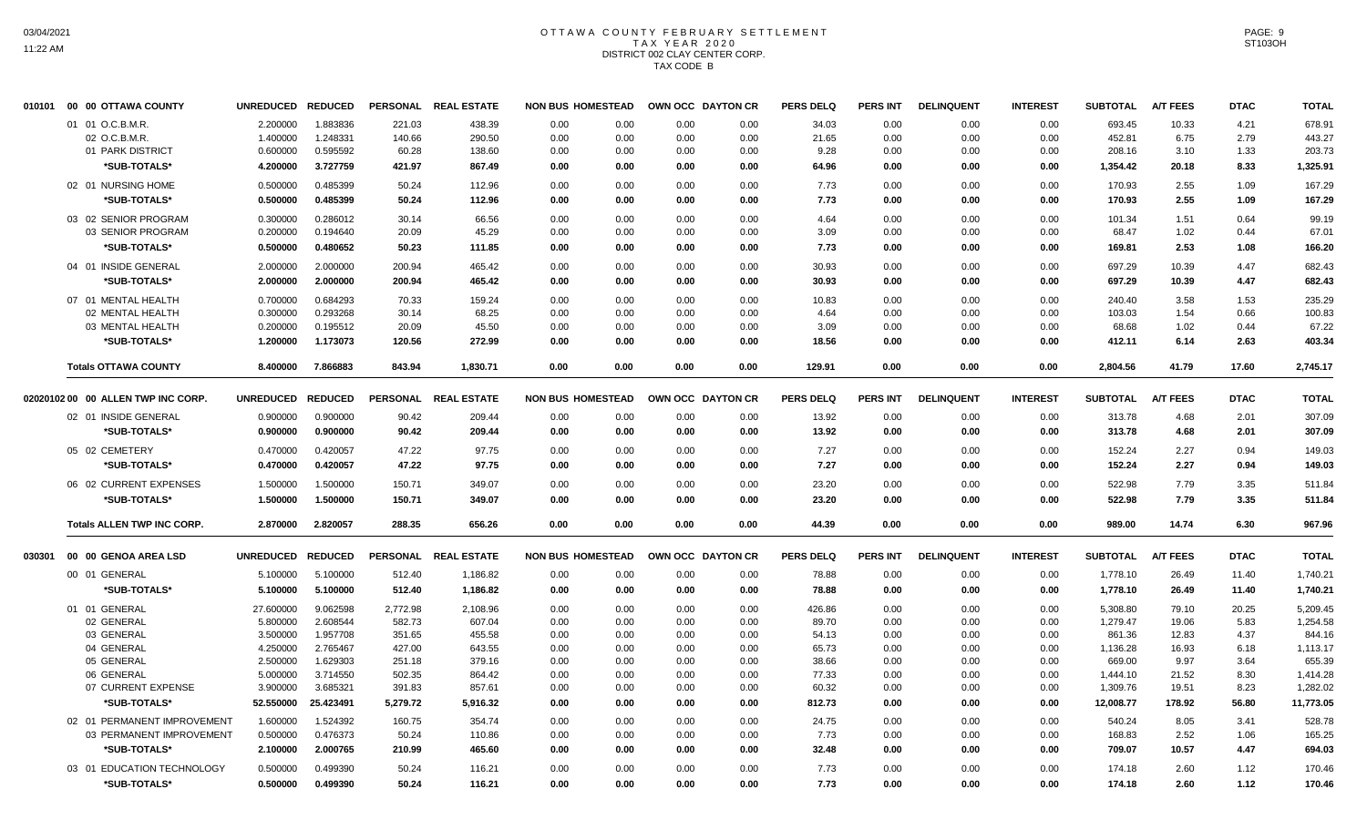# OTTAWA COUNTY FEBRUARY SETTLEMENT
## TAX YEAR 2020
### DISTRICT 002 CLAY CENTER CORP.
### TAX CODE B

| 010101 00 00 OTTAWA COUNTY | UNREDUCED | REDUCED | PERSONAL | REAL ESTATE | NON BUS | HOMESTEAD | OWN OCC | DAYTON CR | PERS DELQ | PERS INT | DELINQUENT | INTEREST | SUBTOTAL | A/T FEES | DTAC | TOTAL |
|---|---|---|---|---|---|---|---|---|---|---|---|---|---|---|---|---|
| 01 01 O.C.B.M.R. | 2.200000 | 1.883836 | 221.03 | 438.39 | 0.00 | 0.00 | 0.00 | 0.00 | 34.03 | 0.00 | 0.00 | 0.00 | 693.45 | 10.33 | 4.21 | 678.91 |
| 02 O.C.B.M.R. | 1.400000 | 1.248331 | 140.66 | 290.50 | 0.00 | 0.00 | 0.00 | 0.00 | 21.65 | 0.00 | 0.00 | 0.00 | 452.81 | 6.75 | 2.79 | 443.27 |
| 01 PARK DISTRICT | 0.600000 | 0.595592 | 60.28 | 138.60 | 0.00 | 0.00 | 0.00 | 0.00 | 9.28 | 0.00 | 0.00 | 0.00 | 208.16 | 3.10 | 1.33 | 203.73 |
| *SUB-TOTALS* | 4.200000 | 3.727759 | 421.97 | 867.49 | 0.00 | 0.00 | 0.00 | 0.00 | 64.96 | 0.00 | 0.00 | 0.00 | 1,354.42 | 20.18 | 8.33 | 1,325.91 |
| 02 01 NURSING HOME | 0.500000 | 0.485399 | 50.24 | 112.96 | 0.00 | 0.00 | 0.00 | 0.00 | 7.73 | 0.00 | 0.00 | 0.00 | 170.93 | 2.55 | 1.09 | 167.29 |
| *SUB-TOTALS* | 0.500000 | 0.485399 | 50.24 | 112.96 | 0.00 | 0.00 | 0.00 | 0.00 | 7.73 | 0.00 | 0.00 | 0.00 | 170.93 | 2.55 | 1.09 | 167.29 |
| 03 02 SENIOR PROGRAM | 0.300000 | 0.286012 | 30.14 | 66.56 | 0.00 | 0.00 | 0.00 | 0.00 | 4.64 | 0.00 | 0.00 | 0.00 | 101.34 | 1.51 | 0.64 | 99.19 |
| 03 SENIOR PROGRAM | 0.200000 | 0.194640 | 20.09 | 45.29 | 0.00 | 0.00 | 0.00 | 0.00 | 3.09 | 0.00 | 0.00 | 0.00 | 68.47 | 1.02 | 0.44 | 67.01 |
| *SUB-TOTALS* | 0.500000 | 0.480652 | 50.23 | 111.85 | 0.00 | 0.00 | 0.00 | 0.00 | 7.73 | 0.00 | 0.00 | 0.00 | 169.81 | 2.53 | 1.08 | 166.20 |
| 04 01 INSIDE GENERAL | 2.000000 | 2.000000 | 200.94 | 465.42 | 0.00 | 0.00 | 0.00 | 0.00 | 30.93 | 0.00 | 0.00 | 0.00 | 697.29 | 10.39 | 4.47 | 682.43 |
| *SUB-TOTALS* | 2.000000 | 2.000000 | 200.94 | 465.42 | 0.00 | 0.00 | 0.00 | 0.00 | 30.93 | 0.00 | 0.00 | 0.00 | 697.29 | 10.39 | 4.47 | 682.43 |
| 07 01 MENTAL HEALTH | 0.700000 | 0.684293 | 70.33 | 159.24 | 0.00 | 0.00 | 0.00 | 0.00 | 10.83 | 0.00 | 0.00 | 0.00 | 240.40 | 3.58 | 1.53 | 235.29 |
| 02 MENTAL HEALTH | 0.300000 | 0.293268 | 30.14 | 68.25 | 0.00 | 0.00 | 0.00 | 0.00 | 4.64 | 0.00 | 0.00 | 0.00 | 103.03 | 1.54 | 0.66 | 100.83 |
| 03 MENTAL HEALTH | 0.200000 | 0.195512 | 20.09 | 45.50 | 0.00 | 0.00 | 0.00 | 0.00 | 3.09 | 0.00 | 0.00 | 0.00 | 68.68 | 1.02 | 0.44 | 67.22 |
| *SUB-TOTALS* | 1.200000 | 1.173073 | 120.56 | 272.99 | 0.00 | 0.00 | 0.00 | 0.00 | 18.56 | 0.00 | 0.00 | 0.00 | 412.11 | 6.14 | 2.63 | 403.34 |
| **Totals OTTAWA COUNTY** | 8.400000 | 7.866883 | 843.94 | 1,830.71 | 0.00 | 0.00 | 0.00 | 0.00 | 129.91 | 0.00 | 0.00 | 0.00 | 2,804.56 | 41.79 | 17.60 | 2,745.17 |

| 02020102 00 00 ALLEN TWP INC CORP. | UNREDUCED | REDUCED | PERSONAL | REAL ESTATE | NON BUS | HOMESTEAD | OWN OCC | DAYTON CR | PERS DELQ | PERS INT | DELINQUENT | INTEREST | SUBTOTAL | A/T FEES | DTAC | TOTAL |
|---|---|---|---|---|---|---|---|---|---|---|---|---|---|---|---|---|
| 02 01 INSIDE GENERAL | 0.900000 | 0.900000 | 90.42 | 209.44 | 0.00 | 0.00 | 0.00 | 0.00 | 13.92 | 0.00 | 0.00 | 0.00 | 313.78 | 4.68 | 2.01 | 307.09 |
| *SUB-TOTALS* | 0.900000 | 0.900000 | 90.42 | 209.44 | 0.00 | 0.00 | 0.00 | 0.00 | 13.92 | 0.00 | 0.00 | 0.00 | 313.78 | 4.68 | 2.01 | 307.09 |
| 05 02 CEMETERY | 0.470000 | 0.420057 | 47.22 | 97.75 | 0.00 | 0.00 | 0.00 | 0.00 | 7.27 | 0.00 | 0.00 | 0.00 | 152.24 | 2.27 | 0.94 | 149.03 |
| *SUB-TOTALS* | 0.470000 | 0.420057 | 47.22 | 97.75 | 0.00 | 0.00 | 0.00 | 0.00 | 7.27 | 0.00 | 0.00 | 0.00 | 152.24 | 2.27 | 0.94 | 149.03 |
| 06 02 CURRENT EXPENSES | 1.500000 | 1.500000 | 150.71 | 349.07 | 0.00 | 0.00 | 0.00 | 0.00 | 23.20 | 0.00 | 0.00 | 0.00 | 522.98 | 7.79 | 3.35 | 511.84 |
| *SUB-TOTALS* | 1.500000 | 1.500000 | 150.71 | 349.07 | 0.00 | 0.00 | 0.00 | 0.00 | 23.20 | 0.00 | 0.00 | 0.00 | 522.98 | 7.79 | 3.35 | 511.84 |
| **Totals ALLEN TWP INC CORP.** | 2.870000 | 2.820057 | 288.35 | 656.26 | 0.00 | 0.00 | 0.00 | 0.00 | 44.39 | 0.00 | 0.00 | 0.00 | 989.00 | 14.74 | 6.30 | 967.96 |

| 030301 00 00 GENOA AREA LSD | UNREDUCED | REDUCED | PERSONAL | REAL ESTATE | NON BUS | HOMESTEAD | OWN OCC | DAYTON CR | PERS DELQ | PERS INT | DELINQUENT | INTEREST | SUBTOTAL | A/T FEES | DTAC | TOTAL |
|---|---|---|---|---|---|---|---|---|---|---|---|---|---|---|---|---|
| 00 01 GENERAL | 5.100000 | 5.100000 | 512.40 | 1,186.82 | 0.00 | 0.00 | 0.00 | 0.00 | 78.88 | 0.00 | 0.00 | 0.00 | 1,778.10 | 26.49 | 11.40 | 1,740.21 |
| *SUB-TOTALS* | 5.100000 | 5.100000 | 512.40 | 1,186.82 | 0.00 | 0.00 | 0.00 | 0.00 | 78.88 | 0.00 | 0.00 | 0.00 | 1,778.10 | 26.49 | 11.40 | 1,740.21 |
| 01 01 GENERAL | 27.600000 | 9.062598 | 2,772.98 | 2,108.96 | 0.00 | 0.00 | 0.00 | 0.00 | 426.86 | 0.00 | 0.00 | 0.00 | 5,308.80 | 79.10 | 20.25 | 5,209.45 |
| 02 GENERAL | 5.800000 | 2.608544 | 582.73 | 607.04 | 0.00 | 0.00 | 0.00 | 0.00 | 89.70 | 0.00 | 0.00 | 0.00 | 1,279.47 | 19.06 | 5.83 | 1,254.58 |
| 03 GENERAL | 3.500000 | 1.957708 | 351.65 | 455.58 | 0.00 | 0.00 | 0.00 | 0.00 | 54.13 | 0.00 | 0.00 | 0.00 | 861.36 | 12.83 | 4.37 | 844.16 |
| 04 GENERAL | 4.250000 | 2.765467 | 427.00 | 643.55 | 0.00 | 0.00 | 0.00 | 0.00 | 65.73 | 0.00 | 0.00 | 0.00 | 1,136.28 | 16.93 | 6.18 | 1,113.17 |
| 05 GENERAL | 2.500000 | 1.629303 | 251.18 | 379.16 | 0.00 | 0.00 | 0.00 | 0.00 | 38.66 | 0.00 | 0.00 | 0.00 | 669.00 | 9.97 | 3.64 | 655.39 |
| 06 GENERAL | 5.000000 | 3.714550 | 502.35 | 864.42 | 0.00 | 0.00 | 0.00 | 0.00 | 77.33 | 0.00 | 0.00 | 0.00 | 1,444.10 | 21.52 | 8.30 | 1,414.28 |
| 07 CURRENT EXPENSE | 3.900000 | 3.685321 | 391.83 | 857.61 | 0.00 | 0.00 | 0.00 | 0.00 | 60.32 | 0.00 | 0.00 | 0.00 | 1,309.76 | 19.51 | 8.23 | 1,282.02 |
| *SUB-TOTALS* | 52.550000 | 25.423491 | 5,279.72 | 5,916.32 | 0.00 | 0.00 | 0.00 | 0.00 | 812.73 | 0.00 | 0.00 | 0.00 | 12,008.77 | 178.92 | 56.80 | 11,773.05 |
| 02 01 PERMANENT IMPROVEMENT | 1.600000 | 1.524392 | 160.75 | 354.74 | 0.00 | 0.00 | 0.00 | 0.00 | 24.75 | 0.00 | 0.00 | 0.00 | 540.24 | 8.05 | 3.41 | 528.78 |
| 03 PERMANENT IMPROVEMENT | 0.500000 | 0.476373 | 50.24 | 110.86 | 0.00 | 0.00 | 0.00 | 0.00 | 7.73 | 0.00 | 0.00 | 0.00 | 168.83 | 2.52 | 1.06 | 165.25 |
| *SUB-TOTALS* | 2.100000 | 2.000765 | 210.99 | 465.60 | 0.00 | 0.00 | 0.00 | 0.00 | 32.48 | 0.00 | 0.00 | 0.00 | 709.07 | 10.57 | 4.47 | 694.03 |
| 03 01 EDUCATION TECHNOLOGY | 0.500000 | 0.499390 | 50.24 | 116.21 | 0.00 | 0.00 | 0.00 | 0.00 | 7.73 | 0.00 | 0.00 | 0.00 | 174.18 | 2.60 | 1.12 | 170.46 |
| *SUB-TOTALS* | 0.500000 | 0.499390 | 50.24 | 116.21 | 0.00 | 0.00 | 0.00 | 0.00 | 7.73 | 0.00 | 0.00 | 0.00 | 174.18 | 2.60 | 1.12 | 170.46 |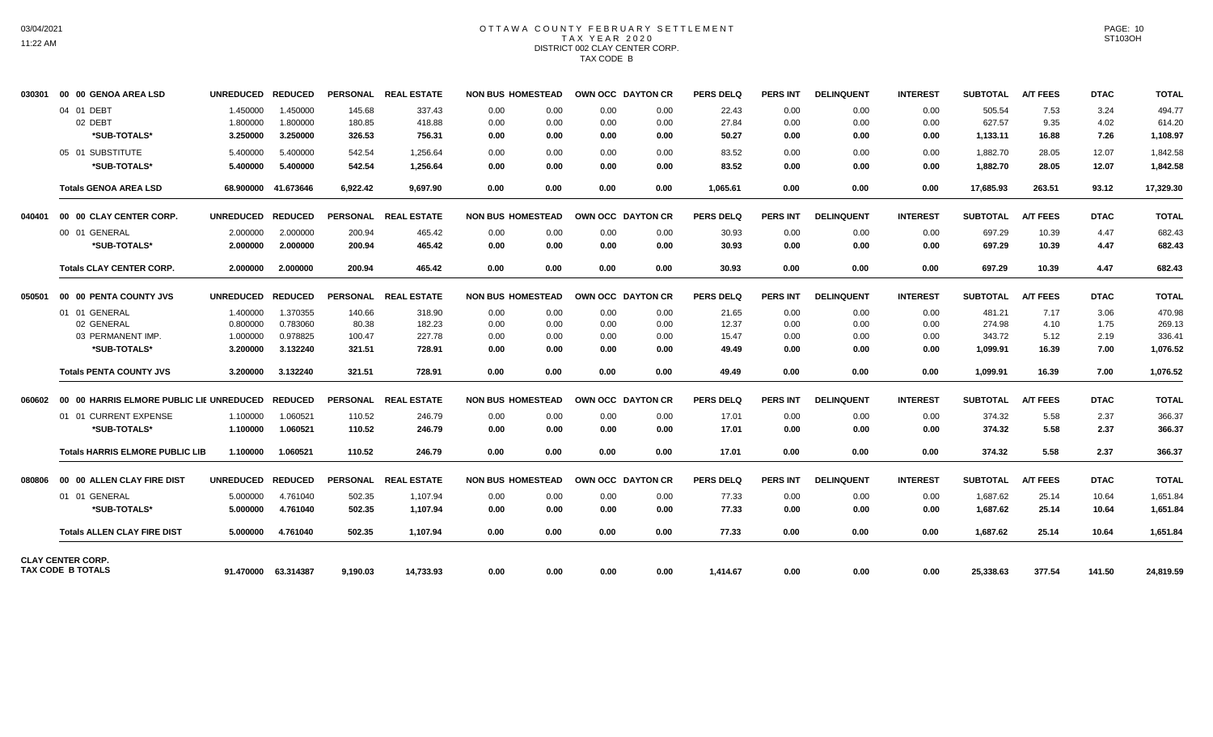# OTTAWA COUNTY FEBRUARY SETTLEMENT
## TAX YEAR 2020
### DISTRICT 002 CLAY CENTER CORP.
### TAX CODE B

| | | UNREDUCED | REDUCED | PERSONAL | REAL ESTATE | NON BUS | HOMESTEAD | OWN OCC | DAYTON CR | PERS DELQ | PERS INT | DELINQUENT | INTEREST | SUBTOTAL | A/T FEES | DTAC | TOTAL |
|---|---|---|---|---|---|---|---|---|---|---|---|---|---|---|---|---|---|
| 030301 | 00 00 GENOA AREA LSD | UNREDUCED | REDUCED | PERSONAL | REAL ESTATE | NON BUS | HOMESTEAD | OWN OCC | DAYTON CR | PERS DELQ | PERS INT | DELINQUENT | INTEREST | SUBTOTAL | A/T FEES | DTAC | TOTAL |
| | 04 01 DEBT | 1.450000 | 1.450000 | 145.68 | 337.43 | 0.00 | 0.00 | 0.00 | 0.00 | 22.43 | 0.00 | 0.00 | 0.00 | 505.54 | 7.53 | 3.24 | 494.77 |
| | 02 DEBT | 1.800000 | 1.800000 | 180.85 | 418.88 | 0.00 | 0.00 | 0.00 | 0.00 | 27.84 | 0.00 | 0.00 | 0.00 | 627.57 | 9.35 | 4.02 | 614.20 |
| | *SUB-TOTALS* | 3.250000 | 3.250000 | 326.53 | 756.31 | 0.00 | 0.00 | 0.00 | 0.00 | 50.27 | 0.00 | 0.00 | 0.00 | 1,133.11 | 16.88 | 7.26 | 1,108.97 |
| | 05 01 SUBSTITUTE | 5.400000 | 5.400000 | 542.54 | 1,256.64 | 0.00 | 0.00 | 0.00 | 0.00 | 83.52 | 0.00 | 0.00 | 0.00 | 1,882.70 | 28.05 | 12.07 | 1,842.58 |
| | *SUB-TOTALS* | 5.400000 | 5.400000 | 542.54 | 1,256.64 | 0.00 | 0.00 | 0.00 | 0.00 | 83.52 | 0.00 | 0.00 | 0.00 | 1,882.70 | 28.05 | 12.07 | 1,842.58 |
| | Totals GENOA AREA LSD | 68.900000 | 41.673646 | 6,922.42 | 9,697.90 | 0.00 | 0.00 | 0.00 | 0.00 | 1,065.61 | 0.00 | 0.00 | 0.00 | 17,685.93 | 263.51 | 93.12 | 17,329.30 |
| 040401 | 00 00 CLAY CENTER CORP. | UNREDUCED | REDUCED | PERSONAL | REAL ESTATE | NON BUS | HOMESTEAD | OWN OCC | DAYTON CR | PERS DELQ | PERS INT | DELINQUENT | INTEREST | SUBTOTAL | A/T FEES | DTAC | TOTAL |
| | 00 01 GENERAL | 2.000000 | 2.000000 | 200.94 | 465.42 | 0.00 | 0.00 | 0.00 | 0.00 | 30.93 | 0.00 | 0.00 | 0.00 | 697.29 | 10.39 | 4.47 | 682.43 |
| | *SUB-TOTALS* | 2.000000 | 2.000000 | 200.94 | 465.42 | 0.00 | 0.00 | 0.00 | 0.00 | 30.93 | 0.00 | 0.00 | 0.00 | 697.29 | 10.39 | 4.47 | 682.43 |
| | Totals CLAY CENTER CORP. | 2.000000 | 2.000000 | 200.94 | 465.42 | 0.00 | 0.00 | 0.00 | 0.00 | 30.93 | 0.00 | 0.00 | 0.00 | 697.29 | 10.39 | 4.47 | 682.43 |
| 050501 | 00 00 PENTA COUNTY JVS | UNREDUCED | REDUCED | PERSONAL | REAL ESTATE | NON BUS | HOMESTEAD | OWN OCC | DAYTON CR | PERS DELQ | PERS INT | DELINQUENT | INTEREST | SUBTOTAL | A/T FEES | DTAC | TOTAL |
| | 01 01 GENERAL | 1.400000 | 1.370355 | 140.66 | 318.90 | 0.00 | 0.00 | 0.00 | 0.00 | 21.65 | 0.00 | 0.00 | 0.00 | 481.21 | 7.17 | 3.06 | 470.98 |
| | 02 GENERAL | 0.800000 | 0.783060 | 80.38 | 182.23 | 0.00 | 0.00 | 0.00 | 0.00 | 12.37 | 0.00 | 0.00 | 0.00 | 274.98 | 4.10 | 1.75 | 269.13 |
| | 03 PERMANENT IMP. | 1.000000 | 0.978825 | 100.47 | 227.78 | 0.00 | 0.00 | 0.00 | 0.00 | 15.47 | 0.00 | 0.00 | 0.00 | 343.72 | 5.12 | 2.19 | 336.41 |
| | *SUB-TOTALS* | 3.200000 | 3.132240 | 321.51 | 728.91 | 0.00 | 0.00 | 0.00 | 0.00 | 49.49 | 0.00 | 0.00 | 0.00 | 1,099.91 | 16.39 | 7.00 | 1,076.52 |
| | Totals PENTA COUNTY JVS | 3.200000 | 3.132240 | 321.51 | 728.91 | 0.00 | 0.00 | 0.00 | 0.00 | 49.49 | 0.00 | 0.00 | 0.00 | 1,099.91 | 16.39 | 7.00 | 1,076.52 |
| 060602 | 00 00 HARRIS ELMORE PUBLIC LIE | UNREDUCED | REDUCED | PERSONAL | REAL ESTATE | NON BUS | HOMESTEAD | OWN OCC | DAYTON CR | PERS DELQ | PERS INT | DELINQUENT | INTEREST | SUBTOTAL | A/T FEES | DTAC | TOTAL |
| | 01 01 CURRENT EXPENSE | 1.100000 | 1.060521 | 110.52 | 246.79 | 0.00 | 0.00 | 0.00 | 0.00 | 17.01 | 0.00 | 0.00 | 0.00 | 374.32 | 5.58 | 2.37 | 366.37 |
| | *SUB-TOTALS* | 1.100000 | 1.060521 | 110.52 | 246.79 | 0.00 | 0.00 | 0.00 | 0.00 | 17.01 | 0.00 | 0.00 | 0.00 | 374.32 | 5.58 | 2.37 | 366.37 |
| | Totals HARRIS ELMORE PUBLIC LIB | 1.100000 | 1.060521 | 110.52 | 246.79 | 0.00 | 0.00 | 0.00 | 0.00 | 17.01 | 0.00 | 0.00 | 0.00 | 374.32 | 5.58 | 2.37 | 366.37 |
| 080806 | 00 00 ALLEN CLAY FIRE DIST | UNREDUCED | REDUCED | PERSONAL | REAL ESTATE | NON BUS | HOMESTEAD | OWN OCC | DAYTON CR | PERS DELQ | PERS INT | DELINQUENT | INTEREST | SUBTOTAL | A/T FEES | DTAC | TOTAL |
| | 01 01 GENERAL | 5.000000 | 4.761040 | 502.35 | 1,107.94 | 0.00 | 0.00 | 0.00 | 0.00 | 77.33 | 0.00 | 0.00 | 0.00 | 1,687.62 | 25.14 | 10.64 | 1,651.84 |
| | *SUB-TOTALS* | 5.000000 | 4.761040 | 502.35 | 1,107.94 | 0.00 | 0.00 | 0.00 | 0.00 | 77.33 | 0.00 | 0.00 | 0.00 | 1,687.62 | 25.14 | 10.64 | 1,651.84 |
| | Totals ALLEN CLAY FIRE DIST | 5.000000 | 4.761040 | 502.35 | 1,107.94 | 0.00 | 0.00 | 0.00 | 0.00 | 77.33 | 0.00 | 0.00 | 0.00 | 1,687.62 | 25.14 | 10.64 | 1,651.84 |
| CLAY CENTER CORP. TAX CODE B TOTALS | | 91.470000 | 63.314387 | 9,190.03 | 14,733.93 | 0.00 | 0.00 | 0.00 | 0.00 | 1,414.67 | 0.00 | 0.00 | 0.00 | 25,338.63 | 377.54 | 141.50 | 24,819.59 |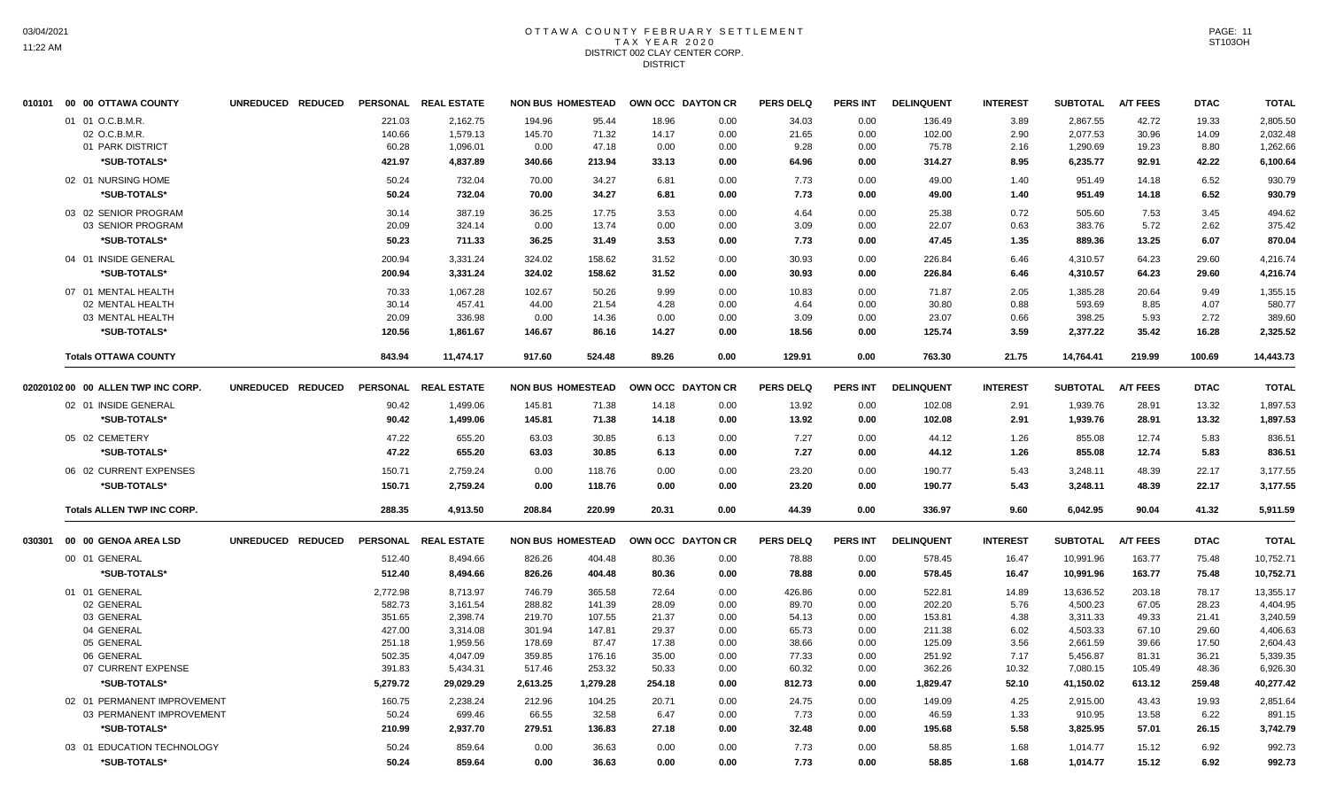# OTTAWA COUNTY FEBRUARY SETTLEMENT
## TAX YEAR 2020
### DISTRICT 002 CLAY CENTER CORP.
DISTRICT

| | | UNREDUCED | REDUCED | PERSONAL | REAL ESTATE | NON BUS | HOMESTEAD | OWN OCC | DAYTON CR | PERS DELQ | PERS INT | DELINQUENT | INTEREST | SUBTOTAL | A/T FEES | DTAC | TOTAL |
|---|---|---|---|---|---|---|---|---|---|---|---|---|---|---|---|---|---|
| 010101 | 00 00 OTTAWA COUNTY | | | | | | | | | | | | | | | | |
| | 01 01 O.C.B.M.R. | | | 221.03 | 2,162.75 | 194.96 | 95.44 | 18.96 | 0.00 | 34.03 | 0.00 | 136.49 | 3.89 | 2,867.55 | 42.72 | 19.33 | 2,805.50 |
| | 02 O.C.B.M.R. | | | 140.66 | 1,579.13 | 145.70 | 71.32 | 14.17 | 0.00 | 21.65 | 0.00 | 102.00 | 2.90 | 2,077.53 | 30.96 | 14.09 | 2,032.48 |
| | 01 PARK DISTRICT | | | 60.28 | 1,096.01 | 0.00 | 47.18 | 0.00 | 0.00 | 9.28 | 0.00 | 75.78 | 2.16 | 1,290.69 | 19.23 | 8.80 | 1,262.66 |
| | ***SUB-TOTALS*** | | | **421.97** | **4,837.89** | **340.66** | **213.94** | **33.13** | **0.00** | **64.96** | **0.00** | **314.27** | **8.95** | **6,235.77** | **92.91** | **42.22** | **6,100.64** |
| | 02 01 NURSING HOME | | | 50.24 | 732.04 | 70.00 | 34.27 | 6.81 | 0.00 | 7.73 | 0.00 | 49.00 | 1.40 | 951.49 | 14.18 | 6.52 | 930.79 |
| | ***SUB-TOTALS*** | | | **50.24** | **732.04** | **70.00** | **34.27** | **6.81** | **0.00** | **7.73** | **0.00** | **49.00** | **1.40** | **951.49** | **14.18** | **6.52** | **930.79** |
| | 03 02 SENIOR PROGRAM | | | 30.14 | 387.19 | 36.25 | 17.75 | 3.53 | 0.00 | 4.64 | 0.00 | 25.38 | 0.72 | 505.60 | 7.53 | 3.45 | 494.62 |
| | 03 SENIOR PROGRAM | | | 20.09 | 324.14 | 0.00 | 13.74 | 0.00 | 0.00 | 3.09 | 0.00 | 22.07 | 0.63 | 383.76 | 5.72 | 2.62 | 375.42 |
| | ***SUB-TOTALS*** | | | **50.23** | **711.33** | **36.25** | **31.49** | **3.53** | **0.00** | **7.73** | **0.00** | **47.45** | **1.35** | **889.36** | **13.25** | **6.07** | **870.04** |
| | 04 01 INSIDE GENERAL | | | 200.94 | 3,331.24 | 324.02 | 158.62 | 31.52 | 0.00 | 30.93 | 0.00 | 226.84 | 6.46 | 4,310.57 | 64.23 | 29.60 | 4,216.74 |
| | ***SUB-TOTALS*** | | | **200.94** | **3,331.24** | **324.02** | **158.62** | **31.52** | **0.00** | **30.93** | **0.00** | **226.84** | **6.46** | **4,310.57** | **64.23** | **29.60** | **4,216.74** |
| | 07 01 MENTAL HEALTH | | | 70.33 | 1,067.28 | 102.67 | 50.26 | 9.99 | 0.00 | 10.83 | 0.00 | 71.87 | 2.05 | 1,385.28 | 20.64 | 9.49 | 1,355.15 |
| | 02 MENTAL HEALTH | | | 30.14 | 457.41 | 44.00 | 21.54 | 4.28 | 0.00 | 4.64 | 0.00 | 30.80 | 0.88 | 593.69 | 8.85 | 4.07 | 580.77 |
| | 03 MENTAL HEALTH | | | 20.09 | 336.98 | 0.00 | 14.36 | 0.00 | 0.00 | 3.09 | 0.00 | 23.07 | 0.66 | 398.25 | 5.93 | 2.72 | 389.60 |
| | ***SUB-TOTALS*** | | | **120.56** | **1,861.67** | **146.67** | **86.16** | **14.27** | **0.00** | **18.56** | **0.00** | **125.74** | **3.59** | **2,377.22** | **35.42** | **16.28** | **2,325.52** |
| | **Totals OTTAWA COUNTY** | | | **843.94** | **11,474.17** | **917.60** | **524.48** | **89.26** | **0.00** | **129.91** | **0.00** | **763.30** | **21.75** | **14,764.41** | **219.99** | **100.69** | **14,443.73** |

| | | UNREDUCED | REDUCED | PERSONAL | REAL ESTATE | NON BUS | HOMESTEAD | OWN OCC | DAYTON CR | PERS DELQ | PERS INT | DELINQUENT | INTEREST | SUBTOTAL | A/T FEES | DTAC | TOTAL |
|---|---|---|---|---|---|---|---|---|---|---|---|---|---|---|---|---|---|
| 020201 | 02 00 00 ALLEN TWP INC CORP. | | | | | | | | | | | | | | | | |
| | 02 01 INSIDE GENERAL | | | 90.42 | 1,499.06 | 145.81 | 71.38 | 14.18 | 0.00 | 13.92 | 0.00 | 102.08 | 2.91 | 1,939.76 | 28.91 | 13.32 | 1,897.53 |
| | ***SUB-TOTALS*** | | | **90.42** | **1,499.06** | **145.81** | **71.38** | **14.18** | **0.00** | **13.92** | **0.00** | **102.08** | **2.91** | **1,939.76** | **28.91** | **13.32** | **1,897.53** |
| | 05 02 CEMETERY | | | 47.22 | 655.20 | 63.03 | 30.85 | 6.13 | 0.00 | 7.27 | 0.00 | 44.12 | 1.26 | 855.08 | 12.74 | 5.83 | 836.51 |
| | ***SUB-TOTALS*** | | | **47.22** | **655.20** | **63.03** | **30.85** | **6.13** | **0.00** | **7.27** | **0.00** | **44.12** | **1.26** | **855.08** | **12.74** | **5.83** | **836.51** |
| | 06 02 CURRENT EXPENSES | | | 150.71 | 2,759.24 | 0.00 | 118.76 | 0.00 | 0.00 | 23.20 | 0.00 | 190.77 | 5.43 | 3,248.11 | 48.39 | 22.17 | 3,177.55 |
| | ***SUB-TOTALS*** | | | **150.71** | **2,759.24** | **0.00** | **118.76** | **0.00** | **0.00** | **23.20** | **0.00** | **190.77** | **5.43** | **3,248.11** | **48.39** | **22.17** | **3,177.55** |
| | **Totals ALLEN TWP INC CORP.** | | | **288.35** | **4,913.50** | **208.84** | **220.99** | **20.31** | **0.00** | **44.39** | **0.00** | **336.97** | **9.60** | **6,042.95** | **90.04** | **41.32** | **5,911.59** |

| | | UNREDUCED | REDUCED | PERSONAL | REAL ESTATE | NON BUS | HOMESTEAD | OWN OCC | DAYTON CR | PERS DELQ | PERS INT | DELINQUENT | INTEREST | SUBTOTAL | A/T FEES | DTAC | TOTAL |
|---|---|---|---|---|---|---|---|---|---|---|---|---|---|---|---|---|---|
| 030301 | 00 00 GENOA AREA LSD | | | | | | | | | | | | | | | | |
| | 00 01 GENERAL | | | 512.40 | 8,494.66 | 826.26 | 404.48 | 80.36 | 0.00 | 78.88 | 0.00 | 578.45 | 16.47 | 10,991.96 | 163.77 | 75.48 | 10,752.71 |
| | ***SUB-TOTALS*** | | | **512.40** | **8,494.66** | **826.26** | **404.48** | **80.36** | **0.00** | **78.88** | **0.00** | **578.45** | **16.47** | **10,991.96** | **163.77** | **75.48** | **10,752.71** |
| | 01 01 GENERAL | | | 2,772.98 | 8,713.97 | 746.79 | 365.58 | 72.64 | 0.00 | 426.86 | 0.00 | 522.81 | 14.89 | 13,636.52 | 203.18 | 78.17 | 13,355.17 |
| | 02 GENERAL | | | 582.73 | 3,161.54 | 288.82 | 141.39 | 28.09 | 0.00 | 89.70 | 0.00 | 202.20 | 5.76 | 4,500.23 | 67.05 | 28.23 | 4,404.95 |
| | 03 GENERAL | | | 351.65 | 2,398.74 | 219.70 | 107.55 | 21.37 | 0.00 | 54.13 | 0.00 | 153.81 | 4.38 | 3,311.33 | 49.33 | 21.41 | 3,240.59 |
| | 04 GENERAL | | | 427.00 | 3,314.08 | 301.94 | 147.81 | 29.37 | 0.00 | 65.73 | 0.00 | 211.38 | 6.02 | 4,503.33 | 67.10 | 29.60 | 4,406.63 |
| | 05 GENERAL | | | 251.18 | 1,959.56 | 178.69 | 87.47 | 17.38 | 0.00 | 38.66 | 0.00 | 125.09 | 3.56 | 2,661.59 | 39.66 | 17.50 | 2,604.43 |
| | 06 GENERAL | | | 502.35 | 4,047.09 | 359.85 | 176.16 | 35.00 | 0.00 | 77.33 | 0.00 | 251.92 | 7.17 | 5,456.87 | 81.31 | 36.21 | 5,339.35 |
| | 07 CURRENT EXPENSE | | | 391.83 | 5,434.31 | 517.46 | 253.32 | 50.33 | 0.00 | 60.32 | 0.00 | 362.26 | 10.32 | 7,080.15 | 105.49 | 48.36 | 6,926.30 |
| | ***SUB-TOTALS*** | | | **5,279.72** | **29,029.29** | **2,613.25** | **1,279.28** | **254.18** | **0.00** | **812.73** | **0.00** | **1,829.47** | **52.10** | **41,150.02** | **613.12** | **259.48** | **40,277.42** |
| | 02 01 PERMANENT IMPROVEMENT | | | 160.75 | 2,238.24 | 212.96 | 104.25 | 20.71 | 0.00 | 24.75 | 0.00 | 149.09 | 4.25 | 2,915.00 | 43.43 | 19.93 | 2,851.64 |
| | 03 PERMANENT IMPROVEMENT | | | 50.24 | 699.46 | 66.55 | 32.58 | 6.47 | 0.00 | 7.73 | 0.00 | 46.59 | 1.33 | 910.95 | 13.58 | 6.22 | 891.15 |
| | ***SUB-TOTALS*** | | | **210.99** | **2,937.70** | **279.51** | **136.83** | **27.18** | **0.00** | **32.48** | **0.00** | **195.68** | **5.58** | **3,825.95** | **57.01** | **26.15** | **3,742.79** |
| | 03 01 EDUCATION TECHNOLOGY | | | 50.24 | 859.64 | 0.00 | 36.63 | 0.00 | 0.00 | 7.73 | 0.00 | 58.85 | 1.68 | 1,014.77 | 15.12 | 6.92 | 992.73 |
| | ***SUB-TOTALS*** | | | **50.24** | **859.64** | **0.00** | **36.63** | **0.00** | **0.00** | **7.73** | **0.00** | **58.85** | **1.68** | **1,014.77** | **15.12** | **6.92** | **992.73** |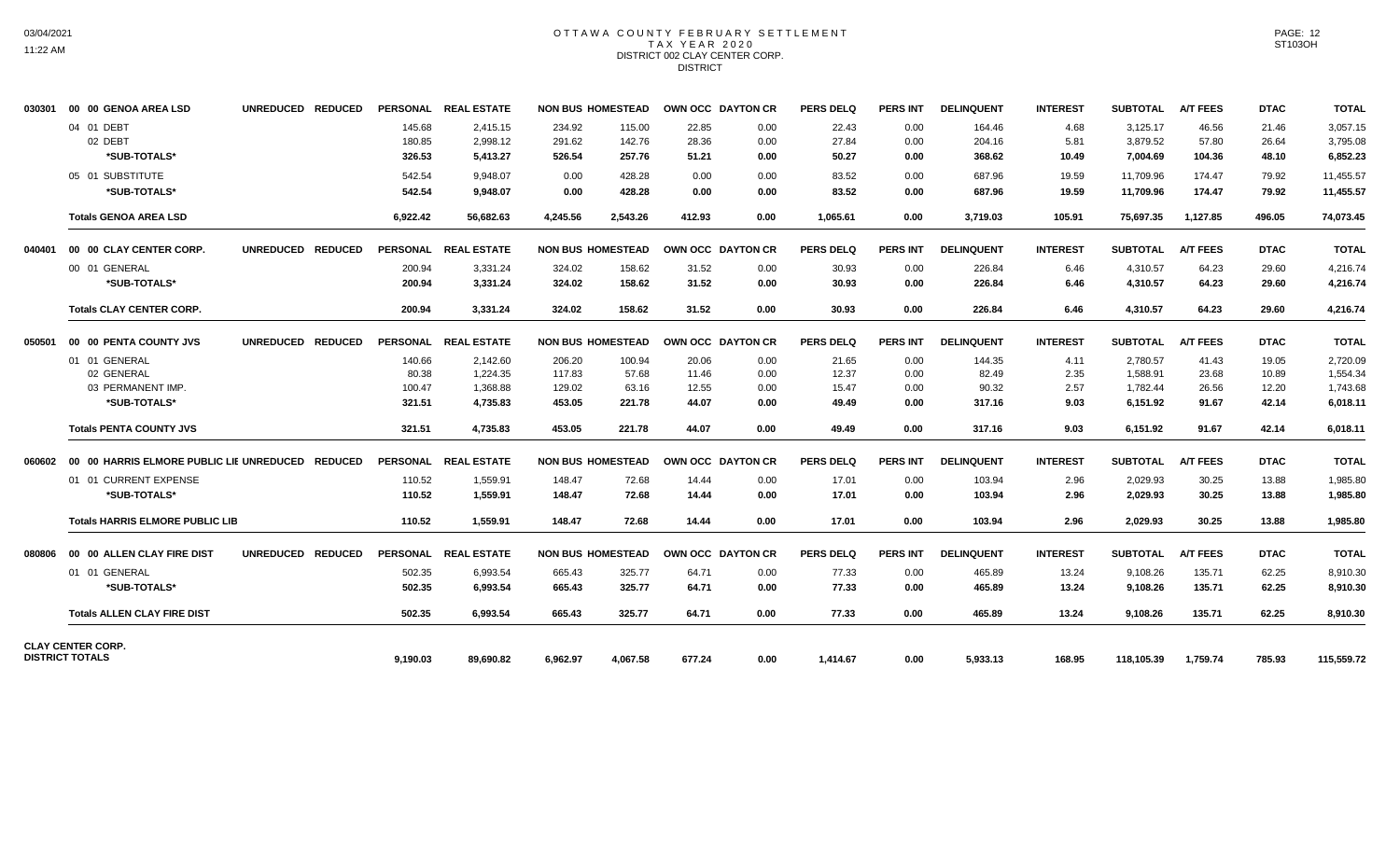# OTTAWA COUNTY FEBRUARY SETTLEMENT
## TAX YEAR 2020
### DISTRICT 002 CLAY CENTER CORP.
### DISTRICT

| | | UNREDUCED | REDUCED | PERSONAL | REAL ESTATE | NON BUS | HOMESTEAD | OWN OCC | DAYTON CR | PERS DELQ | PERS INT | DELINQUENT | INTEREST | SUBTOTAL | A/T FEES | DTAC | TOTAL |
|---|---|---|---|---|---|---|---|---|---|---|---|---|---|---|---|---|---|
| 030301 | 00 00 GENOA AREA LSD | | | | | | | | | | | | | | | | |
| | 04 01 DEBT | | | 145.68 | 2,415.15 | 234.92 | 115.00 | 22.85 | 0.00 | 22.43 | 0.00 | 164.46 | 4.68 | 3,125.17 | 46.56 | 21.46 | 3,057.15 |
| | 02 DEBT | | | 180.85 | 2,998.12 | 291.62 | 142.76 | 28.36 | 0.00 | 27.84 | 0.00 | 204.16 | 5.81 | 3,879.52 | 57.80 | 26.64 | 3,795.08 |
| | **\*SUB-TOTALS\*** | | | **326.53** | **5,413.27** | **526.54** | **257.76** | **51.21** | **0.00** | **50.27** | **0.00** | **368.62** | **10.49** | **7,004.69** | **104.36** | **48.10** | **6,852.23** |
| | 05 01 SUBSTITUTE | | | 542.54 | 9,948.07 | 0.00 | 428.28 | 0.00 | 0.00 | 83.52 | 0.00 | 687.96 | 19.59 | 11,709.96 | 174.47 | 79.92 | 11,455.57 |
| | **\*SUB-TOTALS\*** | | | **542.54** | **9,948.07** | **0.00** | **428.28** | **0.00** | **0.00** | **83.52** | **0.00** | **687.96** | **19.59** | **11,709.96** | **174.47** | **79.92** | **11,455.57** |
| | **Totals GENOA AREA LSD** | | | **6,922.42** | **56,682.63** | **4,245.56** | **2,543.26** | **412.93** | **0.00** | **1,065.61** | **0.00** | **3,719.03** | **105.91** | **75,697.35** | **1,127.85** | **496.05** | **74,073.45** |
| 040401 | 00 00 CLAY CENTER CORP. | UNREDUCED | REDUCED | PERSONAL | REAL ESTATE | NON BUS | HOMESTEAD | OWN OCC | DAYTON CR | PERS DELQ | PERS INT | DELINQUENT | INTEREST | SUBTOTAL | A/T FEES | DTAC | TOTAL |
| | 00 01 GENERAL | | | 200.94 | 3,331.24 | 324.02 | 158.62 | 31.52 | 0.00 | 30.93 | 0.00 | 226.84 | 6.46 | 4,310.57 | 64.23 | 29.60 | 4,216.74 |
| | **\*SUB-TOTALS\*** | | | **200.94** | **3,331.24** | **324.02** | **158.62** | **31.52** | **0.00** | **30.93** | **0.00** | **226.84** | **6.46** | **4,310.57** | **64.23** | **29.60** | **4,216.74** |
| | **Totals CLAY CENTER CORP.** | | | **200.94** | **3,331.24** | **324.02** | **158.62** | **31.52** | **0.00** | **30.93** | **0.00** | **226.84** | **6.46** | **4,310.57** | **64.23** | **29.60** | **4,216.74** |
| 050501 | 00 00 PENTA COUNTY JVS | UNREDUCED | REDUCED | PERSONAL | REAL ESTATE | NON BUS | HOMESTEAD | OWN OCC | DAYTON CR | PERS DELQ | PERS INT | DELINQUENT | INTEREST | SUBTOTAL | A/T FEES | DTAC | TOTAL |
| | 01 01 GENERAL | | | 140.66 | 2,142.60 | 206.20 | 100.94 | 20.06 | 0.00 | 21.65 | 0.00 | 144.35 | 4.11 | 2,780.57 | 41.43 | 19.05 | 2,720.09 |
| | 02 GENERAL | | | 80.38 | 1,224.35 | 117.83 | 57.68 | 11.46 | 0.00 | 12.37 | 0.00 | 82.49 | 2.35 | 1,588.91 | 23.68 | 10.89 | 1,554.34 |
| | 03 PERMANENT IMP. | | | 100.47 | 1,368.88 | 129.02 | 63.16 | 12.55 | 0.00 | 15.47 | 0.00 | 90.32 | 2.57 | 1,782.44 | 26.56 | 12.20 | 1,743.68 |
| | **\*SUB-TOTALS\*** | | | **321.51** | **4,735.83** | **453.05** | **221.78** | **44.07** | **0.00** | **49.49** | **0.00** | **317.16** | **9.03** | **6,151.92** | **91.67** | **42.14** | **6,018.11** |
| | **Totals PENTA COUNTY JVS** | | | **321.51** | **4,735.83** | **453.05** | **221.78** | **44.07** | **0.00** | **49.49** | **0.00** | **317.16** | **9.03** | **6,151.92** | **91.67** | **42.14** | **6,018.11** |
| 060602 | 00 00 HARRIS ELMORE PUBLIC LIE | UNREDUCED | REDUCED | PERSONAL | REAL ESTATE | NON BUS | HOMESTEAD | OWN OCC | DAYTON CR | PERS DELQ | PERS INT | DELINQUENT | INTEREST | SUBTOTAL | A/T FEES | DTAC | TOTAL |
| | 01 01 CURRENT EXPENSE | | | 110.52 | 1,559.91 | 148.47 | 72.68 | 14.44 | 0.00 | 17.01 | 0.00 | 103.94 | 2.96 | 2,029.93 | 30.25 | 13.88 | 1,985.80 |
| | **\*SUB-TOTALS\*** | | | **110.52** | **1,559.91** | **148.47** | **72.68** | **14.44** | **0.00** | **17.01** | **0.00** | **103.94** | **2.96** | **2,029.93** | **30.25** | **13.88** | **1,985.80** |
| | **Totals HARRIS ELMORE PUBLIC LIB** | | | **110.52** | **1,559.91** | **148.47** | **72.68** | **14.44** | **0.00** | **17.01** | **0.00** | **103.94** | **2.96** | **2,029.93** | **30.25** | **13.88** | **1,985.80** |
| 080806 | 00 00 ALLEN CLAY FIRE DIST | UNREDUCED | REDUCED | PERSONAL | REAL ESTATE | NON BUS | HOMESTEAD | OWN OCC | DAYTON CR | PERS DELQ | PERS INT | DELINQUENT | INTEREST | SUBTOTAL | A/T FEES | DTAC | TOTAL |
| | 01 01 GENERAL | | | 502.35 | 6,993.54 | 665.43 | 325.77 | 64.71 | 0.00 | 77.33 | 0.00 | 465.89 | 13.24 | 9,108.26 | 135.71 | 62.25 | 8,910.30 |
| | **\*SUB-TOTALS\*** | | | **502.35** | **6,993.54** | **665.43** | **325.77** | **64.71** | **0.00** | **77.33** | **0.00** | **465.89** | **13.24** | **9,108.26** | **135.71** | **62.25** | **8,910.30** |
| | **Totals ALLEN CLAY FIRE DIST** | | | **502.35** | **6,993.54** | **665.43** | **325.77** | **64.71** | **0.00** | **77.33** | **0.00** | **465.89** | **13.24** | **9,108.26** | **135.71** | **62.25** | **8,910.30** |
| **CLAY CENTER CORP. DISTRICT TOTALS** | | | | **9,190.03** | **89,690.82** | **6,962.97** | **4,067.58** | **677.24** | **0.00** | **1,414.67** | **0.00** | **5,933.13** | **168.95** | **118,105.39** | **1,759.74** | **785.93** | **115,559.72** |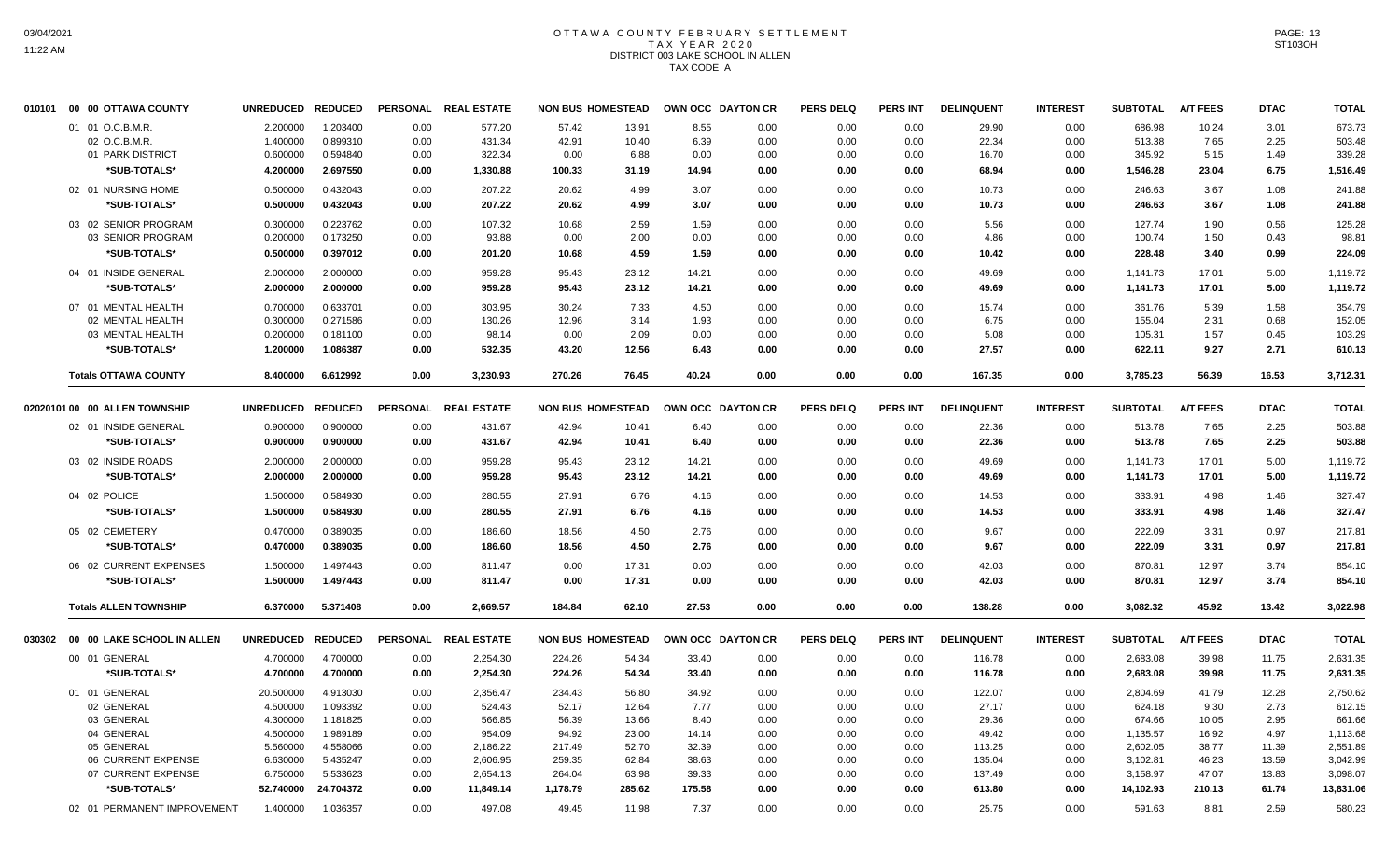# OTTAWA COUNTY FEBRUARY SETTLEMENT
## TAX YEAR 2020
## DISTRICT 003 LAKE SCHOOL IN ALLEN
## TAX CODE A

| 010101 00 00 OTTAWA COUNTY | UNREDUCED | REDUCED | PERSONAL | REAL ESTATE | NON BUS | HOMESTEAD | OWN OCC | DAYTON CR | PERS DELQ | PERS INT | DELINQUENT | INTEREST | SUBTOTAL | A/T FEES | DTAC | TOTAL |
|---|---|---|---|---|---|---|---|---|---|---|---|---|---|---|---|---|
| 01 01 O.C.B.M.R. | 2.200000 | 1.203400 | 0.00 | 577.20 | 57.42 | 13.91 | 8.55 | 0.00 | 0.00 | 0.00 | 29.90 | 0.00 | 686.98 | 10.24 | 3.01 | 673.73 |
| 02 O.C.B.M.R. | 1.400000 | 0.899310 | 0.00 | 431.34 | 42.91 | 10.40 | 6.39 | 0.00 | 0.00 | 0.00 | 22.34 | 0.00 | 513.38 | 7.65 | 2.25 | 503.48 |
| 01 PARK DISTRICT | 0.600000 | 0.594840 | 0.00 | 322.34 | 0.00 | 6.88 | 0.00 | 0.00 | 0.00 | 0.00 | 16.70 | 0.00 | 345.92 | 5.15 | 1.49 | 339.28 |
| *SUB-TOTALS* | 4.200000 | 2.697550 | 0.00 | 1,330.88 | 100.33 | 31.19 | 14.94 | 0.00 | 0.00 | 0.00 | 68.94 | 0.00 | 1,546.28 | 23.04 | 6.75 | 1,516.49 |
| 02 01 NURSING HOME | 0.500000 | 0.432043 | 0.00 | 207.22 | 20.62 | 4.99 | 3.07 | 0.00 | 0.00 | 0.00 | 10.73 | 0.00 | 246.63 | 3.67 | 1.08 | 241.88 |
| *SUB-TOTALS* | 0.500000 | 0.432043 | 0.00 | 207.22 | 20.62 | 4.99 | 3.07 | 0.00 | 0.00 | 0.00 | 10.73 | 0.00 | 246.63 | 3.67 | 1.08 | 241.88 |
| 03 02 SENIOR PROGRAM | 0.300000 | 0.223762 | 0.00 | 107.32 | 10.68 | 2.59 | 1.59 | 0.00 | 0.00 | 0.00 | 5.56 | 0.00 | 127.74 | 1.90 | 0.56 | 125.28 |
| 03 SENIOR PROGRAM | 0.200000 | 0.173250 | 0.00 | 93.88 | 0.00 | 2.00 | 0.00 | 0.00 | 0.00 | 0.00 | 4.86 | 0.00 | 100.74 | 1.50 | 0.43 | 98.81 |
| *SUB-TOTALS* | 0.500000 | 0.397012 | 0.00 | 201.20 | 10.68 | 4.59 | 1.59 | 0.00 | 0.00 | 0.00 | 10.42 | 0.00 | 228.48 | 3.40 | 0.99 | 224.09 |
| 04 01 INSIDE GENERAL | 2.000000 | 2.000000 | 0.00 | 959.28 | 95.43 | 23.12 | 14.21 | 0.00 | 0.00 | 0.00 | 49.69 | 0.00 | 1,141.73 | 17.01 | 5.00 | 1,119.72 |
| *SUB-TOTALS* | 2.000000 | 2.000000 | 0.00 | 959.28 | 95.43 | 23.12 | 14.21 | 0.00 | 0.00 | 0.00 | 49.69 | 0.00 | 1,141.73 | 17.01 | 5.00 | 1,119.72 |
| 07 01 MENTAL HEALTH | 0.700000 | 0.633701 | 0.00 | 303.95 | 30.24 | 7.33 | 4.50 | 0.00 | 0.00 | 0.00 | 15.74 | 0.00 | 361.76 | 5.39 | 1.58 | 354.79 |
| 02 MENTAL HEALTH | 0.300000 | 0.271586 | 0.00 | 130.26 | 12.96 | 3.14 | 1.93 | 0.00 | 0.00 | 0.00 | 6.75 | 0.00 | 155.04 | 2.31 | 0.68 | 152.05 |
| 03 MENTAL HEALTH | 0.200000 | 0.181100 | 0.00 | 98.14 | 0.00 | 2.09 | 0.00 | 0.00 | 0.00 | 0.00 | 5.08 | 0.00 | 105.31 | 1.57 | 0.45 | 103.29 |
| *SUB-TOTALS* | 1.200000 | 1.086387 | 0.00 | 532.35 | 43.20 | 12.56 | 6.43 | 0.00 | 0.00 | 0.00 | 27.57 | 0.00 | 622.11 | 9.27 | 2.71 | 610.13 |
| **Totals OTTAWA COUNTY** | 8.400000 | 6.612992 | 0.00 | 3,230.93 | 270.26 | 76.45 | 40.24 | 0.00 | 0.00 | 0.00 | 167.35 | 0.00 | 3,785.23 | 56.39 | 16.53 | 3,712.31 |

| 02020101 00 00 ALLEN TOWNSHIP | UNREDUCED | REDUCED | PERSONAL | REAL ESTATE | NON BUS | HOMESTEAD | OWN OCC | DAYTON CR | PERS DELQ | PERS INT | DELINQUENT | INTEREST | SUBTOTAL | A/T FEES | DTAC | TOTAL |
|---|---|---|---|---|---|---|---|---|---|---|---|---|---|---|---|---|
| 02 01 INSIDE GENERAL | 0.900000 | 0.900000 | 0.00 | 431.67 | 42.94 | 10.41 | 6.40 | 0.00 | 0.00 | 0.00 | 22.36 | 0.00 | 513.78 | 7.65 | 2.25 | 503.88 |
| *SUB-TOTALS* | 0.900000 | 0.900000 | 0.00 | 431.67 | 42.94 | 10.41 | 6.40 | 0.00 | 0.00 | 0.00 | 22.36 | 0.00 | 513.78 | 7.65 | 2.25 | 503.88 |
| 03 02 INSIDE ROADS | 2.000000 | 2.000000 | 0.00 | 959.28 | 95.43 | 23.12 | 14.21 | 0.00 | 0.00 | 0.00 | 49.69 | 0.00 | 1,141.73 | 17.01 | 5.00 | 1,119.72 |
| *SUB-TOTALS* | 2.000000 | 2.000000 | 0.00 | 959.28 | 95.43 | 23.12 | 14.21 | 0.00 | 0.00 | 0.00 | 49.69 | 0.00 | 1,141.73 | 17.01 | 5.00 | 1,119.72 |
| 04 02 POLICE | 1.500000 | 0.584930 | 0.00 | 280.55 | 27.91 | 6.76 | 4.16 | 0.00 | 0.00 | 0.00 | 14.53 | 0.00 | 333.91 | 4.98 | 1.46 | 327.47 |
| *SUB-TOTALS* | 1.500000 | 0.584930 | 0.00 | 280.55 | 27.91 | 6.76 | 4.16 | 0.00 | 0.00 | 0.00 | 14.53 | 0.00 | 333.91 | 4.98 | 1.46 | 327.47 |
| 05 02 CEMETERY | 0.470000 | 0.389035 | 0.00 | 186.60 | 18.56 | 4.50 | 2.76 | 0.00 | 0.00 | 0.00 | 9.67 | 0.00 | 222.09 | 3.31 | 0.97 | 217.81 |
| *SUB-TOTALS* | 0.470000 | 0.389035 | 0.00 | 186.60 | 18.56 | 4.50 | 2.76 | 0.00 | 0.00 | 0.00 | 9.67 | 0.00 | 222.09 | 3.31 | 0.97 | 217.81 |
| 06 02 CURRENT EXPENSES | 1.500000 | 1.497443 | 0.00 | 811.47 | 0.00 | 17.31 | 0.00 | 0.00 | 0.00 | 0.00 | 42.03 | 0.00 | 870.81 | 12.97 | 3.74 | 854.10 |
| *SUB-TOTALS* | 1.500000 | 1.497443 | 0.00 | 811.47 | 0.00 | 17.31 | 0.00 | 0.00 | 0.00 | 0.00 | 42.03 | 0.00 | 870.81 | 12.97 | 3.74 | 854.10 |
| **Totals ALLEN TOWNSHIP** | 6.370000 | 5.371408 | 0.00 | 2,669.57 | 184.84 | 62.10 | 27.53 | 0.00 | 0.00 | 0.00 | 138.28 | 0.00 | 3,082.32 | 45.92 | 13.42 | 3,022.98 |

| 030302 00 00 LAKE SCHOOL IN ALLEN | UNREDUCED | REDUCED | PERSONAL | REAL ESTATE | NON BUS | HOMESTEAD | OWN OCC | DAYTON CR | PERS DELQ | PERS INT | DELINQUENT | INTEREST | SUBTOTAL | A/T FEES | DTAC | TOTAL |
|---|---|---|---|---|---|---|---|---|---|---|---|---|---|---|---|---|
| 00 01 GENERAL | 4.700000 | 4.700000 | 0.00 | 2,254.30 | 224.26 | 54.34 | 33.40 | 0.00 | 0.00 | 0.00 | 116.78 | 0.00 | 2,683.08 | 39.98 | 11.75 | 2,631.35 |
| *SUB-TOTALS* | 4.700000 | 4.700000 | 0.00 | 2,254.30 | 224.26 | 54.34 | 33.40 | 0.00 | 0.00 | 0.00 | 116.78 | 0.00 | 2,683.08 | 39.98 | 11.75 | 2,631.35 |
| 01 01 GENERAL | 20.500000 | 4.913030 | 0.00 | 2,356.47 | 234.43 | 56.80 | 34.92 | 0.00 | 0.00 | 0.00 | 122.07 | 0.00 | 2,804.69 | 41.79 | 12.28 | 2,750.62 |
| 02 GENERAL | 4.500000 | 1.093392 | 0.00 | 524.43 | 52.17 | 12.64 | 7.77 | 0.00 | 0.00 | 0.00 | 27.17 | 0.00 | 624.18 | 9.30 | 2.73 | 612.15 |
| 03 GENERAL | 4.300000 | 1.181825 | 0.00 | 566.85 | 56.39 | 13.66 | 8.40 | 0.00 | 0.00 | 0.00 | 29.36 | 0.00 | 674.66 | 10.05 | 2.95 | 661.66 |
| 04 GENERAL | 4.500000 | 1.989189 | 0.00 | 954.09 | 94.92 | 23.00 | 14.14 | 0.00 | 0.00 | 0.00 | 49.42 | 0.00 | 1,135.57 | 16.92 | 4.97 | 1,113.68 |
| 05 GENERAL | 5.560000 | 4.558066 | 0.00 | 2,186.22 | 217.49 | 52.70 | 32.39 | 0.00 | 0.00 | 0.00 | 113.25 | 0.00 | 2,602.05 | 38.77 | 11.39 | 2,551.89 |
| 06 CURRENT EXPENSE | 6.630000 | 5.435247 | 0.00 | 2,606.95 | 259.35 | 62.84 | 38.63 | 0.00 | 0.00 | 0.00 | 135.04 | 0.00 | 3,102.81 | 46.23 | 13.59 | 3,042.99 |
| 07 CURRENT EXPENSE | 6.750000 | 5.533623 | 0.00 | 2,654.13 | 264.04 | 63.98 | 39.33 | 0.00 | 0.00 | 0.00 | 137.49 | 0.00 | 3,158.97 | 47.07 | 13.83 | 3,098.07 |
| *SUB-TOTALS* | 52.740000 | 24.704372 | 0.00 | 11,849.14 | 1,178.79 | 285.62 | 175.58 | 0.00 | 0.00 | 0.00 | 613.80 | 0.00 | 14,102.93 | 210.13 | 61.74 | 13,831.06 |
| 02 01 PERMANENT IMPROVEMENT | 1.400000 | 1.036357 | 0.00 | 497.08 | 49.45 | 11.98 | 7.37 | 0.00 | 0.00 | 0.00 | 25.75 | 0.00 | 591.63 | 8.81 | 2.59 | 580.23 |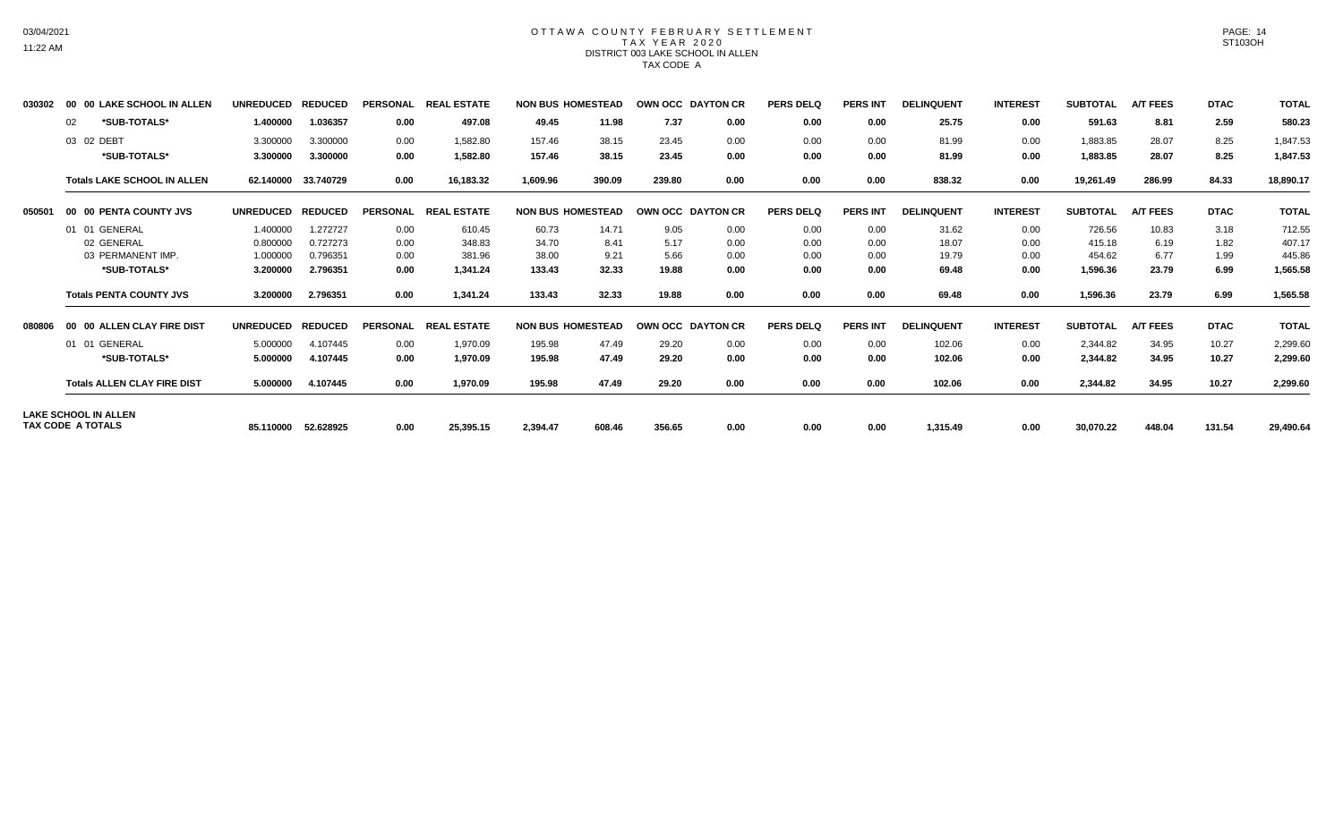# OTTAWA COUNTY FEBRUARY SETTLEMENT
## TAX YEAR 2020
## DISTRICT 003 LAKE SCHOOL IN ALLEN
## TAX CODE A

| | | UNREDUCED | REDUCED | PERSONAL | REAL ESTATE | NON BUS | HOMESTEAD | OWN OCC | DAYTON CR | PERS DELQ | PERS INT | DELINQUENT | INTEREST | SUBTOTAL | A/T FEES | DTAC | TOTAL |
|---|---|---|---|---|---|---|---|---|---|---|---|---|---|---|---|---|---|
| 030302 | 00 00 LAKE SCHOOL IN ALLEN | UNREDUCED | REDUCED | PERSONAL | REAL ESTATE | NON BUS | HOMESTEAD | OWN OCC | DAYTON CR | PERS DELQ | PERS INT | DELINQUENT | INTEREST | SUBTOTAL | A/T FEES | DTAC | TOTAL |
| | 02 *SUB-TOTALS* | **1.400000** | **1.036357** | **0.00** | **497.08** | **49.45** | **11.98** | **7.37** | **0.00** | **0.00** | **0.00** | **25.75** | **0.00** | **591.63** | **8.81** | **2.59** | **580.23** |
| | 03 02 DEBT | 3.300000 | 3.300000 | 0.00 | 1,582.80 | 157.46 | 38.15 | 23.45 | 0.00 | 0.00 | 0.00 | 81.99 | 0.00 | 1,883.85 | 28.07 | 8.25 | 1,847.53 |
| | *SUB-TOTALS* | **3.300000** | **3.300000** | **0.00** | **1,582.80** | **157.46** | **38.15** | **23.45** | **0.00** | **0.00** | **0.00** | **81.99** | **0.00** | **1,883.85** | **28.07** | **8.25** | **1,847.53** |
| | **Totals LAKE SCHOOL IN ALLEN** | **62.140000** | **33.740729** | **0.00** | **16,183.32** | **1,609.96** | **390.09** | **239.80** | **0.00** | **0.00** | **0.00** | **838.32** | **0.00** | **19,261.49** | **286.99** | **84.33** | **18,890.17** |
| 050501 | 00 00 PENTA COUNTY JVS | UNREDUCED | REDUCED | PERSONAL | REAL ESTATE | NON BUS | HOMESTEAD | OWN OCC | DAYTON CR | PERS DELQ | PERS INT | DELINQUENT | INTEREST | SUBTOTAL | A/T FEES | DTAC | TOTAL |
| | 01 01 GENERAL | 1.400000 | 1.272727 | 0.00 | 610.45 | 60.73 | 14.71 | 9.05 | 0.00 | 0.00 | 0.00 | 31.62 | 0.00 | 726.56 | 10.83 | 3.18 | 712.55 |
| | 02 GENERAL | 0.800000 | 0.727273 | 0.00 | 348.83 | 34.70 | 8.41 | 5.17 | 0.00 | 0.00 | 0.00 | 18.07 | 0.00 | 415.18 | 6.19 | 1.82 | 407.17 |
| | 03 PERMANENT IMP. | 1.000000 | 0.796351 | 0.00 | 381.96 | 38.00 | 9.21 | 5.66 | 0.00 | 0.00 | 0.00 | 19.79 | 0.00 | 454.62 | 6.77 | 1.99 | 445.86 |
| | *SUB-TOTALS* | **3.200000** | **2.796351** | **0.00** | **1,341.24** | **133.43** | **32.33** | **19.88** | **0.00** | **0.00** | **0.00** | **69.48** | **0.00** | **1,596.36** | **23.79** | **6.99** | **1,565.58** |
| | **Totals PENTA COUNTY JVS** | **3.200000** | **2.796351** | **0.00** | **1,341.24** | **133.43** | **32.33** | **19.88** | **0.00** | **0.00** | **0.00** | **69.48** | **0.00** | **1,596.36** | **23.79** | **6.99** | **1,565.58** |
| 080806 | 00 00 ALLEN CLAY FIRE DIST | UNREDUCED | REDUCED | PERSONAL | REAL ESTATE | NON BUS | HOMESTEAD | OWN OCC | DAYTON CR | PERS DELQ | PERS INT | DELINQUENT | INTEREST | SUBTOTAL | A/T FEES | DTAC | TOTAL |
| | 01 01 GENERAL | 5.000000 | 4.107445 | 0.00 | 1,970.09 | 195.98 | 47.49 | 29.20 | 0.00 | 0.00 | 0.00 | 102.06 | 0.00 | 2,344.82 | 34.95 | 10.27 | 2,299.60 |
| | *SUB-TOTALS* | **5.000000** | **4.107445** | **0.00** | **1,970.09** | **195.98** | **47.49** | **29.20** | **0.00** | **0.00** | **0.00** | **102.06** | **0.00** | **2,344.82** | **34.95** | **10.27** | **2,299.60** |
| | **Totals ALLEN CLAY FIRE DIST** | **5.000000** | **4.107445** | **0.00** | **1,970.09** | **195.98** | **47.49** | **29.20** | **0.00** | **0.00** | **0.00** | **102.06** | **0.00** | **2,344.82** | **34.95** | **10.27** | **2,299.60** |
| **LAKE SCHOOL IN ALLEN TAX CODE A TOTALS** | | **85.110000** | **52.628925** | **0.00** | **25,395.15** | **2,394.47** | **608.46** | **356.65** | **0.00** | **0.00** | **0.00** | **1,315.49** | **0.00** | **30,070.22** | **448.04** | **131.54** | **29,490.64** |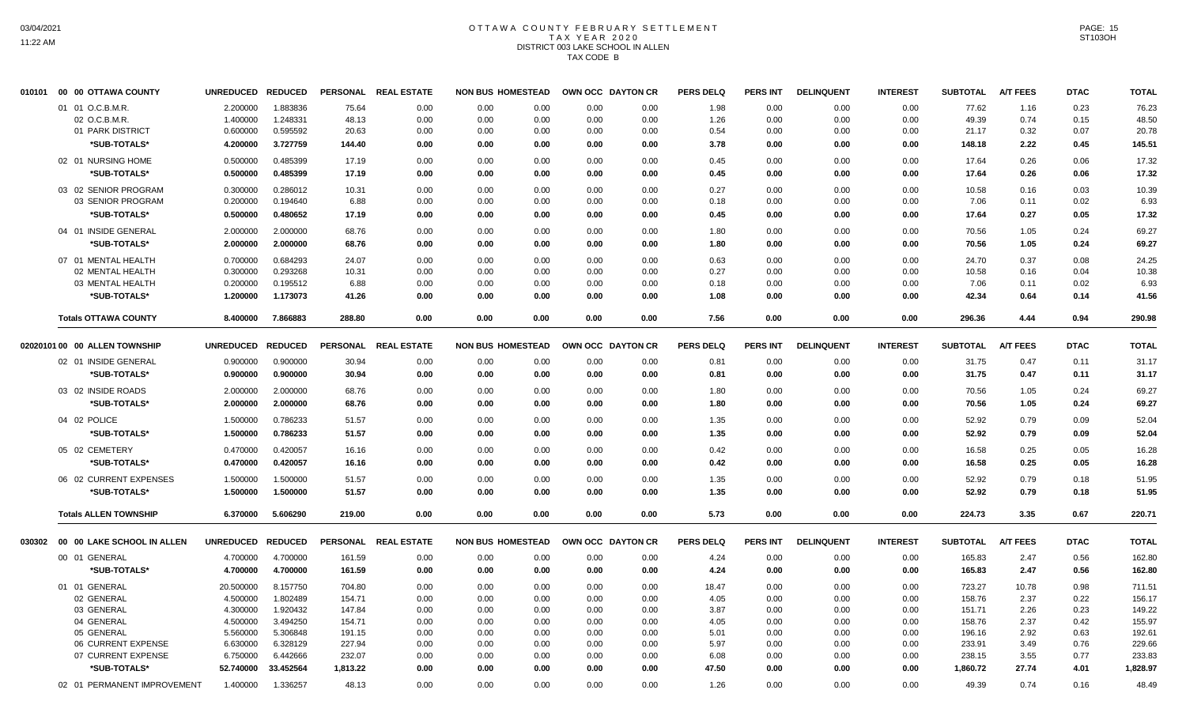# OTTAWA COUNTY FEBRUARY SETTLEMENT
## TAX YEAR 2020
## DISTRICT 003 LAKE SCHOOL IN ALLEN
## TAX CODE B

| | | UNREDUCED | REDUCED | PERSONAL | REAL ESTATE | NON BUS | HOMESTEAD | OWN OCC | DAYTON CR | PERS DELQ | PERS INT | DELINQUENT | INTEREST | SUBTOTAL | A/T FEES | DTAC | TOTAL |
|---|---|---|---|---|---|---|---|---|---|---|---|---|---|---|---|---|---|
| 010101 | 00 00 OTTAWA COUNTY | | | | | | | | | | | | | | | | |
| | 01 01 O.C.B.M.R. | 2.200000 | 1.883836 | 75.64 | 0.00 | 0.00 | 0.00 | 0.00 | 0.00 | 1.98 | 0.00 | 0.00 | 0.00 | 77.62 | 1.16 | 0.23 | 76.23 |
| | 02 O.C.B.M.R. | 1.400000 | 1.248331 | 48.13 | 0.00 | 0.00 | 0.00 | 0.00 | 0.00 | 1.26 | 0.00 | 0.00 | 0.00 | 49.39 | 0.74 | 0.15 | 48.50 |
| | 01 PARK DISTRICT | 0.600000 | 0.595592 | 20.63 | 0.00 | 0.00 | 0.00 | 0.00 | 0.00 | 0.54 | 0.00 | 0.00 | 0.00 | 21.17 | 0.32 | 0.07 | 20.78 |
| | *SUB-TOTALS* | 4.200000 | 3.727759 | 144.40 | 0.00 | 0.00 | 0.00 | 0.00 | 0.00 | 3.78 | 0.00 | 0.00 | 0.00 | 148.18 | 2.22 | 0.45 | 145.51 |
| | 02 01 NURSING HOME | 0.500000 | 0.485399 | 17.19 | 0.00 | 0.00 | 0.00 | 0.00 | 0.00 | 0.45 | 0.00 | 0.00 | 0.00 | 17.64 | 0.26 | 0.06 | 17.32 |
| | *SUB-TOTALS* | 0.500000 | 0.485399 | 17.19 | 0.00 | 0.00 | 0.00 | 0.00 | 0.00 | 0.45 | 0.00 | 0.00 | 0.00 | 17.64 | 0.26 | 0.06 | 17.32 |
| | 03 02 SENIOR PROGRAM | 0.300000 | 0.286012 | 10.31 | 0.00 | 0.00 | 0.00 | 0.00 | 0.00 | 0.27 | 0.00 | 0.00 | 0.00 | 10.58 | 0.16 | 0.03 | 10.39 |
| | 03 SENIOR PROGRAM | 0.200000 | 0.194640 | 6.88 | 0.00 | 0.00 | 0.00 | 0.00 | 0.00 | 0.18 | 0.00 | 0.00 | 0.00 | 7.06 | 0.11 | 0.02 | 6.93 |
| | *SUB-TOTALS* | 0.500000 | 0.480652 | 17.19 | 0.00 | 0.00 | 0.00 | 0.00 | 0.00 | 0.45 | 0.00 | 0.00 | 0.00 | 17.64 | 0.27 | 0.05 | 17.32 |
| | 04 01 INSIDE GENERAL | 2.000000 | 2.000000 | 68.76 | 0.00 | 0.00 | 0.00 | 0.00 | 0.00 | 1.80 | 0.00 | 0.00 | 0.00 | 70.56 | 1.05 | 0.24 | 69.27 |
| | *SUB-TOTALS* | 2.000000 | 2.000000 | 68.76 | 0.00 | 0.00 | 0.00 | 0.00 | 0.00 | 1.80 | 0.00 | 0.00 | 0.00 | 70.56 | 1.05 | 0.24 | 69.27 |
| | 07 01 MENTAL HEALTH | 0.700000 | 0.684293 | 24.07 | 0.00 | 0.00 | 0.00 | 0.00 | 0.00 | 0.63 | 0.00 | 0.00 | 0.00 | 24.70 | 0.37 | 0.08 | 24.25 |
| | 02 MENTAL HEALTH | 0.300000 | 0.293268 | 10.31 | 0.00 | 0.00 | 0.00 | 0.00 | 0.00 | 0.27 | 0.00 | 0.00 | 0.00 | 10.58 | 0.16 | 0.04 | 10.38 |
| | 03 MENTAL HEALTH | 0.200000 | 0.195512 | 6.88 | 0.00 | 0.00 | 0.00 | 0.00 | 0.00 | 0.18 | 0.00 | 0.00 | 0.00 | 7.06 | 0.11 | 0.02 | 6.93 |
| | *SUB-TOTALS* | 1.200000 | 1.173073 | 41.26 | 0.00 | 0.00 | 0.00 | 0.00 | 0.00 | 1.08 | 0.00 | 0.00 | 0.00 | 42.34 | 0.64 | 0.14 | 41.56 |
| | **Totals OTTAWA COUNTY** | 8.400000 | 7.866883 | 288.80 | 0.00 | 0.00 | 0.00 | 0.00 | 0.00 | 7.56 | 0.00 | 0.00 | 0.00 | 296.36 | 4.44 | 0.94 | 290.98 |
| 02020101 | 00 00 ALLEN TOWNSHIP | UNREDUCED | REDUCED | PERSONAL | REAL ESTATE | NON BUS | HOMESTEAD | OWN OCC | DAYTON CR | PERS DELQ | PERS INT | DELINQUENT | INTEREST | SUBTOTAL | A/T FEES | DTAC | TOTAL |
| | 02 01 INSIDE GENERAL | 0.900000 | 0.900000 | 30.94 | 0.00 | 0.00 | 0.00 | 0.00 | 0.00 | 0.81 | 0.00 | 0.00 | 0.00 | 31.75 | 0.47 | 0.11 | 31.17 |
| | *SUB-TOTALS* | 0.900000 | 0.900000 | 30.94 | 0.00 | 0.00 | 0.00 | 0.00 | 0.00 | 0.81 | 0.00 | 0.00 | 0.00 | 31.75 | 0.47 | 0.11 | 31.17 |
| | 03 02 INSIDE ROADS | 2.000000 | 2.000000 | 68.76 | 0.00 | 0.00 | 0.00 | 0.00 | 0.00 | 1.80 | 0.00 | 0.00 | 0.00 | 70.56 | 1.05 | 0.24 | 69.27 |
| | *SUB-TOTALS* | 2.000000 | 2.000000 | 68.76 | 0.00 | 0.00 | 0.00 | 0.00 | 0.00 | 1.80 | 0.00 | 0.00 | 0.00 | 70.56 | 1.05 | 0.24 | 69.27 |
| | 04 02 POLICE | 1.500000 | 0.786233 | 51.57 | 0.00 | 0.00 | 0.00 | 0.00 | 0.00 | 1.35 | 0.00 | 0.00 | 0.00 | 52.92 | 0.79 | 0.09 | 52.04 |
| | *SUB-TOTALS* | 1.500000 | 0.786233 | 51.57 | 0.00 | 0.00 | 0.00 | 0.00 | 0.00 | 1.35 | 0.00 | 0.00 | 0.00 | 52.92 | 0.79 | 0.09 | 52.04 |
| | 05 02 CEMETERY | 0.470000 | 0.420057 | 16.16 | 0.00 | 0.00 | 0.00 | 0.00 | 0.00 | 0.42 | 0.00 | 0.00 | 0.00 | 16.58 | 0.25 | 0.05 | 16.28 |
| | *SUB-TOTALS* | 0.470000 | 0.420057 | 16.16 | 0.00 | 0.00 | 0.00 | 0.00 | 0.00 | 0.42 | 0.00 | 0.00 | 0.00 | 16.58 | 0.25 | 0.05 | 16.28 |
| | 06 02 CURRENT EXPENSES | 1.500000 | 1.500000 | 51.57 | 0.00 | 0.00 | 0.00 | 0.00 | 0.00 | 1.35 | 0.00 | 0.00 | 0.00 | 52.92 | 0.79 | 0.18 | 51.95 |
| | *SUB-TOTALS* | 1.500000 | 1.500000 | 51.57 | 0.00 | 0.00 | 0.00 | 0.00 | 0.00 | 1.35 | 0.00 | 0.00 | 0.00 | 52.92 | 0.79 | 0.18 | 51.95 |
| | **Totals ALLEN TOWNSHIP** | 6.370000 | 5.606290 | 219.00 | 0.00 | 0.00 | 0.00 | 0.00 | 0.00 | 5.73 | 0.00 | 0.00 | 0.00 | 224.73 | 3.35 | 0.67 | 220.71 |
| 030302 | 00 00 LAKE SCHOOL IN ALLEN | UNREDUCED | REDUCED | PERSONAL | REAL ESTATE | NON BUS | HOMESTEAD | OWN OCC | DAYTON CR | PERS DELQ | PERS INT | DELINQUENT | INTEREST | SUBTOTAL | A/T FEES | DTAC | TOTAL |
| | 00 01 GENERAL | 4.700000 | 4.700000 | 161.59 | 0.00 | 0.00 | 0.00 | 0.00 | 0.00 | 4.24 | 0.00 | 0.00 | 0.00 | 165.83 | 2.47 | 0.56 | 162.80 |
| | *SUB-TOTALS* | 4.700000 | 4.700000 | 161.59 | 0.00 | 0.00 | 0.00 | 0.00 | 0.00 | 4.24 | 0.00 | 0.00 | 0.00 | 165.83 | 2.47 | 0.56 | 162.80 |
| | 01 01 GENERAL | 20.500000 | 8.157750 | 704.80 | 0.00 | 0.00 | 0.00 | 0.00 | 0.00 | 18.47 | 0.00 | 0.00 | 0.00 | 723.27 | 10.78 | 0.98 | 711.51 |
| | 02 GENERAL | 4.500000 | 1.802489 | 154.71 | 0.00 | 0.00 | 0.00 | 0.00 | 0.00 | 4.05 | 0.00 | 0.00 | 0.00 | 158.76 | 2.37 | 0.22 | 156.17 |
| | 03 GENERAL | 4.300000 | 1.920432 | 147.84 | 0.00 | 0.00 | 0.00 | 0.00 | 0.00 | 3.87 | 0.00 | 0.00 | 0.00 | 151.71 | 2.26 | 0.23 | 149.22 |
| | 04 GENERAL | 4.500000 | 3.494250 | 154.71 | 0.00 | 0.00 | 0.00 | 0.00 | 0.00 | 4.05 | 0.00 | 0.00 | 0.00 | 158.76 | 2.37 | 0.42 | 155.97 |
| | 05 GENERAL | 5.560000 | 5.306848 | 191.15 | 0.00 | 0.00 | 0.00 | 0.00 | 0.00 | 5.01 | 0.00 | 0.00 | 0.00 | 196.16 | 2.92 | 0.63 | 192.61 |
| | 06 CURRENT EXPENSE | 6.630000 | 6.328129 | 227.94 | 0.00 | 0.00 | 0.00 | 0.00 | 0.00 | 5.97 | 0.00 | 0.00 | 0.00 | 233.91 | 3.49 | 0.76 | 229.66 |
| | 07 CURRENT EXPENSE | 6.750000 | 6.442666 | 232.07 | 0.00 | 0.00 | 0.00 | 0.00 | 0.00 | 6.08 | 0.00 | 0.00 | 0.00 | 238.15 | 3.55 | 0.77 | 233.83 |
| | *SUB-TOTALS* | 52.740000 | 33.452564 | 1,813.22 | 0.00 | 0.00 | 0.00 | 0.00 | 0.00 | 47.50 | 0.00 | 0.00 | 0.00 | 1,860.72 | 27.74 | 4.01 | 1,828.97 |
| | 02 01 PERMANENT IMPROVEMENT | 1.400000 | 1.336257 | 48.13 | 0.00 | 0.00 | 0.00 | 0.00 | 0.00 | 1.26 | 0.00 | 0.00 | 0.00 | 49.39 | 0.74 | 0.16 | 48.49 |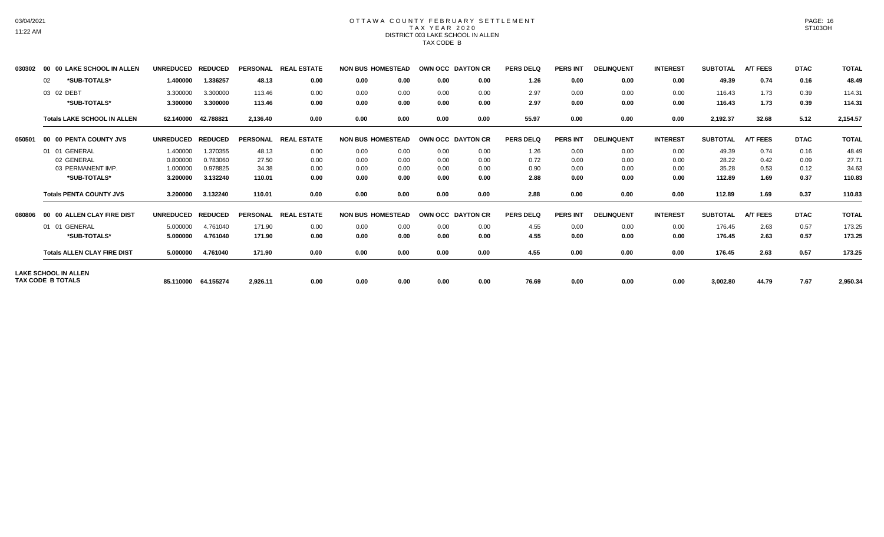# OTTAWA COUNTY FEBRUARY SETTLEMENT

TAX YEAR 2020

DISTRICT 003 LAKE SCHOOL IN ALLEN

TAX CODE B

| Code | Description | UNREDUCED | REDUCED | PERSONAL | REAL ESTATE | NON BUS | HOMESTEAD | OWN OCC | DAYTON CR | PERS DELQ | PERS INT | DELINQUENT | INTEREST | SUBTOTAL | A/T FEES | DTAC | TOTAL |
|---|---|---|---|---|---|---|---|---|---|---|---|---|---|---|---|---|---|
| 030302 | 00 00 LAKE SCHOOL IN ALLEN | UNREDUCED | REDUCED | PERSONAL | REAL ESTATE | NON BUS | HOMESTEAD | OWN OCC | DAYTON CR | PERS DELQ | PERS INT | DELINQUENT | INTEREST | SUBTOTAL | A/T FEES | DTAC | TOTAL |
| | 02 *SUB-TOTALS* | 1.400000 | 1.336257 | 48.13 | 0.00 | 0.00 | 0.00 | 0.00 | 0.00 | 1.26 | 0.00 | 0.00 | 0.00 | 49.39 | 0.74 | 0.16 | 48.49 |
| | 03 02 DEBT | 3.300000 | 3.300000 | 113.46 | 0.00 | 0.00 | 0.00 | 0.00 | 0.00 | 2.97 | 0.00 | 0.00 | 0.00 | 116.43 | 1.73 | 0.39 | 114.31 |
| | *SUB-TOTALS* | 3.300000 | 3.300000 | 113.46 | 0.00 | 0.00 | 0.00 | 0.00 | 0.00 | 2.97 | 0.00 | 0.00 | 0.00 | 116.43 | 1.73 | 0.39 | 114.31 |
| | Totals LAKE SCHOOL IN ALLEN | 62.140000 | 42.788821 | 2,136.40 | 0.00 | 0.00 | 0.00 | 0.00 | 0.00 | 55.97 | 0.00 | 0.00 | 0.00 | 2,192.37 | 32.68 | 5.12 | 2,154.57 |
| 050501 | 00 00 PENTA COUNTY JVS | UNREDUCED | REDUCED | PERSONAL | REAL ESTATE | NON BUS | HOMESTEAD | OWN OCC | DAYTON CR | PERS DELQ | PERS INT | DELINQUENT | INTEREST | SUBTOTAL | A/T FEES | DTAC | TOTAL |
| | 01 01 GENERAL | 1.400000 | 1.370355 | 48.13 | 0.00 | 0.00 | 0.00 | 0.00 | 0.00 | 1.26 | 0.00 | 0.00 | 0.00 | 49.39 | 0.74 | 0.16 | 48.49 |
| | 02 GENERAL | 0.800000 | 0.783060 | 27.50 | 0.00 | 0.00 | 0.00 | 0.00 | 0.00 | 0.72 | 0.00 | 0.00 | 0.00 | 28.22 | 0.42 | 0.09 | 27.71 |
| | 03 PERMANENT IMP. | 1.000000 | 0.978825 | 34.38 | 0.00 | 0.00 | 0.00 | 0.00 | 0.00 | 0.90 | 0.00 | 0.00 | 0.00 | 35.28 | 0.53 | 0.12 | 34.63 |
| | *SUB-TOTALS* | 3.200000 | 3.132240 | 110.01 | 0.00 | 0.00 | 0.00 | 0.00 | 0.00 | 2.88 | 0.00 | 0.00 | 0.00 | 112.89 | 1.69 | 0.37 | 110.83 |
| | Totals PENTA COUNTY JVS | 3.200000 | 3.132240 | 110.01 | 0.00 | 0.00 | 0.00 | 0.00 | 0.00 | 2.88 | 0.00 | 0.00 | 0.00 | 112.89 | 1.69 | 0.37 | 110.83 |
| 080806 | 00 00 ALLEN CLAY FIRE DIST | UNREDUCED | REDUCED | PERSONAL | REAL ESTATE | NON BUS | HOMESTEAD | OWN OCC | DAYTON CR | PERS DELQ | PERS INT | DELINQUENT | INTEREST | SUBTOTAL | A/T FEES | DTAC | TOTAL |
| | 01 01 GENERAL | 5.000000 | 4.761040 | 171.90 | 0.00 | 0.00 | 0.00 | 0.00 | 0.00 | 4.55 | 0.00 | 0.00 | 0.00 | 176.45 | 2.63 | 0.57 | 173.25 |
| | *SUB-TOTALS* | 5.000000 | 4.761040 | 171.90 | 0.00 | 0.00 | 0.00 | 0.00 | 0.00 | 4.55 | 0.00 | 0.00 | 0.00 | 176.45 | 2.63 | 0.57 | 173.25 |
| | Totals ALLEN CLAY FIRE DIST | 5.000000 | 4.761040 | 171.90 | 0.00 | 0.00 | 0.00 | 0.00 | 0.00 | 4.55 | 0.00 | 0.00 | 0.00 | 176.45 | 2.63 | 0.57 | 173.25 |
| | LAKE SCHOOL IN ALLEN TAX CODE B TOTALS | 85.110000 | 64.155274 | 2,926.11 | 0.00 | 0.00 | 0.00 | 0.00 | 0.00 | 76.69 | 0.00 | 0.00 | 0.00 | 3,002.80 | 44.79 | 7.67 | 2,950.34 |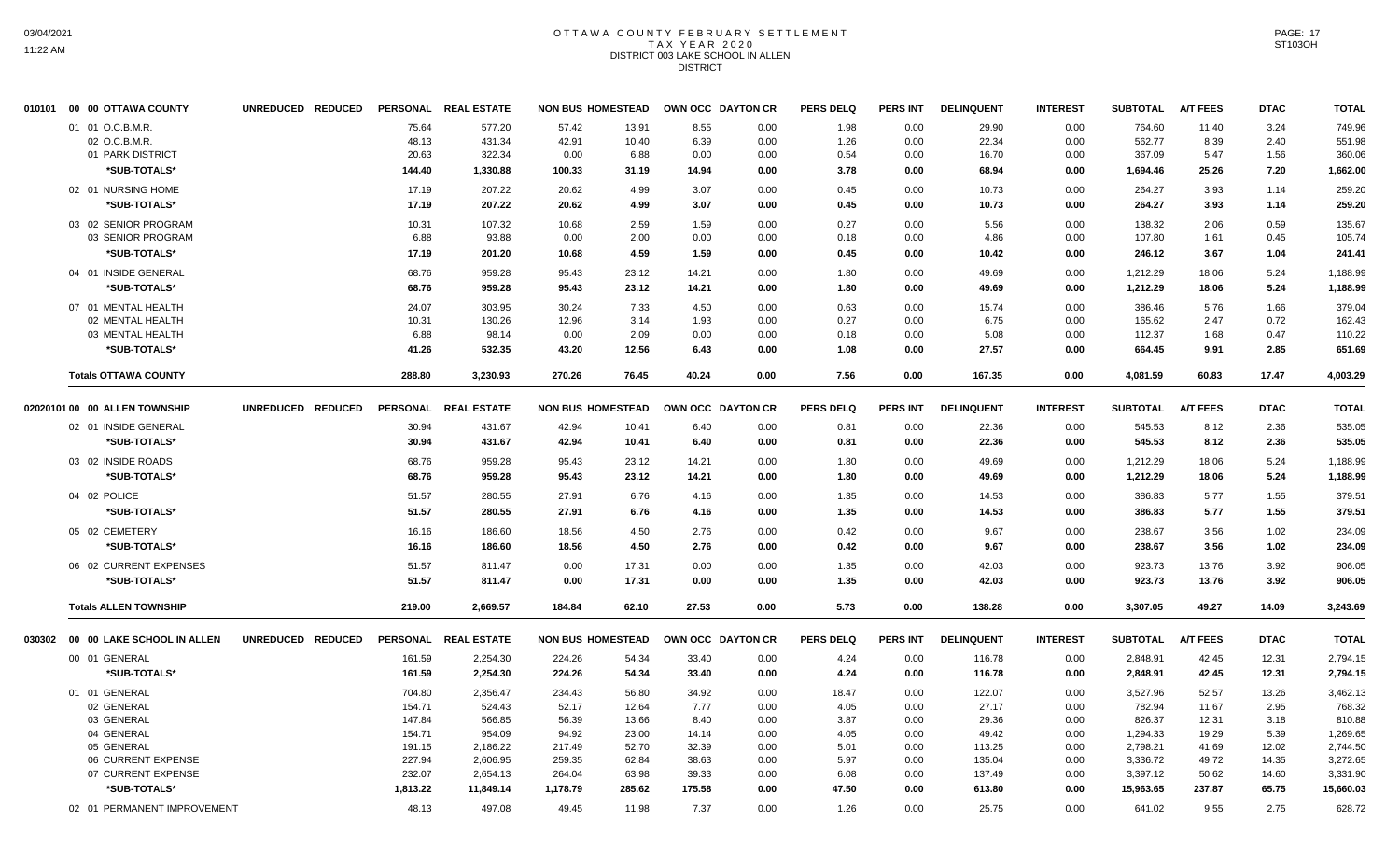# OTTAWA COUNTY FEBRUARY SETTLEMENT
## TAX YEAR 2020
## DISTRICT 003 LAKE SCHOOL IN ALLEN
## DISTRICT

| 010101 00 00 OTTAWA COUNTY | UNREDUCED | REDUCED | PERSONAL | REAL ESTATE | NON BUS | HOMESTEAD | OWN OCC | DAYTON CR | PERS DELQ | PERS INT | DELINQUENT | INTEREST | SUBTOTAL | A/T FEES | DTAC | TOTAL |
|---|---|---|---|---|---|---|---|---|---|---|---|---|---|---|---|---|
| 01 01 O.C.B.M.R. | | | 75.64 | 577.20 | 57.42 | 13.91 | 8.55 | 0.00 | 1.98 | 0.00 | 29.90 | 0.00 | 764.60 | 11.40 | 3.24 | 749.96 |
| 02 O.C.B.M.R. | | | 48.13 | 431.34 | 42.91 | 10.40 | 6.39 | 0.00 | 1.26 | 0.00 | 22.34 | 0.00 | 562.77 | 8.39 | 2.40 | 551.98 |
| 01 PARK DISTRICT | | | 20.63 | 322.34 | 0.00 | 6.88 | 0.00 | 0.00 | 0.54 | 0.00 | 16.70 | 0.00 | 367.09 | 5.47 | 1.56 | 360.06 |
| *SUB-TOTALS* | | | 144.40 | 1,330.88 | 100.33 | 31.19 | 14.94 | 0.00 | 3.78 | 0.00 | 68.94 | 0.00 | 1,694.46 | 25.26 | 7.20 | 1,662.00 |
| 02 01 NURSING HOME | | | 17.19 | 207.22 | 20.62 | 4.99 | 3.07 | 0.00 | 0.45 | 0.00 | 10.73 | 0.00 | 264.27 | 3.93 | 1.14 | 259.20 |
| *SUB-TOTALS* | | | 17.19 | 207.22 | 20.62 | 4.99 | 3.07 | 0.00 | 0.45 | 0.00 | 10.73 | 0.00 | 264.27 | 3.93 | 1.14 | 259.20 |
| 03 02 SENIOR PROGRAM | | | 10.31 | 107.32 | 10.68 | 2.59 | 1.59 | 0.00 | 0.27 | 0.00 | 5.56 | 0.00 | 138.32 | 2.06 | 0.59 | 135.67 |
| 03 SENIOR PROGRAM | | | 6.88 | 93.88 | 0.00 | 2.00 | 0.00 | 0.00 | 0.18 | 0.00 | 4.86 | 0.00 | 107.80 | 1.61 | 0.45 | 105.74 |
| *SUB-TOTALS* | | | 17.19 | 201.20 | 10.68 | 4.59 | 1.59 | 0.00 | 0.45 | 0.00 | 10.42 | 0.00 | 246.12 | 3.67 | 1.04 | 241.41 |
| 04 01 INSIDE GENERAL | | | 68.76 | 959.28 | 95.43 | 23.12 | 14.21 | 0.00 | 1.80 | 0.00 | 49.69 | 0.00 | 1,212.29 | 18.06 | 5.24 | 1,188.99 |
| *SUB-TOTALS* | | | 68.76 | 959.28 | 95.43 | 23.12 | 14.21 | 0.00 | 1.80 | 0.00 | 49.69 | 0.00 | 1,212.29 | 18.06 | 5.24 | 1,188.99 |
| 07 01 MENTAL HEALTH | | | 24.07 | 303.95 | 30.24 | 7.33 | 4.50 | 0.00 | 0.63 | 0.00 | 15.74 | 0.00 | 386.46 | 5.76 | 1.66 | 379.04 |
| 02 MENTAL HEALTH | | | 10.31 | 130.26 | 12.96 | 3.14 | 1.93 | 0.00 | 0.27 | 0.00 | 6.75 | 0.00 | 165.62 | 2.47 | 0.72 | 162.43 |
| 03 MENTAL HEALTH | | | 6.88 | 98.14 | 0.00 | 2.09 | 0.00 | 0.00 | 0.18 | 0.00 | 5.08 | 0.00 | 112.37 | 1.68 | 0.47 | 110.22 |
| *SUB-TOTALS* | | | 41.26 | 532.35 | 43.20 | 12.56 | 6.43 | 0.00 | 1.08 | 0.00 | 27.57 | 0.00 | 664.45 | 9.91 | 2.85 | 651.69 |
| **Totals OTTAWA COUNTY** | | | 288.80 | 3,230.93 | 270.26 | 76.45 | 40.24 | 0.00 | 7.56 | 0.00 | 167.35 | 0.00 | 4,081.59 | 60.83 | 17.47 | 4,003.29 |

| 02020101 00 00 ALLEN TOWNSHIP | UNREDUCED | REDUCED | PERSONAL | REAL ESTATE | NON BUS | HOMESTEAD | OWN OCC | DAYTON CR | PERS DELQ | PERS INT | DELINQUENT | INTEREST | SUBTOTAL | A/T FEES | DTAC | TOTAL |
|---|---|---|---|---|---|---|---|---|---|---|---|---|---|---|---|---|
| 02 01 INSIDE GENERAL | | | 30.94 | 431.67 | 42.94 | 10.41 | 6.40 | 0.00 | 0.81 | 0.00 | 22.36 | 0.00 | 545.53 | 8.12 | 2.36 | 535.05 |
| *SUB-TOTALS* | | | 30.94 | 431.67 | 42.94 | 10.41 | 6.40 | 0.00 | 0.81 | 0.00 | 22.36 | 0.00 | 545.53 | 8.12 | 2.36 | 535.05 |
| 03 02 INSIDE ROADS | | | 68.76 | 959.28 | 95.43 | 23.12 | 14.21 | 0.00 | 1.80 | 0.00 | 49.69 | 0.00 | 1,212.29 | 18.06 | 5.24 | 1,188.99 |
| *SUB-TOTALS* | | | 68.76 | 959.28 | 95.43 | 23.12 | 14.21 | 0.00 | 1.80 | 0.00 | 49.69 | 0.00 | 1,212.29 | 18.06 | 5.24 | 1,188.99 |
| 04 02 POLICE | | | 51.57 | 280.55 | 27.91 | 6.76 | 4.16 | 0.00 | 1.35 | 0.00 | 14.53 | 0.00 | 386.83 | 5.77 | 1.55 | 379.51 |
| *SUB-TOTALS* | | | 51.57 | 280.55 | 27.91 | 6.76 | 4.16 | 0.00 | 1.35 | 0.00 | 14.53 | 0.00 | 386.83 | 5.77 | 1.55 | 379.51 |
| 05 02 CEMETERY | | | 16.16 | 186.60 | 18.56 | 4.50 | 2.76 | 0.00 | 0.42 | 0.00 | 9.67 | 0.00 | 238.67 | 3.56 | 1.02 | 234.09 |
| *SUB-TOTALS* | | | 16.16 | 186.60 | 18.56 | 4.50 | 2.76 | 0.00 | 0.42 | 0.00 | 9.67 | 0.00 | 238.67 | 3.56 | 1.02 | 234.09 |
| 06 02 CURRENT EXPENSES | | | 51.57 | 811.47 | 0.00 | 17.31 | 0.00 | 0.00 | 1.35 | 0.00 | 42.03 | 0.00 | 923.73 | 13.76 | 3.92 | 906.05 |
| *SUB-TOTALS* | | | 51.57 | 811.47 | 0.00 | 17.31 | 0.00 | 0.00 | 1.35 | 0.00 | 42.03 | 0.00 | 923.73 | 13.76 | 3.92 | 906.05 |
| **Totals ALLEN TOWNSHIP** | | | 219.00 | 2,669.57 | 184.84 | 62.10 | 27.53 | 0.00 | 5.73 | 0.00 | 138.28 | 0.00 | 3,307.05 | 49.27 | 14.09 | 3,243.69 |

| 030302 00 00 LAKE SCHOOL IN ALLEN | UNREDUCED | REDUCED | PERSONAL | REAL ESTATE | NON BUS | HOMESTEAD | OWN OCC | DAYTON CR | PERS DELQ | PERS INT | DELINQUENT | INTEREST | SUBTOTAL | A/T FEES | DTAC | TOTAL |
|---|---|---|---|---|---|---|---|---|---|---|---|---|---|---|---|---|
| 00 01 GENERAL | | | 161.59 | 2,254.30 | 224.26 | 54.34 | 33.40 | 0.00 | 4.24 | 0.00 | 116.78 | 0.00 | 2,848.91 | 42.45 | 12.31 | 2,794.15 |
| *SUB-TOTALS* | | | 161.59 | 2,254.30 | 224.26 | 54.34 | 33.40 | 0.00 | 4.24 | 0.00 | 116.78 | 0.00 | 2,848.91 | 42.45 | 12.31 | 2,794.15 |
| 01 01 GENERAL | | | 704.80 | 2,356.47 | 234.43 | 56.80 | 34.92 | 0.00 | 18.47 | 0.00 | 122.07 | 0.00 | 3,527.96 | 52.57 | 13.26 | 3,462.13 |
| 02 GENERAL | | | 154.71 | 524.43 | 52.17 | 12.64 | 7.77 | 0.00 | 4.05 | 0.00 | 27.17 | 0.00 | 782.94 | 11.67 | 2.95 | 768.32 |
| 03 GENERAL | | | 147.84 | 566.85 | 56.39 | 13.66 | 8.40 | 0.00 | 3.87 | 0.00 | 29.36 | 0.00 | 826.37 | 12.31 | 3.18 | 810.88 |
| 04 GENERAL | | | 154.71 | 954.09 | 94.92 | 23.00 | 14.14 | 0.00 | 4.05 | 0.00 | 49.42 | 0.00 | 1,294.33 | 19.29 | 5.39 | 1,269.65 |
| 05 GENERAL | | | 191.15 | 2,186.22 | 217.49 | 52.70 | 32.39 | 0.00 | 5.01 | 0.00 | 113.25 | 0.00 | 2,798.21 | 41.69 | 12.02 | 2,744.50 |
| 06 CURRENT EXPENSE | | | 227.94 | 2,606.95 | 259.35 | 62.84 | 38.63 | 0.00 | 5.97 | 0.00 | 135.04 | 0.00 | 3,336.72 | 49.72 | 14.35 | 3,272.65 |
| 07 CURRENT EXPENSE | | | 232.07 | 2,654.13 | 264.04 | 63.98 | 39.33 | 0.00 | 6.08 | 0.00 | 137.49 | 0.00 | 3,397.12 | 50.62 | 14.60 | 3,331.90 |
| *SUB-TOTALS* | | | 1,813.22 | 11,849.14 | 1,178.79 | 285.62 | 175.58 | 0.00 | 47.50 | 0.00 | 613.80 | 0.00 | 15,963.65 | 237.87 | 65.75 | 15,660.03 |
| 02 01 PERMANENT IMPROVEMENT | | | 48.13 | 497.08 | 49.45 | 11.98 | 7.37 | 0.00 | 1.26 | 0.00 | 25.75 | 0.00 | 641.02 | 9.55 | 2.75 | 628.72 |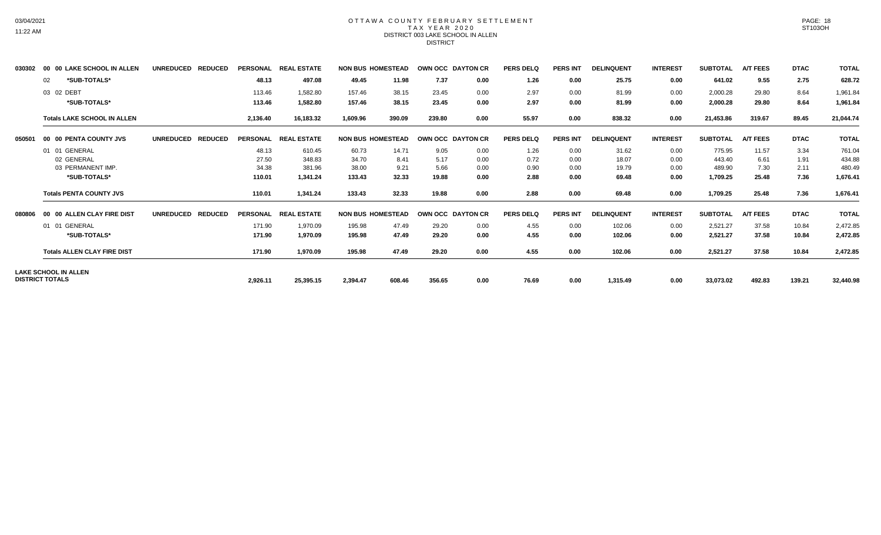# OTTAWA COUNTY FEBRUARY SETTLEMENT
## TAX YEAR 2020
## DISTRICT 003 LAKE SCHOOL IN ALLEN
## DISTRICT

| 030302 | 00 00 LAKE SCHOOL IN ALLEN | UNREDUCED | REDUCED | PERSONAL | REAL ESTATE | NON BUS | HOMESTEAD | OWN OCC | DAYTON CR | PERS DELQ | PERS INT | DELINQUENT | INTEREST | SUBTOTAL | A/T FEES | DTAC | TOTAL |
|---|---|---|---|---|---|---|---|---|---|---|---|---|---|---|---|---|---|
| | 02 *SUB-TOTALS* | | | 48.13 | 497.08 | 49.45 | 11.98 | 7.37 | 0.00 | 1.26 | 0.00 | 25.75 | 0.00 | 641.02 | 9.55 | 2.75 | 628.72 |
| | 03 02 DEBT | | | 113.46 | 1,582.80 | 157.46 | 38.15 | 23.45 | 0.00 | 2.97 | 0.00 | 81.99 | 0.00 | 2,000.28 | 29.80 | 8.64 | 1,961.84 |
| | *SUB-TOTALS* | | | 113.46 | 1,582.80 | 157.46 | 38.15 | 23.45 | 0.00 | 2.97 | 0.00 | 81.99 | 0.00 | 2,000.28 | 29.80 | 8.64 | 1,961.84 |
| | Totals LAKE SCHOOL IN ALLEN | | | 2,136.40 | 16,183.32 | 1,609.96 | 390.09 | 239.80 | 0.00 | 55.97 | 0.00 | 838.32 | 0.00 | 21,453.86 | 319.67 | 89.45 | 21,044.74 |

| 050501 | 00 00 PENTA COUNTY JVS | UNREDUCED | REDUCED | PERSONAL | REAL ESTATE | NON BUS | HOMESTEAD | OWN OCC | DAYTON CR | PERS DELQ | PERS INT | DELINQUENT | INTEREST | SUBTOTAL | A/T FEES | DTAC | TOTAL |
|---|---|---|---|---|---|---|---|---|---|---|---|---|---|---|---|---|---|
| | 01 01 GENERAL | | | 48.13 | 610.45 | 60.73 | 14.71 | 9.05 | 0.00 | 1.26 | 0.00 | 31.62 | 0.00 | 775.95 | 11.57 | 3.34 | 761.04 |
| | 02 GENERAL | | | 27.50 | 348.83 | 34.70 | 8.41 | 5.17 | 0.00 | 0.72 | 0.00 | 18.07 | 0.00 | 443.40 | 6.61 | 1.91 | 434.88 |
| | 03 PERMANENT IMP. | | | 34.38 | 381.96 | 38.00 | 9.21 | 5.66 | 0.00 | 0.90 | 0.00 | 19.79 | 0.00 | 489.90 | 7.30 | 2.11 | 480.49 |
| | *SUB-TOTALS* | | | 110.01 | 1,341.24 | 133.43 | 32.33 | 19.88 | 0.00 | 2.88 | 0.00 | 69.48 | 0.00 | 1,709.25 | 25.48 | 7.36 | 1,676.41 |
| | Totals PENTA COUNTY JVS | | | 110.01 | 1,341.24 | 133.43 | 32.33 | 19.88 | 0.00 | 2.88 | 0.00 | 69.48 | 0.00 | 1,709.25 | 25.48 | 7.36 | 1,676.41 |

| 080806 | 00 00 ALLEN CLAY FIRE DIST | UNREDUCED | REDUCED | PERSONAL | REAL ESTATE | NON BUS | HOMESTEAD | OWN OCC | DAYTON CR | PERS DELQ | PERS INT | DELINQUENT | INTEREST | SUBTOTAL | A/T FEES | DTAC | TOTAL |
|---|---|---|---|---|---|---|---|---|---|---|---|---|---|---|---|---|---|
| | 01 01 GENERAL | | | 171.90 | 1,970.09 | 195.98 | 47.49 | 29.20 | 0.00 | 4.55 | 0.00 | 102.06 | 0.00 | 2,521.27 | 37.58 | 10.84 | 2,472.85 |
| | *SUB-TOTALS* | | | 171.90 | 1,970.09 | 195.98 | 47.49 | 29.20 | 0.00 | 4.55 | 0.00 | 102.06 | 0.00 | 2,521.27 | 37.58 | 10.84 | 2,472.85 |
| | Totals ALLEN CLAY FIRE DIST | | | 171.90 | 1,970.09 | 195.98 | 47.49 | 29.20 | 0.00 | 4.55 | 0.00 | 102.06 | 0.00 | 2,521.27 | 37.58 | 10.84 | 2,472.85 |

| LAKE SCHOOL IN ALLEN DISTRICT TOTALS | PERSONAL | REAL ESTATE | NON BUS | HOMESTEAD | OWN OCC | DAYTON CR | PERS DELQ | PERS INT | DELINQUENT | INTEREST | SUBTOTAL | A/T FEES | DTAC | TOTAL |
|---|---|---|---|---|---|---|---|---|---|---|---|---|---|---|
| | 2,926.11 | 25,395.15 | 2,394.47 | 608.46 | 356.65 | 0.00 | 76.69 | 0.00 | 1,315.49 | 0.00 | 33,073.02 | 492.83 | 139.21 | 32,440.98 |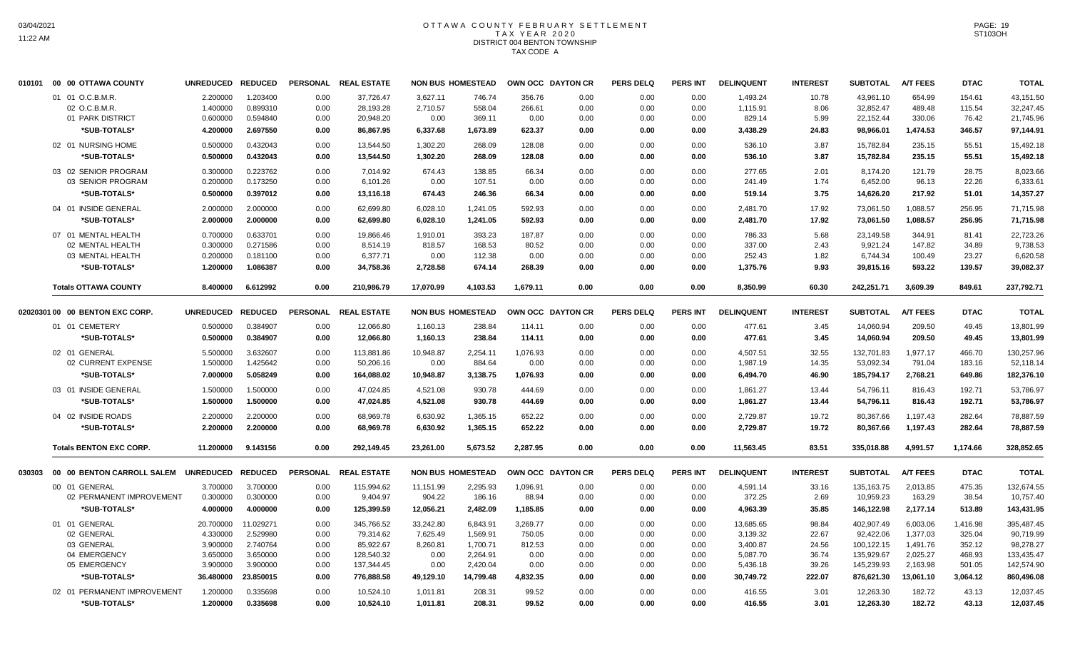# OTTAWA COUNTY FEBRUARY SETTLEMENT
## TAX YEAR 2020
## DISTRICT 004 BENTON TOWNSHIP
## TAX CODE A

| | | UNREDUCED | REDUCED | PERSONAL | REAL ESTATE | NON BUS | HOMESTEAD | OWN OCC | DAYTON CR | PERS DELQ | PERS INT | DELINQUENT | INTEREST | SUBTOTAL | A/T FEES | DTAC | TOTAL |
|---|---|---|---|---|---|---|---|---|---|---|---|---|---|---|---|---|---|
| 010101 | 00 00 OTTAWA COUNTY | UNREDUCED | REDUCED | PERSONAL | REAL ESTATE | NON BUS | HOMESTEAD | OWN OCC | DAYTON CR | PERS DELQ | PERS INT | DELINQUENT | INTEREST | SUBTOTAL | A/T FEES | DTAC | TOTAL |
| | 01 01 O.C.B.M.R. | 2.200000 | 1.203400 | 0.00 | 37,726.47 | 3,627.11 | 746.74 | 356.76 | 0.00 | 0.00 | 0.00 | 1,493.24 | 10.78 | 43,961.10 | 654.99 | 154.61 | 43,151.50 |
| | 02 O.C.B.M.R. | 1.400000 | 0.899310 | 0.00 | 28,193.28 | 2,710.57 | 558.04 | 266.61 | 0.00 | 0.00 | 0.00 | 1,115.91 | 8.06 | 32,852.47 | 489.48 | 115.54 | 32,247.45 |
| | 01 PARK DISTRICT | 0.600000 | 0.594840 | 0.00 | 20,948.20 | 0.00 | 369.11 | 0.00 | 0.00 | 0.00 | 0.00 | 829.14 | 5.99 | 22,152.44 | 330.06 | 76.42 | 21,745.96 |
| | *SUB-TOTALS* | 4.200000 | 2.697550 | 0.00 | 86,867.95 | 6,337.68 | 1,673.89 | 623.37 | 0.00 | 0.00 | 0.00 | 3,438.29 | 24.83 | 98,966.01 | 1,474.53 | 346.57 | 97,144.91 |
| | 02 01 NURSING HOME | 0.500000 | 0.432043 | 0.00 | 13,544.50 | 1,302.20 | 268.09 | 128.08 | 0.00 | 0.00 | 0.00 | 536.10 | 3.87 | 15,782.84 | 235.15 | 55.51 | 15,492.18 |
| | *SUB-TOTALS* | 0.500000 | 0.432043 | 0.00 | 13,544.50 | 1,302.20 | 268.09 | 128.08 | 0.00 | 0.00 | 0.00 | 536.10 | 3.87 | 15,782.84 | 235.15 | 55.51 | 15,492.18 |
| | 03 02 SENIOR PROGRAM | 0.300000 | 0.223762 | 0.00 | 7,014.92 | 674.43 | 138.85 | 66.34 | 0.00 | 0.00 | 0.00 | 277.65 | 2.01 | 8,174.20 | 121.79 | 28.75 | 8,023.66 |
| | 03 SENIOR PROGRAM | 0.200000 | 0.173250 | 0.00 | 6,101.26 | 0.00 | 107.51 | 0.00 | 0.00 | 0.00 | 0.00 | 241.49 | 1.74 | 6,452.00 | 96.13 | 22.26 | 6,333.61 |
| | *SUB-TOTALS* | 0.500000 | 0.397012 | 0.00 | 13,116.18 | 674.43 | 246.36 | 66.34 | 0.00 | 0.00 | 0.00 | 519.14 | 3.75 | 14,626.20 | 217.92 | 51.01 | 14,357.27 |
| | 04 01 INSIDE GENERAL | 2.000000 | 2.000000 | 0.00 | 62,699.80 | 6,028.10 | 1,241.05 | 592.93 | 0.00 | 0.00 | 0.00 | 2,481.70 | 17.92 | 73,061.50 | 1,088.57 | 256.95 | 71,715.98 |
| | *SUB-TOTALS* | 2.000000 | 2.000000 | 0.00 | 62,699.80 | 6,028.10 | 1,241.05 | 592.93 | 0.00 | 0.00 | 0.00 | 2,481.70 | 17.92 | 73,061.50 | 1,088.57 | 256.95 | 71,715.98 |
| | 07 01 MENTAL HEALTH | 0.700000 | 0.633701 | 0.00 | 19,866.46 | 1,910.01 | 393.23 | 187.87 | 0.00 | 0.00 | 0.00 | 786.33 | 5.68 | 23,149.58 | 344.91 | 81.41 | 22,723.26 |
| | 02 MENTAL HEALTH | 0.300000 | 0.271586 | 0.00 | 8,514.19 | 818.57 | 168.53 | 80.52 | 0.00 | 0.00 | 0.00 | 337.00 | 2.43 | 9,921.24 | 147.82 | 34.89 | 9,738.53 |
| | 03 MENTAL HEALTH | 0.200000 | 0.181100 | 0.00 | 6,377.71 | 0.00 | 112.38 | 0.00 | 0.00 | 0.00 | 0.00 | 252.43 | 1.82 | 6,744.34 | 100.49 | 23.27 | 6,620.58 |
| | *SUB-TOTALS* | 1.200000 | 1.086387 | 0.00 | 34,758.36 | 2,728.58 | 674.14 | 268.39 | 0.00 | 0.00 | 0.00 | 1,375.76 | 9.93 | 39,815.16 | 593.22 | 139.57 | 39,082.37 |
| | Totals OTTAWA COUNTY | 8.400000 | 6.612992 | 0.00 | 210,986.79 | 17,070.99 | 4,103.53 | 1,679.11 | 0.00 | 0.00 | 0.00 | 8,350.99 | 60.30 | 242,251.71 | 3,609.39 | 849.61 | 237,792.71 |
| 02020301 | 00 00 BENTON EXC CORP. | UNREDUCED | REDUCED | PERSONAL | REAL ESTATE | NON BUS | HOMESTEAD | OWN OCC | DAYTON CR | PERS DELQ | PERS INT | DELINQUENT | INTEREST | SUBTOTAL | A/T FEES | DTAC | TOTAL |
| | 01 01 CEMETERY | 0.500000 | 0.384907 | 0.00 | 12,066.80 | 1,160.13 | 238.84 | 114.11 | 0.00 | 0.00 | 0.00 | 477.61 | 3.45 | 14,060.94 | 209.50 | 49.45 | 13,801.99 |
| | *SUB-TOTALS* | 0.500000 | 0.384907 | 0.00 | 12,066.80 | 1,160.13 | 238.84 | 114.11 | 0.00 | 0.00 | 0.00 | 477.61 | 3.45 | 14,060.94 | 209.50 | 49.45 | 13,801.99 |
| | 02 01 GENERAL | 5.500000 | 3.632607 | 0.00 | 113,881.86 | 10,948.87 | 2,254.11 | 1,076.93 | 0.00 | 0.00 | 0.00 | 4,507.51 | 32.55 | 132,701.83 | 1,977.17 | 466.70 | 130,257.96 |
| | 02 CURRENT EXPENSE | 1.500000 | 1.425642 | 0.00 | 50,206.16 | 0.00 | 884.64 | 0.00 | 0.00 | 0.00 | 0.00 | 1,987.19 | 14.35 | 53,092.34 | 791.04 | 183.16 | 52,118.14 |
| | *SUB-TOTALS* | 7.000000 | 5.058249 | 0.00 | 164,088.02 | 10,948.87 | 3,138.75 | 1,076.93 | 0.00 | 0.00 | 0.00 | 6,494.70 | 46.90 | 185,794.17 | 2,768.21 | 649.86 | 182,376.10 |
| | 03 01 INSIDE GENERAL | 1.500000 | 1.500000 | 0.00 | 47,024.85 | 4,521.08 | 930.78 | 444.69 | 0.00 | 0.00 | 0.00 | 1,861.27 | 13.44 | 54,796.11 | 816.43 | 192.71 | 53,786.97 |
| | *SUB-TOTALS* | 1.500000 | 1.500000 | 0.00 | 47,024.85 | 4,521.08 | 930.78 | 444.69 | 0.00 | 0.00 | 0.00 | 1,861.27 | 13.44 | 54,796.11 | 816.43 | 192.71 | 53,786.97 |
| | 04 02 INSIDE ROADS | 2.200000 | 2.200000 | 0.00 | 68,969.78 | 6,630.92 | 1,365.15 | 652.22 | 0.00 | 0.00 | 0.00 | 2,729.87 | 19.72 | 80,367.66 | 1,197.43 | 282.64 | 78,887.59 |
| | *SUB-TOTALS* | 2.200000 | 2.200000 | 0.00 | 68,969.78 | 6,630.92 | 1,365.15 | 652.22 | 0.00 | 0.00 | 0.00 | 2,729.87 | 19.72 | 80,367.66 | 1,197.43 | 282.64 | 78,887.59 |
| | Totals BENTON EXC CORP. | 11.200000 | 9.143156 | 0.00 | 292,149.45 | 23,261.00 | 5,673.52 | 2,287.95 | 0.00 | 0.00 | 0.00 | 11,563.45 | 83.51 | 335,018.88 | 4,991.57 | 1,174.66 | 328,852.65 |
| 030303 | 00 00 BENTON CARROLL SALEM | UNREDUCED | REDUCED | PERSONAL | REAL ESTATE | NON BUS | HOMESTEAD | OWN OCC | DAYTON CR | PERS DELQ | PERS INT | DELINQUENT | INTEREST | SUBTOTAL | A/T FEES | DTAC | TOTAL |
| | 00 01 GENERAL | 3.700000 | 3.700000 | 0.00 | 115,994.62 | 11,151.99 | 2,295.93 | 1,096.91 | 0.00 | 0.00 | 0.00 | 4,591.14 | 33.16 | 135,163.75 | 2,013.85 | 475.35 | 132,674.55 |
| | 02 PERMANENT IMPROVEMENT | 0.300000 | 0.300000 | 0.00 | 9,404.97 | 904.22 | 186.16 | 88.94 | 0.00 | 0.00 | 0.00 | 372.25 | 2.69 | 10,959.23 | 163.29 | 38.54 | 10,757.40 |
| | *SUB-TOTALS* | 4.000000 | 4.000000 | 0.00 | 125,399.59 | 12,056.21 | 2,482.09 | 1,185.85 | 0.00 | 0.00 | 0.00 | 4,963.39 | 35.85 | 146,122.98 | 2,177.14 | 513.89 | 143,431.95 |
| | 01 01 GENERAL | 20.700000 | 11.029271 | 0.00 | 345,766.52 | 33,242.80 | 6,843.91 | 3,269.77 | 0.00 | 0.00 | 0.00 | 13,685.65 | 98.84 | 402,907.49 | 6,003.06 | 1,416.98 | 395,487.45 |
| | 02 GENERAL | 4.330000 | 2.529980 | 0.00 | 79,314.62 | 7,625.49 | 1,569.91 | 750.05 | 0.00 | 0.00 | 0.00 | 3,139.32 | 22.67 | 92,422.06 | 1,377.03 | 325.04 | 90,719.99 |
| | 03 GENERAL | 3.900000 | 2.740764 | 0.00 | 85,922.67 | 8,260.81 | 1,700.71 | 812.53 | 0.00 | 0.00 | 0.00 | 3,400.87 | 24.56 | 100,122.15 | 1,491.76 | 352.12 | 98,278.27 |
| | 04 EMERGENCY | 3.650000 | 3.650000 | 0.00 | 128,540.32 | 0.00 | 2,264.91 | 0.00 | 0.00 | 0.00 | 0.00 | 5,087.70 | 36.74 | 135,929.67 | 2,025.27 | 468.93 | 133,435.47 |
| | 05 EMERGENCY | 3.900000 | 3.900000 | 0.00 | 137,344.45 | 0.00 | 2,420.04 | 0.00 | 0.00 | 0.00 | 0.00 | 5,436.18 | 39.26 | 145,239.93 | 2,163.98 | 501.05 | 142,574.90 |
| | *SUB-TOTALS* | 36.480000 | 23.850015 | 0.00 | 776,888.58 | 49,129.10 | 14,799.48 | 4,832.35 | 0.00 | 0.00 | 0.00 | 30,749.72 | 222.07 | 876,621.30 | 13,061.10 | 3,064.12 | 860,496.08 |
| | 02 01 PERMANENT IMPROVEMENT | 1.200000 | 0.335698 | 0.00 | 10,524.10 | 1,011.81 | 208.31 | 99.52 | 0.00 | 0.00 | 0.00 | 416.55 | 3.01 | 12,263.30 | 182.72 | 43.13 | 12,037.45 |
| | *SUB-TOTALS* | 1.200000 | 0.335698 | 0.00 | 10,524.10 | 1,011.81 | 208.31 | 99.52 | 0.00 | 0.00 | 0.00 | 416.55 | 3.01 | 12,263.30 | 182.72 | 43.13 | 12,037.45 |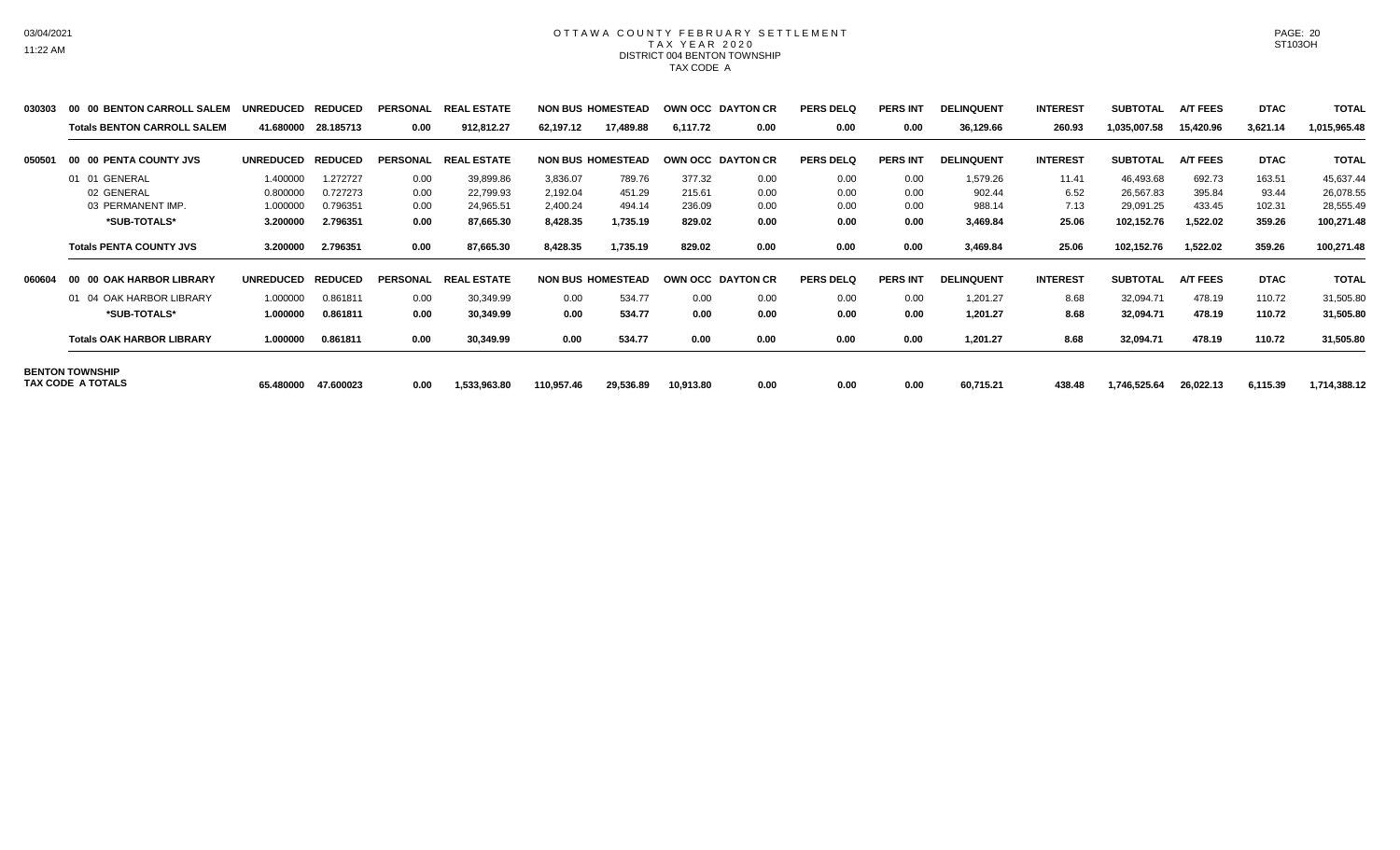# OTTAWA COUNTY FEBRUARY SETTLEMENT
## TAX YEAR 2020
### DISTRICT 004 BENTON TOWNSHIP
### TAX CODE A

| | | UNREDUCED | REDUCED | PERSONAL | REAL ESTATE | NON BUS | HOMESTEAD | OWN OCC | DAYTON CR | PERS DELQ | PERS INT | DELINQUENT | INTEREST | SUBTOTAL | A/T FEES | DTAC | TOTAL |
|---|---|---|---|---|---|---|---|---|---|---|---|---|---|---|---|---|---|
| 030303 | 00 00 BENTON CARROLL SALEM | | | | | | | | | | | | | | | | |
| | **Totals BENTON CARROLL SALEM** | **41.680000** | **28.185713** | **0.00** | **912,812.27** | **62,197.12** | **17,489.88** | **6,117.72** | **0.00** | **0.00** | **0.00** | **36,129.66** | **260.93** | **1,035,007.58** | **15,420.96** | **3,621.14** | **1,015,965.48** |
| 050501 | 00 00 PENTA COUNTY JVS | UNREDUCED | REDUCED | PERSONAL | REAL ESTATE | NON BUS | HOMESTEAD | OWN OCC | DAYTON CR | PERS DELQ | PERS INT | DELINQUENT | INTEREST | SUBTOTAL | A/T FEES | DTAC | TOTAL |
| | 01 01 GENERAL | 1.400000 | 1.272727 | 0.00 | 39,899.86 | 3,836.07 | 789.76 | 377.32 | 0.00 | 0.00 | 0.00 | 1,579.26 | 11.41 | 46,493.68 | 692.73 | 163.51 | 45,637.44 |
| | 02 GENERAL | 0.800000 | 0.727273 | 0.00 | 22,799.93 | 2,192.04 | 451.29 | 215.61 | 0.00 | 0.00 | 0.00 | 902.44 | 6.52 | 26,567.83 | 395.84 | 93.44 | 26,078.55 |
| | 03 PERMANENT IMP. | 1.000000 | 0.796351 | 0.00 | 24,965.51 | 2,400.24 | 494.14 | 236.09 | 0.00 | 0.00 | 0.00 | 988.14 | 7.13 | 29,091.25 | 433.45 | 102.31 | 28,555.49 |
| | **\*SUB-TOTALS\*** | **3.200000** | **2.796351** | **0.00** | **87,665.30** | **8,428.35** | **1,735.19** | **829.02** | **0.00** | **0.00** | **0.00** | **3,469.84** | **25.06** | **102,152.76** | **1,522.02** | **359.26** | **100,271.48** |
| | **Totals PENTA COUNTY JVS** | **3.200000** | **2.796351** | **0.00** | **87,665.30** | **8,428.35** | **1,735.19** | **829.02** | **0.00** | **0.00** | **0.00** | **3,469.84** | **25.06** | **102,152.76** | **1,522.02** | **359.26** | **100,271.48** |
| 060604 | 00 00 OAK HARBOR LIBRARY | UNREDUCED | REDUCED | PERSONAL | REAL ESTATE | NON BUS | HOMESTEAD | OWN OCC | DAYTON CR | PERS DELQ | PERS INT | DELINQUENT | INTEREST | SUBTOTAL | A/T FEES | DTAC | TOTAL |
| | 01 04 OAK HARBOR LIBRARY | 1.000000 | 0.861811 | 0.00 | 30,349.99 | 0.00 | 534.77 | 0.00 | 0.00 | 0.00 | 0.00 | 1,201.27 | 8.68 | 32,094.71 | 478.19 | 110.72 | 31,505.80 |
| | **\*SUB-TOTALS\*** | **1.000000** | **0.861811** | **0.00** | **30,349.99** | **0.00** | **534.77** | **0.00** | **0.00** | **0.00** | **0.00** | **1,201.27** | **8.68** | **32,094.71** | **478.19** | **110.72** | **31,505.80** |
| | **Totals OAK HARBOR LIBRARY** | **1.000000** | **0.861811** | **0.00** | **30,349.99** | **0.00** | **534.77** | **0.00** | **0.00** | **0.00** | **0.00** | **1,201.27** | **8.68** | **32,094.71** | **478.19** | **110.72** | **31,505.80** |
| **BENTON TOWNSHIP TAX CODE A TOTALS** | | **65.480000** | **47.600023** | **0.00** | **1,533,963.80** | **110,957.46** | **29,536.89** | **10,913.80** | **0.00** | **0.00** | **0.00** | **60,715.21** | **438.48** | **1,746,525.64** | **26,022.13** | **6,115.39** | **1,714,388.12** |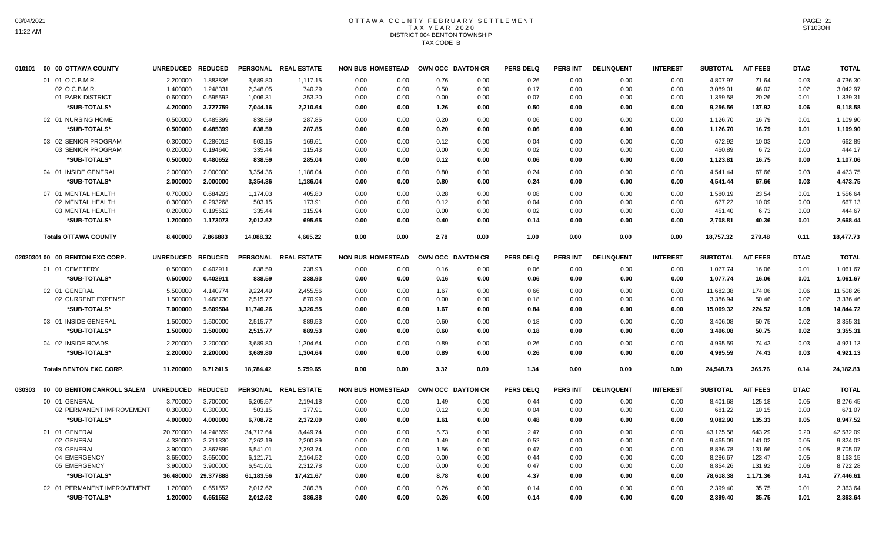# OTTAWA COUNTY FEBRUARY SETTLEMENT
## TAX YEAR 2020
## DISTRICT 004 BENTON TOWNSHIP
## TAX CODE B

| | UNREDUCED | REDUCED | PERSONAL | REAL ESTATE | NON BUS | HOMESTEAD | OWN OCC | DAYTON CR | PERS DELQ | PERS INT | DELINQUENT | INTEREST | SUBTOTAL | A/T FEES | DTAC | TOTAL |
|---|---|---|---|---|---|---|---|---|---|---|---|---|---|---|---|---|
| **010101 00 00 OTTAWA COUNTY** | | | | | | | | | | | | | | | | |
| 01 01 O.C.B.M.R. | 2.200000 | 1.883836 | 3,689.80 | 1,117.15 | 0.00 | 0.00 | 0.76 | 0.00 | 0.26 | 0.00 | 0.00 | 0.00 | 4,807.97 | 71.64 | 0.03 | 4,736.30 |
| 02 O.C.B.M.R. | 1.400000 | 1.248331 | 2,348.05 | 740.29 | 0.00 | 0.00 | 0.50 | 0.00 | 0.17 | 0.00 | 0.00 | 0.00 | 3,089.01 | 46.02 | 0.02 | 3,042.97 |
| 01 PARK DISTRICT | 0.600000 | 0.595592 | 1,006.31 | 353.20 | 0.00 | 0.00 | 0.00 | 0.00 | 0.07 | 0.00 | 0.00 | 0.00 | 1,359.58 | 20.26 | 0.01 | 1,339.31 |
| **\*SUB-TOTALS\*** | **4.200000** | **3.727759** | **7,044.16** | **2,210.64** | **0.00** | **0.00** | **1.26** | **0.00** | **0.50** | **0.00** | **0.00** | **0.00** | **9,256.56** | **137.92** | **0.06** | **9,118.58** |
| 02 01 NURSING HOME | 0.500000 | 0.485399 | 838.59 | 287.85 | 0.00 | 0.00 | 0.20 | 0.00 | 0.06 | 0.00 | 0.00 | 0.00 | 1,126.70 | 16.79 | 0.01 | 1,109.90 |
| **\*SUB-TOTALS\*** | **0.500000** | **0.485399** | **838.59** | **287.85** | **0.00** | **0.00** | **0.20** | **0.00** | **0.06** | **0.00** | **0.00** | **0.00** | **1,126.70** | **16.79** | **0.01** | **1,109.90** |
| 03 02 SENIOR PROGRAM | 0.300000 | 0.286012 | 503.15 | 169.61 | 0.00 | 0.00 | 0.12 | 0.00 | 0.04 | 0.00 | 0.00 | 0.00 | 672.92 | 10.03 | 0.00 | 662.89 |
| 03 SENIOR PROGRAM | 0.200000 | 0.194640 | 335.44 | 115.43 | 0.00 | 0.00 | 0.00 | 0.00 | 0.02 | 0.00 | 0.00 | 0.00 | 450.89 | 6.72 | 0.00 | 444.17 |
| **\*SUB-TOTALS\*** | **0.500000** | **0.480652** | **838.59** | **285.04** | **0.00** | **0.00** | **0.12** | **0.00** | **0.06** | **0.00** | **0.00** | **0.00** | **1,123.81** | **16.75** | **0.00** | **1,107.06** |
| 04 01 INSIDE GENERAL | 2.000000 | 2.000000 | 3,354.36 | 1,186.04 | 0.00 | 0.00 | 0.80 | 0.00 | 0.24 | 0.00 | 0.00 | 0.00 | 4,541.44 | 67.66 | 0.03 | 4,473.75 |
| **\*SUB-TOTALS\*** | **2.000000** | **2.000000** | **3,354.36** | **1,186.04** | **0.00** | **0.00** | **0.80** | **0.00** | **0.24** | **0.00** | **0.00** | **0.00** | **4,541.44** | **67.66** | **0.03** | **4,473.75** |
| 07 01 MENTAL HEALTH | 0.700000 | 0.684293 | 1,174.03 | 405.80 | 0.00 | 0.00 | 0.28 | 0.00 | 0.08 | 0.00 | 0.00 | 0.00 | 1,580.19 | 23.54 | 0.01 | 1,556.64 |
| 02 MENTAL HEALTH | 0.300000 | 0.293268 | 503.15 | 173.91 | 0.00 | 0.00 | 0.12 | 0.00 | 0.04 | 0.00 | 0.00 | 0.00 | 677.22 | 10.09 | 0.00 | 667.13 |
| 03 MENTAL HEALTH | 0.200000 | 0.195512 | 335.44 | 115.94 | 0.00 | 0.00 | 0.00 | 0.00 | 0.02 | 0.00 | 0.00 | 0.00 | 451.40 | 6.73 | 0.00 | 444.67 |
| **\*SUB-TOTALS\*** | **1.200000** | **1.173073** | **2,012.62** | **695.65** | **0.00** | **0.00** | **0.40** | **0.00** | **0.14** | **0.00** | **0.00** | **0.00** | **2,708.81** | **40.36** | **0.01** | **2,668.44** |
| **Totals OTTAWA COUNTY** | **8.400000** | **7.866883** | **14,088.32** | **4,665.22** | **0.00** | **0.00** | **2.78** | **0.00** | **1.00** | **0.00** | **0.00** | **0.00** | **18,757.32** | **279.48** | **0.11** | **18,477.73** |
| **02020301 00 00 BENTON EXC CORP.** | **UNREDUCED** | **REDUCED** | **PERSONAL** | **REAL ESTATE** | **NON BUS** | **HOMESTEAD** | **OWN OCC** | **DAYTON CR** | **PERS DELQ** | **PERS INT** | **DELINQUENT** | **INTEREST** | **SUBTOTAL** | **A/T FEES** | **DTAC** | **TOTAL** |
| 01 01 CEMETERY | 0.500000 | 0.402911 | 838.59 | 238.93 | 0.00 | 0.00 | 0.16 | 0.00 | 0.06 | 0.00 | 0.00 | 0.00 | 1,077.74 | 16.06 | 0.01 | 1,061.67 |
| **\*SUB-TOTALS\*** | **0.500000** | **0.402911** | **838.59** | **238.93** | **0.00** | **0.00** | **0.16** | **0.00** | **0.06** | **0.00** | **0.00** | **0.00** | **1,077.74** | **16.06** | **0.01** | **1,061.67** |
| 02 01 GENERAL | 5.500000 | 4.140774 | 9,224.49 | 2,455.56 | 0.00 | 0.00 | 1.67 | 0.00 | 0.66 | 0.00 | 0.00 | 0.00 | 11,682.38 | 174.06 | 0.06 | 11,508.26 |
| 02 CURRENT EXPENSE | 1.500000 | 1.468730 | 2,515.77 | 870.99 | 0.00 | 0.00 | 0.00 | 0.00 | 0.18 | 0.00 | 0.00 | 0.00 | 3,386.94 | 50.46 | 0.02 | 3,336.46 |
| **\*SUB-TOTALS\*** | **7.000000** | **5.609504** | **11,740.26** | **3,326.55** | **0.00** | **0.00** | **1.67** | **0.00** | **0.84** | **0.00** | **0.00** | **0.00** | **15,069.32** | **224.52** | **0.08** | **14,844.72** |
| 03 01 INSIDE GENERAL | 1.500000 | 1.500000 | 2,515.77 | 889.53 | 0.00 | 0.00 | 0.60 | 0.00 | 0.18 | 0.00 | 0.00 | 0.00 | 3,406.08 | 50.75 | 0.02 | 3,355.31 |
| **\*SUB-TOTALS\*** | **1.500000** | **1.500000** | **2,515.77** | **889.53** | **0.00** | **0.00** | **0.60** | **0.00** | **0.18** | **0.00** | **0.00** | **0.00** | **3,406.08** | **50.75** | **0.02** | **3,355.31** |
| 04 02 INSIDE ROADS | 2.200000 | 2.200000 | 3,689.80 | 1,304.64 | 0.00 | 0.00 | 0.89 | 0.00 | 0.26 | 0.00 | 0.00 | 0.00 | 4,995.59 | 74.43 | 0.03 | 4,921.13 |
| **\*SUB-TOTALS\*** | **2.200000** | **2.200000** | **3,689.80** | **1,304.64** | **0.00** | **0.00** | **0.89** | **0.00** | **0.26** | **0.00** | **0.00** | **0.00** | **4,995.59** | **74.43** | **0.03** | **4,921.13** |
| **Totals BENTON EXC CORP.** | **11.200000** | **9.712415** | **18,784.42** | **5,759.65** | **0.00** | **0.00** | **3.32** | **0.00** | **1.34** | **0.00** | **0.00** | **0.00** | **24,548.73** | **365.76** | **0.14** | **24,182.83** |
| **030303 00 00 BENTON CARROLL SALEM** | **UNREDUCED** | **REDUCED** | **PERSONAL** | **REAL ESTATE** | **NON BUS** | **HOMESTEAD** | **OWN OCC** | **DAYTON CR** | **PERS DELQ** | **PERS INT** | **DELINQUENT** | **INTEREST** | **SUBTOTAL** | **A/T FEES** | **DTAC** | **TOTAL** |
| 00 01 GENERAL | 3.700000 | 3.700000 | 6,205.57 | 2,194.18 | 0.00 | 0.00 | 1.49 | 0.00 | 0.44 | 0.00 | 0.00 | 0.00 | 8,401.68 | 125.18 | 0.05 | 8,276.45 |
| 02 PERMANENT IMPROVEMENT | 0.300000 | 0.300000 | 503.15 | 177.91 | 0.00 | 0.00 | 0.12 | 0.00 | 0.04 | 0.00 | 0.00 | 0.00 | 681.22 | 10.15 | 0.00 | 671.07 |
| **\*SUB-TOTALS\*** | **4.000000** | **4.000000** | **6,708.72** | **2,372.09** | **0.00** | **0.00** | **1.61** | **0.00** | **0.48** | **0.00** | **0.00** | **0.00** | **9,082.90** | **135.33** | **0.05** | **8,947.52** |
| 01 01 GENERAL | 20.700000 | 14.248659 | 34,717.64 | 8,449.74 | 0.00 | 0.00 | 5.73 | 0.00 | 2.47 | 0.00 | 0.00 | 0.00 | 43,175.58 | 643.29 | 0.20 | 42,532.09 |
| 02 GENERAL | 4.330000 | 3.711330 | 7,262.19 | 2,200.89 | 0.00 | 0.00 | 1.49 | 0.00 | 0.52 | 0.00 | 0.00 | 0.00 | 9,465.09 | 141.02 | 0.05 | 9,324.02 |
| 03 GENERAL | 3.900000 | 3.867899 | 6,541.01 | 2,293.74 | 0.00 | 0.00 | 1.56 | 0.00 | 0.47 | 0.00 | 0.00 | 0.00 | 8,836.78 | 131.66 | 0.05 | 8,705.07 |
| 04 EMERGENCY | 3.650000 | 3.650000 | 6,121.71 | 2,164.52 | 0.00 | 0.00 | 0.00 | 0.00 | 0.44 | 0.00 | 0.00 | 0.00 | 8,286.67 | 123.47 | 0.05 | 8,163.15 |
| 05 EMERGENCY | 3.900000 | 3.900000 | 6,541.01 | 2,312.78 | 0.00 | 0.00 | 0.00 | 0.00 | 0.47 | 0.00 | 0.00 | 0.00 | 8,854.26 | 131.92 | 0.06 | 8,722.28 |
| **\*SUB-TOTALS\*** | **36.480000** | **29.377888** | **61,183.56** | **17,421.67** | **0.00** | **0.00** | **8.78** | **0.00** | **4.37** | **0.00** | **0.00** | **0.00** | **78,618.38** | **1,171.36** | **0.41** | **77,446.61** |
| 02 01 PERMANENT IMPROVEMENT | 1.200000 | 0.651552 | 2,012.62 | 386.38 | 0.00 | 0.00 | 0.26 | 0.00 | 0.14 | 0.00 | 0.00 | 0.00 | 2,399.40 | 35.75 | 0.01 | 2,363.64 |
| **\*SUB-TOTALS\*** | **1.200000** | **0.651552** | **2,012.62** | **386.38** | **0.00** | **0.00** | **0.26** | **0.00** | **0.14** | **0.00** | **0.00** | **0.00** | **2,399.40** | **35.75** | **0.01** | **2,363.64** |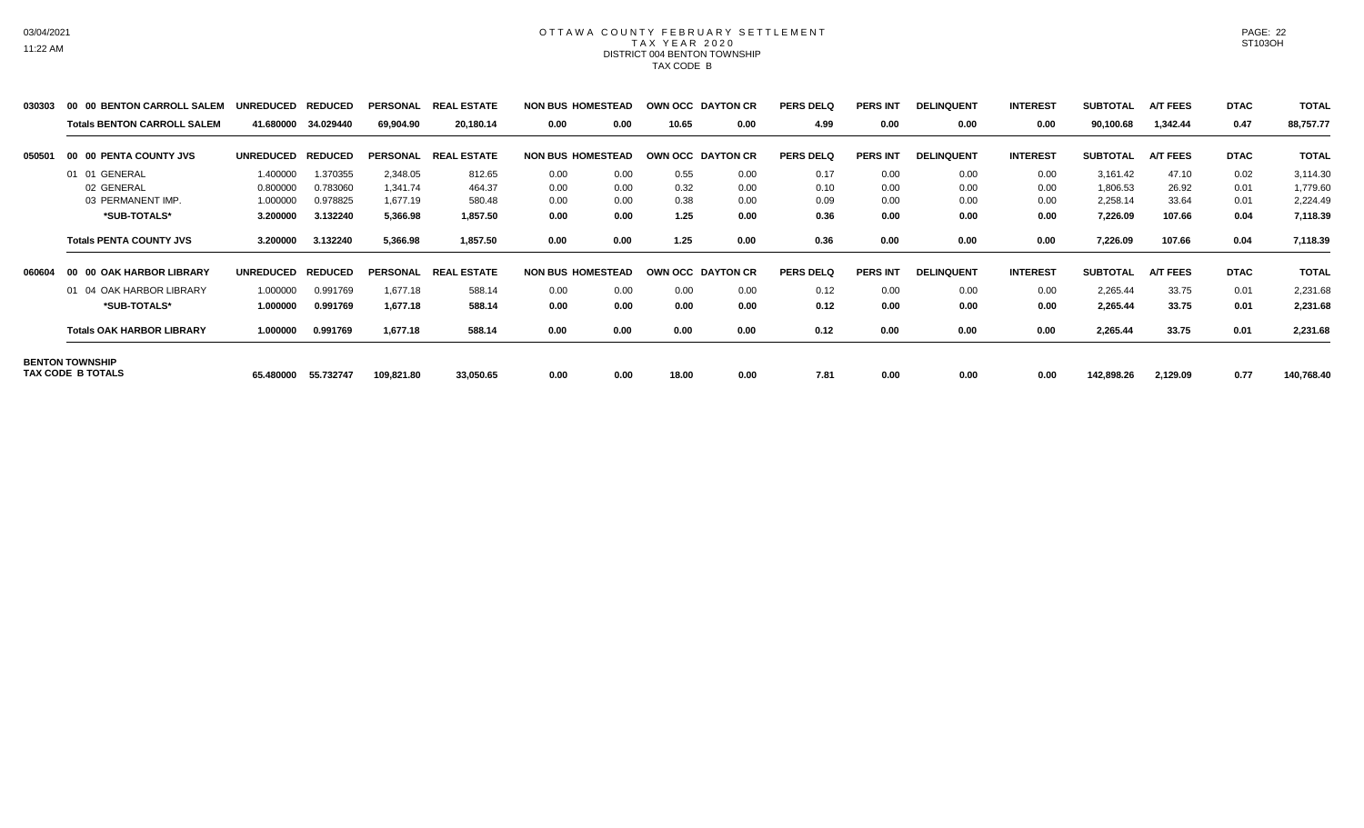# OTTAWA COUNTY FEBRUARY SETTLEMENT
## TAX YEAR 2020
### DISTRICT 004 BENTON TOWNSHIP
### TAX CODE B

| | | UNREDUCED | REDUCED | PERSONAL | REAL ESTATE | NON BUS | HOMESTEAD | OWN OCC | DAYTON CR | PERS DELQ | PERS INT | DELINQUENT | INTEREST | SUBTOTAL | A/T FEES | DTAC | TOTAL |
|---|---|---|---|---|---|---|---|---|---|---|---|---|---|---|---|---|---|
| 030303 | 00 00 BENTON CARROLL SALEM | UNREDUCED | REDUCED | PERSONAL | REAL ESTATE | NON BUS | HOMESTEAD | OWN OCC | DAYTON CR | PERS DELQ | PERS INT | DELINQUENT | INTEREST | SUBTOTAL | A/T FEES | DTAC | TOTAL |
| | **Totals BENTON CARROLL SALEM** | **41.680000** | **34.029440** | **69,904.90** | **20,180.14** | **0.00** | **0.00** | **10.65** | **0.00** | **4.99** | **0.00** | **0.00** | **0.00** | **90,100.68** | **1,342.44** | **0.47** | **88,757.77** |
| 050501 | 00 00 PENTA COUNTY JVS | UNREDUCED | REDUCED | PERSONAL | REAL ESTATE | NON BUS | HOMESTEAD | OWN OCC | DAYTON CR | PERS DELQ | PERS INT | DELINQUENT | INTEREST | SUBTOTAL | A/T FEES | DTAC | TOTAL |
| | 01 01 GENERAL | 1.400000 | 1.370355 | 2,348.05 | 812.65 | 0.00 | 0.00 | 0.55 | 0.00 | 0.17 | 0.00 | 0.00 | 0.00 | 3,161.42 | 47.10 | 0.02 | 3,114.30 |
| | 02 GENERAL | 0.800000 | 0.783060 | 1,341.74 | 464.37 | 0.00 | 0.00 | 0.32 | 0.00 | 0.10 | 0.00 | 0.00 | 0.00 | 1,806.53 | 26.92 | 0.01 | 1,779.60 |
| | 03 PERMANENT IMP. | 1.000000 | 0.978825 | 1,677.19 | 580.48 | 0.00 | 0.00 | 0.38 | 0.00 | 0.09 | 0.00 | 0.00 | 0.00 | 2,258.14 | 33.64 | 0.01 | 2,224.49 |
| | ***SUB-TOTALS*** | **3.200000** | **3.132240** | **5,366.98** | **1,857.50** | **0.00** | **0.00** | **1.25** | **0.00** | **0.36** | **0.00** | **0.00** | **0.00** | **7,226.09** | **107.66** | **0.04** | **7,118.39** |
| | **Totals PENTA COUNTY JVS** | **3.200000** | **3.132240** | **5,366.98** | **1,857.50** | **0.00** | **0.00** | **1.25** | **0.00** | **0.36** | **0.00** | **0.00** | **0.00** | **7,226.09** | **107.66** | **0.04** | **7,118.39** |
| 060604 | 00 00 OAK HARBOR LIBRARY | UNREDUCED | REDUCED | PERSONAL | REAL ESTATE | NON BUS | HOMESTEAD | OWN OCC | DAYTON CR | PERS DELQ | PERS INT | DELINQUENT | INTEREST | SUBTOTAL | A/T FEES | DTAC | TOTAL |
| | 01 04 OAK HARBOR LIBRARY | 1.000000 | 0.991769 | 1,677.18 | 588.14 | 0.00 | 0.00 | 0.00 | 0.00 | 0.12 | 0.00 | 0.00 | 0.00 | 2,265.44 | 33.75 | 0.01 | 2,231.68 |
| | ***SUB-TOTALS*** | **1.000000** | **0.991769** | **1,677.18** | **588.14** | **0.00** | **0.00** | **0.00** | **0.00** | **0.12** | **0.00** | **0.00** | **0.00** | **2,265.44** | **33.75** | **0.01** | **2,231.68** |
| | **Totals OAK HARBOR LIBRARY** | **1.000000** | **0.991769** | **1,677.18** | **588.14** | **0.00** | **0.00** | **0.00** | **0.00** | **0.12** | **0.00** | **0.00** | **0.00** | **2,265.44** | **33.75** | **0.01** | **2,231.68** |
| **BENTON TOWNSHIP TAX CODE B TOTALS** | | **65.480000** | **55.732747** | **109,821.80** | **33,050.65** | **0.00** | **0.00** | **18.00** | **0.00** | **7.81** | **0.00** | **0.00** | **0.00** | **142,898.26** | **2,129.09** | **0.77** | **140,768.40** |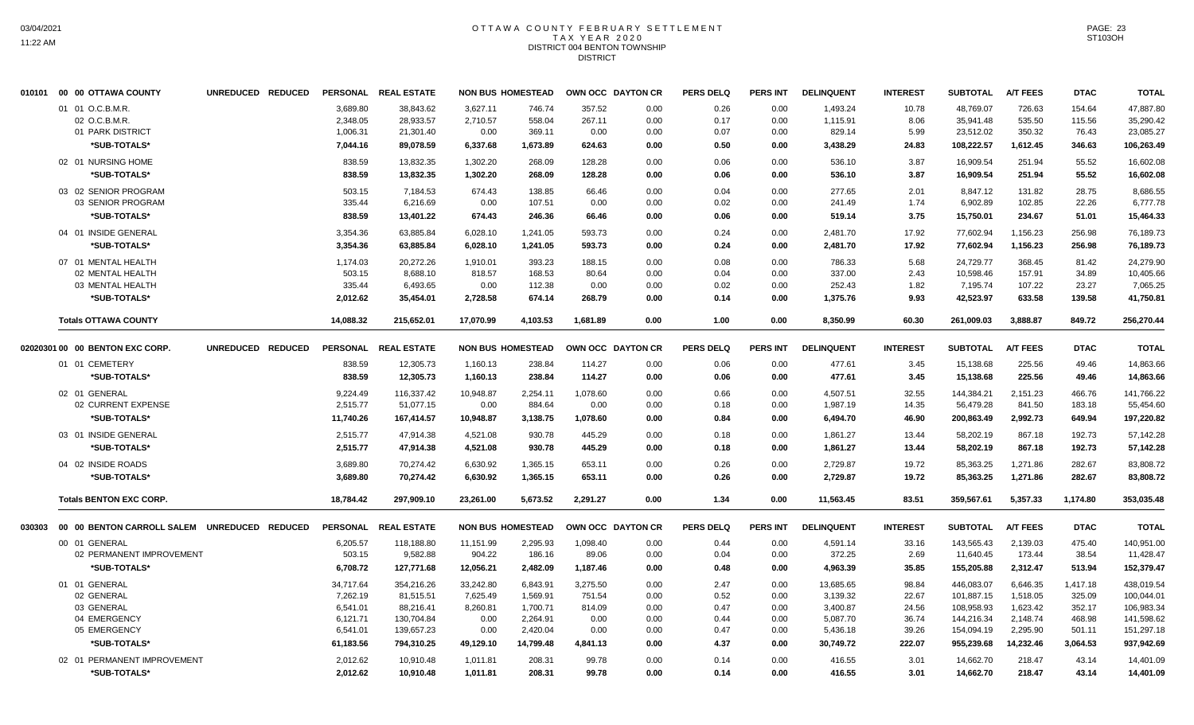# OTTAWA COUNTY FEBRUARY SETTLEMENT
## TAX YEAR 2020
## DISTRICT 004 BENTON TOWNSHIP
### DISTRICT

| | UNREDUCED | REDUCED | PERSONAL | REAL ESTATE | NON BUS | HOMESTEAD | OWN OCC | DAYTON CR | PERS DELQ | PERS INT | DELINQUENT | INTEREST | SUBTOTAL | A/T FEES | DTAC | TOTAL |
|---|---|---|---|---|---|---|---|---|---|---|---|---|---|---|---|---|
| **010101 00 00 OTTAWA COUNTY** | | | | | | | | | | | | | | | | |
| 01 01 O.C.B.M.R. | | | 3,689.80 | 38,843.62 | 3,627.11 | 746.74 | 357.52 | 0.00 | 0.26 | 0.00 | 1,493.24 | 10.78 | 48,769.07 | 726.63 | 154.64 | 47,887.80 |
| 02 O.C.B.M.R. | | | 2,348.05 | 28,933.57 | 2,710.57 | 558.04 | 267.11 | 0.00 | 0.17 | 0.00 | 1,115.91 | 8.06 | 35,941.48 | 535.50 | 115.56 | 35,290.42 |
| 01 PARK DISTRICT | | | 1,006.31 | 21,301.40 | 0.00 | 369.11 | 0.00 | 0.00 | 0.07 | 0.00 | 829.14 | 5.99 | 23,512.02 | 350.32 | 76.43 | 23,085.27 |
| **\*SUB-TOTALS\*** | | | **7,044.16** | **89,078.59** | **6,337.68** | **1,673.89** | **624.63** | **0.00** | **0.50** | **0.00** | **3,438.29** | **24.83** | **108,222.57** | **1,612.45** | **346.63** | **106,263.49** |
| 02 01 NURSING HOME | | | 838.59 | 13,832.35 | 1,302.20 | 268.09 | 128.28 | 0.00 | 0.06 | 0.00 | 536.10 | 3.87 | 16,909.54 | 251.94 | 55.52 | 16,602.08 |
| **\*SUB-TOTALS\*** | | | **838.59** | **13,832.35** | **1,302.20** | **268.09** | **128.28** | **0.00** | **0.06** | **0.00** | **536.10** | **3.87** | **16,909.54** | **251.94** | **55.52** | **16,602.08** |
| 03 02 SENIOR PROGRAM | | | 503.15 | 7,184.53 | 674.43 | 138.85 | 66.46 | 0.00 | 0.04 | 0.00 | 277.65 | 2.01 | 8,847.12 | 131.82 | 28.75 | 8,686.55 |
| 03 SENIOR PROGRAM | | | 335.44 | 6,216.69 | 0.00 | 107.51 | 0.00 | 0.00 | 0.02 | 0.00 | 241.49 | 1.74 | 6,902.89 | 102.85 | 22.26 | 6,777.78 |
| **\*SUB-TOTALS\*** | | | **838.59** | **13,401.22** | **674.43** | **246.36** | **66.46** | **0.00** | **0.06** | **0.00** | **519.14** | **3.75** | **15,750.01** | **234.67** | **51.01** | **15,464.33** |
| 04 01 INSIDE GENERAL | | | 3,354.36 | 63,885.84 | 6,028.10 | 1,241.05 | 593.73 | 0.00 | 0.24 | 0.00 | 2,481.70 | 17.92 | 77,602.94 | 1,156.23 | 256.98 | 76,189.73 |
| **\*SUB-TOTALS\*** | | | **3,354.36** | **63,885.84** | **6,028.10** | **1,241.05** | **593.73** | **0.00** | **0.24** | **0.00** | **2,481.70** | **17.92** | **77,602.94** | **1,156.23** | **256.98** | **76,189.73** |
| 07 01 MENTAL HEALTH | | | 1,174.03 | 20,272.26 | 1,910.01 | 393.23 | 188.15 | 0.00 | 0.08 | 0.00 | 786.33 | 5.68 | 24,729.77 | 368.45 | 81.42 | 24,279.90 |
| 02 MENTAL HEALTH | | | 503.15 | 8,688.10 | 818.57 | 168.53 | 80.64 | 0.00 | 0.04 | 0.00 | 337.00 | 2.43 | 10,598.46 | 157.91 | 34.89 | 10,405.66 |
| 03 MENTAL HEALTH | | | 335.44 | 6,493.65 | 0.00 | 112.38 | 0.00 | 0.00 | 0.02 | 0.00 | 252.43 | 1.82 | 7,195.74 | 107.22 | 23.27 | 7,065.25 |
| **\*SUB-TOTALS\*** | | | **2,012.62** | **35,454.01** | **2,728.58** | **674.14** | **268.79** | **0.00** | **0.14** | **0.00** | **1,375.76** | **9.93** | **42,523.97** | **633.58** | **139.58** | **41,750.81** |
| **Totals OTTAWA COUNTY** | | | **14,088.32** | **215,652.01** | **17,070.99** | **4,103.53** | **1,681.89** | **0.00** | **1.00** | **0.00** | **8,350.99** | **60.30** | **261,009.03** | **3,888.87** | **849.72** | **256,270.44** |
| **020203 01 00 00 BENTON EXC CORP.** | UNREDUCED | REDUCED | PERSONAL | REAL ESTATE | NON BUS | HOMESTEAD | OWN OCC | DAYTON CR | PERS DELQ | PERS INT | DELINQUENT | INTEREST | SUBTOTAL | A/T FEES | DTAC | TOTAL |
| 01 01 CEMETERY | | | 838.59 | 12,305.73 | 1,160.13 | 238.84 | 114.27 | 0.00 | 0.06 | 0.00 | 477.61 | 3.45 | 15,138.68 | 225.56 | 49.46 | 14,863.66 |
| **\*SUB-TOTALS\*** | | | **838.59** | **12,305.73** | **1,160.13** | **238.84** | **114.27** | **0.00** | **0.06** | **0.00** | **477.61** | **3.45** | **15,138.68** | **225.56** | **49.46** | **14,863.66** |
| 02 01 GENERAL | | | 9,224.49 | 116,337.42 | 10,948.87 | 2,254.11 | 1,078.60 | 0.00 | 0.66 | 0.00 | 4,507.51 | 32.55 | 144,384.21 | 2,151.23 | 466.76 | 141,766.22 |
| 02 CURRENT EXPENSE | | | 2,515.77 | 51,077.15 | 0.00 | 884.64 | 0.00 | 0.00 | 0.18 | 0.00 | 1,987.19 | 14.35 | 56,479.28 | 841.50 | 183.18 | 55,454.60 |
| **\*SUB-TOTALS\*** | | | **11,740.26** | **167,414.57** | **10,948.87** | **3,138.75** | **1,078.60** | **0.00** | **0.84** | **0.00** | **6,494.70** | **46.90** | **200,863.49** | **2,992.73** | **649.94** | **197,220.82** |
| 03 01 INSIDE GENERAL | | | 2,515.77 | 47,914.38 | 4,521.08 | 930.78 | 445.29 | 0.00 | 0.18 | 0.00 | 1,861.27 | 13.44 | 58,202.19 | 867.18 | 192.73 | 57,142.28 |
| **\*SUB-TOTALS\*** | | | **2,515.77** | **47,914.38** | **4,521.08** | **930.78** | **445.29** | **0.00** | **0.18** | **0.00** | **1,861.27** | **13.44** | **58,202.19** | **867.18** | **192.73** | **57,142.28** |
| 04 02 INSIDE ROADS | | | 3,689.80 | 70,274.42 | 6,630.92 | 1,365.15 | 653.11 | 0.00 | 0.26 | 0.00 | 2,729.87 | 19.72 | 85,363.25 | 1,271.86 | 282.67 | 83,808.72 |
| **\*SUB-TOTALS\*** | | | **3,689.80** | **70,274.42** | **6,630.92** | **1,365.15** | **653.11** | **0.00** | **0.26** | **0.00** | **2,729.87** | **19.72** | **85,363.25** | **1,271.86** | **282.67** | **83,808.72** |
| **Totals BENTON EXC CORP.** | | | **18,784.42** | **297,909.10** | **23,261.00** | **5,673.52** | **2,291.27** | **0.00** | **1.34** | **0.00** | **11,563.45** | **83.51** | **359,567.61** | **5,357.33** | **1,174.80** | **353,035.48** |
| **030303 00 00 BENTON CARROLL SALEM** | UNREDUCED | REDUCED | PERSONAL | REAL ESTATE | NON BUS | HOMESTEAD | OWN OCC | DAYTON CR | PERS DELQ | PERS INT | DELINQUENT | INTEREST | SUBTOTAL | A/T FEES | DTAC | TOTAL |
| 00 01 GENERAL | | | 6,205.57 | 118,188.80 | 11,151.99 | 2,295.93 | 1,098.40 | 0.00 | 0.44 | 0.00 | 4,591.14 | 33.16 | 143,565.43 | 2,139.03 | 475.40 | 140,951.00 |
| 02 PERMANENT IMPROVEMENT | | | 503.15 | 9,582.88 | 904.22 | 186.16 | 89.06 | 0.00 | 0.04 | 0.00 | 372.25 | 2.69 | 11,640.45 | 173.44 | 38.54 | 11,428.47 |
| **\*SUB-TOTALS\*** | | | **6,708.72** | **127,771.68** | **12,056.21** | **2,482.09** | **1,187.46** | **0.00** | **0.48** | **0.00** | **4,963.39** | **35.85** | **155,205.88** | **2,312.47** | **513.94** | **152,379.47** |
| 01 01 GENERAL | | | 34,717.64 | 354,216.26 | 33,242.80 | 6,843.91 | 3,275.50 | 0.00 | 2.47 | 0.00 | 13,685.65 | 98.84 | 446,083.07 | 6,646.35 | 1,417.18 | 438,019.54 |
| 02 GENERAL | | | 7,262.19 | 81,515.51 | 7,625.49 | 1,569.91 | 751.54 | 0.00 | 0.52 | 0.00 | 3,139.32 | 22.67 | 101,887.15 | 1,518.05 | 325.09 | 100,044.01 |
| 03 GENERAL | | | 6,541.01 | 88,216.41 | 8,260.81 | 1,700.71 | 814.09 | 0.00 | 0.47 | 0.00 | 3,400.87 | 24.56 | 108,958.93 | 1,623.42 | 352.17 | 106,983.34 |
| 04 EMERGENCY | | | 6,121.71 | 130,704.84 | 0.00 | 2,264.91 | 0.00 | 0.00 | 0.44 | 0.00 | 5,087.70 | 36.74 | 144,216.34 | 2,148.74 | 468.98 | 141,598.62 |
| 05 EMERGENCY | | | 6,541.01 | 139,657.23 | 0.00 | 2,420.04 | 0.00 | 0.00 | 0.47 | 0.00 | 5,436.18 | 39.26 | 154,094.19 | 2,295.90 | 501.11 | 151,297.18 |
| **\*SUB-TOTALS\*** | | | **61,183.56** | **794,310.25** | **49,129.10** | **14,799.48** | **4,841.13** | **0.00** | **4.37** | **0.00** | **30,749.72** | **222.07** | **955,239.68** | **14,232.46** | **3,064.53** | **937,942.69** |
| 02 01 PERMANENT IMPROVEMENT | | | 2,012.62 | 10,910.48 | 1,011.81 | 208.31 | 99.78 | 0.00 | 0.14 | 0.00 | 416.55 | 3.01 | 14,662.70 | 218.47 | 43.14 | 14,401.09 |
| **\*SUB-TOTALS\*** | | | **2,012.62** | **10,910.48** | **1,011.81** | **208.31** | **99.78** | **0.00** | **0.14** | **0.00** | **416.55** | **3.01** | **14,662.70** | **218.47** | **43.14** | **14,401.09** |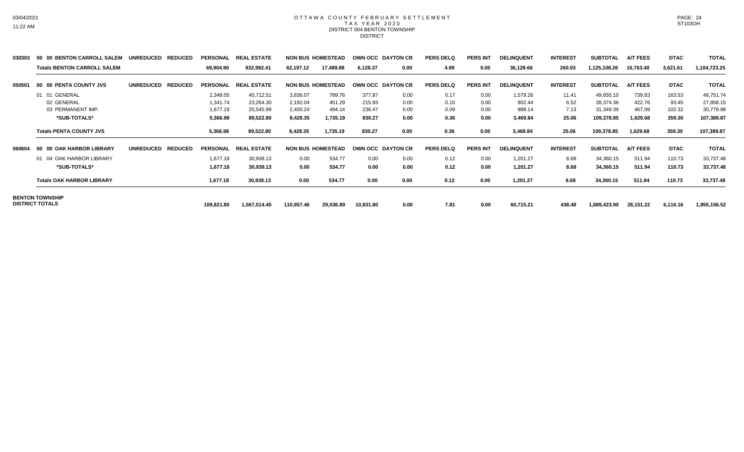# OTTAWA COUNTY FEBRUARY SETTLEMENT
## TAX YEAR 2020
## DISTRICT 004 BENTON TOWNSHIP
### DISTRICT

| | | UNREDUCED | REDUCED | PERSONAL | REAL ESTATE | NON BUS | HOMESTEAD | OWN OCC | DAYTON CR | PERS DELQ | PERS INT | DELINQUENT | INTEREST | SUBTOTAL | A/T FEES | DTAC | TOTAL |
|---|---|---|---|---|---|---|---|---|---|---|---|---|---|---|---|---|---|
| 030303 | 00 00 BENTON CARROLL SALEM | UNREDUCED | REDUCED | PERSONAL | REAL ESTATE | NON BUS | HOMESTEAD | OWN OCC | DAYTON CR | PERS DELQ | PERS INT | DELINQUENT | INTEREST | SUBTOTAL | A/T FEES | DTAC | TOTAL |
| | **Totals BENTON CARROLL SALEM** | | | **69,904.90** | **932,992.41** | **62,197.12** | **17,489.88** | **6,128.37** | **0.00** | **4.99** | **0.00** | **36,129.66** | **260.93** | **1,125,108.26** | **16,763.40** | **3,621.61** | **1,104,723.25** |
| 050501 | 00 00 PENTA COUNTY JVS | UNREDUCED | REDUCED | PERSONAL | REAL ESTATE | NON BUS | HOMESTEAD | OWN OCC | DAYTON CR | PERS DELQ | PERS INT | DELINQUENT | INTEREST | SUBTOTAL | A/T FEES | DTAC | TOTAL |
| | 01 01 GENERAL | | | 2,348.05 | 40,712.51 | 3,836.07 | 789.76 | 377.87 | 0.00 | 0.17 | 0.00 | 1,579.26 | 11.41 | 49,655.10 | 739.83 | 163.53 | 48,751.74 |
| | 02 GENERAL | | | 1,341.74 | 23,264.30 | 2,192.04 | 451.29 | 215.93 | 0.00 | 0.10 | 0.00 | 902.44 | 6.52 | 28,374.36 | 422.76 | 93.45 | 27,858.15 |
| | 03 PERMANENT IMP. | | | 1,677.19 | 25,545.99 | 2,400.24 | 494.14 | 236.47 | 0.00 | 0.09 | 0.00 | 988.14 | 7.13 | 31,349.39 | 467.09 | 102.32 | 30,779.98 |
| | **\*SUB-TOTALS\*** | | | **5,366.98** | **89,522.80** | **8,428.35** | **1,735.19** | **830.27** | **0.00** | **0.36** | **0.00** | **3,469.84** | **25.06** | **109,378.85** | **1,629.68** | **359.30** | **107,389.87** |
| | **Totals PENTA COUNTY JVS** | | | **5,366.98** | **89,522.80** | **8,428.35** | **1,735.19** | **830.27** | **0.00** | **0.36** | **0.00** | **3,469.84** | **25.06** | **109,378.85** | **1,629.68** | **359.30** | **107,389.87** |
| 060604 | 00 00 OAK HARBOR LIBRARY | UNREDUCED | REDUCED | PERSONAL | REAL ESTATE | NON BUS | HOMESTEAD | OWN OCC | DAYTON CR | PERS DELQ | PERS INT | DELINQUENT | INTEREST | SUBTOTAL | A/T FEES | DTAC | TOTAL |
| | 01 04 OAK HARBOR LIBRARY | | | 1,677.18 | 30,938.13 | 0.00 | 534.77 | 0.00 | 0.00 | 0.12 | 0.00 | 1,201.27 | 8.68 | 34,360.15 | 511.94 | 110.73 | 33,737.48 |
| | **\*SUB-TOTALS\*** | | | **1,677.18** | **30,938.13** | **0.00** | **534.77** | **0.00** | **0.00** | **0.12** | **0.00** | **1,201.27** | **8.68** | **34,360.15** | **511.94** | **110.73** | **33,737.48** |
| | **Totals OAK HARBOR LIBRARY** | | | **1,677.18** | **30,938.13** | **0.00** | **534.77** | **0.00** | **0.00** | **0.12** | **0.00** | **1,201.27** | **8.68** | **34,360.15** | **511.94** | **110.73** | **33,737.48** |
| **BENTON TOWNSHIP DISTRICT TOTALS** | | | | **109,821.80** | **1,567,014.45** | **110,957.46** | **29,536.89** | **10,931.80** | **0.00** | **7.81** | **0.00** | **60,715.21** | **438.48** | **1,889,423.90** | **28,151.22** | **6,116.16** | **1,855,156.52** |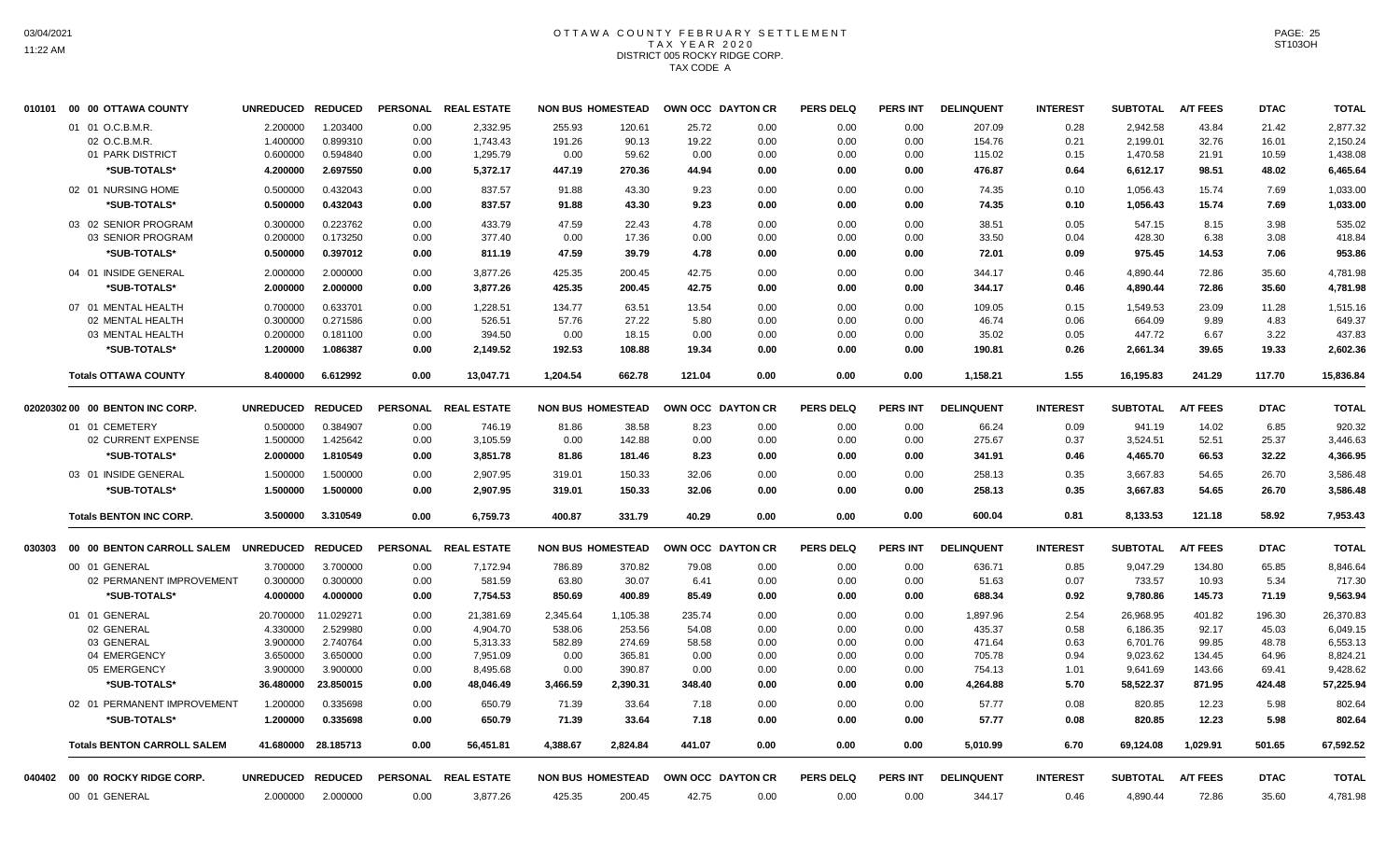# OTTAWA COUNTY FEBRUARY SETTLEMENT
## TAX YEAR 2020
## DISTRICT 005 ROCKY RIDGE CORP.
## TAX CODE A

| | | UNREDUCED | REDUCED | PERSONAL | REAL ESTATE | NON BUS | HOMESTEAD | OWN OCC | DAYTON CR | PERS DELQ | PERS INT | DELINQUENT | INTEREST | SUBTOTAL | A/T FEES | DTAC | TOTAL |
|---|---|---|---|---|---|---|---|---|---|---|---|---|---|---|---|---|---|
| 010101 | 00 00 OTTAWA COUNTY | UNREDUCED | REDUCED | PERSONAL | REAL ESTATE | NON BUS | HOMESTEAD | OWN OCC | DAYTON CR | PERS DELQ | PERS INT | DELINQUENT | INTEREST | SUBTOTAL | A/T FEES | DTAC | TOTAL |
| | 01 01 O.C.B.M.R. | 2.200000 | 1.203400 | 0.00 | 2,332.95 | 255.93 | 120.61 | 25.72 | 0.00 | 0.00 | 0.00 | 207.09 | 0.28 | 2,942.58 | 43.84 | 21.42 | 2,877.32 |
| | 02 O.C.B.M.R. | 1.400000 | 0.899310 | 0.00 | 1,743.43 | 191.26 | 90.13 | 19.22 | 0.00 | 0.00 | 0.00 | 154.76 | 0.21 | 2,199.01 | 32.76 | 16.01 | 2,150.24 |
| | 01 PARK DISTRICT | 0.600000 | 0.594840 | 0.00 | 1,295.79 | 0.00 | 59.62 | 0.00 | 0.00 | 0.00 | 0.00 | 115.02 | 0.15 | 1,470.58 | 21.91 | 10.59 | 1,438.08 |
| | *SUB-TOTALS* | 4.200000 | 2.697550 | 0.00 | 5,372.17 | 447.19 | 270.36 | 44.94 | 0.00 | 0.00 | 0.00 | 476.87 | 0.64 | 6,612.17 | 98.51 | 48.02 | 6,465.64 |
| | 02 01 NURSING HOME | 0.500000 | 0.432043 | 0.00 | 837.57 | 91.88 | 43.30 | 9.23 | 0.00 | 0.00 | 0.00 | 74.35 | 0.10 | 1,056.43 | 15.74 | 7.69 | 1,033.00 |
| | *SUB-TOTALS* | 0.500000 | 0.432043 | 0.00 | 837.57 | 91.88 | 43.30 | 9.23 | 0.00 | 0.00 | 0.00 | 74.35 | 0.10 | 1,056.43 | 15.74 | 7.69 | 1,033.00 |
| | 03 02 SENIOR PROGRAM | 0.300000 | 0.223762 | 0.00 | 433.79 | 47.59 | 22.43 | 4.78 | 0.00 | 0.00 | 0.00 | 38.51 | 0.05 | 547.15 | 8.15 | 3.98 | 535.02 |
| | 03 SENIOR PROGRAM | 0.200000 | 0.173250 | 0.00 | 377.40 | 0.00 | 17.36 | 0.00 | 0.00 | 0.00 | 0.00 | 33.50 | 0.04 | 428.30 | 6.38 | 3.08 | 418.84 |
| | *SUB-TOTALS* | 0.500000 | 0.397012 | 0.00 | 811.19 | 47.59 | 39.79 | 4.78 | 0.00 | 0.00 | 0.00 | 72.01 | 0.09 | 975.45 | 14.53 | 7.06 | 953.86 |
| | 04 01 INSIDE GENERAL | 2.000000 | 2.000000 | 0.00 | 3,877.26 | 425.35 | 200.45 | 42.75 | 0.00 | 0.00 | 0.00 | 344.17 | 0.46 | 4,890.44 | 72.86 | 35.60 | 4,781.98 |
| | *SUB-TOTALS* | 2.000000 | 2.000000 | 0.00 | 3,877.26 | 425.35 | 200.45 | 42.75 | 0.00 | 0.00 | 0.00 | 344.17 | 0.46 | 4,890.44 | 72.86 | 35.60 | 4,781.98 |
| | 07 01 MENTAL HEALTH | 0.700000 | 0.633701 | 0.00 | 1,228.51 | 134.77 | 63.51 | 13.54 | 0.00 | 0.00 | 0.00 | 109.05 | 0.15 | 1,549.53 | 23.09 | 11.28 | 1,515.16 |
| | 02 MENTAL HEALTH | 0.300000 | 0.271586 | 0.00 | 526.51 | 57.76 | 27.22 | 5.80 | 0.00 | 0.00 | 0.00 | 46.74 | 0.06 | 664.09 | 9.89 | 4.83 | 649.37 |
| | 03 MENTAL HEALTH | 0.200000 | 0.181100 | 0.00 | 394.50 | 0.00 | 18.15 | 0.00 | 0.00 | 0.00 | 0.00 | 35.02 | 0.05 | 447.72 | 6.67 | 3.22 | 437.83 |
| | *SUB-TOTALS* | 1.200000 | 1.086387 | 0.00 | 2,149.52 | 192.53 | 108.88 | 19.34 | 0.00 | 0.00 | 0.00 | 190.81 | 0.26 | 2,661.34 | 39.65 | 19.33 | 2,602.36 |
| | Totals OTTAWA COUNTY | 8.400000 | 6.612992 | 0.00 | 13,047.71 | 1,204.54 | 662.78 | 121.04 | 0.00 | 0.00 | 0.00 | 1,158.21 | 1.55 | 16,195.83 | 241.29 | 117.70 | 15,836.84 |
| 02020302 | 00 00 BENTON INC CORP. | UNREDUCED | REDUCED | PERSONAL | REAL ESTATE | NON BUS | HOMESTEAD | OWN OCC | DAYTON CR | PERS DELQ | PERS INT | DELINQUENT | INTEREST | SUBTOTAL | A/T FEES | DTAC | TOTAL |
| | 01 01 CEMETERY | 0.500000 | 0.384907 | 0.00 | 746.19 | 81.86 | 38.58 | 8.23 | 0.00 | 0.00 | 0.00 | 66.24 | 0.09 | 941.19 | 14.02 | 6.85 | 920.32 |
| | 02 CURRENT EXPENSE | 1.500000 | 1.425642 | 0.00 | 3,105.59 | 0.00 | 142.88 | 0.00 | 0.00 | 0.00 | 0.00 | 275.67 | 0.37 | 3,524.51 | 52.51 | 25.37 | 3,446.63 |
| | *SUB-TOTALS* | 2.000000 | 1.810549 | 0.00 | 3,851.78 | 81.86 | 181.46 | 8.23 | 0.00 | 0.00 | 0.00 | 341.91 | 0.46 | 4,465.70 | 66.53 | 32.22 | 4,366.95 |
| | 03 01 INSIDE GENERAL | 1.500000 | 1.500000 | 0.00 | 2,907.95 | 319.01 | 150.33 | 32.06 | 0.00 | 0.00 | 0.00 | 258.13 | 0.35 | 3,667.83 | 54.65 | 26.70 | 3,586.48 |
| | *SUB-TOTALS* | 1.500000 | 1.500000 | 0.00 | 2,907.95 | 319.01 | 150.33 | 32.06 | 0.00 | 0.00 | 0.00 | 258.13 | 0.35 | 3,667.83 | 54.65 | 26.70 | 3,586.48 |
| | Totals BENTON INC CORP. | 3.500000 | 3.310549 | 0.00 | 6,759.73 | 400.87 | 331.79 | 40.29 | 0.00 | 0.00 | 0.00 | 600.04 | 0.81 | 8,133.53 | 121.18 | 58.92 | 7,953.43 |
| 030303 | 00 00 BENTON CARROLL SALEM | UNREDUCED | REDUCED | PERSONAL | REAL ESTATE | NON BUS | HOMESTEAD | OWN OCC | DAYTON CR | PERS DELQ | PERS INT | DELINQUENT | INTEREST | SUBTOTAL | A/T FEES | DTAC | TOTAL |
| | 00 01 GENERAL | 3.700000 | 3.700000 | 0.00 | 7,172.94 | 786.89 | 370.82 | 79.08 | 0.00 | 0.00 | 0.00 | 636.71 | 0.85 | 9,047.29 | 134.80 | 65.85 | 8,846.64 |
| | 02 PERMANENT IMPROVEMENT | 0.300000 | 0.300000 | 0.00 | 581.59 | 63.80 | 30.07 | 6.41 | 0.00 | 0.00 | 0.00 | 51.63 | 0.07 | 733.57 | 10.93 | 5.34 | 717.30 |
| | *SUB-TOTALS* | 4.000000 | 4.000000 | 0.00 | 7,754.53 | 850.69 | 400.89 | 85.49 | 0.00 | 0.00 | 0.00 | 688.34 | 0.92 | 9,780.86 | 145.73 | 71.19 | 9,563.94 |
| | 01 01 GENERAL | 20.700000 | 11.029271 | 0.00 | 21,381.69 | 2,345.64 | 1,105.38 | 235.74 | 0.00 | 0.00 | 0.00 | 1,897.96 | 2.54 | 26,968.95 | 401.82 | 196.30 | 26,370.83 |
| | 02 GENERAL | 4.330000 | 2.529980 | 0.00 | 4,904.70 | 538.06 | 253.56 | 54.08 | 0.00 | 0.00 | 0.00 | 435.37 | 0.58 | 6,186.35 | 92.17 | 45.03 | 6,049.15 |
| | 03 GENERAL | 3.900000 | 2.740764 | 0.00 | 5,313.33 | 582.89 | 274.69 | 58.58 | 0.00 | 0.00 | 0.00 | 471.64 | 0.63 | 6,701.76 | 99.85 | 48.78 | 6,553.13 |
| | 04 EMERGENCY | 3.650000 | 3.650000 | 0.00 | 7,951.09 | 0.00 | 365.81 | 0.00 | 0.00 | 0.00 | 0.00 | 705.78 | 0.94 | 9,023.62 | 134.45 | 64.96 | 8,824.21 |
| | 05 EMERGENCY | 3.900000 | 3.900000 | 0.00 | 8,495.68 | 0.00 | 390.87 | 0.00 | 0.00 | 0.00 | 0.00 | 754.13 | 1.01 | 9,641.69 | 143.66 | 69.41 | 9,428.62 |
| | *SUB-TOTALS* | 36.480000 | 23.850015 | 0.00 | 48,046.49 | 3,466.59 | 2,390.31 | 348.40 | 0.00 | 0.00 | 0.00 | 4,264.88 | 5.70 | 58,522.37 | 871.95 | 424.48 | 57,225.94 |
| | 02 01 PERMANENT IMPROVEMENT | 1.200000 | 0.335698 | 0.00 | 650.79 | 71.39 | 33.64 | 7.18 | 0.00 | 0.00 | 0.00 | 57.77 | 0.08 | 820.85 | 12.23 | 5.98 | 802.64 |
| | *SUB-TOTALS* | 1.200000 | 0.335698 | 0.00 | 650.79 | 71.39 | 33.64 | 7.18 | 0.00 | 0.00 | 0.00 | 57.77 | 0.08 | 820.85 | 12.23 | 5.98 | 802.64 |
| | Totals BENTON CARROLL SALEM | 41.680000 | 28.185713 | 0.00 | 56,451.81 | 4,388.67 | 2,824.84 | 441.07 | 0.00 | 0.00 | 0.00 | 5,010.99 | 6.70 | 69,124.08 | 1,029.91 | 501.65 | 67,592.52 |
| 040402 | 00 00 ROCKY RIDGE CORP. | UNREDUCED | REDUCED | PERSONAL | REAL ESTATE | NON BUS | HOMESTEAD | OWN OCC | DAYTON CR | PERS DELQ | PERS INT | DELINQUENT | INTEREST | SUBTOTAL | A/T FEES | DTAC | TOTAL |
| | 00 01 GENERAL | 2.000000 | 2.000000 | 0.00 | 3,877.26 | 425.35 | 200.45 | 42.75 | 0.00 | 0.00 | 0.00 | 344.17 | 0.46 | 4,890.44 | 72.86 | 35.60 | 4,781.98 |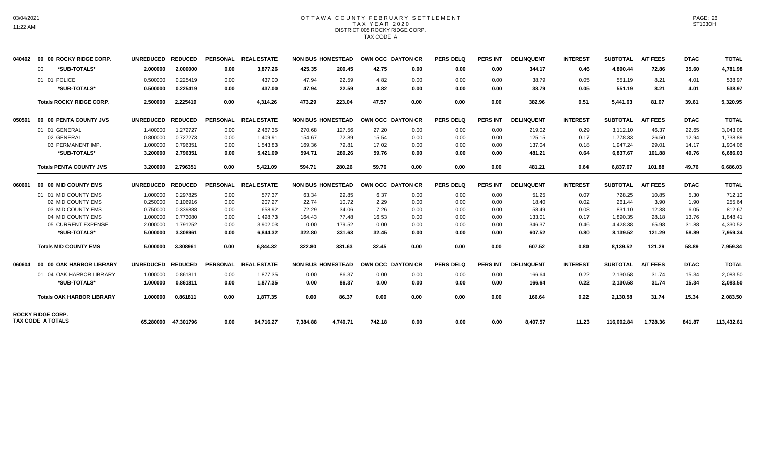# OTTAWA COUNTY FEBRUARY SETTLEMENT
## TAX YEAR 2020
### DISTRICT 005 ROCKY RIDGE CORP.
TAX CODE A

| | | UNREDUCED | REDUCED | PERSONAL | REAL ESTATE | NON BUS | HOMESTEAD | OWN OCC | DAYTON CR | PERS DELQ | PERS INT | DELINQUENT | INTEREST | SUBTOTAL | A/T FEES | DTAC | TOTAL |
|---|---|---|---|---|---|---|---|---|---|---|---|---|---|---|---|---|---|
| 040402 | 00 00 ROCKY RIDGE CORP. | UNREDUCED | REDUCED | PERSONAL | REAL ESTATE | NON BUS | HOMESTEAD | OWN OCC | DAYTON CR | PERS DELQ | PERS INT | DELINQUENT | INTEREST | SUBTOTAL | A/T FEES | DTAC | TOTAL |
| | 00 *SUB-TOTALS* | 2.000000 | 2.000000 | 0.00 | 3,877.26 | 425.35 | 200.45 | 42.75 | 0.00 | 0.00 | 0.00 | 344.17 | 0.46 | 4,890.44 | 72.86 | 35.60 | 4,781.98 |
| | 01 01 POLICE | 0.500000 | 0.225419 | 0.00 | 437.00 | 47.94 | 22.59 | 4.82 | 0.00 | 0.00 | 0.00 | 38.79 | 0.05 | 551.19 | 8.21 | 4.01 | 538.97 |
| | *SUB-TOTALS* | 0.500000 | 0.225419 | 0.00 | 437.00 | 47.94 | 22.59 | 4.82 | 0.00 | 0.00 | 0.00 | 38.79 | 0.05 | 551.19 | 8.21 | 4.01 | 538.97 |
| | Totals ROCKY RIDGE CORP. | 2.500000 | 2.225419 | 0.00 | 4,314.26 | 473.29 | 223.04 | 47.57 | 0.00 | 0.00 | 0.00 | 382.96 | 0.51 | 5,441.63 | 81.07 | 39.61 | 5,320.95 |
| 050501 | 00 00 PENTA COUNTY JVS | UNREDUCED | REDUCED | PERSONAL | REAL ESTATE | NON BUS | HOMESTEAD | OWN OCC | DAYTON CR | PERS DELQ | PERS INT | DELINQUENT | INTEREST | SUBTOTAL | A/T FEES | DTAC | TOTAL |
| | 01 01 GENERAL | 1.400000 | 1.272727 | 0.00 | 2,467.35 | 270.68 | 127.56 | 27.20 | 0.00 | 0.00 | 0.00 | 219.02 | 0.29 | 3,112.10 | 46.37 | 22.65 | 3,043.08 |
| | 02 GENERAL | 0.800000 | 0.727273 | 0.00 | 1,409.91 | 154.67 | 72.89 | 15.54 | 0.00 | 0.00 | 0.00 | 125.15 | 0.17 | 1,778.33 | 26.50 | 12.94 | 1,738.89 |
| | 03 PERMANENT IMP. | 1.000000 | 0.796351 | 0.00 | 1,543.83 | 169.36 | 79.81 | 17.02 | 0.00 | 0.00 | 0.00 | 137.04 | 0.18 | 1,947.24 | 29.01 | 14.17 | 1,904.06 |
| | *SUB-TOTALS* | 3.200000 | 2.796351 | 0.00 | 5,421.09 | 594.71 | 280.26 | 59.76 | 0.00 | 0.00 | 0.00 | 481.21 | 0.64 | 6,837.67 | 101.88 | 49.76 | 6,686.03 |
| | Totals PENTA COUNTY JVS | 3.200000 | 2.796351 | 0.00 | 5,421.09 | 594.71 | 280.26 | 59.76 | 0.00 | 0.00 | 0.00 | 481.21 | 0.64 | 6,837.67 | 101.88 | 49.76 | 6,686.03 |
| 060601 | 00 00 MID COUNTY EMS | UNREDUCED | REDUCED | PERSONAL | REAL ESTATE | NON BUS | HOMESTEAD | OWN OCC | DAYTON CR | PERS DELQ | PERS INT | DELINQUENT | INTEREST | SUBTOTAL | A/T FEES | DTAC | TOTAL |
| | 01 01 MID COUNTY EMS | 1.000000 | 0.297825 | 0.00 | 577.37 | 63.34 | 29.85 | 6.37 | 0.00 | 0.00 | 0.00 | 51.25 | 0.07 | 728.25 | 10.85 | 5.30 | 712.10 |
| | 02 MID COUNTY EMS | 0.250000 | 0.106916 | 0.00 | 207.27 | 22.74 | 10.72 | 2.29 | 0.00 | 0.00 | 0.00 | 18.40 | 0.02 | 261.44 | 3.90 | 1.90 | 255.64 |
| | 03 MID COUNTY EMS | 0.750000 | 0.339888 | 0.00 | 658.92 | 72.29 | 34.06 | 7.26 | 0.00 | 0.00 | 0.00 | 58.49 | 0.08 | 831.10 | 12.38 | 6.05 | 812.67 |
| | 04 MID COUNTY EMS | 1.000000 | 0.773080 | 0.00 | 1,498.73 | 164.43 | 77.48 | 16.53 | 0.00 | 0.00 | 0.00 | 133.01 | 0.17 | 1,890.35 | 28.18 | 13.76 | 1,848.41 |
| | 05 CURRENT EXPENSE | 2.000000 | 1.791252 | 0.00 | 3,902.03 | 0.00 | 179.52 | 0.00 | 0.00 | 0.00 | 0.00 | 346.37 | 0.46 | 4,428.38 | 65.98 | 31.88 | 4,330.52 |
| | *SUB-TOTALS* | 5.000000 | 3.308961 | 0.00 | 6,844.32 | 322.80 | 331.63 | 32.45 | 0.00 | 0.00 | 0.00 | 607.52 | 0.80 | 8,139.52 | 121.29 | 58.89 | 7,959.34 |
| | Totals MID COUNTY EMS | 5.000000 | 3.308961 | 0.00 | 6,844.32 | 322.80 | 331.63 | 32.45 | 0.00 | 0.00 | 0.00 | 607.52 | 0.80 | 8,139.52 | 121.29 | 58.89 | 7,959.34 |
| 060604 | 00 00 OAK HARBOR LIBRARY | UNREDUCED | REDUCED | PERSONAL | REAL ESTATE | NON BUS | HOMESTEAD | OWN OCC | DAYTON CR | PERS DELQ | PERS INT | DELINQUENT | INTEREST | SUBTOTAL | A/T FEES | DTAC | TOTAL |
| | 01 04 OAK HARBOR LIBRARY | 1.000000 | 0.861811 | 0.00 | 1,877.35 | 0.00 | 86.37 | 0.00 | 0.00 | 0.00 | 0.00 | 166.64 | 0.22 | 2,130.58 | 31.74 | 15.34 | 2,083.50 |
| | *SUB-TOTALS* | 1.000000 | 0.861811 | 0.00 | 1,877.35 | 0.00 | 86.37 | 0.00 | 0.00 | 0.00 | 0.00 | 166.64 | 0.22 | 2,130.58 | 31.74 | 15.34 | 2,083.50 |
| | Totals OAK HARBOR LIBRARY | 1.000000 | 0.861811 | 0.00 | 1,877.35 | 0.00 | 86.37 | 0.00 | 0.00 | 0.00 | 0.00 | 166.64 | 0.22 | 2,130.58 | 31.74 | 15.34 | 2,083.50 |
| ROCKY RIDGE CORP. TAX CODE A TOTALS | | 65.280000 | 47.301796 | 0.00 | 94,716.27 | 7,384.88 | 4,740.71 | 742.18 | 0.00 | 0.00 | 0.00 | 8,407.57 | 11.23 | 116,002.84 | 1,728.36 | 841.87 | 113,432.61 |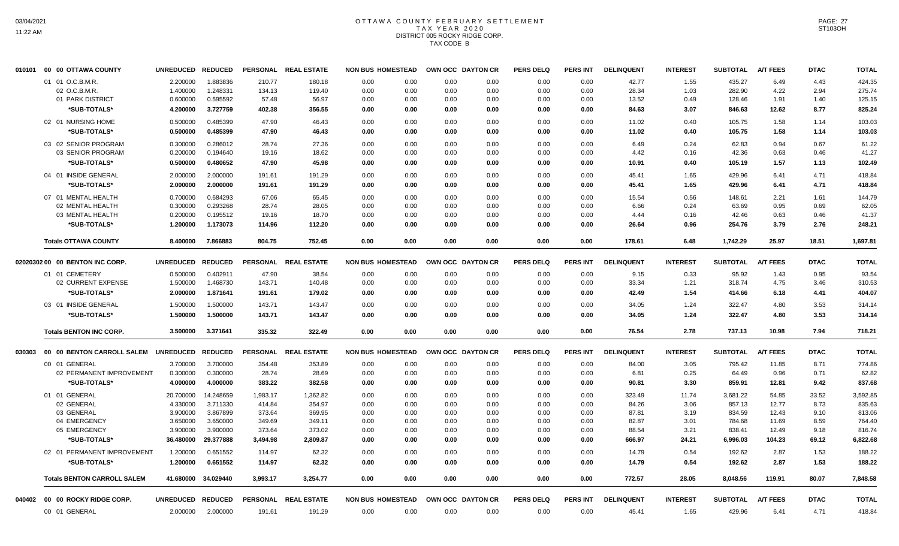# OTTAWA COUNTY FEBRUARY SETTLEMENT
## TAX YEAR 2020
## DISTRICT 005 ROCKY RIDGE CORP.
## TAX CODE B

| | UNREDUCED | REDUCED | PERSONAL | REAL ESTATE | NON BUS | HOMESTEAD | OWN OCC | DAYTON CR | PERS DELQ | PERS INT | DELINQUENT | INTEREST | SUBTOTAL | A/T FEES | DTAC | TOTAL |
|---|---|---|---|---|---|---|---|---|---|---|---|---|---|---|---|---|
| **010101 00 00 OTTAWA COUNTY** | | | | | | | | | | | | | | | | |
| 01 01 O.C.B.M.R. | 2.200000 | 1.883836 | 210.77 | 180.18 | 0.00 | 0.00 | 0.00 | 0.00 | 0.00 | 0.00 | 42.77 | 1.55 | 435.27 | 6.49 | 4.43 | 424.35 |
| 02 O.C.B.M.R. | 1.400000 | 1.248331 | 134.13 | 119.40 | 0.00 | 0.00 | 0.00 | 0.00 | 0.00 | 0.00 | 28.34 | 1.03 | 282.90 | 4.22 | 2.94 | 275.74 |
| 01 PARK DISTRICT | 0.600000 | 0.595592 | 57.48 | 56.97 | 0.00 | 0.00 | 0.00 | 0.00 | 0.00 | 0.00 | 13.52 | 0.49 | 128.46 | 1.91 | 1.40 | 125.15 |
| *SUB-TOTALS* | 4.200000 | 3.727759 | 402.38 | 356.55 | 0.00 | 0.00 | 0.00 | 0.00 | 0.00 | 0.00 | 84.63 | 3.07 | 846.63 | 12.62 | 8.77 | 825.24 |
| 02 01 NURSING HOME | 0.500000 | 0.485399 | 47.90 | 46.43 | 0.00 | 0.00 | 0.00 | 0.00 | 0.00 | 0.00 | 11.02 | 0.40 | 105.75 | 1.58 | 1.14 | 103.03 |
| *SUB-TOTALS* | 0.500000 | 0.485399 | 47.90 | 46.43 | 0.00 | 0.00 | 0.00 | 0.00 | 0.00 | 0.00 | 11.02 | 0.40 | 105.75 | 1.58 | 1.14 | 103.03 |
| 03 02 SENIOR PROGRAM | 0.300000 | 0.286012 | 28.74 | 27.36 | 0.00 | 0.00 | 0.00 | 0.00 | 0.00 | 0.00 | 6.49 | 0.24 | 62.83 | 0.94 | 0.67 | 61.22 |
| 03 SENIOR PROGRAM | 0.200000 | 0.194640 | 19.16 | 18.62 | 0.00 | 0.00 | 0.00 | 0.00 | 0.00 | 0.00 | 4.42 | 0.16 | 42.36 | 0.63 | 0.46 | 41.27 |
| *SUB-TOTALS* | 0.500000 | 0.480652 | 47.90 | 45.98 | 0.00 | 0.00 | 0.00 | 0.00 | 0.00 | 0.00 | 10.91 | 0.40 | 105.19 | 1.57 | 1.13 | 102.49 |
| 04 01 INSIDE GENERAL | 2.000000 | 2.000000 | 191.61 | 191.29 | 0.00 | 0.00 | 0.00 | 0.00 | 0.00 | 0.00 | 45.41 | 1.65 | 429.96 | 6.41 | 4.71 | 418.84 |
| *SUB-TOTALS* | 2.000000 | 2.000000 | 191.61 | 191.29 | 0.00 | 0.00 | 0.00 | 0.00 | 0.00 | 0.00 | 45.41 | 1.65 | 429.96 | 6.41 | 4.71 | 418.84 |
| 07 01 MENTAL HEALTH | 0.700000 | 0.684293 | 67.06 | 65.45 | 0.00 | 0.00 | 0.00 | 0.00 | 0.00 | 0.00 | 15.54 | 0.56 | 148.61 | 2.21 | 1.61 | 144.79 |
| 02 MENTAL HEALTH | 0.300000 | 0.293268 | 28.74 | 28.05 | 0.00 | 0.00 | 0.00 | 0.00 | 0.00 | 0.00 | 6.66 | 0.24 | 63.69 | 0.95 | 0.69 | 62.05 |
| 03 MENTAL HEALTH | 0.200000 | 0.195512 | 19.16 | 18.70 | 0.00 | 0.00 | 0.00 | 0.00 | 0.00 | 0.00 | 4.44 | 0.16 | 42.46 | 0.63 | 0.46 | 41.37 |
| *SUB-TOTALS* | 1.200000 | 1.173073 | 114.96 | 112.20 | 0.00 | 0.00 | 0.00 | 0.00 | 0.00 | 0.00 | 26.64 | 0.96 | 254.76 | 3.79 | 2.76 | 248.21 |
| **Totals OTTAWA COUNTY** | 8.400000 | 7.866883 | 804.75 | 752.45 | 0.00 | 0.00 | 0.00 | 0.00 | 0.00 | 0.00 | 178.61 | 6.48 | 1,742.29 | 25.97 | 18.51 | 1,697.81 |

| | UNREDUCED | REDUCED | PERSONAL | REAL ESTATE | NON BUS | HOMESTEAD | OWN OCC | DAYTON CR | PERS DELQ | PERS INT | DELINQUENT | INTEREST | SUBTOTAL | A/T FEES | DTAC | TOTAL |
|---|---|---|---|---|---|---|---|---|---|---|---|---|---|---|---|---|
| **02020302 00 00 BENTON INC CORP.** | | | | | | | | | | | | | | | | |
| 01 01 CEMETERY | 0.500000 | 0.402911 | 47.90 | 38.54 | 0.00 | 0.00 | 0.00 | 0.00 | 0.00 | 0.00 | 9.15 | 0.33 | 95.92 | 1.43 | 0.95 | 93.54 |
| 02 CURRENT EXPENSE | 1.500000 | 1.468730 | 143.71 | 140.48 | 0.00 | 0.00 | 0.00 | 0.00 | 0.00 | 0.00 | 33.34 | 1.21 | 318.74 | 4.75 | 3.46 | 310.53 |
| *SUB-TOTALS* | 2.000000 | 1.871641 | 191.61 | 179.02 | 0.00 | 0.00 | 0.00 | 0.00 | 0.00 | 0.00 | 42.49 | 1.54 | 414.66 | 6.18 | 4.41 | 404.07 |
| 03 01 INSIDE GENERAL | 1.500000 | 1.500000 | 143.71 | 143.47 | 0.00 | 0.00 | 0.00 | 0.00 | 0.00 | 0.00 | 34.05 | 1.24 | 322.47 | 4.80 | 3.53 | 314.14 |
| *SUB-TOTALS* | 1.500000 | 1.500000 | 143.71 | 143.47 | 0.00 | 0.00 | 0.00 | 0.00 | 0.00 | 0.00 | 34.05 | 1.24 | 322.47 | 4.80 | 3.53 | 314.14 |
| **Totals BENTON INC CORP.** | 3.500000 | 3.371641 | 335.32 | 322.49 | 0.00 | 0.00 | 0.00 | 0.00 | 0.00 | 0.00 | 76.54 | 2.78 | 737.13 | 10.98 | 7.94 | 718.21 |

| | UNREDUCED | REDUCED | PERSONAL | REAL ESTATE | NON BUS | HOMESTEAD | OWN OCC | DAYTON CR | PERS DELQ | PERS INT | DELINQUENT | INTEREST | SUBTOTAL | A/T FEES | DTAC | TOTAL |
|---|---|---|---|---|---|---|---|---|---|---|---|---|---|---|---|---|
| **030303 00 00 BENTON CARROLL SALEM** | | | | | | | | | | | | | | | | |
| 00 01 GENERAL | 3.700000 | 3.700000 | 354.48 | 353.89 | 0.00 | 0.00 | 0.00 | 0.00 | 0.00 | 0.00 | 84.00 | 3.05 | 795.42 | 11.85 | 8.71 | 774.86 |
| 02 PERMANENT IMPROVEMENT | 0.300000 | 0.300000 | 28.74 | 28.69 | 0.00 | 0.00 | 0.00 | 0.00 | 0.00 | 0.00 | 6.81 | 0.25 | 64.49 | 0.96 | 0.71 | 62.82 |
| *SUB-TOTALS* | 4.000000 | 4.000000 | 383.22 | 382.58 | 0.00 | 0.00 | 0.00 | 0.00 | 0.00 | 0.00 | 90.81 | 3.30 | 859.91 | 12.81 | 9.42 | 837.68 |
| 01 01 GENERAL | 20.700000 | 14.248659 | 1,983.17 | 1,362.82 | 0.00 | 0.00 | 0.00 | 0.00 | 0.00 | 0.00 | 323.49 | 11.74 | 3,681.22 | 54.85 | 33.52 | 3,592.85 |
| 02 GENERAL | 4.330000 | 3.711330 | 414.84 | 354.97 | 0.00 | 0.00 | 0.00 | 0.00 | 0.00 | 0.00 | 84.26 | 3.06 | 857.13 | 12.77 | 8.73 | 835.63 |
| 03 GENERAL | 3.900000 | 3.867899 | 373.64 | 369.95 | 0.00 | 0.00 | 0.00 | 0.00 | 0.00 | 0.00 | 87.81 | 3.19 | 834.59 | 12.43 | 9.10 | 813.06 |
| 04 EMERGENCY | 3.650000 | 3.650000 | 349.69 | 349.11 | 0.00 | 0.00 | 0.00 | 0.00 | 0.00 | 0.00 | 82.87 | 3.01 | 784.68 | 11.69 | 8.59 | 764.40 |
| 05 EMERGENCY | 3.900000 | 3.900000 | 373.64 | 373.02 | 0.00 | 0.00 | 0.00 | 0.00 | 0.00 | 0.00 | 88.54 | 3.21 | 838.41 | 12.49 | 9.18 | 816.74 |
| *SUB-TOTALS* | 36.480000 | 29.377888 | 3,494.98 | 2,809.87 | 0.00 | 0.00 | 0.00 | 0.00 | 0.00 | 0.00 | 666.97 | 24.21 | 6,996.03 | 104.23 | 69.12 | 6,822.68 |
| 02 01 PERMANENT IMPROVEMENT | 1.200000 | 0.651552 | 114.97 | 62.32 | 0.00 | 0.00 | 0.00 | 0.00 | 0.00 | 0.00 | 14.79 | 0.54 | 192.62 | 2.87 | 1.53 | 188.22 |
| *SUB-TOTALS* | 1.200000 | 0.651552 | 114.97 | 62.32 | 0.00 | 0.00 | 0.00 | 0.00 | 0.00 | 0.00 | 14.79 | 0.54 | 192.62 | 2.87 | 1.53 | 188.22 |
| **Totals BENTON CARROLL SALEM** | 41.680000 | 34.029440 | 3,993.17 | 3,254.77 | 0.00 | 0.00 | 0.00 | 0.00 | 0.00 | 0.00 | 772.57 | 28.05 | 8,048.56 | 119.91 | 80.07 | 7,848.58 |

| | UNREDUCED | REDUCED | PERSONAL | REAL ESTATE | NON BUS | HOMESTEAD | OWN OCC | DAYTON CR | PERS DELQ | PERS INT | DELINQUENT | INTEREST | SUBTOTAL | A/T FEES | DTAC | TOTAL |
|---|---|---|---|---|---|---|---|---|---|---|---|---|---|---|---|---|
| **040402 00 00 ROCKY RIDGE CORP.** | | | | | | | | | | | | | | | | |
| 00 01 GENERAL | 2.000000 | 2.000000 | 191.61 | 191.29 | 0.00 | 0.00 | 0.00 | 0.00 | 0.00 | 0.00 | 45.41 | 1.65 | 429.96 | 6.41 | 4.71 | 418.84 |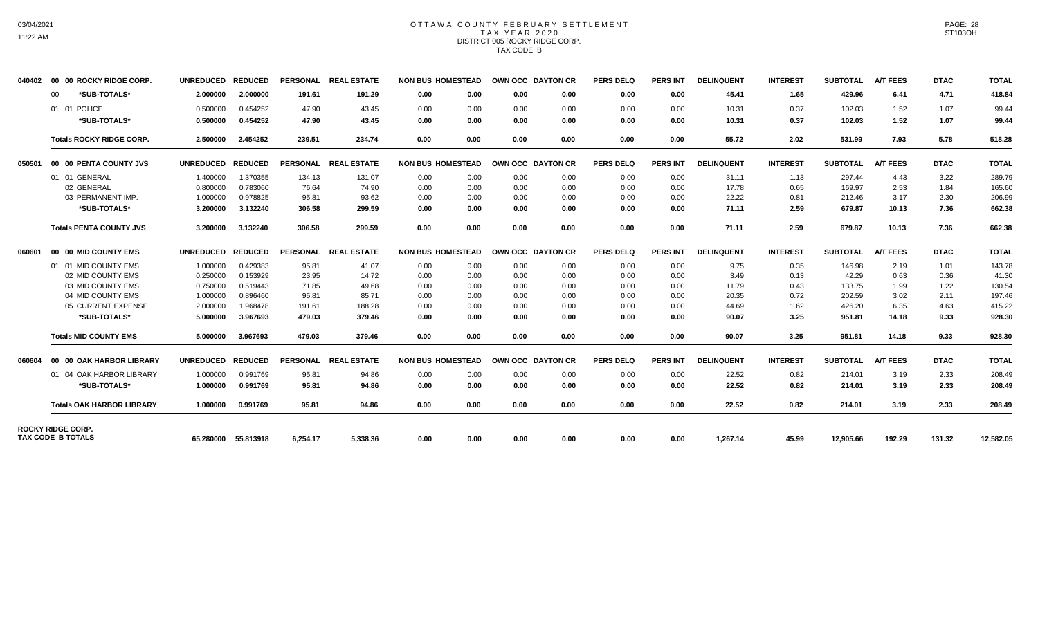# OTTAWA COUNTY FEBRUARY SETTLEMENT
## TAX YEAR 2020
### DISTRICT 005 ROCKY RIDGE CORP.
### TAX CODE B

| | | UNREDUCED | REDUCED | PERSONAL | REAL ESTATE | NON BUS | HOMESTEAD | OWN OCC | DAYTON CR | PERS DELQ | PERS INT | DELINQUENT | INTEREST | SUBTOTAL | A/T FEES | DTAC | TOTAL |
|---|---|---|---|---|---|---|---|---|---|---|---|---|---|---|---|---|---|
| 040402 | 00 00 ROCKY RIDGE CORP. | | | | | | | | | | | | | | | | |
| | 00 *SUB-TOTALS* | 2.000000 | 2.000000 | 191.61 | 191.29 | 0.00 | 0.00 | 0.00 | 0.00 | 0.00 | 0.00 | 45.41 | 1.65 | 429.96 | 6.41 | 4.71 | 418.84 |
| | 01 01 POLICE | 0.500000 | 0.454252 | 47.90 | 43.45 | 0.00 | 0.00 | 0.00 | 0.00 | 0.00 | 0.00 | 10.31 | 0.37 | 102.03 | 1.52 | 1.07 | 99.44 |
| | *SUB-TOTALS* | 0.500000 | 0.454252 | 47.90 | 43.45 | 0.00 | 0.00 | 0.00 | 0.00 | 0.00 | 0.00 | 10.31 | 0.37 | 102.03 | 1.52 | 1.07 | 99.44 |
| | Totals ROCKY RIDGE CORP. | 2.500000 | 2.454252 | 239.51 | 234.74 | 0.00 | 0.00 | 0.00 | 0.00 | 0.00 | 0.00 | 55.72 | 2.02 | 531.99 | 7.93 | 5.78 | 518.28 |
| 050501 | 00 00 PENTA COUNTY JVS | | | | | | | | | | | | | | | | |
| | 01 01 GENERAL | 1.400000 | 1.370355 | 134.13 | 131.07 | 0.00 | 0.00 | 0.00 | 0.00 | 0.00 | 0.00 | 31.11 | 1.13 | 297.44 | 4.43 | 3.22 | 289.79 |
| | 02 GENERAL | 0.800000 | 0.783060 | 76.64 | 74.90 | 0.00 | 0.00 | 0.00 | 0.00 | 0.00 | 0.00 | 17.78 | 0.65 | 169.97 | 2.53 | 1.84 | 165.60 |
| | 03 PERMANENT IMP. | 1.000000 | 0.978825 | 95.81 | 93.62 | 0.00 | 0.00 | 0.00 | 0.00 | 0.00 | 0.00 | 22.22 | 0.81 | 212.46 | 3.17 | 2.30 | 206.99 |
| | *SUB-TOTALS* | 3.200000 | 3.132240 | 306.58 | 299.59 | 0.00 | 0.00 | 0.00 | 0.00 | 0.00 | 0.00 | 71.11 | 2.59 | 679.87 | 10.13 | 7.36 | 662.38 |
| | Totals PENTA COUNTY JVS | 3.200000 | 3.132240 | 306.58 | 299.59 | 0.00 | 0.00 | 0.00 | 0.00 | 0.00 | 0.00 | 71.11 | 2.59 | 679.87 | 10.13 | 7.36 | 662.38 |
| 060601 | 00 00 MID COUNTY EMS | | | | | | | | | | | | | | | | |
| | 01 01 MID COUNTY EMS | 1.000000 | 0.429383 | 95.81 | 41.07 | 0.00 | 0.00 | 0.00 | 0.00 | 0.00 | 0.00 | 9.75 | 0.35 | 146.98 | 2.19 | 1.01 | 143.78 |
| | 02 MID COUNTY EMS | 0.250000 | 0.153929 | 23.95 | 14.72 | 0.00 | 0.00 | 0.00 | 0.00 | 0.00 | 0.00 | 3.49 | 0.13 | 42.29 | 0.63 | 0.36 | 41.30 |
| | 03 MID COUNTY EMS | 0.750000 | 0.519443 | 71.85 | 49.68 | 0.00 | 0.00 | 0.00 | 0.00 | 0.00 | 0.00 | 11.79 | 0.43 | 133.75 | 1.99 | 1.22 | 130.54 |
| | 04 MID COUNTY EMS | 1.000000 | 0.896460 | 95.81 | 85.71 | 0.00 | 0.00 | 0.00 | 0.00 | 0.00 | 0.00 | 20.35 | 0.72 | 202.59 | 3.02 | 2.11 | 197.46 |
| | 05 CURRENT EXPENSE | 2.000000 | 1.968478 | 191.61 | 188.28 | 0.00 | 0.00 | 0.00 | 0.00 | 0.00 | 0.00 | 44.69 | 1.62 | 426.20 | 6.35 | 4.63 | 415.22 |
| | *SUB-TOTALS* | 5.000000 | 3.967693 | 479.03 | 379.46 | 0.00 | 0.00 | 0.00 | 0.00 | 0.00 | 0.00 | 90.07 | 3.25 | 951.81 | 14.18 | 9.33 | 928.30 |
| | Totals MID COUNTY EMS | 5.000000 | 3.967693 | 479.03 | 379.46 | 0.00 | 0.00 | 0.00 | 0.00 | 0.00 | 0.00 | 90.07 | 3.25 | 951.81 | 14.18 | 9.33 | 928.30 |
| 060604 | 00 00 OAK HARBOR LIBRARY | | | | | | | | | | | | | | | | |
| | 01 04 OAK HARBOR LIBRARY | 1.000000 | 0.991769 | 95.81 | 94.86 | 0.00 | 0.00 | 0.00 | 0.00 | 0.00 | 0.00 | 22.52 | 0.82 | 214.01 | 3.19 | 2.33 | 208.49 |
| | *SUB-TOTALS* | 1.000000 | 0.991769 | 95.81 | 94.86 | 0.00 | 0.00 | 0.00 | 0.00 | 0.00 | 0.00 | 22.52 | 0.82 | 214.01 | 3.19 | 2.33 | 208.49 |
| | Totals OAK HARBOR LIBRARY | 1.000000 | 0.991769 | 95.81 | 94.86 | 0.00 | 0.00 | 0.00 | 0.00 | 0.00 | 0.00 | 22.52 | 0.82 | 214.01 | 3.19 | 2.33 | 208.49 |
| ROCKY RIDGE CORP. TAX CODE B TOTALS | | 65.280000 | 55.813918 | 6,254.17 | 5,338.36 | 0.00 | 0.00 | 0.00 | 0.00 | 0.00 | 0.00 | 1,267.14 | 45.99 | 12,905.66 | 192.29 | 131.32 | 12,582.05 |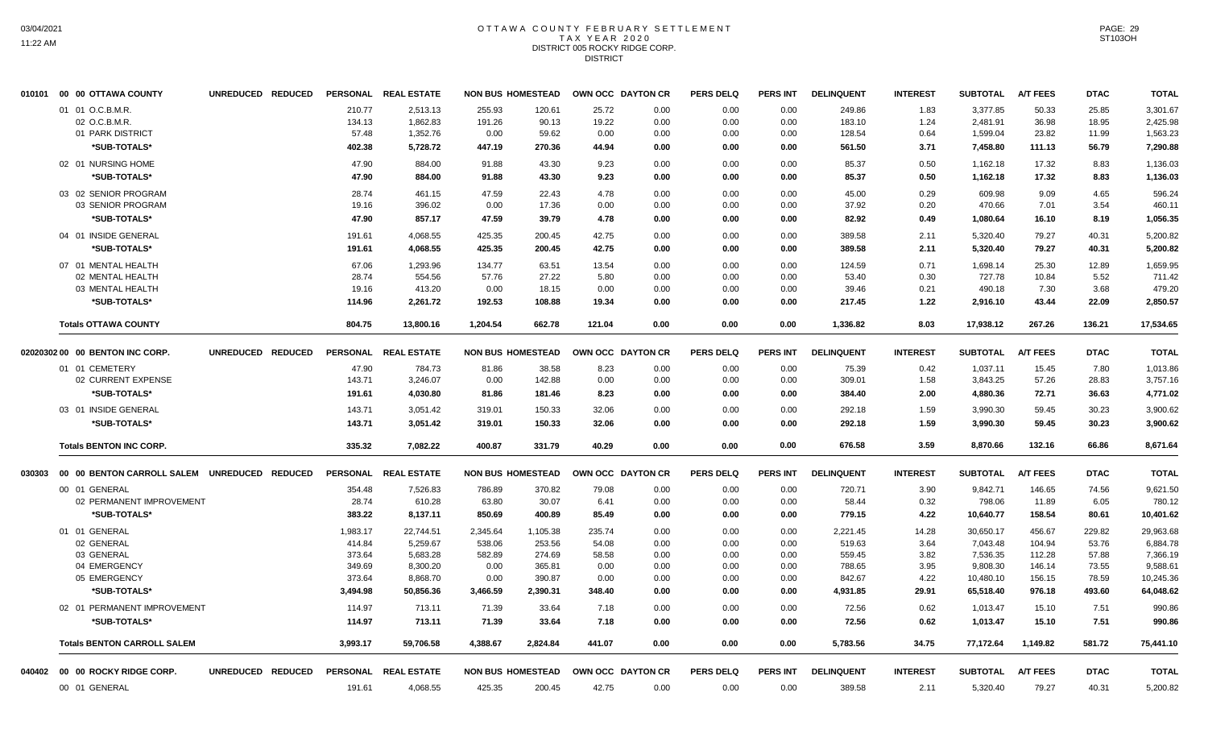# OTTAWA COUNTY FEBRUARY SETTLEMENT
## TAX YEAR 2020
### DISTRICT 005 ROCKY RIDGE CORP.
DISTRICT

| 010101 00 00 OTTAWA COUNTY | UNREDUCED | REDUCED | PERSONAL | REAL ESTATE | NON BUS | HOMESTEAD | OWN OCC | DAYTON CR | PERS DELQ | PERS INT | DELINQUENT | INTEREST | SUBTOTAL | A/T FEES | DTAC | TOTAL |
|---|---|---|---|---|---|---|---|---|---|---|---|---|---|---|---|---|
| 01 01 O.C.B.M.R. | | | 210.77 | 2,513.13 | 255.93 | 120.61 | 25.72 | 0.00 | 0.00 | 0.00 | 249.86 | 1.83 | 3,377.85 | 50.33 | 25.85 | 3,301.67 |
| 02 O.C.B.M.R. | | | 134.13 | 1,862.83 | 191.26 | 90.13 | 19.22 | 0.00 | 0.00 | 0.00 | 183.10 | 1.24 | 2,481.91 | 36.98 | 18.95 | 2,425.98 |
| 01 PARK DISTRICT | | | 57.48 | 1,352.76 | 0.00 | 59.62 | 0.00 | 0.00 | 0.00 | 0.00 | 128.54 | 0.64 | 1,599.04 | 23.82 | 11.99 | 1,563.23 |
| *SUB-TOTALS* | | | 402.38 | 5,728.72 | 447.19 | 270.36 | 44.94 | 0.00 | 0.00 | 0.00 | 561.50 | 3.71 | 7,458.80 | 111.13 | 56.79 | 7,290.88 |
| 02 01 NURSING HOME | | | 47.90 | 884.00 | 91.88 | 43.30 | 9.23 | 0.00 | 0.00 | 0.00 | 85.37 | 0.50 | 1,162.18 | 17.32 | 8.83 | 1,136.03 |
| *SUB-TOTALS* | | | 47.90 | 884.00 | 91.88 | 43.30 | 9.23 | 0.00 | 0.00 | 0.00 | 85.37 | 0.50 | 1,162.18 | 17.32 | 8.83 | 1,136.03 |
| 03 02 SENIOR PROGRAM | | | 28.74 | 461.15 | 47.59 | 22.43 | 4.78 | 0.00 | 0.00 | 0.00 | 45.00 | 0.29 | 609.98 | 9.09 | 4.65 | 596.24 |
| 03 SENIOR PROGRAM | | | 19.16 | 396.02 | 0.00 | 17.36 | 0.00 | 0.00 | 0.00 | 0.00 | 37.92 | 0.20 | 470.66 | 7.01 | 3.54 | 460.11 |
| *SUB-TOTALS* | | | 47.90 | 857.17 | 47.59 | 39.79 | 4.78 | 0.00 | 0.00 | 0.00 | 82.92 | 0.49 | 1,080.64 | 16.10 | 8.19 | 1,056.35 |
| 04 01 INSIDE GENERAL | | | 191.61 | 4,068.55 | 425.35 | 200.45 | 42.75 | 0.00 | 0.00 | 0.00 | 389.58 | 2.11 | 5,320.40 | 79.27 | 40.31 | 5,200.82 |
| *SUB-TOTALS* | | | 191.61 | 4,068.55 | 425.35 | 200.45 | 42.75 | 0.00 | 0.00 | 0.00 | 389.58 | 2.11 | 5,320.40 | 79.27 | 40.31 | 5,200.82 |
| 07 01 MENTAL HEALTH | | | 67.06 | 1,293.96 | 134.77 | 63.51 | 13.54 | 0.00 | 0.00 | 0.00 | 124.59 | 0.71 | 1,698.14 | 25.30 | 12.89 | 1,659.95 |
| 02 MENTAL HEALTH | | | 28.74 | 554.56 | 57.76 | 27.22 | 5.80 | 0.00 | 0.00 | 0.00 | 53.40 | 0.30 | 727.78 | 10.84 | 5.52 | 711.42 |
| 03 MENTAL HEALTH | | | 19.16 | 413.20 | 0.00 | 18.15 | 0.00 | 0.00 | 0.00 | 0.00 | 39.46 | 0.21 | 490.18 | 7.30 | 3.68 | 479.20 |
| *SUB-TOTALS* | | | 114.96 | 2,261.72 | 192.53 | 108.88 | 19.34 | 0.00 | 0.00 | 0.00 | 217.45 | 1.22 | 2,916.10 | 43.44 | 22.09 | 2,850.57 |
| **Totals OTTAWA COUNTY** | | | 804.75 | 13,800.16 | 1,204.54 | 662.78 | 121.04 | 0.00 | 0.00 | 0.00 | 1,336.82 | 8.03 | 17,938.12 | 267.26 | 136.21 | 17,534.65 |

| 02020302 00 00 BENTON INC CORP. | UNREDUCED | REDUCED | PERSONAL | REAL ESTATE | NON BUS | HOMESTEAD | OWN OCC | DAYTON CR | PERS DELQ | PERS INT | DELINQUENT | INTEREST | SUBTOTAL | A/T FEES | DTAC | TOTAL |
|---|---|---|---|---|---|---|---|---|---|---|---|---|---|---|---|---|
| 01 01 CEMETERY | | | 47.90 | 784.73 | 81.86 | 38.58 | 8.23 | 0.00 | 0.00 | 0.00 | 75.39 | 0.42 | 1,037.11 | 15.45 | 7.80 | 1,013.86 |
| 02 CURRENT EXPENSE | | | 143.71 | 3,246.07 | 0.00 | 142.88 | 0.00 | 0.00 | 0.00 | 0.00 | 309.01 | 1.58 | 3,843.25 | 57.26 | 28.83 | 3,757.16 |
| *SUB-TOTALS* | | | 191.61 | 4,030.80 | 81.86 | 181.46 | 8.23 | 0.00 | 0.00 | 0.00 | 384.40 | 2.00 | 4,880.36 | 72.71 | 36.63 | 4,771.02 |
| 03 01 INSIDE GENERAL | | | 143.71 | 3,051.42 | 319.01 | 150.33 | 32.06 | 0.00 | 0.00 | 0.00 | 292.18 | 1.59 | 3,990.30 | 59.45 | 30.23 | 3,900.62 |
| *SUB-TOTALS* | | | 143.71 | 3,051.42 | 319.01 | 150.33 | 32.06 | 0.00 | 0.00 | 0.00 | 292.18 | 1.59 | 3,990.30 | 59.45 | 30.23 | 3,900.62 |
| **Totals BENTON INC CORP.** | | | 335.32 | 7,082.22 | 400.87 | 331.79 | 40.29 | 0.00 | 0.00 | 0.00 | 676.58 | 3.59 | 8,870.66 | 132.16 | 66.86 | 8,671.64 |

| 030303 00 00 BENTON CARROLL SALEM | UNREDUCED | REDUCED | PERSONAL | REAL ESTATE | NON BUS | HOMESTEAD | OWN OCC | DAYTON CR | PERS DELQ | PERS INT | DELINQUENT | INTEREST | SUBTOTAL | A/T FEES | DTAC | TOTAL |
|---|---|---|---|---|---|---|---|---|---|---|---|---|---|---|---|---|
| 00 01 GENERAL | | | 354.48 | 7,526.83 | 786.89 | 370.82 | 79.08 | 0.00 | 0.00 | 0.00 | 720.71 | 3.90 | 9,842.71 | 146.65 | 74.56 | 9,621.50 |
| 02 PERMANENT IMPROVEMENT | | | 28.74 | 610.28 | 63.80 | 30.07 | 6.41 | 0.00 | 0.00 | 0.00 | 58.44 | 0.32 | 798.06 | 11.89 | 6.05 | 780.12 |
| *SUB-TOTALS* | | | 383.22 | 8,137.11 | 850.69 | 400.89 | 85.49 | 0.00 | 0.00 | 0.00 | 779.15 | 4.22 | 10,640.77 | 158.54 | 80.61 | 10,401.62 |
| 01 01 GENERAL | | | 1,983.17 | 22,744.51 | 2,345.64 | 1,105.38 | 235.74 | 0.00 | 0.00 | 0.00 | 2,221.45 | 14.28 | 30,650.17 | 456.67 | 229.82 | 29,963.68 |
| 02 GENERAL | | | 414.84 | 5,259.67 | 538.06 | 253.56 | 54.08 | 0.00 | 0.00 | 0.00 | 519.63 | 3.64 | 7,043.48 | 104.94 | 53.76 | 6,884.78 |
| 03 GENERAL | | | 373.64 | 5,683.28 | 582.89 | 274.69 | 58.58 | 0.00 | 0.00 | 0.00 | 559.45 | 3.82 | 7,536.35 | 112.28 | 57.88 | 7,366.19 |
| 04 EMERGENCY | | | 349.69 | 8,300.20 | 0.00 | 365.81 | 0.00 | 0.00 | 0.00 | 0.00 | 788.65 | 3.95 | 9,808.30 | 146.14 | 73.55 | 9,588.61 |
| 05 EMERGENCY | | | 373.64 | 8,868.70 | 0.00 | 390.87 | 0.00 | 0.00 | 0.00 | 0.00 | 842.67 | 4.22 | 10,480.10 | 156.15 | 78.59 | 10,245.36 |
| *SUB-TOTALS* | | | 3,494.98 | 50,856.36 | 3,466.59 | 2,390.31 | 348.40 | 0.00 | 0.00 | 0.00 | 4,931.85 | 29.91 | 65,518.40 | 976.18 | 493.60 | 64,048.62 |
| 02 01 PERMANENT IMPROVEMENT | | | 114.97 | 713.11 | 71.39 | 33.64 | 7.18 | 0.00 | 0.00 | 0.00 | 72.56 | 0.62 | 1,013.47 | 15.10 | 7.51 | 990.86 |
| *SUB-TOTALS* | | | 114.97 | 713.11 | 71.39 | 33.64 | 7.18 | 0.00 | 0.00 | 0.00 | 72.56 | 0.62 | 1,013.47 | 15.10 | 7.51 | 990.86 |
| **Totals BENTON CARROLL SALEM** | | | 3,993.17 | 59,706.58 | 4,388.67 | 2,824.84 | 441.07 | 0.00 | 0.00 | 0.00 | 5,783.56 | 34.75 | 77,172.64 | 1,149.82 | 581.72 | 75,441.10 |

| 040402 00 00 ROCKY RIDGE CORP. | UNREDUCED | REDUCED | PERSONAL | REAL ESTATE | NON BUS | HOMESTEAD | OWN OCC | DAYTON CR | PERS DELQ | PERS INT | DELINQUENT | INTEREST | SUBTOTAL | A/T FEES | DTAC | TOTAL |
|---|---|---|---|---|---|---|---|---|---|---|---|---|---|---|---|---|
| 00 01 GENERAL | | | 191.61 | 4,068.55 | 425.35 | 200.45 | 42.75 | 0.00 | 0.00 | 0.00 | 389.58 | 2.11 | 5,320.40 | 79.27 | 40.31 | 5,200.82 |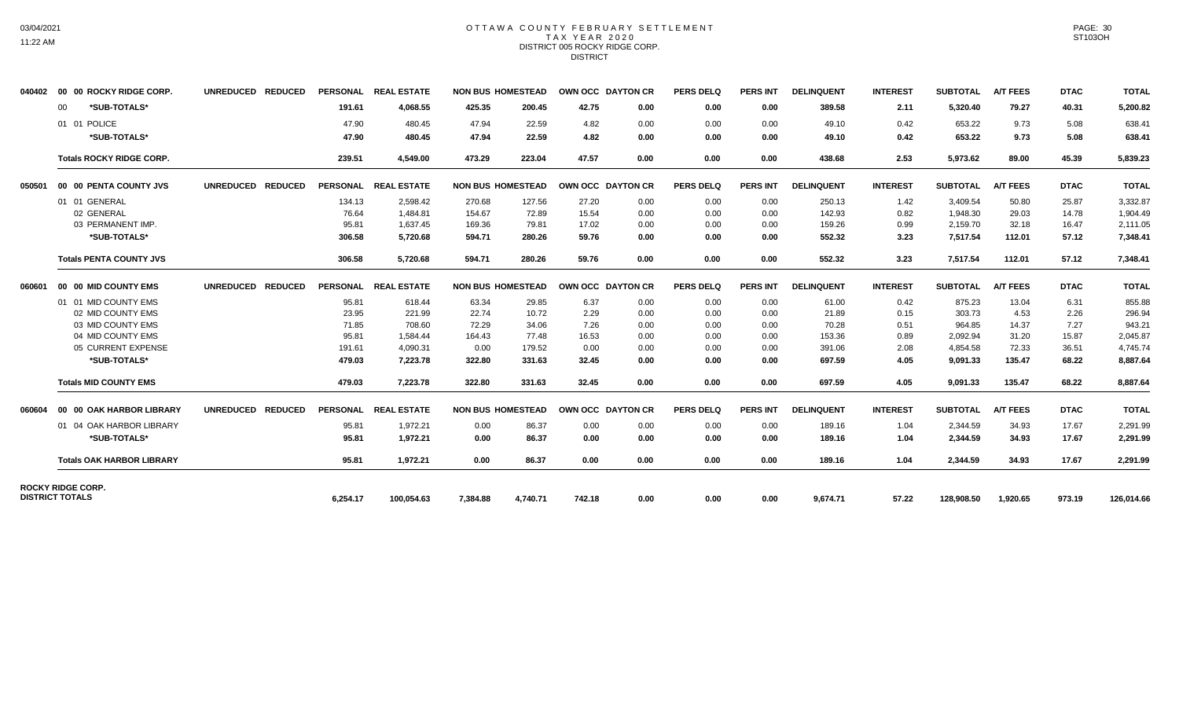# OTTAWA COUNTY FEBRUARY SETTLEMENT
## TAX YEAR 2020
### DISTRICT 005 ROCKY RIDGE CORP.
DISTRICT

| | | UNREDUCED | REDUCED | PERSONAL | REAL ESTATE | NON BUS | HOMESTEAD | OWN OCC | DAYTON CR | PERS DELQ | PERS INT | DELINQUENT | INTEREST | SUBTOTAL | A/T FEES | DTAC | TOTAL |
|---|---|---|---|---|---|---|---|---|---|---|---|---|---|---|---|---|---|
| 040402 | 00 00 ROCKY RIDGE CORP. | UNREDUCED | REDUCED | PERSONAL | REAL ESTATE | NON BUS | HOMESTEAD | OWN OCC | DAYTON CR | PERS DELQ | PERS INT | DELINQUENT | INTEREST | SUBTOTAL | A/T FEES | DTAC | TOTAL |
| | 00 *SUB-TOTALS* | | | 191.61 | 4,068.55 | 425.35 | 200.45 | 42.75 | 0.00 | 0.00 | 0.00 | 389.58 | 2.11 | 5,320.40 | 79.27 | 40.31 | 5,200.82 |
| | 01 01 POLICE | | | 47.90 | 480.45 | 47.94 | 22.59 | 4.82 | 0.00 | 0.00 | 0.00 | 49.10 | 0.42 | 653.22 | 9.73 | 5.08 | 638.41 |
| | *SUB-TOTALS* | | | 47.90 | 480.45 | 47.94 | 22.59 | 4.82 | 0.00 | 0.00 | 0.00 | 49.10 | 0.42 | 653.22 | 9.73 | 5.08 | 638.41 |
| | Totals ROCKY RIDGE CORP. | | | 239.51 | 4,549.00 | 473.29 | 223.04 | 47.57 | 0.00 | 0.00 | 0.00 | 438.68 | 2.53 | 5,973.62 | 89.00 | 45.39 | 5,839.23 |
| 050501 | 00 00 PENTA COUNTY JVS | UNREDUCED | REDUCED | PERSONAL | REAL ESTATE | NON BUS | HOMESTEAD | OWN OCC | DAYTON CR | PERS DELQ | PERS INT | DELINQUENT | INTEREST | SUBTOTAL | A/T FEES | DTAC | TOTAL |
| | 01 01 GENERAL | | | 134.13 | 2,598.42 | 270.68 | 127.56 | 27.20 | 0.00 | 0.00 | 0.00 | 250.13 | 1.42 | 3,409.54 | 50.80 | 25.87 | 3,332.87 |
| | 02 GENERAL | | | 76.64 | 1,484.81 | 154.67 | 72.89 | 15.54 | 0.00 | 0.00 | 0.00 | 142.93 | 0.82 | 1,948.30 | 29.03 | 14.78 | 1,904.49 |
| | 03 PERMANENT IMP. | | | 95.81 | 1,637.45 | 169.36 | 79.81 | 17.02 | 0.00 | 0.00 | 0.00 | 159.26 | 0.99 | 2,159.70 | 32.18 | 16.47 | 2,111.05 |
| | *SUB-TOTALS* | | | 306.58 | 5,720.68 | 594.71 | 280.26 | 59.76 | 0.00 | 0.00 | 0.00 | 552.32 | 3.23 | 7,517.54 | 112.01 | 57.12 | 7,348.41 |
| | Totals PENTA COUNTY JVS | | | 306.58 | 5,720.68 | 594.71 | 280.26 | 59.76 | 0.00 | 0.00 | 0.00 | 552.32 | 3.23 | 7,517.54 | 112.01 | 57.12 | 7,348.41 |
| 060601 | 00 00 MID COUNTY EMS | UNREDUCED | REDUCED | PERSONAL | REAL ESTATE | NON BUS | HOMESTEAD | OWN OCC | DAYTON CR | PERS DELQ | PERS INT | DELINQUENT | INTEREST | SUBTOTAL | A/T FEES | DTAC | TOTAL |
| | 01 01 MID COUNTY EMS | | | 95.81 | 618.44 | 63.34 | 29.85 | 6.37 | 0.00 | 0.00 | 0.00 | 61.00 | 0.42 | 875.23 | 13.04 | 6.31 | 855.88 |
| | 02 MID COUNTY EMS | | | 23.95 | 221.99 | 22.74 | 10.72 | 2.29 | 0.00 | 0.00 | 0.00 | 21.89 | 0.15 | 303.73 | 4.53 | 2.26 | 296.94 |
| | 03 MID COUNTY EMS | | | 71.85 | 708.60 | 72.29 | 34.06 | 7.26 | 0.00 | 0.00 | 0.00 | 70.28 | 0.51 | 964.85 | 14.37 | 7.27 | 943.21 |
| | 04 MID COUNTY EMS | | | 95.81 | 1,584.44 | 164.43 | 77.48 | 16.53 | 0.00 | 0.00 | 0.00 | 153.36 | 0.89 | 2,092.94 | 31.20 | 15.87 | 2,045.87 |
| | 05 CURRENT EXPENSE | | | 191.61 | 4,090.31 | 0.00 | 179.52 | 0.00 | 0.00 | 0.00 | 0.00 | 391.06 | 2.08 | 4,854.58 | 72.33 | 36.51 | 4,745.74 |
| | *SUB-TOTALS* | | | 479.03 | 7,223.78 | 322.80 | 331.63 | 32.45 | 0.00 | 0.00 | 0.00 | 697.59 | 4.05 | 9,091.33 | 135.47 | 68.22 | 8,887.64 |
| | Totals MID COUNTY EMS | | | 479.03 | 7,223.78 | 322.80 | 331.63 | 32.45 | 0.00 | 0.00 | 0.00 | 697.59 | 4.05 | 9,091.33 | 135.47 | 68.22 | 8,887.64 |
| 060604 | 00 00 OAK HARBOR LIBRARY | UNREDUCED | REDUCED | PERSONAL | REAL ESTATE | NON BUS | HOMESTEAD | OWN OCC | DAYTON CR | PERS DELQ | PERS INT | DELINQUENT | INTEREST | SUBTOTAL | A/T FEES | DTAC | TOTAL |
| | 01 04 OAK HARBOR LIBRARY | | | 95.81 | 1,972.21 | 0.00 | 86.37 | 0.00 | 0.00 | 0.00 | 0.00 | 189.16 | 1.04 | 2,344.59 | 34.93 | 17.67 | 2,291.99 |
| | *SUB-TOTALS* | | | 95.81 | 1,972.21 | 0.00 | 86.37 | 0.00 | 0.00 | 0.00 | 0.00 | 189.16 | 1.04 | 2,344.59 | 34.93 | 17.67 | 2,291.99 |
| | Totals OAK HARBOR LIBRARY | | | 95.81 | 1,972.21 | 0.00 | 86.37 | 0.00 | 0.00 | 0.00 | 0.00 | 189.16 | 1.04 | 2,344.59 | 34.93 | 17.67 | 2,291.99 |
| ROCKY RIDGE CORP. DISTRICT TOTALS | | | | 6,254.17 | 100,054.63 | 7,384.88 | 4,740.71 | 742.18 | 0.00 | 0.00 | 0.00 | 9,674.71 | 57.22 | 128,908.50 | 1,920.65 | 973.19 | 126,014.66 |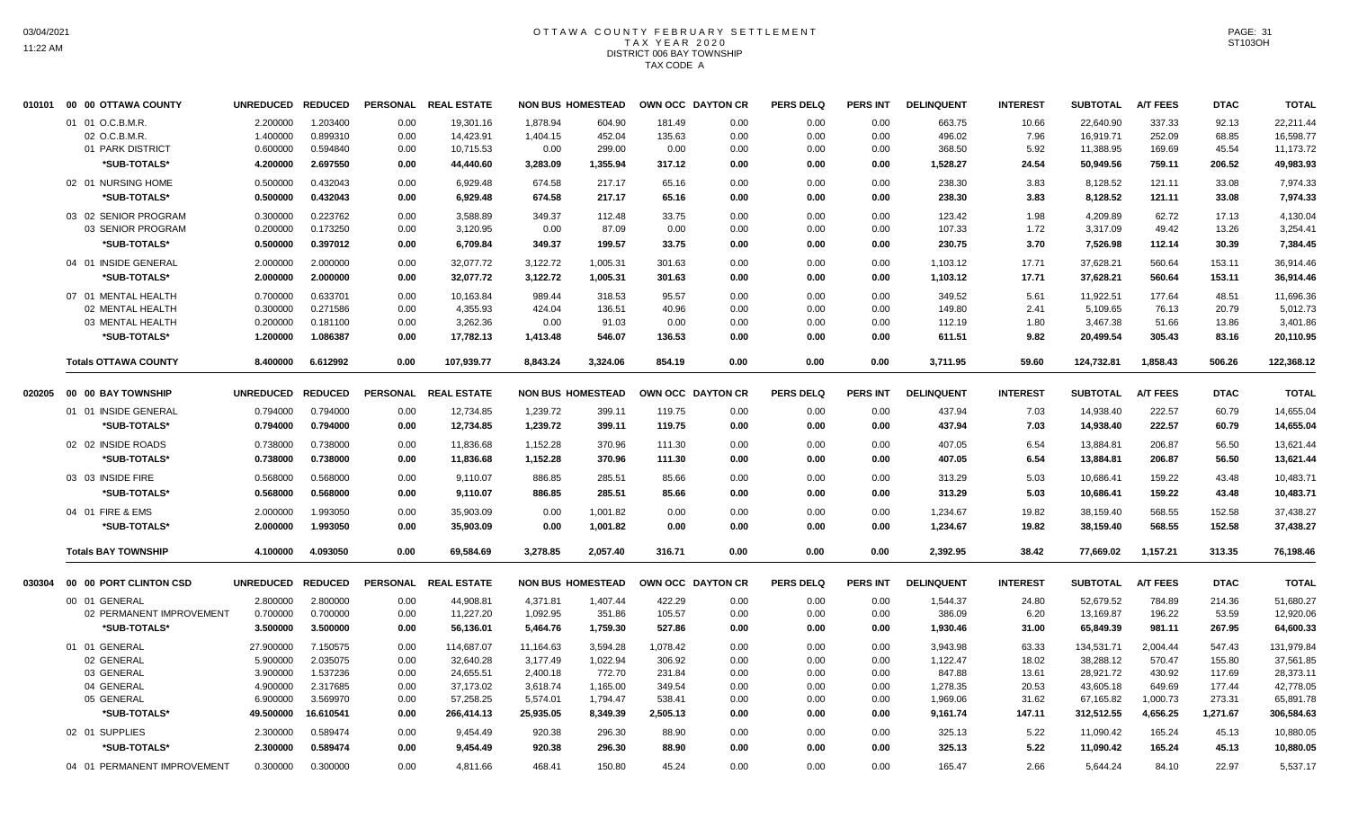# OTTAWA COUNTY FEBRUARY SETTLEMENT
## TAX YEAR 2020
### DISTRICT 006 BAY TOWNSHIP
### TAX CODE A

03/04/2021
11:22 AM

ST103OH

| | | UNREDUCED | REDUCED | PERSONAL | REAL ESTATE | NON BUS | HOMESTEAD | OWN OCC | DAYTON CR | PERS DELQ | PERS INT | DELINQUENT | INTEREST | SUBTOTAL | A/T FEES | DTAC | TOTAL |
|---|---|---|---|---|---|---|---|---|---|---|---|---|---|---|---|---|---|
| 010101 | 00 00 OTTAWA COUNTY | | | | | | | | | | | | | | | | |
| | 01 01 O.C.B.M.R. | 2.200000 | 1.203400 | 0.00 | 19,301.16 | 1,878.94 | 604.90 | 181.49 | 0.00 | 0.00 | 0.00 | 663.75 | 10.66 | 22,640.90 | 337.33 | 92.13 | 22,211.44 |
| | 02 O.C.B.M.R. | 1.400000 | 0.899310 | 0.00 | 14,423.91 | 1,404.15 | 452.04 | 135.63 | 0.00 | 0.00 | 0.00 | 496.02 | 7.96 | 16,919.71 | 252.09 | 68.85 | 16,598.77 |
| | 01 PARK DISTRICT | 0.600000 | 0.594840 | 0.00 | 10,715.53 | 0.00 | 299.00 | 0.00 | 0.00 | 0.00 | 0.00 | 368.50 | 5.92 | 11,388.95 | 169.69 | 45.54 | 11,173.72 |
| | *SUB-TOTALS* | 4.200000 | 2.697550 | 0.00 | 44,440.60 | 3,283.09 | 1,355.94 | 317.12 | 0.00 | 0.00 | 0.00 | 1,528.27 | 24.54 | 50,949.56 | 759.11 | 206.52 | 49,983.93 |
| | 02 01 NURSING HOME | 0.500000 | 0.432043 | 0.00 | 6,929.48 | 674.58 | 217.17 | 65.16 | 0.00 | 0.00 | 0.00 | 238.30 | 3.83 | 8,128.52 | 121.11 | 33.08 | 7,974.33 |
| | *SUB-TOTALS* | 0.500000 | 0.432043 | 0.00 | 6,929.48 | 674.58 | 217.17 | 65.16 | 0.00 | 0.00 | 0.00 | 238.30 | 3.83 | 8,128.52 | 121.11 | 33.08 | 7,974.33 |
| | 03 02 SENIOR PROGRAM | 0.300000 | 0.223762 | 0.00 | 3,588.89 | 349.37 | 112.48 | 33.75 | 0.00 | 0.00 | 0.00 | 123.42 | 1.98 | 4,209.89 | 62.72 | 17.13 | 4,130.04 |
| | 03 SENIOR PROGRAM | 0.200000 | 0.173250 | 0.00 | 3,120.95 | 0.00 | 87.09 | 0.00 | 0.00 | 0.00 | 0.00 | 107.33 | 1.72 | 3,317.09 | 49.42 | 13.26 | 3,254.41 |
| | *SUB-TOTALS* | 0.500000 | 0.397012 | 0.00 | 6,709.84 | 349.37 | 199.57 | 33.75 | 0.00 | 0.00 | 0.00 | 230.75 | 3.70 | 7,526.98 | 112.14 | 30.39 | 7,384.45 |
| | 04 01 INSIDE GENERAL | 2.000000 | 2.000000 | 0.00 | 32,077.72 | 3,122.72 | 1,005.31 | 301.63 | 0.00 | 0.00 | 0.00 | 1,103.12 | 17.71 | 37,628.21 | 560.64 | 153.11 | 36,914.46 |
| | *SUB-TOTALS* | 2.000000 | 2.000000 | 0.00 | 32,077.72 | 3,122.72 | 1,005.31 | 301.63 | 0.00 | 0.00 | 0.00 | 1,103.12 | 17.71 | 37,628.21 | 560.64 | 153.11 | 36,914.46 |
| | 07 01 MENTAL HEALTH | 0.700000 | 0.633701 | 0.00 | 10,163.84 | 989.44 | 318.53 | 95.57 | 0.00 | 0.00 | 0.00 | 349.52 | 5.61 | 11,922.51 | 177.64 | 48.51 | 11,696.36 |
| | 02 MENTAL HEALTH | 0.300000 | 0.271586 | 0.00 | 4,355.93 | 424.04 | 136.51 | 40.96 | 0.00 | 0.00 | 0.00 | 149.80 | 2.41 | 5,109.65 | 76.13 | 20.79 | 5,012.73 |
| | 03 MENTAL HEALTH | 0.200000 | 0.181100 | 0.00 | 3,262.36 | 0.00 | 91.03 | 0.00 | 0.00 | 0.00 | 0.00 | 112.19 | 1.80 | 3,467.38 | 51.66 | 13.86 | 3,401.86 |
| | *SUB-TOTALS* | 1.200000 | 1.086387 | 0.00 | 17,782.13 | 1,413.48 | 546.07 | 136.53 | 0.00 | 0.00 | 0.00 | 611.51 | 9.82 | 20,499.54 | 305.43 | 83.16 | 20,110.95 |
| | **Totals OTTAWA COUNTY** | 8.400000 | 6.612992 | 0.00 | 107,939.77 | 8,843.24 | 3,324.06 | 854.19 | 0.00 | 0.00 | 0.00 | 3,711.95 | 59.60 | 124,732.81 | 1,858.43 | 506.26 | 122,368.12 |
| 020205 | 00 00 BAY TOWNSHIP | UNREDUCED | REDUCED | PERSONAL | REAL ESTATE | NON BUS | HOMESTEAD | OWN OCC | DAYTON CR | PERS DELQ | PERS INT | DELINQUENT | INTEREST | SUBTOTAL | A/T FEES | DTAC | TOTAL |
| | 01 01 INSIDE GENERAL | 0.794000 | 0.794000 | 0.00 | 12,734.85 | 1,239.72 | 399.11 | 119.75 | 0.00 | 0.00 | 0.00 | 437.94 | 7.03 | 14,938.40 | 222.57 | 60.79 | 14,655.04 |
| | *SUB-TOTALS* | 0.794000 | 0.794000 | 0.00 | 12,734.85 | 1,239.72 | 399.11 | 119.75 | 0.00 | 0.00 | 0.00 | 437.94 | 7.03 | 14,938.40 | 222.57 | 60.79 | 14,655.04 |
| | 02 02 INSIDE ROADS | 0.738000 | 0.738000 | 0.00 | 11,836.68 | 1,152.28 | 370.96 | 111.30 | 0.00 | 0.00 | 0.00 | 407.05 | 6.54 | 13,884.81 | 206.87 | 56.50 | 13,621.44 |
| | *SUB-TOTALS* | 0.738000 | 0.738000 | 0.00 | 11,836.68 | 1,152.28 | 370.96 | 111.30 | 0.00 | 0.00 | 0.00 | 407.05 | 6.54 | 13,884.81 | 206.87 | 56.50 | 13,621.44 |
| | 03 03 INSIDE FIRE | 0.568000 | 0.568000 | 0.00 | 9,110.07 | 886.85 | 285.51 | 85.66 | 0.00 | 0.00 | 0.00 | 313.29 | 5.03 | 10,686.41 | 159.22 | 43.48 | 10,483.71 |
| | *SUB-TOTALS* | 0.568000 | 0.568000 | 0.00 | 9,110.07 | 886.85 | 285.51 | 85.66 | 0.00 | 0.00 | 0.00 | 313.29 | 5.03 | 10,686.41 | 159.22 | 43.48 | 10,483.71 |
| | 04 01 FIRE & EMS | 2.000000 | 1.993050 | 0.00 | 35,903.09 | 0.00 | 1,001.82 | 0.00 | 0.00 | 0.00 | 0.00 | 1,234.67 | 19.82 | 38,159.40 | 568.55 | 152.58 | 37,438.27 |
| | *SUB-TOTALS* | 2.000000 | 1.993050 | 0.00 | 35,903.09 | 0.00 | 1,001.82 | 0.00 | 0.00 | 0.00 | 0.00 | 1,234.67 | 19.82 | 38,159.40 | 568.55 | 152.58 | 37,438.27 |
| | **Totals BAY TOWNSHIP** | 4.100000 | 4.093050 | 0.00 | 69,584.69 | 3,278.85 | 2,057.40 | 316.71 | 0.00 | 0.00 | 0.00 | 2,392.95 | 38.42 | 77,669.02 | 1,157.21 | 313.35 | 76,198.46 |
| 030304 | 00 00 PORT CLINTON CSD | UNREDUCED | REDUCED | PERSONAL | REAL ESTATE | NON BUS | HOMESTEAD | OWN OCC | DAYTON CR | PERS DELQ | PERS INT | DELINQUENT | INTEREST | SUBTOTAL | A/T FEES | DTAC | TOTAL |
| | 00 01 GENERAL | 2.800000 | 2.800000 | 0.00 | 44,908.81 | 4,371.81 | 1,407.44 | 422.29 | 0.00 | 0.00 | 0.00 | 1,544.37 | 24.80 | 52,679.52 | 784.89 | 214.36 | 51,680.27 |
| | 02 PERMANENT IMPROVEMENT | 0.700000 | 0.700000 | 0.00 | 11,227.20 | 1,092.95 | 351.86 | 105.57 | 0.00 | 0.00 | 0.00 | 386.09 | 6.20 | 13,169.87 | 196.22 | 53.59 | 12,920.06 |
| | *SUB-TOTALS* | 3.500000 | 3.500000 | 0.00 | 56,136.01 | 5,464.76 | 1,759.30 | 527.86 | 0.00 | 0.00 | 0.00 | 1,930.46 | 31.00 | 65,849.39 | 981.11 | 267.95 | 64,600.33 |
| | 01 01 GENERAL | 27.900000 | 7.150575 | 0.00 | 114,687.07 | 11,164.63 | 3,594.28 | 1,078.42 | 0.00 | 0.00 | 0.00 | 3,943.98 | 63.33 | 134,531.71 | 2,004.44 | 547.43 | 131,979.84 |
| | 02 GENERAL | 5.900000 | 2.035075 | 0.00 | 32,640.28 | 3,177.49 | 1,022.94 | 306.92 | 0.00 | 0.00 | 0.00 | 1,122.47 | 18.02 | 38,288.12 | 570.47 | 155.80 | 37,561.85 |
| | 03 GENERAL | 3.900000 | 1.537236 | 0.00 | 24,655.51 | 2,400.18 | 772.70 | 231.84 | 0.00 | 0.00 | 0.00 | 847.88 | 13.61 | 28,921.72 | 430.92 | 117.69 | 28,373.11 |
| | 04 GENERAL | 4.900000 | 2.317685 | 0.00 | 37,173.02 | 3,618.74 | 1,165.00 | 349.54 | 0.00 | 0.00 | 0.00 | 1,278.35 | 20.53 | 43,605.18 | 649.69 | 177.44 | 42,778.05 |
| | 05 GENERAL | 6.900000 | 3.569970 | 0.00 | 57,258.25 | 5,574.01 | 1,794.47 | 538.41 | 0.00 | 0.00 | 0.00 | 1,969.06 | 31.62 | 67,165.82 | 1,000.73 | 273.31 | 65,891.78 |
| | *SUB-TOTALS* | 49.500000 | 16.610541 | 0.00 | 266,414.13 | 25,935.05 | 8,349.39 | 2,505.13 | 0.00 | 0.00 | 0.00 | 9,161.74 | 147.11 | 312,512.55 | 4,656.25 | 1,271.67 | 306,584.63 |
| | 02 01 SUPPLIES | 2.300000 | 0.589474 | 0.00 | 9,454.49 | 920.38 | 296.30 | 88.90 | 0.00 | 0.00 | 0.00 | 325.13 | 5.22 | 11,090.42 | 165.24 | 45.13 | 10,880.05 |
| | *SUB-TOTALS* | 2.300000 | 0.589474 | 0.00 | 9,454.49 | 920.38 | 296.30 | 88.90 | 0.00 | 0.00 | 0.00 | 325.13 | 5.22 | 11,090.42 | 165.24 | 45.13 | 10,880.05 |
| | 04 01 PERMANENT IMPROVEMENT | 0.300000 | 0.300000 | 0.00 | 4,811.66 | 468.41 | 150.80 | 45.24 | 0.00 | 0.00 | 0.00 | 165.47 | 2.66 | 5,644.24 | 84.10 | 22.97 | 5,537.17 |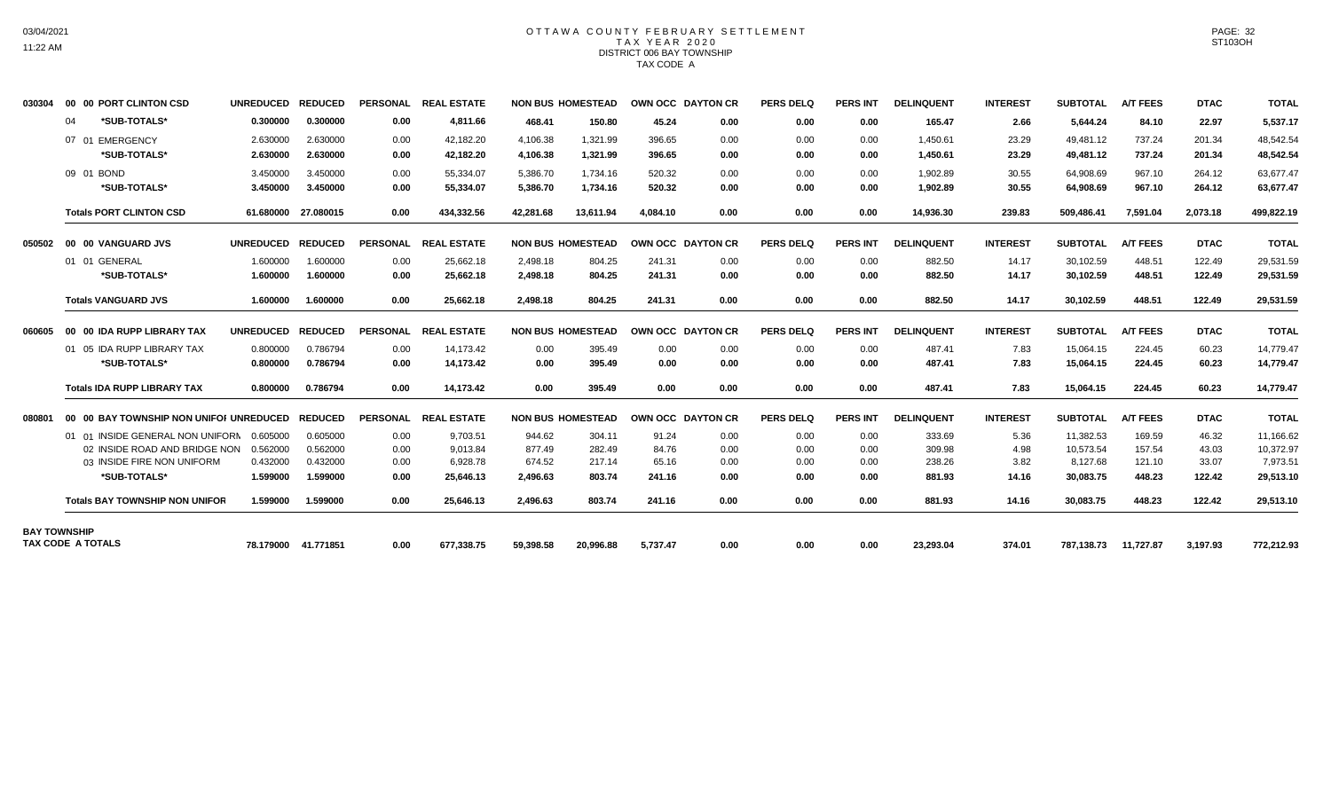# OTTAWA COUNTY FEBRUARY SETTLEMENT
## TAX YEAR 2020
## DISTRICT 006 BAY TOWNSHIP
## TAX CODE A

| | | UNREDUCED | REDUCED | PERSONAL | REAL ESTATE | NON BUS | HOMESTEAD | OWN OCC | DAYTON CR | PERS DELQ | PERS INT | DELINQUENT | INTEREST | SUBTOTAL | A/T FEES | DTAC | TOTAL |
|---|---|---|---|---|---|---|---|---|---|---|---|---|---|---|---|---|---|
| 030304 | 00 00 PORT CLINTON CSD | UNREDUCED | REDUCED | PERSONAL | REAL ESTATE | NON BUS | HOMESTEAD | OWN OCC | DAYTON CR | PERS DELQ | PERS INT | DELINQUENT | INTEREST | SUBTOTAL | A/T FEES | DTAC | TOTAL |
| | 04 *SUB-TOTALS* | 0.300000 | 0.300000 | 0.00 | 4,811.66 | 468.41 | 150.80 | 45.24 | 0.00 | 0.00 | 0.00 | 165.47 | 2.66 | 5,644.24 | 84.10 | 22.97 | 5,537.17 |
| | 07 01 EMERGENCY | 2.630000 | 2.630000 | 0.00 | 42,182.20 | 4,106.38 | 1,321.99 | 396.65 | 0.00 | 0.00 | 0.00 | 1,450.61 | 23.29 | 49,481.12 | 737.24 | 201.34 | 48,542.54 |
| | *SUB-TOTALS* | 2.630000 | 2.630000 | 0.00 | 42,182.20 | 4,106.38 | 1,321.99 | 396.65 | 0.00 | 0.00 | 0.00 | 1,450.61 | 23.29 | 49,481.12 | 737.24 | 201.34 | 48,542.54 |
| | 09 01 BOND | 3.450000 | 3.450000 | 0.00 | 55,334.07 | 5,386.70 | 1,734.16 | 520.32 | 0.00 | 0.00 | 0.00 | 1,902.89 | 30.55 | 64,908.69 | 967.10 | 264.12 | 63,677.47 |
| | *SUB-TOTALS* | 3.450000 | 3.450000 | 0.00 | 55,334.07 | 5,386.70 | 1,734.16 | 520.32 | 0.00 | 0.00 | 0.00 | 1,902.89 | 30.55 | 64,908.69 | 967.10 | 264.12 | 63,677.47 |
| | **Totals PORT CLINTON CSD** | 61.680000 | 27.080015 | 0.00 | 434,332.56 | 42,281.68 | 13,611.94 | 4,084.10 | 0.00 | 0.00 | 0.00 | 14,936.30 | 239.83 | 509,486.41 | 7,591.04 | 2,073.18 | 499,822.19 |
| 050502 | 00 00 VANGUARD JVS | UNREDUCED | REDUCED | PERSONAL | REAL ESTATE | NON BUS | HOMESTEAD | OWN OCC | DAYTON CR | PERS DELQ | PERS INT | DELINQUENT | INTEREST | SUBTOTAL | A/T FEES | DTAC | TOTAL |
| | 01 01 GENERAL | 1.600000 | 1.600000 | 0.00 | 25,662.18 | 2,498.18 | 804.25 | 241.31 | 0.00 | 0.00 | 0.00 | 882.50 | 14.17 | 30,102.59 | 448.51 | 122.49 | 29,531.59 |
| | *SUB-TOTALS* | 1.600000 | 1.600000 | 0.00 | 25,662.18 | 2,498.18 | 804.25 | 241.31 | 0.00 | 0.00 | 0.00 | 882.50 | 14.17 | 30,102.59 | 448.51 | 122.49 | 29,531.59 |
| | **Totals VANGUARD JVS** | 1.600000 | 1.600000 | 0.00 | 25,662.18 | 2,498.18 | 804.25 | 241.31 | 0.00 | 0.00 | 0.00 | 882.50 | 14.17 | 30,102.59 | 448.51 | 122.49 | 29,531.59 |
| 060605 | 00 00 IDA RUPP LIBRARY TAX | UNREDUCED | REDUCED | PERSONAL | REAL ESTATE | NON BUS | HOMESTEAD | OWN OCC | DAYTON CR | PERS DELQ | PERS INT | DELINQUENT | INTEREST | SUBTOTAL | A/T FEES | DTAC | TOTAL |
| | 01 05 IDA RUPP LIBRARY TAX | 0.800000 | 0.786794 | 0.00 | 14,173.42 | 0.00 | 395.49 | 0.00 | 0.00 | 0.00 | 0.00 | 487.41 | 7.83 | 15,064.15 | 224.45 | 60.23 | 14,779.47 |
| | *SUB-TOTALS* | 0.800000 | 0.786794 | 0.00 | 14,173.42 | 0.00 | 395.49 | 0.00 | 0.00 | 0.00 | 0.00 | 487.41 | 7.83 | 15,064.15 | 224.45 | 60.23 | 14,779.47 |
| | **Totals IDA RUPP LIBRARY TAX** | 0.800000 | 0.786794 | 0.00 | 14,173.42 | 0.00 | 395.49 | 0.00 | 0.00 | 0.00 | 0.00 | 487.41 | 7.83 | 15,064.15 | 224.45 | 60.23 | 14,779.47 |
| 080801 | 00 00 BAY TOWNSHIP NON UNIFOI | UNREDUCED | REDUCED | PERSONAL | REAL ESTATE | NON BUS | HOMESTEAD | OWN OCC | DAYTON CR | PERS DELQ | PERS INT | DELINQUENT | INTEREST | SUBTOTAL | A/T FEES | DTAC | TOTAL |
| | 01 01 INSIDE GENERAL NON UNIFORM | 0.605000 | 0.605000 | 0.00 | 9,703.51 | 944.62 | 304.11 | 91.24 | 0.00 | 0.00 | 0.00 | 333.69 | 5.36 | 11,382.53 | 169.59 | 46.32 | 11,166.62 |
| | 02 INSIDE ROAD AND BRIDGE NON | 0.562000 | 0.562000 | 0.00 | 9,013.84 | 877.49 | 282.49 | 84.76 | 0.00 | 0.00 | 0.00 | 309.98 | 4.98 | 10,573.54 | 157.54 | 43.03 | 10,372.97 |
| | 03 INSIDE FIRE NON UNIFORM | 0.432000 | 0.432000 | 0.00 | 6,928.78 | 674.52 | 217.14 | 65.16 | 0.00 | 0.00 | 0.00 | 238.26 | 3.82 | 8,127.68 | 121.10 | 33.07 | 7,973.51 |
| | *SUB-TOTALS* | 1.599000 | 1.599000 | 0.00 | 25,646.13 | 2,496.63 | 803.74 | 241.16 | 0.00 | 0.00 | 0.00 | 881.93 | 14.16 | 30,083.75 | 448.23 | 122.42 | 29,513.10 |
| | **Totals BAY TOWNSHIP NON UNIFOR** | 1.599000 | 1.599000 | 0.00 | 25,646.13 | 2,496.63 | 803.74 | 241.16 | 0.00 | 0.00 | 0.00 | 881.93 | 14.16 | 30,083.75 | 448.23 | 122.42 | 29,513.10 |
| **BAY TOWNSHIP TAX CODE A TOTALS** | | 78.179000 | 41.771851 | 0.00 | 677,338.75 | 59,398.58 | 20,996.88 | 5,737.47 | 0.00 | 0.00 | 0.00 | 23,293.04 | 374.01 | 787,138.73 | 11,727.87 | 3,197.93 | 772,212.93 |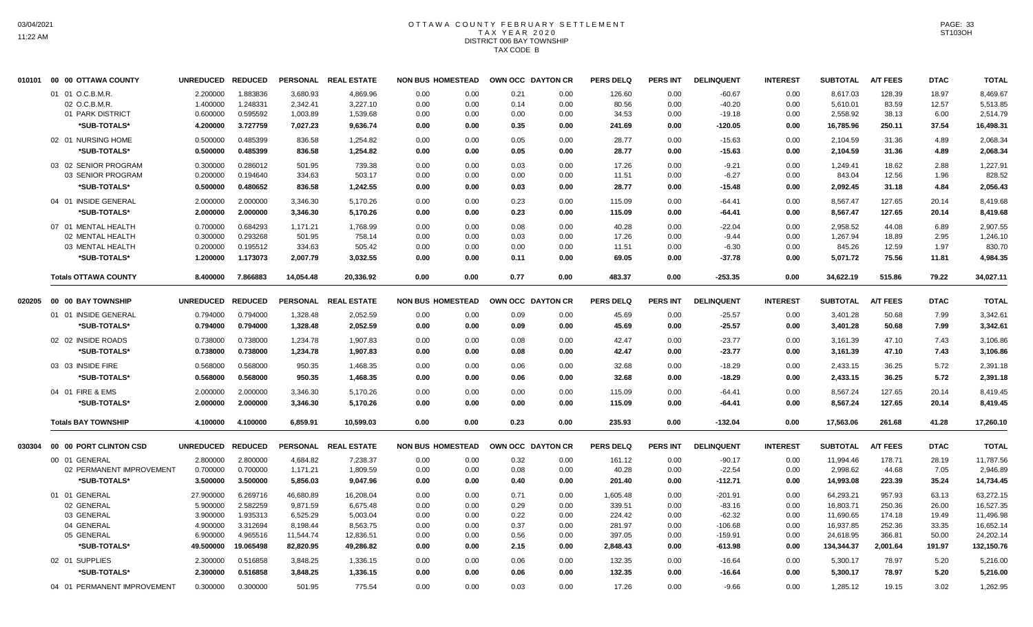# OTTAWA COUNTY FEBRUARY SETTLEMENT
## TAX YEAR 2020
## DISTRICT 006 BAY TOWNSHIP
## TAX CODE B

| | | UNREDUCED | REDUCED | PERSONAL | REAL ESTATE | NON BUS | HOMESTEAD | OWN OCC | DAYTON CR | PERS DELQ | PERS INT | DELINQUENT | INTEREST | SUBTOTAL | A/T FEES | DTAC | TOTAL |
|---|---|---|---|---|---|---|---|---|---|---|---|---|---|---|---|---|---|
| 010101 | 00 00 OTTAWA COUNTY | | | | | | | | | | | | | | | | |
| | 01 01 O.C.B.M.R. | 2.200000 | 1.883836 | 3,680.93 | 4,869.96 | 0.00 | 0.00 | 0.21 | 0.00 | 126.60 | 0.00 | -60.67 | 0.00 | 8,617.03 | 128.39 | 18.97 | 8,469.67 |
| | 02 O.C.B.M.R. | 1.400000 | 1.248331 | 2,342.41 | 3,227.10 | 0.00 | 0.00 | 0.14 | 0.00 | 80.56 | 0.00 | -40.20 | 0.00 | 5,610.01 | 83.59 | 12.57 | 5,513.85 |
| | 01 PARK DISTRICT | 0.600000 | 0.595592 | 1,003.89 | 1,539.68 | 0.00 | 0.00 | 0.00 | 0.00 | 34.53 | 0.00 | -19.18 | 0.00 | 2,558.92 | 38.13 | 6.00 | 2,514.79 |
| | *SUB-TOTALS* | 4.200000 | 3.727759 | 7,027.23 | 9,636.74 | 0.00 | 0.00 | 0.35 | 0.00 | 241.69 | 0.00 | -120.05 | 0.00 | 16,785.96 | 250.11 | 37.54 | 16,498.31 |
| | 02 01 NURSING HOME | 0.500000 | 0.485399 | 836.58 | 1,254.82 | 0.00 | 0.00 | 0.05 | 0.00 | 28.77 | 0.00 | -15.63 | 0.00 | 2,104.59 | 31.36 | 4.89 | 2,068.34 |
| | *SUB-TOTALS* | 0.500000 | 0.485399 | 836.58 | 1,254.82 | 0.00 | 0.00 | 0.05 | 0.00 | 28.77 | 0.00 | -15.63 | 0.00 | 2,104.59 | 31.36 | 4.89 | 2,068.34 |
| | 03 02 SENIOR PROGRAM | 0.300000 | 0.286012 | 501.95 | 739.38 | 0.00 | 0.00 | 0.03 | 0.00 | 17.26 | 0.00 | -9.21 | 0.00 | 1,249.41 | 18.62 | 2.88 | 1,227.91 |
| | 03 SENIOR PROGRAM | 0.200000 | 0.194640 | 334.63 | 503.17 | 0.00 | 0.00 | 0.00 | 0.00 | 11.51 | 0.00 | -6.27 | 0.00 | 843.04 | 12.56 | 1.96 | 828.52 |
| | *SUB-TOTALS* | 0.500000 | 0.480652 | 836.58 | 1,242.55 | 0.00 | 0.00 | 0.03 | 0.00 | 28.77 | 0.00 | -15.48 | 0.00 | 2,092.45 | 31.18 | 4.84 | 2,056.43 |
| | 04 01 INSIDE GENERAL | 2.000000 | 2.000000 | 3,346.30 | 5,170.26 | 0.00 | 0.00 | 0.23 | 0.00 | 115.09 | 0.00 | -64.41 | 0.00 | 8,567.47 | 127.65 | 20.14 | 8,419.68 |
| | *SUB-TOTALS* | 2.000000 | 2.000000 | 3,346.30 | 5,170.26 | 0.00 | 0.00 | 0.23 | 0.00 | 115.09 | 0.00 | -64.41 | 0.00 | 8,567.47 | 127.65 | 20.14 | 8,419.68 |
| | 07 01 MENTAL HEALTH | 0.700000 | 0.684293 | 1,171.21 | 1,768.99 | 0.00 | 0.00 | 0.08 | 0.00 | 40.28 | 0.00 | -22.04 | 0.00 | 2,958.52 | 44.08 | 6.89 | 2,907.55 |
| | 02 MENTAL HEALTH | 0.300000 | 0.293268 | 501.95 | 758.14 | 0.00 | 0.00 | 0.03 | 0.00 | 17.26 | 0.00 | -9.44 | 0.00 | 1,267.94 | 18.89 | 2.95 | 1,246.10 |
| | 03 MENTAL HEALTH | 0.200000 | 0.195512 | 334.63 | 505.42 | 0.00 | 0.00 | 0.00 | 0.00 | 11.51 | 0.00 | -6.30 | 0.00 | 845.26 | 12.59 | 1.97 | 830.70 |
| | *SUB-TOTALS* | 1.200000 | 1.173073 | 2,007.79 | 3,032.55 | 0.00 | 0.00 | 0.11 | 0.00 | 69.05 | 0.00 | -37.78 | 0.00 | 5,071.72 | 75.56 | 11.81 | 4,984.35 |
| | **Totals OTTAWA COUNTY** | 8.400000 | 7.866883 | 14,054.48 | 20,336.92 | 0.00 | 0.00 | 0.77 | 0.00 | 483.37 | 0.00 | -253.35 | 0.00 | 34,622.19 | 515.86 | 79.22 | 34,027.11 |
| 020205 | 00 00 BAY TOWNSHIP | UNREDUCED | REDUCED | PERSONAL | REAL ESTATE | NON BUS | HOMESTEAD | OWN OCC | DAYTON CR | PERS DELQ | PERS INT | DELINQUENT | INTEREST | SUBTOTAL | A/T FEES | DTAC | TOTAL |
| | 01 01 INSIDE GENERAL | 0.794000 | 0.794000 | 1,328.48 | 2,052.59 | 0.00 | 0.00 | 0.09 | 0.00 | 45.69 | 0.00 | -25.57 | 0.00 | 3,401.28 | 50.68 | 7.99 | 3,342.61 |
| | *SUB-TOTALS* | 0.794000 | 0.794000 | 1,328.48 | 2,052.59 | 0.00 | 0.00 | 0.09 | 0.00 | 45.69 | 0.00 | -25.57 | 0.00 | 3,401.28 | 50.68 | 7.99 | 3,342.61 |
| | 02 02 INSIDE ROADS | 0.738000 | 0.738000 | 1,234.78 | 1,907.83 | 0.00 | 0.00 | 0.08 | 0.00 | 42.47 | 0.00 | -23.77 | 0.00 | 3,161.39 | 47.10 | 7.43 | 3,106.86 |
| | *SUB-TOTALS* | 0.738000 | 0.738000 | 1,234.78 | 1,907.83 | 0.00 | 0.00 | 0.08 | 0.00 | 42.47 | 0.00 | -23.77 | 0.00 | 3,161.39 | 47.10 | 7.43 | 3,106.86 |
| | 03 03 INSIDE FIRE | 0.568000 | 0.568000 | 950.35 | 1,468.35 | 0.00 | 0.00 | 0.06 | 0.00 | 32.68 | 0.00 | -18.29 | 0.00 | 2,433.15 | 36.25 | 5.72 | 2,391.18 |
| | *SUB-TOTALS* | 0.568000 | 0.568000 | 950.35 | 1,468.35 | 0.00 | 0.00 | 0.06 | 0.00 | 32.68 | 0.00 | -18.29 | 0.00 | 2,433.15 | 36.25 | 5.72 | 2,391.18 |
| | 04 01 FIRE & EMS | 2.000000 | 2.000000 | 3,346.30 | 5,170.26 | 0.00 | 0.00 | 0.00 | 0.00 | 115.09 | 0.00 | -64.41 | 0.00 | 8,567.24 | 127.65 | 20.14 | 8,419.45 |
| | *SUB-TOTALS* | 2.000000 | 2.000000 | 3,346.30 | 5,170.26 | 0.00 | 0.00 | 0.00 | 0.00 | 115.09 | 0.00 | -64.41 | 0.00 | 8,567.24 | 127.65 | 20.14 | 8,419.45 |
| | **Totals BAY TOWNSHIP** | 4.100000 | 4.100000 | 6,859.91 | 10,599.03 | 0.00 | 0.00 | 0.23 | 0.00 | 235.93 | 0.00 | -132.04 | 0.00 | 17,563.06 | 261.68 | 41.28 | 17,260.10 |
| 030304 | 00 00 PORT CLINTON CSD | UNREDUCED | REDUCED | PERSONAL | REAL ESTATE | NON BUS | HOMESTEAD | OWN OCC | DAYTON CR | PERS DELQ | PERS INT | DELINQUENT | INTEREST | SUBTOTAL | A/T FEES | DTAC | TOTAL |
| | 00 01 GENERAL | 2.800000 | 2.800000 | 4,684.82 | 7,238.37 | 0.00 | 0.00 | 0.32 | 0.00 | 161.12 | 0.00 | -90.17 | 0.00 | 11,994.46 | 178.71 | 28.19 | 11,787.56 |
| | 02 PERMANENT IMPROVEMENT | 0.700000 | 0.700000 | 1,171.21 | 1,809.59 | 0.00 | 0.00 | 0.08 | 0.00 | 40.28 | 0.00 | -22.54 | 0.00 | 2,998.62 | 44.68 | 7.05 | 2,946.89 |
| | *SUB-TOTALS* | 3.500000 | 3.500000 | 5,856.03 | 9,047.96 | 0.00 | 0.00 | 0.40 | 0.00 | 201.40 | 0.00 | -112.71 | 0.00 | 14,993.08 | 223.39 | 35.24 | 14,734.45 |
| | 01 01 GENERAL | 27.900000 | 6.269716 | 46,680.89 | 16,208.04 | 0.00 | 0.00 | 0.71 | 0.00 | 1,605.48 | 0.00 | -201.91 | 0.00 | 64,293.21 | 957.93 | 63.13 | 63,272.15 |
| | 02 GENERAL | 5.900000 | 2.582259 | 9,871.59 | 6,675.48 | 0.00 | 0.00 | 0.29 | 0.00 | 339.51 | 0.00 | -83.16 | 0.00 | 16,803.71 | 250.36 | 26.00 | 16,527.35 |
| | 03 GENERAL | 3.900000 | 1.935313 | 6,525.29 | 5,003.04 | 0.00 | 0.00 | 0.22 | 0.00 | 224.42 | 0.00 | -62.32 | 0.00 | 11,690.65 | 174.18 | 19.49 | 11,496.98 |
| | 04 GENERAL | 4.900000 | 3.312694 | 8,198.44 | 8,563.75 | 0.00 | 0.00 | 0.37 | 0.00 | 281.97 | 0.00 | -106.68 | 0.00 | 16,937.85 | 252.36 | 33.35 | 16,652.14 |
| | 05 GENERAL | 6.900000 | 4.965516 | 11,544.74 | 12,836.51 | 0.00 | 0.00 | 0.56 | 0.00 | 397.05 | 0.00 | -159.91 | 0.00 | 24,618.95 | 366.81 | 50.00 | 24,202.14 |
| | *SUB-TOTALS* | 49.500000 | 19.065498 | 82,820.95 | 49,286.82 | 0.00 | 0.00 | 2.15 | 0.00 | 2,848.43 | 0.00 | -613.98 | 0.00 | 134,344.37 | 2,001.64 | 191.97 | 132,150.76 |
| | 02 01 SUPPLIES | 2.300000 | 0.516858 | 3,848.25 | 1,336.15 | 0.00 | 0.00 | 0.06 | 0.00 | 132.35 | 0.00 | -16.64 | 0.00 | 5,300.17 | 78.97 | 5.20 | 5,216.00 |
| | *SUB-TOTALS* | 2.300000 | 0.516858 | 3,848.25 | 1,336.15 | 0.00 | 0.00 | 0.06 | 0.00 | 132.35 | 0.00 | -16.64 | 0.00 | 5,300.17 | 78.97 | 5.20 | 5,216.00 |
| | 04 01 PERMANENT IMPROVEMENT | 0.300000 | 0.300000 | 501.95 | 775.54 | 0.00 | 0.00 | 0.03 | 0.00 | 17.26 | 0.00 | -9.66 | 0.00 | 1,285.12 | 19.15 | 3.02 | 1,262.95 |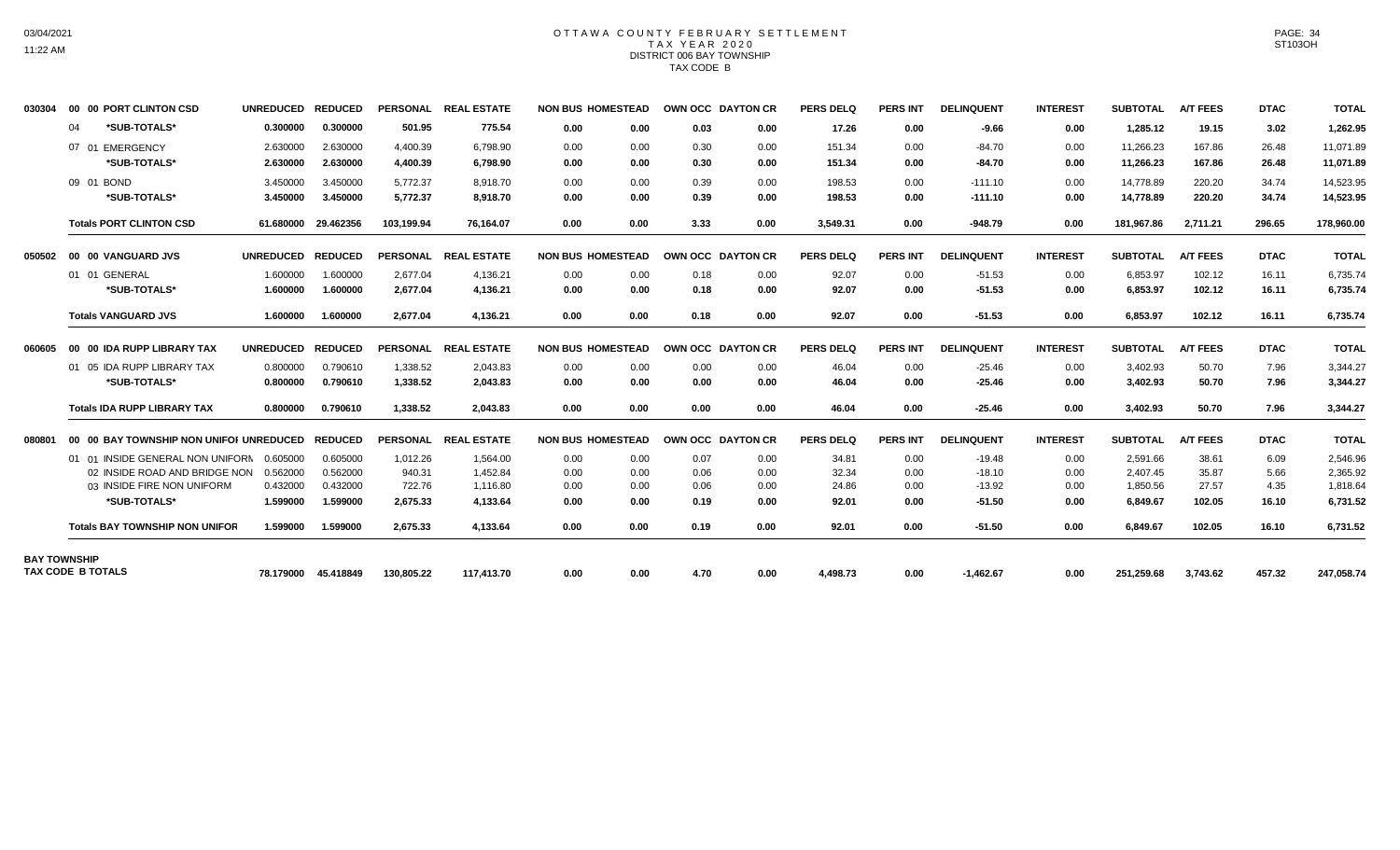# OTTAWA COUNTY FEBRUARY SETTLEMENT
## TAX YEAR 2020
### DISTRICT 006 BAY TOWNSHIP
### TAX CODE B

| | | UNREDUCED | REDUCED | PERSONAL | REAL ESTATE | NON BUS | HOMESTEAD | OWN OCC | DAYTON CR | PERS DELQ | PERS INT | DELINQUENT | INTEREST | SUBTOTAL | A/T FEES | DTAC | TOTAL |
|---|---|---|---|---|---|---|---|---|---|---|---|---|---|---|---|---|---|
| 030304 | 00 00 PORT CLINTON CSD | | | | | | | | | | | | | | | | |
| | 04 *SUB-TOTALS* | 0.300000 | 0.300000 | 501.95 | 775.54 | 0.00 | 0.00 | 0.03 | 0.00 | 17.26 | 0.00 | -9.66 | 0.00 | 1,285.12 | 19.15 | 3.02 | 1,262.95 |
| | 07 01 EMERGENCY | 2.630000 | 2.630000 | 4,400.39 | 6,798.90 | 0.00 | 0.00 | 0.30 | 0.00 | 151.34 | 0.00 | -84.70 | 0.00 | 11,266.23 | 167.86 | 26.48 | 11,071.89 |
| | *SUB-TOTALS* | 2.630000 | 2.630000 | 4,400.39 | 6,798.90 | 0.00 | 0.00 | 0.30 | 0.00 | 151.34 | 0.00 | -84.70 | 0.00 | 11,266.23 | 167.86 | 26.48 | 11,071.89 |
| | 09 01 BOND | 3.450000 | 3.450000 | 5,772.37 | 8,918.70 | 0.00 | 0.00 | 0.39 | 0.00 | 198.53 | 0.00 | -111.10 | 0.00 | 14,778.89 | 220.20 | 34.74 | 14,523.95 |
| | *SUB-TOTALS* | 3.450000 | 3.450000 | 5,772.37 | 8,918.70 | 0.00 | 0.00 | 0.39 | 0.00 | 198.53 | 0.00 | -111.10 | 0.00 | 14,778.89 | 220.20 | 34.74 | 14,523.95 |
| | **Totals PORT CLINTON CSD** | 61.680000 | 29.462356 | 103,199.94 | 76,164.07 | 0.00 | 0.00 | 3.33 | 0.00 | 3,549.31 | 0.00 | -948.79 | 0.00 | 181,967.86 | 2,711.21 | 296.65 | 178,960.00 |
| 050502 | 00 00 VANGUARD JVS | | | | | | | | | | | | | | | | |
| | 01 01 GENERAL | 1.600000 | 1.600000 | 2,677.04 | 4,136.21 | 0.00 | 0.00 | 0.18 | 0.00 | 92.07 | 0.00 | -51.53 | 0.00 | 6,853.97 | 102.12 | 16.11 | 6,735.74 |
| | *SUB-TOTALS* | 1.600000 | 1.600000 | 2,677.04 | 4,136.21 | 0.00 | 0.00 | 0.18 | 0.00 | 92.07 | 0.00 | -51.53 | 0.00 | 6,853.97 | 102.12 | 16.11 | 6,735.74 |
| | **Totals VANGUARD JVS** | 1.600000 | 1.600000 | 2,677.04 | 4,136.21 | 0.00 | 0.00 | 0.18 | 0.00 | 92.07 | 0.00 | -51.53 | 0.00 | 6,853.97 | 102.12 | 16.11 | 6,735.74 |
| 060605 | 00 00 IDA RUPP LIBRARY TAX | | | | | | | | | | | | | | | | |
| | 01 05 IDA RUPP LIBRARY TAX | 0.800000 | 0.790610 | 1,338.52 | 2,043.83 | 0.00 | 0.00 | 0.00 | 0.00 | 46.04 | 0.00 | -25.46 | 0.00 | 3,402.93 | 50.70 | 7.96 | 3,344.27 |
| | *SUB-TOTALS* | 0.800000 | 0.790610 | 1,338.52 | 2,043.83 | 0.00 | 0.00 | 0.00 | 0.00 | 46.04 | 0.00 | -25.46 | 0.00 | 3,402.93 | 50.70 | 7.96 | 3,344.27 |
| | **Totals IDA RUPP LIBRARY TAX** | 0.800000 | 0.790610 | 1,338.52 | 2,043.83 | 0.00 | 0.00 | 0.00 | 0.00 | 46.04 | 0.00 | -25.46 | 0.00 | 3,402.93 | 50.70 | 7.96 | 3,344.27 |
| 080801 | 00 00 BAY TOWNSHIP NON UNIFOI | | | | | | | | | | | | | | | | |
| | 01 01 INSIDE GENERAL NON UNIFORM | 0.605000 | 0.605000 | 1,012.26 | 1,564.00 | 0.00 | 0.00 | 0.07 | 0.00 | 34.81 | 0.00 | -19.48 | 0.00 | 2,591.66 | 38.61 | 6.09 | 2,546.96 |
| | 02 INSIDE ROAD AND BRIDGE NON | 0.562000 | 0.562000 | 940.31 | 1,452.84 | 0.00 | 0.00 | 0.06 | 0.00 | 32.34 | 0.00 | -18.10 | 0.00 | 2,407.45 | 35.87 | 5.66 | 2,365.92 |
| | 03 INSIDE FIRE NON UNIFORM | 0.432000 | 0.432000 | 722.76 | 1,116.80 | 0.00 | 0.00 | 0.06 | 0.00 | 24.86 | 0.00 | -13.92 | 0.00 | 1,850.56 | 27.57 | 4.35 | 1,818.64 |
| | *SUB-TOTALS* | 1.599000 | 1.599000 | 2,675.33 | 4,133.64 | 0.00 | 0.00 | 0.19 | 0.00 | 92.01 | 0.00 | -51.50 | 0.00 | 6,849.67 | 102.05 | 16.10 | 6,731.52 |
| | **Totals BAY TOWNSHIP NON UNIFOR** | 1.599000 | 1.599000 | 2,675.33 | 4,133.64 | 0.00 | 0.00 | 0.19 | 0.00 | 92.01 | 0.00 | -51.50 | 0.00 | 6,849.67 | 102.05 | 16.10 | 6,731.52 |
| **BAY TOWNSHIP TAX CODE B TOTALS** | | 78.179000 | 45.418849 | 130,805.22 | 117,413.70 | 0.00 | 0.00 | 4.70 | 0.00 | 4,498.73 | 0.00 | -1,462.67 | 0.00 | 251,259.68 | 3,743.62 | 457.32 | 247,058.74 |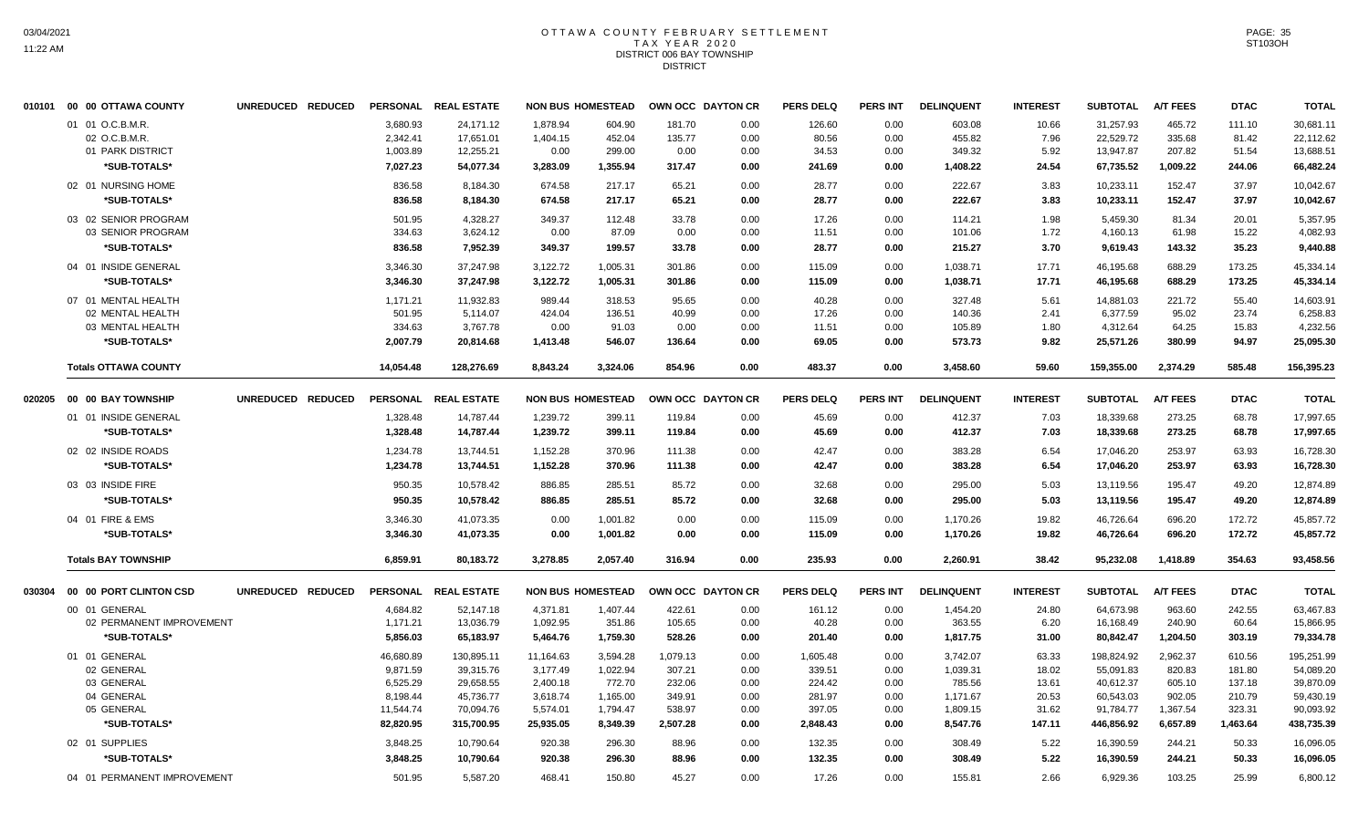# OTTAWA COUNTY FEBRUARY SETTLEMENT
## TAX YEAR 2020
### DISTRICT 006 BAY TOWNSHIP
### DISTRICT

| | | UNREDUCED | REDUCED | PERSONAL | REAL ESTATE | NON BUS | HOMESTEAD | OWN OCC | DAYTON CR | PERS DELQ | PERS INT | DELINQUENT | INTEREST | SUBTOTAL | A/T FEES | DTAC | TOTAL |
|---|---|---|---|---|---|---|---|---|---|---|---|---|---|---|---|---|---|
| 010101 | 00 00 OTTAWA COUNTY | | | | | | | | | | | | | | | | |
| | 01 01 O.C.B.M.R. | | | 3,680.93 | 24,171.12 | 1,878.94 | 604.90 | 181.70 | 0.00 | 126.60 | 0.00 | 603.08 | 10.66 | 31,257.93 | 465.72 | 111.10 | 30,681.11 |
| | 02 O.C.B.M.R. | | | 2,342.41 | 17,651.01 | 1,404.15 | 452.04 | 135.77 | 0.00 | 80.56 | 0.00 | 455.82 | 7.96 | 22,529.72 | 335.68 | 81.42 | 22,112.62 |
| | 01 PARK DISTRICT | | | 1,003.89 | 12,255.21 | 0.00 | 299.00 | 0.00 | 0.00 | 34.53 | 0.00 | 349.32 | 5.92 | 13,947.87 | 207.82 | 51.54 | 13,688.51 |
| | *SUB-TOTALS* | | | 7,027.23 | 54,077.34 | 3,283.09 | 1,355.94 | 317.47 | 0.00 | 241.69 | 0.00 | 1,408.22 | 24.54 | 67,735.52 | 1,009.22 | 244.06 | 66,482.24 |
| | 02 01 NURSING HOME | | | 836.58 | 8,184.30 | 674.58 | 217.17 | 65.21 | 0.00 | 28.77 | 0.00 | 222.67 | 3.83 | 10,233.11 | 152.47 | 37.97 | 10,042.67 |
| | *SUB-TOTALS* | | | 836.58 | 8,184.30 | 674.58 | 217.17 | 65.21 | 0.00 | 28.77 | 0.00 | 222.67 | 3.83 | 10,233.11 | 152.47 | 37.97 | 10,042.67 |
| | 03 02 SENIOR PROGRAM | | | 501.95 | 4,328.27 | 349.37 | 112.48 | 33.78 | 0.00 | 17.26 | 0.00 | 114.21 | 1.98 | 5,459.30 | 81.34 | 20.01 | 5,357.95 |
| | 03 SENIOR PROGRAM | | | 334.63 | 3,624.12 | 0.00 | 87.09 | 0.00 | 0.00 | 11.51 | 0.00 | 101.06 | 1.72 | 4,160.13 | 61.98 | 15.22 | 4,082.93 |
| | *SUB-TOTALS* | | | 836.58 | 7,952.39 | 349.37 | 199.57 | 33.78 | 0.00 | 28.77 | 0.00 | 215.27 | 3.70 | 9,619.43 | 143.32 | 35.23 | 9,440.88 |
| | 04 01 INSIDE GENERAL | | | 3,346.30 | 37,247.98 | 3,122.72 | 1,005.31 | 301.86 | 0.00 | 115.09 | 0.00 | 1,038.71 | 17.71 | 46,195.68 | 688.29 | 173.25 | 45,334.14 |
| | *SUB-TOTALS* | | | 3,346.30 | 37,247.98 | 3,122.72 | 1,005.31 | 301.86 | 0.00 | 115.09 | 0.00 | 1,038.71 | 17.71 | 46,195.68 | 688.29 | 173.25 | 45,334.14 |
| | 07 01 MENTAL HEALTH | | | 1,171.21 | 11,932.83 | 989.44 | 318.53 | 95.65 | 0.00 | 40.28 | 0.00 | 327.48 | 5.61 | 14,881.03 | 221.72 | 55.40 | 14,603.91 |
| | 02 MENTAL HEALTH | | | 501.95 | 5,114.07 | 424.04 | 136.51 | 40.99 | 0.00 | 17.26 | 0.00 | 140.36 | 2.41 | 6,377.59 | 95.02 | 23.74 | 6,258.83 |
| | 03 MENTAL HEALTH | | | 334.63 | 3,767.78 | 0.00 | 91.03 | 0.00 | 0.00 | 11.51 | 0.00 | 105.89 | 1.80 | 4,312.64 | 64.25 | 15.83 | 4,232.56 |
| | *SUB-TOTALS* | | | 2,007.79 | 20,814.68 | 1,413.48 | 546.07 | 136.64 | 0.00 | 69.05 | 0.00 | 573.73 | 9.82 | 25,571.26 | 380.99 | 94.97 | 25,095.30 |
| | **Totals OTTAWA COUNTY** | | | 14,054.48 | 128,276.69 | 8,843.24 | 3,324.06 | 854.96 | 0.00 | 483.37 | 0.00 | 3,458.60 | 59.60 | 159,355.00 | 2,374.29 | 585.48 | 156,395.23 |
| 020205 | 00 00 BAY TOWNSHIP | UNREDUCED | REDUCED | PERSONAL | REAL ESTATE | NON BUS | HOMESTEAD | OWN OCC | DAYTON CR | PERS DELQ | PERS INT | DELINQUENT | INTEREST | SUBTOTAL | A/T FEES | DTAC | TOTAL |
| | 01 01 INSIDE GENERAL | | | 1,328.48 | 14,787.44 | 1,239.72 | 399.11 | 119.84 | 0.00 | 45.69 | 0.00 | 412.37 | 7.03 | 18,339.68 | 273.25 | 68.78 | 17,997.65 |
| | *SUB-TOTALS* | | | 1,328.48 | 14,787.44 | 1,239.72 | 399.11 | 119.84 | 0.00 | 45.69 | 0.00 | 412.37 | 7.03 | 18,339.68 | 273.25 | 68.78 | 17,997.65 |
| | 02 02 INSIDE ROADS | | | 1,234.78 | 13,744.51 | 1,152.28 | 370.96 | 111.38 | 0.00 | 42.47 | 0.00 | 383.28 | 6.54 | 17,046.20 | 253.97 | 63.93 | 16,728.30 |
| | *SUB-TOTALS* | | | 1,234.78 | 13,744.51 | 1,152.28 | 370.96 | 111.38 | 0.00 | 42.47 | 0.00 | 383.28 | 6.54 | 17,046.20 | 253.97 | 63.93 | 16,728.30 |
| | 03 03 INSIDE FIRE | | | 950.35 | 10,578.42 | 886.85 | 285.51 | 85.72 | 0.00 | 32.68 | 0.00 | 295.00 | 5.03 | 13,119.56 | 195.47 | 49.20 | 12,874.89 |
| | *SUB-TOTALS* | | | 950.35 | 10,578.42 | 886.85 | 285.51 | 85.72 | 0.00 | 32.68 | 0.00 | 295.00 | 5.03 | 13,119.56 | 195.47 | 49.20 | 12,874.89 |
| | 04 01 FIRE & EMS | | | 3,346.30 | 41,073.35 | 0.00 | 1,001.82 | 0.00 | 0.00 | 115.09 | 0.00 | 1,170.26 | 19.82 | 46,726.64 | 696.20 | 172.72 | 45,857.72 |
| | *SUB-TOTALS* | | | 3,346.30 | 41,073.35 | 0.00 | 1,001.82 | 0.00 | 0.00 | 115.09 | 0.00 | 1,170.26 | 19.82 | 46,726.64 | 696.20 | 172.72 | 45,857.72 |
| | **Totals BAY TOWNSHIP** | | | 6,859.91 | 80,183.72 | 3,278.85 | 2,057.40 | 316.94 | 0.00 | 235.93 | 0.00 | 2,260.91 | 38.42 | 95,232.08 | 1,418.89 | 354.63 | 93,458.56 |
| 030304 | 00 00 PORT CLINTON CSD | UNREDUCED | REDUCED | PERSONAL | REAL ESTATE | NON BUS | HOMESTEAD | OWN OCC | DAYTON CR | PERS DELQ | PERS INT | DELINQUENT | INTEREST | SUBTOTAL | A/T FEES | DTAC | TOTAL |
| | 00 01 GENERAL | | | 4,684.82 | 52,147.18 | 4,371.81 | 1,407.44 | 422.61 | 0.00 | 161.12 | 0.00 | 1,454.20 | 24.80 | 64,673.98 | 963.60 | 242.55 | 63,467.83 |
| | 02 PERMANENT IMPROVEMENT | | | 1,171.21 | 13,036.79 | 1,092.95 | 351.86 | 105.65 | 0.00 | 40.28 | 0.00 | 363.55 | 6.20 | 16,168.49 | 240.90 | 60.64 | 15,866.95 |
| | *SUB-TOTALS* | | | 5,856.03 | 65,183.97 | 5,464.76 | 1,759.30 | 528.26 | 0.00 | 201.40 | 0.00 | 1,817.75 | 31.00 | 80,842.47 | 1,204.50 | 303.19 | 79,334.78 |
| | 01 01 GENERAL | | | 46,680.89 | 130,895.11 | 11,164.63 | 3,594.28 | 1,079.13 | 0.00 | 1,605.48 | 0.00 | 3,742.07 | 63.33 | 198,824.92 | 2,962.37 | 610.56 | 195,251.99 |
| | 02 GENERAL | | | 9,871.59 | 39,315.76 | 3,177.49 | 1,022.94 | 307.21 | 0.00 | 339.51 | 0.00 | 1,039.31 | 18.02 | 55,091.83 | 820.83 | 181.80 | 54,089.20 |
| | 03 GENERAL | | | 6,525.29 | 29,658.55 | 2,400.18 | 772.70 | 232.06 | 0.00 | 224.42 | 0.00 | 785.56 | 13.61 | 40,612.37 | 605.10 | 137.18 | 39,870.09 |
| | 04 GENERAL | | | 8,198.44 | 45,736.77 | 3,618.74 | 1,165.00 | 349.91 | 0.00 | 281.97 | 0.00 | 1,171.67 | 20.53 | 60,543.03 | 902.05 | 210.79 | 59,430.19 |
| | 05 GENERAL | | | 11,544.74 | 70,094.76 | 5,574.01 | 1,794.47 | 538.97 | 0.00 | 397.05 | 0.00 | 1,809.15 | 31.62 | 91,784.77 | 1,367.54 | 323.31 | 90,093.92 |
| | *SUB-TOTALS* | | | 82,820.95 | 315,700.95 | 25,935.05 | 8,349.39 | 2,507.28 | 0.00 | 2,848.43 | 0.00 | 8,547.76 | 147.11 | 446,856.92 | 6,657.89 | 1,463.64 | 438,735.39 |
| | 02 01 SUPPLIES | | | 3,848.25 | 10,790.64 | 920.38 | 296.30 | 88.96 | 0.00 | 132.35 | 0.00 | 308.49 | 5.22 | 16,390.59 | 244.21 | 50.33 | 16,096.05 |
| | *SUB-TOTALS* | | | 3,848.25 | 10,790.64 | 920.38 | 296.30 | 88.96 | 0.00 | 132.35 | 0.00 | 308.49 | 5.22 | 16,390.59 | 244.21 | 50.33 | 16,096.05 |
| | 04 01 PERMANENT IMPROVEMENT | | | 501.95 | 5,587.20 | 468.41 | 150.80 | 45.27 | 0.00 | 17.26 | 0.00 | 155.81 | 2.66 | 6,929.36 | 103.25 | 25.99 | 6,800.12 |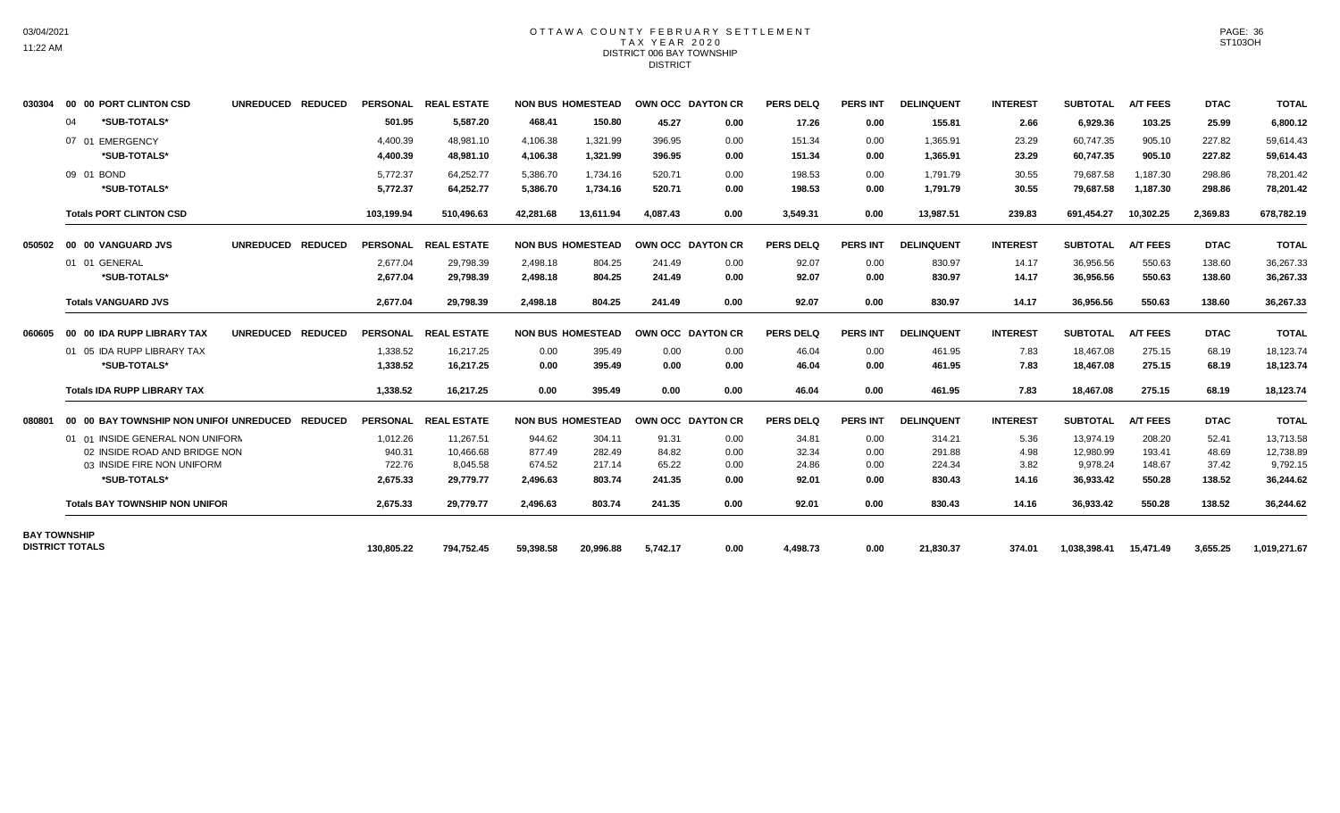# OTTAWA COUNTY FEBRUARY SETTLEMENT
## TAX YEAR 2020
### DISTRICT 006 BAY TOWNSHIP
### DISTRICT

| | | UNREDUCED | REDUCED | PERSONAL | REAL ESTATE | NON BUS | HOMESTEAD | OWN OCC | DAYTON CR | PERS DELQ | PERS INT | DELINQUENT | INTEREST | SUBTOTAL | A/T FEES | DTAC | TOTAL |
|---|---|---|---|---|---|---|---|---|---|---|---|---|---|---|---|---|---|
| 030304 | 00 00 PORT CLINTON CSD | | | | | | | | | | | | | | | | |
| | 04 *SUB-TOTALS* | | | 501.95 | 5,587.20 | 468.41 | 150.80 | 45.27 | 0.00 | 17.26 | 0.00 | 155.81 | 2.66 | 6,929.36 | 103.25 | 25.99 | 6,800.12 |
| | 07 01 EMERGENCY | | | 4,400.39 | 48,981.10 | 4,106.38 | 1,321.99 | 396.95 | 0.00 | 151.34 | 0.00 | 1,365.91 | 23.29 | 60,747.35 | 905.10 | 227.82 | 59,614.43 |
| | *SUB-TOTALS* | | | 4,400.39 | 48,981.10 | 4,106.38 | 1,321.99 | 396.95 | 0.00 | 151.34 | 0.00 | 1,365.91 | 23.29 | 60,747.35 | 905.10 | 227.82 | 59,614.43 |
| | 09 01 BOND | | | 5,772.37 | 64,252.77 | 5,386.70 | 1,734.16 | 520.71 | 0.00 | 198.53 | 0.00 | 1,791.79 | 30.55 | 79,687.58 | 1,187.30 | 298.86 | 78,201.42 |
| | *SUB-TOTALS* | | | 5,772.37 | 64,252.77 | 5,386.70 | 1,734.16 | 520.71 | 0.00 | 198.53 | 0.00 | 1,791.79 | 30.55 | 79,687.58 | 1,187.30 | 298.86 | 78,201.42 |
| | **Totals PORT CLINTON CSD** | | | 103,199.94 | 510,496.63 | 42,281.68 | 13,611.94 | 4,087.43 | 0.00 | 3,549.31 | 0.00 | 13,987.51 | 239.83 | 691,454.27 | 10,302.25 | 2,369.83 | 678,782.19 |
| 050502 | 00 00 VANGUARD JVS | UNREDUCED | REDUCED | PERSONAL | REAL ESTATE | NON BUS | HOMESTEAD | OWN OCC | DAYTON CR | PERS DELQ | PERS INT | DELINQUENT | INTEREST | SUBTOTAL | A/T FEES | DTAC | TOTAL |
| | 01 01 GENERAL | | | 2,677.04 | 29,798.39 | 2,498.18 | 804.25 | 241.49 | 0.00 | 92.07 | 0.00 | 830.97 | 14.17 | 36,956.56 | 550.63 | 138.60 | 36,267.33 |
| | *SUB-TOTALS* | | | 2,677.04 | 29,798.39 | 2,498.18 | 804.25 | 241.49 | 0.00 | 92.07 | 0.00 | 830.97 | 14.17 | 36,956.56 | 550.63 | 138.60 | 36,267.33 |
| | **Totals VANGUARD JVS** | | | 2,677.04 | 29,798.39 | 2,498.18 | 804.25 | 241.49 | 0.00 | 92.07 | 0.00 | 830.97 | 14.17 | 36,956.56 | 550.63 | 138.60 | 36,267.33 |
| 060605 | 00 00 IDA RUPP LIBRARY TAX | UNREDUCED | REDUCED | PERSONAL | REAL ESTATE | NON BUS | HOMESTEAD | OWN OCC | DAYTON CR | PERS DELQ | PERS INT | DELINQUENT | INTEREST | SUBTOTAL | A/T FEES | DTAC | TOTAL |
| | 01 05 IDA RUPP LIBRARY TAX | | | 1,338.52 | 16,217.25 | 0.00 | 395.49 | 0.00 | 0.00 | 46.04 | 0.00 | 461.95 | 7.83 | 18,467.08 | 275.15 | 68.19 | 18,123.74 |
| | *SUB-TOTALS* | | | 1,338.52 | 16,217.25 | 0.00 | 395.49 | 0.00 | 0.00 | 46.04 | 0.00 | 461.95 | 7.83 | 18,467.08 | 275.15 | 68.19 | 18,123.74 |
| | **Totals IDA RUPP LIBRARY TAX** | | | 1,338.52 | 16,217.25 | 0.00 | 395.49 | 0.00 | 0.00 | 46.04 | 0.00 | 461.95 | 7.83 | 18,467.08 | 275.15 | 68.19 | 18,123.74 |
| 080801 | 00 00 BAY TOWNSHIP NON UNIFOI | UNREDUCED | REDUCED | PERSONAL | REAL ESTATE | NON BUS | HOMESTEAD | OWN OCC | DAYTON CR | PERS DELQ | PERS INT | DELINQUENT | INTEREST | SUBTOTAL | A/T FEES | DTAC | TOTAL |
| | 01 01 INSIDE GENERAL NON UNIFORN | | | 1,012.26 | 11,267.51 | 944.62 | 304.11 | 91.31 | 0.00 | 34.81 | 0.00 | 314.21 | 5.36 | 13,974.19 | 208.20 | 52.41 | 13,713.58 |
| | 02 INSIDE ROAD AND BRIDGE NON | | | 940.31 | 10,466.68 | 877.49 | 282.49 | 84.82 | 0.00 | 32.34 | 0.00 | 291.88 | 4.98 | 12,980.99 | 193.41 | 48.69 | 12,738.89 |
| | 03 INSIDE FIRE NON UNIFORM | | | 722.76 | 8,045.58 | 674.52 | 217.14 | 65.22 | 0.00 | 24.86 | 0.00 | 224.34 | 3.82 | 9,978.24 | 148.67 | 37.42 | 9,792.15 |
| | *SUB-TOTALS* | | | 2,675.33 | 29,779.77 | 2,496.63 | 803.74 | 241.35 | 0.00 | 92.01 | 0.00 | 830.43 | 14.16 | 36,933.42 | 550.28 | 138.52 | 36,244.62 |
| | **Totals BAY TOWNSHIP NON UNIFOR** | | | 2,675.33 | 29,779.77 | 2,496.63 | 803.74 | 241.35 | 0.00 | 92.01 | 0.00 | 830.43 | 14.16 | 36,933.42 | 550.28 | 138.52 | 36,244.62 |
| **BAY TOWNSHIP DISTRICT TOTALS** | | | | 130,805.22 | 794,752.45 | 59,398.58 | 20,996.88 | 5,742.17 | 0.00 | 4,498.73 | 0.00 | 21,830.37 | 374.01 | 1,038,398.41 | 15,471.49 | 3,655.25 | 1,019,271.67 |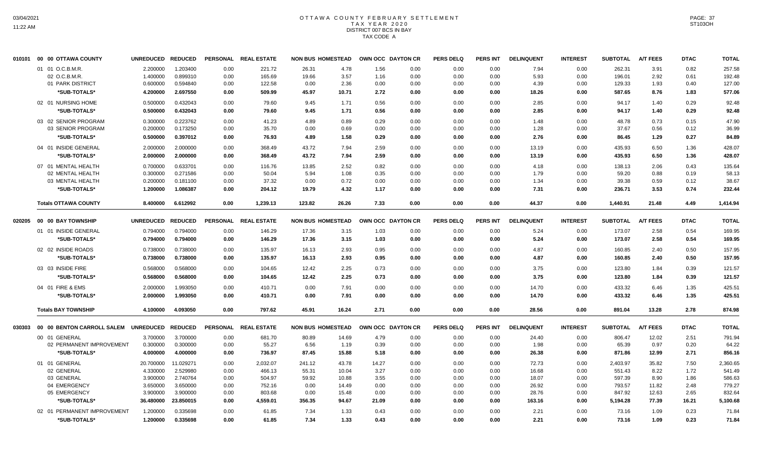# OTTAWA COUNTY FEBRUARY SETTLEMENT
## TAX YEAR 2020
## DISTRICT 007 BCS IN BAY
## TAX CODE A

| | | UNREDUCED | REDUCED | PERSONAL | REAL ESTATE | NON BUS | HOMESTEAD | OWN OCC | DAYTON CR | PERS DELQ | PERS INT | DELINQUENT | INTEREST | SUBTOTAL | A/T FEES | DTAC | TOTAL |
|---|---|---|---|---|---|---|---|---|---|---|---|---|---|---|---|---|---|
| 010101 | 00 00 OTTAWA COUNTY | | | | | | | | | | | | | | | | |
| | 01 01 O.C.B.M.R. | 2.200000 | 1.203400 | 0.00 | 221.72 | 26.31 | 4.78 | 1.56 | 0.00 | 0.00 | 0.00 | 7.94 | 0.00 | 262.31 | 3.91 | 0.82 | 257.58 |
| | 02 O.C.B.M.R. | 1.400000 | 0.899310 | 0.00 | 165.69 | 19.66 | 3.57 | 1.16 | 0.00 | 0.00 | 0.00 | 5.93 | 0.00 | 196.01 | 2.92 | 0.61 | 192.48 |
| | 01 PARK DISTRICT | 0.600000 | 0.594840 | 0.00 | 122.58 | 0.00 | 2.36 | 0.00 | 0.00 | 0.00 | 0.00 | 4.39 | 0.00 | 129.33 | 1.93 | 0.40 | 127.00 |
| | *SUB-TOTALS* | 4.200000 | 2.697550 | 0.00 | 509.99 | 45.97 | 10.71 | 2.72 | 0.00 | 0.00 | 0.00 | 18.26 | 0.00 | 587.65 | 8.76 | 1.83 | 577.06 |
| | 02 01 NURSING HOME | 0.500000 | 0.432043 | 0.00 | 79.60 | 9.45 | 1.71 | 0.56 | 0.00 | 0.00 | 0.00 | 2.85 | 0.00 | 94.17 | 1.40 | 0.29 | 92.48 |
| | *SUB-TOTALS* | 0.500000 | 0.432043 | 0.00 | 79.60 | 9.45 | 1.71 | 0.56 | 0.00 | 0.00 | 0.00 | 2.85 | 0.00 | 94.17 | 1.40 | 0.29 | 92.48 |
| | 03 02 SENIOR PROGRAM | 0.300000 | 0.223762 | 0.00 | 41.23 | 4.89 | 0.89 | 0.29 | 0.00 | 0.00 | 0.00 | 1.48 | 0.00 | 48.78 | 0.73 | 0.15 | 47.90 |
| | 03 SENIOR PROGRAM | 0.200000 | 0.173250 | 0.00 | 35.70 | 0.00 | 0.69 | 0.00 | 0.00 | 0.00 | 0.00 | 1.28 | 0.00 | 37.67 | 0.56 | 0.12 | 36.99 |
| | *SUB-TOTALS* | 0.500000 | 0.397012 | 0.00 | 76.93 | 4.89 | 1.58 | 0.29 | 0.00 | 0.00 | 0.00 | 2.76 | 0.00 | 86.45 | 1.29 | 0.27 | 84.89 |
| | 04 01 INSIDE GENERAL | 2.000000 | 2.000000 | 0.00 | 368.49 | 43.72 | 7.94 | 2.59 | 0.00 | 0.00 | 0.00 | 13.19 | 0.00 | 435.93 | 6.50 | 1.36 | 428.07 |
| | *SUB-TOTALS* | 2.000000 | 2.000000 | 0.00 | 368.49 | 43.72 | 7.94 | 2.59 | 0.00 | 0.00 | 0.00 | 13.19 | 0.00 | 435.93 | 6.50 | 1.36 | 428.07 |
| | 07 01 MENTAL HEALTH | 0.700000 | 0.633701 | 0.00 | 116.76 | 13.85 | 2.52 | 0.82 | 0.00 | 0.00 | 0.00 | 4.18 | 0.00 | 138.13 | 2.06 | 0.43 | 135.64 |
| | 02 MENTAL HEALTH | 0.300000 | 0.271586 | 0.00 | 50.04 | 5.94 | 1.08 | 0.35 | 0.00 | 0.00 | 0.00 | 1.79 | 0.00 | 59.20 | 0.88 | 0.19 | 58.13 |
| | 03 MENTAL HEALTH | 0.200000 | 0.181100 | 0.00 | 37.32 | 0.00 | 0.72 | 0.00 | 0.00 | 0.00 | 0.00 | 1.34 | 0.00 | 39.38 | 0.59 | 0.12 | 38.67 |
| | *SUB-TOTALS* | 1.200000 | 1.086387 | 0.00 | 204.12 | 19.79 | 4.32 | 1.17 | 0.00 | 0.00 | 0.00 | 7.31 | 0.00 | 236.71 | 3.53 | 0.74 | 232.44 |
| | **Totals OTTAWA COUNTY** | 8.400000 | 6.612992 | 0.00 | 1,239.13 | 123.82 | 26.26 | 7.33 | 0.00 | 0.00 | 0.00 | 44.37 | 0.00 | 1,440.91 | 21.48 | 4.49 | 1,414.94 |
| 020205 | 00 00 BAY TOWNSHIP | UNREDUCED | REDUCED | PERSONAL | REAL ESTATE | NON BUS | HOMESTEAD | OWN OCC | DAYTON CR | PERS DELQ | PERS INT | DELINQUENT | INTEREST | SUBTOTAL | A/T FEES | DTAC | TOTAL |
| | 01 01 INSIDE GENERAL | 0.794000 | 0.794000 | 0.00 | 146.29 | 17.36 | 3.15 | 1.03 | 0.00 | 0.00 | 0.00 | 5.24 | 0.00 | 173.07 | 2.58 | 0.54 | 169.95 |
| | *SUB-TOTALS* | 0.794000 | 0.794000 | 0.00 | 146.29 | 17.36 | 3.15 | 1.03 | 0.00 | 0.00 | 0.00 | 5.24 | 0.00 | 173.07 | 2.58 | 0.54 | 169.95 |
| | 02 02 INSIDE ROADS | 0.738000 | 0.738000 | 0.00 | 135.97 | 16.13 | 2.93 | 0.95 | 0.00 | 0.00 | 0.00 | 4.87 | 0.00 | 160.85 | 2.40 | 0.50 | 157.95 |
| | *SUB-TOTALS* | 0.738000 | 0.738000 | 0.00 | 135.97 | 16.13 | 2.93 | 0.95 | 0.00 | 0.00 | 0.00 | 4.87 | 0.00 | 160.85 | 2.40 | 0.50 | 157.95 |
| | 03 03 INSIDE FIRE | 0.568000 | 0.568000 | 0.00 | 104.65 | 12.42 | 2.25 | 0.73 | 0.00 | 0.00 | 0.00 | 3.75 | 0.00 | 123.80 | 1.84 | 0.39 | 121.57 |
| | *SUB-TOTALS* | 0.568000 | 0.568000 | 0.00 | 104.65 | 12.42 | 2.25 | 0.73 | 0.00 | 0.00 | 0.00 | 3.75 | 0.00 | 123.80 | 1.84 | 0.39 | 121.57 |
| | 04 01 FIRE & EMS | 2.000000 | 1.993050 | 0.00 | 410.71 | 0.00 | 7.91 | 0.00 | 0.00 | 0.00 | 0.00 | 14.70 | 0.00 | 433.32 | 6.46 | 1.35 | 425.51 |
| | *SUB-TOTALS* | 2.000000 | 1.993050 | 0.00 | 410.71 | 0.00 | 7.91 | 0.00 | 0.00 | 0.00 | 0.00 | 14.70 | 0.00 | 433.32 | 6.46 | 1.35 | 425.51 |
| | **Totals BAY TOWNSHIP** | 4.100000 | 4.093050 | 0.00 | 797.62 | 45.91 | 16.24 | 2.71 | 0.00 | 0.00 | 0.00 | 28.56 | 0.00 | 891.04 | 13.28 | 2.78 | 874.98 |
| 030303 | 00 00 BENTON CARROLL SALEM | UNREDUCED | REDUCED | PERSONAL | REAL ESTATE | NON BUS | HOMESTEAD | OWN OCC | DAYTON CR | PERS DELQ | PERS INT | DELINQUENT | INTEREST | SUBTOTAL | A/T FEES | DTAC | TOTAL |
| | 00 01 GENERAL | 3.700000 | 3.700000 | 0.00 | 681.70 | 80.89 | 14.69 | 4.79 | 0.00 | 0.00 | 0.00 | 24.40 | 0.00 | 806.47 | 12.02 | 2.51 | 791.94 |
| | 02 PERMANENT IMPROVEMENT | 0.300000 | 0.300000 | 0.00 | 55.27 | 6.56 | 1.19 | 0.39 | 0.00 | 0.00 | 0.00 | 1.98 | 0.00 | 65.39 | 0.97 | 0.20 | 64.22 |
| | *SUB-TOTALS* | 4.000000 | 4.000000 | 0.00 | 736.97 | 87.45 | 15.88 | 5.18 | 0.00 | 0.00 | 0.00 | 26.38 | 0.00 | 871.86 | 12.99 | 2.71 | 856.16 |
| | 01 01 GENERAL | 20.700000 | 11.029271 | 0.00 | 2,032.07 | 241.12 | 43.78 | 14.27 | 0.00 | 0.00 | 0.00 | 72.73 | 0.00 | 2,403.97 | 35.82 | 7.50 | 2,360.65 |
| | 02 GENERAL | 4.330000 | 2.529980 | 0.00 | 466.13 | 55.31 | 10.04 | 3.27 | 0.00 | 0.00 | 0.00 | 16.68 | 0.00 | 551.43 | 8.22 | 1.72 | 541.49 |
| | 03 GENERAL | 3.900000 | 2.740764 | 0.00 | 504.97 | 59.92 | 10.88 | 3.55 | 0.00 | 0.00 | 0.00 | 18.07 | 0.00 | 597.39 | 8.90 | 1.86 | 586.63 |
| | 04 EMERGENCY | 3.650000 | 3.650000 | 0.00 | 752.16 | 0.00 | 14.49 | 0.00 | 0.00 | 0.00 | 0.00 | 26.92 | 0.00 | 793.57 | 11.82 | 2.48 | 779.27 |
| | 05 EMERGENCY | 3.900000 | 3.900000 | 0.00 | 803.68 | 0.00 | 15.48 | 0.00 | 0.00 | 0.00 | 0.00 | 28.76 | 0.00 | 847.92 | 12.63 | 2.65 | 832.64 |
| | *SUB-TOTALS* | 36.480000 | 23.850015 | 0.00 | 4,559.01 | 356.35 | 94.67 | 21.09 | 0.00 | 0.00 | 0.00 | 163.16 | 0.00 | 5,194.28 | 77.39 | 16.21 | 5,100.68 |
| | 02 01 PERMANENT IMPROVEMENT | 1.200000 | 0.335698 | 0.00 | 61.85 | 7.34 | 1.33 | 0.43 | 0.00 | 0.00 | 0.00 | 2.21 | 0.00 | 73.16 | 1.09 | 0.23 | 71.84 |
| | *SUB-TOTALS* | 1.200000 | 0.335698 | 0.00 | 61.85 | 7.34 | 1.33 | 0.43 | 0.00 | 0.00 | 0.00 | 2.21 | 0.00 | 73.16 | 1.09 | 0.23 | 71.84 |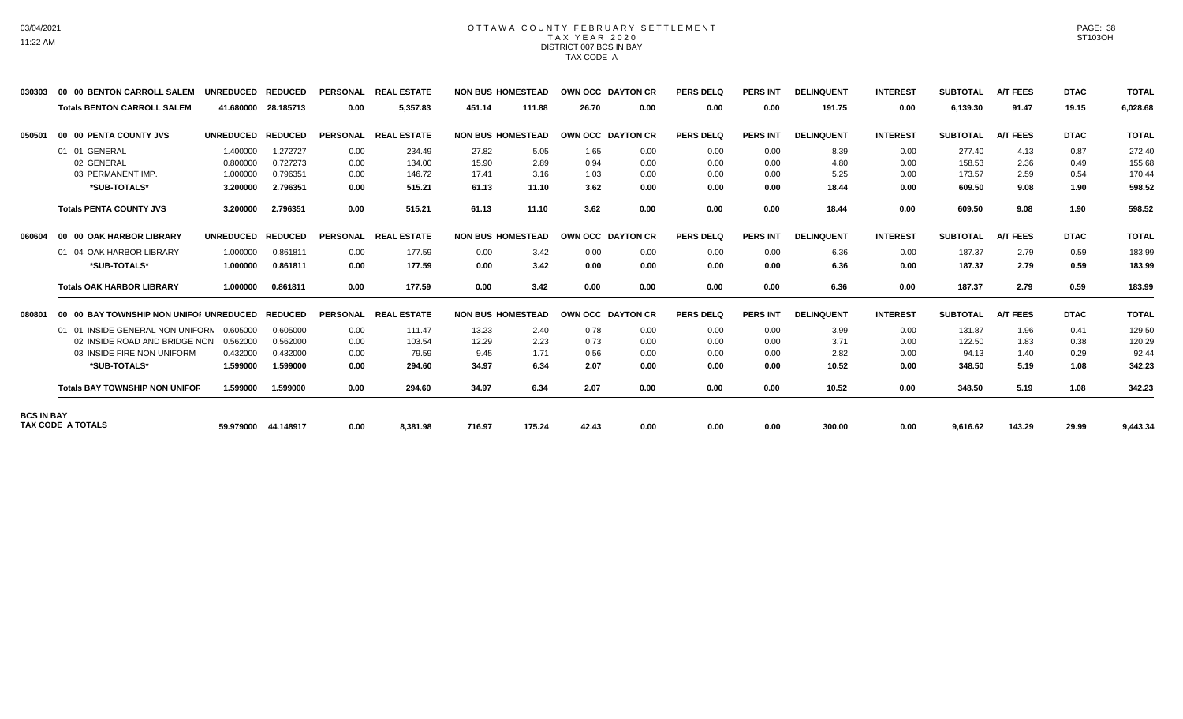# OTTAWA COUNTY FEBRUARY SETTLEMENT
## TAX YEAR 2020
### DISTRICT 007 BCS IN BAY
### TAX CODE A

| | | UNREDUCED | REDUCED | PERSONAL | REAL ESTATE | NON BUS | HOMESTEAD | OWN OCC | DAYTON CR | PERS DELQ | PERS INT | DELINQUENT | INTEREST | SUBTOTAL | A/T FEES | DTAC | TOTAL |
|---|---|---|---|---|---|---|---|---|---|---|---|---|---|---|---|---|---|
| 030303 | 00 00 BENTON CARROLL SALEM | | | | | | | | | | | | | | | | |
| | **Totals BENTON CARROLL SALEM** | **41.680000** | **28.185713** | **0.00** | **5,357.83** | **451.14** | **111.88** | **26.70** | **0.00** | **0.00** | **0.00** | **191.75** | **0.00** | **6,139.30** | **91.47** | **19.15** | **6,028.68** |
| 050501 | 00 00 PENTA COUNTY JVS | | | | | | | | | | | | | | | | |
| | 01 01 GENERAL | 1.400000 | 1.272727 | 0.00 | 234.49 | 27.82 | 5.05 | 1.65 | 0.00 | 0.00 | 0.00 | 8.39 | 0.00 | 277.40 | 4.13 | 0.87 | 272.40 |
| | 02 GENERAL | 0.800000 | 0.727273 | 0.00 | 134.00 | 15.90 | 2.89 | 0.94 | 0.00 | 0.00 | 0.00 | 4.80 | 0.00 | 158.53 | 2.36 | 0.49 | 155.68 |
| | 03 PERMANENT IMP. | 1.000000 | 0.796351 | 0.00 | 146.72 | 17.41 | 3.16 | 1.03 | 0.00 | 0.00 | 0.00 | 5.25 | 0.00 | 173.57 | 2.59 | 0.54 | 170.44 |
| | **\*SUB-TOTALS\*** | **3.200000** | **2.796351** | **0.00** | **515.21** | **61.13** | **11.10** | **3.62** | **0.00** | **0.00** | **0.00** | **18.44** | **0.00** | **609.50** | **9.08** | **1.90** | **598.52** |
| | **Totals PENTA COUNTY JVS** | **3.200000** | **2.796351** | **0.00** | **515.21** | **61.13** | **11.10** | **3.62** | **0.00** | **0.00** | **0.00** | **18.44** | **0.00** | **609.50** | **9.08** | **1.90** | **598.52** |
| 060604 | 00 00 OAK HARBOR LIBRARY | | | | | | | | | | | | | | | | |
| | 01 04 OAK HARBOR LIBRARY | 1.000000 | 0.861811 | 0.00 | 177.59 | 0.00 | 3.42 | 0.00 | 0.00 | 0.00 | 0.00 | 6.36 | 0.00 | 187.37 | 2.79 | 0.59 | 183.99 |
| | **\*SUB-TOTALS\*** | **1.000000** | **0.861811** | **0.00** | **177.59** | **0.00** | **3.42** | **0.00** | **0.00** | **0.00** | **0.00** | **6.36** | **0.00** | **187.37** | **2.79** | **0.59** | **183.99** |
| | **Totals OAK HARBOR LIBRARY** | **1.000000** | **0.861811** | **0.00** | **177.59** | **0.00** | **3.42** | **0.00** | **0.00** | **0.00** | **0.00** | **6.36** | **0.00** | **187.37** | **2.79** | **0.59** | **183.99** |
| 080801 | 00 00 BAY TOWNSHIP NON UNIFOI | | | | | | | | | | | | | | | | |
| | 01 01 INSIDE GENERAL NON UNIFORM | 0.605000 | 0.605000 | 0.00 | 111.47 | 13.23 | 2.40 | 0.78 | 0.00 | 0.00 | 0.00 | 3.99 | 0.00 | 131.87 | 1.96 | 0.41 | 129.50 |
| | 02 INSIDE ROAD AND BRIDGE NON | 0.562000 | 0.562000 | 0.00 | 103.54 | 12.29 | 2.23 | 0.73 | 0.00 | 0.00 | 0.00 | 3.71 | 0.00 | 122.50 | 1.83 | 0.38 | 120.29 |
| | 03 INSIDE FIRE NON UNIFORM | 0.432000 | 0.432000 | 0.00 | 79.59 | 9.45 | 1.71 | 0.56 | 0.00 | 0.00 | 0.00 | 2.82 | 0.00 | 94.13 | 1.40 | 0.29 | 92.44 |
| | **\*SUB-TOTALS\*** | **1.599000** | **1.599000** | **0.00** | **294.60** | **34.97** | **6.34** | **2.07** | **0.00** | **0.00** | **0.00** | **10.52** | **0.00** | **348.50** | **5.19** | **1.08** | **342.23** |
| | **Totals BAY TOWNSHIP NON UNIFOR** | **1.599000** | **1.599000** | **0.00** | **294.60** | **34.97** | **6.34** | **2.07** | **0.00** | **0.00** | **0.00** | **10.52** | **0.00** | **348.50** | **5.19** | **1.08** | **342.23** |
| **BCS IN BAY** | **TAX CODE A TOTALS** | **59.979000** | **44.148917** | **0.00** | **8,381.98** | **716.97** | **175.24** | **42.43** | **0.00** | **0.00** | **0.00** | **300.00** | **0.00** | **9,616.62** | **143.29** | **29.99** | **9,443.34** |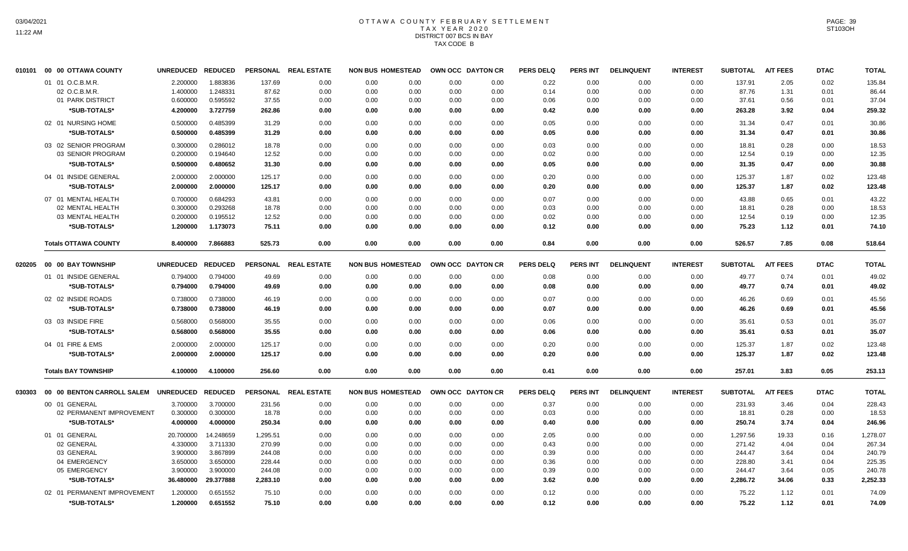# OTTAWA COUNTY FEBRUARY SETTLEMENT
## TAX YEAR 2020
## DISTRICT 007 BCS IN BAY
## TAX CODE B

| 010101 | 00 00 OTTAWA COUNTY | UNREDUCED | REDUCED | PERSONAL | REAL ESTATE | NON BUS | HOMESTEAD | OWN OCC | DAYTON CR | PERS DELQ | PERS INT | DELINQUENT | INTEREST | SUBTOTAL | A/T FEES | DTAC | TOTAL |
|---|---|---|---|---|---|---|---|---|---|---|---|---|---|---|---|---|---|
| | 01 01 O.C.B.M.R. | 2.200000 | 1.883836 | 137.69 | 0.00 | 0.00 | 0.00 | 0.00 | 0.00 | 0.22 | 0.00 | 0.00 | 0.00 | 137.91 | 2.05 | 0.02 | 135.84 |
| | 02 O.C.B.M.R. | 1.400000 | 1.248331 | 87.62 | 0.00 | 0.00 | 0.00 | 0.00 | 0.00 | 0.14 | 0.00 | 0.00 | 0.00 | 87.76 | 1.31 | 0.01 | 86.44 |
| | 01 PARK DISTRICT | 0.600000 | 0.595592 | 37.55 | 0.00 | 0.00 | 0.00 | 0.00 | 0.00 | 0.06 | 0.00 | 0.00 | 0.00 | 37.61 | 0.56 | 0.01 | 37.04 |
| | *SUB-TOTALS* | 4.200000 | 3.727759 | 262.86 | 0.00 | 0.00 | 0.00 | 0.00 | 0.00 | 0.42 | 0.00 | 0.00 | 0.00 | 263.28 | 3.92 | 0.04 | 259.32 |
| | 02 01 NURSING HOME | 0.500000 | 0.485399 | 31.29 | 0.00 | 0.00 | 0.00 | 0.00 | 0.00 | 0.05 | 0.00 | 0.00 | 0.00 | 31.34 | 0.47 | 0.01 | 30.86 |
| | *SUB-TOTALS* | 0.500000 | 0.485399 | 31.29 | 0.00 | 0.00 | 0.00 | 0.00 | 0.00 | 0.05 | 0.00 | 0.00 | 0.00 | 31.34 | 0.47 | 0.01 | 30.86 |
| | 03 02 SENIOR PROGRAM | 0.300000 | 0.286012 | 18.78 | 0.00 | 0.00 | 0.00 | 0.00 | 0.00 | 0.03 | 0.00 | 0.00 | 0.00 | 18.81 | 0.28 | 0.00 | 18.53 |
| | 03 SENIOR PROGRAM | 0.200000 | 0.194640 | 12.52 | 0.00 | 0.00 | 0.00 | 0.00 | 0.00 | 0.02 | 0.00 | 0.00 | 0.00 | 12.54 | 0.19 | 0.00 | 12.35 |
| | *SUB-TOTALS* | 0.500000 | 0.480652 | 31.30 | 0.00 | 0.00 | 0.00 | 0.00 | 0.00 | 0.05 | 0.00 | 0.00 | 0.00 | 31.35 | 0.47 | 0.00 | 30.88 |
| | 04 01 INSIDE GENERAL | 2.000000 | 2.000000 | 125.17 | 0.00 | 0.00 | 0.00 | 0.00 | 0.00 | 0.20 | 0.00 | 0.00 | 0.00 | 125.37 | 1.87 | 0.02 | 123.48 |
| | *SUB-TOTALS* | 2.000000 | 2.000000 | 125.17 | 0.00 | 0.00 | 0.00 | 0.00 | 0.00 | 0.20 | 0.00 | 0.00 | 0.00 | 125.37 | 1.87 | 0.02 | 123.48 |
| | 07 01 MENTAL HEALTH | 0.700000 | 0.684293 | 43.81 | 0.00 | 0.00 | 0.00 | 0.00 | 0.00 | 0.07 | 0.00 | 0.00 | 0.00 | 43.88 | 0.65 | 0.01 | 43.22 |
| | 02 MENTAL HEALTH | 0.300000 | 0.293268 | 18.78 | 0.00 | 0.00 | 0.00 | 0.00 | 0.00 | 0.03 | 0.00 | 0.00 | 0.00 | 18.81 | 0.28 | 0.00 | 18.53 |
| | 03 MENTAL HEALTH | 0.200000 | 0.195512 | 12.52 | 0.00 | 0.00 | 0.00 | 0.00 | 0.00 | 0.02 | 0.00 | 0.00 | 0.00 | 12.54 | 0.19 | 0.00 | 12.35 |
| | *SUB-TOTALS* | 1.200000 | 1.173073 | 75.11 | 0.00 | 0.00 | 0.00 | 0.00 | 0.00 | 0.12 | 0.00 | 0.00 | 0.00 | 75.23 | 1.12 | 0.01 | 74.10 |
| | **Totals OTTAWA COUNTY** | 8.400000 | 7.866883 | 525.73 | 0.00 | 0.00 | 0.00 | 0.00 | 0.00 | 0.84 | 0.00 | 0.00 | 0.00 | 526.57 | 7.85 | 0.08 | 518.64 |

| 020205 | 00 00 BAY TOWNSHIP | UNREDUCED | REDUCED | PERSONAL | REAL ESTATE | NON BUS | HOMESTEAD | OWN OCC | DAYTON CR | PERS DELQ | PERS INT | DELINQUENT | INTEREST | SUBTOTAL | A/T FEES | DTAC | TOTAL |
|---|---|---|---|---|---|---|---|---|---|---|---|---|---|---|---|---|---|
| | 01 01 INSIDE GENERAL | 0.794000 | 0.794000 | 49.69 | 0.00 | 0.00 | 0.00 | 0.00 | 0.00 | 0.08 | 0.00 | 0.00 | 0.00 | 49.77 | 0.74 | 0.01 | 49.02 |
| | *SUB-TOTALS* | 0.794000 | 0.794000 | 49.69 | 0.00 | 0.00 | 0.00 | 0.00 | 0.00 | 0.08 | 0.00 | 0.00 | 0.00 | 49.77 | 0.74 | 0.01 | 49.02 |
| | 02 02 INSIDE ROADS | 0.738000 | 0.738000 | 46.19 | 0.00 | 0.00 | 0.00 | 0.00 | 0.00 | 0.07 | 0.00 | 0.00 | 0.00 | 46.26 | 0.69 | 0.01 | 45.56 |
| | *SUB-TOTALS* | 0.738000 | 0.738000 | 46.19 | 0.00 | 0.00 | 0.00 | 0.00 | 0.00 | 0.07 | 0.00 | 0.00 | 0.00 | 46.26 | 0.69 | 0.01 | 45.56 |
| | 03 03 INSIDE FIRE | 0.568000 | 0.568000 | 35.55 | 0.00 | 0.00 | 0.00 | 0.00 | 0.00 | 0.06 | 0.00 | 0.00 | 0.00 | 35.61 | 0.53 | 0.01 | 35.07 |
| | *SUB-TOTALS* | 0.568000 | 0.568000 | 35.55 | 0.00 | 0.00 | 0.00 | 0.00 | 0.00 | 0.06 | 0.00 | 0.00 | 0.00 | 35.61 | 0.53 | 0.01 | 35.07 |
| | 04 01 FIRE & EMS | 2.000000 | 2.000000 | 125.17 | 0.00 | 0.00 | 0.00 | 0.00 | 0.00 | 0.20 | 0.00 | 0.00 | 0.00 | 125.37 | 1.87 | 0.02 | 123.48 |
| | *SUB-TOTALS* | 2.000000 | 2.000000 | 125.17 | 0.00 | 0.00 | 0.00 | 0.00 | 0.00 | 0.20 | 0.00 | 0.00 | 0.00 | 125.37 | 1.87 | 0.02 | 123.48 |
| | **Totals BAY TOWNSHIP** | 4.100000 | 4.100000 | 256.60 | 0.00 | 0.00 | 0.00 | 0.00 | 0.00 | 0.41 | 0.00 | 0.00 | 0.00 | 257.01 | 3.83 | 0.05 | 253.13 |

| 030303 | 00 00 BENTON CARROLL SALEM | UNREDUCED | REDUCED | PERSONAL | REAL ESTATE | NON BUS | HOMESTEAD | OWN OCC | DAYTON CR | PERS DELQ | PERS INT | DELINQUENT | INTEREST | SUBTOTAL | A/T FEES | DTAC | TOTAL |
|---|---|---|---|---|---|---|---|---|---|---|---|---|---|---|---|---|---|
| | 00 01 GENERAL | 3.700000 | 3.700000 | 231.56 | 0.00 | 0.00 | 0.00 | 0.00 | 0.00 | 0.37 | 0.00 | 0.00 | 0.00 | 231.93 | 3.46 | 0.04 | 228.43 |
| | 02 PERMANENT IMPROVEMENT | 0.300000 | 0.300000 | 18.78 | 0.00 | 0.00 | 0.00 | 0.00 | 0.00 | 0.03 | 0.00 | 0.00 | 0.00 | 18.81 | 0.28 | 0.00 | 18.53 |
| | *SUB-TOTALS* | 4.000000 | 4.000000 | 250.34 | 0.00 | 0.00 | 0.00 | 0.00 | 0.00 | 0.40 | 0.00 | 0.00 | 0.00 | 250.74 | 3.74 | 0.04 | 246.96 |
| | 01 01 GENERAL | 20.700000 | 14.248659 | 1,295.51 | 0.00 | 0.00 | 0.00 | 0.00 | 0.00 | 2.05 | 0.00 | 0.00 | 0.00 | 1,297.56 | 19.33 | 0.16 | 1,278.07 |
| | 02 GENERAL | 4.330000 | 3.711330 | 270.99 | 0.00 | 0.00 | 0.00 | 0.00 | 0.00 | 0.43 | 0.00 | 0.00 | 0.00 | 271.42 | 4.04 | 0.04 | 267.34 |
| | 03 GENERAL | 3.900000 | 3.867899 | 244.08 | 0.00 | 0.00 | 0.00 | 0.00 | 0.00 | 0.39 | 0.00 | 0.00 | 0.00 | 244.47 | 3.64 | 0.04 | 240.79 |
| | 04 EMERGENCY | 3.650000 | 3.650000 | 228.44 | 0.00 | 0.00 | 0.00 | 0.00 | 0.00 | 0.36 | 0.00 | 0.00 | 0.00 | 228.80 | 3.41 | 0.04 | 225.35 |
| | 05 EMERGENCY | 3.900000 | 3.900000 | 244.08 | 0.00 | 0.00 | 0.00 | 0.00 | 0.00 | 0.39 | 0.00 | 0.00 | 0.00 | 244.47 | 3.64 | 0.05 | 240.78 |
| | *SUB-TOTALS* | 36.480000 | 29.377888 | 2,283.10 | 0.00 | 0.00 | 0.00 | 0.00 | 0.00 | 3.62 | 0.00 | 0.00 | 0.00 | 2,286.72 | 34.06 | 0.33 | 2,252.33 |
| | 02 01 PERMANENT IMPROVEMENT | 1.200000 | 0.651552 | 75.10 | 0.00 | 0.00 | 0.00 | 0.00 | 0.00 | 0.12 | 0.00 | 0.00 | 0.00 | 75.22 | 1.12 | 0.01 | 74.09 |
| | *SUB-TOTALS* | 1.200000 | 0.651552 | 75.10 | 0.00 | 0.00 | 0.00 | 0.00 | 0.00 | 0.12 | 0.00 | 0.00 | 0.00 | 75.22 | 1.12 | 0.01 | 74.09 |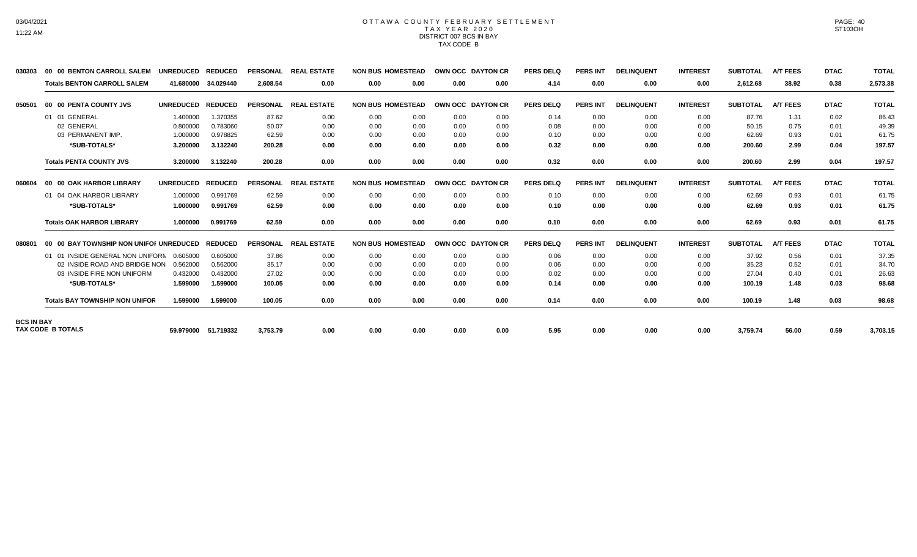# OTTAWA COUNTY FEBRUARY SETTLEMENT
## TAX YEAR 2020
### DISTRICT 007 BCS IN BAY
### TAX CODE B

| | | UNREDUCED | REDUCED | PERSONAL | REAL ESTATE | NON BUS | HOMESTEAD | OWN OCC | DAYTON CR | PERS DELQ | PERS INT | DELINQUENT | INTEREST | SUBTOTAL | A/T FEES | DTAC | TOTAL |
|---|---|---|---|---|---|---|---|---|---|---|---|---|---|---|---|---|---|
| 030303 | 00 00 BENTON CARROLL SALEM | UNREDUCED | REDUCED | PERSONAL | REAL ESTATE | NON BUS | HOMESTEAD | OWN OCC | DAYTON CR | PERS DELQ | PERS INT | DELINQUENT | INTEREST | SUBTOTAL | A/T FEES | DTAC | TOTAL |
| | **Totals BENTON CARROLL SALEM** | **41.680000** | **34.029440** | **2,608.54** | **0.00** | **0.00** | **0.00** | **0.00** | **0.00** | **4.14** | **0.00** | **0.00** | **0.00** | **2,612.68** | **38.92** | **0.38** | **2,573.38** |
| 050501 | 00 00 PENTA COUNTY JVS | UNREDUCED | REDUCED | PERSONAL | REAL ESTATE | NON BUS | HOMESTEAD | OWN OCC | DAYTON CR | PERS DELQ | PERS INT | DELINQUENT | INTEREST | SUBTOTAL | A/T FEES | DTAC | TOTAL |
| | 01 01 GENERAL | 1.400000 | 1.370355 | 87.62 | 0.00 | 0.00 | 0.00 | 0.00 | 0.00 | 0.14 | 0.00 | 0.00 | 0.00 | 87.76 | 1.31 | 0.02 | 86.43 |
| | 02 GENERAL | 0.800000 | 0.783060 | 50.07 | 0.00 | 0.00 | 0.00 | 0.00 | 0.00 | 0.08 | 0.00 | 0.00 | 0.00 | 50.15 | 0.75 | 0.01 | 49.39 |
| | 03 PERMANENT IMP. | 1.000000 | 0.978825 | 62.59 | 0.00 | 0.00 | 0.00 | 0.00 | 0.00 | 0.10 | 0.00 | 0.00 | 0.00 | 62.69 | 0.93 | 0.01 | 61.75 |
| | ***SUB-TOTALS*** | **3.200000** | **3.132240** | **200.28** | **0.00** | **0.00** | **0.00** | **0.00** | **0.00** | **0.32** | **0.00** | **0.00** | **0.00** | **200.60** | **2.99** | **0.04** | **197.57** |
| | **Totals PENTA COUNTY JVS** | **3.200000** | **3.132240** | **200.28** | **0.00** | **0.00** | **0.00** | **0.00** | **0.00** | **0.32** | **0.00** | **0.00** | **0.00** | **200.60** | **2.99** | **0.04** | **197.57** |
| 060604 | 00 00 OAK HARBOR LIBRARY | UNREDUCED | REDUCED | PERSONAL | REAL ESTATE | NON BUS | HOMESTEAD | OWN OCC | DAYTON CR | PERS DELQ | PERS INT | DELINQUENT | INTEREST | SUBTOTAL | A/T FEES | DTAC | TOTAL |
| | 01 04 OAK HARBOR LIBRARY | 1.000000 | 0.991769 | 62.59 | 0.00 | 0.00 | 0.00 | 0.00 | 0.00 | 0.10 | 0.00 | 0.00 | 0.00 | 62.69 | 0.93 | 0.01 | 61.75 |
| | ***SUB-TOTALS*** | **1.000000** | **0.991769** | **62.59** | **0.00** | **0.00** | **0.00** | **0.00** | **0.00** | **0.10** | **0.00** | **0.00** | **0.00** | **62.69** | **0.93** | **0.01** | **61.75** |
| | **Totals OAK HARBOR LIBRARY** | **1.000000** | **0.991769** | **62.59** | **0.00** | **0.00** | **0.00** | **0.00** | **0.00** | **0.10** | **0.00** | **0.00** | **0.00** | **62.69** | **0.93** | **0.01** | **61.75** |
| 080801 | 00 00 BAY TOWNSHIP NON UNIFOI | UNREDUCED | REDUCED | PERSONAL | REAL ESTATE | NON BUS | HOMESTEAD | OWN OCC | DAYTON CR | PERS DELQ | PERS INT | DELINQUENT | INTEREST | SUBTOTAL | A/T FEES | DTAC | TOTAL |
| | 01 01 INSIDE GENERAL NON UNIFORM | 0.605000 | 0.605000 | 37.86 | 0.00 | 0.00 | 0.00 | 0.00 | 0.00 | 0.06 | 0.00 | 0.00 | 0.00 | 37.92 | 0.56 | 0.01 | 37.35 |
| | 02 INSIDE ROAD AND BRIDGE NON | 0.562000 | 0.562000 | 35.17 | 0.00 | 0.00 | 0.00 | 0.00 | 0.00 | 0.06 | 0.00 | 0.00 | 0.00 | 35.23 | 0.52 | 0.01 | 34.70 |
| | 03 INSIDE FIRE NON UNIFORM | 0.432000 | 0.432000 | 27.02 | 0.00 | 0.00 | 0.00 | 0.00 | 0.00 | 0.02 | 0.00 | 0.00 | 0.00 | 27.04 | 0.40 | 0.01 | 26.63 |
| | ***SUB-TOTALS*** | **1.599000** | **1.599000** | **100.05** | **0.00** | **0.00** | **0.00** | **0.00** | **0.00** | **0.14** | **0.00** | **0.00** | **0.00** | **100.19** | **1.48** | **0.03** | **98.68** |
| | **Totals BAY TOWNSHIP NON UNIFOR** | **1.599000** | **1.599000** | **100.05** | **0.00** | **0.00** | **0.00** | **0.00** | **0.00** | **0.14** | **0.00** | **0.00** | **0.00** | **100.19** | **1.48** | **0.03** | **98.68** |
| **BCS IN BAY** | **TAX CODE B TOTALS** | **59.979000** | **51.719332** | **3,753.79** | **0.00** | **0.00** | **0.00** | **0.00** | **0.00** | **5.95** | **0.00** | **0.00** | **0.00** | **3,759.74** | **56.00** | **0.59** | **3,703.15** |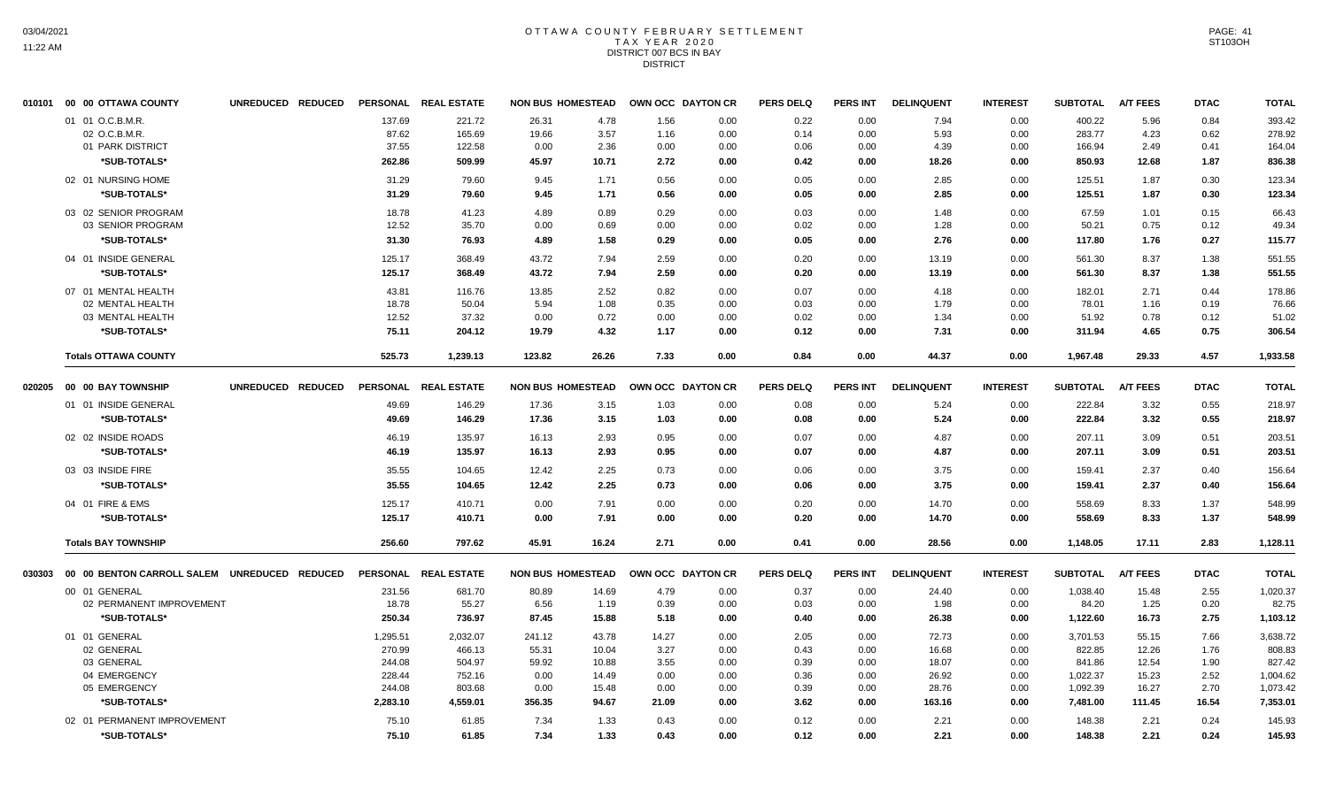# OTTAWA COUNTY FEBRUARY SETTLEMENT
## TAX YEAR 2020
### DISTRICT 007 BCS IN BAY
### DISTRICT

| 010101 | 00 00 OTTAWA COUNTY | UNREDUCED | REDUCED | PERSONAL | REAL ESTATE | NON BUS | HOMESTEAD | OWN OCC | DAYTON CR | PERS DELQ | PERS INT | DELINQUENT | INTEREST | SUBTOTAL | A/T FEES | DTAC | TOTAL |
|---|---|---|---|---|---|---|---|---|---|---|---|---|---|---|---|---|---|
| | 01 01 O.C.B.M.R. | | | 137.69 | 221.72 | 26.31 | 4.78 | 1.56 | 0.00 | 0.22 | 0.00 | 7.94 | 0.00 | 400.22 | 5.96 | 0.84 | 393.42 |
| | 02 O.C.B.M.R. | | | 87.62 | 165.69 | 19.66 | 3.57 | 1.16 | 0.00 | 0.14 | 0.00 | 5.93 | 0.00 | 283.77 | 4.23 | 0.62 | 278.92 |
| | 01 PARK DISTRICT | | | 37.55 | 122.58 | 0.00 | 2.36 | 0.00 | 0.00 | 0.06 | 0.00 | 4.39 | 0.00 | 166.94 | 2.49 | 0.41 | 164.04 |
| | *SUB-TOTALS* | | | 262.86 | 509.99 | 45.97 | 10.71 | 2.72 | 0.00 | 0.42 | 0.00 | 18.26 | 0.00 | 850.93 | 12.68 | 1.87 | 836.38 |
| | 02 01 NURSING HOME | | | 31.29 | 79.60 | 9.45 | 1.71 | 0.56 | 0.00 | 0.05 | 0.00 | 2.85 | 0.00 | 125.51 | 1.87 | 0.30 | 123.34 |
| | *SUB-TOTALS* | | | 31.29 | 79.60 | 9.45 | 1.71 | 0.56 | 0.00 | 0.05 | 0.00 | 2.85 | 0.00 | 125.51 | 1.87 | 0.30 | 123.34 |
| | 03 02 SENIOR PROGRAM | | | 18.78 | 41.23 | 4.89 | 0.89 | 0.29 | 0.00 | 0.03 | 0.00 | 1.48 | 0.00 | 67.59 | 1.01 | 0.15 | 66.43 |
| | 03 SENIOR PROGRAM | | | 12.52 | 35.70 | 0.00 | 0.69 | 0.00 | 0.00 | 0.02 | 0.00 | 1.28 | 0.00 | 50.21 | 0.75 | 0.12 | 49.34 |
| | *SUB-TOTALS* | | | 31.30 | 76.93 | 4.89 | 1.58 | 0.29 | 0.00 | 0.05 | 0.00 | 2.76 | 0.00 | 117.80 | 1.76 | 0.27 | 115.77 |
| | 04 01 INSIDE GENERAL | | | 125.17 | 368.49 | 43.72 | 7.94 | 2.59 | 0.00 | 0.20 | 0.00 | 13.19 | 0.00 | 561.30 | 8.37 | 1.38 | 551.55 |
| | *SUB-TOTALS* | | | 125.17 | 368.49 | 43.72 | 7.94 | 2.59 | 0.00 | 0.20 | 0.00 | 13.19 | 0.00 | 561.30 | 8.37 | 1.38 | 551.55 |
| | 07 01 MENTAL HEALTH | | | 43.81 | 116.76 | 13.85 | 2.52 | 0.82 | 0.00 | 0.07 | 0.00 | 4.18 | 0.00 | 182.01 | 2.71 | 0.44 | 178.86 |
| | 02 MENTAL HEALTH | | | 18.78 | 50.04 | 5.94 | 1.08 | 0.35 | 0.00 | 0.03 | 0.00 | 1.79 | 0.00 | 78.01 | 1.16 | 0.19 | 76.66 |
| | 03 MENTAL HEALTH | | | 12.52 | 37.32 | 0.00 | 0.72 | 0.00 | 0.00 | 0.02 | 0.00 | 1.34 | 0.00 | 51.92 | 0.78 | 0.12 | 51.02 |
| | *SUB-TOTALS* | | | 75.11 | 204.12 | 19.79 | 4.32 | 1.17 | 0.00 | 0.12 | 0.00 | 7.31 | 0.00 | 311.94 | 4.65 | 0.75 | 306.54 |
| | **Totals OTTAWA COUNTY** | | | 525.73 | 1,239.13 | 123.82 | 26.26 | 7.33 | 0.00 | 0.84 | 0.00 | 44.37 | 0.00 | 1,967.48 | 29.33 | 4.57 | 1,933.58 |

| 020205 | 00 00 BAY TOWNSHIP | UNREDUCED | REDUCED | PERSONAL | REAL ESTATE | NON BUS | HOMESTEAD | OWN OCC | DAYTON CR | PERS DELQ | PERS INT | DELINQUENT | INTEREST | SUBTOTAL | A/T FEES | DTAC | TOTAL |
|---|---|---|---|---|---|---|---|---|---|---|---|---|---|---|---|---|---|
| | 01 01 INSIDE GENERAL | | | 49.69 | 146.29 | 17.36 | 3.15 | 1.03 | 0.00 | 0.08 | 0.00 | 5.24 | 0.00 | 222.84 | 3.32 | 0.55 | 218.97 |
| | *SUB-TOTALS* | | | 49.69 | 146.29 | 17.36 | 3.15 | 1.03 | 0.00 | 0.08 | 0.00 | 5.24 | 0.00 | 222.84 | 3.32 | 0.55 | 218.97 |
| | 02 02 INSIDE ROADS | | | 46.19 | 135.97 | 16.13 | 2.93 | 0.95 | 0.00 | 0.07 | 0.00 | 4.87 | 0.00 | 207.11 | 3.09 | 0.51 | 203.51 |
| | *SUB-TOTALS* | | | 46.19 | 135.97 | 16.13 | 2.93 | 0.95 | 0.00 | 0.07 | 0.00 | 4.87 | 0.00 | 207.11 | 3.09 | 0.51 | 203.51 |
| | 03 03 INSIDE FIRE | | | 35.55 | 104.65 | 12.42 | 2.25 | 0.73 | 0.00 | 0.06 | 0.00 | 3.75 | 0.00 | 159.41 | 2.37 | 0.40 | 156.64 |
| | *SUB-TOTALS* | | | 35.55 | 104.65 | 12.42 | 2.25 | 0.73 | 0.00 | 0.06 | 0.00 | 3.75 | 0.00 | 159.41 | 2.37 | 0.40 | 156.64 |
| | 04 01 FIRE & EMS | | | 125.17 | 410.71 | 0.00 | 7.91 | 0.00 | 0.00 | 0.20 | 0.00 | 14.70 | 0.00 | 558.69 | 8.33 | 1.37 | 548.99 |
| | *SUB-TOTALS* | | | 125.17 | 410.71 | 0.00 | 7.91 | 0.00 | 0.00 | 0.20 | 0.00 | 14.70 | 0.00 | 558.69 | 8.33 | 1.37 | 548.99 |
| | **Totals BAY TOWNSHIP** | | | 256.60 | 797.62 | 45.91 | 16.24 | 2.71 | 0.00 | 0.41 | 0.00 | 28.56 | 0.00 | 1,148.05 | 17.11 | 2.83 | 1,128.11 |

| 030303 | 00 00 BENTON CARROLL SALEM | UNREDUCED | REDUCED | PERSONAL | REAL ESTATE | NON BUS | HOMESTEAD | OWN OCC | DAYTON CR | PERS DELQ | PERS INT | DELINQUENT | INTEREST | SUBTOTAL | A/T FEES | DTAC | TOTAL |
|---|---|---|---|---|---|---|---|---|---|---|---|---|---|---|---|---|---|
| | 00 01 GENERAL | | | 231.56 | 681.70 | 80.89 | 14.69 | 4.79 | 0.00 | 0.37 | 0.00 | 24.40 | 0.00 | 1,038.40 | 15.48 | 2.55 | 1,020.37 |
| | 02 PERMANENT IMPROVEMENT | | | 18.78 | 55.27 | 6.56 | 1.19 | 0.39 | 0.00 | 0.03 | 0.00 | 1.98 | 0.00 | 84.20 | 1.25 | 0.20 | 82.75 |
| | *SUB-TOTALS* | | | 250.34 | 736.97 | 87.45 | 15.88 | 5.18 | 0.00 | 0.40 | 0.00 | 26.38 | 0.00 | 1,122.60 | 16.73 | 2.75 | 1,103.12 |
| | 01 01 GENERAL | | | 1,295.51 | 2,032.07 | 241.12 | 43.78 | 14.27 | 0.00 | 2.05 | 0.00 | 72.73 | 0.00 | 3,701.53 | 55.15 | 7.66 | 3,638.72 |
| | 02 GENERAL | | | 270.99 | 466.13 | 55.31 | 10.04 | 3.27 | 0.00 | 0.43 | 0.00 | 16.68 | 0.00 | 822.85 | 12.26 | 1.76 | 808.83 |
| | 03 GENERAL | | | 244.08 | 504.97 | 59.92 | 10.88 | 3.55 | 0.00 | 0.39 | 0.00 | 18.07 | 0.00 | 841.86 | 12.54 | 1.90 | 827.42 |
| | 04 EMERGENCY | | | 228.44 | 752.16 | 0.00 | 14.49 | 0.00 | 0.00 | 0.36 | 0.00 | 26.92 | 0.00 | 1,022.37 | 15.23 | 2.52 | 1,004.62 |
| | 05 EMERGENCY | | | 244.08 | 803.68 | 0.00 | 15.48 | 0.00 | 0.00 | 0.39 | 0.00 | 28.76 | 0.00 | 1,092.39 | 16.27 | 2.70 | 1,073.42 |
| | *SUB-TOTALS* | | | 2,283.10 | 4,559.01 | 356.35 | 94.67 | 21.09 | 0.00 | 3.62 | 0.00 | 163.16 | 0.00 | 7,481.00 | 111.45 | 16.54 | 7,353.01 |
| | 02 01 PERMANENT IMPROVEMENT | | | 75.10 | 61.85 | 7.34 | 1.33 | 0.43 | 0.00 | 0.12 | 0.00 | 2.21 | 0.00 | 148.38 | 2.21 | 0.24 | 145.93 |
| | *SUB-TOTALS* | | | 75.10 | 61.85 | 7.34 | 1.33 | 0.43 | 0.00 | 0.12 | 0.00 | 2.21 | 0.00 | 148.38 | 2.21 | 0.24 | 145.93 |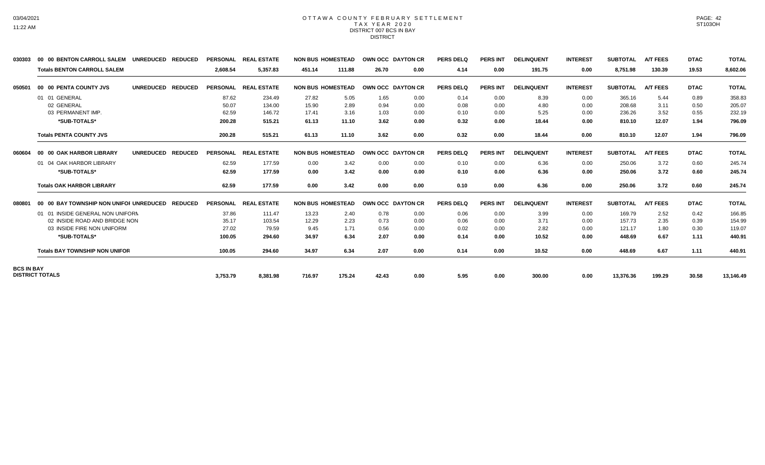# OTTAWA COUNTY FEBRUARY SETTLEMENT
## TAX YEAR 2020
### DISTRICT 007 BCS IN BAY
### DISTRICT

| | | | PERSONAL | REAL ESTATE | NON BUS | HOMESTEAD | OWN OCC | DAYTON CR | PERS DELQ | PERS INT | DELINQUENT | INTEREST | SUBTOTAL | A/T FEES | DTAC | TOTAL |
|---|---|---|---|---|---|---|---|---|---|---|---|---|---|---|---|---|
| 030303 | 00 00 BENTON CARROLL SALEM | UNREDUCED REDUCED | PERSONAL | REAL ESTATE | NON BUS | HOMESTEAD | OWN OCC | DAYTON CR | PERS DELQ | PERS INT | DELINQUENT | INTEREST | SUBTOTAL | A/T FEES | DTAC | TOTAL |
| | **Totals BENTON CARROLL SALEM** | | **2,608.54** | **5,357.83** | **451.14** | **111.88** | **26.70** | **0.00** | **4.14** | **0.00** | **191.75** | **0.00** | **8,751.98** | **130.39** | **19.53** | **8,602.06** |
| 050501 | 00 00 PENTA COUNTY JVS | UNREDUCED REDUCED | PERSONAL | REAL ESTATE | NON BUS | HOMESTEAD | OWN OCC | DAYTON CR | PERS DELQ | PERS INT | DELINQUENT | INTEREST | SUBTOTAL | A/T FEES | DTAC | TOTAL |
| | 01 01 GENERAL | | 87.62 | 234.49 | 27.82 | 5.05 | 1.65 | 0.00 | 0.14 | 0.00 | 8.39 | 0.00 | 365.16 | 5.44 | 0.89 | 358.83 |
| | 02 GENERAL | | 50.07 | 134.00 | 15.90 | 2.89 | 0.94 | 0.00 | 0.08 | 0.00 | 4.80 | 0.00 | 208.68 | 3.11 | 0.50 | 205.07 |
| | 03 PERMANENT IMP. | | 62.59 | 146.72 | 17.41 | 3.16 | 1.03 | 0.00 | 0.10 | 0.00 | 5.25 | 0.00 | 236.26 | 3.52 | 0.55 | 232.19 |
| | ***SUB-TOTALS*** | | **200.28** | **515.21** | **61.13** | **11.10** | **3.62** | **0.00** | **0.32** | **0.00** | **18.44** | **0.00** | **810.10** | **12.07** | **1.94** | **796.09** |
| | **Totals PENTA COUNTY JVS** | | **200.28** | **515.21** | **61.13** | **11.10** | **3.62** | **0.00** | **0.32** | **0.00** | **18.44** | **0.00** | **810.10** | **12.07** | **1.94** | **796.09** |
| 060604 | 00 00 OAK HARBOR LIBRARY | UNREDUCED REDUCED | PERSONAL | REAL ESTATE | NON BUS | HOMESTEAD | OWN OCC | DAYTON CR | PERS DELQ | PERS INT | DELINQUENT | INTEREST | SUBTOTAL | A/T FEES | DTAC | TOTAL |
| | 01 04 OAK HARBOR LIBRARY | | 62.59 | 177.59 | 0.00 | 3.42 | 0.00 | 0.00 | 0.10 | 0.00 | 6.36 | 0.00 | 250.06 | 3.72 | 0.60 | 245.74 |
| | ***SUB-TOTALS*** | | **62.59** | **177.59** | **0.00** | **3.42** | **0.00** | **0.00** | **0.10** | **0.00** | **6.36** | **0.00** | **250.06** | **3.72** | **0.60** | **245.74** |
| | **Totals OAK HARBOR LIBRARY** | | **62.59** | **177.59** | **0.00** | **3.42** | **0.00** | **0.00** | **0.10** | **0.00** | **6.36** | **0.00** | **250.06** | **3.72** | **0.60** | **245.74** |
| 080801 | 00 00 BAY TOWNSHIP NON UNIFOI | UNREDUCED REDUCED | PERSONAL | REAL ESTATE | NON BUS | HOMESTEAD | OWN OCC | DAYTON CR | PERS DELQ | PERS INT | DELINQUENT | INTEREST | SUBTOTAL | A/T FEES | DTAC | TOTAL |
| | 01 01 INSIDE GENERAL NON UNIFORN | | 37.86 | 111.47 | 13.23 | 2.40 | 0.78 | 0.00 | 0.06 | 0.00 | 3.99 | 0.00 | 169.79 | 2.52 | 0.42 | 166.85 |
| | 02 INSIDE ROAD AND BRIDGE NON | | 35.17 | 103.54 | 12.29 | 2.23 | 0.73 | 0.00 | 0.06 | 0.00 | 3.71 | 0.00 | 157.73 | 2.35 | 0.39 | 154.99 |
| | 03 INSIDE FIRE NON UNIFORM | | 27.02 | 79.59 | 9.45 | 1.71 | 0.56 | 0.00 | 0.02 | 0.00 | 2.82 | 0.00 | 121.17 | 1.80 | 0.30 | 119.07 |
| | ***SUB-TOTALS*** | | **100.05** | **294.60** | **34.97** | **6.34** | **2.07** | **0.00** | **0.14** | **0.00** | **10.52** | **0.00** | **448.69** | **6.67** | **1.11** | **440.91** |
| | **Totals BAY TOWNSHIP NON UNIFOR** | | **100.05** | **294.60** | **34.97** | **6.34** | **2.07** | **0.00** | **0.14** | **0.00** | **10.52** | **0.00** | **448.69** | **6.67** | **1.11** | **440.91** |
| **BCS IN BAY DISTRICT TOTALS** | | | **3,753.79** | **8,381.98** | **716.97** | **175.24** | **42.43** | **0.00** | **5.95** | **0.00** | **300.00** | **0.00** | **13,376.36** | **199.29** | **30.58** | **13,146.49** |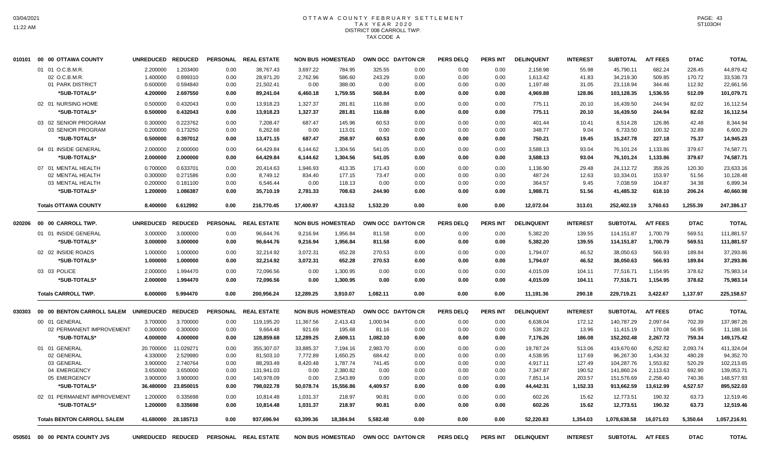# OTTAWA COUNTY FEBRUARY SETTLEMENT
## TAX YEAR 2020
## DISTRICT 008 CARROLL TWP.
## TAX CODE A

| | | UNREDUCED | REDUCED | PERSONAL | REAL ESTATE | NON BUS | HOMESTEAD | OWN OCC | DAYTON CR | PERS DELQ | PERS INT | DELINQUENT | INTEREST | SUBTOTAL | A/T FEES | DTAC | TOTAL |
|---|---|---|---|---|---|---|---|---|---|---|---|---|---|---|---|---|---|
| 010101 | 00 00 OTTAWA COUNTY | | | | | | | | | | | | | | | | |
| | 01 01 O.C.B.M.R. | 2.200000 | 1.203400 | 0.00 | 38,767.43 | 3,697.22 | 784.95 | 325.55 | 0.00 | 0.00 | 0.00 | 2,158.98 | 55.98 | 45,790.11 | 682.24 | 228.45 | 44,879.42 |
| | 02 O.C.B.M.R. | 1.400000 | 0.899310 | 0.00 | 28,971.20 | 2,762.96 | 586.60 | 243.29 | 0.00 | 0.00 | 0.00 | 1,613.42 | 41.83 | 34,219.30 | 509.85 | 170.72 | 33,538.73 |
| | 01 PARK DISTRICT | 0.600000 | 0.594840 | 0.00 | 21,502.41 | 0.00 | 388.00 | 0.00 | 0.00 | 0.00 | 0.00 | 1,197.48 | 31.05 | 23,118.94 | 344.46 | 112.92 | 22,661.56 |
| | *SUB-TOTALS* | 4.200000 | 2.697550 | 0.00 | 89,241.04 | 6,460.18 | 1,759.55 | 568.84 | 0.00 | 0.00 | 0.00 | 4,969.88 | 128.86 | 103,128.35 | 1,536.55 | 512.09 | 101,079.71 |
| | 02 01 NURSING HOME | 0.500000 | 0.432043 | 0.00 | 13,918.23 | 1,327.37 | 281.81 | 116.88 | 0.00 | 0.00 | 0.00 | 775.11 | 20.10 | 16,439.50 | 244.94 | 82.02 | 16,112.54 |
| | *SUB-TOTALS* | 0.500000 | 0.432043 | 0.00 | 13,918.23 | 1,327.37 | 281.81 | 116.88 | 0.00 | 0.00 | 0.00 | 775.11 | 20.10 | 16,439.50 | 244.94 | 82.02 | 16,112.54 |
| | 03 02 SENIOR PROGRAM | 0.300000 | 0.223762 | 0.00 | 7,208.47 | 687.47 | 145.96 | 60.53 | 0.00 | 0.00 | 0.00 | 401.44 | 10.41 | 8,514.28 | 126.86 | 42.48 | 8,344.94 |
| | 03 SENIOR PROGRAM | 0.200000 | 0.173250 | 0.00 | 6,262.68 | 0.00 | 113.01 | 0.00 | 0.00 | 0.00 | 0.00 | 348.77 | 9.04 | 6,733.50 | 100.32 | 32.89 | 6,600.29 |
| | *SUB-TOTALS* | 0.500000 | 0.397012 | 0.00 | 13,471.15 | 687.47 | 258.97 | 60.53 | 0.00 | 0.00 | 0.00 | 750.21 | 19.45 | 15,247.78 | 227.18 | 75.37 | 14,945.23 |
| | 04 01 INSIDE GENERAL | 2.000000 | 2.000000 | 0.00 | 64,429.84 | 6,144.62 | 1,304.56 | 541.05 | 0.00 | 0.00 | 0.00 | 3,588.13 | 93.04 | 76,101.24 | 1,133.86 | 379.67 | 74,587.71 |
| | *SUB-TOTALS* | 2.000000 | 2.000000 | 0.00 | 64,429.84 | 6,144.62 | 1,304.56 | 541.05 | 0.00 | 0.00 | 0.00 | 3,588.13 | 93.04 | 76,101.24 | 1,133.86 | 379.67 | 74,587.71 |
| | 07 01 MENTAL HEALTH | 0.700000 | 0.633701 | 0.00 | 20,414.63 | 1,946.93 | 413.35 | 171.43 | 0.00 | 0.00 | 0.00 | 1,136.90 | 29.48 | 24,112.72 | 359.26 | 120.30 | 23,633.16 |
| | 02 MENTAL HEALTH | 0.300000 | 0.271586 | 0.00 | 8,749.12 | 834.40 | 177.15 | 73.47 | 0.00 | 0.00 | 0.00 | 487.24 | 12.63 | 10,334.01 | 153.97 | 51.56 | 10,128.48 |
| | 03 MENTAL HEALTH | 0.200000 | 0.181100 | 0.00 | 6,546.44 | 0.00 | 118.13 | 0.00 | 0.00 | 0.00 | 0.00 | 364.57 | 9.45 | 7,038.59 | 104.87 | 34.38 | 6,899.34 |
| | *SUB-TOTALS* | 1.200000 | 1.086387 | 0.00 | 35,710.19 | 2,781.33 | 708.63 | 244.90 | 0.00 | 0.00 | 0.00 | 1,988.71 | 51.56 | 41,485.32 | 618.10 | 206.24 | 40,660.98 |
| | **Totals OTTAWA COUNTY** | 8.400000 | 6.612992 | 0.00 | 216,770.45 | 17,400.97 | 4,313.52 | 1,532.20 | 0.00 | 0.00 | 0.00 | 12,072.04 | 313.01 | 252,402.19 | 3,760.63 | 1,255.39 | 247,386.17 |
| 020206 | 00 00 CARROLL TWP. | UNREDUCED | REDUCED | PERSONAL | REAL ESTATE | NON BUS | HOMESTEAD | OWN OCC | DAYTON CR | PERS DELQ | PERS INT | DELINQUENT | INTEREST | SUBTOTAL | A/T FEES | DTAC | TOTAL |
| | 01 01 INSIDE GENERAL | 3.000000 | 3.000000 | 0.00 | 96,644.76 | 9,216.94 | 1,956.84 | 811.58 | 0.00 | 0.00 | 0.00 | 5,382.20 | 139.55 | 114,151.87 | 1,700.79 | 569.51 | 111,881.57 |
| | *SUB-TOTALS* | 3.000000 | 3.000000 | 0.00 | 96,644.76 | 9,216.94 | 1,956.84 | 811.58 | 0.00 | 0.00 | 0.00 | 5,382.20 | 139.55 | 114,151.87 | 1,700.79 | 569.51 | 111,881.57 |
| | 02 02 INSIDE ROADS | 1.000000 | 1.000000 | 0.00 | 32,214.92 | 3,072.31 | 652.28 | 270.53 | 0.00 | 0.00 | 0.00 | 1,794.07 | 46.52 | 38,050.63 | 566.93 | 189.84 | 37,293.86 |
| | *SUB-TOTALS* | 1.000000 | 1.000000 | 0.00 | 32,214.92 | 3,072.31 | 652.28 | 270.53 | 0.00 | 0.00 | 0.00 | 1,794.07 | 46.52 | 38,050.63 | 566.93 | 189.84 | 37,293.86 |
| | 03 03 POLICE | 2.000000 | 1.994470 | 0.00 | 72,096.56 | 0.00 | 1,300.95 | 0.00 | 0.00 | 0.00 | 0.00 | 4,015.09 | 104.11 | 77,516.71 | 1,154.95 | 378.62 | 75,983.14 |
| | *SUB-TOTALS* | 2.000000 | 1.994470 | 0.00 | 72,096.56 | 0.00 | 1,300.95 | 0.00 | 0.00 | 0.00 | 0.00 | 4,015.09 | 104.11 | 77,516.71 | 1,154.95 | 378.62 | 75,983.14 |
| | **Totals CARROLL TWP.** | 6.000000 | 5.994470 | 0.00 | 200,956.24 | 12,289.25 | 3,910.07 | 1,082.11 | 0.00 | 0.00 | 0.00 | 11,191.36 | 290.18 | 229,719.21 | 3,422.67 | 1,137.97 | 225,158.57 |
| 030303 | 00 00 BENTON CARROLL SALEM | UNREDUCED | REDUCED | PERSONAL | REAL ESTATE | NON BUS | HOMESTEAD | OWN OCC | DAYTON CR | PERS DELQ | PERS INT | DELINQUENT | INTEREST | SUBTOTAL | A/T FEES | DTAC | TOTAL |
| | 00 01 GENERAL | 3.700000 | 3.700000 | 0.00 | 119,195.20 | 11,367.56 | 2,413.43 | 1,000.94 | 0.00 | 0.00 | 0.00 | 6,638.04 | 172.12 | 140,787.29 | 2,097.64 | 702.39 | 137,987.26 |
| | 02 PERMANENT IMPROVEMENT | 0.300000 | 0.300000 | 0.00 | 9,664.48 | 921.69 | 195.68 | 81.16 | 0.00 | 0.00 | 0.00 | 538.22 | 13.96 | 11,415.19 | 170.08 | 56.95 | 11,188.16 |
| | *SUB-TOTALS* | 4.000000 | 4.000000 | 0.00 | 128,859.68 | 12,289.25 | 2,609.11 | 1,082.10 | 0.00 | 0.00 | 0.00 | 7,176.26 | 186.08 | 152,202.48 | 2,267.72 | 759.34 | 149,175.42 |
| | 01 01 GENERAL | 20.700000 | 11.029271 | 0.00 | 355,307.07 | 33,885.37 | 7,194.16 | 2,983.70 | 0.00 | 0.00 | 0.00 | 19,787.24 | 513.06 | 419,670.60 | 6,252.82 | 2,093.74 | 411,324.04 |
| | 02 GENERAL | 4.330000 | 2.529980 | 0.00 | 81,503.10 | 7,772.89 | 1,650.25 | 684.42 | 0.00 | 0.00 | 0.00 | 4,538.95 | 117.69 | 96,267.30 | 1,434.32 | 480.28 | 94,352.70 |
| | 03 GENERAL | 3.900000 | 2.740764 | 0.00 | 88,293.49 | 8,420.48 | 1,787.74 | 741.45 | 0.00 | 0.00 | 0.00 | 4,917.11 | 127.49 | 104,287.76 | 1,553.82 | 520.29 | 102,213.65 |
| | 04 EMERGENCY | 3.650000 | 3.650000 | 0.00 | 131,941.03 | 0.00 | 2,380.82 | 0.00 | 0.00 | 0.00 | 0.00 | 7,347.87 | 190.52 | 141,860.24 | 2,113.63 | 692.90 | 139,053.71 |
| | 05 EMERGENCY | 3.900000 | 3.900000 | 0.00 | 140,978.09 | 0.00 | 2,543.89 | 0.00 | 0.00 | 0.00 | 0.00 | 7,851.14 | 203.57 | 151,576.69 | 2,258.40 | 740.36 | 148,577.93 |
| | *SUB-TOTALS* | 36.480000 | 23.850015 | 0.00 | 798,022.78 | 50,078.74 | 15,556.86 | 4,409.57 | 0.00 | 0.00 | 0.00 | 44,442.31 | 1,152.33 | 913,662.59 | 13,612.99 | 4,527.57 | 895,522.03 |
| | 02 01 PERMANENT IMPROVEMENT | 1.200000 | 0.335698 | 0.00 | 10,814.48 | 1,031.37 | 218.97 | 90.81 | 0.00 | 0.00 | 0.00 | 602.26 | 15.62 | 12,773.51 | 190.32 | 63.73 | 12,519.46 |
| | *SUB-TOTALS* | 1.200000 | 0.335698 | 0.00 | 10,814.48 | 1,031.37 | 218.97 | 90.81 | 0.00 | 0.00 | 0.00 | 602.26 | 15.62 | 12,773.51 | 190.32 | 63.73 | 12,519.46 |
| | **Totals BENTON CARROLL SALEM** | 41.680000 | 28.185713 | 0.00 | 937,696.94 | 63,399.36 | 18,384.94 | 5,582.48 | 0.00 | 0.00 | 0.00 | 52,220.83 | 1,354.03 | 1,078,638.58 | 16,071.03 | 5,350.64 | 1,057,216.91 |
| 050501 | 00 00 PENTA COUNTY JVS | UNREDUCED | REDUCED | PERSONAL | REAL ESTATE | NON BUS | HOMESTEAD | OWN OCC | DAYTON CR | PERS DELQ | PERS INT | DELINQUENT | INTEREST | SUBTOTAL | A/T FEES | DTAC | TOTAL |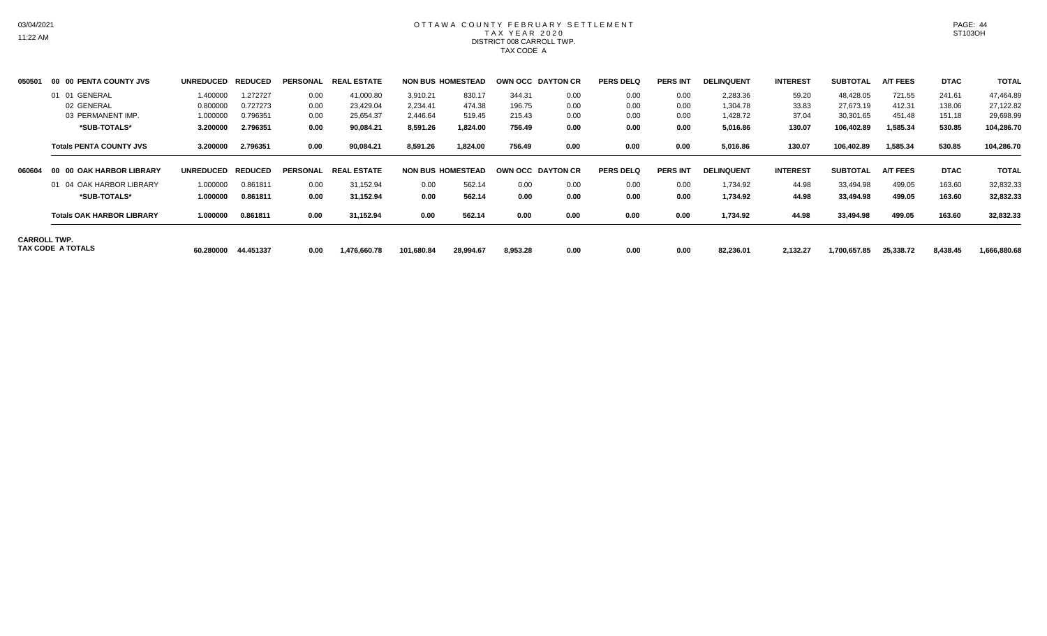# OTTAWA COUNTY FEBRUARY SETTLEMENT
## TAX YEAR 2020
### DISTRICT 008 CARROLL TWP.
### TAX CODE A

| | | UNREDUCED | REDUCED | PERSONAL | REAL ESTATE | NON BUS | HOMESTEAD | OWN OCC | DAYTON CR | PERS DELQ | PERS INT | DELINQUENT | INTEREST | SUBTOTAL | A/T FEES | DTAC | TOTAL |
|---|---|---|---|---|---|---|---|---|---|---|---|---|---|---|---|---|---|
| 050501 | 00 00 PENTA COUNTY JVS | | | | | | | | | | | | | | | | |
| | 01 01 GENERAL | 1.400000 | 1.272727 | 0.00 | 41,000.80 | 3,910.21 | 830.17 | 344.31 | 0.00 | 0.00 | 0.00 | 2,283.36 | 59.20 | 48,428.05 | 721.55 | 241.61 | 47,464.89 |
| | 02 GENERAL | 0.800000 | 0.727273 | 0.00 | 23,429.04 | 2,234.41 | 474.38 | 196.75 | 0.00 | 0.00 | 0.00 | 1,304.78 | 33.83 | 27,673.19 | 412.31 | 138.06 | 27,122.82 |
| | 03 PERMANENT IMP. | 1.000000 | 0.796351 | 0.00 | 25,654.37 | 2,446.64 | 519.45 | 215.43 | 0.00 | 0.00 | 0.00 | 1,428.72 | 37.04 | 30,301.65 | 451.48 | 151.18 | 29,698.99 |
| | **\*SUB-TOTALS\*** | **3.200000** | **2.796351** | **0.00** | **90,084.21** | **8,591.26** | **1,824.00** | **756.49** | **0.00** | **0.00** | **0.00** | **5,016.86** | **130.07** | **106,402.89** | **1,585.34** | **530.85** | **104,286.70** |
| | **Totals PENTA COUNTY JVS** | **3.200000** | **2.796351** | **0.00** | **90,084.21** | **8,591.26** | **1,824.00** | **756.49** | **0.00** | **0.00** | **0.00** | **5,016.86** | **130.07** | **106,402.89** | **1,585.34** | **530.85** | **104,286.70** |
| 060604 | 00 00 OAK HARBOR LIBRARY | | | | | | | | | | | | | | | | |
| | 01 04 OAK HARBOR LIBRARY | 1.000000 | 0.861811 | 0.00 | 31,152.94 | 0.00 | 562.14 | 0.00 | 0.00 | 0.00 | 0.00 | 1,734.92 | 44.98 | 33,494.98 | 499.05 | 163.60 | 32,832.33 |
| | **\*SUB-TOTALS\*** | **1.000000** | **0.861811** | **0.00** | **31,152.94** | **0.00** | **562.14** | **0.00** | **0.00** | **0.00** | **0.00** | **1,734.92** | **44.98** | **33,494.98** | **499.05** | **163.60** | **32,832.33** |
| | **Totals OAK HARBOR LIBRARY** | **1.000000** | **0.861811** | **0.00** | **31,152.94** | **0.00** | **562.14** | **0.00** | **0.00** | **0.00** | **0.00** | **1,734.92** | **44.98** | **33,494.98** | **499.05** | **163.60** | **32,832.33** |
| **CARROLL TWP. TAX CODE A TOTALS** | | **60.280000** | **44.451337** | **0.00** | **1,476,660.78** | **101,680.84** | **28,994.67** | **8,953.28** | **0.00** | **0.00** | **0.00** | **82,236.01** | **2,132.27** | **1,700,657.85** | **25,338.72** | **8,438.45** | **1,666,880.68** |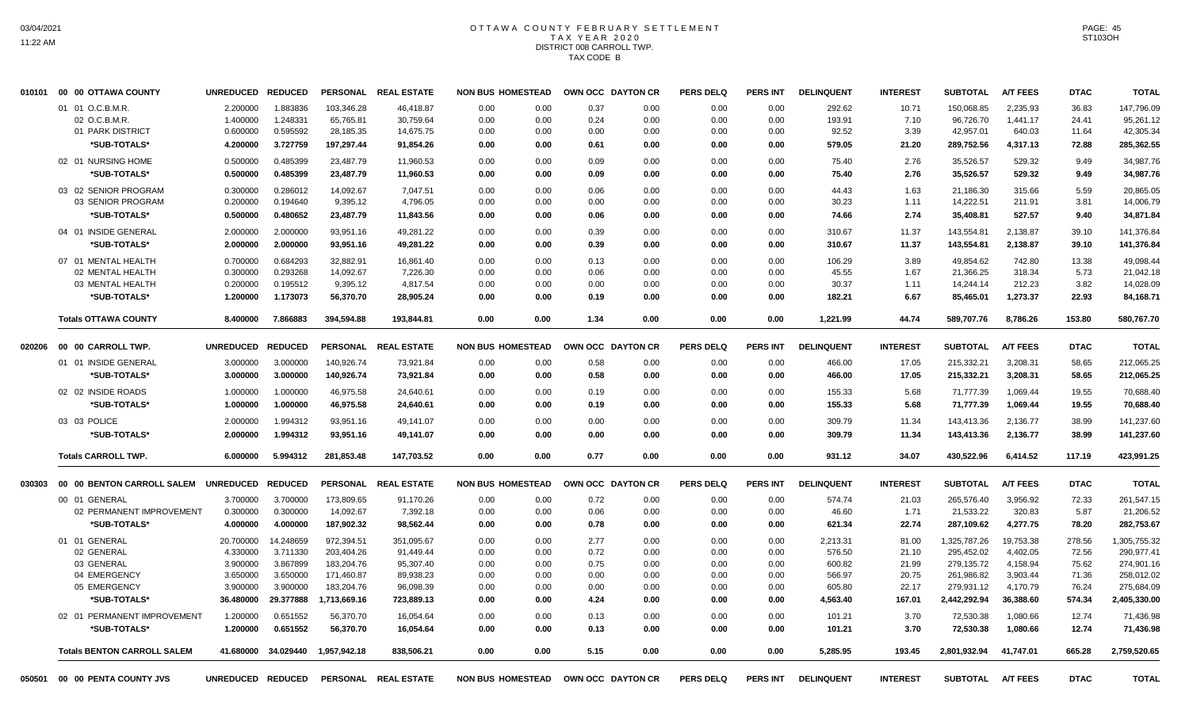# OTTAWA COUNTY FEBRUARY SETTLEMENT
## TAX YEAR 2020
## DISTRICT 008 CARROLL TWP.
## TAX CODE B

| | | UNREDUCED | REDUCED | PERSONAL | REAL ESTATE | NON BUS | HOMESTEAD | OWN OCC | DAYTON CR | PERS DELQ | PERS INT | DELINQUENT | INTEREST | SUBTOTAL | A/T FEES | DTAC | TOTAL |
|---|---|---|---|---|---|---|---|---|---|---|---|---|---|---|---|---|---|
| 010101 | 00 00 OTTAWA COUNTY | | | | | | | | | | | | | | | | |
| | 01 01 O.C.B.M.R. | 2.200000 | 1.883836 | 103,346.28 | 46,418.87 | 0.00 | 0.00 | 0.37 | 0.00 | 0.00 | 0.00 | 292.62 | 10.71 | 150,068.85 | 2,235.93 | 36.83 | 147,796.09 |
| | 02 O.C.B.M.R. | 1.400000 | 1.248331 | 65,765.81 | 30,759.64 | 0.00 | 0.00 | 0.24 | 0.00 | 0.00 | 0.00 | 193.91 | 7.10 | 96,726.70 | 1,441.17 | 24.41 | 95,261.12 |
| | 01 PARK DISTRICT | 0.600000 | 0.595592 | 28,185.35 | 14,675.75 | 0.00 | 0.00 | 0.00 | 0.00 | 0.00 | 0.00 | 92.52 | 3.39 | 42,957.01 | 640.03 | 11.64 | 42,305.34 |
| | *SUB-TOTALS* | 4.200000 | 3.727759 | 197,297.44 | 91,854.26 | 0.00 | 0.00 | 0.61 | 0.00 | 0.00 | 0.00 | 579.05 | 21.20 | 289,752.56 | 4,317.13 | 72.88 | 285,362.55 |
| | 02 01 NURSING HOME | 0.500000 | 0.485399 | 23,487.79 | 11,960.53 | 0.00 | 0.00 | 0.09 | 0.00 | 0.00 | 0.00 | 75.40 | 2.76 | 35,526.57 | 529.32 | 9.49 | 34,987.76 |
| | *SUB-TOTALS* | 0.500000 | 0.485399 | 23,487.79 | 11,960.53 | 0.00 | 0.00 | 0.09 | 0.00 | 0.00 | 0.00 | 75.40 | 2.76 | 35,526.57 | 529.32 | 9.49 | 34,987.76 |
| | 03 02 SENIOR PROGRAM | 0.300000 | 0.286012 | 14,092.67 | 7,047.51 | 0.00 | 0.00 | 0.06 | 0.00 | 0.00 | 0.00 | 44.43 | 1.63 | 21,186.30 | 315.66 | 5.59 | 20,865.05 |
| | 03 SENIOR PROGRAM | 0.200000 | 0.194640 | 9,395.12 | 4,796.05 | 0.00 | 0.00 | 0.00 | 0.00 | 0.00 | 0.00 | 30.23 | 1.11 | 14,222.51 | 211.91 | 3.81 | 14,006.79 |
| | *SUB-TOTALS* | 0.500000 | 0.480652 | 23,487.79 | 11,843.56 | 0.00 | 0.00 | 0.06 | 0.00 | 0.00 | 0.00 | 74.66 | 2.74 | 35,408.81 | 527.57 | 9.40 | 34,871.84 |
| | 04 01 INSIDE GENERAL | 2.000000 | 2.000000 | 93,951.16 | 49,281.22 | 0.00 | 0.00 | 0.39 | 0.00 | 0.00 | 0.00 | 310.67 | 11.37 | 143,554.81 | 2,138.87 | 39.10 | 141,376.84 |
| | *SUB-TOTALS* | 2.000000 | 2.000000 | 93,951.16 | 49,281.22 | 0.00 | 0.00 | 0.39 | 0.00 | 0.00 | 0.00 | 310.67 | 11.37 | 143,554.81 | 2,138.87 | 39.10 | 141,376.84 |
| | 07 01 MENTAL HEALTH | 0.700000 | 0.684293 | 32,882.91 | 16,861.40 | 0.00 | 0.00 | 0.13 | 0.00 | 0.00 | 0.00 | 106.29 | 3.89 | 49,854.62 | 742.80 | 13.38 | 49,098.44 |
| | 02 MENTAL HEALTH | 0.300000 | 0.293268 | 14,092.67 | 7,226.30 | 0.00 | 0.00 | 0.06 | 0.00 | 0.00 | 0.00 | 45.55 | 1.67 | 21,366.25 | 318.34 | 5.73 | 21,042.18 |
| | 03 MENTAL HEALTH | 0.200000 | 0.195512 | 9,395.12 | 4,817.54 | 0.00 | 0.00 | 0.00 | 0.00 | 0.00 | 0.00 | 30.37 | 1.11 | 14,244.14 | 212.23 | 3.82 | 14,028.09 |
| | *SUB-TOTALS* | 1.200000 | 1.173073 | 56,370.70 | 28,905.24 | 0.00 | 0.00 | 0.19 | 0.00 | 0.00 | 0.00 | 182.21 | 6.67 | 85,465.01 | 1,273.37 | 22.93 | 84,168.71 |
| | **Totals OTTAWA COUNTY** | 8.400000 | 7.866883 | 394,594.88 | 193,844.81 | 0.00 | 0.00 | 1.34 | 0.00 | 0.00 | 0.00 | 1,221.99 | 44.74 | 589,707.76 | 8,786.26 | 153.80 | 580,767.70 |
| 020206 | 00 00 CARROLL TWP. | UNREDUCED | REDUCED | PERSONAL | REAL ESTATE | NON BUS | HOMESTEAD | OWN OCC | DAYTON CR | PERS DELQ | PERS INT | DELINQUENT | INTEREST | SUBTOTAL | A/T FEES | DTAC | TOTAL |
| | 01 01 INSIDE GENERAL | 3.000000 | 3.000000 | 140,926.74 | 73,921.84 | 0.00 | 0.00 | 0.58 | 0.00 | 0.00 | 0.00 | 466.00 | 17.05 | 215,332.21 | 3,208.31 | 58.65 | 212,065.25 |
| | *SUB-TOTALS* | 3.000000 | 3.000000 | 140,926.74 | 73,921.84 | 0.00 | 0.00 | 0.58 | 0.00 | 0.00 | 0.00 | 466.00 | 17.05 | 215,332.21 | 3,208.31 | 58.65 | 212,065.25 |
| | 02 02 INSIDE ROADS | 1.000000 | 1.000000 | 46,975.58 | 24,640.61 | 0.00 | 0.00 | 0.19 | 0.00 | 0.00 | 0.00 | 155.33 | 5.68 | 71,777.39 | 1,069.44 | 19.55 | 70,688.40 |
| | *SUB-TOTALS* | 1.000000 | 1.000000 | 46,975.58 | 24,640.61 | 0.00 | 0.00 | 0.19 | 0.00 | 0.00 | 0.00 | 155.33 | 5.68 | 71,777.39 | 1,069.44 | 19.55 | 70,688.40 |
| | 03 03 POLICE | 2.000000 | 1.994312 | 93,951.16 | 49,141.07 | 0.00 | 0.00 | 0.00 | 0.00 | 0.00 | 0.00 | 309.79 | 11.34 | 143,413.36 | 2,136.77 | 38.99 | 141,237.60 |
| | *SUB-TOTALS* | 2.000000 | 1.994312 | 93,951.16 | 49,141.07 | 0.00 | 0.00 | 0.00 | 0.00 | 0.00 | 0.00 | 309.79 | 11.34 | 143,413.36 | 2,136.77 | 38.99 | 141,237.60 |
| | **Totals CARROLL TWP.** | 6.000000 | 5.994312 | 281,853.48 | 147,703.52 | 0.00 | 0.00 | 0.77 | 0.00 | 0.00 | 0.00 | 931.12 | 34.07 | 430,522.96 | 6,414.52 | 117.19 | 423,991.25 |
| 030303 | 00 00 BENTON CARROLL SALEM | UNREDUCED | REDUCED | PERSONAL | REAL ESTATE | NON BUS | HOMESTEAD | OWN OCC | DAYTON CR | PERS DELQ | PERS INT | DELINQUENT | INTEREST | SUBTOTAL | A/T FEES | DTAC | TOTAL |
| | 00 01 GENERAL | 3.700000 | 3.700000 | 173,809.65 | 91,170.26 | 0.00 | 0.00 | 0.72 | 0.00 | 0.00 | 0.00 | 574.74 | 21.03 | 265,576.40 | 3,956.92 | 72.33 | 261,547.15 |
| | 02 PERMANENT IMPROVEMENT | 0.300000 | 0.300000 | 14,092.67 | 7,392.18 | 0.00 | 0.00 | 0.06 | 0.00 | 0.00 | 0.00 | 46.60 | 1.71 | 21,533.22 | 320.83 | 5.87 | 21,206.52 |
| | *SUB-TOTALS* | 4.000000 | 4.000000 | 187,902.32 | 98,562.44 | 0.00 | 0.00 | 0.78 | 0.00 | 0.00 | 0.00 | 621.34 | 22.74 | 287,109.62 | 4,277.75 | 78.20 | 282,753.67 |
| | 01 01 GENERAL | 20.700000 | 14.248659 | 972,394.51 | 351,095.67 | 0.00 | 0.00 | 2.77 | 0.00 | 0.00 | 0.00 | 2,213.31 | 81.00 | 1,325,787.26 | 19,753.38 | 278.56 | 1,305,755.32 |
| | 02 GENERAL | 4.330000 | 3.711330 | 203,404.26 | 91,449.44 | 0.00 | 0.00 | 0.72 | 0.00 | 0.00 | 0.00 | 576.50 | 21.10 | 295,452.02 | 4,402.05 | 72.56 | 290,977.41 |
| | 03 GENERAL | 3.900000 | 3.867899 | 183,204.76 | 95,307.40 | 0.00 | 0.00 | 0.75 | 0.00 | 0.00 | 0.00 | 600.82 | 21.99 | 279,135.72 | 4,158.94 | 75.62 | 274,901.16 |
| | 04 EMERGENCY | 3.650000 | 3.650000 | 171,460.87 | 89,938.23 | 0.00 | 0.00 | 0.00 | 0.00 | 0.00 | 0.00 | 566.97 | 20.75 | 261,986.82 | 3,903.44 | 71.36 | 258,012.02 |
| | 05 EMERGENCY | 3.900000 | 3.900000 | 183,204.76 | 96,098.39 | 0.00 | 0.00 | 0.00 | 0.00 | 0.00 | 0.00 | 605.80 | 22.17 | 279,931.12 | 4,170.79 | 76.24 | 275,684.09 |
| | *SUB-TOTALS* | 36.480000 | 29.377888 | 1,713,669.16 | 723,889.13 | 0.00 | 0.00 | 4.24 | 0.00 | 0.00 | 0.00 | 4,563.40 | 167.01 | 2,442,292.94 | 36,388.60 | 574.34 | 2,405,330.00 |
| | 02 01 PERMANENT IMPROVEMENT | 1.200000 | 0.651552 | 56,370.70 | 16,054.64 | 0.00 | 0.00 | 0.13 | 0.00 | 0.00 | 0.00 | 101.21 | 3.70 | 72,530.38 | 1,080.66 | 12.74 | 71,436.98 |
| | *SUB-TOTALS* | 1.200000 | 0.651552 | 56,370.70 | 16,054.64 | 0.00 | 0.00 | 0.13 | 0.00 | 0.00 | 0.00 | 101.21 | 3.70 | 72,530.38 | 1,080.66 | 12.74 | 71,436.98 |
| | **Totals BENTON CARROLL SALEM** | 41.680000 | 34.029440 | 1,957,942.18 | 838,506.21 | 0.00 | 0.00 | 5.15 | 0.00 | 0.00 | 0.00 | 5,285.95 | 193.45 | 2,801,932.94 | 41,747.01 | 665.28 | 2,759,520.65 |
| 050501 | 00 00 PENTA COUNTY JVS | UNREDUCED | REDUCED | PERSONAL | REAL ESTATE | NON BUS | HOMESTEAD | OWN OCC | DAYTON CR | PERS DELQ | PERS INT | DELINQUENT | INTEREST | SUBTOTAL | A/T FEES | DTAC | TOTAL |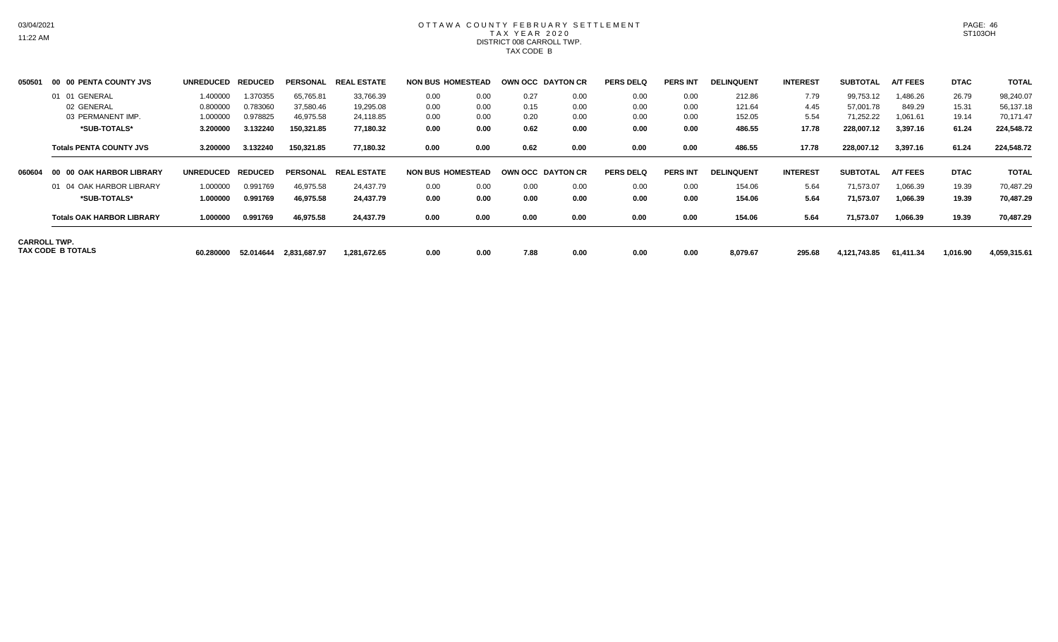# OTTAWA COUNTY FEBRUARY SETTLEMENT
## TAX YEAR 2020
## DISTRICT 008 CARROLL TWP.
## TAX CODE B

| | | UNREDUCED | REDUCED | PERSONAL | REAL ESTATE | NON BUS | HOMESTEAD | OWN OCC | DAYTON CR | PERS DELQ | PERS INT | DELINQUENT | INTEREST | SUBTOTAL | A/T FEES | DTAC | TOTAL |
|---|---|---|---|---|---|---|---|---|---|---|---|---|---|---|---|---|---|
| 050501 | 00 00 PENTA COUNTY JVS | | | | | | | | | | | | | | | | |
| | 01 01 GENERAL | 1.400000 | 1.370355 | 65,765.81 | 33,766.39 | 0.00 | 0.00 | 0.27 | 0.00 | 0.00 | 0.00 | 212.86 | 7.79 | 99,753.12 | 1,486.26 | 26.79 | 98,240.07 |
| | 02 GENERAL | 0.800000 | 0.783060 | 37,580.46 | 19,295.08 | 0.00 | 0.00 | 0.15 | 0.00 | 0.00 | 0.00 | 121.64 | 4.45 | 57,001.78 | 849.29 | 15.31 | 56,137.18 |
| | 03 PERMANENT IMP. | 1.000000 | 0.978825 | 46,975.58 | 24,118.85 | 0.00 | 0.00 | 0.20 | 0.00 | 0.00 | 0.00 | 152.05 | 5.54 | 71,252.22 | 1,061.61 | 19.14 | 70,171.47 |
| | **\*SUB-TOTALS\*** | **3.200000** | **3.132240** | **150,321.85** | **77,180.32** | **0.00** | **0.00** | **0.62** | **0.00** | **0.00** | **0.00** | **486.55** | **17.78** | **228,007.12** | **3,397.16** | **61.24** | **224,548.72** |
| | **Totals PENTA COUNTY JVS** | **3.200000** | **3.132240** | **150,321.85** | **77,180.32** | **0.00** | **0.00** | **0.62** | **0.00** | **0.00** | **0.00** | **486.55** | **17.78** | **228,007.12** | **3,397.16** | **61.24** | **224,548.72** |
| 060604 | 00 00 OAK HARBOR LIBRARY | | | | | | | | | | | | | | | | |
| | 01 04 OAK HARBOR LIBRARY | 1.000000 | 0.991769 | 46,975.58 | 24,437.79 | 0.00 | 0.00 | 0.00 | 0.00 | 0.00 | 0.00 | 154.06 | 5.64 | 71,573.07 | 1,066.39 | 19.39 | 70,487.29 |
| | **\*SUB-TOTALS\*** | **1.000000** | **0.991769** | **46,975.58** | **24,437.79** | **0.00** | **0.00** | **0.00** | **0.00** | **0.00** | **0.00** | **154.06** | **5.64** | **71,573.07** | **1,066.39** | **19.39** | **70,487.29** |
| | **Totals OAK HARBOR LIBRARY** | **1.000000** | **0.991769** | **46,975.58** | **24,437.79** | **0.00** | **0.00** | **0.00** | **0.00** | **0.00** | **0.00** | **154.06** | **5.64** | **71,573.07** | **1,066.39** | **19.39** | **70,487.29** |
| **CARROLL TWP. TAX CODE B TOTALS** | | **60.280000** | **52.014644** | **2,831,687.97** | **1,281,672.65** | **0.00** | **0.00** | **7.88** | **0.00** | **0.00** | **0.00** | **8,079.67** | **295.68** | **4,121,743.85** | **61,411.34** | **1,016.90** | **4,059,315.61** |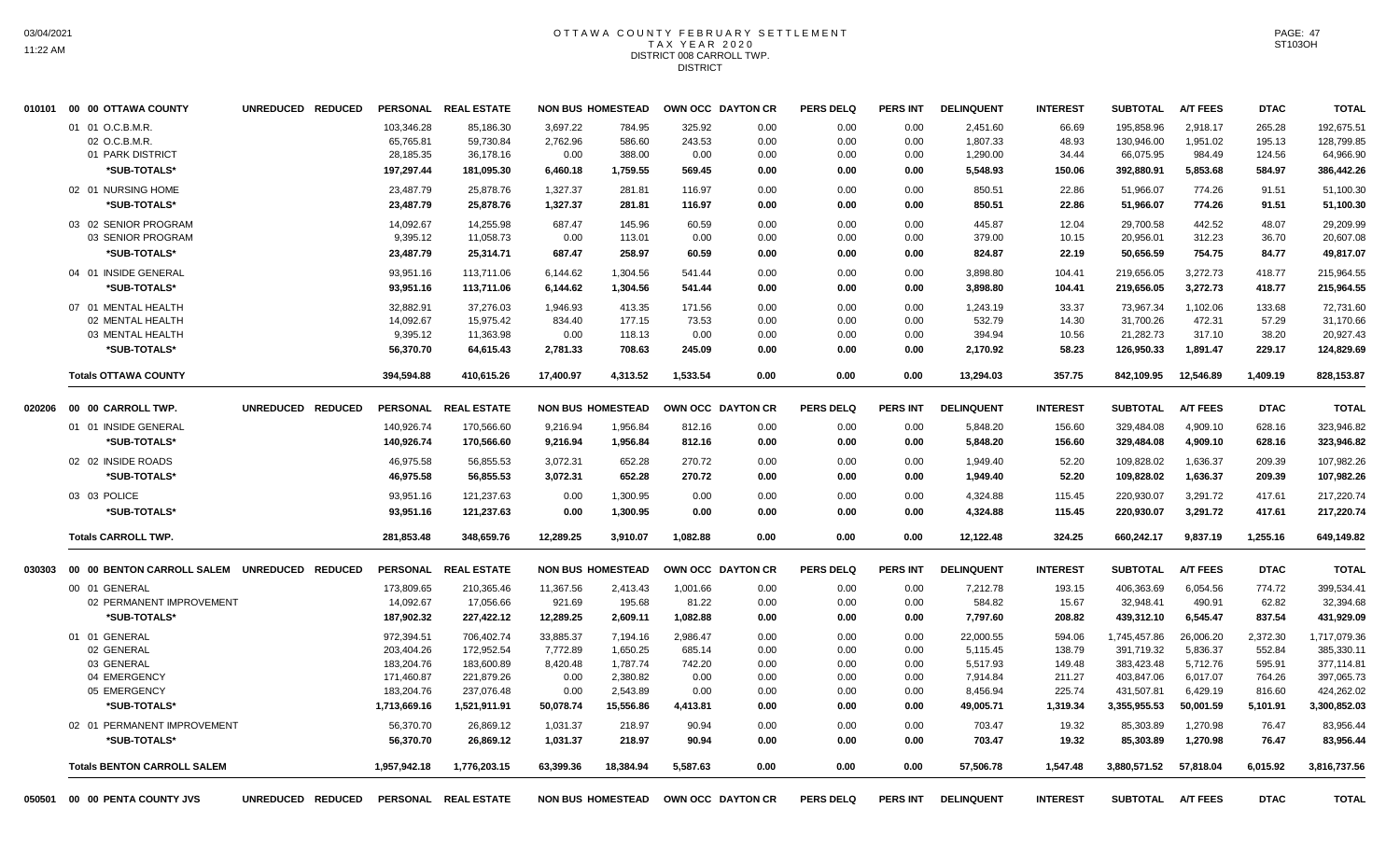# OTTAWA COUNTY FEBRUARY SETTLEMENT
## TAX YEAR 2020
## DISTRICT 008 CARROLL TWP.
## DISTRICT

| | | PERSONAL | REAL ESTATE | NON BUS | HOMESTEAD | OWN OCC | DAYTON CR | PERS DELQ | PERS INT | DELINQUENT | INTEREST | SUBTOTAL | A/T FEES | DTAC | TOTAL |
|---|---|---|---|---|---|---|---|---|---|---|---|---|---|---|---|
| 010101 | 00 00 OTTAWA COUNTY UNREDUCED REDUCED | PERSONAL | REAL ESTATE | NON BUS | HOMESTEAD | OWN OCC | DAYTON CR | PERS DELQ | PERS INT | DELINQUENT | INTEREST | SUBTOTAL | A/T FEES | DTAC | TOTAL |
| | 01 01 O.C.B.M.R. | 103,346.28 | 85,186.30 | 3,697.22 | 784.95 | 325.92 | 0.00 | 0.00 | 0.00 | 2,451.60 | 66.69 | 195,858.96 | 2,918.17 | 265.28 | 192,675.51 |
| | 02 O.C.B.M.R. | 65,765.81 | 59,730.84 | 2,762.96 | 586.60 | 243.53 | 0.00 | 0.00 | 0.00 | 1,807.33 | 48.93 | 130,946.00 | 1,951.02 | 195.13 | 128,799.85 |
| | 01 PARK DISTRICT | 28,185.35 | 36,178.16 | 0.00 | 388.00 | 0.00 | 0.00 | 0.00 | 0.00 | 1,290.00 | 34.44 | 66,075.95 | 984.49 | 124.56 | 64,966.90 |
| | *SUB-TOTALS* | 197,297.44 | 181,095.30 | 6,460.18 | 1,759.55 | 569.45 | 0.00 | 0.00 | 0.00 | 5,548.93 | 150.06 | 392,880.91 | 5,853.68 | 584.97 | 386,442.26 |
| | 02 01 NURSING HOME | 23,487.79 | 25,878.76 | 1,327.37 | 281.81 | 116.97 | 0.00 | 0.00 | 0.00 | 850.51 | 22.86 | 51,966.07 | 774.26 | 91.51 | 51,100.30 |
| | *SUB-TOTALS* | 23,487.79 | 25,878.76 | 1,327.37 | 281.81 | 116.97 | 0.00 | 0.00 | 0.00 | 850.51 | 22.86 | 51,966.07 | 774.26 | 91.51 | 51,100.30 |
| | 03 02 SENIOR PROGRAM | 14,092.67 | 14,255.98 | 687.47 | 145.96 | 60.59 | 0.00 | 0.00 | 0.00 | 445.87 | 12.04 | 29,700.58 | 442.52 | 48.07 | 29,209.99 |
| | 03 SENIOR PROGRAM | 9,395.12 | 11,058.73 | 0.00 | 113.01 | 0.00 | 0.00 | 0.00 | 0.00 | 379.00 | 10.15 | 20,956.01 | 312.23 | 36.70 | 20,607.08 |
| | *SUB-TOTALS* | 23,487.79 | 25,314.71 | 687.47 | 258.97 | 60.59 | 0.00 | 0.00 | 0.00 | 824.87 | 22.19 | 50,656.59 | 754.75 | 84.77 | 49,817.07 |
| | 04 01 INSIDE GENERAL | 93,951.16 | 113,711.06 | 6,144.62 | 1,304.56 | 541.44 | 0.00 | 0.00 | 0.00 | 3,898.80 | 104.41 | 219,656.05 | 3,272.73 | 418.77 | 215,964.55 |
| | *SUB-TOTALS* | 93,951.16 | 113,711.06 | 6,144.62 | 1,304.56 | 541.44 | 0.00 | 0.00 | 0.00 | 3,898.80 | 104.41 | 219,656.05 | 3,272.73 | 418.77 | 215,964.55 |
| | 07 01 MENTAL HEALTH | 32,882.91 | 37,276.03 | 1,946.93 | 413.35 | 171.56 | 0.00 | 0.00 | 0.00 | 1,243.19 | 33.37 | 73,967.34 | 1,102.06 | 133.68 | 72,731.60 |
| | 02 MENTAL HEALTH | 14,092.67 | 15,975.42 | 834.40 | 177.15 | 73.53 | 0.00 | 0.00 | 0.00 | 532.79 | 14.30 | 31,700.26 | 472.31 | 57.29 | 31,170.66 |
| | 03 MENTAL HEALTH | 9,395.12 | 11,363.98 | 0.00 | 118.13 | 0.00 | 0.00 | 0.00 | 0.00 | 394.94 | 10.56 | 21,282.73 | 317.10 | 38.20 | 20,927.43 |
| | *SUB-TOTALS* | 56,370.70 | 64,615.43 | 2,781.33 | 708.63 | 245.09 | 0.00 | 0.00 | 0.00 | 2,170.92 | 58.23 | 126,950.33 | 1,891.47 | 229.17 | 124,829.69 |
| | **Totals OTTAWA COUNTY** | 394,594.88 | 410,615.26 | 17,400.97 | 4,313.52 | 1,533.54 | 0.00 | 0.00 | 0.00 | 13,294.03 | 357.75 | 842,109.95 | 12,546.89 | 1,409.19 | 828,153.87 |
| 020206 | 00 00 CARROLL TWP. UNREDUCED REDUCED | PERSONAL | REAL ESTATE | NON BUS | HOMESTEAD | OWN OCC | DAYTON CR | PERS DELQ | PERS INT | DELINQUENT | INTEREST | SUBTOTAL | A/T FEES | DTAC | TOTAL |
| | 01 01 INSIDE GENERAL | 140,926.74 | 170,566.60 | 9,216.94 | 1,956.84 | 812.16 | 0.00 | 0.00 | 0.00 | 5,848.20 | 156.60 | 329,484.08 | 4,909.10 | 628.16 | 323,946.82 |
| | *SUB-TOTALS* | 140,926.74 | 170,566.60 | 9,216.94 | 1,956.84 | 812.16 | 0.00 | 0.00 | 0.00 | 5,848.20 | 156.60 | 329,484.08 | 4,909.10 | 628.16 | 323,946.82 |
| | 02 02 INSIDE ROADS | 46,975.58 | 56,855.53 | 3,072.31 | 652.28 | 270.72 | 0.00 | 0.00 | 0.00 | 1,949.40 | 52.20 | 109,828.02 | 1,636.37 | 209.39 | 107,982.26 |
| | *SUB-TOTALS* | 46,975.58 | 56,855.53 | 3,072.31 | 652.28 | 270.72 | 0.00 | 0.00 | 0.00 | 1,949.40 | 52.20 | 109,828.02 | 1,636.37 | 209.39 | 107,982.26 |
| | 03 03 POLICE | 93,951.16 | 121,237.63 | 0.00 | 1,300.95 | 0.00 | 0.00 | 0.00 | 0.00 | 4,324.88 | 115.45 | 220,930.07 | 3,291.72 | 417.61 | 217,220.74 |
| | *SUB-TOTALS* | 93,951.16 | 121,237.63 | 0.00 | 1,300.95 | 0.00 | 0.00 | 0.00 | 0.00 | 4,324.88 | 115.45 | 220,930.07 | 3,291.72 | 417.61 | 217,220.74 |
| | **Totals CARROLL TWP.** | 281,853.48 | 348,659.76 | 12,289.25 | 3,910.07 | 1,082.88 | 0.00 | 0.00 | 0.00 | 12,122.48 | 324.25 | 660,242.17 | 9,837.19 | 1,255.16 | 649,149.82 |
| 030303 | 00 00 BENTON CARROLL SALEM UNREDUCED REDUCED | PERSONAL | REAL ESTATE | NON BUS | HOMESTEAD | OWN OCC | DAYTON CR | PERS DELQ | PERS INT | DELINQUENT | INTEREST | SUBTOTAL | A/T FEES | DTAC | TOTAL |
| | 00 01 GENERAL | 173,809.65 | 210,365.46 | 11,367.56 | 2,413.43 | 1,001.66 | 0.00 | 0.00 | 0.00 | 7,212.78 | 193.15 | 406,363.69 | 6,054.56 | 774.72 | 399,534.41 |
| | 02 PERMANENT IMPROVEMENT | 14,092.67 | 17,056.66 | 921.69 | 195.68 | 81.22 | 0.00 | 0.00 | 0.00 | 584.82 | 15.67 | 32,948.41 | 490.91 | 62.82 | 32,394.68 |
| | *SUB-TOTALS* | 187,902.32 | 227,422.12 | 12,289.25 | 2,609.11 | 1,082.88 | 0.00 | 0.00 | 0.00 | 7,797.60 | 208.82 | 439,312.10 | 6,545.47 | 837.54 | 431,929.09 |
| | 01 01 GENERAL | 972,394.51 | 706,402.74 | 33,885.37 | 7,194.16 | 2,986.47 | 0.00 | 0.00 | 0.00 | 22,000.55 | 594.06 | 1,745,457.86 | 26,006.20 | 2,372.30 | 1,717,079.36 |
| | 02 GENERAL | 203,404.26 | 172,952.54 | 7,772.89 | 1,650.25 | 685.14 | 0.00 | 0.00 | 0.00 | 5,115.45 | 138.79 | 391,719.32 | 5,836.37 | 552.84 | 385,330.11 |
| | 03 GENERAL | 183,204.76 | 183,600.89 | 8,420.48 | 1,787.74 | 742.20 | 0.00 | 0.00 | 0.00 | 5,517.93 | 149.48 | 383,423.48 | 5,712.76 | 595.91 | 377,114.81 |
| | 04 EMERGENCY | 171,460.87 | 221,879.26 | 0.00 | 2,380.82 | 0.00 | 0.00 | 0.00 | 0.00 | 7,914.84 | 211.27 | 403,847.06 | 6,017.07 | 764.26 | 397,065.73 |
| | 05 EMERGENCY | 183,204.76 | 237,076.48 | 0.00 | 2,543.89 | 0.00 | 0.00 | 0.00 | 0.00 | 8,456.94 | 225.74 | 431,507.81 | 6,429.19 | 816.60 | 424,262.02 |
| | *SUB-TOTALS* | 1,713,669.16 | 1,521,911.91 | 50,078.74 | 15,556.86 | 4,413.81 | 0.00 | 0.00 | 0.00 | 49,005.71 | 1,319.34 | 3,355,955.53 | 50,001.59 | 5,101.91 | 3,300,852.03 |
| | 02 01 PERMANENT IMPROVEMENT | 56,370.70 | 26,869.12 | 1,031.37 | 218.97 | 90.94 | 0.00 | 0.00 | 0.00 | 703.47 | 19.32 | 85,303.89 | 1,270.98 | 76.47 | 83,956.44 |
| | *SUB-TOTALS* | 56,370.70 | 26,869.12 | 1,031.37 | 218.97 | 90.94 | 0.00 | 0.00 | 0.00 | 703.47 | 19.32 | 85,303.89 | 1,270.98 | 76.47 | 83,956.44 |
| | **Totals BENTON CARROLL SALEM** | 1,957,942.18 | 1,776,203.15 | 63,399.36 | 18,384.94 | 5,587.63 | 0.00 | 0.00 | 0.00 | 57,506.78 | 1,547.48 | 3,880,571.52 | 57,818.04 | 6,015.92 | 3,816,737.56 |
| 050501 | 00 00 PENTA COUNTY JVS UNREDUCED REDUCED | PERSONAL | REAL ESTATE | NON BUS | HOMESTEAD | OWN OCC | DAYTON CR | PERS DELQ | PERS INT | DELINQUENT | INTEREST | SUBTOTAL | A/T FEES | DTAC | TOTAL |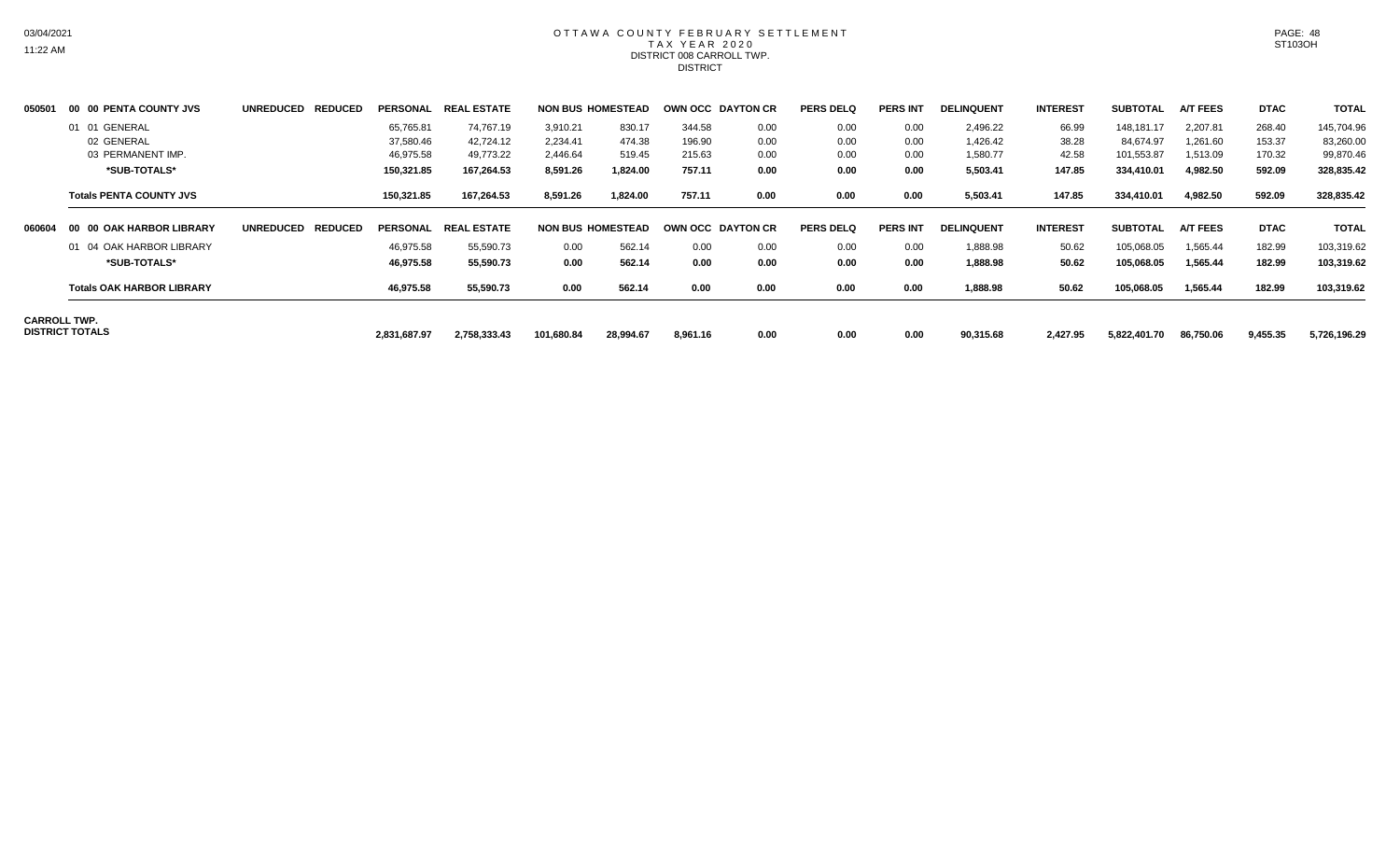# OTTAWA COUNTY FEBRUARY SETTLEMENT
## TAX YEAR 2020
### DISTRICT 008 CARROLL TWP.
### DISTRICT

| 050501 | 00 00 PENTA COUNTY JVS | UNREDUCED | REDUCED | PERSONAL | REAL ESTATE | NON BUS | HOMESTEAD | OWN OCC | DAYTON CR | PERS DELQ | PERS INT | DELINQUENT | INTEREST | SUBTOTAL | A/T FEES | DTAC | TOTAL |
|---|---|---|---|---|---|---|---|---|---|---|---|---|---|---|---|---|---|
| | 01 01 GENERAL | | | 65,765.81 | 74,767.19 | 3,910.21 | 830.17 | 344.58 | 0.00 | 0.00 | 0.00 | 2,496.22 | 66.99 | 148,181.17 | 2,207.81 | 268.40 | 145,704.96 |
| | 02 GENERAL | | | 37,580.46 | 42,724.12 | 2,234.41 | 474.38 | 196.90 | 0.00 | 0.00 | 0.00 | 1,426.42 | 38.28 | 84,674.97 | 1,261.60 | 153.37 | 83,260.00 |
| | 03 PERMANENT IMP. | | | 46,975.58 | 49,773.22 | 2,446.64 | 519.45 | 215.63 | 0.00 | 0.00 | 0.00 | 1,580.77 | 42.58 | 101,553.87 | 1,513.09 | 170.32 | 99,870.46 |
| | **\*SUB-TOTALS\*** | | | **150,321.85** | **167,264.53** | **8,591.26** | **1,824.00** | **757.11** | **0.00** | **0.00** | **0.00** | **5,503.41** | **147.85** | **334,410.01** | **4,982.50** | **592.09** | **328,835.42** |
| | **Totals PENTA COUNTY JVS** | | | **150,321.85** | **167,264.53** | **8,591.26** | **1,824.00** | **757.11** | **0.00** | **0.00** | **0.00** | **5,503.41** | **147.85** | **334,410.01** | **4,982.50** | **592.09** | **328,835.42** |
| **060604** | **00 00 OAK HARBOR LIBRARY** | **UNREDUCED** | **REDUCED** | **PERSONAL** | **REAL ESTATE** | **NON BUS** | **HOMESTEAD** | **OWN OCC** | **DAYTON CR** | **PERS DELQ** | **PERS INT** | **DELINQUENT** | **INTEREST** | **SUBTOTAL** | **A/T FEES** | **DTAC** | **TOTAL** |
| | 01 04 OAK HARBOR LIBRARY | | | 46,975.58 | 55,590.73 | 0.00 | 562.14 | 0.00 | 0.00 | 0.00 | 0.00 | 1,888.98 | 50.62 | 105,068.05 | 1,565.44 | 182.99 | 103,319.62 |
| | **\*SUB-TOTALS\*** | | | **46,975.58** | **55,590.73** | **0.00** | **562.14** | **0.00** | **0.00** | **0.00** | **0.00** | **1,888.98** | **50.62** | **105,068.05** | **1,565.44** | **182.99** | **103,319.62** |
| | **Totals OAK HARBOR LIBRARY** | | | **46,975.58** | **55,590.73** | **0.00** | **562.14** | **0.00** | **0.00** | **0.00** | **0.00** | **1,888.98** | **50.62** | **105,068.05** | **1,565.44** | **182.99** | **103,319.62** |
| **CARROLL TWP. DISTRICT TOTALS** | | | | **2,831,687.97** | **2,758,333.43** | **101,680.84** | **28,994.67** | **8,961.16** | **0.00** | **0.00** | **0.00** | **90,315.68** | **2,427.95** | **5,822,401.70** | **86,750.06** | **9,455.35** | **5,726,196.29** |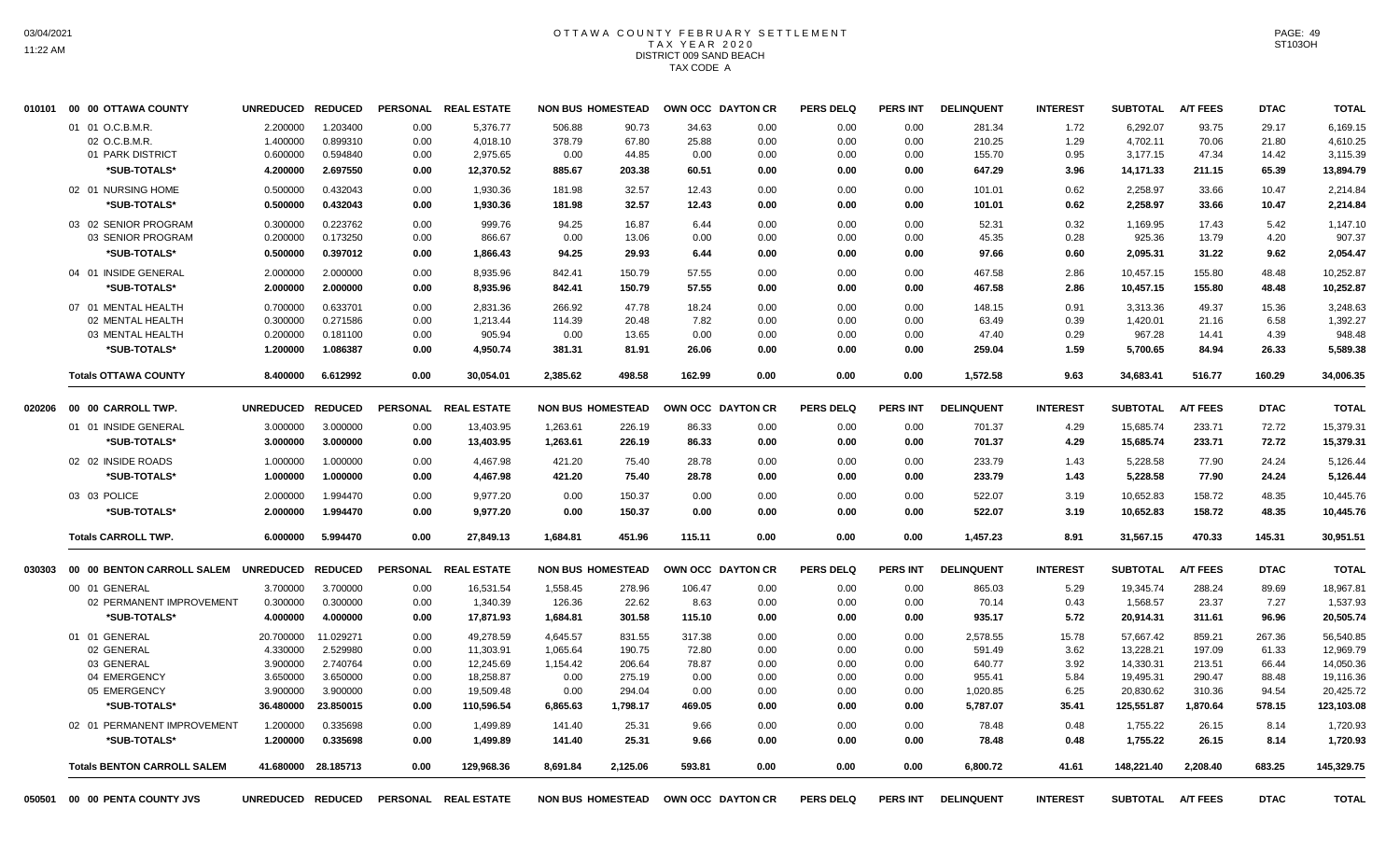# OTTAWA COUNTY FEBRUARY SETTLEMENT
## TAX YEAR 2020
### DISTRICT 009 SAND BEACH
### TAX CODE A

| Code | Description | UNREDUCED | REDUCED | PERSONAL | REAL ESTATE | NON BUS | HOMESTEAD | OWN OCC | DAYTON CR | PERS DELQ | PERS INT | DELINQUENT | INTEREST | SUBTOTAL | A/T FEES | DTAC | TOTAL |
|---|---|---|---|---|---|---|---|---|---|---|---|---|---|---|---|---|---|
| 010101 | 00 00 OTTAWA COUNTY | UNREDUCED | REDUCED | PERSONAL | REAL ESTATE | NON BUS | HOMESTEAD | OWN OCC | DAYTON CR | PERS DELQ | PERS INT | DELINQUENT | INTEREST | SUBTOTAL | A/T FEES | DTAC | TOTAL |
| | 01 01 O.C.B.M.R. | 2.200000 | 1.203400 | 0.00 | 5,376.77 | 506.88 | 90.73 | 34.63 | 0.00 | 0.00 | 0.00 | 281.34 | 1.72 | 6,292.07 | 93.75 | 29.17 | 6,169.15 |
| | 02 O.C.B.M.R. | 1.400000 | 0.899310 | 0.00 | 4,018.10 | 378.79 | 67.80 | 25.88 | 0.00 | 0.00 | 0.00 | 210.25 | 1.29 | 4,702.11 | 70.06 | 21.80 | 4,610.25 |
| | 01 PARK DISTRICT | 0.600000 | 0.594840 | 0.00 | 2,975.65 | 0.00 | 44.85 | 0.00 | 0.00 | 0.00 | 0.00 | 155.70 | 0.95 | 3,177.15 | 47.34 | 14.42 | 3,115.39 |
| | *SUB-TOTALS* | 4.200000 | 2.697550 | 0.00 | 12,370.52 | 885.67 | 203.38 | 60.51 | 0.00 | 0.00 | 0.00 | 647.29 | 3.96 | 14,171.33 | 211.15 | 65.39 | 13,894.79 |
| | 02 01 NURSING HOME | 0.500000 | 0.432043 | 0.00 | 1,930.36 | 181.98 | 32.57 | 12.43 | 0.00 | 0.00 | 0.00 | 101.01 | 0.62 | 2,258.97 | 33.66 | 10.47 | 2,214.84 |
| | *SUB-TOTALS* | 0.500000 | 0.432043 | 0.00 | 1,930.36 | 181.98 | 32.57 | 12.43 | 0.00 | 0.00 | 0.00 | 101.01 | 0.62 | 2,258.97 | 33.66 | 10.47 | 2,214.84 |
| | 03 02 SENIOR PROGRAM | 0.300000 | 0.223762 | 0.00 | 999.76 | 94.25 | 16.87 | 6.44 | 0.00 | 0.00 | 0.00 | 52.31 | 0.32 | 1,169.95 | 17.43 | 5.42 | 1,147.10 |
| | 03 SENIOR PROGRAM | 0.200000 | 0.173250 | 0.00 | 866.67 | 0.00 | 13.06 | 0.00 | 0.00 | 0.00 | 0.00 | 45.35 | 0.28 | 925.36 | 13.79 | 4.20 | 907.37 |
| | *SUB-TOTALS* | 0.500000 | 0.397012 | 0.00 | 1,866.43 | 94.25 | 29.93 | 6.44 | 0.00 | 0.00 | 0.00 | 97.66 | 0.60 | 2,095.31 | 31.22 | 9.62 | 2,054.47 |
| | 04 01 INSIDE GENERAL | 2.000000 | 2.000000 | 0.00 | 8,935.96 | 842.41 | 150.79 | 57.55 | 0.00 | 0.00 | 0.00 | 467.58 | 2.86 | 10,457.15 | 155.80 | 48.48 | 10,252.87 |
| | *SUB-TOTALS* | 2.000000 | 2.000000 | 0.00 | 8,935.96 | 842.41 | 150.79 | 57.55 | 0.00 | 0.00 | 0.00 | 467.58 | 2.86 | 10,457.15 | 155.80 | 48.48 | 10,252.87 |
| | 07 01 MENTAL HEALTH | 0.700000 | 0.633701 | 0.00 | 2,831.36 | 266.92 | 47.78 | 18.24 | 0.00 | 0.00 | 0.00 | 148.15 | 0.91 | 3,313.36 | 49.37 | 15.36 | 3,248.63 |
| | 02 MENTAL HEALTH | 0.300000 | 0.271586 | 0.00 | 1,213.44 | 114.39 | 20.48 | 7.82 | 0.00 | 0.00 | 0.00 | 63.49 | 0.39 | 1,420.01 | 21.16 | 6.58 | 1,392.27 |
| | 03 MENTAL HEALTH | 0.200000 | 0.181100 | 0.00 | 905.94 | 0.00 | 13.65 | 0.00 | 0.00 | 0.00 | 0.00 | 47.40 | 0.29 | 967.28 | 14.41 | 4.39 | 948.48 |
| | *SUB-TOTALS* | 1.200000 | 1.086387 | 0.00 | 4,950.74 | 381.31 | 81.91 | 26.06 | 0.00 | 0.00 | 0.00 | 259.04 | 1.59 | 5,700.65 | 84.94 | 26.33 | 5,589.38 |
| | **Totals OTTAWA COUNTY** | 8.400000 | 6.612992 | 0.00 | 30,054.01 | 2,385.62 | 498.58 | 162.99 | 0.00 | 0.00 | 0.00 | 1,572.58 | 9.63 | 34,683.41 | 516.77 | 160.29 | 34,006.35 |
| 020206 | 00 00 CARROLL TWP. | UNREDUCED | REDUCED | PERSONAL | REAL ESTATE | NON BUS | HOMESTEAD | OWN OCC | DAYTON CR | PERS DELQ | PERS INT | DELINQUENT | INTEREST | SUBTOTAL | A/T FEES | DTAC | TOTAL |
| | 01 01 INSIDE GENERAL | 3.000000 | 3.000000 | 0.00 | 13,403.95 | 1,263.61 | 226.19 | 86.33 | 0.00 | 0.00 | 0.00 | 701.37 | 4.29 | 15,685.74 | 233.71 | 72.72 | 15,379.31 |
| | *SUB-TOTALS* | 3.000000 | 3.000000 | 0.00 | 13,403.95 | 1,263.61 | 226.19 | 86.33 | 0.00 | 0.00 | 0.00 | 701.37 | 4.29 | 15,685.74 | 233.71 | 72.72 | 15,379.31 |
| | 02 02 INSIDE ROADS | 1.000000 | 1.000000 | 0.00 | 4,467.98 | 421.20 | 75.40 | 28.78 | 0.00 | 0.00 | 0.00 | 233.79 | 1.43 | 5,228.58 | 77.90 | 24.24 | 5,126.44 |
| | *SUB-TOTALS* | 1.000000 | 1.000000 | 0.00 | 4,467.98 | 421.20 | 75.40 | 28.78 | 0.00 | 0.00 | 0.00 | 233.79 | 1.43 | 5,228.58 | 77.90 | 24.24 | 5,126.44 |
| | 03 03 POLICE | 2.000000 | 1.994470 | 0.00 | 9,977.20 | 0.00 | 150.37 | 0.00 | 0.00 | 0.00 | 0.00 | 522.07 | 3.19 | 10,652.83 | 158.72 | 48.35 | 10,445.76 |
| | *SUB-TOTALS* | 2.000000 | 1.994470 | 0.00 | 9,977.20 | 0.00 | 150.37 | 0.00 | 0.00 | 0.00 | 0.00 | 522.07 | 3.19 | 10,652.83 | 158.72 | 48.35 | 10,445.76 |
| | **Totals CARROLL TWP.** | 6.000000 | 5.994470 | 0.00 | 27,849.13 | 1,684.81 | 451.96 | 115.11 | 0.00 | 0.00 | 0.00 | 1,457.23 | 8.91 | 31,567.15 | 470.33 | 145.31 | 30,951.51 |
| 030303 | 00 00 BENTON CARROLL SALEM | UNREDUCED | REDUCED | PERSONAL | REAL ESTATE | NON BUS | HOMESTEAD | OWN OCC | DAYTON CR | PERS DELQ | PERS INT | DELINQUENT | INTEREST | SUBTOTAL | A/T FEES | DTAC | TOTAL |
| | 00 01 GENERAL | 3.700000 | 3.700000 | 0.00 | 16,531.54 | 1,558.45 | 278.96 | 106.47 | 0.00 | 0.00 | 0.00 | 865.03 | 5.29 | 19,345.74 | 288.24 | 89.69 | 18,967.81 |
| | 02 PERMANENT IMPROVEMENT | 0.300000 | 0.300000 | 0.00 | 1,340.39 | 126.36 | 22.62 | 8.63 | 0.00 | 0.00 | 0.00 | 70.14 | 0.43 | 1,568.57 | 23.37 | 7.27 | 1,537.93 |
| | *SUB-TOTALS* | 4.000000 | 4.000000 | 0.00 | 17,871.93 | 1,684.81 | 301.58 | 115.10 | 0.00 | 0.00 | 0.00 | 935.17 | 5.72 | 20,914.31 | 311.61 | 96.96 | 20,505.74 |
| | 01 01 GENERAL | 20.700000 | 11.029271 | 0.00 | 49,278.59 | 4,645.57 | 831.55 | 317.38 | 0.00 | 0.00 | 0.00 | 2,578.55 | 15.78 | 57,667.42 | 859.21 | 267.36 | 56,540.85 |
| | 02 GENERAL | 4.330000 | 2.529980 | 0.00 | 11,303.91 | 1,065.64 | 190.75 | 72.80 | 0.00 | 0.00 | 0.00 | 591.49 | 3.62 | 13,228.21 | 197.09 | 61.33 | 12,969.79 |
| | 03 GENERAL | 3.900000 | 2.740764 | 0.00 | 12,245.69 | 1,154.42 | 206.64 | 78.87 | 0.00 | 0.00 | 0.00 | 640.77 | 3.92 | 14,330.31 | 213.51 | 66.44 | 14,050.36 |
| | 04 EMERGENCY | 3.650000 | 3.650000 | 0.00 | 18,258.87 | 0.00 | 275.19 | 0.00 | 0.00 | 0.00 | 0.00 | 955.41 | 5.84 | 19,495.31 | 290.47 | 88.48 | 19,116.36 |
| | 05 EMERGENCY | 3.900000 | 3.900000 | 0.00 | 19,509.48 | 0.00 | 294.04 | 0.00 | 0.00 | 0.00 | 0.00 | 1,020.85 | 6.25 | 20,830.62 | 310.36 | 94.54 | 20,425.72 |
| | *SUB-TOTALS* | 36.480000 | 23.850015 | 0.00 | 110,596.54 | 6,865.63 | 1,798.17 | 469.05 | 0.00 | 0.00 | 0.00 | 5,787.07 | 35.41 | 125,551.87 | 1,870.64 | 578.15 | 123,103.08 |
| | 02 01 PERMANENT IMPROVEMENT | 1.200000 | 0.335698 | 0.00 | 1,499.89 | 141.40 | 25.31 | 9.66 | 0.00 | 0.00 | 0.00 | 78.48 | 0.48 | 1,755.22 | 26.15 | 8.14 | 1,720.93 |
| | *SUB-TOTALS* | 1.200000 | 0.335698 | 0.00 | 1,499.89 | 141.40 | 25.31 | 9.66 | 0.00 | 0.00 | 0.00 | 78.48 | 0.48 | 1,755.22 | 26.15 | 8.14 | 1,720.93 |
| | **Totals BENTON CARROLL SALEM** | 41.680000 | 28.185713 | 0.00 | 129,968.36 | 8,691.84 | 2,125.06 | 593.81 | 0.00 | 0.00 | 0.00 | 6,800.72 | 41.61 | 148,221.40 | 2,208.40 | 683.25 | 145,329.75 |
| 050501 | 00 00 PENTA COUNTY JVS | UNREDUCED | REDUCED | PERSONAL | REAL ESTATE | NON BUS | HOMESTEAD | OWN OCC | DAYTON CR | PERS DELQ | PERS INT | DELINQUENT | INTEREST | SUBTOTAL | A/T FEES | DTAC | TOTAL |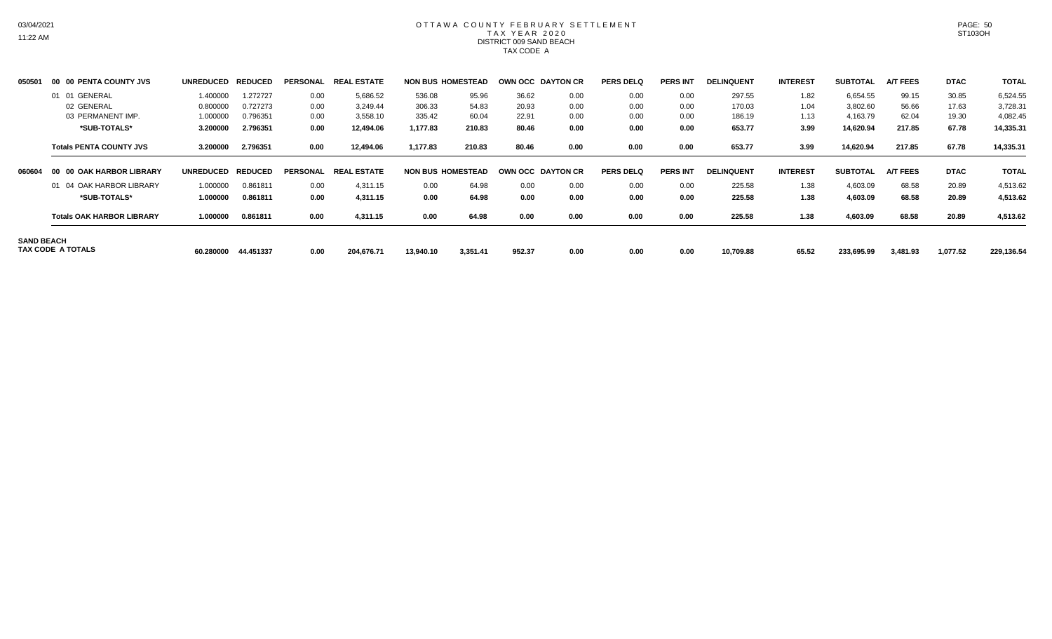# OTTAWA COUNTY FEBRUARY SETTLEMENT
## TAX YEAR 2020
## DISTRICT 009 SAND BEACH
## TAX CODE A

| | | UNREDUCED | REDUCED | PERSONAL | REAL ESTATE | NON BUS | HOMESTEAD | OWN OCC | DAYTON CR | PERS DELQ | PERS INT | DELINQUENT | INTEREST | SUBTOTAL | A/T FEES | DTAC | TOTAL |
|---|---|---|---|---|---|---|---|---|---|---|---|---|---|---|---|---|---|
| 050501 | 00 00 PENTA COUNTY JVS | | | | | | | | | | | | | | | | |
| | 01 01 GENERAL | 1.400000 | 1.272727 | 0.00 | 5,686.52 | 536.08 | 95.96 | 36.62 | 0.00 | 0.00 | 0.00 | 297.55 | 1.82 | 6,654.55 | 99.15 | 30.85 | 6,524.55 |
| | 02 GENERAL | 0.800000 | 0.727273 | 0.00 | 3,249.44 | 306.33 | 54.83 | 20.93 | 0.00 | 0.00 | 0.00 | 170.03 | 1.04 | 3,802.60 | 56.66 | 17.63 | 3,728.31 |
| | 03 PERMANENT IMP. | 1.000000 | 0.796351 | 0.00 | 3,558.10 | 335.42 | 60.04 | 22.91 | 0.00 | 0.00 | 0.00 | 186.19 | 1.13 | 4,163.79 | 62.04 | 19.30 | 4,082.45 |
| | **\*SUB-TOTALS\*** | **3.200000** | **2.796351** | **0.00** | **12,494.06** | **1,177.83** | **210.83** | **80.46** | **0.00** | **0.00** | **0.00** | **653.77** | **3.99** | **14,620.94** | **217.85** | **67.78** | **14,335.31** |
| | **Totals PENTA COUNTY JVS** | **3.200000** | **2.796351** | **0.00** | **12,494.06** | **1,177.83** | **210.83** | **80.46** | **0.00** | **0.00** | **0.00** | **653.77** | **3.99** | **14,620.94** | **217.85** | **67.78** | **14,335.31** |
| 060604 | 00 00 OAK HARBOR LIBRARY | | | | | | | | | | | | | | | | |
| | 01 04 OAK HARBOR LIBRARY | 1.000000 | 0.861811 | 0.00 | 4,311.15 | 0.00 | 64.98 | 0.00 | 0.00 | 0.00 | 0.00 | 225.58 | 1.38 | 4,603.09 | 68.58 | 20.89 | 4,513.62 |
| | **\*SUB-TOTALS\*** | **1.000000** | **0.861811** | **0.00** | **4,311.15** | **0.00** | **64.98** | **0.00** | **0.00** | **0.00** | **0.00** | **225.58** | **1.38** | **4,603.09** | **68.58** | **20.89** | **4,513.62** |
| | **Totals OAK HARBOR LIBRARY** | **1.000000** | **0.861811** | **0.00** | **4,311.15** | **0.00** | **64.98** | **0.00** | **0.00** | **0.00** | **0.00** | **225.58** | **1.38** | **4,603.09** | **68.58** | **20.89** | **4,513.62** |
| **SAND BEACH TAX CODE A TOTALS** | | **60.280000** | **44.451337** | **0.00** | **204,676.71** | **13,940.10** | **3,351.41** | **952.37** | **0.00** | **0.00** | **0.00** | **10,709.88** | **65.52** | **233,695.99** | **3,481.93** | **1,077.52** | **229,136.54** |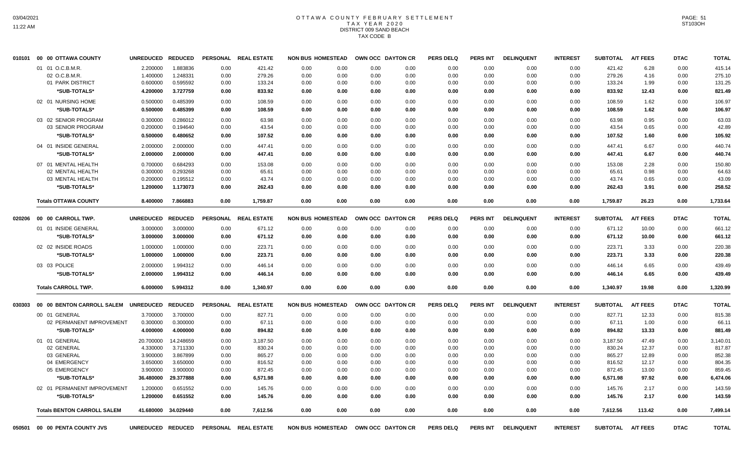# OTTAWA COUNTY FEBRUARY SETTLEMENT
## TAX YEAR 2020
## DISTRICT 009 SAND BEACH
## TAX CODE B

03/04/2021
11:22 AM

ST103OH

| | | UNREDUCED | REDUCED | PERSONAL | REAL ESTATE | NON BUS | HOMESTEAD | OWN OCC | DAYTON CR | PERS DELQ | PERS INT | DELINQUENT | INTEREST | SUBTOTAL | A/T FEES | DTAC | TOTAL |
|---|---|---|---|---|---|---|---|---|---|---|---|---|---|---|---|---|---|
| 010101 | 00 00 OTTAWA COUNTY | | | | | | | | | | | | | | | | |
| | 01 01 O.C.B.M.R. | 2.200000 | 1.883836 | 0.00 | 421.42 | 0.00 | 0.00 | 0.00 | 0.00 | 0.00 | 0.00 | 0.00 | 0.00 | 421.42 | 6.28 | 0.00 | 415.14 |
| | 02 O.C.B.M.R. | 1.400000 | 1.248331 | 0.00 | 279.26 | 0.00 | 0.00 | 0.00 | 0.00 | 0.00 | 0.00 | 0.00 | 0.00 | 279.26 | 4.16 | 0.00 | 275.10 |
| | 01 PARK DISTRICT | 0.600000 | 0.595592 | 0.00 | 133.24 | 0.00 | 0.00 | 0.00 | 0.00 | 0.00 | 0.00 | 0.00 | 0.00 | 133.24 | 1.99 | 0.00 | 131.25 |
| | *SUB-TOTALS* | 4.200000 | 3.727759 | 0.00 | 833.92 | 0.00 | 0.00 | 0.00 | 0.00 | 0.00 | 0.00 | 0.00 | 0.00 | 833.92 | 12.43 | 0.00 | 821.49 |
| | 02 01 NURSING HOME | 0.500000 | 0.485399 | 0.00 | 108.59 | 0.00 | 0.00 | 0.00 | 0.00 | 0.00 | 0.00 | 0.00 | 0.00 | 108.59 | 1.62 | 0.00 | 106.97 |
| | *SUB-TOTALS* | 0.500000 | 0.485399 | 0.00 | 108.59 | 0.00 | 0.00 | 0.00 | 0.00 | 0.00 | 0.00 | 0.00 | 0.00 | 108.59 | 1.62 | 0.00 | 106.97 |
| | 03 02 SENIOR PROGRAM | 0.300000 | 0.286012 | 0.00 | 63.98 | 0.00 | 0.00 | 0.00 | 0.00 | 0.00 | 0.00 | 0.00 | 0.00 | 63.98 | 0.95 | 0.00 | 63.03 |
| | 03 SENIOR PROGRAM | 0.200000 | 0.194640 | 0.00 | 43.54 | 0.00 | 0.00 | 0.00 | 0.00 | 0.00 | 0.00 | 0.00 | 0.00 | 43.54 | 0.65 | 0.00 | 42.89 |
| | *SUB-TOTALS* | 0.500000 | 0.480652 | 0.00 | 107.52 | 0.00 | 0.00 | 0.00 | 0.00 | 0.00 | 0.00 | 0.00 | 0.00 | 107.52 | 1.60 | 0.00 | 105.92 |
| | 04 01 INSIDE GENERAL | 2.000000 | 2.000000 | 0.00 | 447.41 | 0.00 | 0.00 | 0.00 | 0.00 | 0.00 | 0.00 | 0.00 | 0.00 | 447.41 | 6.67 | 0.00 | 440.74 |
| | *SUB-TOTALS* | 2.000000 | 2.000000 | 0.00 | 447.41 | 0.00 | 0.00 | 0.00 | 0.00 | 0.00 | 0.00 | 0.00 | 0.00 | 447.41 | 6.67 | 0.00 | 440.74 |
| | 07 01 MENTAL HEALTH | 0.700000 | 0.684293 | 0.00 | 153.08 | 0.00 | 0.00 | 0.00 | 0.00 | 0.00 | 0.00 | 0.00 | 0.00 | 153.08 | 2.28 | 0.00 | 150.80 |
| | 02 MENTAL HEALTH | 0.300000 | 0.293268 | 0.00 | 65.61 | 0.00 | 0.00 | 0.00 | 0.00 | 0.00 | 0.00 | 0.00 | 0.00 | 65.61 | 0.98 | 0.00 | 64.63 |
| | 03 MENTAL HEALTH | 0.200000 | 0.195512 | 0.00 | 43.74 | 0.00 | 0.00 | 0.00 | 0.00 | 0.00 | 0.00 | 0.00 | 0.00 | 43.74 | 0.65 | 0.00 | 43.09 |
| | *SUB-TOTALS* | 1.200000 | 1.173073 | 0.00 | 262.43 | 0.00 | 0.00 | 0.00 | 0.00 | 0.00 | 0.00 | 0.00 | 0.00 | 262.43 | 3.91 | 0.00 | 258.52 |
| | **Totals OTTAWA COUNTY** | 8.400000 | 7.866883 | 0.00 | 1,759.87 | 0.00 | 0.00 | 0.00 | 0.00 | 0.00 | 0.00 | 0.00 | 0.00 | 1,759.87 | 26.23 | 0.00 | 1,733.64 |
| 020206 | 00 00 CARROLL TWP. | UNREDUCED | REDUCED | PERSONAL | REAL ESTATE | NON BUS | HOMESTEAD | OWN OCC | DAYTON CR | PERS DELQ | PERS INT | DELINQUENT | INTEREST | SUBTOTAL | A/T FEES | DTAC | TOTAL |
| | 01 01 INSIDE GENERAL | 3.000000 | 3.000000 | 0.00 | 671.12 | 0.00 | 0.00 | 0.00 | 0.00 | 0.00 | 0.00 | 0.00 | 0.00 | 671.12 | 10.00 | 0.00 | 661.12 |
| | *SUB-TOTALS* | 3.000000 | 3.000000 | 0.00 | 671.12 | 0.00 | 0.00 | 0.00 | 0.00 | 0.00 | 0.00 | 0.00 | 0.00 | 671.12 | 10.00 | 0.00 | 661.12 |
| | 02 02 INSIDE ROADS | 1.000000 | 1.000000 | 0.00 | 223.71 | 0.00 | 0.00 | 0.00 | 0.00 | 0.00 | 0.00 | 0.00 | 0.00 | 223.71 | 3.33 | 0.00 | 220.38 |
| | *SUB-TOTALS* | 1.000000 | 1.000000 | 0.00 | 223.71 | 0.00 | 0.00 | 0.00 | 0.00 | 0.00 | 0.00 | 0.00 | 0.00 | 223.71 | 3.33 | 0.00 | 220.38 |
| | 03 03 POLICE | 2.000000 | 1.994312 | 0.00 | 446.14 | 0.00 | 0.00 | 0.00 | 0.00 | 0.00 | 0.00 | 0.00 | 0.00 | 446.14 | 6.65 | 0.00 | 439.49 |
| | *SUB-TOTALS* | 2.000000 | 1.994312 | 0.00 | 446.14 | 0.00 | 0.00 | 0.00 | 0.00 | 0.00 | 0.00 | 0.00 | 0.00 | 446.14 | 6.65 | 0.00 | 439.49 |
| | **Totals CARROLL TWP.** | 6.000000 | 5.994312 | 0.00 | 1,340.97 | 0.00 | 0.00 | 0.00 | 0.00 | 0.00 | 0.00 | 0.00 | 0.00 | 1,340.97 | 19.98 | 0.00 | 1,320.99 |
| 030303 | 00 00 BENTON CARROLL SALEM | UNREDUCED | REDUCED | PERSONAL | REAL ESTATE | NON BUS | HOMESTEAD | OWN OCC | DAYTON CR | PERS DELQ | PERS INT | DELINQUENT | INTEREST | SUBTOTAL | A/T FEES | DTAC | TOTAL |
| | 00 01 GENERAL | 3.700000 | 3.700000 | 0.00 | 827.71 | 0.00 | 0.00 | 0.00 | 0.00 | 0.00 | 0.00 | 0.00 | 0.00 | 827.71 | 12.33 | 0.00 | 815.38 |
| | 02 PERMANENT IMPROVEMENT | 0.300000 | 0.300000 | 0.00 | 67.11 | 0.00 | 0.00 | 0.00 | 0.00 | 0.00 | 0.00 | 0.00 | 0.00 | 67.11 | 1.00 | 0.00 | 66.11 |
| | *SUB-TOTALS* | 4.000000 | 4.000000 | 0.00 | 894.82 | 0.00 | 0.00 | 0.00 | 0.00 | 0.00 | 0.00 | 0.00 | 0.00 | 894.82 | 13.33 | 0.00 | 881.49 |
| | 01 01 GENERAL | 20.700000 | 14.248659 | 0.00 | 3,187.50 | 0.00 | 0.00 | 0.00 | 0.00 | 0.00 | 0.00 | 0.00 | 0.00 | 3,187.50 | 47.49 | 0.00 | 3,140.01 |
| | 02 GENERAL | 4.330000 | 3.711330 | 0.00 | 830.24 | 0.00 | 0.00 | 0.00 | 0.00 | 0.00 | 0.00 | 0.00 | 0.00 | 830.24 | 12.37 | 0.00 | 817.87 |
| | 03 GENERAL | 3.900000 | 3.867899 | 0.00 | 865.27 | 0.00 | 0.00 | 0.00 | 0.00 | 0.00 | 0.00 | 0.00 | 0.00 | 865.27 | 12.89 | 0.00 | 852.38 |
| | 04 EMERGENCY | 3.650000 | 3.650000 | 0.00 | 816.52 | 0.00 | 0.00 | 0.00 | 0.00 | 0.00 | 0.00 | 0.00 | 0.00 | 816.52 | 12.17 | 0.00 | 804.35 |
| | 05 EMERGENCY | 3.900000 | 3.900000 | 0.00 | 872.45 | 0.00 | 0.00 | 0.00 | 0.00 | 0.00 | 0.00 | 0.00 | 0.00 | 872.45 | 13.00 | 0.00 | 859.45 |
| | *SUB-TOTALS* | 36.480000 | 29.377888 | 0.00 | 6,571.98 | 0.00 | 0.00 | 0.00 | 0.00 | 0.00 | 0.00 | 0.00 | 0.00 | 6,571.98 | 97.92 | 0.00 | 6,474.06 |
| | 02 01 PERMANENT IMPROVEMENT | 1.200000 | 0.651552 | 0.00 | 145.76 | 0.00 | 0.00 | 0.00 | 0.00 | 0.00 | 0.00 | 0.00 | 0.00 | 145.76 | 2.17 | 0.00 | 143.59 |
| | *SUB-TOTALS* | 1.200000 | 0.651552 | 0.00 | 145.76 | 0.00 | 0.00 | 0.00 | 0.00 | 0.00 | 0.00 | 0.00 | 0.00 | 145.76 | 2.17 | 0.00 | 143.59 |
| | **Totals BENTON CARROLL SALEM** | 41.680000 | 34.029440 | 0.00 | 7,612.56 | 0.00 | 0.00 | 0.00 | 0.00 | 0.00 | 0.00 | 0.00 | 0.00 | 7,612.56 | 113.42 | 0.00 | 7,499.14 |
| 050501 | 00 00 PENTA COUNTY JVS | UNREDUCED | REDUCED | PERSONAL | REAL ESTATE | NON BUS | HOMESTEAD | OWN OCC | DAYTON CR | PERS DELQ | PERS INT | DELINQUENT | INTEREST | SUBTOTAL | A/T FEES | DTAC | TOTAL |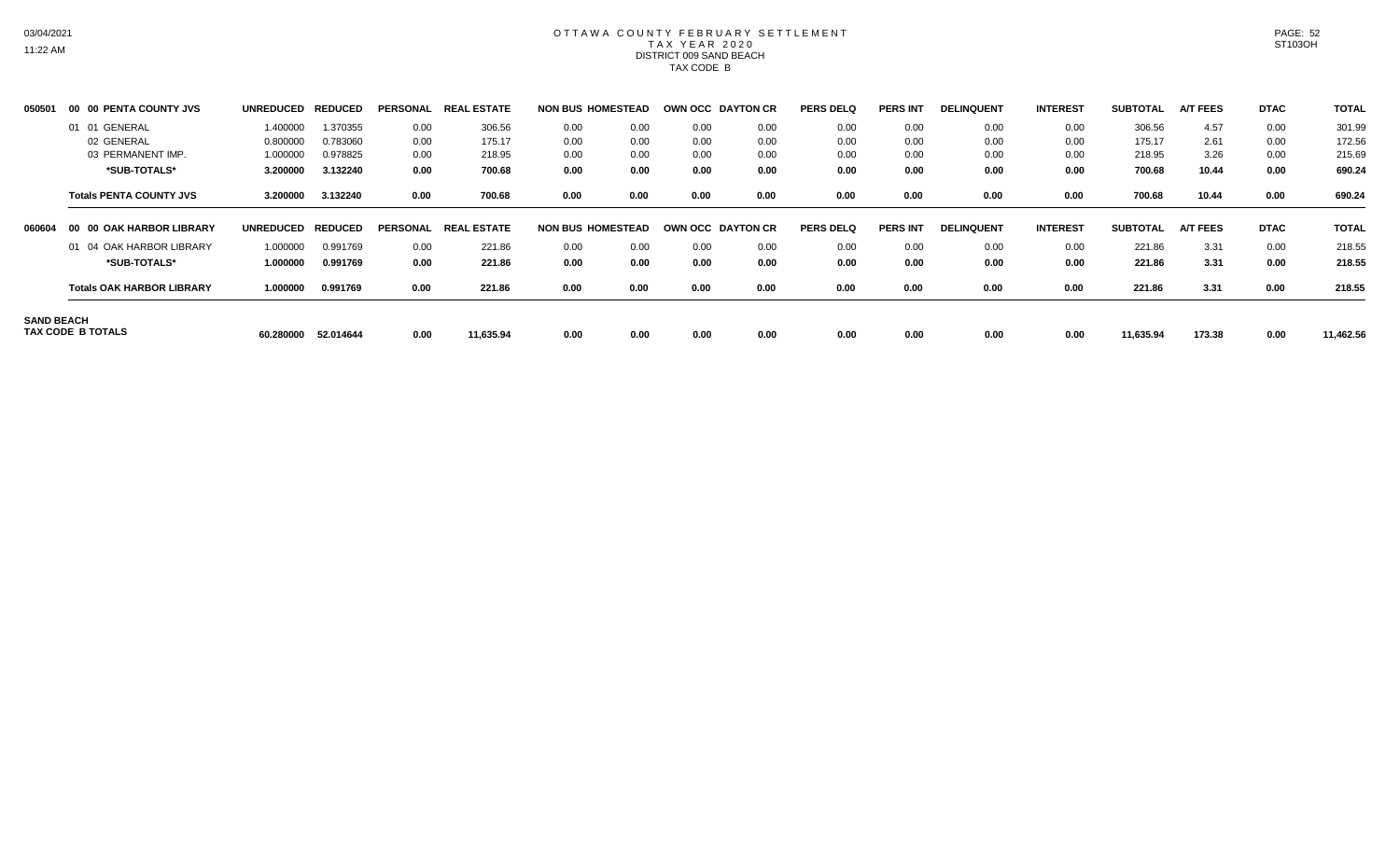# OTTAWA COUNTY FEBRUARY SETTLEMENT
## TAX YEAR 2020
### DISTRICT 009 SAND BEACH
### TAX CODE B

| 050501 | 00 00 PENTA COUNTY JVS | UNREDUCED | REDUCED | PERSONAL | REAL ESTATE | NON BUS | HOMESTEAD | OWN OCC | DAYTON CR | PERS DELQ | PERS INT | DELINQUENT | INTEREST | SUBTOTAL | A/T FEES | DTAC | TOTAL |
|---|---|---|---|---|---|---|---|---|---|---|---|---|---|---|---|---|---|
| | 01 01 GENERAL | 1.400000 | 1.370355 | 0.00 | 306.56 | 0.00 | 0.00 | 0.00 | 0.00 | 0.00 | 0.00 | 0.00 | 0.00 | 306.56 | 4.57 | 0.00 | 301.99 |
| | 02 GENERAL | 0.800000 | 0.783060 | 0.00 | 175.17 | 0.00 | 0.00 | 0.00 | 0.00 | 0.00 | 0.00 | 0.00 | 0.00 | 175.17 | 2.61 | 0.00 | 172.56 |
| | 03 PERMANENT IMP. | 1.000000 | 0.978825 | 0.00 | 218.95 | 0.00 | 0.00 | 0.00 | 0.00 | 0.00 | 0.00 | 0.00 | 0.00 | 218.95 | 3.26 | 0.00 | 215.69 |
| | **\*SUB-TOTALS\*** | **3.200000** | **3.132240** | **0.00** | **700.68** | **0.00** | **0.00** | **0.00** | **0.00** | **0.00** | **0.00** | **0.00** | **0.00** | **700.68** | **10.44** | **0.00** | **690.24** |
| | **Totals PENTA COUNTY JVS** | **3.200000** | **3.132240** | **0.00** | **700.68** | **0.00** | **0.00** | **0.00** | **0.00** | **0.00** | **0.00** | **0.00** | **0.00** | **700.68** | **10.44** | **0.00** | **690.24** |
| **060604** | **00 00 OAK HARBOR LIBRARY** | **UNREDUCED** | **REDUCED** | **PERSONAL** | **REAL ESTATE** | **NON BUS** | **HOMESTEAD** | **OWN OCC** | **DAYTON CR** | **PERS DELQ** | **PERS INT** | **DELINQUENT** | **INTEREST** | **SUBTOTAL** | **A/T FEES** | **DTAC** | **TOTAL** |
| | 01 04 OAK HARBOR LIBRARY | 1.000000 | 0.991769 | 0.00 | 221.86 | 0.00 | 0.00 | 0.00 | 0.00 | 0.00 | 0.00 | 0.00 | 0.00 | 221.86 | 3.31 | 0.00 | 218.55 |
| | **\*SUB-TOTALS\*** | **1.000000** | **0.991769** | **0.00** | **221.86** | **0.00** | **0.00** | **0.00** | **0.00** | **0.00** | **0.00** | **0.00** | **0.00** | **221.86** | **3.31** | **0.00** | **218.55** |
| | **Totals OAK HARBOR LIBRARY** | **1.000000** | **0.991769** | **0.00** | **221.86** | **0.00** | **0.00** | **0.00** | **0.00** | **0.00** | **0.00** | **0.00** | **0.00** | **221.86** | **3.31** | **0.00** | **218.55** |
| **SAND BEACH TAX CODE B TOTALS** | | **60.280000** | **52.014644** | **0.00** | **11,635.94** | **0.00** | **0.00** | **0.00** | **0.00** | **0.00** | **0.00** | **0.00** | **0.00** | **11,635.94** | **173.38** | **0.00** | **11,462.56** |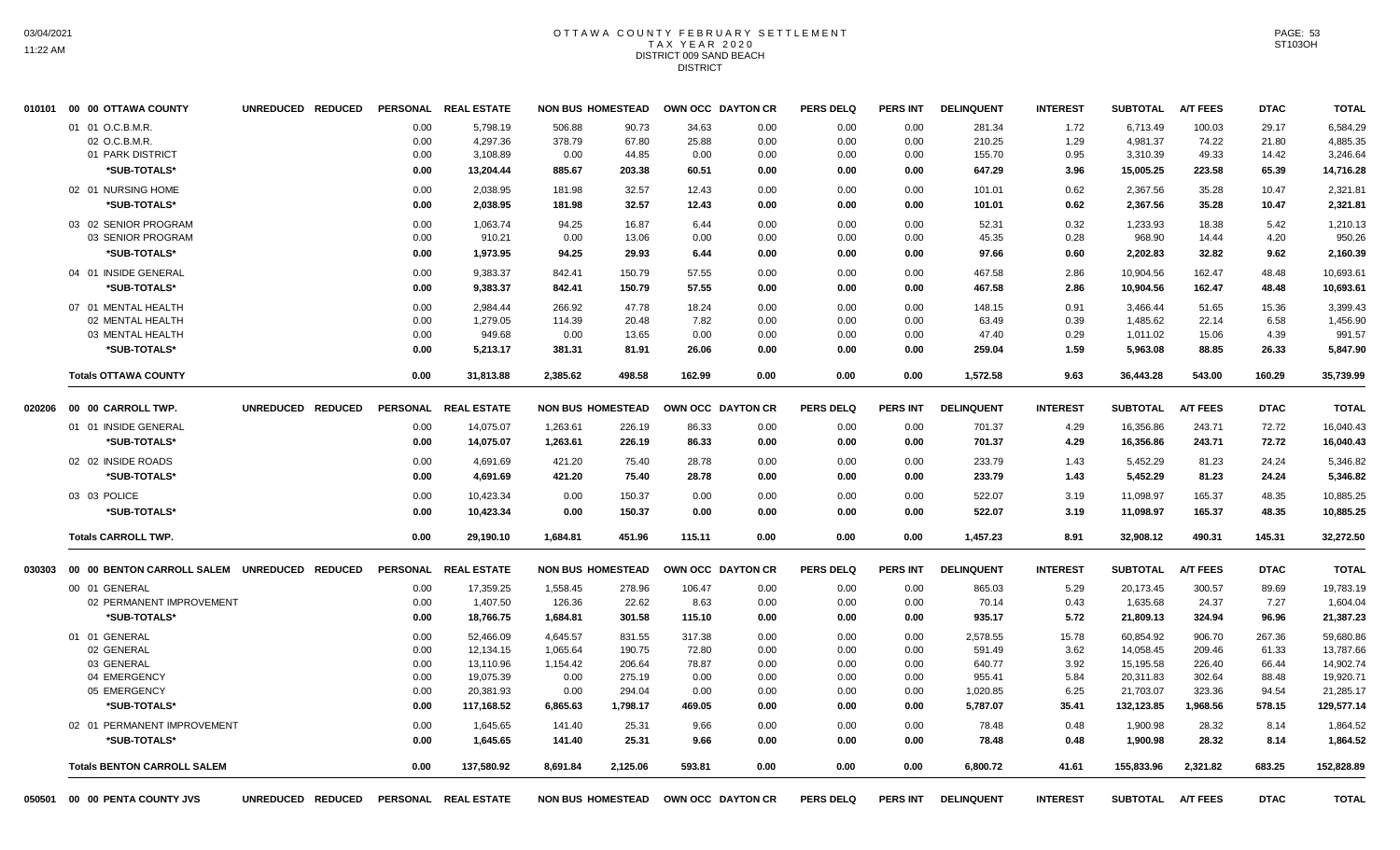# OTTAWA COUNTY FEBRUARY SETTLEMENT
## TAX YEAR 2020
## DISTRICT 009 SAND BEACH
## DISTRICT

| | | UNREDUCED | REDUCED | PERSONAL | REAL ESTATE | NON BUS | HOMESTEAD | OWN OCC | DAYTON CR | PERS DELQ | PERS INT | DELINQUENT | INTEREST | SUBTOTAL | A/T FEES | DTAC | TOTAL |
|---|---|---|---|---|---|---|---|---|---|---|---|---|---|---|---|---|---|
| 010101 | 00 00 OTTAWA COUNTY | UNREDUCED | REDUCED | PERSONAL | REAL ESTATE | NON BUS | HOMESTEAD | OWN OCC | DAYTON CR | PERS DELQ | PERS INT | DELINQUENT | INTEREST | SUBTOTAL | A/T FEES | DTAC | TOTAL |
| | 01 01 O.C.B.M.R. | | | 0.00 | 5,798.19 | 506.88 | 90.73 | 34.63 | 0.00 | 0.00 | 0.00 | 281.34 | 1.72 | 6,713.49 | 100.03 | 29.17 | 6,584.29 |
| | 02 O.C.B.M.R. | | | 0.00 | 4,297.36 | 378.79 | 67.80 | 25.88 | 0.00 | 0.00 | 0.00 | 210.25 | 1.29 | 4,981.37 | 74.22 | 21.80 | 4,885.35 |
| | 01 PARK DISTRICT | | | 0.00 | 3,108.89 | 0.00 | 44.85 | 0.00 | 0.00 | 0.00 | 0.00 | 155.70 | 0.95 | 3,310.39 | 49.33 | 14.42 | 3,246.64 |
| | *SUB-TOTALS* | | | 0.00 | 13,204.44 | 885.67 | 203.38 | 60.51 | 0.00 | 0.00 | 0.00 | 647.29 | 3.96 | 15,005.25 | 223.58 | 65.39 | 14,716.28 |
| | 02 01 NURSING HOME | | | 0.00 | 2,038.95 | 181.98 | 32.57 | 12.43 | 0.00 | 0.00 | 0.00 | 101.01 | 0.62 | 2,367.56 | 35.28 | 10.47 | 2,321.81 |
| | *SUB-TOTALS* | | | 0.00 | 2,038.95 | 181.98 | 32.57 | 12.43 | 0.00 | 0.00 | 0.00 | 101.01 | 0.62 | 2,367.56 | 35.28 | 10.47 | 2,321.81 |
| | 03 02 SENIOR PROGRAM | | | 0.00 | 1,063.74 | 94.25 | 16.87 | 6.44 | 0.00 | 0.00 | 0.00 | 52.31 | 0.32 | 1,233.93 | 18.38 | 5.42 | 1,210.13 |
| | 03 SENIOR PROGRAM | | | 0.00 | 910.21 | 0.00 | 13.06 | 0.00 | 0.00 | 0.00 | 0.00 | 45.35 | 0.28 | 968.90 | 14.44 | 4.20 | 950.26 |
| | *SUB-TOTALS* | | | 0.00 | 1,973.95 | 94.25 | 29.93 | 6.44 | 0.00 | 0.00 | 0.00 | 97.66 | 0.60 | 2,202.83 | 32.82 | 9.62 | 2,160.39 |
| | 04 01 INSIDE GENERAL | | | 0.00 | 9,383.37 | 842.41 | 150.79 | 57.55 | 0.00 | 0.00 | 0.00 | 467.58 | 2.86 | 10,904.56 | 162.47 | 48.48 | 10,693.61 |
| | *SUB-TOTALS* | | | 0.00 | 9,383.37 | 842.41 | 150.79 | 57.55 | 0.00 | 0.00 | 0.00 | 467.58 | 2.86 | 10,904.56 | 162.47 | 48.48 | 10,693.61 |
| | 07 01 MENTAL HEALTH | | | 0.00 | 2,984.44 | 266.92 | 47.78 | 18.24 | 0.00 | 0.00 | 0.00 | 148.15 | 0.91 | 3,466.44 | 51.65 | 15.36 | 3,399.43 |
| | 02 MENTAL HEALTH | | | 0.00 | 1,279.05 | 114.39 | 20.48 | 7.82 | 0.00 | 0.00 | 0.00 | 63.49 | 0.39 | 1,485.62 | 22.14 | 6.58 | 1,456.90 |
| | 03 MENTAL HEALTH | | | 0.00 | 949.68 | 0.00 | 13.65 | 0.00 | 0.00 | 0.00 | 0.00 | 47.40 | 0.29 | 1,011.02 | 15.06 | 4.39 | 991.57 |
| | *SUB-TOTALS* | | | 0.00 | 5,213.17 | 381.31 | 81.91 | 26.06 | 0.00 | 0.00 | 0.00 | 259.04 | 1.59 | 5,963.08 | 88.85 | 26.33 | 5,847.90 |
| | **Totals OTTAWA COUNTY** | | | 0.00 | 31,813.88 | 2,385.62 | 498.58 | 162.99 | 0.00 | 0.00 | 0.00 | 1,572.58 | 9.63 | 36,443.28 | 543.00 | 160.29 | 35,739.99 |
| 020206 | 00 00 CARROLL TWP. | UNREDUCED | REDUCED | PERSONAL | REAL ESTATE | NON BUS | HOMESTEAD | OWN OCC | DAYTON CR | PERS DELQ | PERS INT | DELINQUENT | INTEREST | SUBTOTAL | A/T FEES | DTAC | TOTAL |
| | 01 01 INSIDE GENERAL | | | 0.00 | 14,075.07 | 1,263.61 | 226.19 | 86.33 | 0.00 | 0.00 | 0.00 | 701.37 | 4.29 | 16,356.86 | 243.71 | 72.72 | 16,040.43 |
| | *SUB-TOTALS* | | | 0.00 | 14,075.07 | 1,263.61 | 226.19 | 86.33 | 0.00 | 0.00 | 0.00 | 701.37 | 4.29 | 16,356.86 | 243.71 | 72.72 | 16,040.43 |
| | 02 02 INSIDE ROADS | | | 0.00 | 4,691.69 | 421.20 | 75.40 | 28.78 | 0.00 | 0.00 | 0.00 | 233.79 | 1.43 | 5,452.29 | 81.23 | 24.24 | 5,346.82 |
| | *SUB-TOTALS* | | | 0.00 | 4,691.69 | 421.20 | 75.40 | 28.78 | 0.00 | 0.00 | 0.00 | 233.79 | 1.43 | 5,452.29 | 81.23 | 24.24 | 5,346.82 |
| | 03 03 POLICE | | | 0.00 | 10,423.34 | 0.00 | 150.37 | 0.00 | 0.00 | 0.00 | 0.00 | 522.07 | 3.19 | 11,098.97 | 165.37 | 48.35 | 10,885.25 |
| | *SUB-TOTALS* | | | 0.00 | 10,423.34 | 0.00 | 150.37 | 0.00 | 0.00 | 0.00 | 0.00 | 522.07 | 3.19 | 11,098.97 | 165.37 | 48.35 | 10,885.25 |
| | **Totals CARROLL TWP.** | | | 0.00 | 29,190.10 | 1,684.81 | 451.96 | 115.11 | 0.00 | 0.00 | 0.00 | 1,457.23 | 8.91 | 32,908.12 | 490.31 | 145.31 | 32,272.50 |
| 030303 | 00 00 BENTON CARROLL SALEM | UNREDUCED | REDUCED | PERSONAL | REAL ESTATE | NON BUS | HOMESTEAD | OWN OCC | DAYTON CR | PERS DELQ | PERS INT | DELINQUENT | INTEREST | SUBTOTAL | A/T FEES | DTAC | TOTAL |
| | 00 01 GENERAL | | | 0.00 | 17,359.25 | 1,558.45 | 278.96 | 106.47 | 0.00 | 0.00 | 0.00 | 865.03 | 5.29 | 20,173.45 | 300.57 | 89.69 | 19,783.19 |
| | 02 PERMANENT IMPROVEMENT | | | 0.00 | 1,407.50 | 126.36 | 22.62 | 8.63 | 0.00 | 0.00 | 0.00 | 70.14 | 0.43 | 1,635.68 | 24.37 | 7.27 | 1,604.04 |
| | *SUB-TOTALS* | | | 0.00 | 18,766.75 | 1,684.81 | 301.58 | 115.10 | 0.00 | 0.00 | 0.00 | 935.17 | 5.72 | 21,809.13 | 324.94 | 96.96 | 21,387.23 |
| | 01 01 GENERAL | | | 0.00 | 52,466.09 | 4,645.57 | 831.55 | 317.38 | 0.00 | 0.00 | 0.00 | 2,578.55 | 15.78 | 60,854.92 | 906.70 | 267.36 | 59,680.86 |
| | 02 GENERAL | | | 0.00 | 12,134.15 | 1,065.64 | 190.75 | 72.80 | 0.00 | 0.00 | 0.00 | 591.49 | 3.62 | 14,058.45 | 209.46 | 61.33 | 13,787.66 |
| | 03 GENERAL | | | 0.00 | 13,110.96 | 1,154.42 | 206.64 | 78.87 | 0.00 | 0.00 | 0.00 | 640.77 | 3.92 | 15,195.58 | 226.40 | 66.44 | 14,902.74 |
| | 04 EMERGENCY | | | 0.00 | 19,075.39 | 0.00 | 275.19 | 0.00 | 0.00 | 0.00 | 0.00 | 955.41 | 5.84 | 20,311.83 | 302.64 | 88.48 | 19,920.71 |
| | 05 EMERGENCY | | | 0.00 | 20,381.93 | 0.00 | 294.04 | 0.00 | 0.00 | 0.00 | 0.00 | 1,020.85 | 6.25 | 21,703.07 | 323.36 | 94.54 | 21,285.17 |
| | *SUB-TOTALS* | | | 0.00 | 117,168.52 | 6,865.63 | 1,798.17 | 469.05 | 0.00 | 0.00 | 0.00 | 5,787.07 | 35.41 | 132,123.85 | 1,968.56 | 578.15 | 129,577.14 |
| | 02 01 PERMANENT IMPROVEMENT | | | 0.00 | 1,645.65 | 141.40 | 25.31 | 9.66 | 0.00 | 0.00 | 0.00 | 78.48 | 0.48 | 1,900.98 | 28.32 | 8.14 | 1,864.52 |
| | *SUB-TOTALS* | | | 0.00 | 1,645.65 | 141.40 | 25.31 | 9.66 | 0.00 | 0.00 | 0.00 | 78.48 | 0.48 | 1,900.98 | 28.32 | 8.14 | 1,864.52 |
| | **Totals BENTON CARROLL SALEM** | | | 0.00 | 137,580.92 | 8,691.84 | 2,125.06 | 593.81 | 0.00 | 0.00 | 0.00 | 6,800.72 | 41.61 | 155,833.96 | 2,321.82 | 683.25 | 152,828.89 |
| 050501 | 00 00 PENTA COUNTY JVS | UNREDUCED | REDUCED | PERSONAL | REAL ESTATE | NON BUS | HOMESTEAD | OWN OCC | DAYTON CR | PERS DELQ | PERS INT | DELINQUENT | INTEREST | SUBTOTAL | A/T FEES | DTAC | TOTAL |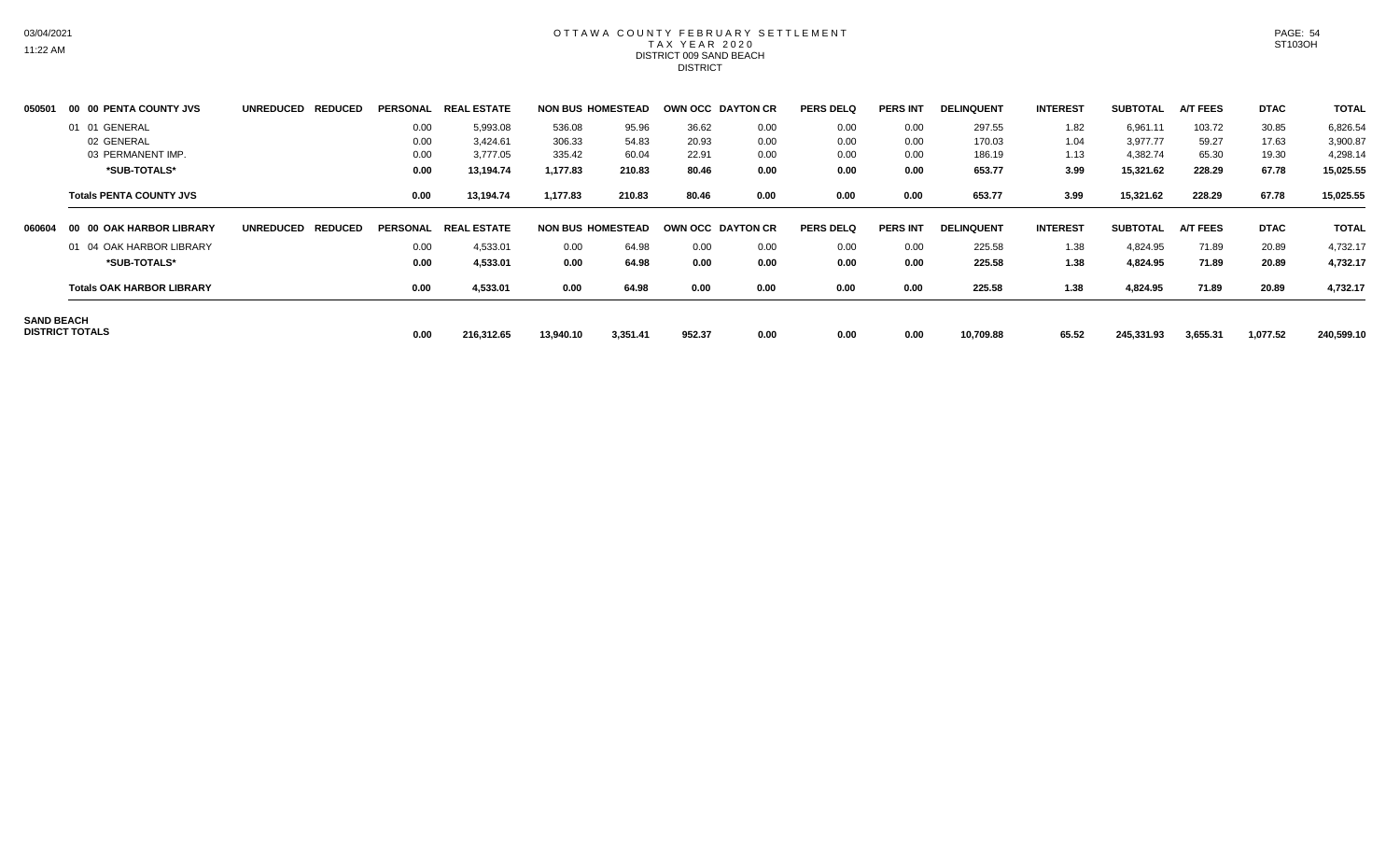# OTTAWA COUNTY FEBRUARY SETTLEMENT
## TAX YEAR 2020
### DISTRICT 009 SAND BEACH
### DISTRICT

| | | UNREDUCED | REDUCED | PERSONAL | REAL ESTATE | NON BUS | HOMESTEAD | OWN OCC | DAYTON CR | PERS DELQ | PERS INT | DELINQUENT | INTEREST | SUBTOTAL | A/T FEES | DTAC | TOTAL |
|---|---|---|---|---|---|---|---|---|---|---|---|---|---|---|---|---|---|
| 050501 | 00 00 PENTA COUNTY JVS | UNREDUCED | REDUCED | PERSONAL | REAL ESTATE | NON BUS | HOMESTEAD | OWN OCC | DAYTON CR | PERS DELQ | PERS INT | DELINQUENT | INTEREST | SUBTOTAL | A/T FEES | DTAC | TOTAL |
| | 01 01 GENERAL | | | 0.00 | 5,993.08 | 536.08 | 95.96 | 36.62 | 0.00 | 0.00 | 0.00 | 297.55 | 1.82 | 6,961.11 | 103.72 | 30.85 | 6,826.54 |
| | 02 GENERAL | | | 0.00 | 3,424.61 | 306.33 | 54.83 | 20.93 | 0.00 | 0.00 | 0.00 | 170.03 | 1.04 | 3,977.77 | 59.27 | 17.63 | 3,900.87 |
| | 03 PERMANENT IMP. | | | 0.00 | 3,777.05 | 335.42 | 60.04 | 22.91 | 0.00 | 0.00 | 0.00 | 186.19 | 1.13 | 4,382.74 | 65.30 | 19.30 | 4,298.14 |
| | **\*SUB-TOTALS\*** | | | **0.00** | **13,194.74** | **1,177.83** | **210.83** | **80.46** | **0.00** | **0.00** | **0.00** | **653.77** | **3.99** | **15,321.62** | **228.29** | **67.78** | **15,025.55** |
| | **Totals PENTA COUNTY JVS** | | | **0.00** | **13,194.74** | **1,177.83** | **210.83** | **80.46** | **0.00** | **0.00** | **0.00** | **653.77** | **3.99** | **15,321.62** | **228.29** | **67.78** | **15,025.55** |
| 060604 | 00 00 OAK HARBOR LIBRARY | UNREDUCED | REDUCED | PERSONAL | REAL ESTATE | NON BUS | HOMESTEAD | OWN OCC | DAYTON CR | PERS DELQ | PERS INT | DELINQUENT | INTEREST | SUBTOTAL | A/T FEES | DTAC | TOTAL |
| | 01 04 OAK HARBOR LIBRARY | | | 0.00 | 4,533.01 | 0.00 | 64.98 | 0.00 | 0.00 | 0.00 | 0.00 | 225.58 | 1.38 | 4,824.95 | 71.89 | 20.89 | 4,732.17 |
| | **\*SUB-TOTALS\*** | | | **0.00** | **4,533.01** | **0.00** | **64.98** | **0.00** | **0.00** | **0.00** | **0.00** | **225.58** | **1.38** | **4,824.95** | **71.89** | **20.89** | **4,732.17** |
| | **Totals OAK HARBOR LIBRARY** | | | **0.00** | **4,533.01** | **0.00** | **64.98** | **0.00** | **0.00** | **0.00** | **0.00** | **225.58** | **1.38** | **4,824.95** | **71.89** | **20.89** | **4,732.17** |
| **SAND BEACH DISTRICT TOTALS** | | | | **0.00** | **216,312.65** | **13,940.10** | **3,351.41** | **952.37** | **0.00** | **0.00** | **0.00** | **10,709.88** | **65.52** | **245,331.93** | **3,655.31** | **1,077.52** | **240,599.10** |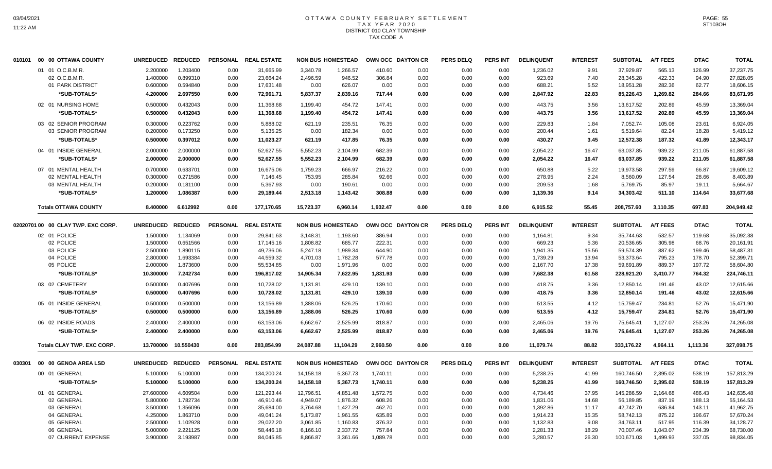# OTTAWA COUNTY FEBRUARY SETTLEMENT
## TAX YEAR 2020
### DISTRICT 010 CLAY TOWNSHIP
### TAX CODE A

| 010101 00 00 OTTAWA COUNTY | UNREDUCED | REDUCED | PERSONAL | REAL ESTATE | NON BUS | HOMESTEAD | OWN OCC | DAYTON CR | PERS DELQ | PERS INT | DELINQUENT | INTEREST | SUBTOTAL | A/T FEES | DTAC | TOTAL |
|---|---|---|---|---|---|---|---|---|---|---|---|---|---|---|---|---|
| 01 01 O.C.B.M.R. | 2.200000 | 1.203400 | 0.00 | 31,665.99 | 3,340.78 | 1,266.57 | 410.60 | 0.00 | 0.00 | 0.00 | 1,236.02 | 9.91 | 37,929.87 | 565.13 | 126.99 | 37,237.75 |
| 02 O.C.B.M.R. | 1.400000 | 0.899310 | 0.00 | 23,664.24 | 2,496.59 | 946.52 | 306.84 | 0.00 | 0.00 | 0.00 | 923.69 | 7.40 | 28,345.28 | 422.33 | 94.90 | 27,828.05 |
| 01 PARK DISTRICT | 0.600000 | 0.594840 | 0.00 | 17,631.48 | 0.00 | 626.07 | 0.00 | 0.00 | 0.00 | 0.00 | 688.21 | 5.52 | 18,951.28 | 282.36 | 62.77 | 18,606.15 |
| *SUB-TOTALS* | 4.200000 | 2.697550 | 0.00 | 72,961.71 | 5,837.37 | 2,839.16 | 717.44 | 0.00 | 0.00 | 0.00 | 2,847.92 | 22.83 | 85,226.43 | 1,269.82 | 284.66 | 83,671.95 |
| 02 01 NURSING HOME | 0.500000 | 0.432043 | 0.00 | 11,368.68 | 1,199.40 | 454.72 | 147.41 | 0.00 | 0.00 | 0.00 | 443.75 | 3.56 | 13,617.52 | 202.89 | 45.59 | 13,369.04 |
| *SUB-TOTALS* | 0.500000 | 0.432043 | 0.00 | 11,368.68 | 1,199.40 | 454.72 | 147.41 | 0.00 | 0.00 | 0.00 | 443.75 | 3.56 | 13,617.52 | 202.89 | 45.59 | 13,369.04 |
| 03 02 SENIOR PROGRAM | 0.300000 | 0.223762 | 0.00 | 5,888.02 | 621.19 | 235.51 | 76.35 | 0.00 | 0.00 | 0.00 | 229.83 | 1.84 | 7,052.74 | 105.08 | 23.61 | 6,924.05 |
| 03 SENIOR PROGRAM | 0.200000 | 0.173250 | 0.00 | 5,135.25 | 0.00 | 182.34 | 0.00 | 0.00 | 0.00 | 0.00 | 200.44 | 1.61 | 5,519.64 | 82.24 | 18.28 | 5,419.12 |
| *SUB-TOTALS* | 0.500000 | 0.397012 | 0.00 | 11,023.27 | 621.19 | 417.85 | 76.35 | 0.00 | 0.00 | 0.00 | 430.27 | 3.45 | 12,572.38 | 187.32 | 41.89 | 12,343.17 |
| 04 01 INSIDE GENERAL | 2.000000 | 2.000000 | 0.00 | 52,627.55 | 5,552.23 | 2,104.99 | 682.39 | 0.00 | 0.00 | 0.00 | 2,054.22 | 16.47 | 63,037.85 | 939.22 | 211.05 | 61,887.58 |
| *SUB-TOTALS* | 2.000000 | 2.000000 | 0.00 | 52,627.55 | 5,552.23 | 2,104.99 | 682.39 | 0.00 | 0.00 | 0.00 | 2,054.22 | 16.47 | 63,037.85 | 939.22 | 211.05 | 61,887.58 |
| 07 01 MENTAL HEALTH | 0.700000 | 0.633701 | 0.00 | 16,675.06 | 1,759.23 | 666.97 | 216.22 | 0.00 | 0.00 | 0.00 | 650.88 | 5.22 | 19,973.58 | 297.59 | 66.87 | 19,609.12 |
| 02 MENTAL HEALTH | 0.300000 | 0.271586 | 0.00 | 7,146.45 | 753.95 | 285.84 | 92.66 | 0.00 | 0.00 | 0.00 | 278.95 | 2.24 | 8,560.09 | 127.54 | 28.66 | 8,403.89 |
| 03 MENTAL HEALTH | 0.200000 | 0.181100 | 0.00 | 5,367.93 | 0.00 | 190.61 | 0.00 | 0.00 | 0.00 | 0.00 | 209.53 | 1.68 | 5,769.75 | 85.97 | 19.11 | 5,664.67 |
| *SUB-TOTALS* | 1.200000 | 1.086387 | 0.00 | 29,189.44 | 2,513.18 | 1,143.42 | 308.88 | 0.00 | 0.00 | 0.00 | 1,139.36 | 9.14 | 34,303.42 | 511.10 | 114.64 | 33,677.68 |
| **Totals OTTAWA COUNTY** | 8.400000 | 6.612992 | 0.00 | 177,170.65 | 15,723.37 | 6,960.14 | 1,932.47 | 0.00 | 0.00 | 0.00 | 6,915.52 | 55.45 | 208,757.60 | 3,110.35 | 697.83 | 204,949.42 |

| 02020701 00 00 CLAY TWP. EXC CORP. | UNREDUCED | REDUCED | PERSONAL | REAL ESTATE | NON BUS | HOMESTEAD | OWN OCC | DAYTON CR | PERS DELQ | PERS INT | DELINQUENT | INTEREST | SUBTOTAL | A/T FEES | DTAC | TOTAL |
|---|---|---|---|---|---|---|---|---|---|---|---|---|---|---|---|---|
| 02 01 POLICE | 1.500000 | 1.134069 | 0.00 | 29,841.63 | 3,148.31 | 1,193.60 | 386.94 | 0.00 | 0.00 | 0.00 | 1,164.81 | 9.34 | 35,744.63 | 532.57 | 119.68 | 35,092.38 |
| 02 POLICE | 1.500000 | 0.651566 | 0.00 | 17,145.16 | 1,808.82 | 685.77 | 222.31 | 0.00 | 0.00 | 0.00 | 669.23 | 5.36 | 20,536.65 | 305.98 | 68.76 | 20,161.91 |
| 03 POLICE | 2.500000 | 1.890115 | 0.00 | 49,736.06 | 5,247.18 | 1,989.34 | 644.90 | 0.00 | 0.00 | 0.00 | 1,941.35 | 15.56 | 59,574.39 | 887.62 | 199.46 | 58,487.31 |
| 04 POLICE | 2.800000 | 1.693384 | 0.00 | 44,559.32 | 4,701.03 | 1,782.28 | 577.78 | 0.00 | 0.00 | 0.00 | 1,739.29 | 13.94 | 53,373.64 | 795.23 | 178.70 | 52,399.71 |
| 05 POLICE | 2.000000 | 1.873600 | 0.00 | 55,534.85 | 0.00 | 1,971.96 | 0.00 | 0.00 | 0.00 | 0.00 | 2,167.70 | 17.38 | 59,691.89 | 889.37 | 197.72 | 58,604.80 |
| *SUB-TOTALS* | 10.300000 | 7.242734 | 0.00 | 196,817.02 | 14,905.34 | 7,622.95 | 1,831.93 | 0.00 | 0.00 | 0.00 | 7,682.38 | 61.58 | 228,921.20 | 3,410.77 | 764.32 | 224,746.11 |
| 03 02 CEMETERY | 0.500000 | 0.407696 | 0.00 | 10,728.02 | 1,131.81 | 429.10 | 139.10 | 0.00 | 0.00 | 0.00 | 418.75 | 3.36 | 12,850.14 | 191.46 | 43.02 | 12,615.66 |
| *SUB-TOTALS* | 0.500000 | 0.407696 | 0.00 | 10,728.02 | 1,131.81 | 429.10 | 139.10 | 0.00 | 0.00 | 0.00 | 418.75 | 3.36 | 12,850.14 | 191.46 | 43.02 | 12,615.66 |
| 05 01 INSIDE GENERAL | 0.500000 | 0.500000 | 0.00 | 13,156.89 | 1,388.06 | 526.25 | 170.60 | 0.00 | 0.00 | 0.00 | 513.55 | 4.12 | 15,759.47 | 234.81 | 52.76 | 15,471.90 |
| *SUB-TOTALS* | 0.500000 | 0.500000 | 0.00 | 13,156.89 | 1,388.06 | 526.25 | 170.60 | 0.00 | 0.00 | 0.00 | 513.55 | 4.12 | 15,759.47 | 234.81 | 52.76 | 15,471.90 |
| 06 02 INSIDE ROADS | 2.400000 | 2.400000 | 0.00 | 63,153.06 | 6,662.67 | 2,525.99 | 818.87 | 0.00 | 0.00 | 0.00 | 2,465.06 | 19.76 | 75,645.41 | 1,127.07 | 253.26 | 74,265.08 |
| *SUB-TOTALS* | 2.400000 | 2.400000 | 0.00 | 63,153.06 | 6,662.67 | 2,525.99 | 818.87 | 0.00 | 0.00 | 0.00 | 2,465.06 | 19.76 | 75,645.41 | 1,127.07 | 253.26 | 74,265.08 |
| **Totals CLAY TWP. EXC CORP.** | 13.700000 | 10.550430 | 0.00 | 283,854.99 | 24,087.88 | 11,104.29 | 2,960.50 | 0.00 | 0.00 | 0.00 | 11,079.74 | 88.82 | 333,176.22 | 4,964.11 | 1,113.36 | 327,098.75 |

| 030301 00 00 GENOA AREA LSD | UNREDUCED | REDUCED | PERSONAL | REAL ESTATE | NON BUS | HOMESTEAD | OWN OCC | DAYTON CR | PERS DELQ | PERS INT | DELINQUENT | INTEREST | SUBTOTAL | A/T FEES | DTAC | TOTAL |
|---|---|---|---|---|---|---|---|---|---|---|---|---|---|---|---|---|
| 00 01 GENERAL | 5.100000 | 5.100000 | 0.00 | 134,200.24 | 14,158.18 | 5,367.73 | 1,740.11 | 0.00 | 0.00 | 0.00 | 5,238.25 | 41.99 | 160,746.50 | 2,395.02 | 538.19 | 157,813.29 |
| *SUB-TOTALS* | 5.100000 | 5.100000 | 0.00 | 134,200.24 | 14,158.18 | 5,367.73 | 1,740.11 | 0.00 | 0.00 | 0.00 | 5,238.25 | 41.99 | 160,746.50 | 2,395.02 | 538.19 | 157,813.29 |
| 01 01 GENERAL | 27.600000 | 4.609504 | 0.00 | 121,293.44 | 12,796.51 | 4,851.48 | 1,572.75 | 0.00 | 0.00 | 0.00 | 4,734.46 | 37.95 | 145,286.59 | 2,164.68 | 486.43 | 142,635.48 |
| 02 GENERAL | 5.800000 | 1.782734 | 0.00 | 46,910.46 | 4,949.07 | 1,876.32 | 608.26 | 0.00 | 0.00 | 0.00 | 1,831.06 | 14.68 | 56,189.85 | 837.19 | 188.13 | 55,164.53 |
| 03 GENERAL | 3.500000 | 1.356096 | 0.00 | 35,684.00 | 3,764.68 | 1,427.29 | 462.70 | 0.00 | 0.00 | 0.00 | 1,392.86 | 11.17 | 42,742.70 | 636.84 | 143.11 | 41,962.75 |
| 04 GENERAL | 4.250000 | 1.863710 | 0.00 | 49,041.24 | 5,173.87 | 1,961.55 | 635.89 | 0.00 | 0.00 | 0.00 | 1,914.23 | 15.35 | 58,742.13 | 875.22 | 196.67 | 57,670.24 |
| 05 GENERAL | 2.500000 | 1.102928 | 0.00 | 29,022.20 | 3,061.85 | 1,160.83 | 376.32 | 0.00 | 0.00 | 0.00 | 1,132.83 | 9.08 | 34,763.11 | 517.95 | 116.39 | 34,128.77 |
| 06 GENERAL | 5.000000 | 2.221125 | 0.00 | 58,446.18 | 6,166.10 | 2,337.72 | 757.84 | 0.00 | 0.00 | 0.00 | 2,281.33 | 18.29 | 70,007.46 | 1,043.07 | 234.39 | 68,730.00 |
| 07 CURRENT EXPENSE | 3.900000 | 3.193987 | 0.00 | 84,045.85 | 8,866.87 | 3,361.66 | 1,089.78 | 0.00 | 0.00 | 0.00 | 3,280.57 | 26.30 | 100,671.03 | 1,499.93 | 337.05 | 98,834.05 |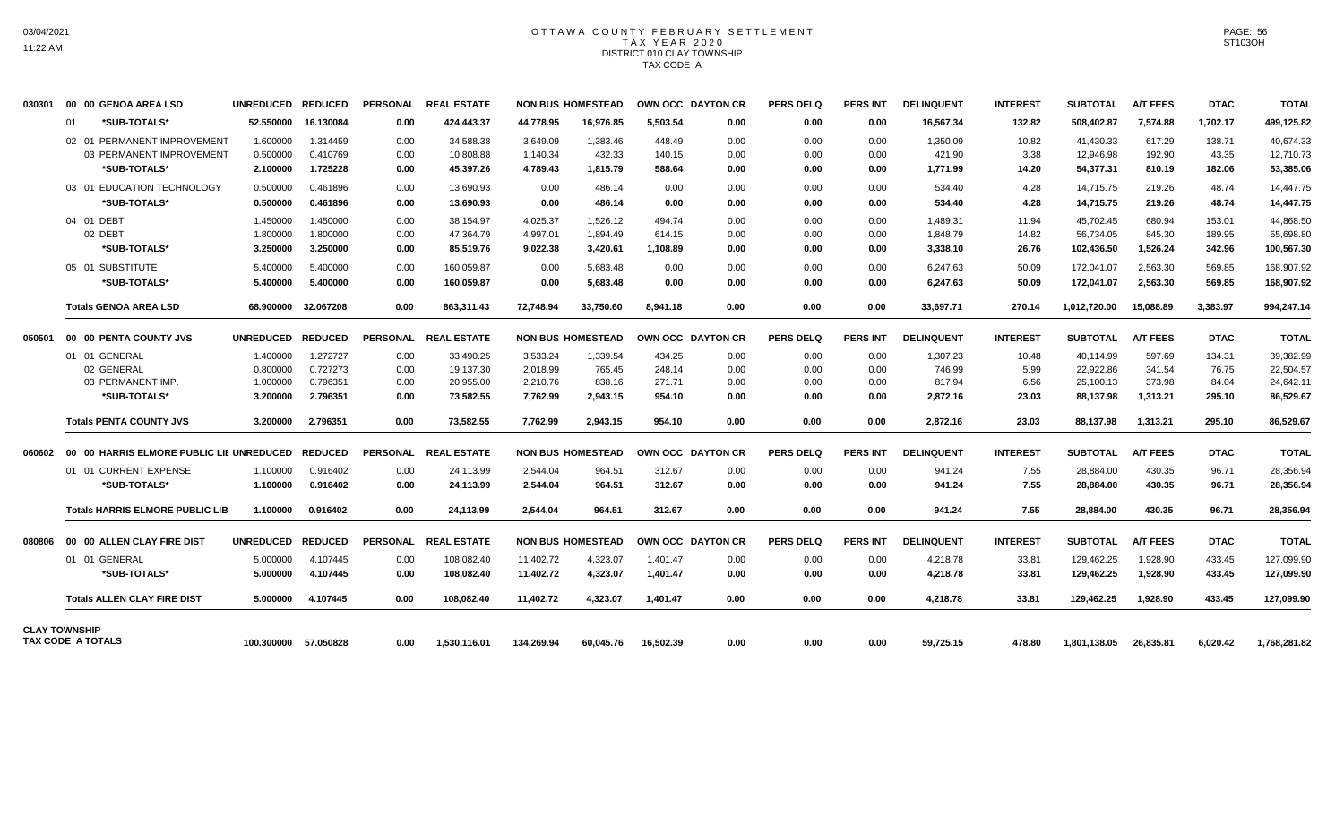# OTTAWA COUNTY FEBRUARY SETTLEMENT
## TAX YEAR 2020
## DISTRICT 010 CLAY TOWNSHIP
## TAX CODE A

| | | UNREDUCED | REDUCED | PERSONAL | REAL ESTATE | NON BUS | HOMESTEAD | OWN OCC | DAYTON CR | PERS DELQ | PERS INT | DELINQUENT | INTEREST | SUBTOTAL | A/T FEES | DTAC | TOTAL |
|---|---|---|---|---|---|---|---|---|---|---|---|---|---|---|---|---|---|
| 030301 | 00 00 GENOA AREA LSD | UNREDUCED | REDUCED | PERSONAL | REAL ESTATE | NON BUS | HOMESTEAD | OWN OCC | DAYTON CR | PERS DELQ | PERS INT | DELINQUENT | INTEREST | SUBTOTAL | A/T FEES | DTAC | TOTAL |
| | 01 *SUB-TOTALS* | 52.550000 | 16.130084 | 0.00 | 424,443.37 | 44,778.95 | 16,976.85 | 5,503.54 | 0.00 | 0.00 | 0.00 | 16,567.34 | 132.82 | 508,402.87 | 7,574.88 | 1,702.17 | 499,125.82 |
| | 02 01 PERMANENT IMPROVEMENT | 1.600000 | 1.314459 | 0.00 | 34,588.38 | 3,649.09 | 1,383.46 | 448.49 | 0.00 | 0.00 | 0.00 | 1,350.09 | 10.82 | 41,430.33 | 617.29 | 138.71 | 40,674.33 |
| | 03 PERMANENT IMPROVEMENT | 0.500000 | 0.410769 | 0.00 | 10,808.88 | 1,140.34 | 432.33 | 140.15 | 0.00 | 0.00 | 0.00 | 421.90 | 3.38 | 12,946.98 | 192.90 | 43.35 | 12,710.73 |
| | *SUB-TOTALS* | 2.100000 | 1.725228 | 0.00 | 45,397.26 | 4,789.43 | 1,815.79 | 588.64 | 0.00 | 0.00 | 0.00 | 1,771.99 | 14.20 | 54,377.31 | 810.19 | 182.06 | 53,385.06 |
| | 03 01 EDUCATION TECHNOLOGY | 0.500000 | 0.461896 | 0.00 | 13,690.93 | 0.00 | 486.14 | 0.00 | 0.00 | 0.00 | 0.00 | 534.40 | 4.28 | 14,715.75 | 219.26 | 48.74 | 14,447.75 |
| | *SUB-TOTALS* | 0.500000 | 0.461896 | 0.00 | 13,690.93 | 0.00 | 486.14 | 0.00 | 0.00 | 0.00 | 0.00 | 534.40 | 4.28 | 14,715.75 | 219.26 | 48.74 | 14,447.75 |
| | 04 01 DEBT | 1.450000 | 1.450000 | 0.00 | 38,154.97 | 4,025.37 | 1,526.12 | 494.74 | 0.00 | 0.00 | 0.00 | 1,489.31 | 11.94 | 45,702.45 | 680.94 | 153.01 | 44,868.50 |
| | 02 DEBT | 1.800000 | 1.800000 | 0.00 | 47,364.79 | 4,997.01 | 1,894.49 | 614.15 | 0.00 | 0.00 | 0.00 | 1,848.79 | 14.82 | 56,734.05 | 845.30 | 189.95 | 55,698.80 |
| | *SUB-TOTALS* | 3.250000 | 3.250000 | 0.00 | 85,519.76 | 9,022.38 | 3,420.61 | 1,108.89 | 0.00 | 0.00 | 0.00 | 3,338.10 | 26.76 | 102,436.50 | 1,526.24 | 342.96 | 100,567.30 |
| | 05 01 SUBSTITUTE | 5.400000 | 5.400000 | 0.00 | 160,059.87 | 0.00 | 5,683.48 | 0.00 | 0.00 | 0.00 | 0.00 | 6,247.63 | 50.09 | 172,041.07 | 2,563.30 | 569.85 | 168,907.92 |
| | *SUB-TOTALS* | 5.400000 | 5.400000 | 0.00 | 160,059.87 | 0.00 | 5,683.48 | 0.00 | 0.00 | 0.00 | 0.00 | 6,247.63 | 50.09 | 172,041.07 | 2,563.30 | 569.85 | 168,907.92 |
| | **Totals GENOA AREA LSD** | 68.900000 | 32.067208 | 0.00 | 863,311.43 | 72,748.94 | 33,750.60 | 8,941.18 | 0.00 | 0.00 | 0.00 | 33,697.71 | 270.14 | 1,012,720.00 | 15,088.89 | 3,383.97 | 994,247.14 |
| 050501 | 00 00 PENTA COUNTY JVS | UNREDUCED | REDUCED | PERSONAL | REAL ESTATE | NON BUS | HOMESTEAD | OWN OCC | DAYTON CR | PERS DELQ | PERS INT | DELINQUENT | INTEREST | SUBTOTAL | A/T FEES | DTAC | TOTAL |
| | 01 01 GENERAL | 1.400000 | 1.272727 | 0.00 | 33,490.25 | 3,533.24 | 1,339.54 | 434.25 | 0.00 | 0.00 | 0.00 | 1,307.23 | 10.48 | 40,114.99 | 597.69 | 134.31 | 39,382.99 |
| | 02 GENERAL | 0.800000 | 0.727273 | 0.00 | 19,137.30 | 2,018.99 | 765.45 | 248.14 | 0.00 | 0.00 | 0.00 | 746.99 | 5.99 | 22,922.86 | 341.54 | 76.75 | 22,504.57 |
| | 03 PERMANENT IMP. | 1.000000 | 0.796351 | 0.00 | 20,955.00 | 2,210.76 | 838.16 | 271.71 | 0.00 | 0.00 | 0.00 | 817.94 | 6.56 | 25,100.13 | 373.98 | 84.04 | 24,642.11 |
| | *SUB-TOTALS* | 3.200000 | 2.796351 | 0.00 | 73,582.55 | 7,762.99 | 2,943.15 | 954.10 | 0.00 | 0.00 | 0.00 | 2,872.16 | 23.03 | 88,137.98 | 1,313.21 | 295.10 | 86,529.67 |
| | **Totals PENTA COUNTY JVS** | 3.200000 | 2.796351 | 0.00 | 73,582.55 | 7,762.99 | 2,943.15 | 954.10 | 0.00 | 0.00 | 0.00 | 2,872.16 | 23.03 | 88,137.98 | 1,313.21 | 295.10 | 86,529.67 |
| 060602 | 00 00 HARRIS ELMORE PUBLIC LIE | UNREDUCED | REDUCED | PERSONAL | REAL ESTATE | NON BUS | HOMESTEAD | OWN OCC | DAYTON CR | PERS DELQ | PERS INT | DELINQUENT | INTEREST | SUBTOTAL | A/T FEES | DTAC | TOTAL |
| | 01 01 CURRENT EXPENSE | 1.100000 | 0.916402 | 0.00 | 24,113.99 | 2,544.04 | 964.51 | 312.67 | 0.00 | 0.00 | 0.00 | 941.24 | 7.55 | 28,884.00 | 430.35 | 96.71 | 28,356.94 |
| | *SUB-TOTALS* | 1.100000 | 0.916402 | 0.00 | 24,113.99 | 2,544.04 | 964.51 | 312.67 | 0.00 | 0.00 | 0.00 | 941.24 | 7.55 | 28,884.00 | 430.35 | 96.71 | 28,356.94 |
| | **Totals HARRIS ELMORE PUBLIC LIB** | 1.100000 | 0.916402 | 0.00 | 24,113.99 | 2,544.04 | 964.51 | 312.67 | 0.00 | 0.00 | 0.00 | 941.24 | 7.55 | 28,884.00 | 430.35 | 96.71 | 28,356.94 |
| 080806 | 00 00 ALLEN CLAY FIRE DIST | UNREDUCED | REDUCED | PERSONAL | REAL ESTATE | NON BUS | HOMESTEAD | OWN OCC | DAYTON CR | PERS DELQ | PERS INT | DELINQUENT | INTEREST | SUBTOTAL | A/T FEES | DTAC | TOTAL |
| | 01 01 GENERAL | 5.000000 | 4.107445 | 0.00 | 108,082.40 | 11,402.72 | 4,323.07 | 1,401.47 | 0.00 | 0.00 | 0.00 | 4,218.78 | 33.81 | 129,462.25 | 1,928.90 | 433.45 | 127,099.90 |
| | *SUB-TOTALS* | 5.000000 | 4.107445 | 0.00 | 108,082.40 | 11,402.72 | 4,323.07 | 1,401.47 | 0.00 | 0.00 | 0.00 | 4,218.78 | 33.81 | 129,462.25 | 1,928.90 | 433.45 | 127,099.90 |
| | **Totals ALLEN CLAY FIRE DIST** | 5.000000 | 4.107445 | 0.00 | 108,082.40 | 11,402.72 | 4,323.07 | 1,401.47 | 0.00 | 0.00 | 0.00 | 4,218.78 | 33.81 | 129,462.25 | 1,928.90 | 433.45 | 127,099.90 |
| **CLAY TOWNSHIP TAX CODE A TOTALS** | | 100.300000 | 57.050828 | 0.00 | 1,530,116.01 | 134,269.94 | 60,045.76 | 16,502.39 | 0.00 | 0.00 | 0.00 | 59,725.15 | 478.80 | 1,801,138.05 | 26,835.81 | 6,020.42 | 1,768,281.82 |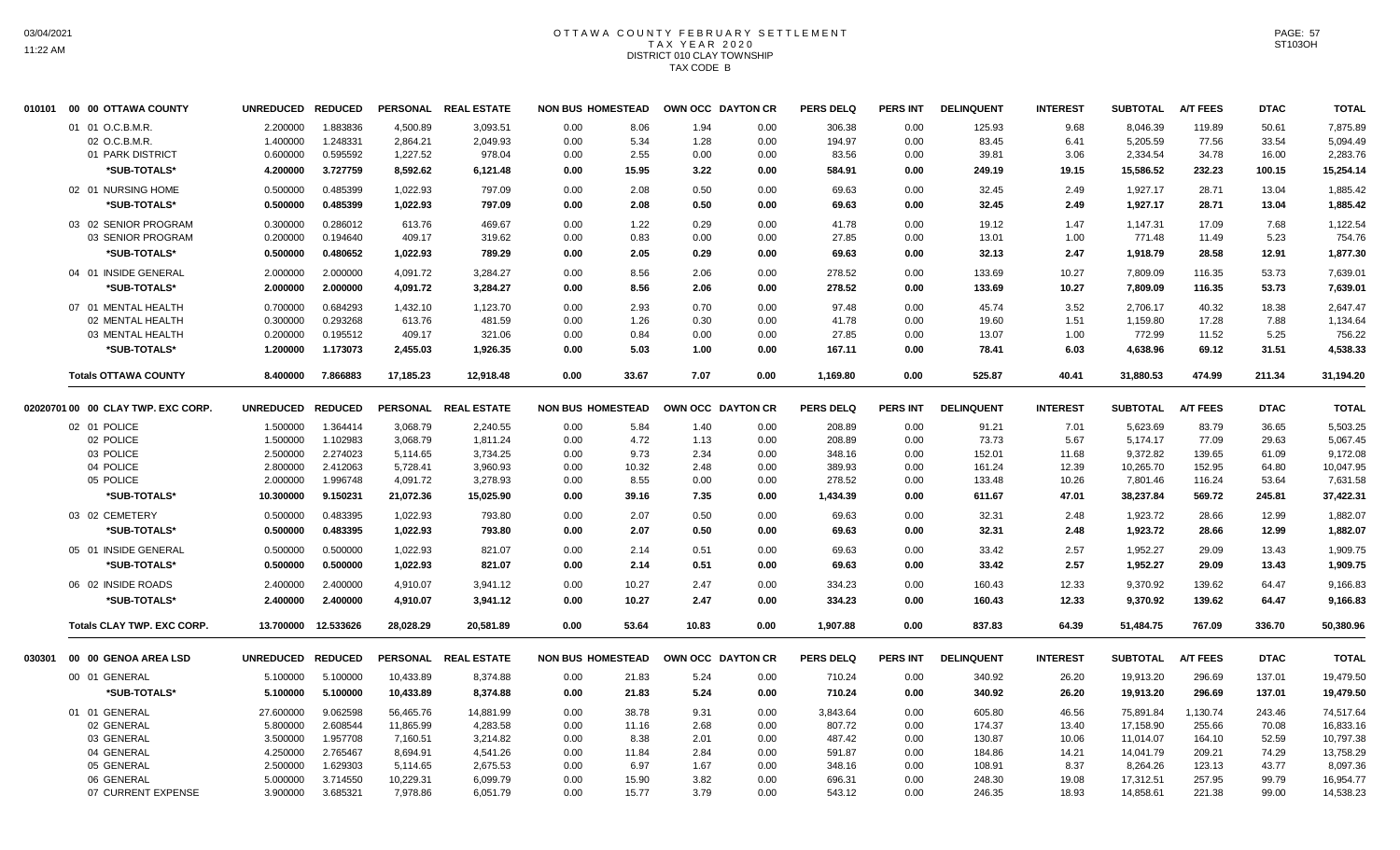# OTTAWA COUNTY FEBRUARY SETTLEMENT
## TAX YEAR 2020
### DISTRICT 010 CLAY TOWNSHIP
### TAX CODE B

| 010101 00 00 OTTAWA COUNTY | UNREDUCED | REDUCED | PERSONAL | REAL ESTATE | NON BUS | HOMESTEAD | OWN OCC | DAYTON CR | PERS DELQ | PERS INT | DELINQUENT | INTEREST | SUBTOTAL | A/T FEES | DTAC | TOTAL |
|---|---|---|---|---|---|---|---|---|---|---|---|---|---|---|---|---|
| 01 01 O.C.B.M.R. | 2.200000 | 1.883836 | 4,500.89 | 3,093.51 | 0.00 | 8.06 | 1.94 | 0.00 | 306.38 | 0.00 | 125.93 | 9.68 | 8,046.39 | 119.89 | 50.61 | 7,875.89 |
| 02 O.C.B.M.R. | 1.400000 | 1.248331 | 2,864.21 | 2,049.93 | 0.00 | 5.34 | 1.28 | 0.00 | 194.97 | 0.00 | 83.45 | 6.41 | 5,205.59 | 77.56 | 33.54 | 5,094.49 |
| 01 PARK DISTRICT | 0.600000 | 0.595592 | 1,227.52 | 978.04 | 0.00 | 2.55 | 0.00 | 0.00 | 83.56 | 0.00 | 39.81 | 3.06 | 2,334.54 | 34.78 | 16.00 | 2,283.76 |
| *SUB-TOTALS* | 4.200000 | 3.727759 | 8,592.62 | 6,121.48 | 0.00 | 15.95 | 3.22 | 0.00 | 584.91 | 0.00 | 249.19 | 19.15 | 15,586.52 | 232.23 | 100.15 | 15,254.14 |
| 02 01 NURSING HOME | 0.500000 | 0.485399 | 1,022.93 | 797.09 | 0.00 | 2.08 | 0.50 | 0.00 | 69.63 | 0.00 | 32.45 | 2.49 | 1,927.17 | 28.71 | 13.04 | 1,885.42 |
| *SUB-TOTALS* | 0.500000 | 0.485399 | 1,022.93 | 797.09 | 0.00 | 2.08 | 0.50 | 0.00 | 69.63 | 0.00 | 32.45 | 2.49 | 1,927.17 | 28.71 | 13.04 | 1,885.42 |
| 03 02 SENIOR PROGRAM | 0.300000 | 0.286012 | 613.76 | 469.67 | 0.00 | 1.22 | 0.29 | 0.00 | 41.78 | 0.00 | 19.12 | 1.47 | 1,147.31 | 17.09 | 7.68 | 1,122.54 |
| 03 SENIOR PROGRAM | 0.200000 | 0.194640 | 409.17 | 319.62 | 0.00 | 0.83 | 0.00 | 0.00 | 27.85 | 0.00 | 13.01 | 1.00 | 771.48 | 11.49 | 5.23 | 754.76 |
| *SUB-TOTALS* | 0.500000 | 0.480652 | 1,022.93 | 789.29 | 0.00 | 2.05 | 0.29 | 0.00 | 69.63 | 0.00 | 32.13 | 2.47 | 1,918.79 | 28.58 | 12.91 | 1,877.30 |
| 04 01 INSIDE GENERAL | 2.000000 | 2.000000 | 4,091.72 | 3,284.27 | 0.00 | 8.56 | 2.06 | 0.00 | 278.52 | 0.00 | 133.69 | 10.27 | 7,809.09 | 116.35 | 53.73 | 7,639.01 |
| *SUB-TOTALS* | 2.000000 | 2.000000 | 4,091.72 | 3,284.27 | 0.00 | 8.56 | 2.06 | 0.00 | 278.52 | 0.00 | 133.69 | 10.27 | 7,809.09 | 116.35 | 53.73 | 7,639.01 |
| 07 01 MENTAL HEALTH | 0.700000 | 0.684293 | 1,432.10 | 1,123.70 | 0.00 | 2.93 | 0.70 | 0.00 | 97.48 | 0.00 | 45.74 | 3.52 | 2,706.17 | 40.32 | 18.38 | 2,647.47 |
| 02 MENTAL HEALTH | 0.300000 | 0.293268 | 613.76 | 481.59 | 0.00 | 1.26 | 0.30 | 0.00 | 41.78 | 0.00 | 19.60 | 1.51 | 1,159.80 | 17.28 | 7.88 | 1,134.64 |
| 03 MENTAL HEALTH | 0.200000 | 0.195512 | 409.17 | 321.06 | 0.00 | 0.84 | 0.00 | 0.00 | 27.85 | 0.00 | 13.07 | 1.00 | 772.99 | 11.52 | 5.25 | 756.22 |
| *SUB-TOTALS* | 1.200000 | 1.173073 | 2,455.03 | 1,926.35 | 0.00 | 5.03 | 1.00 | 0.00 | 167.11 | 0.00 | 78.41 | 6.03 | 4,638.96 | 69.12 | 31.51 | 4,538.33 |
| **Totals OTTAWA COUNTY** | 8.400000 | 7.866883 | 17,185.23 | 12,918.48 | 0.00 | 33.67 | 7.07 | 0.00 | 1,169.80 | 0.00 | 525.87 | 40.41 | 31,880.53 | 474.99 | 211.34 | 31,194.20 |

| 02020701 00 00 CLAY TWP. EXC CORP. | UNREDUCED | REDUCED | PERSONAL | REAL ESTATE | NON BUS | HOMESTEAD | OWN OCC | DAYTON CR | PERS DELQ | PERS INT | DELINQUENT | INTEREST | SUBTOTAL | A/T FEES | DTAC | TOTAL |
|---|---|---|---|---|---|---|---|---|---|---|---|---|---|---|---|---|
| 02 01 POLICE | 1.500000 | 1.364414 | 3,068.79 | 2,240.55 | 0.00 | 5.84 | 1.40 | 0.00 | 208.89 | 0.00 | 91.21 | 7.01 | 5,623.69 | 83.79 | 36.65 | 5,503.25 |
| 02 POLICE | 1.500000 | 1.102983 | 3,068.79 | 1,811.24 | 0.00 | 4.72 | 1.13 | 0.00 | 208.89 | 0.00 | 73.73 | 5.67 | 5,174.17 | 77.09 | 29.63 | 5,067.45 |
| 03 POLICE | 2.500000 | 2.274023 | 5,114.65 | 3,734.25 | 0.00 | 9.73 | 2.34 | 0.00 | 348.16 | 0.00 | 152.01 | 11.68 | 9,372.82 | 139.65 | 61.09 | 9,172.08 |
| 04 POLICE | 2.800000 | 2.412063 | 5,728.41 | 3,960.93 | 0.00 | 10.32 | 2.48 | 0.00 | 389.93 | 0.00 | 161.24 | 12.39 | 10,265.70 | 152.95 | 64.80 | 10,047.95 |
| 05 POLICE | 2.000000 | 1.996748 | 4,091.72 | 3,278.93 | 0.00 | 8.55 | 0.00 | 0.00 | 278.52 | 0.00 | 133.48 | 10.26 | 7,801.46 | 116.24 | 53.64 | 7,631.58 |
| *SUB-TOTALS* | 10.300000 | 9.150231 | 21,072.36 | 15,025.90 | 0.00 | 39.16 | 7.35 | 0.00 | 1,434.39 | 0.00 | 611.67 | 47.01 | 38,237.84 | 569.72 | 245.81 | 37,422.31 |
| 03 02 CEMETERY | 0.500000 | 0.483395 | 1,022.93 | 793.80 | 0.00 | 2.07 | 0.50 | 0.00 | 69.63 | 0.00 | 32.31 | 2.48 | 1,923.72 | 28.66 | 12.99 | 1,882.07 |
| *SUB-TOTALS* | 0.500000 | 0.483395 | 1,022.93 | 793.80 | 0.00 | 2.07 | 0.50 | 0.00 | 69.63 | 0.00 | 32.31 | 2.48 | 1,923.72 | 28.66 | 12.99 | 1,882.07 |
| 05 01 INSIDE GENERAL | 0.500000 | 0.500000 | 1,022.93 | 821.07 | 0.00 | 2.14 | 0.51 | 0.00 | 69.63 | 0.00 | 33.42 | 2.57 | 1,952.27 | 29.09 | 13.43 | 1,909.75 |
| *SUB-TOTALS* | 0.500000 | 0.500000 | 1,022.93 | 821.07 | 0.00 | 2.14 | 0.51 | 0.00 | 69.63 | 0.00 | 33.42 | 2.57 | 1,952.27 | 29.09 | 13.43 | 1,909.75 |
| 06 02 INSIDE ROADS | 2.400000 | 2.400000 | 4,910.07 | 3,941.12 | 0.00 | 10.27 | 2.47 | 0.00 | 334.23 | 0.00 | 160.43 | 12.33 | 9,370.92 | 139.62 | 64.47 | 9,166.83 |
| *SUB-TOTALS* | 2.400000 | 2.400000 | 4,910.07 | 3,941.12 | 0.00 | 10.27 | 2.47 | 0.00 | 334.23 | 0.00 | 160.43 | 12.33 | 9,370.92 | 139.62 | 64.47 | 9,166.83 |
| **Totals CLAY TWP. EXC CORP.** | 13.700000 | 12.533626 | 28,028.29 | 20,581.89 | 0.00 | 53.64 | 10.83 | 0.00 | 1,907.88 | 0.00 | 837.83 | 64.39 | 51,484.75 | 767.09 | 336.70 | 50,380.96 |

| 030301 00 00 GENOA AREA LSD | UNREDUCED | REDUCED | PERSONAL | REAL ESTATE | NON BUS | HOMESTEAD | OWN OCC | DAYTON CR | PERS DELQ | PERS INT | DELINQUENT | INTEREST | SUBTOTAL | A/T FEES | DTAC | TOTAL |
|---|---|---|---|---|---|---|---|---|---|---|---|---|---|---|---|---|
| 00 01 GENERAL | 5.100000 | 5.100000 | 10,433.89 | 8,374.88 | 0.00 | 21.83 | 5.24 | 0.00 | 710.24 | 0.00 | 340.92 | 26.20 | 19,913.20 | 296.69 | 137.01 | 19,479.50 |
| *SUB-TOTALS* | 5.100000 | 5.100000 | 10,433.89 | 8,374.88 | 0.00 | 21.83 | 5.24 | 0.00 | 710.24 | 0.00 | 340.92 | 26.20 | 19,913.20 | 296.69 | 137.01 | 19,479.50 |
| 01 01 GENERAL | 27.600000 | 9.062598 | 56,465.76 | 14,881.99 | 0.00 | 38.78 | 9.31 | 0.00 | 3,843.64 | 0.00 | 605.80 | 46.56 | 75,891.84 | 1,130.74 | 243.46 | 74,517.64 |
| 02 GENERAL | 5.800000 | 2.608544 | 11,865.99 | 4,283.58 | 0.00 | 11.16 | 2.68 | 0.00 | 807.72 | 0.00 | 174.37 | 13.40 | 17,158.90 | 255.66 | 70.08 | 16,833.16 |
| 03 GENERAL | 3.500000 | 1.957708 | 7,160.51 | 3,214.82 | 0.00 | 8.38 | 2.01 | 0.00 | 487.42 | 0.00 | 130.87 | 10.06 | 11,014.07 | 164.10 | 52.59 | 10,797.38 |
| 04 GENERAL | 4.250000 | 2.765467 | 8,694.91 | 4,541.26 | 0.00 | 11.84 | 2.84 | 0.00 | 591.87 | 0.00 | 184.86 | 14.21 | 14,041.79 | 209.21 | 74.29 | 13,758.29 |
| 05 GENERAL | 2.500000 | 1.629303 | 5,114.65 | 2,675.53 | 0.00 | 6.97 | 1.67 | 0.00 | 348.16 | 0.00 | 108.91 | 8.37 | 8,264.26 | 123.13 | 43.77 | 8,097.36 |
| 06 GENERAL | 5.000000 | 3.714550 | 10,229.31 | 6,099.79 | 0.00 | 15.90 | 3.82 | 0.00 | 696.31 | 0.00 | 248.30 | 19.08 | 17,312.51 | 257.95 | 99.79 | 16,954.77 |
| 07 CURRENT EXPENSE | 3.900000 | 3.685321 | 7,978.86 | 6,051.79 | 0.00 | 15.77 | 3.79 | 0.00 | 543.12 | 0.00 | 246.35 | 18.93 | 14,858.61 | 221.38 | 99.00 | 14,538.23 |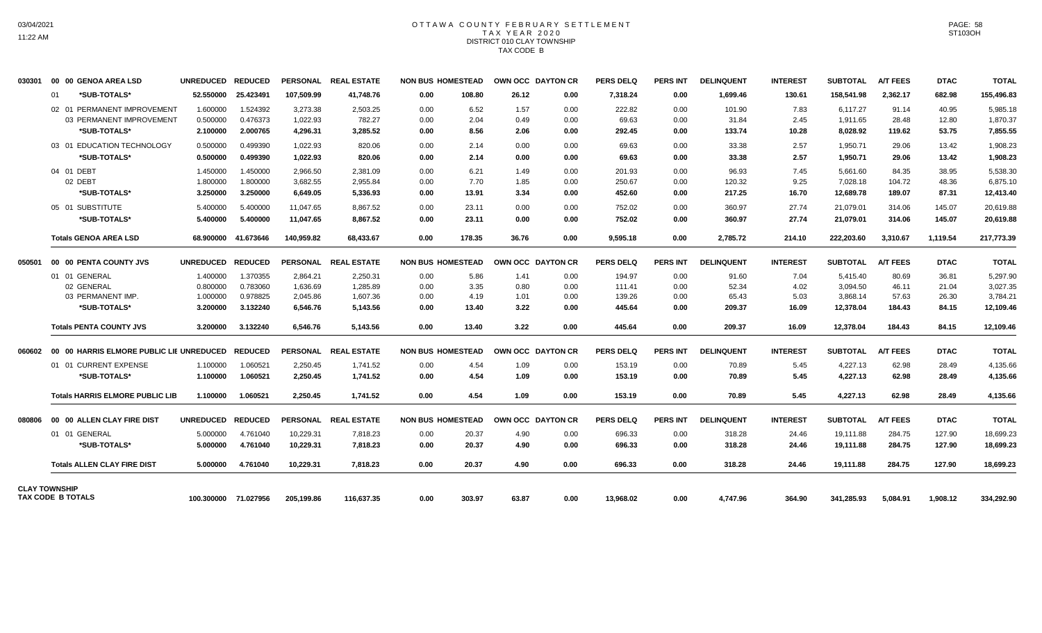# OTTAWA COUNTY FEBRUARY SETTLEMENT
## TAX YEAR 2020
### DISTRICT 010 CLAY TOWNSHIP
### TAX CODE B

| | | UNREDUCED | REDUCED | PERSONAL | REAL ESTATE | NON BUS | HOMESTEAD | OWN OCC | DAYTON CR | PERS DELQ | PERS INT | DELINQUENT | INTEREST | SUBTOTAL | A/T FEES | DTAC | TOTAL |
|---|---|---|---|---|---|---|---|---|---|---|---|---|---|---|---|---|---|
| 030301 | 00 00 GENOA AREA LSD | | | | | | | | | | | | | | | | |
| | 01 *SUB-TOTALS* | 52.550000 | 25.423491 | 107,509.99 | 41,748.76 | 0.00 | 108.80 | 26.12 | 0.00 | 7,318.24 | 0.00 | 1,699.46 | 130.61 | 158,541.98 | 2,362.17 | 682.98 | 155,496.83 |
| | 02 01 PERMANENT IMPROVEMENT | 1.600000 | 1.524392 | 3,273.38 | 2,503.25 | 0.00 | 6.52 | 1.57 | 0.00 | 222.82 | 0.00 | 101.90 | 7.83 | 6,117.27 | 91.14 | 40.95 | 5,985.18 |
| | 03 PERMANENT IMPROVEMENT | 0.500000 | 0.476373 | 1,022.93 | 782.27 | 0.00 | 2.04 | 0.49 | 0.00 | 69.63 | 0.00 | 31.84 | 2.45 | 1,911.65 | 28.48 | 12.80 | 1,870.37 |
| | *SUB-TOTALS* | 2.100000 | 2.000765 | 4,296.31 | 3,285.52 | 0.00 | 8.56 | 2.06 | 0.00 | 292.45 | 0.00 | 133.74 | 10.28 | 8,028.92 | 119.62 | 53.75 | 7,855.55 |
| | 03 01 EDUCATION TECHNOLOGY | 0.500000 | 0.499390 | 1,022.93 | 820.06 | 0.00 | 2.14 | 0.00 | 0.00 | 69.63 | 0.00 | 33.38 | 2.57 | 1,950.71 | 29.06 | 13.42 | 1,908.23 |
| | *SUB-TOTALS* | 0.500000 | 0.499390 | 1,022.93 | 820.06 | 0.00 | 2.14 | 0.00 | 0.00 | 69.63 | 0.00 | 33.38 | 2.57 | 1,950.71 | 29.06 | 13.42 | 1,908.23 |
| | 04 01 DEBT | 1.450000 | 1.450000 | 2,966.50 | 2,381.09 | 0.00 | 6.21 | 1.49 | 0.00 | 201.93 | 0.00 | 96.93 | 7.45 | 5,661.60 | 84.35 | 38.95 | 5,538.30 |
| | 02 DEBT | 1.800000 | 1.800000 | 3,682.55 | 2,955.84 | 0.00 | 7.70 | 1.85 | 0.00 | 250.67 | 0.00 | 120.32 | 9.25 | 7,028.18 | 104.72 | 48.36 | 6,875.10 |
| | *SUB-TOTALS* | 3.250000 | 3.250000 | 6,649.05 | 5,336.93 | 0.00 | 13.91 | 3.34 | 0.00 | 452.60 | 0.00 | 217.25 | 16.70 | 12,689.78 | 189.07 | 87.31 | 12,413.40 |
| | 05 01 SUBSTITUTE | 5.400000 | 5.400000 | 11,047.65 | 8,867.52 | 0.00 | 23.11 | 0.00 | 0.00 | 752.02 | 0.00 | 360.97 | 27.74 | 21,079.01 | 314.06 | 145.07 | 20,619.88 |
| | *SUB-TOTALS* | 5.400000 | 5.400000 | 11,047.65 | 8,867.52 | 0.00 | 23.11 | 0.00 | 0.00 | 752.02 | 0.00 | 360.97 | 27.74 | 21,079.01 | 314.06 | 145.07 | 20,619.88 |
| | **Totals GENOA AREA LSD** | 68.900000 | 41.673646 | 140,959.82 | 68,433.67 | 0.00 | 178.35 | 36.76 | 0.00 | 9,595.18 | 0.00 | 2,785.72 | 214.10 | 222,203.60 | 3,310.67 | 1,119.54 | 217,773.39 |
| 050501 | 00 00 PENTA COUNTY JVS | UNREDUCED | REDUCED | PERSONAL | REAL ESTATE | NON BUS | HOMESTEAD | OWN OCC | DAYTON CR | PERS DELQ | PERS INT | DELINQUENT | INTEREST | SUBTOTAL | A/T FEES | DTAC | TOTAL |
| | 01 01 GENERAL | 1.400000 | 1.370355 | 2,864.21 | 2,250.31 | 0.00 | 5.86 | 1.41 | 0.00 | 194.97 | 0.00 | 91.60 | 7.04 | 5,415.40 | 80.69 | 36.81 | 5,297.90 |
| | 02 GENERAL | 0.800000 | 0.783060 | 1,636.69 | 1,285.89 | 0.00 | 3.35 | 0.80 | 0.00 | 111.41 | 0.00 | 52.34 | 4.02 | 3,094.50 | 46.11 | 21.04 | 3,027.35 |
| | 03 PERMANENT IMP. | 1.000000 | 0.978825 | 2,045.86 | 1,607.36 | 0.00 | 4.19 | 1.01 | 0.00 | 139.26 | 0.00 | 65.43 | 5.03 | 3,868.14 | 57.63 | 26.30 | 3,784.21 |
| | *SUB-TOTALS* | 3.200000 | 3.132240 | 6,546.76 | 5,143.56 | 0.00 | 13.40 | 3.22 | 0.00 | 445.64 | 0.00 | 209.37 | 16.09 | 12,378.04 | 184.43 | 84.15 | 12,109.46 |
| | **Totals PENTA COUNTY JVS** | 3.200000 | 3.132240 | 6,546.76 | 5,143.56 | 0.00 | 13.40 | 3.22 | 0.00 | 445.64 | 0.00 | 209.37 | 16.09 | 12,378.04 | 184.43 | 84.15 | 12,109.46 |
| 060602 | 00 00 HARRIS ELMORE PUBLIC LIB | UNREDUCED | REDUCED | PERSONAL | REAL ESTATE | NON BUS | HOMESTEAD | OWN OCC | DAYTON CR | PERS DELQ | PERS INT | DELINQUENT | INTEREST | SUBTOTAL | A/T FEES | DTAC | TOTAL |
| | 01 01 CURRENT EXPENSE | 1.100000 | 1.060521 | 2,250.45 | 1,741.52 | 0.00 | 4.54 | 1.09 | 0.00 | 153.19 | 0.00 | 70.89 | 5.45 | 4,227.13 | 62.98 | 28.49 | 4,135.66 |
| | *SUB-TOTALS* | 1.100000 | 1.060521 | 2,250.45 | 1,741.52 | 0.00 | 4.54 | 1.09 | 0.00 | 153.19 | 0.00 | 70.89 | 5.45 | 4,227.13 | 62.98 | 28.49 | 4,135.66 |
| | **Totals HARRIS ELMORE PUBLIC LIB** | 1.100000 | 1.060521 | 2,250.45 | 1,741.52 | 0.00 | 4.54 | 1.09 | 0.00 | 153.19 | 0.00 | 70.89 | 5.45 | 4,227.13 | 62.98 | 28.49 | 4,135.66 |
| 080806 | 00 00 ALLEN CLAY FIRE DIST | UNREDUCED | REDUCED | PERSONAL | REAL ESTATE | NON BUS | HOMESTEAD | OWN OCC | DAYTON CR | PERS DELQ | PERS INT | DELINQUENT | INTEREST | SUBTOTAL | A/T FEES | DTAC | TOTAL |
| | 01 01 GENERAL | 5.000000 | 4.761040 | 10,229.31 | 7,818.23 | 0.00 | 20.37 | 4.90 | 0.00 | 696.33 | 0.00 | 318.28 | 24.46 | 19,111.88 | 284.75 | 127.90 | 18,699.23 |
| | *SUB-TOTALS* | 5.000000 | 4.761040 | 10,229.31 | 7,818.23 | 0.00 | 20.37 | 4.90 | 0.00 | 696.33 | 0.00 | 318.28 | 24.46 | 19,111.88 | 284.75 | 127.90 | 18,699.23 |
| | **Totals ALLEN CLAY FIRE DIST** | 5.000000 | 4.761040 | 10,229.31 | 7,818.23 | 0.00 | 20.37 | 4.90 | 0.00 | 696.33 | 0.00 | 318.28 | 24.46 | 19,111.88 | 284.75 | 127.90 | 18,699.23 |
| **CLAY TOWNSHIP TAX CODE B TOTALS** | | 100.300000 | 71.027956 | 205,199.86 | 116,637.35 | 0.00 | 303.97 | 63.87 | 0.00 | 13,968.02 | 0.00 | 4,747.96 | 364.90 | 341,285.93 | 5,084.91 | 1,908.12 | 334,292.90 |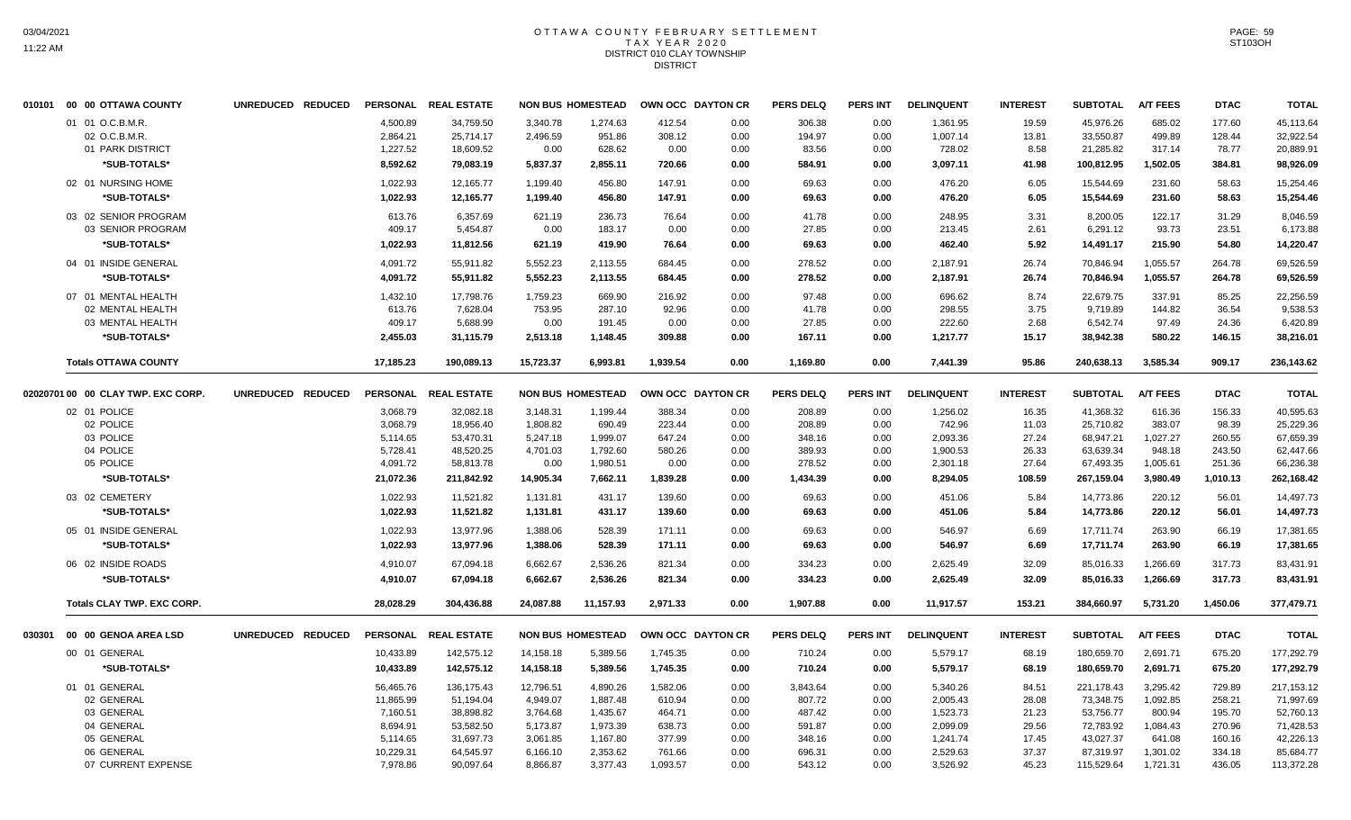# OTTAWA COUNTY FEBRUARY SETTLEMENT
## TAX YEAR 2020
## DISTRICT 010 CLAY TOWNSHIP
## DISTRICT

| | | UNREDUCED | REDUCED | PERSONAL | REAL ESTATE | NON BUS | HOMESTEAD | OWN OCC | DAYTON CR | PERS DELQ | PERS INT | DELINQUENT | INTEREST | SUBTOTAL | A/T FEES | DTAC | TOTAL |
|---|---|---|---|---|---|---|---|---|---|---|---|---|---|---|---|---|---|
| 010101 | 00 00 OTTAWA COUNTY | | | | | | | | | | | | | | | | |
| | 01 01 O.C.B.M.R. | | | 4,500.89 | 34,759.50 | 3,340.78 | 1,274.63 | 412.54 | 0.00 | 306.38 | 0.00 | 1,361.95 | 19.59 | 45,976.26 | 685.02 | 177.60 | 45,113.64 |
| | 02 O.C.B.M.R. | | | 2,864.21 | 25,714.17 | 2,496.59 | 951.86 | 308.12 | 0.00 | 194.97 | 0.00 | 1,007.14 | 13.81 | 33,550.87 | 499.89 | 128.44 | 32,922.54 |
| | 01 PARK DISTRICT | | | 1,227.52 | 18,609.52 | 0.00 | 628.62 | 0.00 | 0.00 | 83.56 | 0.00 | 728.02 | 8.58 | 21,285.82 | 317.14 | 78.77 | 20,889.91 |
| | *SUB-TOTALS* | | | 8,592.62 | 79,083.19 | 5,837.37 | 2,855.11 | 720.66 | 0.00 | 584.91 | 0.00 | 3,097.11 | 41.98 | 100,812.95 | 1,502.05 | 384.81 | 98,926.09 |
| | 02 01 NURSING HOME | | | 1,022.93 | 12,165.77 | 1,199.40 | 456.80 | 147.91 | 0.00 | 69.63 | 0.00 | 476.20 | 6.05 | 15,544.69 | 231.60 | 58.63 | 15,254.46 |
| | *SUB-TOTALS* | | | 1,022.93 | 12,165.77 | 1,199.40 | 456.80 | 147.91 | 0.00 | 69.63 | 0.00 | 476.20 | 6.05 | 15,544.69 | 231.60 | 58.63 | 15,254.46 |
| | 03 02 SENIOR PROGRAM | | | 613.76 | 6,357.69 | 621.19 | 236.73 | 76.64 | 0.00 | 41.78 | 0.00 | 248.95 | 3.31 | 8,200.05 | 122.17 | 31.29 | 8,046.59 |
| | 03 SENIOR PROGRAM | | | 409.17 | 5,454.87 | 0.00 | 183.17 | 0.00 | 0.00 | 27.85 | 0.00 | 213.45 | 2.61 | 6,291.12 | 93.73 | 23.51 | 6,173.88 |
| | *SUB-TOTALS* | | | 1,022.93 | 11,812.56 | 621.19 | 419.90 | 76.64 | 0.00 | 69.63 | 0.00 | 462.40 | 5.92 | 14,491.17 | 215.90 | 54.80 | 14,220.47 |
| | 04 01 INSIDE GENERAL | | | 4,091.72 | 55,911.82 | 5,552.23 | 2,113.55 | 684.45 | 0.00 | 278.52 | 0.00 | 2,187.91 | 26.74 | 70,846.94 | 1,055.57 | 264.78 | 69,526.59 |
| | *SUB-TOTALS* | | | 4,091.72 | 55,911.82 | 5,552.23 | 2,113.55 | 684.45 | 0.00 | 278.52 | 0.00 | 2,187.91 | 26.74 | 70,846.94 | 1,055.57 | 264.78 | 69,526.59 |
| | 07 01 MENTAL HEALTH | | | 1,432.10 | 17,798.76 | 1,759.23 | 669.90 | 216.92 | 0.00 | 97.48 | 0.00 | 696.62 | 8.74 | 22,679.75 | 337.91 | 85.25 | 22,256.59 |
| | 02 MENTAL HEALTH | | | 613.76 | 7,628.04 | 753.95 | 287.10 | 92.96 | 0.00 | 41.78 | 0.00 | 298.55 | 3.75 | 9,719.89 | 144.82 | 36.54 | 9,538.53 |
| | 03 MENTAL HEALTH | | | 409.17 | 5,688.99 | 0.00 | 191.45 | 0.00 | 0.00 | 27.85 | 0.00 | 222.60 | 2.68 | 6,542.74 | 97.49 | 24.36 | 6,420.89 |
| | *SUB-TOTALS* | | | 2,455.03 | 31,115.79 | 2,513.18 | 1,148.45 | 309.88 | 0.00 | 167.11 | 0.00 | 1,217.77 | 15.17 | 38,942.38 | 580.22 | 146.15 | 38,216.01 |
| | **Totals OTTAWA COUNTY** | | | 17,185.23 | 190,089.13 | 15,723.37 | 6,993.81 | 1,939.54 | 0.00 | 1,169.80 | 0.00 | 7,441.39 | 95.86 | 240,638.13 | 3,585.34 | 909.17 | 236,143.62 |

| | | UNREDUCED | REDUCED | PERSONAL | REAL ESTATE | NON BUS | HOMESTEAD | OWN OCC | DAYTON CR | PERS DELQ | PERS INT | DELINQUENT | INTEREST | SUBTOTAL | A/T FEES | DTAC | TOTAL |
|---|---|---|---|---|---|---|---|---|---|---|---|---|---|---|---|---|---|
| 02020701 | 00 00 CLAY TWP. EXC CORP. | | | | | | | | | | | | | | | | |
| | 02 01 POLICE | | | 3,068.79 | 32,082.18 | 3,148.31 | 1,199.44 | 388.34 | 0.00 | 208.89 | 0.00 | 1,256.02 | 16.35 | 41,368.32 | 616.36 | 156.33 | 40,595.63 |
| | 02 POLICE | | | 3,068.79 | 18,956.40 | 1,808.82 | 690.49 | 223.44 | 0.00 | 208.89 | 0.00 | 742.96 | 11.03 | 25,710.82 | 383.07 | 98.39 | 25,229.36 |
| | 03 POLICE | | | 5,114.65 | 53,470.31 | 5,247.18 | 1,999.07 | 647.24 | 0.00 | 348.16 | 0.00 | 2,093.36 | 27.24 | 68,947.21 | 1,027.27 | 260.55 | 67,659.39 |
| | 04 POLICE | | | 5,728.41 | 48,520.25 | 4,701.03 | 1,792.60 | 580.26 | 0.00 | 389.93 | 0.00 | 1,900.53 | 26.33 | 63,639.34 | 948.18 | 243.50 | 62,447.66 |
| | 05 POLICE | | | 4,091.72 | 58,813.78 | 0.00 | 1,980.51 | 0.00 | 0.00 | 278.52 | 0.00 | 2,301.18 | 27.64 | 67,493.35 | 1,005.61 | 251.36 | 66,236.38 |
| | *SUB-TOTALS* | | | 21,072.36 | 211,842.92 | 14,905.34 | 7,662.11 | 1,839.28 | 0.00 | 1,434.39 | 0.00 | 8,294.05 | 108.59 | 267,159.04 | 3,980.49 | 1,010.13 | 262,168.42 |
| | 03 02 CEMETERY | | | 1,022.93 | 11,521.82 | 1,131.81 | 431.17 | 139.60 | 0.00 | 69.63 | 0.00 | 451.06 | 5.84 | 14,773.86 | 220.12 | 56.01 | 14,497.73 |
| | *SUB-TOTALS* | | | 1,022.93 | 11,521.82 | 1,131.81 | 431.17 | 139.60 | 0.00 | 69.63 | 0.00 | 451.06 | 5.84 | 14,773.86 | 220.12 | 56.01 | 14,497.73 |
| | 05 01 INSIDE GENERAL | | | 1,022.93 | 13,977.96 | 1,388.06 | 528.39 | 171.11 | 0.00 | 69.63 | 0.00 | 546.97 | 6.69 | 17,711.74 | 263.90 | 66.19 | 17,381.65 |
| | *SUB-TOTALS* | | | 1,022.93 | 13,977.96 | 1,388.06 | 528.39 | 171.11 | 0.00 | 69.63 | 0.00 | 546.97 | 6.69 | 17,711.74 | 263.90 | 66.19 | 17,381.65 |
| | 06 02 INSIDE ROADS | | | 4,910.07 | 67,094.18 | 6,662.67 | 2,536.26 | 821.34 | 0.00 | 334.23 | 0.00 | 2,625.49 | 32.09 | 85,016.33 | 1,266.69 | 317.73 | 83,431.91 |
| | *SUB-TOTALS* | | | 4,910.07 | 67,094.18 | 6,662.67 | 2,536.26 | 821.34 | 0.00 | 334.23 | 0.00 | 2,625.49 | 32.09 | 85,016.33 | 1,266.69 | 317.73 | 83,431.91 |
| | **Totals CLAY TWP. EXC CORP.** | | | 28,028.29 | 304,436.88 | 24,087.88 | 11,157.93 | 2,971.33 | 0.00 | 1,907.88 | 0.00 | 11,917.57 | 153.21 | 384,660.97 | 5,731.20 | 1,450.06 | 377,479.71 |

| | | UNREDUCED | REDUCED | PERSONAL | REAL ESTATE | NON BUS | HOMESTEAD | OWN OCC | DAYTON CR | PERS DELQ | PERS INT | DELINQUENT | INTEREST | SUBTOTAL | A/T FEES | DTAC | TOTAL |
|---|---|---|---|---|---|---|---|---|---|---|---|---|---|---|---|---|---|
| 030301 | 00 00 GENOA AREA LSD | | | | | | | | | | | | | | | | |
| | 00 01 GENERAL | | | 10,433.89 | 142,575.12 | 14,158.18 | 5,389.56 | 1,745.35 | 0.00 | 710.24 | 0.00 | 5,579.17 | 68.19 | 180,659.70 | 2,691.71 | 675.20 | 177,292.79 |
| | *SUB-TOTALS* | | | 10,433.89 | 142,575.12 | 14,158.18 | 5,389.56 | 1,745.35 | 0.00 | 710.24 | 0.00 | 5,579.17 | 68.19 | 180,659.70 | 2,691.71 | 675.20 | 177,292.79 |
| | 01 01 GENERAL | | | 56,465.76 | 136,175.43 | 12,796.51 | 4,890.26 | 1,582.06 | 0.00 | 3,843.64 | 0.00 | 5,340.26 | 84.51 | 221,178.43 | 3,295.42 | 729.89 | 217,153.12 |
| | 02 GENERAL | | | 11,865.99 | 51,194.04 | 4,949.07 | 1,887.48 | 610.94 | 0.00 | 807.72 | 0.00 | 2,005.43 | 28.08 | 73,348.75 | 1,092.85 | 258.21 | 71,997.69 |
| | 03 GENERAL | | | 7,160.51 | 38,898.82 | 3,764.68 | 1,435.67 | 464.71 | 0.00 | 487.42 | 0.00 | 1,523.73 | 21.23 | 53,756.77 | 800.94 | 195.70 | 52,760.13 |
| | 04 GENERAL | | | 8,694.91 | 53,582.50 | 5,173.87 | 1,973.39 | 638.73 | 0.00 | 591.87 | 0.00 | 2,099.09 | 29.56 | 72,783.92 | 1,084.43 | 270.96 | 71,428.53 |
| | 05 GENERAL | | | 5,114.65 | 31,697.73 | 3,061.85 | 1,167.80 | 377.99 | 0.00 | 348.16 | 0.00 | 1,241.74 | 17.45 | 43,027.37 | 641.08 | 160.16 | 42,226.13 |
| | 06 GENERAL | | | 10,229.31 | 64,545.97 | 6,166.10 | 2,353.62 | 761.66 | 0.00 | 696.31 | 0.00 | 2,529.63 | 37.37 | 87,319.97 | 1,301.02 | 334.18 | 85,684.77 |
| | 07 CURRENT EXPENSE | | | 7,978.86 | 90,097.64 | 8,866.87 | 3,377.43 | 1,093.57 | 0.00 | 543.12 | 0.00 | 3,526.92 | 45.23 | 115,529.64 | 1,721.31 | 436.05 | 113,372.28 |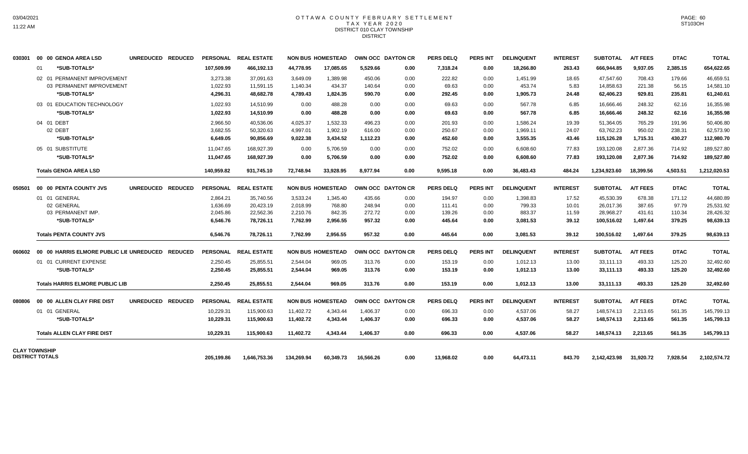# OTTAWA COUNTY FEBRUARY SETTLEMENT
## TAX YEAR 2020
### DISTRICT 010 CLAY TOWNSHIP
### DISTRICT

| | | UNREDUCED | REDUCED | PERSONAL | REAL ESTATE | NON BUS | HOMESTEAD | OWN OCC | DAYTON CR | PERS DELQ | PERS INT | DELINQUENT | INTEREST | SUBTOTAL | A/T FEES | DTAC | TOTAL |
|---|---|---|---|---|---|---|---|---|---|---|---|---|---|---|---|---|---|
| 030301 | 00 00 GENOA AREA LSD | | | | | | | | | | | | | | | | |
| | 01 *SUB-TOTALS* | | | 107,509.99 | 466,192.13 | 44,778.95 | 17,085.65 | 5,529.66 | 0.00 | 7,318.24 | 0.00 | 18,266.80 | 263.43 | 666,944.85 | 9,937.05 | 2,385.15 | 654,622.65 |
| | 02 01 PERMANENT IMPROVEMENT | | | 3,273.38 | 37,091.63 | 3,649.09 | 1,389.98 | 450.06 | 0.00 | 222.82 | 0.00 | 1,451.99 | 18.65 | 47,547.60 | 708.43 | 179.66 | 46,659.51 |
| | 03 PERMANENT IMPROVEMENT | | | 1,022.93 | 11,591.15 | 1,140.34 | 434.37 | 140.64 | 0.00 | 69.63 | 0.00 | 453.74 | 5.83 | 14,858.63 | 221.38 | 56.15 | 14,581.10 |
| | *SUB-TOTALS* | | | 4,296.31 | 48,682.78 | 4,789.43 | 1,824.35 | 590.70 | 0.00 | 292.45 | 0.00 | 1,905.73 | 24.48 | 62,406.23 | 929.81 | 235.81 | 61,240.61 |
| | 03 01 EDUCATION TECHNOLOGY | | | 1,022.93 | 14,510.99 | 0.00 | 488.28 | 0.00 | 0.00 | 69.63 | 0.00 | 567.78 | 6.85 | 16,666.46 | 248.32 | 62.16 | 16,355.98 |
| | *SUB-TOTALS* | | | 1,022.93 | 14,510.99 | 0.00 | 488.28 | 0.00 | 0.00 | 69.63 | 0.00 | 567.78 | 6.85 | 16,666.46 | 248.32 | 62.16 | 16,355.98 |
| | 04 01 DEBT | | | 2,966.50 | 40,536.06 | 4,025.37 | 1,532.33 | 496.23 | 0.00 | 201.93 | 0.00 | 1,586.24 | 19.39 | 51,364.05 | 765.29 | 191.96 | 50,406.80 |
| | 02 DEBT | | | 3,682.55 | 50,320.63 | 4,997.01 | 1,902.19 | 616.00 | 0.00 | 250.67 | 0.00 | 1,969.11 | 24.07 | 63,762.23 | 950.02 | 238.31 | 62,573.90 |
| | *SUB-TOTALS* | | | 6,649.05 | 90,856.69 | 9,022.38 | 3,434.52 | 1,112.23 | 0.00 | 452.60 | 0.00 | 3,555.35 | 43.46 | 115,126.28 | 1,715.31 | 430.27 | 112,980.70 |
| | 05 01 SUBSTITUTE | | | 11,047.65 | 168,927.39 | 0.00 | 5,706.59 | 0.00 | 0.00 | 752.02 | 0.00 | 6,608.60 | 77.83 | 193,120.08 | 2,877.36 | 714.92 | 189,527.80 |
| | *SUB-TOTALS* | | | 11,047.65 | 168,927.39 | 0.00 | 5,706.59 | 0.00 | 0.00 | 752.02 | 0.00 | 6,608.60 | 77.83 | 193,120.08 | 2,877.36 | 714.92 | 189,527.80 |
| | **Totals GENOA AREA LSD** | | | 140,959.82 | 931,745.10 | 72,748.94 | 33,928.95 | 8,977.94 | 0.00 | 9,595.18 | 0.00 | 36,483.43 | 484.24 | 1,234,923.60 | 18,399.56 | 4,503.51 | 1,212,020.53 |
| 050501 | 00 00 PENTA COUNTY JVS | UNREDUCED | REDUCED | PERSONAL | REAL ESTATE | NON BUS | HOMESTEAD | OWN OCC | DAYTON CR | PERS DELQ | PERS INT | DELINQUENT | INTEREST | SUBTOTAL | A/T FEES | DTAC | TOTAL |
| | 01 01 GENERAL | | | 2,864.21 | 35,740.56 | 3,533.24 | 1,345.40 | 435.66 | 0.00 | 194.97 | 0.00 | 1,398.83 | 17.52 | 45,530.39 | 678.38 | 171.12 | 44,680.89 |
| | 02 GENERAL | | | 1,636.69 | 20,423.19 | 2,018.99 | 768.80 | 248.94 | 0.00 | 111.41 | 0.00 | 799.33 | 10.01 | 26,017.36 | 387.65 | 97.79 | 25,531.92 |
| | 03 PERMANENT IMP. | | | 2,045.86 | 22,562.36 | 2,210.76 | 842.35 | 272.72 | 0.00 | 139.26 | 0.00 | 883.37 | 11.59 | 28,968.27 | 431.61 | 110.34 | 28,426.32 |
| | *SUB-TOTALS* | | | 6,546.76 | 78,726.11 | 7,762.99 | 2,956.55 | 957.32 | 0.00 | 445.64 | 0.00 | 3,081.53 | 39.12 | 100,516.02 | 1,497.64 | 379.25 | 98,639.13 |
| | **Totals PENTA COUNTY JVS** | | | 6,546.76 | 78,726.11 | 7,762.99 | 2,956.55 | 957.32 | 0.00 | 445.64 | 0.00 | 3,081.53 | 39.12 | 100,516.02 | 1,497.64 | 379.25 | 98,639.13 |
| 060602 | 00 00 HARRIS ELMORE PUBLIC LIE | UNREDUCED | REDUCED | PERSONAL | REAL ESTATE | NON BUS | HOMESTEAD | OWN OCC | DAYTON CR | PERS DELQ | PERS INT | DELINQUENT | INTEREST | SUBTOTAL | A/T FEES | DTAC | TOTAL |
| | 01 01 CURRENT EXPENSE | | | 2,250.45 | 25,855.51 | 2,544.04 | 969.05 | 313.76 | 0.00 | 153.19 | 0.00 | 1,012.13 | 13.00 | 33,111.13 | 493.33 | 125.20 | 32,492.60 |
| | *SUB-TOTALS* | | | 2,250.45 | 25,855.51 | 2,544.04 | 969.05 | 313.76 | 0.00 | 153.19 | 0.00 | 1,012.13 | 13.00 | 33,111.13 | 493.33 | 125.20 | 32,492.60 |
| | **Totals HARRIS ELMORE PUBLIC LIB** | | | 2,250.45 | 25,855.51 | 2,544.04 | 969.05 | 313.76 | 0.00 | 153.19 | 0.00 | 1,012.13 | 13.00 | 33,111.13 | 493.33 | 125.20 | 32,492.60 |
| 080806 | 00 00 ALLEN CLAY FIRE DIST | UNREDUCED | REDUCED | PERSONAL | REAL ESTATE | NON BUS | HOMESTEAD | OWN OCC | DAYTON CR | PERS DELQ | PERS INT | DELINQUENT | INTEREST | SUBTOTAL | A/T FEES | DTAC | TOTAL |
| | 01 01 GENERAL | | | 10,229.31 | 115,900.63 | 11,402.72 | 4,343.44 | 1,406.37 | 0.00 | 696.33 | 0.00 | 4,537.06 | 58.27 | 148,574.13 | 2,213.65 | 561.35 | 145,799.13 |
| | *SUB-TOTALS* | | | 10,229.31 | 115,900.63 | 11,402.72 | 4,343.44 | 1,406.37 | 0.00 | 696.33 | 0.00 | 4,537.06 | 58.27 | 148,574.13 | 2,213.65 | 561.35 | 145,799.13 |
| | **Totals ALLEN CLAY FIRE DIST** | | | 10,229.31 | 115,900.63 | 11,402.72 | 4,343.44 | 1,406.37 | 0.00 | 696.33 | 0.00 | 4,537.06 | 58.27 | 148,574.13 | 2,213.65 | 561.35 | 145,799.13 |
| **CLAY TOWNSHIP DISTRICT TOTALS** | | | | 205,199.86 | 1,646,753.36 | 134,269.94 | 60,349.73 | 16,566.26 | 0.00 | 13,968.02 | 0.00 | 64,473.11 | 843.70 | 2,142,423.98 | 31,920.72 | 7,928.54 | 2,102,574.72 |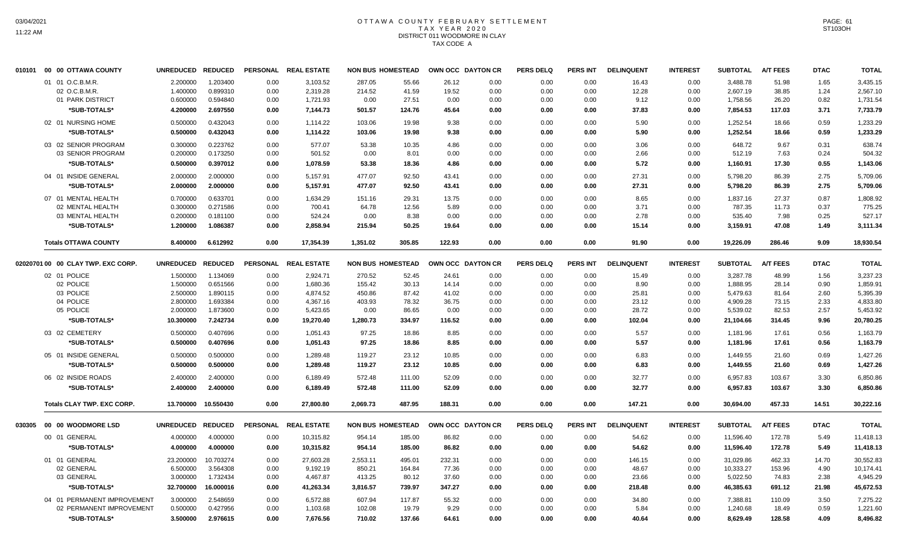# OTTAWA COUNTY FEBRUARY SETTLEMENT
## TAX YEAR 2020
## DISTRICT 011 WOODMORE IN CLAY
## TAX CODE A

| 010101 00 00 OTTAWA COUNTY | UNREDUCED | REDUCED | PERSONAL | REAL ESTATE | NON BUS | HOMESTEAD | OWN OCC | DAYTON CR | PERS DELQ | PERS INT | DELINQUENT | INTEREST | SUBTOTAL | A/T FEES | DTAC | TOTAL |
|---|---|---|---|---|---|---|---|---|---|---|---|---|---|---|---|---|
| 01 01 O.C.B.M.R. | 2.200000 | 1.203400 | 0.00 | 3,103.52 | 287.05 | 55.66 | 26.12 | 0.00 | 0.00 | 0.00 | 16.43 | 0.00 | 3,488.78 | 51.98 | 1.65 | 3,435.15 |
| 02 O.C.B.M.R. | 1.400000 | 0.899310 | 0.00 | 2,319.28 | 214.52 | 41.59 | 19.52 | 0.00 | 0.00 | 0.00 | 12.28 | 0.00 | 2,607.19 | 38.85 | 1.24 | 2,567.10 |
| 01 PARK DISTRICT | 0.600000 | 0.594840 | 0.00 | 1,721.93 | 0.00 | 27.51 | 0.00 | 0.00 | 0.00 | 0.00 | 9.12 | 0.00 | 1,758.56 | 26.20 | 0.82 | 1,731.54 |
| *SUB-TOTALS* | 4.200000 | 2.697550 | 0.00 | 7,144.73 | 501.57 | 124.76 | 45.64 | 0.00 | 0.00 | 0.00 | 37.83 | 0.00 | 7,854.53 | 117.03 | 3.71 | 7,733.79 |
| 02 01 NURSING HOME | 0.500000 | 0.432043 | 0.00 | 1,114.22 | 103.06 | 19.98 | 9.38 | 0.00 | 0.00 | 0.00 | 5.90 | 0.00 | 1,252.54 | 18.66 | 0.59 | 1,233.29 |
| *SUB-TOTALS* | 0.500000 | 0.432043 | 0.00 | 1,114.22 | 103.06 | 19.98 | 9.38 | 0.00 | 0.00 | 0.00 | 5.90 | 0.00 | 1,252.54 | 18.66 | 0.59 | 1,233.29 |
| 03 02 SENIOR PROGRAM | 0.300000 | 0.223762 | 0.00 | 577.07 | 53.38 | 10.35 | 4.86 | 0.00 | 0.00 | 0.00 | 3.06 | 0.00 | 648.72 | 9.67 | 0.31 | 638.74 |
| 03 SENIOR PROGRAM | 0.200000 | 0.173250 | 0.00 | 501.52 | 0.00 | 8.01 | 0.00 | 0.00 | 0.00 | 0.00 | 2.66 | 0.00 | 512.19 | 7.63 | 0.24 | 504.32 |
| *SUB-TOTALS* | 0.500000 | 0.397012 | 0.00 | 1,078.59 | 53.38 | 18.36 | 4.86 | 0.00 | 0.00 | 0.00 | 5.72 | 0.00 | 1,160.91 | 17.30 | 0.55 | 1,143.06 |
| 04 01 INSIDE GENERAL | 2.000000 | 2.000000 | 0.00 | 5,157.91 | 477.07 | 92.50 | 43.41 | 0.00 | 0.00 | 0.00 | 27.31 | 0.00 | 5,798.20 | 86.39 | 2.75 | 5,709.06 |
| *SUB-TOTALS* | 2.000000 | 2.000000 | 0.00 | 5,157.91 | 477.07 | 92.50 | 43.41 | 0.00 | 0.00 | 0.00 | 27.31 | 0.00 | 5,798.20 | 86.39 | 2.75 | 5,709.06 |
| 07 01 MENTAL HEALTH | 0.700000 | 0.633701 | 0.00 | 1,634.29 | 151.16 | 29.31 | 13.75 | 0.00 | 0.00 | 0.00 | 8.65 | 0.00 | 1,837.16 | 27.37 | 0.87 | 1,808.92 |
| 02 MENTAL HEALTH | 0.300000 | 0.271586 | 0.00 | 700.41 | 64.78 | 12.56 | 5.89 | 0.00 | 0.00 | 0.00 | 3.71 | 0.00 | 787.35 | 11.73 | 0.37 | 775.25 |
| 03 MENTAL HEALTH | 0.200000 | 0.181100 | 0.00 | 524.24 | 0.00 | 8.38 | 0.00 | 0.00 | 0.00 | 0.00 | 2.78 | 0.00 | 535.40 | 7.98 | 0.25 | 527.17 |
| *SUB-TOTALS* | 1.200000 | 1.086387 | 0.00 | 2,858.94 | 215.94 | 50.25 | 19.64 | 0.00 | 0.00 | 0.00 | 15.14 | 0.00 | 3,159.91 | 47.08 | 1.49 | 3,111.34 |
| **Totals OTTAWA COUNTY** | 8.400000 | 6.612992 | 0.00 | 17,354.39 | 1,351.02 | 305.85 | 122.93 | 0.00 | 0.00 | 0.00 | 91.90 | 0.00 | 19,226.09 | 286.46 | 9.09 | 18,930.54 |

| 02020701 00 00 CLAY TWP. EXC CORP. | UNREDUCED | REDUCED | PERSONAL | REAL ESTATE | NON BUS | HOMESTEAD | OWN OCC | DAYTON CR | PERS DELQ | PERS INT | DELINQUENT | INTEREST | SUBTOTAL | A/T FEES | DTAC | TOTAL |
|---|---|---|---|---|---|---|---|---|---|---|---|---|---|---|---|---|
| 02 01 POLICE | 1.500000 | 1.134069 | 0.00 | 2,924.71 | 270.52 | 52.45 | 24.61 | 0.00 | 0.00 | 0.00 | 15.49 | 0.00 | 3,287.78 | 48.99 | 1.56 | 3,237.23 |
| 02 POLICE | 1.500000 | 0.651566 | 0.00 | 1,680.36 | 155.42 | 30.13 | 14.14 | 0.00 | 0.00 | 0.00 | 8.90 | 0.00 | 1,888.95 | 28.14 | 0.90 | 1,859.91 |
| 03 POLICE | 2.500000 | 1.890115 | 0.00 | 4,874.52 | 450.86 | 87.42 | 41.02 | 0.00 | 0.00 | 0.00 | 25.81 | 0.00 | 5,479.63 | 81.64 | 2.60 | 5,395.39 |
| 04 POLICE | 2.800000 | 1.693384 | 0.00 | 4,367.16 | 403.93 | 78.32 | 36.75 | 0.00 | 0.00 | 0.00 | 23.12 | 0.00 | 4,909.28 | 73.15 | 2.33 | 4,833.80 |
| 05 POLICE | 2.000000 | 1.873600 | 0.00 | 5,423.65 | 0.00 | 86.65 | 0.00 | 0.00 | 0.00 | 0.00 | 28.72 | 0.00 | 5,539.02 | 82.53 | 2.57 | 5,453.92 |
| *SUB-TOTALS* | 10.300000 | 7.242734 | 0.00 | 19,270.40 | 1,280.73 | 334.97 | 116.52 | 0.00 | 0.00 | 0.00 | 102.04 | 0.00 | 21,104.66 | 314.45 | 9.96 | 20,780.25 |
| 03 02 CEMETERY | 0.500000 | 0.407696 | 0.00 | 1,051.43 | 97.25 | 18.86 | 8.85 | 0.00 | 0.00 | 0.00 | 5.57 | 0.00 | 1,181.96 | 17.61 | 0.56 | 1,163.79 |
| *SUB-TOTALS* | 0.500000 | 0.407696 | 0.00 | 1,051.43 | 97.25 | 18.86 | 8.85 | 0.00 | 0.00 | 0.00 | 5.57 | 0.00 | 1,181.96 | 17.61 | 0.56 | 1,163.79 |
| 05 01 INSIDE GENERAL | 0.500000 | 0.500000 | 0.00 | 1,289.48 | 119.27 | 23.12 | 10.85 | 0.00 | 0.00 | 0.00 | 6.83 | 0.00 | 1,449.55 | 21.60 | 0.69 | 1,427.26 |
| *SUB-TOTALS* | 0.500000 | 0.500000 | 0.00 | 1,289.48 | 119.27 | 23.12 | 10.85 | 0.00 | 0.00 | 0.00 | 6.83 | 0.00 | 1,449.55 | 21.60 | 0.69 | 1,427.26 |
| 06 02 INSIDE ROADS | 2.400000 | 2.400000 | 0.00 | 6,189.49 | 572.48 | 111.00 | 52.09 | 0.00 | 0.00 | 0.00 | 32.77 | 0.00 | 6,957.83 | 103.67 | 3.30 | 6,850.86 |
| *SUB-TOTALS* | 2.400000 | 2.400000 | 0.00 | 6,189.49 | 572.48 | 111.00 | 52.09 | 0.00 | 0.00 | 0.00 | 32.77 | 0.00 | 6,957.83 | 103.67 | 3.30 | 6,850.86 |
| **Totals CLAY TWP. EXC CORP.** | 13.700000 | 10.550430 | 0.00 | 27,800.80 | 2,069.73 | 487.95 | 188.31 | 0.00 | 0.00 | 0.00 | 147.21 | 0.00 | 30,694.00 | 457.33 | 14.51 | 30,222.16 |

| 030305 00 00 WOODMORE LSD | UNREDUCED | REDUCED | PERSONAL | REAL ESTATE | NON BUS | HOMESTEAD | OWN OCC | DAYTON CR | PERS DELQ | PERS INT | DELINQUENT | INTEREST | SUBTOTAL | A/T FEES | DTAC | TOTAL |
|---|---|---|---|---|---|---|---|---|---|---|---|---|---|---|---|---|
| 00 01 GENERAL | 4.000000 | 4.000000 | 0.00 | 10,315.82 | 954.14 | 185.00 | 86.82 | 0.00 | 0.00 | 0.00 | 54.62 | 0.00 | 11,596.40 | 172.78 | 5.49 | 11,418.13 |
| *SUB-TOTALS* | 4.000000 | 4.000000 | 0.00 | 10,315.82 | 954.14 | 185.00 | 86.82 | 0.00 | 0.00 | 0.00 | 54.62 | 0.00 | 11,596.40 | 172.78 | 5.49 | 11,418.13 |
| 01 01 GENERAL | 23.200000 | 10.703274 | 0.00 | 27,603.28 | 2,553.11 | 495.01 | 232.31 | 0.00 | 0.00 | 0.00 | 146.15 | 0.00 | 31,029.86 | 462.33 | 14.70 | 30,552.83 |
| 02 GENERAL | 6.500000 | 3.564308 | 0.00 | 9,192.19 | 850.21 | 164.84 | 77.36 | 0.00 | 0.00 | 0.00 | 48.67 | 0.00 | 10,333.27 | 153.96 | 4.90 | 10,174.41 |
| 03 GENERAL | 3.000000 | 1.732434 | 0.00 | 4,467.87 | 413.25 | 80.12 | 37.60 | 0.00 | 0.00 | 0.00 | 23.66 | 0.00 | 5,022.50 | 74.83 | 2.38 | 4,945.29 |
| *SUB-TOTALS* | 32.700000 | 16.000016 | 0.00 | 41,263.34 | 3,816.57 | 739.97 | 347.27 | 0.00 | 0.00 | 0.00 | 218.48 | 0.00 | 46,385.63 | 691.12 | 21.98 | 45,672.53 |
| 04 01 PERMANENT IMPROVEMENT | 3.000000 | 2.548659 | 0.00 | 6,572.88 | 607.94 | 117.87 | 55.32 | 0.00 | 0.00 | 0.00 | 34.80 | 0.00 | 7,388.81 | 110.09 | 3.50 | 7,275.22 |
| 02 PERMANENT IMPROVEMENT | 0.500000 | 0.427956 | 0.00 | 1,103.68 | 102.08 | 19.79 | 9.29 | 0.00 | 0.00 | 0.00 | 5.84 | 0.00 | 1,240.68 | 18.49 | 0.59 | 1,221.60 |
| *SUB-TOTALS* | 3.500000 | 2.976615 | 0.00 | 7,676.56 | 710.02 | 137.66 | 64.61 | 0.00 | 0.00 | 0.00 | 40.64 | 0.00 | 8,629.49 | 128.58 | 4.09 | 8,496.82 |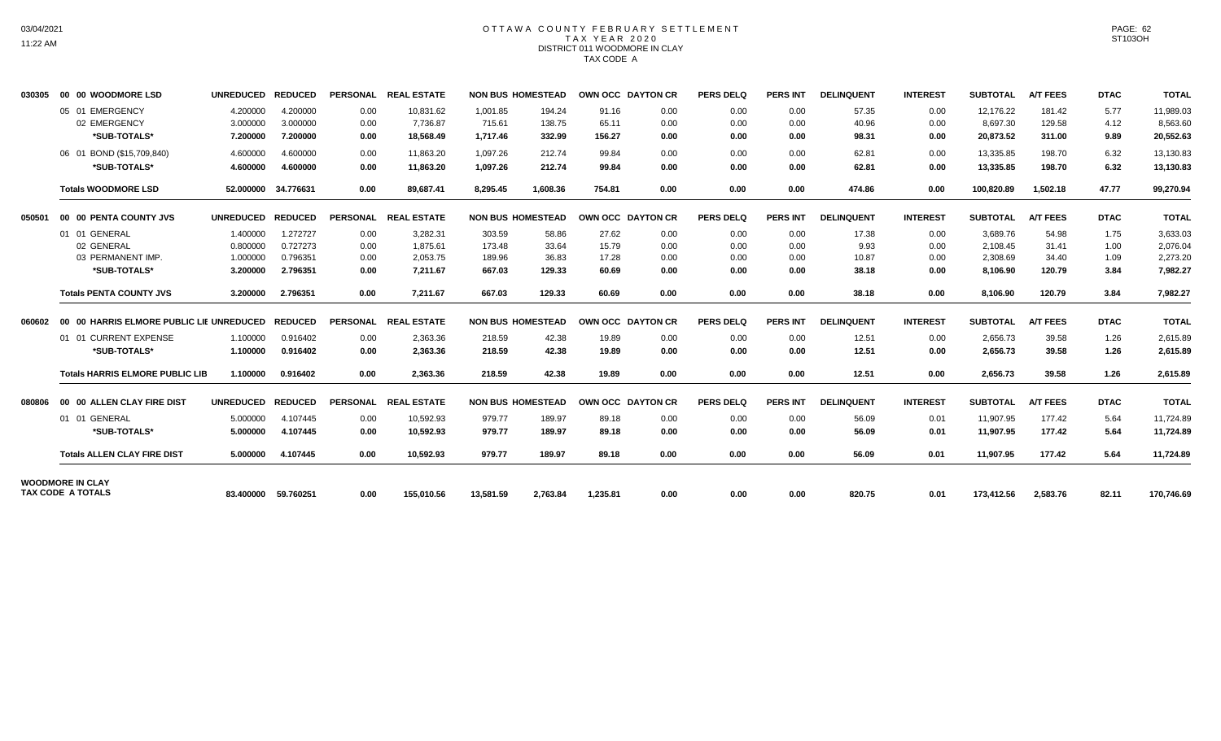# OTTAWA COUNTY FEBRUARY SETTLEMENT
## TAX YEAR 2020
### DISTRICT 011 WOODMORE IN CLAY
### TAX CODE A

| | | UNREDUCED | REDUCED | PERSONAL | REAL ESTATE | NON BUS | HOMESTEAD | OWN OCC | DAYTON CR | PERS DELQ | PERS INT | DELINQUENT | INTEREST | SUBTOTAL | A/T FEES | DTAC | TOTAL |
|---|---|---|---|---|---|---|---|---|---|---|---|---|---|---|---|---|---|
| 030305 | 00 00 WOODMORE LSD | UNREDUCED | REDUCED | PERSONAL | REAL ESTATE | NON BUS | HOMESTEAD | OWN OCC | DAYTON CR | PERS DELQ | PERS INT | DELINQUENT | INTEREST | SUBTOTAL | A/T FEES | DTAC | TOTAL |
| | 05 01 EMERGENCY | 4.200000 | 4.200000 | 0.00 | 10,831.62 | 1,001.85 | 194.24 | 91.16 | 0.00 | 0.00 | 0.00 | 57.35 | 0.00 | 12,176.22 | 181.42 | 5.77 | 11,989.03 |
| | 02 EMERGENCY | 3.000000 | 3.000000 | 0.00 | 7,736.87 | 715.61 | 138.75 | 65.11 | 0.00 | 0.00 | 0.00 | 40.96 | 0.00 | 8,697.30 | 129.58 | 4.12 | 8,563.60 |
| | **\*SUB-TOTALS\*** | **7.200000** | **7.200000** | **0.00** | **18,568.49** | **1,717.46** | **332.99** | **156.27** | **0.00** | **0.00** | **0.00** | **98.31** | **0.00** | **20,873.52** | **311.00** | **9.89** | **20,552.63** |
| | 06 01 BOND ($15,709,840) | 4.600000 | 4.600000 | 0.00 | 11,863.20 | 1,097.26 | 212.74 | 99.84 | 0.00 | 0.00 | 0.00 | 62.81 | 0.00 | 13,335.85 | 198.70 | 6.32 | 13,130.83 |
| | **\*SUB-TOTALS\*** | **4.600000** | **4.600000** | **0.00** | **11,863.20** | **1,097.26** | **212.74** | **99.84** | **0.00** | **0.00** | **0.00** | **62.81** | **0.00** | **13,335.85** | **198.70** | **6.32** | **13,130.83** |
| | **Totals WOODMORE LSD** | **52.000000** | **34.776631** | **0.00** | **89,687.41** | **8,295.45** | **1,608.36** | **754.81** | **0.00** | **0.00** | **0.00** | **474.86** | **0.00** | **100,820.89** | **1,502.18** | **47.77** | **99,270.94** |
| 050501 | 00 00 PENTA COUNTY JVS | UNREDUCED | REDUCED | PERSONAL | REAL ESTATE | NON BUS | HOMESTEAD | OWN OCC | DAYTON CR | PERS DELQ | PERS INT | DELINQUENT | INTEREST | SUBTOTAL | A/T FEES | DTAC | TOTAL |
| | 01 01 GENERAL | 1.400000 | 1.272727 | 0.00 | 3,282.31 | 303.59 | 58.86 | 27.62 | 0.00 | 0.00 | 0.00 | 17.38 | 0.00 | 3,689.76 | 54.98 | 1.75 | 3,633.03 |
| | 02 GENERAL | 0.800000 | 0.727273 | 0.00 | 1,875.61 | 173.48 | 33.64 | 15.79 | 0.00 | 0.00 | 0.00 | 9.93 | 0.00 | 2,108.45 | 31.41 | 1.00 | 2,076.04 |
| | 03 PERMANENT IMP. | 1.000000 | 0.796351 | 0.00 | 2,053.75 | 189.96 | 36.83 | 17.28 | 0.00 | 0.00 | 0.00 | 10.87 | 0.00 | 2,308.69 | 34.40 | 1.09 | 2,273.20 |
| | **\*SUB-TOTALS\*** | **3.200000** | **2.796351** | **0.00** | **7,211.67** | **667.03** | **129.33** | **60.69** | **0.00** | **0.00** | **0.00** | **38.18** | **0.00** | **8,106.90** | **120.79** | **3.84** | **7,982.27** |
| | **Totals PENTA COUNTY JVS** | **3.200000** | **2.796351** | **0.00** | **7,211.67** | **667.03** | **129.33** | **60.69** | **0.00** | **0.00** | **0.00** | **38.18** | **0.00** | **8,106.90** | **120.79** | **3.84** | **7,982.27** |
| 060602 | 00 00 HARRIS ELMORE PUBLIC LIB | UNREDUCED | REDUCED | PERSONAL | REAL ESTATE | NON BUS | HOMESTEAD | OWN OCC | DAYTON CR | PERS DELQ | PERS INT | DELINQUENT | INTEREST | SUBTOTAL | A/T FEES | DTAC | TOTAL |
| | 01 01 CURRENT EXPENSE | 1.100000 | 0.916402 | 0.00 | 2,363.36 | 218.59 | 42.38 | 19.89 | 0.00 | 0.00 | 0.00 | 12.51 | 0.00 | 2,656.73 | 39.58 | 1.26 | 2,615.89 |
| | **\*SUB-TOTALS\*** | **1.100000** | **0.916402** | **0.00** | **2,363.36** | **218.59** | **42.38** | **19.89** | **0.00** | **0.00** | **0.00** | **12.51** | **0.00** | **2,656.73** | **39.58** | **1.26** | **2,615.89** |
| | **Totals HARRIS ELMORE PUBLIC LIB** | **1.100000** | **0.916402** | **0.00** | **2,363.36** | **218.59** | **42.38** | **19.89** | **0.00** | **0.00** | **0.00** | **12.51** | **0.00** | **2,656.73** | **39.58** | **1.26** | **2,615.89** |
| 080806 | 00 00 ALLEN CLAY FIRE DIST | UNREDUCED | REDUCED | PERSONAL | REAL ESTATE | NON BUS | HOMESTEAD | OWN OCC | DAYTON CR | PERS DELQ | PERS INT | DELINQUENT | INTEREST | SUBTOTAL | A/T FEES | DTAC | TOTAL |
| | 01 01 GENERAL | 5.000000 | 4.107445 | 0.00 | 10,592.93 | 979.77 | 189.97 | 89.18 | 0.00 | 0.00 | 0.00 | 56.09 | 0.01 | 11,907.95 | 177.42 | 5.64 | 11,724.89 |
| | **\*SUB-TOTALS\*** | **5.000000** | **4.107445** | **0.00** | **10,592.93** | **979.77** | **189.97** | **89.18** | **0.00** | **0.00** | **0.00** | **56.09** | **0.01** | **11,907.95** | **177.42** | **5.64** | **11,724.89** |
| | **Totals ALLEN CLAY FIRE DIST** | **5.000000** | **4.107445** | **0.00** | **10,592.93** | **979.77** | **189.97** | **89.18** | **0.00** | **0.00** | **0.00** | **56.09** | **0.01** | **11,907.95** | **177.42** | **5.64** | **11,724.89** |
| **WOODMORE IN CLAY TAX CODE A TOTALS** | | **83.400000** | **59.760251** | **0.00** | **155,010.56** | **13,581.59** | **2,763.84** | **1,235.81** | **0.00** | **0.00** | **0.00** | **820.75** | **0.01** | **173,412.56** | **2,583.76** | **82.11** | **170,746.69** |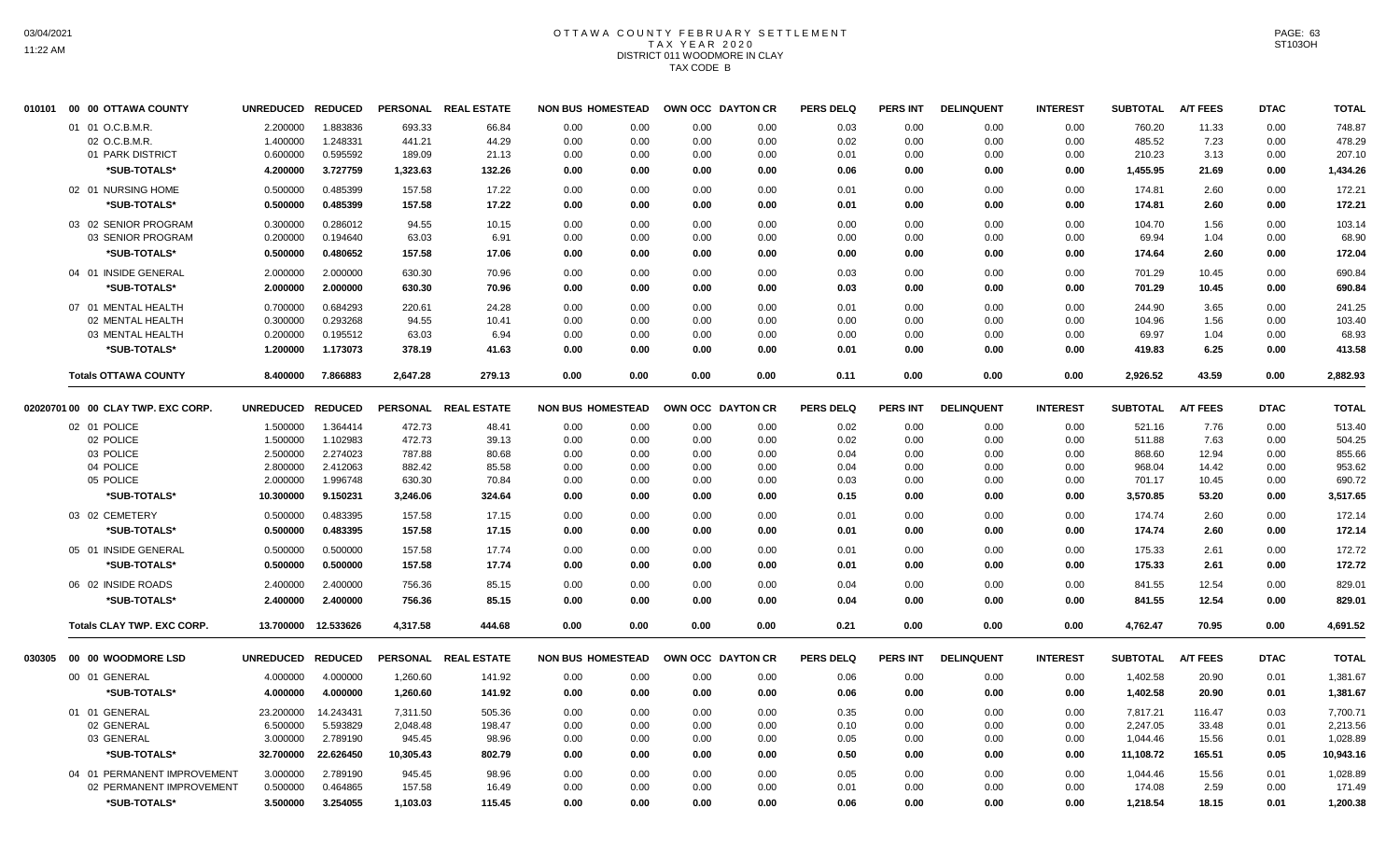# OTTAWA COUNTY FEBRUARY SETTLEMENT
## TAX YEAR 2020
## DISTRICT 011 WOODMORE IN CLAY
## TAX CODE B

| 010101 00 00 OTTAWA COUNTY | UNREDUCED | REDUCED | PERSONAL | REAL ESTATE | NON BUS | HOMESTEAD | OWN OCC | DAYTON CR | PERS DELQ | PERS INT | DELINQUENT | INTEREST | SUBTOTAL | A/T FEES | DTAC | TOTAL |
|---|---|---|---|---|---|---|---|---|---|---|---|---|---|---|---|---|
| 01 01 O.C.B.M.R. | 2.200000 | 1.883836 | 693.33 | 66.84 | 0.00 | 0.00 | 0.00 | 0.00 | 0.03 | 0.00 | 0.00 | 0.00 | 760.20 | 11.33 | 0.00 | 748.87 |
| 02 O.C.B.M.R. | 1.400000 | 1.248331 | 441.21 | 44.29 | 0.00 | 0.00 | 0.00 | 0.00 | 0.02 | 0.00 | 0.00 | 0.00 | 485.52 | 7.23 | 0.00 | 478.29 |
| 01 PARK DISTRICT | 0.600000 | 0.595592 | 189.09 | 21.13 | 0.00 | 0.00 | 0.00 | 0.00 | 0.01 | 0.00 | 0.00 | 0.00 | 210.23 | 3.13 | 0.00 | 207.10 |
| *SUB-TOTALS* | 4.200000 | 3.727759 | 1,323.63 | 132.26 | 0.00 | 0.00 | 0.00 | 0.00 | 0.06 | 0.00 | 0.00 | 0.00 | 1,455.95 | 21.69 | 0.00 | 1,434.26 |
| 02 01 NURSING HOME | 0.500000 | 0.485399 | 157.58 | 17.22 | 0.00 | 0.00 | 0.00 | 0.00 | 0.01 | 0.00 | 0.00 | 0.00 | 174.81 | 2.60 | 0.00 | 172.21 |
| *SUB-TOTALS* | 0.500000 | 0.485399 | 157.58 | 17.22 | 0.00 | 0.00 | 0.00 | 0.00 | 0.01 | 0.00 | 0.00 | 0.00 | 174.81 | 2.60 | 0.00 | 172.21 |
| 03 02 SENIOR PROGRAM | 0.300000 | 0.286012 | 94.55 | 10.15 | 0.00 | 0.00 | 0.00 | 0.00 | 0.00 | 0.00 | 0.00 | 0.00 | 104.70 | 1.56 | 0.00 | 103.14 |
| 03 SENIOR PROGRAM | 0.200000 | 0.194640 | 63.03 | 6.91 | 0.00 | 0.00 | 0.00 | 0.00 | 0.00 | 0.00 | 0.00 | 0.00 | 69.94 | 1.04 | 0.00 | 68.90 |
| *SUB-TOTALS* | 0.500000 | 0.480652 | 157.58 | 17.06 | 0.00 | 0.00 | 0.00 | 0.00 | 0.00 | 0.00 | 0.00 | 0.00 | 174.64 | 2.60 | 0.00 | 172.04 |
| 04 01 INSIDE GENERAL | 2.000000 | 2.000000 | 630.30 | 70.96 | 0.00 | 0.00 | 0.00 | 0.00 | 0.03 | 0.00 | 0.00 | 0.00 | 701.29 | 10.45 | 0.00 | 690.84 |
| *SUB-TOTALS* | 2.000000 | 2.000000 | 630.30 | 70.96 | 0.00 | 0.00 | 0.00 | 0.00 | 0.03 | 0.00 | 0.00 | 0.00 | 701.29 | 10.45 | 0.00 | 690.84 |
| 07 01 MENTAL HEALTH | 0.700000 | 0.684293 | 220.61 | 24.28 | 0.00 | 0.00 | 0.00 | 0.00 | 0.01 | 0.00 | 0.00 | 0.00 | 244.90 | 3.65 | 0.00 | 241.25 |
| 02 MENTAL HEALTH | 0.300000 | 0.293268 | 94.55 | 10.41 | 0.00 | 0.00 | 0.00 | 0.00 | 0.00 | 0.00 | 0.00 | 0.00 | 104.96 | 1.56 | 0.00 | 103.40 |
| 03 MENTAL HEALTH | 0.200000 | 0.195512 | 63.03 | 6.94 | 0.00 | 0.00 | 0.00 | 0.00 | 0.00 | 0.00 | 0.00 | 0.00 | 69.97 | 1.04 | 0.00 | 68.93 |
| *SUB-TOTALS* | 1.200000 | 1.173073 | 378.19 | 41.63 | 0.00 | 0.00 | 0.00 | 0.00 | 0.01 | 0.00 | 0.00 | 0.00 | 419.83 | 6.25 | 0.00 | 413.58 |
| Totals OTTAWA COUNTY | 8.400000 | 7.866883 | 2,647.28 | 279.13 | 0.00 | 0.00 | 0.00 | 0.00 | 0.11 | 0.00 | 0.00 | 0.00 | 2,926.52 | 43.59 | 0.00 | 2,882.93 |

| 02020701 00 00 CLAY TWP. EXC CORP. | UNREDUCED | REDUCED | PERSONAL | REAL ESTATE | NON BUS | HOMESTEAD | OWN OCC | DAYTON CR | PERS DELQ | PERS INT | DELINQUENT | INTEREST | SUBTOTAL | A/T FEES | DTAC | TOTAL |
|---|---|---|---|---|---|---|---|---|---|---|---|---|---|---|---|---|
| 02 01 POLICE | 1.500000 | 1.364414 | 472.73 | 48.41 | 0.00 | 0.00 | 0.00 | 0.00 | 0.02 | 0.00 | 0.00 | 0.00 | 521.16 | 7.76 | 0.00 | 513.40 |
| 02 POLICE | 1.500000 | 1.102983 | 472.73 | 39.13 | 0.00 | 0.00 | 0.00 | 0.00 | 0.02 | 0.00 | 0.00 | 0.00 | 511.88 | 7.63 | 0.00 | 504.25 |
| 03 POLICE | 2.500000 | 2.274023 | 787.88 | 80.68 | 0.00 | 0.00 | 0.00 | 0.00 | 0.04 | 0.00 | 0.00 | 0.00 | 868.60 | 12.94 | 0.00 | 855.66 |
| 04 POLICE | 2.800000 | 2.412063 | 882.42 | 85.58 | 0.00 | 0.00 | 0.00 | 0.00 | 0.04 | 0.00 | 0.00 | 0.00 | 968.04 | 14.42 | 0.00 | 953.62 |
| 05 POLICE | 2.000000 | 1.996748 | 630.30 | 70.84 | 0.00 | 0.00 | 0.00 | 0.00 | 0.03 | 0.00 | 0.00 | 0.00 | 701.17 | 10.45 | 0.00 | 690.72 |
| *SUB-TOTALS* | 10.300000 | 9.150231 | 3,246.06 | 324.64 | 0.00 | 0.00 | 0.00 | 0.00 | 0.15 | 0.00 | 0.00 | 0.00 | 3,570.85 | 53.20 | 0.00 | 3,517.65 |
| 03 02 CEMETERY | 0.500000 | 0.483395 | 157.58 | 17.15 | 0.00 | 0.00 | 0.00 | 0.00 | 0.01 | 0.00 | 0.00 | 0.00 | 174.74 | 2.60 | 0.00 | 172.14 |
| *SUB-TOTALS* | 0.500000 | 0.483395 | 157.58 | 17.15 | 0.00 | 0.00 | 0.00 | 0.00 | 0.01 | 0.00 | 0.00 | 0.00 | 174.74 | 2.60 | 0.00 | 172.14 |
| 05 01 INSIDE GENERAL | 0.500000 | 0.500000 | 157.58 | 17.74 | 0.00 | 0.00 | 0.00 | 0.00 | 0.01 | 0.00 | 0.00 | 0.00 | 175.33 | 2.61 | 0.00 | 172.72 |
| *SUB-TOTALS* | 0.500000 | 0.500000 | 157.58 | 17.74 | 0.00 | 0.00 | 0.00 | 0.00 | 0.01 | 0.00 | 0.00 | 0.00 | 175.33 | 2.61 | 0.00 | 172.72 |
| 06 02 INSIDE ROADS | 2.400000 | 2.400000 | 756.36 | 85.15 | 0.00 | 0.00 | 0.00 | 0.00 | 0.04 | 0.00 | 0.00 | 0.00 | 841.55 | 12.54 | 0.00 | 829.01 |
| *SUB-TOTALS* | 2.400000 | 2.400000 | 756.36 | 85.15 | 0.00 | 0.00 | 0.00 | 0.00 | 0.04 | 0.00 | 0.00 | 0.00 | 841.55 | 12.54 | 0.00 | 829.01 |
| Totals CLAY TWP. EXC CORP. | 13.700000 | 12.533626 | 4,317.58 | 444.68 | 0.00 | 0.00 | 0.00 | 0.00 | 0.21 | 0.00 | 0.00 | 0.00 | 4,762.47 | 70.95 | 0.00 | 4,691.52 |

| 030305 00 00 WOODMORE LSD | UNREDUCED | REDUCED | PERSONAL | REAL ESTATE | NON BUS | HOMESTEAD | OWN OCC | DAYTON CR | PERS DELQ | PERS INT | DELINQUENT | INTEREST | SUBTOTAL | A/T FEES | DTAC | TOTAL |
|---|---|---|---|---|---|---|---|---|---|---|---|---|---|---|---|---|
| 00 01 GENERAL | 4.000000 | 4.000000 | 1,260.60 | 141.92 | 0.00 | 0.00 | 0.00 | 0.00 | 0.06 | 0.00 | 0.00 | 0.00 | 1,402.58 | 20.90 | 0.01 | 1,381.67 |
| *SUB-TOTALS* | 4.000000 | 4.000000 | 1,260.60 | 141.92 | 0.00 | 0.00 | 0.00 | 0.00 | 0.06 | 0.00 | 0.00 | 0.00 | 1,402.58 | 20.90 | 0.01 | 1,381.67 |
| 01 01 GENERAL | 23.200000 | 14.243431 | 7,311.50 | 505.36 | 0.00 | 0.00 | 0.00 | 0.00 | 0.35 | 0.00 | 0.00 | 0.00 | 7,817.21 | 116.47 | 0.03 | 7,700.71 |
| 02 GENERAL | 6.500000 | 5.593829 | 2,048.48 | 198.47 | 0.00 | 0.00 | 0.00 | 0.00 | 0.10 | 0.00 | 0.00 | 0.00 | 2,247.05 | 33.48 | 0.01 | 2,213.56 |
| 03 GENERAL | 3.000000 | 2.789190 | 945.45 | 98.96 | 0.00 | 0.00 | 0.00 | 0.00 | 0.05 | 0.00 | 0.00 | 0.00 | 1,044.46 | 15.56 | 0.01 | 1,028.89 |
| *SUB-TOTALS* | 32.700000 | 22.626450 | 10,305.43 | 802.79 | 0.00 | 0.00 | 0.00 | 0.00 | 0.50 | 0.00 | 0.00 | 0.00 | 11,108.72 | 165.51 | 0.05 | 10,943.16 |
| 04 01 PERMANENT IMPROVEMENT | 3.000000 | 2.789190 | 945.45 | 98.96 | 0.00 | 0.00 | 0.00 | 0.00 | 0.05 | 0.00 | 0.00 | 0.00 | 1,044.46 | 15.56 | 0.01 | 1,028.89 |
| 02 PERMANENT IMPROVEMENT | 0.500000 | 0.464865 | 157.58 | 16.49 | 0.00 | 0.00 | 0.00 | 0.00 | 0.01 | 0.00 | 0.00 | 0.00 | 174.08 | 2.59 | 0.00 | 171.49 |
| *SUB-TOTALS* | 3.500000 | 3.254055 | 1,103.03 | 115.45 | 0.00 | 0.00 | 0.00 | 0.00 | 0.06 | 0.00 | 0.00 | 0.00 | 1,218.54 | 18.15 | 0.01 | 1,200.38 |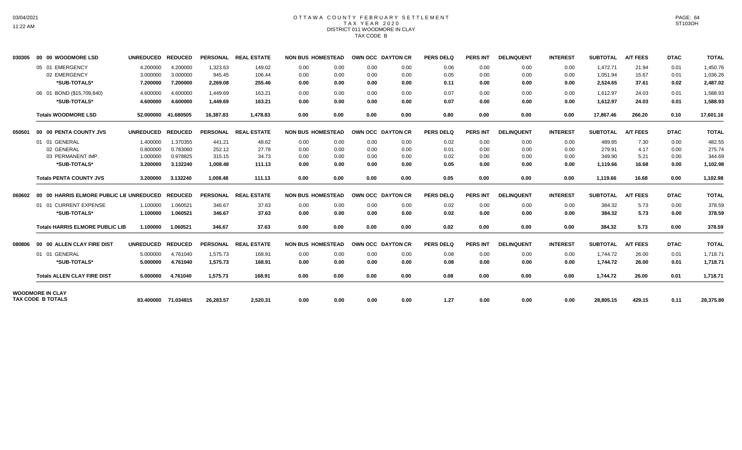# OTTAWA COUNTY FEBRUARY SETTLEMENT
## TAX YEAR 2020
### DISTRICT 011 WOODMORE IN CLAY
### TAX CODE B

| | | UNREDUCED | REDUCED | PERSONAL | REAL ESTATE | NON BUS | HOMESTEAD | OWN OCC | DAYTON CR | PERS DELQ | PERS INT | DELINQUENT | INTEREST | SUBTOTAL | A/T FEES | DTAC | TOTAL |
|---|---|---|---|---|---|---|---|---|---|---|---|---|---|---|---|---|---|
| 030305 | 00 00 WOODMORE LSD | UNREDUCED | REDUCED | PERSONAL | REAL ESTATE | NON BUS | HOMESTEAD | OWN OCC | DAYTON CR | PERS DELQ | PERS INT | DELINQUENT | INTEREST | SUBTOTAL | A/T FEES | DTAC | TOTAL |
| | 05 01 EMERGENCY | 4.200000 | 4.200000 | 1,323.63 | 149.02 | 0.00 | 0.00 | 0.00 | 0.00 | 0.06 | 0.00 | 0.00 | 0.00 | 1,472.71 | 21.94 | 0.01 | 1,450.76 |
| | 02 EMERGENCY | 3.000000 | 3.000000 | 945.45 | 106.44 | 0.00 | 0.00 | 0.00 | 0.00 | 0.05 | 0.00 | 0.00 | 0.00 | 1,051.94 | 15.67 | 0.01 | 1,036.26 |
| | **\*SUB-TOTALS\*** | **7.200000** | **7.200000** | **2,269.08** | **255.46** | **0.00** | **0.00** | **0.00** | **0.00** | **0.11** | **0.00** | **0.00** | **0.00** | **2,524.65** | **37.61** | **0.02** | **2,487.02** |
| | 06 01 BOND ($15,709,840) | 4.600000 | 4.600000 | 1,449.69 | 163.21 | 0.00 | 0.00 | 0.00 | 0.00 | 0.07 | 0.00 | 0.00 | 0.00 | 1,612.97 | 24.03 | 0.01 | 1,588.93 |
| | **\*SUB-TOTALS\*** | **4.600000** | **4.600000** | **1,449.69** | **163.21** | **0.00** | **0.00** | **0.00** | **0.00** | **0.07** | **0.00** | **0.00** | **0.00** | **1,612.97** | **24.03** | **0.01** | **1,588.93** |
| | **Totals WOODMORE LSD** | **52.000000** | **41.680505** | **16,387.83** | **1,478.83** | **0.00** | **0.00** | **0.00** | **0.00** | **0.80** | **0.00** | **0.00** | **0.00** | **17,867.46** | **266.20** | **0.10** | **17,601.16** |
| 050501 | 00 00 PENTA COUNTY JVS | UNREDUCED | REDUCED | PERSONAL | REAL ESTATE | NON BUS | HOMESTEAD | OWN OCC | DAYTON CR | PERS DELQ | PERS INT | DELINQUENT | INTEREST | SUBTOTAL | A/T FEES | DTAC | TOTAL |
| | 01 01 GENERAL | 1.400000 | 1.370355 | 441.21 | 48.62 | 0.00 | 0.00 | 0.00 | 0.00 | 0.02 | 0.00 | 0.00 | 0.00 | 489.85 | 7.30 | 0.00 | 482.55 |
| | 02 GENERAL | 0.800000 | 0.783060 | 252.12 | 27.78 | 0.00 | 0.00 | 0.00 | 0.00 | 0.01 | 0.00 | 0.00 | 0.00 | 279.91 | 4.17 | 0.00 | 275.74 |
| | 03 PERMANENT IMP. | 1.000000 | 0.978825 | 315.15 | 34.73 | 0.00 | 0.00 | 0.00 | 0.00 | 0.02 | 0.00 | 0.00 | 0.00 | 349.90 | 5.21 | 0.00 | 344.69 |
| | **\*SUB-TOTALS\*** | **3.200000** | **3.132240** | **1,008.48** | **111.13** | **0.00** | **0.00** | **0.00** | **0.00** | **0.05** | **0.00** | **0.00** | **0.00** | **1,119.66** | **16.68** | **0.00** | **1,102.98** |
| | **Totals PENTA COUNTY JVS** | **3.200000** | **3.132240** | **1,008.48** | **111.13** | **0.00** | **0.00** | **0.00** | **0.00** | **0.05** | **0.00** | **0.00** | **0.00** | **1,119.66** | **16.68** | **0.00** | **1,102.98** |
| 060602 | 00 00 HARRIS ELMORE PUBLIC LIE | UNREDUCED | REDUCED | PERSONAL | REAL ESTATE | NON BUS | HOMESTEAD | OWN OCC | DAYTON CR | PERS DELQ | PERS INT | DELINQUENT | INTEREST | SUBTOTAL | A/T FEES | DTAC | TOTAL |
| | 01 01 CURRENT EXPENSE | 1.100000 | 1.060521 | 346.67 | 37.63 | 0.00 | 0.00 | 0.00 | 0.00 | 0.02 | 0.00 | 0.00 | 0.00 | 384.32 | 5.73 | 0.00 | 378.59 |
| | **\*SUB-TOTALS\*** | **1.100000** | **1.060521** | **346.67** | **37.63** | **0.00** | **0.00** | **0.00** | **0.00** | **0.02** | **0.00** | **0.00** | **0.00** | **384.32** | **5.73** | **0.00** | **378.59** |
| | **Totals HARRIS ELMORE PUBLIC LIB** | **1.100000** | **1.060521** | **346.67** | **37.63** | **0.00** | **0.00** | **0.00** | **0.00** | **0.02** | **0.00** | **0.00** | **0.00** | **384.32** | **5.73** | **0.00** | **378.59** |
| 080806 | 00 00 ALLEN CLAY FIRE DIST | UNREDUCED | REDUCED | PERSONAL | REAL ESTATE | NON BUS | HOMESTEAD | OWN OCC | DAYTON CR | PERS DELQ | PERS INT | DELINQUENT | INTEREST | SUBTOTAL | A/T FEES | DTAC | TOTAL |
| | 01 01 GENERAL | 5.000000 | 4.761040 | 1,575.73 | 168.91 | 0.00 | 0.00 | 0.00 | 0.00 | 0.08 | 0.00 | 0.00 | 0.00 | 1,744.72 | 26.00 | 0.01 | 1,718.71 |
| | **\*SUB-TOTALS\*** | **5.000000** | **4.761040** | **1,575.73** | **168.91** | **0.00** | **0.00** | **0.00** | **0.00** | **0.08** | **0.00** | **0.00** | **0.00** | **1,744.72** | **26.00** | **0.01** | **1,718.71** |
| | **Totals ALLEN CLAY FIRE DIST** | **5.000000** | **4.761040** | **1,575.73** | **168.91** | **0.00** | **0.00** | **0.00** | **0.00** | **0.08** | **0.00** | **0.00** | **0.00** | **1,744.72** | **26.00** | **0.01** | **1,718.71** |
| **WOODMORE IN CLAY TAX CODE B TOTALS** | | **83.400000** | **71.034815** | **26,283.57** | **2,520.31** | **0.00** | **0.00** | **0.00** | **0.00** | **1.27** | **0.00** | **0.00** | **0.00** | **28,805.15** | **429.15** | **0.11** | **28,375.89** |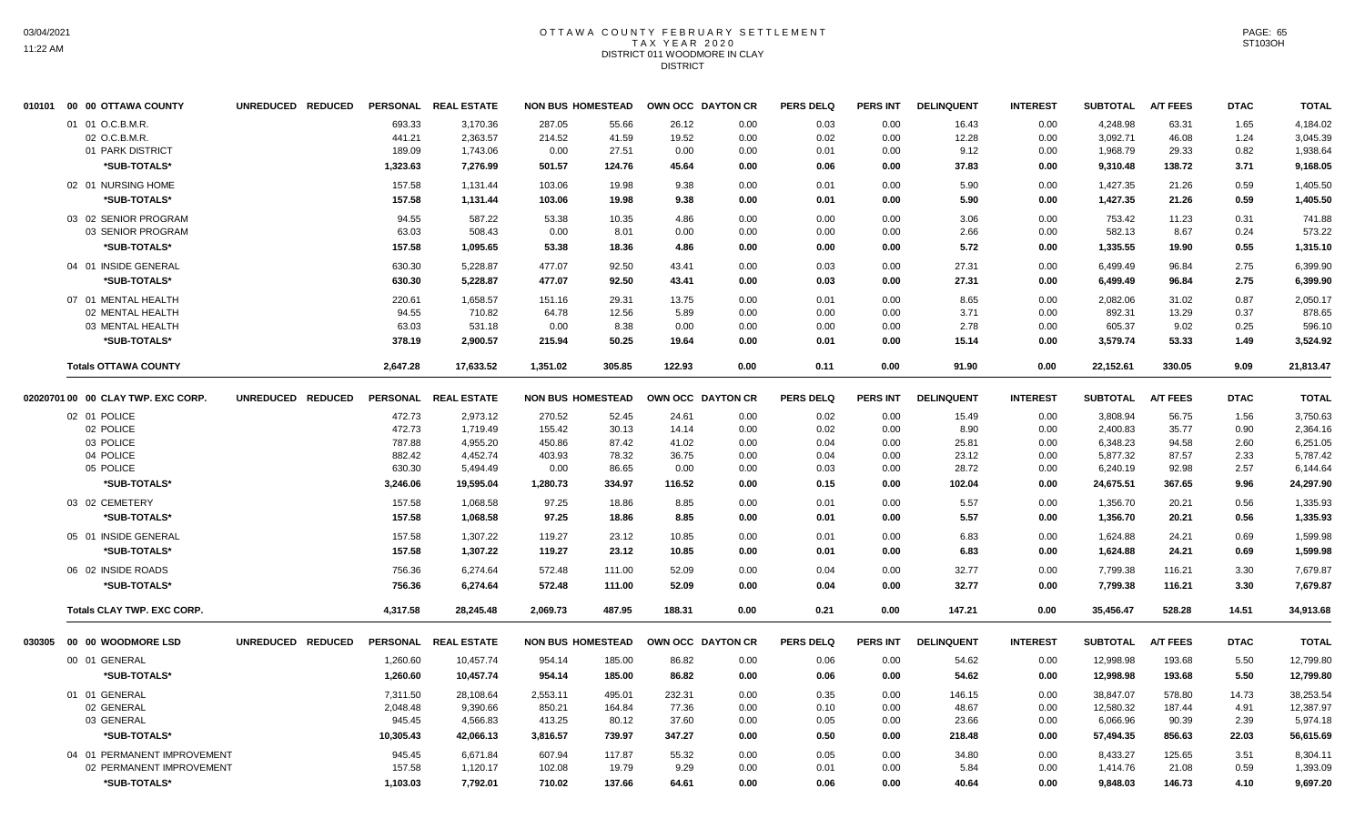# OTTAWA COUNTY FEBRUARY SETTLEMENT
## TAX YEAR 2020
## DISTRICT 011 WOODMORE IN CLAY
## DISTRICT

| | | UNREDUCED | REDUCED | PERSONAL | REAL ESTATE | NON BUS | HOMESTEAD | OWN OCC | DAYTON CR | PERS DELQ | PERS INT | DELINQUENT | INTEREST | SUBTOTAL | A/T FEES | DTAC | TOTAL |
|---|---|---|---|---|---|---|---|---|---|---|---|---|---|---|---|---|---|
| 010101 | 00 00 OTTAWA COUNTY | | | | | | | | | | | | | | | | |
| | 01 01 O.C.B.M.R. | | | 693.33 | 3,170.36 | 287.05 | 55.66 | 26.12 | 0.00 | 0.03 | 0.00 | 16.43 | 0.00 | 4,248.98 | 63.31 | 1.65 | 4,184.02 |
| | 02 O.C.B.M.R. | | | 441.21 | 2,363.57 | 214.52 | 41.59 | 19.52 | 0.00 | 0.02 | 0.00 | 12.28 | 0.00 | 3,092.71 | 46.08 | 1.24 | 3,045.39 |
| | 01 PARK DISTRICT | | | 189.09 | 1,743.06 | 0.00 | 27.51 | 0.00 | 0.00 | 0.01 | 0.00 | 9.12 | 0.00 | 1,968.79 | 29.33 | 0.82 | 1,938.64 |
| | *SUB-TOTALS* | | | 1,323.63 | 7,276.99 | 501.57 | 124.76 | 45.64 | 0.00 | 0.06 | 0.00 | 37.83 | 0.00 | 9,310.48 | 138.72 | 3.71 | 9,168.05 |
| | 02 01 NURSING HOME | | | 157.58 | 1,131.44 | 103.06 | 19.98 | 9.38 | 0.00 | 0.01 | 0.00 | 5.90 | 0.00 | 1,427.35 | 21.26 | 0.59 | 1,405.50 |
| | *SUB-TOTALS* | | | 157.58 | 1,131.44 | 103.06 | 19.98 | 9.38 | 0.00 | 0.01 | 0.00 | 5.90 | 0.00 | 1,427.35 | 21.26 | 0.59 | 1,405.50 |
| | 03 02 SENIOR PROGRAM | | | 94.55 | 587.22 | 53.38 | 10.35 | 4.86 | 0.00 | 0.00 | 0.00 | 3.06 | 0.00 | 753.42 | 11.23 | 0.31 | 741.88 |
| | 03 SENIOR PROGRAM | | | 63.03 | 508.43 | 0.00 | 8.01 | 0.00 | 0.00 | 0.00 | 0.00 | 2.66 | 0.00 | 582.13 | 8.67 | 0.24 | 573.22 |
| | *SUB-TOTALS* | | | 157.58 | 1,095.65 | 53.38 | 18.36 | 4.86 | 0.00 | 0.00 | 0.00 | 5.72 | 0.00 | 1,335.55 | 19.90 | 0.55 | 1,315.10 |
| | 04 01 INSIDE GENERAL | | | 630.30 | 5,228.87 | 477.07 | 92.50 | 43.41 | 0.00 | 0.03 | 0.00 | 27.31 | 0.00 | 6,499.49 | 96.84 | 2.75 | 6,399.90 |
| | *SUB-TOTALS* | | | 630.30 | 5,228.87 | 477.07 | 92.50 | 43.41 | 0.00 | 0.03 | 0.00 | 27.31 | 0.00 | 6,499.49 | 96.84 | 2.75 | 6,399.90 |
| | 07 01 MENTAL HEALTH | | | 220.61 | 1,658.57 | 151.16 | 29.31 | 13.75 | 0.00 | 0.01 | 0.00 | 8.65 | 0.00 | 2,082.06 | 31.02 | 0.87 | 2,050.17 |
| | 02 MENTAL HEALTH | | | 94.55 | 710.82 | 64.78 | 12.56 | 5.89 | 0.00 | 0.00 | 0.00 | 3.71 | 0.00 | 892.31 | 13.29 | 0.37 | 878.65 |
| | 03 MENTAL HEALTH | | | 63.03 | 531.18 | 0.00 | 8.38 | 0.00 | 0.00 | 0.00 | 0.00 | 2.78 | 0.00 | 605.37 | 9.02 | 0.25 | 596.10 |
| | *SUB-TOTALS* | | | 378.19 | 2,900.57 | 215.94 | 50.25 | 19.64 | 0.00 | 0.01 | 0.00 | 15.14 | 0.00 | 3,579.74 | 53.33 | 1.49 | 3,524.92 |
| | **Totals OTTAWA COUNTY** | | | 2,647.28 | 17,633.52 | 1,351.02 | 305.85 | 122.93 | 0.00 | 0.11 | 0.00 | 91.90 | 0.00 | 22,152.61 | 330.05 | 9.09 | 21,813.47 |

| | | UNREDUCED | REDUCED | PERSONAL | REAL ESTATE | NON BUS | HOMESTEAD | OWN OCC | DAYTON CR | PERS DELQ | PERS INT | DELINQUENT | INTEREST | SUBTOTAL | A/T FEES | DTAC | TOTAL |
|---|---|---|---|---|---|---|---|---|---|---|---|---|---|---|---|---|---|
| 020207 | 01 00 00 CLAY TWP. EXC CORP. | | | | | | | | | | | | | | | | |
| | 02 01 POLICE | | | 472.73 | 2,973.12 | 270.52 | 52.45 | 24.61 | 0.00 | 0.02 | 0.00 | 15.49 | 0.00 | 3,808.94 | 56.75 | 1.56 | 3,750.63 |
| | 02 POLICE | | | 472.73 | 1,719.49 | 155.42 | 30.13 | 14.14 | 0.00 | 0.02 | 0.00 | 8.90 | 0.00 | 2,400.83 | 35.77 | 0.90 | 2,364.16 |
| | 03 POLICE | | | 787.88 | 4,955.20 | 450.86 | 87.42 | 41.02 | 0.00 | 0.04 | 0.00 | 25.81 | 0.00 | 6,348.23 | 94.58 | 2.60 | 6,251.05 |
| | 04 POLICE | | | 882.42 | 4,452.74 | 403.93 | 78.32 | 36.75 | 0.00 | 0.04 | 0.00 | 23.12 | 0.00 | 5,877.32 | 87.57 | 2.33 | 5,787.42 |
| | 05 POLICE | | | 630.30 | 5,494.49 | 0.00 | 86.65 | 0.00 | 0.00 | 0.03 | 0.00 | 28.72 | 0.00 | 6,240.19 | 92.98 | 2.57 | 6,144.64 |
| | *SUB-TOTALS* | | | 3,246.06 | 19,595.04 | 1,280.73 | 334.97 | 116.52 | 0.00 | 0.15 | 0.00 | 102.04 | 0.00 | 24,675.51 | 367.65 | 9.96 | 24,297.90 |
| | 03 02 CEMETERY | | | 157.58 | 1,068.58 | 97.25 | 18.86 | 8.85 | 0.00 | 0.01 | 0.00 | 5.57 | 0.00 | 1,356.70 | 20.21 | 0.56 | 1,335.93 |
| | *SUB-TOTALS* | | | 157.58 | 1,068.58 | 97.25 | 18.86 | 8.85 | 0.00 | 0.01 | 0.00 | 5.57 | 0.00 | 1,356.70 | 20.21 | 0.56 | 1,335.93 |
| | 05 01 INSIDE GENERAL | | | 157.58 | 1,307.22 | 119.27 | 23.12 | 10.85 | 0.00 | 0.01 | 0.00 | 6.83 | 0.00 | 1,624.88 | 24.21 | 0.69 | 1,599.98 |
| | *SUB-TOTALS* | | | 157.58 | 1,307.22 | 119.27 | 23.12 | 10.85 | 0.00 | 0.01 | 0.00 | 6.83 | 0.00 | 1,624.88 | 24.21 | 0.69 | 1,599.98 |
| | 06 02 INSIDE ROADS | | | 756.36 | 6,274.64 | 572.48 | 111.00 | 52.09 | 0.00 | 0.04 | 0.00 | 32.77 | 0.00 | 7,799.38 | 116.21 | 3.30 | 7,679.87 |
| | *SUB-TOTALS* | | | 756.36 | 6,274.64 | 572.48 | 111.00 | 52.09 | 0.00 | 0.04 | 0.00 | 32.77 | 0.00 | 7,799.38 | 116.21 | 3.30 | 7,679.87 |
| | **Totals CLAY TWP. EXC CORP.** | | | 4,317.58 | 28,245.48 | 2,069.73 | 487.95 | 188.31 | 0.00 | 0.21 | 0.00 | 147.21 | 0.00 | 35,456.47 | 528.28 | 14.51 | 34,913.68 |

| | | UNREDUCED | REDUCED | PERSONAL | REAL ESTATE | NON BUS | HOMESTEAD | OWN OCC | DAYTON CR | PERS DELQ | PERS INT | DELINQUENT | INTEREST | SUBTOTAL | A/T FEES | DTAC | TOTAL |
|---|---|---|---|---|---|---|---|---|---|---|---|---|---|---|---|---|---|
| 030305 | 00 00 WOODMORE LSD | | | | | | | | | | | | | | | | |
| | 00 01 GENERAL | | | 1,260.60 | 10,457.74 | 954.14 | 185.00 | 86.82 | 0.00 | 0.06 | 0.00 | 54.62 | 0.00 | 12,998.98 | 193.68 | 5.50 | 12,799.80 |
| | *SUB-TOTALS* | | | 1,260.60 | 10,457.74 | 954.14 | 185.00 | 86.82 | 0.00 | 0.06 | 0.00 | 54.62 | 0.00 | 12,998.98 | 193.68 | 5.50 | 12,799.80 |
| | 01 01 GENERAL | | | 7,311.50 | 28,108.64 | 2,553.11 | 495.01 | 232.31 | 0.00 | 0.35 | 0.00 | 146.15 | 0.00 | 38,847.07 | 578.80 | 14.73 | 38,253.54 |
| | 02 GENERAL | | | 2,048.48 | 9,390.66 | 850.21 | 164.84 | 77.36 | 0.00 | 0.10 | 0.00 | 48.67 | 0.00 | 12,580.32 | 187.44 | 4.91 | 12,387.97 |
| | 03 GENERAL | | | 945.45 | 4,566.83 | 413.25 | 80.12 | 37.60 | 0.00 | 0.05 | 0.00 | 23.66 | 0.00 | 6,066.96 | 90.39 | 2.39 | 5,974.18 |
| | *SUB-TOTALS* | | | 10,305.43 | 42,066.13 | 3,816.57 | 739.97 | 347.27 | 0.00 | 0.50 | 0.00 | 218.48 | 0.00 | 57,494.35 | 856.63 | 22.03 | 56,615.69 |
| | 04 01 PERMANENT IMPROVEMENT | | | 945.45 | 6,671.84 | 607.94 | 117.87 | 55.32 | 0.00 | 0.05 | 0.00 | 34.80 | 0.00 | 8,433.27 | 125.65 | 3.51 | 8,304.11 |
| | 02 PERMANENT IMPROVEMENT | | | 157.58 | 1,120.17 | 102.08 | 19.79 | 9.29 | 0.00 | 0.01 | 0.00 | 5.84 | 0.00 | 1,414.76 | 21.08 | 0.59 | 1,393.09 |
| | *SUB-TOTALS* | | | 1,103.03 | 7,792.01 | 710.02 | 137.66 | 64.61 | 0.00 | 0.06 | 0.00 | 40.64 | 0.00 | 9,848.03 | 146.73 | 4.10 | 9,697.20 |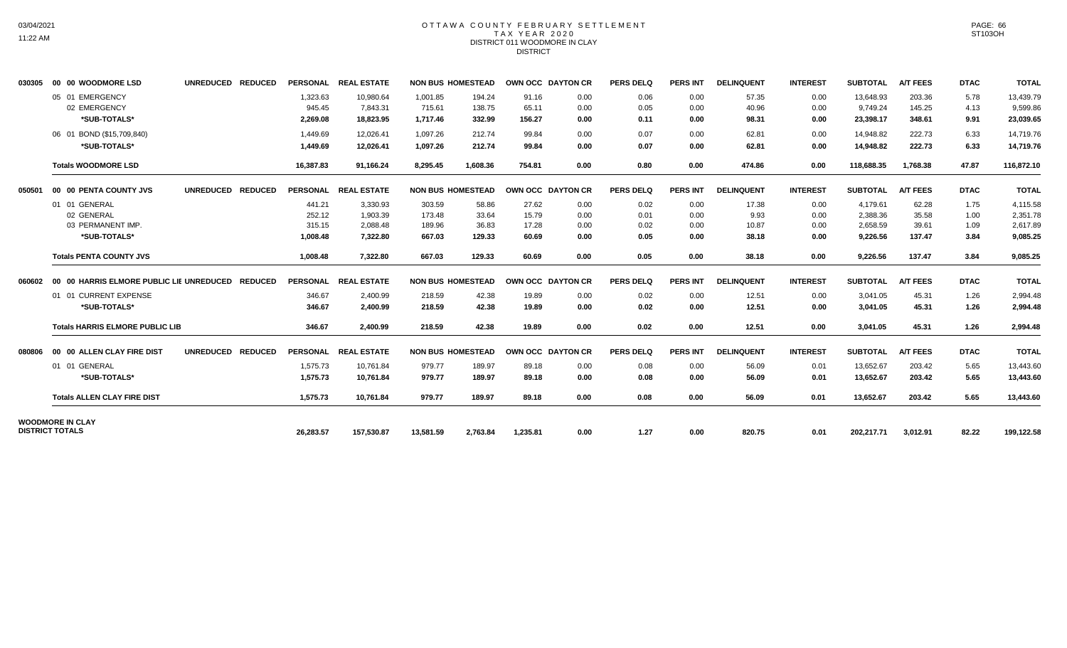# OTTAWA COUNTY FEBRUARY SETTLEMENT
## TAX YEAR 2020
### DISTRICT 011 WOODMORE IN CLAY
### DISTRICT

| | | UNREDUCED | REDUCED | PERSONAL | REAL ESTATE | NON BUS | HOMESTEAD | OWN OCC | DAYTON CR | PERS DELQ | PERS INT | DELINQUENT | INTEREST | SUBTOTAL | A/T FEES | DTAC | TOTAL |
|---|---|---|---|---|---|---|---|---|---|---|---|---|---|---|---|---|---|
| 030305 | 00 00 WOODMORE LSD | UNREDUCED | REDUCED | PERSONAL | REAL ESTATE | NON BUS | HOMESTEAD | OWN OCC | DAYTON CR | PERS DELQ | PERS INT | DELINQUENT | INTEREST | SUBTOTAL | A/T FEES | DTAC | TOTAL |
| | 05 01 EMERGENCY | | | 1,323.63 | 10,980.64 | 1,001.85 | 194.24 | 91.16 | 0.00 | 0.06 | 0.00 | 57.35 | 0.00 | 13,648.93 | 203.36 | 5.78 | 13,439.79 |
| | 02 EMERGENCY | | | 945.45 | 7,843.31 | 715.61 | 138.75 | 65.11 | 0.00 | 0.05 | 0.00 | 40.96 | 0.00 | 9,749.24 | 145.25 | 4.13 | 9,599.86 |
| | **\*SUB-TOTALS\*** | | | **2,269.08** | **18,823.95** | **1,717.46** | **332.99** | **156.27** | **0.00** | **0.11** | **0.00** | **98.31** | **0.00** | **23,398.17** | **348.61** | **9.91** | **23,039.65** |
| | 06 01 BOND ($15,709,840) | | | 1,449.69 | 12,026.41 | 1,097.26 | 212.74 | 99.84 | 0.00 | 0.07 | 0.00 | 62.81 | 0.00 | 14,948.82 | 222.73 | 6.33 | 14,719.76 |
| | **\*SUB-TOTALS\*** | | | **1,449.69** | **12,026.41** | **1,097.26** | **212.74** | **99.84** | **0.00** | **0.07** | **0.00** | **62.81** | **0.00** | **14,948.82** | **222.73** | **6.33** | **14,719.76** |
| | **Totals WOODMORE LSD** | | | **16,387.83** | **91,166.24** | **8,295.45** | **1,608.36** | **754.81** | **0.00** | **0.80** | **0.00** | **474.86** | **0.00** | **118,688.35** | **1,768.38** | **47.87** | **116,872.10** |
| 050501 | 00 00 PENTA COUNTY JVS | UNREDUCED | REDUCED | PERSONAL | REAL ESTATE | NON BUS | HOMESTEAD | OWN OCC | DAYTON CR | PERS DELQ | PERS INT | DELINQUENT | INTEREST | SUBTOTAL | A/T FEES | DTAC | TOTAL |
| | 01 01 GENERAL | | | 441.21 | 3,330.93 | 303.59 | 58.86 | 27.62 | 0.00 | 0.02 | 0.00 | 17.38 | 0.00 | 4,179.61 | 62.28 | 1.75 | 4,115.58 |
| | 02 GENERAL | | | 252.12 | 1,903.39 | 173.48 | 33.64 | 15.79 | 0.00 | 0.01 | 0.00 | 9.93 | 0.00 | 2,388.36 | 35.58 | 1.00 | 2,351.78 |
| | 03 PERMANENT IMP. | | | 315.15 | 2,088.48 | 189.96 | 36.83 | 17.28 | 0.00 | 0.02 | 0.00 | 10.87 | 0.00 | 2,658.59 | 39.61 | 1.09 | 2,617.89 |
| | **\*SUB-TOTALS\*** | | | **1,008.48** | **7,322.80** | **667.03** | **129.33** | **60.69** | **0.00** | **0.05** | **0.00** | **38.18** | **0.00** | **9,226.56** | **137.47** | **3.84** | **9,085.25** |
| | **Totals PENTA COUNTY JVS** | | | **1,008.48** | **7,322.80** | **667.03** | **129.33** | **60.69** | **0.00** | **0.05** | **0.00** | **38.18** | **0.00** | **9,226.56** | **137.47** | **3.84** | **9,085.25** |
| 060602 | 00 00 HARRIS ELMORE PUBLIC LIE | UNREDUCED | REDUCED | PERSONAL | REAL ESTATE | NON BUS | HOMESTEAD | OWN OCC | DAYTON CR | PERS DELQ | PERS INT | DELINQUENT | INTEREST | SUBTOTAL | A/T FEES | DTAC | TOTAL |
| | 01 01 CURRENT EXPENSE | | | 346.67 | 2,400.99 | 218.59 | 42.38 | 19.89 | 0.00 | 0.02 | 0.00 | 12.51 | 0.00 | 3,041.05 | 45.31 | 1.26 | 2,994.48 |
| | **\*SUB-TOTALS\*** | | | **346.67** | **2,400.99** | **218.59** | **42.38** | **19.89** | **0.00** | **0.02** | **0.00** | **12.51** | **0.00** | **3,041.05** | **45.31** | **1.26** | **2,994.48** |
| | **Totals HARRIS ELMORE PUBLIC LIB** | | | **346.67** | **2,400.99** | **218.59** | **42.38** | **19.89** | **0.00** | **0.02** | **0.00** | **12.51** | **0.00** | **3,041.05** | **45.31** | **1.26** | **2,994.48** |
| 080806 | 00 00 ALLEN CLAY FIRE DIST | UNREDUCED | REDUCED | PERSONAL | REAL ESTATE | NON BUS | HOMESTEAD | OWN OCC | DAYTON CR | PERS DELQ | PERS INT | DELINQUENT | INTEREST | SUBTOTAL | A/T FEES | DTAC | TOTAL |
| | 01 01 GENERAL | | | 1,575.73 | 10,761.84 | 979.77 | 189.97 | 89.18 | 0.00 | 0.08 | 0.00 | 56.09 | 0.01 | 13,652.67 | 203.42 | 5.65 | 13,443.60 |
| | **\*SUB-TOTALS\*** | | | **1,575.73** | **10,761.84** | **979.77** | **189.97** | **89.18** | **0.00** | **0.08** | **0.00** | **56.09** | **0.01** | **13,652.67** | **203.42** | **5.65** | **13,443.60** |
| | **Totals ALLEN CLAY FIRE DIST** | | | **1,575.73** | **10,761.84** | **979.77** | **189.97** | **89.18** | **0.00** | **0.08** | **0.00** | **56.09** | **0.01** | **13,652.67** | **203.42** | **5.65** | **13,443.60** |
| **WOODMORE IN CLAY DISTRICT TOTALS** | | | | **26,283.57** | **157,530.87** | **13,581.59** | **2,763.84** | **1,235.81** | **0.00** | **1.27** | **0.00** | **820.75** | **0.01** | **202,217.71** | **3,012.91** | **82.22** | **199,122.58** |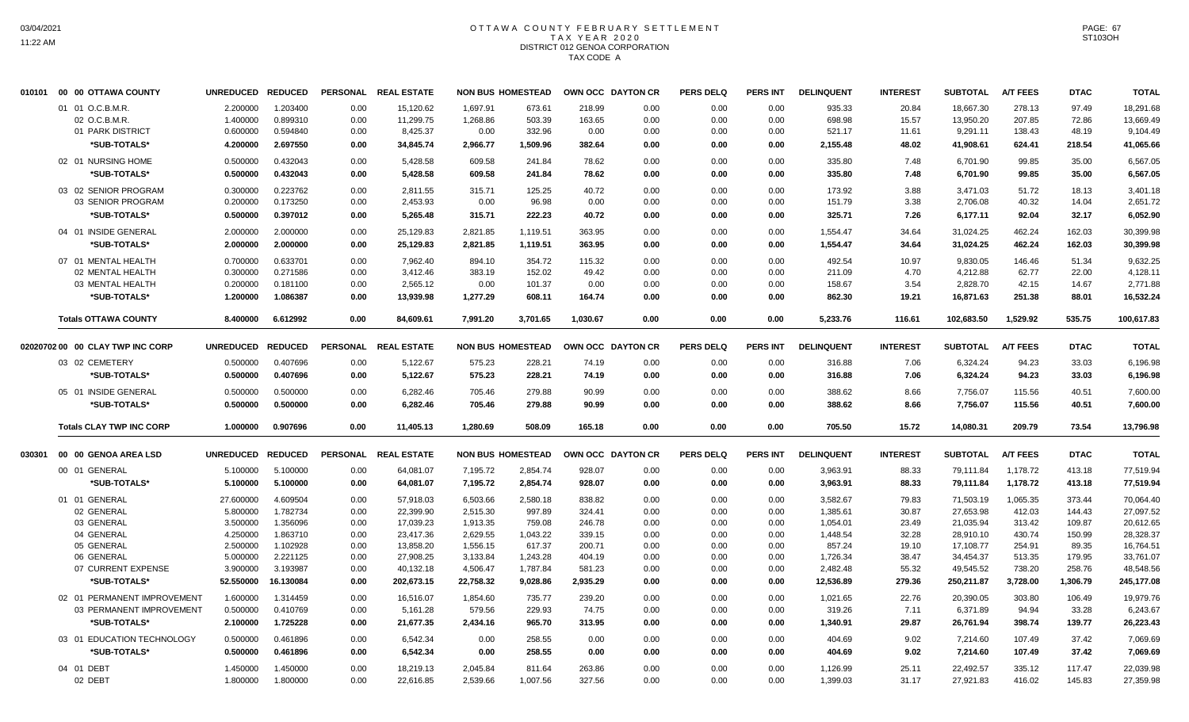# OTTAWA COUNTY FEBRUARY SETTLEMENT
## TAX YEAR 2020
## DISTRICT 012 GENOA CORPORATION
## TAX CODE A

| | | UNREDUCED | REDUCED | PERSONAL | REAL ESTATE | NON BUS | HOMESTEAD | OWN OCC | DAYTON CR | PERS DELQ | PERS INT | DELINQUENT | INTEREST | SUBTOTAL | A/T FEES | DTAC | TOTAL |
|---|---|---|---|---|---|---|---|---|---|---|---|---|---|---|---|---|---|
| 010101 | 00 00 OTTAWA COUNTY | | | | | | | | | | | | | | | | |
| | 01 01 O.C.B.M.R. | 2.200000 | 1.203400 | 0.00 | 15,120.62 | 1,697.91 | 673.61 | 218.99 | 0.00 | 0.00 | 0.00 | 935.33 | 20.84 | 18,667.30 | 278.13 | 97.49 | 18,291.68 |
| | 02 O.C.B.M.R. | 1.400000 | 0.899310 | 0.00 | 11,299.75 | 1,268.86 | 503.39 | 163.65 | 0.00 | 0.00 | 0.00 | 698.98 | 15.57 | 13,950.20 | 207.85 | 72.86 | 13,669.49 |
| | 01 PARK DISTRICT | 0.600000 | 0.594840 | 0.00 | 8,425.37 | 0.00 | 332.96 | 0.00 | 0.00 | 0.00 | 0.00 | 521.17 | 11.61 | 9,291.11 | 138.43 | 48.19 | 9,104.49 |
| | *SUB-TOTALS* | 4.200000 | 2.697550 | 0.00 | 34,845.74 | 2,966.77 | 1,509.96 | 382.64 | 0.00 | 0.00 | 0.00 | 2,155.48 | 48.02 | 41,908.61 | 624.41 | 218.54 | 41,065.66 |
| | 02 01 NURSING HOME | 0.500000 | 0.432043 | 0.00 | 5,428.58 | 609.58 | 241.84 | 78.62 | 0.00 | 0.00 | 0.00 | 335.80 | 7.48 | 6,701.90 | 99.85 | 35.00 | 6,567.05 |
| | *SUB-TOTALS* | 0.500000 | 0.432043 | 0.00 | 5,428.58 | 609.58 | 241.84 | 78.62 | 0.00 | 0.00 | 0.00 | 335.80 | 7.48 | 6,701.90 | 99.85 | 35.00 | 6,567.05 |
| | 03 02 SENIOR PROGRAM | 0.300000 | 0.223762 | 0.00 | 2,811.55 | 315.71 | 125.25 | 40.72 | 0.00 | 0.00 | 0.00 | 173.92 | 3.88 | 3,471.03 | 51.72 | 18.13 | 3,401.18 |
| | 03 SENIOR PROGRAM | 0.200000 | 0.173250 | 0.00 | 2,453.93 | 0.00 | 96.98 | 0.00 | 0.00 | 0.00 | 0.00 | 151.79 | 3.38 | 2,706.08 | 40.32 | 14.04 | 2,651.72 |
| | *SUB-TOTALS* | 0.500000 | 0.397012 | 0.00 | 5,265.48 | 315.71 | 222.23 | 40.72 | 0.00 | 0.00 | 0.00 | 325.71 | 7.26 | 6,177.11 | 92.04 | 32.17 | 6,052.90 |
| | 04 01 INSIDE GENERAL | 2.000000 | 2.000000 | 0.00 | 25,129.83 | 2,821.85 | 1,119.51 | 363.95 | 0.00 | 0.00 | 0.00 | 1,554.47 | 34.64 | 31,024.25 | 462.24 | 162.03 | 30,399.98 |
| | *SUB-TOTALS* | 2.000000 | 2.000000 | 0.00 | 25,129.83 | 2,821.85 | 1,119.51 | 363.95 | 0.00 | 0.00 | 0.00 | 1,554.47 | 34.64 | 31,024.25 | 462.24 | 162.03 | 30,399.98 |
| | 07 01 MENTAL HEALTH | 0.700000 | 0.633701 | 0.00 | 7,962.40 | 894.10 | 354.72 | 115.32 | 0.00 | 0.00 | 0.00 | 492.54 | 10.97 | 9,830.05 | 146.46 | 51.34 | 9,632.25 |
| | 02 MENTAL HEALTH | 0.300000 | 0.271586 | 0.00 | 3,412.46 | 383.19 | 152.02 | 49.42 | 0.00 | 0.00 | 0.00 | 211.09 | 4.70 | 4,212.88 | 62.77 | 22.00 | 4,128.11 |
| | 03 MENTAL HEALTH | 0.200000 | 0.181100 | 0.00 | 2,565.12 | 0.00 | 101.37 | 0.00 | 0.00 | 0.00 | 0.00 | 158.67 | 3.54 | 2,828.70 | 42.15 | 14.67 | 2,771.88 |
| | *SUB-TOTALS* | 1.200000 | 1.086387 | 0.00 | 13,939.98 | 1,277.29 | 608.11 | 164.74 | 0.00 | 0.00 | 0.00 | 862.30 | 19.21 | 16,871.63 | 251.38 | 88.01 | 16,532.24 |
| | **Totals OTTAWA COUNTY** | 8.400000 | 6.612992 | 0.00 | 84,609.61 | 7,991.20 | 3,701.65 | 1,030.67 | 0.00 | 0.00 | 0.00 | 5,233.76 | 116.61 | 102,683.50 | 1,529.92 | 535.75 | 100,617.83 |

| | | UNREDUCED | REDUCED | PERSONAL | REAL ESTATE | NON BUS | HOMESTEAD | OWN OCC | DAYTON CR | PERS DELQ | PERS INT | DELINQUENT | INTEREST | SUBTOTAL | A/T FEES | DTAC | TOTAL |
|---|---|---|---|---|---|---|---|---|---|---|---|---|---|---|---|---|---|
| 02020702 | 00 00 CLAY TWP INC CORP | | | | | | | | | | | | | | | | |
| | 03 02 CEMETERY | 0.500000 | 0.407696 | 0.00 | 5,122.67 | 575.23 | 228.21 | 74.19 | 0.00 | 0.00 | 0.00 | 316.88 | 7.06 | 6,324.24 | 94.23 | 33.03 | 6,196.98 |
| | *SUB-TOTALS* | 0.500000 | 0.407696 | 0.00 | 5,122.67 | 575.23 | 228.21 | 74.19 | 0.00 | 0.00 | 0.00 | 316.88 | 7.06 | 6,324.24 | 94.23 | 33.03 | 6,196.98 |
| | 05 01 INSIDE GENERAL | 0.500000 | 0.500000 | 0.00 | 6,282.46 | 705.46 | 279.88 | 90.99 | 0.00 | 0.00 | 0.00 | 388.62 | 8.66 | 7,756.07 | 115.56 | 40.51 | 7,600.00 |
| | *SUB-TOTALS* | 0.500000 | 0.500000 | 0.00 | 6,282.46 | 705.46 | 279.88 | 90.99 | 0.00 | 0.00 | 0.00 | 388.62 | 8.66 | 7,756.07 | 115.56 | 40.51 | 7,600.00 |
| | **Totals CLAY TWP INC CORP** | 1.000000 | 0.907696 | 0.00 | 11,405.13 | 1,280.69 | 508.09 | 165.18 | 0.00 | 0.00 | 0.00 | 705.50 | 15.72 | 14,080.31 | 209.79 | 73.54 | 13,796.98 |

| | | UNREDUCED | REDUCED | PERSONAL | REAL ESTATE | NON BUS | HOMESTEAD | OWN OCC | DAYTON CR | PERS DELQ | PERS INT | DELINQUENT | INTEREST | SUBTOTAL | A/T FEES | DTAC | TOTAL |
|---|---|---|---|---|---|---|---|---|---|---|---|---|---|---|---|---|---|
| 030301 | 00 00 GENOA AREA LSD | | | | | | | | | | | | | | | | |
| | 00 01 GENERAL | 5.100000 | 5.100000 | 0.00 | 64,081.07 | 7,195.72 | 2,854.74 | 928.07 | 0.00 | 0.00 | 0.00 | 3,963.91 | 88.33 | 79,111.84 | 1,178.72 | 413.18 | 77,519.94 |
| | *SUB-TOTALS* | 5.100000 | 5.100000 | 0.00 | 64,081.07 | 7,195.72 | 2,854.74 | 928.07 | 0.00 | 0.00 | 0.00 | 3,963.91 | 88.33 | 79,111.84 | 1,178.72 | 413.18 | 77,519.94 |
| | 01 01 GENERAL | 27.600000 | 4.609504 | 0.00 | 57,918.03 | 6,503.66 | 2,580.18 | 838.82 | 0.00 | 0.00 | 0.00 | 3,582.67 | 79.83 | 71,503.19 | 1,065.35 | 373.44 | 70,064.40 |
| | 02 GENERAL | 5.800000 | 1.782734 | 0.00 | 22,399.90 | 2,515.30 | 997.89 | 324.41 | 0.00 | 0.00 | 0.00 | 1,385.61 | 30.87 | 27,653.98 | 412.03 | 144.43 | 27,097.52 |
| | 03 GENERAL | 3.500000 | 1.356096 | 0.00 | 17,039.23 | 1,913.35 | 759.08 | 246.78 | 0.00 | 0.00 | 0.00 | 1,054.01 | 23.49 | 21,035.94 | 313.42 | 109.87 | 20,612.65 |
| | 04 GENERAL | 4.250000 | 1.863710 | 0.00 | 23,417.36 | 2,629.55 | 1,043.22 | 339.15 | 0.00 | 0.00 | 0.00 | 1,448.54 | 32.28 | 28,910.10 | 430.74 | 150.99 | 28,328.37 |
| | 05 GENERAL | 2.500000 | 1.102928 | 0.00 | 13,858.20 | 1,556.15 | 617.37 | 200.71 | 0.00 | 0.00 | 0.00 | 857.24 | 19.10 | 17,108.77 | 254.91 | 89.35 | 16,764.51 |
| | 06 GENERAL | 5.000000 | 2.221125 | 0.00 | 27,908.25 | 3,133.84 | 1,243.28 | 404.19 | 0.00 | 0.00 | 0.00 | 1,726.34 | 38.47 | 34,454.37 | 513.35 | 179.95 | 33,761.07 |
| | 07 CURRENT EXPENSE | 3.900000 | 3.193987 | 0.00 | 40,132.18 | 4,506.47 | 1,787.84 | 581.23 | 0.00 | 0.00 | 0.00 | 2,482.48 | 55.32 | 49,545.52 | 738.20 | 258.76 | 48,548.56 |
| | *SUB-TOTALS* | 52.550000 | 16.130084 | 0.00 | 202,673.15 | 22,758.32 | 9,028.86 | 2,935.29 | 0.00 | 0.00 | 0.00 | 12,536.89 | 279.36 | 250,211.87 | 3,728.00 | 1,306.79 | 245,177.08 |
| | 02 01 PERMANENT IMPROVEMENT | 1.600000 | 1.314459 | 0.00 | 16,516.07 | 1,854.60 | 735.77 | 239.20 | 0.00 | 0.00 | 0.00 | 1,021.65 | 22.76 | 20,390.05 | 303.80 | 106.49 | 19,979.76 |
| | 03 PERMANENT IMPROVEMENT | 0.500000 | 0.410769 | 0.00 | 5,161.28 | 579.56 | 229.93 | 74.75 | 0.00 | 0.00 | 0.00 | 319.26 | 7.11 | 6,371.89 | 94.94 | 33.28 | 6,243.67 |
| | *SUB-TOTALS* | 2.100000 | 1.725228 | 0.00 | 21,677.35 | 2,434.16 | 965.70 | 313.95 | 0.00 | 0.00 | 0.00 | 1,340.91 | 29.87 | 26,761.94 | 398.74 | 139.77 | 26,223.43 |
| | 03 01 EDUCATION TECHNOLOGY | 0.500000 | 0.461896 | 0.00 | 6,542.34 | 0.00 | 258.55 | 0.00 | 0.00 | 0.00 | 0.00 | 404.69 | 9.02 | 7,214.60 | 107.49 | 37.42 | 7,069.69 |
| | *SUB-TOTALS* | 0.500000 | 0.461896 | 0.00 | 6,542.34 | 0.00 | 258.55 | 0.00 | 0.00 | 0.00 | 0.00 | 404.69 | 9.02 | 7,214.60 | 107.49 | 37.42 | 7,069.69 |
| | 04 01 DEBT | 1.450000 | 1.450000 | 0.00 | 18,219.13 | 2,045.84 | 811.64 | 263.86 | 0.00 | 0.00 | 0.00 | 1,126.99 | 25.11 | 22,492.57 | 335.12 | 117.47 | 22,039.98 |
| | 02 DEBT | 1.800000 | 1.800000 | 0.00 | 22,616.85 | 2,539.66 | 1,007.56 | 327.56 | 0.00 | 0.00 | 0.00 | 1,399.03 | 31.17 | 27,921.83 | 416.02 | 145.83 | 27,359.98 |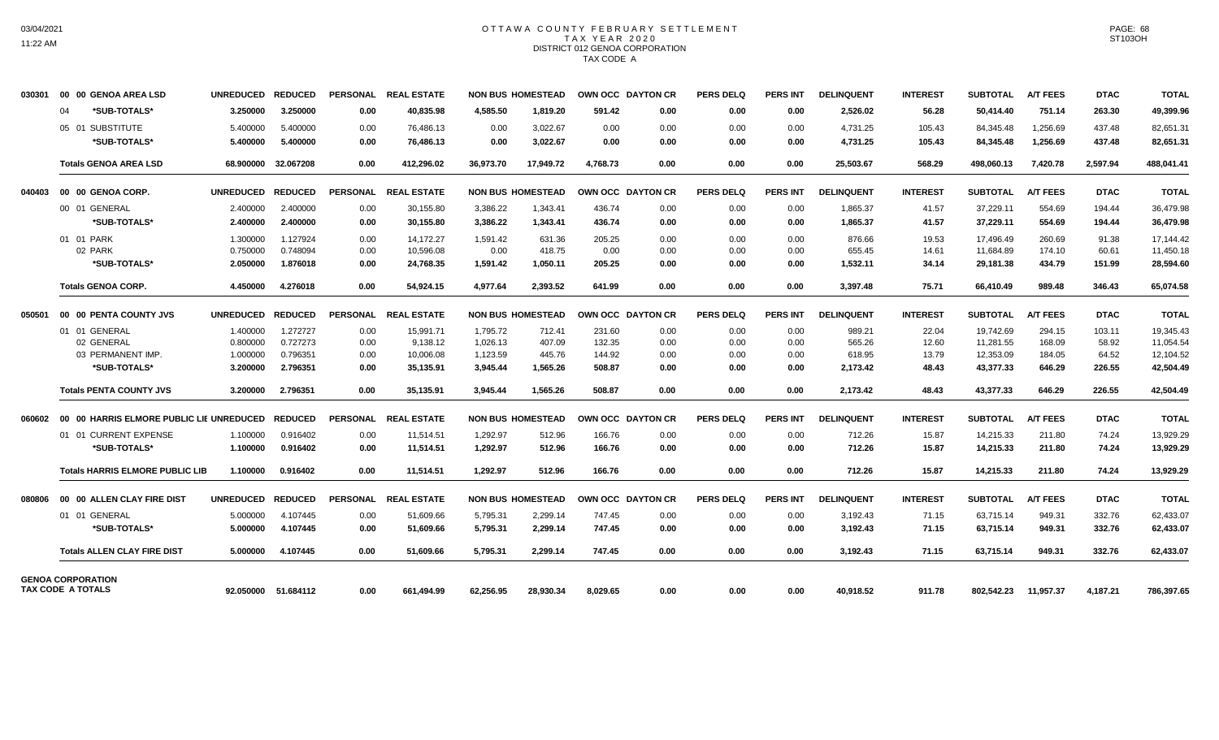# OTTAWA COUNTY FEBRUARY SETTLEMENT
## TAX YEAR 2020
## DISTRICT 012 GENOA CORPORATION
## TAX CODE A

| | | UNREDUCED | REDUCED | PERSONAL | REAL ESTATE | NON BUS | HOMESTEAD | OWN OCC | DAYTON CR | PERS DELQ | PERS INT | DELINQUENT | INTEREST | SUBTOTAL | A/T FEES | DTAC | TOTAL |
|---|---|---|---|---|---|---|---|---|---|---|---|---|---|---|---|---|---|
| 030301 | 00 00 GENOA AREA LSD | | | | | | | | | | | | | | | | |
| | 04 *SUB-TOTALS* | 3.250000 | 3.250000 | 0.00 | 40,835.98 | 4,585.50 | 1,819.20 | 591.42 | 0.00 | 0.00 | 0.00 | 2,526.02 | 56.28 | 50,414.40 | 751.14 | 263.30 | 49,399.96 |
| | 05 01 SUBSTITUTE | 5.400000 | 5.400000 | 0.00 | 76,486.13 | 0.00 | 3,022.67 | 0.00 | 0.00 | 0.00 | 0.00 | 4,731.25 | 105.43 | 84,345.48 | 1,256.69 | 437.48 | 82,651.31 |
| | *SUB-TOTALS* | 5.400000 | 5.400000 | 0.00 | 76,486.13 | 0.00 | 3,022.67 | 0.00 | 0.00 | 0.00 | 0.00 | 4,731.25 | 105.43 | 84,345.48 | 1,256.69 | 437.48 | 82,651.31 |
| | **Totals GENOA AREA LSD** | 68.900000 | 32.067208 | 0.00 | 412,296.02 | 36,973.70 | 17,949.72 | 4,768.73 | 0.00 | 0.00 | 0.00 | 25,503.67 | 568.29 | 498,060.13 | 7,420.78 | 2,597.94 | 488,041.41 |
| 040403 | 00 00 GENOA CORP. | UNREDUCED | REDUCED | PERSONAL | REAL ESTATE | NON BUS | HOMESTEAD | OWN OCC | DAYTON CR | PERS DELQ | PERS INT | DELINQUENT | INTEREST | SUBTOTAL | A/T FEES | DTAC | TOTAL |
| | 00 01 GENERAL | 2.400000 | 2.400000 | 0.00 | 30,155.80 | 3,386.22 | 1,343.41 | 436.74 | 0.00 | 0.00 | 0.00 | 1,865.37 | 41.57 | 37,229.11 | 554.69 | 194.44 | 36,479.98 |
| | *SUB-TOTALS* | 2.400000 | 2.400000 | 0.00 | 30,155.80 | 3,386.22 | 1,343.41 | 436.74 | 0.00 | 0.00 | 0.00 | 1,865.37 | 41.57 | 37,229.11 | 554.69 | 194.44 | 36,479.98 |
| | 01 01 PARK | 1.300000 | 1.127924 | 0.00 | 14,172.27 | 1,591.42 | 631.36 | 205.25 | 0.00 | 0.00 | 0.00 | 876.66 | 19.53 | 17,496.49 | 260.69 | 91.38 | 17,144.42 |
| | 02 PARK | 0.750000 | 0.748094 | 0.00 | 10,596.08 | 0.00 | 418.75 | 0.00 | 0.00 | 0.00 | 0.00 | 655.45 | 14.61 | 11,684.89 | 174.10 | 60.61 | 11,450.18 |
| | *SUB-TOTALS* | 2.050000 | 1.876018 | 0.00 | 24,768.35 | 1,591.42 | 1,050.11 | 205.25 | 0.00 | 0.00 | 0.00 | 1,532.11 | 34.14 | 29,181.38 | 434.79 | 151.99 | 28,594.60 |
| | **Totals GENOA CORP.** | 4.450000 | 4.276018 | 0.00 | 54,924.15 | 4,977.64 | 2,393.52 | 641.99 | 0.00 | 0.00 | 0.00 | 3,397.48 | 75.71 | 66,410.49 | 989.48 | 346.43 | 65,074.58 |
| 050501 | 00 00 PENTA COUNTY JVS | UNREDUCED | REDUCED | PERSONAL | REAL ESTATE | NON BUS | HOMESTEAD | OWN OCC | DAYTON CR | PERS DELQ | PERS INT | DELINQUENT | INTEREST | SUBTOTAL | A/T FEES | DTAC | TOTAL |
| | 01 01 GENERAL | 1.400000 | 1.272727 | 0.00 | 15,991.71 | 1,795.72 | 712.41 | 231.60 | 0.00 | 0.00 | 0.00 | 989.21 | 22.04 | 19,742.69 | 294.15 | 103.11 | 19,345.43 |
| | 02 GENERAL | 0.800000 | 0.727273 | 0.00 | 9,138.12 | 1,026.13 | 407.09 | 132.35 | 0.00 | 0.00 | 0.00 | 565.26 | 12.60 | 11,281.55 | 168.09 | 58.92 | 11,054.54 |
| | 03 PERMANENT IMP. | 1.000000 | 0.796351 | 0.00 | 10,006.08 | 1,123.59 | 445.76 | 144.92 | 0.00 | 0.00 | 0.00 | 618.95 | 13.79 | 12,353.09 | 184.05 | 64.52 | 12,104.52 |
| | *SUB-TOTALS* | 3.200000 | 2.796351 | 0.00 | 35,135.91 | 3,945.44 | 1,565.26 | 508.87 | 0.00 | 0.00 | 0.00 | 2,173.42 | 48.43 | 43,377.33 | 646.29 | 226.55 | 42,504.49 |
| | **Totals PENTA COUNTY JVS** | 3.200000 | 2.796351 | 0.00 | 35,135.91 | 3,945.44 | 1,565.26 | 508.87 | 0.00 | 0.00 | 0.00 | 2,173.42 | 48.43 | 43,377.33 | 646.29 | 226.55 | 42,504.49 |
| 060602 | 00 00 HARRIS ELMORE PUBLIC LIE | UNREDUCED | REDUCED | PERSONAL | REAL ESTATE | NON BUS | HOMESTEAD | OWN OCC | DAYTON CR | PERS DELQ | PERS INT | DELINQUENT | INTEREST | SUBTOTAL | A/T FEES | DTAC | TOTAL |
| | 01 01 CURRENT EXPENSE | 1.100000 | 0.916402 | 0.00 | 11,514.51 | 1,292.97 | 512.96 | 166.76 | 0.00 | 0.00 | 0.00 | 712.26 | 15.87 | 14,215.33 | 211.80 | 74.24 | 13,929.29 |
| | *SUB-TOTALS* | 1.100000 | 0.916402 | 0.00 | 11,514.51 | 1,292.97 | 512.96 | 166.76 | 0.00 | 0.00 | 0.00 | 712.26 | 15.87 | 14,215.33 | 211.80 | 74.24 | 13,929.29 |
| | **Totals HARRIS ELMORE PUBLIC LIB** | 1.100000 | 0.916402 | 0.00 | 11,514.51 | 1,292.97 | 512.96 | 166.76 | 0.00 | 0.00 | 0.00 | 712.26 | 15.87 | 14,215.33 | 211.80 | 74.24 | 13,929.29 |
| 080806 | 00 00 ALLEN CLAY FIRE DIST | UNREDUCED | REDUCED | PERSONAL | REAL ESTATE | NON BUS | HOMESTEAD | OWN OCC | DAYTON CR | PERS DELQ | PERS INT | DELINQUENT | INTEREST | SUBTOTAL | A/T FEES | DTAC | TOTAL |
| | 01 01 GENERAL | 5.000000 | 4.107445 | 0.00 | 51,609.66 | 5,795.31 | 2,299.14 | 747.45 | 0.00 | 0.00 | 0.00 | 3,192.43 | 71.15 | 63,715.14 | 949.31 | 332.76 | 62,433.07 |
| | *SUB-TOTALS* | 5.000000 | 4.107445 | 0.00 | 51,609.66 | 5,795.31 | 2,299.14 | 747.45 | 0.00 | 0.00 | 0.00 | 3,192.43 | 71.15 | 63,715.14 | 949.31 | 332.76 | 62,433.07 |
| | **Totals ALLEN CLAY FIRE DIST** | 5.000000 | 4.107445 | 0.00 | 51,609.66 | 5,795.31 | 2,299.14 | 747.45 | 0.00 | 0.00 | 0.00 | 3,192.43 | 71.15 | 63,715.14 | 949.31 | 332.76 | 62,433.07 |
| **GENOA CORPORATION TAX CODE A TOTALS** | | 92.050000 | 51.684112 | 0.00 | 661,494.99 | 62,256.95 | 28,930.34 | 8,029.65 | 0.00 | 0.00 | 0.00 | 40,918.52 | 911.78 | 802,542.23 | 11,957.37 | 4,187.21 | 786,397.65 |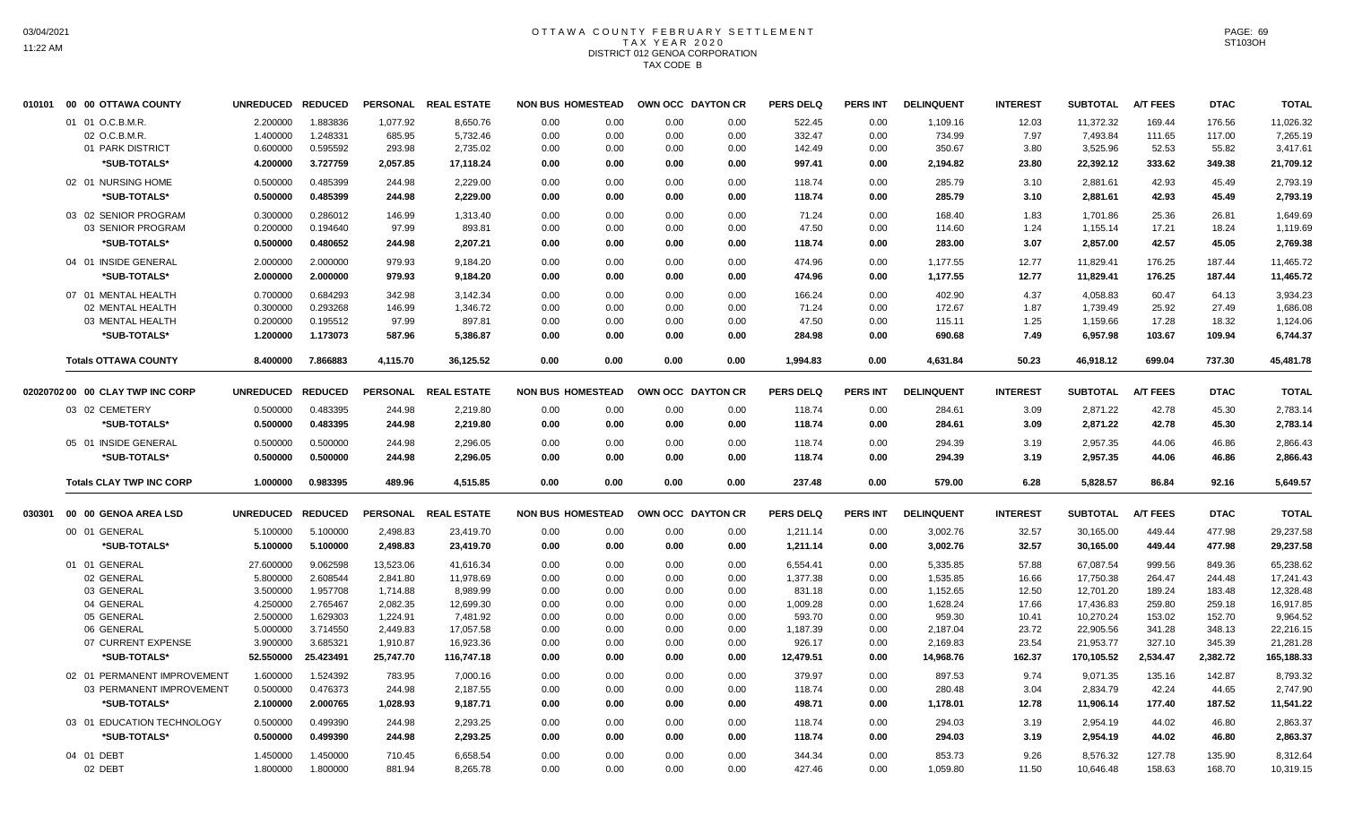# OTTAWA COUNTY FEBRUARY SETTLEMENT
## TAX YEAR 2020
## DISTRICT 012 GENOA CORPORATION
## TAX CODE B

| 010101 00 00 OTTAWA COUNTY | UNREDUCED | REDUCED | PERSONAL | REAL ESTATE | NON BUS | HOMESTEAD | OWN OCC | DAYTON CR | PERS DELQ | PERS INT | DELINQUENT | INTEREST | SUBTOTAL | A/T FEES | DTAC | TOTAL |
|---|---|---|---|---|---|---|---|---|---|---|---|---|---|---|---|---|
| 01 01 O.C.B.M.R. | 2.200000 | 1.883836 | 1,077.92 | 8,650.76 | 0.00 | 0.00 | 0.00 | 0.00 | 522.45 | 0.00 | 1,109.16 | 12.03 | 11,372.32 | 169.44 | 176.56 | 11,026.32 |
| 02 O.C.B.M.R. | 1.400000 | 1.248331 | 685.95 | 5,732.46 | 0.00 | 0.00 | 0.00 | 0.00 | 332.47 | 0.00 | 734.99 | 7.97 | 7,493.84 | 111.65 | 117.00 | 7,265.19 |
| 01 PARK DISTRICT | 0.600000 | 0.595592 | 293.98 | 2,735.02 | 0.00 | 0.00 | 0.00 | 0.00 | 142.49 | 0.00 | 350.67 | 3.80 | 3,525.96 | 52.53 | 55.82 | 3,417.61 |
| *SUB-TOTALS* | 4.200000 | 3.727759 | 2,057.85 | 17,118.24 | 0.00 | 0.00 | 0.00 | 0.00 | 997.41 | 0.00 | 2,194.82 | 23.80 | 22,392.12 | 333.62 | 349.38 | 21,709.12 |
| 02 01 NURSING HOME | 0.500000 | 0.485399 | 244.98 | 2,229.00 | 0.00 | 0.00 | 0.00 | 0.00 | 118.74 | 0.00 | 285.79 | 3.10 | 2,881.61 | 42.93 | 45.49 | 2,793.19 |
| *SUB-TOTALS* | 0.500000 | 0.485399 | 244.98 | 2,229.00 | 0.00 | 0.00 | 0.00 | 0.00 | 118.74 | 0.00 | 285.79 | 3.10 | 2,881.61 | 42.93 | 45.49 | 2,793.19 |
| 03 02 SENIOR PROGRAM | 0.300000 | 0.286012 | 146.99 | 1,313.40 | 0.00 | 0.00 | 0.00 | 0.00 | 71.24 | 0.00 | 168.40 | 1.83 | 1,701.86 | 25.36 | 26.81 | 1,649.69 |
| 03 SENIOR PROGRAM | 0.200000 | 0.194640 | 97.99 | 893.81 | 0.00 | 0.00 | 0.00 | 0.00 | 47.50 | 0.00 | 114.60 | 1.24 | 1,155.14 | 17.21 | 18.24 | 1,119.69 |
| *SUB-TOTALS* | 0.500000 | 0.480652 | 244.98 | 2,207.21 | 0.00 | 0.00 | 0.00 | 0.00 | 118.74 | 0.00 | 283.00 | 3.07 | 2,857.00 | 42.57 | 45.05 | 2,769.38 |
| 04 01 INSIDE GENERAL | 2.000000 | 2.000000 | 979.93 | 9,184.20 | 0.00 | 0.00 | 0.00 | 0.00 | 474.96 | 0.00 | 1,177.55 | 12.77 | 11,829.41 | 176.25 | 187.44 | 11,465.72 |
| *SUB-TOTALS* | 2.000000 | 2.000000 | 979.93 | 9,184.20 | 0.00 | 0.00 | 0.00 | 0.00 | 474.96 | 0.00 | 1,177.55 | 12.77 | 11,829.41 | 176.25 | 187.44 | 11,465.72 |
| 07 01 MENTAL HEALTH | 0.700000 | 0.684293 | 342.98 | 3,142.34 | 0.00 | 0.00 | 0.00 | 0.00 | 166.24 | 0.00 | 402.90 | 4.37 | 4,058.83 | 60.47 | 64.13 | 3,934.23 |
| 02 MENTAL HEALTH | 0.300000 | 0.293268 | 146.99 | 1,346.72 | 0.00 | 0.00 | 0.00 | 0.00 | 71.24 | 0.00 | 172.67 | 1.87 | 1,739.49 | 25.92 | 27.49 | 1,686.08 |
| 03 MENTAL HEALTH | 0.200000 | 0.195512 | 97.99 | 897.81 | 0.00 | 0.00 | 0.00 | 0.00 | 47.50 | 0.00 | 115.11 | 1.25 | 1,159.66 | 17.28 | 18.32 | 1,124.06 |
| *SUB-TOTALS* | 1.200000 | 1.173073 | 587.96 | 5,386.87 | 0.00 | 0.00 | 0.00 | 0.00 | 284.98 | 0.00 | 690.68 | 7.49 | 6,957.98 | 103.67 | 109.94 | 6,744.37 |
| **Totals OTTAWA COUNTY** | 8.400000 | 7.866883 | 4,115.70 | 36,125.52 | 0.00 | 0.00 | 0.00 | 0.00 | 1,994.83 | 0.00 | 4,631.84 | 50.23 | 46,918.12 | 699.04 | 737.30 | 45,481.78 |

| 02020702 00 00 CLAY TWP INC CORP | UNREDUCED | REDUCED | PERSONAL | REAL ESTATE | NON BUS | HOMESTEAD | OWN OCC | DAYTON CR | PERS DELQ | PERS INT | DELINQUENT | INTEREST | SUBTOTAL | A/T FEES | DTAC | TOTAL |
|---|---|---|---|---|---|---|---|---|---|---|---|---|---|---|---|---|
| 03 02 CEMETERY | 0.500000 | 0.483395 | 244.98 | 2,219.80 | 0.00 | 0.00 | 0.00 | 0.00 | 118.74 | 0.00 | 284.61 | 3.09 | 2,871.22 | 42.78 | 45.30 | 2,783.14 |
| *SUB-TOTALS* | 0.500000 | 0.483395 | 244.98 | 2,219.80 | 0.00 | 0.00 | 0.00 | 0.00 | 118.74 | 0.00 | 284.61 | 3.09 | 2,871.22 | 42.78 | 45.30 | 2,783.14 |
| 05 01 INSIDE GENERAL | 0.500000 | 0.500000 | 244.98 | 2,296.05 | 0.00 | 0.00 | 0.00 | 0.00 | 118.74 | 0.00 | 294.39 | 3.19 | 2,957.35 | 44.06 | 46.86 | 2,866.43 |
| *SUB-TOTALS* | 0.500000 | 0.500000 | 244.98 | 2,296.05 | 0.00 | 0.00 | 0.00 | 0.00 | 118.74 | 0.00 | 294.39 | 3.19 | 2,957.35 | 44.06 | 46.86 | 2,866.43 |
| **Totals CLAY TWP INC CORP** | 1.000000 | 0.983395 | 489.96 | 4,515.85 | 0.00 | 0.00 | 0.00 | 0.00 | 237.48 | 0.00 | 579.00 | 6.28 | 5,828.57 | 86.84 | 92.16 | 5,649.57 |

| 030301 00 00 GENOA AREA LSD | UNREDUCED | REDUCED | PERSONAL | REAL ESTATE | NON BUS | HOMESTEAD | OWN OCC | DAYTON CR | PERS DELQ | PERS INT | DELINQUENT | INTEREST | SUBTOTAL | A/T FEES | DTAC | TOTAL |
|---|---|---|---|---|---|---|---|---|---|---|---|---|---|---|---|---|
| 00 01 GENERAL | 5.100000 | 5.100000 | 2,498.83 | 23,419.70 | 0.00 | 0.00 | 0.00 | 0.00 | 1,211.14 | 0.00 | 3,002.76 | 32.57 | 30,165.00 | 449.44 | 477.98 | 29,237.58 |
| *SUB-TOTALS* | 5.100000 | 5.100000 | 2,498.83 | 23,419.70 | 0.00 | 0.00 | 0.00 | 0.00 | 1,211.14 | 0.00 | 3,002.76 | 32.57 | 30,165.00 | 449.44 | 477.98 | 29,237.58 |
| 01 01 GENERAL | 27.600000 | 9.062598 | 13,523.06 | 41,616.34 | 0.00 | 0.00 | 0.00 | 0.00 | 6,554.41 | 0.00 | 5,335.85 | 57.88 | 67,087.54 | 999.56 | 849.36 | 65,238.62 |
| 02 GENERAL | 5.800000 | 2.608544 | 2,841.80 | 11,978.69 | 0.00 | 0.00 | 0.00 | 0.00 | 1,377.38 | 0.00 | 1,535.85 | 16.66 | 17,750.38 | 264.47 | 244.48 | 17,241.43 |
| 03 GENERAL | 3.500000 | 1.957708 | 1,714.88 | 8,989.99 | 0.00 | 0.00 | 0.00 | 0.00 | 831.18 | 0.00 | 1,152.65 | 12.50 | 12,701.20 | 189.24 | 183.48 | 12,328.48 |
| 04 GENERAL | 4.250000 | 2.765467 | 2,082.35 | 12,699.30 | 0.00 | 0.00 | 0.00 | 0.00 | 1,009.28 | 0.00 | 1,628.24 | 17.66 | 17,436.83 | 259.80 | 259.18 | 16,917.85 |
| 05 GENERAL | 2.500000 | 1.629303 | 1,224.91 | 7,481.92 | 0.00 | 0.00 | 0.00 | 0.00 | 593.70 | 0.00 | 959.30 | 10.41 | 10,270.24 | 153.02 | 152.70 | 9,964.52 |
| 06 GENERAL | 5.000000 | 3.714550 | 2,449.83 | 17,057.58 | 0.00 | 0.00 | 0.00 | 0.00 | 1,187.39 | 0.00 | 2,187.04 | 23.72 | 22,905.56 | 341.28 | 348.13 | 22,216.15 |
| 07 CURRENT EXPENSE | 3.900000 | 3.685321 | 1,910.87 | 16,923.36 | 0.00 | 0.00 | 0.00 | 0.00 | 926.17 | 0.00 | 2,169.83 | 23.54 | 21,953.77 | 327.10 | 345.39 | 21,281.28 |
| *SUB-TOTALS* | 52.550000 | 25.423491 | 25,747.70 | 116,747.18 | 0.00 | 0.00 | 0.00 | 0.00 | 12,479.51 | 0.00 | 14,968.76 | 162.37 | 170,105.52 | 2,534.47 | 2,382.72 | 165,188.33 |
| 02 01 PERMANENT IMPROVEMENT | 1.600000 | 1.524392 | 783.95 | 7,000.16 | 0.00 | 0.00 | 0.00 | 0.00 | 379.97 | 0.00 | 897.53 | 9.74 | 9,071.35 | 135.16 | 142.87 | 8,793.32 |
| 03 PERMANENT IMPROVEMENT | 0.500000 | 0.476373 | 244.98 | 2,187.55 | 0.00 | 0.00 | 0.00 | 0.00 | 118.74 | 0.00 | 280.48 | 3.04 | 2,834.79 | 42.24 | 44.65 | 2,747.90 |
| *SUB-TOTALS* | 2.100000 | 2.000765 | 1,028.93 | 9,187.71 | 0.00 | 0.00 | 0.00 | 0.00 | 498.71 | 0.00 | 1,178.01 | 12.78 | 11,906.14 | 177.40 | 187.52 | 11,541.22 |
| 03 01 EDUCATION TECHNOLOGY | 0.500000 | 0.499390 | 244.98 | 2,293.25 | 0.00 | 0.00 | 0.00 | 0.00 | 118.74 | 0.00 | 294.03 | 3.19 | 2,954.19 | 44.02 | 46.80 | 2,863.37 |
| *SUB-TOTALS* | 0.500000 | 0.499390 | 244.98 | 2,293.25 | 0.00 | 0.00 | 0.00 | 0.00 | 118.74 | 0.00 | 294.03 | 3.19 | 2,954.19 | 44.02 | 46.80 | 2,863.37 |
| 04 01 DEBT | 1.450000 | 1.450000 | 710.45 | 6,658.54 | 0.00 | 0.00 | 0.00 | 0.00 | 344.34 | 0.00 | 853.73 | 9.26 | 8,576.32 | 127.78 | 135.90 | 8,312.64 |
| 02 DEBT | 1.800000 | 1.800000 | 881.94 | 8,265.78 | 0.00 | 0.00 | 0.00 | 0.00 | 427.46 | 0.00 | 1,059.80 | 11.50 | 10,646.48 | 158.63 | 168.70 | 10,319.15 |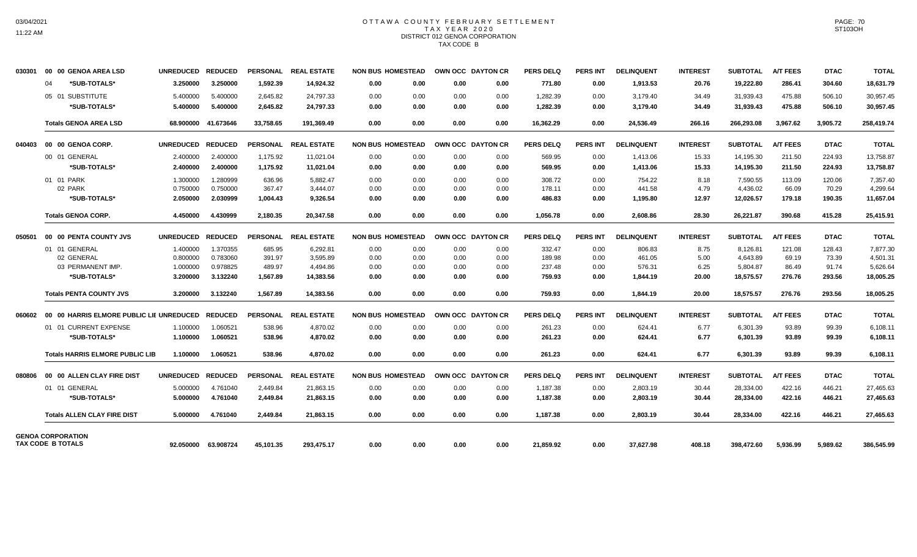# OTTAWA COUNTY FEBRUARY SETTLEMENT
## TAX YEAR 2020
## DISTRICT 012 GENOA CORPORATION
## TAX CODE B

| | | UNREDUCED | REDUCED | PERSONAL | REAL ESTATE | NON BUS | HOMESTEAD | OWN OCC | DAYTON CR | PERS DELQ | PERS INT | DELINQUENT | INTEREST | SUBTOTAL | A/T FEES | DTAC | TOTAL |
|---|---|---|---|---|---|---|---|---|---|---|---|---|---|---|---|---|---|
| 030301 | 00 00 GENOA AREA LSD | UNREDUCED | REDUCED | PERSONAL | REAL ESTATE | NON BUS | HOMESTEAD | OWN OCC | DAYTON CR | PERS DELQ | PERS INT | DELINQUENT | INTEREST | SUBTOTAL | A/T FEES | DTAC | TOTAL |
| | 04 *SUB-TOTALS* | 3.250000 | 3.250000 | 1,592.39 | 14,924.32 | 0.00 | 0.00 | 0.00 | 0.00 | 771.80 | 0.00 | 1,913.53 | 20.76 | 19,222.80 | 286.41 | 304.60 | 18,631.79 |
| | 05 01 SUBSTITUTE | 5.400000 | 5.400000 | 2,645.82 | 24,797.33 | 0.00 | 0.00 | 0.00 | 0.00 | 1,282.39 | 0.00 | 3,179.40 | 34.49 | 31,939.43 | 475.88 | 506.10 | 30,957.45 |
| | *SUB-TOTALS* | 5.400000 | 5.400000 | 2,645.82 | 24,797.33 | 0.00 | 0.00 | 0.00 | 0.00 | 1,282.39 | 0.00 | 3,179.40 | 34.49 | 31,939.43 | 475.88 | 506.10 | 30,957.45 |
| | **Totals GENOA AREA LSD** | 68.900000 | 41.673646 | 33,758.65 | 191,369.49 | 0.00 | 0.00 | 0.00 | 0.00 | 16,362.29 | 0.00 | 24,536.49 | 266.16 | 266,293.08 | 3,967.62 | 3,905.72 | 258,419.74 |
| 040403 | 00 00 GENOA CORP. | UNREDUCED | REDUCED | PERSONAL | REAL ESTATE | NON BUS | HOMESTEAD | OWN OCC | DAYTON CR | PERS DELQ | PERS INT | DELINQUENT | INTEREST | SUBTOTAL | A/T FEES | DTAC | TOTAL |
| | 00 01 GENERAL | 2.400000 | 2.400000 | 1,175.92 | 11,021.04 | 0.00 | 0.00 | 0.00 | 0.00 | 569.95 | 0.00 | 1,413.06 | 15.33 | 14,195.30 | 211.50 | 224.93 | 13,758.87 |
| | *SUB-TOTALS* | 2.400000 | 2.400000 | 1,175.92 | 11,021.04 | 0.00 | 0.00 | 0.00 | 0.00 | 569.95 | 0.00 | 1,413.06 | 15.33 | 14,195.30 | 211.50 | 224.93 | 13,758.87 |
| | 01 01 PARK | 1.300000 | 1.280999 | 636.96 | 5,882.47 | 0.00 | 0.00 | 0.00 | 0.00 | 308.72 | 0.00 | 754.22 | 8.18 | 7,590.55 | 113.09 | 120.06 | 7,357.40 |
| | 02 PARK | 0.750000 | 0.750000 | 367.47 | 3,444.07 | 0.00 | 0.00 | 0.00 | 0.00 | 178.11 | 0.00 | 441.58 | 4.79 | 4,436.02 | 66.09 | 70.29 | 4,299.64 |
| | *SUB-TOTALS* | 2.050000 | 2.030999 | 1,004.43 | 9,326.54 | 0.00 | 0.00 | 0.00 | 0.00 | 486.83 | 0.00 | 1,195.80 | 12.97 | 12,026.57 | 179.18 | 190.35 | 11,657.04 |
| | **Totals GENOA CORP.** | 4.450000 | 4.430999 | 2,180.35 | 20,347.58 | 0.00 | 0.00 | 0.00 | 0.00 | 1,056.78 | 0.00 | 2,608.86 | 28.30 | 26,221.87 | 390.68 | 415.28 | 25,415.91 |
| 050501 | 00 00 PENTA COUNTY JVS | UNREDUCED | REDUCED | PERSONAL | REAL ESTATE | NON BUS | HOMESTEAD | OWN OCC | DAYTON CR | PERS DELQ | PERS INT | DELINQUENT | INTEREST | SUBTOTAL | A/T FEES | DTAC | TOTAL |
| | 01 01 GENERAL | 1.400000 | 1.370355 | 685.95 | 6,292.81 | 0.00 | 0.00 | 0.00 | 0.00 | 332.47 | 0.00 | 806.83 | 8.75 | 8,126.81 | 121.08 | 128.43 | 7,877.30 |
| | 02 GENERAL | 0.800000 | 0.783060 | 391.97 | 3,595.89 | 0.00 | 0.00 | 0.00 | 0.00 | 189.98 | 0.00 | 461.05 | 5.00 | 4,643.89 | 69.19 | 73.39 | 4,501.31 |
| | 03 PERMANENT IMP. | 1.000000 | 0.978825 | 489.97 | 4,494.86 | 0.00 | 0.00 | 0.00 | 0.00 | 237.48 | 0.00 | 576.31 | 6.25 | 5,804.87 | 86.49 | 91.74 | 5,626.64 |
| | *SUB-TOTALS* | 3.200000 | 3.132240 | 1,567.89 | 14,383.56 | 0.00 | 0.00 | 0.00 | 0.00 | 759.93 | 0.00 | 1,844.19 | 20.00 | 18,575.57 | 276.76 | 293.56 | 18,005.25 |
| | **Totals PENTA COUNTY JVS** | 3.200000 | 3.132240 | 1,567.89 | 14,383.56 | 0.00 | 0.00 | 0.00 | 0.00 | 759.93 | 0.00 | 1,844.19 | 20.00 | 18,575.57 | 276.76 | 293.56 | 18,005.25 |
| 060602 | 00 00 HARRIS ELMORE PUBLIC LIE | UNREDUCED | REDUCED | PERSONAL | REAL ESTATE | NON BUS | HOMESTEAD | OWN OCC | DAYTON CR | PERS DELQ | PERS INT | DELINQUENT | INTEREST | SUBTOTAL | A/T FEES | DTAC | TOTAL |
| | 01 01 CURRENT EXPENSE | 1.100000 | 1.060521 | 538.96 | 4,870.02 | 0.00 | 0.00 | 0.00 | 0.00 | 261.23 | 0.00 | 624.41 | 6.77 | 6,301.39 | 93.89 | 99.39 | 6,108.11 |
| | *SUB-TOTALS* | 1.100000 | 1.060521 | 538.96 | 4,870.02 | 0.00 | 0.00 | 0.00 | 0.00 | 261.23 | 0.00 | 624.41 | 6.77 | 6,301.39 | 93.89 | 99.39 | 6,108.11 |
| | **Totals HARRIS ELMORE PUBLIC LIB** | 1.100000 | 1.060521 | 538.96 | 4,870.02 | 0.00 | 0.00 | 0.00 | 0.00 | 261.23 | 0.00 | 624.41 | 6.77 | 6,301.39 | 93.89 | 99.39 | 6,108.11 |
| 080806 | 00 00 ALLEN CLAY FIRE DIST | UNREDUCED | REDUCED | PERSONAL | REAL ESTATE | NON BUS | HOMESTEAD | OWN OCC | DAYTON CR | PERS DELQ | PERS INT | DELINQUENT | INTEREST | SUBTOTAL | A/T FEES | DTAC | TOTAL |
| | 01 01 GENERAL | 5.000000 | 4.761040 | 2,449.84 | 21,863.15 | 0.00 | 0.00 | 0.00 | 0.00 | 1,187.38 | 0.00 | 2,803.19 | 30.44 | 28,334.00 | 422.16 | 446.21 | 27,465.63 |
| | *SUB-TOTALS* | 5.000000 | 4.761040 | 2,449.84 | 21,863.15 | 0.00 | 0.00 | 0.00 | 0.00 | 1,187.38 | 0.00 | 2,803.19 | 30.44 | 28,334.00 | 422.16 | 446.21 | 27,465.63 |
| | **Totals ALLEN CLAY FIRE DIST** | 5.000000 | 4.761040 | 2,449.84 | 21,863.15 | 0.00 | 0.00 | 0.00 | 0.00 | 1,187.38 | 0.00 | 2,803.19 | 30.44 | 28,334.00 | 422.16 | 446.21 | 27,465.63 |
| | **GENOA CORPORATION TAX CODE B TOTALS** | 92.050000 | 63.908724 | 45,101.35 | 293,475.17 | 0.00 | 0.00 | 0.00 | 0.00 | 21,859.92 | 0.00 | 37,627.98 | 408.18 | 398,472.60 | 5,936.99 | 5,989.62 | 386,545.99 |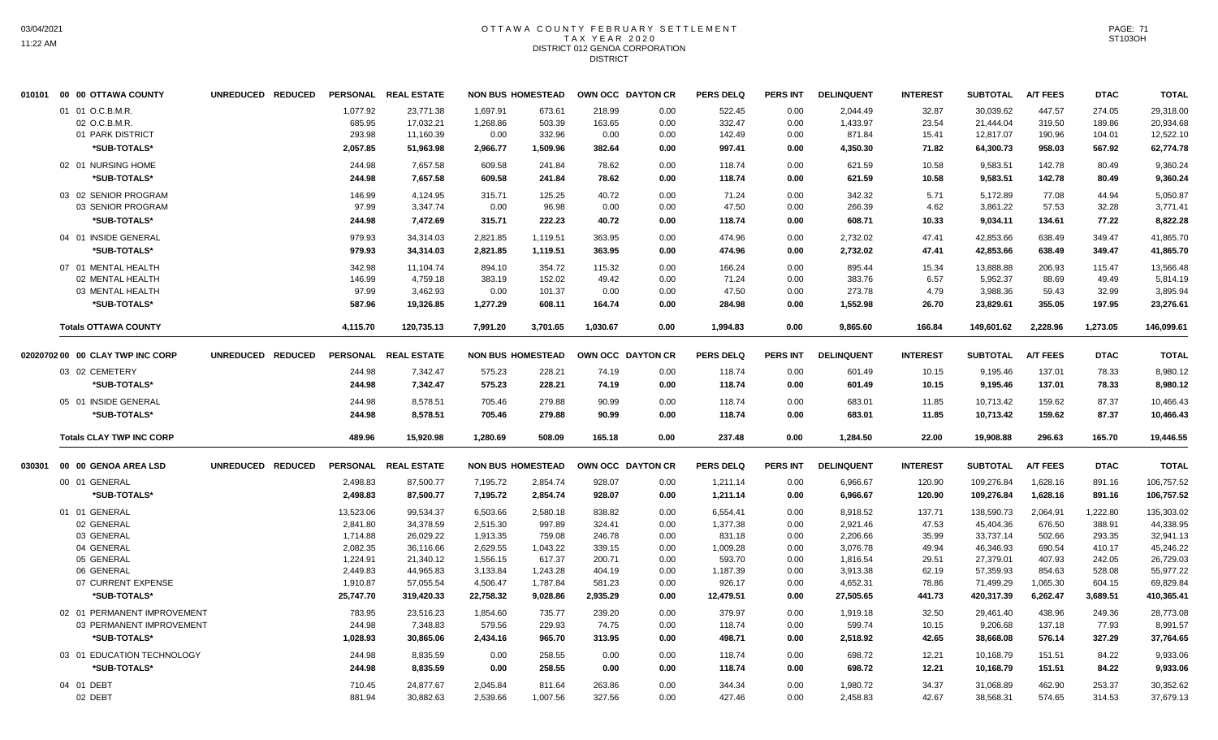# OTTAWA COUNTY FEBRUARY SETTLEMENT
## TAX YEAR 2020
## DISTRICT 012 GENOA CORPORATION
## DISTRICT

| | | UNREDUCED | REDUCED | PERSONAL | REAL ESTATE | NON BUS | HOMESTEAD | OWN OCC | DAYTON CR | PERS DELQ | PERS INT | DELINQUENT | INTEREST | SUBTOTAL | A/T FEES | DTAC | TOTAL |
|---|---|---|---|---|---|---|---|---|---|---|---|---|---|---|---|---|---|
| 010101 | 00 00 OTTAWA COUNTY | | | | | | | | | | | | | | | | |
| | 01 01 O.C.B.M.R. | | | 1,077.92 | 23,771.38 | 1,697.91 | 673.61 | 218.99 | 0.00 | 522.45 | 0.00 | 2,044.49 | 32.87 | 30,039.62 | 447.57 | 274.05 | 29,318.00 |
| | 02 O.C.B.M.R. | | | 685.95 | 17,032.21 | 1,268.86 | 503.39 | 163.65 | 0.00 | 332.47 | 0.00 | 1,433.97 | 23.54 | 21,444.04 | 319.50 | 189.86 | 20,934.68 |
| | 01 PARK DISTRICT | | | 293.98 | 11,160.39 | 0.00 | 332.96 | 0.00 | 0.00 | 142.49 | 0.00 | 871.84 | 15.41 | 12,817.07 | 190.96 | 104.01 | 12,522.10 |
| | ***SUB-TOTALS*** | | | **2,057.85** | **51,963.98** | **2,966.77** | **1,509.96** | **382.64** | **0.00** | **997.41** | **0.00** | **4,350.30** | **71.82** | **64,300.73** | **958.03** | **567.92** | **62,774.78** |
| | 02 01 NURSING HOME | | | 244.98 | 7,657.58 | 609.58 | 241.84 | 78.62 | 0.00 | 118.74 | 0.00 | 621.59 | 10.58 | 9,583.51 | 142.78 | 80.49 | 9,360.24 |
| | ***SUB-TOTALS*** | | | **244.98** | **7,657.58** | **609.58** | **241.84** | **78.62** | **0.00** | **118.74** | **0.00** | **621.59** | **10.58** | **9,583.51** | **142.78** | **80.49** | **9,360.24** |
| | 03 02 SENIOR PROGRAM | | | 146.99 | 4,124.95 | 315.71 | 125.25 | 40.72 | 0.00 | 71.24 | 0.00 | 342.32 | 5.71 | 5,172.89 | 77.08 | 44.94 | 5,050.87 |
| | 03 SENIOR PROGRAM | | | 97.99 | 3,347.74 | 0.00 | 96.98 | 0.00 | 0.00 | 47.50 | 0.00 | 266.39 | 4.62 | 3,861.22 | 57.53 | 32.28 | 3,771.41 |
| | ***SUB-TOTALS*** | | | **244.98** | **7,472.69** | **315.71** | **222.23** | **40.72** | **0.00** | **118.74** | **0.00** | **608.71** | **10.33** | **9,034.11** | **134.61** | **77.22** | **8,822.28** |
| | 04 01 INSIDE GENERAL | | | 979.93 | 34,314.03 | 2,821.85 | 1,119.51 | 363.95 | 0.00 | 474.96 | 0.00 | 2,732.02 | 47.41 | 42,853.66 | 638.49 | 349.47 | 41,865.70 |
| | ***SUB-TOTALS*** | | | **979.93** | **34,314.03** | **2,821.85** | **1,119.51** | **363.95** | **0.00** | **474.96** | **0.00** | **2,732.02** | **47.41** | **42,853.66** | **638.49** | **349.47** | **41,865.70** |
| | 07 01 MENTAL HEALTH | | | 342.98 | 11,104.74 | 894.10 | 354.72 | 115.32 | 0.00 | 166.24 | 0.00 | 895.44 | 15.34 | 13,888.88 | 206.93 | 115.47 | 13,566.48 |
| | 02 MENTAL HEALTH | | | 146.99 | 4,759.18 | 383.19 | 152.02 | 49.42 | 0.00 | 71.24 | 0.00 | 383.76 | 6.57 | 5,952.37 | 88.69 | 49.49 | 5,814.19 |
| | 03 MENTAL HEALTH | | | 97.99 | 3,462.93 | 0.00 | 101.37 | 0.00 | 0.00 | 47.50 | 0.00 | 273.78 | 4.79 | 3,988.36 | 59.43 | 32.99 | 3,895.94 |
| | ***SUB-TOTALS*** | | | **587.96** | **19,326.85** | **1,277.29** | **608.11** | **164.74** | **0.00** | **284.98** | **0.00** | **1,552.98** | **26.70** | **23,829.61** | **355.05** | **197.95** | **23,276.61** |
| | **Totals OTTAWA COUNTY** | | | **4,115.70** | **120,735.13** | **7,991.20** | **3,701.65** | **1,030.67** | **0.00** | **1,994.83** | **0.00** | **9,865.60** | **166.84** | **149,601.62** | **2,228.96** | **1,273.05** | **146,099.61** |

| | | UNREDUCED | REDUCED | PERSONAL | REAL ESTATE | NON BUS | HOMESTEAD | OWN OCC | DAYTON CR | PERS DELQ | PERS INT | DELINQUENT | INTEREST | SUBTOTAL | A/T FEES | DTAC | TOTAL |
|---|---|---|---|---|---|---|---|---|---|---|---|---|---|---|---|---|---|
| 02020702 | 00 00 CLAY TWP INC CORP | | | | | | | | | | | | | | | | |
| | 03 02 CEMETERY | | | 244.98 | 7,342.47 | 575.23 | 228.21 | 74.19 | 0.00 | 118.74 | 0.00 | 601.49 | 10.15 | 9,195.46 | 137.01 | 78.33 | 8,980.12 |
| | ***SUB-TOTALS*** | | | **244.98** | **7,342.47** | **575.23** | **228.21** | **74.19** | **0.00** | **118.74** | **0.00** | **601.49** | **10.15** | **9,195.46** | **137.01** | **78.33** | **8,980.12** |
| | 05 01 INSIDE GENERAL | | | 244.98 | 8,578.51 | 705.46 | 279.88 | 90.99 | 0.00 | 118.74 | 0.00 | 683.01 | 11.85 | 10,713.42 | 159.62 | 87.37 | 10,466.43 |
| | ***SUB-TOTALS*** | | | **244.98** | **8,578.51** | **705.46** | **279.88** | **90.99** | **0.00** | **118.74** | **0.00** | **683.01** | **11.85** | **10,713.42** | **159.62** | **87.37** | **10,466.43** |
| | **Totals CLAY TWP INC CORP** | | | **489.96** | **15,920.98** | **1,280.69** | **508.09** | **165.18** | **0.00** | **237.48** | **0.00** | **1,284.50** | **22.00** | **19,908.88** | **296.63** | **165.70** | **19,446.55** |

| | | UNREDUCED | REDUCED | PERSONAL | REAL ESTATE | NON BUS | HOMESTEAD | OWN OCC | DAYTON CR | PERS DELQ | PERS INT | DELINQUENT | INTEREST | SUBTOTAL | A/T FEES | DTAC | TOTAL |
|---|---|---|---|---|---|---|---|---|---|---|---|---|---|---|---|---|---|
| 030301 | 00 00 GENOA AREA LSD | | | | | | | | | | | | | | | | |
| | 00 01 GENERAL | | | 2,498.83 | 87,500.77 | 7,195.72 | 2,854.74 | 928.07 | 0.00 | 1,211.14 | 0.00 | 6,966.67 | 120.90 | 109,276.84 | 1,628.16 | 891.16 | 106,757.52 |
| | ***SUB-TOTALS*** | | | **2,498.83** | **87,500.77** | **7,195.72** | **2,854.74** | **928.07** | **0.00** | **1,211.14** | **0.00** | **6,966.67** | **120.90** | **109,276.84** | **1,628.16** | **891.16** | **106,757.52** |
| | 01 01 GENERAL | | | 13,523.06 | 99,534.37 | 6,503.66 | 2,580.18 | 838.82 | 0.00 | 6,554.41 | 0.00 | 8,918.52 | 137.71 | 138,590.73 | 2,064.91 | 1,222.80 | 135,303.02 |
| | 02 GENERAL | | | 2,841.80 | 34,378.59 | 2,515.30 | 997.89 | 324.41 | 0.00 | 1,377.38 | 0.00 | 2,921.46 | 47.53 | 45,404.36 | 676.50 | 388.91 | 44,338.95 |
| | 03 GENERAL | | | 1,714.88 | 26,029.22 | 1,913.35 | 759.08 | 246.78 | 0.00 | 831.18 | 0.00 | 2,206.66 | 35.99 | 33,737.14 | 502.66 | 293.35 | 32,941.13 |
| | 04 GENERAL | | | 2,082.35 | 36,116.66 | 2,629.55 | 1,043.22 | 339.15 | 0.00 | 1,009.28 | 0.00 | 3,076.78 | 49.94 | 46,346.93 | 690.54 | 410.17 | 45,246.22 |
| | 05 GENERAL | | | 1,224.91 | 21,340.12 | 1,556.15 | 617.37 | 200.71 | 0.00 | 593.70 | 0.00 | 1,816.54 | 29.51 | 27,379.01 | 407.93 | 242.05 | 26,729.03 |
| | 06 GENERAL | | | 2,449.83 | 44,965.83 | 3,133.84 | 1,243.28 | 404.19 | 0.00 | 1,187.39 | 0.00 | 3,913.38 | 62.19 | 57,359.93 | 854.63 | 528.08 | 55,977.22 |
| | 07 CURRENT EXPENSE | | | 1,910.87 | 57,055.54 | 4,506.47 | 1,787.84 | 581.23 | 0.00 | 926.17 | 0.00 | 4,652.31 | 78.86 | 71,499.29 | 1,065.30 | 604.15 | 69,829.84 |
| | ***SUB-TOTALS*** | | | **25,747.70** | **319,420.33** | **22,758.32** | **9,028.86** | **2,935.29** | **0.00** | **12,479.51** | **0.00** | **27,505.65** | **441.73** | **420,317.39** | **6,262.47** | **3,689.51** | **410,365.41** |
| | 02 01 PERMANENT IMPROVEMENT | | | 783.95 | 23,516.23 | 1,854.60 | 735.77 | 239.20 | 0.00 | 379.97 | 0.00 | 1,919.18 | 32.50 | 29,461.40 | 438.96 | 249.36 | 28,773.08 |
| | 03 PERMANENT IMPROVEMENT | | | 244.98 | 7,348.83 | 579.56 | 229.93 | 74.75 | 0.00 | 118.74 | 0.00 | 599.74 | 10.15 | 9,206.68 | 137.18 | 77.93 | 8,991.57 |
| | ***SUB-TOTALS*** | | | **1,028.93** | **30,865.06** | **2,434.16** | **965.70** | **313.95** | **0.00** | **498.71** | **0.00** | **2,518.92** | **42.65** | **38,668.08** | **576.14** | **327.29** | **37,764.65** |
| | 03 01 EDUCATION TECHNOLOGY | | | 244.98 | 8,835.59 | 0.00 | 258.55 | 0.00 | 0.00 | 118.74 | 0.00 | 698.72 | 12.21 | 10,168.79 | 151.51 | 84.22 | 9,933.06 |
| | ***SUB-TOTALS*** | | | **244.98** | **8,835.59** | **0.00** | **258.55** | **0.00** | **0.00** | **118.74** | **0.00** | **698.72** | **12.21** | **10,168.79** | **151.51** | **84.22** | **9,933.06** |
| | 04 01 DEBT | | | 710.45 | 24,877.67 | 2,045.84 | 811.64 | 263.86 | 0.00 | 344.34 | 0.00 | 1,980.72 | 34.37 | 31,068.89 | 462.90 | 253.37 | 30,352.62 |
| | 02 DEBT | | | 881.94 | 30,882.63 | 2,539.66 | 1,007.56 | 327.56 | 0.00 | 427.46 | 0.00 | 2,458.83 | 42.67 | 38,568.31 | 574.65 | 314.53 | 37,679.13 |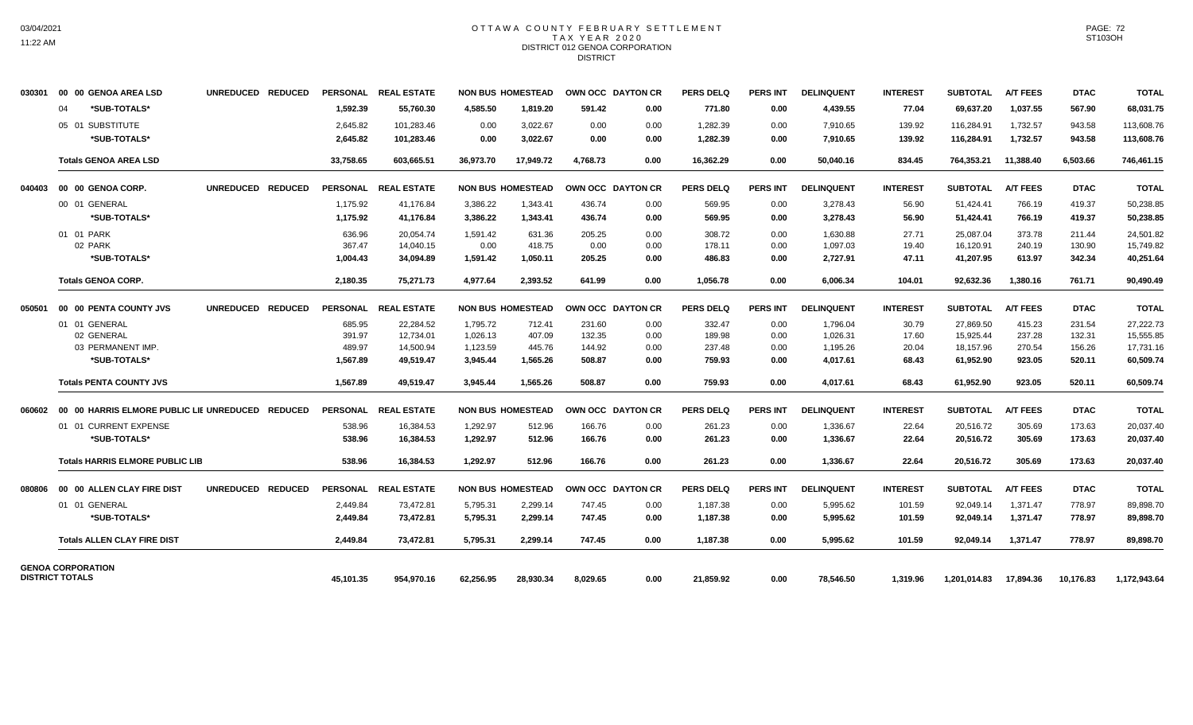# OTTAWA COUNTY FEBRUARY SETTLEMENT
## TAX YEAR 2020
## DISTRICT 012 GENOA CORPORATION
## DISTRICT

| | | | PERSONAL | REAL ESTATE | NON BUS | HOMESTEAD | OWN OCC | DAYTON CR | PERS DELQ | PERS INT | DELINQUENT | INTEREST | SUBTOTAL | A/T FEES | DTAC | TOTAL |
|---|---|---|---|---|---|---|---|---|---|---|---|---|---|---|---|---|
| 030301 | 00 00 GENOA AREA LSD | UNREDUCED REDUCED | | | | | | | | | | | | | | |
| | 04 *SUB-TOTALS* | | 1,592.39 | 55,760.30 | 4,585.50 | 1,819.20 | 591.42 | 0.00 | 771.80 | 0.00 | 4,439.55 | 77.04 | 69,637.20 | 1,037.55 | 567.90 | 68,031.75 |
| | 05 01 SUBSTITUTE | | 2,645.82 | 101,283.46 | 0.00 | 3,022.67 | 0.00 | 0.00 | 1,282.39 | 0.00 | 7,910.65 | 139.92 | 116,284.91 | 1,732.57 | 943.58 | 113,608.76 |
| | *SUB-TOTALS* | | 2,645.82 | 101,283.46 | 0.00 | 3,022.67 | 0.00 | 0.00 | 1,282.39 | 0.00 | 7,910.65 | 139.92 | 116,284.91 | 1,732.57 | 943.58 | 113,608.76 |
| | **Totals GENOA AREA LSD** | | 33,758.65 | 603,665.51 | 36,973.70 | 17,949.72 | 4,768.73 | 0.00 | 16,362.29 | 0.00 | 50,040.16 | 834.45 | 764,353.21 | 11,388.40 | 6,503.66 | 746,461.15 |
| 040403 | 00 00 GENOA CORP. | UNREDUCED REDUCED | PERSONAL | REAL ESTATE | NON BUS | HOMESTEAD | OWN OCC | DAYTON CR | PERS DELQ | PERS INT | DELINQUENT | INTEREST | SUBTOTAL | A/T FEES | DTAC | TOTAL |
| | 00 01 GENERAL | | 1,175.92 | 41,176.84 | 3,386.22 | 1,343.41 | 436.74 | 0.00 | 569.95 | 0.00 | 3,278.43 | 56.90 | 51,424.41 | 766.19 | 419.37 | 50,238.85 |
| | *SUB-TOTALS* | | 1,175.92 | 41,176.84 | 3,386.22 | 1,343.41 | 436.74 | 0.00 | 569.95 | 0.00 | 3,278.43 | 56.90 | 51,424.41 | 766.19 | 419.37 | 50,238.85 |
| | 01 01 PARK | | 636.96 | 20,054.74 | 1,591.42 | 631.36 | 205.25 | 0.00 | 308.72 | 0.00 | 1,630.88 | 27.71 | 25,087.04 | 373.78 | 211.44 | 24,501.82 |
| | 02 PARK | | 367.47 | 14,040.15 | 0.00 | 418.75 | 0.00 | 0.00 | 178.11 | 0.00 | 1,097.03 | 19.40 | 16,120.91 | 240.19 | 130.90 | 15,749.82 |
| | *SUB-TOTALS* | | 1,004.43 | 34,094.89 | 1,591.42 | 1,050.11 | 205.25 | 0.00 | 486.83 | 0.00 | 2,727.91 | 47.11 | 41,207.95 | 613.97 | 342.34 | 40,251.64 |
| | **Totals GENOA CORP.** | | 2,180.35 | 75,271.73 | 4,977.64 | 2,393.52 | 641.99 | 0.00 | 1,056.78 | 0.00 | 6,006.34 | 104.01 | 92,632.36 | 1,380.16 | 761.71 | 90,490.49 |
| 050501 | 00 00 PENTA COUNTY JVS | UNREDUCED REDUCED | PERSONAL | REAL ESTATE | NON BUS | HOMESTEAD | OWN OCC | DAYTON CR | PERS DELQ | PERS INT | DELINQUENT | INTEREST | SUBTOTAL | A/T FEES | DTAC | TOTAL |
| | 01 01 GENERAL | | 685.95 | 22,284.52 | 1,795.72 | 712.41 | 231.60 | 0.00 | 332.47 | 0.00 | 1,796.04 | 30.79 | 27,869.50 | 415.23 | 231.54 | 27,222.73 |
| | 02 GENERAL | | 391.97 | 12,734.01 | 1,026.13 | 407.09 | 132.35 | 0.00 | 189.98 | 0.00 | 1,026.31 | 17.60 | 15,925.44 | 237.28 | 132.31 | 15,555.85 |
| | 03 PERMANENT IMP. | | 489.97 | 14,500.94 | 1,123.59 | 445.76 | 144.92 | 0.00 | 237.48 | 0.00 | 1,195.26 | 20.04 | 18,157.96 | 270.54 | 156.26 | 17,731.16 |
| | *SUB-TOTALS* | | 1,567.89 | 49,519.47 | 3,945.44 | 1,565.26 | 508.87 | 0.00 | 759.93 | 0.00 | 4,017.61 | 68.43 | 61,952.90 | 923.05 | 520.11 | 60,509.74 |
| | **Totals PENTA COUNTY JVS** | | 1,567.89 | 49,519.47 | 3,945.44 | 1,565.26 | 508.87 | 0.00 | 759.93 | 0.00 | 4,017.61 | 68.43 | 61,952.90 | 923.05 | 520.11 | 60,509.74 |
| 060602 | 00 00 HARRIS ELMORE PUBLIC LIE | UNREDUCED REDUCED | PERSONAL | REAL ESTATE | NON BUS | HOMESTEAD | OWN OCC | DAYTON CR | PERS DELQ | PERS INT | DELINQUENT | INTEREST | SUBTOTAL | A/T FEES | DTAC | TOTAL |
| | 01 01 CURRENT EXPENSE | | 538.96 | 16,384.53 | 1,292.97 | 512.96 | 166.76 | 0.00 | 261.23 | 0.00 | 1,336.67 | 22.64 | 20,516.72 | 305.69 | 173.63 | 20,037.40 |
| | *SUB-TOTALS* | | 538.96 | 16,384.53 | 1,292.97 | 512.96 | 166.76 | 0.00 | 261.23 | 0.00 | 1,336.67 | 22.64 | 20,516.72 | 305.69 | 173.63 | 20,037.40 |
| | **Totals HARRIS ELMORE PUBLIC LIB** | | 538.96 | 16,384.53 | 1,292.97 | 512.96 | 166.76 | 0.00 | 261.23 | 0.00 | 1,336.67 | 22.64 | 20,516.72 | 305.69 | 173.63 | 20,037.40 |
| 080806 | 00 00 ALLEN CLAY FIRE DIST | UNREDUCED REDUCED | PERSONAL | REAL ESTATE | NON BUS | HOMESTEAD | OWN OCC | DAYTON CR | PERS DELQ | PERS INT | DELINQUENT | INTEREST | SUBTOTAL | A/T FEES | DTAC | TOTAL |
| | 01 01 GENERAL | | 2,449.84 | 73,472.81 | 5,795.31 | 2,299.14 | 747.45 | 0.00 | 1,187.38 | 0.00 | 5,995.62 | 101.59 | 92,049.14 | 1,371.47 | 778.97 | 89,898.70 |
| | *SUB-TOTALS* | | 2,449.84 | 73,472.81 | 5,795.31 | 2,299.14 | 747.45 | 0.00 | 1,187.38 | 0.00 | 5,995.62 | 101.59 | 92,049.14 | 1,371.47 | 778.97 | 89,898.70 |
| | **Totals ALLEN CLAY FIRE DIST** | | 2,449.84 | 73,472.81 | 5,795.31 | 2,299.14 | 747.45 | 0.00 | 1,187.38 | 0.00 | 5,995.62 | 101.59 | 92,049.14 | 1,371.47 | 778.97 | 89,898.70 |
| **GENOA CORPORATION DISTRICT TOTALS** | | | 45,101.35 | 954,970.16 | 62,256.95 | 28,930.34 | 8,029.65 | 0.00 | 21,859.92 | 0.00 | 78,546.50 | 1,319.96 | 1,201,014.83 | 17,894.36 | 10,176.83 | 1,172,943.64 |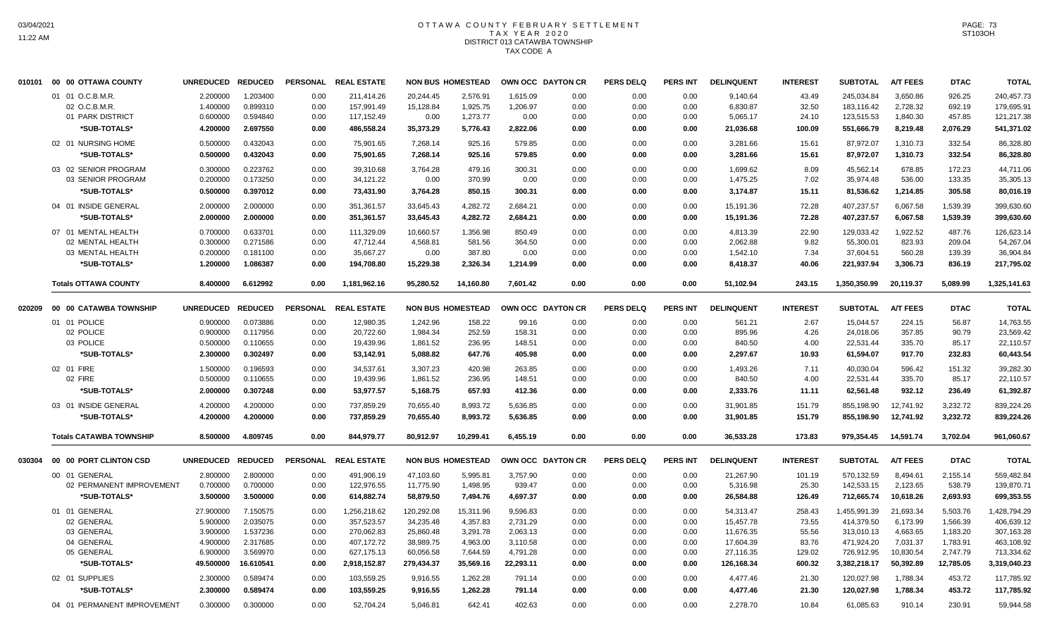# OTTAWA COUNTY FEBRUARY SETTLEMENT
## TAX YEAR 2020
## DISTRICT 013 CATAWBA TOWNSHIP
## TAX CODE A

| | | UNREDUCED | REDUCED | PERSONAL | REAL ESTATE | NON BUS | HOMESTEAD | OWN OCC | DAYTON CR | PERS DELQ | PERS INT | DELINQUENT | INTEREST | SUBTOTAL | A/T FEES | DTAC | TOTAL |
|---|---|---|---|---|---|---|---|---|---|---|---|---|---|---|---|---|---|
| 010101 | 00 00 OTTAWA COUNTY | | | | | | | | | | | | | | | | |
| | 01 01 O.C.B.M.R. | 2.200000 | 1.203400 | 0.00 | 211,414.26 | 20,244.45 | 2,576.91 | 1,615.09 | 0.00 | 0.00 | 0.00 | 9,140.64 | 43.49 | 245,034.84 | 3,650.86 | 926.25 | 240,457.73 |
| | 02 O.C.B.M.R. | 1.400000 | 0.899310 | 0.00 | 157,991.49 | 15,128.84 | 1,925.75 | 1,206.97 | 0.00 | 0.00 | 0.00 | 6,830.87 | 32.50 | 183,116.42 | 2,728.32 | 692.19 | 179,695.91 |
| | 01 PARK DISTRICT | 0.600000 | 0.594840 | 0.00 | 117,152.49 | 0.00 | 1,273.77 | 0.00 | 0.00 | 0.00 | 0.00 | 5,065.17 | 24.10 | 123,515.53 | 1,840.30 | 457.85 | 121,217.38 |
| | *SUB-TOTALS* | 4.200000 | 2.697550 | 0.00 | 486,558.24 | 35,373.29 | 5,776.43 | 2,822.06 | 0.00 | 0.00 | 0.00 | 21,036.68 | 100.09 | 551,666.79 | 8,219.48 | 2,076.29 | 541,371.02 |
| | 02 01 NURSING HOME | 0.500000 | 0.432043 | 0.00 | 75,901.65 | 7,268.14 | 925.16 | 579.85 | 0.00 | 0.00 | 0.00 | 3,281.66 | 15.61 | 87,972.07 | 1,310.73 | 332.54 | 86,328.80 |
| | *SUB-TOTALS* | 0.500000 | 0.432043 | 0.00 | 75,901.65 | 7,268.14 | 925.16 | 579.85 | 0.00 | 0.00 | 0.00 | 3,281.66 | 15.61 | 87,972.07 | 1,310.73 | 332.54 | 86,328.80 |
| | 03 02 SENIOR PROGRAM | 0.300000 | 0.223762 | 0.00 | 39,310.68 | 3,764.28 | 479.16 | 300.31 | 0.00 | 0.00 | 0.00 | 1,699.62 | 8.09 | 45,562.14 | 678.85 | 172.23 | 44,711.06 |
| | 03 SENIOR PROGRAM | 0.200000 | 0.173250 | 0.00 | 34,121.22 | 0.00 | 370.99 | 0.00 | 0.00 | 0.00 | 0.00 | 1,475.25 | 7.02 | 35,974.48 | 536.00 | 133.35 | 35,305.13 |
| | *SUB-TOTALS* | 0.500000 | 0.397012 | 0.00 | 73,431.90 | 3,764.28 | 850.15 | 300.31 | 0.00 | 0.00 | 0.00 | 3,174.87 | 15.11 | 81,536.62 | 1,214.85 | 305.58 | 80,016.19 |
| | 04 01 INSIDE GENERAL | 2.000000 | 2.000000 | 0.00 | 351,361.57 | 33,645.43 | 4,282.72 | 2,684.21 | 0.00 | 0.00 | 0.00 | 15,191.36 | 72.28 | 407,237.57 | 6,067.58 | 1,539.39 | 399,630.60 |
| | *SUB-TOTALS* | 2.000000 | 2.000000 | 0.00 | 351,361.57 | 33,645.43 | 4,282.72 | 2,684.21 | 0.00 | 0.00 | 0.00 | 15,191.36 | 72.28 | 407,237.57 | 6,067.58 | 1,539.39 | 399,630.60 |
| | 07 01 MENTAL HEALTH | 0.700000 | 0.633701 | 0.00 | 111,329.09 | 10,660.57 | 1,356.98 | 850.49 | 0.00 | 0.00 | 0.00 | 4,813.39 | 22.90 | 129,033.42 | 1,922.52 | 487.76 | 126,623.14 |
| | 02 MENTAL HEALTH | 0.300000 | 0.271586 | 0.00 | 47,712.44 | 4,568.81 | 581.56 | 364.50 | 0.00 | 0.00 | 0.00 | 2,062.88 | 9.82 | 55,300.01 | 823.93 | 209.04 | 54,267.04 |
| | 03 MENTAL HEALTH | 0.200000 | 0.181100 | 0.00 | 35,667.27 | 0.00 | 387.80 | 0.00 | 0.00 | 0.00 | 0.00 | 1,542.10 | 7.34 | 37,604.51 | 560.28 | 139.39 | 36,904.84 |
| | *SUB-TOTALS* | 1.200000 | 1.086387 | 0.00 | 194,708.80 | 15,229.38 | 2,326.34 | 1,214.99 | 0.00 | 0.00 | 0.00 | 8,418.37 | 40.06 | 221,937.94 | 3,306.73 | 836.19 | 217,795.02 |
| | **Totals OTTAWA COUNTY** | 8.400000 | 6.612992 | 0.00 | 1,181,962.16 | 95,280.52 | 14,160.80 | 7,601.42 | 0.00 | 0.00 | 0.00 | 51,102.94 | 243.15 | 1,350,350.99 | 20,119.37 | 5,089.99 | 1,325,141.63 |
| 020209 | 00 00 CATAWBA TOWNSHIP | UNREDUCED | REDUCED | PERSONAL | REAL ESTATE | NON BUS | HOMESTEAD | OWN OCC | DAYTON CR | PERS DELQ | PERS INT | DELINQUENT | INTEREST | SUBTOTAL | A/T FEES | DTAC | TOTAL |
| | 01 01 POLICE | 0.900000 | 0.073886 | 0.00 | 12,980.35 | 1,242.96 | 158.22 | 99.16 | 0.00 | 0.00 | 0.00 | 561.21 | 2.67 | 15,044.57 | 224.15 | 56.87 | 14,763.55 |
| | 02 POLICE | 0.900000 | 0.117956 | 0.00 | 20,722.60 | 1,984.34 | 252.59 | 158.31 | 0.00 | 0.00 | 0.00 | 895.96 | 4.26 | 24,018.06 | 357.85 | 90.79 | 23,569.42 |
| | 03 POLICE | 0.500000 | 0.110655 | 0.00 | 19,439.96 | 1,861.52 | 236.95 | 148.51 | 0.00 | 0.00 | 0.00 | 840.50 | 4.00 | 22,531.44 | 335.70 | 85.17 | 22,110.57 |
| | *SUB-TOTALS* | 2.300000 | 0.302497 | 0.00 | 53,142.91 | 5,088.82 | 647.76 | 405.98 | 0.00 | 0.00 | 0.00 | 2,297.67 | 10.93 | 61,594.07 | 917.70 | 232.83 | 60,443.54 |
| | 02 01 FIRE | 1.500000 | 0.196593 | 0.00 | 34,537.61 | 3,307.23 | 420.98 | 263.85 | 0.00 | 0.00 | 0.00 | 1,493.26 | 7.11 | 40,030.04 | 596.42 | 151.32 | 39,282.30 |
| | 02 FIRE | 0.500000 | 0.110655 | 0.00 | 19,439.96 | 1,861.52 | 236.95 | 148.51 | 0.00 | 0.00 | 0.00 | 840.50 | 4.00 | 22,531.44 | 335.70 | 85.17 | 22,110.57 |
| | *SUB-TOTALS* | 2.000000 | 0.307248 | 0.00 | 53,977.57 | 5,168.75 | 657.93 | 412.36 | 0.00 | 0.00 | 0.00 | 2,333.76 | 11.11 | 62,561.48 | 932.12 | 236.49 | 61,392.87 |
| | 03 01 INSIDE GENERAL | 4.200000 | 4.200000 | 0.00 | 737,859.29 | 70,655.40 | 8,993.72 | 5,636.85 | 0.00 | 0.00 | 0.00 | 31,901.85 | 151.79 | 855,198.90 | 12,741.92 | 3,232.72 | 839,224.26 |
| | *SUB-TOTALS* | 4.200000 | 4.200000 | 0.00 | 737,859.29 | 70,655.40 | 8,993.72 | 5,636.85 | 0.00 | 0.00 | 0.00 | 31,901.85 | 151.79 | 855,198.90 | 12,741.92 | 3,232.72 | 839,224.26 |
| | **Totals CATAWBA TOWNSHIP** | 8.500000 | 4.809745 | 0.00 | 844,979.77 | 80,912.97 | 10,299.41 | 6,455.19 | 0.00 | 0.00 | 0.00 | 36,533.28 | 173.83 | 979,354.45 | 14,591.74 | 3,702.04 | 961,060.67 |
| 030304 | 00 00 PORT CLINTON CSD | UNREDUCED | REDUCED | PERSONAL | REAL ESTATE | NON BUS | HOMESTEAD | OWN OCC | DAYTON CR | PERS DELQ | PERS INT | DELINQUENT | INTEREST | SUBTOTAL | A/T FEES | DTAC | TOTAL |
| | 00 01 GENERAL | 2.800000 | 2.800000 | 0.00 | 491,906.19 | 47,103.60 | 5,995.81 | 3,757.90 | 0.00 | 0.00 | 0.00 | 21,267.90 | 101.19 | 570,132.59 | 8,494.61 | 2,155.14 | 559,482.84 |
| | 02 PERMANENT IMPROVEMENT | 0.700000 | 0.700000 | 0.00 | 122,976.55 | 11,775.90 | 1,498.95 | 939.47 | 0.00 | 0.00 | 0.00 | 5,316.98 | 25.30 | 142,533.15 | 2,123.65 | 538.79 | 139,870.71 |
| | *SUB-TOTALS* | 3.500000 | 3.500000 | 0.00 | 614,882.74 | 58,879.50 | 7,494.76 | 4,697.37 | 0.00 | 0.00 | 0.00 | 26,584.88 | 126.49 | 712,665.74 | 10,618.26 | 2,693.93 | 699,353.55 |
| | 01 01 GENERAL | 27.900000 | 7.150575 | 0.00 | 1,256,218.62 | 120,292.08 | 15,311.96 | 9,596.83 | 0.00 | 0.00 | 0.00 | 54,313.47 | 258.43 | 1,455,991.39 | 21,693.34 | 5,503.76 | 1,428,794.29 |
| | 02 GENERAL | 5.900000 | 2.035075 | 0.00 | 357,523.57 | 34,235.48 | 4,357.83 | 2,731.29 | 0.00 | 0.00 | 0.00 | 15,457.78 | 73.55 | 414,379.50 | 6,173.99 | 1,566.39 | 406,639.12 |
| | 03 GENERAL | 3.900000 | 1.537236 | 0.00 | 270,062.83 | 25,860.48 | 3,291.78 | 2,063.13 | 0.00 | 0.00 | 0.00 | 11,676.35 | 55.56 | 313,010.13 | 4,663.65 | 1,183.20 | 307,163.28 |
| | 04 GENERAL | 4.900000 | 2.317685 | 0.00 | 407,172.72 | 38,989.75 | 4,963.00 | 3,110.58 | 0.00 | 0.00 | 0.00 | 17,604.39 | 83.76 | 471,924.20 | 7,031.37 | 1,783.91 | 463,108.92 |
| | 05 GENERAL | 6.900000 | 3.569970 | 0.00 | 627,175.13 | 60,056.58 | 7,644.59 | 4,791.28 | 0.00 | 0.00 | 0.00 | 27,116.35 | 129.02 | 726,912.95 | 10,830.54 | 2,747.79 | 713,334.62 |
| | *SUB-TOTALS* | 49.500000 | 16.610541 | 0.00 | 2,918,152.87 | 279,434.37 | 35,569.16 | 22,293.11 | 0.00 | 0.00 | 0.00 | 126,168.34 | 600.32 | 3,382,218.17 | 50,392.89 | 12,785.05 | 3,319,040.23 |
| | 02 01 SUPPLIES | 2.300000 | 0.589474 | 0.00 | 103,559.25 | 9,916.55 | 1,262.28 | 791.14 | 0.00 | 0.00 | 0.00 | 4,477.46 | 21.30 | 120,027.98 | 1,788.34 | 453.72 | 117,785.92 |
| | *SUB-TOTALS* | 2.300000 | 0.589474 | 0.00 | 103,559.25 | 9,916.55 | 1,262.28 | 791.14 | 0.00 | 0.00 | 0.00 | 4,477.46 | 21.30 | 120,027.98 | 1,788.34 | 453.72 | 117,785.92 |
| | 04 01 PERMANENT IMPROVEMENT | 0.300000 | 0.300000 | 0.00 | 52,704.24 | 5,046.81 | 642.41 | 402.63 | 0.00 | 0.00 | 0.00 | 2,278.70 | 10.84 | 61,085.63 | 910.14 | 230.91 | 59,944.58 |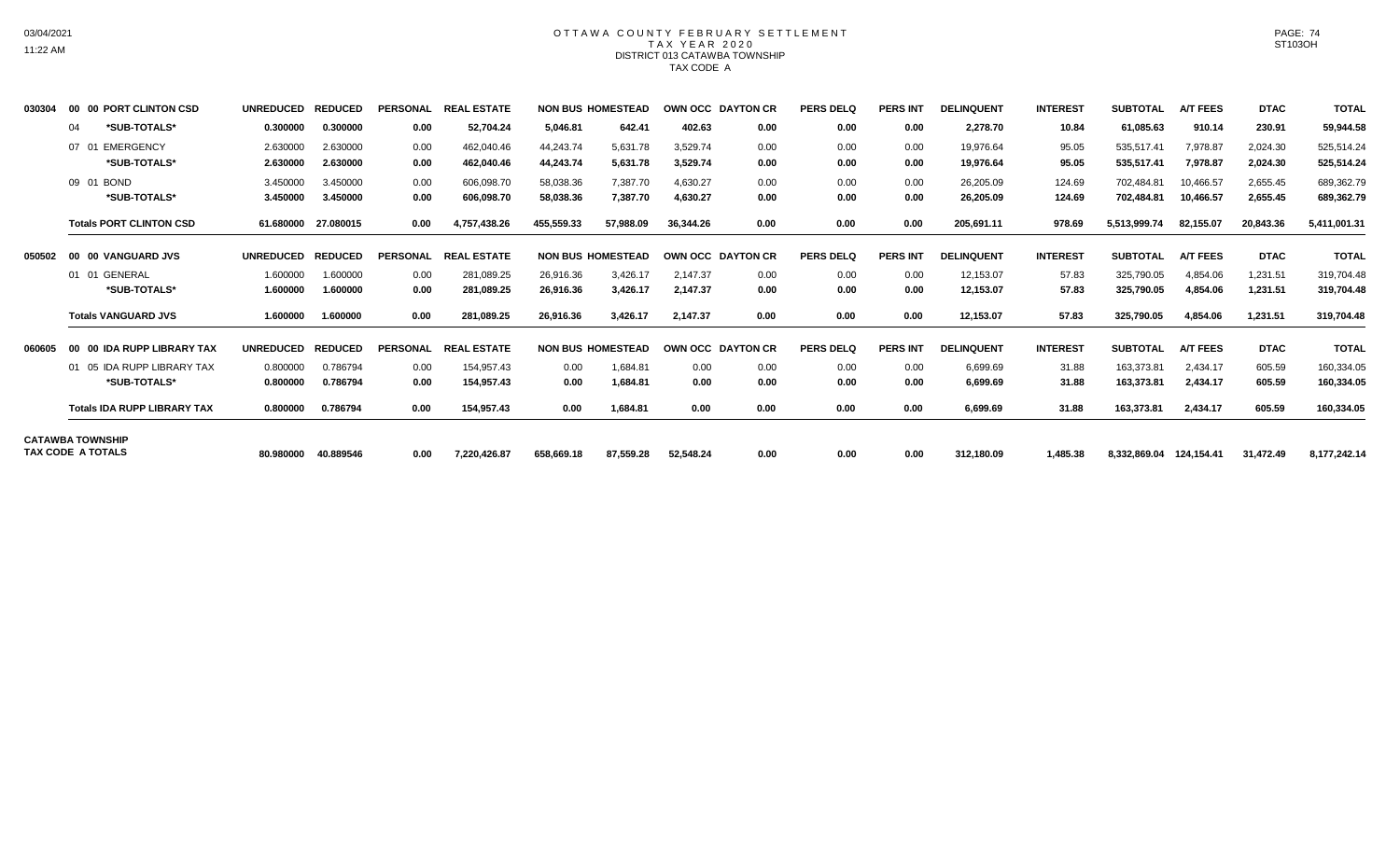# OTTAWA COUNTY FEBRUARY SETTLEMENT
## TAX YEAR 2020
### DISTRICT 013 CATAWBA TOWNSHIP
TAX CODE A

| | | UNREDUCED | REDUCED | PERSONAL | REAL ESTATE | NON BUS | HOMESTEAD | OWN OCC | DAYTON CR | PERS DELQ | PERS INT | DELINQUENT | INTEREST | SUBTOTAL | A/T FEES | DTAC | TOTAL |
|---|---|---|---|---|---|---|---|---|---|---|---|---|---|---|---|---|---|
| 030304 | 00 00 PORT CLINTON CSD | UNREDUCED | REDUCED | PERSONAL | REAL ESTATE | NON BUS | HOMESTEAD | OWN OCC | DAYTON CR | PERS DELQ | PERS INT | DELINQUENT | INTEREST | SUBTOTAL | A/T FEES | DTAC | TOTAL |
| | 04 *SUB-TOTALS* | 0.300000 | 0.300000 | 0.00 | 52,704.24 | 5,046.81 | 642.41 | 402.63 | 0.00 | 0.00 | 0.00 | 2,278.70 | 10.84 | 61,085.63 | 910.14 | 230.91 | 59,944.58 |
| | 07 01 EMERGENCY | 2.630000 | 2.630000 | 0.00 | 462,040.46 | 44,243.74 | 5,631.78 | 3,529.74 | 0.00 | 0.00 | 0.00 | 19,976.64 | 95.05 | 535,517.41 | 7,978.87 | 2,024.30 | 525,514.24 |
| | *SUB-TOTALS* | 2.630000 | 2.630000 | 0.00 | 462,040.46 | 44,243.74 | 5,631.78 | 3,529.74 | 0.00 | 0.00 | 0.00 | 19,976.64 | 95.05 | 535,517.41 | 7,978.87 | 2,024.30 | 525,514.24 |
| | 09 01 BOND | 3.450000 | 3.450000 | 0.00 | 606,098.70 | 58,038.36 | 7,387.70 | 4,630.27 | 0.00 | 0.00 | 0.00 | 26,205.09 | 124.69 | 702,484.81 | 10,466.57 | 2,655.45 | 689,362.79 |
| | *SUB-TOTALS* | 3.450000 | 3.450000 | 0.00 | 606,098.70 | 58,038.36 | 7,387.70 | 4,630.27 | 0.00 | 0.00 | 0.00 | 26,205.09 | 124.69 | 702,484.81 | 10,466.57 | 2,655.45 | 689,362.79 |
| | **Totals PORT CLINTON CSD** | 61.680000 | 27.080015 | 0.00 | 4,757,438.26 | 455,559.33 | 57,988.09 | 36,344.26 | 0.00 | 0.00 | 0.00 | 205,691.11 | 978.69 | 5,513,999.74 | 82,155.07 | 20,843.36 | 5,411,001.31 |
| 050502 | 00 00 VANGUARD JVS | UNREDUCED | REDUCED | PERSONAL | REAL ESTATE | NON BUS | HOMESTEAD | OWN OCC | DAYTON CR | PERS DELQ | PERS INT | DELINQUENT | INTEREST | SUBTOTAL | A/T FEES | DTAC | TOTAL |
| | 01 01 GENERAL | 1.600000 | 1.600000 | 0.00 | 281,089.25 | 26,916.36 | 3,426.17 | 2,147.37 | 0.00 | 0.00 | 0.00 | 12,153.07 | 57.83 | 325,790.05 | 4,854.06 | 1,231.51 | 319,704.48 |
| | *SUB-TOTALS* | 1.600000 | 1.600000 | 0.00 | 281,089.25 | 26,916.36 | 3,426.17 | 2,147.37 | 0.00 | 0.00 | 0.00 | 12,153.07 | 57.83 | 325,790.05 | 4,854.06 | 1,231.51 | 319,704.48 |
| | **Totals VANGUARD JVS** | 1.600000 | 1.600000 | 0.00 | 281,089.25 | 26,916.36 | 3,426.17 | 2,147.37 | 0.00 | 0.00 | 0.00 | 12,153.07 | 57.83 | 325,790.05 | 4,854.06 | 1,231.51 | 319,704.48 |
| 060605 | 00 00 IDA RUPP LIBRARY TAX | UNREDUCED | REDUCED | PERSONAL | REAL ESTATE | NON BUS | HOMESTEAD | OWN OCC | DAYTON CR | PERS DELQ | PERS INT | DELINQUENT | INTEREST | SUBTOTAL | A/T FEES | DTAC | TOTAL |
| | 01 05 IDA RUPP LIBRARY TAX | 0.800000 | 0.786794 | 0.00 | 154,957.43 | 0.00 | 1,684.81 | 0.00 | 0.00 | 0.00 | 0.00 | 6,699.69 | 31.88 | 163,373.81 | 2,434.17 | 605.59 | 160,334.05 |
| | *SUB-TOTALS* | 0.800000 | 0.786794 | 0.00 | 154,957.43 | 0.00 | 1,684.81 | 0.00 | 0.00 | 0.00 | 0.00 | 6,699.69 | 31.88 | 163,373.81 | 2,434.17 | 605.59 | 160,334.05 |
| | **Totals IDA RUPP LIBRARY TAX** | 0.800000 | 0.786794 | 0.00 | 154,957.43 | 0.00 | 1,684.81 | 0.00 | 0.00 | 0.00 | 0.00 | 6,699.69 | 31.88 | 163,373.81 | 2,434.17 | 605.59 | 160,334.05 |
| **CATAWBA TOWNSHIP TAX CODE A TOTALS** | | 80.980000 | 40.889546 | 0.00 | 7,220,426.87 | 658,669.18 | 87,559.28 | 52,548.24 | 0.00 | 0.00 | 0.00 | 312,180.09 | 1,485.38 | 8,332,869.04 | 124,154.41 | 31,472.49 | 8,177,242.14 |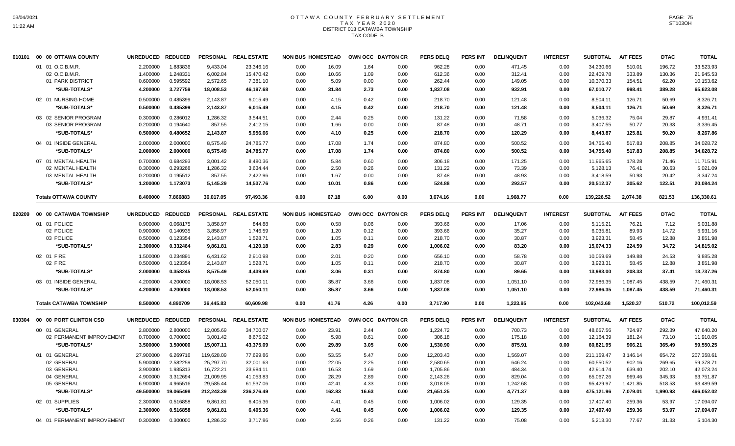# OTTAWA COUNTY FEBRUARY SETTLEMENT
## TAX YEAR 2020
### DISTRICT 013 CATAWBA TOWNSHIP
### TAX CODE B

| | | UNREDUCED | REDUCED | PERSONAL | REAL ESTATE | NON BUS | HOMESTEAD | OWN OCC | DAYTON CR | PERS DELQ | PERS INT | DELINQUENT | INTEREST | SUBTOTAL | A/T FEES | DTAC | TOTAL |
|---|---|---|---|---|---|---|---|---|---|---|---|---|---|---|---|---|---|
| 010101 | 00 00 OTTAWA COUNTY | UNREDUCED | REDUCED | PERSONAL | REAL ESTATE | NON BUS | HOMESTEAD | OWN OCC | DAYTON CR | PERS DELQ | PERS INT | DELINQUENT | INTEREST | SUBTOTAL | A/T FEES | DTAC | TOTAL |
| | 01 01 O.C.B.M.R. | 2.200000 | 1.883836 | 9,433.04 | 23,346.16 | 0.00 | 16.09 | 1.64 | 0.00 | 962.28 | 0.00 | 471.45 | 0.00 | 34,230.66 | 510.01 | 196.72 | 33,523.93 |
| | 02 O.C.B.M.R. | 1.400000 | 1.248331 | 6,002.84 | 15,470.42 | 0.00 | 10.66 | 1.09 | 0.00 | 612.36 | 0.00 | 312.41 | 0.00 | 22,409.78 | 333.89 | 130.36 | 21,945.53 |
| | 01 PARK DISTRICT | 0.600000 | 0.595592 | 2,572.65 | 7,381.10 | 0.00 | 5.09 | 0.00 | 0.00 | 262.44 | 0.00 | 149.05 | 0.00 | 10,370.33 | 154.51 | 62.20 | 10,153.62 |
| | *SUB-TOTALS* | 4.200000 | 3.727759 | 18,008.53 | 46,197.68 | 0.00 | 31.84 | 2.73 | 0.00 | 1,837.08 | 0.00 | 932.91 | 0.00 | 67,010.77 | 998.41 | 389.28 | 65,623.08 |
| | 02 01 NURSING HOME | 0.500000 | 0.485399 | 2,143.87 | 6,015.49 | 0.00 | 4.15 | 0.42 | 0.00 | 218.70 | 0.00 | 121.48 | 0.00 | 8,504.11 | 126.71 | 50.69 | 8,326.71 |
| | *SUB-TOTALS* | 0.500000 | 0.485399 | 2,143.87 | 6,015.49 | 0.00 | 4.15 | 0.42 | 0.00 | 218.70 | 0.00 | 121.48 | 0.00 | 8,504.11 | 126.71 | 50.69 | 8,326.71 |
| | 03 02 SENIOR PROGRAM | 0.300000 | 0.286012 | 1,286.32 | 3,544.51 | 0.00 | 2.44 | 0.25 | 0.00 | 131.22 | 0.00 | 71.58 | 0.00 | 5,036.32 | 75.04 | 29.87 | 4,931.41 |
| | 03 SENIOR PROGRAM | 0.200000 | 0.194640 | 857.55 | 2,412.15 | 0.00 | 1.66 | 0.00 | 0.00 | 87.48 | 0.00 | 48.71 | 0.00 | 3,407.55 | 50.77 | 20.33 | 3,336.45 |
| | *SUB-TOTALS* | 0.500000 | 0.480652 | 2,143.87 | 5,956.66 | 0.00 | 4.10 | 0.25 | 0.00 | 218.70 | 0.00 | 120.29 | 0.00 | 8,443.87 | 125.81 | 50.20 | 8,267.86 |
| | 04 01 INSIDE GENERAL | 2.000000 | 2.000000 | 8,575.49 | 24,785.77 | 0.00 | 17.08 | 1.74 | 0.00 | 874.80 | 0.00 | 500.52 | 0.00 | 34,755.40 | 517.83 | 208.85 | 34,028.72 |
| | *SUB-TOTALS* | 2.000000 | 2.000000 | 8,575.49 | 24,785.77 | 0.00 | 17.08 | 1.74 | 0.00 | 874.80 | 0.00 | 500.52 | 0.00 | 34,755.40 | 517.83 | 208.85 | 34,028.72 |
| | 07 01 MENTAL HEALTH | 0.700000 | 0.684293 | 3,001.42 | 8,480.36 | 0.00 | 5.84 | 0.60 | 0.00 | 306.18 | 0.00 | 171.25 | 0.00 | 11,965.65 | 178.28 | 71.46 | 11,715.91 |
| | 02 MENTAL HEALTH | 0.300000 | 0.293268 | 1,286.32 | 3,634.44 | 0.00 | 2.50 | 0.26 | 0.00 | 131.22 | 0.00 | 73.39 | 0.00 | 5,128.13 | 76.41 | 30.63 | 5,021.09 |
| | 03 MENTAL HEALTH | 0.200000 | 0.195512 | 857.55 | 2,422.96 | 0.00 | 1.67 | 0.00 | 0.00 | 87.48 | 0.00 | 48.93 | 0.00 | 3,418.59 | 50.93 | 20.42 | 3,347.24 |
| | *SUB-TOTALS* | 1.200000 | 1.173073 | 5,145.29 | 14,537.76 | 0.00 | 10.01 | 0.86 | 0.00 | 524.88 | 0.00 | 293.57 | 0.00 | 20,512.37 | 305.62 | 122.51 | 20,084.24 |
| | **Totals OTTAWA COUNTY** | 8.400000 | 7.866883 | 36,017.05 | 97,493.36 | 0.00 | 67.18 | 6.00 | 0.00 | 3,674.16 | 0.00 | 1,968.77 | 0.00 | 139,226.52 | 2,074.38 | 821.53 | 136,330.61 |
| 020209 | 00 00 CATAWBA TOWNSHIP | UNREDUCED | REDUCED | PERSONAL | REAL ESTATE | NON BUS | HOMESTEAD | OWN OCC | DAYTON CR | PERS DELQ | PERS INT | DELINQUENT | INTEREST | SUBTOTAL | A/T FEES | DTAC | TOTAL |
| | 01 01 POLICE | 0.900000 | 0.068175 | 3,858.97 | 844.88 | 0.00 | 0.58 | 0.06 | 0.00 | 393.66 | 0.00 | 17.06 | 0.00 | 5,115.21 | 76.21 | 7.12 | 5,031.88 |
| | 02 POLICE | 0.900000 | 0.140935 | 3,858.97 | 1,746.59 | 0.00 | 1.20 | 0.12 | 0.00 | 393.66 | 0.00 | 35.27 | 0.00 | 6,035.81 | 89.93 | 14.72 | 5,931.16 |
| | 03 POLICE | 0.500000 | 0.123354 | 2,143.87 | 1,528.71 | 0.00 | 1.05 | 0.11 | 0.00 | 218.70 | 0.00 | 30.87 | 0.00 | 3,923.31 | 58.45 | 12.88 | 3,851.98 |
| | *SUB-TOTALS* | 2.300000 | 0.332464 | 9,861.81 | 4,120.18 | 0.00 | 2.83 | 0.29 | 0.00 | 1,006.02 | 0.00 | 83.20 | 0.00 | 15,074.33 | 224.59 | 34.72 | 14,815.02 |
| | 02 01 FIRE | 1.500000 | 0.234891 | 6,431.62 | 2,910.98 | 0.00 | 2.01 | 0.20 | 0.00 | 656.10 | 0.00 | 58.78 | 0.00 | 10,059.69 | 149.88 | 24.53 | 9,885.28 |
| | 02 FIRE | 0.500000 | 0.123354 | 2,143.87 | 1,528.71 | 0.00 | 1.05 | 0.11 | 0.00 | 218.70 | 0.00 | 30.87 | 0.00 | 3,923.31 | 58.45 | 12.88 | 3,851.98 |
| | *SUB-TOTALS* | 2.000000 | 0.358245 | 8,575.49 | 4,439.69 | 0.00 | 3.06 | 0.31 | 0.00 | 874.80 | 0.00 | 89.65 | 0.00 | 13,983.00 | 208.33 | 37.41 | 13,737.26 |
| | 03 01 INSIDE GENERAL | 4.200000 | 4.200000 | 18,008.53 | 52,050.11 | 0.00 | 35.87 | 3.66 | 0.00 | 1,837.08 | 0.00 | 1,051.10 | 0.00 | 72,986.35 | 1,087.45 | 438.59 | 71,460.31 |
| | *SUB-TOTALS* | 4.200000 | 4.200000 | 18,008.53 | 52,050.11 | 0.00 | 35.87 | 3.66 | 0.00 | 1,837.08 | 0.00 | 1,051.10 | 0.00 | 72,986.35 | 1,087.45 | 438.59 | 71,460.31 |
| | **Totals CATAWBA TOWNSHIP** | 8.500000 | 4.890709 | 36,445.83 | 60,609.98 | 0.00 | 41.76 | 4.26 | 0.00 | 3,717.90 | 0.00 | 1,223.95 | 0.00 | 102,043.68 | 1,520.37 | 510.72 | 100,012.59 |
| 030304 | 00 00 PORT CLINTON CSD | UNREDUCED | REDUCED | PERSONAL | REAL ESTATE | NON BUS | HOMESTEAD | OWN OCC | DAYTON CR | PERS DELQ | PERS INT | DELINQUENT | INTEREST | SUBTOTAL | A/T FEES | DTAC | TOTAL |
| | 00 01 GENERAL | 2.800000 | 2.800000 | 12,005.69 | 34,700.07 | 0.00 | 23.91 | 2.44 | 0.00 | 1,224.72 | 0.00 | 700.73 | 0.00 | 48,657.56 | 724.97 | 292.39 | 47,640.20 |
| | 02 PERMANENT IMPROVEMENT | 0.700000 | 0.700000 | 3,001.42 | 8,675.02 | 0.00 | 5.98 | 0.61 | 0.00 | 306.18 | 0.00 | 175.18 | 0.00 | 12,164.39 | 181.24 | 73.10 | 11,910.05 |
| | *SUB-TOTALS* | 3.500000 | 3.500000 | 15,007.11 | 43,375.09 | 0.00 | 29.89 | 3.05 | 0.00 | 1,530.90 | 0.00 | 875.91 | 0.00 | 60,821.95 | 906.21 | 365.49 | 59,550.25 |
| | 01 01 GENERAL | 27.900000 | 6.269716 | 119,628.09 | 77,699.86 | 0.00 | 53.55 | 5.47 | 0.00 | 12,203.43 | 0.00 | 1,569.07 | 0.00 | 211,159.47 | 3,146.14 | 654.72 | 207,358.61 |
| | 02 GENERAL | 5.900000 | 2.582259 | 25,297.70 | 32,001.63 | 0.00 | 22.05 | 2.25 | 0.00 | 2,580.65 | 0.00 | 646.24 | 0.00 | 60,550.52 | 902.16 | 269.65 | 59,378.71 |
| | 03 GENERAL | 3.900000 | 1.935313 | 16,722.21 | 23,984.11 | 0.00 | 16.53 | 1.69 | 0.00 | 1,705.86 | 0.00 | 484.34 | 0.00 | 42,914.74 | 639.40 | 202.10 | 42,073.24 |
| | 04 GENERAL | 4.900000 | 3.312694 | 21,009.95 | 41,053.83 | 0.00 | 28.29 | 2.89 | 0.00 | 2,143.26 | 0.00 | 829.04 | 0.00 | 65,067.26 | 969.46 | 345.93 | 63,751.87 |
| | 05 GENERAL | 6.900000 | 4.965516 | 29,585.44 | 61,537.06 | 0.00 | 42.41 | 4.33 | 0.00 | 3,018.05 | 0.00 | 1,242.68 | 0.00 | 95,429.97 | 1,421.85 | 518.53 | 93,489.59 |
| | *SUB-TOTALS* | 49.500000 | 19.065498 | 212,243.39 | 236,276.49 | 0.00 | 162.83 | 16.63 | 0.00 | 21,651.25 | 0.00 | 4,771.37 | 0.00 | 475,121.96 | 7,079.01 | 1,990.93 | 466,052.02 |
| | 02 01 SUPPLIES | 2.300000 | 0.516858 | 9,861.81 | 6,405.36 | 0.00 | 4.41 | 0.45 | 0.00 | 1,006.02 | 0.00 | 129.35 | 0.00 | 17,407.40 | 259.36 | 53.97 | 17,094.07 |
| | *SUB-TOTALS* | 2.300000 | 0.516858 | 9,861.81 | 6,405.36 | 0.00 | 4.41 | 0.45 | 0.00 | 1,006.02 | 0.00 | 129.35 | 0.00 | 17,407.40 | 259.36 | 53.97 | 17,094.07 |
| | 04 01 PERMANENT IMPROVEMENT | 0.300000 | 0.300000 | 1,286.32 | 3,717.86 | 0.00 | 2.56 | 0.26 | 0.00 | 131.22 | 0.00 | 75.08 | 0.00 | 5,213.30 | 77.67 | 31.33 | 5,104.30 |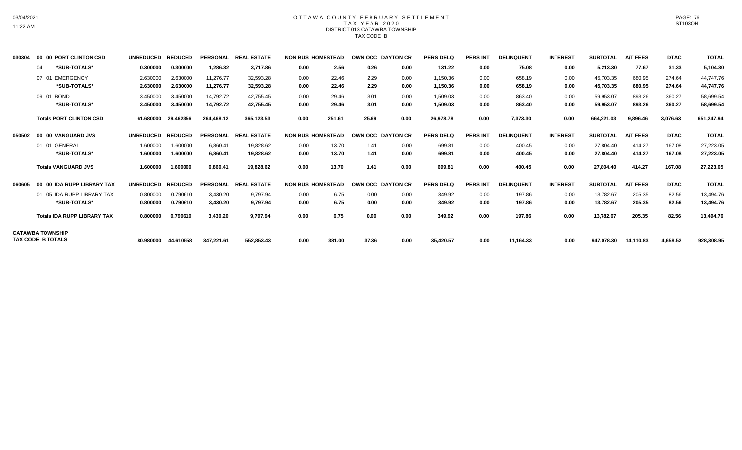# OTTAWA COUNTY FEBRUARY SETTLEMENT
## TAX YEAR 2020
### DISTRICT 013 CATAWBA TOWNSHIP
### TAX CODE B

| | | UNREDUCED | REDUCED | PERSONAL | REAL ESTATE | NON BUS | HOMESTEAD | OWN OCC | DAYTON CR | PERS DELQ | PERS INT | DELINQUENT | INTEREST | SUBTOTAL | A/T FEES | DTAC | TOTAL |
|---|---|---|---|---|---|---|---|---|---|---|---|---|---|---|---|---|---|
| 030304 | **00 00 PORT CLINTON CSD** | **UNREDUCED** | **REDUCED** | **PERSONAL** | **REAL ESTATE** | **NON BUS** | **HOMESTEAD** | **OWN OCC** | **DAYTON CR** | **PERS DELQ** | **PERS INT** | **DELINQUENT** | **INTEREST** | **SUBTOTAL** | **A/T FEES** | **DTAC** | **TOTAL** |
| | 04 ***SUB-TOTALS*** | **0.300000** | **0.300000** | **1,286.32** | **3,717.86** | **0.00** | **2.56** | **0.26** | **0.00** | **131.22** | **0.00** | **75.08** | **0.00** | **5,213.30** | **77.67** | **31.33** | **5,104.30** |
| | 07 01 EMERGENCY | 2.630000 | 2.630000 | 11,276.77 | 32,593.28 | 0.00 | 22.46 | 2.29 | 0.00 | 1,150.36 | 0.00 | 658.19 | 0.00 | 45,703.35 | 680.95 | 274.64 | 44,747.76 |
| | ***SUB-TOTALS*** | **2.630000** | **2.630000** | **11,276.77** | **32,593.28** | **0.00** | **22.46** | **2.29** | **0.00** | **1,150.36** | **0.00** | **658.19** | **0.00** | **45,703.35** | **680.95** | **274.64** | **44,747.76** |
| | 09 01 BOND | 3.450000 | 3.450000 | 14,792.72 | 42,755.45 | 0.00 | 29.46 | 3.01 | 0.00 | 1,509.03 | 0.00 | 863.40 | 0.00 | 59,953.07 | 893.26 | 360.27 | 58,699.54 |
| | ***SUB-TOTALS*** | **3.450000** | **3.450000** | **14,792.72** | **42,755.45** | **0.00** | **29.46** | **3.01** | **0.00** | **1,509.03** | **0.00** | **863.40** | **0.00** | **59,953.07** | **893.26** | **360.27** | **58,699.54** |
| | **Totals PORT CLINTON CSD** | **61.680000** | **29.462356** | **264,468.12** | **365,123.53** | **0.00** | **251.61** | **25.69** | **0.00** | **26,978.78** | **0.00** | **7,373.30** | **0.00** | **664,221.03** | **9,896.46** | **3,076.63** | **651,247.94** |
| 050502 | **00 00 VANGUARD JVS** | **UNREDUCED** | **REDUCED** | **PERSONAL** | **REAL ESTATE** | **NON BUS** | **HOMESTEAD** | **OWN OCC** | **DAYTON CR** | **PERS DELQ** | **PERS INT** | **DELINQUENT** | **INTEREST** | **SUBTOTAL** | **A/T FEES** | **DTAC** | **TOTAL** |
| | 01 01 GENERAL | 1.600000 | 1.600000 | 6,860.41 | 19,828.62 | 0.00 | 13.70 | 1.41 | 0.00 | 699.81 | 0.00 | 400.45 | 0.00 | 27,804.40 | 414.27 | 167.08 | 27,223.05 |
| | ***SUB-TOTALS*** | **1.600000** | **1.600000** | **6,860.41** | **19,828.62** | **0.00** | **13.70** | **1.41** | **0.00** | **699.81** | **0.00** | **400.45** | **0.00** | **27,804.40** | **414.27** | **167.08** | **27,223.05** |
| | **Totals VANGUARD JVS** | **1.600000** | **1.600000** | **6,860.41** | **19,828.62** | **0.00** | **13.70** | **1.41** | **0.00** | **699.81** | **0.00** | **400.45** | **0.00** | **27,804.40** | **414.27** | **167.08** | **27,223.05** |
| 060605 | **00 00 IDA RUPP LIBRARY TAX** | **UNREDUCED** | **REDUCED** | **PERSONAL** | **REAL ESTATE** | **NON BUS** | **HOMESTEAD** | **OWN OCC** | **DAYTON CR** | **PERS DELQ** | **PERS INT** | **DELINQUENT** | **INTEREST** | **SUBTOTAL** | **A/T FEES** | **DTAC** | **TOTAL** |
| | 01 05 IDA RUPP LIBRARY TAX | 0.800000 | 0.790610 | 3,430.20 | 9,797.94 | 0.00 | 6.75 | 0.00 | 0.00 | 349.92 | 0.00 | 197.86 | 0.00 | 13,782.67 | 205.35 | 82.56 | 13,494.76 |
| | ***SUB-TOTALS*** | **0.800000** | **0.790610** | **3,430.20** | **9,797.94** | **0.00** | **6.75** | **0.00** | **0.00** | **349.92** | **0.00** | **197.86** | **0.00** | **13,782.67** | **205.35** | **82.56** | **13,494.76** |
| | **Totals IDA RUPP LIBRARY TAX** | **0.800000** | **0.790610** | **3,430.20** | **9,797.94** | **0.00** | **6.75** | **0.00** | **0.00** | **349.92** | **0.00** | **197.86** | **0.00** | **13,782.67** | **205.35** | **82.56** | **13,494.76** |
| **CATAWBA TOWNSHIP TAX CODE B TOTALS** | | **80.980000** | **44.610558** | **347,221.61** | **552,853.43** | **0.00** | **381.00** | **37.36** | **0.00** | **35,420.57** | **0.00** | **11,164.33** | **0.00** | **947,078.30** | **14,110.83** | **4,658.52** | **928,308.95** |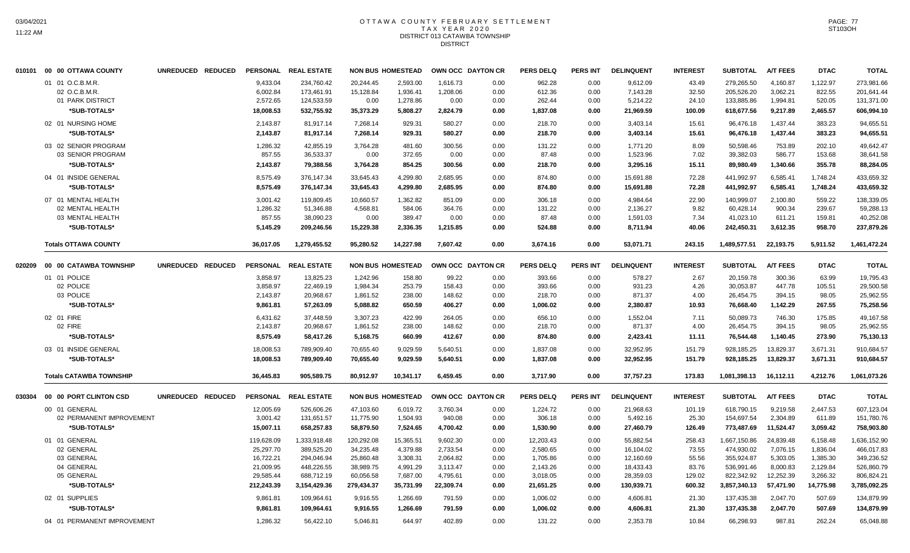# OTTAWA COUNTY FEBRUARY SETTLEMENT
## TAX YEAR 2020
### DISTRICT 013 CATAWBA TOWNSHIP
### DISTRICT

| | | UNREDUCED | REDUCED | PERSONAL | REAL ESTATE | NON BUS | HOMESTEAD | OWN OCC | DAYTON CR | PERS DELQ | PERS INT | DELINQUENT | INTEREST | SUBTOTAL | A/T FEES | DTAC | TOTAL |
|---|---|---|---|---|---|---|---|---|---|---|---|---|---|---|---|---|---|
| 010101 | 00 00 OTTAWA COUNTY | | | | | | | | | | | | | | | | |
| | 01 01 O.C.B.M.R. | | | 9,433.04 | 234,760.42 | 20,244.45 | 2,593.00 | 1,616.73 | 0.00 | 962.28 | 0.00 | 9,612.09 | 43.49 | 279,265.50 | 4,160.87 | 1,122.97 | 273,981.66 |
| | 02 O.C.B.M.R. | | | 6,002.84 | 173,461.91 | 15,128.84 | 1,936.41 | 1,208.06 | 0.00 | 612.36 | 0.00 | 7,143.28 | 32.50 | 205,526.20 | 3,062.21 | 822.55 | 201,641.44 |
| | 01 PARK DISTRICT | | | 2,572.65 | 124,533.59 | 0.00 | 1,278.86 | 0.00 | 0.00 | 262.44 | 0.00 | 5,214.22 | 24.10 | 133,885.86 | 1,994.81 | 520.05 | 131,371.00 |
| | *SUB-TOTALS* | | | 18,008.53 | 532,755.92 | 35,373.29 | 5,808.27 | 2,824.79 | 0.00 | 1,837.08 | 0.00 | 21,969.59 | 100.09 | 618,677.56 | 9,217.89 | 2,465.57 | 606,994.10 |
| | 02 01 NURSING HOME | | | 2,143.87 | 81,917.14 | 7,268.14 | 929.31 | 580.27 | 0.00 | 218.70 | 0.00 | 3,403.14 | 15.61 | 96,476.18 | 1,437.44 | 383.23 | 94,655.51 |
| | *SUB-TOTALS* | | | 2,143.87 | 81,917.14 | 7,268.14 | 929.31 | 580.27 | 0.00 | 218.70 | 0.00 | 3,403.14 | 15.61 | 96,476.18 | 1,437.44 | 383.23 | 94,655.51 |
| | 03 02 SENIOR PROGRAM | | | 1,286.32 | 42,855.19 | 3,764.28 | 481.60 | 300.56 | 0.00 | 131.22 | 0.00 | 1,771.20 | 8.09 | 50,598.46 | 753.89 | 202.10 | 49,642.47 |
| | 03 SENIOR PROGRAM | | | 857.55 | 36,533.37 | 0.00 | 372.65 | 0.00 | 0.00 | 87.48 | 0.00 | 1,523.96 | 7.02 | 39,382.03 | 586.77 | 153.68 | 38,641.58 |
| | *SUB-TOTALS* | | | 2,143.87 | 79,388.56 | 3,764.28 | 854.25 | 300.56 | 0.00 | 218.70 | 0.00 | 3,295.16 | 15.11 | 89,980.49 | 1,340.66 | 355.78 | 88,284.05 |
| | 04 01 INSIDE GENERAL | | | 8,575.49 | 376,147.34 | 33,645.43 | 4,299.80 | 2,685.95 | 0.00 | 874.80 | 0.00 | 15,691.88 | 72.28 | 441,992.97 | 6,585.41 | 1,748.24 | 433,659.32 |
| | *SUB-TOTALS* | | | 8,575.49 | 376,147.34 | 33,645.43 | 4,299.80 | 2,685.95 | 0.00 | 874.80 | 0.00 | 15,691.88 | 72.28 | 441,992.97 | 6,585.41 | 1,748.24 | 433,659.32 |
| | 07 01 MENTAL HEALTH | | | 3,001.42 | 119,809.45 | 10,660.57 | 1,362.82 | 851.09 | 0.00 | 306.18 | 0.00 | 4,984.64 | 22.90 | 140,999.07 | 2,100.80 | 559.22 | 138,339.05 |
| | 02 MENTAL HEALTH | | | 1,286.32 | 51,346.88 | 4,568.81 | 584.06 | 364.76 | 0.00 | 131.22 | 0.00 | 2,136.27 | 9.82 | 60,428.14 | 900.34 | 239.67 | 59,288.13 |
| | 03 MENTAL HEALTH | | | 857.55 | 38,090.23 | 0.00 | 389.47 | 0.00 | 0.00 | 87.48 | 0.00 | 1,591.03 | 7.34 | 41,023.10 | 611.21 | 159.81 | 40,252.08 |
| | *SUB-TOTALS* | | | 5,145.29 | 209,246.56 | 15,229.38 | 2,336.35 | 1,215.85 | 0.00 | 524.88 | 0.00 | 8,711.94 | 40.06 | 242,450.31 | 3,612.35 | 958.70 | 237,879.26 |
| | **Totals OTTAWA COUNTY** | | | 36,017.05 | 1,279,455.52 | 95,280.52 | 14,227.98 | 7,607.42 | 0.00 | 3,674.16 | 0.00 | 53,071.71 | 243.15 | 1,489,577.51 | 22,193.75 | 5,911.52 | 1,461,472.24 |
| 020209 | 00 00 CATAWBA TOWNSHIP | UNREDUCED | REDUCED | PERSONAL | REAL ESTATE | NON BUS | HOMESTEAD | OWN OCC | DAYTON CR | PERS DELQ | PERS INT | DELINQUENT | INTEREST | SUBTOTAL | A/T FEES | DTAC | TOTAL |
| | 01 01 POLICE | | | 3,858.97 | 13,825.23 | 1,242.96 | 158.80 | 99.22 | 0.00 | 393.66 | 0.00 | 578.27 | 2.67 | 20,159.78 | 300.36 | 63.99 | 19,795.43 |
| | 02 POLICE | | | 3,858.97 | 22,469.19 | 1,984.34 | 253.79 | 158.43 | 0.00 | 393.66 | 0.00 | 931.23 | 4.26 | 30,053.87 | 447.78 | 105.51 | 29,500.58 |
| | 03 POLICE | | | 2,143.87 | 20,968.67 | 1,861.52 | 238.00 | 148.62 | 0.00 | 218.70 | 0.00 | 871.37 | 4.00 | 26,454.75 | 394.15 | 98.05 | 25,962.55 |
| | *SUB-TOTALS* | | | 9,861.81 | 57,263.09 | 5,088.82 | 650.59 | 406.27 | 0.00 | 1,006.02 | 0.00 | 2,380.87 | 10.93 | 76,668.40 | 1,142.29 | 267.55 | 75,258.56 |
| | 02 01 FIRE | | | 6,431.62 | 37,448.59 | 3,307.23 | 422.99 | 264.05 | 0.00 | 656.10 | 0.00 | 1,552.04 | 7.11 | 50,089.73 | 746.30 | 175.85 | 49,167.58 |
| | 02 FIRE | | | 2,143.87 | 20,968.67 | 1,861.52 | 238.00 | 148.62 | 0.00 | 218.70 | 0.00 | 871.37 | 4.00 | 26,454.75 | 394.15 | 98.05 | 25,962.55 |
| | *SUB-TOTALS* | | | 8,575.49 | 58,417.26 | 5,168.75 | 660.99 | 412.67 | 0.00 | 874.80 | 0.00 | 2,423.41 | 11.11 | 76,544.48 | 1,140.45 | 273.90 | 75,130.13 |
| | 03 01 INSIDE GENERAL | | | 18,008.53 | 789,909.40 | 70,655.40 | 9,029.59 | 5,640.51 | 0.00 | 1,837.08 | 0.00 | 32,952.95 | 151.79 | 928,185.25 | 13,829.37 | 3,671.31 | 910,684.57 |
| | *SUB-TOTALS* | | | 18,008.53 | 789,909.40 | 70,655.40 | 9,029.59 | 5,640.51 | 0.00 | 1,837.08 | 0.00 | 32,952.95 | 151.79 | 928,185.25 | 13,829.37 | 3,671.31 | 910,684.57 |
| | **Totals CATAWBA TOWNSHIP** | | | 36,445.83 | 905,589.75 | 80,912.97 | 10,341.17 | 6,459.45 | 0.00 | 3,717.90 | 0.00 | 37,757.23 | 173.83 | 1,081,398.13 | 16,112.11 | 4,212.76 | 1,061,073.26 |
| 030304 | 00 00 PORT CLINTON CSD | UNREDUCED | REDUCED | PERSONAL | REAL ESTATE | NON BUS | HOMESTEAD | OWN OCC | DAYTON CR | PERS DELQ | PERS INT | DELINQUENT | INTEREST | SUBTOTAL | A/T FEES | DTAC | TOTAL |
| | 00 01 GENERAL | | | 12,005.69 | 526,606.26 | 47,103.60 | 6,019.72 | 3,760.34 | 0.00 | 1,224.72 | 0.00 | 21,968.63 | 101.19 | 618,790.15 | 9,219.58 | 2,447.53 | 607,123.04 |
| | 02 PERMANENT IMPROVEMENT | | | 3,001.42 | 131,651.57 | 11,775.90 | 1,504.93 | 940.08 | 0.00 | 306.18 | 0.00 | 5,492.16 | 25.30 | 154,697.54 | 2,304.89 | 611.89 | 151,780.76 |
| | *SUB-TOTALS* | | | 15,007.11 | 658,257.83 | 58,879.50 | 7,524.65 | 4,700.42 | 0.00 | 1,530.90 | 0.00 | 27,460.79 | 126.49 | 773,487.69 | 11,524.47 | 3,059.42 | 758,903.80 |
| | 01 01 GENERAL | | | 119,628.09 | 1,333,918.48 | 120,292.08 | 15,365.51 | 9,602.30 | 0.00 | 12,203.43 | 0.00 | 55,882.54 | 258.43 | 1,667,150.86 | 24,839.48 | 6,158.48 | 1,636,152.90 |
| | 02 GENERAL | | | 25,297.70 | 389,525.20 | 34,235.48 | 4,379.88 | 2,733.54 | 0.00 | 2,580.65 | 0.00 | 16,104.02 | 73.55 | 474,930.02 | 7,076.15 | 1,836.04 | 466,017.83 |
| | 03 GENERAL | | | 16,722.21 | 294,046.94 | 25,860.48 | 3,308.31 | 2,064.82 | 0.00 | 1,705.86 | 0.00 | 12,160.69 | 55.56 | 355,924.87 | 5,303.05 | 1,385.30 | 349,236.52 |
| | 04 GENERAL | | | 21,009.95 | 448,226.55 | 38,989.75 | 4,991.29 | 3,113.47 | 0.00 | 2,143.26 | 0.00 | 18,433.43 | 83.76 | 536,991.46 | 8,000.83 | 2,129.84 | 526,860.79 |
| | 05 GENERAL | | | 29,585.44 | 688,712.19 | 60,056.58 | 7,687.00 | 4,795.61 | 0.00 | 3,018.05 | 0.00 | 28,359.03 | 129.02 | 822,342.92 | 12,252.39 | 3,266.32 | 806,824.21 |
| | *SUB-TOTALS* | | | 212,243.39 | 3,154,429.36 | 279,434.37 | 35,731.99 | 22,309.74 | 0.00 | 21,651.25 | 0.00 | 130,939.71 | 600.32 | 3,857,340.13 | 57,471.90 | 14,775.98 | 3,785,092.25 |
| | 02 01 SUPPLIES | | | 9,861.81 | 109,964.61 | 9,916.55 | 1,266.69 | 791.59 | 0.00 | 1,006.02 | 0.00 | 4,606.81 | 21.30 | 137,435.38 | 2,047.70 | 507.69 | 134,879.99 |
| | *SUB-TOTALS* | | | 9,861.81 | 109,964.61 | 9,916.55 | 1,266.69 | 791.59 | 0.00 | 1,006.02 | 0.00 | 4,606.81 | 21.30 | 137,435.38 | 2,047.70 | 507.69 | 134,879.99 |
| | 04 01 PERMANENT IMPROVEMENT | | | 1,286.32 | 56,422.10 | 5,046.81 | 644.97 | 402.89 | 0.00 | 131.22 | 0.00 | 2,353.78 | 10.84 | 66,298.93 | 987.81 | 262.24 | 65,048.88 |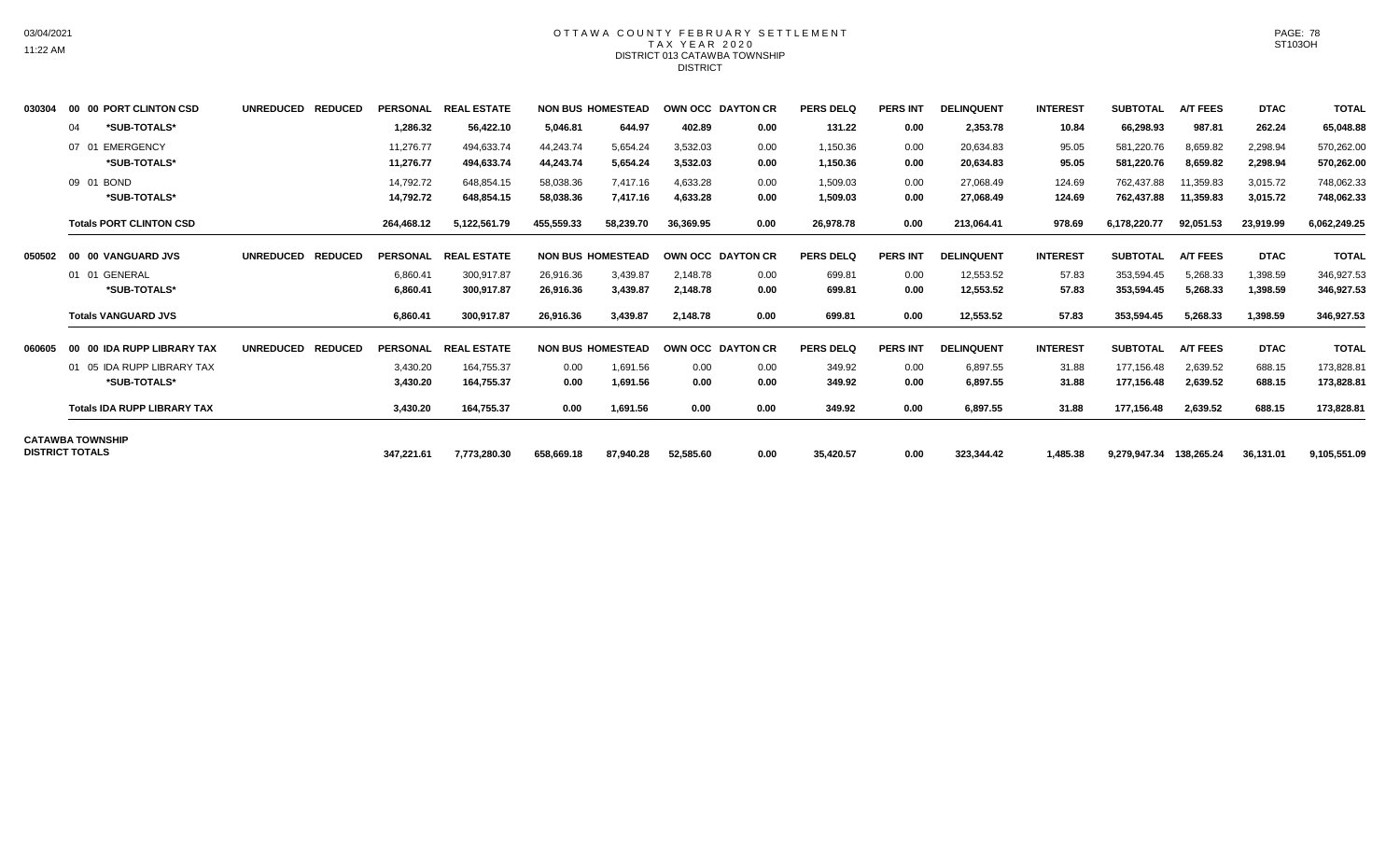# OTTAWA COUNTY FEBRUARY SETTLEMENT
## TAX YEAR 2020
### DISTRICT 013 CATAWBA TOWNSHIP
### DISTRICT

| | | UNREDUCED | REDUCED | PERSONAL | REAL ESTATE | NON BUS | HOMESTEAD | OWN OCC | DAYTON CR | PERS DELQ | PERS INT | DELINQUENT | INTEREST | SUBTOTAL | A/T FEES | DTAC | TOTAL |
|---|---|---|---|---|---|---|---|---|---|---|---|---|---|---|---|---|---|
| 030304 | **00 00 PORT CLINTON CSD** | | | | | | | | | | | | | | | | |
| | 04 **\*SUB-TOTALS\*** | | | **1,286.32** | **56,422.10** | **5,046.81** | **644.97** | **402.89** | **0.00** | **131.22** | **0.00** | **2,353.78** | **10.84** | **66,298.93** | **987.81** | **262.24** | **65,048.88** |
| | 07 01 EMERGENCY | | | 11,276.77 | 494,633.74 | 44,243.74 | 5,654.24 | 3,532.03 | 0.00 | 1,150.36 | 0.00 | 20,634.83 | 95.05 | 581,220.76 | 8,659.82 | 2,298.94 | 570,262.00 |
| | **\*SUB-TOTALS\*** | | | **11,276.77** | **494,633.74** | **44,243.74** | **5,654.24** | **3,532.03** | **0.00** | **1,150.36** | **0.00** | **20,634.83** | **95.05** | **581,220.76** | **8,659.82** | **2,298.94** | **570,262.00** |
| | 09 01 BOND | | | 14,792.72 | 648,854.15 | 58,038.36 | 7,417.16 | 4,633.28 | 0.00 | 1,509.03 | 0.00 | 27,068.49 | 124.69 | 762,437.88 | 11,359.83 | 3,015.72 | 748,062.33 |
| | **\*SUB-TOTALS\*** | | | **14,792.72** | **648,854.15** | **58,038.36** | **7,417.16** | **4,633.28** | **0.00** | **1,509.03** | **0.00** | **27,068.49** | **124.69** | **762,437.88** | **11,359.83** | **3,015.72** | **748,062.33** |
| | **Totals PORT CLINTON CSD** | | | **264,468.12** | **5,122,561.79** | **455,559.33** | **58,239.70** | **36,369.95** | **0.00** | **26,978.78** | **0.00** | **213,064.41** | **978.69** | **6,178,220.77** | **92,051.53** | **23,919.99** | **6,062,249.25** |
| 050502 | **00 00 VANGUARD JVS** | **UNREDUCED** | **REDUCED** | **PERSONAL** | **REAL ESTATE** | **NON BUS** | **HOMESTEAD** | **OWN OCC** | **DAYTON CR** | **PERS DELQ** | **PERS INT** | **DELINQUENT** | **INTEREST** | **SUBTOTAL** | **A/T FEES** | **DTAC** | **TOTAL** |
| | 01 01 GENERAL | | | 6,860.41 | 300,917.87 | 26,916.36 | 3,439.87 | 2,148.78 | 0.00 | 699.81 | 0.00 | 12,553.52 | 57.83 | 353,594.45 | 5,268.33 | 1,398.59 | 346,927.53 |
| | **\*SUB-TOTALS\*** | | | **6,860.41** | **300,917.87** | **26,916.36** | **3,439.87** | **2,148.78** | **0.00** | **699.81** | **0.00** | **12,553.52** | **57.83** | **353,594.45** | **5,268.33** | **1,398.59** | **346,927.53** |
| | **Totals VANGUARD JVS** | | | **6,860.41** | **300,917.87** | **26,916.36** | **3,439.87** | **2,148.78** | **0.00** | **699.81** | **0.00** | **12,553.52** | **57.83** | **353,594.45** | **5,268.33** | **1,398.59** | **346,927.53** |
| 060605 | **00 00 IDA RUPP LIBRARY TAX** | **UNREDUCED** | **REDUCED** | **PERSONAL** | **REAL ESTATE** | **NON BUS** | **HOMESTEAD** | **OWN OCC** | **DAYTON CR** | **PERS DELQ** | **PERS INT** | **DELINQUENT** | **INTEREST** | **SUBTOTAL** | **A/T FEES** | **DTAC** | **TOTAL** |
| | 01 05 IDA RUPP LIBRARY TAX | | | 3,430.20 | 164,755.37 | 0.00 | 1,691.56 | 0.00 | 0.00 | 349.92 | 0.00 | 6,897.55 | 31.88 | 177,156.48 | 2,639.52 | 688.15 | 173,828.81 |
| | **\*SUB-TOTALS\*** | | | **3,430.20** | **164,755.37** | **0.00** | **1,691.56** | **0.00** | **0.00** | **349.92** | **0.00** | **6,897.55** | **31.88** | **177,156.48** | **2,639.52** | **688.15** | **173,828.81** |
| | **Totals IDA RUPP LIBRARY TAX** | | | **3,430.20** | **164,755.37** | **0.00** | **1,691.56** | **0.00** | **0.00** | **349.92** | **0.00** | **6,897.55** | **31.88** | **177,156.48** | **2,639.52** | **688.15** | **173,828.81** |
| **CATAWBA TOWNSHIP DISTRICT TOTALS** | | | | **347,221.61** | **7,773,280.30** | **658,669.18** | **87,940.28** | **52,585.60** | **0.00** | **35,420.57** | **0.00** | **323,344.42** | **1,485.38** | **9,279,947.34** | **138,265.24** | **36,131.01** | **9,105,551.09** |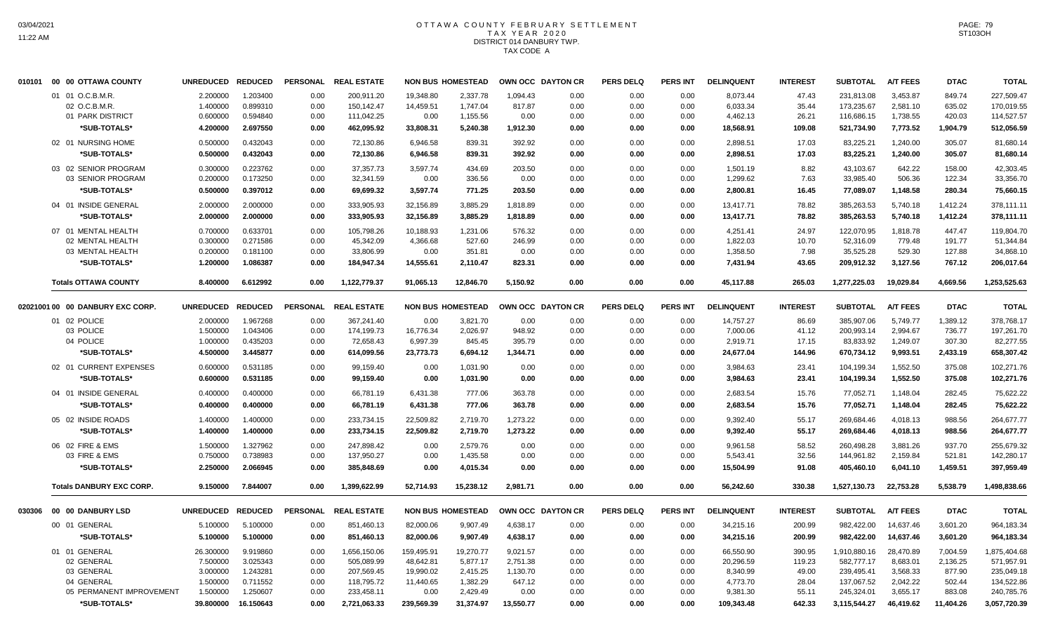# OTTAWA COUNTY FEBRUARY SETTLEMENT
## TAX YEAR 2020
## DISTRICT 014 DANBURY TWP.
## TAX CODE A

| 010101 00 00 OTTAWA COUNTY | UNREDUCED | REDUCED | PERSONAL | REAL ESTATE | NON BUS | HOMESTEAD | OWN OCC | DAYTON CR | PERS DELQ | PERS INT | DELINQUENT | INTEREST | SUBTOTAL | A/T FEES | DTAC | TOTAL |
|---|---|---|---|---|---|---|---|---|---|---|---|---|---|---|---|---|
| 01 01 O.C.B.M.R. | 2.200000 | 1.203400 | 0.00 | 200,911.20 | 19,348.80 | 2,337.78 | 1,094.43 | 0.00 | 0.00 | 0.00 | 8,073.44 | 47.43 | 231,813.08 | 3,453.87 | 849.74 | 227,509.47 |
| 02 O.C.B.M.R. | 1.400000 | 0.899310 | 0.00 | 150,142.47 | 14,459.51 | 1,747.04 | 817.87 | 0.00 | 0.00 | 0.00 | 6,033.34 | 35.44 | 173,235.67 | 2,581.10 | 635.02 | 170,019.55 |
| 01 PARK DISTRICT | 0.600000 | 0.594840 | 0.00 | 111,042.25 | 0.00 | 1,155.56 | 0.00 | 0.00 | 0.00 | 0.00 | 4,462.13 | 26.21 | 116,686.15 | 1,738.55 | 420.03 | 114,527.57 |
| *SUB-TOTALS* | 4.200000 | 2.697550 | 0.00 | 462,095.92 | 33,808.31 | 5,240.38 | 1,912.30 | 0.00 | 0.00 | 0.00 | 18,568.91 | 109.08 | 521,734.90 | 7,773.52 | 1,904.79 | 512,056.59 |
| 02 01 NURSING HOME | 0.500000 | 0.432043 | 0.00 | 72,130.86 | 6,946.58 | 839.31 | 392.92 | 0.00 | 0.00 | 0.00 | 2,898.51 | 17.03 | 83,225.21 | 1,240.00 | 305.07 | 81,680.14 |
| *SUB-TOTALS* | 0.500000 | 0.432043 | 0.00 | 72,130.86 | 6,946.58 | 839.31 | 392.92 | 0.00 | 0.00 | 0.00 | 2,898.51 | 17.03 | 83,225.21 | 1,240.00 | 305.07 | 81,680.14 |
| 03 02 SENIOR PROGRAM | 0.300000 | 0.223762 | 0.00 | 37,357.73 | 3,597.74 | 434.69 | 203.50 | 0.00 | 0.00 | 0.00 | 1,501.19 | 8.82 | 43,103.67 | 642.22 | 158.00 | 42,303.45 |
| 03 SENIOR PROGRAM | 0.200000 | 0.173250 | 0.00 | 32,341.59 | 0.00 | 336.56 | 0.00 | 0.00 | 0.00 | 0.00 | 1,299.62 | 7.63 | 33,985.40 | 506.36 | 122.34 | 33,356.70 |
| *SUB-TOTALS* | 0.500000 | 0.397012 | 0.00 | 69,699.32 | 3,597.74 | 771.25 | 203.50 | 0.00 | 0.00 | 0.00 | 2,800.81 | 16.45 | 77,089.07 | 1,148.58 | 280.34 | 75,660.15 |
| 04 01 INSIDE GENERAL | 2.000000 | 2.000000 | 0.00 | 333,905.93 | 32,156.89 | 3,885.29 | 1,818.89 | 0.00 | 0.00 | 0.00 | 13,417.71 | 78.82 | 385,263.53 | 5,740.18 | 1,412.24 | 378,111.11 |
| *SUB-TOTALS* | 2.000000 | 2.000000 | 0.00 | 333,905.93 | 32,156.89 | 3,885.29 | 1,818.89 | 0.00 | 0.00 | 0.00 | 13,417.71 | 78.82 | 385,263.53 | 5,740.18 | 1,412.24 | 378,111.11 |
| 07 01 MENTAL HEALTH | 0.700000 | 0.633701 | 0.00 | 105,798.26 | 10,188.93 | 1,231.06 | 576.32 | 0.00 | 0.00 | 0.00 | 4,251.41 | 24.97 | 122,070.95 | 1,818.78 | 447.47 | 119,804.70 |
| 02 MENTAL HEALTH | 0.300000 | 0.271586 | 0.00 | 45,342.09 | 4,366.68 | 527.60 | 246.99 | 0.00 | 0.00 | 0.00 | 1,822.03 | 10.70 | 52,316.09 | 779.48 | 191.77 | 51,344.84 |
| 03 MENTAL HEALTH | 0.200000 | 0.181100 | 0.00 | 33,806.99 | 0.00 | 351.81 | 0.00 | 0.00 | 0.00 | 0.00 | 1,358.50 | 7.98 | 35,525.28 | 529.30 | 127.88 | 34,868.10 |
| *SUB-TOTALS* | 1.200000 | 1.086387 | 0.00 | 184,947.34 | 14,555.61 | 2,110.47 | 823.31 | 0.00 | 0.00 | 0.00 | 7,431.94 | 43.65 | 209,912.32 | 3,127.56 | 767.12 | 206,017.64 |
| **Totals OTTAWA COUNTY** | 8.400000 | 6.612992 | 0.00 | 1,122,779.37 | 91,065.13 | 12,846.70 | 5,150.92 | 0.00 | 0.00 | 0.00 | 45,117.88 | 265.03 | 1,277,225.03 | 19,029.84 | 4,669.56 | 1,253,525.63 |

| 02021001 00 00 DANBURY EXC CORP. | UNREDUCED | REDUCED | PERSONAL | REAL ESTATE | NON BUS | HOMESTEAD | OWN OCC | DAYTON CR | PERS DELQ | PERS INT | DELINQUENT | INTEREST | SUBTOTAL | A/T FEES | DTAC | TOTAL |
|---|---|---|---|---|---|---|---|---|---|---|---|---|---|---|---|---|
| 01 02 POLICE | 2.000000 | 1.967268 | 0.00 | 367,241.40 | 0.00 | 3,821.70 | 0.00 | 0.00 | 0.00 | 0.00 | 14,757.27 | 86.69 | 385,907.06 | 5,749.77 | 1,389.12 | 378,768.17 |
| 03 POLICE | 1.500000 | 1.043406 | 0.00 | 174,199.73 | 16,776.34 | 2,026.97 | 948.92 | 0.00 | 0.00 | 0.00 | 7,000.06 | 41.12 | 200,993.14 | 2,994.67 | 736.77 | 197,261.70 |
| 04 POLICE | 1.000000 | 0.435203 | 0.00 | 72,658.43 | 6,997.39 | 845.45 | 395.79 | 0.00 | 0.00 | 0.00 | 2,919.71 | 17.15 | 83,833.92 | 1,249.07 | 307.30 | 82,277.55 |
| *SUB-TOTALS* | 4.500000 | 3.445877 | 0.00 | 614,099.56 | 23,773.73 | 6,694.12 | 1,344.71 | 0.00 | 0.00 | 0.00 | 24,677.04 | 144.96 | 670,734.12 | 9,993.51 | 2,433.19 | 658,307.42 |
| 02 01 CURRENT EXPENSES | 0.600000 | 0.531185 | 0.00 | 99,159.40 | 0.00 | 1,031.90 | 0.00 | 0.00 | 0.00 | 0.00 | 3,984.63 | 23.41 | 104,199.34 | 1,552.50 | 375.08 | 102,271.76 |
| *SUB-TOTALS* | 0.600000 | 0.531185 | 0.00 | 99,159.40 | 0.00 | 1,031.90 | 0.00 | 0.00 | 0.00 | 0.00 | 3,984.63 | 23.41 | 104,199.34 | 1,552.50 | 375.08 | 102,271.76 |
| 04 01 INSIDE GENERAL | 0.400000 | 0.400000 | 0.00 | 66,781.19 | 6,431.38 | 777.06 | 363.78 | 0.00 | 0.00 | 0.00 | 2,683.54 | 15.76 | 77,052.71 | 1,148.04 | 282.45 | 75,622.22 |
| *SUB-TOTALS* | 0.400000 | 0.400000 | 0.00 | 66,781.19 | 6,431.38 | 777.06 | 363.78 | 0.00 | 0.00 | 0.00 | 2,683.54 | 15.76 | 77,052.71 | 1,148.04 | 282.45 | 75,622.22 |
| 05 02 INSIDE ROADS | 1.400000 | 1.400000 | 0.00 | 233,734.15 | 22,509.82 | 2,719.70 | 1,273.22 | 0.00 | 0.00 | 0.00 | 9,392.40 | 55.17 | 269,684.46 | 4,018.13 | 988.56 | 264,677.77 |
| *SUB-TOTALS* | 1.400000 | 1.400000 | 0.00 | 233,734.15 | 22,509.82 | 2,719.70 | 1,273.22 | 0.00 | 0.00 | 0.00 | 9,392.40 | 55.17 | 269,684.46 | 4,018.13 | 988.56 | 264,677.77 |
| 06 02 FIRE & EMS | 1.500000 | 1.327962 | 0.00 | 247,898.42 | 0.00 | 2,579.76 | 0.00 | 0.00 | 0.00 | 0.00 | 9,961.58 | 58.52 | 260,498.28 | 3,881.26 | 937.70 | 255,679.32 |
| 03 FIRE & EMS | 0.750000 | 0.738983 | 0.00 | 137,950.27 | 0.00 | 1,435.58 | 0.00 | 0.00 | 0.00 | 0.00 | 5,543.41 | 32.56 | 144,961.82 | 2,159.84 | 521.81 | 142,280.17 |
| *SUB-TOTALS* | 2.250000 | 2.066945 | 0.00 | 385,848.69 | 0.00 | 4,015.34 | 0.00 | 0.00 | 0.00 | 0.00 | 15,504.99 | 91.08 | 405,460.10 | 6,041.10 | 1,459.51 | 397,959.49 |
| **Totals DANBURY EXC CORP.** | 9.150000 | 7.844007 | 0.00 | 1,399,622.99 | 52,714.93 | 15,238.12 | 2,981.71 | 0.00 | 0.00 | 0.00 | 56,242.60 | 330.38 | 1,527,130.73 | 22,753.28 | 5,538.79 | 1,498,838.66 |

| 030306 00 00 DANBURY LSD | UNREDUCED | REDUCED | PERSONAL | REAL ESTATE | NON BUS | HOMESTEAD | OWN OCC | DAYTON CR | PERS DELQ | PERS INT | DELINQUENT | INTEREST | SUBTOTAL | A/T FEES | DTAC | TOTAL |
|---|---|---|---|---|---|---|---|---|---|---|---|---|---|---|---|---|
| 00 01 GENERAL | 5.100000 | 5.100000 | 0.00 | 851,460.13 | 82,000.06 | 9,907.49 | 4,638.17 | 0.00 | 0.00 | 0.00 | 34,215.16 | 200.99 | 982,422.00 | 14,637.46 | 3,601.20 | 964,183.34 |
| *SUB-TOTALS* | 5.100000 | 5.100000 | 0.00 | 851,460.13 | 82,000.06 | 9,907.49 | 4,638.17 | 0.00 | 0.00 | 0.00 | 34,215.16 | 200.99 | 982,422.00 | 14,637.46 | 3,601.20 | 964,183.34 |
| 01 01 GENERAL | 26.300000 | 9.919860 | 0.00 | 1,656,150.06 | 159,495.91 | 19,270.77 | 9,021.57 | 0.00 | 0.00 | 0.00 | 66,550.90 | 390.95 | 1,910,880.16 | 28,470.89 | 7,004.59 | 1,875,404.68 |
| 02 GENERAL | 7.500000 | 3.025343 | 0.00 | 505,089.99 | 48,642.81 | 5,877.17 | 2,751.38 | 0.00 | 0.00 | 0.00 | 20,296.59 | 119.23 | 582,777.17 | 8,683.01 | 2,136.25 | 571,957.91 |
| 03 GENERAL | 3.000000 | 1.243281 | 0.00 | 207,569.45 | 19,990.02 | 2,415.25 | 1,130.70 | 0.00 | 0.00 | 0.00 | 8,340.99 | 49.00 | 239,495.41 | 3,568.33 | 877.90 | 235,049.18 |
| 04 GENERAL | 1.500000 | 0.711552 | 0.00 | 118,795.72 | 11,440.65 | 1,382.29 | 647.12 | 0.00 | 0.00 | 0.00 | 4,773.70 | 28.04 | 137,067.52 | 2,042.22 | 502.44 | 134,522.86 |
| 05 PERMANENT IMPROVEMENT | 1.500000 | 1.250607 | 0.00 | 233,458.11 | 0.00 | 2,429.49 | 0.00 | 0.00 | 0.00 | 0.00 | 9,381.30 | 55.11 | 245,324.01 | 3,655.17 | 883.08 | 240,785.76 |
| *SUB-TOTALS* | 39.800000 | 16.150643 | 0.00 | 2,721,063.33 | 239,569.39 | 31,374.97 | 13,550.77 | 0.00 | 0.00 | 0.00 | 109,343.48 | 642.33 | 3,115,544.27 | 46,419.62 | 11,404.26 | 3,057,720.39 |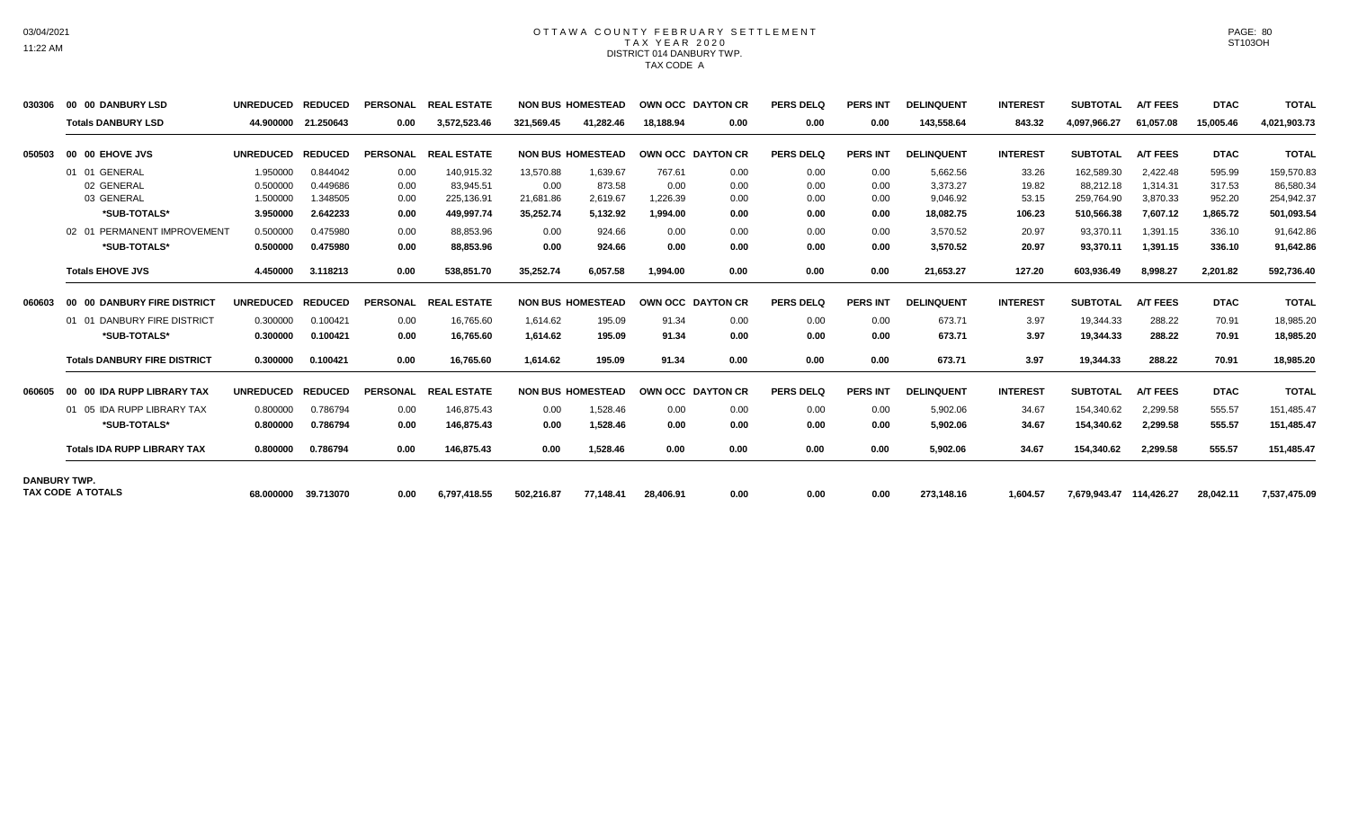# OTTAWA COUNTY FEBRUARY SETTLEMENT
## TAX YEAR 2020
### DISTRICT 014 DANBURY TWP.
### TAX CODE A

| | | UNREDUCED | REDUCED | PERSONAL | REAL ESTATE | NON BUS | HOMESTEAD | OWN OCC | DAYTON CR | PERS DELQ | PERS INT | DELINQUENT | INTEREST | SUBTOTAL | A/T FEES | DTAC | TOTAL |
|---|---|---|---|---|---|---|---|---|---|---|---|---|---|---|---|---|---|
| 030306 | 00 00 DANBURY LSD | UNREDUCED | REDUCED | PERSONAL | REAL ESTATE | NON BUS | HOMESTEAD | OWN OCC | DAYTON CR | PERS DELQ | PERS INT | DELINQUENT | INTEREST | SUBTOTAL | A/T FEES | DTAC | TOTAL |
| | **Totals DANBURY LSD** | **44.900000** | **21.250643** | **0.00** | **3,572,523.46** | **321,569.45** | **41,282.46** | **18,188.94** | **0.00** | **0.00** | **0.00** | **143,558.64** | **843.32** | **4,097,966.27** | **61,057.08** | **15,005.46** | **4,021,903.73** |
| 050503 | 00 00 EHOVE JVS | UNREDUCED | REDUCED | PERSONAL | REAL ESTATE | NON BUS | HOMESTEAD | OWN OCC | DAYTON CR | PERS DELQ | PERS INT | DELINQUENT | INTEREST | SUBTOTAL | A/T FEES | DTAC | TOTAL |
| | 01 01 GENERAL | 1.950000 | 0.844042 | 0.00 | 140,915.32 | 13,570.88 | 1,639.67 | 767.61 | 0.00 | 0.00 | 0.00 | 5,662.56 | 33.26 | 162,589.30 | 2,422.48 | 595.99 | 159,570.83 |
| | 02 GENERAL | 0.500000 | 0.449686 | 0.00 | 83,945.51 | 0.00 | 873.58 | 0.00 | 0.00 | 0.00 | 0.00 | 3,373.27 | 19.82 | 88,212.18 | 1,314.31 | 317.53 | 86,580.34 |
| | 03 GENERAL | 1.500000 | 1.348505 | 0.00 | 225,136.91 | 21,681.86 | 2,619.67 | 1,226.39 | 0.00 | 0.00 | 0.00 | 9,046.92 | 53.15 | 259,764.90 | 3,870.33 | 952.20 | 254,942.37 |
| | ***SUB-TOTALS*** | **3.950000** | **2.642233** | **0.00** | **449,997.74** | **35,252.74** | **5,132.92** | **1,994.00** | **0.00** | **0.00** | **0.00** | **18,082.75** | **106.23** | **510,566.38** | **7,607.12** | **1,865.72** | **501,093.54** |
| | 02 01 PERMANENT IMPROVEMENT | 0.500000 | 0.475980 | 0.00 | 88,853.96 | 0.00 | 924.66 | 0.00 | 0.00 | 0.00 | 0.00 | 3,570.52 | 20.97 | 93,370.11 | 1,391.15 | 336.10 | 91,642.86 |
| | ***SUB-TOTALS*** | **0.500000** | **0.475980** | **0.00** | **88,853.96** | **0.00** | **924.66** | **0.00** | **0.00** | **0.00** | **0.00** | **3,570.52** | **20.97** | **93,370.11** | **1,391.15** | **336.10** | **91,642.86** |
| | **Totals EHOVE JVS** | **4.450000** | **3.118213** | **0.00** | **538,851.70** | **35,252.74** | **6,057.58** | **1,994.00** | **0.00** | **0.00** | **0.00** | **21,653.27** | **127.20** | **603,936.49** | **8,998.27** | **2,201.82** | **592,736.40** |
| 060603 | 00 00 DANBURY FIRE DISTRICT | UNREDUCED | REDUCED | PERSONAL | REAL ESTATE | NON BUS | HOMESTEAD | OWN OCC | DAYTON CR | PERS DELQ | PERS INT | DELINQUENT | INTEREST | SUBTOTAL | A/T FEES | DTAC | TOTAL |
| | 01 01 DANBURY FIRE DISTRICT | 0.300000 | 0.100421 | 0.00 | 16,765.60 | 1,614.62 | 195.09 | 91.34 | 0.00 | 0.00 | 0.00 | 673.71 | 3.97 | 19,344.33 | 288.22 | 70.91 | 18,985.20 |
| | ***SUB-TOTALS*** | **0.300000** | **0.100421** | **0.00** | **16,765.60** | **1,614.62** | **195.09** | **91.34** | **0.00** | **0.00** | **0.00** | **673.71** | **3.97** | **19,344.33** | **288.22** | **70.91** | **18,985.20** |
| | **Totals DANBURY FIRE DISTRICT** | **0.300000** | **0.100421** | **0.00** | **16,765.60** | **1,614.62** | **195.09** | **91.34** | **0.00** | **0.00** | **0.00** | **673.71** | **3.97** | **19,344.33** | **288.22** | **70.91** | **18,985.20** |
| 060605 | 00 00 IDA RUPP LIBRARY TAX | UNREDUCED | REDUCED | PERSONAL | REAL ESTATE | NON BUS | HOMESTEAD | OWN OCC | DAYTON CR | PERS DELQ | PERS INT | DELINQUENT | INTEREST | SUBTOTAL | A/T FEES | DTAC | TOTAL |
| | 01 05 IDA RUPP LIBRARY TAX | 0.800000 | 0.786794 | 0.00 | 146,875.43 | 0.00 | 1,528.46 | 0.00 | 0.00 | 0.00 | 0.00 | 5,902.06 | 34.67 | 154,340.62 | 2,299.58 | 555.57 | 151,485.47 |
| | ***SUB-TOTALS*** | **0.800000** | **0.786794** | **0.00** | **146,875.43** | **0.00** | **1,528.46** | **0.00** | **0.00** | **0.00** | **0.00** | **5,902.06** | **34.67** | **154,340.62** | **2,299.58** | **555.57** | **151,485.47** |
| | **Totals IDA RUPP LIBRARY TAX** | **0.800000** | **0.786794** | **0.00** | **146,875.43** | **0.00** | **1,528.46** | **0.00** | **0.00** | **0.00** | **0.00** | **5,902.06** | **34.67** | **154,340.62** | **2,299.58** | **555.57** | **151,485.47** |
| **DANBURY TWP.** | **TAX CODE A TOTALS** | **68.000000** | **39.713070** | **0.00** | **6,797,418.55** | **502,216.87** | **77,148.41** | **28,406.91** | **0.00** | **0.00** | **0.00** | **273,148.16** | **1,604.57** | **7,679,943.47** | **114,426.27** | **28,042.11** | **7,537,475.09** |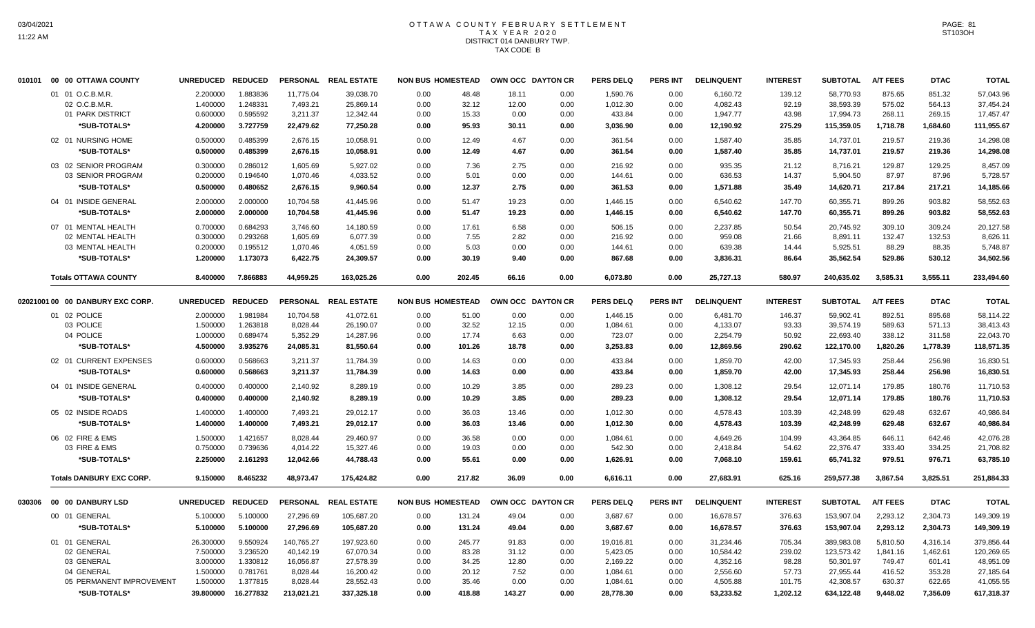# OTTAWA COUNTY FEBRUARY SETTLEMENT
## TAX YEAR 2020
## DISTRICT 014 DANBURY TWP.
## TAX CODE B

| | | UNREDUCED | REDUCED | PERSONAL | REAL ESTATE | NON BUS | HOMESTEAD | OWN OCC | DAYTON CR | PERS DELQ | PERS INT | DELINQUENT | INTEREST | SUBTOTAL | A/T FEES | DTAC | TOTAL |
|---|---|---|---|---|---|---|---|---|---|---|---|---|---|---|---|---|---|
| 010101 | 00 00 OTTAWA COUNTY | | | | | | | | | | | | | | | | |
| | 01 01 O.C.B.M.R. | 2.200000 | 1.883836 | 11,775.04 | 39,038.70 | 0.00 | 48.48 | 18.11 | 0.00 | 1,590.76 | 0.00 | 6,160.72 | 139.12 | 58,770.93 | 875.65 | 851.32 | 57,043.96 |
| | 02 O.C.B.M.R. | 1.400000 | 1.248331 | 7,493.21 | 25,869.14 | 0.00 | 32.12 | 12.00 | 0.00 | 1,012.30 | 0.00 | 4,082.43 | 92.19 | 38,593.39 | 575.02 | 564.13 | 37,454.24 |
| | 01 PARK DISTRICT | 0.600000 | 0.595592 | 3,211.37 | 12,342.44 | 0.00 | 15.33 | 0.00 | 0.00 | 433.84 | 0.00 | 1,947.77 | 43.98 | 17,994.73 | 268.11 | 269.15 | 17,457.47 |
| | *SUB-TOTALS* | 4.200000 | 3.727759 | 22,479.62 | 77,250.28 | 0.00 | 95.93 | 30.11 | 0.00 | 3,036.90 | 0.00 | 12,190.92 | 275.29 | 115,359.05 | 1,718.78 | 1,684.60 | 111,955.67 |
| | 02 01 NURSING HOME | 0.500000 | 0.485399 | 2,676.15 | 10,058.91 | 0.00 | 12.49 | 4.67 | 0.00 | 361.54 | 0.00 | 1,587.40 | 35.85 | 14,737.01 | 219.57 | 219.36 | 14,298.08 |
| | *SUB-TOTALS* | 0.500000 | 0.485399 | 2,676.15 | 10,058.91 | 0.00 | 12.49 | 4.67 | 0.00 | 361.54 | 0.00 | 1,587.40 | 35.85 | 14,737.01 | 219.57 | 219.36 | 14,298.08 |
| | 03 02 SENIOR PROGRAM | 0.300000 | 0.286012 | 1,605.69 | 5,927.02 | 0.00 | 7.36 | 2.75 | 0.00 | 216.92 | 0.00 | 935.35 | 21.12 | 8,716.21 | 129.87 | 129.25 | 8,457.09 |
| | 03 SENIOR PROGRAM | 0.200000 | 0.194640 | 1,070.46 | 4,033.52 | 0.00 | 5.01 | 0.00 | 0.00 | 144.61 | 0.00 | 636.53 | 14.37 | 5,904.50 | 87.97 | 87.96 | 5,728.57 |
| | *SUB-TOTALS* | 0.500000 | 0.480652 | 2,676.15 | 9,960.54 | 0.00 | 12.37 | 2.75 | 0.00 | 361.53 | 0.00 | 1,571.88 | 35.49 | 14,620.71 | 217.84 | 217.21 | 14,185.66 |
| | 04 01 INSIDE GENERAL | 2.000000 | 2.000000 | 10,704.58 | 41,445.96 | 0.00 | 51.47 | 19.23 | 0.00 | 1,446.15 | 0.00 | 6,540.62 | 147.70 | 60,355.71 | 899.26 | 903.82 | 58,552.63 |
| | *SUB-TOTALS* | 2.000000 | 2.000000 | 10,704.58 | 41,445.96 | 0.00 | 51.47 | 19.23 | 0.00 | 1,446.15 | 0.00 | 6,540.62 | 147.70 | 60,355.71 | 899.26 | 903.82 | 58,552.63 |
| | 07 01 MENTAL HEALTH | 0.700000 | 0.684293 | 3,746.60 | 14,180.59 | 0.00 | 17.61 | 6.58 | 0.00 | 506.15 | 0.00 | 2,237.85 | 50.54 | 20,745.92 | 309.10 | 309.24 | 20,127.58 |
| | 02 MENTAL HEALTH | 0.300000 | 0.293268 | 1,605.69 | 6,077.39 | 0.00 | 7.55 | 2.82 | 0.00 | 216.92 | 0.00 | 959.08 | 21.66 | 8,891.11 | 132.47 | 132.53 | 8,626.11 |
| | 03 MENTAL HEALTH | 0.200000 | 0.195512 | 1,070.46 | 4,051.59 | 0.00 | 5.03 | 0.00 | 0.00 | 144.61 | 0.00 | 639.38 | 14.44 | 5,925.51 | 88.29 | 88.35 | 5,748.87 |
| | *SUB-TOTALS* | 1.200000 | 1.173073 | 6,422.75 | 24,309.57 | 0.00 | 30.19 | 9.40 | 0.00 | 867.68 | 0.00 | 3,836.31 | 86.64 | 35,562.54 | 529.86 | 530.12 | 34,502.56 |
| | **Totals OTTAWA COUNTY** | 8.400000 | 7.866883 | 44,959.25 | 163,025.26 | 0.00 | 202.45 | 66.16 | 0.00 | 6,073.80 | 0.00 | 25,727.13 | 580.97 | 240,635.02 | 3,585.31 | 3,555.11 | 233,494.60 |
| 02021001 | 00 00 DANBURY EXC CORP. | UNREDUCED | REDUCED | PERSONAL | REAL ESTATE | NON BUS | HOMESTEAD | OWN OCC | DAYTON CR | PERS DELQ | PERS INT | DELINQUENT | INTEREST | SUBTOTAL | A/T FEES | DTAC | TOTAL |
| | 01 02 POLICE | 2.000000 | 1.981984 | 10,704.58 | 41,072.61 | 0.00 | 51.00 | 0.00 | 0.00 | 1,446.15 | 0.00 | 6,481.70 | 146.37 | 59,902.41 | 892.51 | 895.68 | 58,114.22 |
| | 03 POLICE | 1.500000 | 1.263818 | 8,028.44 | 26,190.07 | 0.00 | 32.52 | 12.15 | 0.00 | 1,084.61 | 0.00 | 4,133.07 | 93.33 | 39,574.19 | 589.63 | 571.13 | 38,413.43 |
| | 04 POLICE | 1.000000 | 0.689474 | 5,352.29 | 14,287.96 | 0.00 | 17.74 | 6.63 | 0.00 | 723.07 | 0.00 | 2,254.79 | 50.92 | 22,693.40 | 338.12 | 311.58 | 22,043.70 |
| | *SUB-TOTALS* | 4.500000 | 3.935276 | 24,085.31 | 81,550.64 | 0.00 | 101.26 | 18.78 | 0.00 | 3,253.83 | 0.00 | 12,869.56 | 290.62 | 122,170.00 | 1,820.26 | 1,778.39 | 118,571.35 |
| | 02 01 CURRENT EXPENSES | 0.600000 | 0.568663 | 3,211.37 | 11,784.39 | 0.00 | 14.63 | 0.00 | 0.00 | 433.84 | 0.00 | 1,859.70 | 42.00 | 17,345.93 | 258.44 | 256.98 | 16,830.51 |
| | *SUB-TOTALS* | 0.600000 | 0.568663 | 3,211.37 | 11,784.39 | 0.00 | 14.63 | 0.00 | 0.00 | 433.84 | 0.00 | 1,859.70 | 42.00 | 17,345.93 | 258.44 | 256.98 | 16,830.51 |
| | 04 01 INSIDE GENERAL | 0.400000 | 0.400000 | 2,140.92 | 8,289.19 | 0.00 | 10.29 | 3.85 | 0.00 | 289.23 | 0.00 | 1,308.12 | 29.54 | 12,071.14 | 179.85 | 180.76 | 11,710.53 |
| | *SUB-TOTALS* | 0.400000 | 0.400000 | 2,140.92 | 8,289.19 | 0.00 | 10.29 | 3.85 | 0.00 | 289.23 | 0.00 | 1,308.12 | 29.54 | 12,071.14 | 179.85 | 180.76 | 11,710.53 |
| | 05 02 INSIDE ROADS | 1.400000 | 1.400000 | 7,493.21 | 29,012.17 | 0.00 | 36.03 | 13.46 | 0.00 | 1,012.30 | 0.00 | 4,578.43 | 103.39 | 42,248.99 | 629.48 | 632.67 | 40,986.84 |
| | *SUB-TOTALS* | 1.400000 | 1.400000 | 7,493.21 | 29,012.17 | 0.00 | 36.03 | 13.46 | 0.00 | 1,012.30 | 0.00 | 4,578.43 | 103.39 | 42,248.99 | 629.48 | 632.67 | 40,986.84 |
| | 06 02 FIRE & EMS | 1.500000 | 1.421657 | 8,028.44 | 29,460.97 | 0.00 | 36.58 | 0.00 | 0.00 | 1,084.61 | 0.00 | 4,649.26 | 104.99 | 43,364.85 | 646.11 | 642.46 | 42,076.28 |
| | 03 FIRE & EMS | 0.750000 | 0.739636 | 4,014.22 | 15,327.46 | 0.00 | 19.03 | 0.00 | 0.00 | 542.30 | 0.00 | 2,418.84 | 54.62 | 22,376.47 | 333.40 | 334.25 | 21,708.82 |
| | *SUB-TOTALS* | 2.250000 | 2.161293 | 12,042.66 | 44,788.43 | 0.00 | 55.61 | 0.00 | 0.00 | 1,626.91 | 0.00 | 7,068.10 | 159.61 | 65,741.32 | 979.51 | 976.71 | 63,785.10 |
| | **Totals DANBURY EXC CORP.** | 9.150000 | 8.465232 | 48,973.47 | 175,424.82 | 0.00 | 217.82 | 36.09 | 0.00 | 6,616.11 | 0.00 | 27,683.91 | 625.16 | 259,577.38 | 3,867.54 | 3,825.51 | 251,884.33 |
| 030306 | 00 00 DANBURY LSD | UNREDUCED | REDUCED | PERSONAL | REAL ESTATE | NON BUS | HOMESTEAD | OWN OCC | DAYTON CR | PERS DELQ | PERS INT | DELINQUENT | INTEREST | SUBTOTAL | A/T FEES | DTAC | TOTAL |
| | 00 01 GENERAL | 5.100000 | 5.100000 | 27,296.69 | 105,687.20 | 0.00 | 131.24 | 49.04 | 0.00 | 3,687.67 | 0.00 | 16,678.57 | 376.63 | 153,907.04 | 2,293.12 | 2,304.73 | 149,309.19 |
| | *SUB-TOTALS* | 5.100000 | 5.100000 | 27,296.69 | 105,687.20 | 0.00 | 131.24 | 49.04 | 0.00 | 3,687.67 | 0.00 | 16,678.57 | 376.63 | 153,907.04 | 2,293.12 | 2,304.73 | 149,309.19 |
| | 01 01 GENERAL | 26.300000 | 9.550924 | 140,765.27 | 197,923.60 | 0.00 | 245.77 | 91.83 | 0.00 | 19,016.81 | 0.00 | 31,234.46 | 705.34 | 389,983.08 | 5,810.50 | 4,316.14 | 379,856.44 |
| | 02 GENERAL | 7.500000 | 3.236520 | 40,142.19 | 67,070.34 | 0.00 | 83.28 | 31.12 | 0.00 | 5,423.05 | 0.00 | 10,584.42 | 239.02 | 123,573.42 | 1,841.16 | 1,462.61 | 120,269.65 |
| | 03 GENERAL | 3.000000 | 1.330812 | 16,056.87 | 27,578.39 | 0.00 | 34.25 | 12.80 | 0.00 | 2,169.22 | 0.00 | 4,352.16 | 98.28 | 50,301.97 | 749.47 | 601.41 | 48,951.09 |
| | 04 GENERAL | 1.500000 | 0.781761 | 8,028.44 | 16,200.42 | 0.00 | 20.12 | 7.52 | 0.00 | 1,084.61 | 0.00 | 2,556.60 | 57.73 | 27,955.44 | 416.52 | 353.28 | 27,185.64 |
| | 05 PERMANENT IMPROVEMENT | 1.500000 | 1.377815 | 8,028.44 | 28,552.43 | 0.00 | 35.46 | 0.00 | 0.00 | 1,084.61 | 0.00 | 4,505.88 | 101.75 | 42,308.57 | 630.37 | 622.65 | 41,055.55 |
| | *SUB-TOTALS* | 39.800000 | 16.277832 | 213,021.21 | 337,325.18 | 0.00 | 418.88 | 143.27 | 0.00 | 28,778.30 | 0.00 | 53,233.52 | 1,202.12 | 634,122.48 | 9,448.02 | 7,356.09 | 617,318.37 |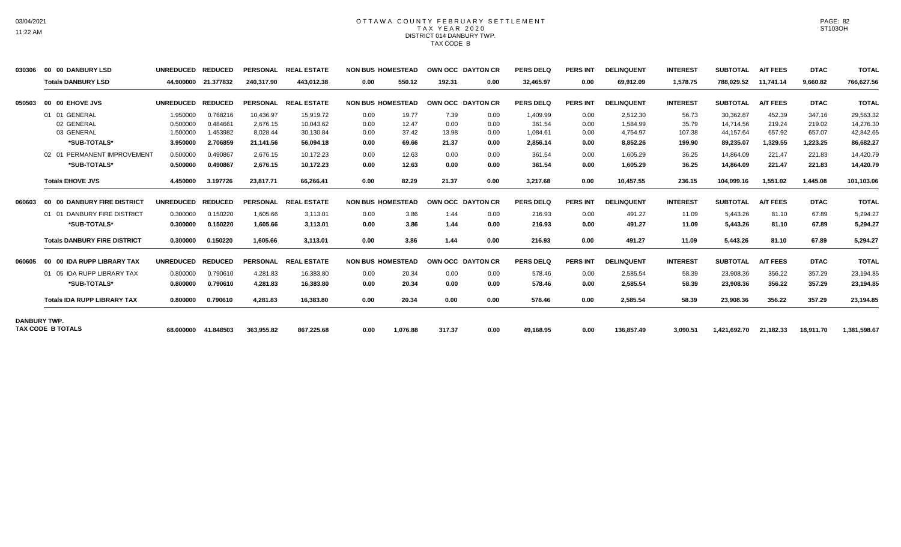# OTTAWA COUNTY FEBRUARY SETTLEMENT
## TAX YEAR 2020
### DISTRICT 014 DANBURY TWP.
### TAX CODE B

| | | UNREDUCED | REDUCED | PERSONAL | REAL ESTATE | NON BUS | HOMESTEAD | OWN OCC | DAYTON CR | PERS DELQ | PERS INT | DELINQUENT | INTEREST | SUBTOTAL | A/T FEES | DTAC | TOTAL |
|---|---|---|---|---|---|---|---|---|---|---|---|---|---|---|---|---|---|
| 030306 | 00 00 DANBURY LSD | UNREDUCED | REDUCED | PERSONAL | REAL ESTATE | NON BUS | HOMESTEAD | OWN OCC | DAYTON CR | PERS DELQ | PERS INT | DELINQUENT | INTEREST | SUBTOTAL | A/T FEES | DTAC | TOTAL |
| | **Totals DANBURY LSD** | **44.900000** | **21.377832** | **240,317.90** | **443,012.38** | **0.00** | **550.12** | **192.31** | **0.00** | **32,465.97** | **0.00** | **69,912.09** | **1,578.75** | **788,029.52** | **11,741.14** | **9,660.82** | **766,627.56** |
| 050503 | 00 00 EHOVE JVS | UNREDUCED | REDUCED | PERSONAL | REAL ESTATE | NON BUS | HOMESTEAD | OWN OCC | DAYTON CR | PERS DELQ | PERS INT | DELINQUENT | INTEREST | SUBTOTAL | A/T FEES | DTAC | TOTAL |
| | 01 01 GENERAL | 1.950000 | 0.768216 | 10,436.97 | 15,919.72 | 0.00 | 19.77 | 7.39 | 0.00 | 1,409.99 | 0.00 | 2,512.30 | 56.73 | 30,362.87 | 452.39 | 347.16 | 29,563.32 |
| | 02 GENERAL | 0.500000 | 0.484661 | 2,676.15 | 10,043.62 | 0.00 | 12.47 | 0.00 | 0.00 | 361.54 | 0.00 | 1,584.99 | 35.79 | 14,714.56 | 219.24 | 219.02 | 14,276.30 |
| | 03 GENERAL | 1.500000 | 1.453982 | 8,028.44 | 30,130.84 | 0.00 | 37.42 | 13.98 | 0.00 | 1,084.61 | 0.00 | 4,754.97 | 107.38 | 44,157.64 | 657.92 | 657.07 | 42,842.65 |
| | **\*SUB-TOTALS\*** | **3.950000** | **2.706859** | **21,141.56** | **56,094.18** | **0.00** | **69.66** | **21.37** | **0.00** | **2,856.14** | **0.00** | **8,852.26** | **199.90** | **89,235.07** | **1,329.55** | **1,223.25** | **86,682.27** |
| | 02 01 PERMANENT IMPROVEMENT | 0.500000 | 0.490867 | 2,676.15 | 10,172.23 | 0.00 | 12.63 | 0.00 | 0.00 | 361.54 | 0.00 | 1,605.29 | 36.25 | 14,864.09 | 221.47 | 221.83 | 14,420.79 |
| | **\*SUB-TOTALS\*** | **0.500000** | **0.490867** | **2,676.15** | **10,172.23** | **0.00** | **12.63** | **0.00** | **0.00** | **361.54** | **0.00** | **1,605.29** | **36.25** | **14,864.09** | **221.47** | **221.83** | **14,420.79** |
| | **Totals EHOVE JVS** | **4.450000** | **3.197726** | **23,817.71** | **66,266.41** | **0.00** | **82.29** | **21.37** | **0.00** | **3,217.68** | **0.00** | **10,457.55** | **236.15** | **104,099.16** | **1,551.02** | **1,445.08** | **101,103.06** |
| 060603 | 00 00 DANBURY FIRE DISTRICT | UNREDUCED | REDUCED | PERSONAL | REAL ESTATE | NON BUS | HOMESTEAD | OWN OCC | DAYTON CR | PERS DELQ | PERS INT | DELINQUENT | INTEREST | SUBTOTAL | A/T FEES | DTAC | TOTAL |
| | 01 01 DANBURY FIRE DISTRICT | 0.300000 | 0.150220 | 1,605.66 | 3,113.01 | 0.00 | 3.86 | 1.44 | 0.00 | 216.93 | 0.00 | 491.27 | 11.09 | 5,443.26 | 81.10 | 67.89 | 5,294.27 |
| | **\*SUB-TOTALS\*** | **0.300000** | **0.150220** | **1,605.66** | **3,113.01** | **0.00** | **3.86** | **1.44** | **0.00** | **216.93** | **0.00** | **491.27** | **11.09** | **5,443.26** | **81.10** | **67.89** | **5,294.27** |
| | **Totals DANBURY FIRE DISTRICT** | **0.300000** | **0.150220** | **1,605.66** | **3,113.01** | **0.00** | **3.86** | **1.44** | **0.00** | **216.93** | **0.00** | **491.27** | **11.09** | **5,443.26** | **81.10** | **67.89** | **5,294.27** |
| 060605 | 00 00 IDA RUPP LIBRARY TAX | UNREDUCED | REDUCED | PERSONAL | REAL ESTATE | NON BUS | HOMESTEAD | OWN OCC | DAYTON CR | PERS DELQ | PERS INT | DELINQUENT | INTEREST | SUBTOTAL | A/T FEES | DTAC | TOTAL |
| | 01 05 IDA RUPP LIBRARY TAX | 0.800000 | 0.790610 | 4,281.83 | 16,383.80 | 0.00 | 20.34 | 0.00 | 0.00 | 578.46 | 0.00 | 2,585.54 | 58.39 | 23,908.36 | 356.22 | 357.29 | 23,194.85 |
| | **\*SUB-TOTALS\*** | **0.800000** | **0.790610** | **4,281.83** | **16,383.80** | **0.00** | **20.34** | **0.00** | **0.00** | **578.46** | **0.00** | **2,585.54** | **58.39** | **23,908.36** | **356.22** | **357.29** | **23,194.85** |
| | **Totals IDA RUPP LIBRARY TAX** | **0.800000** | **0.790610** | **4,281.83** | **16,383.80** | **0.00** | **20.34** | **0.00** | **0.00** | **578.46** | **0.00** | **2,585.54** | **58.39** | **23,908.36** | **356.22** | **357.29** | **23,194.85** |
| **DANBURY TWP.** | **TAX CODE B TOTALS** | **68.000000** | **41.848503** | **363,955.82** | **867,225.68** | **0.00** | **1,076.88** | **317.37** | **0.00** | **49,168.95** | **0.00** | **136,857.49** | **3,090.51** | **1,421,692.70** | **21,182.33** | **18,911.70** | **1,381,598.67** |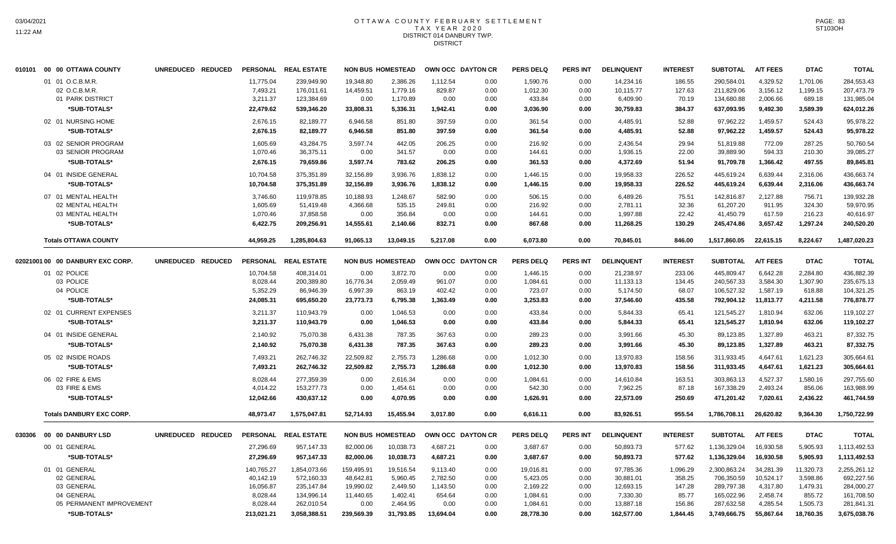# OTTAWA COUNTY FEBRUARY SETTLEMENT
## TAX YEAR 2020
### DISTRICT 014 DANBURY TWP.
### DISTRICT

| 010101 00 00 OTTAWA COUNTY | UNREDUCED | REDUCED | PERSONAL | REAL ESTATE | NON BUS | HOMESTEAD | OWN OCC | DAYTON CR | PERS DELQ | PERS INT | DELINQUENT | INTEREST | SUBTOTAL | A/T FEES | DTAC | TOTAL |
|---|---|---|---|---|---|---|---|---|---|---|---|---|---|---|---|---|
| 01 01 O.C.B.M.R. | | | 11,775.04 | 239,949.90 | 19,348.80 | 2,386.26 | 1,112.54 | 0.00 | 1,590.76 | 0.00 | 14,234.16 | 186.55 | 290,584.01 | 4,329.52 | 1,701.06 | 284,553.43 |
| 02 O.C.B.M.R. | | | 7,493.21 | 176,011.61 | 14,459.51 | 1,779.16 | 829.87 | 0.00 | 1,012.30 | 0.00 | 10,115.77 | 127.63 | 211,829.06 | 3,156.12 | 1,199.15 | 207,473.79 |
| 01 PARK DISTRICT | | | 3,211.37 | 123,384.69 | 0.00 | 1,170.89 | 0.00 | 0.00 | 433.84 | 0.00 | 6,409.90 | 70.19 | 134,680.88 | 2,006.66 | 689.18 | 131,985.04 |
| *SUB-TOTALS* | | | 22,479.62 | 539,346.20 | 33,808.31 | 5,336.31 | 1,942.41 | 0.00 | 3,036.90 | 0.00 | 30,759.83 | 384.37 | 637,093.95 | 9,492.30 | 3,589.39 | 624,012.26 |
| 02 01 NURSING HOME | | | 2,676.15 | 82,189.77 | 6,946.58 | 851.80 | 397.59 | 0.00 | 361.54 | 0.00 | 4,485.91 | 52.88 | 97,962.22 | 1,459.57 | 524.43 | 95,978.22 |
| *SUB-TOTALS* | | | 2,676.15 | 82,189.77 | 6,946.58 | 851.80 | 397.59 | 0.00 | 361.54 | 0.00 | 4,485.91 | 52.88 | 97,962.22 | 1,459.57 | 524.43 | 95,978.22 |
| 03 02 SENIOR PROGRAM | | | 1,605.69 | 43,284.75 | 3,597.74 | 442.05 | 206.25 | 0.00 | 216.92 | 0.00 | 2,436.54 | 29.94 | 51,819.88 | 772.09 | 287.25 | 50,760.54 |
| 03 SENIOR PROGRAM | | | 1,070.46 | 36,375.11 | 0.00 | 341.57 | 0.00 | 0.00 | 144.61 | 0.00 | 1,936.15 | 22.00 | 39,889.90 | 594.33 | 210.30 | 39,085.27 |
| *SUB-TOTALS* | | | 2,676.15 | 79,659.86 | 3,597.74 | 783.62 | 206.25 | 0.00 | 361.53 | 0.00 | 4,372.69 | 51.94 | 91,709.78 | 1,366.42 | 497.55 | 89,845.81 |
| 04 01 INSIDE GENERAL | | | 10,704.58 | 375,351.89 | 32,156.89 | 3,936.76 | 1,838.12 | 0.00 | 1,446.15 | 0.00 | 19,958.33 | 226.52 | 445,619.24 | 6,639.44 | 2,316.06 | 436,663.74 |
| *SUB-TOTALS* | | | 10,704.58 | 375,351.89 | 32,156.89 | 3,936.76 | 1,838.12 | 0.00 | 1,446.15 | 0.00 | 19,958.33 | 226.52 | 445,619.24 | 6,639.44 | 2,316.06 | 436,663.74 |
| 07 01 MENTAL HEALTH | | | 3,746.60 | 119,978.85 | 10,188.93 | 1,248.67 | 582.90 | 0.00 | 506.15 | 0.00 | 6,489.26 | 75.51 | 142,816.87 | 2,127.88 | 756.71 | 139,932.28 |
| 02 MENTAL HEALTH | | | 1,605.69 | 51,419.48 | 4,366.68 | 535.15 | 249.81 | 0.00 | 216.92 | 0.00 | 2,781.11 | 32.36 | 61,207.20 | 911.95 | 324.30 | 59,970.95 |
| 03 MENTAL HEALTH | | | 1,070.46 | 37,858.58 | 0.00 | 356.84 | 0.00 | 0.00 | 144.61 | 0.00 | 1,997.88 | 22.42 | 41,450.79 | 617.59 | 216.23 | 40,616.97 |
| *SUB-TOTALS* | | | 6,422.75 | 209,256.91 | 14,555.61 | 2,140.66 | 832.71 | 0.00 | 867.68 | 0.00 | 11,268.25 | 130.29 | 245,474.86 | 3,657.42 | 1,297.24 | 240,520.20 |
| **Totals OTTAWA COUNTY** | | | 44,959.25 | 1,285,804.63 | 91,065.13 | 13,049.15 | 5,217.08 | 0.00 | 6,073.80 | 0.00 | 70,845.01 | 846.00 | 1,517,860.05 | 22,615.15 | 8,224.67 | 1,487,020.23 |

| 02021001 00 00 DANBURY EXC CORP. | UNREDUCED | REDUCED | PERSONAL | REAL ESTATE | NON BUS | HOMESTEAD | OWN OCC | DAYTON CR | PERS DELQ | PERS INT | DELINQUENT | INTEREST | SUBTOTAL | A/T FEES | DTAC | TOTAL |
|---|---|---|---|---|---|---|---|---|---|---|---|---|---|---|---|---|
| 01 02 POLICE | | | 10,704.58 | 408,314.01 | 0.00 | 3,872.70 | 0.00 | 0.00 | 1,446.15 | 0.00 | 21,238.97 | 233.06 | 445,809.47 | 6,642.28 | 2,284.80 | 436,882.39 |
| 03 POLICE | | | 8,028.44 | 200,389.80 | 16,776.34 | 2,059.49 | 961.07 | 0.00 | 1,084.61 | 0.00 | 11,133.13 | 134.45 | 240,567.33 | 3,584.30 | 1,307.90 | 235,675.13 |
| 04 POLICE | | | 5,352.29 | 86,946.39 | 6,997.39 | 863.19 | 402.42 | 0.00 | 723.07 | 0.00 | 5,174.50 | 68.07 | 106,527.32 | 1,587.19 | 618.88 | 104,321.25 |
| *SUB-TOTALS* | | | 24,085.31 | 695,650.20 | 23,773.73 | 6,795.38 | 1,363.49 | 0.00 | 3,253.83 | 0.00 | 37,546.60 | 435.58 | 792,904.12 | 11,813.77 | 4,211.58 | 776,878.77 |
| 02 01 CURRENT EXPENSES | | | 3,211.37 | 110,943.79 | 0.00 | 1,046.53 | 0.00 | 0.00 | 433.84 | 0.00 | 5,844.33 | 65.41 | 121,545.27 | 1,810.94 | 632.06 | 119,102.27 |
| *SUB-TOTALS* | | | 3,211.37 | 110,943.79 | 0.00 | 1,046.53 | 0.00 | 0.00 | 433.84 | 0.00 | 5,844.33 | 65.41 | 121,545.27 | 1,810.94 | 632.06 | 119,102.27 |
| 04 01 INSIDE GENERAL | | | 2,140.92 | 75,070.38 | 6,431.38 | 787.35 | 367.63 | 0.00 | 289.23 | 0.00 | 3,991.66 | 45.30 | 89,123.85 | 1,327.89 | 463.21 | 87,332.75 |
| *SUB-TOTALS* | | | 2,140.92 | 75,070.38 | 6,431.38 | 787.35 | 367.63 | 0.00 | 289.23 | 0.00 | 3,991.66 | 45.30 | 89,123.85 | 1,327.89 | 463.21 | 87,332.75 |
| 05 02 INSIDE ROADS | | | 7,493.21 | 262,746.32 | 22,509.82 | 2,755.73 | 1,286.68 | 0.00 | 1,012.30 | 0.00 | 13,970.83 | 158.56 | 311,933.45 | 4,647.61 | 1,621.23 | 305,664.61 |
| *SUB-TOTALS* | | | 7,493.21 | 262,746.32 | 22,509.82 | 2,755.73 | 1,286.68 | 0.00 | 1,012.30 | 0.00 | 13,970.83 | 158.56 | 311,933.45 | 4,647.61 | 1,621.23 | 305,664.61 |
| 06 02 FIRE & EMS | | | 8,028.44 | 277,359.39 | 0.00 | 2,616.34 | 0.00 | 0.00 | 1,084.61 | 0.00 | 14,610.84 | 163.51 | 303,863.13 | 4,527.37 | 1,580.16 | 297,755.60 |
| 03 FIRE & EMS | | | 4,014.22 | 153,277.73 | 0.00 | 1,454.61 | 0.00 | 0.00 | 542.30 | 0.00 | 7,962.25 | 87.18 | 167,338.29 | 2,493.24 | 856.06 | 163,988.99 |
| *SUB-TOTALS* | | | 12,042.66 | 430,637.12 | 0.00 | 4,070.95 | 0.00 | 0.00 | 1,626.91 | 0.00 | 22,573.09 | 250.69 | 471,201.42 | 7,020.61 | 2,436.22 | 461,744.59 |
| **Totals DANBURY EXC CORP.** | | | 48,973.47 | 1,575,047.81 | 52,714.93 | 15,455.94 | 3,017.80 | 0.00 | 6,616.11 | 0.00 | 83,926.51 | 955.54 | 1,786,708.11 | 26,620.82 | 9,364.30 | 1,750,722.99 |

| 030306 00 00 DANBURY LSD | UNREDUCED | REDUCED | PERSONAL | REAL ESTATE | NON BUS | HOMESTEAD | OWN OCC | DAYTON CR | PERS DELQ | PERS INT | DELINQUENT | INTEREST | SUBTOTAL | A/T FEES | DTAC | TOTAL |
|---|---|---|---|---|---|---|---|---|---|---|---|---|---|---|---|---|
| 00 01 GENERAL | | | 27,296.69 | 957,147.33 | 82,000.06 | 10,038.73 | 4,687.21 | 0.00 | 3,687.67 | 0.00 | 50,893.73 | 577.62 | 1,136,329.04 | 16,930.58 | 5,905.93 | 1,113,492.53 |
| *SUB-TOTALS* | | | 27,296.69 | 957,147.33 | 82,000.06 | 10,038.73 | 4,687.21 | 0.00 | 3,687.67 | 0.00 | 50,893.73 | 577.62 | 1,136,329.04 | 16,930.58 | 5,905.93 | 1,113,492.53 |
| 01 01 GENERAL | | | 140,765.27 | 1,854,073.66 | 159,495.91 | 19,516.54 | 9,113.40 | 0.00 | 19,016.81 | 0.00 | 97,785.36 | 1,096.29 | 2,300,863.24 | 34,281.39 | 11,320.73 | 2,255,261.12 |
| 02 GENERAL | | | 40,142.19 | 572,160.33 | 48,642.81 | 5,960.45 | 2,782.50 | 0.00 | 5,423.05 | 0.00 | 30,881.01 | 358.25 | 706,350.59 | 10,524.17 | 3,598.86 | 692,227.56 |
| 03 GENERAL | | | 16,056.87 | 235,147.84 | 19,990.02 | 2,449.50 | 1,143.50 | 0.00 | 2,169.22 | 0.00 | 12,693.15 | 147.28 | 289,797.38 | 4,317.80 | 1,479.31 | 284,000.27 |
| 04 GENERAL | | | 8,028.44 | 134,996.14 | 11,440.65 | 1,402.41 | 654.64 | 0.00 | 1,084.61 | 0.00 | 7,330.30 | 85.77 | 165,022.96 | 2,458.74 | 855.72 | 161,708.50 |
| 05 PERMANENT IMPROVEMENT | | | 8,028.44 | 262,010.54 | 0.00 | 2,464.95 | 0.00 | 0.00 | 1,084.61 | 0.00 | 13,887.18 | 156.86 | 287,632.58 | 4,285.54 | 1,505.73 | 281,841.31 |
| *SUB-TOTALS* | | | 213,021.21 | 3,058,388.51 | 239,569.39 | 31,793.85 | 13,694.04 | 0.00 | 28,778.30 | 0.00 | 162,577.00 | 1,844.45 | 3,749,666.75 | 55,867.64 | 18,760.35 | 3,675,038.76 |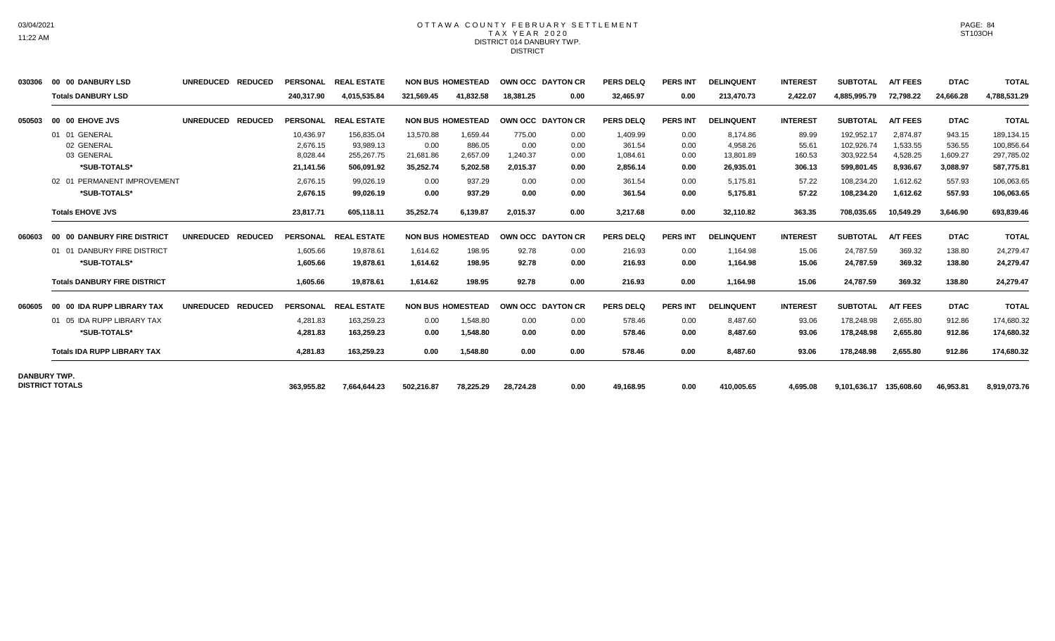# OTTAWA COUNTY FEBRUARY SETTLEMENT
## TAX YEAR 2020
### DISTRICT 014 DANBURY TWP.
### DISTRICT

| Code | Description | UNREDUCED | REDUCED | PERSONAL | REAL ESTATE | NON BUS | HOMESTEAD | OWN OCC | DAYTON CR | PERS DELQ | PERS INT | DELINQUENT | INTEREST | SUBTOTAL | A/T FEES | DTAC | TOTAL |
|---|---|---|---|---|---|---|---|---|---|---|---|---|---|---|---|---|---|
| 030306 | **00 00 DANBURY LSD** | | | | | | | | | | | | | | | | |
| | **Totals DANBURY LSD** | | | **240,317.90** | **4,015,535.84** | **321,569.45** | **41,832.58** | **18,381.25** | **0.00** | **32,465.97** | **0.00** | **213,470.73** | **2,422.07** | **4,885,995.79** | **72,798.22** | **24,666.28** | **4,788,531.29** |
| 050503 | **00 00 EHOVE JVS** | **UNREDUCED** | **REDUCED** | **PERSONAL** | **REAL ESTATE** | **NON BUS** | **HOMESTEAD** | **OWN OCC** | **DAYTON CR** | **PERS DELQ** | **PERS INT** | **DELINQUENT** | **INTEREST** | **SUBTOTAL** | **A/T FEES** | **DTAC** | **TOTAL** |
| | 01 01 GENERAL | | | 10,436.97 | 156,835.04 | 13,570.88 | 1,659.44 | 775.00 | 0.00 | 1,409.99 | 0.00 | 8,174.86 | 89.99 | 192,952.17 | 2,874.87 | 943.15 | 189,134.15 |
| | 02 GENERAL | | | 2,676.15 | 93,989.13 | 0.00 | 886.05 | 0.00 | 0.00 | 361.54 | 0.00 | 4,958.26 | 55.61 | 102,926.74 | 1,533.55 | 536.55 | 100,856.64 |
| | 03 GENERAL | | | 8,028.44 | 255,267.75 | 21,681.86 | 2,657.09 | 1,240.37 | 0.00 | 1,084.61 | 0.00 | 13,801.89 | 160.53 | 303,922.54 | 4,528.25 | 1,609.27 | 297,785.02 |
| | **\*SUB-TOTALS\*** | | | **21,141.56** | **506,091.92** | **35,252.74** | **5,202.58** | **2,015.37** | **0.00** | **2,856.14** | **0.00** | **26,935.01** | **306.13** | **599,801.45** | **8,936.67** | **3,088.97** | **587,775.81** |
| | 02 01 PERMANENT IMPROVEMENT | | | 2,676.15 | 99,026.19 | 0.00 | 937.29 | 0.00 | 0.00 | 361.54 | 0.00 | 5,175.81 | 57.22 | 108,234.20 | 1,612.62 | 557.93 | 106,063.65 |
| | **\*SUB-TOTALS\*** | | | **2,676.15** | **99,026.19** | **0.00** | **937.29** | **0.00** | **0.00** | **361.54** | **0.00** | **5,175.81** | **57.22** | **108,234.20** | **1,612.62** | **557.93** | **106,063.65** |
| | **Totals EHOVE JVS** | | | **23,817.71** | **605,118.11** | **35,252.74** | **6,139.87** | **2,015.37** | **0.00** | **3,217.68** | **0.00** | **32,110.82** | **363.35** | **708,035.65** | **10,549.29** | **3,646.90** | **693,839.46** |
| 060603 | **00 00 DANBURY FIRE DISTRICT** | **UNREDUCED** | **REDUCED** | **PERSONAL** | **REAL ESTATE** | **NON BUS** | **HOMESTEAD** | **OWN OCC** | **DAYTON CR** | **PERS DELQ** | **PERS INT** | **DELINQUENT** | **INTEREST** | **SUBTOTAL** | **A/T FEES** | **DTAC** | **TOTAL** |
| | 01 01 DANBURY FIRE DISTRICT | | | 1,605.66 | 19,878.61 | 1,614.62 | 198.95 | 92.78 | 0.00 | 216.93 | 0.00 | 1,164.98 | 15.06 | 24,787.59 | 369.32 | 138.80 | 24,279.47 |
| | **\*SUB-TOTALS\*** | | | **1,605.66** | **19,878.61** | **1,614.62** | **198.95** | **92.78** | **0.00** | **216.93** | **0.00** | **1,164.98** | **15.06** | **24,787.59** | **369.32** | **138.80** | **24,279.47** |
| | **Totals DANBURY FIRE DISTRICT** | | | **1,605.66** | **19,878.61** | **1,614.62** | **198.95** | **92.78** | **0.00** | **216.93** | **0.00** | **1,164.98** | **15.06** | **24,787.59** | **369.32** | **138.80** | **24,279.47** |
| 060605 | **00 00 IDA RUPP LIBRARY TAX** | **UNREDUCED** | **REDUCED** | **PERSONAL** | **REAL ESTATE** | **NON BUS** | **HOMESTEAD** | **OWN OCC** | **DAYTON CR** | **PERS DELQ** | **PERS INT** | **DELINQUENT** | **INTEREST** | **SUBTOTAL** | **A/T FEES** | **DTAC** | **TOTAL** |
| | 01 05 IDA RUPP LIBRARY TAX | | | 4,281.83 | 163,259.23 | 0.00 | 1,548.80 | 0.00 | 0.00 | 578.46 | 0.00 | 8,487.60 | 93.06 | 178,248.98 | 2,655.80 | 912.86 | 174,680.32 |
| | **\*SUB-TOTALS\*** | | | **4,281.83** | **163,259.23** | **0.00** | **1,548.80** | **0.00** | **0.00** | **578.46** | **0.00** | **8,487.60** | **93.06** | **178,248.98** | **2,655.80** | **912.86** | **174,680.32** |
| | **Totals IDA RUPP LIBRARY TAX** | | | **4,281.83** | **163,259.23** | **0.00** | **1,548.80** | **0.00** | **0.00** | **578.46** | **0.00** | **8,487.60** | **93.06** | **178,248.98** | **2,655.80** | **912.86** | **174,680.32** |
| **DANBURY TWP. DISTRICT TOTALS** | | | | **363,955.82** | **7,664,644.23** | **502,216.87** | **78,225.29** | **28,724.28** | **0.00** | **49,168.95** | **0.00** | **410,005.65** | **4,695.08** | **9,101,636.17** | **135,608.60** | **46,953.81** | **8,919,073.76** |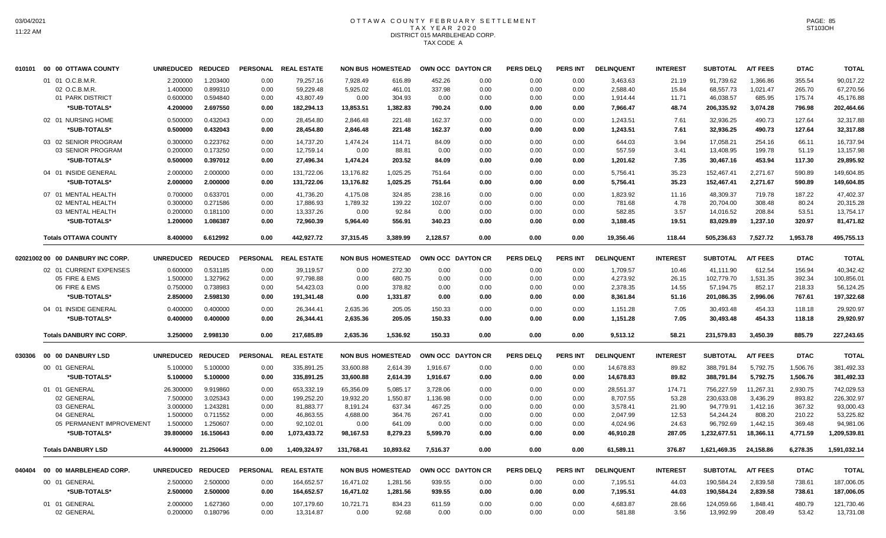# OTTAWA COUNTY FEBRUARY SETTLEMENT
## TAX YEAR 2020
### DISTRICT 015 MARBLEHEAD CORP.
### TAX CODE A

| | | UNREDUCED | REDUCED | PERSONAL | REAL ESTATE | NON BUS | HOMESTEAD | OWN OCC | DAYTON CR | PERS DELQ | PERS INT | DELINQUENT | INTEREST | SUBTOTAL | A/T FEES | DTAC | TOTAL |
|---|---|---|---|---|---|---|---|---|---|---|---|---|---|---|---|---|---|
| 010101 | 00 00 OTTAWA COUNTY | | | | | | | | | | | | | | | | |
| | 01 01 O.C.B.M.R. | 2.200000 | 1.203400 | 0.00 | 79,257.16 | 7,928.49 | 616.89 | 452.26 | 0.00 | 0.00 | 0.00 | 3,463.63 | 21.19 | 91,739.62 | 1,366.86 | 355.54 | 90,017.22 |
| | 02 O.C.B.M.R. | 1.400000 | 0.899310 | 0.00 | 59,229.48 | 5,925.02 | 461.01 | 337.98 | 0.00 | 0.00 | 0.00 | 2,588.40 | 15.84 | 68,557.73 | 1,021.47 | 265.70 | 67,270.56 |
| | 01 PARK DISTRICT | 0.600000 | 0.594840 | 0.00 | 43,807.49 | 0.00 | 304.93 | 0.00 | 0.00 | 0.00 | 0.00 | 1,914.44 | 11.71 | 46,038.57 | 685.95 | 175.74 | 45,176.88 |
| | *SUB-TOTALS* | 4.200000 | 2.697550 | 0.00 | 182,294.13 | 13,853.51 | 1,382.83 | 790.24 | 0.00 | 0.00 | 0.00 | 7,966.47 | 48.74 | 206,335.92 | 3,074.28 | 796.98 | 202,464.66 |
| | 02 01 NURSING HOME | 0.500000 | 0.432043 | 0.00 | 28,454.80 | 2,846.48 | 221.48 | 162.37 | 0.00 | 0.00 | 0.00 | 1,243.51 | 7.61 | 32,936.25 | 490.73 | 127.64 | 32,317.88 |
| | *SUB-TOTALS* | 0.500000 | 0.432043 | 0.00 | 28,454.80 | 2,846.48 | 221.48 | 162.37 | 0.00 | 0.00 | 0.00 | 1,243.51 | 7.61 | 32,936.25 | 490.73 | 127.64 | 32,317.88 |
| | 03 02 SENIOR PROGRAM | 0.300000 | 0.223762 | 0.00 | 14,737.20 | 1,474.24 | 114.71 | 84.09 | 0.00 | 0.00 | 0.00 | 644.03 | 3.94 | 17,058.21 | 254.16 | 66.11 | 16,737.94 |
| | 03 SENIOR PROGRAM | 0.200000 | 0.173250 | 0.00 | 12,759.14 | 0.00 | 88.81 | 0.00 | 0.00 | 0.00 | 0.00 | 557.59 | 3.41 | 13,408.95 | 199.78 | 51.19 | 13,157.98 |
| | *SUB-TOTALS* | 0.500000 | 0.397012 | 0.00 | 27,496.34 | 1,474.24 | 203.52 | 84.09 | 0.00 | 0.00 | 0.00 | 1,201.62 | 7.35 | 30,467.16 | 453.94 | 117.30 | 29,895.92 |
| | 04 01 INSIDE GENERAL | 2.000000 | 2.000000 | 0.00 | 131,722.06 | 13,176.82 | 1,025.25 | 751.64 | 0.00 | 0.00 | 0.00 | 5,756.41 | 35.23 | 152,467.41 | 2,271.67 | 590.89 | 149,604.85 |
| | *SUB-TOTALS* | 2.000000 | 2.000000 | 0.00 | 131,722.06 | 13,176.82 | 1,025.25 | 751.64 | 0.00 | 0.00 | 0.00 | 5,756.41 | 35.23 | 152,467.41 | 2,271.67 | 590.89 | 149,604.85 |
| | 07 01 MENTAL HEALTH | 0.700000 | 0.633701 | 0.00 | 41,736.20 | 4,175.08 | 324.85 | 238.16 | 0.00 | 0.00 | 0.00 | 1,823.92 | 11.16 | 48,309.37 | 719.78 | 187.22 | 47,402.37 |
| | 02 MENTAL HEALTH | 0.300000 | 0.271586 | 0.00 | 17,886.93 | 1,789.32 | 139.22 | 102.07 | 0.00 | 0.00 | 0.00 | 781.68 | 4.78 | 20,704.00 | 308.48 | 80.24 | 20,315.28 |
| | 03 MENTAL HEALTH | 0.200000 | 0.181100 | 0.00 | 13,337.26 | 0.00 | 92.84 | 0.00 | 0.00 | 0.00 | 0.00 | 582.85 | 3.57 | 14,016.52 | 208.84 | 53.51 | 13,754.17 |
| | *SUB-TOTALS* | 1.200000 | 1.086387 | 0.00 | 72,960.39 | 5,964.40 | 556.91 | 340.23 | 0.00 | 0.00 | 0.00 | 3,188.45 | 19.51 | 83,029.89 | 1,237.10 | 320.97 | 81,471.82 |
| | Totals OTTAWA COUNTY | 8.400000 | 6.612992 | 0.00 | 442,927.72 | 37,315.45 | 3,389.99 | 2,128.57 | 0.00 | 0.00 | 0.00 | 19,356.46 | 118.44 | 505,236.63 | 7,527.72 | 1,953.78 | 495,755.13 |
| 02021002 | 00 00 DANBURY INC CORP. | UNREDUCED | REDUCED | PERSONAL | REAL ESTATE | NON BUS | HOMESTEAD | OWN OCC | DAYTON CR | PERS DELQ | PERS INT | DELINQUENT | INTEREST | SUBTOTAL | A/T FEES | DTAC | TOTAL |
| | 02 01 CURRENT EXPENSES | 0.600000 | 0.531185 | 0.00 | 39,119.57 | 0.00 | 272.30 | 0.00 | 0.00 | 0.00 | 0.00 | 1,709.57 | 10.46 | 41,111.90 | 612.54 | 156.94 | 40,342.42 |
| | 05 FIRE & EMS | 1.500000 | 1.327962 | 0.00 | 97,798.88 | 0.00 | 680.75 | 0.00 | 0.00 | 0.00 | 0.00 | 4,273.92 | 26.15 | 102,779.70 | 1,531.35 | 392.34 | 100,856.01 |
| | 06 FIRE & EMS | 0.750000 | 0.738983 | 0.00 | 54,423.03 | 0.00 | 378.82 | 0.00 | 0.00 | 0.00 | 0.00 | 2,378.35 | 14.55 | 57,194.75 | 852.17 | 218.33 | 56,124.25 |
| | *SUB-TOTALS* | 2.850000 | 2.598130 | 0.00 | 191,341.48 | 0.00 | 1,331.87 | 0.00 | 0.00 | 0.00 | 0.00 | 8,361.84 | 51.16 | 201,086.35 | 2,996.06 | 767.61 | 197,322.68 |
| | 04 01 INSIDE GENERAL | 0.400000 | 0.400000 | 0.00 | 26,344.41 | 2,635.36 | 205.05 | 150.33 | 0.00 | 0.00 | 0.00 | 1,151.28 | 7.05 | 30,493.48 | 454.33 | 118.18 | 29,920.97 |
| | *SUB-TOTALS* | 0.400000 | 0.400000 | 0.00 | 26,344.41 | 2,635.36 | 205.05 | 150.33 | 0.00 | 0.00 | 0.00 | 1,151.28 | 7.05 | 30,493.48 | 454.33 | 118.18 | 29,920.97 |
| | Totals DANBURY INC CORP. | 3.250000 | 2.998130 | 0.00 | 217,685.89 | 2,635.36 | 1,536.92 | 150.33 | 0.00 | 0.00 | 0.00 | 9,513.12 | 58.21 | 231,579.83 | 3,450.39 | 885.79 | 227,243.65 |
| 030306 | 00 00 DANBURY LSD | UNREDUCED | REDUCED | PERSONAL | REAL ESTATE | NON BUS | HOMESTEAD | OWN OCC | DAYTON CR | PERS DELQ | PERS INT | DELINQUENT | INTEREST | SUBTOTAL | A/T FEES | DTAC | TOTAL |
| | 00 01 GENERAL | 5.100000 | 5.100000 | 0.00 | 335,891.25 | 33,600.88 | 2,614.39 | 1,916.67 | 0.00 | 0.00 | 0.00 | 14,678.83 | 89.82 | 388,791.84 | 5,792.75 | 1,506.76 | 381,492.33 |
| | *SUB-TOTALS* | 5.100000 | 5.100000 | 0.00 | 335,891.25 | 33,600.88 | 2,614.39 | 1,916.67 | 0.00 | 0.00 | 0.00 | 14,678.83 | 89.82 | 388,791.84 | 5,792.75 | 1,506.76 | 381,492.33 |
| | 01 01 GENERAL | 26.300000 | 9.919860 | 0.00 | 653,332.19 | 65,356.09 | 5,085.17 | 3,728.06 | 0.00 | 0.00 | 0.00 | 28,551.37 | 174.71 | 756,227.59 | 11,267.31 | 2,930.75 | 742,029.53 |
| | 02 GENERAL | 7.500000 | 3.025343 | 0.00 | 199,252.20 | 19,932.20 | 1,550.87 | 1,136.98 | 0.00 | 0.00 | 0.00 | 8,707.55 | 53.28 | 230,633.08 | 3,436.29 | 893.82 | 226,302.97 |
| | 03 GENERAL | 3.000000 | 1.243281 | 0.00 | 81,883.77 | 8,191.24 | 637.34 | 467.25 | 0.00 | 0.00 | 0.00 | 3,578.41 | 21.90 | 94,779.91 | 1,412.16 | 367.32 | 93,000.43 |
| | 04 GENERAL | 1.500000 | 0.711552 | 0.00 | 46,863.55 | 4,688.00 | 364.76 | 267.41 | 0.00 | 0.00 | 0.00 | 2,047.99 | 12.53 | 54,244.24 | 808.20 | 210.22 | 53,225.82 |
| | 05 PERMANENT IMPROVEMENT | 1.500000 | 1.250607 | 0.00 | 92,102.01 | 0.00 | 641.09 | 0.00 | 0.00 | 0.00 | 0.00 | 4,024.96 | 24.63 | 96,792.69 | 1,442.15 | 369.48 | 94,981.06 |
| | *SUB-TOTALS* | 39.800000 | 16.150643 | 0.00 | 1,073,433.72 | 98,167.53 | 8,279.23 | 5,599.70 | 0.00 | 0.00 | 0.00 | 46,910.28 | 287.05 | 1,232,677.51 | 18,366.11 | 4,771.59 | 1,209,539.81 |
| | Totals DANBURY LSD | 44.900000 | 21.250643 | 0.00 | 1,409,324.97 | 131,768.41 | 10,893.62 | 7,516.37 | 0.00 | 0.00 | 0.00 | 61,589.11 | 376.87 | 1,621,469.35 | 24,158.86 | 6,278.35 | 1,591,032.14 |
| 040404 | 00 00 MARBLEHEAD CORP. | UNREDUCED | REDUCED | PERSONAL | REAL ESTATE | NON BUS | HOMESTEAD | OWN OCC | DAYTON CR | PERS DELQ | PERS INT | DELINQUENT | INTEREST | SUBTOTAL | A/T FEES | DTAC | TOTAL |
| | 00 01 GENERAL | 2.500000 | 2.500000 | 0.00 | 164,652.57 | 16,471.02 | 1,281.56 | 939.55 | 0.00 | 0.00 | 0.00 | 7,195.51 | 44.03 | 190,584.24 | 2,839.58 | 738.61 | 187,006.05 |
| | *SUB-TOTALS* | 2.500000 | 2.500000 | 0.00 | 164,652.57 | 16,471.02 | 1,281.56 | 939.55 | 0.00 | 0.00 | 0.00 | 7,195.51 | 44.03 | 190,584.24 | 2,839.58 | 738.61 | 187,006.05 |
| | 01 01 GENERAL | 2.000000 | 1.627360 | 0.00 | 107,179.60 | 10,721.71 | 834.23 | 611.59 | 0.00 | 0.00 | 0.00 | 4,683.87 | 28.66 | 124,059.66 | 1,848.41 | 480.79 | 121,730.46 |
| | 02 GENERAL | 0.200000 | 0.180796 | 0.00 | 13,314.87 | 0.00 | 92.68 | 0.00 | 0.00 | 0.00 | 0.00 | 581.88 | 3.56 | 13,992.99 | 208.49 | 53.42 | 13,731.08 |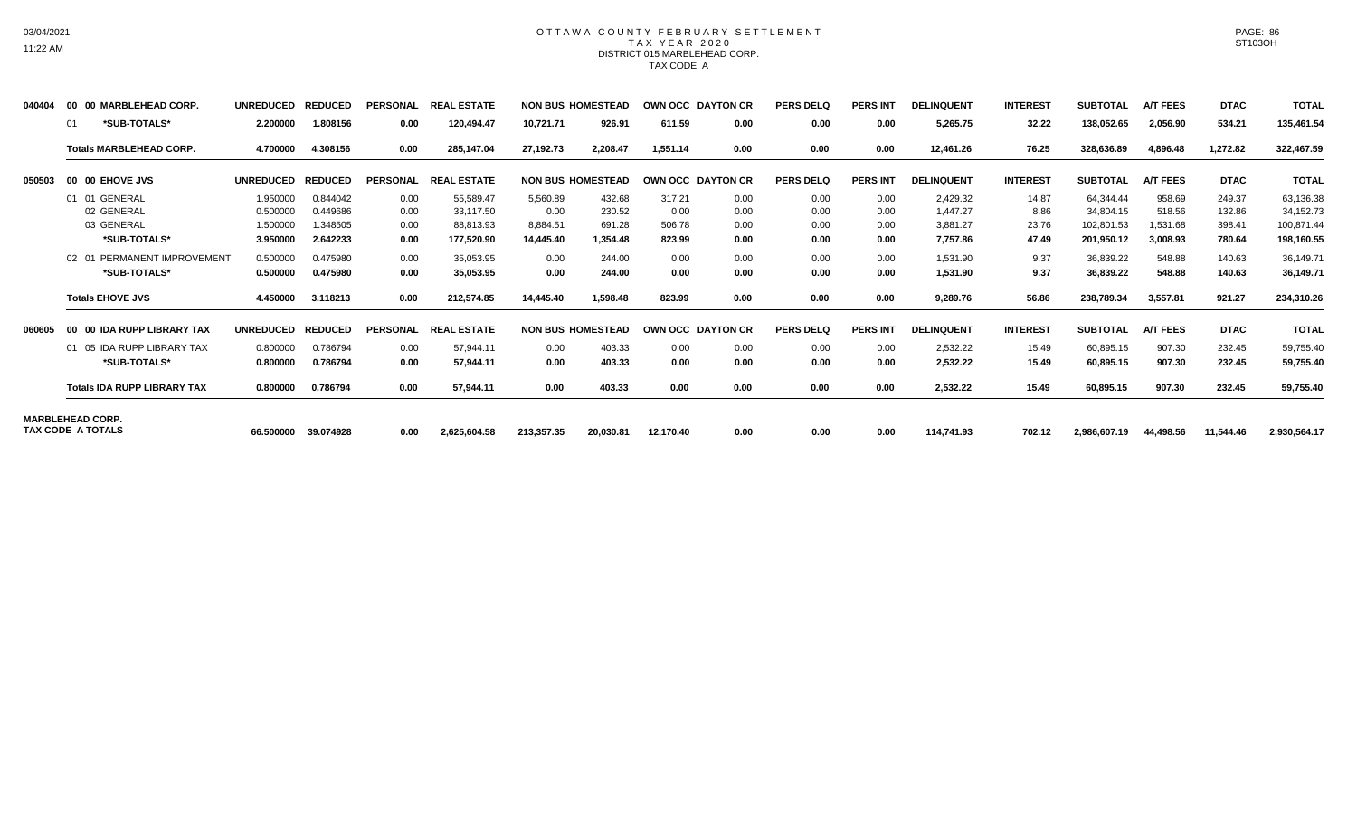# OTTAWA COUNTY FEBRUARY SETTLEMENT
## TAX YEAR 2020
### DISTRICT 015 MARBLEHEAD CORP.
### TAX CODE A

| | | UNREDUCED | REDUCED | PERSONAL | REAL ESTATE | NON BUS | HOMESTEAD | OWN OCC | DAYTON CR | PERS DELQ | PERS INT | DELINQUENT | INTEREST | SUBTOTAL | A/T FEES | DTAC | TOTAL |
|---|---|---|---|---|---|---|---|---|---|---|---|---|---|---|---|---|---|
| 040404 | 00 00 MARBLEHEAD CORP. | UNREDUCED | REDUCED | PERSONAL | REAL ESTATE | NON BUS | HOMESTEAD | OWN OCC | DAYTON CR | PERS DELQ | PERS INT | DELINQUENT | INTEREST | SUBTOTAL | A/T FEES | DTAC | TOTAL |
| | 01 *SUB-TOTALS* | 2.200000 | 1.808156 | 0.00 | 120,494.47 | 10,721.71 | 926.91 | 611.59 | 0.00 | 0.00 | 0.00 | 5,265.75 | 32.22 | 138,052.65 | 2,056.90 | 534.21 | 135,461.54 |
| | Totals MARBLEHEAD CORP. | 4.700000 | 4.308156 | 0.00 | 285,147.04 | 27,192.73 | 2,208.47 | 1,551.14 | 0.00 | 0.00 | 0.00 | 12,461.26 | 76.25 | 328,636.89 | 4,896.48 | 1,272.82 | 322,467.59 |
| 050503 | 00 00 EHOVE JVS | UNREDUCED | REDUCED | PERSONAL | REAL ESTATE | NON BUS | HOMESTEAD | OWN OCC | DAYTON CR | PERS DELQ | PERS INT | DELINQUENT | INTEREST | SUBTOTAL | A/T FEES | DTAC | TOTAL |
| | 01 01 GENERAL | 1.950000 | 0.844042 | 0.00 | 55,589.47 | 5,560.89 | 432.68 | 317.21 | 0.00 | 0.00 | 0.00 | 2,429.32 | 14.87 | 64,344.44 | 958.69 | 249.37 | 63,136.38 |
| | 02 GENERAL | 0.500000 | 0.449686 | 0.00 | 33,117.50 | 0.00 | 230.52 | 0.00 | 0.00 | 0.00 | 0.00 | 1,447.27 | 8.86 | 34,804.15 | 518.56 | 132.86 | 34,152.73 |
| | 03 GENERAL | 1.500000 | 1.348505 | 0.00 | 88,813.93 | 8,884.51 | 691.28 | 506.78 | 0.00 | 0.00 | 0.00 | 3,881.27 | 23.76 | 102,801.53 | 1,531.68 | 398.41 | 100,871.44 |
| | *SUB-TOTALS* | 3.950000 | 2.642233 | 0.00 | 177,520.90 | 14,445.40 | 1,354.48 | 823.99 | 0.00 | 0.00 | 0.00 | 7,757.86 | 47.49 | 201,950.12 | 3,008.93 | 780.64 | 198,160.55 |
| | 02 01 PERMANENT IMPROVEMENT | 0.500000 | 0.475980 | 0.00 | 35,053.95 | 0.00 | 244.00 | 0.00 | 0.00 | 0.00 | 0.00 | 1,531.90 | 9.37 | 36,839.22 | 548.88 | 140.63 | 36,149.71 |
| | *SUB-TOTALS* | 0.500000 | 0.475980 | 0.00 | 35,053.95 | 0.00 | 244.00 | 0.00 | 0.00 | 0.00 | 0.00 | 1,531.90 | 9.37 | 36,839.22 | 548.88 | 140.63 | 36,149.71 |
| | Totals EHOVE JVS | 4.450000 | 3.118213 | 0.00 | 212,574.85 | 14,445.40 | 1,598.48 | 823.99 | 0.00 | 0.00 | 0.00 | 9,289.76 | 56.86 | 238,789.34 | 3,557.81 | 921.27 | 234,310.26 |
| 060605 | 00 00 IDA RUPP LIBRARY TAX | UNREDUCED | REDUCED | PERSONAL | REAL ESTATE | NON BUS | HOMESTEAD | OWN OCC | DAYTON CR | PERS DELQ | PERS INT | DELINQUENT | INTEREST | SUBTOTAL | A/T FEES | DTAC | TOTAL |
| | 01 05 IDA RUPP LIBRARY TAX | 0.800000 | 0.786794 | 0.00 | 57,944.11 | 0.00 | 403.33 | 0.00 | 0.00 | 0.00 | 0.00 | 2,532.22 | 15.49 | 60,895.15 | 907.30 | 232.45 | 59,755.40 |
| | *SUB-TOTALS* | 0.800000 | 0.786794 | 0.00 | 57,944.11 | 0.00 | 403.33 | 0.00 | 0.00 | 0.00 | 0.00 | 2,532.22 | 15.49 | 60,895.15 | 907.30 | 232.45 | 59,755.40 |
| | Totals IDA RUPP LIBRARY TAX | 0.800000 | 0.786794 | 0.00 | 57,944.11 | 0.00 | 403.33 | 0.00 | 0.00 | 0.00 | 0.00 | 2,532.22 | 15.49 | 60,895.15 | 907.30 | 232.45 | 59,755.40 |
| MARBLEHEAD CORP. TAX CODE A TOTALS | | 66.500000 | 39.074928 | 0.00 | 2,625,604.58 | 213,357.35 | 20,030.81 | 12,170.40 | 0.00 | 0.00 | 0.00 | 114,741.93 | 702.12 | 2,986,607.19 | 44,498.56 | 11,544.46 | 2,930,564.17 |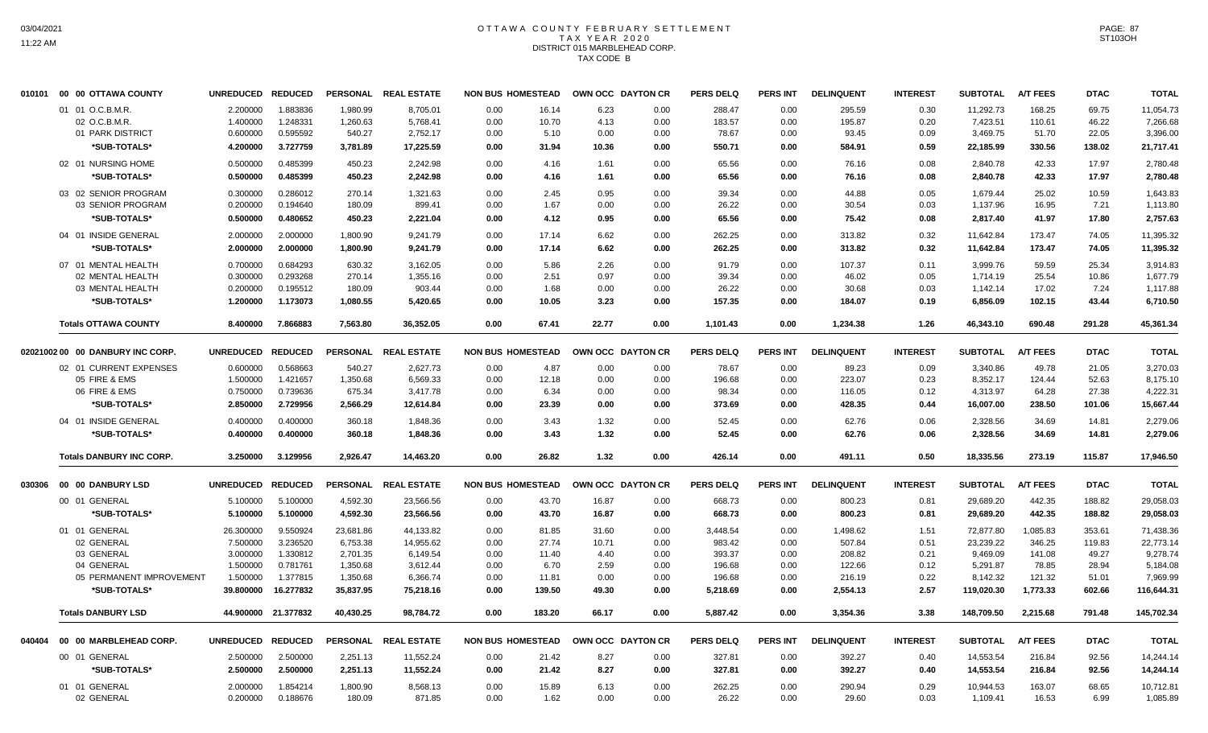# OTTAWA COUNTY FEBRUARY SETTLEMENT
## TAX YEAR 2020
### DISTRICT 015 MARBLEHEAD CORP.
### TAX CODE B

| | | UNREDUCED | REDUCED | PERSONAL | REAL ESTATE | NON BUS | HOMESTEAD | OWN OCC | DAYTON CR | PERS DELQ | PERS INT | DELINQUENT | INTEREST | SUBTOTAL | A/T FEES | DTAC | TOTAL |
|---|---|---|---|---|---|---|---|---|---|---|---|---|---|---|---|---|---|
| 010101 | 00 00 OTTAWA COUNTY | UNREDUCED | REDUCED | PERSONAL | REAL ESTATE | NON BUS | HOMESTEAD | OWN OCC | DAYTON CR | PERS DELQ | PERS INT | DELINQUENT | INTEREST | SUBTOTAL | A/T FEES | DTAC | TOTAL |
| | 01 01 O.C.B.M.R. | 2.200000 | 1.883836 | 1,980.99 | 8,705.01 | 0.00 | 16.14 | 6.23 | 0.00 | 288.47 | 0.00 | 295.59 | 0.30 | 11,292.73 | 168.25 | 69.75 | 11,054.73 |
| | 02 O.C.B.M.R. | 1.400000 | 1.248331 | 1,260.63 | 5,768.41 | 0.00 | 10.70 | 4.13 | 0.00 | 183.57 | 0.00 | 195.87 | 0.20 | 7,423.51 | 110.61 | 46.22 | 7,266.68 |
| | 01 PARK DISTRICT | 0.600000 | 0.595592 | 540.27 | 2,752.17 | 0.00 | 5.10 | 0.00 | 0.00 | 78.67 | 0.00 | 93.45 | 0.09 | 3,469.75 | 51.70 | 22.05 | 3,396.00 |
| | ***SUB-TOTALS*** | **4.200000** | **3.727759** | **3,781.89** | **17,225.59** | **0.00** | **31.94** | **10.36** | **0.00** | **550.71** | **0.00** | **584.91** | **0.59** | **22,185.99** | **330.56** | **138.02** | **21,717.41** |
| | 02 01 NURSING HOME | 0.500000 | 0.485399 | 450.23 | 2,242.98 | 0.00 | 4.16 | 1.61 | 0.00 | 65.56 | 0.00 | 76.16 | 0.08 | 2,840.78 | 42.33 | 17.97 | 2,780.48 |
| | ***SUB-TOTALS*** | **0.500000** | **0.485399** | **450.23** | **2,242.98** | **0.00** | **4.16** | **1.61** | **0.00** | **65.56** | **0.00** | **76.16** | **0.08** | **2,840.78** | **42.33** | **17.97** | **2,780.48** |
| | 03 02 SENIOR PROGRAM | 0.300000 | 0.286012 | 270.14 | 1,321.63 | 0.00 | 2.45 | 0.95 | 0.00 | 39.34 | 0.00 | 44.88 | 0.05 | 1,679.44 | 25.02 | 10.59 | 1,643.83 |
| | 03 SENIOR PROGRAM | 0.200000 | 0.194640 | 180.09 | 899.41 | 0.00 | 1.67 | 0.00 | 0.00 | 26.22 | 0.00 | 30.54 | 0.03 | 1,137.96 | 16.95 | 7.21 | 1,113.80 |
| | ***SUB-TOTALS*** | **0.500000** | **0.480652** | **450.23** | **2,221.04** | **0.00** | **4.12** | **0.95** | **0.00** | **65.56** | **0.00** | **75.42** | **0.08** | **2,817.40** | **41.97** | **17.80** | **2,757.63** |
| | 04 01 INSIDE GENERAL | 2.000000 | 2.000000 | 1,800.90 | 9,241.79 | 0.00 | 17.14 | 6.62 | 0.00 | 262.25 | 0.00 | 313.82 | 0.32 | 11,642.84 | 173.47 | 74.05 | 11,395.32 |
| | ***SUB-TOTALS*** | **2.000000** | **2.000000** | **1,800.90** | **9,241.79** | **0.00** | **17.14** | **6.62** | **0.00** | **262.25** | **0.00** | **313.82** | **0.32** | **11,642.84** | **173.47** | **74.05** | **11,395.32** |
| | 07 01 MENTAL HEALTH | 0.700000 | 0.684293 | 630.32 | 3,162.05 | 0.00 | 5.86 | 2.26 | 0.00 | 91.79 | 0.00 | 107.37 | 0.11 | 3,999.76 | 59.59 | 25.34 | 3,914.83 |
| | 02 MENTAL HEALTH | 0.300000 | 0.293268 | 270.14 | 1,355.16 | 0.00 | 2.51 | 0.97 | 0.00 | 39.34 | 0.00 | 46.02 | 0.05 | 1,714.19 | 25.54 | 10.86 | 1,677.79 |
| | 03 MENTAL HEALTH | 0.200000 | 0.195512 | 180.09 | 903.44 | 0.00 | 1.68 | 0.00 | 0.00 | 26.22 | 0.00 | 30.68 | 0.03 | 1,142.14 | 17.02 | 7.24 | 1,117.88 |
| | ***SUB-TOTALS*** | **1.200000** | **1.173073** | **1,080.55** | **5,420.65** | **0.00** | **10.05** | **3.23** | **0.00** | **157.35** | **0.00** | **184.07** | **0.19** | **6,856.09** | **102.15** | **43.44** | **6,710.50** |
| | **Totals OTTAWA COUNTY** | **8.400000** | **7.866883** | **7,563.80** | **36,352.05** | **0.00** | **67.41** | **22.77** | **0.00** | **1,101.43** | **0.00** | **1,234.38** | **1.26** | **46,343.10** | **690.48** | **291.28** | **45,361.34** |
| 02021002 | 00 00 DANBURY INC CORP. | UNREDUCED | REDUCED | PERSONAL | REAL ESTATE | NON BUS | HOMESTEAD | OWN OCC | DAYTON CR | PERS DELQ | PERS INT | DELINQUENT | INTEREST | SUBTOTAL | A/T FEES | DTAC | TOTAL |
| | 02 01 CURRENT EXPENSES | 0.600000 | 0.568663 | 540.27 | 2,627.73 | 0.00 | 4.87 | 0.00 | 0.00 | 78.67 | 0.00 | 89.23 | 0.09 | 3,340.86 | 49.78 | 21.05 | 3,270.03 |
| | 05 FIRE & EMS | 1.500000 | 1.421657 | 1,350.68 | 6,569.33 | 0.00 | 12.18 | 0.00 | 0.00 | 196.68 | 0.00 | 223.07 | 0.23 | 8,352.17 | 124.44 | 52.63 | 8,175.10 |
| | 06 FIRE & EMS | 0.750000 | 0.739636 | 675.34 | 3,417.78 | 0.00 | 6.34 | 0.00 | 0.00 | 98.34 | 0.00 | 116.05 | 0.12 | 4,313.97 | 64.28 | 27.38 | 4,222.31 |
| | ***SUB-TOTALS*** | **2.850000** | **2.729956** | **2,566.29** | **12,614.84** | **0.00** | **23.39** | **0.00** | **0.00** | **373.69** | **0.00** | **428.35** | **0.44** | **16,007.00** | **238.50** | **101.06** | **15,667.44** |
| | 04 01 INSIDE GENERAL | 0.400000 | 0.400000 | 360.18 | 1,848.36 | 0.00 | 3.43 | 1.32 | 0.00 | 52.45 | 0.00 | 62.76 | 0.06 | 2,328.56 | 34.69 | 14.81 | 2,279.06 |
| | ***SUB-TOTALS*** | **0.400000** | **0.400000** | **360.18** | **1,848.36** | **0.00** | **3.43** | **1.32** | **0.00** | **52.45** | **0.00** | **62.76** | **0.06** | **2,328.56** | **34.69** | **14.81** | **2,279.06** |
| | **Totals DANBURY INC CORP.** | **3.250000** | **3.129956** | **2,926.47** | **14,463.20** | **0.00** | **26.82** | **1.32** | **0.00** | **426.14** | **0.00** | **491.11** | **0.50** | **18,335.56** | **273.19** | **115.87** | **17,946.50** |
| 030306 | 00 00 DANBURY LSD | UNREDUCED | REDUCED | PERSONAL | REAL ESTATE | NON BUS | HOMESTEAD | OWN OCC | DAYTON CR | PERS DELQ | PERS INT | DELINQUENT | INTEREST | SUBTOTAL | A/T FEES | DTAC | TOTAL |
| | 00 01 GENERAL | 5.100000 | 5.100000 | 4,592.30 | 23,566.56 | 0.00 | 43.70 | 16.87 | 0.00 | 668.73 | 0.00 | 800.23 | 0.81 | 29,689.20 | 442.35 | 188.82 | 29,058.03 |
| | ***SUB-TOTALS*** | **5.100000** | **5.100000** | **4,592.30** | **23,566.56** | **0.00** | **43.70** | **16.87** | **0.00** | **668.73** | **0.00** | **800.23** | **0.81** | **29,689.20** | **442.35** | **188.82** | **29,058.03** |
| | 01 01 GENERAL | 26.300000 | 9.550924 | 23,681.86 | 44,133.82 | 0.00 | 81.85 | 31.60 | 0.00 | 3,448.54 | 0.00 | 1,498.62 | 1.51 | 72,877.80 | 1,085.83 | 353.61 | 71,438.36 |
| | 02 GENERAL | 7.500000 | 3.236520 | 6,753.38 | 14,955.62 | 0.00 | 27.74 | 10.71 | 0.00 | 983.42 | 0.00 | 507.84 | 0.51 | 23,239.22 | 346.25 | 119.83 | 22,773.14 |
| | 03 GENERAL | 3.000000 | 1.330812 | 2,701.35 | 6,149.54 | 0.00 | 11.40 | 4.40 | 0.00 | 393.37 | 0.00 | 208.82 | 0.21 | 9,469.09 | 141.08 | 49.27 | 9,278.74 |
| | 04 GENERAL | 1.500000 | 0.781761 | 1,350.68 | 3,612.44 | 0.00 | 6.70 | 2.59 | 0.00 | 196.68 | 0.00 | 122.66 | 0.12 | 5,291.87 | 78.85 | 28.94 | 5,184.08 |
| | 05 PERMANENT IMPROVEMENT | 1.500000 | 1.377815 | 1,350.68 | 6,366.74 | 0.00 | 11.81 | 0.00 | 0.00 | 196.68 | 0.00 | 216.19 | 0.22 | 8,142.32 | 121.32 | 51.01 | 7,969.99 |
| | ***SUB-TOTALS*** | **39.800000** | **16.277832** | **35,837.95** | **75,218.16** | **0.00** | **139.50** | **49.30** | **0.00** | **5,218.69** | **0.00** | **2,554.13** | **2.57** | **119,020.30** | **1,773.33** | **602.66** | **116,644.31** |
| | **Totals DANBURY LSD** | **44.900000** | **21.377832** | **40,430.25** | **98,784.72** | **0.00** | **183.20** | **66.17** | **0.00** | **5,887.42** | **0.00** | **3,354.36** | **3.38** | **148,709.50** | **2,215.68** | **791.48** | **145,702.34** |
| 040404 | 00 00 MARBLEHEAD CORP. | UNREDUCED | REDUCED | PERSONAL | REAL ESTATE | NON BUS | HOMESTEAD | OWN OCC | DAYTON CR | PERS DELQ | PERS INT | DELINQUENT | INTEREST | SUBTOTAL | A/T FEES | DTAC | TOTAL |
| | 00 01 GENERAL | 2.500000 | 2.500000 | 2,251.13 | 11,552.24 | 0.00 | 21.42 | 8.27 | 0.00 | 327.81 | 0.00 | 392.27 | 0.40 | 14,553.54 | 216.84 | 92.56 | 14,244.14 |
| | ***SUB-TOTALS*** | **2.500000** | **2.500000** | **2,251.13** | **11,552.24** | **0.00** | **21.42** | **8.27** | **0.00** | **327.81** | **0.00** | **392.27** | **0.40** | **14,553.54** | **216.84** | **92.56** | **14,244.14** |
| | 01 01 GENERAL | 2.000000 | 1.854214 | 1,800.90 | 8,568.13 | 0.00 | 15.89 | 6.13 | 0.00 | 262.25 | 0.00 | 290.94 | 0.29 | 10,944.53 | 163.07 | 68.65 | 10,712.81 |
| | 02 GENERAL | 0.200000 | 0.188676 | 180.09 | 871.85 | 0.00 | 1.62 | 0.00 | 0.00 | 26.22 | 0.00 | 29.60 | 0.03 | 1,109.41 | 16.53 | 6.99 | 1,085.89 |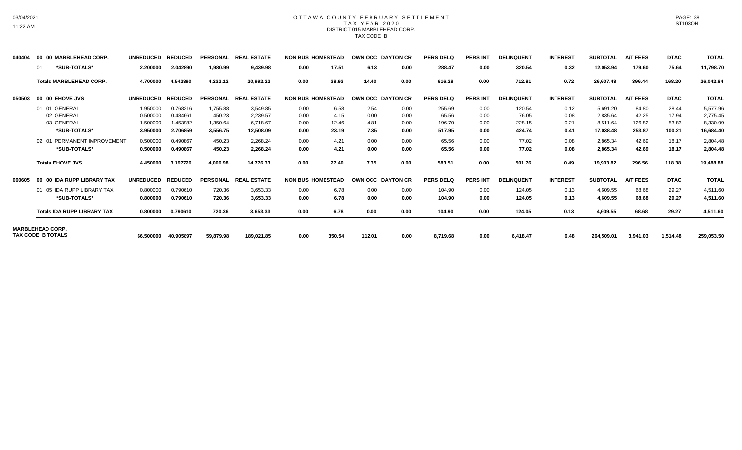# OTTAWA COUNTY FEBRUARY SETTLEMENT
## TAX YEAR 2020
### DISTRICT 015 MARBLEHEAD CORP.
### TAX CODE B

| | | UNREDUCED | REDUCED | PERSONAL | REAL ESTATE | NON BUS | HOMESTEAD | OWN OCC | DAYTON CR | PERS DELQ | PERS INT | DELINQUENT | INTEREST | SUBTOTAL | A/T FEES | DTAC | TOTAL |
|---|---|---|---|---|---|---|---|---|---|---|---|---|---|---|---|---|---|
| 040404 | 00 00 MARBLEHEAD CORP. | | | | | | | | | | | | | | | | |
| | 01 *SUB-TOTALS* | 2.200000 | 2.042890 | 1,980.99 | 9,439.98 | 0.00 | 17.51 | 6.13 | 0.00 | 288.47 | 0.00 | 320.54 | 0.32 | 12,053.94 | 179.60 | 75.64 | 11,798.70 |
| | **Totals MARBLEHEAD CORP.** | 4.700000 | 4.542890 | 4,232.12 | 20,992.22 | 0.00 | 38.93 | 14.40 | 0.00 | 616.28 | 0.00 | 712.81 | 0.72 | 26,607.48 | 396.44 | 168.20 | 26,042.84 |
| 050503 | 00 00 EHOVE JVS | UNREDUCED | REDUCED | PERSONAL | REAL ESTATE | NON BUS | HOMESTEAD | OWN OCC | DAYTON CR | PERS DELQ | PERS INT | DELINQUENT | INTEREST | SUBTOTAL | A/T FEES | DTAC | TOTAL |
| | 01 01 GENERAL | 1.950000 | 0.768216 | 1,755.88 | 3,549.85 | 0.00 | 6.58 | 2.54 | 0.00 | 255.69 | 0.00 | 120.54 | 0.12 | 5,691.20 | 84.80 | 28.44 | 5,577.96 |
| | 02 GENERAL | 0.500000 | 0.484661 | 450.23 | 2,239.57 | 0.00 | 4.15 | 0.00 | 0.00 | 65.56 | 0.00 | 76.05 | 0.08 | 2,835.64 | 42.25 | 17.94 | 2,775.45 |
| | 03 GENERAL | 1.500000 | 1.453982 | 1,350.64 | 6,718.67 | 0.00 | 12.46 | 4.81 | 0.00 | 196.70 | 0.00 | 228.15 | 0.21 | 8,511.64 | 126.82 | 53.83 | 8,330.99 |
| | *SUB-TOTALS* | 3.950000 | 2.706859 | 3,556.75 | 12,508.09 | 0.00 | 23.19 | 7.35 | 0.00 | 517.95 | 0.00 | 424.74 | 0.41 | 17,038.48 | 253.87 | 100.21 | 16,684.40 |
| | 02 01 PERMANENT IMPROVEMENT | 0.500000 | 0.490867 | 450.23 | 2,268.24 | 0.00 | 4.21 | 0.00 | 0.00 | 65.56 | 0.00 | 77.02 | 0.08 | 2,865.34 | 42.69 | 18.17 | 2,804.48 |
| | *SUB-TOTALS* | 0.500000 | 0.490867 | 450.23 | 2,268.24 | 0.00 | 4.21 | 0.00 | 0.00 | 65.56 | 0.00 | 77.02 | 0.08 | 2,865.34 | 42.69 | 18.17 | 2,804.48 |
| | **Totals EHOVE JVS** | 4.450000 | 3.197726 | 4,006.98 | 14,776.33 | 0.00 | 27.40 | 7.35 | 0.00 | 583.51 | 0.00 | 501.76 | 0.49 | 19,903.82 | 296.56 | 118.38 | 19,488.88 |
| 060605 | 00 00 IDA RUPP LIBRARY TAX | UNREDUCED | REDUCED | PERSONAL | REAL ESTATE | NON BUS | HOMESTEAD | OWN OCC | DAYTON CR | PERS DELQ | PERS INT | DELINQUENT | INTEREST | SUBTOTAL | A/T FEES | DTAC | TOTAL |
| | 01 05 IDA RUPP LIBRARY TAX | 0.800000 | 0.790610 | 720.36 | 3,653.33 | 0.00 | 6.78 | 0.00 | 0.00 | 104.90 | 0.00 | 124.05 | 0.13 | 4,609.55 | 68.68 | 29.27 | 4,511.60 |
| | *SUB-TOTALS* | 0.800000 | 0.790610 | 720.36 | 3,653.33 | 0.00 | 6.78 | 0.00 | 0.00 | 104.90 | 0.00 | 124.05 | 0.13 | 4,609.55 | 68.68 | 29.27 | 4,511.60 |
| | **Totals IDA RUPP LIBRARY TAX** | 0.800000 | 0.790610 | 720.36 | 3,653.33 | 0.00 | 6.78 | 0.00 | 0.00 | 104.90 | 0.00 | 124.05 | 0.13 | 4,609.55 | 68.68 | 29.27 | 4,511.60 |
| **MARBLEHEAD CORP. TAX CODE B TOTALS** | | 66.500000 | 40.905897 | 59,879.98 | 189,021.85 | 0.00 | 350.54 | 112.01 | 0.00 | 8,719.68 | 0.00 | 6,418.47 | 6.48 | 264,509.01 | 3,941.03 | 1,514.48 | 259,053.50 |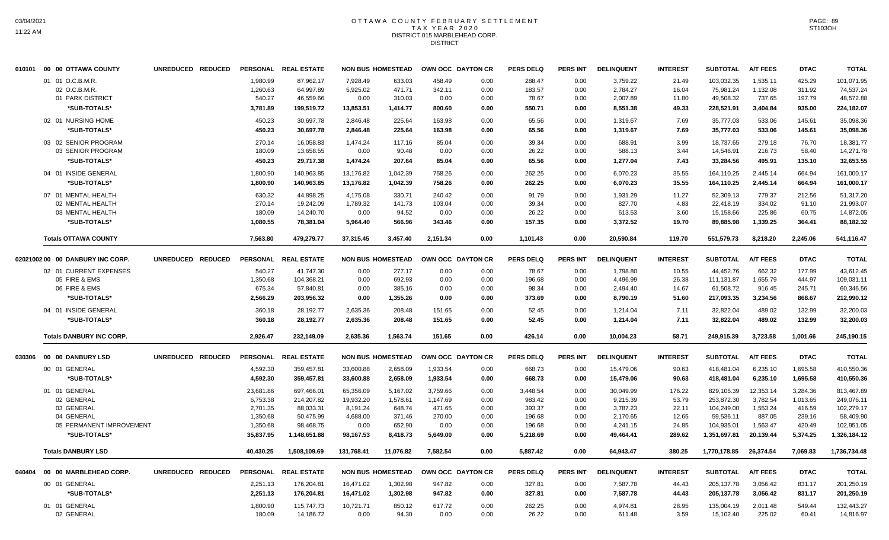# OTTAWA COUNTY FEBRUARY SETTLEMENT
## TAX YEAR 2020
### DISTRICT 015 MARBLEHEAD CORP.
DISTRICT

| | | UNREDUCED | REDUCED | PERSONAL | REAL ESTATE | NON BUS | HOMESTEAD | OWN OCC | DAYTON CR | PERS DELQ | PERS INT | DELINQUENT | INTEREST | SUBTOTAL | A/T FEES | DTAC | TOTAL |
|---|---|---|---|---|---|---|---|---|---|---|---|---|---|---|---|---|---|
| 010101 | 00 00 OTTAWA COUNTY | | | | | | | | | | | | | | | | |
| | 01 01 O.C.B.M.R. | | | 1,980.99 | 87,962.17 | 7,928.49 | 633.03 | 458.49 | 0.00 | 288.47 | 0.00 | 3,759.22 | 21.49 | 103,032.35 | 1,535.11 | 425.29 | 101,071.95 |
| | 02 O.C.B.M.R. | | | 1,260.63 | 64,997.89 | 5,925.02 | 471.71 | 342.11 | 0.00 | 183.57 | 0.00 | 2,784.27 | 16.04 | 75,981.24 | 1,132.08 | 311.92 | 74,537.24 |
| | 01 PARK DISTRICT | | | 540.27 | 46,559.66 | 0.00 | 310.03 | 0.00 | 0.00 | 78.67 | 0.00 | 2,007.89 | 11.80 | 49,508.32 | 737.65 | 197.79 | 48,572.88 |
| | *SUB-TOTALS* | | | 3,781.89 | 199,519.72 | 13,853.51 | 1,414.77 | 800.60 | 0.00 | 550.71 | 0.00 | 8,551.38 | 49.33 | 228,521.91 | 3,404.84 | 935.00 | 224,182.07 |
| | 02 01 NURSING HOME | | | 450.23 | 30,697.78 | 2,846.48 | 225.64 | 163.98 | 0.00 | 65.56 | 0.00 | 1,319.67 | 7.69 | 35,777.03 | 533.06 | 145.61 | 35,098.36 |
| | *SUB-TOTALS* | | | 450.23 | 30,697.78 | 2,846.48 | 225.64 | 163.98 | 0.00 | 65.56 | 0.00 | 1,319.67 | 7.69 | 35,777.03 | 533.06 | 145.61 | 35,098.36 |
| | 03 02 SENIOR PROGRAM | | | 270.14 | 16,058.83 | 1,474.24 | 117.16 | 85.04 | 0.00 | 39.34 | 0.00 | 688.91 | 3.99 | 18,737.65 | 279.18 | 76.70 | 18,381.77 |
| | 03 SENIOR PROGRAM | | | 180.09 | 13,658.55 | 0.00 | 90.48 | 0.00 | 0.00 | 26.22 | 0.00 | 588.13 | 3.44 | 14,546.91 | 216.73 | 58.40 | 14,271.78 |
| | *SUB-TOTALS* | | | 450.23 | 29,717.38 | 1,474.24 | 207.64 | 85.04 | 0.00 | 65.56 | 0.00 | 1,277.04 | 7.43 | 33,284.56 | 495.91 | 135.10 | 32,653.55 |
| | 04 01 INSIDE GENERAL | | | 1,800.90 | 140,963.85 | 13,176.82 | 1,042.39 | 758.26 | 0.00 | 262.25 | 0.00 | 6,070.23 | 35.55 | 164,110.25 | 2,445.14 | 664.94 | 161,000.17 |
| | *SUB-TOTALS* | | | 1,800.90 | 140,963.85 | 13,176.82 | 1,042.39 | 758.26 | 0.00 | 262.25 | 0.00 | 6,070.23 | 35.55 | 164,110.25 | 2,445.14 | 664.94 | 161,000.17 |
| | 07 01 MENTAL HEALTH | | | 630.32 | 44,898.25 | 4,175.08 | 330.71 | 240.42 | 0.00 | 91.79 | 0.00 | 1,931.29 | 11.27 | 52,309.13 | 779.37 | 212.56 | 51,317.20 |
| | 02 MENTAL HEALTH | | | 270.14 | 19,242.09 | 1,789.32 | 141.73 | 103.04 | 0.00 | 39.34 | 0.00 | 827.70 | 4.83 | 22,418.19 | 334.02 | 91.10 | 21,993.07 |
| | 03 MENTAL HEALTH | | | 180.09 | 14,240.70 | 0.00 | 94.52 | 0.00 | 0.00 | 26.22 | 0.00 | 613.53 | 3.60 | 15,158.66 | 225.86 | 60.75 | 14,872.05 |
| | *SUB-TOTALS* | | | 1,080.55 | 78,381.04 | 5,964.40 | 566.96 | 343.46 | 0.00 | 157.35 | 0.00 | 3,372.52 | 19.70 | 89,885.98 | 1,339.25 | 364.41 | 88,182.32 |
| | **Totals OTTAWA COUNTY** | | | 7,563.80 | 479,279.77 | 37,315.45 | 3,457.40 | 2,151.34 | 0.00 | 1,101.43 | 0.00 | 20,590.84 | 119.70 | 551,579.73 | 8,218.20 | 2,245.06 | 541,116.47 |
| 02021002 | 00 00 DANBURY INC CORP. | UNREDUCED | REDUCED | PERSONAL | REAL ESTATE | NON BUS | HOMESTEAD | OWN OCC | DAYTON CR | PERS DELQ | PERS INT | DELINQUENT | INTEREST | SUBTOTAL | A/T FEES | DTAC | TOTAL |
| | 02 01 CURRENT EXPENSES | | | 540.27 | 41,747.30 | 0.00 | 277.17 | 0.00 | 0.00 | 78.67 | 0.00 | 1,798.80 | 10.55 | 44,452.76 | 662.32 | 177.99 | 43,612.45 |
| | 05 FIRE & EMS | | | 1,350.68 | 104,368.21 | 0.00 | 692.93 | 0.00 | 0.00 | 196.68 | 0.00 | 4,496.99 | 26.38 | 111,131.87 | 1,655.79 | 444.97 | 109,031.11 |
| | 06 FIRE & EMS | | | 675.34 | 57,840.81 | 0.00 | 385.16 | 0.00 | 0.00 | 98.34 | 0.00 | 2,494.40 | 14.67 | 61,508.72 | 916.45 | 245.71 | 60,346.56 |
| | *SUB-TOTALS* | | | 2,566.29 | 203,956.32 | 0.00 | 1,355.26 | 0.00 | 0.00 | 373.69 | 0.00 | 8,790.19 | 51.60 | 217,093.35 | 3,234.56 | 868.67 | 212,990.12 |
| | 04 01 INSIDE GENERAL | | | 360.18 | 28,192.77 | 2,635.36 | 208.48 | 151.65 | 0.00 | 52.45 | 0.00 | 1,214.04 | 7.11 | 32,822.04 | 489.02 | 132.99 | 32,200.03 |
| | *SUB-TOTALS* | | | 360.18 | 28,192.77 | 2,635.36 | 208.48 | 151.65 | 0.00 | 52.45 | 0.00 | 1,214.04 | 7.11 | 32,822.04 | 489.02 | 132.99 | 32,200.03 |
| | **Totals DANBURY INC CORP.** | | | 2,926.47 | 232,149.09 | 2,635.36 | 1,563.74 | 151.65 | 0.00 | 426.14 | 0.00 | 10,004.23 | 58.71 | 249,915.39 | 3,723.58 | 1,001.66 | 245,190.15 |
| 030306 | 00 00 DANBURY LSD | UNREDUCED | REDUCED | PERSONAL | REAL ESTATE | NON BUS | HOMESTEAD | OWN OCC | DAYTON CR | PERS DELQ | PERS INT | DELINQUENT | INTEREST | SUBTOTAL | A/T FEES | DTAC | TOTAL |
| | 00 01 GENERAL | | | 4,592.30 | 359,457.81 | 33,600.88 | 2,658.09 | 1,933.54 | 0.00 | 668.73 | 0.00 | 15,479.06 | 90.63 | 418,481.04 | 6,235.10 | 1,695.58 | 410,550.36 |
| | *SUB-TOTALS* | | | 4,592.30 | 359,457.81 | 33,600.88 | 2,658.09 | 1,933.54 | 0.00 | 668.73 | 0.00 | 15,479.06 | 90.63 | 418,481.04 | 6,235.10 | 1,695.58 | 410,550.36 |
| | 01 01 GENERAL | | | 23,681.86 | 697,466.01 | 65,356.09 | 5,167.02 | 3,759.66 | 0.00 | 3,448.54 | 0.00 | 30,049.99 | 176.22 | 829,105.39 | 12,353.14 | 3,284.36 | 813,467.89 |
| | 02 GENERAL | | | 6,753.38 | 214,207.82 | 19,932.20 | 1,578.61 | 1,147.69 | 0.00 | 983.42 | 0.00 | 9,215.39 | 53.79 | 253,872.30 | 3,782.54 | 1,013.65 | 249,076.11 |
| | 03 GENERAL | | | 2,701.35 | 88,033.31 | 8,191.24 | 648.74 | 471.65 | 0.00 | 393.37 | 0.00 | 3,787.23 | 22.11 | 104,249.00 | 1,553.24 | 416.59 | 102,279.17 |
| | 04 GENERAL | | | 1,350.68 | 50,475.99 | 4,688.00 | 371.46 | 270.00 | 0.00 | 196.68 | 0.00 | 2,170.65 | 12.65 | 59,536.11 | 887.05 | 239.16 | 58,409.90 |
| | 05 PERMANENT IMPROVEMENT | | | 1,350.68 | 98,468.75 | 0.00 | 652.90 | 0.00 | 0.00 | 196.68 | 0.00 | 4,241.15 | 24.85 | 104,935.01 | 1,563.47 | 420.49 | 102,951.05 |
| | *SUB-TOTALS* | | | 35,837.95 | 1,148,651.88 | 98,167.53 | 8,418.73 | 5,649.00 | 0.00 | 5,218.69 | 0.00 | 49,464.41 | 289.62 | 1,351,697.81 | 20,139.44 | 5,374.25 | 1,326,184.12 |
| | **Totals DANBURY LSD** | | | 40,430.25 | 1,508,109.69 | 131,768.41 | 11,076.82 | 7,582.54 | 0.00 | 5,887.42 | 0.00 | 64,943.47 | 380.25 | 1,770,178.85 | 26,374.54 | 7,069.83 | 1,736,734.48 |
| 040404 | 00 00 MARBLEHEAD CORP. | UNREDUCED | REDUCED | PERSONAL | REAL ESTATE | NON BUS | HOMESTEAD | OWN OCC | DAYTON CR | PERS DELQ | PERS INT | DELINQUENT | INTEREST | SUBTOTAL | A/T FEES | DTAC | TOTAL |
| | 00 01 GENERAL | | | 2,251.13 | 176,204.81 | 16,471.02 | 1,302.98 | 947.82 | 0.00 | 327.81 | 0.00 | 7,587.78 | 44.43 | 205,137.78 | 3,056.42 | 831.17 | 201,250.19 |
| | *SUB-TOTALS* | | | 2,251.13 | 176,204.81 | 16,471.02 | 1,302.98 | 947.82 | 0.00 | 327.81 | 0.00 | 7,587.78 | 44.43 | 205,137.78 | 3,056.42 | 831.17 | 201,250.19 |
| | 01 01 GENERAL | | | 1,800.90 | 115,747.73 | 10,721.71 | 850.12 | 617.72 | 0.00 | 262.25 | 0.00 | 4,974.81 | 28.95 | 135,004.19 | 2,011.48 | 549.44 | 132,443.27 |
| | 02 GENERAL | | | 180.09 | 14,186.72 | 0.00 | 94.30 | 0.00 | 0.00 | 26.22 | 0.00 | 611.48 | 3.59 | 15,102.40 | 225.02 | 60.41 | 14,816.97 |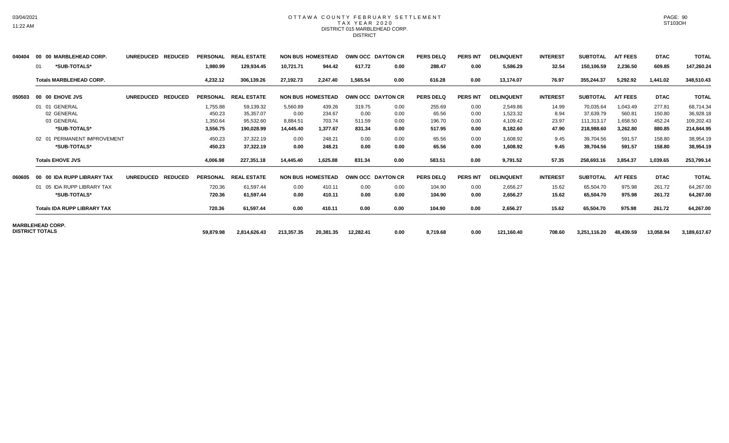# OTTAWA COUNTY FEBRUARY SETTLEMENT
## TAX YEAR 2020
## DISTRICT 015 MARBLEHEAD CORP.
## DISTRICT

| Code | Description | UNREDUCED | REDUCED | PERSONAL | REAL ESTATE | NON BUS | HOMESTEAD | OWN OCC | DAYTON CR | PERS DELQ | PERS INT | DELINQUENT | INTEREST | SUBTOTAL | A/T FEES | DTAC | TOTAL |
|---|---|---|---|---|---|---|---|---|---|---|---|---|---|---|---|---|---|
| 040404 | 00 00 MARBLEHEAD CORP. | | | | | | | | | | | | | | | | |
| | 01 *SUB-TOTALS* | | | 1,980.99 | 129,934.45 | 10,721.71 | 944.42 | 617.72 | 0.00 | 288.47 | 0.00 | 5,586.29 | 32.54 | 150,106.59 | 2,236.50 | 609.85 | 147,260.24 |
| | **Totals MARBLEHEAD CORP.** | | | 4,232.12 | 306,139.26 | 27,192.73 | 2,247.40 | 1,565.54 | 0.00 | 616.28 | 0.00 | 13,174.07 | 76.97 | 355,244.37 | 5,292.92 | 1,441.02 | 348,510.43 |
| 050503 | 00 00 EHOVE JVS | | | | | | | | | | | | | | | | |
| | 01 01 GENERAL | | | 1,755.88 | 59,139.32 | 5,560.89 | 439.26 | 319.75 | 0.00 | 255.69 | 0.00 | 2,549.86 | 14.99 | 70,035.64 | 1,043.49 | 277.81 | 68,714.34 |
| | 02 GENERAL | | | 450.23 | 35,357.07 | 0.00 | 234.67 | 0.00 | 0.00 | 65.56 | 0.00 | 1,523.32 | 8.94 | 37,639.79 | 560.81 | 150.80 | 36,928.18 |
| | 03 GENERAL | | | 1,350.64 | 95,532.60 | 8,884.51 | 703.74 | 511.59 | 0.00 | 196.70 | 0.00 | 4,109.42 | 23.97 | 111,313.17 | 1,658.50 | 452.24 | 109,202.43 |
| | *SUB-TOTALS* | | | 3,556.75 | 190,028.99 | 14,445.40 | 1,377.67 | 831.34 | 0.00 | 517.95 | 0.00 | 8,182.60 | 47.90 | 218,988.60 | 3,262.80 | 880.85 | 214,844.95 |
| | 02 01 PERMANENT IMPROVEMENT | | | 450.23 | 37,322.19 | 0.00 | 248.21 | 0.00 | 0.00 | 65.56 | 0.00 | 1,608.92 | 9.45 | 39,704.56 | 591.57 | 158.80 | 38,954.19 |
| | *SUB-TOTALS* | | | 450.23 | 37,322.19 | 0.00 | 248.21 | 0.00 | 0.00 | 65.56 | 0.00 | 1,608.92 | 9.45 | 39,704.56 | 591.57 | 158.80 | 38,954.19 |
| | **Totals EHOVE JVS** | | | 4,006.98 | 227,351.18 | 14,445.40 | 1,625.88 | 831.34 | 0.00 | 583.51 | 0.00 | 9,791.52 | 57.35 | 258,693.16 | 3,854.37 | 1,039.65 | 253,799.14 |
| 060605 | 00 00 IDA RUPP LIBRARY TAX | | | | | | | | | | | | | | | | |
| | 01 05 IDA RUPP LIBRARY TAX | | | 720.36 | 61,597.44 | 0.00 | 410.11 | 0.00 | 0.00 | 104.90 | 0.00 | 2,656.27 | 15.62 | 65,504.70 | 975.98 | 261.72 | 64,267.00 |
| | *SUB-TOTALS* | | | 720.36 | 61,597.44 | 0.00 | 410.11 | 0.00 | 0.00 | 104.90 | 0.00 | 2,656.27 | 15.62 | 65,504.70 | 975.98 | 261.72 | 64,267.00 |
| | **Totals IDA RUPP LIBRARY TAX** | | | 720.36 | 61,597.44 | 0.00 | 410.11 | 0.00 | 0.00 | 104.90 | 0.00 | 2,656.27 | 15.62 | 65,504.70 | 975.98 | 261.72 | 64,267.00 |
| **MARBLEHEAD CORP. DISTRICT TOTALS** | | | | 59,879.98 | 2,814,626.43 | 213,357.35 | 20,381.35 | 12,282.41 | 0.00 | 8,719.68 | 0.00 | 121,160.40 | 708.60 | 3,251,116.20 | 48,439.59 | 13,058.94 | 3,189,617.67 |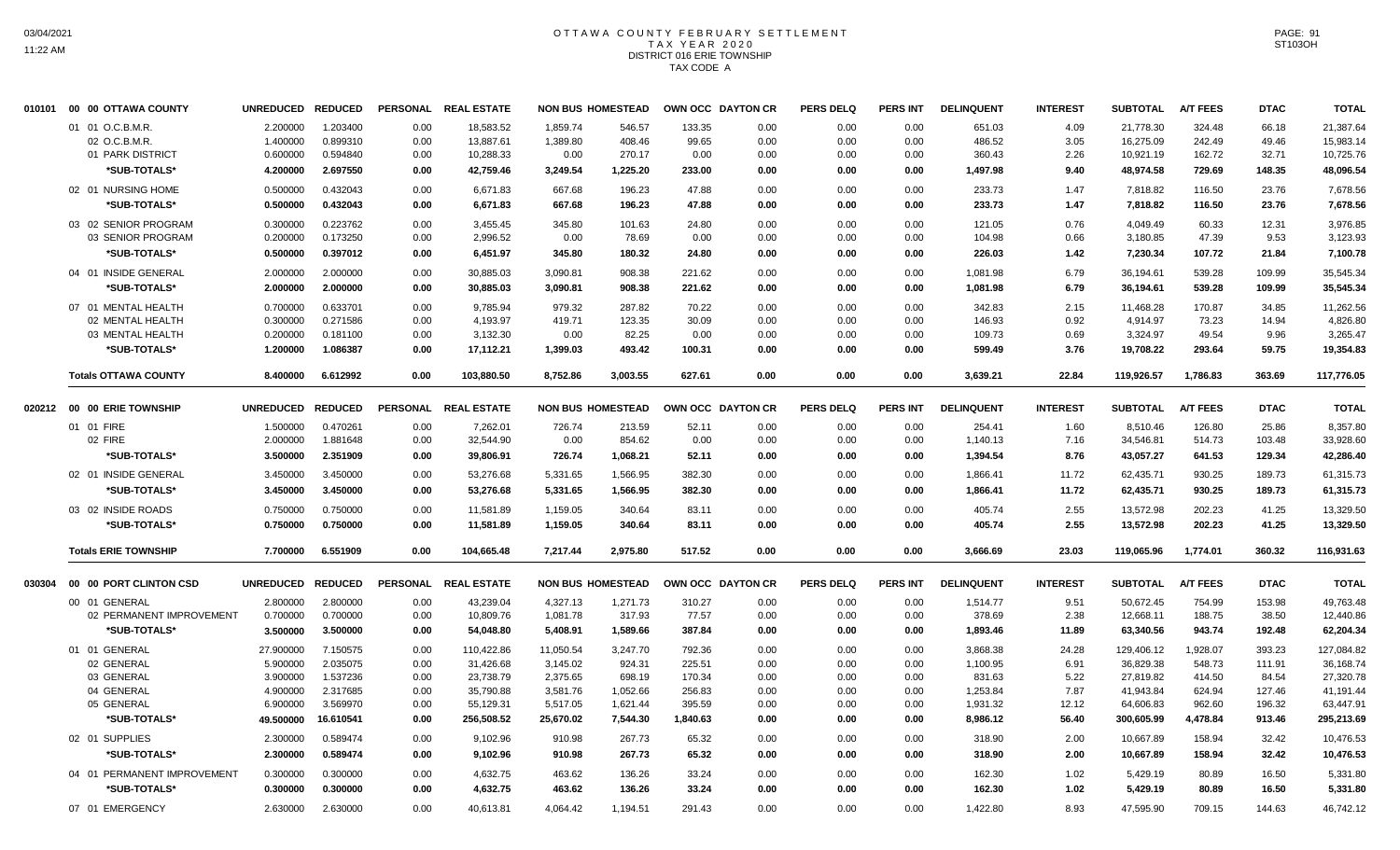# OTTAWA COUNTY FEBRUARY SETTLEMENT
## TAX YEAR 2020
## DISTRICT 016 ERIE TOWNSHIP
## TAX CODE A

| | | UNREDUCED | REDUCED | PERSONAL | REAL ESTATE | NON BUS | HOMESTEAD | OWN OCC | DAYTON CR | PERS DELQ | PERS INT | DELINQUENT | INTEREST | SUBTOTAL | A/T FEES | DTAC | TOTAL |
|---|---|---|---|---|---|---|---|---|---|---|---|---|---|---|---|---|---|
| 010101 | 00 00 OTTAWA COUNTY | | | | | | | | | | | | | | | | |
| | 01 01 O.C.B.M.R. | 2.200000 | 1.203400 | 0.00 | 18,583.52 | 1,859.74 | 546.57 | 133.35 | 0.00 | 0.00 | 0.00 | 651.03 | 4.09 | 21,778.30 | 324.48 | 66.18 | 21,387.64 |
| | 02 O.C.B.M.R. | 1.400000 | 0.899310 | 0.00 | 13,887.61 | 1,389.80 | 408.46 | 99.65 | 0.00 | 0.00 | 0.00 | 486.52 | 3.05 | 16,275.09 | 242.49 | 49.46 | 15,983.14 |
| | 01 PARK DISTRICT | 0.600000 | 0.594840 | 0.00 | 10,288.33 | 0.00 | 270.17 | 0.00 | 0.00 | 0.00 | 0.00 | 360.43 | 2.26 | 10,921.19 | 162.72 | 32.71 | 10,725.76 |
| | *SUB-TOTALS* | 4.200000 | 2.697550 | 0.00 | 42,759.46 | 3,249.54 | 1,225.20 | 233.00 | 0.00 | 0.00 | 0.00 | 1,497.98 | 9.40 | 48,974.58 | 729.69 | 148.35 | 48,096.54 |
| | 02 01 NURSING HOME | 0.500000 | 0.432043 | 0.00 | 6,671.83 | 667.68 | 196.23 | 47.88 | 0.00 | 0.00 | 0.00 | 233.73 | 1.47 | 7,818.82 | 116.50 | 23.76 | 7,678.56 |
| | *SUB-TOTALS* | 0.500000 | 0.432043 | 0.00 | 6,671.83 | 667.68 | 196.23 | 47.88 | 0.00 | 0.00 | 0.00 | 233.73 | 1.47 | 7,818.82 | 116.50 | 23.76 | 7,678.56 |
| | 03 02 SENIOR PROGRAM | 0.300000 | 0.223762 | 0.00 | 3,455.45 | 345.80 | 101.63 | 24.80 | 0.00 | 0.00 | 0.00 | 121.05 | 0.76 | 4,049.49 | 60.33 | 12.31 | 3,976.85 |
| | 03 SENIOR PROGRAM | 0.200000 | 0.173250 | 0.00 | 2,996.52 | 0.00 | 78.69 | 0.00 | 0.00 | 0.00 | 0.00 | 104.98 | 0.66 | 3,180.85 | 47.39 | 9.53 | 3,123.93 |
| | *SUB-TOTALS* | 0.500000 | 0.397012 | 0.00 | 6,451.97 | 345.80 | 180.32 | 24.80 | 0.00 | 0.00 | 0.00 | 226.03 | 1.42 | 7,230.34 | 107.72 | 21.84 | 7,100.78 |
| | 04 01 INSIDE GENERAL | 2.000000 | 2.000000 | 0.00 | 30,885.03 | 3,090.81 | 908.38 | 221.62 | 0.00 | 0.00 | 0.00 | 1,081.98 | 6.79 | 36,194.61 | 539.28 | 109.99 | 35,545.34 |
| | *SUB-TOTALS* | 2.000000 | 2.000000 | 0.00 | 30,885.03 | 3,090.81 | 908.38 | 221.62 | 0.00 | 0.00 | 0.00 | 1,081.98 | 6.79 | 36,194.61 | 539.28 | 109.99 | 35,545.34 |
| | 07 01 MENTAL HEALTH | 0.700000 | 0.633701 | 0.00 | 9,785.94 | 979.32 | 287.82 | 70.22 | 0.00 | 0.00 | 0.00 | 342.83 | 2.15 | 11,468.28 | 170.87 | 34.85 | 11,262.56 |
| | 02 MENTAL HEALTH | 0.300000 | 0.271586 | 0.00 | 4,193.97 | 419.71 | 123.35 | 30.09 | 0.00 | 0.00 | 0.00 | 146.93 | 0.92 | 4,914.97 | 73.23 | 14.94 | 4,826.80 |
| | 03 MENTAL HEALTH | 0.200000 | 0.181100 | 0.00 | 3,132.30 | 0.00 | 82.25 | 0.00 | 0.00 | 0.00 | 0.00 | 109.73 | 0.69 | 3,324.97 | 49.54 | 9.96 | 3,265.47 |
| | *SUB-TOTALS* | 1.200000 | 1.086387 | 0.00 | 17,112.21 | 1,399.03 | 493.42 | 100.31 | 0.00 | 0.00 | 0.00 | 599.49 | 3.76 | 19,708.22 | 293.64 | 59.75 | 19,354.83 |
| | **Totals OTTAWA COUNTY** | 8.400000 | 6.612992 | 0.00 | 103,880.50 | 8,752.86 | 3,003.55 | 627.61 | 0.00 | 0.00 | 0.00 | 3,639.21 | 22.84 | 119,926.57 | 1,786.83 | 363.69 | 117,776.05 |
| 020212 | 00 00 ERIE TOWNSHIP | UNREDUCED | REDUCED | PERSONAL | REAL ESTATE | NON BUS | HOMESTEAD | OWN OCC | DAYTON CR | PERS DELQ | PERS INT | DELINQUENT | INTEREST | SUBTOTAL | A/T FEES | DTAC | TOTAL |
| | 01 01 FIRE | 1.500000 | 0.470261 | 0.00 | 7,262.01 | 726.74 | 213.59 | 52.11 | 0.00 | 0.00 | 0.00 | 254.41 | 1.60 | 8,510.46 | 126.80 | 25.86 | 8,357.80 |
| | 02 FIRE | 2.000000 | 1.881648 | 0.00 | 32,544.90 | 0.00 | 854.62 | 0.00 | 0.00 | 0.00 | 0.00 | 1,140.13 | 7.16 | 34,546.81 | 514.73 | 103.48 | 33,928.60 |
| | *SUB-TOTALS* | 3.500000 | 2.351909 | 0.00 | 39,806.91 | 726.74 | 1,068.21 | 52.11 | 0.00 | 0.00 | 0.00 | 1,394.54 | 8.76 | 43,057.27 | 641.53 | 129.34 | 42,286.40 |
| | 02 01 INSIDE GENERAL | 3.450000 | 3.450000 | 0.00 | 53,276.68 | 5,331.65 | 1,566.95 | 382.30 | 0.00 | 0.00 | 0.00 | 1,866.41 | 11.72 | 62,435.71 | 930.25 | 189.73 | 61,315.73 |
| | *SUB-TOTALS* | 3.450000 | 3.450000 | 0.00 | 53,276.68 | 5,331.65 | 1,566.95 | 382.30 | 0.00 | 0.00 | 0.00 | 1,866.41 | 11.72 | 62,435.71 | 930.25 | 189.73 | 61,315.73 |
| | 03 02 INSIDE ROADS | 0.750000 | 0.750000 | 0.00 | 11,581.89 | 1,159.05 | 340.64 | 83.11 | 0.00 | 0.00 | 0.00 | 405.74 | 2.55 | 13,572.98 | 202.23 | 41.25 | 13,329.50 |
| | *SUB-TOTALS* | 0.750000 | 0.750000 | 0.00 | 11,581.89 | 1,159.05 | 340.64 | 83.11 | 0.00 | 0.00 | 0.00 | 405.74 | 2.55 | 13,572.98 | 202.23 | 41.25 | 13,329.50 |
| | **Totals ERIE TOWNSHIP** | 7.700000 | 6.551909 | 0.00 | 104,665.48 | 7,217.44 | 2,975.80 | 517.52 | 0.00 | 0.00 | 0.00 | 3,666.69 | 23.03 | 119,065.96 | 1,774.01 | 360.32 | 116,931.63 |
| 030304 | 00 00 PORT CLINTON CSD | UNREDUCED | REDUCED | PERSONAL | REAL ESTATE | NON BUS | HOMESTEAD | OWN OCC | DAYTON CR | PERS DELQ | PERS INT | DELINQUENT | INTEREST | SUBTOTAL | A/T FEES | DTAC | TOTAL |
| | 00 01 GENERAL | 2.800000 | 2.800000 | 0.00 | 43,239.04 | 4,327.13 | 1,271.73 | 310.27 | 0.00 | 0.00 | 0.00 | 1,514.77 | 9.51 | 50,672.45 | 754.99 | 153.98 | 49,763.48 |
| | 02 PERMANENT IMPROVEMENT | 0.700000 | 0.700000 | 0.00 | 10,809.76 | 1,081.78 | 317.93 | 77.57 | 0.00 | 0.00 | 0.00 | 378.69 | 2.38 | 12,668.11 | 188.75 | 38.50 | 12,440.86 |
| | *SUB-TOTALS* | 3.500000 | 3.500000 | 0.00 | 54,048.80 | 5,408.91 | 1,589.66 | 387.84 | 0.00 | 0.00 | 0.00 | 1,893.46 | 11.89 | 63,340.56 | 943.74 | 192.48 | 62,204.34 |
| | 01 01 GENERAL | 27.900000 | 7.150575 | 0.00 | 110,422.86 | 11,050.54 | 3,247.70 | 792.36 | 0.00 | 0.00 | 0.00 | 3,868.38 | 24.28 | 129,406.12 | 1,928.07 | 393.23 | 127,084.82 |
| | 02 GENERAL | 5.900000 | 2.035075 | 0.00 | 31,426.68 | 3,145.02 | 924.31 | 225.51 | 0.00 | 0.00 | 0.00 | 1,100.95 | 6.91 | 36,829.38 | 548.73 | 111.91 | 36,168.74 |
| | 03 GENERAL | 3.900000 | 1.537236 | 0.00 | 23,738.79 | 2,375.65 | 698.19 | 170.34 | 0.00 | 0.00 | 0.00 | 831.63 | 5.22 | 27,819.82 | 414.50 | 84.54 | 27,320.78 |
| | 04 GENERAL | 4.900000 | 2.317685 | 0.00 | 35,790.88 | 3,581.76 | 1,052.66 | 256.83 | 0.00 | 0.00 | 0.00 | 1,253.84 | 7.87 | 41,943.84 | 624.94 | 127.46 | 41,191.44 |
| | 05 GENERAL | 6.900000 | 3.569970 | 0.00 | 55,129.31 | 5,517.05 | 1,621.44 | 395.59 | 0.00 | 0.00 | 0.00 | 1,931.32 | 12.12 | 64,606.83 | 962.60 | 196.32 | 63,447.91 |
| | *SUB-TOTALS* | 49.500000 | 16.610541 | 0.00 | 256,508.52 | 25,670.02 | 7,544.30 | 1,840.63 | 0.00 | 0.00 | 0.00 | 8,986.12 | 56.40 | 300,605.99 | 4,478.84 | 913.46 | 295,213.69 |
| | 02 01 SUPPLIES | 2.300000 | 0.589474 | 0.00 | 9,102.96 | 910.98 | 267.73 | 65.32 | 0.00 | 0.00 | 0.00 | 318.90 | 2.00 | 10,667.89 | 158.94 | 32.42 | 10,476.53 |
| | *SUB-TOTALS* | 2.300000 | 0.589474 | 0.00 | 9,102.96 | 910.98 | 267.73 | 65.32 | 0.00 | 0.00 | 0.00 | 318.90 | 2.00 | 10,667.89 | 158.94 | 32.42 | 10,476.53 |
| | 04 01 PERMANENT IMPROVEMENT | 0.300000 | 0.300000 | 0.00 | 4,632.75 | 463.62 | 136.26 | 33.24 | 0.00 | 0.00 | 0.00 | 162.30 | 1.02 | 5,429.19 | 80.89 | 16.50 | 5,331.80 |
| | *SUB-TOTALS* | 0.300000 | 0.300000 | 0.00 | 4,632.75 | 463.62 | 136.26 | 33.24 | 0.00 | 0.00 | 0.00 | 162.30 | 1.02 | 5,429.19 | 80.89 | 16.50 | 5,331.80 |
| | 07 01 EMERGENCY | 2.630000 | 2.630000 | 0.00 | 40,613.81 | 4,064.42 | 1,194.51 | 291.43 | 0.00 | 0.00 | 0.00 | 1,422.80 | 8.93 | 47,595.90 | 709.15 | 144.63 | 46,742.12 |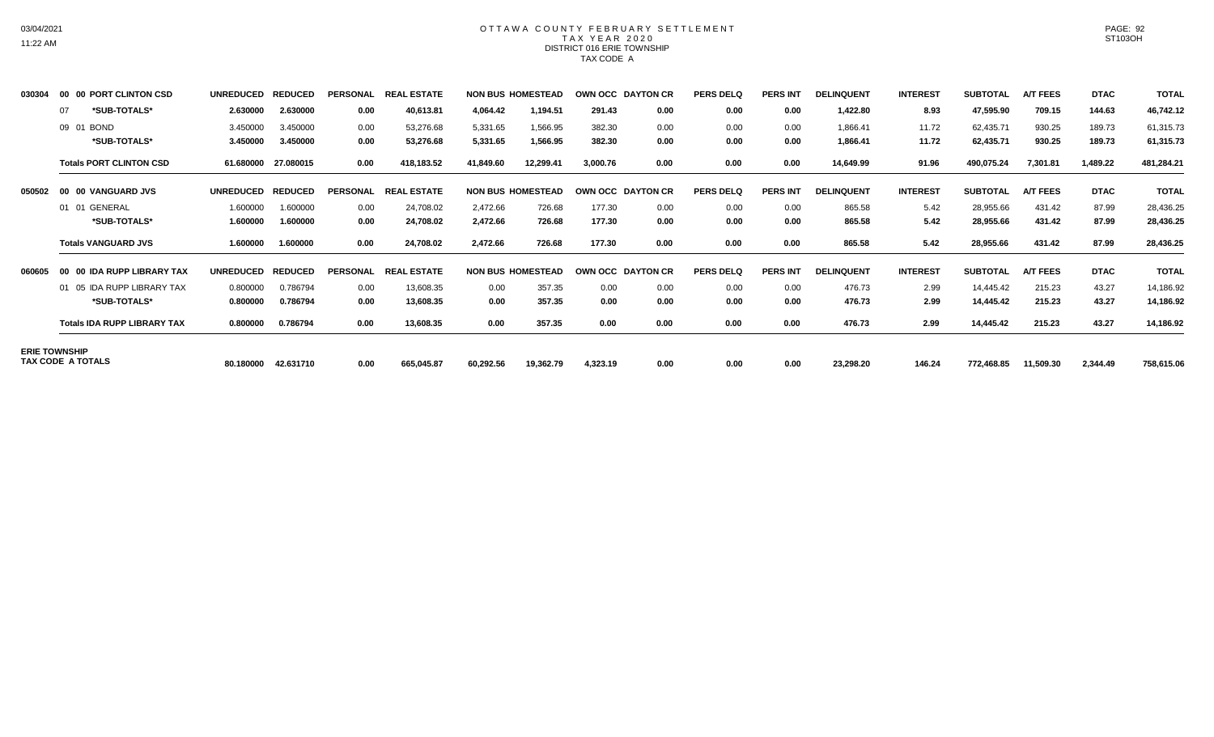# OTTAWA COUNTY FEBRUARY SETTLEMENT
## TAX YEAR 2020
### DISTRICT 016 ERIE TOWNSHIP
### TAX CODE A

| | | UNREDUCED | REDUCED | PERSONAL | REAL ESTATE | NON BUS | HOMESTEAD | OWN OCC | DAYTON CR | PERS DELQ | PERS INT | DELINQUENT | INTEREST | SUBTOTAL | A/T FEES | DTAC | TOTAL |
|---|---|---|---|---|---|---|---|---|---|---|---|---|---|---|---|---|---|
| 030304 | 00 00 PORT CLINTON CSD | | | | | | | | | | | | | | | | |
| | 07 *SUB-TOTALS* | 2.630000 | 2.630000 | 0.00 | 40,613.81 | 4,064.42 | 1,194.51 | 291.43 | 0.00 | 0.00 | 0.00 | 1,422.80 | 8.93 | 47,595.90 | 709.15 | 144.63 | 46,742.12 |
| | 09 01 BOND | 3.450000 | 3.450000 | 0.00 | 53,276.68 | 5,331.65 | 1,566.95 | 382.30 | 0.00 | 0.00 | 0.00 | 1,866.41 | 11.72 | 62,435.71 | 930.25 | 189.73 | 61,315.73 |
| | *SUB-TOTALS* | 3.450000 | 3.450000 | 0.00 | 53,276.68 | 5,331.65 | 1,566.95 | 382.30 | 0.00 | 0.00 | 0.00 | 1,866.41 | 11.72 | 62,435.71 | 930.25 | 189.73 | 61,315.73 |
| | Totals PORT CLINTON CSD | 61.680000 | 27.080015 | 0.00 | 418,183.52 | 41,849.60 | 12,299.41 | 3,000.76 | 0.00 | 0.00 | 0.00 | 14,649.99 | 91.96 | 490,075.24 | 7,301.81 | 1,489.22 | 481,284.21 |
| 050502 | 00 00 VANGUARD JVS | UNREDUCED | REDUCED | PERSONAL | REAL ESTATE | NON BUS | HOMESTEAD | OWN OCC | DAYTON CR | PERS DELQ | PERS INT | DELINQUENT | INTEREST | SUBTOTAL | A/T FEES | DTAC | TOTAL |
| | 01 01 GENERAL | 1.600000 | 1.600000 | 0.00 | 24,708.02 | 2,472.66 | 726.68 | 177.30 | 0.00 | 0.00 | 0.00 | 865.58 | 5.42 | 28,955.66 | 431.42 | 87.99 | 28,436.25 |
| | *SUB-TOTALS* | 1.600000 | 1.600000 | 0.00 | 24,708.02 | 2,472.66 | 726.68 | 177.30 | 0.00 | 0.00 | 0.00 | 865.58 | 5.42 | 28,955.66 | 431.42 | 87.99 | 28,436.25 |
| | Totals VANGUARD JVS | 1.600000 | 1.600000 | 0.00 | 24,708.02 | 2,472.66 | 726.68 | 177.30 | 0.00 | 0.00 | 0.00 | 865.58 | 5.42 | 28,955.66 | 431.42 | 87.99 | 28,436.25 |
| 060605 | 00 00 IDA RUPP LIBRARY TAX | UNREDUCED | REDUCED | PERSONAL | REAL ESTATE | NON BUS | HOMESTEAD | OWN OCC | DAYTON CR | PERS DELQ | PERS INT | DELINQUENT | INTEREST | SUBTOTAL | A/T FEES | DTAC | TOTAL |
| | 01 05 IDA RUPP LIBRARY TAX | 0.800000 | 0.786794 | 0.00 | 13,608.35 | 0.00 | 357.35 | 0.00 | 0.00 | 0.00 | 0.00 | 476.73 | 2.99 | 14,445.42 | 215.23 | 43.27 | 14,186.92 |
| | *SUB-TOTALS* | 0.800000 | 0.786794 | 0.00 | 13,608.35 | 0.00 | 357.35 | 0.00 | 0.00 | 0.00 | 0.00 | 476.73 | 2.99 | 14,445.42 | 215.23 | 43.27 | 14,186.92 |
| | Totals IDA RUPP LIBRARY TAX | 0.800000 | 0.786794 | 0.00 | 13,608.35 | 0.00 | 357.35 | 0.00 | 0.00 | 0.00 | 0.00 | 476.73 | 2.99 | 14,445.42 | 215.23 | 43.27 | 14,186.92 |
| ERIE TOWNSHIP TAX CODE A TOTALS | | 80.180000 | 42.631710 | 0.00 | 665,045.87 | 60,292.56 | 19,362.79 | 4,323.19 | 0.00 | 0.00 | 0.00 | 23,298.20 | 146.24 | 772,468.85 | 11,509.30 | 2,344.49 | 758,615.06 |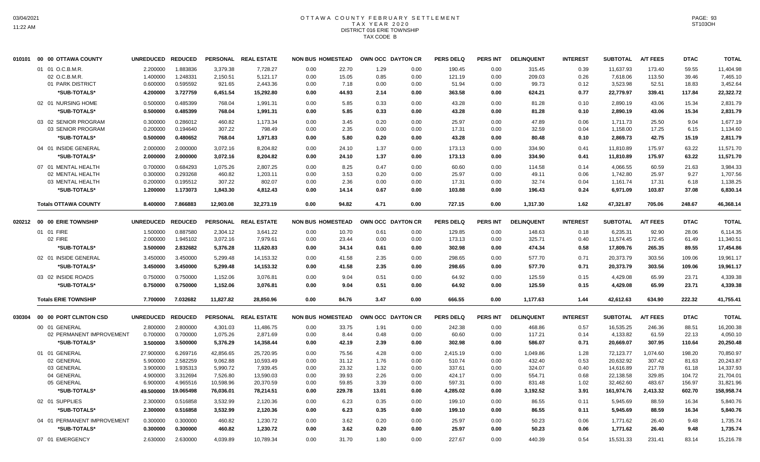# OTTAWA COUNTY FEBRUARY SETTLEMENT
## TAX YEAR 2020
## DISTRICT 016 ERIE TOWNSHIP
## TAX CODE B

| | | UNREDUCED | REDUCED | PERSONAL | REAL ESTATE | NON BUS | HOMESTEAD | OWN OCC | DAYTON CR | PERS DELQ | PERS INT | DELINQUENT | INTEREST | SUBTOTAL | A/T FEES | DTAC | TOTAL |
|---|---|---|---|---|---|---|---|---|---|---|---|---|---|---|---|---|---|
| 010101 | 00 00 OTTAWA COUNTY | UNREDUCED | REDUCED | PERSONAL | REAL ESTATE | NON BUS | HOMESTEAD | OWN OCC | DAYTON CR | PERS DELQ | PERS INT | DELINQUENT | INTEREST | SUBTOTAL | A/T FEES | DTAC | TOTAL |
| | 01 01 O.C.B.M.R. | 2.200000 | 1.883836 | 3,379.38 | 7,728.27 | 0.00 | 22.70 | 1.29 | 0.00 | 190.45 | 0.00 | 315.45 | 0.39 | 11,637.93 | 173.40 | 59.55 | 11,404.98 |
| | 02 O.C.B.M.R. | 1.400000 | 1.248331 | 2,150.51 | 5,121.17 | 0.00 | 15.05 | 0.85 | 0.00 | 121.19 | 0.00 | 209.03 | 0.26 | 7,618.06 | 113.50 | 39.46 | 7,465.10 |
| | 01 PARK DISTRICT | 0.600000 | 0.595592 | 921.65 | 2,443.36 | 0.00 | 7.18 | 0.00 | 0.00 | 51.94 | 0.00 | 99.73 | 0.12 | 3,523.98 | 52.51 | 18.83 | 3,452.64 |
| | *SUB-TOTALS* | 4.200000 | 3.727759 | 6,451.54 | 15,292.80 | 0.00 | 44.93 | 2.14 | 0.00 | 363.58 | 0.00 | 624.21 | 0.77 | 22,779.97 | 339.41 | 117.84 | 22,322.72 |
| | 02 01 NURSING HOME | 0.500000 | 0.485399 | 768.04 | 1,991.31 | 0.00 | 5.85 | 0.33 | 0.00 | 43.28 | 0.00 | 81.28 | 0.10 | 2,890.19 | 43.06 | 15.34 | 2,831.79 |
| | *SUB-TOTALS* | 0.500000 | 0.485399 | 768.04 | 1,991.31 | 0.00 | 5.85 | 0.33 | 0.00 | 43.28 | 0.00 | 81.28 | 0.10 | 2,890.19 | 43.06 | 15.34 | 2,831.79 |
| | 03 02 SENIOR PROGRAM | 0.300000 | 0.286012 | 460.82 | 1,173.34 | 0.00 | 3.45 | 0.20 | 0.00 | 25.97 | 0.00 | 47.89 | 0.06 | 1,711.73 | 25.50 | 9.04 | 1,677.19 |
| | 03 SENIOR PROGRAM | 0.200000 | 0.194640 | 307.22 | 798.49 | 0.00 | 2.35 | 0.00 | 0.00 | 17.31 | 0.00 | 32.59 | 0.04 | 1,158.00 | 17.25 | 6.15 | 1,134.60 |
| | *SUB-TOTALS* | 0.500000 | 0.480652 | 768.04 | 1,971.83 | 0.00 | 5.80 | 0.20 | 0.00 | 43.28 | 0.00 | 80.48 | 0.10 | 2,869.73 | 42.75 | 15.19 | 2,811.79 |
| | 04 01 INSIDE GENERAL | 2.000000 | 2.000000 | 3,072.16 | 8,204.82 | 0.00 | 24.10 | 1.37 | 0.00 | 173.13 | 0.00 | 334.90 | 0.41 | 11,810.89 | 175.97 | 63.22 | 11,571.70 |
| | *SUB-TOTALS* | 2.000000 | 2.000000 | 3,072.16 | 8,204.82 | 0.00 | 24.10 | 1.37 | 0.00 | 173.13 | 0.00 | 334.90 | 0.41 | 11,810.89 | 175.97 | 63.22 | 11,571.70 |
| | 07 01 MENTAL HEALTH | 0.700000 | 0.684293 | 1,075.26 | 2,807.25 | 0.00 | 8.25 | 0.47 | 0.00 | 60.60 | 0.00 | 114.58 | 0.14 | 4,066.55 | 60.59 | 21.63 | 3,984.33 |
| | 02 MENTAL HEALTH | 0.300000 | 0.293268 | 460.82 | 1,203.11 | 0.00 | 3.53 | 0.20 | 0.00 | 25.97 | 0.00 | 49.11 | 0.06 | 1,742.80 | 25.97 | 9.27 | 1,707.56 |
| | 03 MENTAL HEALTH | 0.200000 | 0.195512 | 307.22 | 802.07 | 0.00 | 2.36 | 0.00 | 0.00 | 17.31 | 0.00 | 32.74 | 0.04 | 1,161.74 | 17.31 | 6.18 | 1,138.25 |
| | *SUB-TOTALS* | 1.200000 | 1.173073 | 1,843.30 | 4,812.43 | 0.00 | 14.14 | 0.67 | 0.00 | 103.88 | 0.00 | 196.43 | 0.24 | 6,971.09 | 103.87 | 37.08 | 6,830.14 |
| | **Totals OTTAWA COUNTY** | 8.400000 | 7.866883 | 12,903.08 | 32,273.19 | 0.00 | 94.82 | 4.71 | 0.00 | 727.15 | 0.00 | 1,317.30 | 1.62 | 47,321.87 | 705.06 | 248.67 | 46,368.14 |
| 020212 | 00 00 ERIE TOWNSHIP | UNREDUCED | REDUCED | PERSONAL | REAL ESTATE | NON BUS | HOMESTEAD | OWN OCC | DAYTON CR | PERS DELQ | PERS INT | DELINQUENT | INTEREST | SUBTOTAL | A/T FEES | DTAC | TOTAL |
| | 01 01 FIRE | 1.500000 | 0.887580 | 2,304.12 | 3,641.22 | 0.00 | 10.70 | 0.61 | 0.00 | 129.85 | 0.00 | 148.63 | 0.18 | 6,235.31 | 92.90 | 28.06 | 6,114.35 |
| | 02 FIRE | 2.000000 | 1.945102 | 3,072.16 | 7,979.61 | 0.00 | 23.44 | 0.00 | 0.00 | 173.13 | 0.00 | 325.71 | 0.40 | 11,574.45 | 172.45 | 61.49 | 11,340.51 |
| | *SUB-TOTALS* | 3.500000 | 2.832682 | 5,376.28 | 11,620.83 | 0.00 | 34.14 | 0.61 | 0.00 | 302.98 | 0.00 | 474.34 | 0.58 | 17,809.76 | 265.35 | 89.55 | 17,454.86 |
| | 02 01 INSIDE GENERAL | 3.450000 | 3.450000 | 5,299.48 | 14,153.32 | 0.00 | 41.58 | 2.35 | 0.00 | 298.65 | 0.00 | 577.70 | 0.71 | 20,373.79 | 303.56 | 109.06 | 19,961.17 |
| | *SUB-TOTALS* | 3.450000 | 3.450000 | 5,299.48 | 14,153.32 | 0.00 | 41.58 | 2.35 | 0.00 | 298.65 | 0.00 | 577.70 | 0.71 | 20,373.79 | 303.56 | 109.06 | 19,961.17 |
| | 03 02 INSIDE ROADS | 0.750000 | 0.750000 | 1,152.06 | 3,076.81 | 0.00 | 9.04 | 0.51 | 0.00 | 64.92 | 0.00 | 125.59 | 0.15 | 4,429.08 | 65.99 | 23.71 | 4,339.38 |
| | *SUB-TOTALS* | 0.750000 | 0.750000 | 1,152.06 | 3,076.81 | 0.00 | 9.04 | 0.51 | 0.00 | 64.92 | 0.00 | 125.59 | 0.15 | 4,429.08 | 65.99 | 23.71 | 4,339.38 |
| | **Totals ERIE TOWNSHIP** | 7.700000 | 7.032682 | 11,827.82 | 28,850.96 | 0.00 | 84.76 | 3.47 | 0.00 | 666.55 | 0.00 | 1,177.63 | 1.44 | 42,612.63 | 634.90 | 222.32 | 41,755.41 |
| 030304 | 00 00 PORT CLINTON CSD | UNREDUCED | REDUCED | PERSONAL | REAL ESTATE | NON BUS | HOMESTEAD | OWN OCC | DAYTON CR | PERS DELQ | PERS INT | DELINQUENT | INTEREST | SUBTOTAL | A/T FEES | DTAC | TOTAL |
| | 00 01 GENERAL | 2.800000 | 2.800000 | 4,301.03 | 11,486.75 | 0.00 | 33.75 | 1.91 | 0.00 | 242.38 | 0.00 | 468.86 | 0.57 | 16,535.25 | 246.36 | 88.51 | 16,200.38 |
| | 02 PERMANENT IMPROVEMENT | 0.700000 | 0.700000 | 1,075.26 | 2,871.69 | 0.00 | 8.44 | 0.48 | 0.00 | 60.60 | 0.00 | 117.21 | 0.14 | 4,133.82 | 61.59 | 22.13 | 4,050.10 |
| | *SUB-TOTALS* | 3.500000 | 3.500000 | 5,376.29 | 14,358.44 | 0.00 | 42.19 | 2.39 | 0.00 | 302.98 | 0.00 | 586.07 | 0.71 | 20,669.07 | 307.95 | 110.64 | 20,250.48 |
| | 01 01 GENERAL | 27.900000 | 6.269716 | 42,856.65 | 25,720.95 | 0.00 | 75.56 | 4.28 | 0.00 | 2,415.19 | 0.00 | 1,049.86 | 1.28 | 72,123.77 | 1,074.60 | 198.20 | 70,850.97 |
| | 02 GENERAL | 5.900000 | 2.582259 | 9,062.88 | 10,593.49 | 0.00 | 31.12 | 1.76 | 0.00 | 510.74 | 0.00 | 432.40 | 0.53 | 20,632.92 | 307.42 | 81.63 | 20,243.87 |
| | 03 GENERAL | 3.900000 | 1.935313 | 5,990.72 | 7,939.45 | 0.00 | 23.32 | 1.32 | 0.00 | 337.61 | 0.00 | 324.07 | 0.40 | 14,616.89 | 217.78 | 61.18 | 14,337.93 |
| | 04 GENERAL | 4.900000 | 3.312694 | 7,526.80 | 13,590.03 | 0.00 | 39.93 | 2.26 | 0.00 | 424.17 | 0.00 | 554.71 | 0.68 | 22,138.58 | 329.85 | 104.72 | 21,704.01 |
| | 05 GENERAL | 6.900000 | 4.965516 | 10,598.96 | 20,370.59 | 0.00 | 59.85 | 3.39 | 0.00 | 597.31 | 0.00 | 831.48 | 1.02 | 32,462.60 | 483.67 | 156.97 | 31,821.96 |
| | *SUB-TOTALS* | 49.500000 | 19.065498 | 76,036.01 | 78,214.51 | 0.00 | 229.78 | 13.01 | 0.00 | 4,285.02 | 0.00 | 3,192.52 | 3.91 | 161,974.76 | 2,413.32 | 602.70 | 158,958.74 |
| | 02 01 SUPPLIES | 2.300000 | 0.516858 | 3,532.99 | 2,120.36 | 0.00 | 6.23 | 0.35 | 0.00 | 199.10 | 0.00 | 86.55 | 0.11 | 5,945.69 | 88.59 | 16.34 | 5,840.76 |
| | *SUB-TOTALS* | 2.300000 | 0.516858 | 3,532.99 | 2,120.36 | 0.00 | 6.23 | 0.35 | 0.00 | 199.10 | 0.00 | 86.55 | 0.11 | 5,945.69 | 88.59 | 16.34 | 5,840.76 |
| | 04 01 PERMANENT IMPROVEMENT | 0.300000 | 0.300000 | 460.82 | 1,230.72 | 0.00 | 3.62 | 0.20 | 0.00 | 25.97 | 0.00 | 50.23 | 0.06 | 1,771.62 | 26.40 | 9.48 | 1,735.74 |
| | *SUB-TOTALS* | 0.300000 | 0.300000 | 460.82 | 1,230.72 | 0.00 | 3.62 | 0.20 | 0.00 | 25.97 | 0.00 | 50.23 | 0.06 | 1,771.62 | 26.40 | 9.48 | 1,735.74 |
| | 07 01 EMERGENCY | 2.630000 | 2.630000 | 4,039.89 | 10,789.34 | 0.00 | 31.70 | 1.80 | 0.00 | 227.67 | 0.00 | 440.39 | 0.54 | 15,531.33 | 231.41 | 83.14 | 15,216.78 |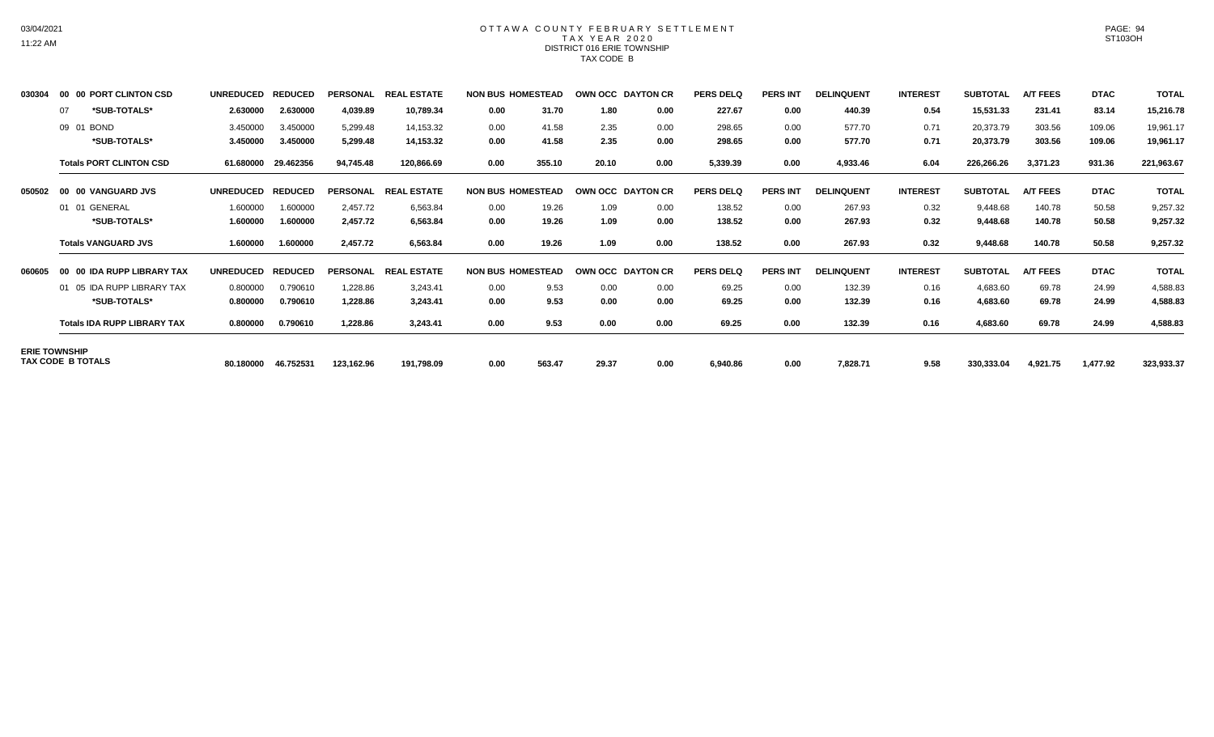# OTTAWA COUNTY FEBRUARY SETTLEMENT
## TAX YEAR 2020
### DISTRICT 016 ERIE TOWNSHIP
### TAX CODE B

| | | UNREDUCED | REDUCED | PERSONAL | REAL ESTATE | NON BUS | HOMESTEAD | OWN OCC | DAYTON CR | PERS DELQ | PERS INT | DELINQUENT | INTEREST | SUBTOTAL | A/T FEES | DTAC | TOTAL |
|---|---|---|---|---|---|---|---|---|---|---|---|---|---|---|---|---|---|
| 030304 | 00 00 PORT CLINTON CSD | UNREDUCED | REDUCED | PERSONAL | REAL ESTATE | NON BUS | HOMESTEAD | OWN OCC | DAYTON CR | PERS DELQ | PERS INT | DELINQUENT | INTEREST | SUBTOTAL | A/T FEES | DTAC | TOTAL |
| | 07 *SUB-TOTALS* | **2.630000** | **2.630000** | **4,039.89** | **10,789.34** | **0.00** | **31.70** | **1.80** | **0.00** | **227.67** | **0.00** | **440.39** | **0.54** | **15,531.33** | **231.41** | **83.14** | **15,216.78** |
| | 09 01 BOND | 3.450000 | 3.450000 | 5,299.48 | 14,153.32 | 0.00 | 41.58 | 2.35 | 0.00 | 298.65 | 0.00 | 577.70 | 0.71 | 20,373.79 | 303.56 | 109.06 | 19,961.17 |
| | *SUB-TOTALS* | **3.450000** | **3.450000** | **5,299.48** | **14,153.32** | **0.00** | **41.58** | **2.35** | **0.00** | **298.65** | **0.00** | **577.70** | **0.71** | **20,373.79** | **303.56** | **109.06** | **19,961.17** |
| | **Totals PORT CLINTON CSD** | **61.680000** | **29.462356** | **94,745.48** | **120,866.69** | **0.00** | **355.10** | **20.10** | **0.00** | **5,339.39** | **0.00** | **4,933.46** | **6.04** | **226,266.26** | **3,371.23** | **931.36** | **221,963.67** |
| 050502 | 00 00 VANGUARD JVS | UNREDUCED | REDUCED | PERSONAL | REAL ESTATE | NON BUS | HOMESTEAD | OWN OCC | DAYTON CR | PERS DELQ | PERS INT | DELINQUENT | INTEREST | SUBTOTAL | A/T FEES | DTAC | TOTAL |
| | 01 01 GENERAL | 1.600000 | 1.600000 | 2,457.72 | 6,563.84 | 0.00 | 19.26 | 1.09 | 0.00 | 138.52 | 0.00 | 267.93 | 0.32 | 9,448.68 | 140.78 | 50.58 | 9,257.32 |
| | *SUB-TOTALS* | **1.600000** | **1.600000** | **2,457.72** | **6,563.84** | **0.00** | **19.26** | **1.09** | **0.00** | **138.52** | **0.00** | **267.93** | **0.32** | **9,448.68** | **140.78** | **50.58** | **9,257.32** |
| | **Totals VANGUARD JVS** | **1.600000** | **1.600000** | **2,457.72** | **6,563.84** | **0.00** | **19.26** | **1.09** | **0.00** | **138.52** | **0.00** | **267.93** | **0.32** | **9,448.68** | **140.78** | **50.58** | **9,257.32** |
| 060605 | 00 00 IDA RUPP LIBRARY TAX | UNREDUCED | REDUCED | PERSONAL | REAL ESTATE | NON BUS | HOMESTEAD | OWN OCC | DAYTON CR | PERS DELQ | PERS INT | DELINQUENT | INTEREST | SUBTOTAL | A/T FEES | DTAC | TOTAL |
| | 01 05 IDA RUPP LIBRARY TAX | 0.800000 | 0.790610 | 1,228.86 | 3,243.41 | 0.00 | 9.53 | 0.00 | 0.00 | 69.25 | 0.00 | 132.39 | 0.16 | 4,683.60 | 69.78 | 24.99 | 4,588.83 |
| | *SUB-TOTALS* | **0.800000** | **0.790610** | **1,228.86** | **3,243.41** | **0.00** | **9.53** | **0.00** | **0.00** | **69.25** | **0.00** | **132.39** | **0.16** | **4,683.60** | **69.78** | **24.99** | **4,588.83** |
| | **Totals IDA RUPP LIBRARY TAX** | **0.800000** | **0.790610** | **1,228.86** | **3,243.41** | **0.00** | **9.53** | **0.00** | **0.00** | **69.25** | **0.00** | **132.39** | **0.16** | **4,683.60** | **69.78** | **24.99** | **4,588.83** |
| **ERIE TOWNSHIP TAX CODE B TOTALS** | | **80.180000** | **46.752531** | **123,162.96** | **191,798.09** | **0.00** | **563.47** | **29.37** | **0.00** | **6,940.86** | **0.00** | **7,828.71** | **9.58** | **330,333.04** | **4,921.75** | **1,477.92** | **323,933.37** |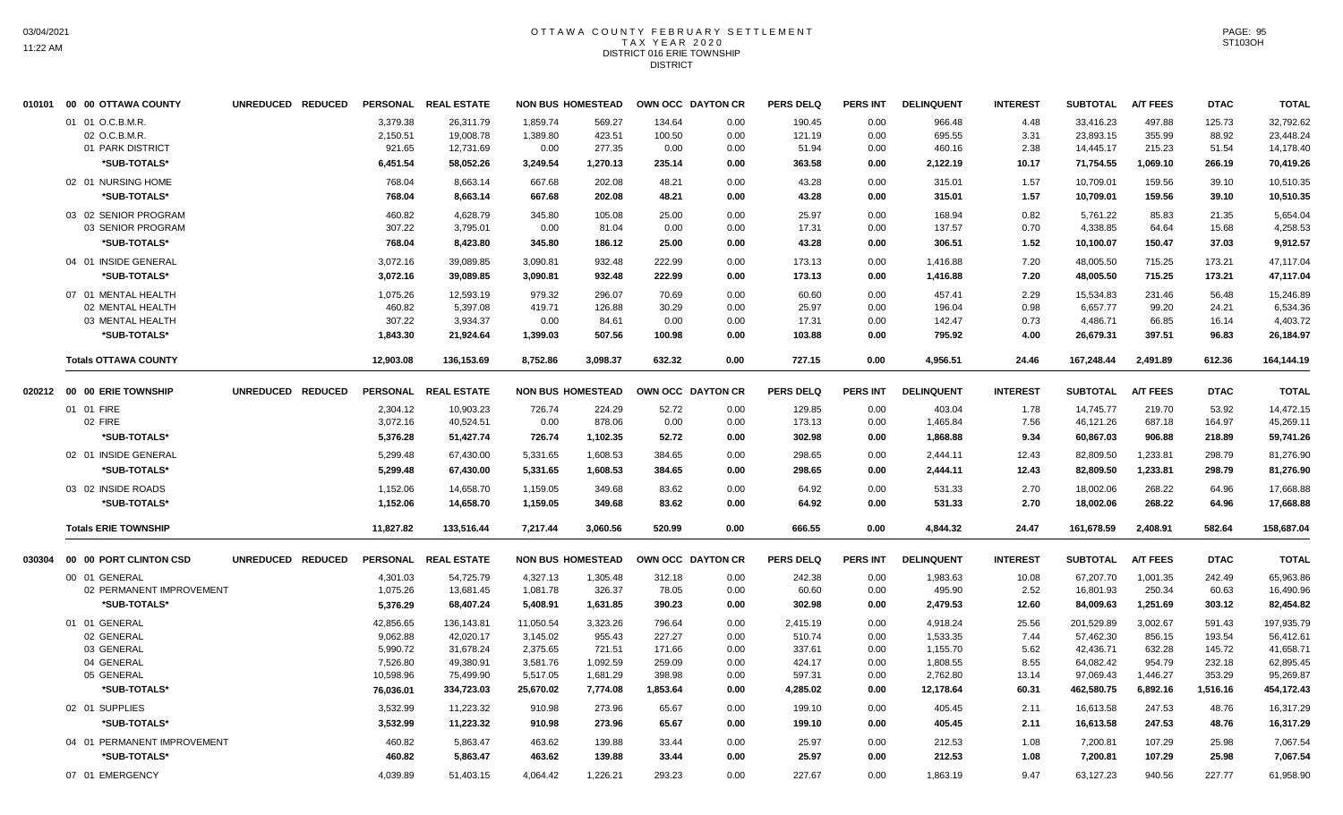# OTTAWA COUNTY FEBRUARY SETTLEMENT
## TAX YEAR 2020
## DISTRICT 016 ERIE TOWNSHIP
## DISTRICT

03/04/2021
11:22 AM

| | | UNREDUCED | REDUCED | PERSONAL | REAL ESTATE | NON BUS | HOMESTEAD | OWN OCC | DAYTON CR | PERS DELQ | PERS INT | DELINQUENT | INTEREST | SUBTOTAL | A/T FEES | DTAC | TOTAL |
|---|---|---|---|---|---|---|---|---|---|---|---|---|---|---|---|---|---|
| 010101 | 00 00 OTTAWA COUNTY | | | | | | | | | | | | | | | | |
| | 01 01 O.C.B.M.R. | | | 3,379.38 | 26,311.79 | 1,859.74 | 569.27 | 134.64 | 0.00 | 190.45 | 0.00 | 966.48 | 4.48 | 33,416.23 | 497.88 | 125.73 | 32,792.62 |
| | 02 O.C.B.M.R. | | | 2,150.51 | 19,008.78 | 1,389.80 | 423.51 | 100.50 | 0.00 | 121.19 | 0.00 | 695.55 | 3.31 | 23,893.15 | 355.99 | 88.92 | 23,448.24 |
| | 01 PARK DISTRICT | | | 921.65 | 12,731.69 | 0.00 | 277.35 | 0.00 | 0.00 | 51.94 | 0.00 | 460.16 | 2.38 | 14,445.17 | 215.23 | 51.54 | 14,178.40 |
| | ***SUB-TOTALS*** | | | **6,451.54** | **58,052.26** | **3,249.54** | **1,270.13** | **235.14** | **0.00** | **363.58** | **0.00** | **2,122.19** | **10.17** | **71,754.55** | **1,069.10** | **266.19** | **70,419.26** |
| | 02 01 NURSING HOME | | | 768.04 | 8,663.14 | 667.68 | 202.08 | 48.21 | 0.00 | 43.28 | 0.00 | 315.01 | 1.57 | 10,709.01 | 159.56 | 39.10 | 10,510.35 |
| | ***SUB-TOTALS*** | | | **768.04** | **8,663.14** | **667.68** | **202.08** | **48.21** | **0.00** | **43.28** | **0.00** | **315.01** | **1.57** | **10,709.01** | **159.56** | **39.10** | **10,510.35** |
| | 03 02 SENIOR PROGRAM | | | 460.82 | 4,628.79 | 345.80 | 105.08 | 25.00 | 0.00 | 25.97 | 0.00 | 168.94 | 0.82 | 5,761.22 | 85.83 | 21.35 | 5,654.04 |
| | 03 SENIOR PROGRAM | | | 307.22 | 3,795.01 | 0.00 | 81.04 | 0.00 | 0.00 | 17.31 | 0.00 | 137.57 | 0.70 | 4,338.85 | 64.64 | 15.68 | 4,258.53 |
| | ***SUB-TOTALS*** | | | **768.04** | **8,423.80** | **345.80** | **186.12** | **25.00** | **0.00** | **43.28** | **0.00** | **306.51** | **1.52** | **10,100.07** | **150.47** | **37.03** | **9,912.57** |
| | 04 01 INSIDE GENERAL | | | 3,072.16 | 39,089.85 | 3,090.81 | 932.48 | 222.99 | 0.00 | 173.13 | 0.00 | 1,416.88 | 7.20 | 48,005.50 | 715.25 | 173.21 | 47,117.04 |
| | ***SUB-TOTALS*** | | | **3,072.16** | **39,089.85** | **3,090.81** | **932.48** | **222.99** | **0.00** | **173.13** | **0.00** | **1,416.88** | **7.20** | **48,005.50** | **715.25** | **173.21** | **47,117.04** |
| | 07 01 MENTAL HEALTH | | | 1,075.26 | 12,593.19 | 979.32 | 296.07 | 70.69 | 0.00 | 60.60 | 0.00 | 457.41 | 2.29 | 15,534.83 | 231.46 | 56.48 | 15,246.89 |
| | 02 MENTAL HEALTH | | | 460.82 | 5,397.08 | 419.71 | 126.88 | 30.29 | 0.00 | 25.97 | 0.00 | 196.04 | 0.98 | 6,657.77 | 99.20 | 24.21 | 6,534.36 |
| | 03 MENTAL HEALTH | | | 307.22 | 3,934.37 | 0.00 | 84.61 | 0.00 | 0.00 | 17.31 | 0.00 | 142.47 | 0.73 | 4,486.71 | 66.85 | 16.14 | 4,403.72 |
| | ***SUB-TOTALS*** | | | **1,843.30** | **21,924.64** | **1,399.03** | **507.56** | **100.98** | **0.00** | **103.88** | **0.00** | **795.92** | **4.00** | **26,679.31** | **397.51** | **96.83** | **26,184.97** |
| | **Totals OTTAWA COUNTY** | | | **12,903.08** | **136,153.69** | **8,752.86** | **3,098.37** | **632.32** | **0.00** | **727.15** | **0.00** | **4,956.51** | **24.46** | **167,248.44** | **2,491.89** | **612.36** | **164,144.19** |
| 020212 | 00 00 ERIE TOWNSHIP | UNREDUCED | REDUCED | PERSONAL | REAL ESTATE | NON BUS | HOMESTEAD | OWN OCC | DAYTON CR | PERS DELQ | PERS INT | DELINQUENT | INTEREST | SUBTOTAL | A/T FEES | DTAC | TOTAL |
| | 01 01 FIRE | | | 2,304.12 | 10,903.23 | 726.74 | 224.29 | 52.72 | 0.00 | 129.85 | 0.00 | 403.04 | 1.78 | 14,745.77 | 219.70 | 53.92 | 14,472.15 |
| | 02 FIRE | | | 3,072.16 | 40,524.51 | 0.00 | 878.06 | 0.00 | 0.00 | 173.13 | 0.00 | 1,465.84 | 7.56 | 46,121.26 | 687.18 | 164.97 | 45,269.11 |
| | ***SUB-TOTALS*** | | | **5,376.28** | **51,427.74** | **726.74** | **1,102.35** | **52.72** | **0.00** | **302.98** | **0.00** | **1,868.88** | **9.34** | **60,867.03** | **906.88** | **218.89** | **59,741.26** |
| | 02 01 INSIDE GENERAL | | | 5,299.48 | 67,430.00 | 5,331.65 | 1,608.53 | 384.65 | 0.00 | 298.65 | 0.00 | 2,444.11 | 12.43 | 82,809.50 | 1,233.81 | 298.79 | 81,276.90 |
| | ***SUB-TOTALS*** | | | **5,299.48** | **67,430.00** | **5,331.65** | **1,608.53** | **384.65** | **0.00** | **298.65** | **0.00** | **2,444.11** | **12.43** | **82,809.50** | **1,233.81** | **298.79** | **81,276.90** |
| | 03 02 INSIDE ROADS | | | 1,152.06 | 14,658.70 | 1,159.05 | 349.68 | 83.62 | 0.00 | 64.92 | 0.00 | 531.33 | 2.70 | 18,002.06 | 268.22 | 64.96 | 17,668.88 |
| | ***SUB-TOTALS*** | | | **1,152.06** | **14,658.70** | **1,159.05** | **349.68** | **83.62** | **0.00** | **64.92** | **0.00** | **531.33** | **2.70** | **18,002.06** | **268.22** | **64.96** | **17,668.88** |
| | **Totals ERIE TOWNSHIP** | | | **11,827.82** | **133,516.44** | **7,217.44** | **3,060.56** | **520.99** | **0.00** | **666.55** | **0.00** | **4,844.32** | **24.47** | **161,678.59** | **2,408.91** | **582.64** | **158,687.04** |
| 030304 | 00 00 PORT CLINTON CSD | UNREDUCED | REDUCED | PERSONAL | REAL ESTATE | NON BUS | HOMESTEAD | OWN OCC | DAYTON CR | PERS DELQ | PERS INT | DELINQUENT | INTEREST | SUBTOTAL | A/T FEES | DTAC | TOTAL |
| | 00 01 GENERAL | | | 4,301.03 | 54,725.79 | 4,327.13 | 1,305.48 | 312.18 | 0.00 | 242.38 | 0.00 | 1,983.63 | 10.08 | 67,207.70 | 1,001.35 | 242.49 | 65,963.86 |
| | 02 PERMANENT IMPROVEMENT | | | 1,075.26 | 13,681.45 | 1,081.78 | 326.37 | 78.05 | 0.00 | 60.60 | 0.00 | 495.90 | 2.52 | 16,801.93 | 250.34 | 60.63 | 16,490.96 |
| | ***SUB-TOTALS*** | | | **5,376.29** | **68,407.24** | **5,408.91** | **1,631.85** | **390.23** | **0.00** | **302.98** | **0.00** | **2,479.53** | **12.60** | **84,009.63** | **1,251.69** | **303.12** | **82,454.82** |
| | 01 01 GENERAL | | | 42,856.65 | 136,143.81 | 11,050.54 | 3,323.26 | 796.64 | 0.00 | 2,415.19 | 0.00 | 4,918.24 | 25.56 | 201,529.89 | 3,002.67 | 591.43 | 197,935.79 |
| | 02 GENERAL | | | 9,062.88 | 42,020.17 | 3,145.02 | 955.43 | 227.27 | 0.00 | 510.74 | 0.00 | 1,533.35 | 7.44 | 57,462.30 | 856.15 | 193.54 | 56,412.61 |
| | 03 GENERAL | | | 5,990.72 | 31,678.24 | 2,375.65 | 721.51 | 171.66 | 0.00 | 337.61 | 0.00 | 1,155.70 | 5.62 | 42,436.71 | 632.28 | 145.72 | 41,658.71 |
| | 04 GENERAL | | | 7,526.80 | 49,380.91 | 3,581.76 | 1,092.59 | 259.09 | 0.00 | 424.17 | 0.00 | 1,808.55 | 8.55 | 64,082.42 | 954.79 | 232.18 | 62,895.45 |
| | 05 GENERAL | | | 10,598.96 | 75,499.90 | 5,517.05 | 1,681.29 | 398.98 | 0.00 | 597.31 | 0.00 | 2,762.80 | 13.14 | 97,069.43 | 1,446.27 | 353.29 | 95,269.87 |
| | ***SUB-TOTALS*** | | | **76,036.01** | **334,723.03** | **25,670.02** | **7,774.08** | **1,853.64** | **0.00** | **4,285.02** | **0.00** | **12,178.64** | **60.31** | **462,580.75** | **6,892.16** | **1,516.16** | **454,172.43** |
| | 02 01 SUPPLIES | | | 3,532.99 | 11,223.32 | 910.98 | 273.96 | 65.67 | 0.00 | 199.10 | 0.00 | 405.45 | 2.11 | 16,613.58 | 247.53 | 48.76 | 16,317.29 |
| | ***SUB-TOTALS*** | | | **3,532.99** | **11,223.32** | **910.98** | **273.96** | **65.67** | **0.00** | **199.10** | **0.00** | **405.45** | **2.11** | **16,613.58** | **247.53** | **48.76** | **16,317.29** |
| | 04 01 PERMANENT IMPROVEMENT | | | 460.82 | 5,863.47 | 463.62 | 139.88 | 33.44 | 0.00 | 25.97 | 0.00 | 212.53 | 1.08 | 7,200.81 | 107.29 | 25.98 | 7,067.54 |
| | ***SUB-TOTALS*** | | | **460.82** | **5,863.47** | **463.62** | **139.88** | **33.44** | **0.00** | **25.97** | **0.00** | **212.53** | **1.08** | **7,200.81** | **107.29** | **25.98** | **7,067.54** |
| | 07 01 EMERGENCY | | | 4,039.89 | 51,403.15 | 4,064.42 | 1,226.21 | 293.23 | 0.00 | 227.67 | 0.00 | 1,863.19 | 9.47 | 63,127.23 | 940.56 | 227.77 | 61,958.90 |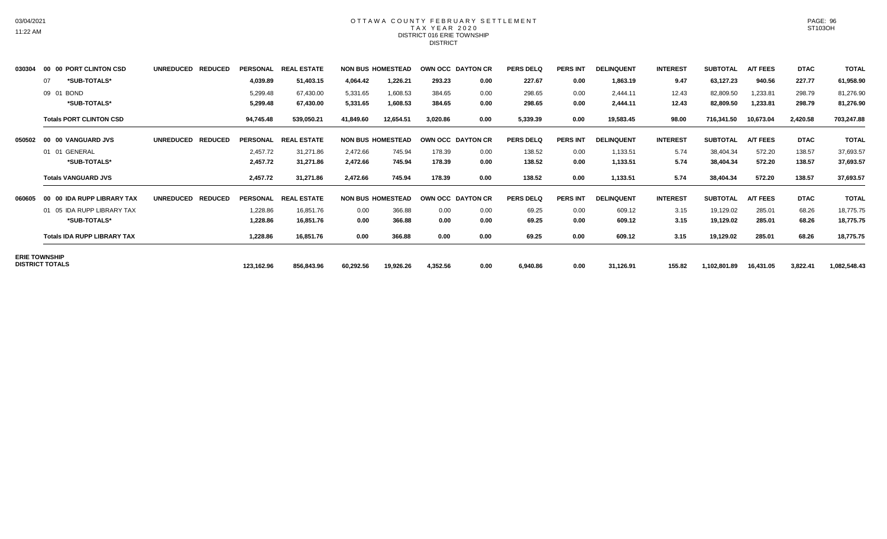OTTAWA COUNTY FEBRUARY SETTLEMENT
TAX YEAR 2020
DISTRICT 016 ERIE TOWNSHIP
DISTRICT

| | | UNREDUCED | REDUCED | PERSONAL | REAL ESTATE | NON BUS | HOMESTEAD | OWN OCC | DAYTON CR | PERS DELQ | PERS INT | DELINQUENT | INTEREST | SUBTOTAL | A/T FEES | DTAC | TOTAL |
|---|---|---|---|---|---|---|---|---|---|---|---|---|---|---|---|---|---|
| 030304 | 00 00 PORT CLINTON CSD | | | | | | | | | | | | | | | | |
| | 07 *SUB-TOTALS* | | | 4,039.89 | 51,403.15 | 4,064.42 | 1,226.21 | 293.23 | 0.00 | 227.67 | 0.00 | 1,863.19 | 9.47 | 63,127.23 | 940.56 | 227.77 | 61,958.90 |
| | 09 01 BOND | | | 5,299.48 | 67,430.00 | 5,331.65 | 1,608.53 | 384.65 | 0.00 | 298.65 | 0.00 | 2,444.11 | 12.43 | 82,809.50 | 1,233.81 | 298.79 | 81,276.90 |
| | *SUB-TOTALS* | | | 5,299.48 | 67,430.00 | 5,331.65 | 1,608.53 | 384.65 | 0.00 | 298.65 | 0.00 | 2,444.11 | 12.43 | 82,809.50 | 1,233.81 | 298.79 | 81,276.90 |
| | **Totals PORT CLINTON CSD** | | | 94,745.48 | 539,050.21 | 41,849.60 | 12,654.51 | 3,020.86 | 0.00 | 5,339.39 | 0.00 | 19,583.45 | 98.00 | 716,341.50 | 10,673.04 | 2,420.58 | 703,247.88 |
| 050502 | 00 00 VANGUARD JVS | UNREDUCED | REDUCED | PERSONAL | REAL ESTATE | NON BUS | HOMESTEAD | OWN OCC | DAYTON CR | PERS DELQ | PERS INT | DELINQUENT | INTEREST | SUBTOTAL | A/T FEES | DTAC | TOTAL |
| | 01 01 GENERAL | | | 2,457.72 | 31,271.86 | 2,472.66 | 745.94 | 178.39 | 0.00 | 138.52 | 0.00 | 1,133.51 | 5.74 | 38,404.34 | 572.20 | 138.57 | 37,693.57 |
| | *SUB-TOTALS* | | | 2,457.72 | 31,271.86 | 2,472.66 | 745.94 | 178.39 | 0.00 | 138.52 | 0.00 | 1,133.51 | 5.74 | 38,404.34 | 572.20 | 138.57 | 37,693.57 |
| | **Totals VANGUARD JVS** | | | 2,457.72 | 31,271.86 | 2,472.66 | 745.94 | 178.39 | 0.00 | 138.52 | 0.00 | 1,133.51 | 5.74 | 38,404.34 | 572.20 | 138.57 | 37,693.57 |
| 060605 | 00 00 IDA RUPP LIBRARY TAX | UNREDUCED | REDUCED | PERSONAL | REAL ESTATE | NON BUS | HOMESTEAD | OWN OCC | DAYTON CR | PERS DELQ | PERS INT | DELINQUENT | INTEREST | SUBTOTAL | A/T FEES | DTAC | TOTAL |
| | 01 05 IDA RUPP LIBRARY TAX | | | 1,228.86 | 16,851.76 | 0.00 | 366.88 | 0.00 | 0.00 | 69.25 | 0.00 | 609.12 | 3.15 | 19,129.02 | 285.01 | 68.26 | 18,775.75 |
| | *SUB-TOTALS* | | | 1,228.86 | 16,851.76 | 0.00 | 366.88 | 0.00 | 0.00 | 69.25 | 0.00 | 609.12 | 3.15 | 19,129.02 | 285.01 | 68.26 | 18,775.75 |
| | **Totals IDA RUPP LIBRARY TAX** | | | 1,228.86 | 16,851.76 | 0.00 | 366.88 | 0.00 | 0.00 | 69.25 | 0.00 | 609.12 | 3.15 | 19,129.02 | 285.01 | 68.26 | 18,775.75 |
| **ERIE TOWNSHIP DISTRICT TOTALS** | | | | 123,162.96 | 856,843.96 | 60,292.56 | 19,926.26 | 4,352.56 | 0.00 | 6,940.86 | 0.00 | 31,126.91 | 155.82 | 1,102,801.89 | 16,431.05 | 3,822.41 | 1,082,548.43 |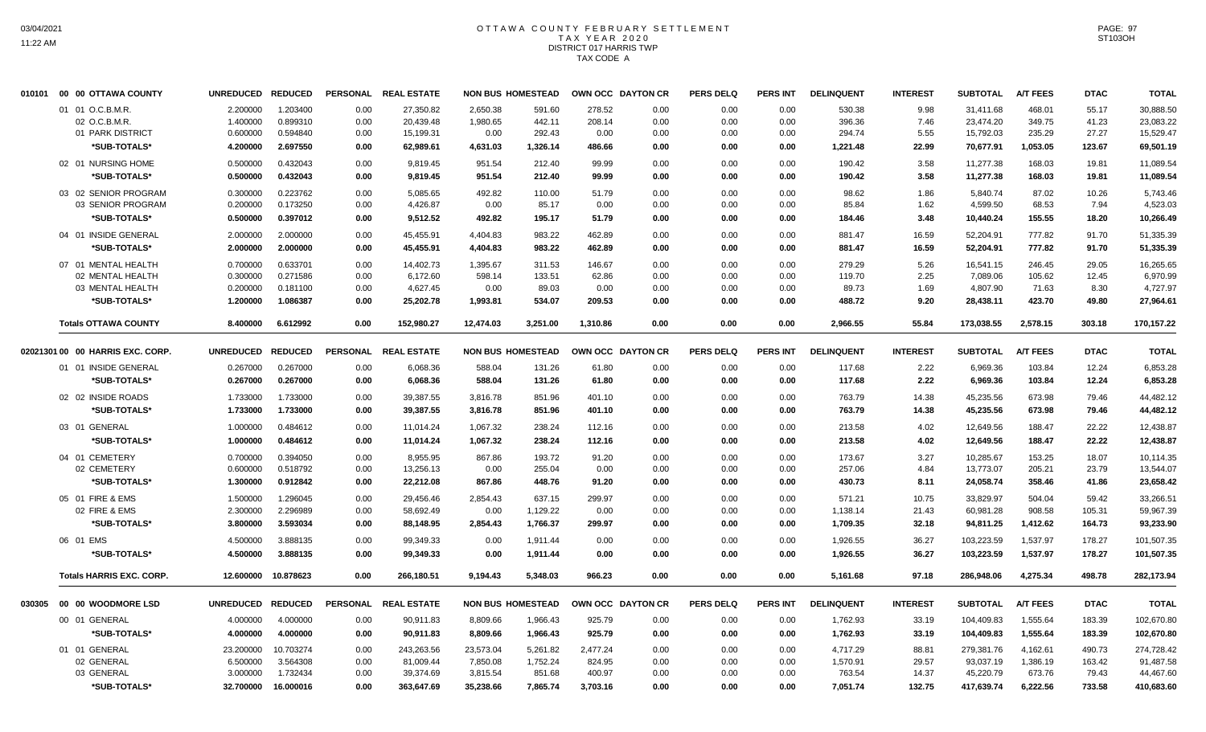# OTTAWA COUNTY FEBRUARY SETTLEMENT
## TAX YEAR 2020
## DISTRICT 017 HARRIS TWP
## TAX CODE A

| | UNREDUCED | REDUCED | PERSONAL | REAL ESTATE | NON BUS | HOMESTEAD | OWN OCC | DAYTON CR | PERS DELQ | PERS INT | DELINQUENT | INTEREST | SUBTOTAL | A/T FEES | DTAC | TOTAL |
|---|---|---|---|---|---|---|---|---|---|---|---|---|---|---|---|---|
| **010101 00 00 OTTAWA COUNTY** | | | | | | | | | | | | | | | | |
| 01 01 O.C.B.M.R. | 2.200000 | 1.203400 | 0.00 | 27,350.82 | 2,650.38 | 591.60 | 278.52 | 0.00 | 0.00 | 0.00 | 530.38 | 9.98 | 31,411.68 | 468.01 | 55.17 | 30,888.50 |
| 02 O.C.B.M.R. | 1.400000 | 0.899310 | 0.00 | 20,439.48 | 1,980.65 | 442.11 | 208.14 | 0.00 | 0.00 | 0.00 | 396.36 | 7.46 | 23,474.20 | 349.75 | 41.23 | 23,083.22 |
| 01 PARK DISTRICT | 0.600000 | 0.594840 | 0.00 | 15,199.31 | 0.00 | 292.43 | 0.00 | 0.00 | 0.00 | 0.00 | 294.74 | 5.55 | 15,792.03 | 235.29 | 27.27 | 15,529.47 |
| *SUB-TOTALS* | 4.200000 | 2.697550 | 0.00 | 62,989.61 | 4,631.03 | 1,326.14 | 486.66 | 0.00 | 0.00 | 0.00 | 1,221.48 | 22.99 | 70,677.91 | 1,053.05 | 123.67 | 69,501.19 |
| 02 01 NURSING HOME | 0.500000 | 0.432043 | 0.00 | 9,819.45 | 951.54 | 212.40 | 99.99 | 0.00 | 0.00 | 0.00 | 190.42 | 3.58 | 11,277.38 | 168.03 | 19.81 | 11,089.54 |
| *SUB-TOTALS* | 0.500000 | 0.432043 | 0.00 | 9,819.45 | 951.54 | 212.40 | 99.99 | 0.00 | 0.00 | 0.00 | 190.42 | 3.58 | 11,277.38 | 168.03 | 19.81 | 11,089.54 |
| 03 02 SENIOR PROGRAM | 0.300000 | 0.223762 | 0.00 | 5,085.65 | 492.82 | 110.00 | 51.79 | 0.00 | 0.00 | 0.00 | 98.62 | 1.86 | 5,840.74 | 87.02 | 10.26 | 5,743.46 |
| 03 SENIOR PROGRAM | 0.200000 | 0.173250 | 0.00 | 4,426.87 | 0.00 | 85.17 | 0.00 | 0.00 | 0.00 | 0.00 | 85.84 | 1.62 | 4,599.50 | 68.53 | 7.94 | 4,523.03 |
| *SUB-TOTALS* | 0.500000 | 0.397012 | 0.00 | 9,512.52 | 492.82 | 195.17 | 51.79 | 0.00 | 0.00 | 0.00 | 184.46 | 3.48 | 10,440.24 | 155.55 | 18.20 | 10,266.49 |
| 04 01 INSIDE GENERAL | 2.000000 | 2.000000 | 0.00 | 45,455.91 | 4,404.83 | 983.22 | 462.89 | 0.00 | 0.00 | 0.00 | 881.47 | 16.59 | 52,204.91 | 777.82 | 91.70 | 51,335.39 |
| *SUB-TOTALS* | 2.000000 | 2.000000 | 0.00 | 45,455.91 | 4,404.83 | 983.22 | 462.89 | 0.00 | 0.00 | 0.00 | 881.47 | 16.59 | 52,204.91 | 777.82 | 91.70 | 51,335.39 |
| 07 01 MENTAL HEALTH | 0.700000 | 0.633701 | 0.00 | 14,402.73 | 1,395.67 | 311.53 | 146.67 | 0.00 | 0.00 | 0.00 | 279.29 | 5.26 | 16,541.15 | 246.45 | 29.05 | 16,265.65 |
| 02 MENTAL HEALTH | 0.300000 | 0.271586 | 0.00 | 6,172.60 | 598.14 | 133.51 | 62.86 | 0.00 | 0.00 | 0.00 | 119.70 | 2.25 | 7,089.06 | 105.62 | 12.45 | 6,970.99 |
| 03 MENTAL HEALTH | 0.200000 | 0.181100 | 0.00 | 4,627.45 | 0.00 | 89.03 | 0.00 | 0.00 | 0.00 | 0.00 | 89.73 | 1.69 | 4,807.90 | 71.63 | 8.30 | 4,727.97 |
| *SUB-TOTALS* | 1.200000 | 1.086387 | 0.00 | 25,202.78 | 1,993.81 | 534.07 | 209.53 | 0.00 | 0.00 | 0.00 | 488.72 | 9.20 | 28,438.11 | 423.70 | 49.80 | 27,964.61 |
| **Totals OTTAWA COUNTY** | 8.400000 | 6.612992 | 0.00 | 152,980.27 | 12,474.03 | 3,251.00 | 1,310.86 | 0.00 | 0.00 | 0.00 | 2,966.55 | 55.84 | 173,038.55 | 2,578.15 | 303.18 | 170,157.22 |
| **02021301 00 00 HARRIS EXC. CORP.** | | | | | | | | | | | | | | | | |
| 01 01 INSIDE GENERAL | 0.267000 | 0.267000 | 0.00 | 6,068.36 | 588.04 | 131.26 | 61.80 | 0.00 | 0.00 | 0.00 | 117.68 | 2.22 | 6,969.36 | 103.84 | 12.24 | 6,853.28 |
| *SUB-TOTALS* | 0.267000 | 0.267000 | 0.00 | 6,068.36 | 588.04 | 131.26 | 61.80 | 0.00 | 0.00 | 0.00 | 117.68 | 2.22 | 6,969.36 | 103.84 | 12.24 | 6,853.28 |
| 02 02 INSIDE ROADS | 1.733000 | 1.733000 | 0.00 | 39,387.55 | 3,816.78 | 851.96 | 401.10 | 0.00 | 0.00 | 0.00 | 763.79 | 14.38 | 45,235.56 | 673.98 | 79.46 | 44,482.12 |
| *SUB-TOTALS* | 1.733000 | 1.733000 | 0.00 | 39,387.55 | 3,816.78 | 851.96 | 401.10 | 0.00 | 0.00 | 0.00 | 763.79 | 14.38 | 45,235.56 | 673.98 | 79.46 | 44,482.12 |
| 03 01 GENERAL | 1.000000 | 0.484612 | 0.00 | 11,014.24 | 1,067.32 | 238.24 | 112.16 | 0.00 | 0.00 | 0.00 | 213.58 | 4.02 | 12,649.56 | 188.47 | 22.22 | 12,438.87 |
| *SUB-TOTALS* | 1.000000 | 0.484612 | 0.00 | 11,014.24 | 1,067.32 | 238.24 | 112.16 | 0.00 | 0.00 | 0.00 | 213.58 | 4.02 | 12,649.56 | 188.47 | 22.22 | 12,438.87 |
| 04 01 CEMETERY | 0.700000 | 0.394050 | 0.00 | 8,955.95 | 867.86 | 193.72 | 91.20 | 0.00 | 0.00 | 0.00 | 173.67 | 3.27 | 10,285.67 | 153.25 | 18.07 | 10,114.35 |
| 02 CEMETERY | 0.600000 | 0.518792 | 0.00 | 13,256.13 | 0.00 | 255.04 | 0.00 | 0.00 | 0.00 | 0.00 | 257.06 | 4.84 | 13,773.07 | 205.21 | 23.79 | 13,544.07 |
| *SUB-TOTALS* | 1.300000 | 0.912842 | 0.00 | 22,212.08 | 867.86 | 448.76 | 91.20 | 0.00 | 0.00 | 0.00 | 430.73 | 8.11 | 24,058.74 | 358.46 | 41.86 | 23,658.42 |
| 05 01 FIRE & EMS | 1.500000 | 1.296045 | 0.00 | 29,456.46 | 2,854.43 | 637.15 | 299.97 | 0.00 | 0.00 | 0.00 | 571.21 | 10.75 | 33,829.97 | 504.04 | 59.42 | 33,266.51 |
| 02 FIRE & EMS | 2.300000 | 2.296989 | 0.00 | 58,692.49 | 0.00 | 1,129.22 | 0.00 | 0.00 | 0.00 | 0.00 | 1,138.14 | 21.43 | 60,981.28 | 908.58 | 105.31 | 59,967.39 |
| *SUB-TOTALS* | 3.800000 | 3.593034 | 0.00 | 88,148.95 | 2,854.43 | 1,766.37 | 299.97 | 0.00 | 0.00 | 0.00 | 1,709.35 | 32.18 | 94,811.25 | 1,412.62 | 164.73 | 93,233.90 |
| 06 01 EMS | 4.500000 | 3.888135 | 0.00 | 99,349.33 | 0.00 | 1,911.44 | 0.00 | 0.00 | 0.00 | 0.00 | 1,926.55 | 36.27 | 103,223.59 | 1,537.97 | 178.27 | 101,507.35 |
| *SUB-TOTALS* | 4.500000 | 3.888135 | 0.00 | 99,349.33 | 0.00 | 1,911.44 | 0.00 | 0.00 | 0.00 | 0.00 | 1,926.55 | 36.27 | 103,223.59 | 1,537.97 | 178.27 | 101,507.35 |
| **Totals HARRIS EXC. CORP.** | 12.600000 | 10.878623 | 0.00 | 266,180.51 | 9,194.43 | 5,348.03 | 966.23 | 0.00 | 0.00 | 0.00 | 5,161.68 | 97.18 | 286,948.06 | 4,275.34 | 498.78 | 282,173.94 |
| **030305 00 00 WOODMORE LSD** | | | | | | | | | | | | | | | | |
| 00 01 GENERAL | 4.000000 | 4.000000 | 0.00 | 90,911.83 | 8,809.66 | 1,966.43 | 925.79 | 0.00 | 0.00 | 0.00 | 1,762.93 | 33.19 | 104,409.83 | 1,555.64 | 183.39 | 102,670.80 |
| *SUB-TOTALS* | 4.000000 | 4.000000 | 0.00 | 90,911.83 | 8,809.66 | 1,966.43 | 925.79 | 0.00 | 0.00 | 0.00 | 1,762.93 | 33.19 | 104,409.83 | 1,555.64 | 183.39 | 102,670.80 |
| 01 01 GENERAL | 23.200000 | 10.703274 | 0.00 | 243,263.56 | 23,573.04 | 5,261.82 | 2,477.24 | 0.00 | 0.00 | 0.00 | 4,717.29 | 88.81 | 279,381.76 | 4,162.61 | 490.73 | 274,728.42 |
| 02 GENERAL | 6.500000 | 3.564308 | 0.00 | 81,009.44 | 7,850.08 | 1,752.24 | 824.95 | 0.00 | 0.00 | 0.00 | 1,570.91 | 29.57 | 93,037.19 | 1,386.19 | 163.42 | 91,487.58 |
| 03 GENERAL | 3.000000 | 1.732434 | 0.00 | 39,374.69 | 3,815.54 | 851.68 | 400.97 | 0.00 | 0.00 | 0.00 | 763.54 | 14.37 | 45,220.79 | 673.76 | 79.43 | 44,467.60 |
| *SUB-TOTALS* | 32.700000 | 16.000016 | 0.00 | 363,647.69 | 35,238.66 | 7,865.74 | 3,703.16 | 0.00 | 0.00 | 0.00 | 7,051.74 | 132.75 | 417,639.74 | 6,222.56 | 733.58 | 410,683.60 |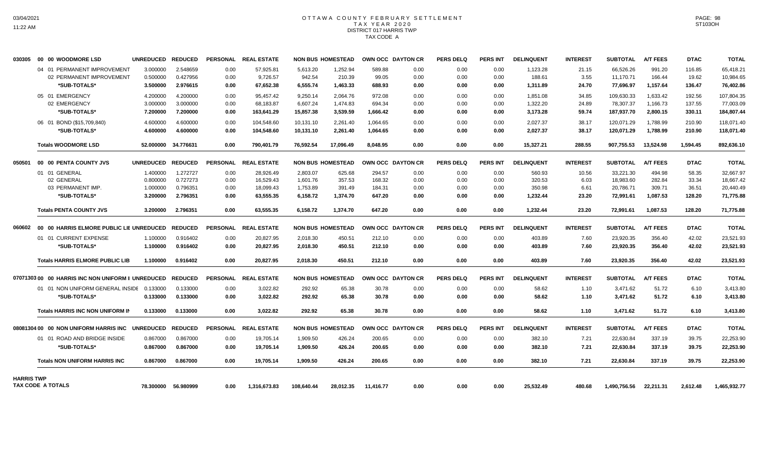# OTTAWA COUNTY FEBRUARY SETTLEMENT
## TAX YEAR 2020
## DISTRICT 017 HARRIS TWP
## TAX CODE A

| | | UNREDUCED | REDUCED | PERSONAL | REAL ESTATE | NON BUS | HOMESTEAD | OWN OCC | DAYTON CR | PERS DELQ | PERS INT | DELINQUENT | INTEREST | SUBTOTAL | A/T FEES | DTAC | TOTAL |
|---|---|---|---|---|---|---|---|---|---|---|---|---|---|---|---|---|---|
| 030305 | 00 00 WOODMORE LSD | UNREDUCED | REDUCED | PERSONAL | REAL ESTATE | NON BUS | HOMESTEAD | OWN OCC | DAYTON CR | PERS DELQ | PERS INT | DELINQUENT | INTEREST | SUBTOTAL | A/T FEES | DTAC | TOTAL |
| | 04 01 PERMANENT IMPROVEMENT | 3.000000 | 2.548659 | 0.00 | 57,925.81 | 5,613.20 | 1,252.94 | 589.88 | 0.00 | 0.00 | 0.00 | 1,123.28 | 21.15 | 66,526.26 | 991.20 | 116.85 | 65,418.21 |
| | 02 PERMANENT IMPROVEMENT | 0.500000 | 0.427956 | 0.00 | 9,726.57 | 942.54 | 210.39 | 99.05 | 0.00 | 0.00 | 0.00 | 188.61 | 3.55 | 11,170.71 | 166.44 | 19.62 | 10,984.65 |
| | *SUB-TOTALS* | 3.500000 | 2.976615 | 0.00 | 67,652.38 | 6,555.74 | 1,463.33 | 688.93 | 0.00 | 0.00 | 0.00 | 1,311.89 | 24.70 | 77,696.97 | 1,157.64 | 136.47 | 76,402.86 |
| | 05 01 EMERGENCY | 4.200000 | 4.200000 | 0.00 | 95,457.42 | 9,250.14 | 2,064.76 | 972.08 | 0.00 | 0.00 | 0.00 | 1,851.08 | 34.85 | 109,630.33 | 1,633.42 | 192.56 | 107,804.35 |
| | 02 EMERGENCY | 3.000000 | 3.000000 | 0.00 | 68,183.87 | 6,607.24 | 1,474.83 | 694.34 | 0.00 | 0.00 | 0.00 | 1,322.20 | 24.89 | 78,307.37 | 1,166.73 | 137.55 | 77,003.09 |
| | *SUB-TOTALS* | 7.200000 | 7.200000 | 0.00 | 163,641.29 | 15,857.38 | 3,539.59 | 1,666.42 | 0.00 | 0.00 | 0.00 | 3,173.28 | 59.74 | 187,937.70 | 2,800.15 | 330.11 | 184,807.44 |
| | 06 01 BOND ($15,709,840) | 4.600000 | 4.600000 | 0.00 | 104,548.60 | 10,131.10 | 2,261.40 | 1,064.65 | 0.00 | 0.00 | 0.00 | 2,027.37 | 38.17 | 120,071.29 | 1,788.99 | 210.90 | 118,071.40 |
| | *SUB-TOTALS* | 4.600000 | 4.600000 | 0.00 | 104,548.60 | 10,131.10 | 2,261.40 | 1,064.65 | 0.00 | 0.00 | 0.00 | 2,027.37 | 38.17 | 120,071.29 | 1,788.99 | 210.90 | 118,071.40 |
| | **Totals WOODMORE LSD** | 52.000000 | 34.776631 | 0.00 | 790,401.79 | 76,592.54 | 17,096.49 | 8,048.95 | 0.00 | 0.00 | 0.00 | 15,327.21 | 288.55 | 907,755.53 | 13,524.98 | 1,594.45 | 892,636.10 |
| 050501 | 00 00 PENTA COUNTY JVS | UNREDUCED | REDUCED | PERSONAL | REAL ESTATE | NON BUS | HOMESTEAD | OWN OCC | DAYTON CR | PERS DELQ | PERS INT | DELINQUENT | INTEREST | SUBTOTAL | A/T FEES | DTAC | TOTAL |
| | 01 01 GENERAL | 1.400000 | 1.272727 | 0.00 | 28,926.49 | 2,803.07 | 625.68 | 294.57 | 0.00 | 0.00 | 0.00 | 560.93 | 10.56 | 33,221.30 | 494.98 | 58.35 | 32,667.97 |
| | 02 GENERAL | 0.800000 | 0.727273 | 0.00 | 16,529.43 | 1,601.76 | 357.53 | 168.32 | 0.00 | 0.00 | 0.00 | 320.53 | 6.03 | 18,983.60 | 282.84 | 33.34 | 18,667.42 |
| | 03 PERMANENT IMP. | 1.000000 | 0.796351 | 0.00 | 18,099.43 | 1,753.89 | 391.49 | 184.31 | 0.00 | 0.00 | 0.00 | 350.98 | 6.61 | 20,786.71 | 309.71 | 36.51 | 20,440.49 |
| | *SUB-TOTALS* | 3.200000 | 2.796351 | 0.00 | 63,555.35 | 6,158.72 | 1,374.70 | 647.20 | 0.00 | 0.00 | 0.00 | 1,232.44 | 23.20 | 72,991.61 | 1,087.53 | 128.20 | 71,775.88 |
| | **Totals PENTA COUNTY JVS** | 3.200000 | 2.796351 | 0.00 | 63,555.35 | 6,158.72 | 1,374.70 | 647.20 | 0.00 | 0.00 | 0.00 | 1,232.44 | 23.20 | 72,991.61 | 1,087.53 | 128.20 | 71,775.88 |
| 060602 | 00 00 HARRIS ELMORE PUBLIC LIE | UNREDUCED | REDUCED | PERSONAL | REAL ESTATE | NON BUS | HOMESTEAD | OWN OCC | DAYTON CR | PERS DELQ | PERS INT | DELINQUENT | INTEREST | SUBTOTAL | A/T FEES | DTAC | TOTAL |
| | 01 01 CURRENT EXPENSE | 1.100000 | 0.916402 | 0.00 | 20,827.95 | 2,018.30 | 450.51 | 212.10 | 0.00 | 0.00 | 0.00 | 403.89 | 7.60 | 23,920.35 | 356.40 | 42.02 | 23,521.93 |
| | *SUB-TOTALS* | 1.100000 | 0.916402 | 0.00 | 20,827.95 | 2,018.30 | 450.51 | 212.10 | 0.00 | 0.00 | 0.00 | 403.89 | 7.60 | 23,920.35 | 356.40 | 42.02 | 23,521.93 |
| | **Totals HARRIS ELMORE PUBLIC LIB** | 1.100000 | 0.916402 | 0.00 | 20,827.95 | 2,018.30 | 450.51 | 212.10 | 0.00 | 0.00 | 0.00 | 403.89 | 7.60 | 23,920.35 | 356.40 | 42.02 | 23,521.93 |
| 07071303 | 00 00 HARRIS INC NON UNIFORM I | UNREDUCED | REDUCED | PERSONAL | REAL ESTATE | NON BUS | HOMESTEAD | OWN OCC | DAYTON CR | PERS DELQ | PERS INT | DELINQUENT | INTEREST | SUBTOTAL | A/T FEES | DTAC | TOTAL |
| | 01 01 NON UNIFORM GENERAL INSIDE | 0.133000 | 0.133000 | 0.00 | 3,022.82 | 292.92 | 65.38 | 30.78 | 0.00 | 0.00 | 0.00 | 58.62 | 1.10 | 3,471.62 | 51.72 | 6.10 | 3,413.80 |
| | *SUB-TOTALS* | 0.133000 | 0.133000 | 0.00 | 3,022.82 | 292.92 | 65.38 | 30.78 | 0.00 | 0.00 | 0.00 | 58.62 | 1.10 | 3,471.62 | 51.72 | 6.10 | 3,413.80 |
| | **Totals HARRIS INC NON UNIFORM IN** | 0.133000 | 0.133000 | 0.00 | 3,022.82 | 292.92 | 65.38 | 30.78 | 0.00 | 0.00 | 0.00 | 58.62 | 1.10 | 3,471.62 | 51.72 | 6.10 | 3,413.80 |
| 08081304 | 00 00 NON UNIFORM HARRIS INC | UNREDUCED | REDUCED | PERSONAL | REAL ESTATE | NON BUS | HOMESTEAD | OWN OCC | DAYTON CR | PERS DELQ | PERS INT | DELINQUENT | INTEREST | SUBTOTAL | A/T FEES | DTAC | TOTAL |
| | 01 01 ROAD AND BRIDGE INSIDE | 0.867000 | 0.867000 | 0.00 | 19,705.14 | 1,909.50 | 426.24 | 200.65 | 0.00 | 0.00 | 0.00 | 382.10 | 7.21 | 22,630.84 | 337.19 | 39.75 | 22,253.90 |
| | *SUB-TOTALS* | 0.867000 | 0.867000 | 0.00 | 19,705.14 | 1,909.50 | 426.24 | 200.65 | 0.00 | 0.00 | 0.00 | 382.10 | 7.21 | 22,630.84 | 337.19 | 39.75 | 22,253.90 |
| | **Totals NON UNIFORM HARRIS INC** | 0.867000 | 0.867000 | 0.00 | 19,705.14 | 1,909.50 | 426.24 | 200.65 | 0.00 | 0.00 | 0.00 | 382.10 | 7.21 | 22,630.84 | 337.19 | 39.75 | 22,253.90 |
| **HARRIS TWP TAX CODE A TOTALS** | | 78.300000 | 56.980999 | 0.00 | 1,316,673.83 | 108,640.44 | 28,012.35 | 11,416.77 | 0.00 | 0.00 | 0.00 | 25,532.49 | 480.68 | 1,490,756.56 | 22,211.31 | 2,612.48 | 1,465,932.77 |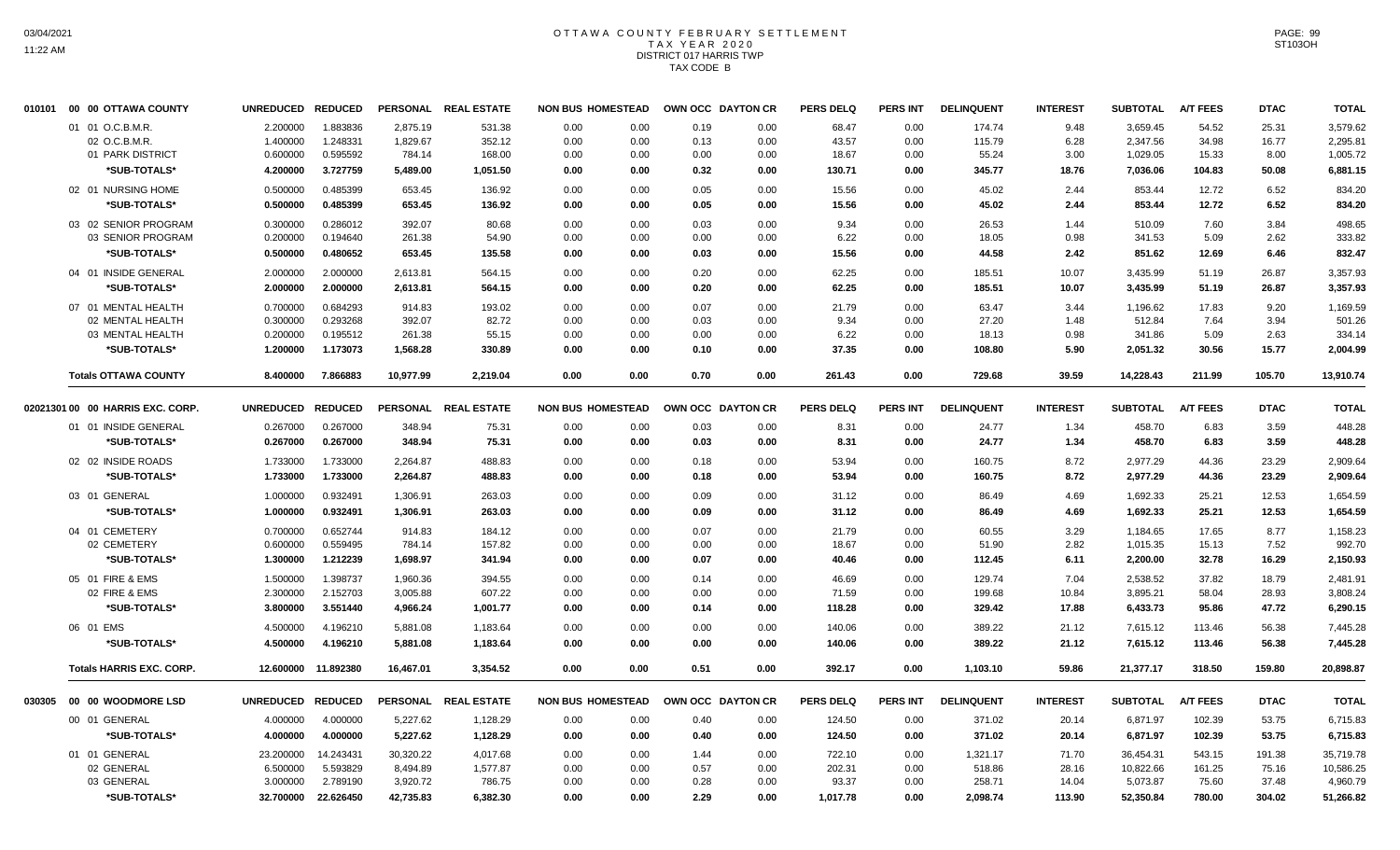# OTTAWA COUNTY FEBRUARY SETTLEMENT
## TAX YEAR 2020
## DISTRICT 017 HARRIS TWP
## TAX CODE B

| | | UNREDUCED | REDUCED | PERSONAL | REAL ESTATE | NON BUS | HOMESTEAD | OWN OCC | DAYTON CR | PERS DELQ | PERS INT | DELINQUENT | INTEREST | SUBTOTAL | A/T FEES | DTAC | TOTAL |
|---|---|---|---|---|---|---|---|---|---|---|---|---|---|---|---|---|---|
| 010101 | 00 00 OTTAWA COUNTY | | | | | | | | | | | | | | | | |
| | 01 01 O.C.B.M.R. | 2.200000 | 1.883836 | 2,875.19 | 531.38 | 0.00 | 0.00 | 0.19 | 0.00 | 68.47 | 0.00 | 174.74 | 9.48 | 3,659.45 | 54.52 | 25.31 | 3,579.62 |
| | 02 O.C.B.M.R. | 1.400000 | 1.248331 | 1,829.67 | 352.12 | 0.00 | 0.00 | 0.13 | 0.00 | 43.57 | 0.00 | 115.79 | 6.28 | 2,347.56 | 34.98 | 16.77 | 2,295.81 |
| | 01 PARK DISTRICT | 0.600000 | 0.595592 | 784.14 | 168.00 | 0.00 | 0.00 | 0.00 | 0.00 | 18.67 | 0.00 | 55.24 | 3.00 | 1,029.05 | 15.33 | 8.00 | 1,005.72 |
| | *SUB-TOTALS* | 4.200000 | 3.727759 | 5,489.00 | 1,051.50 | 0.00 | 0.00 | 0.32 | 0.00 | 130.71 | 0.00 | 345.77 | 18.76 | 7,036.06 | 104.83 | 50.08 | 6,881.15 |
| | 02 01 NURSING HOME | 0.500000 | 0.485399 | 653.45 | 136.92 | 0.00 | 0.00 | 0.05 | 0.00 | 15.56 | 0.00 | 45.02 | 2.44 | 853.44 | 12.72 | 6.52 | 834.20 |
| | *SUB-TOTALS* | 0.500000 | 0.485399 | 653.45 | 136.92 | 0.00 | 0.00 | 0.05 | 0.00 | 15.56 | 0.00 | 45.02 | 2.44 | 853.44 | 12.72 | 6.52 | 834.20 |
| | 03 02 SENIOR PROGRAM | 0.300000 | 0.286012 | 392.07 | 80.68 | 0.00 | 0.00 | 0.03 | 0.00 | 9.34 | 0.00 | 26.53 | 1.44 | 510.09 | 7.60 | 3.84 | 498.65 |
| | 03 SENIOR PROGRAM | 0.200000 | 0.194640 | 261.38 | 54.90 | 0.00 | 0.00 | 0.00 | 0.00 | 6.22 | 0.00 | 18.05 | 0.98 | 341.53 | 5.09 | 2.62 | 333.82 |
| | *SUB-TOTALS* | 0.500000 | 0.480652 | 653.45 | 135.58 | 0.00 | 0.00 | 0.03 | 0.00 | 15.56 | 0.00 | 44.58 | 2.42 | 851.62 | 12.69 | 6.46 | 832.47 |
| | 04 01 INSIDE GENERAL | 2.000000 | 2.000000 | 2,613.81 | 564.15 | 0.00 | 0.00 | 0.20 | 0.00 | 62.25 | 0.00 | 185.51 | 10.07 | 3,435.99 | 51.19 | 26.87 | 3,357.93 |
| | *SUB-TOTALS* | 2.000000 | 2.000000 | 2,613.81 | 564.15 | 0.00 | 0.00 | 0.20 | 0.00 | 62.25 | 0.00 | 185.51 | 10.07 | 3,435.99 | 51.19 | 26.87 | 3,357.93 |
| | 07 01 MENTAL HEALTH | 0.700000 | 0.684293 | 914.83 | 193.02 | 0.00 | 0.00 | 0.07 | 0.00 | 21.79 | 0.00 | 63.47 | 3.44 | 1,196.62 | 17.83 | 9.20 | 1,169.59 |
| | 02 MENTAL HEALTH | 0.300000 | 0.293268 | 392.07 | 82.72 | 0.00 | 0.00 | 0.03 | 0.00 | 9.34 | 0.00 | 27.20 | 1.48 | 512.84 | 7.64 | 3.94 | 501.26 |
| | 03 MENTAL HEALTH | 0.200000 | 0.195512 | 261.38 | 55.15 | 0.00 | 0.00 | 0.00 | 0.00 | 6.22 | 0.00 | 18.13 | 0.98 | 341.86 | 5.09 | 2.63 | 334.14 |
| | *SUB-TOTALS* | 1.200000 | 1.173073 | 1,568.28 | 330.89 | 0.00 | 0.00 | 0.10 | 0.00 | 37.35 | 0.00 | 108.80 | 5.90 | 2,051.32 | 30.56 | 15.77 | 2,004.99 |
| | **Totals OTTAWA COUNTY** | 8.400000 | 7.866883 | 10,977.99 | 2,219.04 | 0.00 | 0.00 | 0.70 | 0.00 | 261.43 | 0.00 | 729.68 | 39.59 | 14,228.43 | 211.99 | 105.70 | 13,910.74 |
| 02021301 | 00 00 HARRIS EXC. CORP. | UNREDUCED | REDUCED | PERSONAL | REAL ESTATE | NON BUS | HOMESTEAD | OWN OCC | DAYTON CR | PERS DELQ | PERS INT | DELINQUENT | INTEREST | SUBTOTAL | A/T FEES | DTAC | TOTAL |
| | 01 01 INSIDE GENERAL | 0.267000 | 0.267000 | 348.94 | 75.31 | 0.00 | 0.00 | 0.03 | 0.00 | 8.31 | 0.00 | 24.77 | 1.34 | 458.70 | 6.83 | 3.59 | 448.28 |
| | *SUB-TOTALS* | 0.267000 | 0.267000 | 348.94 | 75.31 | 0.00 | 0.00 | 0.03 | 0.00 | 8.31 | 0.00 | 24.77 | 1.34 | 458.70 | 6.83 | 3.59 | 448.28 |
| | 02 02 INSIDE ROADS | 1.733000 | 1.733000 | 2,264.87 | 488.83 | 0.00 | 0.00 | 0.18 | 0.00 | 53.94 | 0.00 | 160.75 | 8.72 | 2,977.29 | 44.36 | 23.29 | 2,909.64 |
| | *SUB-TOTALS* | 1.733000 | 1.733000 | 2,264.87 | 488.83 | 0.00 | 0.00 | 0.18 | 0.00 | 53.94 | 0.00 | 160.75 | 8.72 | 2,977.29 | 44.36 | 23.29 | 2,909.64 |
| | 03 01 GENERAL | 1.000000 | 0.932491 | 1,306.91 | 263.03 | 0.00 | 0.00 | 0.09 | 0.00 | 31.12 | 0.00 | 86.49 | 4.69 | 1,692.33 | 25.21 | 12.53 | 1,654.59 |
| | *SUB-TOTALS* | 1.000000 | 0.932491 | 1,306.91 | 263.03 | 0.00 | 0.00 | 0.09 | 0.00 | 31.12 | 0.00 | 86.49 | 4.69 | 1,692.33 | 25.21 | 12.53 | 1,654.59 |
| | 04 01 CEMETERY | 0.700000 | 0.652744 | 914.83 | 184.12 | 0.00 | 0.00 | 0.07 | 0.00 | 21.79 | 0.00 | 60.55 | 3.29 | 1,184.65 | 17.65 | 8.77 | 1,158.23 |
| | 02 CEMETERY | 0.600000 | 0.559495 | 784.14 | 157.82 | 0.00 | 0.00 | 0.00 | 0.00 | 18.67 | 0.00 | 51.90 | 2.82 | 1,015.35 | 15.13 | 7.52 | 992.70 |
| | *SUB-TOTALS* | 1.300000 | 1.212239 | 1,698.97 | 341.94 | 0.00 | 0.00 | 0.07 | 0.00 | 40.46 | 0.00 | 112.45 | 6.11 | 2,200.00 | 32.78 | 16.29 | 2,150.93 |
| | 05 01 FIRE & EMS | 1.500000 | 1.398737 | 1,960.36 | 394.55 | 0.00 | 0.00 | 0.14 | 0.00 | 46.69 | 0.00 | 129.74 | 7.04 | 2,538.52 | 37.82 | 18.79 | 2,481.91 |
| | 02 FIRE & EMS | 2.300000 | 2.152703 | 3,005.88 | 607.22 | 0.00 | 0.00 | 0.00 | 0.00 | 71.59 | 0.00 | 199.68 | 10.84 | 3,895.21 | 58.04 | 28.93 | 3,808.24 |
| | *SUB-TOTALS* | 3.800000 | 3.551440 | 4,966.24 | 1,001.77 | 0.00 | 0.00 | 0.14 | 0.00 | 118.28 | 0.00 | 329.42 | 17.88 | 6,433.73 | 95.86 | 47.72 | 6,290.15 |
| | 06 01 EMS | 4.500000 | 4.196210 | 5,881.08 | 1,183.64 | 0.00 | 0.00 | 0.00 | 0.00 | 140.06 | 0.00 | 389.22 | 21.12 | 7,615.12 | 113.46 | 56.38 | 7,445.28 |
| | *SUB-TOTALS* | 4.500000 | 4.196210 | 5,881.08 | 1,183.64 | 0.00 | 0.00 | 0.00 | 0.00 | 140.06 | 0.00 | 389.22 | 21.12 | 7,615.12 | 113.46 | 56.38 | 7,445.28 |
| | **Totals HARRIS EXC. CORP.** | 12.600000 | 11.892380 | 16,467.01 | 3,354.52 | 0.00 | 0.00 | 0.51 | 0.00 | 392.17 | 0.00 | 1,103.10 | 59.86 | 21,377.17 | 318.50 | 159.80 | 20,898.87 |
| 030305 | 00 00 WOODMORE LSD | UNREDUCED | REDUCED | PERSONAL | REAL ESTATE | NON BUS | HOMESTEAD | OWN OCC | DAYTON CR | PERS DELQ | PERS INT | DELINQUENT | INTEREST | SUBTOTAL | A/T FEES | DTAC | TOTAL |
| | 00 01 GENERAL | 4.000000 | 4.000000 | 5,227.62 | 1,128.29 | 0.00 | 0.00 | 0.40 | 0.00 | 124.50 | 0.00 | 371.02 | 20.14 | 6,871.97 | 102.39 | 53.75 | 6,715.83 |
| | *SUB-TOTALS* | 4.000000 | 4.000000 | 5,227.62 | 1,128.29 | 0.00 | 0.00 | 0.40 | 0.00 | 124.50 | 0.00 | 371.02 | 20.14 | 6,871.97 | 102.39 | 53.75 | 6,715.83 |
| | 01 01 GENERAL | 23.200000 | 14.243431 | 30,320.22 | 4,017.68 | 0.00 | 0.00 | 1.44 | 0.00 | 722.10 | 0.00 | 1,321.17 | 71.70 | 36,454.31 | 543.15 | 191.38 | 35,719.78 |
| | 02 GENERAL | 6.500000 | 5.593829 | 8,494.89 | 1,577.87 | 0.00 | 0.00 | 0.57 | 0.00 | 202.31 | 0.00 | 518.86 | 28.16 | 10,822.66 | 161.25 | 75.16 | 10,586.25 |
| | 03 GENERAL | 3.000000 | 2.789190 | 3,920.72 | 786.75 | 0.00 | 0.00 | 0.28 | 0.00 | 93.37 | 0.00 | 258.71 | 14.04 | 5,073.87 | 75.60 | 37.48 | 4,960.79 |
| | *SUB-TOTALS* | 32.700000 | 22.626450 | 42,735.83 | 6,382.30 | 0.00 | 0.00 | 2.29 | 0.00 | 1,017.78 | 0.00 | 2,098.74 | 113.90 | 52,350.84 | 780.00 | 304.02 | 51,266.82 |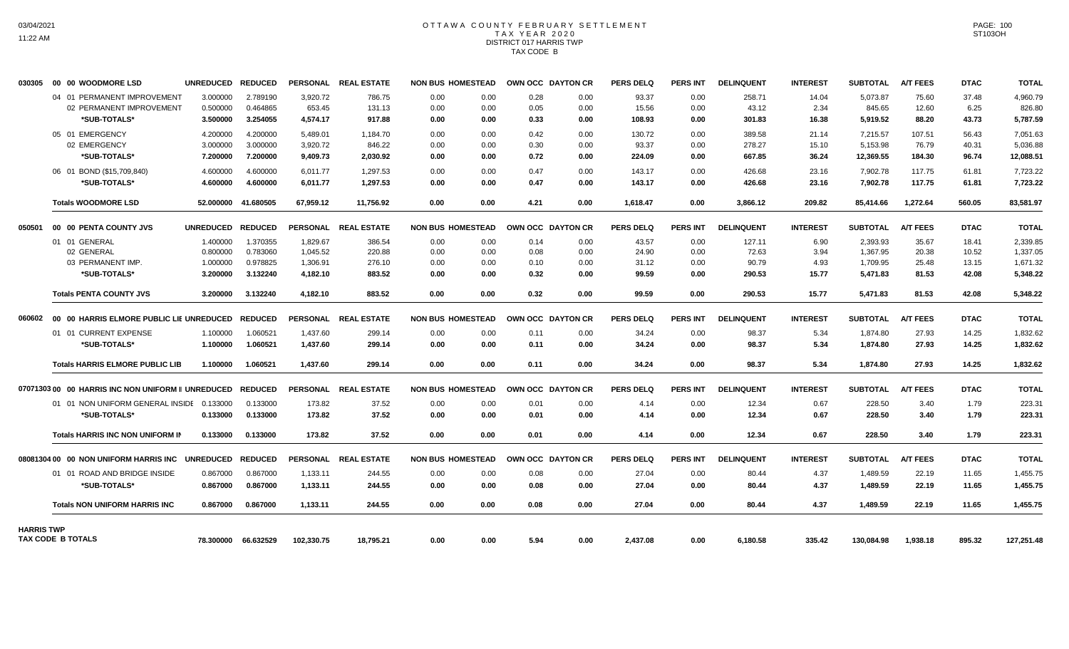# OTTAWA COUNTY FEBRUARY SETTLEMENT
## TAX YEAR 2020
## DISTRICT 017 HARRIS TWP
## TAX CODE B

| | | UNREDUCED | REDUCED | PERSONAL | REAL ESTATE | NON BUS | HOMESTEAD | OWN OCC | DAYTON CR | PERS DELQ | PERS INT | DELINQUENT | INTEREST | SUBTOTAL | A/T FEES | DTAC | TOTAL |
|---|---|---|---|---|---|---|---|---|---|---|---|---|---|---|---|---|---|
| 030305 | 00 00 WOODMORE LSD | UNREDUCED | REDUCED | PERSONAL | REAL ESTATE | NON BUS | HOMESTEAD | OWN OCC | DAYTON CR | PERS DELQ | PERS INT | DELINQUENT | INTEREST | SUBTOTAL | A/T FEES | DTAC | TOTAL |
| | 04 01 PERMANENT IMPROVEMENT | 3.000000 | 2.789190 | 3,920.72 | 786.75 | 0.00 | 0.00 | 0.28 | 0.00 | 93.37 | 0.00 | 258.71 | 14.04 | 5,073.87 | 75.60 | 37.48 | 4,960.79 |
| | 02 PERMANENT IMPROVEMENT | 0.500000 | 0.464865 | 653.45 | 131.13 | 0.00 | 0.00 | 0.05 | 0.00 | 15.56 | 0.00 | 43.12 | 2.34 | 845.65 | 12.60 | 6.25 | 826.80 |
| | *SUB-TOTALS* | 3.500000 | 3.254055 | 4,574.17 | 917.88 | 0.00 | 0.00 | 0.33 | 0.00 | 108.93 | 0.00 | 301.83 | 16.38 | 5,919.52 | 88.20 | 43.73 | 5,787.59 |
| | 05 01 EMERGENCY | 4.200000 | 4.200000 | 5,489.01 | 1,184.70 | 0.00 | 0.00 | 0.42 | 0.00 | 130.72 | 0.00 | 389.58 | 21.14 | 7,215.57 | 107.51 | 56.43 | 7,051.63 |
| | 02 EMERGENCY | 3.000000 | 3.000000 | 3,920.72 | 846.22 | 0.00 | 0.00 | 0.30 | 0.00 | 93.37 | 0.00 | 278.27 | 15.10 | 5,153.98 | 76.79 | 40.31 | 5,036.88 |
| | *SUB-TOTALS* | 7.200000 | 7.200000 | 9,409.73 | 2,030.92 | 0.00 | 0.00 | 0.72 | 0.00 | 224.09 | 0.00 | 667.85 | 36.24 | 12,369.55 | 184.30 | 96.74 | 12,088.51 |
| | 06 01 BOND ($15,709,840) | 4.600000 | 4.600000 | 6,011.77 | 1,297.53 | 0.00 | 0.00 | 0.47 | 0.00 | 143.17 | 0.00 | 426.68 | 23.16 | 7,902.78 | 117.75 | 61.81 | 7,723.22 |
| | *SUB-TOTALS* | 4.600000 | 4.600000 | 6,011.77 | 1,297.53 | 0.00 | 0.00 | 0.47 | 0.00 | 143.17 | 0.00 | 426.68 | 23.16 | 7,902.78 | 117.75 | 61.81 | 7,723.22 |
| | Totals WOODMORE LSD | 52.000000 | 41.680505 | 67,959.12 | 11,756.92 | 0.00 | 0.00 | 4.21 | 0.00 | 1,618.47 | 0.00 | 3,866.12 | 209.82 | 85,414.66 | 1,272.64 | 560.05 | 83,581.97 |
| 050501 | 00 00 PENTA COUNTY JVS | UNREDUCED | REDUCED | PERSONAL | REAL ESTATE | NON BUS | HOMESTEAD | OWN OCC | DAYTON CR | PERS DELQ | PERS INT | DELINQUENT | INTEREST | SUBTOTAL | A/T FEES | DTAC | TOTAL |
| | 01 01 GENERAL | 1.400000 | 1.370355 | 1,829.67 | 386.54 | 0.00 | 0.00 | 0.14 | 0.00 | 43.57 | 0.00 | 127.11 | 6.90 | 2,393.93 | 35.67 | 18.41 | 2,339.85 |
| | 02 GENERAL | 0.800000 | 0.783060 | 1,045.52 | 220.88 | 0.00 | 0.00 | 0.08 | 0.00 | 24.90 | 0.00 | 72.63 | 3.94 | 1,367.95 | 20.38 | 10.52 | 1,337.05 |
| | 03 PERMANENT IMP. | 1.000000 | 0.978825 | 1,306.91 | 276.10 | 0.00 | 0.00 | 0.10 | 0.00 | 31.12 | 0.00 | 90.79 | 4.93 | 1,709.95 | 25.48 | 13.15 | 1,671.32 |
| | *SUB-TOTALS* | 3.200000 | 3.132240 | 4,182.10 | 883.52 | 0.00 | 0.00 | 0.32 | 0.00 | 99.59 | 0.00 | 290.53 | 15.77 | 5,471.83 | 81.53 | 42.08 | 5,348.22 |
| | Totals PENTA COUNTY JVS | 3.200000 | 3.132240 | 4,182.10 | 883.52 | 0.00 | 0.00 | 0.32 | 0.00 | 99.59 | 0.00 | 290.53 | 15.77 | 5,471.83 | 81.53 | 42.08 | 5,348.22 |
| 060602 | 00 00 HARRIS ELMORE PUBLIC LIE | UNREDUCED | REDUCED | PERSONAL | REAL ESTATE | NON BUS | HOMESTEAD | OWN OCC | DAYTON CR | PERS DELQ | PERS INT | DELINQUENT | INTEREST | SUBTOTAL | A/T FEES | DTAC | TOTAL |
| | 01 01 CURRENT EXPENSE | 1.100000 | 1.060521 | 1,437.60 | 299.14 | 0.00 | 0.00 | 0.11 | 0.00 | 34.24 | 0.00 | 98.37 | 5.34 | 1,874.80 | 27.93 | 14.25 | 1,832.62 |
| | *SUB-TOTALS* | 1.100000 | 1.060521 | 1,437.60 | 299.14 | 0.00 | 0.00 | 0.11 | 0.00 | 34.24 | 0.00 | 98.37 | 5.34 | 1,874.80 | 27.93 | 14.25 | 1,832.62 |
| | Totals HARRIS ELMORE PUBLIC LIB | 1.100000 | 1.060521 | 1,437.60 | 299.14 | 0.00 | 0.00 | 0.11 | 0.00 | 34.24 | 0.00 | 98.37 | 5.34 | 1,874.80 | 27.93 | 14.25 | 1,832.62 |
| 07071303 | 00 00 HARRIS INC NON UNIFORM I | UNREDUCED | REDUCED | PERSONAL | REAL ESTATE | NON BUS | HOMESTEAD | OWN OCC | DAYTON CR | PERS DELQ | PERS INT | DELINQUENT | INTEREST | SUBTOTAL | A/T FEES | DTAC | TOTAL |
| | 01 01 NON UNIFORM GENERAL INSIDE | 0.133000 | 0.133000 | 173.82 | 37.52 | 0.00 | 0.00 | 0.01 | 0.00 | 4.14 | 0.00 | 12.34 | 0.67 | 228.50 | 3.40 | 1.79 | 223.31 |
| | *SUB-TOTALS* | 0.133000 | 0.133000 | 173.82 | 37.52 | 0.00 | 0.00 | 0.01 | 0.00 | 4.14 | 0.00 | 12.34 | 0.67 | 228.50 | 3.40 | 1.79 | 223.31 |
| | Totals HARRIS INC NON UNIFORM IN | 0.133000 | 0.133000 | 173.82 | 37.52 | 0.00 | 0.00 | 0.01 | 0.00 | 4.14 | 0.00 | 12.34 | 0.67 | 228.50 | 3.40 | 1.79 | 223.31 |
| 08081304 | 00 00 NON UNIFORM HARRIS INC | UNREDUCED | REDUCED | PERSONAL | REAL ESTATE | NON BUS | HOMESTEAD | OWN OCC | DAYTON CR | PERS DELQ | PERS INT | DELINQUENT | INTEREST | SUBTOTAL | A/T FEES | DTAC | TOTAL |
| | 01 01 ROAD AND BRIDGE INSIDE | 0.867000 | 0.867000 | 1,133.11 | 244.55 | 0.00 | 0.00 | 0.08 | 0.00 | 27.04 | 0.00 | 80.44 | 4.37 | 1,489.59 | 22.19 | 11.65 | 1,455.75 |
| | *SUB-TOTALS* | 0.867000 | 0.867000 | 1,133.11 | 244.55 | 0.00 | 0.00 | 0.08 | 0.00 | 27.04 | 0.00 | 80.44 | 4.37 | 1,489.59 | 22.19 | 11.65 | 1,455.75 |
| | Totals NON UNIFORM HARRIS INC | 0.867000 | 0.867000 | 1,133.11 | 244.55 | 0.00 | 0.00 | 0.08 | 0.00 | 27.04 | 0.00 | 80.44 | 4.37 | 1,489.59 | 22.19 | 11.65 | 1,455.75 |
| HARRIS TWP TAX CODE B TOTALS | | 78.300000 | 66.632529 | 102,330.75 | 18,795.21 | 0.00 | 0.00 | 5.94 | 0.00 | 2,437.08 | 0.00 | 6,180.58 | 335.42 | 130,084.98 | 1,938.18 | 895.32 | 127,251.48 |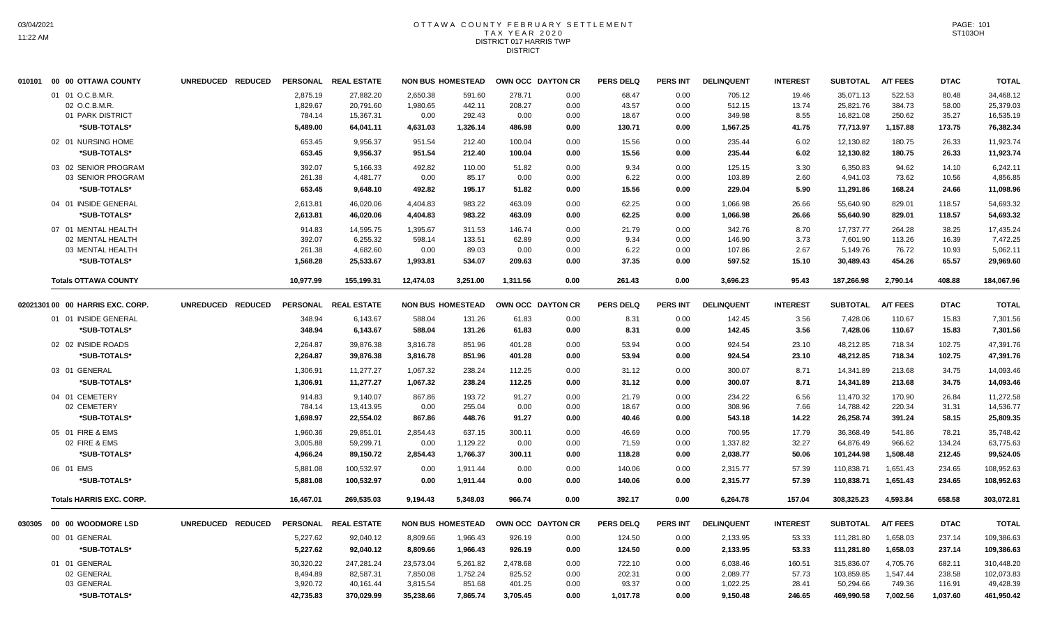# OTTAWA COUNTY FEBRUARY SETTLEMENT
## TAX YEAR 2020
## DISTRICT 017 HARRIS TWP
### DISTRICT

| 010101 00 00 OTTAWA COUNTY | UNREDUCED | REDUCED | PERSONAL | REAL ESTATE | NON BUS | HOMESTEAD | OWN OCC | DAYTON CR | PERS DELQ | PERS INT | DELINQUENT | INTEREST | SUBTOTAL | A/T FEES | DTAC | TOTAL |
|---|---|---|---|---|---|---|---|---|---|---|---|---|---|---|---|---|
| 01 01 O.C.B.M.R. | | | 2,875.19 | 27,882.20 | 2,650.38 | 591.60 | 278.71 | 0.00 | 68.47 | 0.00 | 705.12 | 19.46 | 35,071.13 | 522.53 | 80.48 | 34,468.12 |
| 02 O.C.B.M.R. | | | 1,829.67 | 20,791.60 | 1,980.65 | 442.11 | 208.27 | 0.00 | 43.57 | 0.00 | 512.15 | 13.74 | 25,821.76 | 384.73 | 58.00 | 25,379.03 |
| 01 PARK DISTRICT | | | 784.14 | 15,367.31 | 0.00 | 292.43 | 0.00 | 0.00 | 18.67 | 0.00 | 349.98 | 8.55 | 16,821.08 | 250.62 | 35.27 | 16,535.19 |
| *SUB-TOTALS* | | | 5,489.00 | 64,041.11 | 4,631.03 | 1,326.14 | 486.98 | 0.00 | 130.71 | 0.00 | 1,567.25 | 41.75 | 77,713.97 | 1,157.88 | 173.75 | 76,382.34 |
| 02 01 NURSING HOME | | | 653.45 | 9,956.37 | 951.54 | 212.40 | 100.04 | 0.00 | 15.56 | 0.00 | 235.44 | 6.02 | 12,130.82 | 180.75 | 26.33 | 11,923.74 |
| *SUB-TOTALS* | | | 653.45 | 9,956.37 | 951.54 | 212.40 | 100.04 | 0.00 | 15.56 | 0.00 | 235.44 | 6.02 | 12,130.82 | 180.75 | 26.33 | 11,923.74 |
| 03 02 SENIOR PROGRAM | | | 392.07 | 5,166.33 | 492.82 | 110.00 | 51.82 | 0.00 | 9.34 | 0.00 | 125.15 | 3.30 | 6,350.83 | 94.62 | 14.10 | 6,242.11 |
| 03 SENIOR PROGRAM | | | 261.38 | 4,481.77 | 0.00 | 85.17 | 0.00 | 0.00 | 6.22 | 0.00 | 103.89 | 2.60 | 4,941.03 | 73.62 | 10.56 | 4,856.85 |
| *SUB-TOTALS* | | | 653.45 | 9,648.10 | 492.82 | 195.17 | 51.82 | 0.00 | 15.56 | 0.00 | 229.04 | 5.90 | 11,291.86 | 168.24 | 24.66 | 11,098.96 |
| 04 01 INSIDE GENERAL | | | 2,613.81 | 46,020.06 | 4,404.83 | 983.22 | 463.09 | 0.00 | 62.25 | 0.00 | 1,066.98 | 26.66 | 55,640.90 | 829.01 | 118.57 | 54,693.32 |
| *SUB-TOTALS* | | | 2,613.81 | 46,020.06 | 4,404.83 | 983.22 | 463.09 | 0.00 | 62.25 | 0.00 | 1,066.98 | 26.66 | 55,640.90 | 829.01 | 118.57 | 54,693.32 |
| 07 01 MENTAL HEALTH | | | 914.83 | 14,595.75 | 1,395.67 | 311.53 | 146.74 | 0.00 | 21.79 | 0.00 | 342.76 | 8.70 | 17,737.77 | 264.28 | 38.25 | 17,435.24 |
| 02 MENTAL HEALTH | | | 392.07 | 6,255.32 | 598.14 | 133.51 | 62.89 | 0.00 | 9.34 | 0.00 | 146.90 | 3.73 | 7,601.90 | 113.26 | 16.39 | 7,472.25 |
| 03 MENTAL HEALTH | | | 261.38 | 4,682.60 | 0.00 | 89.03 | 0.00 | 0.00 | 6.22 | 0.00 | 107.86 | 2.67 | 5,149.76 | 76.72 | 10.93 | 5,062.11 |
| *SUB-TOTALS* | | | 1,568.28 | 25,533.67 | 1,993.81 | 534.07 | 209.63 | 0.00 | 37.35 | 0.00 | 597.52 | 15.10 | 30,489.43 | 454.26 | 65.57 | 29,969.60 |
| **Totals OTTAWA COUNTY** | | | 10,977.99 | 155,199.31 | 12,474.03 | 3,251.00 | 1,311.56 | 0.00 | 261.43 | 0.00 | 3,696.23 | 95.43 | 187,266.98 | 2,790.14 | 408.88 | 184,067.96 |

| 02021301 00 00 HARRIS EXC. CORP. | UNREDUCED | REDUCED | PERSONAL | REAL ESTATE | NON BUS | HOMESTEAD | OWN OCC | DAYTON CR | PERS DELQ | PERS INT | DELINQUENT | INTEREST | SUBTOTAL | A/T FEES | DTAC | TOTAL |
|---|---|---|---|---|---|---|---|---|---|---|---|---|---|---|---|---|
| 01 01 INSIDE GENERAL | | | 348.94 | 6,143.67 | 588.04 | 131.26 | 61.83 | 0.00 | 8.31 | 0.00 | 142.45 | 3.56 | 7,428.06 | 110.67 | 15.83 | 7,301.56 |
| *SUB-TOTALS* | | | 348.94 | 6,143.67 | 588.04 | 131.26 | 61.83 | 0.00 | 8.31 | 0.00 | 142.45 | 3.56 | 7,428.06 | 110.67 | 15.83 | 7,301.56 |
| 02 02 INSIDE ROADS | | | 2,264.87 | 39,876.38 | 3,816.78 | 851.96 | 401.28 | 0.00 | 53.94 | 0.00 | 924.54 | 23.10 | 48,212.85 | 718.34 | 102.75 | 47,391.76 |
| *SUB-TOTALS* | | | 2,264.87 | 39,876.38 | 3,816.78 | 851.96 | 401.28 | 0.00 | 53.94 | 0.00 | 924.54 | 23.10 | 48,212.85 | 718.34 | 102.75 | 47,391.76 |
| 03 01 GENERAL | | | 1,306.91 | 11,277.27 | 1,067.32 | 238.24 | 112.25 | 0.00 | 31.12 | 0.00 | 300.07 | 8.71 | 14,341.89 | 213.68 | 34.75 | 14,093.46 |
| *SUB-TOTALS* | | | 1,306.91 | 11,277.27 | 1,067.32 | 238.24 | 112.25 | 0.00 | 31.12 | 0.00 | 300.07 | 8.71 | 14,341.89 | 213.68 | 34.75 | 14,093.46 |
| 04 01 CEMETERY | | | 914.83 | 9,140.07 | 867.86 | 193.72 | 91.27 | 0.00 | 21.79 | 0.00 | 234.22 | 6.56 | 11,470.32 | 170.90 | 26.84 | 11,272.58 |
| 02 CEMETERY | | | 784.14 | 13,413.95 | 0.00 | 255.04 | 0.00 | 0.00 | 18.67 | 0.00 | 308.96 | 7.66 | 14,788.42 | 220.34 | 31.31 | 14,536.77 |
| *SUB-TOTALS* | | | 1,698.97 | 22,554.02 | 867.86 | 448.76 | 91.27 | 0.00 | 40.46 | 0.00 | 543.18 | 14.22 | 26,258.74 | 391.24 | 58.15 | 25,809.35 |
| 05 01 FIRE & EMS | | | 1,960.36 | 29,851.01 | 2,854.43 | 637.15 | 300.11 | 0.00 | 46.69 | 0.00 | 700.95 | 17.79 | 36,368.49 | 541.86 | 78.21 | 35,748.42 |
| 02 FIRE & EMS | | | 3,005.88 | 59,299.71 | 0.00 | 1,129.22 | 0.00 | 0.00 | 71.59 | 0.00 | 1,337.82 | 32.27 | 64,876.49 | 966.62 | 134.24 | 63,775.63 |
| *SUB-TOTALS* | | | 4,966.24 | 89,150.72 | 2,854.43 | 1,766.37 | 300.11 | 0.00 | 118.28 | 0.00 | 2,038.77 | 50.06 | 101,244.98 | 1,508.48 | 212.45 | 99,524.05 |
| 06 01 EMS | | | 5,881.08 | 100,532.97 | 0.00 | 1,911.44 | 0.00 | 0.00 | 140.06 | 0.00 | 2,315.77 | 57.39 | 110,838.71 | 1,651.43 | 234.65 | 108,952.63 |
| *SUB-TOTALS* | | | 5,881.08 | 100,532.97 | 0.00 | 1,911.44 | 0.00 | 0.00 | 140.06 | 0.00 | 2,315.77 | 57.39 | 110,838.71 | 1,651.43 | 234.65 | 108,952.63 |
| **Totals HARRIS EXC. CORP.** | | | 16,467.01 | 269,535.03 | 9,194.43 | 5,348.03 | 966.74 | 0.00 | 392.17 | 0.00 | 6,264.78 | 157.04 | 308,325.23 | 4,593.84 | 658.58 | 303,072.81 |

| 030305 00 00 WOODMORE LSD | UNREDUCED | REDUCED | PERSONAL | REAL ESTATE | NON BUS | HOMESTEAD | OWN OCC | DAYTON CR | PERS DELQ | PERS INT | DELINQUENT | INTEREST | SUBTOTAL | A/T FEES | DTAC | TOTAL |
|---|---|---|---|---|---|---|---|---|---|---|---|---|---|---|---|---|
| 00 01 GENERAL | | | 5,227.62 | 92,040.12 | 8,809.66 | 1,966.43 | 926.19 | 0.00 | 124.50 | 0.00 | 2,133.95 | 53.33 | 111,281.80 | 1,658.03 | 237.14 | 109,386.63 |
| *SUB-TOTALS* | | | 5,227.62 | 92,040.12 | 8,809.66 | 1,966.43 | 926.19 | 0.00 | 124.50 | 0.00 | 2,133.95 | 53.33 | 111,281.80 | 1,658.03 | 237.14 | 109,386.63 |
| 01 01 GENERAL | | | 30,320.22 | 247,281.24 | 23,573.04 | 5,261.82 | 2,478.68 | 0.00 | 722.10 | 0.00 | 6,038.46 | 160.51 | 315,836.07 | 4,705.76 | 682.11 | 310,448.20 |
| 02 GENERAL | | | 8,494.89 | 82,587.31 | 7,850.08 | 1,752.24 | 825.52 | 0.00 | 202.31 | 0.00 | 2,089.77 | 57.73 | 103,859.85 | 1,547.44 | 238.58 | 102,073.83 |
| 03 GENERAL | | | 3,920.72 | 40,161.44 | 3,815.54 | 851.68 | 401.25 | 0.00 | 93.37 | 0.00 | 1,022.25 | 28.41 | 50,294.66 | 749.36 | 116.91 | 49,428.39 |
| *SUB-TOTALS* | | | 42,735.83 | 370,029.99 | 35,238.66 | 7,865.74 | 3,705.45 | 0.00 | 1,017.78 | 0.00 | 9,150.48 | 246.65 | 469,990.58 | 7,002.56 | 1,037.60 | 461,950.42 |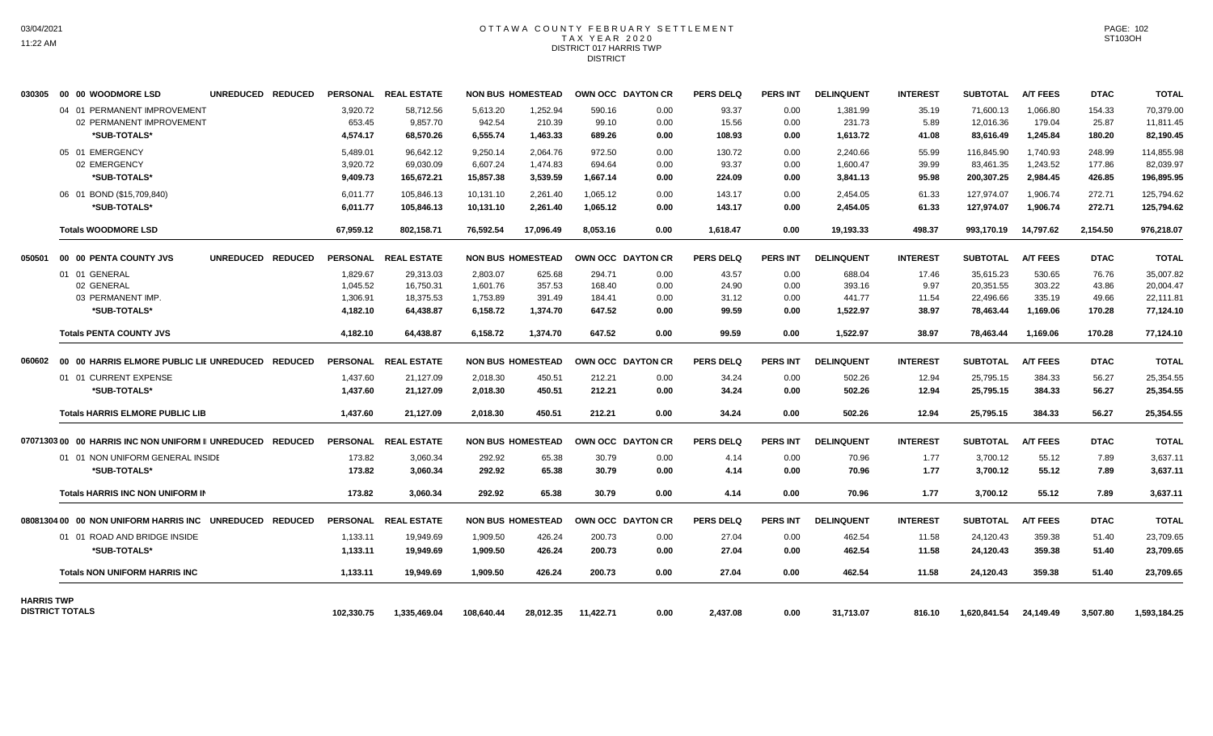# OTTAWA COUNTY FEBRUARY SETTLEMENT
## TAX YEAR 2020
## DISTRICT 017 HARRIS TWP
## DISTRICT

| | | | PERSONAL | REAL ESTATE | NON BUS | HOMESTEAD | OWN OCC | DAYTON CR | PERS DELQ | PERS INT | DELINQUENT | INTEREST | SUBTOTAL | A/T FEES | DTAC | TOTAL |
|---|---|---|---|---|---|---|---|---|---|---|---|---|---|---|---|---|
| 030305 | 00 00 WOODMORE LSD | UNREDUCED REDUCED | PERSONAL | REAL ESTATE | NON BUS | HOMESTEAD | OWN OCC | DAYTON CR | PERS DELQ | PERS INT | DELINQUENT | INTEREST | SUBTOTAL | A/T FEES | DTAC | TOTAL |
| | 04 01 PERMANENT IMPROVEMENT | | 3,920.72 | 58,712.56 | 5,613.20 | 1,252.94 | 590.16 | 0.00 | 93.37 | 0.00 | 1,381.99 | 35.19 | 71,600.13 | 1,066.80 | 154.33 | 70,379.00 |
| | 02 PERMANENT IMPROVEMENT | | 653.45 | 9,857.70 | 942.54 | 210.39 | 99.10 | 0.00 | 15.56 | 0.00 | 231.73 | 5.89 | 12,016.36 | 179.04 | 25.87 | 11,811.45 |
| | *SUB-TOTALS* | | **4,574.17** | **68,570.26** | **6,555.74** | **1,463.33** | **689.26** | **0.00** | **108.93** | **0.00** | **1,613.72** | **41.08** | **83,616.49** | **1,245.84** | **180.20** | **82,190.45** |
| | 05 01 EMERGENCY | | 5,489.01 | 96,642.12 | 9,250.14 | 2,064.76 | 972.50 | 0.00 | 130.72 | 0.00 | 2,240.66 | 55.99 | 116,845.90 | 1,740.93 | 248.99 | 114,855.98 |
| | 02 EMERGENCY | | 3,920.72 | 69,030.09 | 6,607.24 | 1,474.83 | 694.64 | 0.00 | 93.37 | 0.00 | 1,600.47 | 39.99 | 83,461.35 | 1,243.52 | 177.86 | 82,039.97 |
| | *SUB-TOTALS* | | **9,409.73** | **165,672.21** | **15,857.38** | **3,539.59** | **1,667.14** | **0.00** | **224.09** | **0.00** | **3,841.13** | **95.98** | **200,307.25** | **2,984.45** | **426.85** | **196,895.95** |
| | 06 01 BOND ($15,709,840) | | 6,011.77 | 105,846.13 | 10,131.10 | 2,261.40 | 1,065.12 | 0.00 | 143.17 | 0.00 | 2,454.05 | 61.33 | 127,974.07 | 1,906.74 | 272.71 | 125,794.62 |
| | *SUB-TOTALS* | | **6,011.77** | **105,846.13** | **10,131.10** | **2,261.40** | **1,065.12** | **0.00** | **143.17** | **0.00** | **2,454.05** | **61.33** | **127,974.07** | **1,906.74** | **272.71** | **125,794.62** |
| | **Totals WOODMORE LSD** | | **67,959.12** | **802,158.71** | **76,592.54** | **17,096.49** | **8,053.16** | **0.00** | **1,618.47** | **0.00** | **19,193.33** | **498.37** | **993,170.19** | **14,797.62** | **2,154.50** | **976,218.07** |
| 050501 | 00 00 PENTA COUNTY JVS | UNREDUCED REDUCED | PERSONAL | REAL ESTATE | NON BUS | HOMESTEAD | OWN OCC | DAYTON CR | PERS DELQ | PERS INT | DELINQUENT | INTEREST | SUBTOTAL | A/T FEES | DTAC | TOTAL |
| | 01 01 GENERAL | | 1,829.67 | 29,313.03 | 2,803.07 | 625.68 | 294.71 | 0.00 | 43.57 | 0.00 | 688.04 | 17.46 | 35,615.23 | 530.65 | 76.76 | 35,007.82 |
| | 02 GENERAL | | 1,045.52 | 16,750.31 | 1,601.76 | 357.53 | 168.40 | 0.00 | 24.90 | 0.00 | 393.16 | 9.97 | 20,351.55 | 303.22 | 43.86 | 20,004.47 |
| | 03 PERMANENT IMP. | | 1,306.91 | 18,375.53 | 1,753.89 | 391.49 | 184.41 | 0.00 | 31.12 | 0.00 | 441.77 | 11.54 | 22,496.66 | 335.19 | 49.66 | 22,111.81 |
| | *SUB-TOTALS* | | **4,182.10** | **64,438.87** | **6,158.72** | **1,374.70** | **647.52** | **0.00** | **99.59** | **0.00** | **1,522.97** | **38.97** | **78,463.44** | **1,169.06** | **170.28** | **77,124.10** |
| | **Totals PENTA COUNTY JVS** | | **4,182.10** | **64,438.87** | **6,158.72** | **1,374.70** | **647.52** | **0.00** | **99.59** | **0.00** | **1,522.97** | **38.97** | **78,463.44** | **1,169.06** | **170.28** | **77,124.10** |
| 060602 | 00 00 HARRIS ELMORE PUBLIC LIE | UNREDUCED REDUCED | PERSONAL | REAL ESTATE | NON BUS | HOMESTEAD | OWN OCC | DAYTON CR | PERS DELQ | PERS INT | DELINQUENT | INTEREST | SUBTOTAL | A/T FEES | DTAC | TOTAL |
| | 01 01 CURRENT EXPENSE | | 1,437.60 | 21,127.09 | 2,018.30 | 450.51 | 212.21 | 0.00 | 34.24 | 0.00 | 502.26 | 12.94 | 25,795.15 | 384.33 | 56.27 | 25,354.55 |
| | *SUB-TOTALS* | | **1,437.60** | **21,127.09** | **2,018.30** | **450.51** | **212.21** | **0.00** | **34.24** | **0.00** | **502.26** | **12.94** | **25,795.15** | **384.33** | **56.27** | **25,354.55** |
| | **Totals HARRIS ELMORE PUBLIC LIB** | | **1,437.60** | **21,127.09** | **2,018.30** | **450.51** | **212.21** | **0.00** | **34.24** | **0.00** | **502.26** | **12.94** | **25,795.15** | **384.33** | **56.27** | **25,354.55** |
| 07071303 | 00 00 HARRIS INC NON UNIFORM II | UNREDUCED REDUCED | PERSONAL | REAL ESTATE | NON BUS | HOMESTEAD | OWN OCC | DAYTON CR | PERS DELQ | PERS INT | DELINQUENT | INTEREST | SUBTOTAL | A/T FEES | DTAC | TOTAL |
| | 01 01 NON UNIFORM GENERAL INSIDE | | 173.82 | 3,060.34 | 292.92 | 65.38 | 30.79 | 0.00 | 4.14 | 0.00 | 70.96 | 1.77 | 3,700.12 | 55.12 | 7.89 | 3,637.11 |
| | *SUB-TOTALS* | | **173.82** | **3,060.34** | **292.92** | **65.38** | **30.79** | **0.00** | **4.14** | **0.00** | **70.96** | **1.77** | **3,700.12** | **55.12** | **7.89** | **3,637.11** |
| | **Totals HARRIS INC NON UNIFORM IN** | | **173.82** | **3,060.34** | **292.92** | **65.38** | **30.79** | **0.00** | **4.14** | **0.00** | **70.96** | **1.77** | **3,700.12** | **55.12** | **7.89** | **3,637.11** |
| 08081304 | 00 00 NON UNIFORM HARRIS INC | UNREDUCED REDUCED | PERSONAL | REAL ESTATE | NON BUS | HOMESTEAD | OWN OCC | DAYTON CR | PERS DELQ | PERS INT | DELINQUENT | INTEREST | SUBTOTAL | A/T FEES | DTAC | TOTAL |
| | 01 01 ROAD AND BRIDGE INSIDE | | 1,133.11 | 19,949.69 | 1,909.50 | 426.24 | 200.73 | 0.00 | 27.04 | 0.00 | 462.54 | 11.58 | 24,120.43 | 359.38 | 51.40 | 23,709.65 |
| | *SUB-TOTALS* | | **1,133.11** | **19,949.69** | **1,909.50** | **426.24** | **200.73** | **0.00** | **27.04** | **0.00** | **462.54** | **11.58** | **24,120.43** | **359.38** | **51.40** | **23,709.65** |
| | **Totals NON UNIFORM HARRIS INC** | | **1,133.11** | **19,949.69** | **1,909.50** | **426.24** | **200.73** | **0.00** | **27.04** | **0.00** | **462.54** | **11.58** | **24,120.43** | **359.38** | **51.40** | **23,709.65** |
| **HARRIS TWP DISTRICT TOTALS** | | | **102,330.75** | **1,335,469.04** | **108,640.44** | **28,012.35** | **11,422.71** | **0.00** | **2,437.08** | **0.00** | **31,713.07** | **816.10** | **1,620,841.54** | **24,149.49** | **3,507.80** | **1,593,184.25** |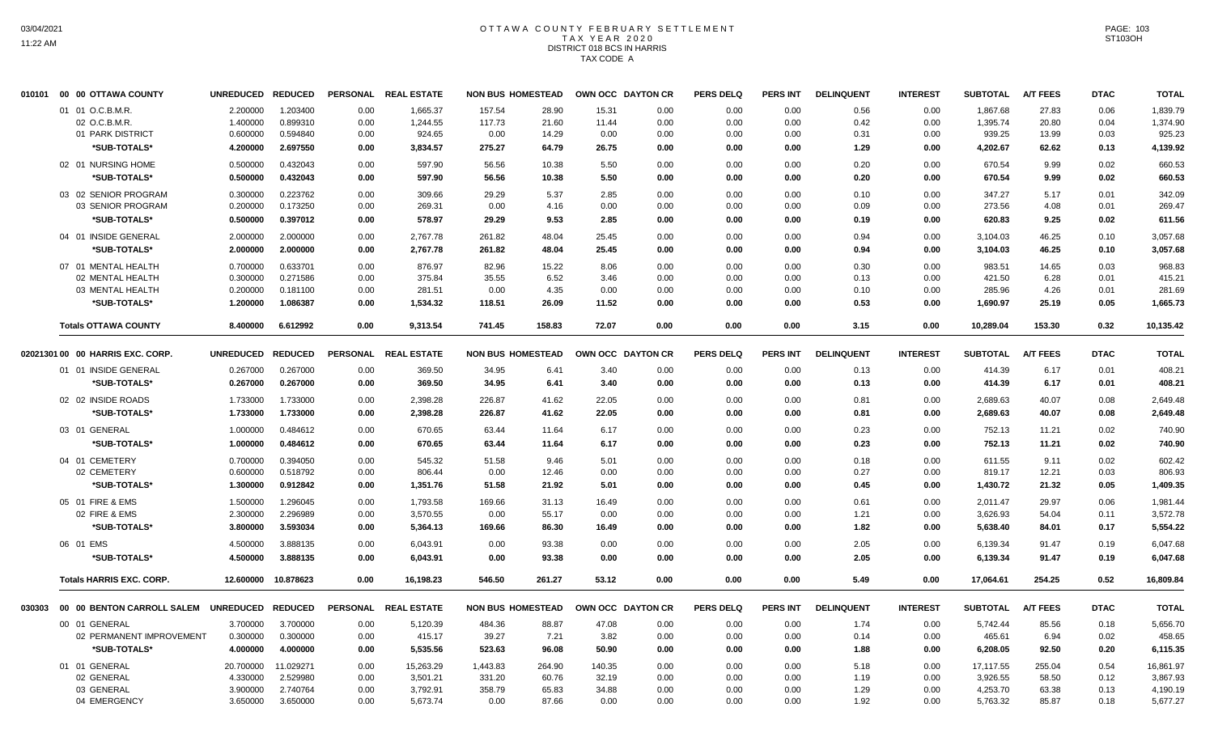# OTTAWA COUNTY FEBRUARY SETTLEMENT
## TAX YEAR 2020
## DISTRICT 018 BCS IN HARRIS
## TAX CODE A

| | | UNREDUCED | REDUCED | PERSONAL | REAL ESTATE | NON BUS | HOMESTEAD | OWN OCC | DAYTON CR | PERS DELQ | PERS INT | DELINQUENT | INTEREST | SUBTOTAL | A/T FEES | DTAC | TOTAL |
|---|---|---|---|---|---|---|---|---|---|---|---|---|---|---|---|---|---|
| 010101 | 00 00 OTTAWA COUNTY | | | | | | | | | | | | | | | | |
| | 01 01 O.C.B.M.R. | 2.200000 | 1.203400 | 0.00 | 1,665.37 | 157.54 | 28.90 | 15.31 | 0.00 | 0.00 | 0.00 | 0.56 | 0.00 | 1,867.68 | 27.83 | 0.06 | 1,839.79 |
| | 02 O.C.B.M.R. | 1.400000 | 0.899310 | 0.00 | 1,244.55 | 117.73 | 21.60 | 11.44 | 0.00 | 0.00 | 0.00 | 0.42 | 0.00 | 1,395.74 | 20.80 | 0.04 | 1,374.90 |
| | 01 PARK DISTRICT | 0.600000 | 0.594840 | 0.00 | 924.65 | 0.00 | 14.29 | 0.00 | 0.00 | 0.00 | 0.00 | 0.31 | 0.00 | 939.25 | 13.99 | 0.03 | 925.23 |
| | \*SUB-TOTALS\* | 4.200000 | 2.697550 | 0.00 | 3,834.57 | 275.27 | 64.79 | 26.75 | 0.00 | 0.00 | 0.00 | 1.29 | 0.00 | 4,202.67 | 62.62 | 0.13 | 4,139.92 |
| | 02 01 NURSING HOME | 0.500000 | 0.432043 | 0.00 | 597.90 | 56.56 | 10.38 | 5.50 | 0.00 | 0.00 | 0.00 | 0.20 | 0.00 | 670.54 | 9.99 | 0.02 | 660.53 |
| | \*SUB-TOTALS\* | 0.500000 | 0.432043 | 0.00 | 597.90 | 56.56 | 10.38 | 5.50 | 0.00 | 0.00 | 0.00 | 0.20 | 0.00 | 670.54 | 9.99 | 0.02 | 660.53 |
| | 03 02 SENIOR PROGRAM | 0.300000 | 0.223762 | 0.00 | 309.66 | 29.29 | 5.37 | 2.85 | 0.00 | 0.00 | 0.00 | 0.10 | 0.00 | 347.27 | 5.17 | 0.01 | 342.09 |
| | 03 SENIOR PROGRAM | 0.200000 | 0.173250 | 0.00 | 269.31 | 0.00 | 4.16 | 0.00 | 0.00 | 0.00 | 0.00 | 0.09 | 0.00 | 273.56 | 4.08 | 0.01 | 269.47 |
| | \*SUB-TOTALS\* | 0.500000 | 0.397012 | 0.00 | 578.97 | 29.29 | 9.53 | 2.85 | 0.00 | 0.00 | 0.00 | 0.19 | 0.00 | 620.83 | 9.25 | 0.02 | 611.56 |
| | 04 01 INSIDE GENERAL | 2.000000 | 2.000000 | 0.00 | 2,767.78 | 261.82 | 48.04 | 25.45 | 0.00 | 0.00 | 0.00 | 0.94 | 0.00 | 3,104.03 | 46.25 | 0.10 | 3,057.68 |
| | \*SUB-TOTALS\* | 2.000000 | 2.000000 | 0.00 | 2,767.78 | 261.82 | 48.04 | 25.45 | 0.00 | 0.00 | 0.00 | 0.94 | 0.00 | 3,104.03 | 46.25 | 0.10 | 3,057.68 |
| | 07 01 MENTAL HEALTH | 0.700000 | 0.633701 | 0.00 | 876.97 | 82.96 | 15.22 | 8.06 | 0.00 | 0.00 | 0.00 | 0.30 | 0.00 | 983.51 | 14.65 | 0.03 | 968.83 |
| | 02 MENTAL HEALTH | 0.300000 | 0.271586 | 0.00 | 375.84 | 35.55 | 6.52 | 3.46 | 0.00 | 0.00 | 0.00 | 0.13 | 0.00 | 421.50 | 6.28 | 0.01 | 415.21 |
| | 03 MENTAL HEALTH | 0.200000 | 0.181100 | 0.00 | 281.51 | 0.00 | 4.35 | 0.00 | 0.00 | 0.00 | 0.00 | 0.10 | 0.00 | 285.96 | 4.26 | 0.01 | 281.69 |
| | \*SUB-TOTALS\* | 1.200000 | 1.086387 | 0.00 | 1,534.32 | 118.51 | 26.09 | 11.52 | 0.00 | 0.00 | 0.00 | 0.53 | 0.00 | 1,690.97 | 25.19 | 0.05 | 1,665.73 |
| | **Totals OTTAWA COUNTY** | 8.400000 | 6.612992 | 0.00 | 9,313.54 | 741.45 | 158.83 | 72.07 | 0.00 | 0.00 | 0.00 | 3.15 | 0.00 | 10,289.04 | 153.30 | 0.32 | 10,135.42 |

| | | UNREDUCED | REDUCED | PERSONAL | REAL ESTATE | NON BUS | HOMESTEAD | OWN OCC | DAYTON CR | PERS DELQ | PERS INT | DELINQUENT | INTEREST | SUBTOTAL | A/T FEES | DTAC | TOTAL |
|---|---|---|---|---|---|---|---|---|---|---|---|---|---|---|---|---|---|
| 02021301 | 00 00 HARRIS EXC. CORP. | | | | | | | | | | | | | | | | |
| | 01 01 INSIDE GENERAL | 0.267000 | 0.267000 | 0.00 | 369.50 | 34.95 | 6.41 | 3.40 | 0.00 | 0.00 | 0.00 | 0.13 | 0.00 | 414.39 | 6.17 | 0.01 | 408.21 |
| | \*SUB-TOTALS\* | 0.267000 | 0.267000 | 0.00 | 369.50 | 34.95 | 6.41 | 3.40 | 0.00 | 0.00 | 0.00 | 0.13 | 0.00 | 414.39 | 6.17 | 0.01 | 408.21 |
| | 02 02 INSIDE ROADS | 1.733000 | 1.733000 | 0.00 | 2,398.28 | 226.87 | 41.62 | 22.05 | 0.00 | 0.00 | 0.00 | 0.81 | 0.00 | 2,689.63 | 40.07 | 0.08 | 2,649.48 |
| | \*SUB-TOTALS\* | 1.733000 | 1.733000 | 0.00 | 2,398.28 | 226.87 | 41.62 | 22.05 | 0.00 | 0.00 | 0.00 | 0.81 | 0.00 | 2,689.63 | 40.07 | 0.08 | 2,649.48 |
| | 03 01 GENERAL | 1.000000 | 0.484612 | 0.00 | 670.65 | 63.44 | 11.64 | 6.17 | 0.00 | 0.00 | 0.00 | 0.23 | 0.00 | 752.13 | 11.21 | 0.02 | 740.90 |
| | \*SUB-TOTALS\* | 1.000000 | 0.484612 | 0.00 | 670.65 | 63.44 | 11.64 | 6.17 | 0.00 | 0.00 | 0.00 | 0.23 | 0.00 | 752.13 | 11.21 | 0.02 | 740.90 |
| | 04 01 CEMETERY | 0.700000 | 0.394050 | 0.00 | 545.32 | 51.58 | 9.46 | 5.01 | 0.00 | 0.00 | 0.00 | 0.18 | 0.00 | 611.55 | 9.11 | 0.02 | 602.42 |
| | 02 CEMETERY | 0.600000 | 0.518792 | 0.00 | 806.44 | 0.00 | 12.46 | 0.00 | 0.00 | 0.00 | 0.00 | 0.27 | 0.00 | 819.17 | 12.21 | 0.03 | 806.93 |
| | \*SUB-TOTALS\* | 1.300000 | 0.912842 | 0.00 | 1,351.76 | 51.58 | 21.92 | 5.01 | 0.00 | 0.00 | 0.00 | 0.45 | 0.00 | 1,430.72 | 21.32 | 0.05 | 1,409.35 |
| | 05 01 FIRE & EMS | 1.500000 | 1.296045 | 0.00 | 1,793.58 | 169.66 | 31.13 | 16.49 | 0.00 | 0.00 | 0.00 | 0.61 | 0.00 | 2,011.47 | 29.97 | 0.06 | 1,981.44 |
| | 02 FIRE & EMS | 2.300000 | 2.296989 | 0.00 | 3,570.55 | 0.00 | 55.17 | 0.00 | 0.00 | 0.00 | 0.00 | 1.21 | 0.00 | 3,626.93 | 54.04 | 0.11 | 3,572.78 |
| | \*SUB-TOTALS\* | 3.800000 | 3.593034 | 0.00 | 5,364.13 | 169.66 | 86.30 | 16.49 | 0.00 | 0.00 | 0.00 | 1.82 | 0.00 | 5,638.40 | 84.01 | 0.17 | 5,554.22 |
| | 06 01 EMS | 4.500000 | 3.888135 | 0.00 | 6,043.91 | 0.00 | 93.38 | 0.00 | 0.00 | 0.00 | 0.00 | 2.05 | 0.00 | 6,139.34 | 91.47 | 0.19 | 6,047.68 |
| | \*SUB-TOTALS\* | 4.500000 | 3.888135 | 0.00 | 6,043.91 | 0.00 | 93.38 | 0.00 | 0.00 | 0.00 | 0.00 | 2.05 | 0.00 | 6,139.34 | 91.47 | 0.19 | 6,047.68 |
| | **Totals HARRIS EXC. CORP.** | 12.600000 | 10.878623 | 0.00 | 16,198.23 | 546.50 | 261.27 | 53.12 | 0.00 | 0.00 | 0.00 | 5.49 | 0.00 | 17,064.61 | 254.25 | 0.52 | 16,809.84 |

| | | UNREDUCED | REDUCED | PERSONAL | REAL ESTATE | NON BUS | HOMESTEAD | OWN OCC | DAYTON CR | PERS DELQ | PERS INT | DELINQUENT | INTEREST | SUBTOTAL | A/T FEES | DTAC | TOTAL |
|---|---|---|---|---|---|---|---|---|---|---|---|---|---|---|---|---|---|
| 030303 | 00 00 BENTON CARROLL SALEM | | | | | | | | | | | | | | | | |
| | 00 01 GENERAL | 3.700000 | 3.700000 | 0.00 | 5,120.39 | 484.36 | 88.87 | 47.08 | 0.00 | 0.00 | 0.00 | 1.74 | 0.00 | 5,742.44 | 85.56 | 0.18 | 5,656.70 |
| | 02 PERMANENT IMPROVEMENT | 0.300000 | 0.300000 | 0.00 | 415.17 | 39.27 | 7.21 | 3.82 | 0.00 | 0.00 | 0.00 | 0.14 | 0.00 | 465.61 | 6.94 | 0.02 | 458.65 |
| | \*SUB-TOTALS\* | 4.000000 | 4.000000 | 0.00 | 5,535.56 | 523.63 | 96.08 | 50.90 | 0.00 | 0.00 | 0.00 | 1.88 | 0.00 | 6,208.05 | 92.50 | 0.20 | 6,115.35 |
| | 01 01 GENERAL | 20.700000 | 11.029271 | 0.00 | 15,263.29 | 1,443.83 | 264.90 | 140.35 | 0.00 | 0.00 | 0.00 | 5.18 | 0.00 | 17,117.55 | 255.04 | 0.54 | 16,861.97 |
| | 02 GENERAL | 4.330000 | 2.529980 | 0.00 | 3,501.21 | 331.20 | 60.76 | 32.19 | 0.00 | 0.00 | 0.00 | 1.19 | 0.00 | 3,926.55 | 58.50 | 0.12 | 3,867.93 |
| | 03 GENERAL | 3.900000 | 2.740764 | 0.00 | 3,792.91 | 358.79 | 65.83 | 34.88 | 0.00 | 0.00 | 0.00 | 1.29 | 0.00 | 4,253.70 | 63.38 | 0.13 | 4,190.19 |
| | 04 EMERGENCY | 3.650000 | 3.650000 | 0.00 | 5,673.74 | 0.00 | 87.66 | 0.00 | 0.00 | 0.00 | 0.00 | 1.92 | 0.00 | 5,763.32 | 85.87 | 0.18 | 5,677.27 |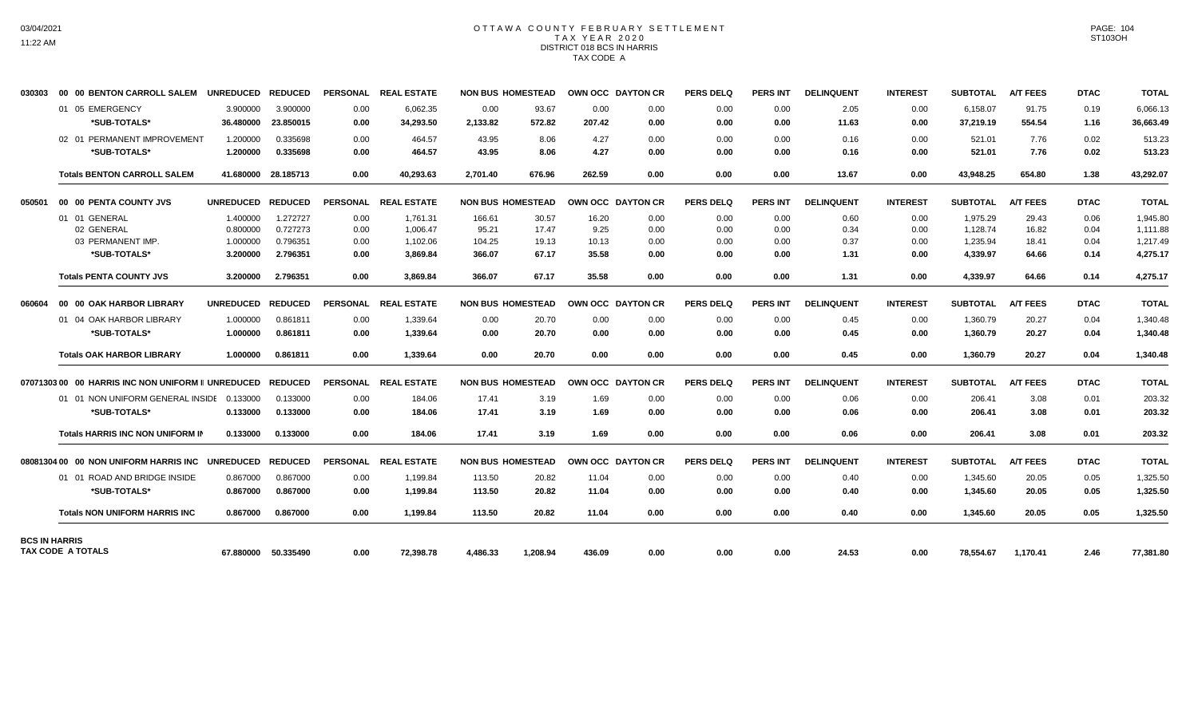# OTTAWA COUNTY FEBRUARY SETTLEMENT
## TAX YEAR 2020
### DISTRICT 018 BCS IN HARRIS
### TAX CODE A

| | | UNREDUCED | REDUCED | PERSONAL | REAL ESTATE | NON BUS | HOMESTEAD | OWN OCC | DAYTON CR | PERS DELQ | PERS INT | DELINQUENT | INTEREST | SUBTOTAL | A/T FEES | DTAC | TOTAL |
|---|---|---|---|---|---|---|---|---|---|---|---|---|---|---|---|---|---|
| 030303 | 00 00 BENTON CARROLL SALEM | UNREDUCED | REDUCED | PERSONAL | REAL ESTATE | NON BUS | HOMESTEAD | OWN OCC | DAYTON CR | PERS DELQ | PERS INT | DELINQUENT | INTEREST | SUBTOTAL | A/T FEES | DTAC | TOTAL |
| | 01 05 EMERGENCY | 3.900000 | 3.900000 | 0.00 | 6,062.35 | 0.00 | 93.67 | 0.00 | 0.00 | 0.00 | 0.00 | 2.05 | 0.00 | 6,158.07 | 91.75 | 0.19 | 6,066.13 |
| | **\*SUB-TOTALS\*** | **36.480000** | **23.850015** | **0.00** | **34,293.50** | **2,133.82** | **572.82** | **207.42** | **0.00** | **0.00** | **0.00** | **11.63** | **0.00** | **37,219.19** | **554.54** | **1.16** | **36,663.49** |
| | 02 01 PERMANENT IMPROVEMENT | 1.200000 | 0.335698 | 0.00 | 464.57 | 43.95 | 8.06 | 4.27 | 0.00 | 0.00 | 0.00 | 0.16 | 0.00 | 521.01 | 7.76 | 0.02 | 513.23 |
| | **\*SUB-TOTALS\*** | **1.200000** | **0.335698** | **0.00** | **464.57** | **43.95** | **8.06** | **4.27** | **0.00** | **0.00** | **0.00** | **0.16** | **0.00** | **521.01** | **7.76** | **0.02** | **513.23** |
| | **Totals BENTON CARROLL SALEM** | **41.680000** | **28.185713** | **0.00** | **40,293.63** | **2,701.40** | **676.96** | **262.59** | **0.00** | **0.00** | **0.00** | **13.67** | **0.00** | **43,948.25** | **654.80** | **1.38** | **43,292.07** |
| 050501 | 00 00 PENTA COUNTY JVS | UNREDUCED | REDUCED | PERSONAL | REAL ESTATE | NON BUS | HOMESTEAD | OWN OCC | DAYTON CR | PERS DELQ | PERS INT | DELINQUENT | INTEREST | SUBTOTAL | A/T FEES | DTAC | TOTAL |
| | 01 01 GENERAL | 1.400000 | 1.272727 | 0.00 | 1,761.31 | 166.61 | 30.57 | 16.20 | 0.00 | 0.00 | 0.00 | 0.60 | 0.00 | 1,975.29 | 29.43 | 0.06 | 1,945.80 |
| | 02 GENERAL | 0.800000 | 0.727273 | 0.00 | 1,006.47 | 95.21 | 17.47 | 9.25 | 0.00 | 0.00 | 0.00 | 0.34 | 0.00 | 1,128.74 | 16.82 | 0.04 | 1,111.88 |
| | 03 PERMANENT IMP. | 1.000000 | 0.796351 | 0.00 | 1,102.06 | 104.25 | 19.13 | 10.13 | 0.00 | 0.00 | 0.00 | 0.37 | 0.00 | 1,235.94 | 18.41 | 0.04 | 1,217.49 |
| | **\*SUB-TOTALS\*** | **3.200000** | **2.796351** | **0.00** | **3,869.84** | **366.07** | **67.17** | **35.58** | **0.00** | **0.00** | **0.00** | **1.31** | **0.00** | **4,339.97** | **64.66** | **0.14** | **4,275.17** |
| | **Totals PENTA COUNTY JVS** | **3.200000** | **2.796351** | **0.00** | **3,869.84** | **366.07** | **67.17** | **35.58** | **0.00** | **0.00** | **0.00** | **1.31** | **0.00** | **4,339.97** | **64.66** | **0.14** | **4,275.17** |
| 060604 | 00 00 OAK HARBOR LIBRARY | UNREDUCED | REDUCED | PERSONAL | REAL ESTATE | NON BUS | HOMESTEAD | OWN OCC | DAYTON CR | PERS DELQ | PERS INT | DELINQUENT | INTEREST | SUBTOTAL | A/T FEES | DTAC | TOTAL |
| | 01 04 OAK HARBOR LIBRARY | 1.000000 | 0.861811 | 0.00 | 1,339.64 | 0.00 | 20.70 | 0.00 | 0.00 | 0.00 | 0.00 | 0.45 | 0.00 | 1,360.79 | 20.27 | 0.04 | 1,340.48 |
| | **\*SUB-TOTALS\*** | **1.000000** | **0.861811** | **0.00** | **1,339.64** | **0.00** | **20.70** | **0.00** | **0.00** | **0.00** | **0.00** | **0.45** | **0.00** | **1,360.79** | **20.27** | **0.04** | **1,340.48** |
| | **Totals OAK HARBOR LIBRARY** | **1.000000** | **0.861811** | **0.00** | **1,339.64** | **0.00** | **20.70** | **0.00** | **0.00** | **0.00** | **0.00** | **0.45** | **0.00** | **1,360.79** | **20.27** | **0.04** | **1,340.48** |
| 07071303 | 00 00 HARRIS INC NON UNIFORM II | UNREDUCED | REDUCED | PERSONAL | REAL ESTATE | NON BUS | HOMESTEAD | OWN OCC | DAYTON CR | PERS DELQ | PERS INT | DELINQUENT | INTEREST | SUBTOTAL | A/T FEES | DTAC | TOTAL |
| | 01 01 NON UNIFORM GENERAL INSIDE | 0.133000 | 0.133000 | 0.00 | 184.06 | 17.41 | 3.19 | 1.69 | 0.00 | 0.00 | 0.00 | 0.06 | 0.00 | 206.41 | 3.08 | 0.01 | 203.32 |
| | **\*SUB-TOTALS\*** | **0.133000** | **0.133000** | **0.00** | **184.06** | **17.41** | **3.19** | **1.69** | **0.00** | **0.00** | **0.00** | **0.06** | **0.00** | **206.41** | **3.08** | **0.01** | **203.32** |
| | **Totals HARRIS INC NON UNIFORM II** | **0.133000** | **0.133000** | **0.00** | **184.06** | **17.41** | **3.19** | **1.69** | **0.00** | **0.00** | **0.00** | **0.06** | **0.00** | **206.41** | **3.08** | **0.01** | **203.32** |
| 08081304 | 00 00 NON UNIFORM HARRIS INC | UNREDUCED | REDUCED | PERSONAL | REAL ESTATE | NON BUS | HOMESTEAD | OWN OCC | DAYTON CR | PERS DELQ | PERS INT | DELINQUENT | INTEREST | SUBTOTAL | A/T FEES | DTAC | TOTAL |
| | 01 01 ROAD AND BRIDGE INSIDE | 0.867000 | 0.867000 | 0.00 | 1,199.84 | 113.50 | 20.82 | 11.04 | 0.00 | 0.00 | 0.00 | 0.40 | 0.00 | 1,345.60 | 20.05 | 0.05 | 1,325.50 |
| | **\*SUB-TOTALS\*** | **0.867000** | **0.867000** | **0.00** | **1,199.84** | **113.50** | **20.82** | **11.04** | **0.00** | **0.00** | **0.00** | **0.40** | **0.00** | **1,345.60** | **20.05** | **0.05** | **1,325.50** |
| | **Totals NON UNIFORM HARRIS INC** | **0.867000** | **0.867000** | **0.00** | **1,199.84** | **113.50** | **20.82** | **11.04** | **0.00** | **0.00** | **0.00** | **0.40** | **0.00** | **1,345.60** | **20.05** | **0.05** | **1,325.50** |
| **BCS IN HARRIS** | **TAX CODE A TOTALS** | **67.880000** | **50.335490** | **0.00** | **72,398.78** | **4,486.33** | **1,208.94** | **436.09** | **0.00** | **0.00** | **0.00** | **24.53** | **0.00** | **78,554.67** | **1,170.41** | **2.46** | **77,381.80** |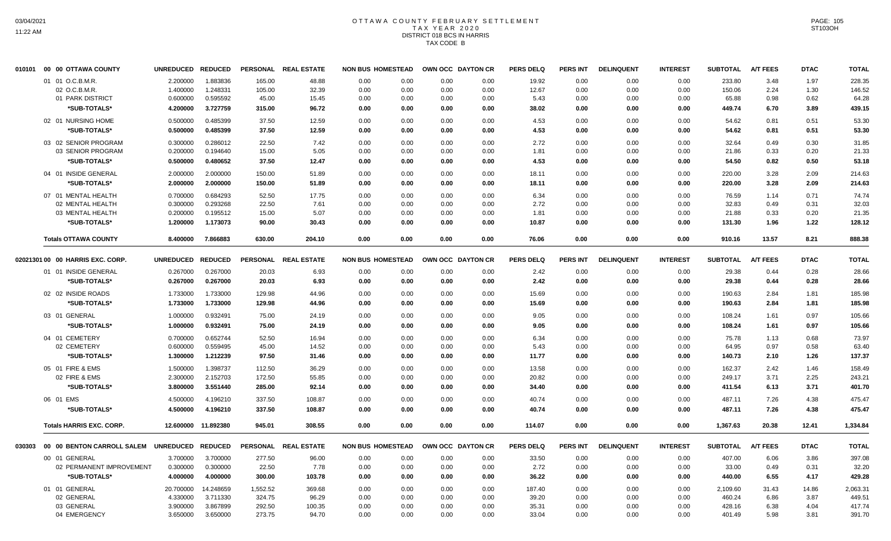# OTTAWA COUNTY FEBRUARY SETTLEMENT
## TAX YEAR 2020
## DISTRICT 018 BCS IN HARRIS
## TAX CODE B

03/04/2021
11:22 AM

PAGE: 105
ST103OH

| 010101 00 00 OTTAWA COUNTY | UNREDUCED | REDUCED | PERSONAL | REAL ESTATE | NON BUS | HOMESTEAD | OWN OCC | DAYTON CR | PERS DELQ | PERS INT | DELINQUENT | INTEREST | SUBTOTAL | A/T FEES | DTAC | TOTAL |
|---|---|---|---|---|---|---|---|---|---|---|---|---|---|---|---|---|
| 01 01 O.C.B.M.R. | 2.200000 | 1.883836 | 165.00 | 48.88 | 0.00 | 0.00 | 0.00 | 0.00 | 19.92 | 0.00 | 0.00 | 0.00 | 233.80 | 3.48 | 1.97 | 228.35 |
| 02 O.C.B.M.R. | 1.400000 | 1.248331 | 105.00 | 32.39 | 0.00 | 0.00 | 0.00 | 0.00 | 12.67 | 0.00 | 0.00 | 0.00 | 150.06 | 2.24 | 1.30 | 146.52 |
| 01 PARK DISTRICT | 0.600000 | 0.595592 | 45.00 | 15.45 | 0.00 | 0.00 | 0.00 | 0.00 | 5.43 | 0.00 | 0.00 | 0.00 | 65.88 | 0.98 | 0.62 | 64.28 |
| **\*SUB-TOTALS\*** | **4.200000** | **3.727759** | **315.00** | **96.72** | **0.00** | **0.00** | **0.00** | **0.00** | **38.02** | **0.00** | **0.00** | **0.00** | **449.74** | **6.70** | **3.89** | **439.15** |
| 02 01 NURSING HOME | 0.500000 | 0.485399 | 37.50 | 12.59 | 0.00 | 0.00 | 0.00 | 0.00 | 4.53 | 0.00 | 0.00 | 0.00 | 54.62 | 0.81 | 0.51 | 53.30 |
| **\*SUB-TOTALS\*** | **0.500000** | **0.485399** | **37.50** | **12.59** | **0.00** | **0.00** | **0.00** | **0.00** | **4.53** | **0.00** | **0.00** | **0.00** | **54.62** | **0.81** | **0.51** | **53.30** |
| 03 02 SENIOR PROGRAM | 0.300000 | 0.286012 | 22.50 | 7.42 | 0.00 | 0.00 | 0.00 | 0.00 | 2.72 | 0.00 | 0.00 | 0.00 | 32.64 | 0.49 | 0.30 | 31.85 |
| 03 SENIOR PROGRAM | 0.200000 | 0.194640 | 15.00 | 5.05 | 0.00 | 0.00 | 0.00 | 0.00 | 1.81 | 0.00 | 0.00 | 0.00 | 21.86 | 0.33 | 0.20 | 21.33 |
| **\*SUB-TOTALS\*** | **0.500000** | **0.480652** | **37.50** | **12.47** | **0.00** | **0.00** | **0.00** | **0.00** | **4.53** | **0.00** | **0.00** | **0.00** | **54.50** | **0.82** | **0.50** | **53.18** |
| 04 01 INSIDE GENERAL | 2.000000 | 2.000000 | 150.00 | 51.89 | 0.00 | 0.00 | 0.00 | 0.00 | 18.11 | 0.00 | 0.00 | 0.00 | 220.00 | 3.28 | 2.09 | 214.63 |
| **\*SUB-TOTALS\*** | **2.000000** | **2.000000** | **150.00** | **51.89** | **0.00** | **0.00** | **0.00** | **0.00** | **18.11** | **0.00** | **0.00** | **0.00** | **220.00** | **3.28** | **2.09** | **214.63** |
| 07 01 MENTAL HEALTH | 0.700000 | 0.684293 | 52.50 | 17.75 | 0.00 | 0.00 | 0.00 | 0.00 | 6.34 | 0.00 | 0.00 | 0.00 | 76.59 | 1.14 | 0.71 | 74.74 |
| 02 MENTAL HEALTH | 0.300000 | 0.293268 | 22.50 | 7.61 | 0.00 | 0.00 | 0.00 | 0.00 | 2.72 | 0.00 | 0.00 | 0.00 | 32.83 | 0.49 | 0.31 | 32.03 |
| 03 MENTAL HEALTH | 0.200000 | 0.195512 | 15.00 | 5.07 | 0.00 | 0.00 | 0.00 | 0.00 | 1.81 | 0.00 | 0.00 | 0.00 | 21.88 | 0.33 | 0.20 | 21.35 |
| **\*SUB-TOTALS\*** | **1.200000** | **1.173073** | **90.00** | **30.43** | **0.00** | **0.00** | **0.00** | **0.00** | **10.87** | **0.00** | **0.00** | **0.00** | **131.30** | **1.96** | **1.22** | **128.12** |
| **Totals OTTAWA COUNTY** | **8.400000** | **7.866883** | **630.00** | **204.10** | **0.00** | **0.00** | **0.00** | **0.00** | **76.06** | **0.00** | **0.00** | **0.00** | **910.16** | **13.57** | **8.21** | **888.38** |

| 02021301 00 00 HARRIS EXC. CORP. | UNREDUCED | REDUCED | PERSONAL | REAL ESTATE | NON BUS | HOMESTEAD | OWN OCC | DAYTON CR | PERS DELQ | PERS INT | DELINQUENT | INTEREST | SUBTOTAL | A/T FEES | DTAC | TOTAL |
|---|---|---|---|---|---|---|---|---|---|---|---|---|---|---|---|---|
| 01 01 INSIDE GENERAL | 0.267000 | 0.267000 | 20.03 | 6.93 | 0.00 | 0.00 | 0.00 | 0.00 | 2.42 | 0.00 | 0.00 | 0.00 | 29.38 | 0.44 | 0.28 | 28.66 |
| **\*SUB-TOTALS\*** | **0.267000** | **0.267000** | **20.03** | **6.93** | **0.00** | **0.00** | **0.00** | **0.00** | **2.42** | **0.00** | **0.00** | **0.00** | **29.38** | **0.44** | **0.28** | **28.66** |
| 02 02 INSIDE ROADS | 1.733000 | 1.733000 | 129.98 | 44.96 | 0.00 | 0.00 | 0.00 | 0.00 | 15.69 | 0.00 | 0.00 | 0.00 | 190.63 | 2.84 | 1.81 | 185.98 |
| **\*SUB-TOTALS\*** | **1.733000** | **1.733000** | **129.98** | **44.96** | **0.00** | **0.00** | **0.00** | **0.00** | **15.69** | **0.00** | **0.00** | **0.00** | **190.63** | **2.84** | **1.81** | **185.98** |
| 03 01 GENERAL | 1.000000 | 0.932491 | 75.00 | 24.19 | 0.00 | 0.00 | 0.00 | 0.00 | 9.05 | 0.00 | 0.00 | 0.00 | 108.24 | 1.61 | 0.97 | 105.66 |
| **\*SUB-TOTALS\*** | **1.000000** | **0.932491** | **75.00** | **24.19** | **0.00** | **0.00** | **0.00** | **0.00** | **9.05** | **0.00** | **0.00** | **0.00** | **108.24** | **1.61** | **0.97** | **105.66** |
| 04 01 CEMETERY | 0.700000 | 0.652744 | 52.50 | 16.94 | 0.00 | 0.00 | 0.00 | 0.00 | 6.34 | 0.00 | 0.00 | 0.00 | 75.78 | 1.13 | 0.68 | 73.97 |
| 02 CEMETERY | 0.600000 | 0.559495 | 45.00 | 14.52 | 0.00 | 0.00 | 0.00 | 0.00 | 5.43 | 0.00 | 0.00 | 0.00 | 64.95 | 0.97 | 0.58 | 63.40 |
| **\*SUB-TOTALS\*** | **1.300000** | **1.212239** | **97.50** | **31.46** | **0.00** | **0.00** | **0.00** | **0.00** | **11.77** | **0.00** | **0.00** | **0.00** | **140.73** | **2.10** | **1.26** | **137.37** |
| 05 01 FIRE & EMS | 1.500000 | 1.398737 | 112.50 | 36.29 | 0.00 | 0.00 | 0.00 | 0.00 | 13.58 | 0.00 | 0.00 | 0.00 | 162.37 | 2.42 | 1.46 | 158.49 |
| 02 FIRE & EMS | 2.300000 | 2.152703 | 172.50 | 55.85 | 0.00 | 0.00 | 0.00 | 0.00 | 20.82 | 0.00 | 0.00 | 0.00 | 249.17 | 3.71 | 2.25 | 243.21 |
| **\*SUB-TOTALS\*** | **3.800000** | **3.551440** | **285.00** | **92.14** | **0.00** | **0.00** | **0.00** | **0.00** | **34.40** | **0.00** | **0.00** | **0.00** | **411.54** | **6.13** | **3.71** | **401.70** |
| 06 01 EMS | 4.500000 | 4.196210 | 337.50 | 108.87 | 0.00 | 0.00 | 0.00 | 0.00 | 40.74 | 0.00 | 0.00 | 0.00 | 487.11 | 7.26 | 4.38 | 475.47 |
| **\*SUB-TOTALS\*** | **4.500000** | **4.196210** | **337.50** | **108.87** | **0.00** | **0.00** | **0.00** | **0.00** | **40.74** | **0.00** | **0.00** | **0.00** | **487.11** | **7.26** | **4.38** | **475.47** |
| **Totals HARRIS EXC. CORP.** | **12.600000** | **11.892380** | **945.01** | **308.55** | **0.00** | **0.00** | **0.00** | **0.00** | **114.07** | **0.00** | **0.00** | **0.00** | **1,367.63** | **20.38** | **12.41** | **1,334.84** |

| 030303 00 00 BENTON CARROLL SALEM | UNREDUCED | REDUCED | PERSONAL | REAL ESTATE | NON BUS | HOMESTEAD | OWN OCC | DAYTON CR | PERS DELQ | PERS INT | DELINQUENT | INTEREST | SUBTOTAL | A/T FEES | DTAC | TOTAL |
|---|---|---|---|---|---|---|---|---|---|---|---|---|---|---|---|---|
| 00 01 GENERAL | 3.700000 | 3.700000 | 277.50 | 96.00 | 0.00 | 0.00 | 0.00 | 0.00 | 33.50 | 0.00 | 0.00 | 0.00 | 407.00 | 6.06 | 3.86 | 397.08 |
| 02 PERMANENT IMPROVEMENT | 0.300000 | 0.300000 | 22.50 | 7.78 | 0.00 | 0.00 | 0.00 | 0.00 | 2.72 | 0.00 | 0.00 | 0.00 | 33.00 | 0.49 | 0.31 | 32.20 |
| **\*SUB-TOTALS\*** | **4.000000** | **4.000000** | **300.00** | **103.78** | **0.00** | **0.00** | **0.00** | **0.00** | **36.22** | **0.00** | **0.00** | **0.00** | **440.00** | **6.55** | **4.17** | **429.28** |
| 01 01 GENERAL | 20.700000 | 14.248659 | 1,552.52 | 369.68 | 0.00 | 0.00 | 0.00 | 0.00 | 187.40 | 0.00 | 0.00 | 0.00 | 2,109.60 | 31.43 | 14.86 | 2,063.31 |
| 02 GENERAL | 4.330000 | 3.711330 | 324.75 | 96.29 | 0.00 | 0.00 | 0.00 | 0.00 | 39.20 | 0.00 | 0.00 | 0.00 | 460.24 | 6.86 | 3.87 | 449.51 |
| 03 GENERAL | 3.900000 | 3.867899 | 292.50 | 100.35 | 0.00 | 0.00 | 0.00 | 0.00 | 35.31 | 0.00 | 0.00 | 0.00 | 428.16 | 6.38 | 4.04 | 417.74 |
| 04 EMERGENCY | 3.650000 | 3.650000 | 273.75 | 94.70 | 0.00 | 0.00 | 0.00 | 0.00 | 33.04 | 0.00 | 0.00 | 0.00 | 401.49 | 5.98 | 3.81 | 391.70 |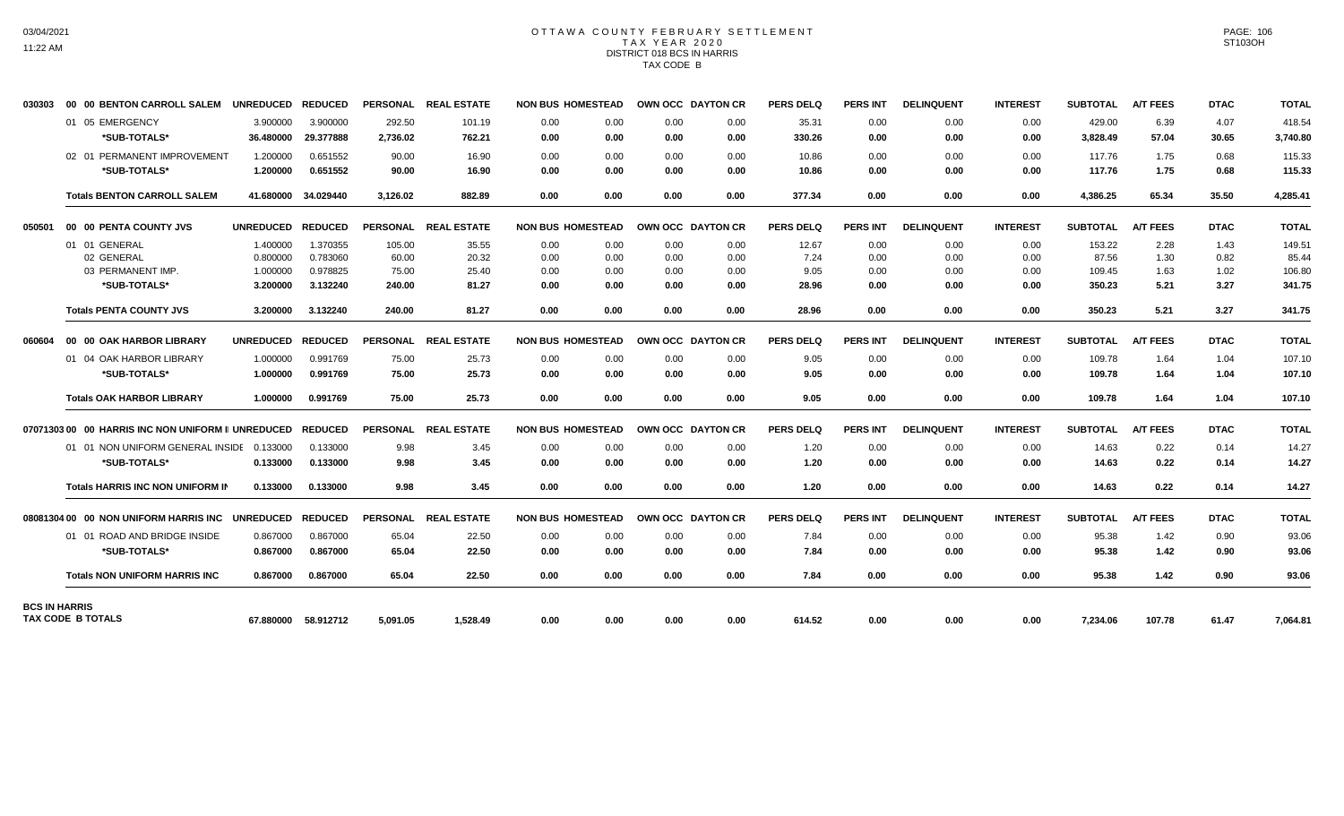# OTTAWA COUNTY FEBRUARY SETTLEMENT
## TAX YEAR 2020
### DISTRICT 018 BCS IN HARRIS
### TAX CODE B

| | UNREDUCED | REDUCED | PERSONAL | REAL ESTATE | NON BUS | HOMESTEAD | OWN OCC | DAYTON CR | PERS DELQ | PERS INT | DELINQUENT | INTEREST | SUBTOTAL | A/T FEES | DTAC | TOTAL |
|---|---|---|---|---|---|---|---|---|---|---|---|---|---|---|---|---|
| **030303 00 00 BENTON CARROLL SALEM** | | | | | | | | | | | | | | | | |
| 01 05 EMERGENCY | 3.900000 | 3.900000 | 292.50 | 101.19 | 0.00 | 0.00 | 0.00 | 0.00 | 35.31 | 0.00 | 0.00 | 0.00 | 429.00 | 6.39 | 4.07 | 418.54 |
| *SUB-TOTALS* | 36.480000 | 29.377888 | 2,736.02 | 762.21 | 0.00 | 0.00 | 0.00 | 0.00 | 330.26 | 0.00 | 0.00 | 0.00 | 3,828.49 | 57.04 | 30.65 | 3,740.80 |
| 02 01 PERMANENT IMPROVEMENT | 1.200000 | 0.651552 | 90.00 | 16.90 | 0.00 | 0.00 | 0.00 | 0.00 | 10.86 | 0.00 | 0.00 | 0.00 | 117.76 | 1.75 | 0.68 | 115.33 |
| *SUB-TOTALS* | 1.200000 | 0.651552 | 90.00 | 16.90 | 0.00 | 0.00 | 0.00 | 0.00 | 10.86 | 0.00 | 0.00 | 0.00 | 117.76 | 1.75 | 0.68 | 115.33 |
| **Totals BENTON CARROLL SALEM** | 41.680000 | 34.029440 | 3,126.02 | 882.89 | 0.00 | 0.00 | 0.00 | 0.00 | 377.34 | 0.00 | 0.00 | 0.00 | 4,386.25 | 65.34 | 35.50 | 4,285.41 |
| **050501 00 00 PENTA COUNTY JVS** | | | | | | | | | | | | | | | | |
| 01 01 GENERAL | 1.400000 | 1.370355 | 105.00 | 35.55 | 0.00 | 0.00 | 0.00 | 0.00 | 12.67 | 0.00 | 0.00 | 0.00 | 153.22 | 2.28 | 1.43 | 149.51 |
| 02 GENERAL | 0.800000 | 0.783060 | 60.00 | 20.32 | 0.00 | 0.00 | 0.00 | 0.00 | 7.24 | 0.00 | 0.00 | 0.00 | 87.56 | 1.30 | 0.82 | 85.44 |
| 03 PERMANENT IMP. | 1.000000 | 0.978825 | 75.00 | 25.40 | 0.00 | 0.00 | 0.00 | 0.00 | 9.05 | 0.00 | 0.00 | 0.00 | 109.45 | 1.63 | 1.02 | 106.80 |
| *SUB-TOTALS* | 3.200000 | 3.132240 | 240.00 | 81.27 | 0.00 | 0.00 | 0.00 | 0.00 | 28.96 | 0.00 | 0.00 | 0.00 | 350.23 | 5.21 | 3.27 | 341.75 |
| **Totals PENTA COUNTY JVS** | 3.200000 | 3.132240 | 240.00 | 81.27 | 0.00 | 0.00 | 0.00 | 0.00 | 28.96 | 0.00 | 0.00 | 0.00 | 350.23 | 5.21 | 3.27 | 341.75 |
| **060604 00 00 OAK HARBOR LIBRARY** | | | | | | | | | | | | | | | | |
| 01 04 OAK HARBOR LIBRARY | 1.000000 | 0.991769 | 75.00 | 25.73 | 0.00 | 0.00 | 0.00 | 0.00 | 9.05 | 0.00 | 0.00 | 0.00 | 109.78 | 1.64 | 1.04 | 107.10 |
| *SUB-TOTALS* | 1.000000 | 0.991769 | 75.00 | 25.73 | 0.00 | 0.00 | 0.00 | 0.00 | 9.05 | 0.00 | 0.00 | 0.00 | 109.78 | 1.64 | 1.04 | 107.10 |
| **Totals OAK HARBOR LIBRARY** | 1.000000 | 0.991769 | 75.00 | 25.73 | 0.00 | 0.00 | 0.00 | 0.00 | 9.05 | 0.00 | 0.00 | 0.00 | 109.78 | 1.64 | 1.04 | 107.10 |
| **07071303 00 00 HARRIS INC NON UNIFORM I** | | | | | | | | | | | | | | | | |
| 01 01 NON UNIFORM GENERAL INSIDE | 0.133000 | 0.133000 | 9.98 | 3.45 | 0.00 | 0.00 | 0.00 | 0.00 | 1.20 | 0.00 | 0.00 | 0.00 | 14.63 | 0.22 | 0.14 | 14.27 |
| *SUB-TOTALS* | 0.133000 | 0.133000 | 9.98 | 3.45 | 0.00 | 0.00 | 0.00 | 0.00 | 1.20 | 0.00 | 0.00 | 0.00 | 14.63 | 0.22 | 0.14 | 14.27 |
| **Totals HARRIS INC NON UNIFORM I** | 0.133000 | 0.133000 | 9.98 | 3.45 | 0.00 | 0.00 | 0.00 | 0.00 | 1.20 | 0.00 | 0.00 | 0.00 | 14.63 | 0.22 | 0.14 | 14.27 |
| **08081304 00 00 NON UNIFORM HARRIS INC** | | | | | | | | | | | | | | | | |
| 01 01 ROAD AND BRIDGE INSIDE | 0.867000 | 0.867000 | 65.04 | 22.50 | 0.00 | 0.00 | 0.00 | 0.00 | 7.84 | 0.00 | 0.00 | 0.00 | 95.38 | 1.42 | 0.90 | 93.06 |
| *SUB-TOTALS* | 0.867000 | 0.867000 | 65.04 | 22.50 | 0.00 | 0.00 | 0.00 | 0.00 | 7.84 | 0.00 | 0.00 | 0.00 | 95.38 | 1.42 | 0.90 | 93.06 |
| **Totals NON UNIFORM HARRIS INC** | 0.867000 | 0.867000 | 65.04 | 22.50 | 0.00 | 0.00 | 0.00 | 0.00 | 7.84 | 0.00 | 0.00 | 0.00 | 95.38 | 1.42 | 0.90 | 93.06 |
| **BCS IN HARRIS TAX CODE B TOTALS** | 67.880000 | 58.912712 | 5,091.05 | 1,528.49 | 0.00 | 0.00 | 0.00 | 0.00 | 614.52 | 0.00 | 0.00 | 0.00 | 7,234.06 | 107.78 | 61.47 | 7,064.81 |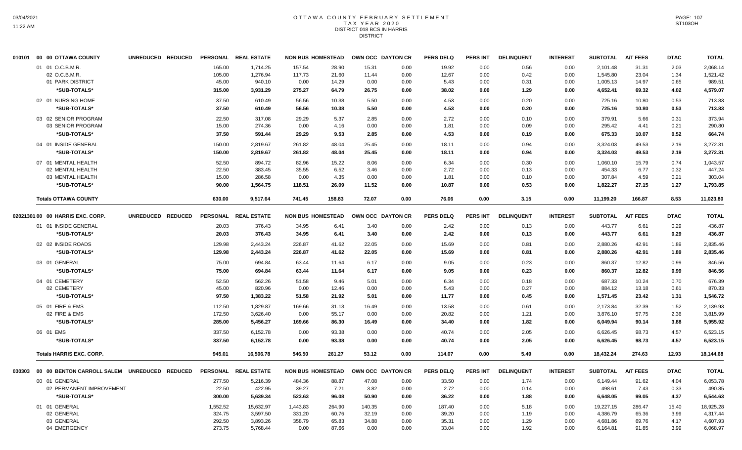# OTTAWA COUNTY FEBRUARY SETTLEMENT
## TAX YEAR 2020
### DISTRICT 018 BCS IN HARRIS
### DISTRICT

| 010101 00 00 OTTAWA COUNTY | UNREDUCED | REDUCED | PERSONAL | REAL ESTATE | NON BUS | HOMESTEAD | OWN OCC | DAYTON CR | PERS DELQ | PERS INT | DELINQUENT | INTEREST | SUBTOTAL | A/T FEES | DTAC | TOTAL |
|---|---|---|---|---|---|---|---|---|---|---|---|---|---|---|---|---|
| 01 01 O.C.B.M.R. | | | 165.00 | 1,714.25 | 157.54 | 28.90 | 15.31 | 0.00 | 19.92 | 0.00 | 0.56 | 0.00 | 2,101.48 | 31.31 | 2.03 | 2,068.14 |
| 02 O.C.B.M.R. | | | 105.00 | 1,276.94 | 117.73 | 21.60 | 11.44 | 0.00 | 12.67 | 0.00 | 0.42 | 0.00 | 1,545.80 | 23.04 | 1.34 | 1,521.42 |
| 01 PARK DISTRICT | | | 45.00 | 940.10 | 0.00 | 14.29 | 0.00 | 0.00 | 5.43 | 0.00 | 0.31 | 0.00 | 1,005.13 | 14.97 | 0.65 | 989.51 |
| *SUB-TOTALS* | | | 315.00 | 3,931.29 | 275.27 | 64.79 | 26.75 | 0.00 | 38.02 | 0.00 | 1.29 | 0.00 | 4,652.41 | 69.32 | 4.02 | 4,579.07 |
| 02 01 NURSING HOME | | | 37.50 | 610.49 | 56.56 | 10.38 | 5.50 | 0.00 | 4.53 | 0.00 | 0.20 | 0.00 | 725.16 | 10.80 | 0.53 | 713.83 |
| *SUB-TOTALS* | | | 37.50 | 610.49 | 56.56 | 10.38 | 5.50 | 0.00 | 4.53 | 0.00 | 0.20 | 0.00 | 725.16 | 10.80 | 0.53 | 713.83 |
| 03 02 SENIOR PROGRAM | | | 22.50 | 317.08 | 29.29 | 5.37 | 2.85 | 0.00 | 2.72 | 0.00 | 0.10 | 0.00 | 379.91 | 5.66 | 0.31 | 373.94 |
| 03 SENIOR PROGRAM | | | 15.00 | 274.36 | 0.00 | 4.16 | 0.00 | 0.00 | 1.81 | 0.00 | 0.09 | 0.00 | 295.42 | 4.41 | 0.21 | 290.80 |
| *SUB-TOTALS* | | | 37.50 | 591.44 | 29.29 | 9.53 | 2.85 | 0.00 | 4.53 | 0.00 | 0.19 | 0.00 | 675.33 | 10.07 | 0.52 | 664.74 |
| 04 01 INSIDE GENERAL | | | 150.00 | 2,819.67 | 261.82 | 48.04 | 25.45 | 0.00 | 18.11 | 0.00 | 0.94 | 0.00 | 3,324.03 | 49.53 | 2.19 | 3,272.31 |
| *SUB-TOTALS* | | | 150.00 | 2,819.67 | 261.82 | 48.04 | 25.45 | 0.00 | 18.11 | 0.00 | 0.94 | 0.00 | 3,324.03 | 49.53 | 2.19 | 3,272.31 |
| 07 01 MENTAL HEALTH | | | 52.50 | 894.72 | 82.96 | 15.22 | 8.06 | 0.00 | 6.34 | 0.00 | 0.30 | 0.00 | 1,060.10 | 15.79 | 0.74 | 1,043.57 |
| 02 MENTAL HEALTH | | | 22.50 | 383.45 | 35.55 | 6.52 | 3.46 | 0.00 | 2.72 | 0.00 | 0.13 | 0.00 | 454.33 | 6.77 | 0.32 | 447.24 |
| 03 MENTAL HEALTH | | | 15.00 | 286.58 | 0.00 | 4.35 | 0.00 | 0.00 | 1.81 | 0.00 | 0.10 | 0.00 | 307.84 | 4.59 | 0.21 | 303.04 |
| *SUB-TOTALS* | | | 90.00 | 1,564.75 | 118.51 | 26.09 | 11.52 | 0.00 | 10.87 | 0.00 | 0.53 | 0.00 | 1,822.27 | 27.15 | 1.27 | 1,793.85 |
| **Totals OTTAWA COUNTY** | | | 630.00 | 9,517.64 | 741.45 | 158.83 | 72.07 | 0.00 | 76.06 | 0.00 | 3.15 | 0.00 | 11,199.20 | 166.87 | 8.53 | 11,023.80 |

| 02021301 00 00 HARRIS EXC. CORP. | UNREDUCED | REDUCED | PERSONAL | REAL ESTATE | NON BUS | HOMESTEAD | OWN OCC | DAYTON CR | PERS DELQ | PERS INT | DELINQUENT | INTEREST | SUBTOTAL | A/T FEES | DTAC | TOTAL |
|---|---|---|---|---|---|---|---|---|---|---|---|---|---|---|---|---|
| 01 01 INSIDE GENERAL | | | 20.03 | 376.43 | 34.95 | 6.41 | 3.40 | 0.00 | 2.42 | 0.00 | 0.13 | 0.00 | 443.77 | 6.61 | 0.29 | 436.87 |
| *SUB-TOTALS* | | | 20.03 | 376.43 | 34.95 | 6.41 | 3.40 | 0.00 | 2.42 | 0.00 | 0.13 | 0.00 | 443.77 | 6.61 | 0.29 | 436.87 |
| 02 02 INSIDE ROADS | | | 129.98 | 2,443.24 | 226.87 | 41.62 | 22.05 | 0.00 | 15.69 | 0.00 | 0.81 | 0.00 | 2,880.26 | 42.91 | 1.89 | 2,835.46 |
| *SUB-TOTALS* | | | 129.98 | 2,443.24 | 226.87 | 41.62 | 22.05 | 0.00 | 15.69 | 0.00 | 0.81 | 0.00 | 2,880.26 | 42.91 | 1.89 | 2,835.46 |
| 03 01 GENERAL | | | 75.00 | 694.84 | 63.44 | 11.64 | 6.17 | 0.00 | 9.05 | 0.00 | 0.23 | 0.00 | 860.37 | 12.82 | 0.99 | 846.56 |
| *SUB-TOTALS* | | | 75.00 | 694.84 | 63.44 | 11.64 | 6.17 | 0.00 | 9.05 | 0.00 | 0.23 | 0.00 | 860.37 | 12.82 | 0.99 | 846.56 |
| 04 01 CEMETERY | | | 52.50 | 562.26 | 51.58 | 9.46 | 5.01 | 0.00 | 6.34 | 0.00 | 0.18 | 0.00 | 687.33 | 10.24 | 0.70 | 676.39 |
| 02 CEMETERY | | | 45.00 | 820.96 | 0.00 | 12.46 | 0.00 | 0.00 | 5.43 | 0.00 | 0.27 | 0.00 | 884.12 | 13.18 | 0.61 | 870.33 |
| *SUB-TOTALS* | | | 97.50 | 1,383.22 | 51.58 | 21.92 | 5.01 | 0.00 | 11.77 | 0.00 | 0.45 | 0.00 | 1,571.45 | 23.42 | 1.31 | 1,546.72 |
| 05 01 FIRE & EMS | | | 112.50 | 1,829.87 | 169.66 | 31.13 | 16.49 | 0.00 | 13.58 | 0.00 | 0.61 | 0.00 | 2,173.84 | 32.39 | 1.52 | 2,139.93 |
| 02 FIRE & EMS | | | 172.50 | 3,626.40 | 0.00 | 55.17 | 0.00 | 0.00 | 20.82 | 0.00 | 1.21 | 0.00 | 3,876.10 | 57.75 | 2.36 | 3,815.99 |
| *SUB-TOTALS* | | | 285.00 | 5,456.27 | 169.66 | 86.30 | 16.49 | 0.00 | 34.40 | 0.00 | 1.82 | 0.00 | 6,049.94 | 90.14 | 3.88 | 5,955.92 |
| 06 01 EMS | | | 337.50 | 6,152.78 | 0.00 | 93.38 | 0.00 | 0.00 | 40.74 | 0.00 | 2.05 | 0.00 | 6,626.45 | 98.73 | 4.57 | 6,523.15 |
| *SUB-TOTALS* | | | 337.50 | 6,152.78 | 0.00 | 93.38 | 0.00 | 0.00 | 40.74 | 0.00 | 2.05 | 0.00 | 6,626.45 | 98.73 | 4.57 | 6,523.15 |
| **Totals HARRIS EXC. CORP.** | | | 945.01 | 16,506.78 | 546.50 | 261.27 | 53.12 | 0.00 | 114.07 | 0.00 | 5.49 | 0.00 | 18,432.24 | 274.63 | 12.93 | 18,144.68 |

| 030303 00 00 BENTON CARROLL SALEM | UNREDUCED | REDUCED | PERSONAL | REAL ESTATE | NON BUS | HOMESTEAD | OWN OCC | DAYTON CR | PERS DELQ | PERS INT | DELINQUENT | INTEREST | SUBTOTAL | A/T FEES | DTAC | TOTAL |
|---|---|---|---|---|---|---|---|---|---|---|---|---|---|---|---|---|
| 00 01 GENERAL | | | 277.50 | 5,216.39 | 484.36 | 88.87 | 47.08 | 0.00 | 33.50 | 0.00 | 1.74 | 0.00 | 6,149.44 | 91.62 | 4.04 | 6,053.78 |
| 02 PERMANENT IMPROVEMENT | | | 22.50 | 422.95 | 39.27 | 7.21 | 3.82 | 0.00 | 2.72 | 0.00 | 0.14 | 0.00 | 498.61 | 7.43 | 0.33 | 490.85 |
| *SUB-TOTALS* | | | 300.00 | 5,639.34 | 523.63 | 96.08 | 50.90 | 0.00 | 36.22 | 0.00 | 1.88 | 0.00 | 6,648.05 | 99.05 | 4.37 | 6,544.63 |
| 01 01 GENERAL | | | 1,552.52 | 15,632.97 | 1,443.83 | 264.90 | 140.35 | 0.00 | 187.40 | 0.00 | 5.18 | 0.00 | 19,227.15 | 286.47 | 15.40 | 18,925.28 |
| 02 GENERAL | | | 324.75 | 3,597.50 | 331.20 | 60.76 | 32.19 | 0.00 | 39.20 | 0.00 | 1.19 | 0.00 | 4,386.79 | 65.36 | 3.99 | 4,317.44 |
| 03 GENERAL | | | 292.50 | 3,893.26 | 358.79 | 65.83 | 34.88 | 0.00 | 35.31 | 0.00 | 1.29 | 0.00 | 4,681.86 | 69.76 | 4.17 | 4,607.93 |
| 04 EMERGENCY | | | 273.75 | 5,768.44 | 0.00 | 87.66 | 0.00 | 0.00 | 33.04 | 0.00 | 1.92 | 0.00 | 6,164.81 | 91.85 | 3.99 | 6,068.97 |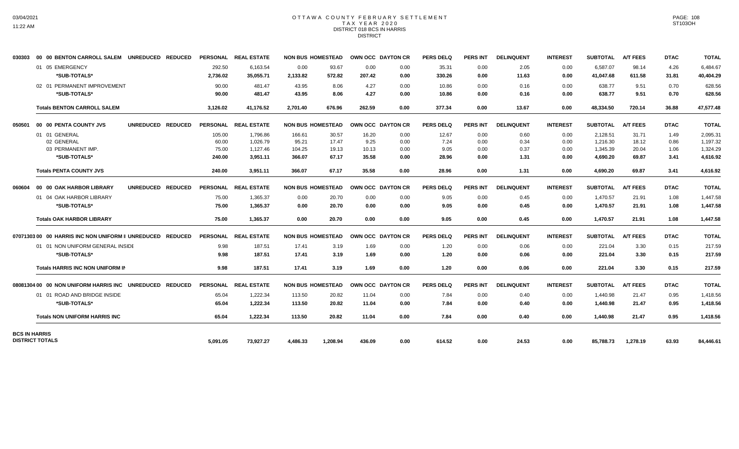# OTTAWA COUNTY FEBRUARY SETTLEMENT
## TAX YEAR 2020
## DISTRICT 018 BCS IN HARRIS
## DISTRICT

| | PERSONAL | REAL ESTATE | NON BUS | HOMESTEAD | OWN OCC | DAYTON CR | PERS DELQ | PERS INT | DELINQUENT | INTEREST | SUBTOTAL | A/T FEES | DTAC | TOTAL |
|---|---|---|---|---|---|---|---|---|---|---|---|---|---|---|
| **030303 00 00 BENTON CARROLL SALEM UNREDUCED REDUCED** | | | | | | | | | | | | | | |
| 01 05 EMERGENCY | 292.50 | 6,163.54 | 0.00 | 93.67 | 0.00 | 0.00 | 35.31 | 0.00 | 2.05 | 0.00 | 6,587.07 | 98.14 | 4.26 | 6,484.67 |
| *SUB-TOTALS* | 2,736.02 | 35,055.71 | 2,133.82 | 572.82 | 207.42 | 0.00 | 330.26 | 0.00 | 11.63 | 0.00 | 41,047.68 | 611.58 | 31.81 | 40,404.29 |
| 02 01 PERMANENT IMPROVEMENT | 90.00 | 481.47 | 43.95 | 8.06 | 4.27 | 0.00 | 10.86 | 0.00 | 0.16 | 0.00 | 638.77 | 9.51 | 0.70 | 628.56 |
| *SUB-TOTALS* | 90.00 | 481.47 | 43.95 | 8.06 | 4.27 | 0.00 | 10.86 | 0.00 | 0.16 | 0.00 | 638.77 | 9.51 | 0.70 | 628.56 |
| **Totals BENTON CARROLL SALEM** | 3,126.02 | 41,176.52 | 2,701.40 | 676.96 | 262.59 | 0.00 | 377.34 | 0.00 | 13.67 | 0.00 | 48,334.50 | 720.14 | 36.88 | 47,577.48 |
| **050501 00 00 PENTA COUNTY JVS UNREDUCED REDUCED** | | | | | | | | | | | | | | |
| 01 01 GENERAL | 105.00 | 1,796.86 | 166.61 | 30.57 | 16.20 | 0.00 | 12.67 | 0.00 | 0.60 | 0.00 | 2,128.51 | 31.71 | 1.49 | 2,095.31 |
| 02 GENERAL | 60.00 | 1,026.79 | 95.21 | 17.47 | 9.25 | 0.00 | 7.24 | 0.00 | 0.34 | 0.00 | 1,216.30 | 18.12 | 0.86 | 1,197.32 |
| 03 PERMANENT IMP. | 75.00 | 1,127.46 | 104.25 | 19.13 | 10.13 | 0.00 | 9.05 | 0.00 | 0.37 | 0.00 | 1,345.39 | 20.04 | 1.06 | 1,324.29 |
| *SUB-TOTALS* | 240.00 | 3,951.11 | 366.07 | 67.17 | 35.58 | 0.00 | 28.96 | 0.00 | 1.31 | 0.00 | 4,690.20 | 69.87 | 3.41 | 4,616.92 |
| **Totals PENTA COUNTY JVS** | 240.00 | 3,951.11 | 366.07 | 67.17 | 35.58 | 0.00 | 28.96 | 0.00 | 1.31 | 0.00 | 4,690.20 | 69.87 | 3.41 | 4,616.92 |
| **060604 00 00 OAK HARBOR LIBRARY UNREDUCED REDUCED** | | | | | | | | | | | | | | |
| 01 04 OAK HARBOR LIBRARY | 75.00 | 1,365.37 | 0.00 | 20.70 | 0.00 | 0.00 | 9.05 | 0.00 | 0.45 | 0.00 | 1,470.57 | 21.91 | 1.08 | 1,447.58 |
| *SUB-TOTALS* | 75.00 | 1,365.37 | 0.00 | 20.70 | 0.00 | 0.00 | 9.05 | 0.00 | 0.45 | 0.00 | 1,470.57 | 21.91 | 1.08 | 1,447.58 |
| **Totals OAK HARBOR LIBRARY** | 75.00 | 1,365.37 | 0.00 | 20.70 | 0.00 | 0.00 | 9.05 | 0.00 | 0.45 | 0.00 | 1,470.57 | 21.91 | 1.08 | 1,447.58 |
| **07071303 00 00 HARRIS INC NON UNIFORM I UNREDUCED REDUCED** | | | | | | | | | | | | | | |
| 01 01 NON UNIFORM GENERAL INSIDE | 9.98 | 187.51 | 17.41 | 3.19 | 1.69 | 0.00 | 1.20 | 0.00 | 0.06 | 0.00 | 221.04 | 3.30 | 0.15 | 217.59 |
| *SUB-TOTALS* | 9.98 | 187.51 | 17.41 | 3.19 | 1.69 | 0.00 | 1.20 | 0.00 | 0.06 | 0.00 | 221.04 | 3.30 | 0.15 | 217.59 |
| **Totals HARRIS INC NON UNIFORM IN** | 9.98 | 187.51 | 17.41 | 3.19 | 1.69 | 0.00 | 1.20 | 0.00 | 0.06 | 0.00 | 221.04 | 3.30 | 0.15 | 217.59 |
| **08081304 00 00 NON UNIFORM HARRIS INC UNREDUCED REDUCED** | | | | | | | | | | | | | | |
| 01 01 ROAD AND BRIDGE INSIDE | 65.04 | 1,222.34 | 113.50 | 20.82 | 11.04 | 0.00 | 7.84 | 0.00 | 0.40 | 0.00 | 1,440.98 | 21.47 | 0.95 | 1,418.56 |
| *SUB-TOTALS* | 65.04 | 1,222.34 | 113.50 | 20.82 | 11.04 | 0.00 | 7.84 | 0.00 | 0.40 | 0.00 | 1,440.98 | 21.47 | 0.95 | 1,418.56 |
| **Totals NON UNIFORM HARRIS INC** | 65.04 | 1,222.34 | 113.50 | 20.82 | 11.04 | 0.00 | 7.84 | 0.00 | 0.40 | 0.00 | 1,440.98 | 21.47 | 0.95 | 1,418.56 |
| **BCS IN HARRIS DISTRICT TOTALS** | 5,091.05 | 73,927.27 | 4,486.33 | 1,208.94 | 436.09 | 0.00 | 614.52 | 0.00 | 24.53 | 0.00 | 85,788.73 | 1,278.19 | 63.93 | 84,446.61 |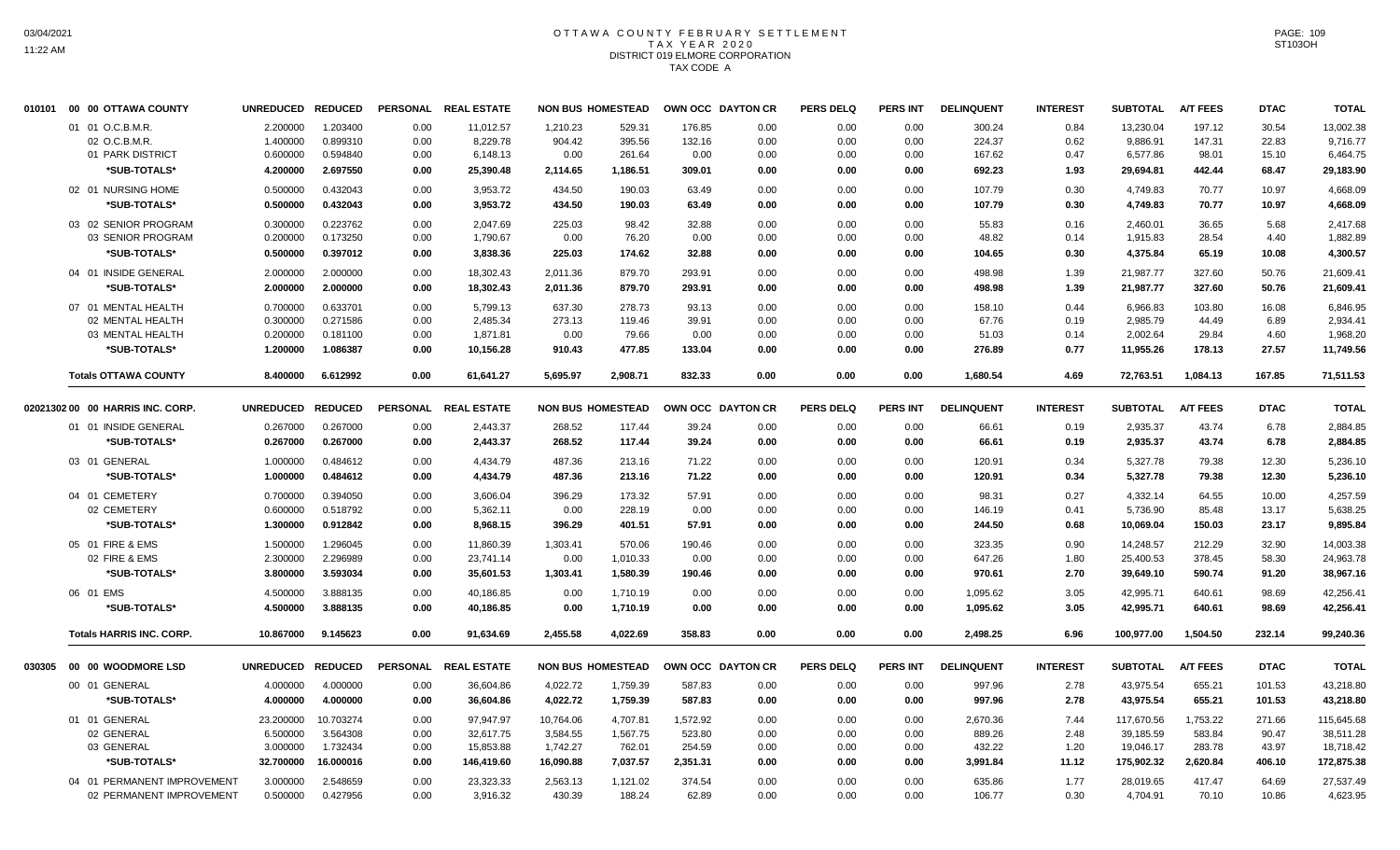# OTTAWA COUNTY FEBRUARY SETTLEMENT
## TAX YEAR 2020
## DISTRICT 019 ELMORE CORPORATION
## TAX CODE A

| | | UNREDUCED | REDUCED | PERSONAL | REAL ESTATE | NON BUS | HOMESTEAD | OWN OCC | DAYTON CR | PERS DELQ | PERS INT | DELINQUENT | INTEREST | SUBTOTAL | A/T FEES | DTAC | TOTAL |
|---|---|---|---|---|---|---|---|---|---|---|---|---|---|---|---|---|---|
| 010101 | 00 00 OTTAWA COUNTY | | | | | | | | | | | | | | | | |
| | 01 01 O.C.B.M.R. | 2.200000 | 1.203400 | 0.00 | 11,012.57 | 1,210.23 | 529.31 | 176.85 | 0.00 | 0.00 | 0.00 | 300.24 | 0.84 | 13,230.04 | 197.12 | 30.54 | 13,002.38 |
| | 02 O.C.B.M.R. | 1.400000 | 0.899310 | 0.00 | 8,229.78 | 904.42 | 395.56 | 132.16 | 0.00 | 0.00 | 0.00 | 224.37 | 0.62 | 9,886.91 | 147.31 | 22.83 | 9,716.77 |
| | 01 PARK DISTRICT | 0.600000 | 0.594840 | 0.00 | 6,148.13 | 0.00 | 261.64 | 0.00 | 0.00 | 0.00 | 0.00 | 167.62 | 0.47 | 6,577.86 | 98.01 | 15.10 | 6,464.75 |
| | *SUB-TOTALS* | 4.200000 | 2.697550 | 0.00 | 25,390.48 | 2,114.65 | 1,186.51 | 309.01 | 0.00 | 0.00 | 0.00 | 692.23 | 1.93 | 29,694.81 | 442.44 | 68.47 | 29,183.90 |
| | 02 01 NURSING HOME | 0.500000 | 0.432043 | 0.00 | 3,953.72 | 434.50 | 190.03 | 63.49 | 0.00 | 0.00 | 0.00 | 107.79 | 0.30 | 4,749.83 | 70.77 | 10.97 | 4,668.09 |
| | *SUB-TOTALS* | 0.500000 | 0.432043 | 0.00 | 3,953.72 | 434.50 | 190.03 | 63.49 | 0.00 | 0.00 | 0.00 | 107.79 | 0.30 | 4,749.83 | 70.77 | 10.97 | 4,668.09 |
| | 03 02 SENIOR PROGRAM | 0.300000 | 0.223762 | 0.00 | 2,047.69 | 225.03 | 98.42 | 32.88 | 0.00 | 0.00 | 0.00 | 55.83 | 0.16 | 2,460.01 | 36.65 | 5.68 | 2,417.68 |
| | 03 SENIOR PROGRAM | 0.200000 | 0.173250 | 0.00 | 1,790.67 | 0.00 | 76.20 | 0.00 | 0.00 | 0.00 | 0.00 | 48.82 | 0.14 | 1,915.83 | 28.54 | 4.40 | 1,882.89 |
| | *SUB-TOTALS* | 0.500000 | 0.397012 | 0.00 | 3,838.36 | 225.03 | 174.62 | 32.88 | 0.00 | 0.00 | 0.00 | 104.65 | 0.30 | 4,375.84 | 65.19 | 10.08 | 4,300.57 |
| | 04 01 INSIDE GENERAL | 2.000000 | 2.000000 | 0.00 | 18,302.43 | 2,011.36 | 879.70 | 293.91 | 0.00 | 0.00 | 0.00 | 498.98 | 1.39 | 21,987.77 | 327.60 | 50.76 | 21,609.41 |
| | *SUB-TOTALS* | 2.000000 | 2.000000 | 0.00 | 18,302.43 | 2,011.36 | 879.70 | 293.91 | 0.00 | 0.00 | 0.00 | 498.98 | 1.39 | 21,987.77 | 327.60 | 50.76 | 21,609.41 |
| | 07 01 MENTAL HEALTH | 0.700000 | 0.633701 | 0.00 | 5,799.13 | 637.30 | 278.73 | 93.13 | 0.00 | 0.00 | 0.00 | 158.10 | 0.44 | 6,966.83 | 103.80 | 16.08 | 6,846.95 |
| | 02 MENTAL HEALTH | 0.300000 | 0.271586 | 0.00 | 2,485.34 | 273.13 | 119.46 | 39.91 | 0.00 | 0.00 | 0.00 | 67.76 | 0.19 | 2,985.79 | 44.49 | 6.89 | 2,934.41 |
| | 03 MENTAL HEALTH | 0.200000 | 0.181100 | 0.00 | 1,871.81 | 0.00 | 79.66 | 0.00 | 0.00 | 0.00 | 0.00 | 51.03 | 0.14 | 2,002.64 | 29.84 | 4.60 | 1,968.20 |
| | *SUB-TOTALS* | 1.200000 | 1.086387 | 0.00 | 10,156.28 | 910.43 | 477.85 | 133.04 | 0.00 | 0.00 | 0.00 | 276.89 | 0.77 | 11,955.26 | 178.13 | 27.57 | 11,749.56 |
| | **Totals OTTAWA COUNTY** | 8.400000 | 6.612992 | 0.00 | 61,641.27 | 5,695.97 | 2,908.71 | 832.33 | 0.00 | 0.00 | 0.00 | 1,680.54 | 4.69 | 72,763.51 | 1,084.13 | 167.85 | 71,511.53 |
| 02021302 | 00 00 HARRIS INC. CORP. | UNREDUCED | REDUCED | PERSONAL | REAL ESTATE | NON BUS | HOMESTEAD | OWN OCC | DAYTON CR | PERS DELQ | PERS INT | DELINQUENT | INTEREST | SUBTOTAL | A/T FEES | DTAC | TOTAL |
| | 01 01 INSIDE GENERAL | 0.267000 | 0.267000 | 0.00 | 2,443.37 | 268.52 | 117.44 | 39.24 | 0.00 | 0.00 | 0.00 | 66.61 | 0.19 | 2,935.37 | 43.74 | 6.78 | 2,884.85 |
| | *SUB-TOTALS* | 0.267000 | 0.267000 | 0.00 | 2,443.37 | 268.52 | 117.44 | 39.24 | 0.00 | 0.00 | 0.00 | 66.61 | 0.19 | 2,935.37 | 43.74 | 6.78 | 2,884.85 |
| | 03 01 GENERAL | 1.000000 | 0.484612 | 0.00 | 4,434.79 | 487.36 | 213.16 | 71.22 | 0.00 | 0.00 | 0.00 | 120.91 | 0.34 | 5,327.78 | 79.38 | 12.30 | 5,236.10 |
| | *SUB-TOTALS* | 1.000000 | 0.484612 | 0.00 | 4,434.79 | 487.36 | 213.16 | 71.22 | 0.00 | 0.00 | 0.00 | 120.91 | 0.34 | 5,327.78 | 79.38 | 12.30 | 5,236.10 |
| | 04 01 CEMETERY | 0.700000 | 0.394050 | 0.00 | 3,606.04 | 396.29 | 173.32 | 57.91 | 0.00 | 0.00 | 0.00 | 98.31 | 0.27 | 4,332.14 | 64.55 | 10.00 | 4,257.59 |
| | 02 CEMETERY | 0.600000 | 0.518792 | 0.00 | 5,362.11 | 0.00 | 228.19 | 0.00 | 0.00 | 0.00 | 0.00 | 146.19 | 0.41 | 5,736.90 | 85.48 | 13.17 | 5,638.25 |
| | *SUB-TOTALS* | 1.300000 | 0.912842 | 0.00 | 8,968.15 | 396.29 | 401.51 | 57.91 | 0.00 | 0.00 | 0.00 | 244.50 | 0.68 | 10,069.04 | 150.03 | 23.17 | 9,895.84 |
| | 05 01 FIRE & EMS | 1.500000 | 1.296045 | 0.00 | 11,860.39 | 1,303.41 | 570.06 | 190.46 | 0.00 | 0.00 | 0.00 | 323.35 | 0.90 | 14,248.57 | 212.29 | 32.90 | 14,003.38 |
| | 02 FIRE & EMS | 2.300000 | 2.296989 | 0.00 | 23,741.14 | 0.00 | 1,010.33 | 0.00 | 0.00 | 0.00 | 0.00 | 647.26 | 1.80 | 25,400.53 | 378.45 | 58.30 | 24,963.78 |
| | *SUB-TOTALS* | 3.800000 | 3.593034 | 0.00 | 35,601.53 | 1,303.41 | 1,580.39 | 190.46 | 0.00 | 0.00 | 0.00 | 970.61 | 2.70 | 39,649.10 | 590.74 | 91.20 | 38,967.16 |
| | 06 01 EMS | 4.500000 | 3.888135 | 0.00 | 40,186.85 | 0.00 | 1,710.19 | 0.00 | 0.00 | 0.00 | 0.00 | 1,095.62 | 3.05 | 42,995.71 | 640.61 | 98.69 | 42,256.41 |
| | *SUB-TOTALS* | 4.500000 | 3.888135 | 0.00 | 40,186.85 | 0.00 | 1,710.19 | 0.00 | 0.00 | 0.00 | 0.00 | 1,095.62 | 3.05 | 42,995.71 | 640.61 | 98.69 | 42,256.41 |
| | **Totals HARRIS INC. CORP.** | 10.867000 | 9.145623 | 0.00 | 91,634.69 | 2,455.58 | 4,022.69 | 358.83 | 0.00 | 0.00 | 0.00 | 2,498.25 | 6.96 | 100,977.00 | 1,504.50 | 232.14 | 99,240.36 |
| 030305 | 00 00 WOODMORE LSD | UNREDUCED | REDUCED | PERSONAL | REAL ESTATE | NON BUS | HOMESTEAD | OWN OCC | DAYTON CR | PERS DELQ | PERS INT | DELINQUENT | INTEREST | SUBTOTAL | A/T FEES | DTAC | TOTAL |
| | 00 01 GENERAL | 4.000000 | 4.000000 | 0.00 | 36,604.86 | 4,022.72 | 1,759.39 | 587.83 | 0.00 | 0.00 | 0.00 | 997.96 | 2.78 | 43,975.54 | 655.21 | 101.53 | 43,218.80 |
| | *SUB-TOTALS* | 4.000000 | 4.000000 | 0.00 | 36,604.86 | 4,022.72 | 1,759.39 | 587.83 | 0.00 | 0.00 | 0.00 | 997.96 | 2.78 | 43,975.54 | 655.21 | 101.53 | 43,218.80 |
| | 01 01 GENERAL | 23.200000 | 10.703274 | 0.00 | 97,947.97 | 10,764.06 | 4,707.81 | 1,572.92 | 0.00 | 0.00 | 0.00 | 2,670.36 | 7.44 | 117,670.56 | 1,753.22 | 271.66 | 115,645.68 |
| | 02 GENERAL | 6.500000 | 3.564308 | 0.00 | 32,617.75 | 3,584.55 | 1,567.75 | 523.80 | 0.00 | 0.00 | 0.00 | 889.26 | 2.48 | 39,185.59 | 583.84 | 90.47 | 38,511.28 |
| | 03 GENERAL | 3.000000 | 1.732434 | 0.00 | 15,853.88 | 1,742.27 | 762.01 | 254.59 | 0.00 | 0.00 | 0.00 | 432.22 | 1.20 | 19,046.17 | 283.78 | 43.97 | 18,718.42 |
| | *SUB-TOTALS* | 32.700000 | 16.000016 | 0.00 | 146,419.60 | 16,090.88 | 7,037.57 | 2,351.31 | 0.00 | 0.00 | 0.00 | 3,991.84 | 11.12 | 175,902.32 | 2,620.84 | 406.10 | 172,875.38 |
| | 04 01 PERMANENT IMPROVEMENT | 3.000000 | 2.548659 | 0.00 | 23,323.33 | 2,563.13 | 1,121.02 | 374.54 | 0.00 | 0.00 | 0.00 | 635.86 | 1.77 | 28,019.65 | 417.47 | 64.69 | 27,537.49 |
| | 02 PERMANENT IMPROVEMENT | 0.500000 | 0.427956 | 0.00 | 3,916.32 | 430.39 | 188.24 | 62.89 | 0.00 | 0.00 | 0.00 | 106.77 | 0.30 | 4,704.91 | 70.10 | 10.86 | 4,623.95 |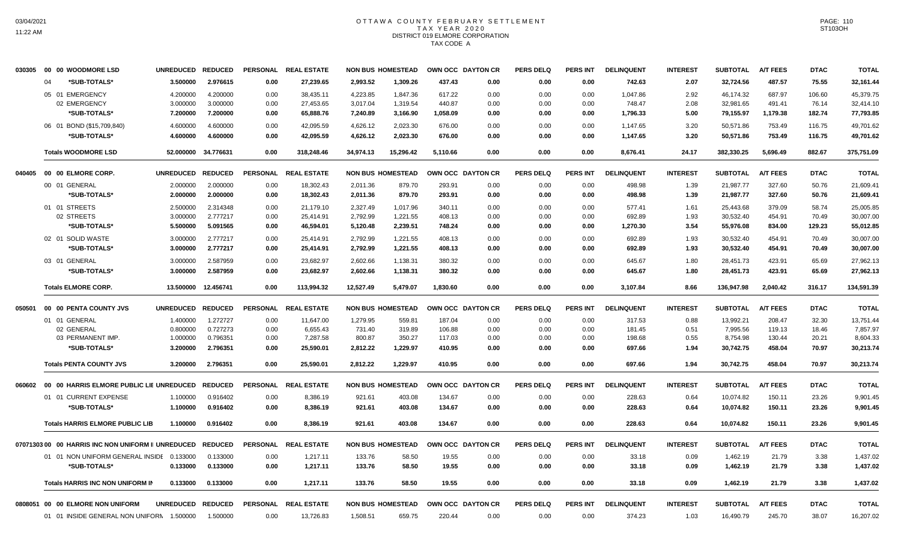# OTTAWA COUNTY FEBRUARY SETTLEMENT
## TAX YEAR 2020
## DISTRICT 019 ELMORE CORPORATION
## TAX CODE A

| | | UNREDUCED | REDUCED | PERSONAL | REAL ESTATE | NON BUS | HOMESTEAD | OWN OCC | DAYTON CR | PERS DELQ | PERS INT | DELINQUENT | INTEREST | SUBTOTAL | A/T FEES | DTAC | TOTAL |
|---|---|---|---|---|---|---|---|---|---|---|---|---|---|---|---|---|---|
| 030305 | 00 00 WOODMORE LSD | UNREDUCED | REDUCED | PERSONAL | REAL ESTATE | NON BUS | HOMESTEAD | OWN OCC | DAYTON CR | PERS DELQ | PERS INT | DELINQUENT | INTEREST | SUBTOTAL | A/T FEES | DTAC | TOTAL |
| | 04 *SUB-TOTALS* | 3.500000 | 2.976615 | 0.00 | 27,239.65 | 2,993.52 | 1,309.26 | 437.43 | 0.00 | 0.00 | 0.00 | 742.63 | 2.07 | 32,724.56 | 487.57 | 75.55 | 32,161.44 |
| | 05 01 EMERGENCY | 4.200000 | 4.200000 | 0.00 | 38,435.11 | 4,223.85 | 1,847.36 | 617.22 | 0.00 | 0.00 | 0.00 | 1,047.86 | 2.92 | 46,174.32 | 687.97 | 106.60 | 45,379.75 |
| | 02 EMERGENCY | 3.000000 | 3.000000 | 0.00 | 27,453.65 | 3,017.04 | 1,319.54 | 440.87 | 0.00 | 0.00 | 0.00 | 748.47 | 2.08 | 32,981.65 | 491.41 | 76.14 | 32,414.10 |
| | *SUB-TOTALS* | 7.200000 | 7.200000 | 0.00 | 65,888.76 | 7,240.89 | 3,166.90 | 1,058.09 | 0.00 | 0.00 | 0.00 | 1,796.33 | 5.00 | 79,155.97 | 1,179.38 | 182.74 | 77,793.85 |
| | 06 01 BOND ($15,709,840) | 4.600000 | 4.600000 | 0.00 | 42,095.59 | 4,626.12 | 2,023.30 | 676.00 | 0.00 | 0.00 | 0.00 | 1,147.65 | 3.20 | 50,571.86 | 753.49 | 116.75 | 49,701.62 |
| | *SUB-TOTALS* | 4.600000 | 4.600000 | 0.00 | 42,095.59 | 4,626.12 | 2,023.30 | 676.00 | 0.00 | 0.00 | 0.00 | 1,147.65 | 3.20 | 50,571.86 | 753.49 | 116.75 | 49,701.62 |
| | **Totals WOODMORE LSD** | 52.000000 | 34.776631 | 0.00 | 318,248.46 | 34,974.13 | 15,296.42 | 5,110.66 | 0.00 | 0.00 | 0.00 | 8,676.41 | 24.17 | 382,330.25 | 5,696.49 | 882.67 | 375,751.09 |
| 040405 | 00 00 ELMORE CORP. | UNREDUCED | REDUCED | PERSONAL | REAL ESTATE | NON BUS | HOMESTEAD | OWN OCC | DAYTON CR | PERS DELQ | PERS INT | DELINQUENT | INTEREST | SUBTOTAL | A/T FEES | DTAC | TOTAL |
| | 00 01 GENERAL | 2.000000 | 2.000000 | 0.00 | 18,302.43 | 2,011.36 | 879.70 | 293.91 | 0.00 | 0.00 | 0.00 | 498.98 | 1.39 | 21,987.77 | 327.60 | 50.76 | 21,609.41 |
| | *SUB-TOTALS* | 2.000000 | 2.000000 | 0.00 | 18,302.43 | 2,011.36 | 879.70 | 293.91 | 0.00 | 0.00 | 0.00 | 498.98 | 1.39 | 21,987.77 | 327.60 | 50.76 | 21,609.41 |
| | 01 01 STREETS | 2.500000 | 2.314348 | 0.00 | 21,179.10 | 2,327.49 | 1,017.96 | 340.11 | 0.00 | 0.00 | 0.00 | 577.41 | 1.61 | 25,443.68 | 379.09 | 58.74 | 25,005.85 |
| | 02 STREETS | 3.000000 | 2.777217 | 0.00 | 25,414.91 | 2,792.99 | 1,221.55 | 408.13 | 0.00 | 0.00 | 0.00 | 692.89 | 1.93 | 30,532.40 | 454.91 | 70.49 | 30,007.00 |
| | *SUB-TOTALS* | 5.500000 | 5.091565 | 0.00 | 46,594.01 | 5,120.48 | 2,239.51 | 748.24 | 0.00 | 0.00 | 0.00 | 1,270.30 | 3.54 | 55,976.08 | 834.00 | 129.23 | 55,012.85 |
| | 02 01 SOLID WASTE | 3.000000 | 2.777217 | 0.00 | 25,414.91 | 2,792.99 | 1,221.55 | 408.13 | 0.00 | 0.00 | 0.00 | 692.89 | 1.93 | 30,532.40 | 454.91 | 70.49 | 30,007.00 |
| | *SUB-TOTALS* | 3.000000 | 2.777217 | 0.00 | 25,414.91 | 2,792.99 | 1,221.55 | 408.13 | 0.00 | 0.00 | 0.00 | 692.89 | 1.93 | 30,532.40 | 454.91 | 70.49 | 30,007.00 |
| | 03 01 GENERAL | 3.000000 | 2.587959 | 0.00 | 23,682.97 | 2,602.66 | 1,138.31 | 380.32 | 0.00 | 0.00 | 0.00 | 645.67 | 1.80 | 28,451.73 | 423.91 | 65.69 | 27,962.13 |
| | *SUB-TOTALS* | 3.000000 | 2.587959 | 0.00 | 23,682.97 | 2,602.66 | 1,138.31 | 380.32 | 0.00 | 0.00 | 0.00 | 645.67 | 1.80 | 28,451.73 | 423.91 | 65.69 | 27,962.13 |
| | **Totals ELMORE CORP.** | 13.500000 | 12.456741 | 0.00 | 113,994.32 | 12,527.49 | 5,479.07 | 1,830.60 | 0.00 | 0.00 | 0.00 | 3,107.84 | 8.66 | 136,947.98 | 2,040.42 | 316.17 | 134,591.39 |
| 050501 | 00 00 PENTA COUNTY JVS | UNREDUCED | REDUCED | PERSONAL | REAL ESTATE | NON BUS | HOMESTEAD | OWN OCC | DAYTON CR | PERS DELQ | PERS INT | DELINQUENT | INTEREST | SUBTOTAL | A/T FEES | DTAC | TOTAL |
| | 01 01 GENERAL | 1.400000 | 1.272727 | 0.00 | 11,647.00 | 1,279.95 | 559.81 | 187.04 | 0.00 | 0.00 | 0.00 | 317.53 | 0.88 | 13,992.21 | 208.47 | 32.30 | 13,751.44 |
| | 02 GENERAL | 0.800000 | 0.727273 | 0.00 | 6,655.43 | 731.40 | 319.89 | 106.88 | 0.00 | 0.00 | 0.00 | 181.45 | 0.51 | 7,995.56 | 119.13 | 18.46 | 7,857.97 |
| | 03 PERMANENT IMP. | 1.000000 | 0.796351 | 0.00 | 7,287.58 | 800.87 | 350.27 | 117.03 | 0.00 | 0.00 | 0.00 | 198.68 | 0.55 | 8,754.98 | 130.44 | 20.21 | 8,604.33 |
| | *SUB-TOTALS* | 3.200000 | 2.796351 | 0.00 | 25,590.01 | 2,812.22 | 1,229.97 | 410.95 | 0.00 | 0.00 | 0.00 | 697.66 | 1.94 | 30,742.75 | 458.04 | 70.97 | 30,213.74 |
| | **Totals PENTA COUNTY JVS** | 3.200000 | 2.796351 | 0.00 | 25,590.01 | 2,812.22 | 1,229.97 | 410.95 | 0.00 | 0.00 | 0.00 | 697.66 | 1.94 | 30,742.75 | 458.04 | 70.97 | 30,213.74 |
| 060602 | 00 00 HARRIS ELMORE PUBLIC LIE | UNREDUCED | REDUCED | PERSONAL | REAL ESTATE | NON BUS | HOMESTEAD | OWN OCC | DAYTON CR | PERS DELQ | PERS INT | DELINQUENT | INTEREST | SUBTOTAL | A/T FEES | DTAC | TOTAL |
| | 01 01 CURRENT EXPENSE | 1.100000 | 0.916402 | 0.00 | 8,386.19 | 921.61 | 403.08 | 134.67 | 0.00 | 0.00 | 0.00 | 228.63 | 0.64 | 10,074.82 | 150.11 | 23.26 | 9,901.45 |
| | *SUB-TOTALS* | 1.100000 | 0.916402 | 0.00 | 8,386.19 | 921.61 | 403.08 | 134.67 | 0.00 | 0.00 | 0.00 | 228.63 | 0.64 | 10,074.82 | 150.11 | 23.26 | 9,901.45 |
| | **Totals HARRIS ELMORE PUBLIC LIB** | 1.100000 | 0.916402 | 0.00 | 8,386.19 | 921.61 | 403.08 | 134.67 | 0.00 | 0.00 | 0.00 | 228.63 | 0.64 | 10,074.82 | 150.11 | 23.26 | 9,901.45 |
| 07071303 | 00 00 HARRIS INC NON UNIFORM I | UNREDUCED | REDUCED | PERSONAL | REAL ESTATE | NON BUS | HOMESTEAD | OWN OCC | DAYTON CR | PERS DELQ | PERS INT | DELINQUENT | INTEREST | SUBTOTAL | A/T FEES | DTAC | TOTAL |
| | 01 01 NON UNIFORM GENERAL INSIDE | 0.133000 | 0.133000 | 0.00 | 1,217.11 | 133.76 | 58.50 | 19.55 | 0.00 | 0.00 | 0.00 | 33.18 | 0.09 | 1,462.19 | 21.79 | 3.38 | 1,437.02 |
| | *SUB-TOTALS* | 0.133000 | 0.133000 | 0.00 | 1,217.11 | 133.76 | 58.50 | 19.55 | 0.00 | 0.00 | 0.00 | 33.18 | 0.09 | 1,462.19 | 21.79 | 3.38 | 1,437.02 |
| | **Totals HARRIS INC NON UNIFORM IN** | 0.133000 | 0.133000 | 0.00 | 1,217.11 | 133.76 | 58.50 | 19.55 | 0.00 | 0.00 | 0.00 | 33.18 | 0.09 | 1,462.19 | 21.79 | 3.38 | 1,437.02 |
| 0808051 | 00 00 ELMORE NON UNIFORM | UNREDUCED | REDUCED | PERSONAL | REAL ESTATE | NON BUS | HOMESTEAD | OWN OCC | DAYTON CR | PERS DELQ | PERS INT | DELINQUENT | INTEREST | SUBTOTAL | A/T FEES | DTAC | TOTAL |
| | 01 01 INSIDE GENERAL NON UNIFORM | 1.500000 | 1.500000 | 0.00 | 13,726.83 | 1,508.51 | 659.75 | 220.44 | 0.00 | 0.00 | 0.00 | 374.23 | 1.03 | 16,490.79 | 245.70 | 38.07 | 16,207.02 |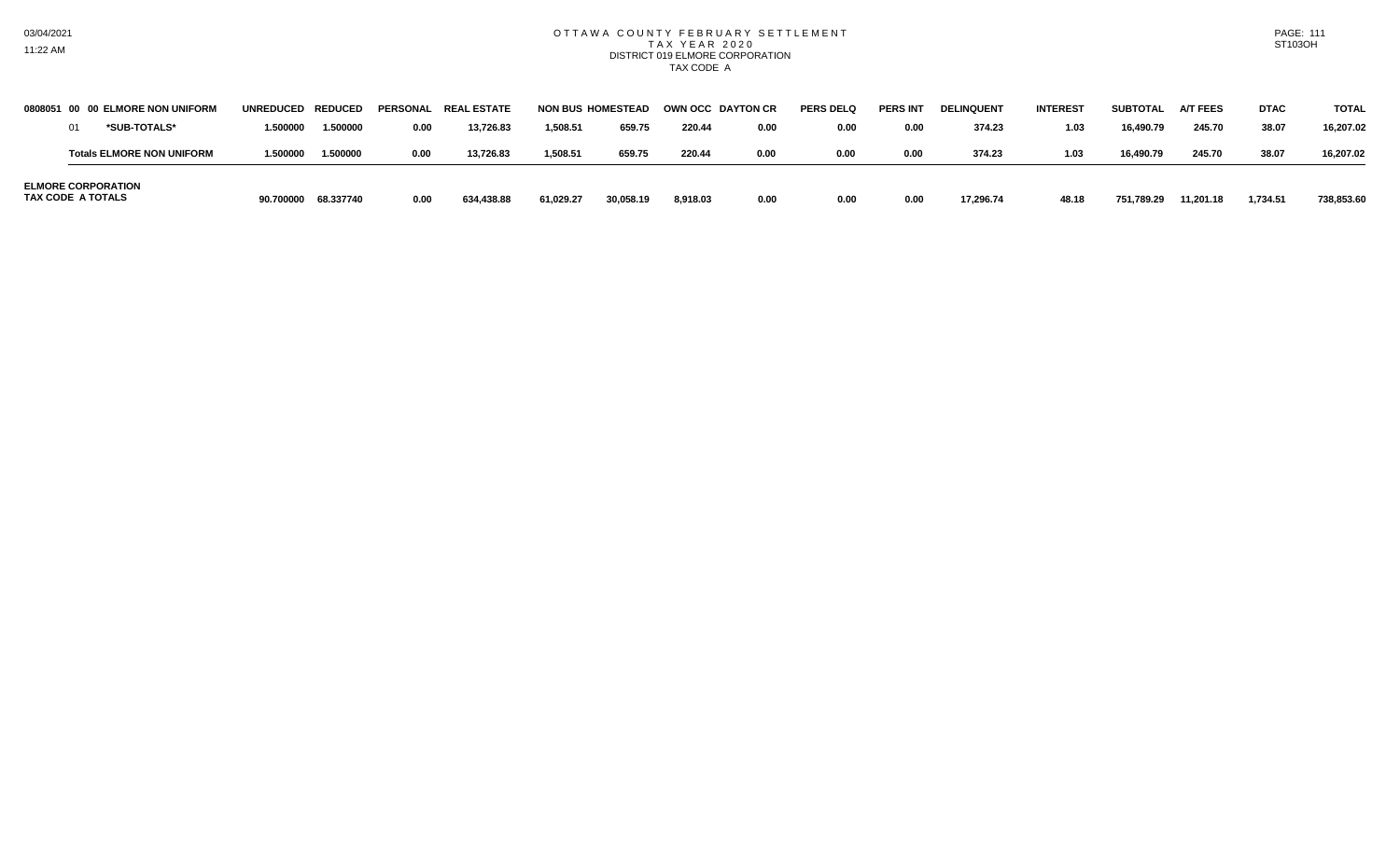# OTTAWA COUNTY FEBRUARY SETTLEMENT
## TAX YEAR 2020
### DISTRICT 019 ELMORE CORPORATION
### TAX CODE A

| 0808051 00 00 ELMORE NON UNIFORM | UNREDUCED | REDUCED | PERSONAL | REAL ESTATE | NON BUS | HOMESTEAD | OWN OCC | DAYTON CR | PERS DELQ | PERS INT | DELINQUENT | INTEREST | SUBTOTAL | A/T FEES | DTAC | TOTAL |
|---|---|---|---|---|---|---|---|---|---|---|---|---|---|---|---|---|
| 01 *SUB-TOTALS* | 1.500000 | 1.500000 | 0.00 | 13,726.83 | 1,508.51 | 659.75 | 220.44 | 0.00 | 0.00 | 0.00 | 374.23 | 1.03 | 16,490.79 | 245.70 | 38.07 | 16,207.02 |
| **Totals ELMORE NON UNIFORM** | 1.500000 | 1.500000 | 0.00 | 13,726.83 | 1,508.51 | 659.75 | 220.44 | 0.00 | 0.00 | 0.00 | 374.23 | 1.03 | 16,490.79 | 245.70 | 38.07 | 16,207.02 |
| **ELMORE CORPORATION TAX CODE A TOTALS** | 90.700000 | 68.337740 | 0.00 | 634,438.88 | 61,029.27 | 30,058.19 | 8,918.03 | 0.00 | 0.00 | 0.00 | 17,296.74 | 48.18 | 751,789.29 | 11,201.18 | 1,734.51 | 738,853.60 |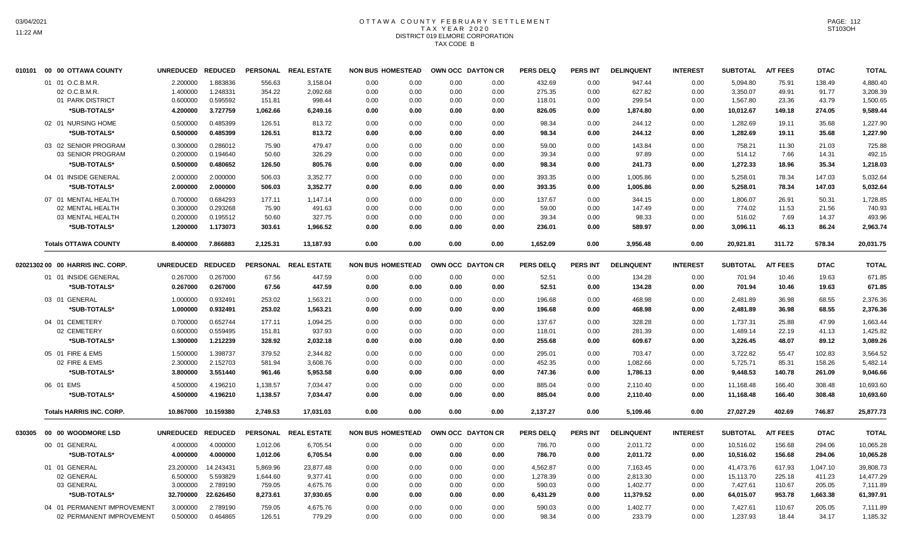# OTTAWA COUNTY FEBRUARY SETTLEMENT
## TAX YEAR 2020
## DISTRICT 019 ELMORE CORPORATION
## TAX CODE B

| | | UNREDUCED | REDUCED | PERSONAL | REAL ESTATE | NON BUS | HOMESTEAD | OWN OCC | DAYTON CR | PERS DELQ | PERS INT | DELINQUENT | INTEREST | SUBTOTAL | A/T FEES | DTAC | TOTAL |
|---|---|---|---|---|---|---|---|---|---|---|---|---|---|---|---|---|---|
| 010101 | 00 00 OTTAWA COUNTY | | | | | | | | | | | | | | | | |
| | 01 01 O.C.B.M.R. | 2.200000 | 1.883836 | 556.63 | 3,158.04 | 0.00 | 0.00 | 0.00 | 0.00 | 432.69 | 0.00 | 947.44 | 0.00 | 5,094.80 | 75.91 | 138.49 | 4,880.40 |
| | 02 O.C.B.M.R. | 1.400000 | 1.248331 | 354.22 | 2,092.68 | 0.00 | 0.00 | 0.00 | 0.00 | 275.35 | 0.00 | 627.82 | 0.00 | 3,350.07 | 49.91 | 91.77 | 3,208.39 |
| | 01 PARK DISTRICT | 0.600000 | 0.595592 | 151.81 | 998.44 | 0.00 | 0.00 | 0.00 | 0.00 | 118.01 | 0.00 | 299.54 | 0.00 | 1,567.80 | 23.36 | 43.79 | 1,500.65 |
| | *SUB-TOTALS* | 4.200000 | 3.727759 | 1,062.66 | 6,249.16 | 0.00 | 0.00 | 0.00 | 0.00 | 826.05 | 0.00 | 1,874.80 | 0.00 | 10,012.67 | 149.18 | 274.05 | 9,589.44 |
| | 02 01 NURSING HOME | 0.500000 | 0.485399 | 126.51 | 813.72 | 0.00 | 0.00 | 0.00 | 0.00 | 98.34 | 0.00 | 244.12 | 0.00 | 1,282.69 | 19.11 | 35.68 | 1,227.90 |
| | *SUB-TOTALS* | 0.500000 | 0.485399 | 126.51 | 813.72 | 0.00 | 0.00 | 0.00 | 0.00 | 98.34 | 0.00 | 244.12 | 0.00 | 1,282.69 | 19.11 | 35.68 | 1,227.90 |
| | 03 02 SENIOR PROGRAM | 0.300000 | 0.286012 | 75.90 | 479.47 | 0.00 | 0.00 | 0.00 | 0.00 | 59.00 | 0.00 | 143.84 | 0.00 | 758.21 | 11.30 | 21.03 | 725.88 |
| | 03 SENIOR PROGRAM | 0.200000 | 0.194640 | 50.60 | 326.29 | 0.00 | 0.00 | 0.00 | 0.00 | 39.34 | 0.00 | 97.89 | 0.00 | 514.12 | 7.66 | 14.31 | 492.15 |
| | *SUB-TOTALS* | 0.500000 | 0.480652 | 126.50 | 805.76 | 0.00 | 0.00 | 0.00 | 0.00 | 98.34 | 0.00 | 241.73 | 0.00 | 1,272.33 | 18.96 | 35.34 | 1,218.03 |
| | 04 01 INSIDE GENERAL | 2.000000 | 2.000000 | 506.03 | 3,352.77 | 0.00 | 0.00 | 0.00 | 0.00 | 393.35 | 0.00 | 1,005.86 | 0.00 | 5,258.01 | 78.34 | 147.03 | 5,032.64 |
| | *SUB-TOTALS* | 2.000000 | 2.000000 | 506.03 | 3,352.77 | 0.00 | 0.00 | 0.00 | 0.00 | 393.35 | 0.00 | 1,005.86 | 0.00 | 5,258.01 | 78.34 | 147.03 | 5,032.64 |
| | 07 01 MENTAL HEALTH | 0.700000 | 0.684293 | 177.11 | 1,147.14 | 0.00 | 0.00 | 0.00 | 0.00 | 137.67 | 0.00 | 344.15 | 0.00 | 1,806.07 | 26.91 | 50.31 | 1,728.85 |
| | 02 MENTAL HEALTH | 0.300000 | 0.293268 | 75.90 | 491.63 | 0.00 | 0.00 | 0.00 | 0.00 | 59.00 | 0.00 | 147.49 | 0.00 | 774.02 | 11.53 | 21.56 | 740.93 |
| | 03 MENTAL HEALTH | 0.200000 | 0.195512 | 50.60 | 327.75 | 0.00 | 0.00 | 0.00 | 0.00 | 39.34 | 0.00 | 98.33 | 0.00 | 516.02 | 7.69 | 14.37 | 493.96 |
| | *SUB-TOTALS* | 1.200000 | 1.173073 | 303.61 | 1,966.52 | 0.00 | 0.00 | 0.00 | 0.00 | 236.01 | 0.00 | 589.97 | 0.00 | 3,096.11 | 46.13 | 86.24 | 2,963.74 |
| | **Totals OTTAWA COUNTY** | 8.400000 | 7.866883 | 2,125.31 | 13,187.93 | 0.00 | 0.00 | 0.00 | 0.00 | 1,652.09 | 0.00 | 3,956.48 | 0.00 | 20,921.81 | 311.72 | 578.34 | 20,031.75 |
| 02021302 | 00 00 HARRIS INC. CORP. | UNREDUCED | REDUCED | PERSONAL | REAL ESTATE | NON BUS | HOMESTEAD | OWN OCC | DAYTON CR | PERS DELQ | PERS INT | DELINQUENT | INTEREST | SUBTOTAL | A/T FEES | DTAC | TOTAL |
| | 01 01 INSIDE GENERAL | 0.267000 | 0.267000 | 67.56 | 447.59 | 0.00 | 0.00 | 0.00 | 0.00 | 52.51 | 0.00 | 134.28 | 0.00 | 701.94 | 10.46 | 19.63 | 671.85 |
| | *SUB-TOTALS* | 0.267000 | 0.267000 | 67.56 | 447.59 | 0.00 | 0.00 | 0.00 | 0.00 | 52.51 | 0.00 | 134.28 | 0.00 | 701.94 | 10.46 | 19.63 | 671.85 |
| | 03 01 GENERAL | 1.000000 | 0.932491 | 253.02 | 1,563.21 | 0.00 | 0.00 | 0.00 | 0.00 | 196.68 | 0.00 | 468.98 | 0.00 | 2,481.89 | 36.98 | 68.55 | 2,376.36 |
| | *SUB-TOTALS* | 1.000000 | 0.932491 | 253.02 | 1,563.21 | 0.00 | 0.00 | 0.00 | 0.00 | 196.68 | 0.00 | 468.98 | 0.00 | 2,481.89 | 36.98 | 68.55 | 2,376.36 |
| | 04 01 CEMETERY | 0.700000 | 0.652744 | 177.11 | 1,094.25 | 0.00 | 0.00 | 0.00 | 0.00 | 137.67 | 0.00 | 328.28 | 0.00 | 1,737.31 | 25.88 | 47.99 | 1,663.44 |
| | 02 CEMETERY | 0.600000 | 0.559495 | 151.81 | 937.93 | 0.00 | 0.00 | 0.00 | 0.00 | 118.01 | 0.00 | 281.39 | 0.00 | 1,489.14 | 22.19 | 41.13 | 1,425.82 |
| | *SUB-TOTALS* | 1.300000 | 1.212239 | 328.92 | 2,032.18 | 0.00 | 0.00 | 0.00 | 0.00 | 255.68 | 0.00 | 609.67 | 0.00 | 3,226.45 | 48.07 | 89.12 | 3,089.26 |
| | 05 01 FIRE & EMS | 1.500000 | 1.398737 | 379.52 | 2,344.82 | 0.00 | 0.00 | 0.00 | 0.00 | 295.01 | 0.00 | 703.47 | 0.00 | 3,722.82 | 55.47 | 102.83 | 3,564.52 |
| | 02 FIRE & EMS | 2.300000 | 2.152703 | 581.94 | 3,608.76 | 0.00 | 0.00 | 0.00 | 0.00 | 452.35 | 0.00 | 1,082.66 | 0.00 | 5,725.71 | 85.31 | 158.26 | 5,482.14 |
| | *SUB-TOTALS* | 3.800000 | 3.551440 | 961.46 | 5,953.58 | 0.00 | 0.00 | 0.00 | 0.00 | 747.36 | 0.00 | 1,786.13 | 0.00 | 9,448.53 | 140.78 | 261.09 | 9,046.66 |
| | 06 01 EMS | 4.500000 | 4.196210 | 1,138.57 | 7,034.47 | 0.00 | 0.00 | 0.00 | 0.00 | 885.04 | 0.00 | 2,110.40 | 0.00 | 11,168.48 | 166.40 | 308.48 | 10,693.60 |
| | *SUB-TOTALS* | 4.500000 | 4.196210 | 1,138.57 | 7,034.47 | 0.00 | 0.00 | 0.00 | 0.00 | 885.04 | 0.00 | 2,110.40 | 0.00 | 11,168.48 | 166.40 | 308.48 | 10,693.60 |
| | **Totals HARRIS INC. CORP.** | 10.867000 | 10.159380 | 2,749.53 | 17,031.03 | 0.00 | 0.00 | 0.00 | 0.00 | 2,137.27 | 0.00 | 5,109.46 | 0.00 | 27,027.29 | 402.69 | 746.87 | 25,877.73 |
| 030305 | 00 00 WOODMORE LSD | UNREDUCED | REDUCED | PERSONAL | REAL ESTATE | NON BUS | HOMESTEAD | OWN OCC | DAYTON CR | PERS DELQ | PERS INT | DELINQUENT | INTEREST | SUBTOTAL | A/T FEES | DTAC | TOTAL |
| | 00 01 GENERAL | 4.000000 | 4.000000 | 1,012.06 | 6,705.54 | 0.00 | 0.00 | 0.00 | 0.00 | 786.70 | 0.00 | 2,011.72 | 0.00 | 10,516.02 | 156.68 | 294.06 | 10,065.28 |
| | *SUB-TOTALS* | 4.000000 | 4.000000 | 1,012.06 | 6,705.54 | 0.00 | 0.00 | 0.00 | 0.00 | 786.70 | 0.00 | 2,011.72 | 0.00 | 10,516.02 | 156.68 | 294.06 | 10,065.28 |
| | 01 01 GENERAL | 23.200000 | 14.243431 | 5,869.96 | 23,877.48 | 0.00 | 0.00 | 0.00 | 0.00 | 4,562.87 | 0.00 | 7,163.45 | 0.00 | 41,473.76 | 617.93 | 1,047.10 | 39,808.73 |
| | 02 GENERAL | 6.500000 | 5.593829 | 1,644.60 | 9,377.41 | 0.00 | 0.00 | 0.00 | 0.00 | 1,278.39 | 0.00 | 2,813.30 | 0.00 | 15,113.70 | 225.18 | 411.23 | 14,477.29 |
| | 03 GENERAL | 3.000000 | 2.789190 | 759.05 | 4,675.76 | 0.00 | 0.00 | 0.00 | 0.00 | 590.03 | 0.00 | 1,402.77 | 0.00 | 7,427.61 | 110.67 | 205.05 | 7,111.89 |
| | *SUB-TOTALS* | 32.700000 | 22.626450 | 8,273.61 | 37,930.65 | 0.00 | 0.00 | 0.00 | 0.00 | 6,431.29 | 0.00 | 11,379.52 | 0.00 | 64,015.07 | 953.78 | 1,663.38 | 61,397.91 |
| | 04 01 PERMANENT IMPROVEMENT | 3.000000 | 2.789190 | 759.05 | 4,675.76 | 0.00 | 0.00 | 0.00 | 0.00 | 590.03 | 0.00 | 1,402.77 | 0.00 | 7,427.61 | 110.67 | 205.05 | 7,111.89 |
| | 02 PERMANENT IMPROVEMENT | 0.500000 | 0.464865 | 126.51 | 779.29 | 0.00 | 0.00 | 0.00 | 0.00 | 98.34 | 0.00 | 233.79 | 0.00 | 1,237.93 | 18.44 | 34.17 | 1,185.32 |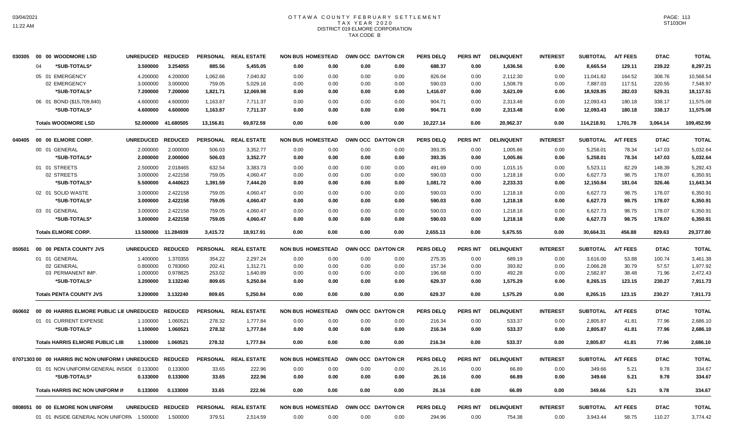# OTTAWA COUNTY FEBRUARY SETTLEMENT
## TAX YEAR 2020
## DISTRICT 019 ELMORE CORPORATION
## TAX CODE B

| | | UNREDUCED | REDUCED | PERSONAL | REAL ESTATE | NON BUS | HOMESTEAD | OWN OCC | DAYTON CR | PERS DELQ | PERS INT | DELINQUENT | INTEREST | SUBTOTAL | A/T FEES | DTAC | TOTAL |
|---|---|---|---|---|---|---|---|---|---|---|---|---|---|---|---|---|---|
| 030305 | 00 00 WOODMORE LSD | UNREDUCED | REDUCED | PERSONAL | REAL ESTATE | NON BUS | HOMESTEAD | OWN OCC | DAYTON CR | PERS DELQ | PERS INT | DELINQUENT | INTEREST | SUBTOTAL | A/T FEES | DTAC | TOTAL |
| | 04 *SUB-TOTALS* | 3.500000 | 3.254055 | 885.56 | 5,455.05 | 0.00 | 0.00 | 0.00 | 0.00 | 688.37 | 0.00 | 1,636.56 | 0.00 | 8,665.54 | 129.11 | 239.22 | 8,297.21 |
| | 05 01 EMERGENCY | 4.200000 | 4.200000 | 1,062.66 | 7,040.82 | 0.00 | 0.00 | 0.00 | 0.00 | 826.04 | 0.00 | 2,112.30 | 0.00 | 11,041.82 | 164.52 | 308.76 | 10,568.54 |
| | 02 EMERGENCY | 3.000000 | 3.000000 | 759.05 | 5,029.16 | 0.00 | 0.00 | 0.00 | 0.00 | 590.03 | 0.00 | 1,508.79 | 0.00 | 7,887.03 | 117.51 | 220.55 | 7,548.97 |
| | *SUB-TOTALS* | 7.200000 | 7.200000 | 1,821.71 | 12,069.98 | 0.00 | 0.00 | 0.00 | 0.00 | 1,416.07 | 0.00 | 3,621.09 | 0.00 | 18,928.85 | 282.03 | 529.31 | 18,117.51 |
| | 06 01 BOND ($15,709,840) | 4.600000 | 4.600000 | 1,163.87 | 7,711.37 | 0.00 | 0.00 | 0.00 | 0.00 | 904.71 | 0.00 | 2,313.48 | 0.00 | 12,093.43 | 180.18 | 338.17 | 11,575.08 |
| | *SUB-TOTALS* | 4.600000 | 4.600000 | 1,163.87 | 7,711.37 | 0.00 | 0.00 | 0.00 | 0.00 | 904.71 | 0.00 | 2,313.48 | 0.00 | 12,093.43 | 180.18 | 338.17 | 11,575.08 |
| | **Totals WOODMORE LSD** | 52.000000 | 41.680505 | 13,156.81 | 69,872.59 | 0.00 | 0.00 | 0.00 | 0.00 | 10,227.14 | 0.00 | 20,962.37 | 0.00 | 114,218.91 | 1,701.78 | 3,064.14 | 109,452.99 |
| 040405 | 00 00 ELMORE CORP. | UNREDUCED | REDUCED | PERSONAL | REAL ESTATE | NON BUS | HOMESTEAD | OWN OCC | DAYTON CR | PERS DELQ | PERS INT | DELINQUENT | INTEREST | SUBTOTAL | A/T FEES | DTAC | TOTAL |
| | 00 01 GENERAL | 2.000000 | 2.000000 | 506.03 | 3,352.77 | 0.00 | 0.00 | 0.00 | 0.00 | 393.35 | 0.00 | 1,005.86 | 0.00 | 5,258.01 | 78.34 | 147.03 | 5,032.64 |
| | *SUB-TOTALS* | 2.000000 | 2.000000 | 506.03 | 3,352.77 | 0.00 | 0.00 | 0.00 | 0.00 | 393.35 | 0.00 | 1,005.86 | 0.00 | 5,258.01 | 78.34 | 147.03 | 5,032.64 |
| | 01 01 STREETS | 2.500000 | 2.018465 | 632.54 | 3,383.73 | 0.00 | 0.00 | 0.00 | 0.00 | 491.69 | 0.00 | 1,015.15 | 0.00 | 5,523.11 | 82.29 | 148.39 | 5,292.43 |
| | 02 STREETS | 3.000000 | 2.422158 | 759.05 | 4,060.47 | 0.00 | 0.00 | 0.00 | 0.00 | 590.03 | 0.00 | 1,218.18 | 0.00 | 6,627.73 | 98.75 | 178.07 | 6,350.91 |
| | *SUB-TOTALS* | 5.500000 | 4.440623 | 1,391.59 | 7,444.20 | 0.00 | 0.00 | 0.00 | 0.00 | 1,081.72 | 0.00 | 2,233.33 | 0.00 | 12,150.84 | 181.04 | 326.46 | 11,643.34 |
| | 02 01 SOLID WASTE | 3.000000 | 2.422158 | 759.05 | 4,060.47 | 0.00 | 0.00 | 0.00 | 0.00 | 590.03 | 0.00 | 1,218.18 | 0.00 | 6,627.73 | 98.75 | 178.07 | 6,350.91 |
| | *SUB-TOTALS* | 3.000000 | 2.422158 | 759.05 | 4,060.47 | 0.00 | 0.00 | 0.00 | 0.00 | 590.03 | 0.00 | 1,218.18 | 0.00 | 6,627.73 | 98.75 | 178.07 | 6,350.91 |
| | 03 01 GENERAL | 3.000000 | 2.422158 | 759.05 | 4,060.47 | 0.00 | 0.00 | 0.00 | 0.00 | 590.03 | 0.00 | 1,218.18 | 0.00 | 6,627.73 | 98.75 | 178.07 | 6,350.91 |
| | *SUB-TOTALS* | 3.000000 | 2.422158 | 759.05 | 4,060.47 | 0.00 | 0.00 | 0.00 | 0.00 | 590.03 | 0.00 | 1,218.18 | 0.00 | 6,627.73 | 98.75 | 178.07 | 6,350.91 |
| | **Totals ELMORE CORP.** | 13.500000 | 11.284939 | 3,415.72 | 18,917.91 | 0.00 | 0.00 | 0.00 | 0.00 | 2,655.13 | 0.00 | 5,675.55 | 0.00 | 30,664.31 | 456.88 | 829.63 | 29,377.80 |
| 050501 | 00 00 PENTA COUNTY JVS | UNREDUCED | REDUCED | PERSONAL | REAL ESTATE | NON BUS | HOMESTEAD | OWN OCC | DAYTON CR | PERS DELQ | PERS INT | DELINQUENT | INTEREST | SUBTOTAL | A/T FEES | DTAC | TOTAL |
| | 01 01 GENERAL | 1.400000 | 1.370355 | 354.22 | 2,297.24 | 0.00 | 0.00 | 0.00 | 0.00 | 275.35 | 0.00 | 689.19 | 0.00 | 3,616.00 | 53.88 | 100.74 | 3,461.38 |
| | 02 GENERAL | 0.800000 | 0.783060 | 202.41 | 1,312.71 | 0.00 | 0.00 | 0.00 | 0.00 | 157.34 | 0.00 | 393.82 | 0.00 | 2,066.28 | 30.79 | 57.57 | 1,977.92 |
| | 03 PERMANENT IMP. | 1.000000 | 0.978825 | 253.02 | 1,640.89 | 0.00 | 0.00 | 0.00 | 0.00 | 196.68 | 0.00 | 492.28 | 0.00 | 2,582.87 | 38.48 | 71.96 | 2,472.43 |
| | *SUB-TOTALS* | 3.200000 | 3.132240 | 809.65 | 5,250.84 | 0.00 | 0.00 | 0.00 | 0.00 | 629.37 | 0.00 | 1,575.29 | 0.00 | 8,265.15 | 123.15 | 230.27 | 7,911.73 |
| | **Totals PENTA COUNTY JVS** | 3.200000 | 3.132240 | 809.65 | 5,250.84 | 0.00 | 0.00 | 0.00 | 0.00 | 629.37 | 0.00 | 1,575.29 | 0.00 | 8,265.15 | 123.15 | 230.27 | 7,911.73 |
| 060602 | 00 00 HARRIS ELMORE PUBLIC LIE | UNREDUCED | REDUCED | PERSONAL | REAL ESTATE | NON BUS | HOMESTEAD | OWN OCC | DAYTON CR | PERS DELQ | PERS INT | DELINQUENT | INTEREST | SUBTOTAL | A/T FEES | DTAC | TOTAL |
| | 01 01 CURRENT EXPENSE | 1.100000 | 1.060521 | 278.32 | 1,777.84 | 0.00 | 0.00 | 0.00 | 0.00 | 216.34 | 0.00 | 533.37 | 0.00 | 2,805.87 | 41.81 | 77.96 | 2,686.10 |
| | *SUB-TOTALS* | 1.100000 | 1.060521 | 278.32 | 1,777.84 | 0.00 | 0.00 | 0.00 | 0.00 | 216.34 | 0.00 | 533.37 | 0.00 | 2,805.87 | 41.81 | 77.96 | 2,686.10 |
| | **Totals HARRIS ELMORE PUBLIC LIB** | 1.100000 | 1.060521 | 278.32 | 1,777.84 | 0.00 | 0.00 | 0.00 | 0.00 | 216.34 | 0.00 | 533.37 | 0.00 | 2,805.87 | 41.81 | 77.96 | 2,686.10 |
| 07071303 | 00 00 HARRIS INC NON UNIFORM I | UNREDUCED | REDUCED | PERSONAL | REAL ESTATE | NON BUS | HOMESTEAD | OWN OCC | DAYTON CR | PERS DELQ | PERS INT | DELINQUENT | INTEREST | SUBTOTAL | A/T FEES | DTAC | TOTAL |
| | 01 01 NON UNIFORM GENERAL INSIDE | 0.133000 | 0.133000 | 33.65 | 222.96 | 0.00 | 0.00 | 0.00 | 0.00 | 26.16 | 0.00 | 66.89 | 0.00 | 349.66 | 5.21 | 9.78 | 334.67 |
| | *SUB-TOTALS* | 0.133000 | 0.133000 | 33.65 | 222.96 | 0.00 | 0.00 | 0.00 | 0.00 | 26.16 | 0.00 | 66.89 | 0.00 | 349.66 | 5.21 | 9.78 | 334.67 |
| | **Totals HARRIS INC NON UNIFORM IN** | 0.133000 | 0.133000 | 33.65 | 222.96 | 0.00 | 0.00 | 0.00 | 0.00 | 26.16 | 0.00 | 66.89 | 0.00 | 349.66 | 5.21 | 9.78 | 334.67 |
| 0808051 | 00 00 ELMORE NON UNIFORM | UNREDUCED | REDUCED | PERSONAL | REAL ESTATE | NON BUS | HOMESTEAD | OWN OCC | DAYTON CR | PERS DELQ | PERS INT | DELINQUENT | INTEREST | SUBTOTAL | A/T FEES | DTAC | TOTAL |
| | 01 01 INSIDE GENERAL NON UNIFORM | 1.500000 | 1.500000 | 379.51 | 2,514.59 | 0.00 | 0.00 | 0.00 | 0.00 | 294.96 | 0.00 | 754.38 | 0.00 | 3,943.44 | 58.75 | 110.27 | 3,774.42 |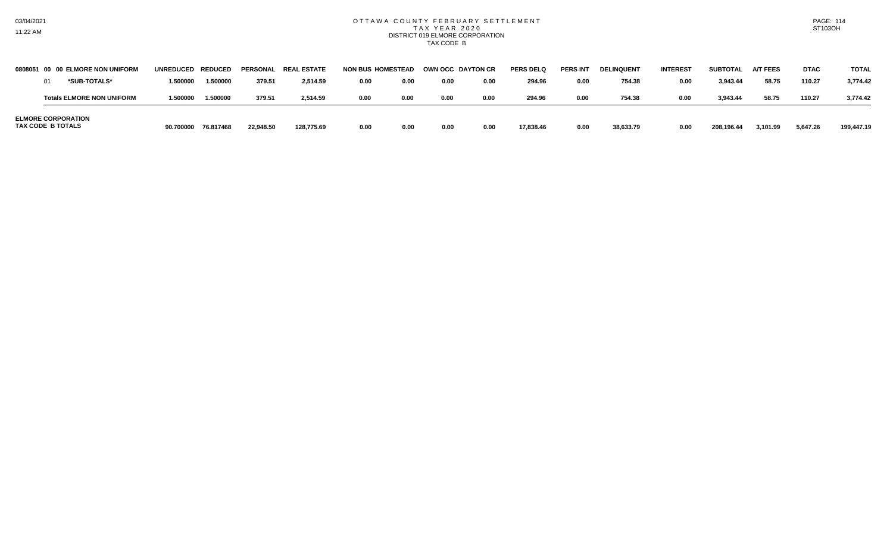# OTTAWA COUNTY FEBRUARY SETTLEMENT
## TAX YEAR 2020
### DISTRICT 019 ELMORE CORPORATION
TAX CODE B

| 0808051 00 00 ELMORE NON UNIFORM | UNREDUCED | REDUCED | PERSONAL | REAL ESTATE | NON BUS | HOMESTEAD | OWN OCC | DAYTON CR | PERS DELQ | PERS INT | DELINQUENT | INTEREST | SUBTOTAL | A/T FEES | DTAC | TOTAL |
|---|---|---|---|---|---|---|---|---|---|---|---|---|---|---|---|---|
| 01 *SUB-TOTALS* | 1.500000 | 1.500000 | 379.51 | 2,514.59 | 0.00 | 0.00 | 0.00 | 0.00 | 294.96 | 0.00 | 754.38 | 0.00 | 3,943.44 | 58.75 | 110.27 | 3,774.42 |
| Totals ELMORE NON UNIFORM | 1.500000 | 1.500000 | 379.51 | 2,514.59 | 0.00 | 0.00 | 0.00 | 0.00 | 294.96 | 0.00 | 754.38 | 0.00 | 3,943.44 | 58.75 | 110.27 | 3,774.42 |
| ELMORE CORPORATION TAX CODE B TOTALS | 90.700000 | 76.817468 | 22,948.50 | 128,775.69 | 0.00 | 0.00 | 0.00 | 0.00 | 17,838.46 | 0.00 | 38,633.79 | 0.00 | 208,196.44 | 3,101.99 | 5,647.26 | 199,447.19 |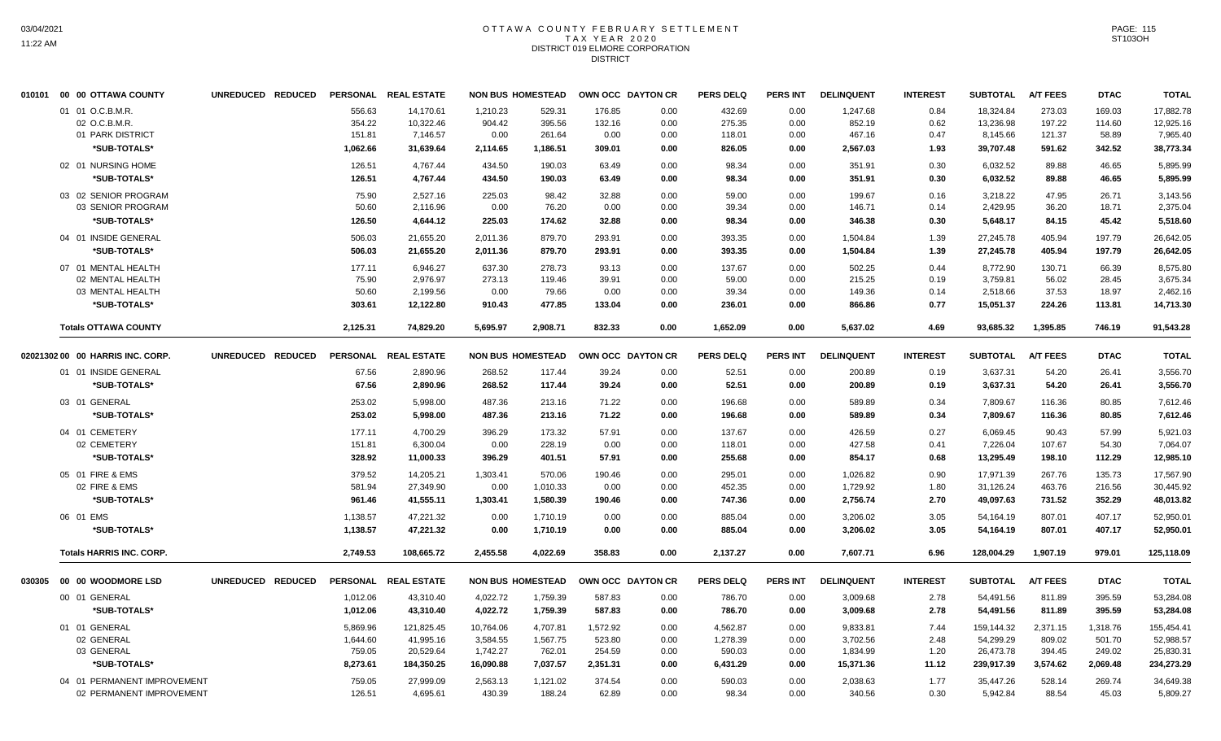# OTTAWA COUNTY FEBRUARY SETTLEMENT
## TAX YEAR 2020
### DISTRICT 019 ELMORE CORPORATION
### DISTRICT

| 010101 00 00 OTTAWA COUNTY | UNREDUCED | REDUCED | PERSONAL | REAL ESTATE | NON BUS | HOMESTEAD | OWN OCC | DAYTON CR | PERS DELQ | PERS INT | DELINQUENT | INTEREST | SUBTOTAL | A/T FEES | DTAC | TOTAL |
|---|---|---|---|---|---|---|---|---|---|---|---|---|---|---|---|---|
| 01 01 O.C.B.M.R. | | | 556.63 | 14,170.61 | 1,210.23 | 529.31 | 176.85 | 0.00 | 432.69 | 0.00 | 1,247.68 | 0.84 | 18,324.84 | 273.03 | 169.03 | 17,882.78 |
| 02 O.C.B.M.R. | | | 354.22 | 10,322.46 | 904.42 | 395.56 | 132.16 | 0.00 | 275.35 | 0.00 | 852.19 | 0.62 | 13,236.98 | 197.22 | 114.60 | 12,925.16 |
| 01 PARK DISTRICT | | | 151.81 | 7,146.57 | 0.00 | 261.64 | 0.00 | 0.00 | 118.01 | 0.00 | 467.16 | 0.47 | 8,145.66 | 121.37 | 58.89 | 7,965.40 |
| *SUB-TOTALS* | | | 1,062.66 | 31,639.64 | 2,114.65 | 1,186.51 | 309.01 | 0.00 | 826.05 | 0.00 | 2,567.03 | 1.93 | 39,707.48 | 591.62 | 342.52 | 38,773.34 |
| 02 01 NURSING HOME | | | 126.51 | 4,767.44 | 434.50 | 190.03 | 63.49 | 0.00 | 98.34 | 0.00 | 351.91 | 0.30 | 6,032.52 | 89.88 | 46.65 | 5,895.99 |
| *SUB-TOTALS* | | | 126.51 | 4,767.44 | 434.50 | 190.03 | 63.49 | 0.00 | 98.34 | 0.00 | 351.91 | 0.30 | 6,032.52 | 89.88 | 46.65 | 5,895.99 |
| 03 02 SENIOR PROGRAM | | | 75.90 | 2,527.16 | 225.03 | 98.42 | 32.88 | 0.00 | 59.00 | 0.00 | 199.67 | 0.16 | 3,218.22 | 47.95 | 26.71 | 3,143.56 |
| 03 SENIOR PROGRAM | | | 50.60 | 2,116.96 | 0.00 | 76.20 | 0.00 | 0.00 | 39.34 | 0.00 | 146.71 | 0.14 | 2,429.95 | 36.20 | 18.71 | 2,375.04 |
| *SUB-TOTALS* | | | 126.50 | 4,644.12 | 225.03 | 174.62 | 32.88 | 0.00 | 98.34 | 0.00 | 346.38 | 0.30 | 5,648.17 | 84.15 | 45.42 | 5,518.60 |
| 04 01 INSIDE GENERAL | | | 506.03 | 21,655.20 | 2,011.36 | 879.70 | 293.91 | 0.00 | 393.35 | 0.00 | 1,504.84 | 1.39 | 27,245.78 | 405.94 | 197.79 | 26,642.05 |
| *SUB-TOTALS* | | | 506.03 | 21,655.20 | 2,011.36 | 879.70 | 293.91 | 0.00 | 393.35 | 0.00 | 1,504.84 | 1.39 | 27,245.78 | 405.94 | 197.79 | 26,642.05 |
| 07 01 MENTAL HEALTH | | | 177.11 | 6,946.27 | 637.30 | 278.73 | 93.13 | 0.00 | 137.67 | 0.00 | 502.25 | 0.44 | 8,772.90 | 130.71 | 66.39 | 8,575.80 |
| 02 MENTAL HEALTH | | | 75.90 | 2,976.97 | 273.13 | 119.46 | 39.91 | 0.00 | 59.00 | 0.00 | 215.25 | 0.19 | 3,759.81 | 56.02 | 28.45 | 3,675.34 |
| 03 MENTAL HEALTH | | | 50.60 | 2,199.56 | 0.00 | 79.66 | 0.00 | 0.00 | 39.34 | 0.00 | 149.36 | 0.14 | 2,518.66 | 37.53 | 18.97 | 2,462.16 |
| *SUB-TOTALS* | | | 303.61 | 12,122.80 | 910.43 | 477.85 | 133.04 | 0.00 | 236.01 | 0.00 | 866.86 | 0.77 | 15,051.37 | 224.26 | 113.81 | 14,713.30 |
| **Totals OTTAWA COUNTY** | | | 2,125.31 | 74,829.20 | 5,695.97 | 2,908.71 | 832.33 | 0.00 | 1,652.09 | 0.00 | 5,637.02 | 4.69 | 93,685.32 | 1,395.85 | 746.19 | 91,543.28 |

| 02021302 00 00 HARRIS INC. CORP. | UNREDUCED | REDUCED | PERSONAL | REAL ESTATE | NON BUS | HOMESTEAD | OWN OCC | DAYTON CR | PERS DELQ | PERS INT | DELINQUENT | INTEREST | SUBTOTAL | A/T FEES | DTAC | TOTAL |
|---|---|---|---|---|---|---|---|---|---|---|---|---|---|---|---|---|
| 01 01 INSIDE GENERAL | | | 67.56 | 2,890.96 | 268.52 | 117.44 | 39.24 | 0.00 | 52.51 | 0.00 | 200.89 | 0.19 | 3,637.31 | 54.20 | 26.41 | 3,556.70 |
| *SUB-TOTALS* | | | 67.56 | 2,890.96 | 268.52 | 117.44 | 39.24 | 0.00 | 52.51 | 0.00 | 200.89 | 0.19 | 3,637.31 | 54.20 | 26.41 | 3,556.70 |
| 03 01 GENERAL | | | 253.02 | 5,998.00 | 487.36 | 213.16 | 71.22 | 0.00 | 196.68 | 0.00 | 589.89 | 0.34 | 7,809.67 | 116.36 | 80.85 | 7,612.46 |
| *SUB-TOTALS* | | | 253.02 | 5,998.00 | 487.36 | 213.16 | 71.22 | 0.00 | 196.68 | 0.00 | 589.89 | 0.34 | 7,809.67 | 116.36 | 80.85 | 7,612.46 |
| 04 01 CEMETERY | | | 177.11 | 4,700.29 | 396.29 | 173.32 | 57.91 | 0.00 | 137.67 | 0.00 | 426.59 | 0.27 | 6,069.45 | 90.43 | 57.99 | 5,921.03 |
| 02 CEMETERY | | | 151.81 | 6,300.04 | 0.00 | 228.19 | 0.00 | 0.00 | 118.01 | 0.00 | 427.58 | 0.41 | 7,226.04 | 107.67 | 54.30 | 7,064.07 |
| *SUB-TOTALS* | | | 328.92 | 11,000.33 | 396.29 | 401.51 | 57.91 | 0.00 | 255.68 | 0.00 | 854.17 | 0.68 | 13,295.49 | 198.10 | 112.29 | 12,985.10 |
| 05 01 FIRE & EMS | | | 379.52 | 14,205.21 | 1,303.41 | 570.06 | 190.46 | 0.00 | 295.01 | 0.00 | 1,026.82 | 0.90 | 17,971.39 | 267.76 | 135.73 | 17,567.90 |
| 02 FIRE & EMS | | | 581.94 | 27,349.90 | 0.00 | 1,010.33 | 0.00 | 0.00 | 452.35 | 0.00 | 1,729.92 | 1.80 | 31,126.24 | 463.76 | 216.56 | 30,445.92 |
| *SUB-TOTALS* | | | 961.46 | 41,555.11 | 1,303.41 | 1,580.39 | 190.46 | 0.00 | 747.36 | 0.00 | 2,756.74 | 2.70 | 49,097.63 | 731.52 | 352.29 | 48,013.82 |
| 06 01 EMS | | | 1,138.57 | 47,221.32 | 0.00 | 1,710.19 | 0.00 | 0.00 | 885.04 | 0.00 | 3,206.02 | 3.05 | 54,164.19 | 807.01 | 407.17 | 52,950.01 |
| *SUB-TOTALS* | | | 1,138.57 | 47,221.32 | 0.00 | 1,710.19 | 0.00 | 0.00 | 885.04 | 0.00 | 3,206.02 | 3.05 | 54,164.19 | 807.01 | 407.17 | 52,950.01 |
| **Totals HARRIS INC. CORP.** | | | 2,749.53 | 108,665.72 | 2,455.58 | 4,022.69 | 358.83 | 0.00 | 2,137.27 | 0.00 | 7,607.71 | 6.96 | 128,004.29 | 1,907.19 | 979.01 | 125,118.09 |

| 030305 00 00 WOODMORE LSD | UNREDUCED | REDUCED | PERSONAL | REAL ESTATE | NON BUS | HOMESTEAD | OWN OCC | DAYTON CR | PERS DELQ | PERS INT | DELINQUENT | INTEREST | SUBTOTAL | A/T FEES | DTAC | TOTAL |
|---|---|---|---|---|---|---|---|---|---|---|---|---|---|---|---|---|
| 00 01 GENERAL | | | 1,012.06 | 43,310.40 | 4,022.72 | 1,759.39 | 587.83 | 0.00 | 786.70 | 0.00 | 3,009.68 | 2.78 | 54,491.56 | 811.89 | 395.59 | 53,284.08 |
| *SUB-TOTALS* | | | 1,012.06 | 43,310.40 | 4,022.72 | 1,759.39 | 587.83 | 0.00 | 786.70 | 0.00 | 3,009.68 | 2.78 | 54,491.56 | 811.89 | 395.59 | 53,284.08 |
| 01 01 GENERAL | | | 5,869.96 | 121,825.45 | 10,764.06 | 4,707.81 | 1,572.92 | 0.00 | 4,562.87 | 0.00 | 9,833.81 | 7.44 | 159,144.32 | 2,371.15 | 1,318.76 | 155,454.41 |
| 02 GENERAL | | | 1,644.60 | 41,995.16 | 3,584.55 | 1,567.75 | 523.80 | 0.00 | 1,278.39 | 0.00 | 3,702.56 | 2.48 | 54,299.29 | 809.02 | 501.70 | 52,988.57 |
| 03 GENERAL | | | 759.05 | 20,529.64 | 1,742.27 | 762.01 | 254.59 | 0.00 | 590.03 | 0.00 | 1,834.99 | 1.20 | 26,473.78 | 394.45 | 249.02 | 25,830.31 |
| *SUB-TOTALS* | | | 8,273.61 | 184,350.25 | 16,090.88 | 7,037.57 | 2,351.31 | 0.00 | 6,431.29 | 0.00 | 15,371.36 | 11.12 | 239,917.39 | 3,574.62 | 2,069.48 | 234,273.29 |
| 04 01 PERMANENT IMPROVEMENT | | | 759.05 | 27,999.09 | 2,563.13 | 1,121.02 | 374.54 | 0.00 | 590.03 | 0.00 | 2,038.63 | 1.77 | 35,447.26 | 528.14 | 269.74 | 34,649.38 |
| 02 PERMANENT IMPROVEMENT | | | 126.51 | 4,695.61 | 430.39 | 188.24 | 62.89 | 0.00 | 98.34 | 0.00 | 340.56 | 0.30 | 5,942.84 | 88.54 | 45.03 | 5,809.27 |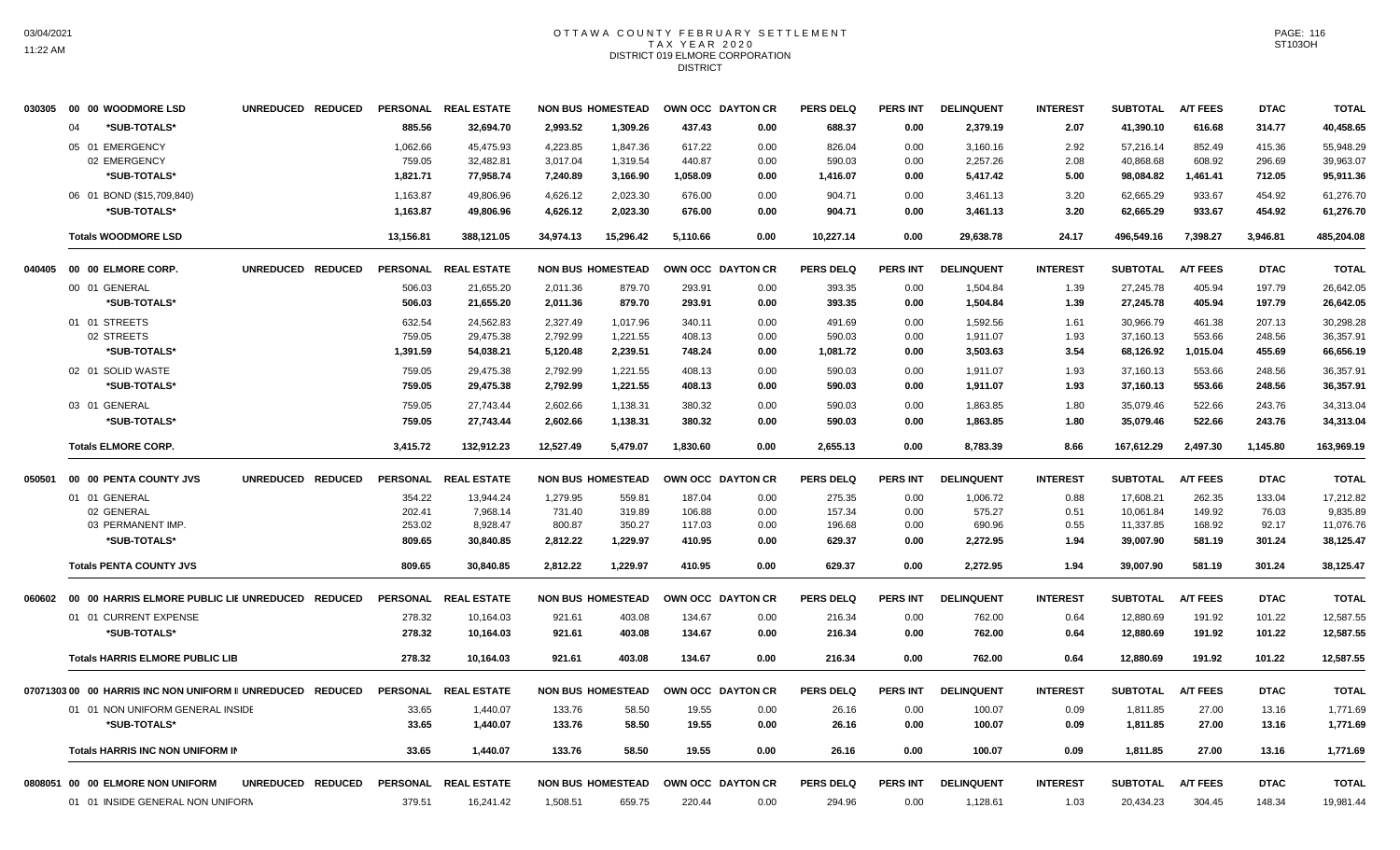# OTTAWA COUNTY FEBRUARY SETTLEMENT
## TAX YEAR 2020
## DISTRICT 019 ELMORE CORPORATION
## DISTRICT

| | | UNREDUCED | REDUCED | PERSONAL | REAL ESTATE | NON BUS | HOMESTEAD | OWN OCC | DAYTON CR | PERS DELQ | PERS INT | DELINQUENT | INTEREST | SUBTOTAL | A/T FEES | DTAC | TOTAL |
|---|---|---|---|---|---|---|---|---|---|---|---|---|---|---|---|---|---|
| 030305 | 00 00 WOODMORE LSD | | | | | | | | | | | | | | | | |
| | 04 *SUB-TOTALS* | | | 885.56 | 32,694.70 | 2,993.52 | 1,309.26 | 437.43 | 0.00 | 688.37 | 0.00 | 2,379.19 | 2.07 | 41,390.10 | 616.68 | 314.77 | 40,458.65 |
| | 05 01 EMERGENCY | | | 1,062.66 | 45,475.93 | 4,223.85 | 1,847.36 | 617.22 | 0.00 | 826.04 | 0.00 | 3,160.16 | 2.92 | 57,216.14 | 852.49 | 415.36 | 55,948.29 |
| | 02 EMERGENCY | | | 759.05 | 32,482.81 | 3,017.04 | 1,319.54 | 440.87 | 0.00 | 590.03 | 0.00 | 2,257.26 | 2.08 | 40,868.68 | 608.92 | 296.69 | 39,963.07 |
| | *SUB-TOTALS* | | | 1,821.71 | 77,958.74 | 7,240.89 | 3,166.90 | 1,058.09 | 0.00 | 1,416.07 | 0.00 | 5,417.42 | 5.00 | 98,084.82 | 1,461.41 | 712.05 | 95,911.36 |
| | 06 01 BOND ($15,709,840) | | | 1,163.87 | 49,806.96 | 4,626.12 | 2,023.30 | 676.00 | 0.00 | 904.71 | 0.00 | 3,461.13 | 3.20 | 62,665.29 | 933.67 | 454.92 | 61,276.70 |
| | *SUB-TOTALS* | | | 1,163.87 | 49,806.96 | 4,626.12 | 2,023.30 | 676.00 | 0.00 | 904.71 | 0.00 | 3,461.13 | 3.20 | 62,665.29 | 933.67 | 454.92 | 61,276.70 |
| | **Totals WOODMORE LSD** | | | 13,156.81 | 388,121.05 | 34,974.13 | 15,296.42 | 5,110.66 | 0.00 | 10,227.14 | 0.00 | 29,638.78 | 24.17 | 496,549.16 | 7,398.27 | 3,946.81 | 485,204.08 |
| 040405 | 00 00 ELMORE CORP. | UNREDUCED | REDUCED | PERSONAL | REAL ESTATE | NON BUS | HOMESTEAD | OWN OCC | DAYTON CR | PERS DELQ | PERS INT | DELINQUENT | INTEREST | SUBTOTAL | A/T FEES | DTAC | TOTAL |
| | 00 01 GENERAL | | | 506.03 | 21,655.20 | 2,011.36 | 879.70 | 293.91 | 0.00 | 393.35 | 0.00 | 1,504.84 | 1.39 | 27,245.78 | 405.94 | 197.79 | 26,642.05 |
| | *SUB-TOTALS* | | | 506.03 | 21,655.20 | 2,011.36 | 879.70 | 293.91 | 0.00 | 393.35 | 0.00 | 1,504.84 | 1.39 | 27,245.78 | 405.94 | 197.79 | 26,642.05 |
| | 01 01 STREETS | | | 632.54 | 24,562.83 | 2,327.49 | 1,017.96 | 340.11 | 0.00 | 491.69 | 0.00 | 1,592.56 | 1.61 | 30,966.79 | 461.38 | 207.13 | 30,298.28 |
| | 02 STREETS | | | 759.05 | 29,475.38 | 2,792.99 | 1,221.55 | 408.13 | 0.00 | 590.03 | 0.00 | 1,911.07 | 1.93 | 37,160.13 | 553.66 | 248.56 | 36,357.91 |
| | *SUB-TOTALS* | | | 1,391.59 | 54,038.21 | 5,120.48 | 2,239.51 | 748.24 | 0.00 | 1,081.72 | 0.00 | 3,503.63 | 3.54 | 68,126.92 | 1,015.04 | 455.69 | 66,656.19 |
| | 02 01 SOLID WASTE | | | 759.05 | 29,475.38 | 2,792.99 | 1,221.55 | 408.13 | 0.00 | 590.03 | 0.00 | 1,911.07 | 1.93 | 37,160.13 | 553.66 | 248.56 | 36,357.91 |
| | *SUB-TOTALS* | | | 759.05 | 29,475.38 | 2,792.99 | 1,221.55 | 408.13 | 0.00 | 590.03 | 0.00 | 1,911.07 | 1.93 | 37,160.13 | 553.66 | 248.56 | 36,357.91 |
| | 03 01 GENERAL | | | 759.05 | 27,743.44 | 2,602.66 | 1,138.31 | 380.32 | 0.00 | 590.03 | 0.00 | 1,863.85 | 1.80 | 35,079.46 | 522.66 | 243.76 | 34,313.04 |
| | *SUB-TOTALS* | | | 759.05 | 27,743.44 | 2,602.66 | 1,138.31 | 380.32 | 0.00 | 590.03 | 0.00 | 1,863.85 | 1.80 | 35,079.46 | 522.66 | 243.76 | 34,313.04 |
| | **Totals ELMORE CORP.** | | | 3,415.72 | 132,912.23 | 12,527.49 | 5,479.07 | 1,830.60 | 0.00 | 2,655.13 | 0.00 | 8,783.39 | 8.66 | 167,612.29 | 2,497.30 | 1,145.80 | 163,969.19 |
| 050501 | 00 00 PENTA COUNTY JVS | UNREDUCED | REDUCED | PERSONAL | REAL ESTATE | NON BUS | HOMESTEAD | OWN OCC | DAYTON CR | PERS DELQ | PERS INT | DELINQUENT | INTEREST | SUBTOTAL | A/T FEES | DTAC | TOTAL |
| | 01 01 GENERAL | | | 354.22 | 13,944.24 | 1,279.95 | 559.81 | 187.04 | 0.00 | 275.35 | 0.00 | 1,006.72 | 0.88 | 17,608.21 | 262.35 | 133.04 | 17,212.82 |
| | 02 GENERAL | | | 202.41 | 7,968.14 | 731.40 | 319.89 | 106.88 | 0.00 | 157.34 | 0.00 | 575.27 | 0.51 | 10,061.84 | 149.92 | 76.03 | 9,835.89 |
| | 03 PERMANENT IMP. | | | 253.02 | 8,928.47 | 800.87 | 350.27 | 117.03 | 0.00 | 196.68 | 0.00 | 690.96 | 0.55 | 11,337.85 | 168.92 | 92.17 | 11,076.76 |
| | *SUB-TOTALS* | | | 809.65 | 30,840.85 | 2,812.22 | 1,229.97 | 410.95 | 0.00 | 629.37 | 0.00 | 2,272.95 | 1.94 | 39,007.90 | 581.19 | 301.24 | 38,125.47 |
| | **Totals PENTA COUNTY JVS** | | | 809.65 | 30,840.85 | 2,812.22 | 1,229.97 | 410.95 | 0.00 | 629.37 | 0.00 | 2,272.95 | 1.94 | 39,007.90 | 581.19 | 301.24 | 38,125.47 |
| 060602 | 00 00 HARRIS ELMORE PUBLIC LIE | UNREDUCED | REDUCED | PERSONAL | REAL ESTATE | NON BUS | HOMESTEAD | OWN OCC | DAYTON CR | PERS DELQ | PERS INT | DELINQUENT | INTEREST | SUBTOTAL | A/T FEES | DTAC | TOTAL |
| | 01 01 CURRENT EXPENSE | | | 278.32 | 10,164.03 | 921.61 | 403.08 | 134.67 | 0.00 | 216.34 | 0.00 | 762.00 | 0.64 | 12,880.69 | 191.92 | 101.22 | 12,587.55 |
| | *SUB-TOTALS* | | | 278.32 | 10,164.03 | 921.61 | 403.08 | 134.67 | 0.00 | 216.34 | 0.00 | 762.00 | 0.64 | 12,880.69 | 191.92 | 101.22 | 12,587.55 |
| | **Totals HARRIS ELMORE PUBLIC LIB** | | | 278.32 | 10,164.03 | 921.61 | 403.08 | 134.67 | 0.00 | 216.34 | 0.00 | 762.00 | 0.64 | 12,880.69 | 191.92 | 101.22 | 12,587.55 |
| 07071303 | 00 00 HARRIS INC NON UNIFORM II | UNREDUCED | REDUCED | PERSONAL | REAL ESTATE | NON BUS | HOMESTEAD | OWN OCC | DAYTON CR | PERS DELQ | PERS INT | DELINQUENT | INTEREST | SUBTOTAL | A/T FEES | DTAC | TOTAL |
| | 01 01 NON UNIFORM GENERAL INSIDE | | | 33.65 | 1,440.07 | 133.76 | 58.50 | 19.55 | 0.00 | 26.16 | 0.00 | 100.07 | 0.09 | 1,811.85 | 27.00 | 13.16 | 1,771.69 |
| | *SUB-TOTALS* | | | 33.65 | 1,440.07 | 133.76 | 58.50 | 19.55 | 0.00 | 26.16 | 0.00 | 100.07 | 0.09 | 1,811.85 | 27.00 | 13.16 | 1,771.69 |
| | **Totals HARRIS INC NON UNIFORM IN** | | | 33.65 | 1,440.07 | 133.76 | 58.50 | 19.55 | 0.00 | 26.16 | 0.00 | 100.07 | 0.09 | 1,811.85 | 27.00 | 13.16 | 1,771.69 |
| 0808051 | 00 00 ELMORE NON UNIFORM | UNREDUCED | REDUCED | PERSONAL | REAL ESTATE | NON BUS | HOMESTEAD | OWN OCC | DAYTON CR | PERS DELQ | PERS INT | DELINQUENT | INTEREST | SUBTOTAL | A/T FEES | DTAC | TOTAL |
| | 01 01 INSIDE GENERAL NON UNIFORM | | | 379.51 | 16,241.42 | 1,508.51 | 659.75 | 220.44 | 0.00 | 294.96 | 0.00 | 1,128.61 | 1.03 | 20,434.23 | 304.45 | 148.34 | 19,981.44 |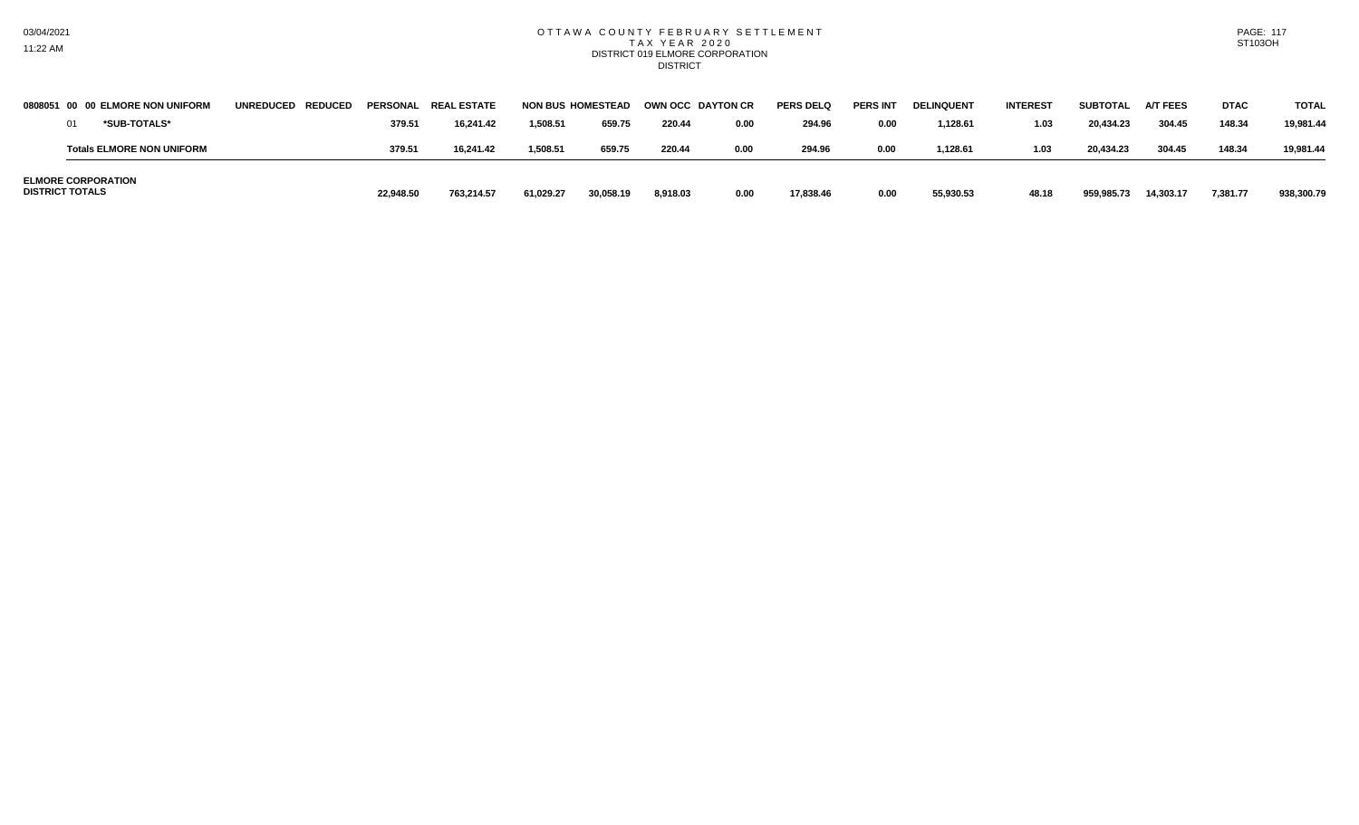# OTTAWA COUNTY FEBRUARY SETTLEMENT
## TAX YEAR 2020
### DISTRICT 019 ELMORE CORPORATION
DISTRICT

| 0808051 00 00 ELMORE NON UNIFORM | UNREDUCED | REDUCED | PERSONAL | REAL ESTATE | NON BUS | HOMESTEAD | OWN OCC | DAYTON CR | PERS DELQ | PERS INT | DELINQUENT | INTEREST | SUBTOTAL | A/T FEES | DTAC | TOTAL |
|---|---|---|---|---|---|---|---|---|---|---|---|---|---|---|---|---|
| 01 *SUB-TOTALS* | | | 379.51 | 16,241.42 | 1,508.51 | 659.75 | 220.44 | 0.00 | 294.96 | 0.00 | 1,128.61 | 1.03 | 20,434.23 | 304.45 | 148.34 | 19,981.44 |
| Totals ELMORE NON UNIFORM | | | 379.51 | 16,241.42 | 1,508.51 | 659.75 | 220.44 | 0.00 | 294.96 | 0.00 | 1,128.61 | 1.03 | 20,434.23 | 304.45 | 148.34 | 19,981.44 |
| ELMORE CORPORATION DISTRICT TOTALS | | | 22,948.50 | 763,214.57 | 61,029.27 | 30,058.19 | 8,918.03 | 0.00 | 17,838.46 | 0.00 | 55,930.53 | 48.18 | 959,985.73 | 14,303.17 | 7,381.77 | 938,300.79 |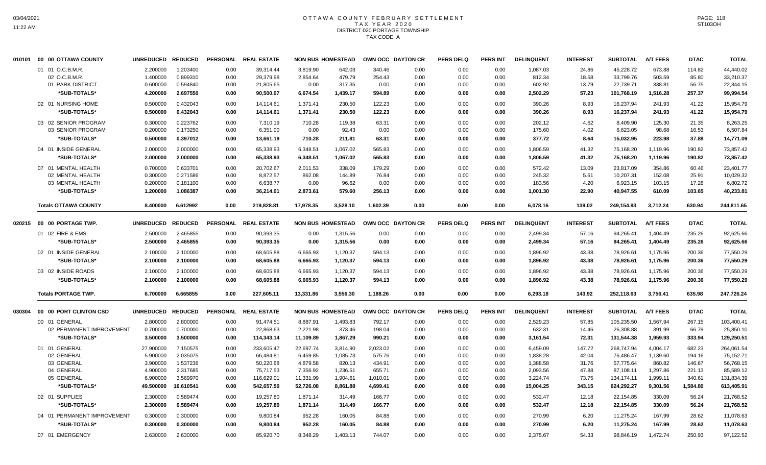# OTTAWA COUNTY FEBRUARY SETTLEMENT
## TAX YEAR 2020
## DISTRICT 020 PORTAGE TOWNSHIP
## TAX CODE A

| | | UNREDUCED | REDUCED | PERSONAL | REAL ESTATE | NON BUS | HOMESTEAD | OWN OCC | DAYTON CR | PERS DELQ | PERS INT | DELINQUENT | INTEREST | SUBTOTAL | A/T FEES | DTAC | TOTAL |
|---|---|---|---|---|---|---|---|---|---|---|---|---|---|---|---|---|---|
| 010101 | 00 00 OTTAWA COUNTY | UNREDUCED | REDUCED | PERSONAL | REAL ESTATE | NON BUS | HOMESTEAD | OWN OCC | DAYTON CR | PERS DELQ | PERS INT | DELINQUENT | INTEREST | SUBTOTAL | A/T FEES | DTAC | TOTAL |
| | 01 01 O.C.B.M.R. | 2.200000 | 1.203400 | 0.00 | 39,314.44 | 3,819.90 | 642.03 | 340.46 | 0.00 | 0.00 | 0.00 | 1,087.03 | 24.86 | 45,228.72 | 673.88 | 114.82 | 44,440.02 |
| | 02 O.C.B.M.R. | 1.400000 | 0.899310 | 0.00 | 29,379.98 | 2,854.64 | 479.79 | 254.43 | 0.00 | 0.00 | 0.00 | 812.34 | 18.58 | 33,799.76 | 503.59 | 85.80 | 33,210.37 |
| | 01 PARK DISTRICT | 0.600000 | 0.594840 | 0.00 | 21,805.65 | 0.00 | 317.35 | 0.00 | 0.00 | 0.00 | 0.00 | 602.92 | 13.79 | 22,739.71 | 338.81 | 56.75 | 22,344.15 |
| | *SUB-TOTALS* | 4.200000 | 2.697550 | 0.00 | 90,500.07 | 6,674.54 | 1,439.17 | 594.89 | 0.00 | 0.00 | 0.00 | 2,502.29 | 57.23 | 101,768.19 | 1,516.28 | 257.37 | 99,994.54 |
| | 02 01 NURSING HOME | 0.500000 | 0.432043 | 0.00 | 14,114.61 | 1,371.41 | 230.50 | 122.23 | 0.00 | 0.00 | 0.00 | 390.26 | 8.93 | 16,237.94 | 241.93 | 41.22 | 15,954.79 |
| | *SUB-TOTALS* | 0.500000 | 0.432043 | 0.00 | 14,114.61 | 1,371.41 | 230.50 | 122.23 | 0.00 | 0.00 | 0.00 | 390.26 | 8.93 | 16,237.94 | 241.93 | 41.22 | 15,954.79 |
| | 03 02 SENIOR PROGRAM | 0.300000 | 0.223762 | 0.00 | 7,310.19 | 710.28 | 119.38 | 63.31 | 0.00 | 0.00 | 0.00 | 202.12 | 4.62 | 8,409.90 | 125.30 | 21.35 | 8,263.25 |
| | 03 SENIOR PROGRAM | 0.200000 | 0.173250 | 0.00 | 6,351.00 | 0.00 | 92.43 | 0.00 | 0.00 | 0.00 | 0.00 | 175.60 | 4.02 | 6,623.05 | 98.68 | 16.53 | 6,507.84 |
| | *SUB-TOTALS* | 0.500000 | 0.397012 | 0.00 | 13,661.19 | 710.28 | 211.81 | 63.31 | 0.00 | 0.00 | 0.00 | 377.72 | 8.64 | 15,032.95 | 223.98 | 37.88 | 14,771.09 |
| | 04 01 INSIDE GENERAL | 2.000000 | 2.000000 | 0.00 | 65,338.93 | 6,348.51 | 1,067.02 | 565.83 | 0.00 | 0.00 | 0.00 | 1,806.59 | 41.32 | 75,168.20 | 1,119.96 | 190.82 | 73,857.42 |
| | *SUB-TOTALS* | 2.000000 | 2.000000 | 0.00 | 65,338.93 | 6,348.51 | 1,067.02 | 565.83 | 0.00 | 0.00 | 0.00 | 1,806.59 | 41.32 | 75,168.20 | 1,119.96 | 190.82 | 73,857.42 |
| | 07 01 MENTAL HEALTH | 0.700000 | 0.633701 | 0.00 | 20,702.67 | 2,011.53 | 338.09 | 179.29 | 0.00 | 0.00 | 0.00 | 572.42 | 13.09 | 23,817.09 | 354.86 | 60.46 | 23,401.77 |
| | 02 MENTAL HEALTH | 0.300000 | 0.271586 | 0.00 | 8,872.57 | 862.08 | 144.89 | 76.84 | 0.00 | 0.00 | 0.00 | 245.32 | 5.61 | 10,207.31 | 152.08 | 25.91 | 10,029.32 |
| | 03 MENTAL HEALTH | 0.200000 | 0.181100 | 0.00 | 6,638.77 | 0.00 | 96.62 | 0.00 | 0.00 | 0.00 | 0.00 | 183.56 | 4.20 | 6,923.15 | 103.15 | 17.28 | 6,802.72 |
| | *SUB-TOTALS* | 1.200000 | 1.086387 | 0.00 | 36,214.01 | 2,873.61 | 579.60 | 256.13 | 0.00 | 0.00 | 0.00 | 1,001.30 | 22.90 | 40,947.55 | 610.09 | 103.65 | 40,233.81 |
| | Totals OTTAWA COUNTY | 8.400000 | 6.612992 | 0.00 | 219,828.81 | 17,978.35 | 3,528.10 | 1,602.39 | 0.00 | 0.00 | 0.00 | 6,078.16 | 139.02 | 249,154.83 | 3,712.24 | 630.94 | 244,811.65 |
| 020215 | 00 00 PORTAGE TWP. | UNREDUCED | REDUCED | PERSONAL | REAL ESTATE | NON BUS | HOMESTEAD | OWN OCC | DAYTON CR | PERS DELQ | PERS INT | DELINQUENT | INTEREST | SUBTOTAL | A/T FEES | DTAC | TOTAL |
| | 01 02 FIRE & EMS | 2.500000 | 2.465855 | 0.00 | 90,393.35 | 0.00 | 1,315.56 | 0.00 | 0.00 | 0.00 | 0.00 | 2,499.34 | 57.16 | 94,265.41 | 1,404.49 | 235.26 | 92,625.66 |
| | *SUB-TOTALS* | 2.500000 | 2.465855 | 0.00 | 90,393.35 | 0.00 | 1,315.56 | 0.00 | 0.00 | 0.00 | 0.00 | 2,499.34 | 57.16 | 94,265.41 | 1,404.49 | 235.26 | 92,625.66 |
| | 02 01 INSIDE GENERAL | 2.100000 | 2.100000 | 0.00 | 68,605.88 | 6,665.93 | 1,120.37 | 594.13 | 0.00 | 0.00 | 0.00 | 1,896.92 | 43.38 | 78,926.61 | 1,175.96 | 200.36 | 77,550.29 |
| | *SUB-TOTALS* | 2.100000 | 2.100000 | 0.00 | 68,605.88 | 6,665.93 | 1,120.37 | 594.13 | 0.00 | 0.00 | 0.00 | 1,896.92 | 43.38 | 78,926.61 | 1,175.96 | 200.36 | 77,550.29 |
| | 03 02 INSIDE ROADS | 2.100000 | 2.100000 | 0.00 | 68,605.88 | 6,665.93 | 1,120.37 | 594.13 | 0.00 | 0.00 | 0.00 | 1,896.92 | 43.38 | 78,926.61 | 1,175.96 | 200.36 | 77,550.29 |
| | *SUB-TOTALS* | 2.100000 | 2.100000 | 0.00 | 68,605.88 | 6,665.93 | 1,120.37 | 594.13 | 0.00 | 0.00 | 0.00 | 1,896.92 | 43.38 | 78,926.61 | 1,175.96 | 200.36 | 77,550.29 |
| | Totals PORTAGE TWP. | 6.700000 | 6.665855 | 0.00 | 227,605.11 | 13,331.86 | 3,556.30 | 1,188.26 | 0.00 | 0.00 | 0.00 | 6,293.18 | 143.92 | 252,118.63 | 3,756.41 | 635.98 | 247,726.24 |
| 030304 | 00 00 PORT CLINTON CSD | UNREDUCED | REDUCED | PERSONAL | REAL ESTATE | NON BUS | HOMESTEAD | OWN OCC | DAYTON CR | PERS DELQ | PERS INT | DELINQUENT | INTEREST | SUBTOTAL | A/T FEES | DTAC | TOTAL |
| | 00 01 GENERAL | 2.800000 | 2.800000 | 0.00 | 91,474.51 | 8,887.91 | 1,493.83 | 792.17 | 0.00 | 0.00 | 0.00 | 2,529.23 | 57.85 | 105,235.50 | 1,567.94 | 267.15 | 103,400.41 |
| | 02 PERMANENT IMPROVEMENT | 0.700000 | 0.700000 | 0.00 | 22,868.63 | 2,221.98 | 373.46 | 198.04 | 0.00 | 0.00 | 0.00 | 632.31 | 14.46 | 26,308.88 | 391.99 | 66.79 | 25,850.10 |
| | *SUB-TOTALS* | 3.500000 | 3.500000 | 0.00 | 114,343.14 | 11,109.89 | 1,867.29 | 990.21 | 0.00 | 0.00 | 0.00 | 3,161.54 | 72.31 | 131,544.38 | 1,959.93 | 333.94 | 129,250.51 |
| | 01 01 GENERAL | 27.900000 | 7.150575 | 0.00 | 233,605.47 | 22,697.74 | 3,814.90 | 2,023.02 | 0.00 | 0.00 | 0.00 | 6,459.09 | 147.72 | 268,747.94 | 4,004.17 | 682.23 | 264,061.54 |
| | 02 GENERAL | 5.900000 | 2.035075 | 0.00 | 66,484.81 | 6,459.85 | 1,085.73 | 575.76 | 0.00 | 0.00 | 0.00 | 1,838.28 | 42.04 | 76,486.47 | 1,139.60 | 194.16 | 75,152.71 |
| | 03 GENERAL | 3.900000 | 1.537236 | 0.00 | 50,220.68 | 4,879.58 | 820.13 | 434.91 | 0.00 | 0.00 | 0.00 | 1,388.58 | 31.76 | 57,775.64 | 860.82 | 146.67 | 56,768.15 |
| | 04 GENERAL | 4.900000 | 2.317685 | 0.00 | 75,717.53 | 7,356.92 | 1,236.51 | 655.71 | 0.00 | 0.00 | 0.00 | 2,093.56 | 47.88 | 87,108.11 | 1,297.86 | 221.13 | 85,589.12 |
| | 05 GENERAL | 6.900000 | 3.569970 | 0.00 | 116,629.01 | 11,331.99 | 1,904.61 | 1,010.01 | 0.00 | 0.00 | 0.00 | 3,224.74 | 73.75 | 134,174.11 | 1,999.11 | 340.61 | 131,834.39 |
| | *SUB-TOTALS* | 49.500000 | 16.610541 | 0.00 | 542,657.50 | 52,726.08 | 8,861.88 | 4,699.41 | 0.00 | 0.00 | 0.00 | 15,004.25 | 343.15 | 624,292.27 | 9,301.56 | 1,584.80 | 613,405.91 |
| | 02 01 SUPPLIES | 2.300000 | 0.589474 | 0.00 | 19,257.80 | 1,871.14 | 314.49 | 166.77 | 0.00 | 0.00 | 0.00 | 532.47 | 12.18 | 22,154.85 | 330.09 | 56.24 | 21,768.52 |
| | *SUB-TOTALS* | 2.300000 | 0.589474 | 0.00 | 19,257.80 | 1,871.14 | 314.49 | 166.77 | 0.00 | 0.00 | 0.00 | 532.47 | 12.18 | 22,154.85 | 330.09 | 56.24 | 21,768.52 |
| | 04 01 PERMANENT IMPROVEMENT | 0.300000 | 0.300000 | 0.00 | 9,800.84 | 952.28 | 160.05 | 84.88 | 0.00 | 0.00 | 0.00 | 270.99 | 6.20 | 11,275.24 | 167.99 | 28.62 | 11,078.63 |
| | *SUB-TOTALS* | 0.300000 | 0.300000 | 0.00 | 9,800.84 | 952.28 | 160.05 | 84.88 | 0.00 | 0.00 | 0.00 | 270.99 | 6.20 | 11,275.24 | 167.99 | 28.62 | 11,078.63 |
| | 07 01 EMERGENCY | 2.630000 | 2.630000 | 0.00 | 85,920.70 | 8,348.29 | 1,403.13 | 744.07 | 0.00 | 0.00 | 0.00 | 2,375.67 | 54.33 | 98,846.19 | 1,472.74 | 250.93 | 97,122.52 |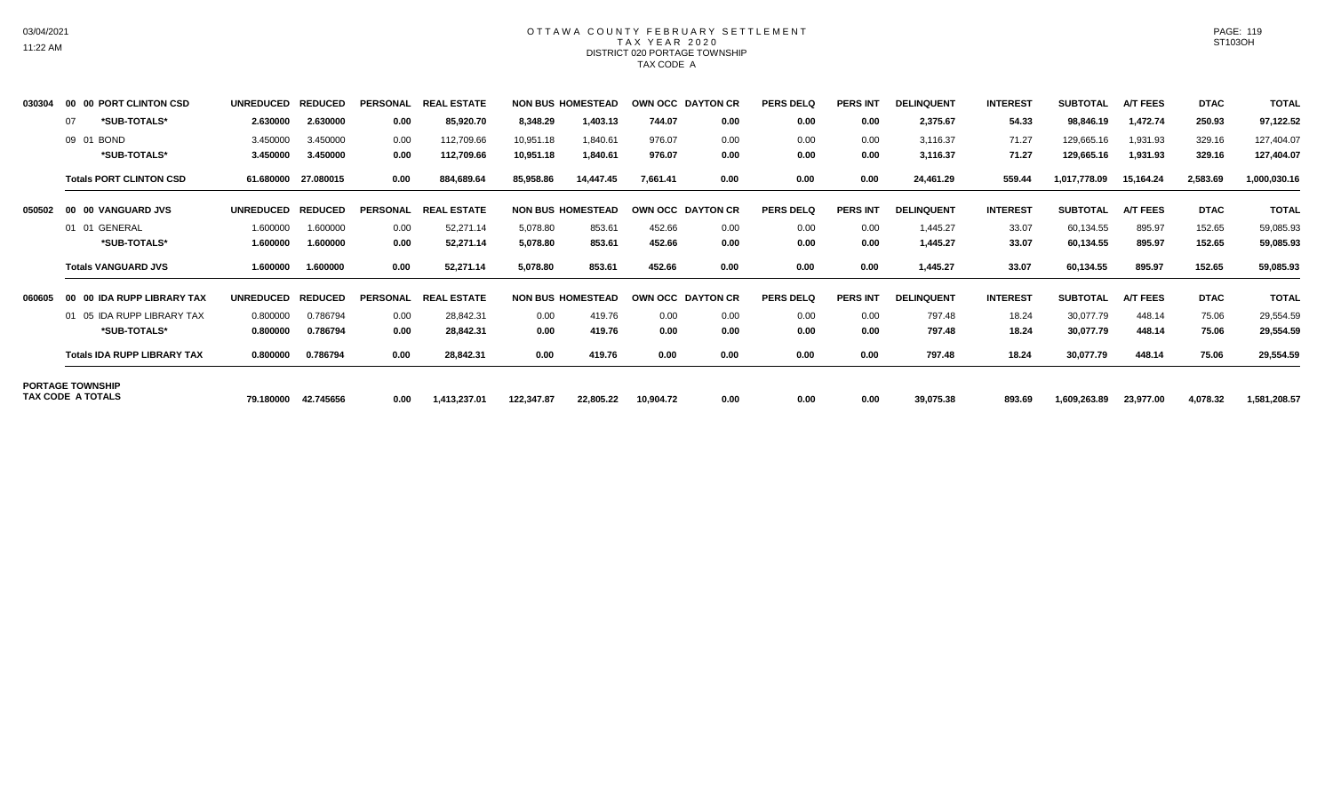# OTTAWA COUNTY FEBRUARY SETTLEMENT
## TAX YEAR 2020
### DISTRICT 020 PORTAGE TOWNSHIP
### TAX CODE A

| | | UNREDUCED | REDUCED | PERSONAL | REAL ESTATE | NON BUS | HOMESTEAD | OWN OCC | DAYTON CR | PERS DELQ | PERS INT | DELINQUENT | INTEREST | SUBTOTAL | A/T FEES | DTAC | TOTAL |
|---|---|---|---|---|---|---|---|---|---|---|---|---|---|---|---|---|---|
| 030304 | 00 00 PORT CLINTON CSD | UNREDUCED | REDUCED | PERSONAL | REAL ESTATE | NON BUS | HOMESTEAD | OWN OCC | DAYTON CR | PERS DELQ | PERS INT | DELINQUENT | INTEREST | SUBTOTAL | A/T FEES | DTAC | TOTAL |
| | 07 *SUB-TOTALS* | 2.630000 | 2.630000 | 0.00 | 85,920.70 | 8,348.29 | 1,403.13 | 744.07 | 0.00 | 0.00 | 0.00 | 2,375.67 | 54.33 | 98,846.19 | 1,472.74 | 250.93 | 97,122.52 |
| | 09 01 BOND | 3.450000 | 3.450000 | 0.00 | 112,709.66 | 10,951.18 | 1,840.61 | 976.07 | 0.00 | 0.00 | 0.00 | 3,116.37 | 71.27 | 129,665.16 | 1,931.93 | 329.16 | 127,404.07 |
| | *SUB-TOTALS* | 3.450000 | 3.450000 | 0.00 | 112,709.66 | 10,951.18 | 1,840.61 | 976.07 | 0.00 | 0.00 | 0.00 | 3,116.37 | 71.27 | 129,665.16 | 1,931.93 | 329.16 | 127,404.07 |
| | Totals PORT CLINTON CSD | 61.680000 | 27.080015 | 0.00 | 884,689.64 | 85,958.86 | 14,447.45 | 7,661.41 | 0.00 | 0.00 | 0.00 | 24,461.29 | 559.44 | 1,017,778.09 | 15,164.24 | 2,583.69 | 1,000,030.16 |
| 050502 | 00 00 VANGUARD JVS | UNREDUCED | REDUCED | PERSONAL | REAL ESTATE | NON BUS | HOMESTEAD | OWN OCC | DAYTON CR | PERS DELQ | PERS INT | DELINQUENT | INTEREST | SUBTOTAL | A/T FEES | DTAC | TOTAL |
| | 01 01 GENERAL | 1.600000 | 1.600000 | 0.00 | 52,271.14 | 5,078.80 | 853.61 | 452.66 | 0.00 | 0.00 | 0.00 | 1,445.27 | 33.07 | 60,134.55 | 895.97 | 152.65 | 59,085.93 |
| | *SUB-TOTALS* | 1.600000 | 1.600000 | 0.00 | 52,271.14 | 5,078.80 | 853.61 | 452.66 | 0.00 | 0.00 | 0.00 | 1,445.27 | 33.07 | 60,134.55 | 895.97 | 152.65 | 59,085.93 |
| | Totals VANGUARD JVS | 1.600000 | 1.600000 | 0.00 | 52,271.14 | 5,078.80 | 853.61 | 452.66 | 0.00 | 0.00 | 0.00 | 1,445.27 | 33.07 | 60,134.55 | 895.97 | 152.65 | 59,085.93 |
| 060605 | 00 00 IDA RUPP LIBRARY TAX | UNREDUCED | REDUCED | PERSONAL | REAL ESTATE | NON BUS | HOMESTEAD | OWN OCC | DAYTON CR | PERS DELQ | PERS INT | DELINQUENT | INTEREST | SUBTOTAL | A/T FEES | DTAC | TOTAL |
| | 01 05 IDA RUPP LIBRARY TAX | 0.800000 | 0.786794 | 0.00 | 28,842.31 | 0.00 | 419.76 | 0.00 | 0.00 | 0.00 | 0.00 | 797.48 | 18.24 | 30,077.79 | 448.14 | 75.06 | 29,554.59 |
| | *SUB-TOTALS* | 0.800000 | 0.786794 | 0.00 | 28,842.31 | 0.00 | 419.76 | 0.00 | 0.00 | 0.00 | 0.00 | 797.48 | 18.24 | 30,077.79 | 448.14 | 75.06 | 29,554.59 |
| | Totals IDA RUPP LIBRARY TAX | 0.800000 | 0.786794 | 0.00 | 28,842.31 | 0.00 | 419.76 | 0.00 | 0.00 | 0.00 | 0.00 | 797.48 | 18.24 | 30,077.79 | 448.14 | 75.06 | 29,554.59 |
| PORTAGE TOWNSHIP TAX CODE A TOTALS | | 79.180000 | 42.745656 | 0.00 | 1,413,237.01 | 122,347.87 | 22,805.22 | 10,904.72 | 0.00 | 0.00 | 0.00 | 39,075.38 | 893.69 | 1,609,263.89 | 23,977.00 | 4,078.32 | 1,581,208.57 |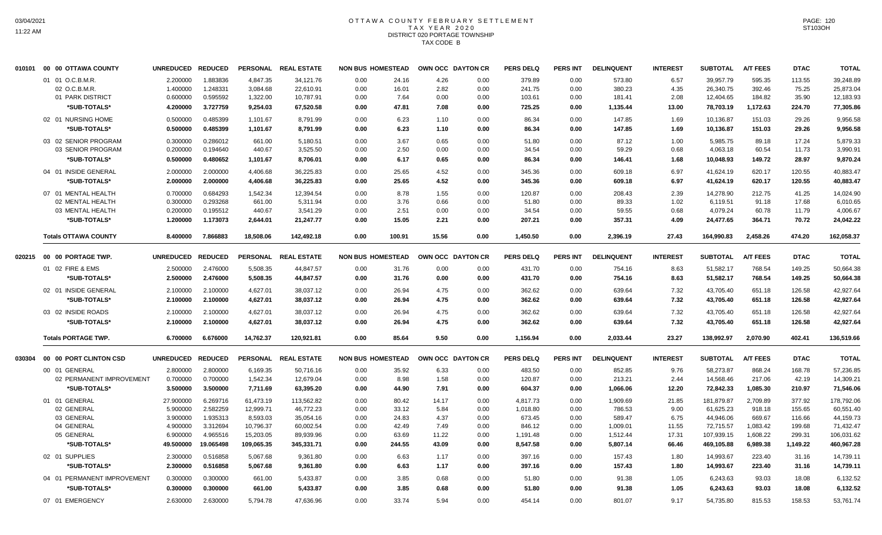# OTTAWA COUNTY FEBRUARY SETTLEMENT
## TAX YEAR 2020
### DISTRICT 020 PORTAGE TOWNSHIP
### TAX CODE B

| 010101 00 00 OTTAWA COUNTY | UNREDUCED | REDUCED | PERSONAL | REAL ESTATE | NON BUS | HOMESTEAD | OWN OCC | DAYTON CR | PERS DELQ | PERS INT | DELINQUENT | INTEREST | SUBTOTAL | A/T FEES | DTAC | TOTAL |
|---|---|---|---|---|---|---|---|---|---|---|---|---|---|---|---|---|
| 01 01 O.C.B.M.R. | 2.200000 | 1.883836 | 4,847.35 | 34,121.76 | 0.00 | 24.16 | 4.26 | 0.00 | 379.89 | 0.00 | 573.80 | 6.57 | 39,957.79 | 595.35 | 113.55 | 39,248.89 |
| 02 O.C.B.M.R. | 1.400000 | 1.248331 | 3,084.68 | 22,610.91 | 0.00 | 16.01 | 2.82 | 0.00 | 241.75 | 0.00 | 380.23 | 4.35 | 26,340.75 | 392.46 | 75.25 | 25,873.04 |
| 01 PARK DISTRICT | 0.600000 | 0.595592 | 1,322.00 | 10,787.91 | 0.00 | 7.64 | 0.00 | 0.00 | 103.61 | 0.00 | 181.41 | 2.08 | 12,404.65 | 184.82 | 35.90 | 12,183.93 |
| *SUB-TOTALS* | 4.200000 | 3.727759 | 9,254.03 | 67,520.58 | 0.00 | 47.81 | 7.08 | 0.00 | 725.25 | 0.00 | 1,135.44 | 13.00 | 78,703.19 | 1,172.63 | 224.70 | 77,305.86 |
| 02 01 NURSING HOME | 0.500000 | 0.485399 | 1,101.67 | 8,791.99 | 0.00 | 6.23 | 1.10 | 0.00 | 86.34 | 0.00 | 147.85 | 1.69 | 10,136.87 | 151.03 | 29.26 | 9,956.58 |
| *SUB-TOTALS* | 0.500000 | 0.485399 | 1,101.67 | 8,791.99 | 0.00 | 6.23 | 1.10 | 0.00 | 86.34 | 0.00 | 147.85 | 1.69 | 10,136.87 | 151.03 | 29.26 | 9,956.58 |
| 03 02 SENIOR PROGRAM | 0.300000 | 0.286012 | 661.00 | 5,180.51 | 0.00 | 3.67 | 0.65 | 0.00 | 51.80 | 0.00 | 87.12 | 1.00 | 5,985.75 | 89.18 | 17.24 | 5,879.33 |
| 03 SENIOR PROGRAM | 0.200000 | 0.194640 | 440.67 | 3,525.50 | 0.00 | 2.50 | 0.00 | 0.00 | 34.54 | 0.00 | 59.29 | 0.68 | 4,063.18 | 60.54 | 11.73 | 3,990.91 |
| *SUB-TOTALS* | 0.500000 | 0.480652 | 1,101.67 | 8,706.01 | 0.00 | 6.17 | 0.65 | 0.00 | 86.34 | 0.00 | 146.41 | 1.68 | 10,048.93 | 149.72 | 28.97 | 9,870.24 |
| 04 01 INSIDE GENERAL | 2.000000 | 2.000000 | 4,406.68 | 36,225.83 | 0.00 | 25.65 | 4.52 | 0.00 | 345.36 | 0.00 | 609.18 | 6.97 | 41,624.19 | 620.17 | 120.55 | 40,883.47 |
| *SUB-TOTALS* | 2.000000 | 2.000000 | 4,406.68 | 36,225.83 | 0.00 | 25.65 | 4.52 | 0.00 | 345.36 | 0.00 | 609.18 | 6.97 | 41,624.19 | 620.17 | 120.55 | 40,883.47 |
| 07 01 MENTAL HEALTH | 0.700000 | 0.684293 | 1,542.34 | 12,394.54 | 0.00 | 8.78 | 1.55 | 0.00 | 120.87 | 0.00 | 208.43 | 2.39 | 14,278.90 | 212.75 | 41.25 | 14,024.90 |
| 02 MENTAL HEALTH | 0.300000 | 0.293268 | 661.00 | 5,311.94 | 0.00 | 3.76 | 0.66 | 0.00 | 51.80 | 0.00 | 89.33 | 1.02 | 6,119.51 | 91.18 | 17.68 | 6,010.65 |
| 03 MENTAL HEALTH | 0.200000 | 0.195512 | 440.67 | 3,541.29 | 0.00 | 2.51 | 0.00 | 0.00 | 34.54 | 0.00 | 59.55 | 0.68 | 4,079.24 | 60.78 | 11.79 | 4,006.67 |
| *SUB-TOTALS* | 1.200000 | 1.173073 | 2,644.01 | 21,247.77 | 0.00 | 15.05 | 2.21 | 0.00 | 207.21 | 0.00 | 357.31 | 4.09 | 24,477.65 | 364.71 | 70.72 | 24,042.22 |
| **Totals OTTAWA COUNTY** | 8.400000 | 7.866883 | 18,508.06 | 142,492.18 | 0.00 | 100.91 | 15.56 | 0.00 | 1,450.50 | 0.00 | 2,396.19 | 27.43 | 164,990.83 | 2,458.26 | 474.20 | 162,058.37 |

| 020215 00 00 PORTAGE TWP. | UNREDUCED | REDUCED | PERSONAL | REAL ESTATE | NON BUS | HOMESTEAD | OWN OCC | DAYTON CR | PERS DELQ | PERS INT | DELINQUENT | INTEREST | SUBTOTAL | A/T FEES | DTAC | TOTAL |
|---|---|---|---|---|---|---|---|---|---|---|---|---|---|---|---|---|
| 01 02 FIRE & EMS | 2.500000 | 2.476000 | 5,508.35 | 44,847.57 | 0.00 | 31.76 | 0.00 | 0.00 | 431.70 | 0.00 | 754.16 | 8.63 | 51,582.17 | 768.54 | 149.25 | 50,664.38 |
| *SUB-TOTALS* | 2.500000 | 2.476000 | 5,508.35 | 44,847.57 | 0.00 | 31.76 | 0.00 | 0.00 | 431.70 | 0.00 | 754.16 | 8.63 | 51,582.17 | 768.54 | 149.25 | 50,664.38 |
| 02 01 INSIDE GENERAL | 2.100000 | 2.100000 | 4,627.01 | 38,037.12 | 0.00 | 26.94 | 4.75 | 0.00 | 362.62 | 0.00 | 639.64 | 7.32 | 43,705.40 | 651.18 | 126.58 | 42,927.64 |
| *SUB-TOTALS* | 2.100000 | 2.100000 | 4,627.01 | 38,037.12 | 0.00 | 26.94 | 4.75 | 0.00 | 362.62 | 0.00 | 639.64 | 7.32 | 43,705.40 | 651.18 | 126.58 | 42,927.64 |
| 03 02 INSIDE ROADS | 2.100000 | 2.100000 | 4,627.01 | 38,037.12 | 0.00 | 26.94 | 4.75 | 0.00 | 362.62 | 0.00 | 639.64 | 7.32 | 43,705.40 | 651.18 | 126.58 | 42,927.64 |
| *SUB-TOTALS* | 2.100000 | 2.100000 | 4,627.01 | 38,037.12 | 0.00 | 26.94 | 4.75 | 0.00 | 362.62 | 0.00 | 639.64 | 7.32 | 43,705.40 | 651.18 | 126.58 | 42,927.64 |
| **Totals PORTAGE TWP.** | 6.700000 | 6.676000 | 14,762.37 | 120,921.81 | 0.00 | 85.64 | 9.50 | 0.00 | 1,156.94 | 0.00 | 2,033.44 | 23.27 | 138,992.97 | 2,070.90 | 402.41 | 136,519.66 |

| 030304 00 00 PORT CLINTON CSD | UNREDUCED | REDUCED | PERSONAL | REAL ESTATE | NON BUS | HOMESTEAD | OWN OCC | DAYTON CR | PERS DELQ | PERS INT | DELINQUENT | INTEREST | SUBTOTAL | A/T FEES | DTAC | TOTAL |
|---|---|---|---|---|---|---|---|---|---|---|---|---|---|---|---|---|
| 00 01 GENERAL | 2.800000 | 2.800000 | 6,169.35 | 50,716.16 | 0.00 | 35.92 | 6.33 | 0.00 | 483.50 | 0.00 | 852.85 | 9.76 | 58,273.87 | 868.24 | 168.78 | 57,236.85 |
| 02 PERMANENT IMPROVEMENT | 0.700000 | 0.700000 | 1,542.34 | 12,679.04 | 0.00 | 8.98 | 1.58 | 0.00 | 120.87 | 0.00 | 213.21 | 2.44 | 14,568.46 | 217.06 | 42.19 | 14,309.21 |
| *SUB-TOTALS* | 3.500000 | 3.500000 | 7,711.69 | 63,395.20 | 0.00 | 44.90 | 7.91 | 0.00 | 604.37 | 0.00 | 1,066.06 | 12.20 | 72,842.33 | 1,085.30 | 210.97 | 71,546.06 |
| 01 01 GENERAL | 27.900000 | 6.269716 | 61,473.19 | 113,562.82 | 0.00 | 80.42 | 14.17 | 0.00 | 4,817.73 | 0.00 | 1,909.69 | 21.85 | 181,879.87 | 2,709.89 | 377.92 | 178,792.06 |
| 02 GENERAL | 5.900000 | 2.582259 | 12,999.71 | 46,772.23 | 0.00 | 33.12 | 5.84 | 0.00 | 1,018.80 | 0.00 | 786.53 | 9.00 | 61,625.23 | 918.18 | 155.65 | 60,551.40 |
| 03 GENERAL | 3.900000 | 1.935313 | 8,593.03 | 35,054.16 | 0.00 | 24.83 | 4.37 | 0.00 | 673.45 | 0.00 | 589.47 | 6.75 | 44,946.06 | 669.67 | 116.66 | 44,159.73 |
| 04 GENERAL | 4.900000 | 3.312694 | 10,796.37 | 60,002.54 | 0.00 | 42.49 | 7.49 | 0.00 | 846.12 | 0.00 | 1,009.01 | 11.55 | 72,715.57 | 1,083.42 | 199.68 | 71,432.47 |
| 05 GENERAL | 6.900000 | 4.965516 | 15,203.05 | 89,939.96 | 0.00 | 63.69 | 11.22 | 0.00 | 1,191.48 | 0.00 | 1,512.44 | 17.31 | 107,939.15 | 1,608.22 | 299.31 | 106,031.62 |
| *SUB-TOTALS* | 49.500000 | 19.065498 | 109,065.35 | 345,331.71 | 0.00 | 244.55 | 43.09 | 0.00 | 8,547.58 | 0.00 | 5,807.14 | 66.46 | 469,105.88 | 6,989.38 | 1,149.22 | 460,967.28 |
| 02 01 SUPPLIES | 2.300000 | 0.516858 | 5,067.68 | 9,361.80 | 0.00 | 6.63 | 1.17 | 0.00 | 397.16 | 0.00 | 157.43 | 1.80 | 14,993.67 | 223.40 | 31.16 | 14,739.11 |
| *SUB-TOTALS* | 2.300000 | 0.516858 | 5,067.68 | 9,361.80 | 0.00 | 6.63 | 1.17 | 0.00 | 397.16 | 0.00 | 157.43 | 1.80 | 14,993.67 | 223.40 | 31.16 | 14,739.11 |
| 04 01 PERMANENT IMPROVEMENT | 0.300000 | 0.300000 | 661.00 | 5,433.87 | 0.00 | 3.85 | 0.68 | 0.00 | 51.80 | 0.00 | 91.38 | 1.05 | 6,243.63 | 93.03 | 18.08 | 6,132.52 |
| *SUB-TOTALS* | 0.300000 | 0.300000 | 661.00 | 5,433.87 | 0.00 | 3.85 | 0.68 | 0.00 | 51.80 | 0.00 | 91.38 | 1.05 | 6,243.63 | 93.03 | 18.08 | 6,132.52 |
| 07 01 EMERGENCY | 2.630000 | 2.630000 | 5,794.78 | 47,636.96 | 0.00 | 33.74 | 5.94 | 0.00 | 454.14 | 0.00 | 801.07 | 9.17 | 54,735.80 | 815.53 | 158.53 | 53,761.74 |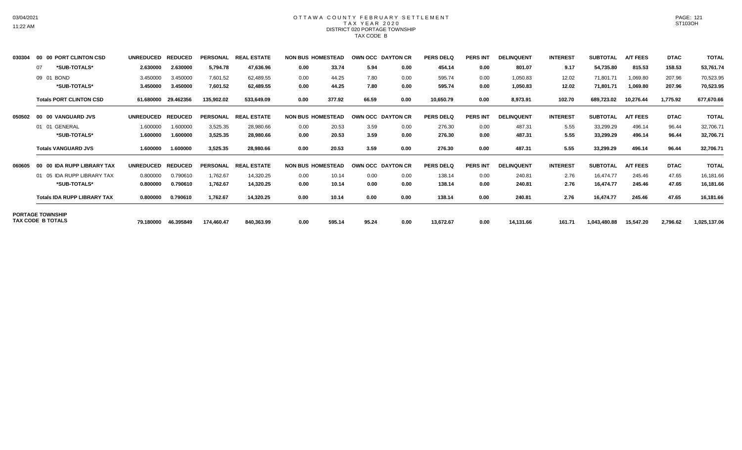# OTTAWA COUNTY FEBRUARY SETTLEMENT
## TAX YEAR 2020
### DISTRICT 020 PORTAGE TOWNSHIP
### TAX CODE B

| Code | Description | UNREDUCED | REDUCED | PERSONAL | REAL ESTATE | NON BUS | HOMESTEAD | OWN OCC | DAYTON CR | PERS DELQ | PERS INT | DELINQUENT | INTEREST | SUBTOTAL | A/T FEES | DTAC | TOTAL |
|---|---|---|---|---|---|---|---|---|---|---|---|---|---|---|---|---|---|
| 030304 | 00 00 PORT CLINTON CSD | UNREDUCED | REDUCED | PERSONAL | REAL ESTATE | NON BUS | HOMESTEAD | OWN OCC | DAYTON CR | PERS DELQ | PERS INT | DELINQUENT | INTEREST | SUBTOTAL | A/T FEES | DTAC | TOTAL |
| | 07 *SUB-TOTALS* | 2.630000 | 2.630000 | 5,794.78 | 47,636.96 | 0.00 | 33.74 | 5.94 | 0.00 | 454.14 | 0.00 | 801.07 | 9.17 | 54,735.80 | 815.53 | 158.53 | 53,761.74 |
| | 09 01 BOND | 3.450000 | 3.450000 | 7,601.52 | 62,489.55 | 0.00 | 44.25 | 7.80 | 0.00 | 595.74 | 0.00 | 1,050.83 | 12.02 | 71,801.71 | 1,069.80 | 207.96 | 70,523.95 |
| | *SUB-TOTALS* | 3.450000 | 3.450000 | 7,601.52 | 62,489.55 | 0.00 | 44.25 | 7.80 | 0.00 | 595.74 | 0.00 | 1,050.83 | 12.02 | 71,801.71 | 1,069.80 | 207.96 | 70,523.95 |
| | Totals PORT CLINTON CSD | 61.680000 | 29.462356 | 135,902.02 | 533,649.09 | 0.00 | 377.92 | 66.59 | 0.00 | 10,650.79 | 0.00 | 8,973.91 | 102.70 | 689,723.02 | 10,276.44 | 1,775.92 | 677,670.66 |
| 050502 | 00 00 VANGUARD JVS | UNREDUCED | REDUCED | PERSONAL | REAL ESTATE | NON BUS | HOMESTEAD | OWN OCC | DAYTON CR | PERS DELQ | PERS INT | DELINQUENT | INTEREST | SUBTOTAL | A/T FEES | DTAC | TOTAL |
| | 01 01 GENERAL | 1.600000 | 1.600000 | 3,525.35 | 28,980.66 | 0.00 | 20.53 | 3.59 | 0.00 | 276.30 | 0.00 | 487.31 | 5.55 | 33,299.29 | 496.14 | 96.44 | 32,706.71 |
| | *SUB-TOTALS* | 1.600000 | 1.600000 | 3,525.35 | 28,980.66 | 0.00 | 20.53 | 3.59 | 0.00 | 276.30 | 0.00 | 487.31 | 5.55 | 33,299.29 | 496.14 | 96.44 | 32,706.71 |
| | Totals VANGUARD JVS | 1.600000 | 1.600000 | 3,525.35 | 28,980.66 | 0.00 | 20.53 | 3.59 | 0.00 | 276.30 | 0.00 | 487.31 | 5.55 | 33,299.29 | 496.14 | 96.44 | 32,706.71 |
| 060605 | 00 00 IDA RUPP LIBRARY TAX | UNREDUCED | REDUCED | PERSONAL | REAL ESTATE | NON BUS | HOMESTEAD | OWN OCC | DAYTON CR | PERS DELQ | PERS INT | DELINQUENT | INTEREST | SUBTOTAL | A/T FEES | DTAC | TOTAL |
| | 01 05 IDA RUPP LIBRARY TAX | 0.800000 | 0.790610 | 1,762.67 | 14,320.25 | 0.00 | 10.14 | 0.00 | 0.00 | 138.14 | 0.00 | 240.81 | 2.76 | 16,474.77 | 245.46 | 47.65 | 16,181.66 |
| | *SUB-TOTALS* | 0.800000 | 0.790610 | 1,762.67 | 14,320.25 | 0.00 | 10.14 | 0.00 | 0.00 | 138.14 | 0.00 | 240.81 | 2.76 | 16,474.77 | 245.46 | 47.65 | 16,181.66 |
| | Totals IDA RUPP LIBRARY TAX | 0.800000 | 0.790610 | 1,762.67 | 14,320.25 | 0.00 | 10.14 | 0.00 | 0.00 | 138.14 | 0.00 | 240.81 | 2.76 | 16,474.77 | 245.46 | 47.65 | 16,181.66 |
| PORTAGE TOWNSHIP TAX CODE B TOTALS | | 79.180000 | 46.395849 | 174,460.47 | 840,363.99 | 0.00 | 595.14 | 95.24 | 0.00 | 13,672.67 | 0.00 | 14,131.66 | 161.71 | 1,043,480.88 | 15,547.20 | 2,796.62 | 1,025,137.06 |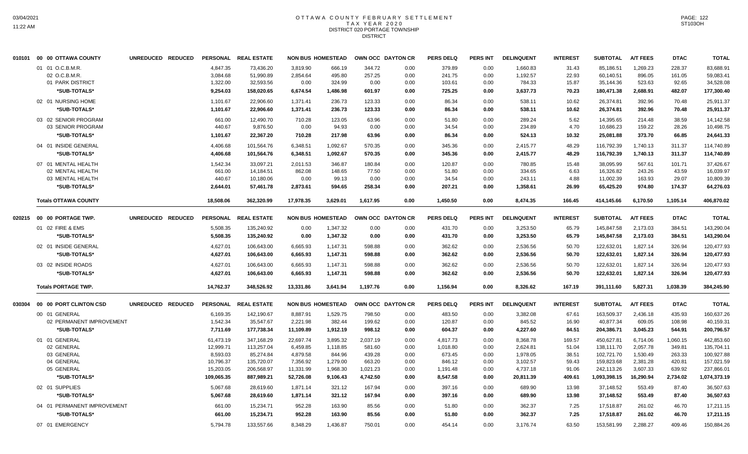# OTTAWA COUNTY FEBRUARY SETTLEMENT
## TAX YEAR 2020
### DISTRICT 020 PORTAGE TOWNSHIP
DISTRICT

| | | UNREDUCED | REDUCED | PERSONAL | REAL ESTATE | NON BUS | HOMESTEAD | OWN OCC | DAYTON CR | PERS DELQ | PERS INT | DELINQUENT | INTEREST | SUBTOTAL | A/T FEES | DTAC | TOTAL |
|---|---|---|---|---|---|---|---|---|---|---|---|---|---|---|---|---|---|
| 010101 | 00 00 OTTAWA COUNTY | | | | | | | | | | | | | | | | |
| | 01 01 O.C.B.M.R. | | | 4,847.35 | 73,436.20 | 3,819.90 | 666.19 | 344.72 | 0.00 | 379.89 | 0.00 | 1,660.83 | 31.43 | 85,186.51 | 1,269.23 | 228.37 | 83,688.91 |
| | 02 O.C.B.M.R. | | | 3,084.68 | 51,990.89 | 2,854.64 | 495.80 | 257.25 | 0.00 | 241.75 | 0.00 | 1,192.57 | 22.93 | 60,140.51 | 896.05 | 161.05 | 59,083.41 |
| | 01 PARK DISTRICT | | | 1,322.00 | 32,593.56 | 0.00 | 324.99 | 0.00 | 0.00 | 103.61 | 0.00 | 784.33 | 15.87 | 35,144.36 | 523.63 | 92.65 | 34,528.08 |
| | *SUB-TOTALS* | | | 9,254.03 | 158,020.65 | 6,674.54 | 1,486.98 | 601.97 | 0.00 | 725.25 | 0.00 | 3,637.73 | 70.23 | 180,471.38 | 2,688.91 | 482.07 | 177,300.40 |
| | 02 01 NURSING HOME | | | 1,101.67 | 22,906.60 | 1,371.41 | 236.73 | 123.33 | 0.00 | 86.34 | 0.00 | 538.11 | 10.62 | 26,374.81 | 392.96 | 70.48 | 25,911.37 |
| | *SUB-TOTALS* | | | 1,101.67 | 22,906.60 | 1,371.41 | 236.73 | 123.33 | 0.00 | 86.34 | 0.00 | 538.11 | 10.62 | 26,374.81 | 392.96 | 70.48 | 25,911.37 |
| | 03 02 SENIOR PROGRAM | | | 661.00 | 12,490.70 | 710.28 | 123.05 | 63.96 | 0.00 | 51.80 | 0.00 | 289.24 | 5.62 | 14,395.65 | 214.48 | 38.59 | 14,142.58 |
| | 03 SENIOR PROGRAM | | | 440.67 | 9,876.50 | 0.00 | 94.93 | 0.00 | 0.00 | 34.54 | 0.00 | 234.89 | 4.70 | 10,686.23 | 159.22 | 28.26 | 10,498.75 |
| | *SUB-TOTALS* | | | 1,101.67 | 22,367.20 | 710.28 | 217.98 | 63.96 | 0.00 | 86.34 | 0.00 | 524.13 | 10.32 | 25,081.88 | 373.70 | 66.85 | 24,641.33 |
| | 04 01 INSIDE GENERAL | | | 4,406.68 | 101,564.76 | 6,348.51 | 1,092.67 | 570.35 | 0.00 | 345.36 | 0.00 | 2,415.77 | 48.29 | 116,792.39 | 1,740.13 | 311.37 | 114,740.89 |
| | *SUB-TOTALS* | | | 4,406.68 | 101,564.76 | 6,348.51 | 1,092.67 | 570.35 | 0.00 | 345.36 | 0.00 | 2,415.77 | 48.29 | 116,792.39 | 1,740.13 | 311.37 | 114,740.89 |
| | 07 01 MENTAL HEALTH | | | 1,542.34 | 33,097.21 | 2,011.53 | 346.87 | 180.84 | 0.00 | 120.87 | 0.00 | 780.85 | 15.48 | 38,095.99 | 567.61 | 101.71 | 37,426.67 |
| | 02 MENTAL HEALTH | | | 661.00 | 14,184.51 | 862.08 | 148.65 | 77.50 | 0.00 | 51.80 | 0.00 | 334.65 | 6.63 | 16,326.82 | 243.26 | 43.59 | 16,039.97 |
| | 03 MENTAL HEALTH | | | 440.67 | 10,180.06 | 0.00 | 99.13 | 0.00 | 0.00 | 34.54 | 0.00 | 243.11 | 4.88 | 11,002.39 | 163.93 | 29.07 | 10,809.39 |
| | *SUB-TOTALS* | | | 2,644.01 | 57,461.78 | 2,873.61 | 594.65 | 258.34 | 0.00 | 207.21 | 0.00 | 1,358.61 | 26.99 | 65,425.20 | 974.80 | 174.37 | 64,276.03 |
| | **Totals OTTAWA COUNTY** | | | 18,508.06 | 362,320.99 | 17,978.35 | 3,629.01 | 1,617.95 | 0.00 | 1,450.50 | 0.00 | 8,474.35 | 166.45 | 414,145.66 | 6,170.50 | 1,105.14 | 406,870.02 |
| 020215 | 00 00 PORTAGE TWP. | UNREDUCED | REDUCED | PERSONAL | REAL ESTATE | NON BUS | HOMESTEAD | OWN OCC | DAYTON CR | PERS DELQ | PERS INT | DELINQUENT | INTEREST | SUBTOTAL | A/T FEES | DTAC | TOTAL |
| | 01 02 FIRE & EMS | | | 5,508.35 | 135,240.92 | 0.00 | 1,347.32 | 0.00 | 0.00 | 431.70 | 0.00 | 3,253.50 | 65.79 | 145,847.58 | 2,173.03 | 384.51 | 143,290.04 |
| | *SUB-TOTALS* | | | 5,508.35 | 135,240.92 | 0.00 | 1,347.32 | 0.00 | 0.00 | 431.70 | 0.00 | 3,253.50 | 65.79 | 145,847.58 | 2,173.03 | 384.51 | 143,290.04 |
| | 02 01 INSIDE GENERAL | | | 4,627.01 | 106,643.00 | 6,665.93 | 1,147.31 | 598.88 | 0.00 | 362.62 | 0.00 | 2,536.56 | 50.70 | 122,632.01 | 1,827.14 | 326.94 | 120,477.93 |
| | *SUB-TOTALS* | | | 4,627.01 | 106,643.00 | 6,665.93 | 1,147.31 | 598.88 | 0.00 | 362.62 | 0.00 | 2,536.56 | 50.70 | 122,632.01 | 1,827.14 | 326.94 | 120,477.93 |
| | 03 02 INSIDE ROADS | | | 4,627.01 | 106,643.00 | 6,665.93 | 1,147.31 | 598.88 | 0.00 | 362.62 | 0.00 | 2,536.56 | 50.70 | 122,632.01 | 1,827.14 | 326.94 | 120,477.93 |
| | *SUB-TOTALS* | | | 4,627.01 | 106,643.00 | 6,665.93 | 1,147.31 | 598.88 | 0.00 | 362.62 | 0.00 | 2,536.56 | 50.70 | 122,632.01 | 1,827.14 | 326.94 | 120,477.93 |
| | **Totals PORTAGE TWP.** | | | 14,762.37 | 348,526.92 | 13,331.86 | 3,641.94 | 1,197.76 | 0.00 | 1,156.94 | 0.00 | 8,326.62 | 167.19 | 391,111.60 | 5,827.31 | 1,038.39 | 384,245.90 |
| 030304 | 00 00 PORT CLINTON CSD | UNREDUCED | REDUCED | PERSONAL | REAL ESTATE | NON BUS | HOMESTEAD | OWN OCC | DAYTON CR | PERS DELQ | PERS INT | DELINQUENT | INTEREST | SUBTOTAL | A/T FEES | DTAC | TOTAL |
| | 00 01 GENERAL | | | 6,169.35 | 142,190.67 | 8,887.91 | 1,529.75 | 798.50 | 0.00 | 483.50 | 0.00 | 3,382.08 | 67.61 | 163,509.37 | 2,436.18 | 435.93 | 160,637.26 |
| | 02 PERMANENT IMPROVEMENT | | | 1,542.34 | 35,547.67 | 2,221.98 | 382.44 | 199.62 | 0.00 | 120.87 | 0.00 | 845.52 | 16.90 | 40,877.34 | 609.05 | 108.98 | 40,159.31 |
| | *SUB-TOTALS* | | | 7,711.69 | 177,738.34 | 11,109.89 | 1,912.19 | 998.12 | 0.00 | 604.37 | 0.00 | 4,227.60 | 84.51 | 204,386.71 | 3,045.23 | 544.91 | 200,796.57 |
| | 01 01 GENERAL | | | 61,473.19 | 347,168.29 | 22,697.74 | 3,895.32 | 2,037.19 | 0.00 | 4,817.73 | 0.00 | 8,368.78 | 169.57 | 450,627.81 | 6,714.06 | 1,060.15 | 442,853.60 |
| | 02 GENERAL | | | 12,999.71 | 113,257.04 | 6,459.85 | 1,118.85 | 581.60 | 0.00 | 1,018.80 | 0.00 | 2,624.81 | 51.04 | 138,111.70 | 2,057.78 | 349.81 | 135,704.11 |
| | 03 GENERAL | | | 8,593.03 | 85,274.84 | 4,879.58 | 844.96 | 439.28 | 0.00 | 673.45 | 0.00 | 1,978.05 | 38.51 | 102,721.70 | 1,530.49 | 263.33 | 100,927.88 |
| | 04 GENERAL | | | 10,796.37 | 135,720.07 | 7,356.92 | 1,279.00 | 663.20 | 0.00 | 846.12 | 0.00 | 3,102.57 | 59.43 | 159,823.68 | 2,381.28 | 420.81 | 157,021.59 |
| | 05 GENERAL | | | 15,203.05 | 206,568.97 | 11,331.99 | 1,968.30 | 1,021.23 | 0.00 | 1,191.48 | 0.00 | 4,737.18 | 91.06 | 242,113.26 | 3,607.33 | 639.92 | 237,866.01 |
| | *SUB-TOTALS* | | | 109,065.35 | 887,989.21 | 52,726.08 | 9,106.43 | 4,742.50 | 0.00 | 8,547.58 | 0.00 | 20,811.39 | 409.61 | 1,093,398.15 | 16,290.94 | 2,734.02 | 1,074,373.19 |
| | 02 01 SUPPLIES | | | 5,067.68 | 28,619.60 | 1,871.14 | 321.12 | 167.94 | 0.00 | 397.16 | 0.00 | 689.90 | 13.98 | 37,148.52 | 553.49 | 87.40 | 36,507.63 |
| | *SUB-TOTALS* | | | 5,067.68 | 28,619.60 | 1,871.14 | 321.12 | 167.94 | 0.00 | 397.16 | 0.00 | 689.90 | 13.98 | 37,148.52 | 553.49 | 87.40 | 36,507.63 |
| | 04 01 PERMANENT IMPROVEMENT | | | 661.00 | 15,234.71 | 952.28 | 163.90 | 85.56 | 0.00 | 51.80 | 0.00 | 362.37 | 7.25 | 17,518.87 | 261.02 | 46.70 | 17,211.15 |
| | *SUB-TOTALS* | | | 661.00 | 15,234.71 | 952.28 | 163.90 | 85.56 | 0.00 | 51.80 | 0.00 | 362.37 | 7.25 | 17,518.87 | 261.02 | 46.70 | 17,211.15 |
| | 07 01 EMERGENCY | | | 5,794.78 | 133,557.66 | 8,348.29 | 1,436.87 | 750.01 | 0.00 | 454.14 | 0.00 | 3,176.74 | 63.50 | 153,581.99 | 2,288.27 | 409.46 | 150,884.26 |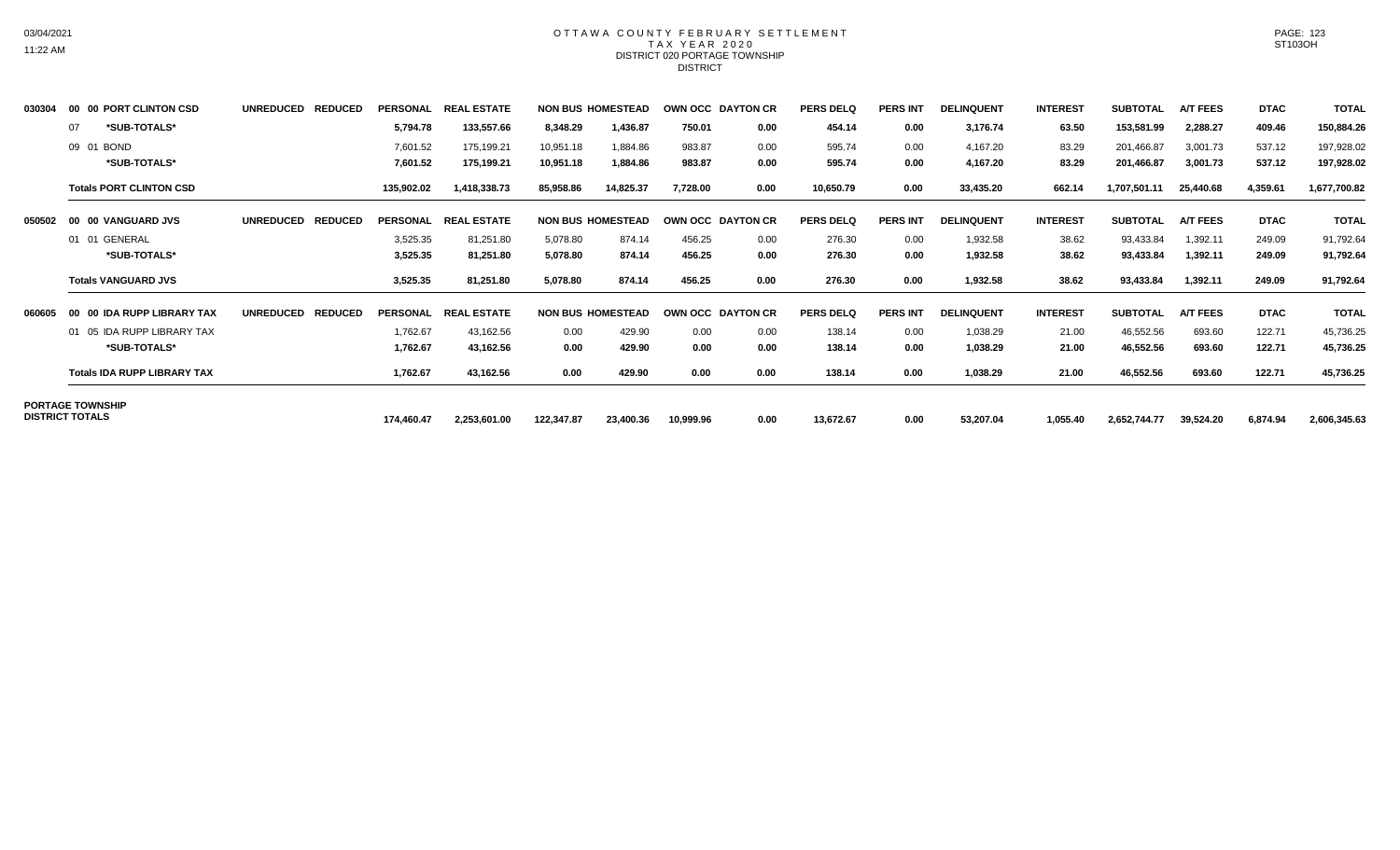# OTTAWA COUNTY FEBRUARY SETTLEMENT
## TAX YEAR 2020
### DISTRICT 020 PORTAGE TOWNSHIP
DISTRICT

| | | UNREDUCED | REDUCED | PERSONAL | REAL ESTATE | NON BUS | HOMESTEAD | OWN OCC | DAYTON CR | PERS DELQ | PERS INT | DELINQUENT | INTEREST | SUBTOTAL | A/T FEES | DTAC | TOTAL |
|---|---|---|---|---|---|---|---|---|---|---|---|---|---|---|---|---|---|
| 030304 | **00 00 PORT CLINTON CSD** | | | | | | | | | | | | | | | | |
| | 07 ***SUB-TOTALS*** | | | **5,794.78** | **133,557.66** | **8,348.29** | **1,436.87** | **750.01** | **0.00** | **454.14** | **0.00** | **3,176.74** | **63.50** | **153,581.99** | **2,288.27** | **409.46** | **150,884.26** |
| | 09 01 BOND | | | 7,601.52 | 175,199.21 | 10,951.18 | 1,884.86 | 983.87 | 0.00 | 595.74 | 0.00 | 4,167.20 | 83.29 | 201,466.87 | 3,001.73 | 537.12 | 197,928.02 |
| | ***SUB-TOTALS*** | | | **7,601.52** | **175,199.21** | **10,951.18** | **1,884.86** | **983.87** | **0.00** | **595.74** | **0.00** | **4,167.20** | **83.29** | **201,466.87** | **3,001.73** | **537.12** | **197,928.02** |
| | **Totals PORT CLINTON CSD** | | | **135,902.02** | **1,418,338.73** | **85,958.86** | **14,825.37** | **7,728.00** | **0.00** | **10,650.79** | **0.00** | **33,435.20** | **662.14** | **1,707,501.11** | **25,440.68** | **4,359.61** | **1,677,700.82** |
| 050502 | **00 00 VANGUARD JVS** | | | | | | | | | | | | | | | | |
| | 01 01 GENERAL | | | 3,525.35 | 81,251.80 | 5,078.80 | 874.14 | 456.25 | 0.00 | 276.30 | 0.00 | 1,932.58 | 38.62 | 93,433.84 | 1,392.11 | 249.09 | 91,792.64 |
| | ***SUB-TOTALS*** | | | **3,525.35** | **81,251.80** | **5,078.80** | **874.14** | **456.25** | **0.00** | **276.30** | **0.00** | **1,932.58** | **38.62** | **93,433.84** | **1,392.11** | **249.09** | **91,792.64** |
| | **Totals VANGUARD JVS** | | | **3,525.35** | **81,251.80** | **5,078.80** | **874.14** | **456.25** | **0.00** | **276.30** | **0.00** | **1,932.58** | **38.62** | **93,433.84** | **1,392.11** | **249.09** | **91,792.64** |
| 060605 | **00 00 IDA RUPP LIBRARY TAX** | | | | | | | | | | | | | | | | |
| | 01 05 IDA RUPP LIBRARY TAX | | | 1,762.67 | 43,162.56 | 0.00 | 429.90 | 0.00 | 0.00 | 138.14 | 0.00 | 1,038.29 | 21.00 | 46,552.56 | 693.60 | 122.71 | 45,736.25 |
| | ***SUB-TOTALS*** | | | **1,762.67** | **43,162.56** | **0.00** | **429.90** | **0.00** | **0.00** | **138.14** | **0.00** | **1,038.29** | **21.00** | **46,552.56** | **693.60** | **122.71** | **45,736.25** |
| | **Totals IDA RUPP LIBRARY TAX** | | | **1,762.67** | **43,162.56** | **0.00** | **429.90** | **0.00** | **0.00** | **138.14** | **0.00** | **1,038.29** | **21.00** | **46,552.56** | **693.60** | **122.71** | **45,736.25** |
| **PORTAGE TOWNSHIP DISTRICT TOTALS** | | | | **174,460.47** | **2,253,601.00** | **122,347.87** | **23,400.36** | **10,999.96** | **0.00** | **13,672.67** | **0.00** | **53,207.04** | **1,055.40** | **2,652,744.77** | **39,524.20** | **6,874.94** | **2,606,345.63** |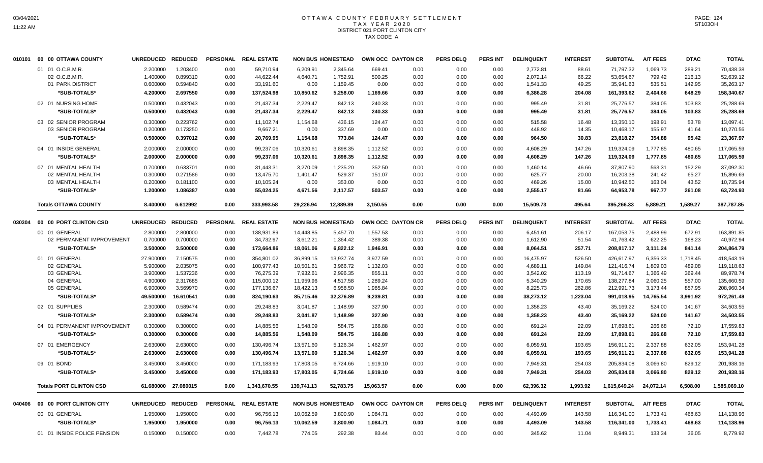# OTTAWA COUNTY FEBRUARY SETTLEMENT
## TAX YEAR 2020
### DISTRICT 021 PORT CLINTON CITY
### TAX CODE A

| | | UNREDUCED | REDUCED | PERSONAL | REAL ESTATE | NON BUS | HOMESTEAD | OWN OCC | DAYTON CR | PERS DELQ | PERS INT | DELINQUENT | INTEREST | SUBTOTAL | A/T FEES | DTAC | TOTAL |
|---|---|---|---|---|---|---|---|---|---|---|---|---|---|---|---|---|---|
| 010101 | 00 00 OTTAWA COUNTY | UNREDUCED | REDUCED | PERSONAL | REAL ESTATE | NON BUS | HOMESTEAD | OWN OCC | DAYTON CR | PERS DELQ | PERS INT | DELINQUENT | INTEREST | SUBTOTAL | A/T FEES | DTAC | TOTAL |
| | 01 01 O.C.B.M.R. | 2.200000 | 1.203400 | 0.00 | 59,710.94 | 6,209.91 | 2,345.64 | 669.41 | 0.00 | 0.00 | 0.00 | 2,772.81 | 88.61 | 71,797.32 | 1,069.73 | 289.21 | 70,438.38 |
| | 02 O.C.B.M.R. | 1.400000 | 0.899310 | 0.00 | 44,622.44 | 4,640.71 | 1,752.91 | 500.25 | 0.00 | 0.00 | 0.00 | 2,072.14 | 66.22 | 53,654.67 | 799.42 | 216.13 | 52,639.12 |
| | 01 PARK DISTRICT | 0.600000 | 0.594840 | 0.00 | 33,191.60 | 0.00 | 1,159.45 | 0.00 | 0.00 | 0.00 | 0.00 | 1,541.33 | 49.25 | 35,941.63 | 535.51 | 142.95 | 35,263.17 |
| | *SUB-TOTALS* | 4.200000 | 2.697550 | 0.00 | 137,524.98 | 10,850.62 | 5,258.00 | 1,169.66 | 0.00 | 0.00 | 0.00 | 6,386.28 | 204.08 | 161,393.62 | 2,404.66 | 648.29 | 158,340.67 |
| | 02 01 NURSING HOME | 0.500000 | 0.432043 | 0.00 | 21,437.34 | 2,229.47 | 842.13 | 240.33 | 0.00 | 0.00 | 0.00 | 995.49 | 31.81 | 25,776.57 | 384.05 | 103.83 | 25,288.69 |
| | *SUB-TOTALS* | 0.500000 | 0.432043 | 0.00 | 21,437.34 | 2,229.47 | 842.13 | 240.33 | 0.00 | 0.00 | 0.00 | 995.49 | 31.81 | 25,776.57 | 384.05 | 103.83 | 25,288.69 |
| | 03 02 SENIOR PROGRAM | 0.300000 | 0.223762 | 0.00 | 11,102.74 | 1,154.68 | 436.15 | 124.47 | 0.00 | 0.00 | 0.00 | 515.58 | 16.48 | 13,350.10 | 198.91 | 53.78 | 13,097.41 |
| | 03 SENIOR PROGRAM | 0.200000 | 0.173250 | 0.00 | 9,667.21 | 0.00 | 337.69 | 0.00 | 0.00 | 0.00 | 0.00 | 448.92 | 14.35 | 10,468.17 | 155.97 | 41.64 | 10,270.56 |
| | *SUB-TOTALS* | 0.500000 | 0.397012 | 0.00 | 20,769.95 | 1,154.68 | 773.84 | 124.47 | 0.00 | 0.00 | 0.00 | 964.50 | 30.83 | 23,818.27 | 354.88 | 95.42 | 23,367.97 |
| | 04 01 INSIDE GENERAL | 2.000000 | 2.000000 | 0.00 | 99,237.06 | 10,320.61 | 3,898.35 | 1,112.52 | 0.00 | 0.00 | 0.00 | 4,608.29 | 147.26 | 119,324.09 | 1,777.85 | 480.65 | 117,065.59 |
| | *SUB-TOTALS* | 2.000000 | 2.000000 | 0.00 | 99,237.06 | 10,320.61 | 3,898.35 | 1,112.52 | 0.00 | 0.00 | 0.00 | 4,608.29 | 147.26 | 119,324.09 | 1,777.85 | 480.65 | 117,065.59 |
| | 07 01 MENTAL HEALTH | 0.700000 | 0.633701 | 0.00 | 31,443.31 | 3,270.09 | 1,235.20 | 352.50 | 0.00 | 0.00 | 0.00 | 1,460.14 | 46.66 | 37,807.90 | 563.31 | 152.29 | 37,092.30 |
| | 02 MENTAL HEALTH | 0.300000 | 0.271586 | 0.00 | 13,475.70 | 1,401.47 | 529.37 | 151.07 | 0.00 | 0.00 | 0.00 | 625.77 | 20.00 | 16,203.38 | 241.42 | 65.27 | 15,896.69 |
| | 03 MENTAL HEALTH | 0.200000 | 0.181100 | 0.00 | 10,105.24 | 0.00 | 353.00 | 0.00 | 0.00 | 0.00 | 0.00 | 469.26 | 15.00 | 10,942.50 | 163.04 | 43.52 | 10,735.94 |
| | *SUB-TOTALS* | 1.200000 | 1.086387 | 0.00 | 55,024.25 | 4,671.56 | 2,117.57 | 503.57 | 0.00 | 0.00 | 0.00 | 2,555.17 | 81.66 | 64,953.78 | 967.77 | 261.08 | 63,724.93 |
| | Totals OTTAWA COUNTY | 8.400000 | 6.612992 | 0.00 | 333,993.58 | 29,226.94 | 12,889.89 | 3,150.55 | 0.00 | 0.00 | 0.00 | 15,509.73 | 495.64 | 395,266.33 | 5,889.21 | 1,589.27 | 387,787.85 |
| 030304 | 00 00 PORT CLINTON CSD | UNREDUCED | REDUCED | PERSONAL | REAL ESTATE | NON BUS | HOMESTEAD | OWN OCC | DAYTON CR | PERS DELQ | PERS INT | DELINQUENT | INTEREST | SUBTOTAL | A/T FEES | DTAC | TOTAL |
| | 00 01 GENERAL | 2.800000 | 2.800000 | 0.00 | 138,931.89 | 14,448.85 | 5,457.70 | 1,557.53 | 0.00 | 0.00 | 0.00 | 6,451.61 | 206.17 | 167,053.75 | 2,488.99 | 672.91 | 163,891.85 |
| | 02 PERMANENT IMPROVEMENT | 0.700000 | 0.700000 | 0.00 | 34,732.97 | 3,612.21 | 1,364.42 | 389.38 | 0.00 | 0.00 | 0.00 | 1,612.90 | 51.54 | 41,763.42 | 622.25 | 168.23 | 40,972.94 |
| | *SUB-TOTALS* | 3.500000 | 3.500000 | 0.00 | 173,664.86 | 18,061.06 | 6,822.12 | 1,946.91 | 0.00 | 0.00 | 0.00 | 8,064.51 | 257.71 | 208,817.17 | 3,111.24 | 841.14 | 204,864.79 |
| | 01 01 GENERAL | 27.900000 | 7.150575 | 0.00 | 354,801.02 | 36,899.15 | 13,937.74 | 3,977.59 | 0.00 | 0.00 | 0.00 | 16,475.97 | 526.50 | 426,617.97 | 6,356.33 | 1,718.45 | 418,543.19 |
| | 02 GENERAL | 5.900000 | 2.035075 | 0.00 | 100,977.43 | 10,501.61 | 3,966.72 | 1,132.03 | 0.00 | 0.00 | 0.00 | 4,689.11 | 149.84 | 121,416.74 | 1,809.03 | 489.08 | 119,118.63 |
| | 03 GENERAL | 3.900000 | 1.537236 | 0.00 | 76,275.39 | 7,932.61 | 2,996.35 | 855.11 | 0.00 | 0.00 | 0.00 | 3,542.02 | 113.19 | 91,714.67 | 1,366.49 | 369.44 | 89,978.74 |
| | 04 GENERAL | 4.900000 | 2.317685 | 0.00 | 115,000.12 | 11,959.96 | 4,517.58 | 1,289.24 | 0.00 | 0.00 | 0.00 | 5,340.29 | 170.65 | 138,277.84 | 2,060.25 | 557.00 | 135,660.59 |
| | 05 GENERAL | 6.900000 | 3.569970 | 0.00 | 177,136.67 | 18,422.13 | 6,958.50 | 1,985.84 | 0.00 | 0.00 | 0.00 | 8,225.73 | 262.86 | 212,991.73 | 3,173.44 | 857.95 | 208,960.34 |
| | *SUB-TOTALS* | 49.500000 | 16.610541 | 0.00 | 824,190.63 | 85,715.46 | 32,376.89 | 9,239.81 | 0.00 | 0.00 | 0.00 | 38,273.12 | 1,223.04 | 991,018.95 | 14,765.54 | 3,991.92 | 972,261.49 |
| | 02 01 SUPPLIES | 2.300000 | 0.589474 | 0.00 | 29,248.83 | 3,041.87 | 1,148.99 | 327.90 | 0.00 | 0.00 | 0.00 | 1,358.23 | 43.40 | 35,169.22 | 524.00 | 141.67 | 34,503.55 |
| | *SUB-TOTALS* | 2.300000 | 0.589474 | 0.00 | 29,248.83 | 3,041.87 | 1,148.99 | 327.90 | 0.00 | 0.00 | 0.00 | 1,358.23 | 43.40 | 35,169.22 | 524.00 | 141.67 | 34,503.55 |
| | 04 01 PERMANENT IMPROVEMENT | 0.300000 | 0.300000 | 0.00 | 14,885.56 | 1,548.09 | 584.75 | 166.88 | 0.00 | 0.00 | 0.00 | 691.24 | 22.09 | 17,898.61 | 266.68 | 72.10 | 17,559.83 |
| | *SUB-TOTALS* | 0.300000 | 0.300000 | 0.00 | 14,885.56 | 1,548.09 | 584.75 | 166.88 | 0.00 | 0.00 | 0.00 | 691.24 | 22.09 | 17,898.61 | 266.68 | 72.10 | 17,559.83 |
| | 07 01 EMERGENCY | 2.630000 | 2.630000 | 0.00 | 130,496.74 | 13,571.60 | 5,126.34 | 1,462.97 | 0.00 | 0.00 | 0.00 | 6,059.91 | 193.65 | 156,911.21 | 2,337.88 | 632.05 | 153,941.28 |
| | *SUB-TOTALS* | 2.630000 | 2.630000 | 0.00 | 130,496.74 | 13,571.60 | 5,126.34 | 1,462.97 | 0.00 | 0.00 | 0.00 | 6,059.91 | 193.65 | 156,911.21 | 2,337.88 | 632.05 | 153,941.28 |
| | 09 01 BOND | 3.450000 | 3.450000 | 0.00 | 171,183.93 | 17,803.05 | 6,724.66 | 1,919.10 | 0.00 | 0.00 | 0.00 | 7,949.31 | 254.03 | 205,834.08 | 3,066.80 | 829.12 | 201,938.16 |
| | *SUB-TOTALS* | 3.450000 | 3.450000 | 0.00 | 171,183.93 | 17,803.05 | 6,724.66 | 1,919.10 | 0.00 | 0.00 | 0.00 | 7,949.31 | 254.03 | 205,834.08 | 3,066.80 | 829.12 | 201,938.16 |
| | Totals PORT CLINTON CSD | 61.680000 | 27.080015 | 0.00 | 1,343,670.55 | 139,741.13 | 52,783.75 | 15,063.57 | 0.00 | 0.00 | 0.00 | 62,396.32 | 1,993.92 | 1,615,649.24 | 24,072.14 | 6,508.00 | 1,585,069.10 |
| 040406 | 00 00 PORT CLINTON CITY | UNREDUCED | REDUCED | PERSONAL | REAL ESTATE | NON BUS | HOMESTEAD | OWN OCC | DAYTON CR | PERS DELQ | PERS INT | DELINQUENT | INTEREST | SUBTOTAL | A/T FEES | DTAC | TOTAL |
| | 00 01 GENERAL | 1.950000 | 1.950000 | 0.00 | 96,756.13 | 10,062.59 | 3,800.90 | 1,084.71 | 0.00 | 0.00 | 0.00 | 4,493.09 | 143.58 | 116,341.00 | 1,733.41 | 468.63 | 114,138.96 |
| | *SUB-TOTALS* | 1.950000 | 1.950000 | 0.00 | 96,756.13 | 10,062.59 | 3,800.90 | 1,084.71 | 0.00 | 0.00 | 0.00 | 4,493.09 | 143.58 | 116,341.00 | 1,733.41 | 468.63 | 114,138.96 |
| | 01 01 INSIDE POLICE PENSION | 0.150000 | 0.150000 | 0.00 | 7,442.78 | 774.05 | 292.38 | 83.44 | 0.00 | 0.00 | 0.00 | 345.62 | 11.04 | 8,949.31 | 133.34 | 36.05 | 8,779.92 |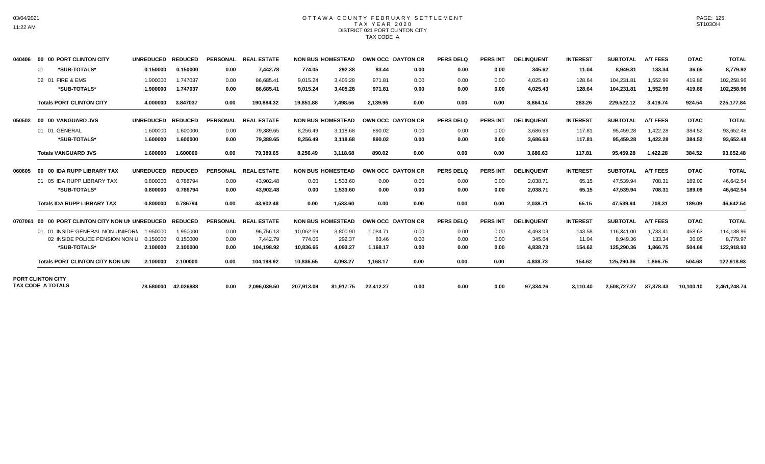# OTTAWA COUNTY FEBRUARY SETTLEMENT
## TAX YEAR 2020
### DISTRICT 021 PORT CLINTON CITY
### TAX CODE A

| | | UNREDUCED | REDUCED | PERSONAL | REAL ESTATE | NON BUS | HOMESTEAD | OWN OCC | DAYTON CR | PERS DELQ | PERS INT | DELINQUENT | INTEREST | SUBTOTAL | A/T FEES | DTAC | TOTAL |
|---|---|---|---|---|---|---|---|---|---|---|---|---|---|---|---|---|---|
| 040406 | 00 00 PORT CLINTON CITY | UNREDUCED | REDUCED | PERSONAL | REAL ESTATE | NON BUS | HOMESTEAD | OWN OCC | DAYTON CR | PERS DELQ | PERS INT | DELINQUENT | INTEREST | SUBTOTAL | A/T FEES | DTAC | TOTAL |
| | 01 *SUB-TOTALS* | 0.150000 | 0.150000 | 0.00 | 7,442.78 | 774.05 | 292.38 | 83.44 | 0.00 | 0.00 | 0.00 | 345.62 | 11.04 | 8,949.31 | 133.34 | 36.05 | 8,779.92 |
| | 02 01 FIRE & EMS | 1.900000 | 1.747037 | 0.00 | 86,685.41 | 9,015.24 | 3,405.28 | 971.81 | 0.00 | 0.00 | 0.00 | 4,025.43 | 128.64 | 104,231.81 | 1,552.99 | 419.86 | 102,258.96 |
| | *SUB-TOTALS* | 1.900000 | 1.747037 | 0.00 | 86,685.41 | 9,015.24 | 3,405.28 | 971.81 | 0.00 | 0.00 | 0.00 | 4,025.43 | 128.64 | 104,231.81 | 1,552.99 | 419.86 | 102,258.96 |
| | **Totals PORT CLINTON CITY** | 4.000000 | 3.847037 | 0.00 | 190,884.32 | 19,851.88 | 7,498.56 | 2,139.96 | 0.00 | 0.00 | 0.00 | 8,864.14 | 283.26 | 229,522.12 | 3,419.74 | 924.54 | 225,177.84 |
| 050502 | 00 00 VANGUARD JVS | UNREDUCED | REDUCED | PERSONAL | REAL ESTATE | NON BUS | HOMESTEAD | OWN OCC | DAYTON CR | PERS DELQ | PERS INT | DELINQUENT | INTEREST | SUBTOTAL | A/T FEES | DTAC | TOTAL |
| | 01 01 GENERAL | 1.600000 | 1.600000 | 0.00 | 79,389.65 | 8,256.49 | 3,118.68 | 890.02 | 0.00 | 0.00 | 0.00 | 3,686.63 | 117.81 | 95,459.28 | 1,422.28 | 384.52 | 93,652.48 |
| | *SUB-TOTALS* | 1.600000 | 1.600000 | 0.00 | 79,389.65 | 8,256.49 | 3,118.68 | 890.02 | 0.00 | 0.00 | 0.00 | 3,686.63 | 117.81 | 95,459.28 | 1,422.28 | 384.52 | 93,652.48 |
| | **Totals VANGUARD JVS** | 1.600000 | 1.600000 | 0.00 | 79,389.65 | 8,256.49 | 3,118.68 | 890.02 | 0.00 | 0.00 | 0.00 | 3,686.63 | 117.81 | 95,459.28 | 1,422.28 | 384.52 | 93,652.48 |
| 060605 | 00 00 IDA RUPP LIBRARY TAX | UNREDUCED | REDUCED | PERSONAL | REAL ESTATE | NON BUS | HOMESTEAD | OWN OCC | DAYTON CR | PERS DELQ | PERS INT | DELINQUENT | INTEREST | SUBTOTAL | A/T FEES | DTAC | TOTAL |
| | 01 05 IDA RUPP LIBRARY TAX | 0.800000 | 0.786794 | 0.00 | 43,902.48 | 0.00 | 1,533.60 | 0.00 | 0.00 | 0.00 | 0.00 | 2,038.71 | 65.15 | 47,539.94 | 708.31 | 189.09 | 46,642.54 |
| | *SUB-TOTALS* | 0.800000 | 0.786794 | 0.00 | 43,902.48 | 0.00 | 1,533.60 | 0.00 | 0.00 | 0.00 | 0.00 | 2,038.71 | 65.15 | 47,539.94 | 708.31 | 189.09 | 46,642.54 |
| | **Totals IDA RUPP LIBRARY TAX** | 0.800000 | 0.786794 | 0.00 | 43,902.48 | 0.00 | 1,533.60 | 0.00 | 0.00 | 0.00 | 0.00 | 2,038.71 | 65.15 | 47,539.94 | 708.31 | 189.09 | 46,642.54 |
| 0707061 | 00 00 PORT CLINTON CITY NON UN | UNREDUCED | REDUCED | PERSONAL | REAL ESTATE | NON BUS | HOMESTEAD | OWN OCC | DAYTON CR | PERS DELQ | PERS INT | DELINQUENT | INTEREST | SUBTOTAL | A/T FEES | DTAC | TOTAL |
| | 01 01 INSIDE GENERAL NON UNIFORM | 1.950000 | 1.950000 | 0.00 | 96,756.13 | 10,062.59 | 3,800.90 | 1,084.71 | 0.00 | 0.00 | 0.00 | 4,493.09 | 143.58 | 116,341.00 | 1,733.41 | 468.63 | 114,138.96 |
| | 02 INSIDE POLICE PENSION NON U | 0.150000 | 0.150000 | 0.00 | 7,442.79 | 774.06 | 292.37 | 83.46 | 0.00 | 0.00 | 0.00 | 345.64 | 11.04 | 8,949.36 | 133.34 | 36.05 | 8,779.97 |
| | *SUB-TOTALS* | 2.100000 | 2.100000 | 0.00 | 104,198.92 | 10,836.65 | 4,093.27 | 1,168.17 | 0.00 | 0.00 | 0.00 | 4,838.73 | 154.62 | 125,290.36 | 1,866.75 | 504.68 | 122,918.93 |
| | **Totals PORT CLINTON CITY NON UN** | 2.100000 | 2.100000 | 0.00 | 104,198.92 | 10,836.65 | 4,093.27 | 1,168.17 | 0.00 | 0.00 | 0.00 | 4,838.73 | 154.62 | 125,290.36 | 1,866.75 | 504.68 | 122,918.93 |
| **PORT CLINTON CITY TAX CODE A TOTALS** | | 78.580000 | 42.026838 | 0.00 | 2,096,039.50 | 207,913.09 | 81,917.75 | 22,412.27 | 0.00 | 0.00 | 0.00 | 97,334.26 | 3,110.40 | 2,508,727.27 | 37,378.43 | 10,100.10 | 2,461,248.74 |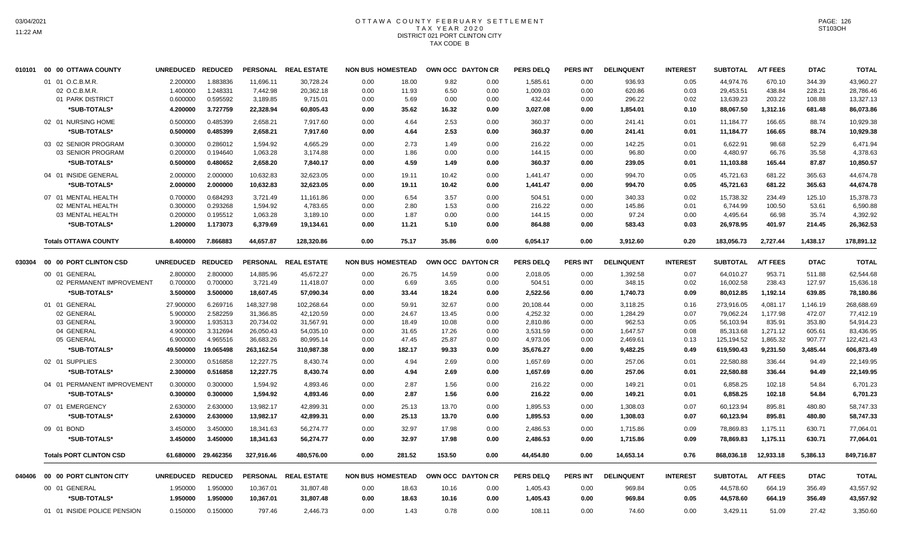# OTTAWA COUNTY FEBRUARY SETTLEMENT
## TAX YEAR 2020
## DISTRICT 021 PORT CLINTON CITY
## TAX CODE B

| | | UNREDUCED | REDUCED | PERSONAL | REAL ESTATE | NON BUS | HOMESTEAD | OWN OCC | DAYTON CR | PERS DELQ | PERS INT | DELINQUENT | INTEREST | SUBTOTAL | A/T FEES | DTAC | TOTAL |
|---|---|---|---|---|---|---|---|---|---|---|---|---|---|---|---|---|---|
| 010101 | 00 00 OTTAWA COUNTY | | | | | | | | | | | | | | | | |
| | 01 01 O.C.B.M.R. | 2.200000 | 1.883836 | 11,696.11 | 30,728.24 | 0.00 | 18.00 | 9.82 | 0.00 | 1,585.61 | 0.00 | 936.93 | 0.05 | 44,974.76 | 670.10 | 344.39 | 43,960.27 |
| | 02 O.C.B.M.R. | 1.400000 | 1.248331 | 7,442.98 | 20,362.18 | 0.00 | 11.93 | 6.50 | 0.00 | 1,009.03 | 0.00 | 620.86 | 0.03 | 29,453.51 | 438.84 | 228.21 | 28,786.46 |
| | 01 PARK DISTRICT | 0.600000 | 0.595592 | 3,189.85 | 9,715.01 | 0.00 | 5.69 | 0.00 | 0.00 | 432.44 | 0.00 | 296.22 | 0.02 | 13,639.23 | 203.22 | 108.88 | 13,327.13 |
| | *SUB-TOTALS* | 4.200000 | 3.727759 | 22,328.94 | 60,805.43 | 0.00 | 35.62 | 16.32 | 0.00 | 3,027.08 | 0.00 | 1,854.01 | 0.10 | 88,067.50 | 1,312.16 | 681.48 | 86,073.86 |
| | 02 01 NURSING HOME | 0.500000 | 0.485399 | 2,658.21 | 7,917.60 | 0.00 | 4.64 | 2.53 | 0.00 | 360.37 | 0.00 | 241.41 | 0.01 | 11,184.77 | 166.65 | 88.74 | 10,929.38 |
| | *SUB-TOTALS* | 0.500000 | 0.485399 | 2,658.21 | 7,917.60 | 0.00 | 4.64 | 2.53 | 0.00 | 360.37 | 0.00 | 241.41 | 0.01 | 11,184.77 | 166.65 | 88.74 | 10,929.38 |
| | 03 02 SENIOR PROGRAM | 0.300000 | 0.286012 | 1,594.92 | 4,665.29 | 0.00 | 2.73 | 1.49 | 0.00 | 216.22 | 0.00 | 142.25 | 0.01 | 6,622.91 | 98.68 | 52.29 | 6,471.94 |
| | 03 SENIOR PROGRAM | 0.200000 | 0.194640 | 1,063.28 | 3,174.88 | 0.00 | 1.86 | 0.00 | 0.00 | 144.15 | 0.00 | 96.80 | 0.00 | 4,480.97 | 66.76 | 35.58 | 4,378.63 |
| | *SUB-TOTALS* | 0.500000 | 0.480652 | 2,658.20 | 7,840.17 | 0.00 | 4.59 | 1.49 | 0.00 | 360.37 | 0.00 | 239.05 | 0.01 | 11,103.88 | 165.44 | 87.87 | 10,850.57 |
| | 04 01 INSIDE GENERAL | 2.000000 | 2.000000 | 10,632.83 | 32,623.05 | 0.00 | 19.11 | 10.42 | 0.00 | 1,441.47 | 0.00 | 994.70 | 0.05 | 45,721.63 | 681.22 | 365.63 | 44,674.78 |
| | *SUB-TOTALS* | 2.000000 | 2.000000 | 10,632.83 | 32,623.05 | 0.00 | 19.11 | 10.42 | 0.00 | 1,441.47 | 0.00 | 994.70 | 0.05 | 45,721.63 | 681.22 | 365.63 | 44,674.78 |
| | 07 01 MENTAL HEALTH | 0.700000 | 0.684293 | 3,721.49 | 11,161.86 | 0.00 | 6.54 | 3.57 | 0.00 | 504.51 | 0.00 | 340.33 | 0.02 | 15,738.32 | 234.49 | 125.10 | 15,378.73 |
| | 02 MENTAL HEALTH | 0.300000 | 0.293268 | 1,594.92 | 4,783.65 | 0.00 | 2.80 | 1.53 | 0.00 | 216.22 | 0.00 | 145.86 | 0.01 | 6,744.99 | 100.50 | 53.61 | 6,590.88 |
| | 03 MENTAL HEALTH | 0.200000 | 0.195512 | 1,063.28 | 3,189.10 | 0.00 | 1.87 | 0.00 | 0.00 | 144.15 | 0.00 | 97.24 | 0.00 | 4,495.64 | 66.98 | 35.74 | 4,392.92 |
| | *SUB-TOTALS* | 1.200000 | 1.173073 | 6,379.69 | 19,134.61 | 0.00 | 11.21 | 5.10 | 0.00 | 864.88 | 0.00 | 583.43 | 0.03 | 26,978.95 | 401.97 | 214.45 | 26,362.53 |
| | **Totals OTTAWA COUNTY** | 8.400000 | 7.866883 | 44,657.87 | 128,320.86 | 0.00 | 75.17 | 35.86 | 0.00 | 6,054.17 | 0.00 | 3,912.60 | 0.20 | 183,056.73 | 2,727.44 | 1,438.17 | 178,891.12 |
| 030304 | 00 00 PORT CLINTON CSD | | | | | | | | | | | | | | | | |
| | 00 01 GENERAL | 2.800000 | 2.800000 | 14,885.96 | 45,672.27 | 0.00 | 26.75 | 14.59 | 0.00 | 2,018.05 | 0.00 | 1,392.58 | 0.07 | 64,010.27 | 953.71 | 511.88 | 62,544.68 |
| | 02 PERMANENT IMPROVEMENT | 0.700000 | 0.700000 | 3,721.49 | 11,418.07 | 0.00 | 6.69 | 3.65 | 0.00 | 504.51 | 0.00 | 348.15 | 0.02 | 16,002.58 | 238.43 | 127.97 | 15,636.18 |
| | *SUB-TOTALS* | 3.500000 | 3.500000 | 18,607.45 | 57,090.34 | 0.00 | 33.44 | 18.24 | 0.00 | 2,522.56 | 0.00 | 1,740.73 | 0.09 | 80,012.85 | 1,192.14 | 639.85 | 78,180.86 |
| | 01 01 GENERAL | 27.900000 | 6.269716 | 148,327.98 | 102,268.64 | 0.00 | 59.91 | 32.67 | 0.00 | 20,108.44 | 0.00 | 3,118.25 | 0.16 | 273,916.05 | 4,081.17 | 1,146.19 | 268,688.69 |
| | 02 GENERAL | 5.900000 | 2.582259 | 31,366.85 | 42,120.59 | 0.00 | 24.67 | 13.45 | 0.00 | 4,252.32 | 0.00 | 1,284.29 | 0.07 | 79,062.24 | 1,177.98 | 472.07 | 77,412.19 |
| | 03 GENERAL | 3.900000 | 1.935313 | 20,734.02 | 31,567.91 | 0.00 | 18.49 | 10.08 | 0.00 | 2,810.86 | 0.00 | 962.53 | 0.05 | 56,103.94 | 835.91 | 353.80 | 54,914.23 |
| | 04 GENERAL | 4.900000 | 3.312694 | 26,050.43 | 54,035.10 | 0.00 | 31.65 | 17.26 | 0.00 | 3,531.59 | 0.00 | 1,647.57 | 0.08 | 85,313.68 | 1,271.12 | 605.61 | 83,436.95 |
| | 05 GENERAL | 6.900000 | 4.965516 | 36,683.26 | 80,995.14 | 0.00 | 47.45 | 25.87 | 0.00 | 4,973.06 | 0.00 | 2,469.61 | 0.13 | 125,194.52 | 1,865.32 | 907.77 | 122,421.43 |
| | *SUB-TOTALS* | 49.500000 | 19.065498 | 263,162.54 | 310,987.38 | 0.00 | 182.17 | 99.33 | 0.00 | 35,676.27 | 0.00 | 9,482.25 | 0.49 | 619,590.43 | 9,231.50 | 3,485.44 | 606,873.49 |
| | 02 01 SUPPLIES | 2.300000 | 0.516858 | 12,227.75 | 8,430.74 | 0.00 | 4.94 | 2.69 | 0.00 | 1,657.69 | 0.00 | 257.06 | 0.01 | 22,580.88 | 336.44 | 94.49 | 22,149.95 |
| | *SUB-TOTALS* | 2.300000 | 0.516858 | 12,227.75 | 8,430.74 | 0.00 | 4.94 | 2.69 | 0.00 | 1,657.69 | 0.00 | 257.06 | 0.01 | 22,580.88 | 336.44 | 94.49 | 22,149.95 |
| | 04 01 PERMANENT IMPROVEMENT | 0.300000 | 0.300000 | 1,594.92 | 4,893.46 | 0.00 | 2.87 | 1.56 | 0.00 | 216.22 | 0.00 | 149.21 | 0.01 | 6,858.25 | 102.18 | 54.84 | 6,701.23 |
| | *SUB-TOTALS* | 0.300000 | 0.300000 | 1,594.92 | 4,893.46 | 0.00 | 2.87 | 1.56 | 0.00 | 216.22 | 0.00 | 149.21 | 0.01 | 6,858.25 | 102.18 | 54.84 | 6,701.23 |
| | 07 01 EMERGENCY | 2.630000 | 2.630000 | 13,982.17 | 42,899.31 | 0.00 | 25.13 | 13.70 | 0.00 | 1,895.53 | 0.00 | 1,308.03 | 0.07 | 60,123.94 | 895.81 | 480.80 | 58,747.33 |
| | *SUB-TOTALS* | 2.630000 | 2.630000 | 13,982.17 | 42,899.31 | 0.00 | 25.13 | 13.70 | 0.00 | 1,895.53 | 0.00 | 1,308.03 | 0.07 | 60,123.94 | 895.81 | 480.80 | 58,747.33 |
| | 09 01 BOND | 3.450000 | 3.450000 | 18,341.63 | 56,274.77 | 0.00 | 32.97 | 17.98 | 0.00 | 2,486.53 | 0.00 | 1,715.86 | 0.09 | 78,869.83 | 1,175.11 | 630.71 | 77,064.01 |
| | *SUB-TOTALS* | 3.450000 | 3.450000 | 18,341.63 | 56,274.77 | 0.00 | 32.97 | 17.98 | 0.00 | 2,486.53 | 0.00 | 1,715.86 | 0.09 | 78,869.83 | 1,175.11 | 630.71 | 77,064.01 |
| | **Totals PORT CLINTON CSD** | 61.680000 | 29.462356 | 327,916.46 | 480,576.00 | 0.00 | 281.52 | 153.50 | 0.00 | 44,454.80 | 0.00 | 14,653.14 | 0.76 | 868,036.18 | 12,933.18 | 5,386.13 | 849,716.87 |
| 040406 | 00 00 PORT CLINTON CITY | | | | | | | | | | | | | | | | |
| | 00 01 GENERAL | 1.950000 | 1.950000 | 10,367.01 | 31,807.48 | 0.00 | 18.63 | 10.16 | 0.00 | 1,405.43 | 0.00 | 969.84 | 0.05 | 44,578.60 | 664.19 | 356.49 | 43,557.92 |
| | *SUB-TOTALS* | 1.950000 | 1.950000 | 10,367.01 | 31,807.48 | 0.00 | 18.63 | 10.16 | 0.00 | 1,405.43 | 0.00 | 969.84 | 0.05 | 44,578.60 | 664.19 | 356.49 | 43,557.92 |
| | 01 01 INSIDE POLICE PENSION | 0.150000 | 0.150000 | 797.46 | 2,446.73 | 0.00 | 1.43 | 0.78 | 0.00 | 108.11 | 0.00 | 74.60 | 0.00 | 3,429.11 | 51.09 | 27.42 | 3,350.60 |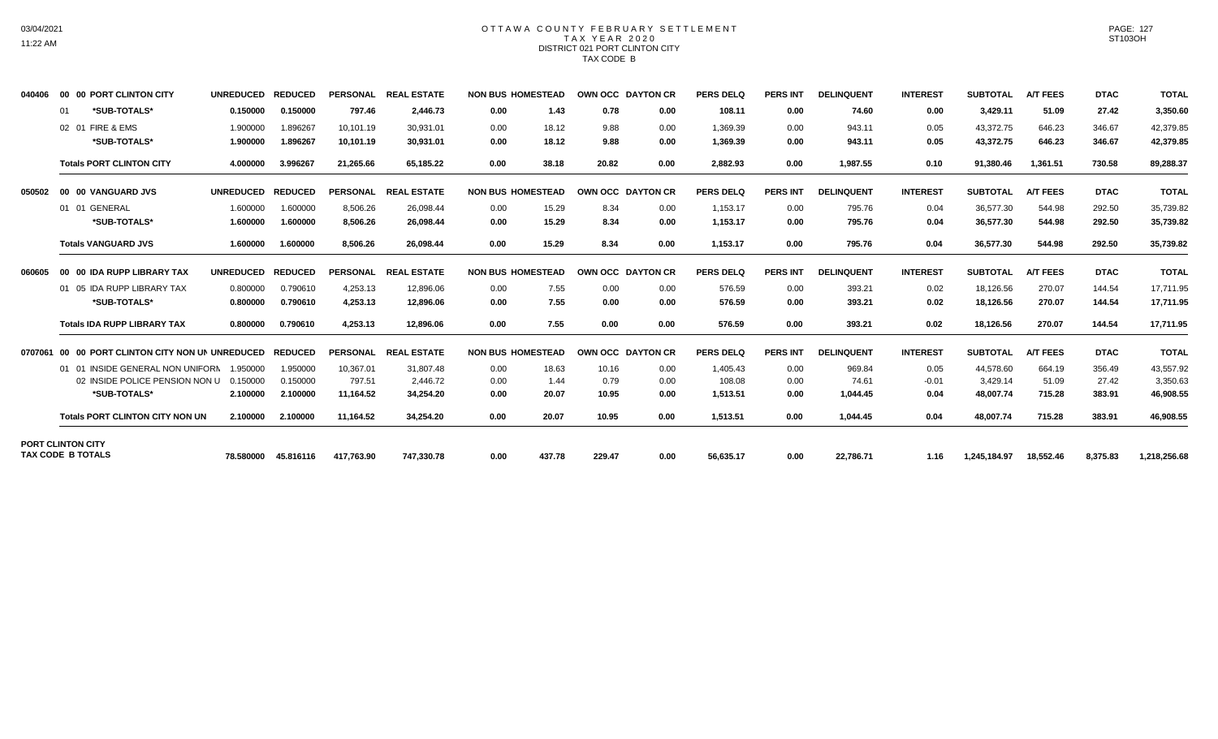# OTTAWA COUNTY FEBRUARY SETTLEMENT
## TAX YEAR 2020
### DISTRICT 021 PORT CLINTON CITY
### TAX CODE B

03/04/2021
11:22 AM

PAGE: 127
ST103OH

| Code | Description | UNREDUCED | REDUCED | PERSONAL | REAL ESTATE | NON BUS | HOMESTEAD | OWN OCC | DAYTON CR | PERS DELQ | PERS INT | DELINQUENT | INTEREST | SUBTOTAL | A/T FEES | DTAC | TOTAL |
|---|---|---|---|---|---|---|---|---|---|---|---|---|---|---|---|---|---|
| 040406 | 00 00 PORT CLINTON CITY | UNREDUCED | REDUCED | PERSONAL | REAL ESTATE | NON BUS | HOMESTEAD | OWN OCC | DAYTON CR | PERS DELQ | PERS INT | DELINQUENT | INTEREST | SUBTOTAL | A/T FEES | DTAC | TOTAL |
| | 01 **\*SUB-TOTALS\*** | **0.150000** | **0.150000** | **797.46** | **2,446.73** | **0.00** | **1.43** | **0.78** | **0.00** | **108.11** | **0.00** | **74.60** | **0.00** | **3,429.11** | **51.09** | **27.42** | **3,350.60** |
| | 02 01 FIRE & EMS | 1.900000 | 1.896267 | 10,101.19 | 30,931.01 | 0.00 | 18.12 | 9.88 | 0.00 | 1,369.39 | 0.00 | 943.11 | 0.05 | 43,372.75 | 646.23 | 346.67 | 42,379.85 |
| | **\*SUB-TOTALS\*** | **1.900000** | **1.896267** | **10,101.19** | **30,931.01** | **0.00** | **18.12** | **9.88** | **0.00** | **1,369.39** | **0.00** | **943.11** | **0.05** | **43,372.75** | **646.23** | **346.67** | **42,379.85** |
| | **Totals PORT CLINTON CITY** | **4.000000** | **3.996267** | **21,265.66** | **65,185.22** | **0.00** | **38.18** | **20.82** | **0.00** | **2,882.93** | **0.00** | **1,987.55** | **0.10** | **91,380.46** | **1,361.51** | **730.58** | **89,288.37** |
| 050502 | 00 00 VANGUARD JVS | UNREDUCED | REDUCED | PERSONAL | REAL ESTATE | NON BUS | HOMESTEAD | OWN OCC | DAYTON CR | PERS DELQ | PERS INT | DELINQUENT | INTEREST | SUBTOTAL | A/T FEES | DTAC | TOTAL |
| | 01 01 GENERAL | 1.600000 | 1.600000 | 8,506.26 | 26,098.44 | 0.00 | 15.29 | 8.34 | 0.00 | 1,153.17 | 0.00 | 795.76 | 0.04 | 36,577.30 | 544.98 | 292.50 | 35,739.82 |
| | **\*SUB-TOTALS\*** | **1.600000** | **1.600000** | **8,506.26** | **26,098.44** | **0.00** | **15.29** | **8.34** | **0.00** | **1,153.17** | **0.00** | **795.76** | **0.04** | **36,577.30** | **544.98** | **292.50** | **35,739.82** |
| | **Totals VANGUARD JVS** | **1.600000** | **1.600000** | **8,506.26** | **26,098.44** | **0.00** | **15.29** | **8.34** | **0.00** | **1,153.17** | **0.00** | **795.76** | **0.04** | **36,577.30** | **544.98** | **292.50** | **35,739.82** |
| 060605 | 00 00 IDA RUPP LIBRARY TAX | UNREDUCED | REDUCED | PERSONAL | REAL ESTATE | NON BUS | HOMESTEAD | OWN OCC | DAYTON CR | PERS DELQ | PERS INT | DELINQUENT | INTEREST | SUBTOTAL | A/T FEES | DTAC | TOTAL |
| | 01 05 IDA RUPP LIBRARY TAX | 0.800000 | 0.790610 | 4,253.13 | 12,896.06 | 0.00 | 7.55 | 0.00 | 0.00 | 576.59 | 0.00 | 393.21 | 0.02 | 18,126.56 | 270.07 | 144.54 | 17,711.95 |
| | **\*SUB-TOTALS\*** | **0.800000** | **0.790610** | **4,253.13** | **12,896.06** | **0.00** | **7.55** | **0.00** | **0.00** | **576.59** | **0.00** | **393.21** | **0.02** | **18,126.56** | **270.07** | **144.54** | **17,711.95** |
| | **Totals IDA RUPP LIBRARY TAX** | **0.800000** | **0.790610** | **4,253.13** | **12,896.06** | **0.00** | **7.55** | **0.00** | **0.00** | **576.59** | **0.00** | **393.21** | **0.02** | **18,126.56** | **270.07** | **144.54** | **17,711.95** |
| 0707061 | 00 00 PORT CLINTON CITY NON UN | UNREDUCED | REDUCED | PERSONAL | REAL ESTATE | NON BUS | HOMESTEAD | OWN OCC | DAYTON CR | PERS DELQ | PERS INT | DELINQUENT | INTEREST | SUBTOTAL | A/T FEES | DTAC | TOTAL |
| | 01 01 INSIDE GENERAL NON UNIFORM | 1.950000 | 1.950000 | 10,367.01 | 31,807.48 | 0.00 | 18.63 | 10.16 | 0.00 | 1,405.43 | 0.00 | 969.84 | 0.05 | 44,578.60 | 664.19 | 356.49 | 43,557.92 |
| | 02 INSIDE POLICE PENSION NON U | 0.150000 | 0.150000 | 797.51 | 2,446.72 | 0.00 | 1.44 | 0.79 | 0.00 | 108.08 | 0.00 | 74.61 | -0.01 | 3,429.14 | 51.09 | 27.42 | 3,350.63 |
| | **\*SUB-TOTALS\*** | **2.100000** | **2.100000** | **11,164.52** | **34,254.20** | **0.00** | **20.07** | **10.95** | **0.00** | **1,513.51** | **0.00** | **1,044.45** | **0.04** | **48,007.74** | **715.28** | **383.91** | **46,908.55** |
| | **Totals PORT CLINTON CITY NON UN** | **2.100000** | **2.100000** | **11,164.52** | **34,254.20** | **0.00** | **20.07** | **10.95** | **0.00** | **1,513.51** | **0.00** | **1,044.45** | **0.04** | **48,007.74** | **715.28** | **383.91** | **46,908.55** |
| **PORT CLINTON CITY TAX CODE B TOTALS** | | **78.580000** | **45.816116** | **417,763.90** | **747,330.78** | **0.00** | **437.78** | **229.47** | **0.00** | **56,635.17** | **0.00** | **22,786.71** | **1.16** | **1,245,184.97** | **18,552.46** | **8,375.83** | **1,218,256.68** |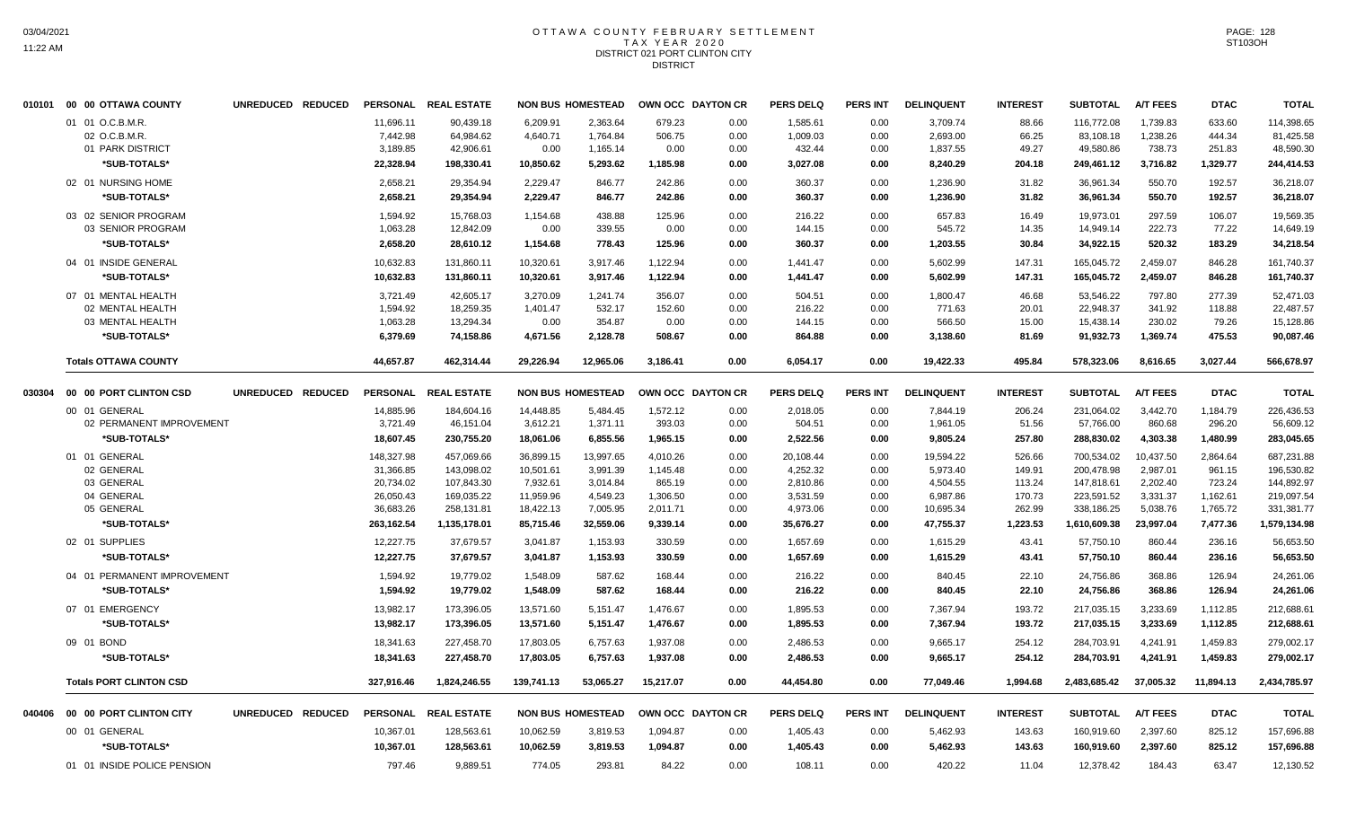# OTTAWA COUNTY FEBRUARY SETTLEMENT
## TAX YEAR 2020
## DISTRICT 021 PORT CLINTON CITY
## DISTRICT

| | | UNREDUCED | REDUCED | PERSONAL | REAL ESTATE | NON BUS | HOMESTEAD | OWN OCC | DAYTON CR | PERS DELQ | PERS INT | DELINQUENT | INTEREST | SUBTOTAL | A/T FEES | DTAC | TOTAL |
|---|---|---|---|---|---|---|---|---|---|---|---|---|---|---|---|---|---|
| 010101 | 00 00 OTTAWA COUNTY | | | | | | | | | | | | | | | | |
| | 01 01 O.C.B.M.R. | | | 11,696.11 | 90,439.18 | 6,209.91 | 2,363.64 | 679.23 | 0.00 | 1,585.61 | 0.00 | 3,709.74 | 88.66 | 116,772.08 | 1,739.83 | 633.60 | 114,398.65 |
| | 02 O.C.B.M.R. | | | 7,442.98 | 64,984.62 | 4,640.71 | 1,764.84 | 506.75 | 0.00 | 1,009.03 | 0.00 | 2,693.00 | 66.25 | 83,108.18 | 1,238.26 | 444.34 | 81,425.58 |
| | 01 PARK DISTRICT | | | 3,189.85 | 42,906.61 | 0.00 | 1,165.14 | 0.00 | 0.00 | 432.44 | 0.00 | 1,837.55 | 49.27 | 49,580.86 | 738.73 | 251.83 | 48,590.30 |
| | *SUB-TOTALS* | | | 22,328.94 | 198,330.41 | 10,850.62 | 5,293.62 | 1,185.98 | 0.00 | 3,027.08 | 0.00 | 8,240.29 | 204.18 | 249,461.12 | 3,716.82 | 1,329.77 | 244,414.53 |
| | 02 01 NURSING HOME | | | 2,658.21 | 29,354.94 | 2,229.47 | 846.77 | 242.86 | 0.00 | 360.37 | 0.00 | 1,236.90 | 31.82 | 36,961.34 | 550.70 | 192.57 | 36,218.07 |
| | *SUB-TOTALS* | | | 2,658.21 | 29,354.94 | 2,229.47 | 846.77 | 242.86 | 0.00 | 360.37 | 0.00 | 1,236.90 | 31.82 | 36,961.34 | 550.70 | 192.57 | 36,218.07 |
| | 03 02 SENIOR PROGRAM | | | 1,594.92 | 15,768.03 | 1,154.68 | 438.88 | 125.96 | 0.00 | 216.22 | 0.00 | 657.83 | 16.49 | 19,973.01 | 297.59 | 106.07 | 19,569.35 |
| | 03 SENIOR PROGRAM | | | 1,063.28 | 12,842.09 | 0.00 | 339.55 | 0.00 | 0.00 | 144.15 | 0.00 | 545.72 | 14.35 | 14,949.14 | 222.73 | 77.22 | 14,649.19 |
| | *SUB-TOTALS* | | | 2,658.20 | 28,610.12 | 1,154.68 | 778.43 | 125.96 | 0.00 | 360.37 | 0.00 | 1,203.55 | 30.84 | 34,922.15 | 520.32 | 183.29 | 34,218.54 |
| | 04 01 INSIDE GENERAL | | | 10,632.83 | 131,860.11 | 10,320.61 | 3,917.46 | 1,122.94 | 0.00 | 1,441.47 | 0.00 | 5,602.99 | 147.31 | 165,045.72 | 2,459.07 | 846.28 | 161,740.37 |
| | *SUB-TOTALS* | | | 10,632.83 | 131,860.11 | 10,320.61 | 3,917.46 | 1,122.94 | 0.00 | 1,441.47 | 0.00 | 5,602.99 | 147.31 | 165,045.72 | 2,459.07 | 846.28 | 161,740.37 |
| | 07 01 MENTAL HEALTH | | | 3,721.49 | 42,605.17 | 3,270.09 | 1,241.74 | 356.07 | 0.00 | 504.51 | 0.00 | 1,800.47 | 46.68 | 53,546.22 | 797.80 | 277.39 | 52,471.03 |
| | 02 MENTAL HEALTH | | | 1,594.92 | 18,259.35 | 1,401.47 | 532.17 | 152.60 | 0.00 | 216.22 | 0.00 | 771.63 | 20.01 | 22,948.37 | 341.92 | 118.88 | 22,487.57 |
| | 03 MENTAL HEALTH | | | 1,063.28 | 13,294.34 | 0.00 | 354.87 | 0.00 | 0.00 | 144.15 | 0.00 | 566.50 | 15.00 | 15,438.14 | 230.02 | 79.26 | 15,128.86 |
| | *SUB-TOTALS* | | | 6,379.69 | 74,158.86 | 4,671.56 | 2,128.78 | 508.67 | 0.00 | 864.88 | 0.00 | 3,138.60 | 81.69 | 91,932.73 | 1,369.74 | 475.53 | 90,087.46 |
| | **Totals OTTAWA COUNTY** | | | 44,657.87 | 462,314.44 | 29,226.94 | 12,965.06 | 3,186.41 | 0.00 | 6,054.17 | 0.00 | 19,422.33 | 495.84 | 578,323.06 | 8,616.65 | 3,027.44 | 566,678.97 |
| 030304 | 00 00 PORT CLINTON CSD | UNREDUCED | REDUCED | PERSONAL | REAL ESTATE | NON BUS | HOMESTEAD | OWN OCC | DAYTON CR | PERS DELQ | PERS INT | DELINQUENT | INTEREST | SUBTOTAL | A/T FEES | DTAC | TOTAL |
| | 00 01 GENERAL | | | 14,885.96 | 184,604.16 | 14,448.85 | 5,484.45 | 1,572.12 | 0.00 | 2,018.05 | 0.00 | 7,844.19 | 206.24 | 231,064.02 | 3,442.70 | 1,184.79 | 226,436.53 |
| | 02 PERMANENT IMPROVEMENT | | | 3,721.49 | 46,151.04 | 3,612.21 | 1,371.11 | 393.03 | 0.00 | 504.51 | 0.00 | 1,961.05 | 51.56 | 57,766.00 | 860.68 | 296.20 | 56,609.12 |
| | *SUB-TOTALS* | | | 18,607.45 | 230,755.20 | 18,061.06 | 6,855.56 | 1,965.15 | 0.00 | 2,522.56 | 0.00 | 9,805.24 | 257.80 | 288,830.02 | 4,303.38 | 1,480.99 | 283,045.65 |
| | 01 01 GENERAL | | | 148,327.98 | 457,069.66 | 36,899.15 | 13,997.65 | 4,010.26 | 0.00 | 20,108.44 | 0.00 | 19,594.22 | 526.66 | 700,534.02 | 10,437.50 | 2,864.64 | 687,231.88 |
| | 02 GENERAL | | | 31,366.85 | 143,098.02 | 10,501.61 | 3,991.39 | 1,145.48 | 0.00 | 4,252.32 | 0.00 | 5,973.40 | 149.91 | 200,478.98 | 2,987.01 | 961.15 | 196,530.82 |
| | 03 GENERAL | | | 20,734.02 | 107,843.30 | 7,932.61 | 3,014.84 | 865.19 | 0.00 | 2,810.86 | 0.00 | 4,504.55 | 113.24 | 147,818.61 | 2,202.40 | 723.24 | 144,892.97 |
| | 04 GENERAL | | | 26,050.43 | 169,035.22 | 11,959.96 | 4,549.23 | 1,306.50 | 0.00 | 3,531.59 | 0.00 | 6,987.86 | 170.73 | 223,591.52 | 3,331.37 | 1,162.61 | 219,097.54 |
| | 05 GENERAL | | | 36,683.26 | 258,131.81 | 18,422.13 | 7,005.95 | 2,011.71 | 0.00 | 4,973.06 | 0.00 | 10,695.34 | 262.99 | 338,186.25 | 5,038.76 | 1,765.72 | 331,381.77 |
| | *SUB-TOTALS* | | | 263,162.54 | 1,135,178.01 | 85,715.46 | 32,559.06 | 9,339.14 | 0.00 | 35,676.27 | 0.00 | 47,755.37 | 1,223.53 | 1,610,609.38 | 23,997.04 | 7,477.36 | 1,579,134.98 |
| | 02 01 SUPPLIES | | | 12,227.75 | 37,679.57 | 3,041.87 | 1,153.93 | 330.59 | 0.00 | 1,657.69 | 0.00 | 1,615.29 | 43.41 | 57,750.10 | 860.44 | 236.16 | 56,653.50 |
| | *SUB-TOTALS* | | | 12,227.75 | 37,679.57 | 3,041.87 | 1,153.93 | 330.59 | 0.00 | 1,657.69 | 0.00 | 1,615.29 | 43.41 | 57,750.10 | 860.44 | 236.16 | 56,653.50 |
| | 04 01 PERMANENT IMPROVEMENT | | | 1,594.92 | 19,779.02 | 1,548.09 | 587.62 | 168.44 | 0.00 | 216.22 | 0.00 | 840.45 | 22.10 | 24,756.86 | 368.86 | 126.94 | 24,261.06 |
| | *SUB-TOTALS* | | | 1,594.92 | 19,779.02 | 1,548.09 | 587.62 | 168.44 | 0.00 | 216.22 | 0.00 | 840.45 | 22.10 | 24,756.86 | 368.86 | 126.94 | 24,261.06 |
| | 07 01 EMERGENCY | | | 13,982.17 | 173,396.05 | 13,571.60 | 5,151.47 | 1,476.67 | 0.00 | 1,895.53 | 0.00 | 7,367.94 | 193.72 | 217,035.15 | 3,233.69 | 1,112.85 | 212,688.61 |
| | *SUB-TOTALS* | | | 13,982.17 | 173,396.05 | 13,571.60 | 5,151.47 | 1,476.67 | 0.00 | 1,895.53 | 0.00 | 7,367.94 | 193.72 | 217,035.15 | 3,233.69 | 1,112.85 | 212,688.61 |
| | 09 01 BOND | | | 18,341.63 | 227,458.70 | 17,803.05 | 6,757.63 | 1,937.08 | 0.00 | 2,486.53 | 0.00 | 9,665.17 | 254.12 | 284,703.91 | 4,241.91 | 1,459.83 | 279,002.17 |
| | *SUB-TOTALS* | | | 18,341.63 | 227,458.70 | 17,803.05 | 6,757.63 | 1,937.08 | 0.00 | 2,486.53 | 0.00 | 9,665.17 | 254.12 | 284,703.91 | 4,241.91 | 1,459.83 | 279,002.17 |
| | **Totals PORT CLINTON CSD** | | | 327,916.46 | 1,824,246.55 | 139,741.13 | 53,065.27 | 15,217.07 | 0.00 | 44,454.80 | 0.00 | 77,049.46 | 1,994.68 | 2,483,685.42 | 37,005.32 | 11,894.13 | 2,434,785.97 |
| 040406 | 00 00 PORT CLINTON CITY | UNREDUCED | REDUCED | PERSONAL | REAL ESTATE | NON BUS | HOMESTEAD | OWN OCC | DAYTON CR | PERS DELQ | PERS INT | DELINQUENT | INTEREST | SUBTOTAL | A/T FEES | DTAC | TOTAL |
| | 00 01 GENERAL | | | 10,367.01 | 128,563.61 | 10,062.59 | 3,819.53 | 1,094.87 | 0.00 | 1,405.43 | 0.00 | 5,462.93 | 143.63 | 160,919.60 | 2,397.60 | 825.12 | 157,696.88 |
| | *SUB-TOTALS* | | | 10,367.01 | 128,563.61 | 10,062.59 | 3,819.53 | 1,094.87 | 0.00 | 1,405.43 | 0.00 | 5,462.93 | 143.63 | 160,919.60 | 2,397.60 | 825.12 | 157,696.88 |
| | 01 01 INSIDE POLICE PENSION | | | 797.46 | 9,889.51 | 774.05 | 293.81 | 84.22 | 0.00 | 108.11 | 0.00 | 420.22 | 11.04 | 12,378.42 | 184.43 | 63.47 | 12,130.52 |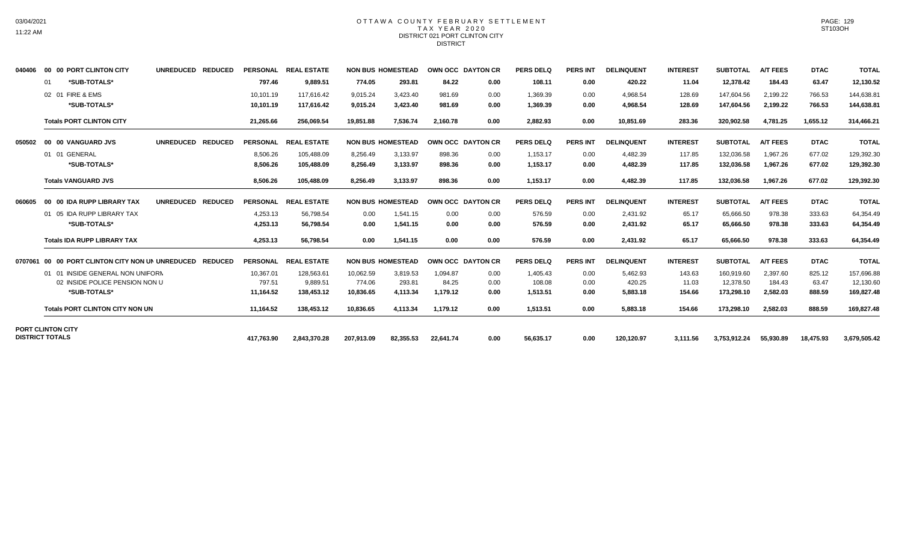# OTTAWA COUNTY FEBRUARY SETTLEMENT
## TAX YEAR 2020
### DISTRICT 021 PORT CLINTON CITY
DISTRICT

03/04/2021
11:22 AM

ST103OH

| Code | Description | | PERSONAL | REAL ESTATE | NON BUS | HOMESTEAD | OWN OCC | DAYTON CR | PERS DELQ | PERS INT | DELINQUENT | INTEREST | SUBTOTAL | A/T FEES | DTAC | TOTAL |
|---|---|---|---|---|---|---|---|---|---|---|---|---|---|---|---|---|
| 040406 | 00 00 PORT CLINTON CITY | UNREDUCED REDUCED | PERSONAL | REAL ESTATE | NON BUS | HOMESTEAD | OWN OCC | DAYTON CR | PERS DELQ | PERS INT | DELINQUENT | INTEREST | SUBTOTAL | A/T FEES | DTAC | TOTAL |
| | 01 *SUB-TOTALS* | | 797.46 | 9,889.51 | 774.05 | 293.81 | 84.22 | 0.00 | 108.11 | 0.00 | 420.22 | 11.04 | 12,378.42 | 184.43 | 63.47 | 12,130.52 |
| | 02 01 FIRE & EMS | | 10,101.19 | 117,616.42 | 9,015.24 | 3,423.40 | 981.69 | 0.00 | 1,369.39 | 0.00 | 4,968.54 | 128.69 | 147,604.56 | 2,199.22 | 766.53 | 144,638.81 |
| | *SUB-TOTALS* | | 10,101.19 | 117,616.42 | 9,015.24 | 3,423.40 | 981.69 | 0.00 | 1,369.39 | 0.00 | 4,968.54 | 128.69 | 147,604.56 | 2,199.22 | 766.53 | 144,638.81 |
| | **Totals PORT CLINTON CITY** | | 21,265.66 | 256,069.54 | 19,851.88 | 7,536.74 | 2,160.78 | 0.00 | 2,882.93 | 0.00 | 10,851.69 | 283.36 | 320,902.58 | 4,781.25 | 1,655.12 | 314,466.21 |
| 050502 | 00 00 VANGUARD JVS | UNREDUCED REDUCED | PERSONAL | REAL ESTATE | NON BUS | HOMESTEAD | OWN OCC | DAYTON CR | PERS DELQ | PERS INT | DELINQUENT | INTEREST | SUBTOTAL | A/T FEES | DTAC | TOTAL |
| | 01 01 GENERAL | | 8,506.26 | 105,488.09 | 8,256.49 | 3,133.97 | 898.36 | 0.00 | 1,153.17 | 0.00 | 4,482.39 | 117.85 | 132,036.58 | 1,967.26 | 677.02 | 129,392.30 |
| | *SUB-TOTALS* | | 8,506.26 | 105,488.09 | 8,256.49 | 3,133.97 | 898.36 | 0.00 | 1,153.17 | 0.00 | 4,482.39 | 117.85 | 132,036.58 | 1,967.26 | 677.02 | 129,392.30 |
| | **Totals VANGUARD JVS** | | 8,506.26 | 105,488.09 | 8,256.49 | 3,133.97 | 898.36 | 0.00 | 1,153.17 | 0.00 | 4,482.39 | 117.85 | 132,036.58 | 1,967.26 | 677.02 | 129,392.30 |
| 060605 | 00 00 IDA RUPP LIBRARY TAX | UNREDUCED REDUCED | PERSONAL | REAL ESTATE | NON BUS | HOMESTEAD | OWN OCC | DAYTON CR | PERS DELQ | PERS INT | DELINQUENT | INTEREST | SUBTOTAL | A/T FEES | DTAC | TOTAL |
| | 01 05 IDA RUPP LIBRARY TAX | | 4,253.13 | 56,798.54 | 0.00 | 1,541.15 | 0.00 | 0.00 | 576.59 | 0.00 | 2,431.92 | 65.17 | 65,666.50 | 978.38 | 333.63 | 64,354.49 |
| | *SUB-TOTALS* | | 4,253.13 | 56,798.54 | 0.00 | 1,541.15 | 0.00 | 0.00 | 576.59 | 0.00 | 2,431.92 | 65.17 | 65,666.50 | 978.38 | 333.63 | 64,354.49 |
| | **Totals IDA RUPP LIBRARY TAX** | | 4,253.13 | 56,798.54 | 0.00 | 1,541.15 | 0.00 | 0.00 | 576.59 | 0.00 | 2,431.92 | 65.17 | 65,666.50 | 978.38 | 333.63 | 64,354.49 |
| 0707061 | 00 00 PORT CLINTON CITY NON UN | UNREDUCED REDUCED | PERSONAL | REAL ESTATE | NON BUS | HOMESTEAD | OWN OCC | DAYTON CR | PERS DELQ | PERS INT | DELINQUENT | INTEREST | SUBTOTAL | A/T FEES | DTAC | TOTAL |
| | 01 01 INSIDE GENERAL NON UNIFORM | | 10,367.01 | 128,563.61 | 10,062.59 | 3,819.53 | 1,094.87 | 0.00 | 1,405.43 | 0.00 | 5,462.93 | 143.63 | 160,919.60 | 2,397.60 | 825.12 | 157,696.88 |
| | 02 INSIDE POLICE PENSION NON U | | 797.51 | 9,889.51 | 774.06 | 293.81 | 84.25 | 0.00 | 108.08 | 0.00 | 420.25 | 11.03 | 12,378.50 | 184.43 | 63.47 | 12,130.60 |
| | *SUB-TOTALS* | | 11,164.52 | 138,453.12 | 10,836.65 | 4,113.34 | 1,179.12 | 0.00 | 1,513.51 | 0.00 | 5,883.18 | 154.66 | 173,298.10 | 2,582.03 | 888.59 | 169,827.48 |
| | **Totals PORT CLINTON CITY NON UN** | | 11,164.52 | 138,453.12 | 10,836.65 | 4,113.34 | 1,179.12 | 0.00 | 1,513.51 | 0.00 | 5,883.18 | 154.66 | 173,298.10 | 2,582.03 | 888.59 | 169,827.48 |
| **PORT CLINTON CITY DISTRICT TOTALS** | | | 417,763.90 | 2,843,370.28 | 207,913.09 | 82,355.53 | 22,641.74 | 0.00 | 56,635.17 | 0.00 | 120,120.97 | 3,111.56 | 3,753,912.24 | 55,930.89 | 18,475.93 | 3,679,505.42 |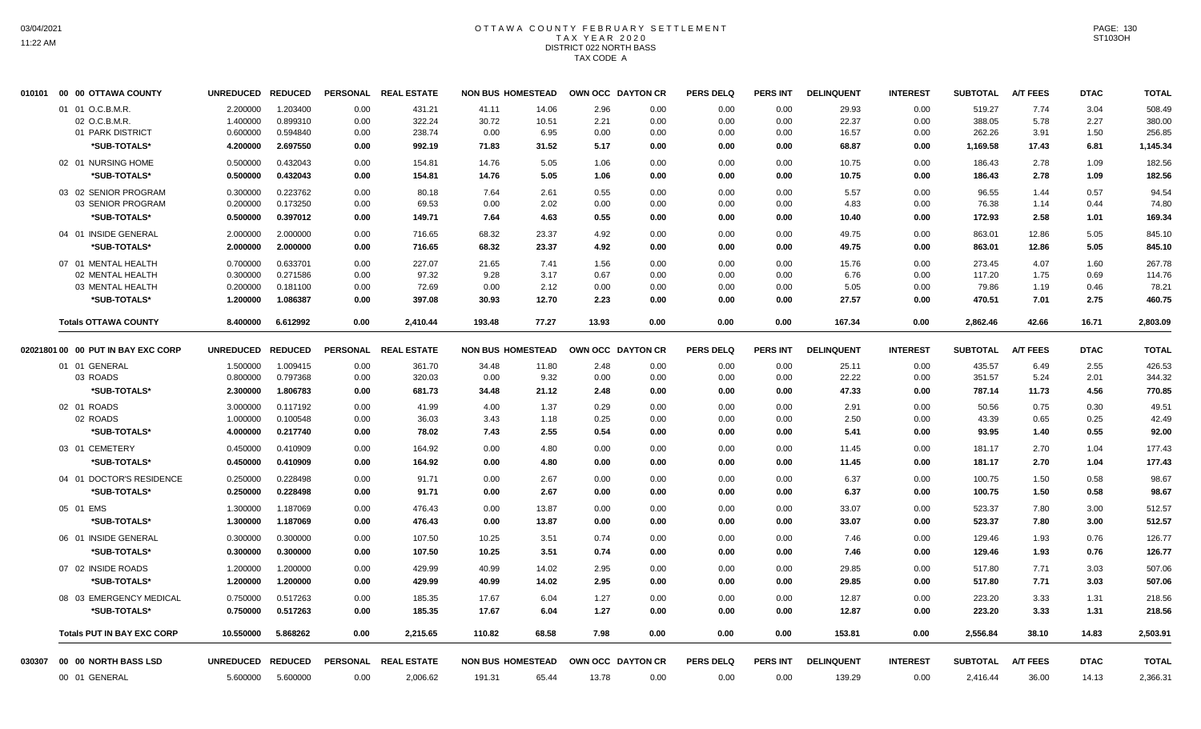# OTTAWA COUNTY FEBRUARY SETTLEMENT
## TAX YEAR 2020
## DISTRICT 022 NORTH BASS
## TAX CODE A

| 010101 | 00 00 OTTAWA COUNTY | UNREDUCED | REDUCED | PERSONAL | REAL ESTATE | NON BUS | HOMESTEAD | OWN OCC | DAYTON CR | PERS DELQ | PERS INT | DELINQUENT | INTEREST | SUBTOTAL | A/T FEES | DTAC | TOTAL |
|---|---|---|---|---|---|---|---|---|---|---|---|---|---|---|---|---|---|
| | 01 01 O.C.B.M.R. | 2.200000 | 1.203400 | 0.00 | 431.21 | 41.11 | 14.06 | 2.96 | 0.00 | 0.00 | 0.00 | 29.93 | 0.00 | 519.27 | 7.74 | 3.04 | 508.49 |
| | 02 O.C.B.M.R. | 1.400000 | 0.899310 | 0.00 | 322.24 | 30.72 | 10.51 | 2.21 | 0.00 | 0.00 | 0.00 | 22.37 | 0.00 | 388.05 | 5.78 | 2.27 | 380.00 |
| | 01 PARK DISTRICT | 0.600000 | 0.594840 | 0.00 | 238.74 | 0.00 | 6.95 | 0.00 | 0.00 | 0.00 | 0.00 | 16.57 | 0.00 | 262.26 | 3.91 | 1.50 | 256.85 |
| | *SUB-TOTALS* | 4.200000 | 2.697550 | 0.00 | 992.19 | 71.83 | 31.52 | 5.17 | 0.00 | 0.00 | 0.00 | 68.87 | 0.00 | 1,169.58 | 17.43 | 6.81 | 1,145.34 |
| | 02 01 NURSING HOME | 0.500000 | 0.432043 | 0.00 | 154.81 | 14.76 | 5.05 | 1.06 | 0.00 | 0.00 | 0.00 | 10.75 | 0.00 | 186.43 | 2.78 | 1.09 | 182.56 |
| | *SUB-TOTALS* | 0.500000 | 0.432043 | 0.00 | 154.81 | 14.76 | 5.05 | 1.06 | 0.00 | 0.00 | 0.00 | 10.75 | 0.00 | 186.43 | 2.78 | 1.09 | 182.56 |
| | 03 02 SENIOR PROGRAM | 0.300000 | 0.223762 | 0.00 | 80.18 | 7.64 | 2.61 | 0.55 | 0.00 | 0.00 | 0.00 | 5.57 | 0.00 | 96.55 | 1.44 | 0.57 | 94.54 |
| | 03 SENIOR PROGRAM | 0.200000 | 0.173250 | 0.00 | 69.53 | 0.00 | 2.02 | 0.00 | 0.00 | 0.00 | 0.00 | 4.83 | 0.00 | 76.38 | 1.14 | 0.44 | 74.80 |
| | *SUB-TOTALS* | 0.500000 | 0.397012 | 0.00 | 149.71 | 7.64 | 4.63 | 0.55 | 0.00 | 0.00 | 0.00 | 10.40 | 0.00 | 172.93 | 2.58 | 1.01 | 169.34 |
| | 04 01 INSIDE GENERAL | 2.000000 | 2.000000 | 0.00 | 716.65 | 68.32 | 23.37 | 4.92 | 0.00 | 0.00 | 0.00 | 49.75 | 0.00 | 863.01 | 12.86 | 5.05 | 845.10 |
| | *SUB-TOTALS* | 2.000000 | 2.000000 | 0.00 | 716.65 | 68.32 | 23.37 | 4.92 | 0.00 | 0.00 | 0.00 | 49.75 | 0.00 | 863.01 | 12.86 | 5.05 | 845.10 |
| | 07 01 MENTAL HEALTH | 0.700000 | 0.633701 | 0.00 | 227.07 | 21.65 | 7.41 | 1.56 | 0.00 | 0.00 | 0.00 | 15.76 | 0.00 | 273.45 | 4.07 | 1.60 | 267.78 |
| | 02 MENTAL HEALTH | 0.300000 | 0.271586 | 0.00 | 97.32 | 9.28 | 3.17 | 0.67 | 0.00 | 0.00 | 0.00 | 6.76 | 0.00 | 117.20 | 1.75 | 0.69 | 114.76 |
| | 03 MENTAL HEALTH | 0.200000 | 0.181100 | 0.00 | 72.69 | 0.00 | 2.12 | 0.00 | 0.00 | 0.00 | 0.00 | 5.05 | 0.00 | 79.86 | 1.19 | 0.46 | 78.21 |
| | *SUB-TOTALS* | 1.200000 | 1.086387 | 0.00 | 397.08 | 30.93 | 12.70 | 2.23 | 0.00 | 0.00 | 0.00 | 27.57 | 0.00 | 470.51 | 7.01 | 2.75 | 460.75 |
| | **Totals OTTAWA COUNTY** | 8.400000 | 6.612992 | 0.00 | 2,410.44 | 193.48 | 77.27 | 13.93 | 0.00 | 0.00 | 0.00 | 167.34 | 0.00 | 2,862.46 | 42.66 | 16.71 | 2,803.09 |

| 02021801 | 00 00 PUT IN BAY EXC CORP | UNREDUCED | REDUCED | PERSONAL | REAL ESTATE | NON BUS | HOMESTEAD | OWN OCC | DAYTON CR | PERS DELQ | PERS INT | DELINQUENT | INTEREST | SUBTOTAL | A/T FEES | DTAC | TOTAL |
|---|---|---|---|---|---|---|---|---|---|---|---|---|---|---|---|---|---|
| | 01 01 GENERAL | 1.500000 | 1.009415 | 0.00 | 361.70 | 34.48 | 11.80 | 2.48 | 0.00 | 0.00 | 0.00 | 25.11 | 0.00 | 435.57 | 6.49 | 2.55 | 426.53 |
| | 03 ROADS | 0.800000 | 0.797368 | 0.00 | 320.03 | 0.00 | 9.32 | 0.00 | 0.00 | 0.00 | 0.00 | 22.22 | 0.00 | 351.57 | 5.24 | 2.01 | 344.32 |
| | *SUB-TOTALS* | 2.300000 | 1.806783 | 0.00 | 681.73 | 34.48 | 21.12 | 2.48 | 0.00 | 0.00 | 0.00 | 47.33 | 0.00 | 787.14 | 11.73 | 4.56 | 770.85 |
| | 02 01 ROADS | 3.000000 | 0.117192 | 0.00 | 41.99 | 4.00 | 1.37 | 0.29 | 0.00 | 0.00 | 0.00 | 2.91 | 0.00 | 50.56 | 0.75 | 0.30 | 49.51 |
| | 02 ROADS | 1.000000 | 0.100548 | 0.00 | 36.03 | 3.43 | 1.18 | 0.25 | 0.00 | 0.00 | 0.00 | 2.50 | 0.00 | 43.39 | 0.65 | 0.25 | 42.49 |
| | *SUB-TOTALS* | 4.000000 | 0.217740 | 0.00 | 78.02 | 7.43 | 2.55 | 0.54 | 0.00 | 0.00 | 0.00 | 5.41 | 0.00 | 93.95 | 1.40 | 0.55 | 92.00 |
| | 03 01 CEMETERY | 0.450000 | 0.410909 | 0.00 | 164.92 | 0.00 | 4.80 | 0.00 | 0.00 | 0.00 | 0.00 | 11.45 | 0.00 | 181.17 | 2.70 | 1.04 | 177.43 |
| | *SUB-TOTALS* | 0.450000 | 0.410909 | 0.00 | 164.92 | 0.00 | 4.80 | 0.00 | 0.00 | 0.00 | 0.00 | 11.45 | 0.00 | 181.17 | 2.70 | 1.04 | 177.43 |
| | 04 01 DOCTOR'S RESIDENCE | 0.250000 | 0.228498 | 0.00 | 91.71 | 0.00 | 2.67 | 0.00 | 0.00 | 0.00 | 0.00 | 6.37 | 0.00 | 100.75 | 1.50 | 0.58 | 98.67 |
| | *SUB-TOTALS* | 0.250000 | 0.228498 | 0.00 | 91.71 | 0.00 | 2.67 | 0.00 | 0.00 | 0.00 | 0.00 | 6.37 | 0.00 | 100.75 | 1.50 | 0.58 | 98.67 |
| | 05 01 EMS | 1.300000 | 1.187069 | 0.00 | 476.43 | 0.00 | 13.87 | 0.00 | 0.00 | 0.00 | 0.00 | 33.07 | 0.00 | 523.37 | 7.80 | 3.00 | 512.57 |
| | *SUB-TOTALS* | 1.300000 | 1.187069 | 0.00 | 476.43 | 0.00 | 13.87 | 0.00 | 0.00 | 0.00 | 0.00 | 33.07 | 0.00 | 523.37 | 7.80 | 3.00 | 512.57 |
| | 06 01 INSIDE GENERAL | 0.300000 | 0.300000 | 0.00 | 107.50 | 10.25 | 3.51 | 0.74 | 0.00 | 0.00 | 0.00 | 7.46 | 0.00 | 129.46 | 1.93 | 0.76 | 126.77 |
| | *SUB-TOTALS* | 0.300000 | 0.300000 | 0.00 | 107.50 | 10.25 | 3.51 | 0.74 | 0.00 | 0.00 | 0.00 | 7.46 | 0.00 | 129.46 | 1.93 | 0.76 | 126.77 |
| | 07 02 INSIDE ROADS | 1.200000 | 1.200000 | 0.00 | 429.99 | 40.99 | 14.02 | 2.95 | 0.00 | 0.00 | 0.00 | 29.85 | 0.00 | 517.80 | 7.71 | 3.03 | 507.06 |
| | *SUB-TOTALS* | 1.200000 | 1.200000 | 0.00 | 429.99 | 40.99 | 14.02 | 2.95 | 0.00 | 0.00 | 0.00 | 29.85 | 0.00 | 517.80 | 7.71 | 3.03 | 507.06 |
| | 08 03 EMERGENCY MEDICAL | 0.750000 | 0.517263 | 0.00 | 185.35 | 17.67 | 6.04 | 1.27 | 0.00 | 0.00 | 0.00 | 12.87 | 0.00 | 223.20 | 3.33 | 1.31 | 218.56 |
| | *SUB-TOTALS* | 0.750000 | 0.517263 | 0.00 | 185.35 | 17.67 | 6.04 | 1.27 | 0.00 | 0.00 | 0.00 | 12.87 | 0.00 | 223.20 | 3.33 | 1.31 | 218.56 |
| | **Totals PUT IN BAY EXC CORP** | 10.550000 | 5.868262 | 0.00 | 2,215.65 | 110.82 | 68.58 | 7.98 | 0.00 | 0.00 | 0.00 | 153.81 | 0.00 | 2,556.84 | 38.10 | 14.83 | 2,503.91 |

| 030307 | 00 00 NORTH BASS LSD | UNREDUCED | REDUCED | PERSONAL | REAL ESTATE | NON BUS | HOMESTEAD | OWN OCC | DAYTON CR | PERS DELQ | PERS INT | DELINQUENT | INTEREST | SUBTOTAL | A/T FEES | DTAC | TOTAL |
|---|---|---|---|---|---|---|---|---|---|---|---|---|---|---|---|---|---|
| | 00 01 GENERAL | 5.600000 | 5.600000 | 0.00 | 2,006.62 | 191.31 | 65.44 | 13.78 | 0.00 | 0.00 | 0.00 | 139.29 | 0.00 | 2,416.44 | 36.00 | 14.13 | 2,366.31 |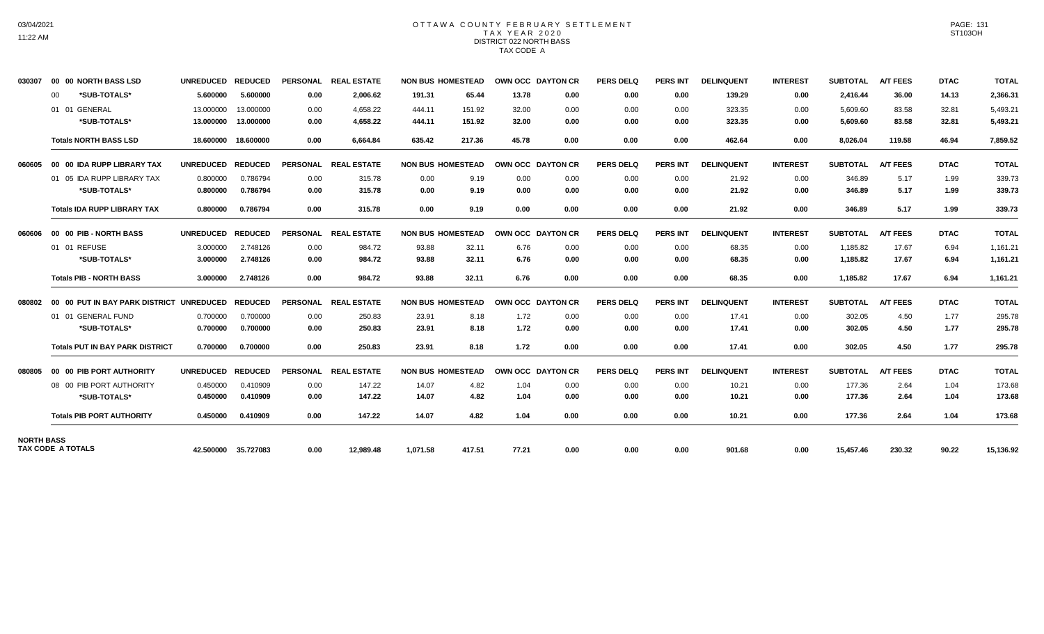# OTTAWA COUNTY FEBRUARY SETTLEMENT
## TAX YEAR 2020
### DISTRICT 022 NORTH BASS
### TAX CODE A

| | | UNREDUCED | REDUCED | PERSONAL | REAL ESTATE | NON BUS | HOMESTEAD | OWN OCC | DAYTON CR | PERS DELQ | PERS INT | DELINQUENT | INTEREST | SUBTOTAL | A/T FEES | DTAC | TOTAL |
|---|---|---|---|---|---|---|---|---|---|---|---|---|---|---|---|---|---|
| 030307 | 00 00 NORTH BASS LSD | UNREDUCED | REDUCED | PERSONAL | REAL ESTATE | NON BUS | HOMESTEAD | OWN OCC | DAYTON CR | PERS DELQ | PERS INT | DELINQUENT | INTEREST | SUBTOTAL | A/T FEES | DTAC | TOTAL |
| | 00 ***SUB-TOTALS*** | **5.600000** | **5.600000** | **0.00** | **2,006.62** | **191.31** | **65.44** | **13.78** | **0.00** | **0.00** | **0.00** | **139.29** | **0.00** | **2,416.44** | **36.00** | **14.13** | **2,366.31** |
| | 01 01 GENERAL | 13.000000 | 13.000000 | 0.00 | 4,658.22 | 444.11 | 151.92 | 32.00 | 0.00 | 0.00 | 0.00 | 323.35 | 0.00 | 5,609.60 | 83.58 | 32.81 | 5,493.21 |
| | ***SUB-TOTALS*** | **13.000000** | **13.000000** | **0.00** | **4,658.22** | **444.11** | **151.92** | **32.00** | **0.00** | **0.00** | **0.00** | **323.35** | **0.00** | **5,609.60** | **83.58** | **32.81** | **5,493.21** |
| | **Totals NORTH BASS LSD** | **18.600000** | **18.600000** | **0.00** | **6,664.84** | **635.42** | **217.36** | **45.78** | **0.00** | **0.00** | **0.00** | **462.64** | **0.00** | **8,026.04** | **119.58** | **46.94** | **7,859.52** |
| 060605 | 00 00 IDA RUPP LIBRARY TAX | UNREDUCED | REDUCED | PERSONAL | REAL ESTATE | NON BUS | HOMESTEAD | OWN OCC | DAYTON CR | PERS DELQ | PERS INT | DELINQUENT | INTEREST | SUBTOTAL | A/T FEES | DTAC | TOTAL |
| | 01 05 IDA RUPP LIBRARY TAX | 0.800000 | 0.786794 | 0.00 | 315.78 | 0.00 | 9.19 | 0.00 | 0.00 | 0.00 | 0.00 | 21.92 | 0.00 | 346.89 | 5.17 | 1.99 | 339.73 |
| | ***SUB-TOTALS*** | **0.800000** | **0.786794** | **0.00** | **315.78** | **0.00** | **9.19** | **0.00** | **0.00** | **0.00** | **0.00** | **21.92** | **0.00** | **346.89** | **5.17** | **1.99** | **339.73** |
| | **Totals IDA RUPP LIBRARY TAX** | **0.800000** | **0.786794** | **0.00** | **315.78** | **0.00** | **9.19** | **0.00** | **0.00** | **0.00** | **0.00** | **21.92** | **0.00** | **346.89** | **5.17** | **1.99** | **339.73** |
| 060606 | 00 00 PIB - NORTH BASS | UNREDUCED | REDUCED | PERSONAL | REAL ESTATE | NON BUS | HOMESTEAD | OWN OCC | DAYTON CR | PERS DELQ | PERS INT | DELINQUENT | INTEREST | SUBTOTAL | A/T FEES | DTAC | TOTAL |
| | 01 01 REFUSE | 3.000000 | 2.748126 | 0.00 | 984.72 | 93.88 | 32.11 | 6.76 | 0.00 | 0.00 | 0.00 | 68.35 | 0.00 | 1,185.82 | 17.67 | 6.94 | 1,161.21 |
| | ***SUB-TOTALS*** | **3.000000** | **2.748126** | **0.00** | **984.72** | **93.88** | **32.11** | **6.76** | **0.00** | **0.00** | **0.00** | **68.35** | **0.00** | **1,185.82** | **17.67** | **6.94** | **1,161.21** |
| | **Totals PIB - NORTH BASS** | **3.000000** | **2.748126** | **0.00** | **984.72** | **93.88** | **32.11** | **6.76** | **0.00** | **0.00** | **0.00** | **68.35** | **0.00** | **1,185.82** | **17.67** | **6.94** | **1,161.21** |
| 080802 | 00 00 PUT IN BAY PARK DISTRICT | UNREDUCED | REDUCED | PERSONAL | REAL ESTATE | NON BUS | HOMESTEAD | OWN OCC | DAYTON CR | PERS DELQ | PERS INT | DELINQUENT | INTEREST | SUBTOTAL | A/T FEES | DTAC | TOTAL |
| | 01 01 GENERAL FUND | 0.700000 | 0.700000 | 0.00 | 250.83 | 23.91 | 8.18 | 1.72 | 0.00 | 0.00 | 0.00 | 17.41 | 0.00 | 302.05 | 4.50 | 1.77 | 295.78 |
| | ***SUB-TOTALS*** | **0.700000** | **0.700000** | **0.00** | **250.83** | **23.91** | **8.18** | **1.72** | **0.00** | **0.00** | **0.00** | **17.41** | **0.00** | **302.05** | **4.50** | **1.77** | **295.78** |
| | **Totals PUT IN BAY PARK DISTRICT** | **0.700000** | **0.700000** | **0.00** | **250.83** | **23.91** | **8.18** | **1.72** | **0.00** | **0.00** | **0.00** | **17.41** | **0.00** | **302.05** | **4.50** | **1.77** | **295.78** |
| 080805 | 00 00 PIB PORT AUTHORITY | UNREDUCED | REDUCED | PERSONAL | REAL ESTATE | NON BUS | HOMESTEAD | OWN OCC | DAYTON CR | PERS DELQ | PERS INT | DELINQUENT | INTEREST | SUBTOTAL | A/T FEES | DTAC | TOTAL |
| | 08 00 PIB PORT AUTHORITY | 0.450000 | 0.410909 | 0.00 | 147.22 | 14.07 | 4.82 | 1.04 | 0.00 | 0.00 | 0.00 | 10.21 | 0.00 | 177.36 | 2.64 | 1.04 | 173.68 |
| | ***SUB-TOTALS*** | **0.450000** | **0.410909** | **0.00** | **147.22** | **14.07** | **4.82** | **1.04** | **0.00** | **0.00** | **0.00** | **10.21** | **0.00** | **177.36** | **2.64** | **1.04** | **173.68** |
| | **Totals PIB PORT AUTHORITY** | **0.450000** | **0.410909** | **0.00** | **147.22** | **14.07** | **4.82** | **1.04** | **0.00** | **0.00** | **0.00** | **10.21** | **0.00** | **177.36** | **2.64** | **1.04** | **173.68** |
| **NORTH BASS TAX CODE A TOTALS** | | **42.500000** | **35.727083** | **0.00** | **12,989.48** | **1,071.58** | **417.51** | **77.21** | **0.00** | **0.00** | **0.00** | **901.68** | **0.00** | **15,457.46** | **230.32** | **90.22** | **15,136.92** |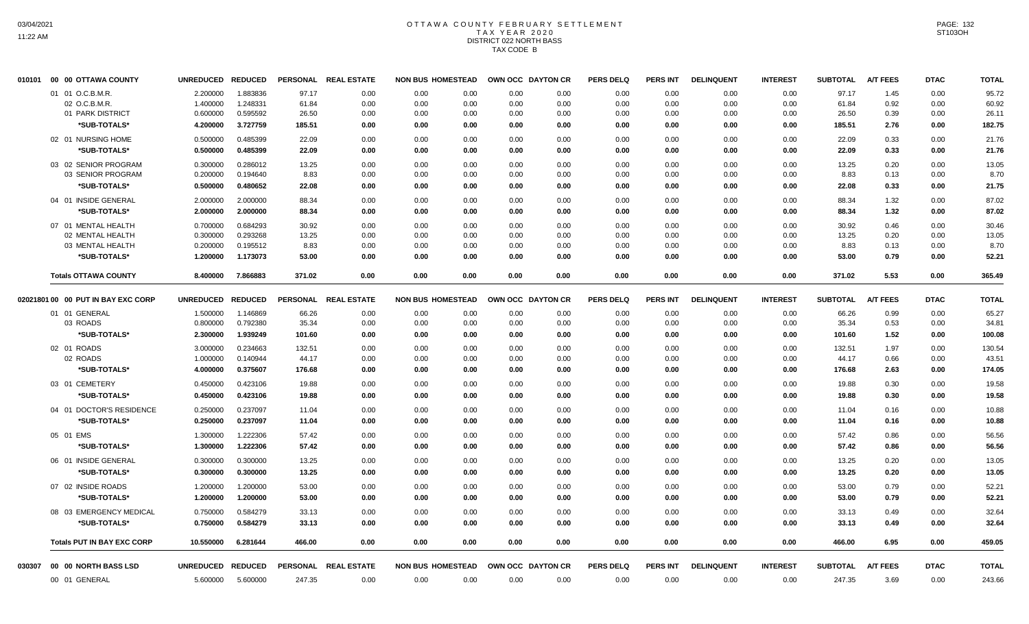# OTTAWA COUNTY FEBRUARY SETTLEMENT
## TAX YEAR 2020
## DISTRICT 022 NORTH BASS
## TAX CODE B

| 010101 00 00 OTTAWA COUNTY | UNREDUCED | REDUCED | PERSONAL | REAL ESTATE | NON BUS | HOMESTEAD | OWN OCC | DAYTON CR | PERS DELQ | PERS INT | DELINQUENT | INTEREST | SUBTOTAL | A/T FEES | DTAC | TOTAL |
|---|---|---|---|---|---|---|---|---|---|---|---|---|---|---|---|---|
| 01 01 O.C.B.M.R. | 2.200000 | 1.883836 | 97.17 | 0.00 | 0.00 | 0.00 | 0.00 | 0.00 | 0.00 | 0.00 | 0.00 | 0.00 | 97.17 | 1.45 | 0.00 | 95.72 |
| 02 O.C.B.M.R. | 1.400000 | 1.248331 | 61.84 | 0.00 | 0.00 | 0.00 | 0.00 | 0.00 | 0.00 | 0.00 | 0.00 | 0.00 | 61.84 | 0.92 | 0.00 | 60.92 |
| 01 PARK DISTRICT | 0.600000 | 0.595592 | 26.50 | 0.00 | 0.00 | 0.00 | 0.00 | 0.00 | 0.00 | 0.00 | 0.00 | 0.00 | 26.50 | 0.39 | 0.00 | 26.11 |
| *SUB-TOTALS* | 4.200000 | 3.727759 | 185.51 | 0.00 | 0.00 | 0.00 | 0.00 | 0.00 | 0.00 | 0.00 | 0.00 | 0.00 | 185.51 | 2.76 | 0.00 | 182.75 |
| 02 01 NURSING HOME | 0.500000 | 0.485399 | 22.09 | 0.00 | 0.00 | 0.00 | 0.00 | 0.00 | 0.00 | 0.00 | 0.00 | 0.00 | 22.09 | 0.33 | 0.00 | 21.76 |
| *SUB-TOTALS* | 0.500000 | 0.485399 | 22.09 | 0.00 | 0.00 | 0.00 | 0.00 | 0.00 | 0.00 | 0.00 | 0.00 | 0.00 | 22.09 | 0.33 | 0.00 | 21.76 |
| 03 02 SENIOR PROGRAM | 0.300000 | 0.286012 | 13.25 | 0.00 | 0.00 | 0.00 | 0.00 | 0.00 | 0.00 | 0.00 | 0.00 | 0.00 | 13.25 | 0.20 | 0.00 | 13.05 |
| 03 SENIOR PROGRAM | 0.200000 | 0.194640 | 8.83 | 0.00 | 0.00 | 0.00 | 0.00 | 0.00 | 0.00 | 0.00 | 0.00 | 0.00 | 8.83 | 0.13 | 0.00 | 8.70 |
| *SUB-TOTALS* | 0.500000 | 0.480652 | 22.08 | 0.00 | 0.00 | 0.00 | 0.00 | 0.00 | 0.00 | 0.00 | 0.00 | 0.00 | 22.08 | 0.33 | 0.00 | 21.75 |
| 04 01 INSIDE GENERAL | 2.000000 | 2.000000 | 88.34 | 0.00 | 0.00 | 0.00 | 0.00 | 0.00 | 0.00 | 0.00 | 0.00 | 0.00 | 88.34 | 1.32 | 0.00 | 87.02 |
| *SUB-TOTALS* | 2.000000 | 2.000000 | 88.34 | 0.00 | 0.00 | 0.00 | 0.00 | 0.00 | 0.00 | 0.00 | 0.00 | 0.00 | 88.34 | 1.32 | 0.00 | 87.02 |
| 07 01 MENTAL HEALTH | 0.700000 | 0.684293 | 30.92 | 0.00 | 0.00 | 0.00 | 0.00 | 0.00 | 0.00 | 0.00 | 0.00 | 0.00 | 30.92 | 0.46 | 0.00 | 30.46 |
| 02 MENTAL HEALTH | 0.300000 | 0.293268 | 13.25 | 0.00 | 0.00 | 0.00 | 0.00 | 0.00 | 0.00 | 0.00 | 0.00 | 0.00 | 13.25 | 0.20 | 0.00 | 13.05 |
| 03 MENTAL HEALTH | 0.200000 | 0.195512 | 8.83 | 0.00 | 0.00 | 0.00 | 0.00 | 0.00 | 0.00 | 0.00 | 0.00 | 0.00 | 8.83 | 0.13 | 0.00 | 8.70 |
| *SUB-TOTALS* | 1.200000 | 1.173073 | 53.00 | 0.00 | 0.00 | 0.00 | 0.00 | 0.00 | 0.00 | 0.00 | 0.00 | 0.00 | 53.00 | 0.79 | 0.00 | 52.21 |
| **Totals OTTAWA COUNTY** | 8.400000 | 7.866883 | 371.02 | 0.00 | 0.00 | 0.00 | 0.00 | 0.00 | 0.00 | 0.00 | 0.00 | 0.00 | 371.02 | 5.53 | 0.00 | 365.49 |

| 02021801 00 00 PUT IN BAY EXC CORP | UNREDUCED | REDUCED | PERSONAL | REAL ESTATE | NON BUS | HOMESTEAD | OWN OCC | DAYTON CR | PERS DELQ | PERS INT | DELINQUENT | INTEREST | SUBTOTAL | A/T FEES | DTAC | TOTAL |
|---|---|---|---|---|---|---|---|---|---|---|---|---|---|---|---|---|
| 01 01 GENERAL | 1.500000 | 1.146869 | 66.26 | 0.00 | 0.00 | 0.00 | 0.00 | 0.00 | 0.00 | 0.00 | 0.00 | 0.00 | 66.26 | 0.99 | 0.00 | 65.27 |
| 03 ROADS | 0.800000 | 0.792380 | 35.34 | 0.00 | 0.00 | 0.00 | 0.00 | 0.00 | 0.00 | 0.00 | 0.00 | 0.00 | 35.34 | 0.53 | 0.00 | 34.81 |
| *SUB-TOTALS* | 2.300000 | 1.939249 | 101.60 | 0.00 | 0.00 | 0.00 | 0.00 | 0.00 | 0.00 | 0.00 | 0.00 | 0.00 | 101.60 | 1.52 | 0.00 | 100.08 |
| 02 01 ROADS | 3.000000 | 0.234663 | 132.51 | 0.00 | 0.00 | 0.00 | 0.00 | 0.00 | 0.00 | 0.00 | 0.00 | 0.00 | 132.51 | 1.97 | 0.00 | 130.54 |
| 02 ROADS | 1.000000 | 0.140944 | 44.17 | 0.00 | 0.00 | 0.00 | 0.00 | 0.00 | 0.00 | 0.00 | 0.00 | 0.00 | 44.17 | 0.66 | 0.00 | 43.51 |
| *SUB-TOTALS* | 4.000000 | 0.375607 | 176.68 | 0.00 | 0.00 | 0.00 | 0.00 | 0.00 | 0.00 | 0.00 | 0.00 | 0.00 | 176.68 | 2.63 | 0.00 | 174.05 |
| 03 01 CEMETERY | 0.450000 | 0.423106 | 19.88 | 0.00 | 0.00 | 0.00 | 0.00 | 0.00 | 0.00 | 0.00 | 0.00 | 0.00 | 19.88 | 0.30 | 0.00 | 19.58 |
| *SUB-TOTALS* | 0.450000 | 0.423106 | 19.88 | 0.00 | 0.00 | 0.00 | 0.00 | 0.00 | 0.00 | 0.00 | 0.00 | 0.00 | 19.88 | 0.30 | 0.00 | 19.58 |
| 04 01 DOCTOR'S RESIDENCE | 0.250000 | 0.237097 | 11.04 | 0.00 | 0.00 | 0.00 | 0.00 | 0.00 | 0.00 | 0.00 | 0.00 | 0.00 | 11.04 | 0.16 | 0.00 | 10.88 |
| *SUB-TOTALS* | 0.250000 | 0.237097 | 11.04 | 0.00 | 0.00 | 0.00 | 0.00 | 0.00 | 0.00 | 0.00 | 0.00 | 0.00 | 11.04 | 0.16 | 0.00 | 10.88 |
| 05 01 EMS | 1.300000 | 1.222306 | 57.42 | 0.00 | 0.00 | 0.00 | 0.00 | 0.00 | 0.00 | 0.00 | 0.00 | 0.00 | 57.42 | 0.86 | 0.00 | 56.56 |
| *SUB-TOTALS* | 1.300000 | 1.222306 | 57.42 | 0.00 | 0.00 | 0.00 | 0.00 | 0.00 | 0.00 | 0.00 | 0.00 | 0.00 | 57.42 | 0.86 | 0.00 | 56.56 |
| 06 01 INSIDE GENERAL | 0.300000 | 0.300000 | 13.25 | 0.00 | 0.00 | 0.00 | 0.00 | 0.00 | 0.00 | 0.00 | 0.00 | 0.00 | 13.25 | 0.20 | 0.00 | 13.05 |
| *SUB-TOTALS* | 0.300000 | 0.300000 | 13.25 | 0.00 | 0.00 | 0.00 | 0.00 | 0.00 | 0.00 | 0.00 | 0.00 | 0.00 | 13.25 | 0.20 | 0.00 | 13.05 |
| 07 02 INSIDE ROADS | 1.200000 | 1.200000 | 53.00 | 0.00 | 0.00 | 0.00 | 0.00 | 0.00 | 0.00 | 0.00 | 0.00 | 0.00 | 53.00 | 0.79 | 0.00 | 52.21 |
| *SUB-TOTALS* | 1.200000 | 1.200000 | 53.00 | 0.00 | 0.00 | 0.00 | 0.00 | 0.00 | 0.00 | 0.00 | 0.00 | 0.00 | 53.00 | 0.79 | 0.00 | 52.21 |
| 08 03 EMERGENCY MEDICAL | 0.750000 | 0.584279 | 33.13 | 0.00 | 0.00 | 0.00 | 0.00 | 0.00 | 0.00 | 0.00 | 0.00 | 0.00 | 33.13 | 0.49 | 0.00 | 32.64 |
| *SUB-TOTALS* | 0.750000 | 0.584279 | 33.13 | 0.00 | 0.00 | 0.00 | 0.00 | 0.00 | 0.00 | 0.00 | 0.00 | 0.00 | 33.13 | 0.49 | 0.00 | 32.64 |
| **Totals PUT IN BAY EXC CORP** | 10.550000 | 6.281644 | 466.00 | 0.00 | 0.00 | 0.00 | 0.00 | 0.00 | 0.00 | 0.00 | 0.00 | 0.00 | 466.00 | 6.95 | 0.00 | 459.05 |

| 030307 00 00 NORTH BASS LSD | UNREDUCED | REDUCED | PERSONAL | REAL ESTATE | NON BUS | HOMESTEAD | OWN OCC | DAYTON CR | PERS DELQ | PERS INT | DELINQUENT | INTEREST | SUBTOTAL | A/T FEES | DTAC | TOTAL |
|---|---|---|---|---|---|---|---|---|---|---|---|---|---|---|---|---|
| 00 01 GENERAL | 5.600000 | 5.600000 | 247.35 | 0.00 | 0.00 | 0.00 | 0.00 | 0.00 | 0.00 | 0.00 | 0.00 | 0.00 | 247.35 | 3.69 | 0.00 | 243.66 |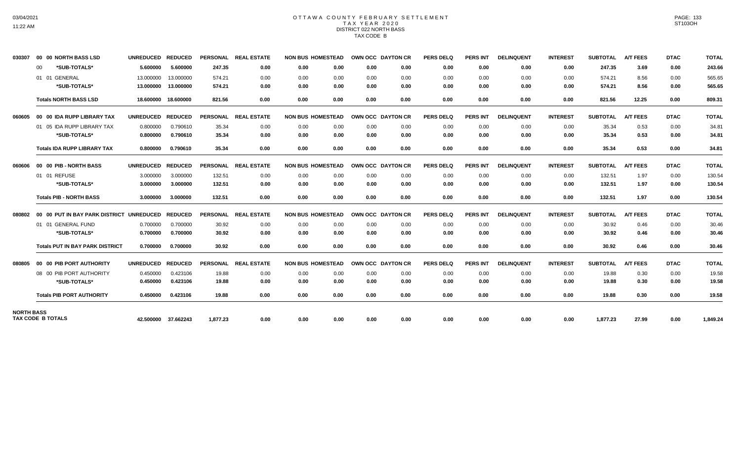# OTTAWA COUNTY FEBRUARY SETTLEMENT
## TAX YEAR 2020
## DISTRICT 022 NORTH BASS
## TAX CODE B

| | | UNREDUCED | REDUCED | PERSONAL | REAL ESTATE | NON BUS | HOMESTEAD | OWN OCC | DAYTON CR | PERS DELQ | PERS INT | DELINQUENT | INTEREST | SUBTOTAL | A/T FEES | DTAC | TOTAL |
|---|---|---|---|---|---|---|---|---|---|---|---|---|---|---|---|---|---|
| 030307 | 00 00 NORTH BASS LSD | UNREDUCED | REDUCED | PERSONAL | REAL ESTATE | NON BUS | HOMESTEAD | OWN OCC | DAYTON CR | PERS DELQ | PERS INT | DELINQUENT | INTEREST | SUBTOTAL | A/T FEES | DTAC | TOTAL |
| | 00 *SUB-TOTALS* | 5.600000 | 5.600000 | 247.35 | 0.00 | 0.00 | 0.00 | 0.00 | 0.00 | 0.00 | 0.00 | 0.00 | 0.00 | 247.35 | 3.69 | 0.00 | 243.66 |
| | 01 01 GENERAL | 13.000000 | 13.000000 | 574.21 | 0.00 | 0.00 | 0.00 | 0.00 | 0.00 | 0.00 | 0.00 | 0.00 | 0.00 | 574.21 | 8.56 | 0.00 | 565.65 |
| | *SUB-TOTALS* | 13.000000 | 13.000000 | 574.21 | 0.00 | 0.00 | 0.00 | 0.00 | 0.00 | 0.00 | 0.00 | 0.00 | 0.00 | 574.21 | 8.56 | 0.00 | 565.65 |
| | Totals NORTH BASS LSD | 18.600000 | 18.600000 | 821.56 | 0.00 | 0.00 | 0.00 | 0.00 | 0.00 | 0.00 | 0.00 | 0.00 | 0.00 | 821.56 | 12.25 | 0.00 | 809.31 |
| 060605 | 00 00 IDA RUPP LIBRARY TAX | UNREDUCED | REDUCED | PERSONAL | REAL ESTATE | NON BUS | HOMESTEAD | OWN OCC | DAYTON CR | PERS DELQ | PERS INT | DELINQUENT | INTEREST | SUBTOTAL | A/T FEES | DTAC | TOTAL |
| | 01 05 IDA RUPP LIBRARY TAX | 0.800000 | 0.790610 | 35.34 | 0.00 | 0.00 | 0.00 | 0.00 | 0.00 | 0.00 | 0.00 | 0.00 | 0.00 | 35.34 | 0.53 | 0.00 | 34.81 |
| | *SUB-TOTALS* | 0.800000 | 0.790610 | 35.34 | 0.00 | 0.00 | 0.00 | 0.00 | 0.00 | 0.00 | 0.00 | 0.00 | 0.00 | 35.34 | 0.53 | 0.00 | 34.81 |
| | Totals IDA RUPP LIBRARY TAX | 0.800000 | 0.790610 | 35.34 | 0.00 | 0.00 | 0.00 | 0.00 | 0.00 | 0.00 | 0.00 | 0.00 | 0.00 | 35.34 | 0.53 | 0.00 | 34.81 |
| 060606 | 00 00 PIB - NORTH BASS | UNREDUCED | REDUCED | PERSONAL | REAL ESTATE | NON BUS | HOMESTEAD | OWN OCC | DAYTON CR | PERS DELQ | PERS INT | DELINQUENT | INTEREST | SUBTOTAL | A/T FEES | DTAC | TOTAL |
| | 01 01 REFUSE | 3.000000 | 3.000000 | 132.51 | 0.00 | 0.00 | 0.00 | 0.00 | 0.00 | 0.00 | 0.00 | 0.00 | 0.00 | 132.51 | 1.97 | 0.00 | 130.54 |
| | *SUB-TOTALS* | 3.000000 | 3.000000 | 132.51 | 0.00 | 0.00 | 0.00 | 0.00 | 0.00 | 0.00 | 0.00 | 0.00 | 0.00 | 132.51 | 1.97 | 0.00 | 130.54 |
| | Totals PIB - NORTH BASS | 3.000000 | 3.000000 | 132.51 | 0.00 | 0.00 | 0.00 | 0.00 | 0.00 | 0.00 | 0.00 | 0.00 | 0.00 | 132.51 | 1.97 | 0.00 | 130.54 |
| 080802 | 00 00 PUT IN BAY PARK DISTRICT | UNREDUCED | REDUCED | PERSONAL | REAL ESTATE | NON BUS | HOMESTEAD | OWN OCC | DAYTON CR | PERS DELQ | PERS INT | DELINQUENT | INTEREST | SUBTOTAL | A/T FEES | DTAC | TOTAL |
| | 01 01 GENERAL FUND | 0.700000 | 0.700000 | 30.92 | 0.00 | 0.00 | 0.00 | 0.00 | 0.00 | 0.00 | 0.00 | 0.00 | 0.00 | 30.92 | 0.46 | 0.00 | 30.46 |
| | *SUB-TOTALS* | 0.700000 | 0.700000 | 30.92 | 0.00 | 0.00 | 0.00 | 0.00 | 0.00 | 0.00 | 0.00 | 0.00 | 0.00 | 30.92 | 0.46 | 0.00 | 30.46 |
| | Totals PUT IN BAY PARK DISTRICT | 0.700000 | 0.700000 | 30.92 | 0.00 | 0.00 | 0.00 | 0.00 | 0.00 | 0.00 | 0.00 | 0.00 | 0.00 | 30.92 | 0.46 | 0.00 | 30.46 |
| 080805 | 00 00 PIB PORT AUTHORITY | UNREDUCED | REDUCED | PERSONAL | REAL ESTATE | NON BUS | HOMESTEAD | OWN OCC | DAYTON CR | PERS DELQ | PERS INT | DELINQUENT | INTEREST | SUBTOTAL | A/T FEES | DTAC | TOTAL |
| | 08 00 PIB PORT AUTHORITY | 0.450000 | 0.423106 | 19.88 | 0.00 | 0.00 | 0.00 | 0.00 | 0.00 | 0.00 | 0.00 | 0.00 | 0.00 | 19.88 | 0.30 | 0.00 | 19.58 |
| | *SUB-TOTALS* | 0.450000 | 0.423106 | 19.88 | 0.00 | 0.00 | 0.00 | 0.00 | 0.00 | 0.00 | 0.00 | 0.00 | 0.00 | 19.88 | 0.30 | 0.00 | 19.58 |
| | Totals PIB PORT AUTHORITY | 0.450000 | 0.423106 | 19.88 | 0.00 | 0.00 | 0.00 | 0.00 | 0.00 | 0.00 | 0.00 | 0.00 | 0.00 | 19.88 | 0.30 | 0.00 | 19.58 |
| NORTH BASS | TAX CODE B TOTALS | 42.500000 | 37.662243 | 1,877.23 | 0.00 | 0.00 | 0.00 | 0.00 | 0.00 | 0.00 | 0.00 | 0.00 | 0.00 | 1,877.23 | 27.99 | 0.00 | 1,849.24 |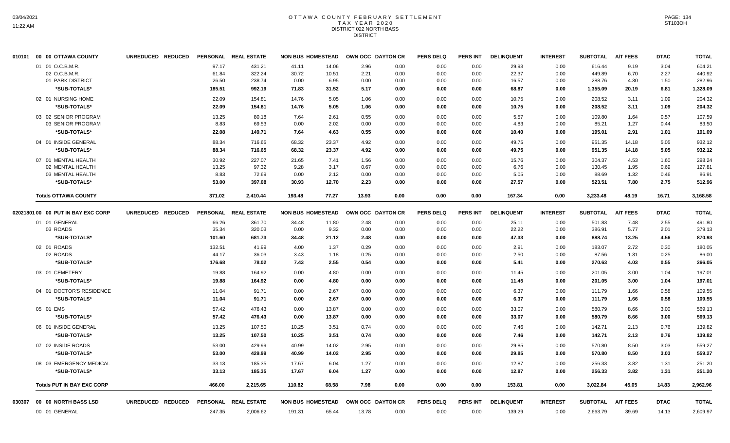# OTTAWA COUNTY FEBRUARY SETTLEMENT
## TAX YEAR 2020
## DISTRICT 022 NORTH BASS
## DISTRICT

| 010101 00 00 OTTAWA COUNTY | UNREDUCED | REDUCED | PERSONAL | REAL ESTATE | NON BUS | HOMESTEAD | OWN OCC | DAYTON CR | PERS DELQ | PERS INT | DELINQUENT | INTEREST | SUBTOTAL | A/T FEES | DTAC | TOTAL |
|---|---|---|---|---|---|---|---|---|---|---|---|---|---|---|---|---|
| 01 01 O.C.B.M.R. | | | 97.17 | 431.21 | 41.11 | 14.06 | 2.96 | 0.00 | 0.00 | 0.00 | 29.93 | 0.00 | 616.44 | 9.19 | 3.04 | 604.21 |
| 02 O.C.B.M.R. | | | 61.84 | 322.24 | 30.72 | 10.51 | 2.21 | 0.00 | 0.00 | 0.00 | 22.37 | 0.00 | 449.89 | 6.70 | 2.27 | 440.92 |
| 01 PARK DISTRICT | | | 26.50 | 238.74 | 0.00 | 6.95 | 0.00 | 0.00 | 0.00 | 0.00 | 16.57 | 0.00 | 288.76 | 4.30 | 1.50 | 282.96 |
| ***SUB-TOTALS*** | | | **185.51** | **992.19** | **71.83** | **31.52** | **5.17** | **0.00** | **0.00** | **0.00** | **68.87** | **0.00** | **1,355.09** | **20.19** | **6.81** | **1,328.09** |
| 02 01 NURSING HOME | | | 22.09 | 154.81 | 14.76 | 5.05 | 1.06 | 0.00 | 0.00 | 0.00 | 10.75 | 0.00 | 208.52 | 3.11 | 1.09 | 204.32 |
| ***SUB-TOTALS*** | | | **22.09** | **154.81** | **14.76** | **5.05** | **1.06** | **0.00** | **0.00** | **0.00** | **10.75** | **0.00** | **208.52** | **3.11** | **1.09** | **204.32** |
| 03 02 SENIOR PROGRAM | | | 13.25 | 80.18 | 7.64 | 2.61 | 0.55 | 0.00 | 0.00 | 0.00 | 5.57 | 0.00 | 109.80 | 1.64 | 0.57 | 107.59 |
| 03 SENIOR PROGRAM | | | 8.83 | 69.53 | 0.00 | 2.02 | 0.00 | 0.00 | 0.00 | 0.00 | 4.83 | 0.00 | 85.21 | 1.27 | 0.44 | 83.50 |
| ***SUB-TOTALS*** | | | **22.08** | **149.71** | **7.64** | **4.63** | **0.55** | **0.00** | **0.00** | **0.00** | **10.40** | **0.00** | **195.01** | **2.91** | **1.01** | **191.09** |
| 04 01 INSIDE GENERAL | | | 88.34 | 716.65 | 68.32 | 23.37 | 4.92 | 0.00 | 0.00 | 0.00 | 49.75 | 0.00 | 951.35 | 14.18 | 5.05 | 932.12 |
| ***SUB-TOTALS*** | | | **88.34** | **716.65** | **68.32** | **23.37** | **4.92** | **0.00** | **0.00** | **0.00** | **49.75** | **0.00** | **951.35** | **14.18** | **5.05** | **932.12** |
| 07 01 MENTAL HEALTH | | | 30.92 | 227.07 | 21.65 | 7.41 | 1.56 | 0.00 | 0.00 | 0.00 | 15.76 | 0.00 | 304.37 | 4.53 | 1.60 | 298.24 |
| 02 MENTAL HEALTH | | | 13.25 | 97.32 | 9.28 | 3.17 | 0.67 | 0.00 | 0.00 | 0.00 | 6.76 | 0.00 | 130.45 | 1.95 | 0.69 | 127.81 |
| 03 MENTAL HEALTH | | | 8.83 | 72.69 | 0.00 | 2.12 | 0.00 | 0.00 | 0.00 | 0.00 | 5.05 | 0.00 | 88.69 | 1.32 | 0.46 | 86.91 |
| ***SUB-TOTALS*** | | | **53.00** | **397.08** | **30.93** | **12.70** | **2.23** | **0.00** | **0.00** | **0.00** | **27.57** | **0.00** | **523.51** | **7.80** | **2.75** | **512.96** |
| **Totals OTTAWA COUNTY** | | | **371.02** | **2,410.44** | **193.48** | **77.27** | **13.93** | **0.00** | **0.00** | **0.00** | **167.34** | **0.00** | **3,233.48** | **48.19** | **16.71** | **3,168.58** |

| 02021801 00 00 PUT IN BAY EXC CORP | UNREDUCED | REDUCED | PERSONAL | REAL ESTATE | NON BUS | HOMESTEAD | OWN OCC | DAYTON CR | PERS DELQ | PERS INT | DELINQUENT | INTEREST | SUBTOTAL | A/T FEES | DTAC | TOTAL |
|---|---|---|---|---|---|---|---|---|---|---|---|---|---|---|---|---|
| 01 01 GENERAL | | | 66.26 | 361.70 | 34.48 | 11.80 | 2.48 | 0.00 | 0.00 | 0.00 | 25.11 | 0.00 | 501.83 | 7.48 | 2.55 | 491.80 |
| 03 ROADS | | | 35.34 | 320.03 | 0.00 | 9.32 | 0.00 | 0.00 | 0.00 | 0.00 | 22.22 | 0.00 | 386.91 | 5.77 | 2.01 | 379.13 |
| ***SUB-TOTALS*** | | | **101.60** | **681.73** | **34.48** | **21.12** | **2.48** | **0.00** | **0.00** | **0.00** | **47.33** | **0.00** | **888.74** | **13.25** | **4.56** | **870.93** |
| 02 01 ROADS | | | 132.51 | 41.99 | 4.00 | 1.37 | 0.29 | 0.00 | 0.00 | 0.00 | 2.91 | 0.00 | 183.07 | 2.72 | 0.30 | 180.05 |
| 02 ROADS | | | 44.17 | 36.03 | 3.43 | 1.18 | 0.25 | 0.00 | 0.00 | 0.00 | 2.50 | 0.00 | 87.56 | 1.31 | 0.25 | 86.00 |
| ***SUB-TOTALS*** | | | **176.68** | **78.02** | **7.43** | **2.55** | **0.54** | **0.00** | **0.00** | **0.00** | **5.41** | **0.00** | **270.63** | **4.03** | **0.55** | **266.05** |
| 03 01 CEMETERY | | | 19.88 | 164.92 | 0.00 | 4.80 | 0.00 | 0.00 | 0.00 | 0.00 | 11.45 | 0.00 | 201.05 | 3.00 | 1.04 | 197.01 |
| ***SUB-TOTALS*** | | | **19.88** | **164.92** | **0.00** | **4.80** | **0.00** | **0.00** | **0.00** | **0.00** | **11.45** | **0.00** | **201.05** | **3.00** | **1.04** | **197.01** |
| 04 01 DOCTOR'S RESIDENCE | | | 11.04 | 91.71 | 0.00 | 2.67 | 0.00 | 0.00 | 0.00 | 0.00 | 6.37 | 0.00 | 111.79 | 1.66 | 0.58 | 109.55 |
| ***SUB-TOTALS*** | | | **11.04** | **91.71** | **0.00** | **2.67** | **0.00** | **0.00** | **0.00** | **0.00** | **6.37** | **0.00** | **111.79** | **1.66** | **0.58** | **109.55** |
| 05 01 EMS | | | 57.42 | 476.43 | 0.00 | 13.87 | 0.00 | 0.00 | 0.00 | 0.00 | 33.07 | 0.00 | 580.79 | 8.66 | 3.00 | 569.13 |
| ***SUB-TOTALS*** | | | **57.42** | **476.43** | **0.00** | **13.87** | **0.00** | **0.00** | **0.00** | **0.00** | **33.07** | **0.00** | **580.79** | **8.66** | **3.00** | **569.13** |
| 06 01 INSIDE GENERAL | | | 13.25 | 107.50 | 10.25 | 3.51 | 0.74 | 0.00 | 0.00 | 0.00 | 7.46 | 0.00 | 142.71 | 2.13 | 0.76 | 139.82 |
| ***SUB-TOTALS*** | | | **13.25** | **107.50** | **10.25** | **3.51** | **0.74** | **0.00** | **0.00** | **0.00** | **7.46** | **0.00** | **142.71** | **2.13** | **0.76** | **139.82** |
| 07 02 INSIDE ROADS | | | 53.00 | 429.99 | 40.99 | 14.02 | 2.95 | 0.00 | 0.00 | 0.00 | 29.85 | 0.00 | 570.80 | 8.50 | 3.03 | 559.27 |
| ***SUB-TOTALS*** | | | **53.00** | **429.99** | **40.99** | **14.02** | **2.95** | **0.00** | **0.00** | **0.00** | **29.85** | **0.00** | **570.80** | **8.50** | **3.03** | **559.27** |
| 08 03 EMERGENCY MEDICAL | | | 33.13 | 185.35 | 17.67 | 6.04 | 1.27 | 0.00 | 0.00 | 0.00 | 12.87 | 0.00 | 256.33 | 3.82 | 1.31 | 251.20 |
| ***SUB-TOTALS*** | | | **33.13** | **185.35** | **17.67** | **6.04** | **1.27** | **0.00** | **0.00** | **0.00** | **12.87** | **0.00** | **256.33** | **3.82** | **1.31** | **251.20** |
| **Totals PUT IN BAY EXC CORP** | | | **466.00** | **2,215.65** | **110.82** | **68.58** | **7.98** | **0.00** | **0.00** | **0.00** | **153.81** | **0.00** | **3,022.84** | **45.05** | **14.83** | **2,962.96** |

| 030307 00 00 NORTH BASS LSD | UNREDUCED | REDUCED | PERSONAL | REAL ESTATE | NON BUS | HOMESTEAD | OWN OCC | DAYTON CR | PERS DELQ | PERS INT | DELINQUENT | INTEREST | SUBTOTAL | A/T FEES | DTAC | TOTAL |
|---|---|---|---|---|---|---|---|---|---|---|---|---|---|---|---|---|
| 00 01 GENERAL | | | 247.35 | 2,006.62 | 191.31 | 65.44 | 13.78 | 0.00 | 0.00 | 0.00 | 139.29 | 0.00 | 2,663.79 | 39.69 | 14.13 | 2,609.97 |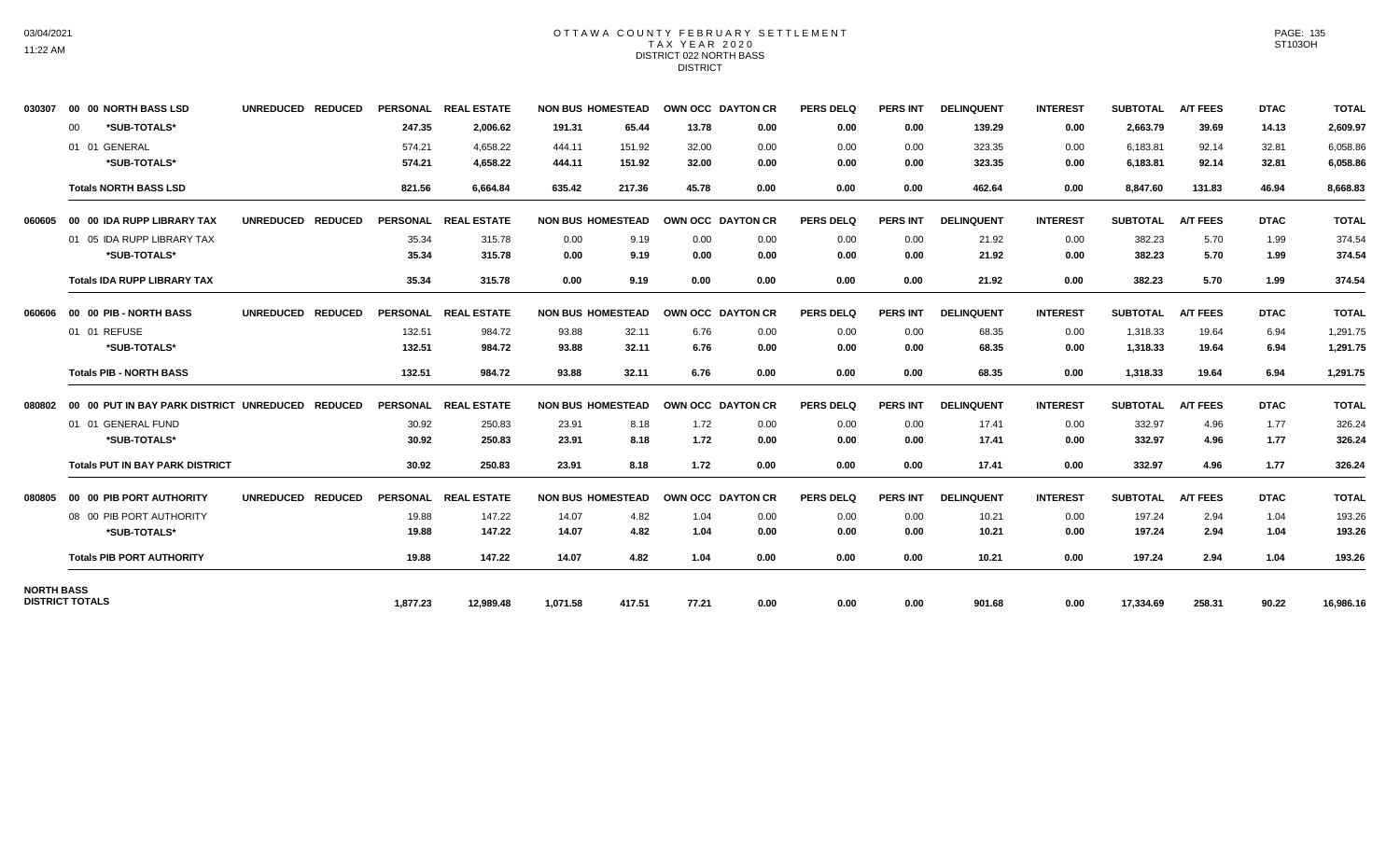# OTTAWA COUNTY FEBRUARY SETTLEMENT
## TAX YEAR 2020
## DISTRICT 022 NORTH BASS
## DISTRICT

| | | UNREDUCED | REDUCED | PERSONAL | REAL ESTATE | NON BUS | HOMESTEAD | OWN OCC | DAYTON CR | PERS DELQ | PERS INT | DELINQUENT | INTEREST | SUBTOTAL | A/T FEES | DTAC | TOTAL |
|---|---|---|---|---|---|---|---|---|---|---|---|---|---|---|---|---|---|
| 030307 | 00 00 NORTH BASS LSD | UNREDUCED | REDUCED | PERSONAL | REAL ESTATE | NON BUS | HOMESTEAD | OWN OCC | DAYTON CR | PERS DELQ | PERS INT | DELINQUENT | INTEREST | SUBTOTAL | A/T FEES | DTAC | TOTAL |
| | 00 *SUB-TOTALS* | | | 247.35 | 2,006.62 | 191.31 | 65.44 | 13.78 | 0.00 | 0.00 | 0.00 | 139.29 | 0.00 | 2,663.79 | 39.69 | 14.13 | 2,609.97 |
| | 01 01 GENERAL | | | 574.21 | 4,658.22 | 444.11 | 151.92 | 32.00 | 0.00 | 0.00 | 0.00 | 323.35 | 0.00 | 6,183.81 | 92.14 | 32.81 | 6,058.86 |
| | *SUB-TOTALS* | | | 574.21 | 4,658.22 | 444.11 | 151.92 | 32.00 | 0.00 | 0.00 | 0.00 | 323.35 | 0.00 | 6,183.81 | 92.14 | 32.81 | 6,058.86 |
| | **Totals NORTH BASS LSD** | | | 821.56 | 6,664.84 | 635.42 | 217.36 | 45.78 | 0.00 | 0.00 | 0.00 | 462.64 | 0.00 | 8,847.60 | 131.83 | 46.94 | 8,668.83 |
| 060605 | 00 00 IDA RUPP LIBRARY TAX | UNREDUCED | REDUCED | PERSONAL | REAL ESTATE | NON BUS | HOMESTEAD | OWN OCC | DAYTON CR | PERS DELQ | PERS INT | DELINQUENT | INTEREST | SUBTOTAL | A/T FEES | DTAC | TOTAL |
| | 01 05 IDA RUPP LIBRARY TAX | | | 35.34 | 315.78 | 0.00 | 9.19 | 0.00 | 0.00 | 0.00 | 0.00 | 21.92 | 0.00 | 382.23 | 5.70 | 1.99 | 374.54 |
| | *SUB-TOTALS* | | | 35.34 | 315.78 | 0.00 | 9.19 | 0.00 | 0.00 | 0.00 | 0.00 | 21.92 | 0.00 | 382.23 | 5.70 | 1.99 | 374.54 |
| | **Totals IDA RUPP LIBRARY TAX** | | | 35.34 | 315.78 | 0.00 | 9.19 | 0.00 | 0.00 | 0.00 | 0.00 | 21.92 | 0.00 | 382.23 | 5.70 | 1.99 | 374.54 |
| 060606 | 00 00 PIB - NORTH BASS | UNREDUCED | REDUCED | PERSONAL | REAL ESTATE | NON BUS | HOMESTEAD | OWN OCC | DAYTON CR | PERS DELQ | PERS INT | DELINQUENT | INTEREST | SUBTOTAL | A/T FEES | DTAC | TOTAL |
| | 01 01 REFUSE | | | 132.51 | 984.72 | 93.88 | 32.11 | 6.76 | 0.00 | 0.00 | 0.00 | 68.35 | 0.00 | 1,318.33 | 19.64 | 6.94 | 1,291.75 |
| | *SUB-TOTALS* | | | 132.51 | 984.72 | 93.88 | 32.11 | 6.76 | 0.00 | 0.00 | 0.00 | 68.35 | 0.00 | 1,318.33 | 19.64 | 6.94 | 1,291.75 |
| | **Totals PIB - NORTH BASS** | | | 132.51 | 984.72 | 93.88 | 32.11 | 6.76 | 0.00 | 0.00 | 0.00 | 68.35 | 0.00 | 1,318.33 | 19.64 | 6.94 | 1,291.75 |
| 080802 | 00 00 PUT IN BAY PARK DISTRICT | UNREDUCED | REDUCED | PERSONAL | REAL ESTATE | NON BUS | HOMESTEAD | OWN OCC | DAYTON CR | PERS DELQ | PERS INT | DELINQUENT | INTEREST | SUBTOTAL | A/T FEES | DTAC | TOTAL |
| | 01 01 GENERAL FUND | | | 30.92 | 250.83 | 23.91 | 8.18 | 1.72 | 0.00 | 0.00 | 0.00 | 17.41 | 0.00 | 332.97 | 4.96 | 1.77 | 326.24 |
| | *SUB-TOTALS* | | | 30.92 | 250.83 | 23.91 | 8.18 | 1.72 | 0.00 | 0.00 | 0.00 | 17.41 | 0.00 | 332.97 | 4.96 | 1.77 | 326.24 |
| | **Totals PUT IN BAY PARK DISTRICT** | | | 30.92 | 250.83 | 23.91 | 8.18 | 1.72 | 0.00 | 0.00 | 0.00 | 17.41 | 0.00 | 332.97 | 4.96 | 1.77 | 326.24 |
| 080805 | 00 00 PIB PORT AUTHORITY | UNREDUCED | REDUCED | PERSONAL | REAL ESTATE | NON BUS | HOMESTEAD | OWN OCC | DAYTON CR | PERS DELQ | PERS INT | DELINQUENT | INTEREST | SUBTOTAL | A/T FEES | DTAC | TOTAL |
| | 08 00 PIB PORT AUTHORITY | | | 19.88 | 147.22 | 14.07 | 4.82 | 1.04 | 0.00 | 0.00 | 0.00 | 10.21 | 0.00 | 197.24 | 2.94 | 1.04 | 193.26 |
| | *SUB-TOTALS* | | | 19.88 | 147.22 | 14.07 | 4.82 | 1.04 | 0.00 | 0.00 | 0.00 | 10.21 | 0.00 | 197.24 | 2.94 | 1.04 | 193.26 |
| | **Totals PIB PORT AUTHORITY** | | | 19.88 | 147.22 | 14.07 | 4.82 | 1.04 | 0.00 | 0.00 | 0.00 | 10.21 | 0.00 | 197.24 | 2.94 | 1.04 | 193.26 |
| **NORTH BASS DISTRICT TOTALS** | | | | 1,877.23 | 12,989.48 | 1,071.58 | 417.51 | 77.21 | 0.00 | 0.00 | 0.00 | 901.68 | 0.00 | 17,334.69 | 258.31 | 90.22 | 16,986.16 |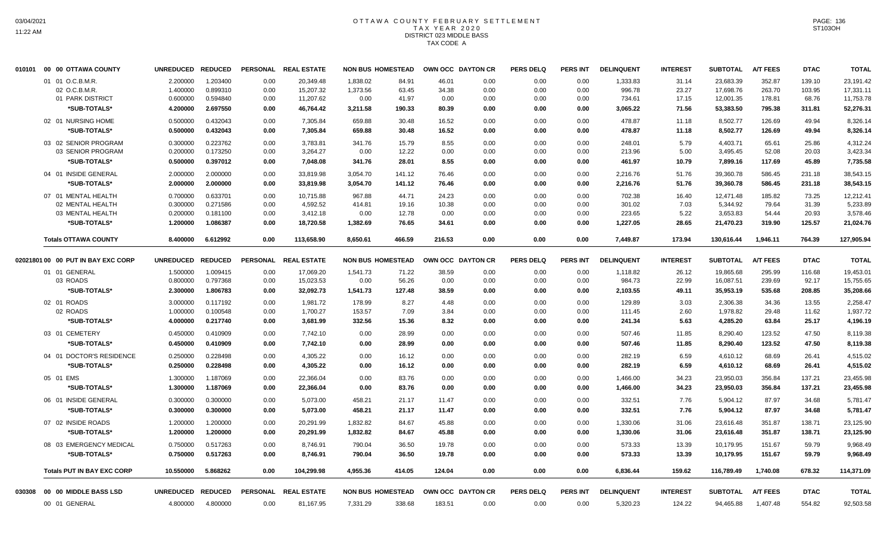# OTTAWA COUNTY FEBRUARY SETTLEMENT
## TAX YEAR 2020
### DISTRICT 023 MIDDLE BASS
### TAX CODE A

| | UNREDUCED | REDUCED | PERSONAL | REAL ESTATE | NON BUS | HOMESTEAD | OWN OCC | DAYTON CR | PERS DELQ | PERS INT | DELINQUENT | INTEREST | SUBTOTAL | A/T FEES | DTAC | TOTAL |
|---|---|---|---|---|---|---|---|---|---|---|---|---|---|---|---|---|
| **010101 00 00 OTTAWA COUNTY** | | | | | | | | | | | | | | | | |
| 01 01 O.C.B.M.R. | 2.200000 | 1.203400 | 0.00 | 20,349.48 | 1,838.02 | 84.91 | 46.01 | 0.00 | 0.00 | 0.00 | 1,333.83 | 31.14 | 23,683.39 | 352.87 | 139.10 | 23,191.42 |
| 02 O.C.B.M.R. | 1.400000 | 0.899310 | 0.00 | 15,207.32 | 1,373.56 | 63.45 | 34.38 | 0.00 | 0.00 | 0.00 | 996.78 | 23.27 | 17,698.76 | 263.70 | 103.95 | 17,331.11 |
| 01 PARK DISTRICT | 0.600000 | 0.594840 | 0.00 | 11,207.62 | 0.00 | 41.97 | 0.00 | 0.00 | 0.00 | 0.00 | 734.61 | 17.15 | 12,001.35 | 178.81 | 68.76 | 11,753.78 |
| *SUB-TOTALS* | 4.200000 | 2.697550 | 0.00 | 46,764.42 | 3,211.58 | 190.33 | 80.39 | 0.00 | 0.00 | 0.00 | 3,065.22 | 71.56 | 53,383.50 | 795.38 | 311.81 | 52,276.31 |
| 02 01 NURSING HOME | 0.500000 | 0.432043 | 0.00 | 7,305.84 | 659.88 | 30.48 | 16.52 | 0.00 | 0.00 | 0.00 | 478.87 | 11.18 | 8,502.77 | 126.69 | 49.94 | 8,326.14 |
| *SUB-TOTALS* | 0.500000 | 0.432043 | 0.00 | 7,305.84 | 659.88 | 30.48 | 16.52 | 0.00 | 0.00 | 0.00 | 478.87 | 11.18 | 8,502.77 | 126.69 | 49.94 | 8,326.14 |
| 03 02 SENIOR PROGRAM | 0.300000 | 0.223762 | 0.00 | 3,783.81 | 341.76 | 15.79 | 8.55 | 0.00 | 0.00 | 0.00 | 248.01 | 5.79 | 4,403.71 | 65.61 | 25.86 | 4,312.24 |
| 03 SENIOR PROGRAM | 0.200000 | 0.173250 | 0.00 | 3,264.27 | 0.00 | 12.22 | 0.00 | 0.00 | 0.00 | 0.00 | 213.96 | 5.00 | 3,495.45 | 52.08 | 20.03 | 3,423.34 |
| *SUB-TOTALS* | 0.500000 | 0.397012 | 0.00 | 7,048.08 | 341.76 | 28.01 | 8.55 | 0.00 | 0.00 | 0.00 | 461.97 | 10.79 | 7,899.16 | 117.69 | 45.89 | 7,735.58 |
| 04 01 INSIDE GENERAL | 2.000000 | 2.000000 | 0.00 | 33,819.98 | 3,054.70 | 141.12 | 76.46 | 0.00 | 0.00 | 0.00 | 2,216.76 | 51.76 | 39,360.78 | 586.45 | 231.18 | 38,543.15 |
| *SUB-TOTALS* | 2.000000 | 2.000000 | 0.00 | 33,819.98 | 3,054.70 | 141.12 | 76.46 | 0.00 | 0.00 | 0.00 | 2,216.76 | 51.76 | 39,360.78 | 586.45 | 231.18 | 38,543.15 |
| 07 01 MENTAL HEALTH | 0.700000 | 0.633701 | 0.00 | 10,715.88 | 967.88 | 44.71 | 24.23 | 0.00 | 0.00 | 0.00 | 702.38 | 16.40 | 12,471.48 | 185.82 | 73.25 | 12,212.41 |
| 02 MENTAL HEALTH | 0.300000 | 0.271586 | 0.00 | 4,592.52 | 414.81 | 19.16 | 10.38 | 0.00 | 0.00 | 0.00 | 301.02 | 7.03 | 5,344.92 | 79.64 | 31.39 | 5,233.89 |
| 03 MENTAL HEALTH | 0.200000 | 0.181100 | 0.00 | 3,412.18 | 0.00 | 12.78 | 0.00 | 0.00 | 0.00 | 0.00 | 223.65 | 5.22 | 3,653.83 | 54.44 | 20.93 | 3,578.46 |
| *SUB-TOTALS* | 1.200000 | 1.086387 | 0.00 | 18,720.58 | 1,382.69 | 76.65 | 34.61 | 0.00 | 0.00 | 0.00 | 1,227.05 | 28.65 | 21,470.23 | 319.90 | 125.57 | 21,024.76 |
| **Totals OTTAWA COUNTY** | 8.400000 | 6.612992 | 0.00 | 113,658.90 | 8,650.61 | 466.59 | 216.53 | 0.00 | 0.00 | 0.00 | 7,449.87 | 173.94 | 130,616.44 | 1,946.11 | 764.39 | 127,905.94 |
| **02021801 00 00 PUT IN BAY EXC CORP** | UNREDUCED | REDUCED | PERSONAL | REAL ESTATE | NON BUS | HOMESTEAD | OWN OCC | DAYTON CR | PERS DELQ | PERS INT | DELINQUENT | INTEREST | SUBTOTAL | A/T FEES | DTAC | TOTAL |
| 01 01 GENERAL | 1.500000 | 1.009415 | 0.00 | 17,069.20 | 1,541.73 | 71.22 | 38.59 | 0.00 | 0.00 | 0.00 | 1,118.82 | 26.12 | 19,865.68 | 295.99 | 116.68 | 19,453.01 |
| 03 ROADS | 0.800000 | 0.797368 | 0.00 | 15,023.53 | 0.00 | 56.26 | 0.00 | 0.00 | 0.00 | 0.00 | 984.73 | 22.99 | 16,087.51 | 239.69 | 92.17 | 15,755.65 |
| *SUB-TOTALS* | 2.300000 | 1.806783 | 0.00 | 32,092.73 | 1,541.73 | 127.48 | 38.59 | 0.00 | 0.00 | 0.00 | 2,103.55 | 49.11 | 35,953.19 | 535.68 | 208.85 | 35,208.66 |
| 02 01 ROADS | 3.000000 | 0.117192 | 0.00 | 1,981.72 | 178.99 | 8.27 | 4.48 | 0.00 | 0.00 | 0.00 | 129.89 | 3.03 | 2,306.38 | 34.36 | 13.55 | 2,258.47 |
| 02 ROADS | 1.000000 | 0.100548 | 0.00 | 1,700.27 | 153.57 | 7.09 | 3.84 | 0.00 | 0.00 | 0.00 | 111.45 | 2.60 | 1,978.82 | 29.48 | 11.62 | 1,937.72 |
| *SUB-TOTALS* | 4.000000 | 0.217740 | 0.00 | 3,681.99 | 332.56 | 15.36 | 8.32 | 0.00 | 0.00 | 0.00 | 241.34 | 5.63 | 4,285.20 | 63.84 | 25.17 | 4,196.19 |
| 03 01 CEMETERY | 0.450000 | 0.410909 | 0.00 | 7,742.10 | 0.00 | 28.99 | 0.00 | 0.00 | 0.00 | 0.00 | 507.46 | 11.85 | 8,290.40 | 123.52 | 47.50 | 8,119.38 |
| *SUB-TOTALS* | 0.450000 | 0.410909 | 0.00 | 7,742.10 | 0.00 | 28.99 | 0.00 | 0.00 | 0.00 | 0.00 | 507.46 | 11.85 | 8,290.40 | 123.52 | 47.50 | 8,119.38 |
| 04 01 DOCTOR'S RESIDENCE | 0.250000 | 0.228498 | 0.00 | 4,305.22 | 0.00 | 16.12 | 0.00 | 0.00 | 0.00 | 0.00 | 282.19 | 6.59 | 4,610.12 | 68.69 | 26.41 | 4,515.02 |
| *SUB-TOTALS* | 0.250000 | 0.228498 | 0.00 | 4,305.22 | 0.00 | 16.12 | 0.00 | 0.00 | 0.00 | 0.00 | 282.19 | 6.59 | 4,610.12 | 68.69 | 26.41 | 4,515.02 |
| 05 01 EMS | 1.300000 | 1.187069 | 0.00 | 22,366.04 | 0.00 | 83.76 | 0.00 | 0.00 | 0.00 | 0.00 | 1,466.00 | 34.23 | 23,950.03 | 356.84 | 137.21 | 23,455.98 |
| *SUB-TOTALS* | 1.300000 | 1.187069 | 0.00 | 22,366.04 | 0.00 | 83.76 | 0.00 | 0.00 | 0.00 | 0.00 | 1,466.00 | 34.23 | 23,950.03 | 356.84 | 137.21 | 23,455.98 |
| 06 01 INSIDE GENERAL | 0.300000 | 0.300000 | 0.00 | 5,073.00 | 458.21 | 21.17 | 11.47 | 0.00 | 0.00 | 0.00 | 332.51 | 7.76 | 5,904.12 | 87.97 | 34.68 | 5,781.47 |
| *SUB-TOTALS* | 0.300000 | 0.300000 | 0.00 | 5,073.00 | 458.21 | 21.17 | 11.47 | 0.00 | 0.00 | 0.00 | 332.51 | 7.76 | 5,904.12 | 87.97 | 34.68 | 5,781.47 |
| 07 02 INSIDE ROADS | 1.200000 | 1.200000 | 0.00 | 20,291.99 | 1,832.82 | 84.67 | 45.88 | 0.00 | 0.00 | 0.00 | 1,330.06 | 31.06 | 23,616.48 | 351.87 | 138.71 | 23,125.90 |
| *SUB-TOTALS* | 1.200000 | 1.200000 | 0.00 | 20,291.99 | 1,832.82 | 84.67 | 45.88 | 0.00 | 0.00 | 0.00 | 1,330.06 | 31.06 | 23,616.48 | 351.87 | 138.71 | 23,125.90 |
| 08 03 EMERGENCY MEDICAL | 0.750000 | 0.517263 | 0.00 | 8,746.91 | 790.04 | 36.50 | 19.78 | 0.00 | 0.00 | 0.00 | 573.33 | 13.39 | 10,179.95 | 151.67 | 59.79 | 9,968.49 |
| *SUB-TOTALS* | 0.750000 | 0.517263 | 0.00 | 8,746.91 | 790.04 | 36.50 | 19.78 | 0.00 | 0.00 | 0.00 | 573.33 | 13.39 | 10,179.95 | 151.67 | 59.79 | 9,968.49 |
| **Totals PUT IN BAY EXC CORP** | 10.550000 | 5.868262 | 0.00 | 104,299.98 | 4,955.36 | 414.05 | 124.04 | 0.00 | 0.00 | 0.00 | 6,836.44 | 159.62 | 116,789.49 | 1,740.08 | 678.32 | 114,371.09 |
| **030308 00 00 MIDDLE BASS LSD** | UNREDUCED | REDUCED | PERSONAL | REAL ESTATE | NON BUS | HOMESTEAD | OWN OCC | DAYTON CR | PERS DELQ | PERS INT | DELINQUENT | INTEREST | SUBTOTAL | A/T FEES | DTAC | TOTAL |
| 00 01 GENERAL | 4.800000 | 4.800000 | 0.00 | 81,167.95 | 7,331.29 | 338.68 | 183.51 | 0.00 | 0.00 | 0.00 | 5,320.23 | 124.22 | 94,465.88 | 1,407.48 | 554.82 | 92,503.58 |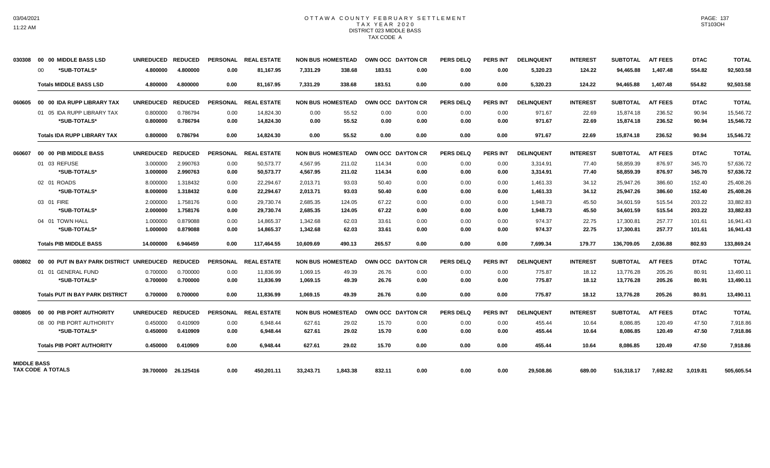# OTTAWA COUNTY FEBRUARY SETTLEMENT
## TAX YEAR 2020
### DISTRICT 023 MIDDLE BASS
### TAX CODE A

| | | UNREDUCED | REDUCED | PERSONAL | REAL ESTATE | NON BUS | HOMESTEAD | OWN OCC | DAYTON CR | PERS DELQ | PERS INT | DELINQUENT | INTEREST | SUBTOTAL | A/T FEES | DTAC | TOTAL |
|---|---|---|---|---|---|---|---|---|---|---|---|---|---|---|---|---|---|
| 030308 | **00 00 MIDDLE BASS LSD** | | | | | | | | | | | | | | | | |
| | **00 \*SUB-TOTALS\*** | **4.800000** | **4.800000** | **0.00** | **81,167.95** | **7,331.29** | **338.68** | **183.51** | **0.00** | **0.00** | **0.00** | **5,320.23** | **124.22** | **94,465.88** | **1,407.48** | **554.82** | **92,503.58** |
| | **Totals MIDDLE BASS LSD** | **4.800000** | **4.800000** | **0.00** | **81,167.95** | **7,331.29** | **338.68** | **183.51** | **0.00** | **0.00** | **0.00** | **5,320.23** | **124.22** | **94,465.88** | **1,407.48** | **554.82** | **92,503.58** |
| 060605 | **00 00 IDA RUPP LIBRARY TAX** | | | | | | | | | | | | | | | | |
| | 01 05 IDA RUPP LIBRARY TAX | 0.800000 | 0.786794 | 0.00 | 14,824.30 | 0.00 | 55.52 | 0.00 | 0.00 | 0.00 | 0.00 | 971.67 | 22.69 | 15,874.18 | 236.52 | 90.94 | 15,546.72 |
| | **\*SUB-TOTALS\*** | **0.800000** | **0.786794** | **0.00** | **14,824.30** | **0.00** | **55.52** | **0.00** | **0.00** | **0.00** | **0.00** | **971.67** | **22.69** | **15,874.18** | **236.52** | **90.94** | **15,546.72** |
| | **Totals IDA RUPP LIBRARY TAX** | **0.800000** | **0.786794** | **0.00** | **14,824.30** | **0.00** | **55.52** | **0.00** | **0.00** | **0.00** | **0.00** | **971.67** | **22.69** | **15,874.18** | **236.52** | **90.94** | **15,546.72** |
| 060607 | **00 00 PIB MIDDLE BASS** | | | | | | | | | | | | | | | | |
| | 01 03 REFUSE | 3.000000 | 2.990763 | 0.00 | 50,573.77 | 4,567.95 | 211.02 | 114.34 | 0.00 | 0.00 | 0.00 | 3,314.91 | 77.40 | 58,859.39 | 876.97 | 345.70 | 57,636.72 |
| | **\*SUB-TOTALS\*** | **3.000000** | **2.990763** | **0.00** | **50,573.77** | **4,567.95** | **211.02** | **114.34** | **0.00** | **0.00** | **0.00** | **3,314.91** | **77.40** | **58,859.39** | **876.97** | **345.70** | **57,636.72** |
| | 02 01 ROADS | 8.000000 | 1.318432 | 0.00 | 22,294.67 | 2,013.71 | 93.03 | 50.40 | 0.00 | 0.00 | 0.00 | 1,461.33 | 34.12 | 25,947.26 | 386.60 | 152.40 | 25,408.26 |
| | **\*SUB-TOTALS\*** | **8.000000** | **1.318432** | **0.00** | **22,294.67** | **2,013.71** | **93.03** | **50.40** | **0.00** | **0.00** | **0.00** | **1,461.33** | **34.12** | **25,947.26** | **386.60** | **152.40** | **25,408.26** |
| | 03 01 FIRE | 2.000000 | 1.758176 | 0.00 | 29,730.74 | 2,685.35 | 124.05 | 67.22 | 0.00 | 0.00 | 0.00 | 1,948.73 | 45.50 | 34,601.59 | 515.54 | 203.22 | 33,882.83 |
| | **\*SUB-TOTALS\*** | **2.000000** | **1.758176** | **0.00** | **29,730.74** | **2,685.35** | **124.05** | **67.22** | **0.00** | **0.00** | **0.00** | **1,948.73** | **45.50** | **34,601.59** | **515.54** | **203.22** | **33,882.83** |
| | 04 01 TOWN HALL | 1.000000 | 0.879088 | 0.00 | 14,865.37 | 1,342.68 | 62.03 | 33.61 | 0.00 | 0.00 | 0.00 | 974.37 | 22.75 | 17,300.81 | 257.77 | 101.61 | 16,941.43 |
| | **\*SUB-TOTALS\*** | **1.000000** | **0.879088** | **0.00** | **14,865.37** | **1,342.68** | **62.03** | **33.61** | **0.00** | **0.00** | **0.00** | **974.37** | **22.75** | **17,300.81** | **257.77** | **101.61** | **16,941.43** |
| | **Totals PIB MIDDLE BASS** | **14.000000** | **6.946459** | **0.00** | **117,464.55** | **10,609.69** | **490.13** | **265.57** | **0.00** | **0.00** | **0.00** | **7,699.34** | **179.77** | **136,709.05** | **2,036.88** | **802.93** | **133,869.24** |
| 080802 | **00 00 PUT IN BAY PARK DISTRICT** | | | | | | | | | | | | | | | | |
| | 01 01 GENERAL FUND | 0.700000 | 0.700000 | 0.00 | 11,836.99 | 1,069.15 | 49.39 | 26.76 | 0.00 | 0.00 | 0.00 | 775.87 | 18.12 | 13,776.28 | 205.26 | 80.91 | 13,490.11 |
| | **\*SUB-TOTALS\*** | **0.700000** | **0.700000** | **0.00** | **11,836.99** | **1,069.15** | **49.39** | **26.76** | **0.00** | **0.00** | **0.00** | **775.87** | **18.12** | **13,776.28** | **205.26** | **80.91** | **13,490.11** |
| | **Totals PUT IN BAY PARK DISTRICT** | **0.700000** | **0.700000** | **0.00** | **11,836.99** | **1,069.15** | **49.39** | **26.76** | **0.00** | **0.00** | **0.00** | **775.87** | **18.12** | **13,776.28** | **205.26** | **80.91** | **13,490.11** |
| 080805 | **00 00 PIB PORT AUTHORITY** | | | | | | | | | | | | | | | | |
| | 08 00 PIB PORT AUTHORITY | 0.450000 | 0.410909 | 0.00 | 6,948.44 | 627.61 | 29.02 | 15.70 | 0.00 | 0.00 | 0.00 | 455.44 | 10.64 | 8,086.85 | 120.49 | 47.50 | 7,918.86 |
| | **\*SUB-TOTALS\*** | **0.450000** | **0.410909** | **0.00** | **6,948.44** | **627.61** | **29.02** | **15.70** | **0.00** | **0.00** | **0.00** | **455.44** | **10.64** | **8,086.85** | **120.49** | **47.50** | **7,918.86** |
| | **Totals PIB PORT AUTHORITY** | **0.450000** | **0.410909** | **0.00** | **6,948.44** | **627.61** | **29.02** | **15.70** | **0.00** | **0.00** | **0.00** | **455.44** | **10.64** | **8,086.85** | **120.49** | **47.50** | **7,918.86** |
| **MIDDLE BASS TAX CODE A TOTALS** | | **39.700000** | **26.125416** | **0.00** | **450,201.11** | **33,243.71** | **1,843.38** | **832.11** | **0.00** | **0.00** | **0.00** | **29,508.86** | **689.00** | **516,318.17** | **7,692.82** | **3,019.81** | **505,605.54** |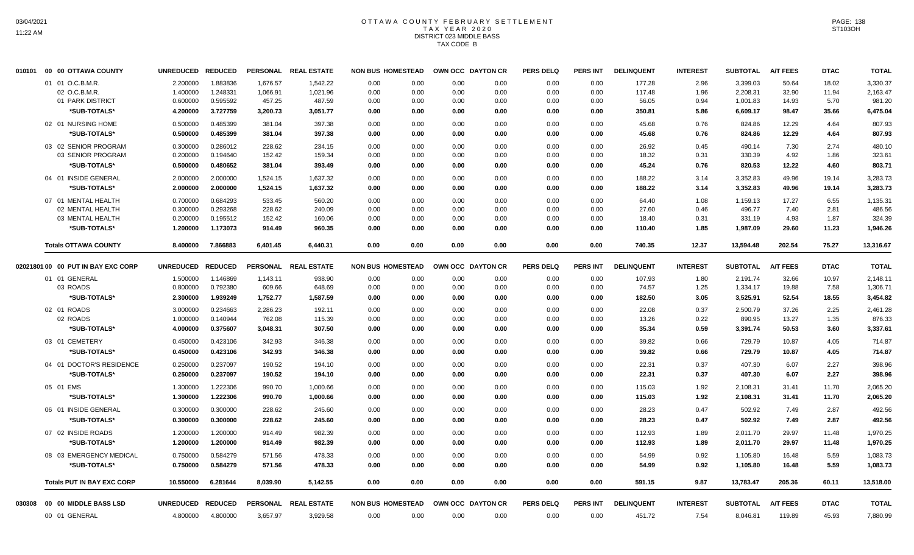# OTTAWA COUNTY FEBRUARY SETTLEMENT
## TAX YEAR 2020
## DISTRICT 023 MIDDLE BASS
## TAX CODE B

| | | UNREDUCED | REDUCED | PERSONAL | REAL ESTATE | NON BUS | HOMESTEAD | OWN OCC | DAYTON CR | PERS DELQ | PERS INT | DELINQUENT | INTEREST | SUBTOTAL | A/T FEES | DTAC | TOTAL |
|---|---|---|---|---|---|---|---|---|---|---|---|---|---|---|---|---|---|
| 010101 | 00 00 OTTAWA COUNTY | | | | | | | | | | | | | | | | |
| | 01 01 O.C.B.M.R. | 2.200000 | 1.883836 | 1,676.57 | 1,542.22 | 0.00 | 0.00 | 0.00 | 0.00 | 0.00 | 0.00 | 177.28 | 2.96 | 3,399.03 | 50.64 | 18.02 | 3,330.37 |
| | 02 O.C.B.M.R. | 1.400000 | 1.248331 | 1,066.91 | 1,021.96 | 0.00 | 0.00 | 0.00 | 0.00 | 0.00 | 0.00 | 117.48 | 1.96 | 2,208.31 | 32.90 | 11.94 | 2,163.47 |
| | 01 PARK DISTRICT | 0.600000 | 0.595592 | 457.25 | 487.59 | 0.00 | 0.00 | 0.00 | 0.00 | 0.00 | 0.00 | 56.05 | 0.94 | 1,001.83 | 14.93 | 5.70 | 981.20 |
| | *SUB-TOTALS* | 4.200000 | 3.727759 | 3,200.73 | 3,051.77 | 0.00 | 0.00 | 0.00 | 0.00 | 0.00 | 0.00 | 350.81 | 5.86 | 6,609.17 | 98.47 | 35.66 | 6,475.04 |
| | 02 01 NURSING HOME | 0.500000 | 0.485399 | 381.04 | 397.38 | 0.00 | 0.00 | 0.00 | 0.00 | 0.00 | 0.00 | 45.68 | 0.76 | 824.86 | 12.29 | 4.64 | 807.93 |
| | *SUB-TOTALS* | 0.500000 | 0.485399 | 381.04 | 397.38 | 0.00 | 0.00 | 0.00 | 0.00 | 0.00 | 0.00 | 45.68 | 0.76 | 824.86 | 12.29 | 4.64 | 807.93 |
| | 03 02 SENIOR PROGRAM | 0.300000 | 0.286012 | 228.62 | 234.15 | 0.00 | 0.00 | 0.00 | 0.00 | 0.00 | 0.00 | 26.92 | 0.45 | 490.14 | 7.30 | 2.74 | 480.10 |
| | 03 SENIOR PROGRAM | 0.200000 | 0.194640 | 152.42 | 159.34 | 0.00 | 0.00 | 0.00 | 0.00 | 0.00 | 0.00 | 18.32 | 0.31 | 330.39 | 4.92 | 1.86 | 323.61 |
| | *SUB-TOTALS* | 0.500000 | 0.480652 | 381.04 | 393.49 | 0.00 | 0.00 | 0.00 | 0.00 | 0.00 | 0.00 | 45.24 | 0.76 | 820.53 | 12.22 | 4.60 | 803.71 |
| | 04 01 INSIDE GENERAL | 2.000000 | 2.000000 | 1,524.15 | 1,637.32 | 0.00 | 0.00 | 0.00 | 0.00 | 0.00 | 0.00 | 188.22 | 3.14 | 3,352.83 | 49.96 | 19.14 | 3,283.73 |
| | *SUB-TOTALS* | 2.000000 | 2.000000 | 1,524.15 | 1,637.32 | 0.00 | 0.00 | 0.00 | 0.00 | 0.00 | 0.00 | 188.22 | 3.14 | 3,352.83 | 49.96 | 19.14 | 3,283.73 |
| | 07 01 MENTAL HEALTH | 0.700000 | 0.684293 | 533.45 | 560.20 | 0.00 | 0.00 | 0.00 | 0.00 | 0.00 | 0.00 | 64.40 | 1.08 | 1,159.13 | 17.27 | 6.55 | 1,135.31 |
| | 02 MENTAL HEALTH | 0.300000 | 0.293268 | 228.62 | 240.09 | 0.00 | 0.00 | 0.00 | 0.00 | 0.00 | 0.00 | 27.60 | 0.46 | 496.77 | 7.40 | 2.81 | 486.56 |
| | 03 MENTAL HEALTH | 0.200000 | 0.195512 | 152.42 | 160.06 | 0.00 | 0.00 | 0.00 | 0.00 | 0.00 | 0.00 | 18.40 | 0.31 | 331.19 | 4.93 | 1.87 | 324.39 |
| | *SUB-TOTALS* | 1.200000 | 1.173073 | 914.49 | 960.35 | 0.00 | 0.00 | 0.00 | 0.00 | 0.00 | 0.00 | 110.40 | 1.85 | 1,987.09 | 29.60 | 11.23 | 1,946.26 |
| | **Totals OTTAWA COUNTY** | 8.400000 | 7.866883 | 6,401.45 | 6,440.31 | 0.00 | 0.00 | 0.00 | 0.00 | 0.00 | 0.00 | 740.35 | 12.37 | 13,594.48 | 202.54 | 75.27 | 13,316.67 |
| 02021801 | 00 00 PUT IN BAY EXC CORP | UNREDUCED | REDUCED | PERSONAL | REAL ESTATE | NON BUS | HOMESTEAD | OWN OCC | DAYTON CR | PERS DELQ | PERS INT | DELINQUENT | INTEREST | SUBTOTAL | A/T FEES | DTAC | TOTAL |
| | 01 01 GENERAL | 1.500000 | 1.146869 | 1,143.11 | 938.90 | 0.00 | 0.00 | 0.00 | 0.00 | 0.00 | 0.00 | 107.93 | 1.80 | 2,191.74 | 32.66 | 10.97 | 2,148.11 |
| | 03 ROADS | 0.800000 | 0.792380 | 609.66 | 648.69 | 0.00 | 0.00 | 0.00 | 0.00 | 0.00 | 0.00 | 74.57 | 1.25 | 1,334.17 | 19.88 | 7.58 | 1,306.71 |
| | *SUB-TOTALS* | 2.300000 | 1.939249 | 1,752.77 | 1,587.59 | 0.00 | 0.00 | 0.00 | 0.00 | 0.00 | 0.00 | 182.50 | 3.05 | 3,525.91 | 52.54 | 18.55 | 3,454.82 |
| | 02 01 ROADS | 3.000000 | 0.234663 | 2,286.23 | 192.11 | 0.00 | 0.00 | 0.00 | 0.00 | 0.00 | 0.00 | 22.08 | 0.37 | 2,500.79 | 37.26 | 2.25 | 2,461.28 |
| | 02 ROADS | 1.000000 | 0.140944 | 762.08 | 115.39 | 0.00 | 0.00 | 0.00 | 0.00 | 0.00 | 0.00 | 13.26 | 0.22 | 890.95 | 13.27 | 1.35 | 876.33 |
| | *SUB-TOTALS* | 4.000000 | 0.375607 | 3,048.31 | 307.50 | 0.00 | 0.00 | 0.00 | 0.00 | 0.00 | 0.00 | 35.34 | 0.59 | 3,391.74 | 50.53 | 3.60 | 3,337.61 |
| | 03 01 CEMETERY | 0.450000 | 0.423106 | 342.93 | 346.38 | 0.00 | 0.00 | 0.00 | 0.00 | 0.00 | 0.00 | 39.82 | 0.66 | 729.79 | 10.87 | 4.05 | 714.87 |
| | *SUB-TOTALS* | 0.450000 | 0.423106 | 342.93 | 346.38 | 0.00 | 0.00 | 0.00 | 0.00 | 0.00 | 0.00 | 39.82 | 0.66 | 729.79 | 10.87 | 4.05 | 714.87 |
| | 04 01 DOCTOR'S RESIDENCE | 0.250000 | 0.237097 | 190.52 | 194.10 | 0.00 | 0.00 | 0.00 | 0.00 | 0.00 | 0.00 | 22.31 | 0.37 | 407.30 | 6.07 | 2.27 | 398.96 |
| | *SUB-TOTALS* | 0.250000 | 0.237097 | 190.52 | 194.10 | 0.00 | 0.00 | 0.00 | 0.00 | 0.00 | 0.00 | 22.31 | 0.37 | 407.30 | 6.07 | 2.27 | 398.96 |
| | 05 01 EMS | 1.300000 | 1.222306 | 990.70 | 1,000.66 | 0.00 | 0.00 | 0.00 | 0.00 | 0.00 | 0.00 | 115.03 | 1.92 | 2,108.31 | 31.41 | 11.70 | 2,065.20 |
| | *SUB-TOTALS* | 1.300000 | 1.222306 | 990.70 | 1,000.66 | 0.00 | 0.00 | 0.00 | 0.00 | 0.00 | 0.00 | 115.03 | 1.92 | 2,108.31 | 31.41 | 11.70 | 2,065.20 |
| | 06 01 INSIDE GENERAL | 0.300000 | 0.300000 | 228.62 | 245.60 | 0.00 | 0.00 | 0.00 | 0.00 | 0.00 | 0.00 | 28.23 | 0.47 | 502.92 | 7.49 | 2.87 | 492.56 |
| | *SUB-TOTALS* | 0.300000 | 0.300000 | 228.62 | 245.60 | 0.00 | 0.00 | 0.00 | 0.00 | 0.00 | 0.00 | 28.23 | 0.47 | 502.92 | 7.49 | 2.87 | 492.56 |
| | 07 02 INSIDE ROADS | 1.200000 | 1.200000 | 914.49 | 982.39 | 0.00 | 0.00 | 0.00 | 0.00 | 0.00 | 0.00 | 112.93 | 1.89 | 2,011.70 | 29.97 | 11.48 | 1,970.25 |
| | *SUB-TOTALS* | 1.200000 | 1.200000 | 914.49 | 982.39 | 0.00 | 0.00 | 0.00 | 0.00 | 0.00 | 0.00 | 112.93 | 1.89 | 2,011.70 | 29.97 | 11.48 | 1,970.25 |
| | 08 03 EMERGENCY MEDICAL | 0.750000 | 0.584279 | 571.56 | 478.33 | 0.00 | 0.00 | 0.00 | 0.00 | 0.00 | 0.00 | 54.99 | 0.92 | 1,105.80 | 16.48 | 5.59 | 1,083.73 |
| | *SUB-TOTALS* | 0.750000 | 0.584279 | 571.56 | 478.33 | 0.00 | 0.00 | 0.00 | 0.00 | 0.00 | 0.00 | 54.99 | 0.92 | 1,105.80 | 16.48 | 5.59 | 1,083.73 |
| | **Totals PUT IN BAY EXC CORP** | 10.550000 | 6.281644 | 8,039.90 | 5,142.55 | 0.00 | 0.00 | 0.00 | 0.00 | 0.00 | 0.00 | 591.15 | 9.87 | 13,783.47 | 205.36 | 60.11 | 13,518.00 |
| 030308 | 00 00 MIDDLE BASS LSD | UNREDUCED | REDUCED | PERSONAL | REAL ESTATE | NON BUS | HOMESTEAD | OWN OCC | DAYTON CR | PERS DELQ | PERS INT | DELINQUENT | INTEREST | SUBTOTAL | A/T FEES | DTAC | TOTAL |
| | 00 01 GENERAL | 4.800000 | 4.800000 | 3,657.97 | 3,929.58 | 0.00 | 0.00 | 0.00 | 0.00 | 0.00 | 0.00 | 451.72 | 7.54 | 8,046.81 | 119.89 | 45.93 | 7,880.99 |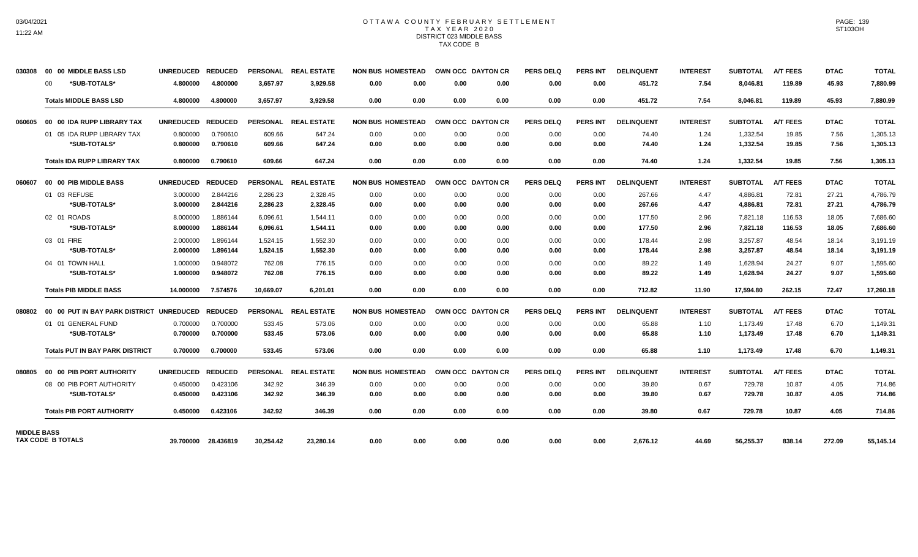# OTTAWA COUNTY FEBRUARY SETTLEMENT
## TAX YEAR 2020
### DISTRICT 023 MIDDLE BASS
### TAX CODE B

| | | UNREDUCED | REDUCED | PERSONAL | REAL ESTATE | NON BUS | HOMESTEAD | OWN OCC | DAYTON CR | PERS DELQ | PERS INT | DELINQUENT | INTEREST | SUBTOTAL | A/T FEES | DTAC | TOTAL |
|---|---|---|---|---|---|---|---|---|---|---|---|---|---|---|---|---|---|
| 030308 | 00 00 MIDDLE BASS LSD | UNREDUCED | REDUCED | PERSONAL | REAL ESTATE | NON BUS | HOMESTEAD | OWN OCC | DAYTON CR | PERS DELQ | PERS INT | DELINQUENT | INTEREST | SUBTOTAL | A/T FEES | DTAC | TOTAL |
| | 00 *SUB-TOTALS* | 4.800000 | 4.800000 | 3,657.97 | 3,929.58 | 0.00 | 0.00 | 0.00 | 0.00 | 0.00 | 0.00 | 451.72 | 7.54 | 8,046.81 | 119.89 | 45.93 | 7,880.99 |
| | Totals MIDDLE BASS LSD | 4.800000 | 4.800000 | 3,657.97 | 3,929.58 | 0.00 | 0.00 | 0.00 | 0.00 | 0.00 | 0.00 | 451.72 | 7.54 | 8,046.81 | 119.89 | 45.93 | 7,880.99 |
| 060605 | 00 00 IDA RUPP LIBRARY TAX | UNREDUCED | REDUCED | PERSONAL | REAL ESTATE | NON BUS | HOMESTEAD | OWN OCC | DAYTON CR | PERS DELQ | PERS INT | DELINQUENT | INTEREST | SUBTOTAL | A/T FEES | DTAC | TOTAL |
| | 01 05 IDA RUPP LIBRARY TAX | 0.800000 | 0.790610 | 609.66 | 647.24 | 0.00 | 0.00 | 0.00 | 0.00 | 0.00 | 0.00 | 74.40 | 1.24 | 1,332.54 | 19.85 | 7.56 | 1,305.13 |
| | *SUB-TOTALS* | 0.800000 | 0.790610 | 609.66 | 647.24 | 0.00 | 0.00 | 0.00 | 0.00 | 0.00 | 0.00 | 74.40 | 1.24 | 1,332.54 | 19.85 | 7.56 | 1,305.13 |
| | Totals IDA RUPP LIBRARY TAX | 0.800000 | 0.790610 | 609.66 | 647.24 | 0.00 | 0.00 | 0.00 | 0.00 | 0.00 | 0.00 | 74.40 | 1.24 | 1,332.54 | 19.85 | 7.56 | 1,305.13 |
| 060607 | 00 00 PIB MIDDLE BASS | UNREDUCED | REDUCED | PERSONAL | REAL ESTATE | NON BUS | HOMESTEAD | OWN OCC | DAYTON CR | PERS DELQ | PERS INT | DELINQUENT | INTEREST | SUBTOTAL | A/T FEES | DTAC | TOTAL |
| | 01 03 REFUSE | 3.000000 | 2.844216 | 2,286.23 | 2,328.45 | 0.00 | 0.00 | 0.00 | 0.00 | 0.00 | 0.00 | 267.66 | 4.47 | 4,886.81 | 72.81 | 27.21 | 4,786.79 |
| | *SUB-TOTALS* | 3.000000 | 2.844216 | 2,286.23 | 2,328.45 | 0.00 | 0.00 | 0.00 | 0.00 | 0.00 | 0.00 | 267.66 | 4.47 | 4,886.81 | 72.81 | 27.21 | 4,786.79 |
| | 02 01 ROADS | 8.000000 | 1.886144 | 6,096.61 | 1,544.11 | 0.00 | 0.00 | 0.00 | 0.00 | 0.00 | 0.00 | 177.50 | 2.96 | 7,821.18 | 116.53 | 18.05 | 7,686.60 |
| | *SUB-TOTALS* | 8.000000 | 1.886144 | 6,096.61 | 1,544.11 | 0.00 | 0.00 | 0.00 | 0.00 | 0.00 | 0.00 | 177.50 | 2.96 | 7,821.18 | 116.53 | 18.05 | 7,686.60 |
| | 03 01 FIRE | 2.000000 | 1.896144 | 1,524.15 | 1,552.30 | 0.00 | 0.00 | 0.00 | 0.00 | 0.00 | 0.00 | 178.44 | 2.98 | 3,257.87 | 48.54 | 18.14 | 3,191.19 |
| | *SUB-TOTALS* | 2.000000 | 1.896144 | 1,524.15 | 1,552.30 | 0.00 | 0.00 | 0.00 | 0.00 | 0.00 | 0.00 | 178.44 | 2.98 | 3,257.87 | 48.54 | 18.14 | 3,191.19 |
| | 04 01 TOWN HALL | 1.000000 | 0.948072 | 762.08 | 776.15 | 0.00 | 0.00 | 0.00 | 0.00 | 0.00 | 0.00 | 89.22 | 1.49 | 1,628.94 | 24.27 | 9.07 | 1,595.60 |
| | *SUB-TOTALS* | 1.000000 | 0.948072 | 762.08 | 776.15 | 0.00 | 0.00 | 0.00 | 0.00 | 0.00 | 0.00 | 89.22 | 1.49 | 1,628.94 | 24.27 | 9.07 | 1,595.60 |
| | Totals PIB MIDDLE BASS | 14.000000 | 7.574576 | 10,669.07 | 6,201.01 | 0.00 | 0.00 | 0.00 | 0.00 | 0.00 | 0.00 | 712.82 | 11.90 | 17,594.80 | 262.15 | 72.47 | 17,260.18 |
| 080802 | 00 00 PUT IN BAY PARK DISTRICT | UNREDUCED | REDUCED | PERSONAL | REAL ESTATE | NON BUS | HOMESTEAD | OWN OCC | DAYTON CR | PERS DELQ | PERS INT | DELINQUENT | INTEREST | SUBTOTAL | A/T FEES | DTAC | TOTAL |
| | 01 01 GENERAL FUND | 0.700000 | 0.700000 | 533.45 | 573.06 | 0.00 | 0.00 | 0.00 | 0.00 | 0.00 | 0.00 | 65.88 | 1.10 | 1,173.49 | 17.48 | 6.70 | 1,149.31 |
| | *SUB-TOTALS* | 0.700000 | 0.700000 | 533.45 | 573.06 | 0.00 | 0.00 | 0.00 | 0.00 | 0.00 | 0.00 | 65.88 | 1.10 | 1,173.49 | 17.48 | 6.70 | 1,149.31 |
| | Totals PUT IN BAY PARK DISTRICT | 0.700000 | 0.700000 | 533.45 | 573.06 | 0.00 | 0.00 | 0.00 | 0.00 | 0.00 | 0.00 | 65.88 | 1.10 | 1,173.49 | 17.48 | 6.70 | 1,149.31 |
| 080805 | 00 00 PIB PORT AUTHORITY | UNREDUCED | REDUCED | PERSONAL | REAL ESTATE | NON BUS | HOMESTEAD | OWN OCC | DAYTON CR | PERS DELQ | PERS INT | DELINQUENT | INTEREST | SUBTOTAL | A/T FEES | DTAC | TOTAL |
| | 08 00 PIB PORT AUTHORITY | 0.450000 | 0.423106 | 342.92 | 346.39 | 0.00 | 0.00 | 0.00 | 0.00 | 0.00 | 0.00 | 39.80 | 0.67 | 729.78 | 10.87 | 4.05 | 714.86 |
| | *SUB-TOTALS* | 0.450000 | 0.423106 | 342.92 | 346.39 | 0.00 | 0.00 | 0.00 | 0.00 | 0.00 | 0.00 | 39.80 | 0.67 | 729.78 | 10.87 | 4.05 | 714.86 |
| | Totals PIB PORT AUTHORITY | 0.450000 | 0.423106 | 342.92 | 346.39 | 0.00 | 0.00 | 0.00 | 0.00 | 0.00 | 0.00 | 39.80 | 0.67 | 729.78 | 10.87 | 4.05 | 714.86 |
| MIDDLE BASS | TAX CODE B TOTALS | 39.700000 | 28.436819 | 30,254.42 | 23,280.14 | 0.00 | 0.00 | 0.00 | 0.00 | 0.00 | 0.00 | 2,676.12 | 44.69 | 56,255.37 | 838.14 | 272.09 | 55,145.14 |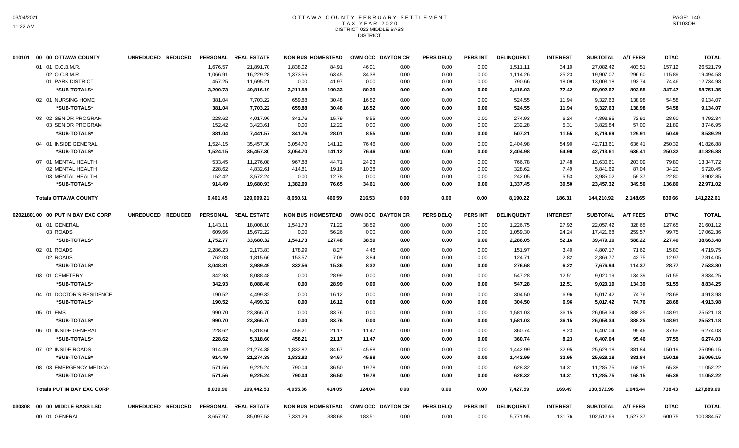# OTTAWA COUNTY FEBRUARY SETTLEMENT
## TAX YEAR 2020
### DISTRICT 023 MIDDLE BASS
### DISTRICT

| 010101 00 00 OTTAWA COUNTY | UNREDUCED | REDUCED | PERSONAL | REAL ESTATE | NON BUS | HOMESTEAD | OWN OCC | DAYTON CR | PERS DELQ | PERS INT | DELINQUENT | INTEREST | SUBTOTAL | A/T FEES | DTAC | TOTAL |
|---|---|---|---|---|---|---|---|---|---|---|---|---|---|---|---|---|
| 01 01 O.C.B.M.R. | | | 1,676.57 | 21,891.70 | 1,838.02 | 84.91 | 46.01 | 0.00 | 0.00 | 0.00 | 1,511.11 | 34.10 | 27,082.42 | 403.51 | 157.12 | 26,521.79 |
| 02 O.C.B.M.R. | | | 1,066.91 | 16,229.28 | 1,373.56 | 63.45 | 34.38 | 0.00 | 0.00 | 0.00 | 1,114.26 | 25.23 | 19,907.07 | 296.60 | 115.89 | 19,494.58 |
| 01 PARK DISTRICT | | | 457.25 | 11,695.21 | 0.00 | 41.97 | 0.00 | 0.00 | 0.00 | 0.00 | 790.66 | 18.09 | 13,003.18 | 193.74 | 74.46 | 12,734.98 |
| *SUB-TOTALS* | | | 3,200.73 | 49,816.19 | 3,211.58 | 190.33 | 80.39 | 0.00 | 0.00 | 0.00 | 3,416.03 | 77.42 | 59,992.67 | 893.85 | 347.47 | 58,751.35 |
| 02 01 NURSING HOME | | | 381.04 | 7,703.22 | 659.88 | 30.48 | 16.52 | 0.00 | 0.00 | 0.00 | 524.55 | 11.94 | 9,327.63 | 138.98 | 54.58 | 9,134.07 |
| *SUB-TOTALS* | | | 381.04 | 7,703.22 | 659.88 | 30.48 | 16.52 | 0.00 | 0.00 | 0.00 | 524.55 | 11.94 | 9,327.63 | 138.98 | 54.58 | 9,134.07 |
| 03 02 SENIOR PROGRAM | | | 228.62 | 4,017.96 | 341.76 | 15.79 | 8.55 | 0.00 | 0.00 | 0.00 | 274.93 | 6.24 | 4,893.85 | 72.91 | 28.60 | 4,792.34 |
| 03 SENIOR PROGRAM | | | 152.42 | 3,423.61 | 0.00 | 12.22 | 0.00 | 0.00 | 0.00 | 0.00 | 232.28 | 5.31 | 3,825.84 | 57.00 | 21.89 | 3,746.95 |
| *SUB-TOTALS* | | | 381.04 | 7,441.57 | 341.76 | 28.01 | 8.55 | 0.00 | 0.00 | 0.00 | 507.21 | 11.55 | 8,719.69 | 129.91 | 50.49 | 8,539.29 |
| 04 01 INSIDE GENERAL | | | 1,524.15 | 35,457.30 | 3,054.70 | 141.12 | 76.46 | 0.00 | 0.00 | 0.00 | 2,404.98 | 54.90 | 42,713.61 | 636.41 | 250.32 | 41,826.88 |
| *SUB-TOTALS* | | | 1,524.15 | 35,457.30 | 3,054.70 | 141.12 | 76.46 | 0.00 | 0.00 | 0.00 | 2,404.98 | 54.90 | 42,713.61 | 636.41 | 250.32 | 41,826.88 |
| 07 01 MENTAL HEALTH | | | 533.45 | 11,276.08 | 967.88 | 44.71 | 24.23 | 0.00 | 0.00 | 0.00 | 766.78 | 17.48 | 13,630.61 | 203.09 | 79.80 | 13,347.72 |
| 02 MENTAL HEALTH | | | 228.62 | 4,832.61 | 414.81 | 19.16 | 10.38 | 0.00 | 0.00 | 0.00 | 328.62 | 7.49 | 5,841.69 | 87.04 | 34.20 | 5,720.45 |
| 03 MENTAL HEALTH | | | 152.42 | 3,572.24 | 0.00 | 12.78 | 0.00 | 0.00 | 0.00 | 0.00 | 242.05 | 5.53 | 3,985.02 | 59.37 | 22.80 | 3,902.85 |
| *SUB-TOTALS* | | | 914.49 | 19,680.93 | 1,382.69 | 76.65 | 34.61 | 0.00 | 0.00 | 0.00 | 1,337.45 | 30.50 | 23,457.32 | 349.50 | 136.80 | 22,971.02 |
| **Totals OTTAWA COUNTY** | | | 6,401.45 | 120,099.21 | 8,650.61 | 466.59 | 216.53 | 0.00 | 0.00 | 0.00 | 8,190.22 | 186.31 | 144,210.92 | 2,148.65 | 839.66 | 141,222.61 |

| 02021801 00 00 PUT IN BAY EXC CORP | UNREDUCED | REDUCED | PERSONAL | REAL ESTATE | NON BUS | HOMESTEAD | OWN OCC | DAYTON CR | PERS DELQ | PERS INT | DELINQUENT | INTEREST | SUBTOTAL | A/T FEES | DTAC | TOTAL |
|---|---|---|---|---|---|---|---|---|---|---|---|---|---|---|---|---|
| 01 01 GENERAL | | | 1,143.11 | 18,008.10 | 1,541.73 | 71.22 | 38.59 | 0.00 | 0.00 | 0.00 | 1,226.75 | 27.92 | 22,057.42 | 328.65 | 127.65 | 21,601.12 |
| 03 ROADS | | | 609.66 | 15,672.22 | 0.00 | 56.26 | 0.00 | 0.00 | 0.00 | 0.00 | 1,059.30 | 24.24 | 17,421.68 | 259.57 | 99.75 | 17,062.36 |
| *SUB-TOTALS* | | | 1,752.77 | 33,680.32 | 1,541.73 | 127.48 | 38.59 | 0.00 | 0.00 | 0.00 | 2,286.05 | 52.16 | 39,479.10 | 588.22 | 227.40 | 38,663.48 |
| 02 01 ROADS | | | 2,286.23 | 2,173.83 | 178.99 | 8.27 | 4.48 | 0.00 | 0.00 | 0.00 | 151.97 | 3.40 | 4,807.17 | 71.62 | 15.80 | 4,719.75 |
| 02 ROADS | | | 762.08 | 1,815.66 | 153.57 | 7.09 | 3.84 | 0.00 | 0.00 | 0.00 | 124.71 | 2.82 | 2,869.77 | 42.75 | 12.97 | 2,814.05 |
| *SUB-TOTALS* | | | 3,048.31 | 3,989.49 | 332.56 | 15.36 | 8.32 | 0.00 | 0.00 | 0.00 | 276.68 | 6.22 | 7,676.94 | 114.37 | 28.77 | 7,533.80 |
| 03 01 CEMETERY | | | 342.93 | 8,088.48 | 0.00 | 28.99 | 0.00 | 0.00 | 0.00 | 0.00 | 547.28 | 12.51 | 9,020.19 | 134.39 | 51.55 | 8,834.25 |
| *SUB-TOTALS* | | | 342.93 | 8,088.48 | 0.00 | 28.99 | 0.00 | 0.00 | 0.00 | 0.00 | 547.28 | 12.51 | 9,020.19 | 134.39 | 51.55 | 8,834.25 |
| 04 01 DOCTOR'S RESIDENCE | | | 190.52 | 4,499.32 | 0.00 | 16.12 | 0.00 | 0.00 | 0.00 | 0.00 | 304.50 | 6.96 | 5,017.42 | 74.76 | 28.68 | 4,913.98 |
| *SUB-TOTALS* | | | 190.52 | 4,499.32 | 0.00 | 16.12 | 0.00 | 0.00 | 0.00 | 0.00 | 304.50 | 6.96 | 5,017.42 | 74.76 | 28.68 | 4,913.98 |
| 05 01 EMS | | | 990.70 | 23,366.70 | 0.00 | 83.76 | 0.00 | 0.00 | 0.00 | 0.00 | 1,581.03 | 36.15 | 26,058.34 | 388.25 | 148.91 | 25,521.18 |
| *SUB-TOTALS* | | | 990.70 | 23,366.70 | 0.00 | 83.76 | 0.00 | 0.00 | 0.00 | 0.00 | 1,581.03 | 36.15 | 26,058.34 | 388.25 | 148.91 | 25,521.18 |
| 06 01 INSIDE GENERAL | | | 228.62 | 5,318.60 | 458.21 | 21.17 | 11.47 | 0.00 | 0.00 | 0.00 | 360.74 | 8.23 | 6,407.04 | 95.46 | 37.55 | 6,274.03 |
| *SUB-TOTALS* | | | 228.62 | 5,318.60 | 458.21 | 21.17 | 11.47 | 0.00 | 0.00 | 0.00 | 360.74 | 8.23 | 6,407.04 | 95.46 | 37.55 | 6,274.03 |
| 07 02 INSIDE ROADS | | | 914.49 | 21,274.38 | 1,832.82 | 84.67 | 45.88 | 0.00 | 0.00 | 0.00 | 1,442.99 | 32.95 | 25,628.18 | 381.84 | 150.19 | 25,096.15 |
| *SUB-TOTALS* | | | 914.49 | 21,274.38 | 1,832.82 | 84.67 | 45.88 | 0.00 | 0.00 | 0.00 | 1,442.99 | 32.95 | 25,628.18 | 381.84 | 150.19 | 25,096.15 |
| 08 03 EMERGENCY MEDICAL | | | 571.56 | 9,225.24 | 790.04 | 36.50 | 19.78 | 0.00 | 0.00 | 0.00 | 628.32 | 14.31 | 11,285.75 | 168.15 | 65.38 | 11,052.22 |
| *SUB-TOTALS* | | | 571.56 | 9,225.24 | 790.04 | 36.50 | 19.78 | 0.00 | 0.00 | 0.00 | 628.32 | 14.31 | 11,285.75 | 168.15 | 65.38 | 11,052.22 |
| **Totals PUT IN BAY EXC CORP** | | | 8,039.90 | 109,442.53 | 4,955.36 | 414.05 | 124.04 | 0.00 | 0.00 | 0.00 | 7,427.59 | 169.49 | 130,572.96 | 1,945.44 | 738.43 | 127,889.09 |

| 030308 00 00 MIDDLE BASS LSD | UNREDUCED | REDUCED | PERSONAL | REAL ESTATE | NON BUS | HOMESTEAD | OWN OCC | DAYTON CR | PERS DELQ | PERS INT | DELINQUENT | INTEREST | SUBTOTAL | A/T FEES | DTAC | TOTAL |
|---|---|---|---|---|---|---|---|---|---|---|---|---|---|---|---|---|
| 00 01 GENERAL | | | 3,657.97 | 85,097.53 | 7,331.29 | 338.68 | 183.51 | 0.00 | 0.00 | 0.00 | 5,771.95 | 131.76 | 102,512.69 | 1,527.37 | 600.75 | 100,384.57 |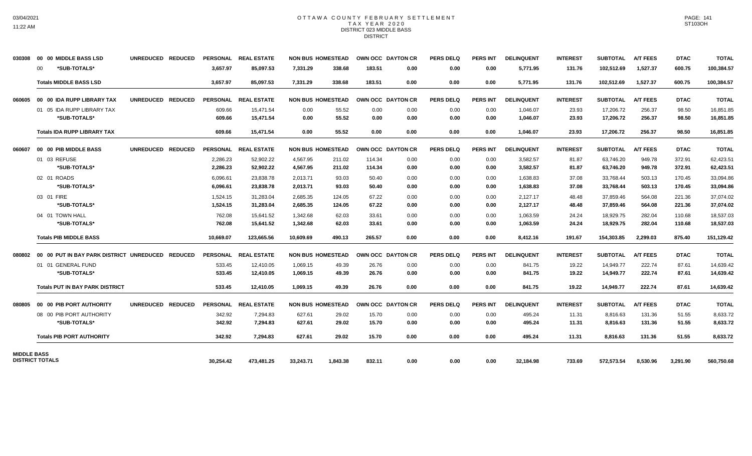# OTTAWA COUNTY FEBRUARY SETTLEMENT
## TAX YEAR 2020
### DISTRICT 023 MIDDLE BASS
### DISTRICT

| | | UNREDUCED | REDUCED | PERSONAL | REAL ESTATE | NON BUS | HOMESTEAD | OWN OCC | DAYTON CR | PERS DELQ | PERS INT | DELINQUENT | INTEREST | SUBTOTAL | A/T FEES | DTAC | TOTAL |
|---|---|---|---|---|---|---|---|---|---|---|---|---|---|---|---|---|---|
| 030308 | 00 00 MIDDLE BASS LSD | UNREDUCED | REDUCED | PERSONAL | REAL ESTATE | NON BUS | HOMESTEAD | OWN OCC | DAYTON CR | PERS DELQ | PERS INT | DELINQUENT | INTEREST | SUBTOTAL | A/T FEES | DTAC | TOTAL |
| | 00 *SUB-TOTALS* | | | 3,657.97 | 85,097.53 | 7,331.29 | 338.68 | 183.51 | 0.00 | 0.00 | 0.00 | 5,771.95 | 131.76 | 102,512.69 | 1,527.37 | 600.75 | 100,384.57 |
| | Totals MIDDLE BASS LSD | | | 3,657.97 | 85,097.53 | 7,331.29 | 338.68 | 183.51 | 0.00 | 0.00 | 0.00 | 5,771.95 | 131.76 | 102,512.69 | 1,527.37 | 600.75 | 100,384.57 |
| 060605 | 00 00 IDA RUPP LIBRARY TAX | UNREDUCED | REDUCED | PERSONAL | REAL ESTATE | NON BUS | HOMESTEAD | OWN OCC | DAYTON CR | PERS DELQ | PERS INT | DELINQUENT | INTEREST | SUBTOTAL | A/T FEES | DTAC | TOTAL |
| | 01 05 IDA RUPP LIBRARY TAX | | | 609.66 | 15,471.54 | 0.00 | 55.52 | 0.00 | 0.00 | 0.00 | 0.00 | 1,046.07 | 23.93 | 17,206.72 | 256.37 | 98.50 | 16,851.85 |
| | *SUB-TOTALS* | | | 609.66 | 15,471.54 | 0.00 | 55.52 | 0.00 | 0.00 | 0.00 | 0.00 | 1,046.07 | 23.93 | 17,206.72 | 256.37 | 98.50 | 16,851.85 |
| | Totals IDA RUPP LIBRARY TAX | | | 609.66 | 15,471.54 | 0.00 | 55.52 | 0.00 | 0.00 | 0.00 | 0.00 | 1,046.07 | 23.93 | 17,206.72 | 256.37 | 98.50 | 16,851.85 |
| 060607 | 00 00 PIB MIDDLE BASS | UNREDUCED | REDUCED | PERSONAL | REAL ESTATE | NON BUS | HOMESTEAD | OWN OCC | DAYTON CR | PERS DELQ | PERS INT | DELINQUENT | INTEREST | SUBTOTAL | A/T FEES | DTAC | TOTAL |
| | 01 03 REFUSE | | | 2,286.23 | 52,902.22 | 4,567.95 | 211.02 | 114.34 | 0.00 | 0.00 | 0.00 | 3,582.57 | 81.87 | 63,746.20 | 949.78 | 372.91 | 62,423.51 |
| | *SUB-TOTALS* | | | 2,286.23 | 52,902.22 | 4,567.95 | 211.02 | 114.34 | 0.00 | 0.00 | 0.00 | 3,582.57 | 81.87 | 63,746.20 | 949.78 | 372.91 | 62,423.51 |
| | 02 01 ROADS | | | 6,096.61 | 23,838.78 | 2,013.71 | 93.03 | 50.40 | 0.00 | 0.00 | 0.00 | 1,638.83 | 37.08 | 33,768.44 | 503.13 | 170.45 | 33,094.86 |
| | *SUB-TOTALS* | | | 6,096.61 | 23,838.78 | 2,013.71 | 93.03 | 50.40 | 0.00 | 0.00 | 0.00 | 1,638.83 | 37.08 | 33,768.44 | 503.13 | 170.45 | 33,094.86 |
| | 03 01 FIRE | | | 1,524.15 | 31,283.04 | 2,685.35 | 124.05 | 67.22 | 0.00 | 0.00 | 0.00 | 2,127.17 | 48.48 | 37,859.46 | 564.08 | 221.36 | 37,074.02 |
| | *SUB-TOTALS* | | | 1,524.15 | 31,283.04 | 2,685.35 | 124.05 | 67.22 | 0.00 | 0.00 | 0.00 | 2,127.17 | 48.48 | 37,859.46 | 564.08 | 221.36 | 37,074.02 |
| | 04 01 TOWN HALL | | | 762.08 | 15,641.52 | 1,342.68 | 62.03 | 33.61 | 0.00 | 0.00 | 0.00 | 1,063.59 | 24.24 | 18,929.75 | 282.04 | 110.68 | 18,537.03 |
| | *SUB-TOTALS* | | | 762.08 | 15,641.52 | 1,342.68 | 62.03 | 33.61 | 0.00 | 0.00 | 0.00 | 1,063.59 | 24.24 | 18,929.75 | 282.04 | 110.68 | 18,537.03 |
| | Totals PIB MIDDLE BASS | | | 10,669.07 | 123,665.56 | 10,609.69 | 490.13 | 265.57 | 0.00 | 0.00 | 0.00 | 8,412.16 | 191.67 | 154,303.85 | 2,299.03 | 875.40 | 151,129.42 |
| 080802 | 00 00 PUT IN BAY PARK DISTRICT | UNREDUCED | REDUCED | PERSONAL | REAL ESTATE | NON BUS | HOMESTEAD | OWN OCC | DAYTON CR | PERS DELQ | PERS INT | DELINQUENT | INTEREST | SUBTOTAL | A/T FEES | DTAC | TOTAL |
| | 01 01 GENERAL FUND | | | 533.45 | 12,410.05 | 1,069.15 | 49.39 | 26.76 | 0.00 | 0.00 | 0.00 | 841.75 | 19.22 | 14,949.77 | 222.74 | 87.61 | 14,639.42 |
| | *SUB-TOTALS* | | | 533.45 | 12,410.05 | 1,069.15 | 49.39 | 26.76 | 0.00 | 0.00 | 0.00 | 841.75 | 19.22 | 14,949.77 | 222.74 | 87.61 | 14,639.42 |
| | Totals PUT IN BAY PARK DISTRICT | | | 533.45 | 12,410.05 | 1,069.15 | 49.39 | 26.76 | 0.00 | 0.00 | 0.00 | 841.75 | 19.22 | 14,949.77 | 222.74 | 87.61 | 14,639.42 |
| 080805 | 00 00 PIB PORT AUTHORITY | UNREDUCED | REDUCED | PERSONAL | REAL ESTATE | NON BUS | HOMESTEAD | OWN OCC | DAYTON CR | PERS DELQ | PERS INT | DELINQUENT | INTEREST | SUBTOTAL | A/T FEES | DTAC | TOTAL |
| | 08 00 PIB PORT AUTHORITY | | | 342.92 | 7,294.83 | 627.61 | 29.02 | 15.70 | 0.00 | 0.00 | 0.00 | 495.24 | 11.31 | 8,816.63 | 131.36 | 51.55 | 8,633.72 |
| | *SUB-TOTALS* | | | 342.92 | 7,294.83 | 627.61 | 29.02 | 15.70 | 0.00 | 0.00 | 0.00 | 495.24 | 11.31 | 8,816.63 | 131.36 | 51.55 | 8,633.72 |
| | Totals PIB PORT AUTHORITY | | | 342.92 | 7,294.83 | 627.61 | 29.02 | 15.70 | 0.00 | 0.00 | 0.00 | 495.24 | 11.31 | 8,816.63 | 131.36 | 51.55 | 8,633.72 |
| MIDDLE BASS DISTRICT TOTALS | | | | 30,254.42 | 473,481.25 | 33,243.71 | 1,843.38 | 832.11 | 0.00 | 0.00 | 0.00 | 32,184.98 | 733.69 | 572,573.54 | 8,530.96 | 3,291.90 | 560,750.68 |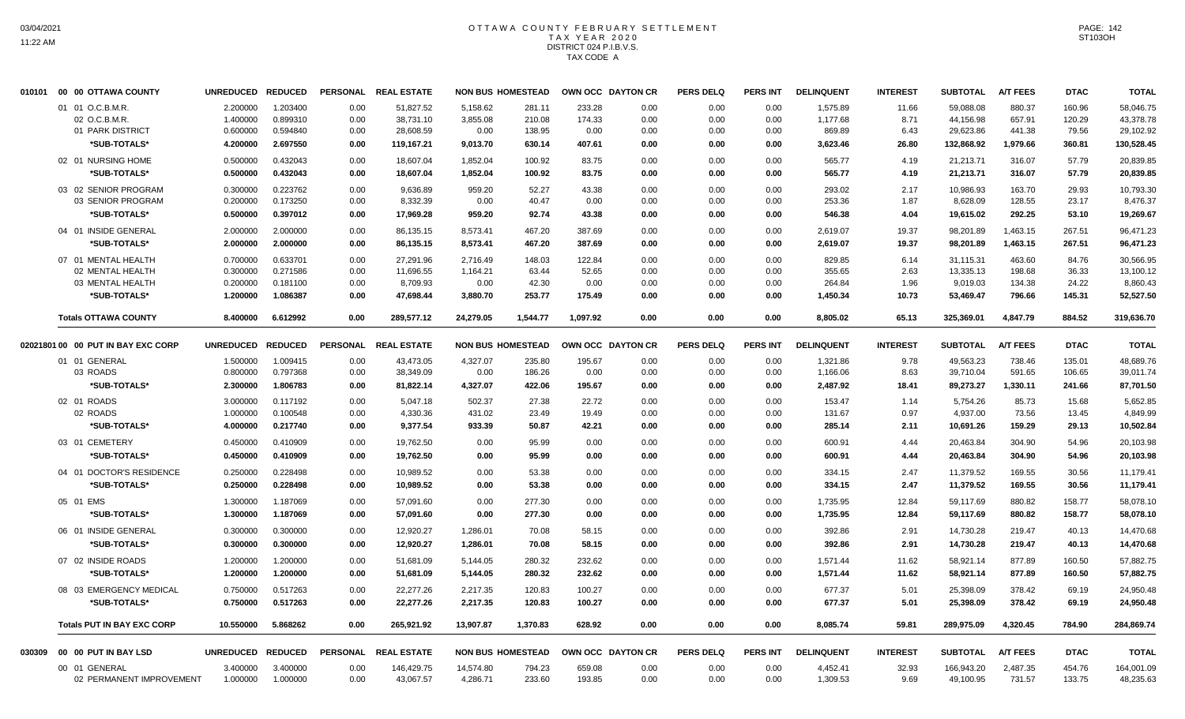# OTTAWA COUNTY FEBRUARY SETTLEMENT
## TAX YEAR 2020
### DISTRICT 024 P.I.B.V.S.
### TAX CODE A

| | | UNREDUCED | REDUCED | PERSONAL | REAL ESTATE | NON BUS | HOMESTEAD | OWN OCC | DAYTON CR | PERS DELQ | PERS INT | DELINQUENT | INTEREST | SUBTOTAL | A/T FEES | DTAC | TOTAL |
|---|---|---|---|---|---|---|---|---|---|---|---|---|---|---|---|---|---|
| 010101 | 00 00 OTTAWA COUNTY | UNREDUCED | REDUCED | PERSONAL | REAL ESTATE | NON BUS | HOMESTEAD | OWN OCC | DAYTON CR | PERS DELQ | PERS INT | DELINQUENT | INTEREST | SUBTOTAL | A/T FEES | DTAC | TOTAL |
| | 01 01 O.C.B.M.R. | 2.200000 | 1.203400 | 0.00 | 51,827.52 | 5,158.62 | 281.11 | 233.28 | 0.00 | 0.00 | 0.00 | 1,575.89 | 11.66 | 59,088.08 | 880.37 | 160.96 | 58,046.75 |
| | 02 O.C.B.M.R. | 1.400000 | 0.899310 | 0.00 | 38,731.10 | 3,855.08 | 210.08 | 174.33 | 0.00 | 0.00 | 0.00 | 1,177.68 | 8.71 | 44,156.98 | 657.91 | 120.29 | 43,378.78 |
| | 01 PARK DISTRICT | 0.600000 | 0.594840 | 0.00 | 28,608.59 | 0.00 | 138.95 | 0.00 | 0.00 | 0.00 | 0.00 | 869.89 | 6.43 | 29,623.86 | 441.38 | 79.56 | 29,102.92 |
| | *SUB-TOTALS* | 4.200000 | 2.697550 | 0.00 | 119,167.21 | 9,013.70 | 630.14 | 407.61 | 0.00 | 0.00 | 0.00 | 3,623.46 | 26.80 | 132,868.92 | 1,979.66 | 360.81 | 130,528.45 |
| | 02 01 NURSING HOME | 0.500000 | 0.432043 | 0.00 | 18,607.04 | 1,852.04 | 100.92 | 83.75 | 0.00 | 0.00 | 0.00 | 565.77 | 4.19 | 21,213.71 | 316.07 | 57.79 | 20,839.85 |
| | *SUB-TOTALS* | 0.500000 | 0.432043 | 0.00 | 18,607.04 | 1,852.04 | 100.92 | 83.75 | 0.00 | 0.00 | 0.00 | 565.77 | 4.19 | 21,213.71 | 316.07 | 57.79 | 20,839.85 |
| | 03 02 SENIOR PROGRAM | 0.300000 | 0.223762 | 0.00 | 9,636.89 | 959.20 | 52.27 | 43.38 | 0.00 | 0.00 | 0.00 | 293.02 | 2.17 | 10,986.93 | 163.70 | 29.93 | 10,793.30 |
| | 03 SENIOR PROGRAM | 0.200000 | 0.173250 | 0.00 | 8,332.39 | 0.00 | 40.47 | 0.00 | 0.00 | 0.00 | 0.00 | 253.36 | 1.87 | 8,628.09 | 128.55 | 23.17 | 8,476.37 |
| | *SUB-TOTALS* | 0.500000 | 0.397012 | 0.00 | 17,969.28 | 959.20 | 92.74 | 43.38 | 0.00 | 0.00 | 0.00 | 546.38 | 4.04 | 19,615.02 | 292.25 | 53.10 | 19,269.67 |
| | 04 01 INSIDE GENERAL | 2.000000 | 2.000000 | 0.00 | 86,135.15 | 8,573.41 | 467.20 | 387.69 | 0.00 | 0.00 | 0.00 | 2,619.07 | 19.37 | 98,201.89 | 1,463.15 | 267.51 | 96,471.23 |
| | *SUB-TOTALS* | 2.000000 | 2.000000 | 0.00 | 86,135.15 | 8,573.41 | 467.20 | 387.69 | 0.00 | 0.00 | 0.00 | 2,619.07 | 19.37 | 98,201.89 | 1,463.15 | 267.51 | 96,471.23 |
| | 07 01 MENTAL HEALTH | 0.700000 | 0.633701 | 0.00 | 27,291.96 | 2,716.49 | 148.03 | 122.84 | 0.00 | 0.00 | 0.00 | 829.85 | 6.14 | 31,115.31 | 463.60 | 84.76 | 30,566.95 |
| | 02 MENTAL HEALTH | 0.300000 | 0.271586 | 0.00 | 11,696.55 | 1,164.21 | 63.44 | 52.65 | 0.00 | 0.00 | 0.00 | 355.65 | 2.63 | 13,335.13 | 198.68 | 36.33 | 13,100.12 |
| | 03 MENTAL HEALTH | 0.200000 | 0.181100 | 0.00 | 8,709.93 | 0.00 | 42.30 | 0.00 | 0.00 | 0.00 | 0.00 | 264.84 | 1.96 | 9,019.03 | 134.38 | 24.22 | 8,860.43 |
| | *SUB-TOTALS* | 1.200000 | 1.086387 | 0.00 | 47,698.44 | 3,880.70 | 253.77 | 175.49 | 0.00 | 0.00 | 0.00 | 1,450.34 | 10.73 | 53,469.47 | 796.66 | 145.31 | 52,527.50 |
| | **Totals OTTAWA COUNTY** | 8.400000 | 6.612992 | 0.00 | 289,577.12 | 24,279.05 | 1,544.77 | 1,097.92 | 0.00 | 0.00 | 0.00 | 8,805.02 | 65.13 | 325,369.01 | 4,847.79 | 884.52 | 319,636.70 |
| 02021801 | 00 00 PUT IN BAY EXC CORP | UNREDUCED | REDUCED | PERSONAL | REAL ESTATE | NON BUS | HOMESTEAD | OWN OCC | DAYTON CR | PERS DELQ | PERS INT | DELINQUENT | INTEREST | SUBTOTAL | A/T FEES | DTAC | TOTAL |
| | 01 01 GENERAL | 1.500000 | 1.009415 | 0.00 | 43,473.05 | 4,327.07 | 235.80 | 195.67 | 0.00 | 0.00 | 0.00 | 1,321.86 | 9.78 | 49,563.23 | 738.46 | 135.01 | 48,689.76 |
| | 03 ROADS | 0.800000 | 0.797368 | 0.00 | 38,349.09 | 0.00 | 186.26 | 0.00 | 0.00 | 0.00 | 0.00 | 1,166.06 | 8.63 | 39,710.04 | 591.65 | 106.65 | 39,011.74 |
| | *SUB-TOTALS* | 2.300000 | 1.806783 | 0.00 | 81,822.14 | 4,327.07 | 422.06 | 195.67 | 0.00 | 0.00 | 0.00 | 2,487.92 | 18.41 | 89,273.27 | 1,330.11 | 241.66 | 87,701.50 |
| | 02 01 ROADS | 3.000000 | 0.117192 | 0.00 | 5,047.18 | 502.37 | 27.38 | 22.72 | 0.00 | 0.00 | 0.00 | 153.47 | 1.14 | 5,754.26 | 85.73 | 15.68 | 5,652.85 |
| | 02 ROADS | 1.000000 | 0.100548 | 0.00 | 4,330.36 | 431.02 | 23.49 | 19.49 | 0.00 | 0.00 | 0.00 | 131.67 | 0.97 | 4,937.00 | 73.56 | 13.45 | 4,849.99 |
| | *SUB-TOTALS* | 4.000000 | 0.217740 | 0.00 | 9,377.54 | 933.39 | 50.87 | 42.21 | 0.00 | 0.00 | 0.00 | 285.14 | 2.11 | 10,691.26 | 159.29 | 29.13 | 10,502.84 |
| | 03 01 CEMETERY | 0.450000 | 0.410909 | 0.00 | 19,762.50 | 0.00 | 95.99 | 0.00 | 0.00 | 0.00 | 0.00 | 600.91 | 4.44 | 20,463.84 | 304.90 | 54.96 | 20,103.98 |
| | *SUB-TOTALS* | 0.450000 | 0.410909 | 0.00 | 19,762.50 | 0.00 | 95.99 | 0.00 | 0.00 | 0.00 | 0.00 | 600.91 | 4.44 | 20,463.84 | 304.90 | 54.96 | 20,103.98 |
| | 04 01 DOCTOR'S RESIDENCE | 0.250000 | 0.228498 | 0.00 | 10,989.52 | 0.00 | 53.38 | 0.00 | 0.00 | 0.00 | 0.00 | 334.15 | 2.47 | 11,379.52 | 169.55 | 30.56 | 11,179.41 |
| | *SUB-TOTALS* | 0.250000 | 0.228498 | 0.00 | 10,989.52 | 0.00 | 53.38 | 0.00 | 0.00 | 0.00 | 0.00 | 334.15 | 2.47 | 11,379.52 | 169.55 | 30.56 | 11,179.41 |
| | 05 01 EMS | 1.300000 | 1.187069 | 0.00 | 57,091.60 | 0.00 | 277.30 | 0.00 | 0.00 | 0.00 | 0.00 | 1,735.95 | 12.84 | 59,117.69 | 880.82 | 158.77 | 58,078.10 |
| | *SUB-TOTALS* | 1.300000 | 1.187069 | 0.00 | 57,091.60 | 0.00 | 277.30 | 0.00 | 0.00 | 0.00 | 0.00 | 1,735.95 | 12.84 | 59,117.69 | 880.82 | 158.77 | 58,078.10 |
| | 06 01 INSIDE GENERAL | 0.300000 | 0.300000 | 0.00 | 12,920.27 | 1,286.01 | 70.08 | 58.15 | 0.00 | 0.00 | 0.00 | 392.86 | 2.91 | 14,730.28 | 219.47 | 40.13 | 14,470.68 |
| | *SUB-TOTALS* | 0.300000 | 0.300000 | 0.00 | 12,920.27 | 1,286.01 | 70.08 | 58.15 | 0.00 | 0.00 | 0.00 | 392.86 | 2.91 | 14,730.28 | 219.47 | 40.13 | 14,470.68 |
| | 07 02 INSIDE ROADS | 1.200000 | 1.200000 | 0.00 | 51,681.09 | 5,144.05 | 280.32 | 232.62 | 0.00 | 0.00 | 0.00 | 1,571.44 | 11.62 | 58,921.14 | 877.89 | 160.50 | 57,882.75 |
| | *SUB-TOTALS* | 1.200000 | 1.200000 | 0.00 | 51,681.09 | 5,144.05 | 280.32 | 232.62 | 0.00 | 0.00 | 0.00 | 1,571.44 | 11.62 | 58,921.14 | 877.89 | 160.50 | 57,882.75 |
| | 08 03 EMERGENCY MEDICAL | 0.750000 | 0.517263 | 0.00 | 22,277.26 | 2,217.35 | 120.83 | 100.27 | 0.00 | 0.00 | 0.00 | 677.37 | 5.01 | 25,398.09 | 378.42 | 69.19 | 24,950.48 |
| | *SUB-TOTALS* | 0.750000 | 0.517263 | 0.00 | 22,277.26 | 2,217.35 | 120.83 | 100.27 | 0.00 | 0.00 | 0.00 | 677.37 | 5.01 | 25,398.09 | 378.42 | 69.19 | 24,950.48 |
| | **Totals PUT IN BAY EXC CORP** | 10.550000 | 5.868262 | 0.00 | 265,921.92 | 13,907.87 | 1,370.83 | 628.92 | 0.00 | 0.00 | 0.00 | 8,085.74 | 59.81 | 289,975.09 | 4,320.45 | 784.90 | 284,869.74 |
| 030309 | 00 00 PUT IN BAY LSD | UNREDUCED | REDUCED | PERSONAL | REAL ESTATE | NON BUS | HOMESTEAD | OWN OCC | DAYTON CR | PERS DELQ | PERS INT | DELINQUENT | INTEREST | SUBTOTAL | A/T FEES | DTAC | TOTAL |
| | 00 01 GENERAL | 3.400000 | 3.400000 | 0.00 | 146,429.75 | 14,574.80 | 794.23 | 659.08 | 0.00 | 0.00 | 0.00 | 4,452.41 | 32.93 | 166,943.20 | 2,487.35 | 454.76 | 164,001.09 |
| | 02 PERMANENT IMPROVEMENT | 1.000000 | 1.000000 | 0.00 | 43,067.57 | 4,286.71 | 233.60 | 193.85 | 0.00 | 0.00 | 0.00 | 1,309.53 | 9.69 | 49,100.95 | 731.57 | 133.75 | 48,235.63 |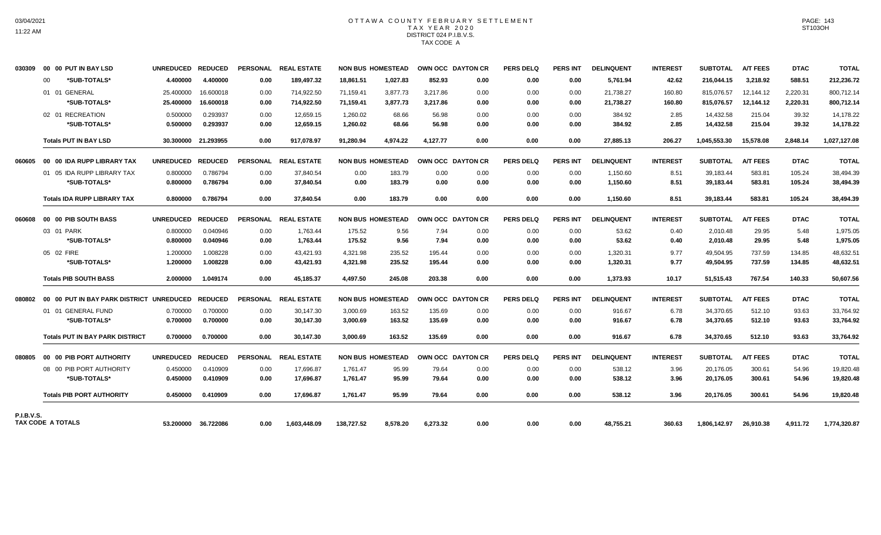# OTTAWA COUNTY FEBRUARY SETTLEMENT
## TAX YEAR 2020
### DISTRICT 024 P.I.B.V.S.
### TAX CODE A

| | | UNREDUCED | REDUCED | PERSONAL | REAL ESTATE | NON BUS | HOMESTEAD | OWN OCC | DAYTON CR | PERS DELQ | PERS INT | DELINQUENT | INTEREST | SUBTOTAL | A/T FEES | DTAC | TOTAL |
|---|---|---|---|---|---|---|---|---|---|---|---|---|---|---|---|---|---|
| 030309 | 00 00 PUT IN BAY LSD | UNREDUCED | REDUCED | PERSONAL | REAL ESTATE | NON BUS | HOMESTEAD | OWN OCC | DAYTON CR | PERS DELQ | PERS INT | DELINQUENT | INTEREST | SUBTOTAL | A/T FEES | DTAC | TOTAL |
| | 00 **\*SUB-TOTALS\*** | **4.400000** | **4.400000** | **0.00** | **189,497.32** | **18,861.51** | **1,027.83** | **852.93** | **0.00** | **0.00** | **0.00** | **5,761.94** | **42.62** | **216,044.15** | **3,218.92** | **588.51** | **212,236.72** |
| | 01 01 GENERAL | 25.400000 | 16.600018 | 0.00 | 714,922.50 | 71,159.41 | 3,877.73 | 3,217.86 | 0.00 | 0.00 | 0.00 | 21,738.27 | 160.80 | 815,076.57 | 12,144.12 | 2,220.31 | 800,712.14 |
| | **\*SUB-TOTALS\*** | **25.400000** | **16.600018** | **0.00** | **714,922.50** | **71,159.41** | **3,877.73** | **3,217.86** | **0.00** | **0.00** | **0.00** | **21,738.27** | **160.80** | **815,076.57** | **12,144.12** | **2,220.31** | **800,712.14** |
| | 02 01 RECREATION | 0.500000 | 0.293937 | 0.00 | 12,659.15 | 1,260.02 | 68.66 | 56.98 | 0.00 | 0.00 | 0.00 | 384.92 | 2.85 | 14,432.58 | 215.04 | 39.32 | 14,178.22 |
| | **\*SUB-TOTALS\*** | **0.500000** | **0.293937** | **0.00** | **12,659.15** | **1,260.02** | **68.66** | **56.98** | **0.00** | **0.00** | **0.00** | **384.92** | **2.85** | **14,432.58** | **215.04** | **39.32** | **14,178.22** |
| | **Totals PUT IN BAY LSD** | **30.300000** | **21.293955** | **0.00** | **917,078.97** | **91,280.94** | **4,974.22** | **4,127.77** | **0.00** | **0.00** | **0.00** | **27,885.13** | **206.27** | **1,045,553.30** | **15,578.08** | **2,848.14** | **1,027,127.08** |
| 060605 | 00 00 IDA RUPP LIBRARY TAX | UNREDUCED | REDUCED | PERSONAL | REAL ESTATE | NON BUS | HOMESTEAD | OWN OCC | DAYTON CR | PERS DELQ | PERS INT | DELINQUENT | INTEREST | SUBTOTAL | A/T FEES | DTAC | TOTAL |
| | 01 05 IDA RUPP LIBRARY TAX | 0.800000 | 0.786794 | 0.00 | 37,840.54 | 0.00 | 183.79 | 0.00 | 0.00 | 0.00 | 0.00 | 1,150.60 | 8.51 | 39,183.44 | 583.81 | 105.24 | 38,494.39 |
| | **\*SUB-TOTALS\*** | **0.800000** | **0.786794** | **0.00** | **37,840.54** | **0.00** | **183.79** | **0.00** | **0.00** | **0.00** | **0.00** | **1,150.60** | **8.51** | **39,183.44** | **583.81** | **105.24** | **38,494.39** |
| | **Totals IDA RUPP LIBRARY TAX** | **0.800000** | **0.786794** | **0.00** | **37,840.54** | **0.00** | **183.79** | **0.00** | **0.00** | **0.00** | **0.00** | **1,150.60** | **8.51** | **39,183.44** | **583.81** | **105.24** | **38,494.39** |
| 060608 | 00 00 PIB SOUTH BASS | UNREDUCED | REDUCED | PERSONAL | REAL ESTATE | NON BUS | HOMESTEAD | OWN OCC | DAYTON CR | PERS DELQ | PERS INT | DELINQUENT | INTEREST | SUBTOTAL | A/T FEES | DTAC | TOTAL |
| | 03 01 PARK | 0.800000 | 0.040946 | 0.00 | 1,763.44 | 175.52 | 9.56 | 7.94 | 0.00 | 0.00 | 0.00 | 53.62 | 0.40 | 2,010.48 | 29.95 | 5.48 | 1,975.05 |
| | **\*SUB-TOTALS\*** | **0.800000** | **0.040946** | **0.00** | **1,763.44** | **175.52** | **9.56** | **7.94** | **0.00** | **0.00** | **0.00** | **53.62** | **0.40** | **2,010.48** | **29.95** | **5.48** | **1,975.05** |
| | 05 02 FIRE | 1.200000 | 1.008228 | 0.00 | 43,421.93 | 4,321.98 | 235.52 | 195.44 | 0.00 | 0.00 | 0.00 | 1,320.31 | 9.77 | 49,504.95 | 737.59 | 134.85 | 48,632.51 |
| | **\*SUB-TOTALS\*** | **1.200000** | **1.008228** | **0.00** | **43,421.93** | **4,321.98** | **235.52** | **195.44** | **0.00** | **0.00** | **0.00** | **1,320.31** | **9.77** | **49,504.95** | **737.59** | **134.85** | **48,632.51** |
| | **Totals PIB SOUTH BASS** | **2.000000** | **1.049174** | **0.00** | **45,185.37** | **4,497.50** | **245.08** | **203.38** | **0.00** | **0.00** | **0.00** | **1,373.93** | **10.17** | **51,515.43** | **767.54** | **140.33** | **50,607.56** |
| 080802 | 00 00 PUT IN BAY PARK DISTRICT | UNREDUCED | REDUCED | PERSONAL | REAL ESTATE | NON BUS | HOMESTEAD | OWN OCC | DAYTON CR | PERS DELQ | PERS INT | DELINQUENT | INTEREST | SUBTOTAL | A/T FEES | DTAC | TOTAL |
| | 01 01 GENERAL FUND | 0.700000 | 0.700000 | 0.00 | 30,147.30 | 3,000.69 | 163.52 | 135.69 | 0.00 | 0.00 | 0.00 | 916.67 | 6.78 | 34,370.65 | 512.10 | 93.63 | 33,764.92 |
| | **\*SUB-TOTALS\*** | **0.700000** | **0.700000** | **0.00** | **30,147.30** | **3,000.69** | **163.52** | **135.69** | **0.00** | **0.00** | **0.00** | **916.67** | **6.78** | **34,370.65** | **512.10** | **93.63** | **33,764.92** |
| | **Totals PUT IN BAY PARK DISTRICT** | **0.700000** | **0.700000** | **0.00** | **30,147.30** | **3,000.69** | **163.52** | **135.69** | **0.00** | **0.00** | **0.00** | **916.67** | **6.78** | **34,370.65** | **512.10** | **93.63** | **33,764.92** |
| 080805 | 00 00 PIB PORT AUTHORITY | UNREDUCED | REDUCED | PERSONAL | REAL ESTATE | NON BUS | HOMESTEAD | OWN OCC | DAYTON CR | PERS DELQ | PERS INT | DELINQUENT | INTEREST | SUBTOTAL | A/T FEES | DTAC | TOTAL |
| | 08 00 PIB PORT AUTHORITY | 0.450000 | 0.410909 | 0.00 | 17,696.87 | 1,761.47 | 95.99 | 79.64 | 0.00 | 0.00 | 0.00 | 538.12 | 3.96 | 20,176.05 | 300.61 | 54.96 | 19,820.48 |
| | **\*SUB-TOTALS\*** | **0.450000** | **0.410909** | **0.00** | **17,696.87** | **1,761.47** | **95.99** | **79.64** | **0.00** | **0.00** | **0.00** | **538.12** | **3.96** | **20,176.05** | **300.61** | **54.96** | **19,820.48** |
| | **Totals PIB PORT AUTHORITY** | **0.450000** | **0.410909** | **0.00** | **17,696.87** | **1,761.47** | **95.99** | **79.64** | **0.00** | **0.00** | **0.00** | **538.12** | **3.96** | **20,176.05** | **300.61** | **54.96** | **19,820.48** |
| **P.I.B.V.S. TAX CODE A TOTALS** | | **53.200000** | **36.722086** | **0.00** | **1,603,448.09** | **138,727.52** | **8,578.20** | **6,273.32** | **0.00** | **0.00** | **0.00** | **48,755.21** | **360.63** | **1,806,142.97** | **26,910.38** | **4,911.72** | **1,774,320.87** |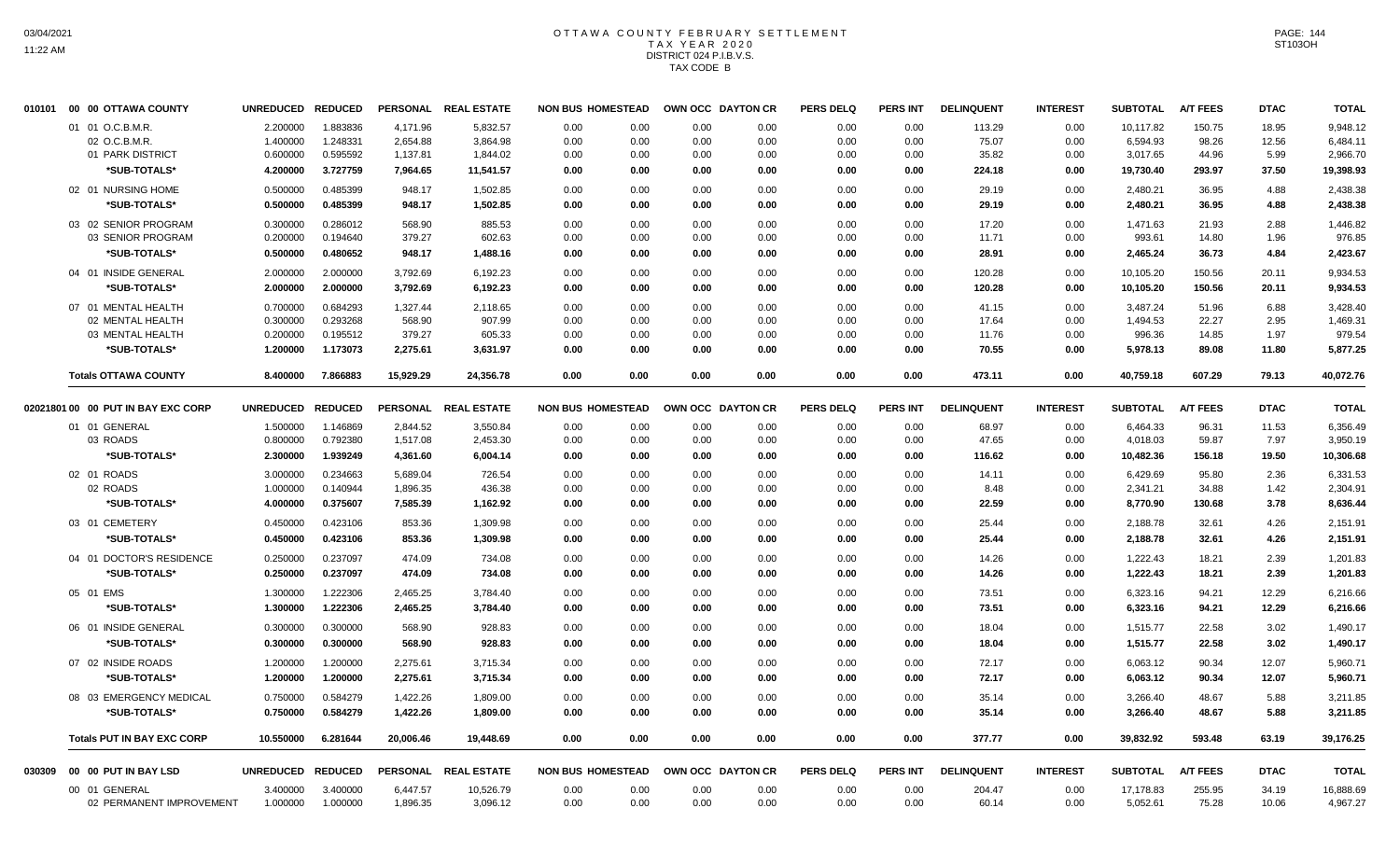# OTTAWA COUNTY FEBRUARY SETTLEMENT
## TAX YEAR 2020
### DISTRICT 024 P.I.B.V.S.
### TAX CODE B

| | | UNREDUCED | REDUCED | PERSONAL | REAL ESTATE | NON BUS | HOMESTEAD | OWN OCC | DAYTON CR | PERS DELQ | PERS INT | DELINQUENT | INTEREST | SUBTOTAL | A/T FEES | DTAC | TOTAL |
|---|---|---|---|---|---|---|---|---|---|---|---|---|---|---|---|---|---|
| 010101 | 00 00 OTTAWA COUNTY | | | | | | | | | | | | | | | | |
| | 01 01 O.C.B.M.R. | 2.200000 | 1.883836 | 4,171.96 | 5,832.57 | 0.00 | 0.00 | 0.00 | 0.00 | 0.00 | 0.00 | 113.29 | 0.00 | 10,117.82 | 150.75 | 18.95 | 9,948.12 |
| | 02 O.C.B.M.R. | 1.400000 | 1.248331 | 2,654.88 | 3,864.98 | 0.00 | 0.00 | 0.00 | 0.00 | 0.00 | 0.00 | 75.07 | 0.00 | 6,594.93 | 98.26 | 12.56 | 6,484.11 |
| | 01 PARK DISTRICT | 0.600000 | 0.595592 | 1,137.81 | 1,844.02 | 0.00 | 0.00 | 0.00 | 0.00 | 0.00 | 0.00 | 35.82 | 0.00 | 3,017.65 | 44.96 | 5.99 | 2,966.70 |
| | *SUB-TOTALS* | 4.200000 | 3.727759 | 7,964.65 | 11,541.57 | 0.00 | 0.00 | 0.00 | 0.00 | 0.00 | 0.00 | 224.18 | 0.00 | 19,730.40 | 293.97 | 37.50 | 19,398.93 |
| | 02 01 NURSING HOME | 0.500000 | 0.485399 | 948.17 | 1,502.85 | 0.00 | 0.00 | 0.00 | 0.00 | 0.00 | 0.00 | 29.19 | 0.00 | 2,480.21 | 36.95 | 4.88 | 2,438.38 |
| | *SUB-TOTALS* | 0.500000 | 0.485399 | 948.17 | 1,502.85 | 0.00 | 0.00 | 0.00 | 0.00 | 0.00 | 0.00 | 29.19 | 0.00 | 2,480.21 | 36.95 | 4.88 | 2,438.38 |
| | 03 02 SENIOR PROGRAM | 0.300000 | 0.286012 | 568.90 | 885.53 | 0.00 | 0.00 | 0.00 | 0.00 | 0.00 | 0.00 | 17.20 | 0.00 | 1,471.63 | 21.93 | 2.88 | 1,446.82 |
| | 03 SENIOR PROGRAM | 0.200000 | 0.194640 | 379.27 | 602.63 | 0.00 | 0.00 | 0.00 | 0.00 | 0.00 | 0.00 | 11.71 | 0.00 | 993.61 | 14.80 | 1.96 | 976.85 |
| | *SUB-TOTALS* | 0.500000 | 0.480652 | 948.17 | 1,488.16 | 0.00 | 0.00 | 0.00 | 0.00 | 0.00 | 0.00 | 28.91 | 0.00 | 2,465.24 | 36.73 | 4.84 | 2,423.67 |
| | 04 01 INSIDE GENERAL | 2.000000 | 2.000000 | 3,792.69 | 6,192.23 | 0.00 | 0.00 | 0.00 | 0.00 | 0.00 | 0.00 | 120.28 | 0.00 | 10,105.20 | 150.56 | 20.11 | 9,934.53 |
| | *SUB-TOTALS* | 2.000000 | 2.000000 | 3,792.69 | 6,192.23 | 0.00 | 0.00 | 0.00 | 0.00 | 0.00 | 0.00 | 120.28 | 0.00 | 10,105.20 | 150.56 | 20.11 | 9,934.53 |
| | 07 01 MENTAL HEALTH | 0.700000 | 0.684293 | 1,327.44 | 2,118.65 | 0.00 | 0.00 | 0.00 | 0.00 | 0.00 | 0.00 | 41.15 | 0.00 | 3,487.24 | 51.96 | 6.88 | 3,428.40 |
| | 02 MENTAL HEALTH | 0.300000 | 0.293268 | 568.90 | 907.99 | 0.00 | 0.00 | 0.00 | 0.00 | 0.00 | 0.00 | 17.64 | 0.00 | 1,494.53 | 22.27 | 2.95 | 1,469.31 |
| | 03 MENTAL HEALTH | 0.200000 | 0.195512 | 379.27 | 605.33 | 0.00 | 0.00 | 0.00 | 0.00 | 0.00 | 0.00 | 11.76 | 0.00 | 996.36 | 14.85 | 1.97 | 979.54 |
| | *SUB-TOTALS* | 1.200000 | 1.173073 | 2,275.61 | 3,631.97 | 0.00 | 0.00 | 0.00 | 0.00 | 0.00 | 0.00 | 70.55 | 0.00 | 5,978.13 | 89.08 | 11.80 | 5,877.25 |
| | **Totals OTTAWA COUNTY** | 8.400000 | 7.866883 | 15,929.29 | 24,356.78 | 0.00 | 0.00 | 0.00 | 0.00 | 0.00 | 0.00 | 473.11 | 0.00 | 40,759.18 | 607.29 | 79.13 | 40,072.76 |
| 02021801 | 00 00 PUT IN BAY EXC CORP | UNREDUCED | REDUCED | PERSONAL | REAL ESTATE | NON BUS | HOMESTEAD | OWN OCC | DAYTON CR | PERS DELQ | PERS INT | DELINQUENT | INTEREST | SUBTOTAL | A/T FEES | DTAC | TOTAL |
| | 01 01 GENERAL | 1.500000 | 1.146869 | 2,844.52 | 3,550.84 | 0.00 | 0.00 | 0.00 | 0.00 | 0.00 | 0.00 | 68.97 | 0.00 | 6,464.33 | 96.31 | 11.53 | 6,356.49 |
| | 03 ROADS | 0.800000 | 0.792380 | 1,517.08 | 2,453.30 | 0.00 | 0.00 | 0.00 | 0.00 | 0.00 | 0.00 | 47.65 | 0.00 | 4,018.03 | 59.87 | 7.97 | 3,950.19 |
| | *SUB-TOTALS* | 2.300000 | 1.939249 | 4,361.60 | 6,004.14 | 0.00 | 0.00 | 0.00 | 0.00 | 0.00 | 0.00 | 116.62 | 0.00 | 10,482.36 | 156.18 | 19.50 | 10,306.68 |
| | 02 01 ROADS | 3.000000 | 0.234663 | 5,689.04 | 726.54 | 0.00 | 0.00 | 0.00 | 0.00 | 0.00 | 0.00 | 14.11 | 0.00 | 6,429.69 | 95.80 | 2.36 | 6,331.53 |
| | 02 ROADS | 1.000000 | 0.140944 | 1,896.35 | 436.38 | 0.00 | 0.00 | 0.00 | 0.00 | 0.00 | 0.00 | 8.48 | 0.00 | 2,341.21 | 34.88 | 1.42 | 2,304.91 |
| | *SUB-TOTALS* | 4.000000 | 0.375607 | 7,585.39 | 1,162.92 | 0.00 | 0.00 | 0.00 | 0.00 | 0.00 | 0.00 | 22.59 | 0.00 | 8,770.90 | 130.68 | 3.78 | 8,636.44 |
| | 03 01 CEMETERY | 0.450000 | 0.423106 | 853.36 | 1,309.98 | 0.00 | 0.00 | 0.00 | 0.00 | 0.00 | 0.00 | 25.44 | 0.00 | 2,188.78 | 32.61 | 4.26 | 2,151.91 |
| | *SUB-TOTALS* | 0.450000 | 0.423106 | 853.36 | 1,309.98 | 0.00 | 0.00 | 0.00 | 0.00 | 0.00 | 0.00 | 25.44 | 0.00 | 2,188.78 | 32.61 | 4.26 | 2,151.91 |
| | 04 01 DOCTOR'S RESIDENCE | 0.250000 | 0.237097 | 474.09 | 734.08 | 0.00 | 0.00 | 0.00 | 0.00 | 0.00 | 0.00 | 14.26 | 0.00 | 1,222.43 | 18.21 | 2.39 | 1,201.83 |
| | *SUB-TOTALS* | 0.250000 | 0.237097 | 474.09 | 734.08 | 0.00 | 0.00 | 0.00 | 0.00 | 0.00 | 0.00 | 14.26 | 0.00 | 1,222.43 | 18.21 | 2.39 | 1,201.83 |
| | 05 01 EMS | 1.300000 | 1.222306 | 2,465.25 | 3,784.40 | 0.00 | 0.00 | 0.00 | 0.00 | 0.00 | 0.00 | 73.51 | 0.00 | 6,323.16 | 94.21 | 12.29 | 6,216.66 |
| | *SUB-TOTALS* | 1.300000 | 1.222306 | 2,465.25 | 3,784.40 | 0.00 | 0.00 | 0.00 | 0.00 | 0.00 | 0.00 | 73.51 | 0.00 | 6,323.16 | 94.21 | 12.29 | 6,216.66 |
| | 06 01 INSIDE GENERAL | 0.300000 | 0.300000 | 568.90 | 928.83 | 0.00 | 0.00 | 0.00 | 0.00 | 0.00 | 0.00 | 18.04 | 0.00 | 1,515.77 | 22.58 | 3.02 | 1,490.17 |
| | *SUB-TOTALS* | 0.300000 | 0.300000 | 568.90 | 928.83 | 0.00 | 0.00 | 0.00 | 0.00 | 0.00 | 0.00 | 18.04 | 0.00 | 1,515.77 | 22.58 | 3.02 | 1,490.17 |
| | 07 02 INSIDE ROADS | 1.200000 | 1.200000 | 2,275.61 | 3,715.34 | 0.00 | 0.00 | 0.00 | 0.00 | 0.00 | 0.00 | 72.17 | 0.00 | 6,063.12 | 90.34 | 12.07 | 5,960.71 |
| | *SUB-TOTALS* | 1.200000 | 1.200000 | 2,275.61 | 3,715.34 | 0.00 | 0.00 | 0.00 | 0.00 | 0.00 | 0.00 | 72.17 | 0.00 | 6,063.12 | 90.34 | 12.07 | 5,960.71 |
| | 08 03 EMERGENCY MEDICAL | 0.750000 | 0.584279 | 1,422.26 | 1,809.00 | 0.00 | 0.00 | 0.00 | 0.00 | 0.00 | 0.00 | 35.14 | 0.00 | 3,266.40 | 48.67 | 5.88 | 3,211.85 |
| | *SUB-TOTALS* | 0.750000 | 0.584279 | 1,422.26 | 1,809.00 | 0.00 | 0.00 | 0.00 | 0.00 | 0.00 | 0.00 | 35.14 | 0.00 | 3,266.40 | 48.67 | 5.88 | 3,211.85 |
| | **Totals PUT IN BAY EXC CORP** | 10.550000 | 6.281644 | 20,006.46 | 19,448.69 | 0.00 | 0.00 | 0.00 | 0.00 | 0.00 | 0.00 | 377.77 | 0.00 | 39,832.92 | 593.48 | 63.19 | 39,176.25 |
| 030309 | 00 00 PUT IN BAY LSD | UNREDUCED | REDUCED | PERSONAL | REAL ESTATE | NON BUS | HOMESTEAD | OWN OCC | DAYTON CR | PERS DELQ | PERS INT | DELINQUENT | INTEREST | SUBTOTAL | A/T FEES | DTAC | TOTAL |
| | 00 01 GENERAL | 3.400000 | 3.400000 | 6,447.57 | 10,526.79 | 0.00 | 0.00 | 0.00 | 0.00 | 0.00 | 0.00 | 204.47 | 0.00 | 17,178.83 | 255.95 | 34.19 | 16,888.69 |
| | 02 PERMANENT IMPROVEMENT | 1.000000 | 1.000000 | 1,896.35 | 3,096.12 | 0.00 | 0.00 | 0.00 | 0.00 | 0.00 | 0.00 | 60.14 | 0.00 | 5,052.61 | 75.28 | 10.06 | 4,967.27 |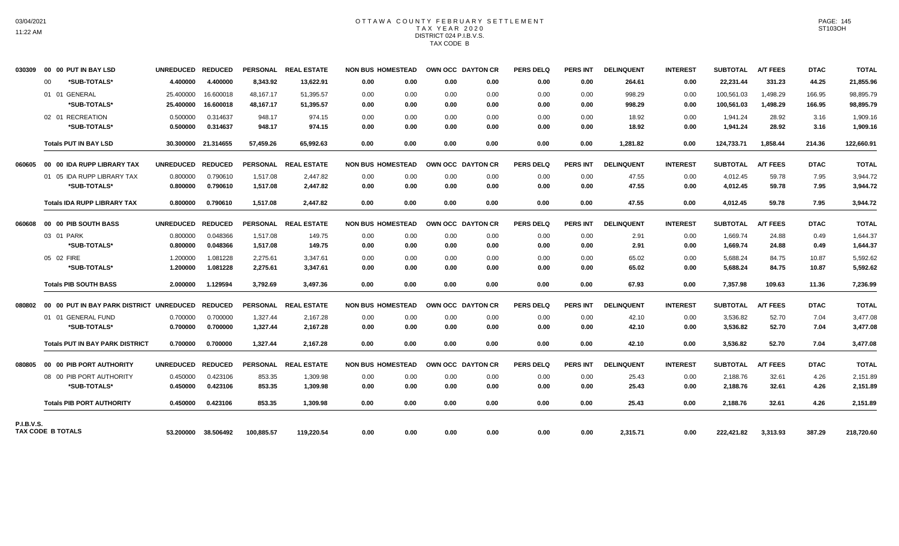# OTTAWA COUNTY FEBRUARY SETTLEMENT
## TAX YEAR 2020
### DISTRICT 024 P.I.B.V.S.
### TAX CODE B

| | | UNREDUCED | REDUCED | PERSONAL | REAL ESTATE | NON BUS | HOMESTEAD | OWN OCC | DAYTON CR | PERS DELQ | PERS INT | DELINQUENT | INTEREST | SUBTOTAL | A/T FEES | DTAC | TOTAL |
|---|---|---|---|---|---|---|---|---|---|---|---|---|---|---|---|---|---|
| 030309 | 00 00 PUT IN BAY LSD | UNREDUCED | REDUCED | PERSONAL | REAL ESTATE | NON BUS | HOMESTEAD | OWN OCC | DAYTON CR | PERS DELQ | PERS INT | DELINQUENT | INTEREST | SUBTOTAL | A/T FEES | DTAC | TOTAL |
| | 00 *SUB-TOTALS* | 4.400000 | 4.400000 | 8,343.92 | 13,622.91 | 0.00 | 0.00 | 0.00 | 0.00 | 0.00 | 0.00 | 264.61 | 0.00 | 22,231.44 | 331.23 | 44.25 | 21,855.96 |
| | 01 01 GENERAL | 25.400000 | 16.600018 | 48,167.17 | 51,395.57 | 0.00 | 0.00 | 0.00 | 0.00 | 0.00 | 0.00 | 998.29 | 0.00 | 100,561.03 | 1,498.29 | 166.95 | 98,895.79 |
| | *SUB-TOTALS* | 25.400000 | 16.600018 | 48,167.17 | 51,395.57 | 0.00 | 0.00 | 0.00 | 0.00 | 0.00 | 0.00 | 998.29 | 0.00 | 100,561.03 | 1,498.29 | 166.95 | 98,895.79 |
| | 02 01 RECREATION | 0.500000 | 0.314637 | 948.17 | 974.15 | 0.00 | 0.00 | 0.00 | 0.00 | 0.00 | 0.00 | 18.92 | 0.00 | 1,941.24 | 28.92 | 3.16 | 1,909.16 |
| | *SUB-TOTALS* | 0.500000 | 0.314637 | 948.17 | 974.15 | 0.00 | 0.00 | 0.00 | 0.00 | 0.00 | 0.00 | 18.92 | 0.00 | 1,941.24 | 28.92 | 3.16 | 1,909.16 |
| | **Totals PUT IN BAY LSD** | 30.300000 | 21.314655 | 57,459.26 | 65,992.63 | 0.00 | 0.00 | 0.00 | 0.00 | 0.00 | 0.00 | 1,281.82 | 0.00 | 124,733.71 | 1,858.44 | 214.36 | 122,660.91 |
| 060605 | 00 00 IDA RUPP LIBRARY TAX | UNREDUCED | REDUCED | PERSONAL | REAL ESTATE | NON BUS | HOMESTEAD | OWN OCC | DAYTON CR | PERS DELQ | PERS INT | DELINQUENT | INTEREST | SUBTOTAL | A/T FEES | DTAC | TOTAL |
| | 01 05 IDA RUPP LIBRARY TAX | 0.800000 | 0.790610 | 1,517.08 | 2,447.82 | 0.00 | 0.00 | 0.00 | 0.00 | 0.00 | 0.00 | 47.55 | 0.00 | 4,012.45 | 59.78 | 7.95 | 3,944.72 |
| | *SUB-TOTALS* | 0.800000 | 0.790610 | 1,517.08 | 2,447.82 | 0.00 | 0.00 | 0.00 | 0.00 | 0.00 | 0.00 | 47.55 | 0.00 | 4,012.45 | 59.78 | 7.95 | 3,944.72 |
| | **Totals IDA RUPP LIBRARY TAX** | 0.800000 | 0.790610 | 1,517.08 | 2,447.82 | 0.00 | 0.00 | 0.00 | 0.00 | 0.00 | 0.00 | 47.55 | 0.00 | 4,012.45 | 59.78 | 7.95 | 3,944.72 |
| 060608 | 00 00 PIB SOUTH BASS | UNREDUCED | REDUCED | PERSONAL | REAL ESTATE | NON BUS | HOMESTEAD | OWN OCC | DAYTON CR | PERS DELQ | PERS INT | DELINQUENT | INTEREST | SUBTOTAL | A/T FEES | DTAC | TOTAL |
| | 03 01 PARK | 0.800000 | 0.048366 | 1,517.08 | 149.75 | 0.00 | 0.00 | 0.00 | 0.00 | 0.00 | 0.00 | 2.91 | 0.00 | 1,669.74 | 24.88 | 0.49 | 1,644.37 |
| | *SUB-TOTALS* | 0.800000 | 0.048366 | 1,517.08 | 149.75 | 0.00 | 0.00 | 0.00 | 0.00 | 0.00 | 0.00 | 2.91 | 0.00 | 1,669.74 | 24.88 | 0.49 | 1,644.37 |
| | 05 02 FIRE | 1.200000 | 1.081228 | 2,275.61 | 3,347.61 | 0.00 | 0.00 | 0.00 | 0.00 | 0.00 | 0.00 | 65.02 | 0.00 | 5,688.24 | 84.75 | 10.87 | 5,592.62 |
| | *SUB-TOTALS* | 1.200000 | 1.081228 | 2,275.61 | 3,347.61 | 0.00 | 0.00 | 0.00 | 0.00 | 0.00 | 0.00 | 65.02 | 0.00 | 5,688.24 | 84.75 | 10.87 | 5,592.62 |
| | **Totals PIB SOUTH BASS** | 2.000000 | 1.129594 | 3,792.69 | 3,497.36 | 0.00 | 0.00 | 0.00 | 0.00 | 0.00 | 0.00 | 67.93 | 0.00 | 7,357.98 | 109.63 | 11.36 | 7,236.99 |
| 080802 | 00 00 PUT IN BAY PARK DISTRICT | UNREDUCED | REDUCED | PERSONAL | REAL ESTATE | NON BUS | HOMESTEAD | OWN OCC | DAYTON CR | PERS DELQ | PERS INT | DELINQUENT | INTEREST | SUBTOTAL | A/T FEES | DTAC | TOTAL |
| | 01 01 GENERAL FUND | 0.700000 | 0.700000 | 1,327.44 | 2,167.28 | 0.00 | 0.00 | 0.00 | 0.00 | 0.00 | 0.00 | 42.10 | 0.00 | 3,536.82 | 52.70 | 7.04 | 3,477.08 |
| | *SUB-TOTALS* | 0.700000 | 0.700000 | 1,327.44 | 2,167.28 | 0.00 | 0.00 | 0.00 | 0.00 | 0.00 | 0.00 | 42.10 | 0.00 | 3,536.82 | 52.70 | 7.04 | 3,477.08 |
| | **Totals PUT IN BAY PARK DISTRICT** | 0.700000 | 0.700000 | 1,327.44 | 2,167.28 | 0.00 | 0.00 | 0.00 | 0.00 | 0.00 | 0.00 | 42.10 | 0.00 | 3,536.82 | 52.70 | 7.04 | 3,477.08 |
| 080805 | 00 00 PIB PORT AUTHORITY | UNREDUCED | REDUCED | PERSONAL | REAL ESTATE | NON BUS | HOMESTEAD | OWN OCC | DAYTON CR | PERS DELQ | PERS INT | DELINQUENT | INTEREST | SUBTOTAL | A/T FEES | DTAC | TOTAL |
| | 08 00 PIB PORT AUTHORITY | 0.450000 | 0.423106 | 853.35 | 1,309.98 | 0.00 | 0.00 | 0.00 | 0.00 | 0.00 | 0.00 | 25.43 | 0.00 | 2,188.76 | 32.61 | 4.26 | 2,151.89 |
| | *SUB-TOTALS* | 0.450000 | 0.423106 | 853.35 | 1,309.98 | 0.00 | 0.00 | 0.00 | 0.00 | 0.00 | 0.00 | 25.43 | 0.00 | 2,188.76 | 32.61 | 4.26 | 2,151.89 |
| | **Totals PIB PORT AUTHORITY** | 0.450000 | 0.423106 | 853.35 | 1,309.98 | 0.00 | 0.00 | 0.00 | 0.00 | 0.00 | 0.00 | 25.43 | 0.00 | 2,188.76 | 32.61 | 4.26 | 2,151.89 |
| P.I.B.V.S. | **TAX CODE B TOTALS** | 53.200000 | 38.506492 | 100,885.57 | 119,220.54 | 0.00 | 0.00 | 0.00 | 0.00 | 0.00 | 0.00 | 2,315.71 | 0.00 | 222,421.82 | 3,313.93 | 387.29 | 218,720.60 |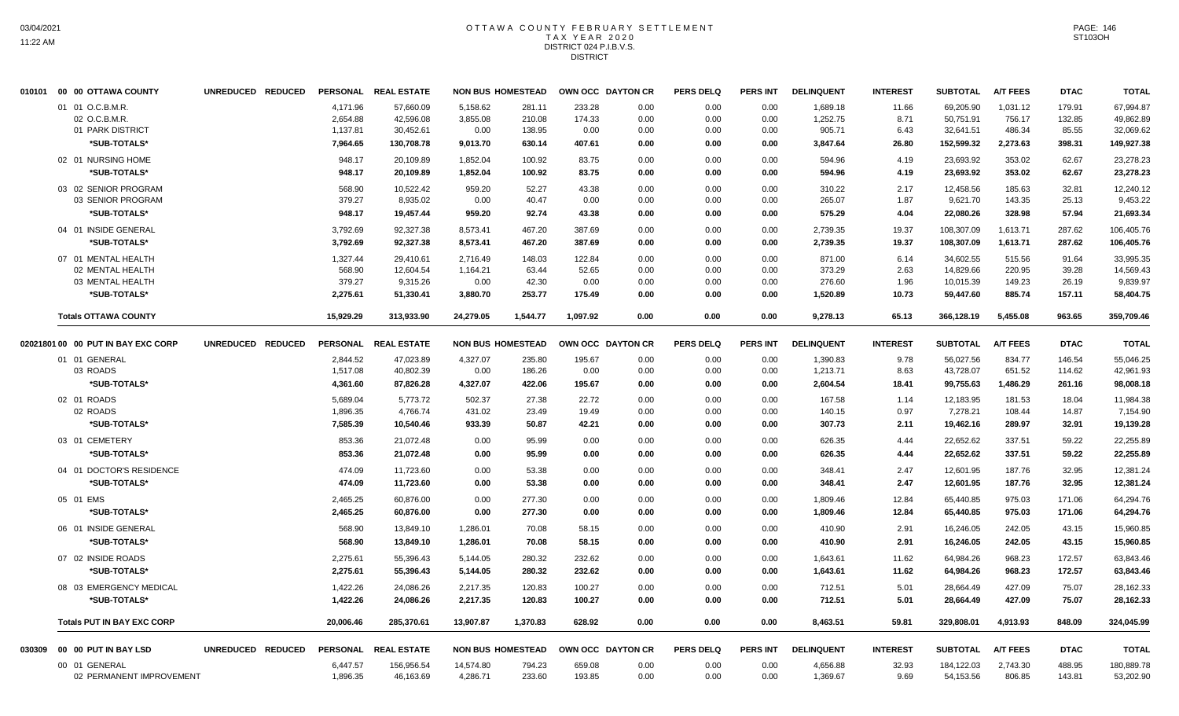# OTTAWA COUNTY FEBRUARY SETTLEMENT
## TAX YEAR 2020
## DISTRICT 024 P.I.B.V.S.
## DISTRICT

| 010101 00 00 OTTAWA COUNTY | UNREDUCED | REDUCED | PERSONAL | REAL ESTATE | NON BUS | HOMESTEAD | OWN OCC | DAYTON CR | PERS DELQ | PERS INT | DELINQUENT | INTEREST | SUBTOTAL | A/T FEES | DTAC | TOTAL |
|---|---|---|---|---|---|---|---|---|---|---|---|---|---|---|---|---|
| 01 01 O.C.B.M.R. | | | 4,171.96 | 57,660.09 | 5,158.62 | 281.11 | 233.28 | 0.00 | 0.00 | 0.00 | 1,689.18 | 11.66 | 69,205.90 | 1,031.12 | 179.91 | 67,994.87 |
| 02 O.C.B.M.R. | | | 2,654.88 | 42,596.08 | 3,855.08 | 210.08 | 174.33 | 0.00 | 0.00 | 0.00 | 1,252.75 | 8.71 | 50,751.91 | 756.17 | 132.85 | 49,862.89 |
| 01 PARK DISTRICT | | | 1,137.81 | 30,452.61 | 0.00 | 138.95 | 0.00 | 0.00 | 0.00 | 0.00 | 905.71 | 6.43 | 32,641.51 | 486.34 | 85.55 | 32,069.62 |
| *SUB-TOTALS* | | | 7,964.65 | 130,708.78 | 9,013.70 | 630.14 | 407.61 | 0.00 | 0.00 | 0.00 | 3,847.64 | 26.80 | 152,599.32 | 2,273.63 | 398.31 | 149,927.38 |
| 02 01 NURSING HOME | | | 948.17 | 20,109.89 | 1,852.04 | 100.92 | 83.75 | 0.00 | 0.00 | 0.00 | 594.96 | 4.19 | 23,693.92 | 353.02 | 62.67 | 23,278.23 |
| *SUB-TOTALS* | | | 948.17 | 20,109.89 | 1,852.04 | 100.92 | 83.75 | 0.00 | 0.00 | 0.00 | 594.96 | 4.19 | 23,693.92 | 353.02 | 62.67 | 23,278.23 |
| 03 02 SENIOR PROGRAM | | | 568.90 | 10,522.42 | 959.20 | 52.27 | 43.38 | 0.00 | 0.00 | 0.00 | 310.22 | 2.17 | 12,458.56 | 185.63 | 32.81 | 12,240.12 |
| 03 SENIOR PROGRAM | | | 379.27 | 8,935.02 | 0.00 | 40.47 | 0.00 | 0.00 | 0.00 | 0.00 | 265.07 | 1.87 | 9,621.70 | 143.35 | 25.13 | 9,453.22 |
| *SUB-TOTALS* | | | 948.17 | 19,457.44 | 959.20 | 92.74 | 43.38 | 0.00 | 0.00 | 0.00 | 575.29 | 4.04 | 22,080.26 | 328.98 | 57.94 | 21,693.34 |
| 04 01 INSIDE GENERAL | | | 3,792.69 | 92,327.38 | 8,573.41 | 467.20 | 387.69 | 0.00 | 0.00 | 0.00 | 2,739.35 | 19.37 | 108,307.09 | 1,613.71 | 287.62 | 106,405.76 |
| *SUB-TOTALS* | | | 3,792.69 | 92,327.38 | 8,573.41 | 467.20 | 387.69 | 0.00 | 0.00 | 0.00 | 2,739.35 | 19.37 | 108,307.09 | 1,613.71 | 287.62 | 106,405.76 |
| 07 01 MENTAL HEALTH | | | 1,327.44 | 29,410.61 | 2,716.49 | 148.03 | 122.84 | 0.00 | 0.00 | 0.00 | 871.00 | 6.14 | 34,602.55 | 515.56 | 91.64 | 33,995.35 |
| 02 MENTAL HEALTH | | | 568.90 | 12,604.54 | 1,164.21 | 63.44 | 52.65 | 0.00 | 0.00 | 0.00 | 373.29 | 2.63 | 14,829.66 | 220.95 | 39.28 | 14,569.43 |
| 03 MENTAL HEALTH | | | 379.27 | 9,315.26 | 0.00 | 42.30 | 0.00 | 0.00 | 0.00 | 0.00 | 276.60 | 1.96 | 10,015.39 | 149.23 | 26.19 | 9,839.97 |
| *SUB-TOTALS* | | | 2,275.61 | 51,330.41 | 3,880.70 | 253.77 | 175.49 | 0.00 | 0.00 | 0.00 | 1,520.89 | 10.73 | 59,447.60 | 885.74 | 157.11 | 58,404.75 |
| **Totals OTTAWA COUNTY** | | | 15,929.29 | 313,933.90 | 24,279.05 | 1,544.77 | 1,097.92 | 0.00 | 0.00 | 0.00 | 9,278.13 | 65.13 | 366,128.19 | 5,455.08 | 963.65 | 359,709.46 |

| 02021801 00 00 PUT IN BAY EXC CORP | UNREDUCED | REDUCED | PERSONAL | REAL ESTATE | NON BUS | HOMESTEAD | OWN OCC | DAYTON CR | PERS DELQ | PERS INT | DELINQUENT | INTEREST | SUBTOTAL | A/T FEES | DTAC | TOTAL |
|---|---|---|---|---|---|---|---|---|---|---|---|---|---|---|---|---|
| 01 01 GENERAL | | | 2,844.52 | 47,023.89 | 4,327.07 | 235.80 | 195.67 | 0.00 | 0.00 | 0.00 | 1,390.83 | 9.78 | 56,027.56 | 834.77 | 146.54 | 55,046.25 |
| 03 ROADS | | | 1,517.08 | 40,802.39 | 0.00 | 186.26 | 0.00 | 0.00 | 0.00 | 0.00 | 1,213.71 | 8.63 | 43,728.07 | 651.52 | 114.62 | 42,961.93 |
| *SUB-TOTALS* | | | 4,361.60 | 87,826.28 | 4,327.07 | 422.06 | 195.67 | 0.00 | 0.00 | 0.00 | 2,604.54 | 18.41 | 99,755.63 | 1,486.29 | 261.16 | 98,008.18 |
| 02 01 ROADS | | | 5,689.04 | 5,773.72 | 502.37 | 27.38 | 22.72 | 0.00 | 0.00 | 0.00 | 167.58 | 1.14 | 12,183.95 | 181.53 | 18.04 | 11,984.38 |
| 02 ROADS | | | 1,896.35 | 4,766.74 | 431.02 | 23.49 | 19.49 | 0.00 | 0.00 | 0.00 | 140.15 | 0.97 | 7,278.21 | 108.44 | 14.87 | 7,154.90 |
| *SUB-TOTALS* | | | 7,585.39 | 10,540.46 | 933.39 | 50.87 | 42.21 | 0.00 | 0.00 | 0.00 | 307.73 | 2.11 | 19,462.16 | 289.97 | 32.91 | 19,139.28 |
| 03 01 CEMETERY | | | 853.36 | 21,072.48 | 0.00 | 95.99 | 0.00 | 0.00 | 0.00 | 0.00 | 626.35 | 4.44 | 22,652.62 | 337.51 | 59.22 | 22,255.89 |
| *SUB-TOTALS* | | | 853.36 | 21,072.48 | 0.00 | 95.99 | 0.00 | 0.00 | 0.00 | 0.00 | 626.35 | 4.44 | 22,652.62 | 337.51 | 59.22 | 22,255.89 |
| 04 01 DOCTOR'S RESIDENCE | | | 474.09 | 11,723.60 | 0.00 | 53.38 | 0.00 | 0.00 | 0.00 | 0.00 | 348.41 | 2.47 | 12,601.95 | 187.76 | 32.95 | 12,381.24 |
| *SUB-TOTALS* | | | 474.09 | 11,723.60 | 0.00 | 53.38 | 0.00 | 0.00 | 0.00 | 0.00 | 348.41 | 2.47 | 12,601.95 | 187.76 | 32.95 | 12,381.24 |
| 05 01 EMS | | | 2,465.25 | 60,876.00 | 0.00 | 277.30 | 0.00 | 0.00 | 0.00 | 0.00 | 1,809.46 | 12.84 | 65,440.85 | 975.03 | 171.06 | 64,294.76 |
| *SUB-TOTALS* | | | 2,465.25 | 60,876.00 | 0.00 | 277.30 | 0.00 | 0.00 | 0.00 | 0.00 | 1,809.46 | 12.84 | 65,440.85 | 975.03 | 171.06 | 64,294.76 |
| 06 01 INSIDE GENERAL | | | 568.90 | 13,849.10 | 1,286.01 | 70.08 | 58.15 | 0.00 | 0.00 | 0.00 | 410.90 | 2.91 | 16,246.05 | 242.05 | 43.15 | 15,960.85 |
| *SUB-TOTALS* | | | 568.90 | 13,849.10 | 1,286.01 | 70.08 | 58.15 | 0.00 | 0.00 | 0.00 | 410.90 | 2.91 | 16,246.05 | 242.05 | 43.15 | 15,960.85 |
| 07 02 INSIDE ROADS | | | 2,275.61 | 55,396.43 | 5,144.05 | 280.32 | 232.62 | 0.00 | 0.00 | 0.00 | 1,643.61 | 11.62 | 64,984.26 | 968.23 | 172.57 | 63,843.46 |
| *SUB-TOTALS* | | | 2,275.61 | 55,396.43 | 5,144.05 | 280.32 | 232.62 | 0.00 | 0.00 | 0.00 | 1,643.61 | 11.62 | 64,984.26 | 968.23 | 172.57 | 63,843.46 |
| 08 03 EMERGENCY MEDICAL | | | 1,422.26 | 24,086.26 | 2,217.35 | 120.83 | 100.27 | 0.00 | 0.00 | 0.00 | 712.51 | 5.01 | 28,664.49 | 427.09 | 75.07 | 28,162.33 |
| *SUB-TOTALS* | | | 1,422.26 | 24,086.26 | 2,217.35 | 120.83 | 100.27 | 0.00 | 0.00 | 0.00 | 712.51 | 5.01 | 28,664.49 | 427.09 | 75.07 | 28,162.33 |
| **Totals PUT IN BAY EXC CORP** | | | 20,006.46 | 285,370.61 | 13,907.87 | 1,370.83 | 628.92 | 0.00 | 0.00 | 0.00 | 8,463.51 | 59.81 | 329,808.01 | 4,913.93 | 848.09 | 324,045.99 |

| 030309 00 00 PUT IN BAY LSD | UNREDUCED | REDUCED | PERSONAL | REAL ESTATE | NON BUS | HOMESTEAD | OWN OCC | DAYTON CR | PERS DELQ | PERS INT | DELINQUENT | INTEREST | SUBTOTAL | A/T FEES | DTAC | TOTAL |
|---|---|---|---|---|---|---|---|---|---|---|---|---|---|---|---|---|
| 00 01 GENERAL | | | 6,447.57 | 156,956.54 | 14,574.80 | 794.23 | 659.08 | 0.00 | 0.00 | 0.00 | 4,656.88 | 32.93 | 184,122.03 | 2,743.30 | 488.95 | 180,889.78 |
| 02 PERMANENT IMPROVEMENT | | | 1,896.35 | 46,163.69 | 4,286.71 | 233.60 | 193.85 | 0.00 | 0.00 | 0.00 | 1,369.67 | 9.69 | 54,153.56 | 806.85 | 143.81 | 53,202.90 |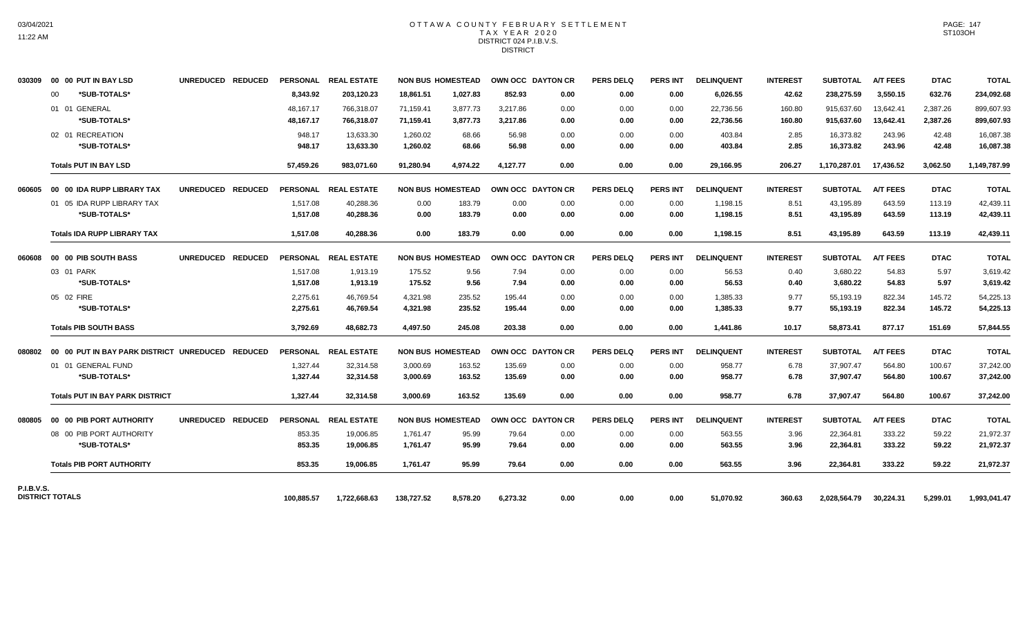# OTTAWA COUNTY FEBRUARY SETTLEMENT
## TAX YEAR 2020
### DISTRICT 024 P.I.B.V.S.
### DISTRICT

| | | | | PERSONAL | REAL ESTATE | NON BUS | HOMESTEAD | OWN OCC | DAYTON CR | PERS DELQ | PERS INT | DELINQUENT | INTEREST | SUBTOTAL | A/T FEES | DTAC | TOTAL |
|---|---|---|---|---|---|---|---|---|---|---|---|---|---|---|---|---|---|
| 030309 | 00 00 PUT IN BAY LSD | UNREDUCED | REDUCED | PERSONAL | REAL ESTATE | NON BUS | HOMESTEAD | OWN OCC | DAYTON CR | PERS DELQ | PERS INT | DELINQUENT | INTEREST | SUBTOTAL | A/T FEES | DTAC | TOTAL |
| | 00 *SUB-TOTALS* | | | 8,343.92 | 203,120.23 | 18,861.51 | 1,027.83 | 852.93 | 0.00 | 0.00 | 0.00 | 6,026.55 | 42.62 | 238,275.59 | 3,550.15 | 632.76 | 234,092.68 |
| | 01 01 GENERAL | | | 48,167.17 | 766,318.07 | 71,159.41 | 3,877.73 | 3,217.86 | 0.00 | 0.00 | 0.00 | 22,736.56 | 160.80 | 915,637.60 | 13,642.41 | 2,387.26 | 899,607.93 |
| | *SUB-TOTALS* | | | 48,167.17 | 766,318.07 | 71,159.41 | 3,877.73 | 3,217.86 | 0.00 | 0.00 | 0.00 | 22,736.56 | 160.80 | 915,637.60 | 13,642.41 | 2,387.26 | 899,607.93 |
| | 02 01 RECREATION | | | 948.17 | 13,633.30 | 1,260.02 | 68.66 | 56.98 | 0.00 | 0.00 | 0.00 | 403.84 | 2.85 | 16,373.82 | 243.96 | 42.48 | 16,087.38 |
| | *SUB-TOTALS* | | | 948.17 | 13,633.30 | 1,260.02 | 68.66 | 56.98 | 0.00 | 0.00 | 0.00 | 403.84 | 2.85 | 16,373.82 | 243.96 | 42.48 | 16,087.38 |
| | **Totals PUT IN BAY LSD** | | | 57,459.26 | 983,071.60 | 91,280.94 | 4,974.22 | 4,127.77 | 0.00 | 0.00 | 0.00 | 29,166.95 | 206.27 | 1,170,287.01 | 17,436.52 | 3,062.50 | 1,149,787.99 |
| 060605 | 00 00 IDA RUPP LIBRARY TAX | UNREDUCED | REDUCED | PERSONAL | REAL ESTATE | NON BUS | HOMESTEAD | OWN OCC | DAYTON CR | PERS DELQ | PERS INT | DELINQUENT | INTEREST | SUBTOTAL | A/T FEES | DTAC | TOTAL |
| | 01 05 IDA RUPP LIBRARY TAX | | | 1,517.08 | 40,288.36 | 0.00 | 183.79 | 0.00 | 0.00 | 0.00 | 0.00 | 1,198.15 | 8.51 | 43,195.89 | 643.59 | 113.19 | 42,439.11 |
| | *SUB-TOTALS* | | | 1,517.08 | 40,288.36 | 0.00 | 183.79 | 0.00 | 0.00 | 0.00 | 0.00 | 1,198.15 | 8.51 | 43,195.89 | 643.59 | 113.19 | 42,439.11 |
| | **Totals IDA RUPP LIBRARY TAX** | | | 1,517.08 | 40,288.36 | 0.00 | 183.79 | 0.00 | 0.00 | 0.00 | 0.00 | 1,198.15 | 8.51 | 43,195.89 | 643.59 | 113.19 | 42,439.11 |
| 060608 | 00 00 PIB SOUTH BASS | UNREDUCED | REDUCED | PERSONAL | REAL ESTATE | NON BUS | HOMESTEAD | OWN OCC | DAYTON CR | PERS DELQ | PERS INT | DELINQUENT | INTEREST | SUBTOTAL | A/T FEES | DTAC | TOTAL |
| | 03 01 PARK | | | 1,517.08 | 1,913.19 | 175.52 | 9.56 | 7.94 | 0.00 | 0.00 | 0.00 | 56.53 | 0.40 | 3,680.22 | 54.83 | 5.97 | 3,619.42 |
| | *SUB-TOTALS* | | | 1,517.08 | 1,913.19 | 175.52 | 9.56 | 7.94 | 0.00 | 0.00 | 0.00 | 56.53 | 0.40 | 3,680.22 | 54.83 | 5.97 | 3,619.42 |
| | 05 02 FIRE | | | 2,275.61 | 46,769.54 | 4,321.98 | 235.52 | 195.44 | 0.00 | 0.00 | 0.00 | 1,385.33 | 9.77 | 55,193.19 | 822.34 | 145.72 | 54,225.13 |
| | *SUB-TOTALS* | | | 2,275.61 | 46,769.54 | 4,321.98 | 235.52 | 195.44 | 0.00 | 0.00 | 0.00 | 1,385.33 | 9.77 | 55,193.19 | 822.34 | 145.72 | 54,225.13 |
| | **Totals PIB SOUTH BASS** | | | 3,792.69 | 48,682.73 | 4,497.50 | 245.08 | 203.38 | 0.00 | 0.00 | 0.00 | 1,441.86 | 10.17 | 58,873.41 | 877.17 | 151.69 | 57,844.55 |
| 080802 | 00 00 PUT IN BAY PARK DISTRICT | UNREDUCED | REDUCED | PERSONAL | REAL ESTATE | NON BUS | HOMESTEAD | OWN OCC | DAYTON CR | PERS DELQ | PERS INT | DELINQUENT | INTEREST | SUBTOTAL | A/T FEES | DTAC | TOTAL |
| | 01 01 GENERAL FUND | | | 1,327.44 | 32,314.58 | 3,000.69 | 163.52 | 135.69 | 0.00 | 0.00 | 0.00 | 958.77 | 6.78 | 37,907.47 | 564.80 | 100.67 | 37,242.00 |
| | *SUB-TOTALS* | | | 1,327.44 | 32,314.58 | 3,000.69 | 163.52 | 135.69 | 0.00 | 0.00 | 0.00 | 958.77 | 6.78 | 37,907.47 | 564.80 | 100.67 | 37,242.00 |
| | **Totals PUT IN BAY PARK DISTRICT** | | | 1,327.44 | 32,314.58 | 3,000.69 | 163.52 | 135.69 | 0.00 | 0.00 | 0.00 | 958.77 | 6.78 | 37,907.47 | 564.80 | 100.67 | 37,242.00 |
| 080805 | 00 00 PIB PORT AUTHORITY | UNREDUCED | REDUCED | PERSONAL | REAL ESTATE | NON BUS | HOMESTEAD | OWN OCC | DAYTON CR | PERS DELQ | PERS INT | DELINQUENT | INTEREST | SUBTOTAL | A/T FEES | DTAC | TOTAL |
| | 08 00 PIB PORT AUTHORITY | | | 853.35 | 19,006.85 | 1,761.47 | 95.99 | 79.64 | 0.00 | 0.00 | 0.00 | 563.55 | 3.96 | 22,364.81 | 333.22 | 59.22 | 21,972.37 |
| | *SUB-TOTALS* | | | 853.35 | 19,006.85 | 1,761.47 | 95.99 | 79.64 | 0.00 | 0.00 | 0.00 | 563.55 | 3.96 | 22,364.81 | 333.22 | 59.22 | 21,972.37 |
| | **Totals PIB PORT AUTHORITY** | | | 853.35 | 19,006.85 | 1,761.47 | 95.99 | 79.64 | 0.00 | 0.00 | 0.00 | 563.55 | 3.96 | 22,364.81 | 333.22 | 59.22 | 21,972.37 |
| **P.I.B.V.S. DISTRICT TOTALS** | | | | 100,885.57 | 1,722,668.63 | 138,727.52 | 8,578.20 | 6,273.32 | 0.00 | 0.00 | 0.00 | 51,070.92 | 360.63 | 2,028,564.79 | 30,224.31 | 5,299.01 | 1,993,041.47 |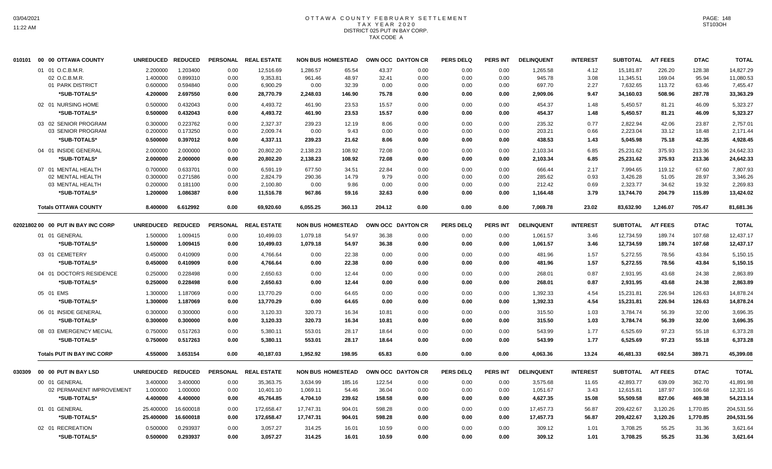# OTTAWA COUNTY FEBRUARY SETTLEMENT
## TAX YEAR 2020
### DISTRICT 025 PUT IN BAY CORP.
### TAX CODE A

| | | UNREDUCED | REDUCED | PERSONAL | REAL ESTATE | NON BUS | HOMESTEAD | OWN OCC | DAYTON CR | PERS DELQ | PERS INT | DELINQUENT | INTEREST | SUBTOTAL | A/T FEES | DTAC | TOTAL |
|---|---|---|---|---|---|---|---|---|---|---|---|---|---|---|---|---|---|
| 010101 | 00 00 OTTAWA COUNTY | | | | | | | | | | | | | | | | |
| | 01 01 O.C.B.M.R. | 2.200000 | 1.203400 | 0.00 | 12,516.69 | 1,286.57 | 65.54 | 43.37 | 0.00 | 0.00 | 0.00 | 1,265.58 | 4.12 | 15,181.87 | 226.20 | 128.38 | 14,827.29 |
| | 02 O.C.B.M.R. | 1.400000 | 0.899310 | 0.00 | 9,353.81 | 961.46 | 48.97 | 32.41 | 0.00 | 0.00 | 0.00 | 945.78 | 3.08 | 11,345.51 | 169.04 | 95.94 | 11,080.53 |
| | 01 PARK DISTRICT | 0.600000 | 0.594840 | 0.00 | 6,900.29 | 0.00 | 32.39 | 0.00 | 0.00 | 0.00 | 0.00 | 697.70 | 2.27 | 7,632.65 | 113.72 | 63.46 | 7,455.47 |
| | **\*SUB-TOTALS\*** | **4.200000** | **2.697550** | **0.00** | **28,770.79** | **2,248.03** | **146.90** | **75.78** | **0.00** | **0.00** | **0.00** | **2,909.06** | **9.47** | **34,160.03** | **508.96** | **287.78** | **33,363.29** |
| | 02 01 NURSING HOME | 0.500000 | 0.432043 | 0.00 | 4,493.72 | 461.90 | 23.53 | 15.57 | 0.00 | 0.00 | 0.00 | 454.37 | 1.48 | 5,450.57 | 81.21 | 46.09 | 5,323.27 |
| | **\*SUB-TOTALS\*** | **0.500000** | **0.432043** | **0.00** | **4,493.72** | **461.90** | **23.53** | **15.57** | **0.00** | **0.00** | **0.00** | **454.37** | **1.48** | **5,450.57** | **81.21** | **46.09** | **5,323.27** |
| | 03 02 SENIOR PROGRAM | 0.300000 | 0.223762 | 0.00 | 2,327.37 | 239.23 | 12.19 | 8.06 | 0.00 | 0.00 | 0.00 | 235.32 | 0.77 | 2,822.94 | 42.06 | 23.87 | 2,757.01 |
| | 03 SENIOR PROGRAM | 0.200000 | 0.173250 | 0.00 | 2,009.74 | 0.00 | 9.43 | 0.00 | 0.00 | 0.00 | 0.00 | 203.21 | 0.66 | 2,223.04 | 33.12 | 18.48 | 2,171.44 |
| | **\*SUB-TOTALS\*** | **0.500000** | **0.397012** | **0.00** | **4,337.11** | **239.23** | **21.62** | **8.06** | **0.00** | **0.00** | **0.00** | **438.53** | **1.43** | **5,045.98** | **75.18** | **42.35** | **4,928.45** |
| | 04 01 INSIDE GENERAL | 2.000000 | 2.000000 | 0.00 | 20,802.20 | 2,138.23 | 108.92 | 72.08 | 0.00 | 0.00 | 0.00 | 2,103.34 | 6.85 | 25,231.62 | 375.93 | 213.36 | 24,642.33 |
| | **\*SUB-TOTALS\*** | **2.000000** | **2.000000** | **0.00** | **20,802.20** | **2,138.23** | **108.92** | **72.08** | **0.00** | **0.00** | **0.00** | **2,103.34** | **6.85** | **25,231.62** | **375.93** | **213.36** | **24,642.33** |
| | 07 01 MENTAL HEALTH | 0.700000 | 0.633701 | 0.00 | 6,591.19 | 677.50 | 34.51 | 22.84 | 0.00 | 0.00 | 0.00 | 666.44 | 2.17 | 7,994.65 | 119.12 | 67.60 | 7,807.93 |
| | 02 MENTAL HEALTH | 0.300000 | 0.271586 | 0.00 | 2,824.79 | 290.36 | 14.79 | 9.79 | 0.00 | 0.00 | 0.00 | 285.62 | 0.93 | 3,426.28 | 51.05 | 28.97 | 3,346.26 |
| | 03 MENTAL HEALTH | 0.200000 | 0.181100 | 0.00 | 2,100.80 | 0.00 | 9.86 | 0.00 | 0.00 | 0.00 | 0.00 | 212.42 | 0.69 | 2,323.77 | 34.62 | 19.32 | 2,269.83 |
| | **\*SUB-TOTALS\*** | **1.200000** | **1.086387** | **0.00** | **11,516.78** | **967.86** | **59.16** | **32.63** | **0.00** | **0.00** | **0.00** | **1,164.48** | **3.79** | **13,744.70** | **204.79** | **115.89** | **13,424.02** |
| | **Totals OTTAWA COUNTY** | **8.400000** | **6.612992** | **0.00** | **69,920.60** | **6,055.25** | **360.13** | **204.12** | **0.00** | **0.00** | **0.00** | **7,069.78** | **23.02** | **83,632.90** | **1,246.07** | **705.47** | **81,681.36** |
| 02021802 | 00 00 PUT IN BAY INC CORP | | | | | | | | | | | | | | | | |
| | 01 01 GENERAL | 1.500000 | 1.009415 | 0.00 | 10,499.03 | 1,079.18 | 54.97 | 36.38 | 0.00 | 0.00 | 0.00 | 1,061.57 | 3.46 | 12,734.59 | 189.74 | 107.68 | 12,437.17 |
| | **\*SUB-TOTALS\*** | **1.500000** | **1.009415** | **0.00** | **10,499.03** | **1,079.18** | **54.97** | **36.38** | **0.00** | **0.00** | **0.00** | **1,061.57** | **3.46** | **12,734.59** | **189.74** | **107.68** | **12,437.17** |
| | 03 01 CEMETERY | 0.450000 | 0.410909 | 0.00 | 4,766.64 | 0.00 | 22.38 | 0.00 | 0.00 | 0.00 | 0.00 | 481.96 | 1.57 | 5,272.55 | 78.56 | 43.84 | 5,150.15 |
| | **\*SUB-TOTALS\*** | **0.450000** | **0.410909** | **0.00** | **4,766.64** | **0.00** | **22.38** | **0.00** | **0.00** | **0.00** | **0.00** | **481.96** | **1.57** | **5,272.55** | **78.56** | **43.84** | **5,150.15** |
| | 04 01 DOCTOR'S RESIDENCE | 0.250000 | 0.228498 | 0.00 | 2,650.63 | 0.00 | 12.44 | 0.00 | 0.00 | 0.00 | 0.00 | 268.01 | 0.87 | 2,931.95 | 43.68 | 24.38 | 2,863.89 |
| | **\*SUB-TOTALS\*** | **0.250000** | **0.228498** | **0.00** | **2,650.63** | **0.00** | **12.44** | **0.00** | **0.00** | **0.00** | **0.00** | **268.01** | **0.87** | **2,931.95** | **43.68** | **24.38** | **2,863.89** |
| | 05 01 EMS | 1.300000 | 1.187069 | 0.00 | 13,770.29 | 0.00 | 64.65 | 0.00 | 0.00 | 0.00 | 0.00 | 1,392.33 | 4.54 | 15,231.81 | 226.94 | 126.63 | 14,878.24 |
| | **\*SUB-TOTALS\*** | **1.300000** | **1.187069** | **0.00** | **13,770.29** | **0.00** | **64.65** | **0.00** | **0.00** | **0.00** | **0.00** | **1,392.33** | **4.54** | **15,231.81** | **226.94** | **126.63** | **14,878.24** |
| | 06 01 INSIDE GENERAL | 0.300000 | 0.300000 | 0.00 | 3,120.33 | 320.73 | 16.34 | 10.81 | 0.00 | 0.00 | 0.00 | 315.50 | 1.03 | 3,784.74 | 56.39 | 32.00 | 3,696.35 |
| | **\*SUB-TOTALS\*** | **0.300000** | **0.300000** | **0.00** | **3,120.33** | **320.73** | **16.34** | **10.81** | **0.00** | **0.00** | **0.00** | **315.50** | **1.03** | **3,784.74** | **56.39** | **32.00** | **3,696.35** |
| | 08 03 EMERGENCY MECIAL | 0.750000 | 0.517263 | 0.00 | 5,380.11 | 553.01 | 28.17 | 18.64 | 0.00 | 0.00 | 0.00 | 543.99 | 1.77 | 6,525.69 | 97.23 | 55.18 | 6,373.28 |
| | **\*SUB-TOTALS\*** | **0.750000** | **0.517263** | **0.00** | **5,380.11** | **553.01** | **28.17** | **18.64** | **0.00** | **0.00** | **0.00** | **543.99** | **1.77** | **6,525.69** | **97.23** | **55.18** | **6,373.28** |
| | **Totals PUT IN BAY INC CORP** | **4.550000** | **3.653154** | **0.00** | **40,187.03** | **1,952.92** | **198.95** | **65.83** | **0.00** | **0.00** | **0.00** | **4,063.36** | **13.24** | **46,481.33** | **692.54** | **389.71** | **45,399.08** |
| 030309 | 00 00 PUT IN BAY LSD | | | | | | | | | | | | | | | | |
| | 00 01 GENERAL | 3.400000 | 3.400000 | 0.00 | 35,363.75 | 3,634.99 | 185.16 | 122.54 | 0.00 | 0.00 | 0.00 | 3,575.68 | 11.65 | 42,893.77 | 639.09 | 362.70 | 41,891.98 |
| | 02 PERMANENT IMPROVEMENT | 1.000000 | 1.000000 | 0.00 | 10,401.10 | 1,069.11 | 54.46 | 36.04 | 0.00 | 0.00 | 0.00 | 1,051.67 | 3.43 | 12,615.81 | 187.97 | 106.68 | 12,321.16 |
| | **\*SUB-TOTALS\*** | **4.400000** | **4.400000** | **0.00** | **45,764.85** | **4,704.10** | **239.62** | **158.58** | **0.00** | **0.00** | **0.00** | **4,627.35** | **15.08** | **55,509.58** | **827.06** | **469.38** | **54,213.14** |
| | 01 01 GENERAL | 25.400000 | 16.600018 | 0.00 | 172,658.47 | 17,747.31 | 904.01 | 598.28 | 0.00 | 0.00 | 0.00 | 17,457.73 | 56.87 | 209,422.67 | 3,120.26 | 1,770.85 | 204,531.56 |
| | **\*SUB-TOTALS\*** | **25.400000** | **16.600018** | **0.00** | **172,658.47** | **17,747.31** | **904.01** | **598.28** | **0.00** | **0.00** | **0.00** | **17,457.73** | **56.87** | **209,422.67** | **3,120.26** | **1,770.85** | **204,531.56** |
| | 02 01 RECREATION | 0.500000 | 0.293937 | 0.00 | 3,057.27 | 314.25 | 16.01 | 10.59 | 0.00 | 0.00 | 0.00 | 309.12 | 1.01 | 3,708.25 | 55.25 | 31.36 | 3,621.64 |
| | **\*SUB-TOTALS\*** | **0.500000** | **0.293937** | **0.00** | **3,057.27** | **314.25** | **16.01** | **10.59** | **0.00** | **0.00** | **0.00** | **309.12** | **1.01** | **3,708.25** | **55.25** | **31.36** | **3,621.64** |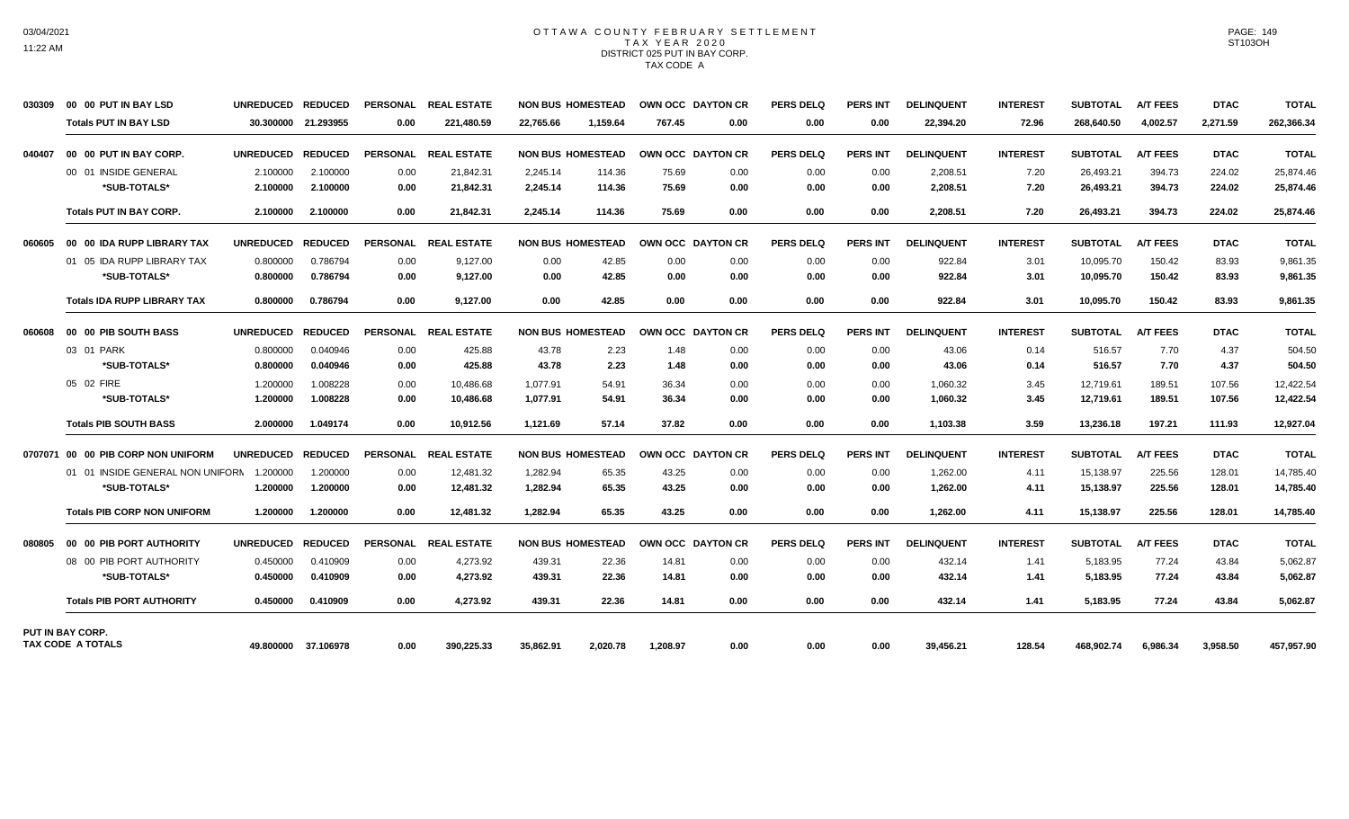# OTTAWA COUNTY FEBRUARY SETTLEMENT
## TAX YEAR 2020
### DISTRICT 025 PUT IN BAY CORP.
### TAX CODE A

| | | UNREDUCED | REDUCED | PERSONAL | REAL ESTATE | NON BUS | HOMESTEAD | OWN OCC | DAYTON CR | PERS DELQ | PERS INT | DELINQUENT | INTEREST | SUBTOTAL | A/T FEES | DTAC | TOTAL |
|---|---|---|---|---|---|---|---|---|---|---|---|---|---|---|---|---|---|
| 030309 | 00 00 PUT IN BAY LSD | UNREDUCED | REDUCED | PERSONAL | REAL ESTATE | NON BUS | HOMESTEAD | OWN OCC | DAYTON CR | PERS DELQ | PERS INT | DELINQUENT | INTEREST | SUBTOTAL | A/T FEES | DTAC | TOTAL |
| | **Totals PUT IN BAY LSD** | **30.300000** | **21.293955** | **0.00** | **221,480.59** | **22,765.66** | **1,159.64** | **767.45** | **0.00** | **0.00** | **0.00** | **22,394.20** | **72.96** | **268,640.50** | **4,002.57** | **2,271.59** | **262,366.34** |
| 040407 | 00 00 PUT IN BAY CORP. | UNREDUCED | REDUCED | PERSONAL | REAL ESTATE | NON BUS | HOMESTEAD | OWN OCC | DAYTON CR | PERS DELQ | PERS INT | DELINQUENT | INTEREST | SUBTOTAL | A/T FEES | DTAC | TOTAL |
| | 00 01 INSIDE GENERAL | 2.100000 | 2.100000 | 0.00 | 21,842.31 | 2,245.14 | 114.36 | 75.69 | 0.00 | 0.00 | 0.00 | 2,208.51 | 7.20 | 26,493.21 | 394.73 | 224.02 | 25,874.46 |
| | **\*SUB-TOTALS\*** | **2.100000** | **2.100000** | **0.00** | **21,842.31** | **2,245.14** | **114.36** | **75.69** | **0.00** | **0.00** | **0.00** | **2,208.51** | **7.20** | **26,493.21** | **394.73** | **224.02** | **25,874.46** |
| | **Totals PUT IN BAY CORP.** | **2.100000** | **2.100000** | **0.00** | **21,842.31** | **2,245.14** | **114.36** | **75.69** | **0.00** | **0.00** | **0.00** | **2,208.51** | **7.20** | **26,493.21** | **394.73** | **224.02** | **25,874.46** |
| 060605 | 00 00 IDA RUPP LIBRARY TAX | UNREDUCED | REDUCED | PERSONAL | REAL ESTATE | NON BUS | HOMESTEAD | OWN OCC | DAYTON CR | PERS DELQ | PERS INT | DELINQUENT | INTEREST | SUBTOTAL | A/T FEES | DTAC | TOTAL |
| | 01 05 IDA RUPP LIBRARY TAX | 0.800000 | 0.786794 | 0.00 | 9,127.00 | 0.00 | 42.85 | 0.00 | 0.00 | 0.00 | 0.00 | 922.84 | 3.01 | 10,095.70 | 150.42 | 83.93 | 9,861.35 |
| | **\*SUB-TOTALS\*** | **0.800000** | **0.786794** | **0.00** | **9,127.00** | **0.00** | **42.85** | **0.00** | **0.00** | **0.00** | **0.00** | **922.84** | **3.01** | **10,095.70** | **150.42** | **83.93** | **9,861.35** |
| | **Totals IDA RUPP LIBRARY TAX** | **0.800000** | **0.786794** | **0.00** | **9,127.00** | **0.00** | **42.85** | **0.00** | **0.00** | **0.00** | **0.00** | **922.84** | **3.01** | **10,095.70** | **150.42** | **83.93** | **9,861.35** |
| 060608 | 00 00 PIB SOUTH BASS | UNREDUCED | REDUCED | PERSONAL | REAL ESTATE | NON BUS | HOMESTEAD | OWN OCC | DAYTON CR | PERS DELQ | PERS INT | DELINQUENT | INTEREST | SUBTOTAL | A/T FEES | DTAC | TOTAL |
| | 03 01 PARK | 0.800000 | 0.040946 | 0.00 | 425.88 | 43.78 | 2.23 | 1.48 | 0.00 | 0.00 | 0.00 | 43.06 | 0.14 | 516.57 | 7.70 | 4.37 | 504.50 |
| | **\*SUB-TOTALS\*** | **0.800000** | **0.040946** | **0.00** | **425.88** | **43.78** | **2.23** | **1.48** | **0.00** | **0.00** | **0.00** | **43.06** | **0.14** | **516.57** | **7.70** | **4.37** | **504.50** |
| | 05 02 FIRE | 1.200000 | 1.008228 | 0.00 | 10,486.68 | 1,077.91 | 54.91 | 36.34 | 0.00 | 0.00 | 0.00 | 1,060.32 | 3.45 | 12,719.61 | 189.51 | 107.56 | 12,422.54 |
| | **\*SUB-TOTALS\*** | **1.200000** | **1.008228** | **0.00** | **10,486.68** | **1,077.91** | **54.91** | **36.34** | **0.00** | **0.00** | **0.00** | **1,060.32** | **3.45** | **12,719.61** | **189.51** | **107.56** | **12,422.54** |
| | **Totals PIB SOUTH BASS** | **2.000000** | **1.049174** | **0.00** | **10,912.56** | **1,121.69** | **57.14** | **37.82** | **0.00** | **0.00** | **0.00** | **1,103.38** | **3.59** | **13,236.18** | **197.21** | **111.93** | **12,927.04** |
| 0707071 | 00 00 PIB CORP NON UNIFORM | UNREDUCED | REDUCED | PERSONAL | REAL ESTATE | NON BUS | HOMESTEAD | OWN OCC | DAYTON CR | PERS DELQ | PERS INT | DELINQUENT | INTEREST | SUBTOTAL | A/T FEES | DTAC | TOTAL |
| | 01 01 INSIDE GENERAL NON UNIFORM | 1.200000 | 1.200000 | 0.00 | 12,481.32 | 1,282.94 | 65.35 | 43.25 | 0.00 | 0.00 | 0.00 | 1,262.00 | 4.11 | 15,138.97 | 225.56 | 128.01 | 14,785.40 |
| | **\*SUB-TOTALS\*** | **1.200000** | **1.200000** | **0.00** | **12,481.32** | **1,282.94** | **65.35** | **43.25** | **0.00** | **0.00** | **0.00** | **1,262.00** | **4.11** | **15,138.97** | **225.56** | **128.01** | **14,785.40** |
| | **Totals PIB CORP NON UNIFORM** | **1.200000** | **1.200000** | **0.00** | **12,481.32** | **1,282.94** | **65.35** | **43.25** | **0.00** | **0.00** | **0.00** | **1,262.00** | **4.11** | **15,138.97** | **225.56** | **128.01** | **14,785.40** |
| 080805 | 00 00 PIB PORT AUTHORITY | UNREDUCED | REDUCED | PERSONAL | REAL ESTATE | NON BUS | HOMESTEAD | OWN OCC | DAYTON CR | PERS DELQ | PERS INT | DELINQUENT | INTEREST | SUBTOTAL | A/T FEES | DTAC | TOTAL |
| | 08 00 PIB PORT AUTHORITY | 0.450000 | 0.410909 | 0.00 | 4,273.92 | 439.31 | 22.36 | 14.81 | 0.00 | 0.00 | 0.00 | 432.14 | 1.41 | 5,183.95 | 77.24 | 43.84 | 5,062.87 |
| | **\*SUB-TOTALS\*** | **0.450000** | **0.410909** | **0.00** | **4,273.92** | **439.31** | **22.36** | **14.81** | **0.00** | **0.00** | **0.00** | **432.14** | **1.41** | **5,183.95** | **77.24** | **43.84** | **5,062.87** |
| | **Totals PIB PORT AUTHORITY** | **0.450000** | **0.410909** | **0.00** | **4,273.92** | **439.31** | **22.36** | **14.81** | **0.00** | **0.00** | **0.00** | **432.14** | **1.41** | **5,183.95** | **77.24** | **43.84** | **5,062.87** |
| **PUT IN BAY CORP. TAX CODE A TOTALS** | | **49.800000** | **37.106978** | **0.00** | **390,225.33** | **35,862.91** | **2,020.78** | **1,208.97** | **0.00** | **0.00** | **0.00** | **39,456.21** | **128.54** | **468,902.74** | **6,986.34** | **3,958.50** | **457,957.90** |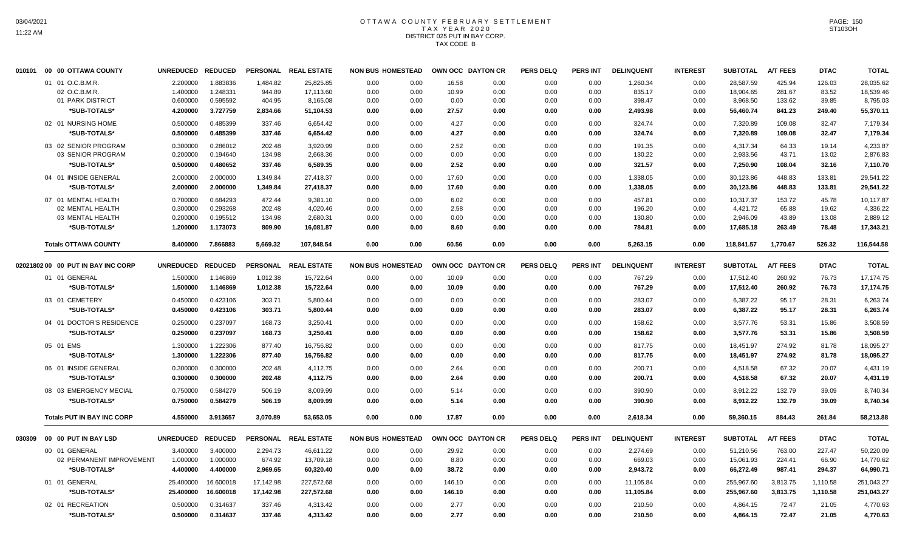# OTTAWA COUNTY FEBRUARY SETTLEMENT
## TAX YEAR 2020
## DISTRICT 025 PUT IN BAY CORP.
## TAX CODE B

| | | UNREDUCED | REDUCED | PERSONAL | REAL ESTATE | NON BUS | HOMESTEAD | OWN OCC | DAYTON CR | PERS DELQ | PERS INT | DELINQUENT | INTEREST | SUBTOTAL | A/T FEES | DTAC | TOTAL |
|---|---|---|---|---|---|---|---|---|---|---|---|---|---|---|---|---|---|
| 010101 | 00 00 OTTAWA COUNTY | | | | | | | | | | | | | | | | |
| | 01 01 O.C.B.M.R. | 2.200000 | 1.883836 | 1,484.82 | 25,825.85 | 0.00 | 0.00 | 16.58 | 0.00 | 0.00 | 0.00 | 1,260.34 | 0.00 | 28,587.59 | 425.94 | 126.03 | 28,035.62 |
| | 02 O.C.B.M.R. | 1.400000 | 1.248331 | 944.89 | 17,113.60 | 0.00 | 0.00 | 10.99 | 0.00 | 0.00 | 0.00 | 835.17 | 0.00 | 18,904.65 | 281.67 | 83.52 | 18,539.46 |
| | 01 PARK DISTRICT | 0.600000 | 0.595592 | 404.95 | 8,165.08 | 0.00 | 0.00 | 0.00 | 0.00 | 0.00 | 0.00 | 398.47 | 0.00 | 8,968.50 | 133.62 | 39.85 | 8,795.03 |
| | *SUB-TOTALS* | 4.200000 | 3.727759 | 2,834.66 | 51,104.53 | 0.00 | 0.00 | 27.57 | 0.00 | 0.00 | 0.00 | 2,493.98 | 0.00 | 56,460.74 | 841.23 | 249.40 | 55,370.11 |
| | 02 01 NURSING HOME | 0.500000 | 0.485399 | 337.46 | 6,654.42 | 0.00 | 0.00 | 4.27 | 0.00 | 0.00 | 0.00 | 324.74 | 0.00 | 7,320.89 | 109.08 | 32.47 | 7,179.34 |
| | *SUB-TOTALS* | 0.500000 | 0.485399 | 337.46 | 6,654.42 | 0.00 | 0.00 | 4.27 | 0.00 | 0.00 | 0.00 | 324.74 | 0.00 | 7,320.89 | 109.08 | 32.47 | 7,179.34 |
| | 03 02 SENIOR PROGRAM | 0.300000 | 0.286012 | 202.48 | 3,920.99 | 0.00 | 0.00 | 2.52 | 0.00 | 0.00 | 0.00 | 191.35 | 0.00 | 4,317.34 | 64.33 | 19.14 | 4,233.87 |
| | 03 SENIOR PROGRAM | 0.200000 | 0.194640 | 134.98 | 2,668.36 | 0.00 | 0.00 | 0.00 | 0.00 | 0.00 | 0.00 | 130.22 | 0.00 | 2,933.56 | 43.71 | 13.02 | 2,876.83 |
| | *SUB-TOTALS* | 0.500000 | 0.480652 | 337.46 | 6,589.35 | 0.00 | 0.00 | 2.52 | 0.00 | 0.00 | 0.00 | 321.57 | 0.00 | 7,250.90 | 108.04 | 32.16 | 7,110.70 |
| | 04 01 INSIDE GENERAL | 2.000000 | 2.000000 | 1,349.84 | 27,418.37 | 0.00 | 0.00 | 17.60 | 0.00 | 0.00 | 0.00 | 1,338.05 | 0.00 | 30,123.86 | 448.83 | 133.81 | 29,541.22 |
| | *SUB-TOTALS* | 2.000000 | 2.000000 | 1,349.84 | 27,418.37 | 0.00 | 0.00 | 17.60 | 0.00 | 0.00 | 0.00 | 1,338.05 | 0.00 | 30,123.86 | 448.83 | 133.81 | 29,541.22 |
| | 07 01 MENTAL HEALTH | 0.700000 | 0.684293 | 472.44 | 9,381.10 | 0.00 | 0.00 | 6.02 | 0.00 | 0.00 | 0.00 | 457.81 | 0.00 | 10,317.37 | 153.72 | 45.78 | 10,117.87 |
| | 02 MENTAL HEALTH | 0.300000 | 0.293268 | 202.48 | 4,020.46 | 0.00 | 0.00 | 2.58 | 0.00 | 0.00 | 0.00 | 196.20 | 0.00 | 4,421.72 | 65.88 | 19.62 | 4,336.22 |
| | 03 MENTAL HEALTH | 0.200000 | 0.195512 | 134.98 | 2,680.31 | 0.00 | 0.00 | 0.00 | 0.00 | 0.00 | 0.00 | 130.80 | 0.00 | 2,946.09 | 43.89 | 13.08 | 2,889.12 |
| | *SUB-TOTALS* | 1.200000 | 1.173073 | 809.90 | 16,081.87 | 0.00 | 0.00 | 8.60 | 0.00 | 0.00 | 0.00 | 784.81 | 0.00 | 17,685.18 | 263.49 | 78.48 | 17,343.21 |
| | **Totals OTTAWA COUNTY** | 8.400000 | 7.866883 | 5,669.32 | 107,848.54 | 0.00 | 0.00 | 60.56 | 0.00 | 0.00 | 0.00 | 5,263.15 | 0.00 | 118,841.57 | 1,770.67 | 526.32 | 116,544.58 |

| | | UNREDUCED | REDUCED | PERSONAL | REAL ESTATE | NON BUS | HOMESTEAD | OWN OCC | DAYTON CR | PERS DELQ | PERS INT | DELINQUENT | INTEREST | SUBTOTAL | A/T FEES | DTAC | TOTAL |
|---|---|---|---|---|---|---|---|---|---|---|---|---|---|---|---|---|---|
| 02021802 | 00 00 PUT IN BAY INC CORP | | | | | | | | | | | | | | | | |
| | 01 01 GENERAL | 1.500000 | 1.146869 | 1,012.38 | 15,722.64 | 0.00 | 0.00 | 10.09 | 0.00 | 0.00 | 0.00 | 767.29 | 0.00 | 17,512.40 | 260.92 | 76.73 | 17,174.75 |
| | *SUB-TOTALS* | 1.500000 | 1.146869 | 1,012.38 | 15,722.64 | 0.00 | 0.00 | 10.09 | 0.00 | 0.00 | 0.00 | 767.29 | 0.00 | 17,512.40 | 260.92 | 76.73 | 17,174.75 |
| | 03 01 CEMETERY | 0.450000 | 0.423106 | 303.71 | 5,800.44 | 0.00 | 0.00 | 0.00 | 0.00 | 0.00 | 0.00 | 283.07 | 0.00 | 6,387.22 | 95.17 | 28.31 | 6,263.74 |
| | *SUB-TOTALS* | 0.450000 | 0.423106 | 303.71 | 5,800.44 | 0.00 | 0.00 | 0.00 | 0.00 | 0.00 | 0.00 | 283.07 | 0.00 | 6,387.22 | 95.17 | 28.31 | 6,263.74 |
| | 04 01 DOCTOR'S RESIDENCE | 0.250000 | 0.237097 | 168.73 | 3,250.41 | 0.00 | 0.00 | 0.00 | 0.00 | 0.00 | 0.00 | 158.62 | 0.00 | 3,577.76 | 53.31 | 15.86 | 3,508.59 |
| | *SUB-TOTALS* | 0.250000 | 0.237097 | 168.73 | 3,250.41 | 0.00 | 0.00 | 0.00 | 0.00 | 0.00 | 0.00 | 158.62 | 0.00 | 3,577.76 | 53.31 | 15.86 | 3,508.59 |
| | 05 01 EMS | 1.300000 | 1.222306 | 877.40 | 16,756.82 | 0.00 | 0.00 | 0.00 | 0.00 | 0.00 | 0.00 | 817.75 | 0.00 | 18,451.97 | 274.92 | 81.78 | 18,095.27 |
| | *SUB-TOTALS* | 1.300000 | 1.222306 | 877.40 | 16,756.82 | 0.00 | 0.00 | 0.00 | 0.00 | 0.00 | 0.00 | 817.75 | 0.00 | 18,451.97 | 274.92 | 81.78 | 18,095.27 |
| | 06 01 INSIDE GENERAL | 0.300000 | 0.300000 | 202.48 | 4,112.75 | 0.00 | 0.00 | 2.64 | 0.00 | 0.00 | 0.00 | 200.71 | 0.00 | 4,518.58 | 67.32 | 20.07 | 4,431.19 |
| | *SUB-TOTALS* | 0.300000 | 0.300000 | 202.48 | 4,112.75 | 0.00 | 0.00 | 2.64 | 0.00 | 0.00 | 0.00 | 200.71 | 0.00 | 4,518.58 | 67.32 | 20.07 | 4,431.19 |
| | 08 03 EMERGENCY MECIAL | 0.750000 | 0.584279 | 506.19 | 8,009.99 | 0.00 | 0.00 | 5.14 | 0.00 | 0.00 | 0.00 | 390.90 | 0.00 | 8,912.22 | 132.79 | 39.09 | 8,740.34 |
| | *SUB-TOTALS* | 0.750000 | 0.584279 | 506.19 | 8,009.99 | 0.00 | 0.00 | 5.14 | 0.00 | 0.00 | 0.00 | 390.90 | 0.00 | 8,912.22 | 132.79 | 39.09 | 8,740.34 |
| | **Totals PUT IN BAY INC CORP** | 4.550000 | 3.913657 | 3,070.89 | 53,653.05 | 0.00 | 0.00 | 17.87 | 0.00 | 0.00 | 0.00 | 2,618.34 | 0.00 | 59,360.15 | 884.43 | 261.84 | 58,213.88 |

| | | UNREDUCED | REDUCED | PERSONAL | REAL ESTATE | NON BUS | HOMESTEAD | OWN OCC | DAYTON CR | PERS DELQ | PERS INT | DELINQUENT | INTEREST | SUBTOTAL | A/T FEES | DTAC | TOTAL |
|---|---|---|---|---|---|---|---|---|---|---|---|---|---|---|---|---|---|
| 030309 | 00 00 PUT IN BAY LSD | | | | | | | | | | | | | | | | |
| | 00 01 GENERAL | 3.400000 | 3.400000 | 2,294.73 | 46,611.22 | 0.00 | 0.00 | 29.92 | 0.00 | 0.00 | 0.00 | 2,274.69 | 0.00 | 51,210.56 | 763.00 | 227.47 | 50,220.09 |
| | 02 PERMANENT IMPROVEMENT | 1.000000 | 1.000000 | 674.92 | 13,709.18 | 0.00 | 0.00 | 8.80 | 0.00 | 0.00 | 0.00 | 669.03 | 0.00 | 15,061.93 | 224.41 | 66.90 | 14,770.62 |
| | *SUB-TOTALS* | 4.400000 | 4.400000 | 2,969.65 | 60,320.40 | 0.00 | 0.00 | 38.72 | 0.00 | 0.00 | 0.00 | 2,943.72 | 0.00 | 66,272.49 | 987.41 | 294.37 | 64,990.71 |
| | 01 01 GENERAL | 25.400000 | 16.600018 | 17,142.98 | 227,572.68 | 0.00 | 0.00 | 146.10 | 0.00 | 0.00 | 0.00 | 11,105.84 | 0.00 | 255,967.60 | 3,813.75 | 1,110.58 | 251,043.27 |
| | *SUB-TOTALS* | 25.400000 | 16.600018 | 17,142.98 | 227,572.68 | 0.00 | 0.00 | 146.10 | 0.00 | 0.00 | 0.00 | 11,105.84 | 0.00 | 255,967.60 | 3,813.75 | 1,110.58 | 251,043.27 |
| | 02 01 RECREATION | 0.500000 | 0.314637 | 337.46 | 4,313.42 | 0.00 | 0.00 | 2.77 | 0.00 | 0.00 | 0.00 | 210.50 | 0.00 | 4,864.15 | 72.47 | 21.05 | 4,770.63 |
| | *SUB-TOTALS* | 0.500000 | 0.314637 | 337.46 | 4,313.42 | 0.00 | 0.00 | 2.77 | 0.00 | 0.00 | 0.00 | 210.50 | 0.00 | 4,864.15 | 72.47 | 21.05 | 4,770.63 |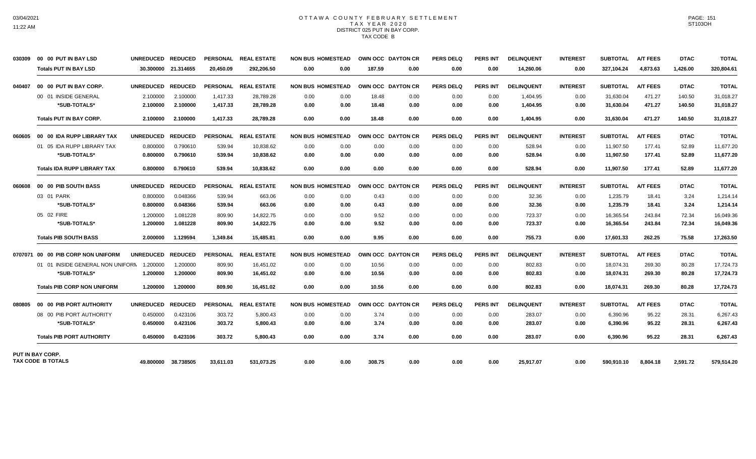# OTTAWA COUNTY FEBRUARY SETTLEMENT
## TAX YEAR 2020
## DISTRICT 025 PUT IN BAY CORP.
## TAX CODE B

| | | UNREDUCED | REDUCED | PERSONAL | REAL ESTATE | NON BUS | HOMESTEAD | OWN OCC | DAYTON CR | PERS DELQ | PERS INT | DELINQUENT | INTEREST | SUBTOTAL | A/T FEES | DTAC | TOTAL |
|---|---|---|---|---|---|---|---|---|---|---|---|---|---|---|---|---|---|
| 030309 | 00 00 PUT IN BAY LSD | UNREDUCED | REDUCED | PERSONAL | REAL ESTATE | NON BUS | HOMESTEAD | OWN OCC | DAYTON CR | PERS DELQ | PERS INT | DELINQUENT | INTEREST | SUBTOTAL | A/T FEES | DTAC | TOTAL |
| | **Totals PUT IN BAY LSD** | **30.300000** | **21.314655** | **20,450.09** | **292,206.50** | **0.00** | **0.00** | **187.59** | **0.00** | **0.00** | **0.00** | **14,260.06** | **0.00** | **327,104.24** | **4,873.63** | **1,426.00** | **320,804.61** |
| 040407 | 00 00 PUT IN BAY CORP. | UNREDUCED | REDUCED | PERSONAL | REAL ESTATE | NON BUS | HOMESTEAD | OWN OCC | DAYTON CR | PERS DELQ | PERS INT | DELINQUENT | INTEREST | SUBTOTAL | A/T FEES | DTAC | TOTAL |
| | 00 01 INSIDE GENERAL | 2.100000 | 2.100000 | 1,417.33 | 28,789.28 | 0.00 | 0.00 | 18.48 | 0.00 | 0.00 | 0.00 | 1,404.95 | 0.00 | 31,630.04 | 471.27 | 140.50 | 31,018.27 |
| | **\*SUB-TOTALS\*** | **2.100000** | **2.100000** | **1,417.33** | **28,789.28** | **0.00** | **0.00** | **18.48** | **0.00** | **0.00** | **0.00** | **1,404.95** | **0.00** | **31,630.04** | **471.27** | **140.50** | **31,018.27** |
| | **Totals PUT IN BAY CORP.** | **2.100000** | **2.100000** | **1,417.33** | **28,789.28** | **0.00** | **0.00** | **18.48** | **0.00** | **0.00** | **0.00** | **1,404.95** | **0.00** | **31,630.04** | **471.27** | **140.50** | **31,018.27** |
| 060605 | 00 00 IDA RUPP LIBRARY TAX | UNREDUCED | REDUCED | PERSONAL | REAL ESTATE | NON BUS | HOMESTEAD | OWN OCC | DAYTON CR | PERS DELQ | PERS INT | DELINQUENT | INTEREST | SUBTOTAL | A/T FEES | DTAC | TOTAL |
| | 01 05 IDA RUPP LIBRARY TAX | 0.800000 | 0.790610 | 539.94 | 10,838.62 | 0.00 | 0.00 | 0.00 | 0.00 | 0.00 | 0.00 | 528.94 | 0.00 | 11,907.50 | 177.41 | 52.89 | 11,677.20 |
| | **\*SUB-TOTALS\*** | **0.800000** | **0.790610** | **539.94** | **10,838.62** | **0.00** | **0.00** | **0.00** | **0.00** | **0.00** | **0.00** | **528.94** | **0.00** | **11,907.50** | **177.41** | **52.89** | **11,677.20** |
| | **Totals IDA RUPP LIBRARY TAX** | **0.800000** | **0.790610** | **539.94** | **10,838.62** | **0.00** | **0.00** | **0.00** | **0.00** | **0.00** | **0.00** | **528.94** | **0.00** | **11,907.50** | **177.41** | **52.89** | **11,677.20** |
| 060608 | 00 00 PIB SOUTH BASS | UNREDUCED | REDUCED | PERSONAL | REAL ESTATE | NON BUS | HOMESTEAD | OWN OCC | DAYTON CR | PERS DELQ | PERS INT | DELINQUENT | INTEREST | SUBTOTAL | A/T FEES | DTAC | TOTAL |
| | 03 01 PARK | 0.800000 | 0.048366 | 539.94 | 663.06 | 0.00 | 0.00 | 0.43 | 0.00 | 0.00 | 0.00 | 32.36 | 0.00 | 1,235.79 | 18.41 | 3.24 | 1,214.14 |
| | **\*SUB-TOTALS\*** | **0.800000** | **0.048366** | **539.94** | **663.06** | **0.00** | **0.00** | **0.43** | **0.00** | **0.00** | **0.00** | **32.36** | **0.00** | **1,235.79** | **18.41** | **3.24** | **1,214.14** |
| | 05 02 FIRE | 1.200000 | 1.081228 | 809.90 | 14,822.75 | 0.00 | 0.00 | 9.52 | 0.00 | 0.00 | 0.00 | 723.37 | 0.00 | 16,365.54 | 243.84 | 72.34 | 16,049.36 |
| | **\*SUB-TOTALS\*** | **1.200000** | **1.081228** | **809.90** | **14,822.75** | **0.00** | **0.00** | **9.52** | **0.00** | **0.00** | **0.00** | **723.37** | **0.00** | **16,365.54** | **243.84** | **72.34** | **16,049.36** |
| | **Totals PIB SOUTH BASS** | **2.000000** | **1.129594** | **1,349.84** | **15,485.81** | **0.00** | **0.00** | **9.95** | **0.00** | **0.00** | **0.00** | **755.73** | **0.00** | **17,601.33** | **262.25** | **75.58** | **17,263.50** |
| 0707071 | 00 00 PIB CORP NON UNIFORM | UNREDUCED | REDUCED | PERSONAL | REAL ESTATE | NON BUS | HOMESTEAD | OWN OCC | DAYTON CR | PERS DELQ | PERS INT | DELINQUENT | INTEREST | SUBTOTAL | A/T FEES | DTAC | TOTAL |
| | 01 01 INSIDE GENERAL NON UNIFORM | 1.200000 | 1.200000 | 809.90 | 16,451.02 | 0.00 | 0.00 | 10.56 | 0.00 | 0.00 | 0.00 | 802.83 | 0.00 | 18,074.31 | 269.30 | 80.28 | 17,724.73 |
| | **\*SUB-TOTALS\*** | **1.200000** | **1.200000** | **809.90** | **16,451.02** | **0.00** | **0.00** | **10.56** | **0.00** | **0.00** | **0.00** | **802.83** | **0.00** | **18,074.31** | **269.30** | **80.28** | **17,724.73** |
| | **Totals PIB CORP NON UNIFORM** | **1.200000** | **1.200000** | **809.90** | **16,451.02** | **0.00** | **0.00** | **10.56** | **0.00** | **0.00** | **0.00** | **802.83** | **0.00** | **18,074.31** | **269.30** | **80.28** | **17,724.73** |
| 080805 | 00 00 PIB PORT AUTHORITY | UNREDUCED | REDUCED | PERSONAL | REAL ESTATE | NON BUS | HOMESTEAD | OWN OCC | DAYTON CR | PERS DELQ | PERS INT | DELINQUENT | INTEREST | SUBTOTAL | A/T FEES | DTAC | TOTAL |
| | 08 00 PIB PORT AUTHORITY | 0.450000 | 0.423106 | 303.72 | 5,800.43 | 0.00 | 0.00 | 3.74 | 0.00 | 0.00 | 0.00 | 283.07 | 0.00 | 6,390.96 | 95.22 | 28.31 | 6,267.43 |
| | **\*SUB-TOTALS\*** | **0.450000** | **0.423106** | **303.72** | **5,800.43** | **0.00** | **0.00** | **3.74** | **0.00** | **0.00** | **0.00** | **283.07** | **0.00** | **6,390.96** | **95.22** | **28.31** | **6,267.43** |
| | **Totals PIB PORT AUTHORITY** | **0.450000** | **0.423106** | **303.72** | **5,800.43** | **0.00** | **0.00** | **3.74** | **0.00** | **0.00** | **0.00** | **283.07** | **0.00** | **6,390.96** | **95.22** | **28.31** | **6,267.43** |
| | **PUT IN BAY CORP. TAX CODE B TOTALS** | **49.800000** | **38.738505** | **33,611.03** | **531,073.25** | **0.00** | **0.00** | **308.75** | **0.00** | **0.00** | **0.00** | **25,917.07** | **0.00** | **590,910.10** | **8,804.18** | **2,591.72** | **579,514.20** |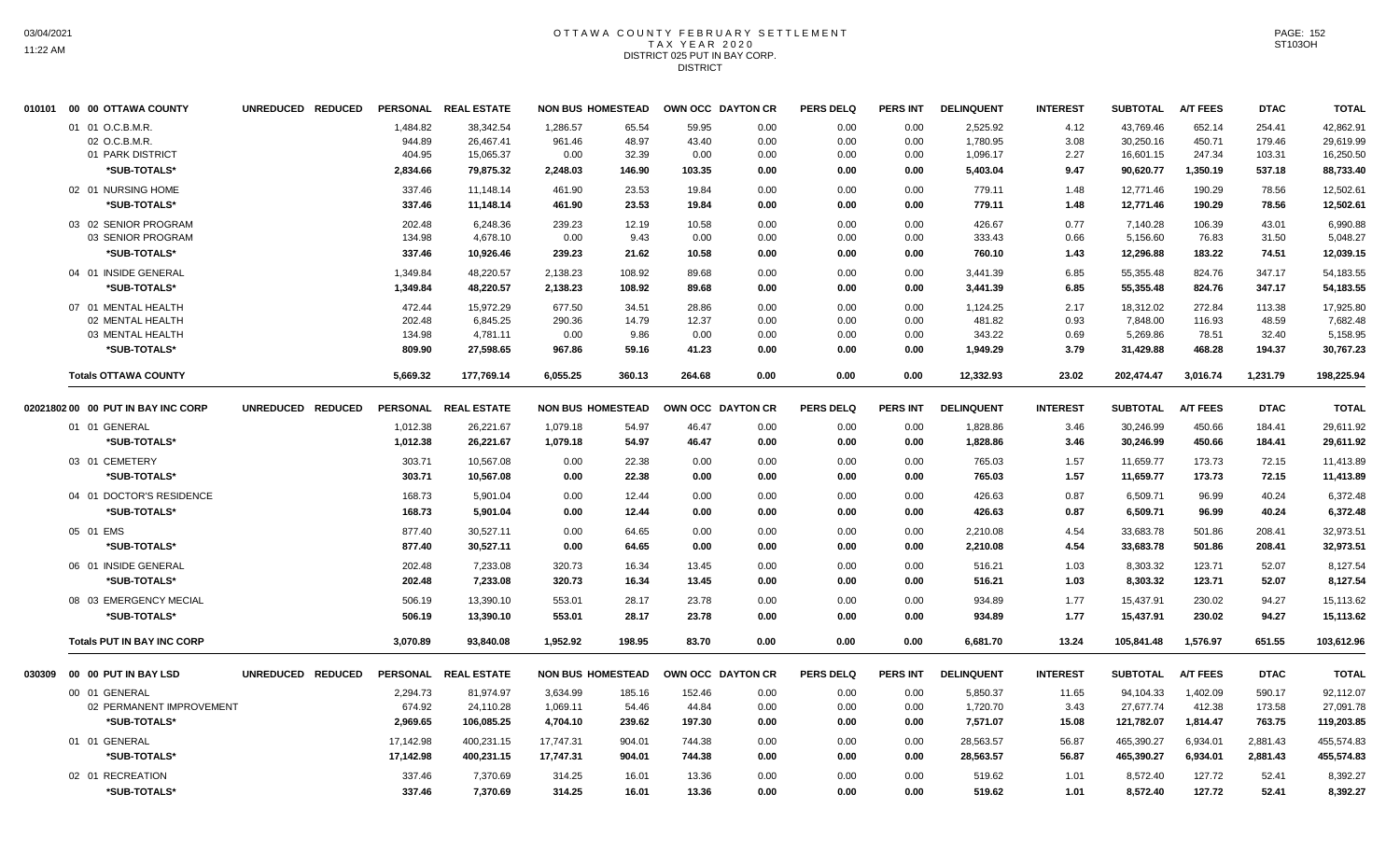# OTTAWA COUNTY FEBRUARY SETTLEMENT
## TAX YEAR 2020
## DISTRICT 025 PUT IN BAY CORP.
## DISTRICT

| 010101 00 00 OTTAWA COUNTY | UNREDUCED | REDUCED | PERSONAL | REAL ESTATE | NON BUS | HOMESTEAD | OWN OCC | DAYTON CR | PERS DELQ | PERS INT | DELINQUENT | INTEREST | SUBTOTAL | A/T FEES | DTAC | TOTAL |
|---|---|---|---|---|---|---|---|---|---|---|---|---|---|---|---|---|
| 01 01 O.C.B.M.R. | | | 1,484.82 | 38,342.54 | 1,286.57 | 65.54 | 59.95 | 0.00 | 0.00 | 0.00 | 2,525.92 | 4.12 | 43,769.46 | 652.14 | 254.41 | 42,862.91 |
| 02 O.C.B.M.R. | | | 944.89 | 26,467.41 | 961.46 | 48.97 | 43.40 | 0.00 | 0.00 | 0.00 | 1,780.95 | 3.08 | 30,250.16 | 450.71 | 179.46 | 29,619.99 |
| 01 PARK DISTRICT | | | 404.95 | 15,065.37 | 0.00 | 32.39 | 0.00 | 0.00 | 0.00 | 0.00 | 1,096.17 | 2.27 | 16,601.15 | 247.34 | 103.31 | 16,250.50 |
| *SUB-TOTALS* | | | 2,834.66 | 79,875.32 | 2,248.03 | 146.90 | 103.35 | 0.00 | 0.00 | 0.00 | 5,403.04 | 9.47 | 90,620.77 | 1,350.19 | 537.18 | 88,733.40 |
| 02 01 NURSING HOME | | | 337.46 | 11,148.14 | 461.90 | 23.53 | 19.84 | 0.00 | 0.00 | 0.00 | 779.11 | 1.48 | 12,771.46 | 190.29 | 78.56 | 12,502.61 |
| *SUB-TOTALS* | | | 337.46 | 11,148.14 | 461.90 | 23.53 | 19.84 | 0.00 | 0.00 | 0.00 | 779.11 | 1.48 | 12,771.46 | 190.29 | 78.56 | 12,502.61 |
| 03 02 SENIOR PROGRAM | | | 202.48 | 6,248.36 | 239.23 | 12.19 | 10.58 | 0.00 | 0.00 | 0.00 | 426.67 | 0.77 | 7,140.28 | 106.39 | 43.01 | 6,990.88 |
| 03 SENIOR PROGRAM | | | 134.98 | 4,678.10 | 0.00 | 9.43 | 0.00 | 0.00 | 0.00 | 0.00 | 333.43 | 0.66 | 5,156.60 | 76.83 | 31.50 | 5,048.27 |
| *SUB-TOTALS* | | | 337.46 | 10,926.46 | 239.23 | 21.62 | 10.58 | 0.00 | 0.00 | 0.00 | 760.10 | 1.43 | 12,296.88 | 183.22 | 74.51 | 12,039.15 |
| 04 01 INSIDE GENERAL | | | 1,349.84 | 48,220.57 | 2,138.23 | 108.92 | 89.68 | 0.00 | 0.00 | 0.00 | 3,441.39 | 6.85 | 55,355.48 | 824.76 | 347.17 | 54,183.55 |
| *SUB-TOTALS* | | | 1,349.84 | 48,220.57 | 2,138.23 | 108.92 | 89.68 | 0.00 | 0.00 | 0.00 | 3,441.39 | 6.85 | 55,355.48 | 824.76 | 347.17 | 54,183.55 |
| 07 01 MENTAL HEALTH | | | 472.44 | 15,972.29 | 677.50 | 34.51 | 28.86 | 0.00 | 0.00 | 0.00 | 1,124.25 | 2.17 | 18,312.02 | 272.84 | 113.38 | 17,925.80 |
| 02 MENTAL HEALTH | | | 202.48 | 6,845.25 | 290.36 | 14.79 | 12.37 | 0.00 | 0.00 | 0.00 | 481.82 | 0.93 | 7,848.00 | 116.93 | 48.59 | 7,682.48 |
| 03 MENTAL HEALTH | | | 134.98 | 4,781.11 | 0.00 | 9.86 | 0.00 | 0.00 | 0.00 | 0.00 | 343.22 | 0.69 | 5,269.86 | 78.51 | 32.40 | 5,158.95 |
| *SUB-TOTALS* | | | 809.90 | 27,598.65 | 967.86 | 59.16 | 41.23 | 0.00 | 0.00 | 0.00 | 1,949.29 | 3.79 | 31,429.88 | 468.28 | 194.37 | 30,767.23 |
| **Totals OTTAWA COUNTY** | | | 5,669.32 | 177,769.14 | 6,055.25 | 360.13 | 264.68 | 0.00 | 0.00 | 0.00 | 12,332.93 | 23.02 | 202,474.47 | 3,016.74 | 1,231.79 | 198,225.94 |

| 02021802 00 00 PUT IN BAY INC CORP | UNREDUCED | REDUCED | PERSONAL | REAL ESTATE | NON BUS | HOMESTEAD | OWN OCC | DAYTON CR | PERS DELQ | PERS INT | DELINQUENT | INTEREST | SUBTOTAL | A/T FEES | DTAC | TOTAL |
|---|---|---|---|---|---|---|---|---|---|---|---|---|---|---|---|---|
| 01 01 GENERAL | | | 1,012.38 | 26,221.67 | 1,079.18 | 54.97 | 46.47 | 0.00 | 0.00 | 0.00 | 1,828.86 | 3.46 | 30,246.99 | 450.66 | 184.41 | 29,611.92 |
| *SUB-TOTALS* | | | 1,012.38 | 26,221.67 | 1,079.18 | 54.97 | 46.47 | 0.00 | 0.00 | 0.00 | 1,828.86 | 3.46 | 30,246.99 | 450.66 | 184.41 | 29,611.92 |
| 03 01 CEMETERY | | | 303.71 | 10,567.08 | 0.00 | 22.38 | 0.00 | 0.00 | 0.00 | 0.00 | 765.03 | 1.57 | 11,659.77 | 173.73 | 72.15 | 11,413.89 |
| *SUB-TOTALS* | | | 303.71 | 10,567.08 | 0.00 | 22.38 | 0.00 | 0.00 | 0.00 | 0.00 | 765.03 | 1.57 | 11,659.77 | 173.73 | 72.15 | 11,413.89 |
| 04 01 DOCTOR'S RESIDENCE | | | 168.73 | 5,901.04 | 0.00 | 12.44 | 0.00 | 0.00 | 0.00 | 0.00 | 426.63 | 0.87 | 6,509.71 | 96.99 | 40.24 | 6,372.48 |
| *SUB-TOTALS* | | | 168.73 | 5,901.04 | 0.00 | 12.44 | 0.00 | 0.00 | 0.00 | 0.00 | 426.63 | 0.87 | 6,509.71 | 96.99 | 40.24 | 6,372.48 |
| 05 01 EMS | | | 877.40 | 30,527.11 | 0.00 | 64.65 | 0.00 | 0.00 | 0.00 | 0.00 | 2,210.08 | 4.54 | 33,683.78 | 501.86 | 208.41 | 32,973.51 |
| *SUB-TOTALS* | | | 877.40 | 30,527.11 | 0.00 | 64.65 | 0.00 | 0.00 | 0.00 | 0.00 | 2,210.08 | 4.54 | 33,683.78 | 501.86 | 208.41 | 32,973.51 |
| 06 01 INSIDE GENERAL | | | 202.48 | 7,233.08 | 320.73 | 16.34 | 13.45 | 0.00 | 0.00 | 0.00 | 516.21 | 1.03 | 8,303.32 | 123.71 | 52.07 | 8,127.54 |
| *SUB-TOTALS* | | | 202.48 | 7,233.08 | 320.73 | 16.34 | 13.45 | 0.00 | 0.00 | 0.00 | 516.21 | 1.03 | 8,303.32 | 123.71 | 52.07 | 8,127.54 |
| 08 03 EMERGENCY MECIAL | | | 506.19 | 13,390.10 | 553.01 | 28.17 | 23.78 | 0.00 | 0.00 | 0.00 | 934.89 | 1.77 | 15,437.91 | 230.02 | 94.27 | 15,113.62 |
| *SUB-TOTALS* | | | 506.19 | 13,390.10 | 553.01 | 28.17 | 23.78 | 0.00 | 0.00 | 0.00 | 934.89 | 1.77 | 15,437.91 | 230.02 | 94.27 | 15,113.62 |
| **Totals PUT IN BAY INC CORP** | | | 3,070.89 | 93,840.08 | 1,952.92 | 198.95 | 83.70 | 0.00 | 0.00 | 0.00 | 6,681.70 | 13.24 | 105,841.48 | 1,576.97 | 651.55 | 103,612.96 |

| 030309 00 00 PUT IN BAY LSD | UNREDUCED | REDUCED | PERSONAL | REAL ESTATE | NON BUS | HOMESTEAD | OWN OCC | DAYTON CR | PERS DELQ | PERS INT | DELINQUENT | INTEREST | SUBTOTAL | A/T FEES | DTAC | TOTAL |
|---|---|---|---|---|---|---|---|---|---|---|---|---|---|---|---|---|
| 00 01 GENERAL | | | 2,294.73 | 81,974.97 | 3,634.99 | 185.16 | 152.46 | 0.00 | 0.00 | 0.00 | 5,850.37 | 11.65 | 94,104.33 | 1,402.09 | 590.17 | 92,112.07 |
| 02 PERMANENT IMPROVEMENT | | | 674.92 | 24,110.28 | 1,069.11 | 54.46 | 44.84 | 0.00 | 0.00 | 0.00 | 1,720.70 | 3.43 | 27,677.74 | 412.38 | 173.58 | 27,091.78 |
| *SUB-TOTALS* | | | 2,969.65 | 106,085.25 | 4,704.10 | 239.62 | 197.30 | 0.00 | 0.00 | 0.00 | 7,571.07 | 15.08 | 121,782.07 | 1,814.47 | 763.75 | 119,203.85 |
| 01 01 GENERAL | | | 17,142.98 | 400,231.15 | 17,747.31 | 904.01 | 744.38 | 0.00 | 0.00 | 0.00 | 28,563.57 | 56.87 | 465,390.27 | 6,934.01 | 2,881.43 | 455,574.83 |
| *SUB-TOTALS* | | | 17,142.98 | 400,231.15 | 17,747.31 | 904.01 | 744.38 | 0.00 | 0.00 | 0.00 | 28,563.57 | 56.87 | 465,390.27 | 6,934.01 | 2,881.43 | 455,574.83 |
| 02 01 RECREATION | | | 337.46 | 7,370.69 | 314.25 | 16.01 | 13.36 | 0.00 | 0.00 | 0.00 | 519.62 | 1.01 | 8,572.40 | 127.72 | 52.41 | 8,392.27 |
| *SUB-TOTALS* | | | 337.46 | 7,370.69 | 314.25 | 16.01 | 13.36 | 0.00 | 0.00 | 0.00 | 519.62 | 1.01 | 8,572.40 | 127.72 | 52.41 | 8,392.27 |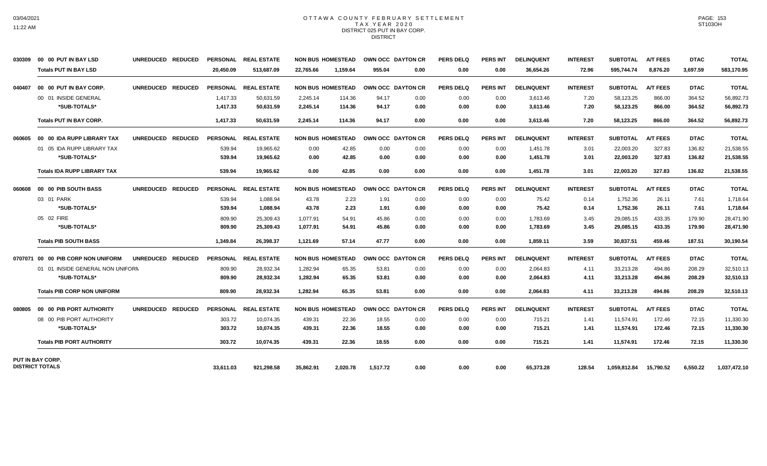# OTTAWA COUNTY FEBRUARY SETTLEMENT
## TAX YEAR 2020
### DISTRICT 025 PUT IN BAY CORP.
DISTRICT

| | | UNREDUCED | REDUCED | PERSONAL | REAL ESTATE | NON BUS | HOMESTEAD | OWN OCC | DAYTON CR | PERS DELQ | PERS INT | DELINQUENT | INTEREST | SUBTOTAL | A/T FEES | DTAC | TOTAL |
|---|---|---|---|---|---|---|---|---|---|---|---|---|---|---|---|---|---|
| 030309 | 00 00 PUT IN BAY LSD | | | | | | | | | | | | | | | | |
| | **Totals PUT IN BAY LSD** | | | **20,450.09** | **513,687.09** | **22,765.66** | **1,159.64** | **955.04** | **0.00** | **0.00** | **0.00** | **36,654.26** | **72.96** | **595,744.74** | **8,876.20** | **3,697.59** | **583,170.95** |
| 040407 | 00 00 PUT IN BAY CORP. | UNREDUCED | REDUCED | PERSONAL | REAL ESTATE | NON BUS | HOMESTEAD | OWN OCC | DAYTON CR | PERS DELQ | PERS INT | DELINQUENT | INTEREST | SUBTOTAL | A/T FEES | DTAC | TOTAL |
| | 00 01 INSIDE GENERAL | | | 1,417.33 | 50,631.59 | 2,245.14 | 114.36 | 94.17 | 0.00 | 0.00 | 0.00 | 3,613.46 | 7.20 | 58,123.25 | 866.00 | 364.52 | 56,892.73 |
| | **\*SUB-TOTALS\*** | | | **1,417.33** | **50,631.59** | **2,245.14** | **114.36** | **94.17** | **0.00** | **0.00** | **0.00** | **3,613.46** | **7.20** | **58,123.25** | **866.00** | **364.52** | **56,892.73** |
| | **Totals PUT IN BAY CORP.** | | | **1,417.33** | **50,631.59** | **2,245.14** | **114.36** | **94.17** | **0.00** | **0.00** | **0.00** | **3,613.46** | **7.20** | **58,123.25** | **866.00** | **364.52** | **56,892.73** |
| 060605 | 00 00 IDA RUPP LIBRARY TAX | UNREDUCED | REDUCED | PERSONAL | REAL ESTATE | NON BUS | HOMESTEAD | OWN OCC | DAYTON CR | PERS DELQ | PERS INT | DELINQUENT | INTEREST | SUBTOTAL | A/T FEES | DTAC | TOTAL |
| | 01 05 IDA RUPP LIBRARY TAX | | | 539.94 | 19,965.62 | 0.00 | 42.85 | 0.00 | 0.00 | 0.00 | 0.00 | 1,451.78 | 3.01 | 22,003.20 | 327.83 | 136.82 | 21,538.55 |
| | **\*SUB-TOTALS\*** | | | **539.94** | **19,965.62** | **0.00** | **42.85** | **0.00** | **0.00** | **0.00** | **0.00** | **1,451.78** | **3.01** | **22,003.20** | **327.83** | **136.82** | **21,538.55** |
| | **Totals IDA RUPP LIBRARY TAX** | | | **539.94** | **19,965.62** | **0.00** | **42.85** | **0.00** | **0.00** | **0.00** | **0.00** | **1,451.78** | **3.01** | **22,003.20** | **327.83** | **136.82** | **21,538.55** |
| 060608 | 00 00 PIB SOUTH BASS | UNREDUCED | REDUCED | PERSONAL | REAL ESTATE | NON BUS | HOMESTEAD | OWN OCC | DAYTON CR | PERS DELQ | PERS INT | DELINQUENT | INTEREST | SUBTOTAL | A/T FEES | DTAC | TOTAL |
| | 03 01 PARK | | | 539.94 | 1,088.94 | 43.78 | 2.23 | 1.91 | 0.00 | 0.00 | 0.00 | 75.42 | 0.14 | 1,752.36 | 26.11 | 7.61 | 1,718.64 |
| | **\*SUB-TOTALS\*** | | | **539.94** | **1,088.94** | **43.78** | **2.23** | **1.91** | **0.00** | **0.00** | **0.00** | **75.42** | **0.14** | **1,752.36** | **26.11** | **7.61** | **1,718.64** |
| | 05 02 FIRE | | | 809.90 | 25,309.43 | 1,077.91 | 54.91 | 45.86 | 0.00 | 0.00 | 0.00 | 1,783.69 | 3.45 | 29,085.15 | 433.35 | 179.90 | 28,471.90 |
| | **\*SUB-TOTALS\*** | | | **809.90** | **25,309.43** | **1,077.91** | **54.91** | **45.86** | **0.00** | **0.00** | **0.00** | **1,783.69** | **3.45** | **29,085.15** | **433.35** | **179.90** | **28,471.90** |
| | **Totals PIB SOUTH BASS** | | | **1,349.84** | **26,398.37** | **1,121.69** | **57.14** | **47.77** | **0.00** | **0.00** | **0.00** | **1,859.11** | **3.59** | **30,837.51** | **459.46** | **187.51** | **30,190.54** |
| 0707071 | 00 00 PIB CORP NON UNIFORM | UNREDUCED | REDUCED | PERSONAL | REAL ESTATE | NON BUS | HOMESTEAD | OWN OCC | DAYTON CR | PERS DELQ | PERS INT | DELINQUENT | INTEREST | SUBTOTAL | A/T FEES | DTAC | TOTAL |
| | 01 01 INSIDE GENERAL NON UNIFORM | | | 809.90 | 28,932.34 | 1,282.94 | 65.35 | 53.81 | 0.00 | 0.00 | 0.00 | 2,064.83 | 4.11 | 33,213.28 | 494.86 | 208.29 | 32,510.13 |
| | **\*SUB-TOTALS\*** | | | **809.90** | **28,932.34** | **1,282.94** | **65.35** | **53.81** | **0.00** | **0.00** | **0.00** | **2,064.83** | **4.11** | **33,213.28** | **494.86** | **208.29** | **32,510.13** |
| | **Totals PIB CORP NON UNIFORM** | | | **809.90** | **28,932.34** | **1,282.94** | **65.35** | **53.81** | **0.00** | **0.00** | **0.00** | **2,064.83** | **4.11** | **33,213.28** | **494.86** | **208.29** | **32,510.13** |
| 080805 | 00 00 PIB PORT AUTHORITY | UNREDUCED | REDUCED | PERSONAL | REAL ESTATE | NON BUS | HOMESTEAD | OWN OCC | DAYTON CR | PERS DELQ | PERS INT | DELINQUENT | INTEREST | SUBTOTAL | A/T FEES | DTAC | TOTAL |
| | 08 00 PIB PORT AUTHORITY | | | 303.72 | 10,074.35 | 439.31 | 22.36 | 18.55 | 0.00 | 0.00 | 0.00 | 715.21 | 1.41 | 11,574.91 | 172.46 | 72.15 | 11,330.30 |
| | **\*SUB-TOTALS\*** | | | **303.72** | **10,074.35** | **439.31** | **22.36** | **18.55** | **0.00** | **0.00** | **0.00** | **715.21** | **1.41** | **11,574.91** | **172.46** | **72.15** | **11,330.30** |
| | **Totals PIB PORT AUTHORITY** | | | **303.72** | **10,074.35** | **439.31** | **22.36** | **18.55** | **0.00** | **0.00** | **0.00** | **715.21** | **1.41** | **11,574.91** | **172.46** | **72.15** | **11,330.30** |
| **PUT IN BAY CORP. DISTRICT TOTALS** | | | | **33,611.03** | **921,298.58** | **35,862.91** | **2,020.78** | **1,517.72** | **0.00** | **0.00** | **0.00** | **65,373.28** | **128.54** | **1,059,812.84** | **15,790.52** | **6,550.22** | **1,037,472.10** |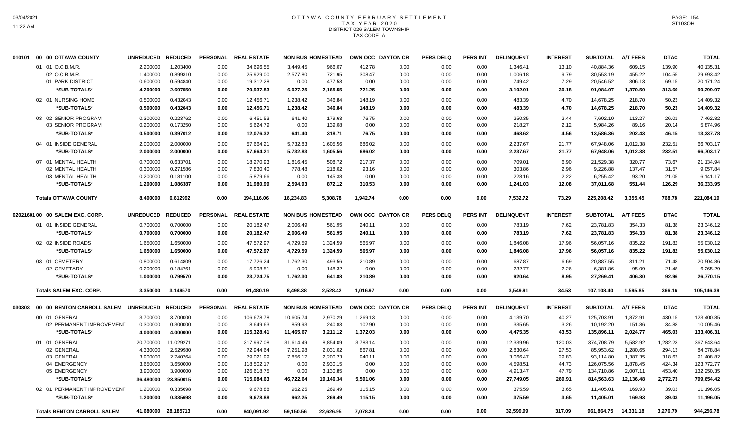# OTTAWA COUNTY FEBRUARY SETTLEMENT
## TAX YEAR 2020
### DISTRICT 026 SALEM TOWNSHIP
### TAX CODE A

| | | UNREDUCED | REDUCED | PERSONAL | REAL ESTATE | NON BUS | HOMESTEAD | OWN OCC | DAYTON CR | PERS DELQ | PERS INT | DELINQUENT | INTEREST | SUBTOTAL | A/T FEES | DTAC | TOTAL |
|---|---|---|---|---|---|---|---|---|---|---|---|---|---|---|---|---|---|
| 010101 | 00 00 OTTAWA COUNTY | | | | | | | | | | | | | | | | |
| | 01 01 O.C.B.M.R. | 2.200000 | 1.203400 | 0.00 | 34,696.55 | 3,449.45 | 966.07 | 412.78 | 0.00 | 0.00 | 0.00 | 1,346.41 | 13.10 | 40,884.36 | 609.15 | 139.90 | 40,135.31 |
| | 02 O.C.B.M.R. | 1.400000 | 0.899310 | 0.00 | 25,929.00 | 2,577.80 | 721.95 | 308.47 | 0.00 | 0.00 | 0.00 | 1,006.18 | 9.79 | 30,553.19 | 455.22 | 104.55 | 29,993.42 |
| | 01 PARK DISTRICT | 0.600000 | 0.594840 | 0.00 | 19,312.28 | 0.00 | 477.53 | 0.00 | 0.00 | 0.00 | 0.00 | 749.42 | 7.29 | 20,546.52 | 306.13 | 69.15 | 20,171.24 |
| | ***SUB-TOTALS*** | **4.200000** | **2.697550** | **0.00** | **79,937.83** | **6,027.25** | **2,165.55** | **721.25** | **0.00** | **0.00** | **0.00** | **3,102.01** | **30.18** | **91,984.07** | **1,370.50** | **313.60** | **90,299.97** |
| | 02 01 NURSING HOME | 0.500000 | 0.432043 | 0.00 | 12,456.71 | 1,238.42 | 346.84 | 148.19 | 0.00 | 0.00 | 0.00 | 483.39 | 4.70 | 14,678.25 | 218.70 | 50.23 | 14,409.32 |
| | ***SUB-TOTALS*** | **0.500000** | **0.432043** | **0.00** | **12,456.71** | **1,238.42** | **346.84** | **148.19** | **0.00** | **0.00** | **0.00** | **483.39** | **4.70** | **14,678.25** | **218.70** | **50.23** | **14,409.32** |
| | 03 02 SENIOR PROGRAM | 0.300000 | 0.223762 | 0.00 | 6,451.53 | 641.40 | 179.63 | 76.75 | 0.00 | 0.00 | 0.00 | 250.35 | 2.44 | 7,602.10 | 113.27 | 26.01 | 7,462.82 |
| | 03 SENIOR PROGRAM | 0.200000 | 0.173250 | 0.00 | 5,624.79 | 0.00 | 139.08 | 0.00 | 0.00 | 0.00 | 0.00 | 218.27 | 2.12 | 5,984.26 | 89.16 | 20.14 | 5,874.96 |
| | ***SUB-TOTALS*** | **0.500000** | **0.397012** | **0.00** | **12,076.32** | **641.40** | **318.71** | **76.75** | **0.00** | **0.00** | **0.00** | **468.62** | **4.56** | **13,586.36** | **202.43** | **46.15** | **13,337.78** |
| | 04 01 INSIDE GENERAL | 2.000000 | 2.000000 | 0.00 | 57,664.21 | 5,732.83 | 1,605.56 | 686.02 | 0.00 | 0.00 | 0.00 | 2,237.67 | 21.77 | 67,948.06 | 1,012.38 | 232.51 | 66,703.17 |
| | ***SUB-TOTALS*** | **2.000000** | **2.000000** | **0.00** | **57,664.21** | **5,732.83** | **1,605.56** | **686.02** | **0.00** | **0.00** | **0.00** | **2,237.67** | **21.77** | **67,948.06** | **1,012.38** | **232.51** | **66,703.17** |
| | 07 01 MENTAL HEALTH | 0.700000 | 0.633701 | 0.00 | 18,270.93 | 1,816.45 | 508.72 | 217.37 | 0.00 | 0.00 | 0.00 | 709.01 | 6.90 | 21,529.38 | 320.77 | 73.67 | 21,134.94 |
| | 02 MENTAL HEALTH | 0.300000 | 0.271586 | 0.00 | 7,830.40 | 778.48 | 218.02 | 93.16 | 0.00 | 0.00 | 0.00 | 303.86 | 2.96 | 9,226.88 | 137.47 | 31.57 | 9,057.84 |
| | 03 MENTAL HEALTH | 0.200000 | 0.181100 | 0.00 | 5,879.66 | 0.00 | 145.38 | 0.00 | 0.00 | 0.00 | 0.00 | 228.16 | 2.22 | 6,255.42 | 93.20 | 21.05 | 6,141.17 |
| | ***SUB-TOTALS*** | **1.200000** | **1.086387** | **0.00** | **31,980.99** | **2,594.93** | **872.12** | **310.53** | **0.00** | **0.00** | **0.00** | **1,241.03** | **12.08** | **37,011.68** | **551.44** | **126.29** | **36,333.95** |
| | **Totals OTTAWA COUNTY** | **8.400000** | **6.612992** | **0.00** | **194,116.06** | **16,234.83** | **5,308.78** | **1,942.74** | **0.00** | **0.00** | **0.00** | **7,532.72** | **73.29** | **225,208.42** | **3,355.45** | **768.78** | **221,084.19** |
| 02021601 | 00 00 SALEM EXC. CORP. | UNREDUCED | REDUCED | PERSONAL | REAL ESTATE | NON BUS | HOMESTEAD | OWN OCC | DAYTON CR | PERS DELQ | PERS INT | DELINQUENT | INTEREST | SUBTOTAL | A/T FEES | DTAC | TOTAL |
| | 01 01 INSIDE GENERAL | 0.700000 | 0.700000 | 0.00 | 20,182.47 | 2,006.49 | 561.95 | 240.11 | 0.00 | 0.00 | 0.00 | 783.19 | 7.62 | 23,781.83 | 354.33 | 81.38 | 23,346.12 |
| | ***SUB-TOTALS*** | **0.700000** | **0.700000** | **0.00** | **20,182.47** | **2,006.49** | **561.95** | **240.11** | **0.00** | **0.00** | **0.00** | **783.19** | **7.62** | **23,781.83** | **354.33** | **81.38** | **23,346.12** |
| | 02 02 INSIDE ROADS | 1.650000 | 1.650000 | 0.00 | 47,572.97 | 4,729.59 | 1,324.59 | 565.97 | 0.00 | 0.00 | 0.00 | 1,846.08 | 17.96 | 56,057.16 | 835.22 | 191.82 | 55,030.12 |
| | ***SUB-TOTALS*** | **1.650000** | **1.650000** | **0.00** | **47,572.97** | **4,729.59** | **1,324.59** | **565.97** | **0.00** | **0.00** | **0.00** | **1,846.08** | **17.96** | **56,057.16** | **835.22** | **191.82** | **55,030.12** |
| | 03 01 CEMETERY | 0.800000 | 0.614809 | 0.00 | 17,726.24 | 1,762.30 | 493.56 | 210.89 | 0.00 | 0.00 | 0.00 | 687.87 | 6.69 | 20,887.55 | 311.21 | 71.48 | 20,504.86 |
| | 02 CEMETARY | 0.200000 | 0.184761 | 0.00 | 5,998.51 | 0.00 | 148.32 | 0.00 | 0.00 | 0.00 | 0.00 | 232.77 | 2.26 | 6,381.86 | 95.09 | 21.48 | 6,265.29 |
| | ***SUB-TOTALS*** | **1.000000** | **0.799570** | **0.00** | **23,724.75** | **1,762.30** | **641.88** | **210.89** | **0.00** | **0.00** | **0.00** | **920.64** | **8.95** | **27,269.41** | **406.30** | **92.96** | **26,770.15** |
| | **Totals SALEM EXC. CORP.** | **3.350000** | **3.149570** | **0.00** | **91,480.19** | **8,498.38** | **2,528.42** | **1,016.97** | **0.00** | **0.00** | **0.00** | **3,549.91** | **34.53** | **107,108.40** | **1,595.85** | **366.16** | **105,146.39** |
| 030303 | 00 00 BENTON CARROLL SALEM | UNREDUCED | REDUCED | PERSONAL | REAL ESTATE | NON BUS | HOMESTEAD | OWN OCC | DAYTON CR | PERS DELQ | PERS INT | DELINQUENT | INTEREST | SUBTOTAL | A/T FEES | DTAC | TOTAL |
| | 00 01 GENERAL | 3.700000 | 3.700000 | 0.00 | 106,678.78 | 10,605.74 | 2,970.29 | 1,269.13 | 0.00 | 0.00 | 0.00 | 4,139.70 | 40.27 | 125,703.91 | 1,872.91 | 430.15 | 123,400.85 |
| | 02 PERMANENT IMPROVEMENT | 0.300000 | 0.300000 | 0.00 | 8,649.63 | 859.93 | 240.83 | 102.90 | 0.00 | 0.00 | 0.00 | 335.65 | 3.26 | 10,192.20 | 151.86 | 34.88 | 10,005.46 |
| | ***SUB-TOTALS*** | **4.000000** | **4.000000** | **0.00** | **115,328.41** | **11,465.67** | **3,211.12** | **1,372.03** | **0.00** | **0.00** | **0.00** | **4,475.35** | **43.53** | **135,896.11** | **2,024.77** | **465.03** | **133,406.31** |
| | 01 01 GENERAL | 20.700000 | 11.029271 | 0.00 | 317,997.08 | 31,614.49 | 8,854.09 | 3,783.14 | 0.00 | 0.00 | 0.00 | 12,339.96 | 120.03 | 374,708.79 | 5,582.92 | 1,282.23 | 367,843.64 |
| | 02 GENERAL | 4.330000 | 2.529980 | 0.00 | 72,944.64 | 7,251.98 | 2,031.02 | 867.81 | 0.00 | 0.00 | 0.00 | 2,830.64 | 27.53 | 85,953.62 | 1,280.65 | 294.13 | 84,378.84 |
| | 03 GENERAL | 3.900000 | 2.740764 | 0.00 | 79,021.99 | 7,856.17 | 2,200.23 | 940.11 | 0.00 | 0.00 | 0.00 | 3,066.47 | 29.83 | 93,114.80 | 1,387.35 | 318.63 | 91,408.82 |
| | 04 EMERGENCY | 3.650000 | 3.650000 | 0.00 | 118,502.17 | 0.00 | 2,930.15 | 0.00 | 0.00 | 0.00 | 0.00 | 4,598.51 | 44.73 | 126,075.56 | 1,878.45 | 424.34 | 123,772.77 |
| | 05 EMERGENCY | 3.900000 | 3.900000 | 0.00 | 126,618.75 | 0.00 | 3,130.85 | 0.00 | 0.00 | 0.00 | 0.00 | 4,913.47 | 47.79 | 134,710.86 | 2,007.11 | 453.40 | 132,250.35 |
| | ***SUB-TOTALS*** | **36.480000** | **23.850015** | **0.00** | **715,084.63** | **46,722.64** | **19,146.34** | **5,591.06** | **0.00** | **0.00** | **0.00** | **27,749.05** | **269.91** | **814,563.63** | **12,136.48** | **2,772.73** | **799,654.42** |
| | 02 01 PERMANENT IMPROVEMENT | 1.200000 | 0.335698 | 0.00 | 9,678.88 | 962.25 | 269.49 | 115.15 | 0.00 | 0.00 | 0.00 | 375.59 | 3.65 | 11,405.01 | 169.93 | 39.03 | 11,196.05 |
| | ***SUB-TOTALS*** | **1.200000** | **0.335698** | **0.00** | **9,678.88** | **962.25** | **269.49** | **115.15** | **0.00** | **0.00** | **0.00** | **375.59** | **3.65** | **11,405.01** | **169.93** | **39.03** | **11,196.05** |
| | **Totals BENTON CARROLL SALEM** | **41.680000** | **28.185713** | **0.00** | **840,091.92** | **59,150.56** | **22,626.95** | **7,078.24** | **0.00** | **0.00** | **0.00** | **32,599.99** | **317.09** | **961,864.75** | **14,331.18** | **3,276.79** | **944,256.78** |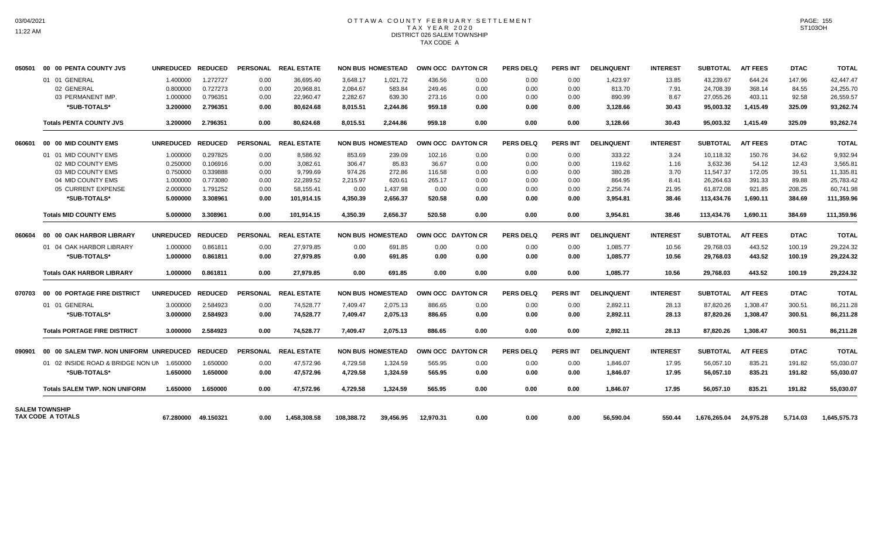# OTTAWA COUNTY FEBRUARY SETTLEMENT
## TAX YEAR 2020
### DISTRICT 026 SALEM TOWNSHIP
### TAX CODE A

| | | UNREDUCED | REDUCED | PERSONAL | REAL ESTATE | NON BUS | HOMESTEAD | OWN OCC | DAYTON CR | PERS DELQ | PERS INT | DELINQUENT | INTEREST | SUBTOTAL | A/T FEES | DTAC | TOTAL |
|---|---|---|---|---|---|---|---|---|---|---|---|---|---|---|---|---|---|
| 050501 | 00 00 PENTA COUNTY JVS | UNREDUCED | REDUCED | PERSONAL | REAL ESTATE | NON BUS | HOMESTEAD | OWN OCC | DAYTON CR | PERS DELQ | PERS INT | DELINQUENT | INTEREST | SUBTOTAL | A/T FEES | DTAC | TOTAL |
| | 01 01 GENERAL | 1.400000 | 1.272727 | 0.00 | 36,695.40 | 3,648.17 | 1,021.72 | 436.56 | 0.00 | 0.00 | 0.00 | 1,423.97 | 13.85 | 43,239.67 | 644.24 | 147.96 | 42,447.47 |
| | 02 GENERAL | 0.800000 | 0.727273 | 0.00 | 20,968.81 | 2,084.67 | 583.84 | 249.46 | 0.00 | 0.00 | 0.00 | 813.70 | 7.91 | 24,708.39 | 368.14 | 84.55 | 24,255.70 |
| | 03 PERMANENT IMP. | 1.000000 | 0.796351 | 0.00 | 22,960.47 | 2,282.67 | 639.30 | 273.16 | 0.00 | 0.00 | 0.00 | 890.99 | 8.67 | 27,055.26 | 403.11 | 92.58 | 26,559.57 |
| | **\*SUB-TOTALS\*** | **3.200000** | **2.796351** | **0.00** | **80,624.68** | **8,015.51** | **2,244.86** | **959.18** | **0.00** | **0.00** | **0.00** | **3,128.66** | **30.43** | **95,003.32** | **1,415.49** | **325.09** | **93,262.74** |
| | **Totals PENTA COUNTY JVS** | **3.200000** | **2.796351** | **0.00** | **80,624.68** | **8,015.51** | **2,244.86** | **959.18** | **0.00** | **0.00** | **0.00** | **3,128.66** | **30.43** | **95,003.32** | **1,415.49** | **325.09** | **93,262.74** |
| 060601 | 00 00 MID COUNTY EMS | UNREDUCED | REDUCED | PERSONAL | REAL ESTATE | NON BUS | HOMESTEAD | OWN OCC | DAYTON CR | PERS DELQ | PERS INT | DELINQUENT | INTEREST | SUBTOTAL | A/T FEES | DTAC | TOTAL |
| | 01 01 MID COUNTY EMS | 1.000000 | 0.297825 | 0.00 | 8,586.92 | 853.69 | 239.09 | 102.16 | 0.00 | 0.00 | 0.00 | 333.22 | 3.24 | 10,118.32 | 150.76 | 34.62 | 9,932.94 |
| | 02 MID COUNTY EMS | 0.250000 | 0.106916 | 0.00 | 3,082.61 | 306.47 | 85.83 | 36.67 | 0.00 | 0.00 | 0.00 | 119.62 | 1.16 | 3,632.36 | 54.12 | 12.43 | 3,565.81 |
| | 03 MID COUNTY EMS | 0.750000 | 0.339888 | 0.00 | 9,799.69 | 974.26 | 272.86 | 116.58 | 0.00 | 0.00 | 0.00 | 380.28 | 3.70 | 11,547.37 | 172.05 | 39.51 | 11,335.81 |
| | 04 MID COUNTY EMS | 1.000000 | 0.773080 | 0.00 | 22,289.52 | 2,215.97 | 620.61 | 265.17 | 0.00 | 0.00 | 0.00 | 864.95 | 8.41 | 26,264.63 | 391.33 | 89.88 | 25,783.42 |
| | 05 CURRENT EXPENSE | 2.000000 | 1.791252 | 0.00 | 58,155.41 | 0.00 | 1,437.98 | 0.00 | 0.00 | 0.00 | 0.00 | 2,256.74 | 21.95 | 61,872.08 | 921.85 | 208.25 | 60,741.98 |
| | **\*SUB-TOTALS\*** | **5.000000** | **3.308961** | **0.00** | **101,914.15** | **4,350.39** | **2,656.37** | **520.58** | **0.00** | **0.00** | **0.00** | **3,954.81** | **38.46** | **113,434.76** | **1,690.11** | **384.69** | **111,359.96** |
| | **Totals MID COUNTY EMS** | **5.000000** | **3.308961** | **0.00** | **101,914.15** | **4,350.39** | **2,656.37** | **520.58** | **0.00** | **0.00** | **0.00** | **3,954.81** | **38.46** | **113,434.76** | **1,690.11** | **384.69** | **111,359.96** |
| 060604 | 00 00 OAK HARBOR LIBRARY | UNREDUCED | REDUCED | PERSONAL | REAL ESTATE | NON BUS | HOMESTEAD | OWN OCC | DAYTON CR | PERS DELQ | PERS INT | DELINQUENT | INTEREST | SUBTOTAL | A/T FEES | DTAC | TOTAL |
| | 01 04 OAK HARBOR LIBRARY | 1.000000 | 0.861811 | 0.00 | 27,979.85 | 0.00 | 691.85 | 0.00 | 0.00 | 0.00 | 0.00 | 1,085.77 | 10.56 | 29,768.03 | 443.52 | 100.19 | 29,224.32 |
| | **\*SUB-TOTALS\*** | **1.000000** | **0.861811** | **0.00** | **27,979.85** | **0.00** | **691.85** | **0.00** | **0.00** | **0.00** | **0.00** | **1,085.77** | **10.56** | **29,768.03** | **443.52** | **100.19** | **29,224.32** |
| | **Totals OAK HARBOR LIBRARY** | **1.000000** | **0.861811** | **0.00** | **27,979.85** | **0.00** | **691.85** | **0.00** | **0.00** | **0.00** | **0.00** | **1,085.77** | **10.56** | **29,768.03** | **443.52** | **100.19** | **29,224.32** |
| 070703 | 00 00 PORTAGE FIRE DISTRICT | UNREDUCED | REDUCED | PERSONAL | REAL ESTATE | NON BUS | HOMESTEAD | OWN OCC | DAYTON CR | PERS DELQ | PERS INT | DELINQUENT | INTEREST | SUBTOTAL | A/T FEES | DTAC | TOTAL |
| | 01 01 GENERAL | 3.000000 | 2.584923 | 0.00 | 74,528.77 | 7,409.47 | 2,075.13 | 886.65 | 0.00 | 0.00 | 0.00 | 2,892.11 | 28.13 | 87,820.26 | 1,308.47 | 300.51 | 86,211.28 |
| | **\*SUB-TOTALS\*** | **3.000000** | **2.584923** | **0.00** | **74,528.77** | **7,409.47** | **2,075.13** | **886.65** | **0.00** | **0.00** | **0.00** | **2,892.11** | **28.13** | **87,820.26** | **1,308.47** | **300.51** | **86,211.28** |
| | **Totals PORTAGE FIRE DISTRICT** | **3.000000** | **2.584923** | **0.00** | **74,528.77** | **7,409.47** | **2,075.13** | **886.65** | **0.00** | **0.00** | **0.00** | **2,892.11** | **28.13** | **87,820.26** | **1,308.47** | **300.51** | **86,211.28** |
| 090901 | 00 00 SALEM TWP. NON UNIFORM | UNREDUCED | REDUCED | PERSONAL | REAL ESTATE | NON BUS | HOMESTEAD | OWN OCC | DAYTON CR | PERS DELQ | PERS INT | DELINQUENT | INTEREST | SUBTOTAL | A/T FEES | DTAC | TOTAL |
| | 01 02 INSIDE ROAD & BRIDGE NON UN | 1.650000 | 1.650000 | 0.00 | 47,572.96 | 4,729.58 | 1,324.59 | 565.95 | 0.00 | 0.00 | 0.00 | 1,846.07 | 17.95 | 56,057.10 | 835.21 | 191.82 | 55,030.07 |
| | **\*SUB-TOTALS\*** | **1.650000** | **1.650000** | **0.00** | **47,572.96** | **4,729.58** | **1,324.59** | **565.95** | **0.00** | **0.00** | **0.00** | **1,846.07** | **17.95** | **56,057.10** | **835.21** | **191.82** | **55,030.07** |
| | **Totals SALEM TWP. NON UNIFORM** | **1.650000** | **1.650000** | **0.00** | **47,572.96** | **4,729.58** | **1,324.59** | **565.95** | **0.00** | **0.00** | **0.00** | **1,846.07** | **17.95** | **56,057.10** | **835.21** | **191.82** | **55,030.07** |
| **SALEM TOWNSHIP TAX CODE A TOTALS** | | **67.280000** | **49.150321** | **0.00** | **1,458,308.58** | **108,388.72** | **39,456.95** | **12,970.31** | **0.00** | **0.00** | **0.00** | **56,590.04** | **550.44** | **1,676,265.04** | **24,975.28** | **5,714.03** | **1,645,575.73** |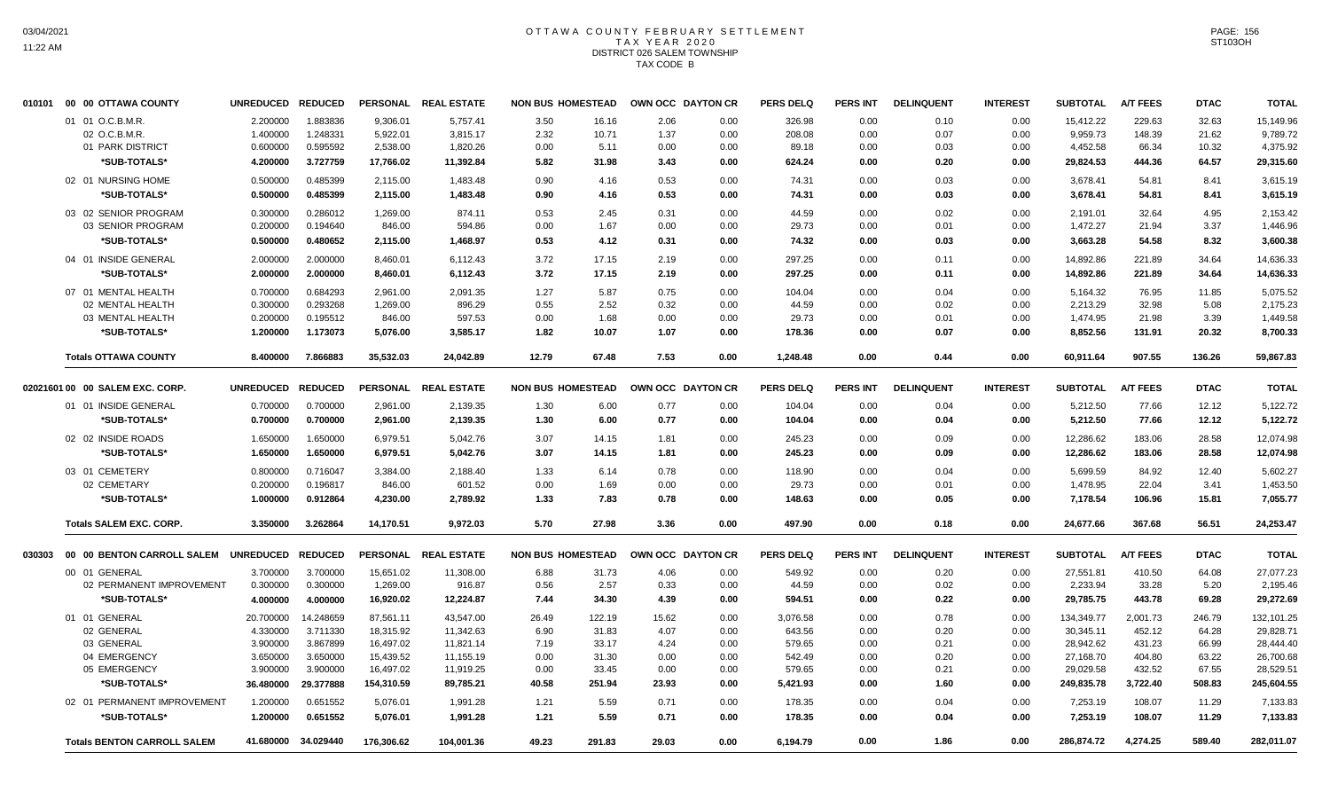# OTTAWA COUNTY FEBRUARY SETTLEMENT
## TAX YEAR 2020
## DISTRICT 026 SALEM TOWNSHIP
## TAX CODE B

| 010101 00 00 OTTAWA COUNTY | UNREDUCED | REDUCED | PERSONAL | REAL ESTATE | NON BUS | HOMESTEAD | OWN OCC | DAYTON CR | PERS DELQ | PERS INT | DELINQUENT | INTEREST | SUBTOTAL | A/T FEES | DTAC | TOTAL |
|---|---|---|---|---|---|---|---|---|---|---|---|---|---|---|---|---|
| 01 01 O.C.B.M.R. | 2.200000 | 1.883836 | 9,306.01 | 5,757.41 | 3.50 | 16.16 | 2.06 | 0.00 | 326.98 | 0.00 | 0.10 | 0.00 | 15,412.22 | 229.63 | 32.63 | 15,149.96 |
| 02 O.C.B.M.R. | 1.400000 | 1.248331 | 5,922.01 | 3,815.17 | 2.32 | 10.71 | 1.37 | 0.00 | 208.08 | 0.00 | 0.07 | 0.00 | 9,959.73 | 148.39 | 21.62 | 9,789.72 |
| 01 PARK DISTRICT | 0.600000 | 0.595592 | 2,538.00 | 1,820.26 | 0.00 | 5.11 | 0.00 | 0.00 | 89.18 | 0.00 | 0.03 | 0.00 | 4,452.58 | 66.34 | 10.32 | 4,375.92 |
| *SUB-TOTALS* | 4.200000 | 3.727759 | 17,766.02 | 11,392.84 | 5.82 | 31.98 | 3.43 | 0.00 | 624.24 | 0.00 | 0.20 | 0.00 | 29,824.53 | 444.36 | 64.57 | 29,315.60 |
| 02 01 NURSING HOME | 0.500000 | 0.485399 | 2,115.00 | 1,483.48 | 0.90 | 4.16 | 0.53 | 0.00 | 74.31 | 0.00 | 0.03 | 0.00 | 3,678.41 | 54.81 | 8.41 | 3,615.19 |
| *SUB-TOTALS* | 0.500000 | 0.485399 | 2,115.00 | 1,483.48 | 0.90 | 4.16 | 0.53 | 0.00 | 74.31 | 0.00 | 0.03 | 0.00 | 3,678.41 | 54.81 | 8.41 | 3,615.19 |
| 03 02 SENIOR PROGRAM | 0.300000 | 0.286012 | 1,269.00 | 874.11 | 0.53 | 2.45 | 0.31 | 0.00 | 44.59 | 0.00 | 0.02 | 0.00 | 2,191.01 | 32.64 | 4.95 | 2,153.42 |
| 03 SENIOR PROGRAM | 0.200000 | 0.194640 | 846.00 | 594.86 | 0.00 | 1.67 | 0.00 | 0.00 | 29.73 | 0.00 | 0.01 | 0.00 | 1,472.27 | 21.94 | 3.37 | 1,446.96 |
| *SUB-TOTALS* | 0.500000 | 0.480652 | 2,115.00 | 1,468.97 | 0.53 | 4.12 | 0.31 | 0.00 | 74.32 | 0.00 | 0.03 | 0.00 | 3,663.28 | 54.58 | 8.32 | 3,600.38 |
| 04 01 INSIDE GENERAL | 2.000000 | 2.000000 | 8,460.01 | 6,112.43 | 3.72 | 17.15 | 2.19 | 0.00 | 297.25 | 0.00 | 0.11 | 0.00 | 14,892.86 | 221.89 | 34.64 | 14,636.33 |
| *SUB-TOTALS* | 2.000000 | 2.000000 | 8,460.01 | 6,112.43 | 3.72 | 17.15 | 2.19 | 0.00 | 297.25 | 0.00 | 0.11 | 0.00 | 14,892.86 | 221.89 | 34.64 | 14,636.33 |
| 07 01 MENTAL HEALTH | 0.700000 | 0.684293 | 2,961.00 | 2,091.35 | 1.27 | 5.87 | 0.75 | 0.00 | 104.04 | 0.00 | 0.04 | 0.00 | 5,164.32 | 76.95 | 11.85 | 5,075.52 |
| 02 MENTAL HEALTH | 0.300000 | 0.293268 | 1,269.00 | 896.29 | 0.55 | 2.52 | 0.32 | 0.00 | 44.59 | 0.00 | 0.02 | 0.00 | 2,213.29 | 32.98 | 5.08 | 2,175.23 |
| 03 MENTAL HEALTH | 0.200000 | 0.195512 | 846.00 | 597.53 | 0.00 | 1.68 | 0.00 | 0.00 | 29.73 | 0.00 | 0.01 | 0.00 | 1,474.95 | 21.98 | 3.39 | 1,449.58 |
| *SUB-TOTALS* | 1.200000 | 1.173073 | 5,076.00 | 3,585.17 | 1.82 | 10.07 | 1.07 | 0.00 | 178.36 | 0.00 | 0.07 | 0.00 | 8,852.56 | 131.91 | 20.32 | 8,700.33 |
| **Totals OTTAWA COUNTY** | 8.400000 | 7.866883 | 35,532.03 | 24,042.89 | 12.79 | 67.48 | 7.53 | 0.00 | 1,248.48 | 0.00 | 0.44 | 0.00 | 60,911.64 | 907.55 | 136.26 | 59,867.83 |

| 02021601 00 00 SALEM EXC. CORP. | UNREDUCED | REDUCED | PERSONAL | REAL ESTATE | NON BUS | HOMESTEAD | OWN OCC | DAYTON CR | PERS DELQ | PERS INT | DELINQUENT | INTEREST | SUBTOTAL | A/T FEES | DTAC | TOTAL |
|---|---|---|---|---|---|---|---|---|---|---|---|---|---|---|---|---|
| 01 01 INSIDE GENERAL | 0.700000 | 0.700000 | 2,961.00 | 2,139.35 | 1.30 | 6.00 | 0.77 | 0.00 | 104.04 | 0.00 | 0.04 | 0.00 | 5,212.50 | 77.66 | 12.12 | 5,122.72 |
| *SUB-TOTALS* | 0.700000 | 0.700000 | 2,961.00 | 2,139.35 | 1.30 | 6.00 | 0.77 | 0.00 | 104.04 | 0.00 | 0.04 | 0.00 | 5,212.50 | 77.66 | 12.12 | 5,122.72 |
| 02 02 INSIDE ROADS | 1.650000 | 1.650000 | 6,979.51 | 5,042.76 | 3.07 | 14.15 | 1.81 | 0.00 | 245.23 | 0.00 | 0.09 | 0.00 | 12,286.62 | 183.06 | 28.58 | 12,074.98 |
| *SUB-TOTALS* | 1.650000 | 1.650000 | 6,979.51 | 5,042.76 | 3.07 | 14.15 | 1.81 | 0.00 | 245.23 | 0.00 | 0.09 | 0.00 | 12,286.62 | 183.06 | 28.58 | 12,074.98 |
| 03 01 CEMETERY | 0.800000 | 0.716047 | 3,384.00 | 2,188.40 | 1.33 | 6.14 | 0.78 | 0.00 | 118.90 | 0.00 | 0.04 | 0.00 | 5,699.59 | 84.92 | 12.40 | 5,602.27 |
| 02 CEMETARY | 0.200000 | 0.196817 | 846.00 | 601.52 | 0.00 | 1.69 | 0.00 | 0.00 | 29.73 | 0.00 | 0.01 | 0.00 | 1,478.95 | 22.04 | 3.41 | 1,453.50 |
| *SUB-TOTALS* | 1.000000 | 0.912864 | 4,230.00 | 2,789.92 | 1.33 | 7.83 | 0.78 | 0.00 | 148.63 | 0.00 | 0.05 | 0.00 | 7,178.54 | 106.96 | 15.81 | 7,055.77 |
| **Totals SALEM EXC. CORP.** | 3.350000 | 3.262864 | 14,170.51 | 9,972.03 | 5.70 | 27.98 | 3.36 | 0.00 | 497.90 | 0.00 | 0.18 | 0.00 | 24,677.66 | 367.68 | 56.51 | 24,253.47 |

| 030303 00 00 BENTON CARROLL SALEM | UNREDUCED | REDUCED | PERSONAL | REAL ESTATE | NON BUS | HOMESTEAD | OWN OCC | DAYTON CR | PERS DELQ | PERS INT | DELINQUENT | INTEREST | SUBTOTAL | A/T FEES | DTAC | TOTAL |
|---|---|---|---|---|---|---|---|---|---|---|---|---|---|---|---|---|
| 00 01 GENERAL | 3.700000 | 3.700000 | 15,651.02 | 11,308.00 | 6.88 | 31.73 | 4.06 | 0.00 | 549.92 | 0.00 | 0.20 | 0.00 | 27,551.81 | 410.50 | 64.08 | 27,077.23 |
| 02 PERMANENT IMPROVEMENT | 0.300000 | 0.300000 | 1,269.00 | 916.87 | 0.56 | 2.57 | 0.33 | 0.00 | 44.59 | 0.00 | 0.02 | 0.00 | 2,233.94 | 33.28 | 5.20 | 2,195.46 |
| *SUB-TOTALS* | 4.000000 | 4.000000 | 16,920.02 | 12,224.87 | 7.44 | 34.30 | 4.39 | 0.00 | 594.51 | 0.00 | 0.22 | 0.00 | 29,785.75 | 443.78 | 69.28 | 29,272.69 |
| 01 01 GENERAL | 20.700000 | 14.248659 | 87,561.11 | 43,547.00 | 26.49 | 122.19 | 15.62 | 0.00 | 3,076.58 | 0.00 | 0.78 | 0.00 | 134,349.77 | 2,001.73 | 246.79 | 132,101.25 |
| 02 GENERAL | 4.330000 | 3.711330 | 18,315.92 | 11,342.63 | 6.90 | 31.83 | 4.07 | 0.00 | 643.56 | 0.00 | 0.20 | 0.00 | 30,345.11 | 452.12 | 64.28 | 29,828.71 |
| 03 GENERAL | 3.900000 | 3.867899 | 16,497.02 | 11,821.14 | 7.19 | 33.17 | 4.24 | 0.00 | 579.65 | 0.00 | 0.21 | 0.00 | 28,942.62 | 431.23 | 66.99 | 28,444.40 |
| 04 EMERGENCY | 3.650000 | 3.650000 | 15,439.52 | 11,155.19 | 0.00 | 31.30 | 0.00 | 0.00 | 542.49 | 0.00 | 0.20 | 0.00 | 27,168.70 | 404.80 | 63.22 | 26,700.68 |
| 05 EMERGENCY | 3.900000 | 3.900000 | 16,497.02 | 11,919.25 | 0.00 | 33.45 | 0.00 | 0.00 | 579.65 | 0.00 | 0.21 | 0.00 | 29,029.58 | 432.52 | 67.55 | 28,529.51 |
| *SUB-TOTALS* | 36.480000 | 29.377888 | 154,310.59 | 89,785.21 | 40.58 | 251.94 | 23.93 | 0.00 | 5,421.93 | 0.00 | 1.60 | 0.00 | 249,835.78 | 3,722.40 | 508.83 | 245,604.55 |
| 02 01 PERMANENT IMPROVEMENT | 1.200000 | 0.651552 | 5,076.01 | 1,991.28 | 1.21 | 5.59 | 0.71 | 0.00 | 178.35 | 0.00 | 0.04 | 0.00 | 7,253.19 | 108.07 | 11.29 | 7,133.83 |
| *SUB-TOTALS* | 1.200000 | 0.651552 | 5,076.01 | 1,991.28 | 1.21 | 5.59 | 0.71 | 0.00 | 178.35 | 0.00 | 0.04 | 0.00 | 7,253.19 | 108.07 | 11.29 | 7,133.83 |
| **Totals BENTON CARROLL SALEM** | 41.680000 | 34.029440 | 176,306.62 | 104,001.36 | 49.23 | 291.83 | 29.03 | 0.00 | 6,194.79 | 0.00 | 1.86 | 0.00 | 286,874.72 | 4,274.25 | 589.40 | 282,011.07 |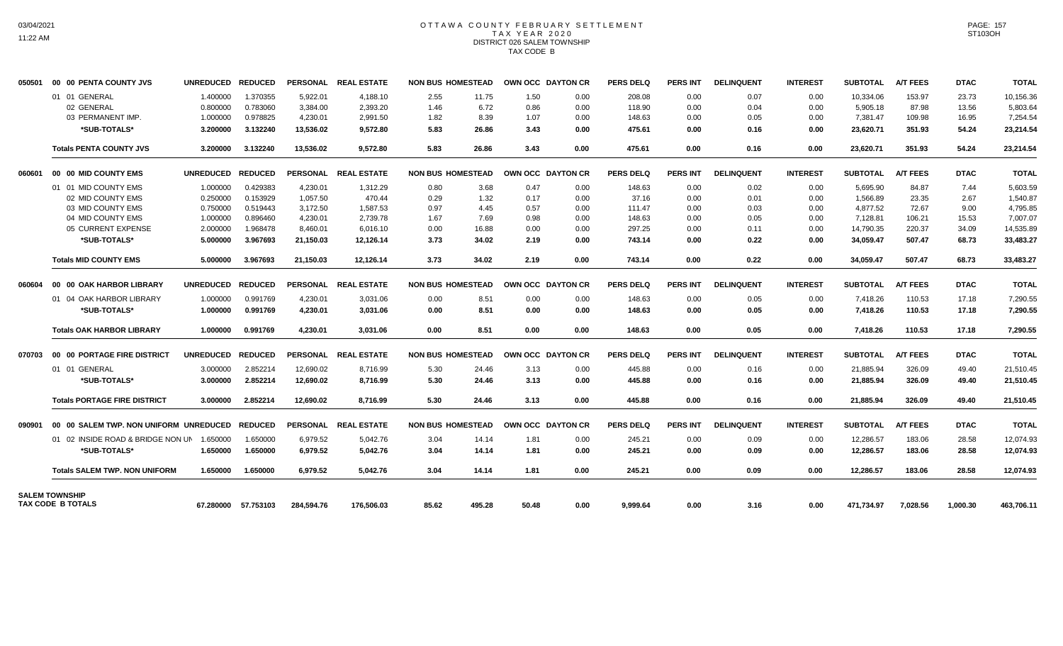# OTTAWA COUNTY FEBRUARY SETTLEMENT
## TAX YEAR 2020
### DISTRICT 026 SALEM TOWNSHIP
### TAX CODE B

| | | UNREDUCED | REDUCED | PERSONAL | REAL ESTATE | NON BUS | HOMESTEAD | OWN OCC | DAYTON CR | PERS DELQ | PERS INT | DELINQUENT | INTEREST | SUBTOTAL | A/T FEES | DTAC | TOTAL |
|---|---|---|---|---|---|---|---|---|---|---|---|---|---|---|---|---|---|
| 050501 | 00 00 PENTA COUNTY JVS | UNREDUCED | REDUCED | PERSONAL | REAL ESTATE | NON BUS | HOMESTEAD | OWN OCC | DAYTON CR | PERS DELQ | PERS INT | DELINQUENT | INTEREST | SUBTOTAL | A/T FEES | DTAC | TOTAL |
| | 01 01 GENERAL | 1.400000 | 1.370355 | 5,922.01 | 4,188.10 | 2.55 | 11.75 | 1.50 | 0.00 | 208.08 | 0.00 | 0.07 | 0.00 | 10,334.06 | 153.97 | 23.73 | 10,156.36 |
| | 02 GENERAL | 0.800000 | 0.783060 | 3,384.00 | 2,393.20 | 1.46 | 6.72 | 0.86 | 0.00 | 118.90 | 0.00 | 0.04 | 0.00 | 5,905.18 | 87.98 | 13.56 | 5,803.64 |
| | 03 PERMANENT IMP. | 1.000000 | 0.978825 | 4,230.01 | 2,991.50 | 1.82 | 8.39 | 1.07 | 0.00 | 148.63 | 0.00 | 0.05 | 0.00 | 7,381.47 | 109.98 | 16.95 | 7,254.54 |
| | **\*SUB-TOTALS\*** | **3.200000** | **3.132240** | **13,536.02** | **9,572.80** | **5.83** | **26.86** | **3.43** | **0.00** | **475.61** | **0.00** | **0.16** | **0.00** | **23,620.71** | **351.93** | **54.24** | **23,214.54** |
| | **Totals PENTA COUNTY JVS** | **3.200000** | **3.132240** | **13,536.02** | **9,572.80** | **5.83** | **26.86** | **3.43** | **0.00** | **475.61** | **0.00** | **0.16** | **0.00** | **23,620.71** | **351.93** | **54.24** | **23,214.54** |
| 060601 | 00 00 MID COUNTY EMS | UNREDUCED | REDUCED | PERSONAL | REAL ESTATE | NON BUS | HOMESTEAD | OWN OCC | DAYTON CR | PERS DELQ | PERS INT | DELINQUENT | INTEREST | SUBTOTAL | A/T FEES | DTAC | TOTAL |
| | 01 01 MID COUNTY EMS | 1.000000 | 0.429383 | 4,230.01 | 1,312.29 | 0.80 | 3.68 | 0.47 | 0.00 | 148.63 | 0.00 | 0.02 | 0.00 | 5,695.90 | 84.87 | 7.44 | 5,603.59 |
| | 02 MID COUNTY EMS | 0.250000 | 0.153929 | 1,057.50 | 470.44 | 0.29 | 1.32 | 0.17 | 0.00 | 37.16 | 0.00 | 0.01 | 0.00 | 1,566.89 | 23.35 | 2.67 | 1,540.87 |
| | 03 MID COUNTY EMS | 0.750000 | 0.519443 | 3,172.50 | 1,587.53 | 0.97 | 4.45 | 0.57 | 0.00 | 111.47 | 0.00 | 0.03 | 0.00 | 4,877.52 | 72.67 | 9.00 | 4,795.85 |
| | 04 MID COUNTY EMS | 1.000000 | 0.896460 | 4,230.01 | 2,739.78 | 1.67 | 7.69 | 0.98 | 0.00 | 148.63 | 0.00 | 0.05 | 0.00 | 7,128.81 | 106.21 | 15.53 | 7,007.07 |
| | 05 CURRENT EXPENSE | 2.000000 | 1.968478 | 8,460.01 | 6,016.10 | 0.00 | 16.88 | 0.00 | 0.00 | 297.25 | 0.00 | 0.11 | 0.00 | 14,790.35 | 220.37 | 34.09 | 14,535.89 |
| | **\*SUB-TOTALS\*** | **5.000000** | **3.967693** | **21,150.03** | **12,126.14** | **3.73** | **34.02** | **2.19** | **0.00** | **743.14** | **0.00** | **0.22** | **0.00** | **34,059.47** | **507.47** | **68.73** | **33,483.27** |
| | **Totals MID COUNTY EMS** | **5.000000** | **3.967693** | **21,150.03** | **12,126.14** | **3.73** | **34.02** | **2.19** | **0.00** | **743.14** | **0.00** | **0.22** | **0.00** | **34,059.47** | **507.47** | **68.73** | **33,483.27** |
| 060604 | 00 00 OAK HARBOR LIBRARY | UNREDUCED | REDUCED | PERSONAL | REAL ESTATE | NON BUS | HOMESTEAD | OWN OCC | DAYTON CR | PERS DELQ | PERS INT | DELINQUENT | INTEREST | SUBTOTAL | A/T FEES | DTAC | TOTAL |
| | 01 04 OAK HARBOR LIBRARY | 1.000000 | 0.991769 | 4,230.01 | 3,031.06 | 0.00 | 8.51 | 0.00 | 0.00 | 148.63 | 0.00 | 0.05 | 0.00 | 7,418.26 | 110.53 | 17.18 | 7,290.55 |
| | **\*SUB-TOTALS\*** | **1.000000** | **0.991769** | **4,230.01** | **3,031.06** | **0.00** | **8.51** | **0.00** | **0.00** | **148.63** | **0.00** | **0.05** | **0.00** | **7,418.26** | **110.53** | **17.18** | **7,290.55** |
| | **Totals OAK HARBOR LIBRARY** | **1.000000** | **0.991769** | **4,230.01** | **3,031.06** | **0.00** | **8.51** | **0.00** | **0.00** | **148.63** | **0.00** | **0.05** | **0.00** | **7,418.26** | **110.53** | **17.18** | **7,290.55** |
| 070703 | 00 00 PORTAGE FIRE DISTRICT | UNREDUCED | REDUCED | PERSONAL | REAL ESTATE | NON BUS | HOMESTEAD | OWN OCC | DAYTON CR | PERS DELQ | PERS INT | DELINQUENT | INTEREST | SUBTOTAL | A/T FEES | DTAC | TOTAL |
| | 01 01 GENERAL | 3.000000 | 2.852214 | 12,690.02 | 8,716.99 | 5.30 | 24.46 | 3.13 | 0.00 | 445.88 | 0.00 | 0.16 | 0.00 | 21,885.94 | 326.09 | 49.40 | 21,510.45 |
| | **\*SUB-TOTALS\*** | **3.000000** | **2.852214** | **12,690.02** | **8,716.99** | **5.30** | **24.46** | **3.13** | **0.00** | **445.88** | **0.00** | **0.16** | **0.00** | **21,885.94** | **326.09** | **49.40** | **21,510.45** |
| | **Totals PORTAGE FIRE DISTRICT** | **3.000000** | **2.852214** | **12,690.02** | **8,716.99** | **5.30** | **24.46** | **3.13** | **0.00** | **445.88** | **0.00** | **0.16** | **0.00** | **21,885.94** | **326.09** | **49.40** | **21,510.45** |
| 090901 | 00 00 SALEM TWP. NON UNIFORM | UNREDUCED | REDUCED | PERSONAL | REAL ESTATE | NON BUS | HOMESTEAD | OWN OCC | DAYTON CR | PERS DELQ | PERS INT | DELINQUENT | INTEREST | SUBTOTAL | A/T FEES | DTAC | TOTAL |
| | 01 02 INSIDE ROAD & BRIDGE NON UN | 1.650000 | 1.650000 | 6,979.52 | 5,042.76 | 3.04 | 14.14 | 1.81 | 0.00 | 245.21 | 0.00 | 0.09 | 0.00 | 12,286.57 | 183.06 | 28.58 | 12,074.93 |
| | **\*SUB-TOTALS\*** | **1.650000** | **1.650000** | **6,979.52** | **5,042.76** | **3.04** | **14.14** | **1.81** | **0.00** | **245.21** | **0.00** | **0.09** | **0.00** | **12,286.57** | **183.06** | **28.58** | **12,074.93** |
| | **Totals SALEM TWP. NON UNIFORM** | **1.650000** | **1.650000** | **6,979.52** | **5,042.76** | **3.04** | **14.14** | **1.81** | **0.00** | **245.21** | **0.00** | **0.09** | **0.00** | **12,286.57** | **183.06** | **28.58** | **12,074.93** |
| **SALEM TOWNSHIP TAX CODE B TOTALS** | | **67.280000** | **57.753103** | **284,594.76** | **176,506.03** | **85.62** | **495.28** | **50.48** | **0.00** | **9,999.64** | **0.00** | **3.16** | **0.00** | **471,734.97** | **7,028.56** | **1,000.30** | **463,706.11** |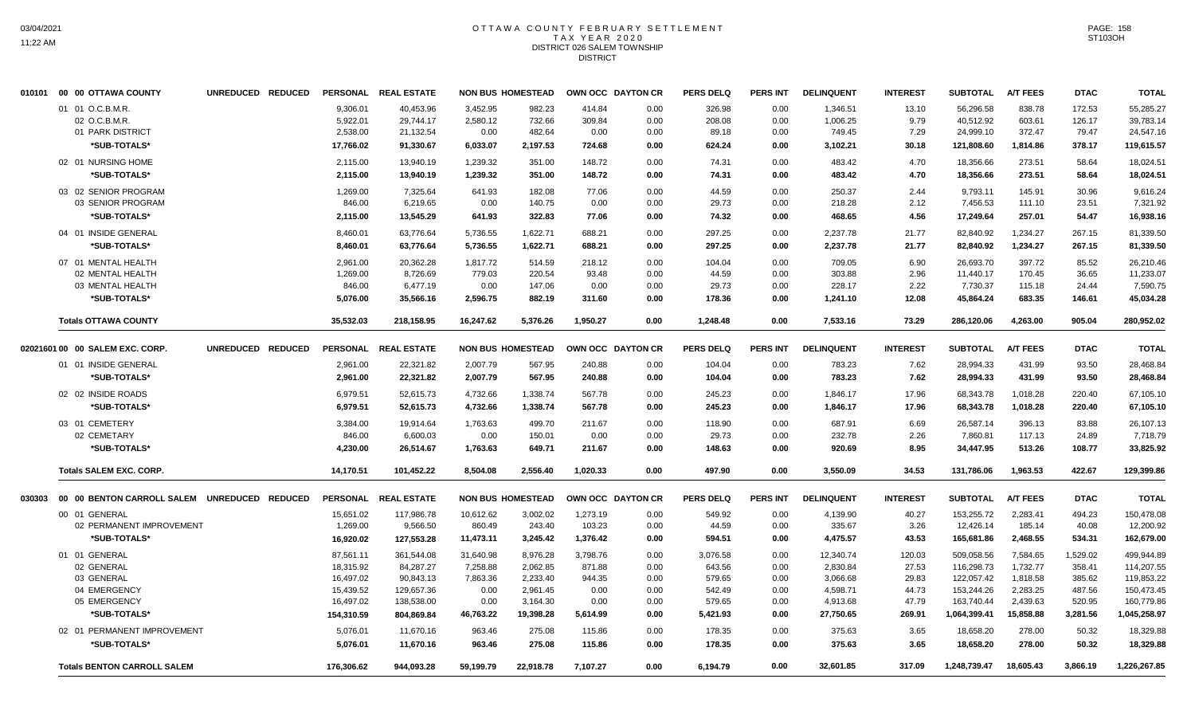# OTTAWA COUNTY FEBRUARY SETTLEMENT
## TAX YEAR 2020
### DISTRICT 026 SALEM TOWNSHIP
### DISTRICT

| 010101 00 00 OTTAWA COUNTY | UNREDUCED | REDUCED | PERSONAL | REAL ESTATE | NON BUS | HOMESTEAD | OWN OCC | DAYTON CR | PERS DELQ | PERS INT | DELINQUENT | INTEREST | SUBTOTAL | A/T FEES | DTAC | TOTAL |
|---|---|---|---|---|---|---|---|---|---|---|---|---|---|---|---|---|
| 01 01 O.C.B.M.R. | | | 9,306.01 | 40,453.96 | 3,452.95 | 982.23 | 414.84 | 0.00 | 326.98 | 0.00 | 1,346.51 | 13.10 | 56,296.58 | 838.78 | 172.53 | 55,285.27 |
| 02 O.C.B.M.R. | | | 5,922.01 | 29,744.17 | 2,580.12 | 732.66 | 309.84 | 0.00 | 208.08 | 0.00 | 1,006.25 | 9.79 | 40,512.92 | 603.61 | 126.17 | 39,783.14 |
| 01 PARK DISTRICT | | | 2,538.00 | 21,132.54 | 0.00 | 482.64 | 0.00 | 0.00 | 89.18 | 0.00 | 749.45 | 7.29 | 24,999.10 | 372.47 | 79.47 | 24,547.16 |
| **\*SUB-TOTALS\*** | | | **17,766.02** | **91,330.67** | **6,033.07** | **2,197.53** | **724.68** | **0.00** | **624.24** | **0.00** | **3,102.21** | **30.18** | **121,808.60** | **1,814.86** | **378.17** | **119,615.57** |
| 02 01 NURSING HOME | | | 2,115.00 | 13,940.19 | 1,239.32 | 351.00 | 148.72 | 0.00 | 74.31 | 0.00 | 483.42 | 4.70 | 18,356.66 | 273.51 | 58.64 | 18,024.51 |
| **\*SUB-TOTALS\*** | | | **2,115.00** | **13,940.19** | **1,239.32** | **351.00** | **148.72** | **0.00** | **74.31** | **0.00** | **483.42** | **4.70** | **18,356.66** | **273.51** | **58.64** | **18,024.51** |
| 03 02 SENIOR PROGRAM | | | 1,269.00 | 7,325.64 | 641.93 | 182.08 | 77.06 | 0.00 | 44.59 | 0.00 | 250.37 | 2.44 | 9,793.11 | 145.91 | 30.96 | 9,616.24 |
| 03 SENIOR PROGRAM | | | 846.00 | 6,219.65 | 0.00 | 140.75 | 0.00 | 0.00 | 29.73 | 0.00 | 218.28 | 2.12 | 7,456.53 | 111.10 | 23.51 | 7,321.92 |
| **\*SUB-TOTALS\*** | | | **2,115.00** | **13,545.29** | **641.93** | **322.83** | **77.06** | **0.00** | **74.32** | **0.00** | **468.65** | **4.56** | **17,249.64** | **257.01** | **54.47** | **16,938.16** |
| 04 01 INSIDE GENERAL | | | 8,460.01 | 63,776.64 | 5,736.55 | 1,622.71 | 688.21 | 0.00 | 297.25 | 0.00 | 2,237.78 | 21.77 | 82,840.92 | 1,234.27 | 267.15 | 81,339.50 |
| **\*SUB-TOTALS\*** | | | **8,460.01** | **63,776.64** | **5,736.55** | **1,622.71** | **688.21** | **0.00** | **297.25** | **0.00** | **2,237.78** | **21.77** | **82,840.92** | **1,234.27** | **267.15** | **81,339.50** |
| 07 01 MENTAL HEALTH | | | 2,961.00 | 20,362.28 | 1,817.72 | 514.59 | 218.12 | 0.00 | 104.04 | 0.00 | 709.05 | 6.90 | 26,693.70 | 397.72 | 85.52 | 26,210.46 |
| 02 MENTAL HEALTH | | | 1,269.00 | 8,726.69 | 779.03 | 220.54 | 93.48 | 0.00 | 44.59 | 0.00 | 303.88 | 2.96 | 11,440.17 | 170.45 | 36.65 | 11,233.07 |
| 03 MENTAL HEALTH | | | 846.00 | 6,477.19 | 0.00 | 147.06 | 0.00 | 0.00 | 29.73 | 0.00 | 228.17 | 2.22 | 7,730.37 | 115.18 | 24.44 | 7,590.75 |
| **\*SUB-TOTALS\*** | | | **5,076.00** | **35,566.16** | **2,596.75** | **882.19** | **311.60** | **0.00** | **178.36** | **0.00** | **1,241.10** | **12.08** | **45,864.24** | **683.35** | **146.61** | **45,034.28** |
| **Totals OTTAWA COUNTY** | | | **35,532.03** | **218,158.95** | **16,247.62** | **5,376.26** | **1,950.27** | **0.00** | **1,248.48** | **0.00** | **7,533.16** | **73.29** | **286,120.06** | **4,263.00** | **905.04** | **280,952.02** |

| 02021601 00 00 SALEM EXC. CORP. | UNREDUCED | REDUCED | PERSONAL | REAL ESTATE | NON BUS | HOMESTEAD | OWN OCC | DAYTON CR | PERS DELQ | PERS INT | DELINQUENT | INTEREST | SUBTOTAL | A/T FEES | DTAC | TOTAL |
|---|---|---|---|---|---|---|---|---|---|---|---|---|---|---|---|---|
| 01 01 INSIDE GENERAL | | | 2,961.00 | 22,321.82 | 2,007.79 | 567.95 | 240.88 | 0.00 | 104.04 | 0.00 | 783.23 | 7.62 | 28,994.33 | 431.99 | 93.50 | 28,468.84 |
| **\*SUB-TOTALS\*** | | | **2,961.00** | **22,321.82** | **2,007.79** | **567.95** | **240.88** | **0.00** | **104.04** | **0.00** | **783.23** | **7.62** | **28,994.33** | **431.99** | **93.50** | **28,468.84** |
| 02 02 INSIDE ROADS | | | 6,979.51 | 52,615.73 | 4,732.66 | 1,338.74 | 567.78 | 0.00 | 245.23 | 0.00 | 1,846.17 | 17.96 | 68,343.78 | 1,018.28 | 220.40 | 67,105.10 |
| **\*SUB-TOTALS\*** | | | **6,979.51** | **52,615.73** | **4,732.66** | **1,338.74** | **567.78** | **0.00** | **245.23** | **0.00** | **1,846.17** | **17.96** | **68,343.78** | **1,018.28** | **220.40** | **67,105.10** |
| 03 01 CEMETERY | | | 3,384.00 | 19,914.64 | 1,763.63 | 499.70 | 211.67 | 0.00 | 118.90 | 0.00 | 687.91 | 6.69 | 26,587.14 | 396.13 | 83.88 | 26,107.13 |
| 02 CEMETARY | | | 846.00 | 6,600.03 | 0.00 | 150.01 | 0.00 | 0.00 | 29.73 | 0.00 | 232.78 | 2.26 | 7,860.81 | 117.13 | 24.89 | 7,718.79 |
| **\*SUB-TOTALS\*** | | | **4,230.00** | **26,514.67** | **1,763.63** | **649.71** | **211.67** | **0.00** | **148.63** | **0.00** | **920.69** | **8.95** | **34,447.95** | **513.26** | **108.77** | **33,825.92** |
| **Totals SALEM EXC. CORP.** | | | **14,170.51** | **101,452.22** | **8,504.08** | **2,556.40** | **1,020.33** | **0.00** | **497.90** | **0.00** | **3,550.09** | **34.53** | **131,786.06** | **1,963.53** | **422.67** | **129,399.86** |

| 030303 00 00 BENTON CARROLL SALEM | UNREDUCED | REDUCED | PERSONAL | REAL ESTATE | NON BUS | HOMESTEAD | OWN OCC | DAYTON CR | PERS DELQ | PERS INT | DELINQUENT | INTEREST | SUBTOTAL | A/T FEES | DTAC | TOTAL |
|---|---|---|---|---|---|---|---|---|---|---|---|---|---|---|---|---|
| 00 01 GENERAL | | | 15,651.02 | 117,986.78 | 10,612.62 | 3,002.02 | 1,273.19 | 0.00 | 549.92 | 0.00 | 4,139.90 | 40.27 | 153,255.72 | 2,283.41 | 494.23 | 150,478.08 |
| 02 PERMANENT IMPROVEMENT | | | 1,269.00 | 9,566.50 | 860.49 | 243.40 | 103.23 | 0.00 | 44.59 | 0.00 | 335.67 | 3.26 | 12,426.14 | 185.14 | 40.08 | 12,200.92 |
| **\*SUB-TOTALS\*** | | | **16,920.02** | **127,553.28** | **11,473.11** | **3,245.42** | **1,376.42** | **0.00** | **594.51** | **0.00** | **4,475.57** | **43.53** | **165,681.86** | **2,468.55** | **534.31** | **162,679.00** |
| 01 01 GENERAL | | | 87,561.11 | 361,544.08 | 31,640.98 | 8,976.28 | 3,798.76 | 0.00 | 3,076.58 | 0.00 | 12,340.74 | 120.03 | 509,058.56 | 7,584.65 | 1,529.02 | 499,944.89 |
| 02 GENERAL | | | 18,315.92 | 84,287.27 | 7,258.88 | 2,062.85 | 871.88 | 0.00 | 643.56 | 0.00 | 2,830.84 | 27.53 | 116,298.73 | 1,732.77 | 358.41 | 114,207.55 |
| 03 GENERAL | | | 16,497.02 | 90,843.13 | 7,863.36 | 2,233.40 | 944.35 | 0.00 | 579.65 | 0.00 | 3,066.68 | 29.83 | 122,057.42 | 1,818.58 | 385.62 | 119,853.22 |
| 04 EMERGENCY | | | 15,439.52 | 129,657.36 | 0.00 | 2,961.45 | 0.00 | 0.00 | 542.49 | 0.00 | 4,598.71 | 44.73 | 153,244.26 | 2,283.25 | 487.56 | 150,473.45 |
| 05 EMERGENCY | | | 16,497.02 | 138,538.00 | 0.00 | 3,164.30 | 0.00 | 0.00 | 579.65 | 0.00 | 4,913.68 | 47.79 | 163,740.44 | 2,439.63 | 520.95 | 160,779.86 |
| **\*SUB-TOTALS\*** | | | **154,310.59** | **804,869.84** | **46,763.22** | **19,398.28** | **5,614.99** | **0.00** | **5,421.93** | **0.00** | **27,750.65** | **269.91** | **1,064,399.41** | **15,858.88** | **3,281.56** | **1,045,258.97** |
| 02 01 PERMANENT IMPROVEMENT | | | 5,076.01 | 11,670.16 | 963.46 | 275.08 | 115.86 | 0.00 | 178.35 | 0.00 | 375.63 | 3.65 | 18,658.20 | 278.00 | 50.32 | 18,329.88 |
| **\*SUB-TOTALS\*** | | | **5,076.01** | **11,670.16** | **963.46** | **275.08** | **115.86** | **0.00** | **178.35** | **0.00** | **375.63** | **3.65** | **18,658.20** | **278.00** | **50.32** | **18,329.88** |
| **Totals BENTON CARROLL SALEM** | | | **176,306.62** | **944,093.28** | **59,199.79** | **22,918.78** | **7,107.27** | **0.00** | **6,194.79** | **0.00** | **32,601.85** | **317.09** | **1,248,739.47** | **18,605.43** | **3,866.19** | **1,226,267.85** |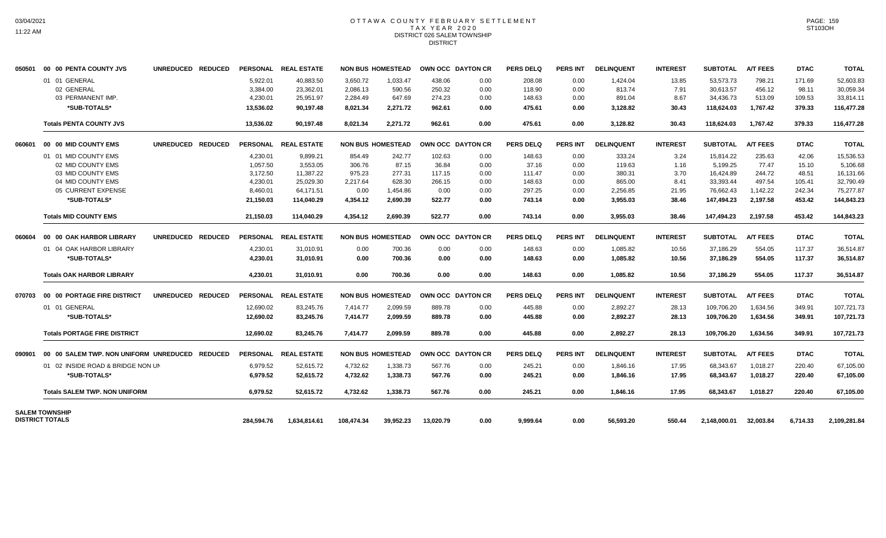# OTTAWA COUNTY FEBRUARY SETTLEMENT
## TAX YEAR 2020
### DISTRICT 026 SALEM TOWNSHIP
### DISTRICT

| | | | PERSONAL | REAL ESTATE | NON BUS | HOMESTEAD | OWN OCC | DAYTON CR | PERS DELQ | PERS INT | DELINQUENT | INTEREST | SUBTOTAL | A/T FEES | DTAC | TOTAL |
|---|---|---|---|---|---|---|---|---|---|---|---|---|---|---|---|---|
| 050501 | 00 00 PENTA COUNTY JVS | UNREDUCED REDUCED | PERSONAL | REAL ESTATE | NON BUS | HOMESTEAD | OWN OCC | DAYTON CR | PERS DELQ | PERS INT | DELINQUENT | INTEREST | SUBTOTAL | A/T FEES | DTAC | TOTAL |
| | 01 01 GENERAL | | 5,922.01 | 40,883.50 | 3,650.72 | 1,033.47 | 438.06 | 0.00 | 208.08 | 0.00 | 1,424.04 | 13.85 | 53,573.73 | 798.21 | 171.69 | 52,603.83 |
| | 02 GENERAL | | 3,384.00 | 23,362.01 | 2,086.13 | 590.56 | 250.32 | 0.00 | 118.90 | 0.00 | 813.74 | 7.91 | 30,613.57 | 456.12 | 98.11 | 30,059.34 |
| | 03 PERMANENT IMP. | | 4,230.01 | 25,951.97 | 2,284.49 | 647.69 | 274.23 | 0.00 | 148.63 | 0.00 | 891.04 | 8.67 | 34,436.73 | 513.09 | 109.53 | 33,814.11 |
| | *SUB-TOTALS* | | 13,536.02 | 90,197.48 | 8,021.34 | 2,271.72 | 962.61 | 0.00 | 475.61 | 0.00 | 3,128.82 | 30.43 | 118,624.03 | 1,767.42 | 379.33 | 116,477.28 |
| | **Totals PENTA COUNTY JVS** | | **13,536.02** | **90,197.48** | **8,021.34** | **2,271.72** | **962.61** | **0.00** | **475.61** | **0.00** | **3,128.82** | **30.43** | **118,624.03** | **1,767.42** | **379.33** | **116,477.28** |
| 060601 | 00 00 MID COUNTY EMS | UNREDUCED REDUCED | PERSONAL | REAL ESTATE | NON BUS | HOMESTEAD | OWN OCC | DAYTON CR | PERS DELQ | PERS INT | DELINQUENT | INTEREST | SUBTOTAL | A/T FEES | DTAC | TOTAL |
| | 01 01 MID COUNTY EMS | | 4,230.01 | 9,899.21 | 854.49 | 242.77 | 102.63 | 0.00 | 148.63 | 0.00 | 333.24 | 3.24 | 15,814.22 | 235.63 | 42.06 | 15,536.53 |
| | 02 MID COUNTY EMS | | 1,057.50 | 3,553.05 | 306.76 | 87.15 | 36.84 | 0.00 | 37.16 | 0.00 | 119.63 | 1.16 | 5,199.25 | 77.47 | 15.10 | 5,106.68 |
| | 03 MID COUNTY EMS | | 3,172.50 | 11,387.22 | 975.23 | 277.31 | 117.15 | 0.00 | 111.47 | 0.00 | 380.31 | 3.70 | 16,424.89 | 244.72 | 48.51 | 16,131.66 |
| | 04 MID COUNTY EMS | | 4,230.01 | 25,029.30 | 2,217.64 | 628.30 | 266.15 | 0.00 | 148.63 | 0.00 | 865.00 | 8.41 | 33,393.44 | 497.54 | 105.41 | 32,790.49 |
| | 05 CURRENT EXPENSE | | 8,460.01 | 64,171.51 | 0.00 | 1,454.86 | 0.00 | 0.00 | 297.25 | 0.00 | 2,256.85 | 21.95 | 76,662.43 | 1,142.22 | 242.34 | 75,277.87 |
| | *SUB-TOTALS* | | 21,150.03 | 114,040.29 | 4,354.12 | 2,690.39 | 522.77 | 0.00 | 743.14 | 0.00 | 3,955.03 | 38.46 | 147,494.23 | 2,197.58 | 453.42 | 144,843.23 |
| | **Totals MID COUNTY EMS** | | **21,150.03** | **114,040.29** | **4,354.12** | **2,690.39** | **522.77** | **0.00** | **743.14** | **0.00** | **3,955.03** | **38.46** | **147,494.23** | **2,197.58** | **453.42** | **144,843.23** |
| 060604 | 00 00 OAK HARBOR LIBRARY | UNREDUCED REDUCED | PERSONAL | REAL ESTATE | NON BUS | HOMESTEAD | OWN OCC | DAYTON CR | PERS DELQ | PERS INT | DELINQUENT | INTEREST | SUBTOTAL | A/T FEES | DTAC | TOTAL |
| | 01 04 OAK HARBOR LIBRARY | | 4,230.01 | 31,010.91 | 0.00 | 700.36 | 0.00 | 0.00 | 148.63 | 0.00 | 1,085.82 | 10.56 | 37,186.29 | 554.05 | 117.37 | 36,514.87 |
| | *SUB-TOTALS* | | 4,230.01 | 31,010.91 | 0.00 | 700.36 | 0.00 | 0.00 | 148.63 | 0.00 | 1,085.82 | 10.56 | 37,186.29 | 554.05 | 117.37 | 36,514.87 |
| | **Totals OAK HARBOR LIBRARY** | | **4,230.01** | **31,010.91** | **0.00** | **700.36** | **0.00** | **0.00** | **148.63** | **0.00** | **1,085.82** | **10.56** | **37,186.29** | **554.05** | **117.37** | **36,514.87** |
| 070703 | 00 00 PORTAGE FIRE DISTRICT | UNREDUCED REDUCED | PERSONAL | REAL ESTATE | NON BUS | HOMESTEAD | OWN OCC | DAYTON CR | PERS DELQ | PERS INT | DELINQUENT | INTEREST | SUBTOTAL | A/T FEES | DTAC | TOTAL |
| | 01 01 GENERAL | | 12,690.02 | 83,245.76 | 7,414.77 | 2,099.59 | 889.78 | 0.00 | 445.88 | 0.00 | 2,892.27 | 28.13 | 109,706.20 | 1,634.56 | 349.91 | 107,721.73 |
| | *SUB-TOTALS* | | 12,690.02 | 83,245.76 | 7,414.77 | 2,099.59 | 889.78 | 0.00 | 445.88 | 0.00 | 2,892.27 | 28.13 | 109,706.20 | 1,634.56 | 349.91 | 107,721.73 |
| | **Totals PORTAGE FIRE DISTRICT** | | **12,690.02** | **83,245.76** | **7,414.77** | **2,099.59** | **889.78** | **0.00** | **445.88** | **0.00** | **2,892.27** | **28.13** | **109,706.20** | **1,634.56** | **349.91** | **107,721.73** |
| 090901 | 00 00 SALEM TWP. NON UNIFORM | UNREDUCED REDUCED | PERSONAL | REAL ESTATE | NON BUS | HOMESTEAD | OWN OCC | DAYTON CR | PERS DELQ | PERS INT | DELINQUENT | INTEREST | SUBTOTAL | A/T FEES | DTAC | TOTAL |
| | 01 02 INSIDE ROAD & BRIDGE NON UN | | 6,979.52 | 52,615.72 | 4,732.62 | 1,338.73 | 567.76 | 0.00 | 245.21 | 0.00 | 1,846.16 | 17.95 | 68,343.67 | 1,018.27 | 220.40 | 67,105.00 |
| | *SUB-TOTALS* | | 6,979.52 | 52,615.72 | 4,732.62 | 1,338.73 | 567.76 | 0.00 | 245.21 | 0.00 | 1,846.16 | 17.95 | 68,343.67 | 1,018.27 | 220.40 | 67,105.00 |
| | **Totals SALEM TWP. NON UNIFORM** | | **6,979.52** | **52,615.72** | **4,732.62** | **1,338.73** | **567.76** | **0.00** | **245.21** | **0.00** | **1,846.16** | **17.95** | **68,343.67** | **1,018.27** | **220.40** | **67,105.00** |
| **SALEM TOWNSHIP DISTRICT TOTALS** | | | **284,594.76** | **1,634,814.61** | **108,474.34** | **39,952.23** | **13,020.79** | **0.00** | **9,999.64** | **0.00** | **56,593.20** | **550.44** | **2,148,000.01** | **32,003.84** | **6,714.33** | **2,109,281.84** |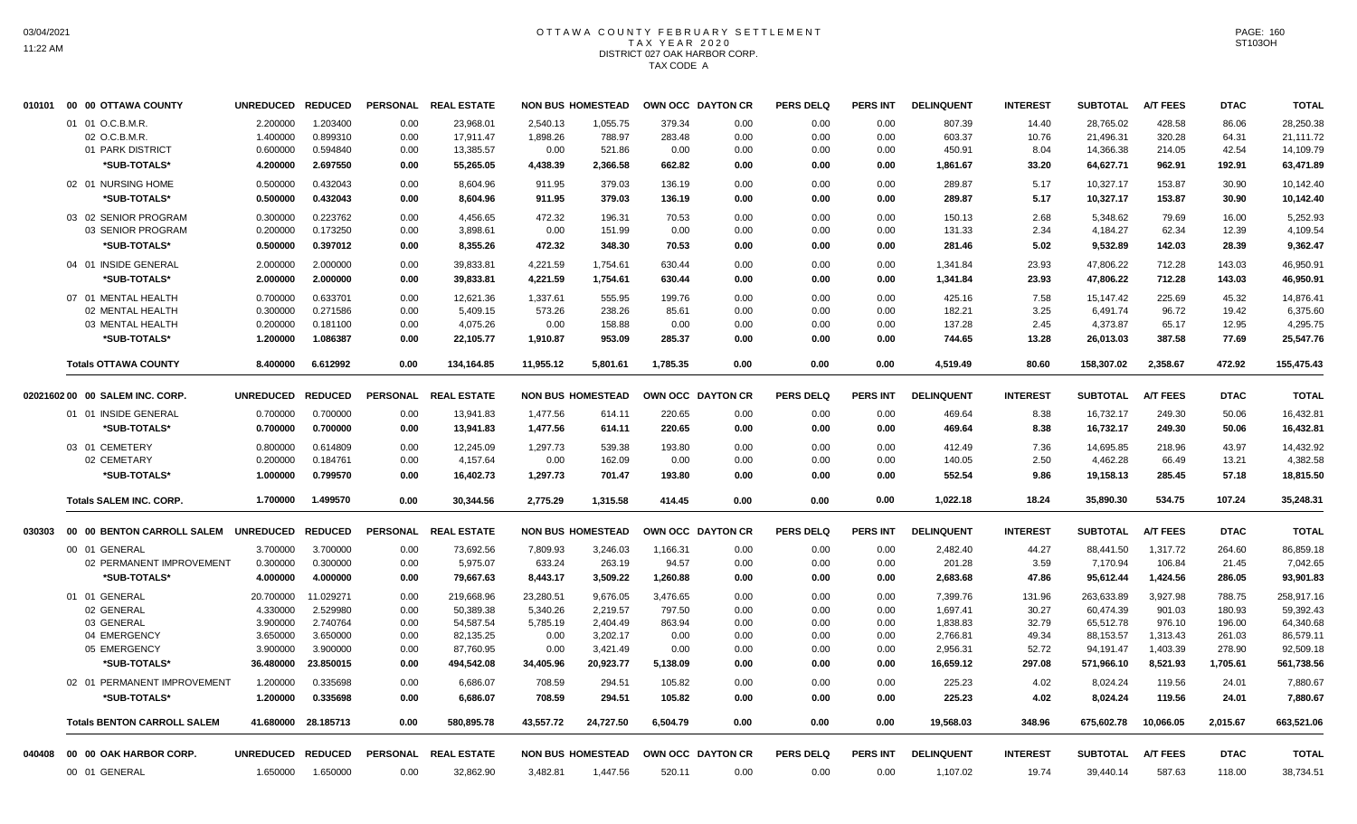# OTTAWA COUNTY FEBRUARY SETTLEMENT
## TAX YEAR 2020
### DISTRICT 027 OAK HARBOR CORP.
TAX CODE A

| | | UNREDUCED | REDUCED | PERSONAL | REAL ESTATE | NON BUS | HOMESTEAD | OWN OCC | DAYTON CR | PERS DELQ | PERS INT | DELINQUENT | INTEREST | SUBTOTAL | A/T FEES | DTAC | TOTAL |
|---|---|---|---|---|---|---|---|---|---|---|---|---|---|---|---|---|---|
| 010101 | 00 00 OTTAWA COUNTY | | | | | | | | | | | | | | | | |
| | 01 01 O.C.B.M.R. | 2.200000 | 1.203400 | 0.00 | 23,968.01 | 2,540.13 | 1,055.75 | 379.34 | 0.00 | 0.00 | 0.00 | 807.39 | 14.40 | 28,765.02 | 428.58 | 86.06 | 28,250.38 |
| | 02 O.C.B.M.R. | 1.400000 | 0.899310 | 0.00 | 17,911.47 | 1,898.26 | 788.97 | 283.48 | 0.00 | 0.00 | 0.00 | 603.37 | 10.76 | 21,496.31 | 320.28 | 64.31 | 21,111.72 |
| | 01 PARK DISTRICT | 0.600000 | 0.594840 | 0.00 | 13,385.57 | 0.00 | 521.86 | 0.00 | 0.00 | 0.00 | 0.00 | 450.91 | 8.04 | 14,366.38 | 214.05 | 42.54 | 14,109.79 |
| | *SUB-TOTALS* | 4.200000 | 2.697550 | 0.00 | 55,265.05 | 4,438.39 | 2,366.58 | 662.82 | 0.00 | 0.00 | 0.00 | 1,861.67 | 33.20 | 64,627.71 | 962.91 | 192.91 | 63,471.89 |
| | 02 01 NURSING HOME | 0.500000 | 0.432043 | 0.00 | 8,604.96 | 911.95 | 379.03 | 136.19 | 0.00 | 0.00 | 0.00 | 289.87 | 5.17 | 10,327.17 | 153.87 | 30.90 | 10,142.40 |
| | *SUB-TOTALS* | 0.500000 | 0.432043 | 0.00 | 8,604.96 | 911.95 | 379.03 | 136.19 | 0.00 | 0.00 | 0.00 | 289.87 | 5.17 | 10,327.17 | 153.87 | 30.90 | 10,142.40 |
| | 03 02 SENIOR PROGRAM | 0.300000 | 0.223762 | 0.00 | 4,456.65 | 472.32 | 196.31 | 70.53 | 0.00 | 0.00 | 0.00 | 150.13 | 2.68 | 5,348.62 | 79.69 | 16.00 | 5,252.93 |
| | 03 SENIOR PROGRAM | 0.200000 | 0.173250 | 0.00 | 3,898.61 | 0.00 | 151.99 | 0.00 | 0.00 | 0.00 | 0.00 | 131.33 | 2.34 | 4,184.27 | 62.34 | 12.39 | 4,109.54 |
| | *SUB-TOTALS* | 0.500000 | 0.397012 | 0.00 | 8,355.26 | 472.32 | 348.30 | 70.53 | 0.00 | 0.00 | 0.00 | 281.46 | 5.02 | 9,532.89 | 142.03 | 28.39 | 9,362.47 |
| | 04 01 INSIDE GENERAL | 2.000000 | 2.000000 | 0.00 | 39,833.81 | 4,221.59 | 1,754.61 | 630.44 | 0.00 | 0.00 | 0.00 | 1,341.84 | 23.93 | 47,806.22 | 712.28 | 143.03 | 46,950.91 |
| | *SUB-TOTALS* | 2.000000 | 2.000000 | 0.00 | 39,833.81 | 4,221.59 | 1,754.61 | 630.44 | 0.00 | 0.00 | 0.00 | 1,341.84 | 23.93 | 47,806.22 | 712.28 | 143.03 | 46,950.91 |
| | 07 01 MENTAL HEALTH | 0.700000 | 0.633701 | 0.00 | 12,621.36 | 1,337.61 | 555.95 | 199.76 | 0.00 | 0.00 | 0.00 | 425.16 | 7.58 | 15,147.42 | 225.69 | 45.32 | 14,876.41 |
| | 02 MENTAL HEALTH | 0.300000 | 0.271586 | 0.00 | 5,409.15 | 573.26 | 238.26 | 85.61 | 0.00 | 0.00 | 0.00 | 182.21 | 3.25 | 6,491.74 | 96.72 | 19.42 | 6,375.60 |
| | 03 MENTAL HEALTH | 0.200000 | 0.181100 | 0.00 | 4,075.26 | 0.00 | 158.88 | 0.00 | 0.00 | 0.00 | 0.00 | 137.28 | 2.45 | 4,373.87 | 65.17 | 12.95 | 4,295.75 |
| | *SUB-TOTALS* | 1.200000 | 1.086387 | 0.00 | 22,105.77 | 1,910.87 | 953.09 | 285.37 | 0.00 | 0.00 | 0.00 | 744.65 | 13.28 | 26,013.03 | 387.58 | 77.69 | 25,547.76 |
| | **Totals OTTAWA COUNTY** | 8.400000 | 6.612992 | 0.00 | 134,164.85 | 11,955.12 | 5,801.61 | 1,785.35 | 0.00 | 0.00 | 0.00 | 4,519.49 | 80.60 | 158,307.02 | 2,358.67 | 472.92 | 155,475.43 |
| 020216 | 02 00 00 SALEM INC. CORP. | UNREDUCED | REDUCED | PERSONAL | REAL ESTATE | NON BUS | HOMESTEAD | OWN OCC | DAYTON CR | PERS DELQ | PERS INT | DELINQUENT | INTEREST | SUBTOTAL | A/T FEES | DTAC | TOTAL |
| | 01 01 INSIDE GENERAL | 0.700000 | 0.700000 | 0.00 | 13,941.83 | 1,477.56 | 614.11 | 220.65 | 0.00 | 0.00 | 0.00 | 469.64 | 8.38 | 16,732.17 | 249.30 | 50.06 | 16,432.81 |
| | *SUB-TOTALS* | 0.700000 | 0.700000 | 0.00 | 13,941.83 | 1,477.56 | 614.11 | 220.65 | 0.00 | 0.00 | 0.00 | 469.64 | 8.38 | 16,732.17 | 249.30 | 50.06 | 16,432.81 |
| | 03 01 CEMETERY | 0.800000 | 0.614809 | 0.00 | 12,245.09 | 1,297.73 | 539.38 | 193.80 | 0.00 | 0.00 | 0.00 | 412.49 | 7.36 | 14,695.85 | 218.96 | 43.97 | 14,432.92 |
| | 02 CEMETARY | 0.200000 | 0.184761 | 0.00 | 4,157.64 | 0.00 | 162.09 | 0.00 | 0.00 | 0.00 | 0.00 | 140.05 | 2.50 | 4,462.28 | 66.49 | 13.21 | 4,382.58 |
| | *SUB-TOTALS* | 1.000000 | 0.799570 | 0.00 | 16,402.73 | 1,297.73 | 701.47 | 193.80 | 0.00 | 0.00 | 0.00 | 552.54 | 9.86 | 19,158.13 | 285.45 | 57.18 | 18,815.50 |
| | **Totals SALEM INC. CORP.** | 1.700000 | 1.499570 | 0.00 | 30,344.56 | 2,775.29 | 1,315.58 | 414.45 | 0.00 | 0.00 | 0.00 | 1,022.18 | 18.24 | 35,890.30 | 534.75 | 107.24 | 35,248.31 |
| 030303 | 00 00 BENTON CARROLL SALEM | UNREDUCED | REDUCED | PERSONAL | REAL ESTATE | NON BUS | HOMESTEAD | OWN OCC | DAYTON CR | PERS DELQ | PERS INT | DELINQUENT | INTEREST | SUBTOTAL | A/T FEES | DTAC | TOTAL |
| | 00 01 GENERAL | 3.700000 | 3.700000 | 0.00 | 73,692.56 | 7,809.93 | 3,246.03 | 1,166.31 | 0.00 | 0.00 | 0.00 | 2,482.40 | 44.27 | 88,441.50 | 1,317.72 | 264.60 | 86,859.18 |
| | 02 PERMANENT IMPROVEMENT | 0.300000 | 0.300000 | 0.00 | 5,975.07 | 633.24 | 263.19 | 94.57 | 0.00 | 0.00 | 0.00 | 201.28 | 3.59 | 7,170.94 | 106.84 | 21.45 | 7,042.65 |
| | *SUB-TOTALS* | 4.000000 | 4.000000 | 0.00 | 79,667.63 | 8,443.17 | 3,509.22 | 1,260.88 | 0.00 | 0.00 | 0.00 | 2,683.68 | 47.86 | 95,612.44 | 1,424.56 | 286.05 | 93,901.83 |
| | 01 01 GENERAL | 20.700000 | 11.029271 | 0.00 | 219,668.96 | 23,280.51 | 9,676.05 | 3,476.65 | 0.00 | 0.00 | 0.00 | 7,399.76 | 131.96 | 263,633.89 | 3,927.98 | 788.75 | 258,917.16 |
| | 02 GENERAL | 4.330000 | 2.529980 | 0.00 | 50,389.38 | 5,340.26 | 2,219.57 | 797.50 | 0.00 | 0.00 | 0.00 | 1,697.41 | 30.27 | 60,474.39 | 901.03 | 180.93 | 59,392.43 |
| | 03 GENERAL | 3.900000 | 2.740764 | 0.00 | 54,587.54 | 5,785.19 | 2,404.49 | 863.94 | 0.00 | 0.00 | 0.00 | 1,838.83 | 32.79 | 65,512.78 | 976.10 | 196.00 | 64,340.68 |
| | 04 EMERGENCY | 3.650000 | 3.650000 | 0.00 | 82,135.25 | 0.00 | 3,202.17 | 0.00 | 0.00 | 0.00 | 0.00 | 2,766.81 | 49.34 | 88,153.57 | 1,313.43 | 261.03 | 86,579.11 |
| | 05 EMERGENCY | 3.900000 | 3.900000 | 0.00 | 87,760.95 | 0.00 | 3,421.49 | 0.00 | 0.00 | 0.00 | 0.00 | 2,956.31 | 52.72 | 94,191.47 | 1,403.39 | 278.90 | 92,509.18 |
| | *SUB-TOTALS* | 36.480000 | 23.850015 | 0.00 | 494,542.08 | 34,405.96 | 20,923.77 | 5,138.09 | 0.00 | 0.00 | 0.00 | 16,659.12 | 297.08 | 571,966.10 | 8,521.93 | 1,705.61 | 561,738.56 |
| | 02 01 PERMANENT IMPROVEMENT | 1.200000 | 0.335698 | 0.00 | 6,686.07 | 708.59 | 294.51 | 105.82 | 0.00 | 0.00 | 0.00 | 225.23 | 4.02 | 8,024.24 | 119.56 | 24.01 | 7,880.67 |
| | *SUB-TOTALS* | 1.200000 | 0.335698 | 0.00 | 6,686.07 | 708.59 | 294.51 | 105.82 | 0.00 | 0.00 | 0.00 | 225.23 | 4.02 | 8,024.24 | 119.56 | 24.01 | 7,880.67 |
| | **Totals BENTON CARROLL SALEM** | 41.680000 | 28.185713 | 0.00 | 580,895.78 | 43,557.72 | 24,727.50 | 6,504.79 | 0.00 | 0.00 | 0.00 | 19,568.03 | 348.96 | 675,602.78 | 10,066.05 | 2,015.67 | 663,521.06 |
| 040408 | 00 00 OAK HARBOR CORP. | UNREDUCED | REDUCED | PERSONAL | REAL ESTATE | NON BUS | HOMESTEAD | OWN OCC | DAYTON CR | PERS DELQ | PERS INT | DELINQUENT | INTEREST | SUBTOTAL | A/T FEES | DTAC | TOTAL |
| | 00 01 GENERAL | 1.650000 | 1.650000 | 0.00 | 32,862.90 | 3,482.81 | 1,447.56 | 520.11 | 0.00 | 0.00 | 0.00 | 1,107.02 | 19.74 | 39,440.14 | 587.63 | 118.00 | 38,734.51 |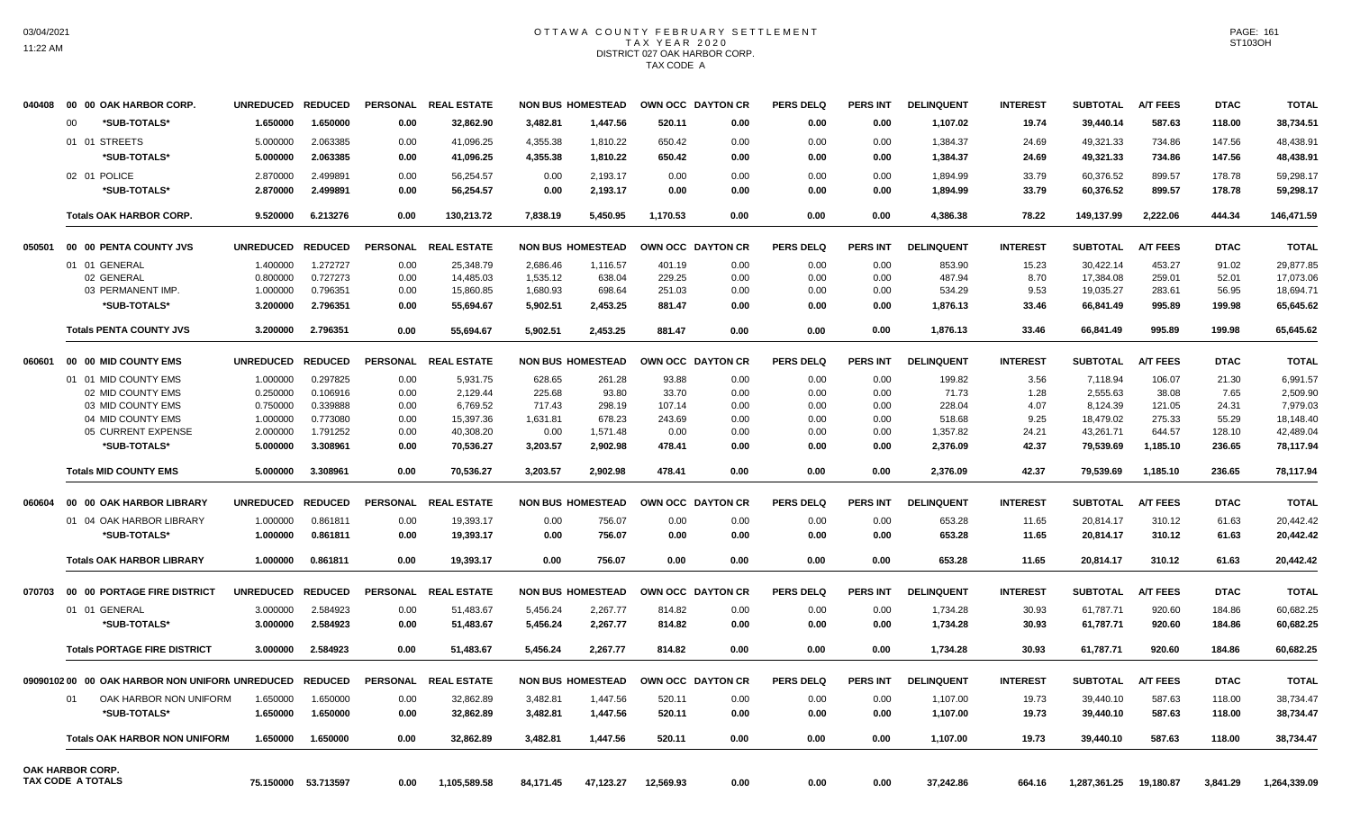# OTTAWA COUNTY FEBRUARY SETTLEMENT
## TAX YEAR 2020
## DISTRICT 027 OAK HARBOR CORP.
## TAX CODE A

| | | UNREDUCED | REDUCED | PERSONAL | REAL ESTATE | NON BUS | HOMESTEAD | OWN OCC | DAYTON CR | PERS DELQ | PERS INT | DELINQUENT | INTEREST | SUBTOTAL | A/T FEES | DTAC | TOTAL |
|---|---|---|---|---|---|---|---|---|---|---|---|---|---|---|---|---|---|
| 040408 | 00 00 OAK HARBOR CORP. | | | | | | | | | | | | | | | | |
| | 00 *SUB-TOTALS* | 1.650000 | 1.650000 | 0.00 | 32,862.90 | 3,482.81 | 1,447.56 | 520.11 | 0.00 | 0.00 | 0.00 | 1,107.02 | 19.74 | 39,440.14 | 587.63 | 118.00 | 38,734.51 |
| | 01 01 STREETS | 5.000000 | 2.063385 | 0.00 | 41,096.25 | 4,355.38 | 1,810.22 | 650.42 | 0.00 | 0.00 | 0.00 | 1,384.37 | 24.69 | 49,321.33 | 734.86 | 147.56 | 48,438.91 |
| | *SUB-TOTALS* | 5.000000 | 2.063385 | 0.00 | 41,096.25 | 4,355.38 | 1,810.22 | 650.42 | 0.00 | 0.00 | 0.00 | 1,384.37 | 24.69 | 49,321.33 | 734.86 | 147.56 | 48,438.91 |
| | 02 01 POLICE | 2.870000 | 2.499891 | 0.00 | 56,254.57 | 0.00 | 2,193.17 | 0.00 | 0.00 | 0.00 | 0.00 | 1,894.99 | 33.79 | 60,376.52 | 899.57 | 178.78 | 59,298.17 |
| | *SUB-TOTALS* | 2.870000 | 2.499891 | 0.00 | 56,254.57 | 0.00 | 2,193.17 | 0.00 | 0.00 | 0.00 | 0.00 | 1,894.99 | 33.79 | 60,376.52 | 899.57 | 178.78 | 59,298.17 |
| | **Totals OAK HARBOR CORP.** | 9.520000 | 6.213276 | 0.00 | 130,213.72 | 7,838.19 | 5,450.95 | 1,170.53 | 0.00 | 0.00 | 0.00 | 4,386.38 | 78.22 | 149,137.99 | 2,222.06 | 444.34 | 146,471.59 |
| 050501 | 00 00 PENTA COUNTY JVS | | | | | | | | | | | | | | | | |
| | 01 01 GENERAL | 1.400000 | 1.272727 | 0.00 | 25,348.79 | 2,686.46 | 1,116.57 | 401.19 | 0.00 | 0.00 | 0.00 | 853.90 | 15.23 | 30,422.14 | 453.27 | 91.02 | 29,877.85 |
| | 02 GENERAL | 0.800000 | 0.727273 | 0.00 | 14,485.03 | 1,535.12 | 638.04 | 229.25 | 0.00 | 0.00 | 0.00 | 487.94 | 8.70 | 17,384.08 | 259.01 | 52.01 | 17,073.06 |
| | 03 PERMANENT IMP. | 1.000000 | 0.796351 | 0.00 | 15,860.85 | 1,680.93 | 698.64 | 251.03 | 0.00 | 0.00 | 0.00 | 534.29 | 9.53 | 19,035.27 | 283.61 | 56.95 | 18,694.71 |
| | *SUB-TOTALS* | 3.200000 | 2.796351 | 0.00 | 55,694.67 | 5,902.51 | 2,453.25 | 881.47 | 0.00 | 0.00 | 0.00 | 1,876.13 | 33.46 | 66,841.49 | 995.89 | 199.98 | 65,645.62 |
| | **Totals PENTA COUNTY JVS** | 3.200000 | 2.796351 | 0.00 | 55,694.67 | 5,902.51 | 2,453.25 | 881.47 | 0.00 | 0.00 | 0.00 | 1,876.13 | 33.46 | 66,841.49 | 995.89 | 199.98 | 65,645.62 |
| 060601 | 00 00 MID COUNTY EMS | | | | | | | | | | | | | | | | |
| | 01 01 MID COUNTY EMS | 1.000000 | 0.297825 | 0.00 | 5,931.75 | 628.65 | 261.28 | 93.88 | 0.00 | 0.00 | 0.00 | 199.82 | 3.56 | 7,118.94 | 106.07 | 21.30 | 6,991.57 |
| | 02 MID COUNTY EMS | 0.250000 | 0.106916 | 0.00 | 2,129.44 | 225.68 | 93.80 | 33.70 | 0.00 | 0.00 | 0.00 | 71.73 | 1.28 | 2,555.63 | 38.08 | 7.65 | 2,509.90 |
| | 03 MID COUNTY EMS | 0.750000 | 0.339888 | 0.00 | 6,769.52 | 717.43 | 298.19 | 107.14 | 0.00 | 0.00 | 0.00 | 228.04 | 4.07 | 8,124.39 | 121.05 | 24.31 | 7,979.03 |
| | 04 MID COUNTY EMS | 1.000000 | 0.773080 | 0.00 | 15,397.36 | 1,631.81 | 678.23 | 243.69 | 0.00 | 0.00 | 0.00 | 518.68 | 9.25 | 18,479.02 | 275.33 | 55.29 | 18,148.40 |
| | 05 CURRENT EXPENSE | 2.000000 | 1.791252 | 0.00 | 40,308.20 | 0.00 | 1,571.48 | 0.00 | 0.00 | 0.00 | 0.00 | 1,357.82 | 24.21 | 43,261.71 | 644.57 | 128.10 | 42,489.04 |
| | *SUB-TOTALS* | 5.000000 | 3.308961 | 0.00 | 70,536.27 | 3,203.57 | 2,902.98 | 478.41 | 0.00 | 0.00 | 0.00 | 2,376.09 | 42.37 | 79,539.69 | 1,185.10 | 236.65 | 78,117.94 |
| | **Totals MID COUNTY EMS** | 5.000000 | 3.308961 | 0.00 | 70,536.27 | 3,203.57 | 2,902.98 | 478.41 | 0.00 | 0.00 | 0.00 | 2,376.09 | 42.37 | 79,539.69 | 1,185.10 | 236.65 | 78,117.94 |
| 060604 | 00 00 OAK HARBOR LIBRARY | | | | | | | | | | | | | | | | |
| | 01 04 OAK HARBOR LIBRARY | 1.000000 | 0.861811 | 0.00 | 19,393.17 | 0.00 | 756.07 | 0.00 | 0.00 | 0.00 | 0.00 | 653.28 | 11.65 | 20,814.17 | 310.12 | 61.63 | 20,442.42 |
| | *SUB-TOTALS* | 1.000000 | 0.861811 | 0.00 | 19,393.17 | 0.00 | 756.07 | 0.00 | 0.00 | 0.00 | 0.00 | 653.28 | 11.65 | 20,814.17 | 310.12 | 61.63 | 20,442.42 |
| | **Totals OAK HARBOR LIBRARY** | 1.000000 | 0.861811 | 0.00 | 19,393.17 | 0.00 | 756.07 | 0.00 | 0.00 | 0.00 | 0.00 | 653.28 | 11.65 | 20,814.17 | 310.12 | 61.63 | 20,442.42 |
| 070703 | 00 00 PORTAGE FIRE DISTRICT | | | | | | | | | | | | | | | | |
| | 01 01 GENERAL | 3.000000 | 2.584923 | 0.00 | 51,483.67 | 5,456.24 | 2,267.77 | 814.82 | 0.00 | 0.00 | 0.00 | 1,734.28 | 30.93 | 61,787.71 | 920.60 | 184.86 | 60,682.25 |
| | *SUB-TOTALS* | 3.000000 | 2.584923 | 0.00 | 51,483.67 | 5,456.24 | 2,267.77 | 814.82 | 0.00 | 0.00 | 0.00 | 1,734.28 | 30.93 | 61,787.71 | 920.60 | 184.86 | 60,682.25 |
| | **Totals PORTAGE FIRE DISTRICT** | 3.000000 | 2.584923 | 0.00 | 51,483.67 | 5,456.24 | 2,267.77 | 814.82 | 0.00 | 0.00 | 0.00 | 1,734.28 | 30.93 | 61,787.71 | 920.60 | 184.86 | 60,682.25 |
| 09090102 | 00 00 OAK HARBOR NON UNIFORM | | | | | | | | | | | | | | | | |
| | 01 OAK HARBOR NON UNIFORM | 1.650000 | 1.650000 | 0.00 | 32,862.89 | 3,482.81 | 1,447.56 | 520.11 | 0.00 | 0.00 | 0.00 | 1,107.00 | 19.73 | 39,440.10 | 587.63 | 118.00 | 38,734.47 |
| | *SUB-TOTALS* | 1.650000 | 1.650000 | 0.00 | 32,862.89 | 3,482.81 | 1,447.56 | 520.11 | 0.00 | 0.00 | 0.00 | 1,107.00 | 19.73 | 39,440.10 | 587.63 | 118.00 | 38,734.47 |
| | **Totals OAK HARBOR NON UNIFORM** | 1.650000 | 1.650000 | 0.00 | 32,862.89 | 3,482.81 | 1,447.56 | 520.11 | 0.00 | 0.00 | 0.00 | 1,107.00 | 19.73 | 39,440.10 | 587.63 | 118.00 | 38,734.47 |
| **OAK HARBOR CORP. TAX CODE A TOTALS** | | 75.150000 | 53.713597 | 0.00 | 1,105,589.58 | 84,171.45 | 47,123.27 | 12,569.93 | 0.00 | 0.00 | 0.00 | 37,242.86 | 664.16 | 1,287,361.25 | 19,180.87 | 3,841.29 | 1,264,339.09 |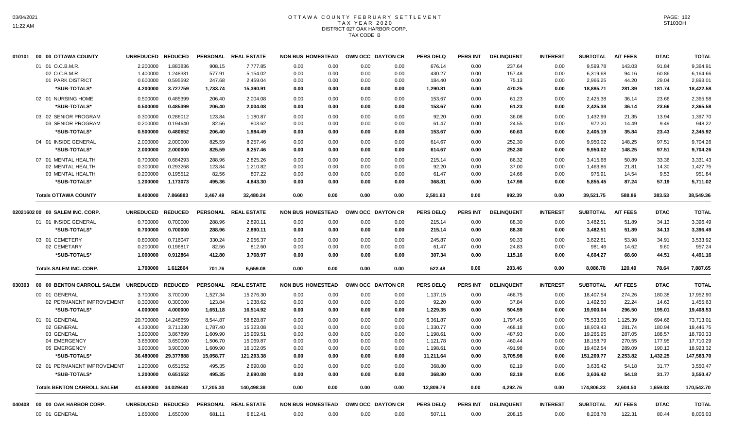# OTTAWA COUNTY FEBRUARY SETTLEMENT
## TAX YEAR 2020
## DISTRICT 027 OAK HARBOR CORP.
## TAX CODE B

| | | UNREDUCED | REDUCED | PERSONAL | REAL ESTATE | NON BUS | HOMESTEAD | OWN OCC | DAYTON CR | PERS DELQ | PERS INT | DELINQUENT | INTEREST | SUBTOTAL | A/T FEES | DTAC | TOTAL |
|---|---|---|---|---|---|---|---|---|---|---|---|---|---|---|---|---|---|
| 010101 | 00 00 OTTAWA COUNTY | UNREDUCED | REDUCED | PERSONAL | REAL ESTATE | NON BUS | HOMESTEAD | OWN OCC | DAYTON CR | PERS DELQ | PERS INT | DELINQUENT | INTEREST | SUBTOTAL | A/T FEES | DTAC | TOTAL |
| | 01 01 O.C.B.M.R. | 2.200000 | 1.883836 | 908.15 | 7,777.85 | 0.00 | 0.00 | 0.00 | 0.00 | 676.14 | 0.00 | 237.64 | 0.00 | 9,599.78 | 143.03 | 91.84 | 9,364.91 |
| | 02 O.C.B.M.R. | 1.400000 | 1.248331 | 577.91 | 5,154.02 | 0.00 | 0.00 | 0.00 | 0.00 | 430.27 | 0.00 | 157.48 | 0.00 | 6,319.68 | 94.16 | 60.86 | 6,164.66 |
| | 01 PARK DISTRICT | 0.600000 | 0.595592 | 247.68 | 2,459.04 | 0.00 | 0.00 | 0.00 | 0.00 | 184.40 | 0.00 | 75.13 | 0.00 | 2,966.25 | 44.20 | 29.04 | 2,893.01 |
| | *SUB-TOTALS* | 4.200000 | 3.727759 | 1,733.74 | 15,390.91 | 0.00 | 0.00 | 0.00 | 0.00 | 1,290.81 | 0.00 | 470.25 | 0.00 | 18,885.71 | 281.39 | 181.74 | 18,422.58 |
| | 02 01 NURSING HOME | 0.500000 | 0.485399 | 206.40 | 2,004.08 | 0.00 | 0.00 | 0.00 | 0.00 | 153.67 | 0.00 | 61.23 | 0.00 | 2,425.38 | 36.14 | 23.66 | 2,365.58 |
| | *SUB-TOTALS* | 0.500000 | 0.485399 | 206.40 | 2,004.08 | 0.00 | 0.00 | 0.00 | 0.00 | 153.67 | 0.00 | 61.23 | 0.00 | 2,425.38 | 36.14 | 23.66 | 2,365.58 |
| | 03 02 SENIOR PROGRAM | 0.300000 | 0.286012 | 123.84 | 1,180.87 | 0.00 | 0.00 | 0.00 | 0.00 | 92.20 | 0.00 | 36.08 | 0.00 | 1,432.99 | 21.35 | 13.94 | 1,397.70 |
| | 03 SENIOR PROGRAM | 0.200000 | 0.194640 | 82.56 | 803.62 | 0.00 | 0.00 | 0.00 | 0.00 | 61.47 | 0.00 | 24.55 | 0.00 | 972.20 | 14.49 | 9.49 | 948.22 |
| | *SUB-TOTALS* | 0.500000 | 0.480652 | 206.40 | 1,984.49 | 0.00 | 0.00 | 0.00 | 0.00 | 153.67 | 0.00 | 60.63 | 0.00 | 2,405.19 | 35.84 | 23.43 | 2,345.92 |
| | 04 01 INSIDE GENERAL | 2.000000 | 2.000000 | 825.59 | 8,257.46 | 0.00 | 0.00 | 0.00 | 0.00 | 614.67 | 0.00 | 252.30 | 0.00 | 9,950.02 | 148.25 | 97.51 | 9,704.26 |
| | *SUB-TOTALS* | 2.000000 | 2.000000 | 825.59 | 8,257.46 | 0.00 | 0.00 | 0.00 | 0.00 | 614.67 | 0.00 | 252.30 | 0.00 | 9,950.02 | 148.25 | 97.51 | 9,704.26 |
| | 07 01 MENTAL HEALTH | 0.700000 | 0.684293 | 288.96 | 2,825.26 | 0.00 | 0.00 | 0.00 | 0.00 | 215.14 | 0.00 | 86.32 | 0.00 | 3,415.68 | 50.89 | 33.36 | 3,331.43 |
| | 02 MENTAL HEALTH | 0.300000 | 0.293268 | 123.84 | 1,210.82 | 0.00 | 0.00 | 0.00 | 0.00 | 92.20 | 0.00 | 37.00 | 0.00 | 1,463.86 | 21.81 | 14.30 | 1,427.75 |
| | 03 MENTAL HEALTH | 0.200000 | 0.195512 | 82.56 | 807.22 | 0.00 | 0.00 | 0.00 | 0.00 | 61.47 | 0.00 | 24.66 | 0.00 | 975.91 | 14.54 | 9.53 | 951.84 |
| | *SUB-TOTALS* | 1.200000 | 1.173073 | 495.36 | 4,843.30 | 0.00 | 0.00 | 0.00 | 0.00 | 368.81 | 0.00 | 147.98 | 0.00 | 5,855.45 | 87.24 | 57.19 | 5,711.02 |
| | **Totals OTTAWA COUNTY** | 8.400000 | 7.866883 | 3,467.49 | 32,480.24 | 0.00 | 0.00 | 0.00 | 0.00 | 2,581.63 | 0.00 | 992.39 | 0.00 | 39,521.75 | 588.86 | 383.53 | 38,549.36 |
| 020216 | 02 00 00 SALEM INC. CORP. | UNREDUCED | REDUCED | PERSONAL | REAL ESTATE | NON BUS | HOMESTEAD | OWN OCC | DAYTON CR | PERS DELQ | PERS INT | DELINQUENT | INTEREST | SUBTOTAL | A/T FEES | DTAC | TOTAL |
| | 01 01 INSIDE GENERAL | 0.700000 | 0.700000 | 288.96 | 2,890.11 | 0.00 | 0.00 | 0.00 | 0.00 | 215.14 | 0.00 | 88.30 | 0.00 | 3,482.51 | 51.89 | 34.13 | 3,396.49 |
| | *SUB-TOTALS* | 0.700000 | 0.700000 | 288.96 | 2,890.11 | 0.00 | 0.00 | 0.00 | 0.00 | 215.14 | 0.00 | 88.30 | 0.00 | 3,482.51 | 51.89 | 34.13 | 3,396.49 |
| | 03 01 CEMETERY | 0.800000 | 0.716047 | 330.24 | 2,956.37 | 0.00 | 0.00 | 0.00 | 0.00 | 245.87 | 0.00 | 90.33 | 0.00 | 3,622.81 | 53.98 | 34.91 | 3,533.92 |
| | 02 CEMETARY | 0.200000 | 0.196817 | 82.56 | 812.60 | 0.00 | 0.00 | 0.00 | 0.00 | 61.47 | 0.00 | 24.83 | 0.00 | 981.46 | 14.62 | 9.60 | 957.24 |
| | *SUB-TOTALS* | 1.000000 | 0.912864 | 412.80 | 3,768.97 | 0.00 | 0.00 | 0.00 | 0.00 | 307.34 | 0.00 | 115.16 | 0.00 | 4,604.27 | 68.60 | 44.51 | 4,491.16 |
| | **Totals SALEM INC. CORP.** | 1.700000 | 1.612864 | 701.76 | 6,659.08 | 0.00 | 0.00 | 0.00 | 0.00 | 522.48 | 0.00 | 203.46 | 0.00 | 8,086.78 | 120.49 | 78.64 | 7,887.65 |
| 030303 | 00 00 BENTON CARROLL SALEM | UNREDUCED | REDUCED | PERSONAL | REAL ESTATE | NON BUS | HOMESTEAD | OWN OCC | DAYTON CR | PERS DELQ | PERS INT | DELINQUENT | INTEREST | SUBTOTAL | A/T FEES | DTAC | TOTAL |
| | 00 01 GENERAL | 3.700000 | 3.700000 | 1,527.34 | 15,276.30 | 0.00 | 0.00 | 0.00 | 0.00 | 1,137.15 | 0.00 | 466.75 | 0.00 | 18,407.54 | 274.26 | 180.38 | 17,952.90 |
| | 02 PERMANENT IMPROVEMENT | 0.300000 | 0.300000 | 123.84 | 1,238.62 | 0.00 | 0.00 | 0.00 | 0.00 | 92.20 | 0.00 | 37.84 | 0.00 | 1,492.50 | 22.24 | 14.63 | 1,455.63 |
| | *SUB-TOTALS* | 4.000000 | 4.000000 | 1,651.18 | 16,514.92 | 0.00 | 0.00 | 0.00 | 0.00 | 1,229.35 | 0.00 | 504.59 | 0.00 | 19,900.04 | 296.50 | 195.01 | 19,408.53 |
| | 01 01 GENERAL | 20.700000 | 14.248659 | 8,544.87 | 58,828.87 | 0.00 | 0.00 | 0.00 | 0.00 | 6,361.87 | 0.00 | 1,797.45 | 0.00 | 75,533.06 | 1,125.39 | 694.66 | 73,713.01 |
| | 02 GENERAL | 4.330000 | 3.711330 | 1,787.40 | 15,323.08 | 0.00 | 0.00 | 0.00 | 0.00 | 1,330.77 | 0.00 | 468.18 | 0.00 | 18,909.43 | 281.74 | 180.94 | 18,446.75 |
| | 03 GENERAL | 3.900000 | 3.867899 | 1,609.90 | 15,969.51 | 0.00 | 0.00 | 0.00 | 0.00 | 1,198.61 | 0.00 | 487.93 | 0.00 | 19,265.95 | 287.05 | 188.57 | 18,790.33 |
| | 04 EMERGENCY | 3.650000 | 3.650000 | 1,506.70 | 15,069.87 | 0.00 | 0.00 | 0.00 | 0.00 | 1,121.78 | 0.00 | 460.44 | 0.00 | 18,158.79 | 270.55 | 177.95 | 17,710.29 |
| | 05 EMERGENCY | 3.900000 | 3.900000 | 1,609.90 | 16,102.05 | 0.00 | 0.00 | 0.00 | 0.00 | 1,198.61 | 0.00 | 491.98 | 0.00 | 19,402.54 | 289.09 | 190.13 | 18,923.32 |
| | *SUB-TOTALS* | 36.480000 | 29.377888 | 15,058.77 | 121,293.38 | 0.00 | 0.00 | 0.00 | 0.00 | 11,211.64 | 0.00 | 3,705.98 | 0.00 | 151,269.77 | 2,253.82 | 1,432.25 | 147,583.70 |
| | 02 01 PERMANENT IMPROVEMENT | 1.200000 | 0.651552 | 495.35 | 2,690.08 | 0.00 | 0.00 | 0.00 | 0.00 | 368.80 | 0.00 | 82.19 | 0.00 | 3,636.42 | 54.18 | 31.77 | 3,550.47 |
| | *SUB-TOTALS* | 1.200000 | 0.651552 | 495.35 | 2,690.08 | 0.00 | 0.00 | 0.00 | 0.00 | 368.80 | 0.00 | 82.19 | 0.00 | 3,636.42 | 54.18 | 31.77 | 3,550.47 |
| | **Totals BENTON CARROLL SALEM** | 41.680000 | 34.029440 | 17,205.30 | 140,498.38 | 0.00 | 0.00 | 0.00 | 0.00 | 12,809.79 | 0.00 | 4,292.76 | 0.00 | 174,806.23 | 2,604.50 | 1,659.03 | 170,542.70 |
| 040408 | 00 00 OAK HARBOR CORP. | UNREDUCED | REDUCED | PERSONAL | REAL ESTATE | NON BUS | HOMESTEAD | OWN OCC | DAYTON CR | PERS DELQ | PERS INT | DELINQUENT | INTEREST | SUBTOTAL | A/T FEES | DTAC | TOTAL |
| | 00 01 GENERAL | 1.650000 | 1.650000 | 681.11 | 6,812.41 | 0.00 | 0.00 | 0.00 | 0.00 | 507.11 | 0.00 | 208.15 | 0.00 | 8,208.78 | 122.31 | 80.44 | 8,006.03 |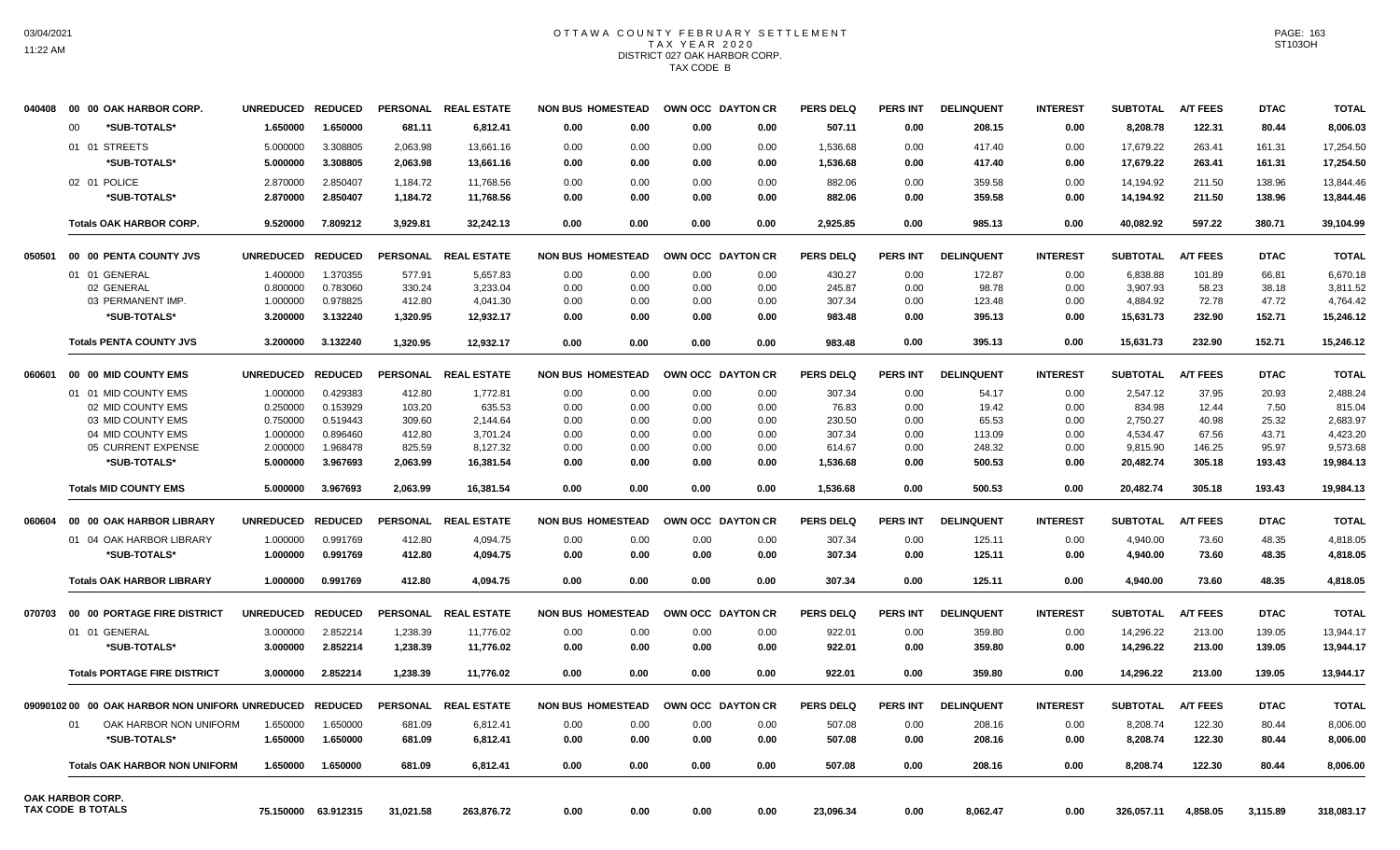# OTTAWA COUNTY FEBRUARY SETTLEMENT
## TAX YEAR 2020
## DISTRICT 027 OAK HARBOR CORP.
## TAX CODE B

| | | UNREDUCED | REDUCED | PERSONAL | REAL ESTATE | NON BUS | HOMESTEAD | OWN OCC | DAYTON CR | PERS DELQ | PERS INT | DELINQUENT | INTEREST | SUBTOTAL | A/T FEES | DTAC | TOTAL |
|---|---|---|---|---|---|---|---|---|---|---|---|---|---|---|---|---|---|
| 040408 | 00 00 OAK HARBOR CORP. | | | | | | | | | | | | | | | | |
| | 00 *SUB-TOTALS* | 1.650000 | 1.650000 | 681.11 | 6,812.41 | 0.00 | 0.00 | 0.00 | 0.00 | 507.11 | 0.00 | 208.15 | 0.00 | 8,208.78 | 122.31 | 80.44 | 8,006.03 |
| | 01 01 STREETS | 5.000000 | 3.308805 | 2,063.98 | 13,661.16 | 0.00 | 0.00 | 0.00 | 0.00 | 1,536.68 | 0.00 | 417.40 | 0.00 | 17,679.22 | 263.41 | 161.31 | 17,254.50 |
| | *SUB-TOTALS* | 5.000000 | 3.308805 | 2,063.98 | 13,661.16 | 0.00 | 0.00 | 0.00 | 0.00 | 1,536.68 | 0.00 | 417.40 | 0.00 | 17,679.22 | 263.41 | 161.31 | 17,254.50 |
| | 02 01 POLICE | 2.870000 | 2.850407 | 1,184.72 | 11,768.56 | 0.00 | 0.00 | 0.00 | 0.00 | 882.06 | 0.00 | 359.58 | 0.00 | 14,194.92 | 211.50 | 138.96 | 13,844.46 |
| | *SUB-TOTALS* | 2.870000 | 2.850407 | 1,184.72 | 11,768.56 | 0.00 | 0.00 | 0.00 | 0.00 | 882.06 | 0.00 | 359.58 | 0.00 | 14,194.92 | 211.50 | 138.96 | 13,844.46 |
| | **Totals OAK HARBOR CORP.** | 9.520000 | 7.809212 | 3,929.81 | 32,242.13 | 0.00 | 0.00 | 0.00 | 0.00 | 2,925.85 | 0.00 | 985.13 | 0.00 | 40,082.92 | 597.22 | 380.71 | 39,104.99 |
| 050501 | 00 00 PENTA COUNTY JVS | | | | | | | | | | | | | | | | |
| | 01 01 GENERAL | 1.400000 | 1.370355 | 577.91 | 5,657.83 | 0.00 | 0.00 | 0.00 | 0.00 | 430.27 | 0.00 | 172.87 | 0.00 | 6,838.88 | 101.89 | 66.81 | 6,670.18 |
| | 02 GENERAL | 0.800000 | 0.783060 | 330.24 | 3,233.04 | 0.00 | 0.00 | 0.00 | 0.00 | 245.87 | 0.00 | 98.78 | 0.00 | 3,907.93 | 58.23 | 38.18 | 3,811.52 |
| | 03 PERMANENT IMP. | 1.000000 | 0.978825 | 412.80 | 4,041.30 | 0.00 | 0.00 | 0.00 | 0.00 | 307.34 | 0.00 | 123.48 | 0.00 | 4,884.92 | 72.78 | 47.72 | 4,764.42 |
| | *SUB-TOTALS* | 3.200000 | 3.132240 | 1,320.95 | 12,932.17 | 0.00 | 0.00 | 0.00 | 0.00 | 983.48 | 0.00 | 395.13 | 0.00 | 15,631.73 | 232.90 | 152.71 | 15,246.12 |
| | **Totals PENTA COUNTY JVS** | 3.200000 | 3.132240 | 1,320.95 | 12,932.17 | 0.00 | 0.00 | 0.00 | 0.00 | 983.48 | 0.00 | 395.13 | 0.00 | 15,631.73 | 232.90 | 152.71 | 15,246.12 |
| 060601 | 00 00 MID COUNTY EMS | | | | | | | | | | | | | | | | |
| | 01 01 MID COUNTY EMS | 1.000000 | 0.429383 | 412.80 | 1,772.81 | 0.00 | 0.00 | 0.00 | 0.00 | 307.34 | 0.00 | 54.17 | 0.00 | 2,547.12 | 37.95 | 20.93 | 2,488.24 |
| | 02 MID COUNTY EMS | 0.250000 | 0.153929 | 103.20 | 635.53 | 0.00 | 0.00 | 0.00 | 0.00 | 76.83 | 0.00 | 19.42 | 0.00 | 834.98 | 12.44 | 7.50 | 815.04 |
| | 03 MID COUNTY EMS | 0.750000 | 0.519443 | 309.60 | 2,144.64 | 0.00 | 0.00 | 0.00 | 0.00 | 230.50 | 0.00 | 65.53 | 0.00 | 2,750.27 | 40.98 | 25.32 | 2,683.97 |
| | 04 MID COUNTY EMS | 1.000000 | 0.896460 | 412.80 | 3,701.24 | 0.00 | 0.00 | 0.00 | 0.00 | 307.34 | 0.00 | 113.09 | 0.00 | 4,534.47 | 67.56 | 43.71 | 4,423.20 |
| | 05 CURRENT EXPENSE | 2.000000 | 1.968478 | 825.59 | 8,127.32 | 0.00 | 0.00 | 0.00 | 0.00 | 614.67 | 0.00 | 248.32 | 0.00 | 9,815.90 | 146.25 | 95.97 | 9,573.68 |
| | *SUB-TOTALS* | 5.000000 | 3.967693 | 2,063.99 | 16,381.54 | 0.00 | 0.00 | 0.00 | 0.00 | 1,536.68 | 0.00 | 500.53 | 0.00 | 20,482.74 | 305.18 | 193.43 | 19,984.13 |
| | **Totals MID COUNTY EMS** | 5.000000 | 3.967693 | 2,063.99 | 16,381.54 | 0.00 | 0.00 | 0.00 | 0.00 | 1,536.68 | 0.00 | 500.53 | 0.00 | 20,482.74 | 305.18 | 193.43 | 19,984.13 |
| 060604 | 00 00 OAK HARBOR LIBRARY | | | | | | | | | | | | | | | | |
| | 01 04 OAK HARBOR LIBRARY | 1.000000 | 0.991769 | 412.80 | 4,094.75 | 0.00 | 0.00 | 0.00 | 0.00 | 307.34 | 0.00 | 125.11 | 0.00 | 4,940.00 | 73.60 | 48.35 | 4,818.05 |
| | *SUB-TOTALS* | 1.000000 | 0.991769 | 412.80 | 4,094.75 | 0.00 | 0.00 | 0.00 | 0.00 | 307.34 | 0.00 | 125.11 | 0.00 | 4,940.00 | 73.60 | 48.35 | 4,818.05 |
| | **Totals OAK HARBOR LIBRARY** | 1.000000 | 0.991769 | 412.80 | 4,094.75 | 0.00 | 0.00 | 0.00 | 0.00 | 307.34 | 0.00 | 125.11 | 0.00 | 4,940.00 | 73.60 | 48.35 | 4,818.05 |
| 070703 | 00 00 PORTAGE FIRE DISTRICT | | | | | | | | | | | | | | | | |
| | 01 01 GENERAL | 3.000000 | 2.852214 | 1,238.39 | 11,776.02 | 0.00 | 0.00 | 0.00 | 0.00 | 922.01 | 0.00 | 359.80 | 0.00 | 14,296.22 | 213.00 | 139.05 | 13,944.17 |
| | *SUB-TOTALS* | 3.000000 | 2.852214 | 1,238.39 | 11,776.02 | 0.00 | 0.00 | 0.00 | 0.00 | 922.01 | 0.00 | 359.80 | 0.00 | 14,296.22 | 213.00 | 139.05 | 13,944.17 |
| | **Totals PORTAGE FIRE DISTRICT** | 3.000000 | 2.852214 | 1,238.39 | 11,776.02 | 0.00 | 0.00 | 0.00 | 0.00 | 922.01 | 0.00 | 359.80 | 0.00 | 14,296.22 | 213.00 | 139.05 | 13,944.17 |
| 09090102 | 00 00 OAK HARBOR NON UNIFORM | | | | | | | | | | | | | | | | |
| | 01 OAK HARBOR NON UNIFORM | 1.650000 | 1.650000 | 681.09 | 6,812.41 | 0.00 | 0.00 | 0.00 | 0.00 | 507.08 | 0.00 | 208.16 | 0.00 | 8,208.74 | 122.30 | 80.44 | 8,006.00 |
| | *SUB-TOTALS* | 1.650000 | 1.650000 | 681.09 | 6,812.41 | 0.00 | 0.00 | 0.00 | 0.00 | 507.08 | 0.00 | 208.16 | 0.00 | 8,208.74 | 122.30 | 80.44 | 8,006.00 |
| | **Totals OAK HARBOR NON UNIFORM** | 1.650000 | 1.650000 | 681.09 | 6,812.41 | 0.00 | 0.00 | 0.00 | 0.00 | 507.08 | 0.00 | 208.16 | 0.00 | 8,208.74 | 122.30 | 80.44 | 8,006.00 |
| OAK HARBOR CORP. TAX CODE B TOTALS | | 75.150000 | 63.912315 | 31,021.58 | 263,876.72 | 0.00 | 0.00 | 0.00 | 0.00 | 23,096.34 | 0.00 | 8,062.47 | 0.00 | 326,057.11 | 4,858.05 | 3,115.89 | 318,083.17 |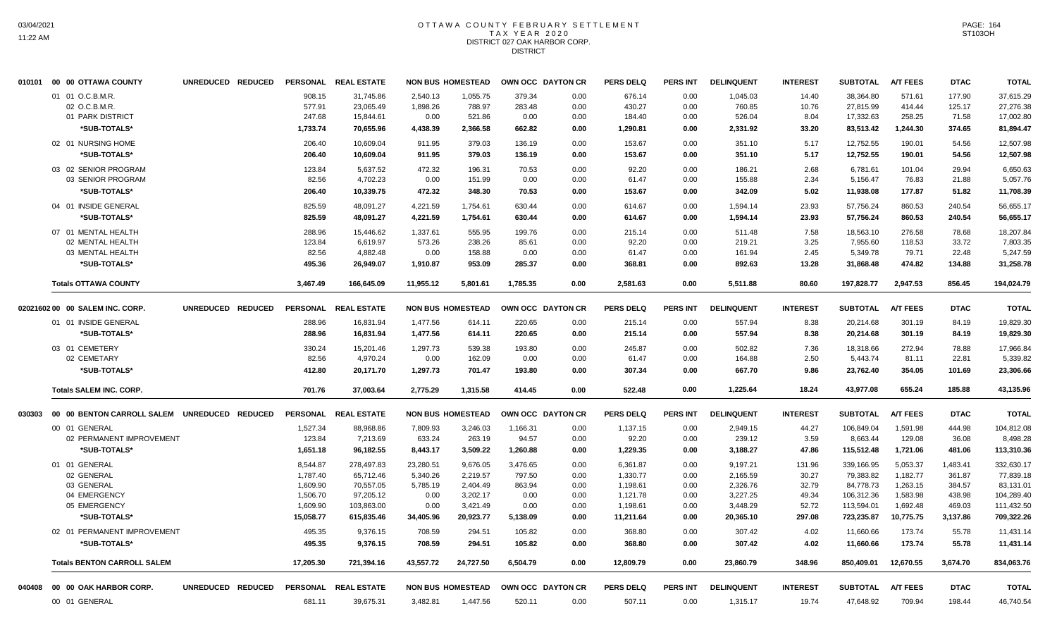# OTTAWA COUNTY FEBRUARY SETTLEMENT
## TAX YEAR 2020
## DISTRICT 027 OAK HARBOR CORP.
## DISTRICT

| | UNREDUCED | REDUCED | PERSONAL | REAL ESTATE | NON BUS | HOMESTEAD | OWN OCC | DAYTON CR | PERS DELQ | PERS INT | DELINQUENT | INTEREST | SUBTOTAL | A/T FEES | DTAC | TOTAL |
|---|---|---|---|---|---|---|---|---|---|---|---|---|---|---|---|---|
| **010101 00 00 OTTAWA COUNTY** | | | | | | | | | | | | | | | | |
| 01 01 O.C.B.M.R. | | | 908.15 | 31,745.86 | 2,540.13 | 1,055.75 | 379.34 | 0.00 | 676.14 | 0.00 | 1,045.03 | 14.40 | 38,364.80 | 571.61 | 177.90 | 37,615.29 |
| 02 O.C.B.M.R. | | | 577.91 | 23,065.49 | 1,898.26 | 788.97 | 283.48 | 0.00 | 430.27 | 0.00 | 760.85 | 10.76 | 27,815.99 | 414.44 | 125.17 | 27,276.38 |
| 01 PARK DISTRICT | | | 247.68 | 15,844.61 | 0.00 | 521.86 | 0.00 | 0.00 | 184.40 | 0.00 | 526.04 | 8.04 | 17,332.63 | 258.25 | 71.58 | 17,002.80 |
| *SUB-TOTALS* | | | 1,733.74 | 70,655.96 | 4,438.39 | 2,366.58 | 662.82 | 0.00 | 1,290.81 | 0.00 | 2,331.92 | 33.20 | 83,513.42 | 1,244.30 | 374.65 | 81,894.47 |
| 02 01 NURSING HOME | | | 206.40 | 10,609.04 | 911.95 | 379.03 | 136.19 | 0.00 | 153.67 | 0.00 | 351.10 | 5.17 | 12,752.55 | 190.01 | 54.56 | 12,507.98 |
| *SUB-TOTALS* | | | 206.40 | 10,609.04 | 911.95 | 379.03 | 136.19 | 0.00 | 153.67 | 0.00 | 351.10 | 5.17 | 12,752.55 | 190.01 | 54.56 | 12,507.98 |
| 03 02 SENIOR PROGRAM | | | 123.84 | 5,637.52 | 472.32 | 196.31 | 70.53 | 0.00 | 92.20 | 0.00 | 186.21 | 2.68 | 6,781.61 | 101.04 | 29.94 | 6,650.63 |
| 03 SENIOR PROGRAM | | | 82.56 | 4,702.23 | 0.00 | 151.99 | 0.00 | 0.00 | 61.47 | 0.00 | 155.88 | 2.34 | 5,156.47 | 76.83 | 21.88 | 5,057.76 |
| *SUB-TOTALS* | | | 206.40 | 10,339.75 | 472.32 | 348.30 | 70.53 | 0.00 | 153.67 | 0.00 | 342.09 | 5.02 | 11,938.08 | 177.87 | 51.82 | 11,708.39 |
| 04 01 INSIDE GENERAL | | | 825.59 | 48,091.27 | 4,221.59 | 1,754.61 | 630.44 | 0.00 | 614.67 | 0.00 | 1,594.14 | 23.93 | 57,756.24 | 860.53 | 240.54 | 56,655.17 |
| *SUB-TOTALS* | | | 825.59 | 48,091.27 | 4,221.59 | 1,754.61 | 630.44 | 0.00 | 614.67 | 0.00 | 1,594.14 | 23.93 | 57,756.24 | 860.53 | 240.54 | 56,655.17 |
| 07 01 MENTAL HEALTH | | | 288.96 | 15,446.62 | 1,337.61 | 555.95 | 199.76 | 0.00 | 215.14 | 0.00 | 511.48 | 7.58 | 18,563.10 | 276.58 | 78.68 | 18,207.84 |
| 02 MENTAL HEALTH | | | 123.84 | 6,619.97 | 573.26 | 238.26 | 85.61 | 0.00 | 92.20 | 0.00 | 219.21 | 3.25 | 7,955.60 | 118.53 | 33.72 | 7,803.35 |
| 03 MENTAL HEALTH | | | 82.56 | 4,882.48 | 0.00 | 158.88 | 0.00 | 0.00 | 61.47 | 0.00 | 161.94 | 2.45 | 5,349.78 | 79.71 | 22.48 | 5,247.59 |
| *SUB-TOTALS* | | | 495.36 | 26,949.07 | 1,910.87 | 953.09 | 285.37 | 0.00 | 368.81 | 0.00 | 892.63 | 13.28 | 31,868.48 | 474.82 | 134.88 | 31,258.78 |
| **Totals OTTAWA COUNTY** | | | 3,467.49 | 166,645.09 | 11,955.12 | 5,801.61 | 1,785.35 | 0.00 | 2,581.63 | 0.00 | 5,511.88 | 80.60 | 197,828.77 | 2,947.53 | 856.45 | 194,024.79 |

| | UNREDUCED | REDUCED | PERSONAL | REAL ESTATE | NON BUS | HOMESTEAD | OWN OCC | DAYTON CR | PERS DELQ | PERS INT | DELINQUENT | INTEREST | SUBTOTAL | A/T FEES | DTAC | TOTAL |
|---|---|---|---|---|---|---|---|---|---|---|---|---|---|---|---|---|
| **02021602 00 00 SALEM INC. CORP.** | | | | | | | | | | | | | | | | |
| 01 01 INSIDE GENERAL | | | 288.96 | 16,831.94 | 1,477.56 | 614.11 | 220.65 | 0.00 | 215.14 | 0.00 | 557.94 | 8.38 | 20,214.68 | 301.19 | 84.19 | 19,829.30 |
| *SUB-TOTALS* | | | 288.96 | 16,831.94 | 1,477.56 | 614.11 | 220.65 | 0.00 | 215.14 | 0.00 | 557.94 | 8.38 | 20,214.68 | 301.19 | 84.19 | 19,829.30 |
| 03 01 CEMETERY | | | 330.24 | 15,201.46 | 1,297.73 | 539.38 | 193.80 | 0.00 | 245.87 | 0.00 | 502.82 | 7.36 | 18,318.66 | 272.94 | 78.88 | 17,966.84 |
| 02 CEMETARY | | | 82.56 | 4,970.24 | 0.00 | 162.09 | 0.00 | 0.00 | 61.47 | 0.00 | 164.88 | 2.50 | 5,443.74 | 81.11 | 22.81 | 5,339.82 |
| *SUB-TOTALS* | | | 412.80 | 20,171.70 | 1,297.73 | 701.47 | 193.80 | 0.00 | 307.34 | 0.00 | 667.70 | 9.86 | 23,762.40 | 354.05 | 101.69 | 23,306.66 |
| **Totals SALEM INC. CORP.** | | | 701.76 | 37,003.64 | 2,775.29 | 1,315.58 | 414.45 | 0.00 | 522.48 | 0.00 | 1,225.64 | 18.24 | 43,977.08 | 655.24 | 185.88 | 43,135.96 |

| | UNREDUCED | REDUCED | PERSONAL | REAL ESTATE | NON BUS | HOMESTEAD | OWN OCC | DAYTON CR | PERS DELQ | PERS INT | DELINQUENT | INTEREST | SUBTOTAL | A/T FEES | DTAC | TOTAL |
|---|---|---|---|---|---|---|---|---|---|---|---|---|---|---|---|---|
| **030303 00 00 BENTON CARROLL SALEM** | | | | | | | | | | | | | | | | |
| 00 01 GENERAL | | | 1,527.34 | 88,968.86 | 7,809.93 | 3,246.03 | 1,166.31 | 0.00 | 1,137.15 | 0.00 | 2,949.15 | 44.27 | 106,849.04 | 1,591.98 | 444.98 | 104,812.08 |
| 02 PERMANENT IMPROVEMENT | | | 123.84 | 7,213.69 | 633.24 | 263.19 | 94.57 | 0.00 | 92.20 | 0.00 | 239.12 | 3.59 | 8,663.44 | 129.08 | 36.08 | 8,498.28 |
| *SUB-TOTALS* | | | 1,651.18 | 96,182.55 | 8,443.17 | 3,509.22 | 1,260.88 | 0.00 | 1,229.35 | 0.00 | 3,188.27 | 47.86 | 115,512.48 | 1,721.06 | 481.06 | 113,310.36 |
| 01 01 GENERAL | | | 8,544.87 | 278,497.83 | 23,280.51 | 9,676.05 | 3,476.65 | 0.00 | 6,361.87 | 0.00 | 9,197.21 | 131.96 | 339,166.95 | 5,053.37 | 1,483.41 | 332,630.17 |
| 02 GENERAL | | | 1,787.40 | 65,712.46 | 5,340.26 | 2,219.57 | 797.50 | 0.00 | 1,330.77 | 0.00 | 2,165.59 | 30.27 | 79,383.82 | 1,182.77 | 361.87 | 77,839.18 |
| 03 GENERAL | | | 1,609.90 | 70,557.05 | 5,785.19 | 2,404.49 | 863.94 | 0.00 | 1,198.61 | 0.00 | 2,326.76 | 32.79 | 84,778.73 | 1,263.15 | 384.57 | 83,131.01 |
| 04 EMERGENCY | | | 1,506.70 | 97,205.12 | 0.00 | 3,202.17 | 0.00 | 0.00 | 1,121.78 | 0.00 | 3,227.25 | 49.34 | 106,312.36 | 1,583.98 | 438.98 | 104,289.40 |
| 05 EMERGENCY | | | 1,609.90 | 103,863.00 | 0.00 | 3,421.49 | 0.00 | 0.00 | 1,198.61 | 0.00 | 3,448.29 | 52.72 | 113,594.01 | 1,692.48 | 469.03 | 111,432.50 |
| *SUB-TOTALS* | | | 15,058.77 | 615,835.46 | 34,405.96 | 20,923.77 | 5,138.09 | 0.00 | 11,211.64 | 0.00 | 20,365.10 | 297.08 | 723,235.87 | 10,775.75 | 3,137.86 | 709,322.26 |
| 02 01 PERMANENT IMPROVEMENT | | | 495.35 | 9,376.15 | 708.59 | 294.51 | 105.82 | 0.00 | 368.80 | 0.00 | 307.42 | 4.02 | 11,660.66 | 173.74 | 55.78 | 11,431.14 |
| *SUB-TOTALS* | | | 495.35 | 9,376.15 | 708.59 | 294.51 | 105.82 | 0.00 | 368.80 | 0.00 | 307.42 | 4.02 | 11,660.66 | 173.74 | 55.78 | 11,431.14 |
| **Totals BENTON CARROLL SALEM** | | | 17,205.30 | 721,394.16 | 43,557.72 | 24,727.50 | 6,504.79 | 0.00 | 12,809.79 | 0.00 | 23,860.79 | 348.96 | 850,409.01 | 12,670.55 | 3,674.70 | 834,063.76 |

| | UNREDUCED | REDUCED | PERSONAL | REAL ESTATE | NON BUS | HOMESTEAD | OWN OCC | DAYTON CR | PERS DELQ | PERS INT | DELINQUENT | INTEREST | SUBTOTAL | A/T FEES | DTAC | TOTAL |
|---|---|---|---|---|---|---|---|---|---|---|---|---|---|---|---|---|
| **040408 00 00 OAK HARBOR CORP.** | | | | | | | | | | | | | | | | |
| 00 01 GENERAL | | | 681.11 | 39,675.31 | 3,482.81 | 1,447.56 | 520.11 | 0.00 | 507.11 | 0.00 | 1,315.17 | 19.74 | 47,648.92 | 709.94 | 198.44 | 46,740.54 |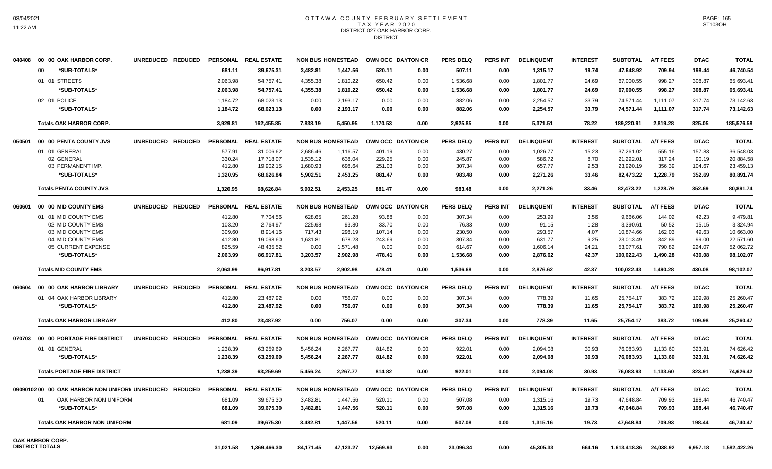# OTTAWA COUNTY FEBRUARY SETTLEMENT
## TAX YEAR 2020
## DISTRICT 027 OAK HARBOR CORP.
## DISTRICT

| | | UNREDUCED | REDUCED | PERSONAL | REAL ESTATE | NON BUS | HOMESTEAD | OWN OCC | DAYTON CR | PERS DELQ | PERS INT | DELINQUENT | INTEREST | SUBTOTAL | A/T FEES | DTAC | TOTAL |
|---|---|---|---|---|---|---|---|---|---|---|---|---|---|---|---|---|---|
| 040408 | 00 00 OAK HARBOR CORP. | UNREDUCED | REDUCED | PERSONAL | REAL ESTATE | NON BUS | HOMESTEAD | OWN OCC | DAYTON CR | PERS DELQ | PERS INT | DELINQUENT | INTEREST | SUBTOTAL | A/T FEES | DTAC | TOTAL |
| | 00 *SUB-TOTALS* | | | 681.11 | 39,675.31 | 3,482.81 | 1,447.56 | 520.11 | 0.00 | 507.11 | 0.00 | 1,315.17 | 19.74 | 47,648.92 | 709.94 | 198.44 | 46,740.54 |
| | 01 01 STREETS | | | 2,063.98 | 54,757.41 | 4,355.38 | 1,810.22 | 650.42 | 0.00 | 1,536.68 | 0.00 | 1,801.77 | 24.69 | 67,000.55 | 998.27 | 308.87 | 65,693.41 |
| | *SUB-TOTALS* | | | 2,063.98 | 54,757.41 | 4,355.38 | 1,810.22 | 650.42 | 0.00 | 1,536.68 | 0.00 | 1,801.77 | 24.69 | 67,000.55 | 998.27 | 308.87 | 65,693.41 |
| | 02 01 POLICE | | | 1,184.72 | 68,023.13 | 0.00 | 2,193.17 | 0.00 | 0.00 | 882.06 | 0.00 | 2,254.57 | 33.79 | 74,571.44 | 1,111.07 | 317.74 | 73,142.63 |
| | *SUB-TOTALS* | | | 1,184.72 | 68,023.13 | 0.00 | 2,193.17 | 0.00 | 0.00 | 882.06 | 0.00 | 2,254.57 | 33.79 | 74,571.44 | 1,111.07 | 317.74 | 73,142.63 |
| | **Totals OAK HARBOR CORP.** | | | 3,929.81 | 162,455.85 | 7,838.19 | 5,450.95 | 1,170.53 | 0.00 | 2,925.85 | 0.00 | 5,371.51 | 78.22 | 189,220.91 | 2,819.28 | 825.05 | 185,576.58 |
| 050501 | 00 00 PENTA COUNTY JVS | UNREDUCED | REDUCED | PERSONAL | REAL ESTATE | NON BUS | HOMESTEAD | OWN OCC | DAYTON CR | PERS DELQ | PERS INT | DELINQUENT | INTEREST | SUBTOTAL | A/T FEES | DTAC | TOTAL |
| | 01 01 GENERAL | | | 577.91 | 31,006.62 | 2,686.46 | 1,116.57 | 401.19 | 0.00 | 430.27 | 0.00 | 1,026.77 | 15.23 | 37,261.02 | 555.16 | 157.83 | 36,548.03 |
| | 02 GENERAL | | | 330.24 | 17,718.07 | 1,535.12 | 638.04 | 229.25 | 0.00 | 245.87 | 0.00 | 586.72 | 8.70 | 21,292.01 | 317.24 | 90.19 | 20,884.58 |
| | 03 PERMANENT IMP. | | | 412.80 | 19,902.15 | 1,680.93 | 698.64 | 251.03 | 0.00 | 307.34 | 0.00 | 657.77 | 9.53 | 23,920.19 | 356.39 | 104.67 | 23,459.13 |
| | *SUB-TOTALS* | | | 1,320.95 | 68,626.84 | 5,902.51 | 2,453.25 | 881.47 | 0.00 | 983.48 | 0.00 | 2,271.26 | 33.46 | 82,473.22 | 1,228.79 | 352.69 | 80,891.74 |
| | **Totals PENTA COUNTY JVS** | | | 1,320.95 | 68,626.84 | 5,902.51 | 2,453.25 | 881.47 | 0.00 | 983.48 | 0.00 | 2,271.26 | 33.46 | 82,473.22 | 1,228.79 | 352.69 | 80,891.74 |
| 060601 | 00 00 MID COUNTY EMS | UNREDUCED | REDUCED | PERSONAL | REAL ESTATE | NON BUS | HOMESTEAD | OWN OCC | DAYTON CR | PERS DELQ | PERS INT | DELINQUENT | INTEREST | SUBTOTAL | A/T FEES | DTAC | TOTAL |
| | 01 01 MID COUNTY EMS | | | 412.80 | 7,704.56 | 628.65 | 261.28 | 93.88 | 0.00 | 307.34 | 0.00 | 253.99 | 3.56 | 9,666.06 | 144.02 | 42.23 | 9,479.81 |
| | 02 MID COUNTY EMS | | | 103.20 | 2,764.97 | 225.68 | 93.80 | 33.70 | 0.00 | 76.83 | 0.00 | 91.15 | 1.28 | 3,390.61 | 50.52 | 15.15 | 3,324.94 |
| | 03 MID COUNTY EMS | | | 309.60 | 8,914.16 | 717.43 | 298.19 | 107.14 | 0.00 | 230.50 | 0.00 | 293.57 | 4.07 | 10,874.66 | 162.03 | 49.63 | 10,663.00 |
| | 04 MID COUNTY EMS | | | 412.80 | 19,098.60 | 1,631.81 | 678.23 | 243.69 | 0.00 | 307.34 | 0.00 | 631.77 | 9.25 | 23,013.49 | 342.89 | 99.00 | 22,571.60 |
| | 05 CURRENT EXPENSE | | | 825.59 | 48,435.52 | 0.00 | 1,571.48 | 0.00 | 0.00 | 614.67 | 0.00 | 1,606.14 | 24.21 | 53,077.61 | 790.82 | 224.07 | 52,062.72 |
| | *SUB-TOTALS* | | | 2,063.99 | 86,917.81 | 3,203.57 | 2,902.98 | 478.41 | 0.00 | 1,536.68 | 0.00 | 2,876.62 | 42.37 | 100,022.43 | 1,490.28 | 430.08 | 98,102.07 |
| | **Totals MID COUNTY EMS** | | | 2,063.99 | 86,917.81 | 3,203.57 | 2,902.98 | 478.41 | 0.00 | 1,536.68 | 0.00 | 2,876.62 | 42.37 | 100,022.43 | 1,490.28 | 430.08 | 98,102.07 |
| 060604 | 00 00 OAK HARBOR LIBRARY | UNREDUCED | REDUCED | PERSONAL | REAL ESTATE | NON BUS | HOMESTEAD | OWN OCC | DAYTON CR | PERS DELQ | PERS INT | DELINQUENT | INTEREST | SUBTOTAL | A/T FEES | DTAC | TOTAL |
| | 01 04 OAK HARBOR LIBRARY | | | 412.80 | 23,487.92 | 0.00 | 756.07 | 0.00 | 0.00 | 307.34 | 0.00 | 778.39 | 11.65 | 25,754.17 | 383.72 | 109.98 | 25,260.47 |
| | *SUB-TOTALS* | | | 412.80 | 23,487.92 | 0.00 | 756.07 | 0.00 | 0.00 | 307.34 | 0.00 | 778.39 | 11.65 | 25,754.17 | 383.72 | 109.98 | 25,260.47 |
| | **Totals OAK HARBOR LIBRARY** | | | 412.80 | 23,487.92 | 0.00 | 756.07 | 0.00 | 0.00 | 307.34 | 0.00 | 778.39 | 11.65 | 25,754.17 | 383.72 | 109.98 | 25,260.47 |
| 070703 | 00 00 PORTAGE FIRE DISTRICT | UNREDUCED | REDUCED | PERSONAL | REAL ESTATE | NON BUS | HOMESTEAD | OWN OCC | DAYTON CR | PERS DELQ | PERS INT | DELINQUENT | INTEREST | SUBTOTAL | A/T FEES | DTAC | TOTAL |
| | 01 01 GENERAL | | | 1,238.39 | 63,259.69 | 5,456.24 | 2,267.77 | 814.82 | 0.00 | 922.01 | 0.00 | 2,094.08 | 30.93 | 76,083.93 | 1,133.60 | 323.91 | 74,626.42 |
| | *SUB-TOTALS* | | | 1,238.39 | 63,259.69 | 5,456.24 | 2,267.77 | 814.82 | 0.00 | 922.01 | 0.00 | 2,094.08 | 30.93 | 76,083.93 | 1,133.60 | 323.91 | 74,626.42 |
| | **Totals PORTAGE FIRE DISTRICT** | | | 1,238.39 | 63,259.69 | 5,456.24 | 2,267.77 | 814.82 | 0.00 | 922.01 | 0.00 | 2,094.08 | 30.93 | 76,083.93 | 1,133.60 | 323.91 | 74,626.42 |
| 0909010200 | 00 OAK HARBOR NON UNIFORM | UNREDUCED | REDUCED | PERSONAL | REAL ESTATE | NON BUS | HOMESTEAD | OWN OCC | DAYTON CR | PERS DELQ | PERS INT | DELINQUENT | INTEREST | SUBTOTAL | A/T FEES | DTAC | TOTAL |
| | 01 OAK HARBOR NON UNIFORM | | | 681.09 | 39,675.30 | 3,482.81 | 1,447.56 | 520.11 | 0.00 | 507.08 | 0.00 | 1,315.16 | 19.73 | 47,648.84 | 709.93 | 198.44 | 46,740.47 |
| | *SUB-TOTALS* | | | 681.09 | 39,675.30 | 3,482.81 | 1,447.56 | 520.11 | 0.00 | 507.08 | 0.00 | 1,315.16 | 19.73 | 47,648.84 | 709.93 | 198.44 | 46,740.47 |
| | **Totals OAK HARBOR NON UNIFORM** | | | 681.09 | 39,675.30 | 3,482.81 | 1,447.56 | 520.11 | 0.00 | 507.08 | 0.00 | 1,315.16 | 19.73 | 47,648.84 | 709.93 | 198.44 | 46,740.47 |
| **OAK HARBOR CORP. DISTRICT TOTALS** | | | | 31,021.58 | 1,369,466.30 | 84,171.45 | 47,123.27 | 12,569.93 | 0.00 | 23,096.34 | 0.00 | 45,305.33 | 664.16 | 1,613,418.36 | 24,038.92 | 6,957.18 | 1,582,422.26 |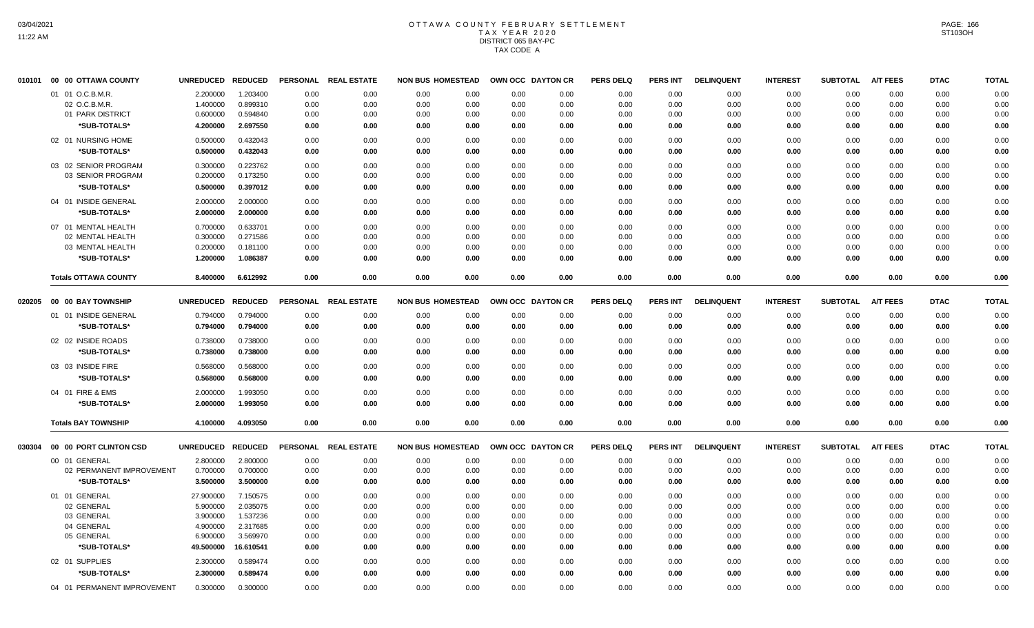# OTTAWA COUNTY FEBRUARY SETTLEMENT
## TAX YEAR 2020
### DISTRICT 065 BAY-PC
### TAX CODE A

| | | UNREDUCED | REDUCED | PERSONAL | REAL ESTATE | NON BUS | HOMESTEAD | OWN OCC | DAYTON CR | PERS DELQ | PERS INT | DELINQUENT | INTEREST | SUBTOTAL | A/T FEES | DTAC | TOTAL |
|---|---|---|---|---|---|---|---|---|---|---|---|---|---|---|---|---|---|
| 010101 | 00 00 OTTAWA COUNTY | | | | | | | | | | | | | | | | |
| | 01 01 O.C.B.M.R. | 2.200000 | 1.203400 | 0.00 | 0.00 | 0.00 | 0.00 | 0.00 | 0.00 | 0.00 | 0.00 | 0.00 | 0.00 | 0.00 | 0.00 | 0.00 | 0.00 |
| | 02 O.C.B.M.R. | 1.400000 | 0.899310 | 0.00 | 0.00 | 0.00 | 0.00 | 0.00 | 0.00 | 0.00 | 0.00 | 0.00 | 0.00 | 0.00 | 0.00 | 0.00 | 0.00 |
| | 01 PARK DISTRICT | 0.600000 | 0.594840 | 0.00 | 0.00 | 0.00 | 0.00 | 0.00 | 0.00 | 0.00 | 0.00 | 0.00 | 0.00 | 0.00 | 0.00 | 0.00 | 0.00 |
| | *SUB-TOTALS* | 4.200000 | 2.697550 | 0.00 | 0.00 | 0.00 | 0.00 | 0.00 | 0.00 | 0.00 | 0.00 | 0.00 | 0.00 | 0.00 | 0.00 | 0.00 | 0.00 |
| | 02 01 NURSING HOME | 0.500000 | 0.432043 | 0.00 | 0.00 | 0.00 | 0.00 | 0.00 | 0.00 | 0.00 | 0.00 | 0.00 | 0.00 | 0.00 | 0.00 | 0.00 | 0.00 |
| | *SUB-TOTALS* | 0.500000 | 0.432043 | 0.00 | 0.00 | 0.00 | 0.00 | 0.00 | 0.00 | 0.00 | 0.00 | 0.00 | 0.00 | 0.00 | 0.00 | 0.00 | 0.00 |
| | 03 02 SENIOR PROGRAM | 0.300000 | 0.223762 | 0.00 | 0.00 | 0.00 | 0.00 | 0.00 | 0.00 | 0.00 | 0.00 | 0.00 | 0.00 | 0.00 | 0.00 | 0.00 | 0.00 |
| | 03 SENIOR PROGRAM | 0.200000 | 0.173250 | 0.00 | 0.00 | 0.00 | 0.00 | 0.00 | 0.00 | 0.00 | 0.00 | 0.00 | 0.00 | 0.00 | 0.00 | 0.00 | 0.00 |
| | *SUB-TOTALS* | 0.500000 | 0.397012 | 0.00 | 0.00 | 0.00 | 0.00 | 0.00 | 0.00 | 0.00 | 0.00 | 0.00 | 0.00 | 0.00 | 0.00 | 0.00 | 0.00 |
| | 04 01 INSIDE GENERAL | 2.000000 | 2.000000 | 0.00 | 0.00 | 0.00 | 0.00 | 0.00 | 0.00 | 0.00 | 0.00 | 0.00 | 0.00 | 0.00 | 0.00 | 0.00 | 0.00 |
| | *SUB-TOTALS* | 2.000000 | 2.000000 | 0.00 | 0.00 | 0.00 | 0.00 | 0.00 | 0.00 | 0.00 | 0.00 | 0.00 | 0.00 | 0.00 | 0.00 | 0.00 | 0.00 |
| | 07 01 MENTAL HEALTH | 0.700000 | 0.633701 | 0.00 | 0.00 | 0.00 | 0.00 | 0.00 | 0.00 | 0.00 | 0.00 | 0.00 | 0.00 | 0.00 | 0.00 | 0.00 | 0.00 |
| | 02 MENTAL HEALTH | 0.300000 | 0.271586 | 0.00 | 0.00 | 0.00 | 0.00 | 0.00 | 0.00 | 0.00 | 0.00 | 0.00 | 0.00 | 0.00 | 0.00 | 0.00 | 0.00 |
| | 03 MENTAL HEALTH | 0.200000 | 0.181100 | 0.00 | 0.00 | 0.00 | 0.00 | 0.00 | 0.00 | 0.00 | 0.00 | 0.00 | 0.00 | 0.00 | 0.00 | 0.00 | 0.00 |
| | *SUB-TOTALS* | 1.200000 | 1.086387 | 0.00 | 0.00 | 0.00 | 0.00 | 0.00 | 0.00 | 0.00 | 0.00 | 0.00 | 0.00 | 0.00 | 0.00 | 0.00 | 0.00 |
| | **Totals OTTAWA COUNTY** | 8.400000 | 6.612992 | 0.00 | 0.00 | 0.00 | 0.00 | 0.00 | 0.00 | 0.00 | 0.00 | 0.00 | 0.00 | 0.00 | 0.00 | 0.00 | 0.00 |
| 020205 | 00 00 BAY TOWNSHIP | | | | | | | | | | | | | | | | |
| | 01 01 INSIDE GENERAL | 0.794000 | 0.794000 | 0.00 | 0.00 | 0.00 | 0.00 | 0.00 | 0.00 | 0.00 | 0.00 | 0.00 | 0.00 | 0.00 | 0.00 | 0.00 | 0.00 |
| | *SUB-TOTALS* | 0.794000 | 0.794000 | 0.00 | 0.00 | 0.00 | 0.00 | 0.00 | 0.00 | 0.00 | 0.00 | 0.00 | 0.00 | 0.00 | 0.00 | 0.00 | 0.00 |
| | 02 02 INSIDE ROADS | 0.738000 | 0.738000 | 0.00 | 0.00 | 0.00 | 0.00 | 0.00 | 0.00 | 0.00 | 0.00 | 0.00 | 0.00 | 0.00 | 0.00 | 0.00 | 0.00 |
| | *SUB-TOTALS* | 0.738000 | 0.738000 | 0.00 | 0.00 | 0.00 | 0.00 | 0.00 | 0.00 | 0.00 | 0.00 | 0.00 | 0.00 | 0.00 | 0.00 | 0.00 | 0.00 |
| | 03 03 INSIDE FIRE | 0.568000 | 0.568000 | 0.00 | 0.00 | 0.00 | 0.00 | 0.00 | 0.00 | 0.00 | 0.00 | 0.00 | 0.00 | 0.00 | 0.00 | 0.00 | 0.00 |
| | *SUB-TOTALS* | 0.568000 | 0.568000 | 0.00 | 0.00 | 0.00 | 0.00 | 0.00 | 0.00 | 0.00 | 0.00 | 0.00 | 0.00 | 0.00 | 0.00 | 0.00 | 0.00 |
| | 04 01 FIRE & EMS | 2.000000 | 1.993050 | 0.00 | 0.00 | 0.00 | 0.00 | 0.00 | 0.00 | 0.00 | 0.00 | 0.00 | 0.00 | 0.00 | 0.00 | 0.00 | 0.00 |
| | *SUB-TOTALS* | 2.000000 | 1.993050 | 0.00 | 0.00 | 0.00 | 0.00 | 0.00 | 0.00 | 0.00 | 0.00 | 0.00 | 0.00 | 0.00 | 0.00 | 0.00 | 0.00 |
| | **Totals BAY TOWNSHIP** | 4.100000 | 4.093050 | 0.00 | 0.00 | 0.00 | 0.00 | 0.00 | 0.00 | 0.00 | 0.00 | 0.00 | 0.00 | 0.00 | 0.00 | 0.00 | 0.00 |
| 030304 | 00 00 PORT CLINTON CSD | | | | | | | | | | | | | | | | |
| | 00 01 GENERAL | 2.800000 | 2.800000 | 0.00 | 0.00 | 0.00 | 0.00 | 0.00 | 0.00 | 0.00 | 0.00 | 0.00 | 0.00 | 0.00 | 0.00 | 0.00 | 0.00 |
| | 02 PERMANENT IMPROVEMENT | 0.700000 | 0.700000 | 0.00 | 0.00 | 0.00 | 0.00 | 0.00 | 0.00 | 0.00 | 0.00 | 0.00 | 0.00 | 0.00 | 0.00 | 0.00 | 0.00 |
| | *SUB-TOTALS* | 3.500000 | 3.500000 | 0.00 | 0.00 | 0.00 | 0.00 | 0.00 | 0.00 | 0.00 | 0.00 | 0.00 | 0.00 | 0.00 | 0.00 | 0.00 | 0.00 |
| | 01 01 GENERAL | 27.900000 | 7.150575 | 0.00 | 0.00 | 0.00 | 0.00 | 0.00 | 0.00 | 0.00 | 0.00 | 0.00 | 0.00 | 0.00 | 0.00 | 0.00 | 0.00 |
| | 02 GENERAL | 5.900000 | 2.035075 | 0.00 | 0.00 | 0.00 | 0.00 | 0.00 | 0.00 | 0.00 | 0.00 | 0.00 | 0.00 | 0.00 | 0.00 | 0.00 | 0.00 |
| | 03 GENERAL | 3.900000 | 1.537236 | 0.00 | 0.00 | 0.00 | 0.00 | 0.00 | 0.00 | 0.00 | 0.00 | 0.00 | 0.00 | 0.00 | 0.00 | 0.00 | 0.00 |
| | 04 GENERAL | 4.900000 | 2.317685 | 0.00 | 0.00 | 0.00 | 0.00 | 0.00 | 0.00 | 0.00 | 0.00 | 0.00 | 0.00 | 0.00 | 0.00 | 0.00 | 0.00 |
| | 05 GENERAL | 6.900000 | 3.569970 | 0.00 | 0.00 | 0.00 | 0.00 | 0.00 | 0.00 | 0.00 | 0.00 | 0.00 | 0.00 | 0.00 | 0.00 | 0.00 | 0.00 |
| | *SUB-TOTALS* | 49.500000 | 16.610541 | 0.00 | 0.00 | 0.00 | 0.00 | 0.00 | 0.00 | 0.00 | 0.00 | 0.00 | 0.00 | 0.00 | 0.00 | 0.00 | 0.00 |
| | 02 01 SUPPLIES | 2.300000 | 0.589474 | 0.00 | 0.00 | 0.00 | 0.00 | 0.00 | 0.00 | 0.00 | 0.00 | 0.00 | 0.00 | 0.00 | 0.00 | 0.00 | 0.00 |
| | *SUB-TOTALS* | 2.300000 | 0.589474 | 0.00 | 0.00 | 0.00 | 0.00 | 0.00 | 0.00 | 0.00 | 0.00 | 0.00 | 0.00 | 0.00 | 0.00 | 0.00 | 0.00 |
| | 04 01 PERMANENT IMPROVEMENT | 0.300000 | 0.300000 | 0.00 | 0.00 | 0.00 | 0.00 | 0.00 | 0.00 | 0.00 | 0.00 | 0.00 | 0.00 | 0.00 | 0.00 | 0.00 | 0.00 |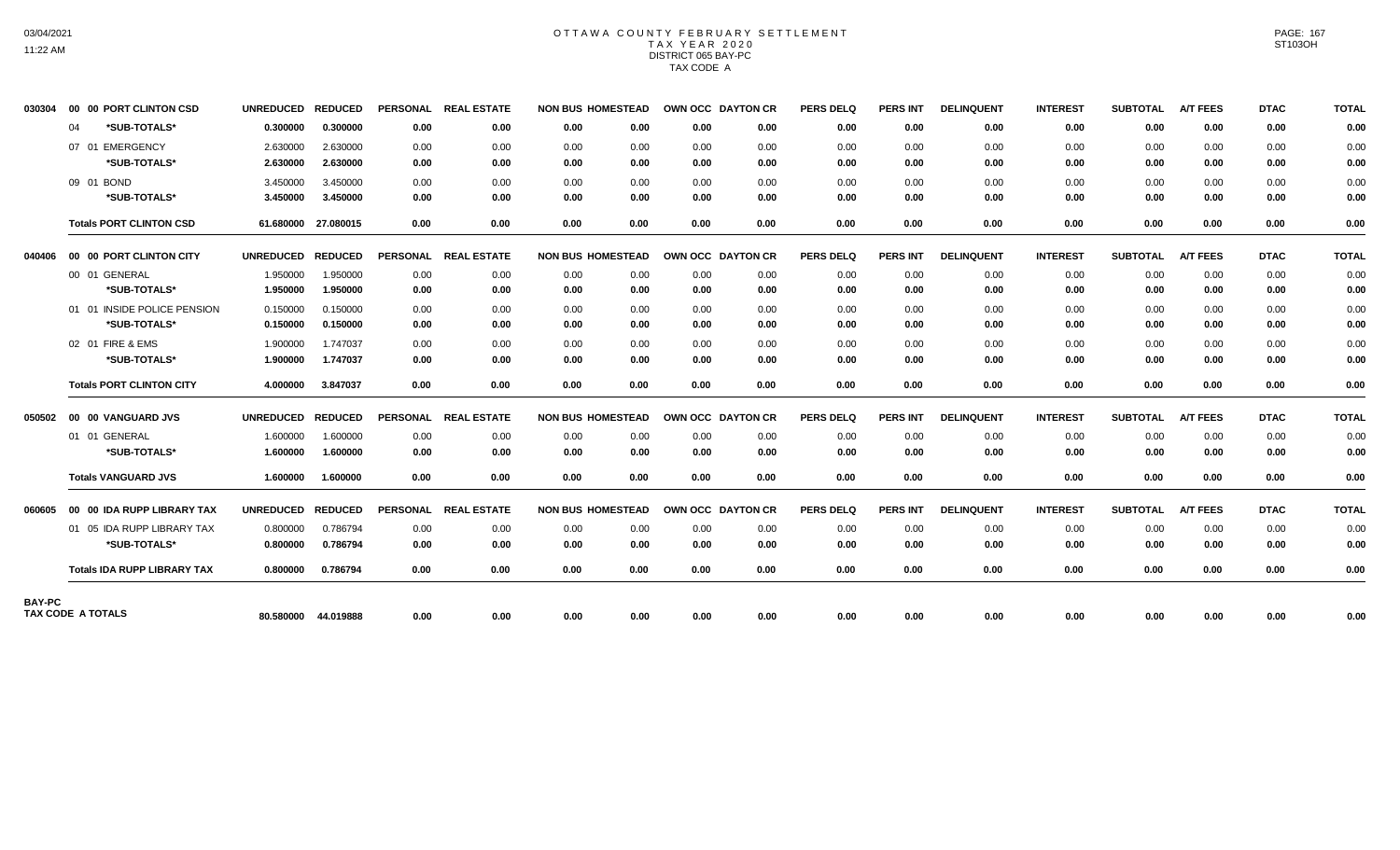# OTTAWA COUNTY FEBRUARY SETTLEMENT
## TAX YEAR 2020
### DISTRICT 065 BAY-PC
### TAX CODE A

| | | UNREDUCED | REDUCED | PERSONAL | REAL ESTATE | NON BUS | HOMESTEAD | OWN OCC | DAYTON CR | PERS DELQ | PERS INT | DELINQUENT | INTEREST | SUBTOTAL | A/T FEES | DTAC | TOTAL |
|---|---|---|---|---|---|---|---|---|---|---|---|---|---|---|---|---|---|
| 030304 | 00 00 PORT CLINTON CSD | | | | | | | | | | | | | | | | |
| | 04 *SUB-TOTALS* | 0.300000 | 0.300000 | 0.00 | 0.00 | 0.00 | 0.00 | 0.00 | 0.00 | 0.00 | 0.00 | 0.00 | 0.00 | 0.00 | 0.00 | 0.00 | 0.00 |
| | 07 01 EMERGENCY | 2.630000 | 2.630000 | 0.00 | 0.00 | 0.00 | 0.00 | 0.00 | 0.00 | 0.00 | 0.00 | 0.00 | 0.00 | 0.00 | 0.00 | 0.00 | 0.00 |
| | *SUB-TOTALS* | 2.630000 | 2.630000 | 0.00 | 0.00 | 0.00 | 0.00 | 0.00 | 0.00 | 0.00 | 0.00 | 0.00 | 0.00 | 0.00 | 0.00 | 0.00 | 0.00 |
| | 09 01 BOND | 3.450000 | 3.450000 | 0.00 | 0.00 | 0.00 | 0.00 | 0.00 | 0.00 | 0.00 | 0.00 | 0.00 | 0.00 | 0.00 | 0.00 | 0.00 | 0.00 |
| | *SUB-TOTALS* | 3.450000 | 3.450000 | 0.00 | 0.00 | 0.00 | 0.00 | 0.00 | 0.00 | 0.00 | 0.00 | 0.00 | 0.00 | 0.00 | 0.00 | 0.00 | 0.00 |
| | **Totals PORT CLINTON CSD** | 61.680000 | 27.080015 | 0.00 | 0.00 | 0.00 | 0.00 | 0.00 | 0.00 | 0.00 | 0.00 | 0.00 | 0.00 | 0.00 | 0.00 | 0.00 | 0.00 |
| 040406 | 00 00 PORT CLINTON CITY | UNREDUCED | REDUCED | PERSONAL | REAL ESTATE | NON BUS | HOMESTEAD | OWN OCC | DAYTON CR | PERS DELQ | PERS INT | DELINQUENT | INTEREST | SUBTOTAL | A/T FEES | DTAC | TOTAL |
| | 00 01 GENERAL | 1.950000 | 1.950000 | 0.00 | 0.00 | 0.00 | 0.00 | 0.00 | 0.00 | 0.00 | 0.00 | 0.00 | 0.00 | 0.00 | 0.00 | 0.00 | 0.00 |
| | *SUB-TOTALS* | 1.950000 | 1.950000 | 0.00 | 0.00 | 0.00 | 0.00 | 0.00 | 0.00 | 0.00 | 0.00 | 0.00 | 0.00 | 0.00 | 0.00 | 0.00 | 0.00 |
| | 01 01 INSIDE POLICE PENSION | 0.150000 | 0.150000 | 0.00 | 0.00 | 0.00 | 0.00 | 0.00 | 0.00 | 0.00 | 0.00 | 0.00 | 0.00 | 0.00 | 0.00 | 0.00 | 0.00 |
| | *SUB-TOTALS* | 0.150000 | 0.150000 | 0.00 | 0.00 | 0.00 | 0.00 | 0.00 | 0.00 | 0.00 | 0.00 | 0.00 | 0.00 | 0.00 | 0.00 | 0.00 | 0.00 |
| | 02 01 FIRE & EMS | 1.900000 | 1.747037 | 0.00 | 0.00 | 0.00 | 0.00 | 0.00 | 0.00 | 0.00 | 0.00 | 0.00 | 0.00 | 0.00 | 0.00 | 0.00 | 0.00 |
| | *SUB-TOTALS* | 1.900000 | 1.747037 | 0.00 | 0.00 | 0.00 | 0.00 | 0.00 | 0.00 | 0.00 | 0.00 | 0.00 | 0.00 | 0.00 | 0.00 | 0.00 | 0.00 |
| | **Totals PORT CLINTON CITY** | 4.000000 | 3.847037 | 0.00 | 0.00 | 0.00 | 0.00 | 0.00 | 0.00 | 0.00 | 0.00 | 0.00 | 0.00 | 0.00 | 0.00 | 0.00 | 0.00 |
| 050502 | 00 00 VANGUARD JVS | UNREDUCED | REDUCED | PERSONAL | REAL ESTATE | NON BUS | HOMESTEAD | OWN OCC | DAYTON CR | PERS DELQ | PERS INT | DELINQUENT | INTEREST | SUBTOTAL | A/T FEES | DTAC | TOTAL |
| | 01 01 GENERAL | 1.600000 | 1.600000 | 0.00 | 0.00 | 0.00 | 0.00 | 0.00 | 0.00 | 0.00 | 0.00 | 0.00 | 0.00 | 0.00 | 0.00 | 0.00 | 0.00 |
| | *SUB-TOTALS* | 1.600000 | 1.600000 | 0.00 | 0.00 | 0.00 | 0.00 | 0.00 | 0.00 | 0.00 | 0.00 | 0.00 | 0.00 | 0.00 | 0.00 | 0.00 | 0.00 |
| | **Totals VANGUARD JVS** | 1.600000 | 1.600000 | 0.00 | 0.00 | 0.00 | 0.00 | 0.00 | 0.00 | 0.00 | 0.00 | 0.00 | 0.00 | 0.00 | 0.00 | 0.00 | 0.00 |
| 060605 | 00 00 IDA RUPP LIBRARY TAX | UNREDUCED | REDUCED | PERSONAL | REAL ESTATE | NON BUS | HOMESTEAD | OWN OCC | DAYTON CR | PERS DELQ | PERS INT | DELINQUENT | INTEREST | SUBTOTAL | A/T FEES | DTAC | TOTAL |
| | 01 05 IDA RUPP LIBRARY TAX | 0.800000 | 0.786794 | 0.00 | 0.00 | 0.00 | 0.00 | 0.00 | 0.00 | 0.00 | 0.00 | 0.00 | 0.00 | 0.00 | 0.00 | 0.00 | 0.00 |
| | *SUB-TOTALS* | 0.800000 | 0.786794 | 0.00 | 0.00 | 0.00 | 0.00 | 0.00 | 0.00 | 0.00 | 0.00 | 0.00 | 0.00 | 0.00 | 0.00 | 0.00 | 0.00 |
| | **Totals IDA RUPP LIBRARY TAX** | 0.800000 | 0.786794 | 0.00 | 0.00 | 0.00 | 0.00 | 0.00 | 0.00 | 0.00 | 0.00 | 0.00 | 0.00 | 0.00 | 0.00 | 0.00 | 0.00 |
| BAY-PC | **TAX CODE A TOTALS** | 80.580000 | 44.019888 | 0.00 | 0.00 | 0.00 | 0.00 | 0.00 | 0.00 | 0.00 | 0.00 | 0.00 | 0.00 | 0.00 | 0.00 | 0.00 | 0.00 |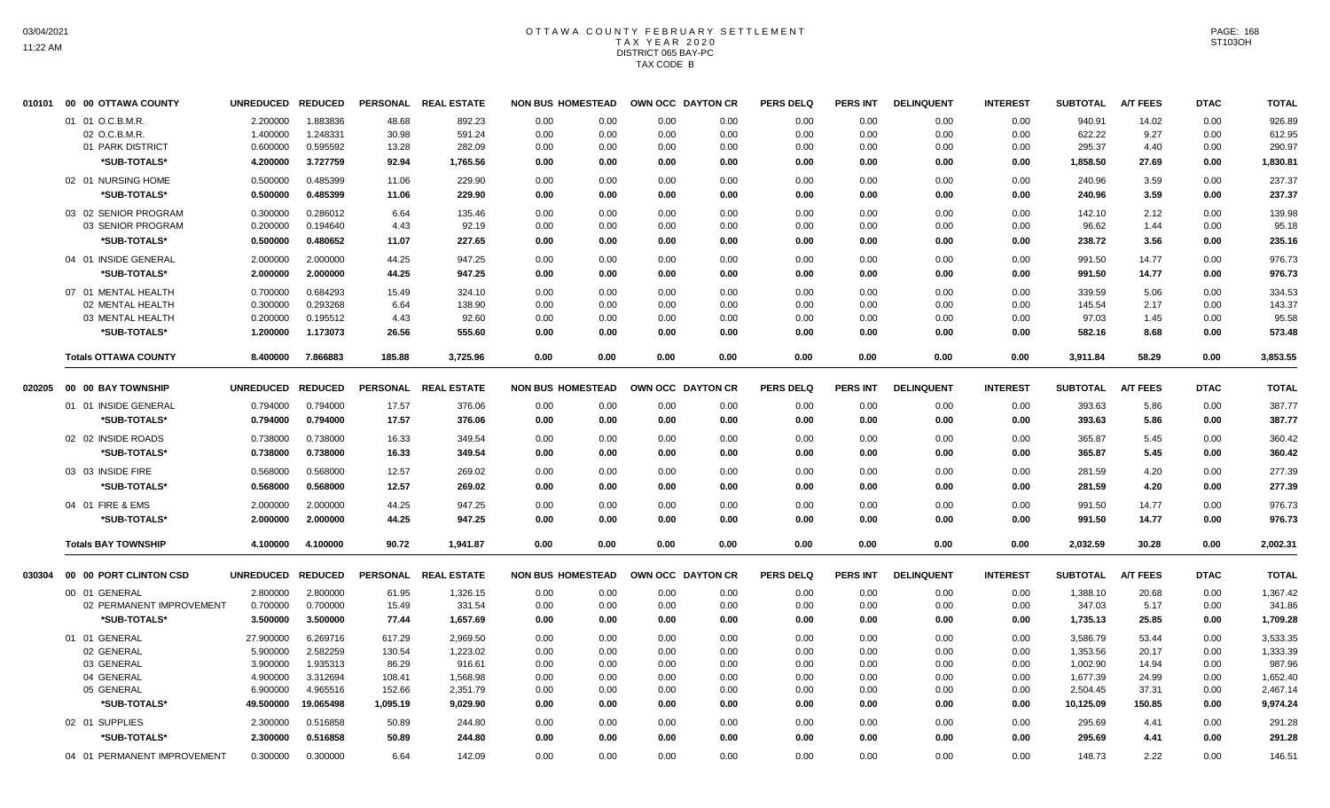# OTTAWA COUNTY FEBRUARY SETTLEMENT
## TAX YEAR 2020
### DISTRICT 065 BAY-PC
### TAX CODE B

| 010101 | 00 00 OTTAWA COUNTY | UNREDUCED | REDUCED | PERSONAL | REAL ESTATE | NON BUS | HOMESTEAD | OWN OCC | DAYTON CR | PERS DELQ | PERS INT | DELINQUENT | INTEREST | SUBTOTAL | A/T FEES | DTAC | TOTAL |
|---|---|---|---|---|---|---|---|---|---|---|---|---|---|---|---|---|---|
| | 01 01 O.C.B.M.R. | 2.200000 | 1.883836 | 48.68 | 892.23 | 0.00 | 0.00 | 0.00 | 0.00 | 0.00 | 0.00 | 0.00 | 0.00 | 940.91 | 14.02 | 0.00 | 926.89 |
| | 02 O.C.B.M.R. | 1.400000 | 1.248331 | 30.98 | 591.24 | 0.00 | 0.00 | 0.00 | 0.00 | 0.00 | 0.00 | 0.00 | 0.00 | 622.22 | 9.27 | 0.00 | 612.95 |
| | 01 PARK DISTRICT | 0.600000 | 0.595592 | 13.28 | 282.09 | 0.00 | 0.00 | 0.00 | 0.00 | 0.00 | 0.00 | 0.00 | 0.00 | 295.37 | 4.40 | 0.00 | 290.97 |
| | *SUB-TOTALS* | 4.200000 | 3.727759 | 92.94 | 1,765.56 | 0.00 | 0.00 | 0.00 | 0.00 | 0.00 | 0.00 | 0.00 | 0.00 | 1,858.50 | 27.69 | 0.00 | 1,830.81 |
| | 02 01 NURSING HOME | 0.500000 | 0.485399 | 11.06 | 229.90 | 0.00 | 0.00 | 0.00 | 0.00 | 0.00 | 0.00 | 0.00 | 0.00 | 240.96 | 3.59 | 0.00 | 237.37 |
| | *SUB-TOTALS* | 0.500000 | 0.485399 | 11.06 | 229.90 | 0.00 | 0.00 | 0.00 | 0.00 | 0.00 | 0.00 | 0.00 | 0.00 | 240.96 | 3.59 | 0.00 | 237.37 |
| | 03 02 SENIOR PROGRAM | 0.300000 | 0.286012 | 6.64 | 135.46 | 0.00 | 0.00 | 0.00 | 0.00 | 0.00 | 0.00 | 0.00 | 0.00 | 142.10 | 2.12 | 0.00 | 139.98 |
| | 03 SENIOR PROGRAM | 0.200000 | 0.194640 | 4.43 | 92.19 | 0.00 | 0.00 | 0.00 | 0.00 | 0.00 | 0.00 | 0.00 | 0.00 | 96.62 | 1.44 | 0.00 | 95.18 |
| | *SUB-TOTALS* | 0.500000 | 0.480652 | 11.07 | 227.65 | 0.00 | 0.00 | 0.00 | 0.00 | 0.00 | 0.00 | 0.00 | 0.00 | 238.72 | 3.56 | 0.00 | 235.16 |
| | 04 01 INSIDE GENERAL | 2.000000 | 2.000000 | 44.25 | 947.25 | 0.00 | 0.00 | 0.00 | 0.00 | 0.00 | 0.00 | 0.00 | 0.00 | 991.50 | 14.77 | 0.00 | 976.73 |
| | *SUB-TOTALS* | 2.000000 | 2.000000 | 44.25 | 947.25 | 0.00 | 0.00 | 0.00 | 0.00 | 0.00 | 0.00 | 0.00 | 0.00 | 991.50 | 14.77 | 0.00 | 976.73 |
| | 07 01 MENTAL HEALTH | 0.700000 | 0.684293 | 15.49 | 324.10 | 0.00 | 0.00 | 0.00 | 0.00 | 0.00 | 0.00 | 0.00 | 0.00 | 339.59 | 5.06 | 0.00 | 334.53 |
| | 02 MENTAL HEALTH | 0.300000 | 0.293268 | 6.64 | 138.90 | 0.00 | 0.00 | 0.00 | 0.00 | 0.00 | 0.00 | 0.00 | 0.00 | 145.54 | 2.17 | 0.00 | 143.37 |
| | 03 MENTAL HEALTH | 0.200000 | 0.195512 | 4.43 | 92.60 | 0.00 | 0.00 | 0.00 | 0.00 | 0.00 | 0.00 | 0.00 | 0.00 | 97.03 | 1.45 | 0.00 | 95.58 |
| | *SUB-TOTALS* | 1.200000 | 1.173073 | 26.56 | 555.60 | 0.00 | 0.00 | 0.00 | 0.00 | 0.00 | 0.00 | 0.00 | 0.00 | 582.16 | 8.68 | 0.00 | 573.48 |
| | **Totals OTTAWA COUNTY** | 8.400000 | 7.866883 | 185.88 | 3,725.96 | 0.00 | 0.00 | 0.00 | 0.00 | 0.00 | 0.00 | 0.00 | 0.00 | 3,911.84 | 58.29 | 0.00 | 3,853.55 |

| 020205 | 00 00 BAY TOWNSHIP | UNREDUCED | REDUCED | PERSONAL | REAL ESTATE | NON BUS | HOMESTEAD | OWN OCC | DAYTON CR | PERS DELQ | PERS INT | DELINQUENT | INTEREST | SUBTOTAL | A/T FEES | DTAC | TOTAL |
|---|---|---|---|---|---|---|---|---|---|---|---|---|---|---|---|---|---|
| | 01 01 INSIDE GENERAL | 0.794000 | 0.794000 | 17.57 | 376.06 | 0.00 | 0.00 | 0.00 | 0.00 | 0.00 | 0.00 | 0.00 | 0.00 | 393.63 | 5.86 | 0.00 | 387.77 |
| | *SUB-TOTALS* | 0.794000 | 0.794000 | 17.57 | 376.06 | 0.00 | 0.00 | 0.00 | 0.00 | 0.00 | 0.00 | 0.00 | 0.00 | 393.63 | 5.86 | 0.00 | 387.77 |
| | 02 02 INSIDE ROADS | 0.738000 | 0.738000 | 16.33 | 349.54 | 0.00 | 0.00 | 0.00 | 0.00 | 0.00 | 0.00 | 0.00 | 0.00 | 365.87 | 5.45 | 0.00 | 360.42 |
| | *SUB-TOTALS* | 0.738000 | 0.738000 | 16.33 | 349.54 | 0.00 | 0.00 | 0.00 | 0.00 | 0.00 | 0.00 | 0.00 | 0.00 | 365.87 | 5.45 | 0.00 | 360.42 |
| | 03 03 INSIDE FIRE | 0.568000 | 0.568000 | 12.57 | 269.02 | 0.00 | 0.00 | 0.00 | 0.00 | 0.00 | 0.00 | 0.00 | 0.00 | 281.59 | 4.20 | 0.00 | 277.39 |
| | *SUB-TOTALS* | 0.568000 | 0.568000 | 12.57 | 269.02 | 0.00 | 0.00 | 0.00 | 0.00 | 0.00 | 0.00 | 0.00 | 0.00 | 281.59 | 4.20 | 0.00 | 277.39 |
| | 04 01 FIRE & EMS | 2.000000 | 2.000000 | 44.25 | 947.25 | 0.00 | 0.00 | 0.00 | 0.00 | 0.00 | 0.00 | 0.00 | 0.00 | 991.50 | 14.77 | 0.00 | 976.73 |
| | *SUB-TOTALS* | 2.000000 | 2.000000 | 44.25 | 947.25 | 0.00 | 0.00 | 0.00 | 0.00 | 0.00 | 0.00 | 0.00 | 0.00 | 991.50 | 14.77 | 0.00 | 976.73 |
| | **Totals BAY TOWNSHIP** | 4.100000 | 4.100000 | 90.72 | 1,941.87 | 0.00 | 0.00 | 0.00 | 0.00 | 0.00 | 0.00 | 0.00 | 0.00 | 2,032.59 | 30.28 | 0.00 | 2,002.31 |

| 030304 | 00 00 PORT CLINTON CSD | UNREDUCED | REDUCED | PERSONAL | REAL ESTATE | NON BUS | HOMESTEAD | OWN OCC | DAYTON CR | PERS DELQ | PERS INT | DELINQUENT | INTEREST | SUBTOTAL | A/T FEES | DTAC | TOTAL |
|---|---|---|---|---|---|---|---|---|---|---|---|---|---|---|---|---|---|
| | 00 01 GENERAL | 2.800000 | 2.800000 | 61.95 | 1,326.15 | 0.00 | 0.00 | 0.00 | 0.00 | 0.00 | 0.00 | 0.00 | 0.00 | 1,388.10 | 20.68 | 0.00 | 1,367.42 |
| | 02 PERMANENT IMPROVEMENT | 0.700000 | 0.700000 | 15.49 | 331.54 | 0.00 | 0.00 | 0.00 | 0.00 | 0.00 | 0.00 | 0.00 | 0.00 | 347.03 | 5.17 | 0.00 | 341.86 |
| | *SUB-TOTALS* | 3.500000 | 3.500000 | 77.44 | 1,657.69 | 0.00 | 0.00 | 0.00 | 0.00 | 0.00 | 0.00 | 0.00 | 0.00 | 1,735.13 | 25.85 | 0.00 | 1,709.28 |
| | 01 01 GENERAL | 27.900000 | 6.269716 | 617.29 | 2,969.50 | 0.00 | 0.00 | 0.00 | 0.00 | 0.00 | 0.00 | 0.00 | 0.00 | 3,586.79 | 53.44 | 0.00 | 3,533.35 |
| | 02 GENERAL | 5.900000 | 2.582259 | 130.54 | 1,223.02 | 0.00 | 0.00 | 0.00 | 0.00 | 0.00 | 0.00 | 0.00 | 0.00 | 1,353.56 | 20.17 | 0.00 | 1,333.39 |
| | 03 GENERAL | 3.900000 | 1.935313 | 86.29 | 916.61 | 0.00 | 0.00 | 0.00 | 0.00 | 0.00 | 0.00 | 0.00 | 0.00 | 1,002.90 | 14.94 | 0.00 | 987.96 |
| | 04 GENERAL | 4.900000 | 3.312694 | 108.41 | 1,568.98 | 0.00 | 0.00 | 0.00 | 0.00 | 0.00 | 0.00 | 0.00 | 0.00 | 1,677.39 | 24.99 | 0.00 | 1,652.40 |
| | 05 GENERAL | 6.900000 | 4.965516 | 152.66 | 2,351.79 | 0.00 | 0.00 | 0.00 | 0.00 | 0.00 | 0.00 | 0.00 | 0.00 | 2,504.45 | 37.31 | 0.00 | 2,467.14 |
| | *SUB-TOTALS* | 49.500000 | 19.065498 | 1,095.19 | 9,029.90 | 0.00 | 0.00 | 0.00 | 0.00 | 0.00 | 0.00 | 0.00 | 0.00 | 10,125.09 | 150.85 | 0.00 | 9,974.24 |
| | 02 01 SUPPLIES | 2.300000 | 0.516858 | 50.89 | 244.80 | 0.00 | 0.00 | 0.00 | 0.00 | 0.00 | 0.00 | 0.00 | 0.00 | 295.69 | 4.41 | 0.00 | 291.28 |
| | *SUB-TOTALS* | 2.300000 | 0.516858 | 50.89 | 244.80 | 0.00 | 0.00 | 0.00 | 0.00 | 0.00 | 0.00 | 0.00 | 0.00 | 295.69 | 4.41 | 0.00 | 291.28 |
| | 04 01 PERMANENT IMPROVEMENT | 0.300000 | 0.300000 | 6.64 | 142.09 | 0.00 | 0.00 | 0.00 | 0.00 | 0.00 | 0.00 | 0.00 | 0.00 | 148.73 | 2.22 | 0.00 | 146.51 |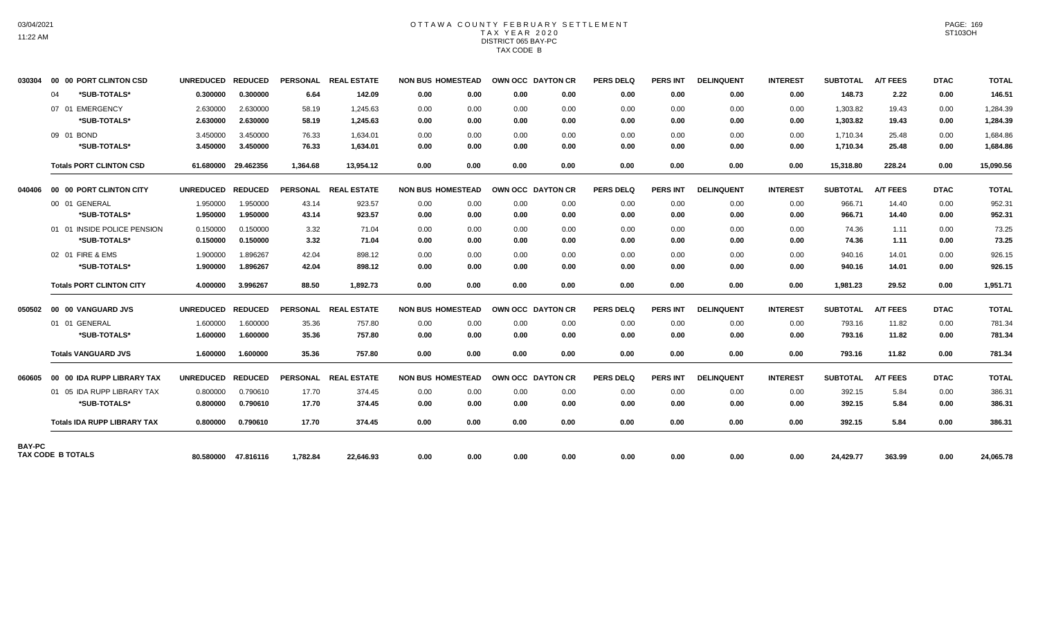# OTTAWA COUNTY FEBRUARY SETTLEMENT
## TAX YEAR 2020
### DISTRICT 065 BAY-PC
### TAX CODE B

| | | UNREDUCED | REDUCED | PERSONAL | REAL ESTATE | NON BUS | HOMESTEAD | OWN OCC | DAYTON CR | PERS DELQ | PERS INT | DELINQUENT | INTEREST | SUBTOTAL | A/T FEES | DTAC | TOTAL |
|---|---|---|---|---|---|---|---|---|---|---|---|---|---|---|---|---|---|
| 030304 | 00 00 PORT CLINTON CSD | UNREDUCED | REDUCED | PERSONAL | REAL ESTATE | NON BUS | HOMESTEAD | OWN OCC | DAYTON CR | PERS DELQ | PERS INT | DELINQUENT | INTEREST | SUBTOTAL | A/T FEES | DTAC | TOTAL |
| | 04 *SUB-TOTALS* | **0.300000** | **0.300000** | **6.64** | **142.09** | **0.00** | **0.00** | **0.00** | **0.00** | **0.00** | **0.00** | **0.00** | **0.00** | **148.73** | **2.22** | **0.00** | **146.51** |
| | 07 01 EMERGENCY | 2.630000 | 2.630000 | 58.19 | 1,245.63 | 0.00 | 0.00 | 0.00 | 0.00 | 0.00 | 0.00 | 0.00 | 0.00 | 1,303.82 | 19.43 | 0.00 | 1,284.39 |
| | *SUB-TOTALS* | **2.630000** | **2.630000** | **58.19** | **1,245.63** | **0.00** | **0.00** | **0.00** | **0.00** | **0.00** | **0.00** | **0.00** | **0.00** | **1,303.82** | **19.43** | **0.00** | **1,284.39** |
| | 09 01 BOND | 3.450000 | 3.450000 | 76.33 | 1,634.01 | 0.00 | 0.00 | 0.00 | 0.00 | 0.00 | 0.00 | 0.00 | 0.00 | 1,710.34 | 25.48 | 0.00 | 1,684.86 |
| | *SUB-TOTALS* | **3.450000** | **3.450000** | **76.33** | **1,634.01** | **0.00** | **0.00** | **0.00** | **0.00** | **0.00** | **0.00** | **0.00** | **0.00** | **1,710.34** | **25.48** | **0.00** | **1,684.86** |
| | **Totals PORT CLINTON CSD** | **61.680000** | **29.462356** | **1,364.68** | **13,954.12** | **0.00** | **0.00** | **0.00** | **0.00** | **0.00** | **0.00** | **0.00** | **0.00** | **15,318.80** | **228.24** | **0.00** | **15,090.56** |
| 040406 | 00 00 PORT CLINTON CITY | UNREDUCED | REDUCED | PERSONAL | REAL ESTATE | NON BUS | HOMESTEAD | OWN OCC | DAYTON CR | PERS DELQ | PERS INT | DELINQUENT | INTEREST | SUBTOTAL | A/T FEES | DTAC | TOTAL |
| | 00 01 GENERAL | 1.950000 | 1.950000 | 43.14 | 923.57 | 0.00 | 0.00 | 0.00 | 0.00 | 0.00 | 0.00 | 0.00 | 0.00 | 966.71 | 14.40 | 0.00 | 952.31 |
| | *SUB-TOTALS* | **1.950000** | **1.950000** | **43.14** | **923.57** | **0.00** | **0.00** | **0.00** | **0.00** | **0.00** | **0.00** | **0.00** | **0.00** | **966.71** | **14.40** | **0.00** | **952.31** |
| | 01 01 INSIDE POLICE PENSION | 0.150000 | 0.150000 | 3.32 | 71.04 | 0.00 | 0.00 | 0.00 | 0.00 | 0.00 | 0.00 | 0.00 | 0.00 | 74.36 | 1.11 | 0.00 | 73.25 |
| | *SUB-TOTALS* | **0.150000** | **0.150000** | **3.32** | **71.04** | **0.00** | **0.00** | **0.00** | **0.00** | **0.00** | **0.00** | **0.00** | **0.00** | **74.36** | **1.11** | **0.00** | **73.25** |
| | 02 01 FIRE & EMS | 1.900000 | 1.896267 | 42.04 | 898.12 | 0.00 | 0.00 | 0.00 | 0.00 | 0.00 | 0.00 | 0.00 | 0.00 | 940.16 | 14.01 | 0.00 | 926.15 |
| | *SUB-TOTALS* | **1.900000** | **1.896267** | **42.04** | **898.12** | **0.00** | **0.00** | **0.00** | **0.00** | **0.00** | **0.00** | **0.00** | **0.00** | **940.16** | **14.01** | **0.00** | **926.15** |
| | **Totals PORT CLINTON CITY** | **4.000000** | **3.996267** | **88.50** | **1,892.73** | **0.00** | **0.00** | **0.00** | **0.00** | **0.00** | **0.00** | **0.00** | **0.00** | **1,981.23** | **29.52** | **0.00** | **1,951.71** |
| 050502 | 00 00 VANGUARD JVS | UNREDUCED | REDUCED | PERSONAL | REAL ESTATE | NON BUS | HOMESTEAD | OWN OCC | DAYTON CR | PERS DELQ | PERS INT | DELINQUENT | INTEREST | SUBTOTAL | A/T FEES | DTAC | TOTAL |
| | 01 01 GENERAL | 1.600000 | 1.600000 | 35.36 | 757.80 | 0.00 | 0.00 | 0.00 | 0.00 | 0.00 | 0.00 | 0.00 | 0.00 | 793.16 | 11.82 | 0.00 | 781.34 |
| | *SUB-TOTALS* | **1.600000** | **1.600000** | **35.36** | **757.80** | **0.00** | **0.00** | **0.00** | **0.00** | **0.00** | **0.00** | **0.00** | **0.00** | **793.16** | **11.82** | **0.00** | **781.34** |
| | **Totals VANGUARD JVS** | **1.600000** | **1.600000** | **35.36** | **757.80** | **0.00** | **0.00** | **0.00** | **0.00** | **0.00** | **0.00** | **0.00** | **0.00** | **793.16** | **11.82** | **0.00** | **781.34** |
| 060605 | 00 00 IDA RUPP LIBRARY TAX | UNREDUCED | REDUCED | PERSONAL | REAL ESTATE | NON BUS | HOMESTEAD | OWN OCC | DAYTON CR | PERS DELQ | PERS INT | DELINQUENT | INTEREST | SUBTOTAL | A/T FEES | DTAC | TOTAL |
| | 01 05 IDA RUPP LIBRARY TAX | 0.800000 | 0.790610 | 17.70 | 374.45 | 0.00 | 0.00 | 0.00 | 0.00 | 0.00 | 0.00 | 0.00 | 0.00 | 392.15 | 5.84 | 0.00 | 386.31 |
| | *SUB-TOTALS* | **0.800000** | **0.790610** | **17.70** | **374.45** | **0.00** | **0.00** | **0.00** | **0.00** | **0.00** | **0.00** | **0.00** | **0.00** | **392.15** | **5.84** | **0.00** | **386.31** |
| | **Totals IDA RUPP LIBRARY TAX** | **0.800000** | **0.790610** | **17.70** | **374.45** | **0.00** | **0.00** | **0.00** | **0.00** | **0.00** | **0.00** | **0.00** | **0.00** | **392.15** | **5.84** | **0.00** | **386.31** |
| **BAY-PC TAX CODE B TOTALS** | | **80.580000** | **47.816116** | **1,782.84** | **22,646.93** | **0.00** | **0.00** | **0.00** | **0.00** | **0.00** | **0.00** | **0.00** | **0.00** | **24,429.77** | **363.99** | **0.00** | **24,065.78** |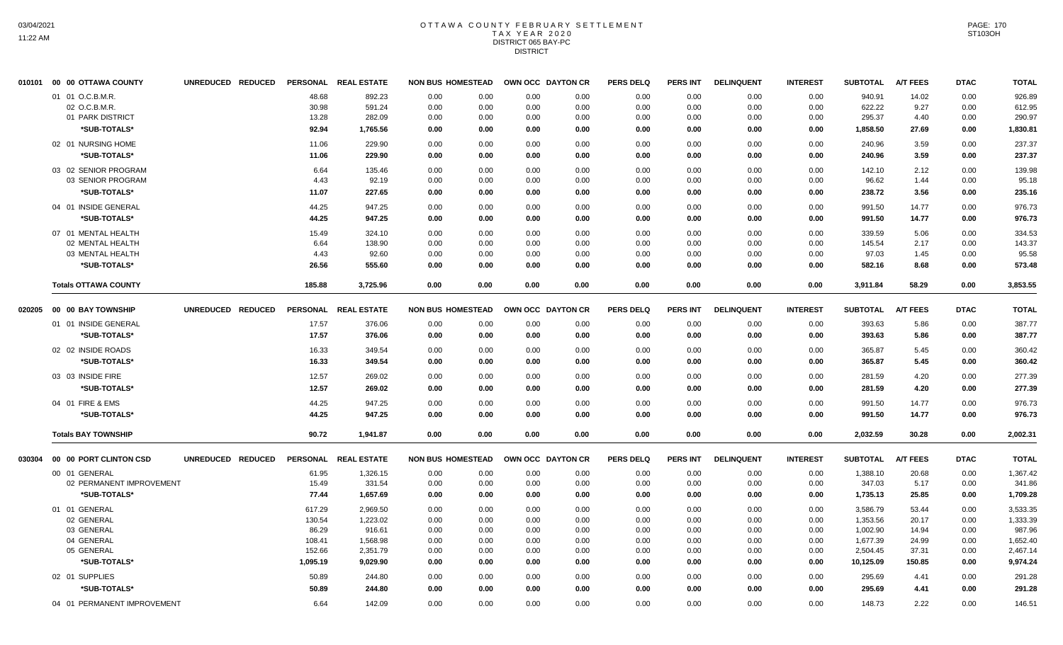# OTTAWA COUNTY FEBRUARY SETTLEMENT
## TAX YEAR 2020
### DISTRICT 065 BAY-PC
### DISTRICT

| 010101 | 00 00 OTTAWA COUNTY | UNREDUCED | REDUCED | PERSONAL | REAL ESTATE | NON BUS | HOMESTEAD | OWN OCC | DAYTON CR | PERS DELQ | PERS INT | DELINQUENT | INTEREST | SUBTOTAL | A/T FEES | DTAC | TOTAL |
|---|---|---|---|---|---|---|---|---|---|---|---|---|---|---|---|---|---|
| | 01 01 O.C.B.M.R. | | | 48.68 | 892.23 | 0.00 | 0.00 | 0.00 | 0.00 | 0.00 | 0.00 | 0.00 | 0.00 | 940.91 | 14.02 | 0.00 | 926.89 |
| | 02 O.C.B.M.R. | | | 30.98 | 591.24 | 0.00 | 0.00 | 0.00 | 0.00 | 0.00 | 0.00 | 0.00 | 0.00 | 622.22 | 9.27 | 0.00 | 612.95 |
| | 01 PARK DISTRICT | | | 13.28 | 282.09 | 0.00 | 0.00 | 0.00 | 0.00 | 0.00 | 0.00 | 0.00 | 0.00 | 295.37 | 4.40 | 0.00 | 290.97 |
| | *SUB-TOTALS* | | | 92.94 | 1,765.56 | 0.00 | 0.00 | 0.00 | 0.00 | 0.00 | 0.00 | 0.00 | 0.00 | 1,858.50 | 27.69 | 0.00 | 1,830.81 |
| | 02 01 NURSING HOME | | | 11.06 | 229.90 | 0.00 | 0.00 | 0.00 | 0.00 | 0.00 | 0.00 | 0.00 | 0.00 | 240.96 | 3.59 | 0.00 | 237.37 |
| | *SUB-TOTALS* | | | 11.06 | 229.90 | 0.00 | 0.00 | 0.00 | 0.00 | 0.00 | 0.00 | 0.00 | 0.00 | 240.96 | 3.59 | 0.00 | 237.37 |
| | 03 02 SENIOR PROGRAM | | | 6.64 | 135.46 | 0.00 | 0.00 | 0.00 | 0.00 | 0.00 | 0.00 | 0.00 | 0.00 | 142.10 | 2.12 | 0.00 | 139.98 |
| | 03 SENIOR PROGRAM | | | 4.43 | 92.19 | 0.00 | 0.00 | 0.00 | 0.00 | 0.00 | 0.00 | 0.00 | 0.00 | 96.62 | 1.44 | 0.00 | 95.18 |
| | *SUB-TOTALS* | | | 11.07 | 227.65 | 0.00 | 0.00 | 0.00 | 0.00 | 0.00 | 0.00 | 0.00 | 0.00 | 238.72 | 3.56 | 0.00 | 235.16 |
| | 04 01 INSIDE GENERAL | | | 44.25 | 947.25 | 0.00 | 0.00 | 0.00 | 0.00 | 0.00 | 0.00 | 0.00 | 0.00 | 991.50 | 14.77 | 0.00 | 976.73 |
| | *SUB-TOTALS* | | | 44.25 | 947.25 | 0.00 | 0.00 | 0.00 | 0.00 | 0.00 | 0.00 | 0.00 | 0.00 | 991.50 | 14.77 | 0.00 | 976.73 |
| | 07 01 MENTAL HEALTH | | | 15.49 | 324.10 | 0.00 | 0.00 | 0.00 | 0.00 | 0.00 | 0.00 | 0.00 | 0.00 | 339.59 | 5.06 | 0.00 | 334.53 |
| | 02 MENTAL HEALTH | | | 6.64 | 138.90 | 0.00 | 0.00 | 0.00 | 0.00 | 0.00 | 0.00 | 0.00 | 0.00 | 145.54 | 2.17 | 0.00 | 143.37 |
| | 03 MENTAL HEALTH | | | 4.43 | 92.60 | 0.00 | 0.00 | 0.00 | 0.00 | 0.00 | 0.00 | 0.00 | 0.00 | 97.03 | 1.45 | 0.00 | 95.58 |
| | *SUB-TOTALS* | | | 26.56 | 555.60 | 0.00 | 0.00 | 0.00 | 0.00 | 0.00 | 0.00 | 0.00 | 0.00 | 582.16 | 8.68 | 0.00 | 573.48 |
| | **Totals OTTAWA COUNTY** | | | 185.88 | 3,725.96 | 0.00 | 0.00 | 0.00 | 0.00 | 0.00 | 0.00 | 0.00 | 0.00 | 3,911.84 | 58.29 | 0.00 | 3,853.55 |

| 020205 | 00 00 BAY TOWNSHIP | UNREDUCED | REDUCED | PERSONAL | REAL ESTATE | NON BUS | HOMESTEAD | OWN OCC | DAYTON CR | PERS DELQ | PERS INT | DELINQUENT | INTEREST | SUBTOTAL | A/T FEES | DTAC | TOTAL |
|---|---|---|---|---|---|---|---|---|---|---|---|---|---|---|---|---|---|
| | 01 01 INSIDE GENERAL | | | 17.57 | 376.06 | 0.00 | 0.00 | 0.00 | 0.00 | 0.00 | 0.00 | 0.00 | 0.00 | 393.63 | 5.86 | 0.00 | 387.77 |
| | *SUB-TOTALS* | | | 17.57 | 376.06 | 0.00 | 0.00 | 0.00 | 0.00 | 0.00 | 0.00 | 0.00 | 0.00 | 393.63 | 5.86 | 0.00 | 387.77 |
| | 02 02 INSIDE ROADS | | | 16.33 | 349.54 | 0.00 | 0.00 | 0.00 | 0.00 | 0.00 | 0.00 | 0.00 | 0.00 | 365.87 | 5.45 | 0.00 | 360.42 |
| | *SUB-TOTALS* | | | 16.33 | 349.54 | 0.00 | 0.00 | 0.00 | 0.00 | 0.00 | 0.00 | 0.00 | 0.00 | 365.87 | 5.45 | 0.00 | 360.42 |
| | 03 03 INSIDE FIRE | | | 12.57 | 269.02 | 0.00 | 0.00 | 0.00 | 0.00 | 0.00 | 0.00 | 0.00 | 0.00 | 281.59 | 4.20 | 0.00 | 277.39 |
| | *SUB-TOTALS* | | | 12.57 | 269.02 | 0.00 | 0.00 | 0.00 | 0.00 | 0.00 | 0.00 | 0.00 | 0.00 | 281.59 | 4.20 | 0.00 | 277.39 |
| | 04 01 FIRE & EMS | | | 44.25 | 947.25 | 0.00 | 0.00 | 0.00 | 0.00 | 0.00 | 0.00 | 0.00 | 0.00 | 991.50 | 14.77 | 0.00 | 976.73 |
| | *SUB-TOTALS* | | | 44.25 | 947.25 | 0.00 | 0.00 | 0.00 | 0.00 | 0.00 | 0.00 | 0.00 | 0.00 | 991.50 | 14.77 | 0.00 | 976.73 |
| | **Totals BAY TOWNSHIP** | | | 90.72 | 1,941.87 | 0.00 | 0.00 | 0.00 | 0.00 | 0.00 | 0.00 | 0.00 | 0.00 | 2,032.59 | 30.28 | 0.00 | 2,002.31 |

| 030304 | 00 00 PORT CLINTON CSD | UNREDUCED | REDUCED | PERSONAL | REAL ESTATE | NON BUS | HOMESTEAD | OWN OCC | DAYTON CR | PERS DELQ | PERS INT | DELINQUENT | INTEREST | SUBTOTAL | A/T FEES | DTAC | TOTAL |
|---|---|---|---|---|---|---|---|---|---|---|---|---|---|---|---|---|---|
| | 00 01 GENERAL | | | 61.95 | 1,326.15 | 0.00 | 0.00 | 0.00 | 0.00 | 0.00 | 0.00 | 0.00 | 0.00 | 1,388.10 | 20.68 | 0.00 | 1,367.42 |
| | 02 PERMANENT IMPROVEMENT | | | 15.49 | 331.54 | 0.00 | 0.00 | 0.00 | 0.00 | 0.00 | 0.00 | 0.00 | 0.00 | 347.03 | 5.17 | 0.00 | 341.86 |
| | *SUB-TOTALS* | | | 77.44 | 1,657.69 | 0.00 | 0.00 | 0.00 | 0.00 | 0.00 | 0.00 | 0.00 | 0.00 | 1,735.13 | 25.85 | 0.00 | 1,709.28 |
| | 01 01 GENERAL | | | 617.29 | 2,969.50 | 0.00 | 0.00 | 0.00 | 0.00 | 0.00 | 0.00 | 0.00 | 0.00 | 3,586.79 | 53.44 | 0.00 | 3,533.35 |
| | 02 GENERAL | | | 130.54 | 1,223.02 | 0.00 | 0.00 | 0.00 | 0.00 | 0.00 | 0.00 | 0.00 | 0.00 | 1,353.56 | 20.17 | 0.00 | 1,333.39 |
| | 03 GENERAL | | | 86.29 | 916.61 | 0.00 | 0.00 | 0.00 | 0.00 | 0.00 | 0.00 | 0.00 | 0.00 | 1,002.90 | 14.94 | 0.00 | 987.96 |
| | 04 GENERAL | | | 108.41 | 1,568.98 | 0.00 | 0.00 | 0.00 | 0.00 | 0.00 | 0.00 | 0.00 | 0.00 | 1,677.39 | 24.99 | 0.00 | 1,652.40 |
| | 05 GENERAL | | | 152.66 | 2,351.79 | 0.00 | 0.00 | 0.00 | 0.00 | 0.00 | 0.00 | 0.00 | 0.00 | 2,504.45 | 37.31 | 0.00 | 2,467.14 |
| | *SUB-TOTALS* | | | 1,095.19 | 9,029.90 | 0.00 | 0.00 | 0.00 | 0.00 | 0.00 | 0.00 | 0.00 | 0.00 | 10,125.09 | 150.85 | 0.00 | 9,974.24 |
| | 02 01 SUPPLIES | | | 50.89 | 244.80 | 0.00 | 0.00 | 0.00 | 0.00 | 0.00 | 0.00 | 0.00 | 0.00 | 295.69 | 4.41 | 0.00 | 291.28 |
| | *SUB-TOTALS* | | | 50.89 | 244.80 | 0.00 | 0.00 | 0.00 | 0.00 | 0.00 | 0.00 | 0.00 | 0.00 | 295.69 | 4.41 | 0.00 | 291.28 |
| | 04 01 PERMANENT IMPROVEMENT | | | 6.64 | 142.09 | 0.00 | 0.00 | 0.00 | 0.00 | 0.00 | 0.00 | 0.00 | 0.00 | 148.73 | 2.22 | 0.00 | 146.51 |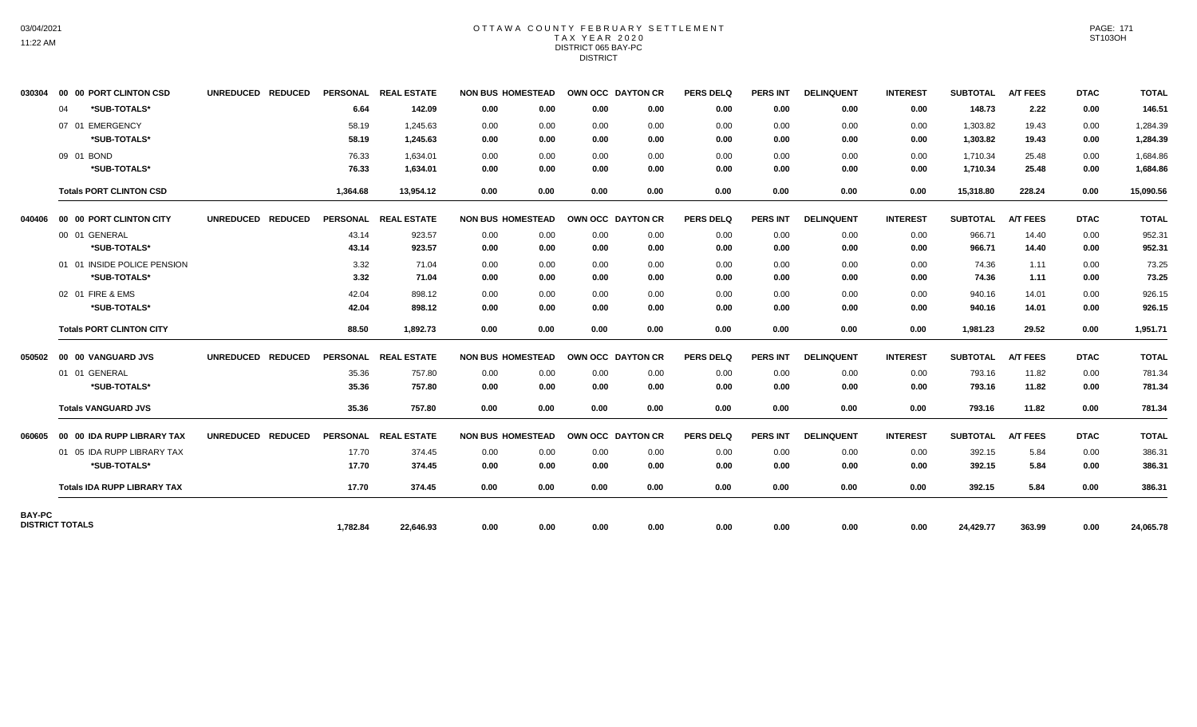# OTTAWA COUNTY FEBRUARY SETTLEMENT
## TAX YEAR 2020
### DISTRICT 065 BAY-PC
### DISTRICT

| | | UNREDUCED | REDUCED | PERSONAL | REAL ESTATE | NON BUS | HOMESTEAD | OWN OCC | DAYTON CR | PERS DELQ | PERS INT | DELINQUENT | INTEREST | SUBTOTAL | A/T FEES | DTAC | TOTAL |
|---|---|---|---|---|---|---|---|---|---|---|---|---|---|---|---|---|---|
| 030304 | 00 00 PORT CLINTON CSD | | | | | | | | | | | | | | | | |
| | 04 *SUB-TOTALS* | | | 6.64 | 142.09 | 0.00 | 0.00 | 0.00 | 0.00 | 0.00 | 0.00 | 0.00 | 0.00 | 148.73 | 2.22 | 0.00 | 146.51 |
| | 07 01 EMERGENCY | | | 58.19 | 1,245.63 | 0.00 | 0.00 | 0.00 | 0.00 | 0.00 | 0.00 | 0.00 | 0.00 | 1,303.82 | 19.43 | 0.00 | 1,284.39 |
| | *SUB-TOTALS* | | | 58.19 | 1,245.63 | 0.00 | 0.00 | 0.00 | 0.00 | 0.00 | 0.00 | 0.00 | 0.00 | 1,303.82 | 19.43 | 0.00 | 1,284.39 |
| | 09 01 BOND | | | 76.33 | 1,634.01 | 0.00 | 0.00 | 0.00 | 0.00 | 0.00 | 0.00 | 0.00 | 0.00 | 1,710.34 | 25.48 | 0.00 | 1,684.86 |
| | *SUB-TOTALS* | | | 76.33 | 1,634.01 | 0.00 | 0.00 | 0.00 | 0.00 | 0.00 | 0.00 | 0.00 | 0.00 | 1,710.34 | 25.48 | 0.00 | 1,684.86 |
| | **Totals PORT CLINTON CSD** | | | 1,364.68 | 13,954.12 | 0.00 | 0.00 | 0.00 | 0.00 | 0.00 | 0.00 | 0.00 | 0.00 | 15,318.80 | 228.24 | 0.00 | 15,090.56 |
| 040406 | 00 00 PORT CLINTON CITY | | | | | | | | | | | | | | | | |
| | 00 01 GENERAL | | | 43.14 | 923.57 | 0.00 | 0.00 | 0.00 | 0.00 | 0.00 | 0.00 | 0.00 | 0.00 | 966.71 | 14.40 | 0.00 | 952.31 |
| | *SUB-TOTALS* | | | 43.14 | 923.57 | 0.00 | 0.00 | 0.00 | 0.00 | 0.00 | 0.00 | 0.00 | 0.00 | 966.71 | 14.40 | 0.00 | 952.31 |
| | 01 01 INSIDE POLICE PENSION | | | 3.32 | 71.04 | 0.00 | 0.00 | 0.00 | 0.00 | 0.00 | 0.00 | 0.00 | 0.00 | 74.36 | 1.11 | 0.00 | 73.25 |
| | *SUB-TOTALS* | | | 3.32 | 71.04 | 0.00 | 0.00 | 0.00 | 0.00 | 0.00 | 0.00 | 0.00 | 0.00 | 74.36 | 1.11 | 0.00 | 73.25 |
| | 02 01 FIRE & EMS | | | 42.04 | 898.12 | 0.00 | 0.00 | 0.00 | 0.00 | 0.00 | 0.00 | 0.00 | 0.00 | 940.16 | 14.01 | 0.00 | 926.15 |
| | *SUB-TOTALS* | | | 42.04 | 898.12 | 0.00 | 0.00 | 0.00 | 0.00 | 0.00 | 0.00 | 0.00 | 0.00 | 940.16 | 14.01 | 0.00 | 926.15 |
| | **Totals PORT CLINTON CITY** | | | 88.50 | 1,892.73 | 0.00 | 0.00 | 0.00 | 0.00 | 0.00 | 0.00 | 0.00 | 0.00 | 1,981.23 | 29.52 | 0.00 | 1,951.71 |
| 050502 | 00 00 VANGUARD JVS | | | | | | | | | | | | | | | | |
| | 01 01 GENERAL | | | 35.36 | 757.80 | 0.00 | 0.00 | 0.00 | 0.00 | 0.00 | 0.00 | 0.00 | 0.00 | 793.16 | 11.82 | 0.00 | 781.34 |
| | *SUB-TOTALS* | | | 35.36 | 757.80 | 0.00 | 0.00 | 0.00 | 0.00 | 0.00 | 0.00 | 0.00 | 0.00 | 793.16 | 11.82 | 0.00 | 781.34 |
| | **Totals VANGUARD JVS** | | | 35.36 | 757.80 | 0.00 | 0.00 | 0.00 | 0.00 | 0.00 | 0.00 | 0.00 | 0.00 | 793.16 | 11.82 | 0.00 | 781.34 |
| 060605 | 00 00 IDA RUPP LIBRARY TAX | | | | | | | | | | | | | | | | |
| | 01 05 IDA RUPP LIBRARY TAX | | | 17.70 | 374.45 | 0.00 | 0.00 | 0.00 | 0.00 | 0.00 | 0.00 | 0.00 | 0.00 | 392.15 | 5.84 | 0.00 | 386.31 |
| | *SUB-TOTALS* | | | 17.70 | 374.45 | 0.00 | 0.00 | 0.00 | 0.00 | 0.00 | 0.00 | 0.00 | 0.00 | 392.15 | 5.84 | 0.00 | 386.31 |
| | **Totals IDA RUPP LIBRARY TAX** | | | 17.70 | 374.45 | 0.00 | 0.00 | 0.00 | 0.00 | 0.00 | 0.00 | 0.00 | 0.00 | 392.15 | 5.84 | 0.00 | 386.31 |
| **BAY-PC DISTRICT TOTALS** | | | | 1,782.84 | 22,646.93 | 0.00 | 0.00 | 0.00 | 0.00 | 0.00 | 0.00 | 0.00 | 0.00 | 24,429.77 | 363.99 | 0.00 | 24,065.78 |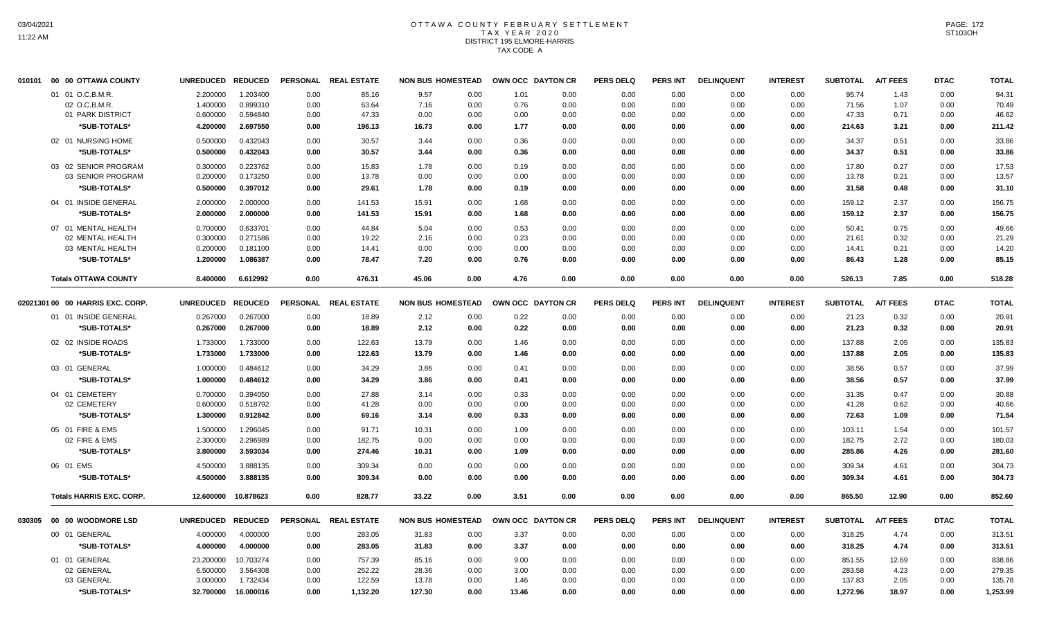# OTTAWA COUNTY FEBRUARY SETTLEMENT
## TAX YEAR 2020
## DISTRICT 195 ELMORE-HARRIS
## TAX CODE A

| | | UNREDUCED | REDUCED | PERSONAL | REAL ESTATE | NON BUS | HOMESTEAD | OWN OCC | DAYTON CR | PERS DELQ | PERS INT | DELINQUENT | INTEREST | SUBTOTAL | A/T FEES | DTAC | TOTAL |
|---|---|---|---|---|---|---|---|---|---|---|---|---|---|---|---|---|---|
| 010101 | 00 00 OTTAWA COUNTY | | | | | | | | | | | | | | | | |
| | 01 01 O.C.B.M.R. | 2.200000 | 1.203400 | 0.00 | 85.16 | 9.57 | 0.00 | 1.01 | 0.00 | 0.00 | 0.00 | 0.00 | 0.00 | 95.74 | 1.43 | 0.00 | 94.31 |
| | 02 O.C.B.M.R. | 1.400000 | 0.899310 | 0.00 | 63.64 | 7.16 | 0.00 | 0.76 | 0.00 | 0.00 | 0.00 | 0.00 | 0.00 | 71.56 | 1.07 | 0.00 | 70.49 |
| | 01 PARK DISTRICT | 0.600000 | 0.594840 | 0.00 | 47.33 | 0.00 | 0.00 | 0.00 | 0.00 | 0.00 | 0.00 | 0.00 | 0.00 | 47.33 | 0.71 | 0.00 | 46.62 |
| | *SUB-TOTALS* | 4.200000 | 2.697550 | 0.00 | 196.13 | 16.73 | 0.00 | 1.77 | 0.00 | 0.00 | 0.00 | 0.00 | 0.00 | 214.63 | 3.21 | 0.00 | 211.42 |
| | 02 01 NURSING HOME | 0.500000 | 0.432043 | 0.00 | 30.57 | 3.44 | 0.00 | 0.36 | 0.00 | 0.00 | 0.00 | 0.00 | 0.00 | 34.37 | 0.51 | 0.00 | 33.86 |
| | *SUB-TOTALS* | 0.500000 | 0.432043 | 0.00 | 30.57 | 3.44 | 0.00 | 0.36 | 0.00 | 0.00 | 0.00 | 0.00 | 0.00 | 34.37 | 0.51 | 0.00 | 33.86 |
| | 03 02 SENIOR PROGRAM | 0.300000 | 0.223762 | 0.00 | 15.83 | 1.78 | 0.00 | 0.19 | 0.00 | 0.00 | 0.00 | 0.00 | 0.00 | 17.80 | 0.27 | 0.00 | 17.53 |
| | 03 SENIOR PROGRAM | 0.200000 | 0.173250 | 0.00 | 13.78 | 0.00 | 0.00 | 0.00 | 0.00 | 0.00 | 0.00 | 0.00 | 0.00 | 13.78 | 0.21 | 0.00 | 13.57 |
| | *SUB-TOTALS* | 0.500000 | 0.397012 | 0.00 | 29.61 | 1.78 | 0.00 | 0.19 | 0.00 | 0.00 | 0.00 | 0.00 | 0.00 | 31.58 | 0.48 | 0.00 | 31.10 |
| | 04 01 INSIDE GENERAL | 2.000000 | 2.000000 | 0.00 | 141.53 | 15.91 | 0.00 | 1.68 | 0.00 | 0.00 | 0.00 | 0.00 | 0.00 | 159.12 | 2.37 | 0.00 | 156.75 |
| | *SUB-TOTALS* | 2.000000 | 2.000000 | 0.00 | 141.53 | 15.91 | 0.00 | 1.68 | 0.00 | 0.00 | 0.00 | 0.00 | 0.00 | 159.12 | 2.37 | 0.00 | 156.75 |
| | 07 01 MENTAL HEALTH | 0.700000 | 0.633701 | 0.00 | 44.84 | 5.04 | 0.00 | 0.53 | 0.00 | 0.00 | 0.00 | 0.00 | 0.00 | 50.41 | 0.75 | 0.00 | 49.66 |
| | 02 MENTAL HEALTH | 0.300000 | 0.271586 | 0.00 | 19.22 | 2.16 | 0.00 | 0.23 | 0.00 | 0.00 | 0.00 | 0.00 | 0.00 | 21.61 | 0.32 | 0.00 | 21.29 |
| | 03 MENTAL HEALTH | 0.200000 | 0.181100 | 0.00 | 14.41 | 0.00 | 0.00 | 0.00 | 0.00 | 0.00 | 0.00 | 0.00 | 0.00 | 14.41 | 0.21 | 0.00 | 14.20 |
| | *SUB-TOTALS* | 1.200000 | 1.086387 | 0.00 | 78.47 | 7.20 | 0.00 | 0.76 | 0.00 | 0.00 | 0.00 | 0.00 | 0.00 | 86.43 | 1.28 | 0.00 | 85.15 |
| | **Totals OTTAWA COUNTY** | 8.400000 | 6.612992 | 0.00 | 476.31 | 45.06 | 0.00 | 4.76 | 0.00 | 0.00 | 0.00 | 0.00 | 0.00 | 526.13 | 7.85 | 0.00 | 518.28 |
| 02021301 | 00 00 HARRIS EXC. CORP. | | | | | | | | | | | | | | | | |
| | 01 01 INSIDE GENERAL | 0.267000 | 0.267000 | 0.00 | 18.89 | 2.12 | 0.00 | 0.22 | 0.00 | 0.00 | 0.00 | 0.00 | 0.00 | 21.23 | 0.32 | 0.00 | 20.91 |
| | *SUB-TOTALS* | 0.267000 | 0.267000 | 0.00 | 18.89 | 2.12 | 0.00 | 0.22 | 0.00 | 0.00 | 0.00 | 0.00 | 0.00 | 21.23 | 0.32 | 0.00 | 20.91 |
| | 02 02 INSIDE ROADS | 1.733000 | 1.733000 | 0.00 | 122.63 | 13.79 | 0.00 | 1.46 | 0.00 | 0.00 | 0.00 | 0.00 | 0.00 | 137.88 | 2.05 | 0.00 | 135.83 |
| | *SUB-TOTALS* | 1.733000 | 1.733000 | 0.00 | 122.63 | 13.79 | 0.00 | 1.46 | 0.00 | 0.00 | 0.00 | 0.00 | 0.00 | 137.88 | 2.05 | 0.00 | 135.83 |
| | 03 01 GENERAL | 1.000000 | 0.484612 | 0.00 | 34.29 | 3.86 | 0.00 | 0.41 | 0.00 | 0.00 | 0.00 | 0.00 | 0.00 | 38.56 | 0.57 | 0.00 | 37.99 |
| | *SUB-TOTALS* | 1.000000 | 0.484612 | 0.00 | 34.29 | 3.86 | 0.00 | 0.41 | 0.00 | 0.00 | 0.00 | 0.00 | 0.00 | 38.56 | 0.57 | 0.00 | 37.99 |
| | 04 01 CEMETERY | 0.700000 | 0.394050 | 0.00 | 27.88 | 3.14 | 0.00 | 0.33 | 0.00 | 0.00 | 0.00 | 0.00 | 0.00 | 31.35 | 0.47 | 0.00 | 30.88 |
| | 02 CEMETERY | 0.600000 | 0.518792 | 0.00 | 41.28 | 0.00 | 0.00 | 0.00 | 0.00 | 0.00 | 0.00 | 0.00 | 0.00 | 41.28 | 0.62 | 0.00 | 40.66 |
| | *SUB-TOTALS* | 1.300000 | 0.912842 | 0.00 | 69.16 | 3.14 | 0.00 | 0.33 | 0.00 | 0.00 | 0.00 | 0.00 | 0.00 | 72.63 | 1.09 | 0.00 | 71.54 |
| | 05 01 FIRE & EMS | 1.500000 | 1.296045 | 0.00 | 91.71 | 10.31 | 0.00 | 1.09 | 0.00 | 0.00 | 0.00 | 0.00 | 0.00 | 103.11 | 1.54 | 0.00 | 101.57 |
| | 02 FIRE & EMS | 2.300000 | 2.296989 | 0.00 | 182.75 | 0.00 | 0.00 | 0.00 | 0.00 | 0.00 | 0.00 | 0.00 | 0.00 | 182.75 | 2.72 | 0.00 | 180.03 |
| | *SUB-TOTALS* | 3.800000 | 3.593034 | 0.00 | 274.46 | 10.31 | 0.00 | 1.09 | 0.00 | 0.00 | 0.00 | 0.00 | 0.00 | 285.86 | 4.26 | 0.00 | 281.60 |
| | 06 01 EMS | 4.500000 | 3.888135 | 0.00 | 309.34 | 0.00 | 0.00 | 0.00 | 0.00 | 0.00 | 0.00 | 0.00 | 0.00 | 309.34 | 4.61 | 0.00 | 304.73 |
| | *SUB-TOTALS* | 4.500000 | 3.888135 | 0.00 | 309.34 | 0.00 | 0.00 | 0.00 | 0.00 | 0.00 | 0.00 | 0.00 | 0.00 | 309.34 | 4.61 | 0.00 | 304.73 |
| | **Totals HARRIS EXC. CORP.** | 12.600000 | 10.878623 | 0.00 | 828.77 | 33.22 | 0.00 | 3.51 | 0.00 | 0.00 | 0.00 | 0.00 | 0.00 | 865.50 | 12.90 | 0.00 | 852.60 |
| 030305 | 00 00 WOODMORE LSD | | | | | | | | | | | | | | | | |
| | 00 01 GENERAL | 4.000000 | 4.000000 | 0.00 | 283.05 | 31.83 | 0.00 | 3.37 | 0.00 | 0.00 | 0.00 | 0.00 | 0.00 | 318.25 | 4.74 | 0.00 | 313.51 |
| | *SUB-TOTALS* | 4.000000 | 4.000000 | 0.00 | 283.05 | 31.83 | 0.00 | 3.37 | 0.00 | 0.00 | 0.00 | 0.00 | 0.00 | 318.25 | 4.74 | 0.00 | 313.51 |
| | 01 01 GENERAL | 23.200000 | 10.703274 | 0.00 | 757.39 | 85.16 | 0.00 | 9.00 | 0.00 | 0.00 | 0.00 | 0.00 | 0.00 | 851.55 | 12.69 | 0.00 | 838.86 |
| | 02 GENERAL | 6.500000 | 3.564308 | 0.00 | 252.22 | 28.36 | 0.00 | 3.00 | 0.00 | 0.00 | 0.00 | 0.00 | 0.00 | 283.58 | 4.23 | 0.00 | 279.35 |
| | 03 GENERAL | 3.000000 | 1.732434 | 0.00 | 122.59 | 13.78 | 0.00 | 1.46 | 0.00 | 0.00 | 0.00 | 0.00 | 0.00 | 137.83 | 2.05 | 0.00 | 135.78 |
| | *SUB-TOTALS* | 32.700000 | 16.000016 | 0.00 | 1,132.20 | 127.30 | 0.00 | 13.46 | 0.00 | 0.00 | 0.00 | 0.00 | 0.00 | 1,272.96 | 18.97 | 0.00 | 1,253.99 |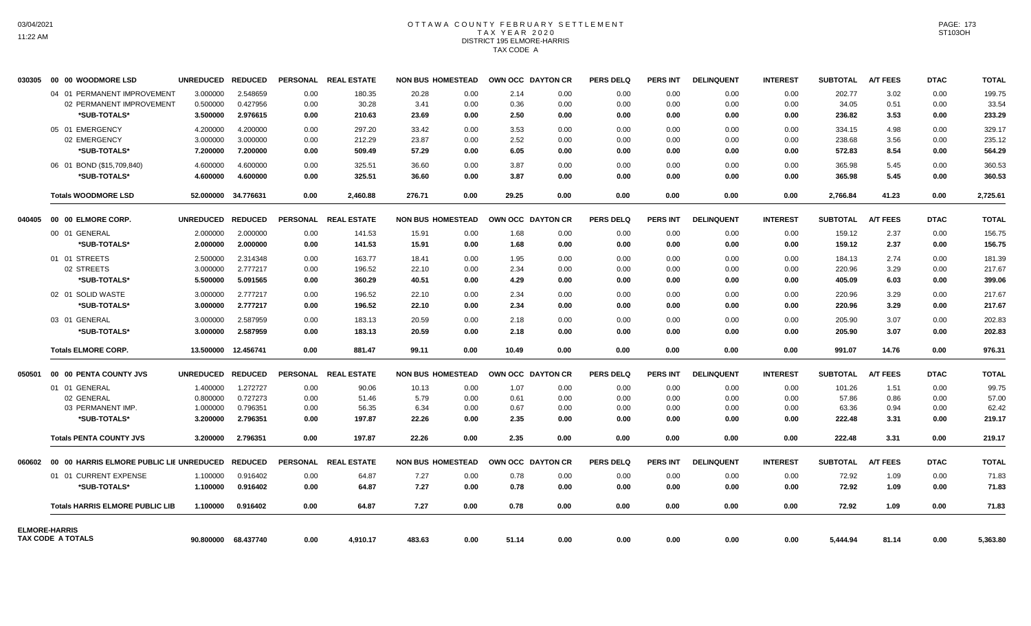# OTTAWA COUNTY FEBRUARY SETTLEMENT
## TAX YEAR 2020
## DISTRICT 195 ELMORE-HARRIS
## TAX CODE A

| | | UNREDUCED | REDUCED | PERSONAL | REAL ESTATE | NON BUS | HOMESTEAD | OWN OCC | DAYTON CR | PERS DELQ | PERS INT | DELINQUENT | INTEREST | SUBTOTAL | A/T FEES | DTAC | TOTAL |
|---|---|---|---|---|---|---|---|---|---|---|---|---|---|---|---|---|---|
| 030305 | 00 00 WOODMORE LSD | UNREDUCED | REDUCED | PERSONAL | REAL ESTATE | NON BUS | HOMESTEAD | OWN OCC | DAYTON CR | PERS DELQ | PERS INT | DELINQUENT | INTEREST | SUBTOTAL | A/T FEES | DTAC | TOTAL |
| | 04 01 PERMANENT IMPROVEMENT | 3.000000 | 2.548659 | 0.00 | 180.35 | 20.28 | 0.00 | 2.14 | 0.00 | 0.00 | 0.00 | 0.00 | 0.00 | 202.77 | 3.02 | 0.00 | 199.75 |
| | 02 PERMANENT IMPROVEMENT | 0.500000 | 0.427956 | 0.00 | 30.28 | 3.41 | 0.00 | 0.36 | 0.00 | 0.00 | 0.00 | 0.00 | 0.00 | 34.05 | 0.51 | 0.00 | 33.54 |
| | **\*SUB-TOTALS\*** | **3.500000** | **2.976615** | **0.00** | **210.63** | **23.69** | **0.00** | **2.50** | **0.00** | **0.00** | **0.00** | **0.00** | **0.00** | **236.82** | **3.53** | **0.00** | **233.29** |
| | 05 01 EMERGENCY | 4.200000 | 4.200000 | 0.00 | 297.20 | 33.42 | 0.00 | 3.53 | 0.00 | 0.00 | 0.00 | 0.00 | 0.00 | 334.15 | 4.98 | 0.00 | 329.17 |
| | 02 EMERGENCY | 3.000000 | 3.000000 | 0.00 | 212.29 | 23.87 | 0.00 | 2.52 | 0.00 | 0.00 | 0.00 | 0.00 | 0.00 | 238.68 | 3.56 | 0.00 | 235.12 |
| | **\*SUB-TOTALS\*** | **7.200000** | **7.200000** | **0.00** | **509.49** | **57.29** | **0.00** | **6.05** | **0.00** | **0.00** | **0.00** | **0.00** | **0.00** | **572.83** | **8.54** | **0.00** | **564.29** |
| | 06 01 BOND ($15,709,840) | 4.600000 | 4.600000 | 0.00 | 325.51 | 36.60 | 0.00 | 3.87 | 0.00 | 0.00 | 0.00 | 0.00 | 0.00 | 365.98 | 5.45 | 0.00 | 360.53 |
| | **\*SUB-TOTALS\*** | **4.600000** | **4.600000** | **0.00** | **325.51** | **36.60** | **0.00** | **3.87** | **0.00** | **0.00** | **0.00** | **0.00** | **0.00** | **365.98** | **5.45** | **0.00** | **360.53** |
| | **Totals WOODMORE LSD** | **52.000000** | **34.776631** | **0.00** | **2,460.88** | **276.71** | **0.00** | **29.25** | **0.00** | **0.00** | **0.00** | **0.00** | **0.00** | **2,766.84** | **41.23** | **0.00** | **2,725.61** |
| 040405 | 00 00 ELMORE CORP. | UNREDUCED | REDUCED | PERSONAL | REAL ESTATE | NON BUS | HOMESTEAD | OWN OCC | DAYTON CR | PERS DELQ | PERS INT | DELINQUENT | INTEREST | SUBTOTAL | A/T FEES | DTAC | TOTAL |
| | 00 01 GENERAL | 2.000000 | 2.000000 | 0.00 | 141.53 | 15.91 | 0.00 | 1.68 | 0.00 | 0.00 | 0.00 | 0.00 | 0.00 | 159.12 | 2.37 | 0.00 | 156.75 |
| | **\*SUB-TOTALS\*** | **2.000000** | **2.000000** | **0.00** | **141.53** | **15.91** | **0.00** | **1.68** | **0.00** | **0.00** | **0.00** | **0.00** | **0.00** | **159.12** | **2.37** | **0.00** | **156.75** |
| | 01 01 STREETS | 2.500000 | 2.314348 | 0.00 | 163.77 | 18.41 | 0.00 | 1.95 | 0.00 | 0.00 | 0.00 | 0.00 | 0.00 | 184.13 | 2.74 | 0.00 | 181.39 |
| | 02 STREETS | 3.000000 | 2.777217 | 0.00 | 196.52 | 22.10 | 0.00 | 2.34 | 0.00 | 0.00 | 0.00 | 0.00 | 0.00 | 220.96 | 3.29 | 0.00 | 217.67 |
| | **\*SUB-TOTALS\*** | **5.500000** | **5.091565** | **0.00** | **360.29** | **40.51** | **0.00** | **4.29** | **0.00** | **0.00** | **0.00** | **0.00** | **0.00** | **405.09** | **6.03** | **0.00** | **399.06** |
| | 02 01 SOLID WASTE | 3.000000 | 2.777217 | 0.00 | 196.52 | 22.10 | 0.00 | 2.34 | 0.00 | 0.00 | 0.00 | 0.00 | 0.00 | 220.96 | 3.29 | 0.00 | 217.67 |
| | **\*SUB-TOTALS\*** | **3.000000** | **2.777217** | **0.00** | **196.52** | **22.10** | **0.00** | **2.34** | **0.00** | **0.00** | **0.00** | **0.00** | **0.00** | **220.96** | **3.29** | **0.00** | **217.67** |
| | 03 01 GENERAL | 3.000000 | 2.587959 | 0.00 | 183.13 | 20.59 | 0.00 | 2.18 | 0.00 | 0.00 | 0.00 | 0.00 | 0.00 | 205.90 | 3.07 | 0.00 | 202.83 |
| | **\*SUB-TOTALS\*** | **3.000000** | **2.587959** | **0.00** | **183.13** | **20.59** | **0.00** | **2.18** | **0.00** | **0.00** | **0.00** | **0.00** | **0.00** | **205.90** | **3.07** | **0.00** | **202.83** |
| | **Totals ELMORE CORP.** | **13.500000** | **12.456741** | **0.00** | **881.47** | **99.11** | **0.00** | **10.49** | **0.00** | **0.00** | **0.00** | **0.00** | **0.00** | **991.07** | **14.76** | **0.00** | **976.31** |
| 050501 | 00 00 PENTA COUNTY JVS | UNREDUCED | REDUCED | PERSONAL | REAL ESTATE | NON BUS | HOMESTEAD | OWN OCC | DAYTON CR | PERS DELQ | PERS INT | DELINQUENT | INTEREST | SUBTOTAL | A/T FEES | DTAC | TOTAL |
| | 01 01 GENERAL | 1.400000 | 1.272727 | 0.00 | 90.06 | 10.13 | 0.00 | 1.07 | 0.00 | 0.00 | 0.00 | 0.00 | 0.00 | 101.26 | 1.51 | 0.00 | 99.75 |
| | 02 GENERAL | 0.800000 | 0.727273 | 0.00 | 51.46 | 5.79 | 0.00 | 0.61 | 0.00 | 0.00 | 0.00 | 0.00 | 0.00 | 57.86 | 0.86 | 0.00 | 57.00 |
| | 03 PERMANENT IMP. | 1.000000 | 0.796351 | 0.00 | 56.35 | 6.34 | 0.00 | 0.67 | 0.00 | 0.00 | 0.00 | 0.00 | 0.00 | 63.36 | 0.94 | 0.00 | 62.42 |
| | **\*SUB-TOTALS\*** | **3.200000** | **2.796351** | **0.00** | **197.87** | **22.26** | **0.00** | **2.35** | **0.00** | **0.00** | **0.00** | **0.00** | **0.00** | **222.48** | **3.31** | **0.00** | **219.17** |
| | **Totals PENTA COUNTY JVS** | **3.200000** | **2.796351** | **0.00** | **197.87** | **22.26** | **0.00** | **2.35** | **0.00** | **0.00** | **0.00** | **0.00** | **0.00** | **222.48** | **3.31** | **0.00** | **219.17** |
| 060602 | 00 00 HARRIS ELMORE PUBLIC LIE | UNREDUCED | REDUCED | PERSONAL | REAL ESTATE | NON BUS | HOMESTEAD | OWN OCC | DAYTON CR | PERS DELQ | PERS INT | DELINQUENT | INTEREST | SUBTOTAL | A/T FEES | DTAC | TOTAL |
| | 01 01 CURRENT EXPENSE | 1.100000 | 0.916402 | 0.00 | 64.87 | 7.27 | 0.00 | 0.78 | 0.00 | 0.00 | 0.00 | 0.00 | 0.00 | 72.92 | 1.09 | 0.00 | 71.83 |
| | **\*SUB-TOTALS\*** | **1.100000** | **0.916402** | **0.00** | **64.87** | **7.27** | **0.00** | **0.78** | **0.00** | **0.00** | **0.00** | **0.00** | **0.00** | **72.92** | **1.09** | **0.00** | **71.83** |
| | **Totals HARRIS ELMORE PUBLIC LIB** | **1.100000** | **0.916402** | **0.00** | **64.87** | **7.27** | **0.00** | **0.78** | **0.00** | **0.00** | **0.00** | **0.00** | **0.00** | **72.92** | **1.09** | **0.00** | **71.83** |
| **ELMORE-HARRIS TAX CODE A TOTALS** | | **90.800000** | **68.437740** | **0.00** | **4,910.17** | **483.63** | **0.00** | **51.14** | **0.00** | **0.00** | **0.00** | **0.00** | **0.00** | **5,444.94** | **81.14** | **0.00** | **5,363.80** |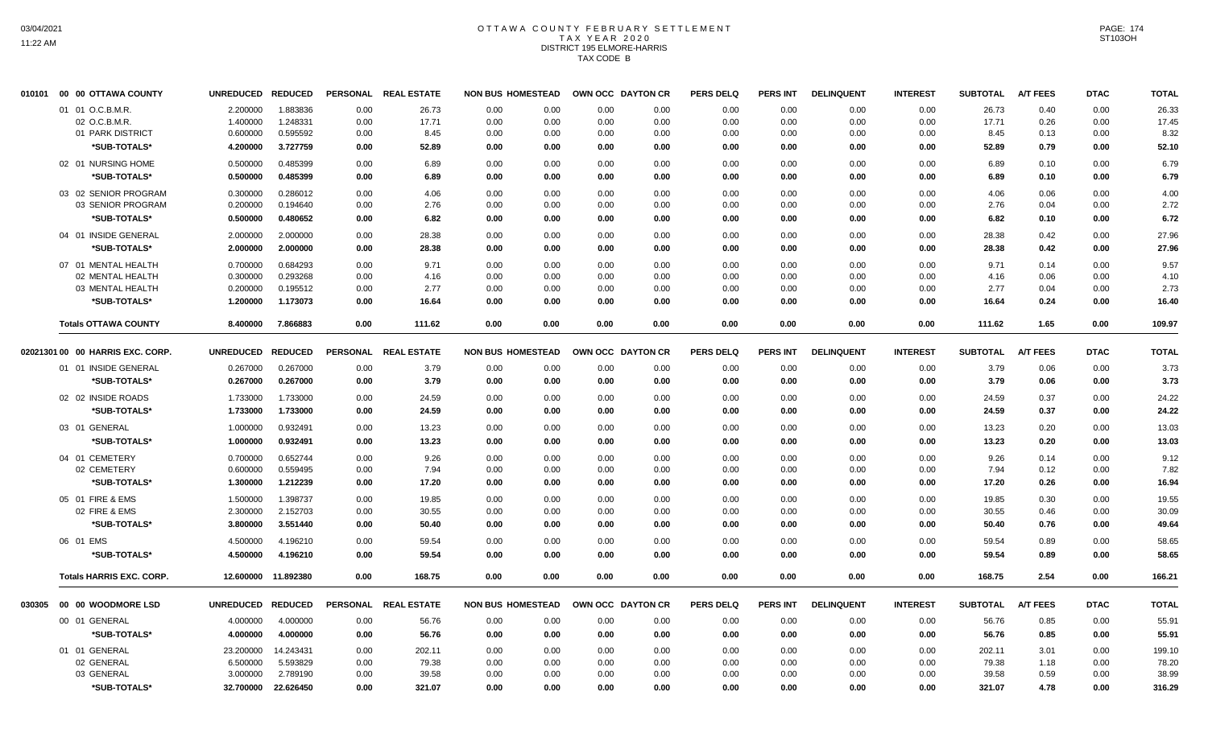# OTTAWA COUNTY FEBRUARY SETTLEMENT
## TAX YEAR 2020
## DISTRICT 195 ELMORE-HARRIS
## TAX CODE B

| 010101 00 00 OTTAWA COUNTY | UNREDUCED | REDUCED | PERSONAL | REAL ESTATE | NON BUS | HOMESTEAD | OWN OCC | DAYTON CR | PERS DELQ | PERS INT | DELINQUENT | INTEREST | SUBTOTAL | A/T FEES | DTAC | TOTAL |
|---|---|---|---|---|---|---|---|---|---|---|---|---|---|---|---|---|
| 01 01 O.C.B.M.R. | 2.200000 | 1.883836 | 0.00 | 26.73 | 0.00 | 0.00 | 0.00 | 0.00 | 0.00 | 0.00 | 0.00 | 0.00 | 26.73 | 0.40 | 0.00 | 26.33 |
| 02 O.C.B.M.R. | 1.400000 | 1.248331 | 0.00 | 17.71 | 0.00 | 0.00 | 0.00 | 0.00 | 0.00 | 0.00 | 0.00 | 0.00 | 17.71 | 0.26 | 0.00 | 17.45 |
| 01 PARK DISTRICT | 0.600000 | 0.595592 | 0.00 | 8.45 | 0.00 | 0.00 | 0.00 | 0.00 | 0.00 | 0.00 | 0.00 | 0.00 | 8.45 | 0.13 | 0.00 | 8.32 |
| *SUB-TOTALS* | 4.200000 | 3.727759 | 0.00 | 52.89 | 0.00 | 0.00 | 0.00 | 0.00 | 0.00 | 0.00 | 0.00 | 0.00 | 52.89 | 0.79 | 0.00 | 52.10 |
| 02 01 NURSING HOME | 0.500000 | 0.485399 | 0.00 | 6.89 | 0.00 | 0.00 | 0.00 | 0.00 | 0.00 | 0.00 | 0.00 | 0.00 | 6.89 | 0.10 | 0.00 | 6.79 |
| *SUB-TOTALS* | 0.500000 | 0.485399 | 0.00 | 6.89 | 0.00 | 0.00 | 0.00 | 0.00 | 0.00 | 0.00 | 0.00 | 0.00 | 6.89 | 0.10 | 0.00 | 6.79 |
| 03 02 SENIOR PROGRAM | 0.300000 | 0.286012 | 0.00 | 4.06 | 0.00 | 0.00 | 0.00 | 0.00 | 0.00 | 0.00 | 0.00 | 0.00 | 4.06 | 0.06 | 0.00 | 4.00 |
| 03 SENIOR PROGRAM | 0.200000 | 0.194640 | 0.00 | 2.76 | 0.00 | 0.00 | 0.00 | 0.00 | 0.00 | 0.00 | 0.00 | 0.00 | 2.76 | 0.04 | 0.00 | 2.72 |
| *SUB-TOTALS* | 0.500000 | 0.480652 | 0.00 | 6.82 | 0.00 | 0.00 | 0.00 | 0.00 | 0.00 | 0.00 | 0.00 | 0.00 | 6.82 | 0.10 | 0.00 | 6.72 |
| 04 01 INSIDE GENERAL | 2.000000 | 2.000000 | 0.00 | 28.38 | 0.00 | 0.00 | 0.00 | 0.00 | 0.00 | 0.00 | 0.00 | 0.00 | 28.38 | 0.42 | 0.00 | 27.96 |
| *SUB-TOTALS* | 2.000000 | 2.000000 | 0.00 | 28.38 | 0.00 | 0.00 | 0.00 | 0.00 | 0.00 | 0.00 | 0.00 | 0.00 | 28.38 | 0.42 | 0.00 | 27.96 |
| 07 01 MENTAL HEALTH | 0.700000 | 0.684293 | 0.00 | 9.71 | 0.00 | 0.00 | 0.00 | 0.00 | 0.00 | 0.00 | 0.00 | 0.00 | 9.71 | 0.14 | 0.00 | 9.57 |
| 02 MENTAL HEALTH | 0.300000 | 0.293268 | 0.00 | 4.16 | 0.00 | 0.00 | 0.00 | 0.00 | 0.00 | 0.00 | 0.00 | 0.00 | 4.16 | 0.06 | 0.00 | 4.10 |
| 03 MENTAL HEALTH | 0.200000 | 0.195512 | 0.00 | 2.77 | 0.00 | 0.00 | 0.00 | 0.00 | 0.00 | 0.00 | 0.00 | 0.00 | 2.77 | 0.04 | 0.00 | 2.73 |
| *SUB-TOTALS* | 1.200000 | 1.173073 | 0.00 | 16.64 | 0.00 | 0.00 | 0.00 | 0.00 | 0.00 | 0.00 | 0.00 | 0.00 | 16.64 | 0.24 | 0.00 | 16.40 |
| **Totals OTTAWA COUNTY** | 8.400000 | 7.866883 | 0.00 | 111.62 | 0.00 | 0.00 | 0.00 | 0.00 | 0.00 | 0.00 | 0.00 | 0.00 | 111.62 | 1.65 | 0.00 | 109.97 |

| 02021301 00 00 HARRIS EXC. CORP. | UNREDUCED | REDUCED | PERSONAL | REAL ESTATE | NON BUS | HOMESTEAD | OWN OCC | DAYTON CR | PERS DELQ | PERS INT | DELINQUENT | INTEREST | SUBTOTAL | A/T FEES | DTAC | TOTAL |
|---|---|---|---|---|---|---|---|---|---|---|---|---|---|---|---|---|
| 01 01 INSIDE GENERAL | 0.267000 | 0.267000 | 0.00 | 3.79 | 0.00 | 0.00 | 0.00 | 0.00 | 0.00 | 0.00 | 0.00 | 0.00 | 3.79 | 0.06 | 0.00 | 3.73 |
| *SUB-TOTALS* | 0.267000 | 0.267000 | 0.00 | 3.79 | 0.00 | 0.00 | 0.00 | 0.00 | 0.00 | 0.00 | 0.00 | 0.00 | 3.79 | 0.06 | 0.00 | 3.73 |
| 02 02 INSIDE ROADS | 1.733000 | 1.733000 | 0.00 | 24.59 | 0.00 | 0.00 | 0.00 | 0.00 | 0.00 | 0.00 | 0.00 | 0.00 | 24.59 | 0.37 | 0.00 | 24.22 |
| *SUB-TOTALS* | 1.733000 | 1.733000 | 0.00 | 24.59 | 0.00 | 0.00 | 0.00 | 0.00 | 0.00 | 0.00 | 0.00 | 0.00 | 24.59 | 0.37 | 0.00 | 24.22 |
| 03 01 GENERAL | 1.000000 | 0.932491 | 0.00 | 13.23 | 0.00 | 0.00 | 0.00 | 0.00 | 0.00 | 0.00 | 0.00 | 0.00 | 13.23 | 0.20 | 0.00 | 13.03 |
| *SUB-TOTALS* | 1.000000 | 0.932491 | 0.00 | 13.23 | 0.00 | 0.00 | 0.00 | 0.00 | 0.00 | 0.00 | 0.00 | 0.00 | 13.23 | 0.20 | 0.00 | 13.03 |
| 04 01 CEMETERY | 0.700000 | 0.652744 | 0.00 | 9.26 | 0.00 | 0.00 | 0.00 | 0.00 | 0.00 | 0.00 | 0.00 | 0.00 | 9.26 | 0.14 | 0.00 | 9.12 |
| 02 CEMETERY | 0.600000 | 0.559495 | 0.00 | 7.94 | 0.00 | 0.00 | 0.00 | 0.00 | 0.00 | 0.00 | 0.00 | 0.00 | 7.94 | 0.12 | 0.00 | 7.82 |
| *SUB-TOTALS* | 1.300000 | 1.212239 | 0.00 | 17.20 | 0.00 | 0.00 | 0.00 | 0.00 | 0.00 | 0.00 | 0.00 | 0.00 | 17.20 | 0.26 | 0.00 | 16.94 |
| 05 01 FIRE & EMS | 1.500000 | 1.398737 | 0.00 | 19.85 | 0.00 | 0.00 | 0.00 | 0.00 | 0.00 | 0.00 | 0.00 | 0.00 | 19.85 | 0.30 | 0.00 | 19.55 |
| 02 FIRE & EMS | 2.300000 | 2.152703 | 0.00 | 30.55 | 0.00 | 0.00 | 0.00 | 0.00 | 0.00 | 0.00 | 0.00 | 0.00 | 30.55 | 0.46 | 0.00 | 30.09 |
| *SUB-TOTALS* | 3.800000 | 3.551440 | 0.00 | 50.40 | 0.00 | 0.00 | 0.00 | 0.00 | 0.00 | 0.00 | 0.00 | 0.00 | 50.40 | 0.76 | 0.00 | 49.64 |
| 06 01 EMS | 4.500000 | 4.196210 | 0.00 | 59.54 | 0.00 | 0.00 | 0.00 | 0.00 | 0.00 | 0.00 | 0.00 | 0.00 | 59.54 | 0.89 | 0.00 | 58.65 |
| *SUB-TOTALS* | 4.500000 | 4.196210 | 0.00 | 59.54 | 0.00 | 0.00 | 0.00 | 0.00 | 0.00 | 0.00 | 0.00 | 0.00 | 59.54 | 0.89 | 0.00 | 58.65 |
| **Totals HARRIS EXC. CORP.** | 12.600000 | 11.892380 | 0.00 | 168.75 | 0.00 | 0.00 | 0.00 | 0.00 | 0.00 | 0.00 | 0.00 | 0.00 | 168.75 | 2.54 | 0.00 | 166.21 |

| 030305 00 00 WOODMORE LSD | UNREDUCED | REDUCED | PERSONAL | REAL ESTATE | NON BUS | HOMESTEAD | OWN OCC | DAYTON CR | PERS DELQ | PERS INT | DELINQUENT | INTEREST | SUBTOTAL | A/T FEES | DTAC | TOTAL |
|---|---|---|---|---|---|---|---|---|---|---|---|---|---|---|---|---|
| 00 01 GENERAL | 4.000000 | 4.000000 | 0.00 | 56.76 | 0.00 | 0.00 | 0.00 | 0.00 | 0.00 | 0.00 | 0.00 | 0.00 | 56.76 | 0.85 | 0.00 | 55.91 |
| *SUB-TOTALS* | 4.000000 | 4.000000 | 0.00 | 56.76 | 0.00 | 0.00 | 0.00 | 0.00 | 0.00 | 0.00 | 0.00 | 0.00 | 56.76 | 0.85 | 0.00 | 55.91 |
| 01 01 GENERAL | 23.200000 | 14.243431 | 0.00 | 202.11 | 0.00 | 0.00 | 0.00 | 0.00 | 0.00 | 0.00 | 0.00 | 0.00 | 202.11 | 3.01 | 0.00 | 199.10 |
| 02 GENERAL | 6.500000 | 5.593829 | 0.00 | 79.38 | 0.00 | 0.00 | 0.00 | 0.00 | 0.00 | 0.00 | 0.00 | 0.00 | 79.38 | 1.18 | 0.00 | 78.20 |
| 03 GENERAL | 3.000000 | 2.789190 | 0.00 | 39.58 | 0.00 | 0.00 | 0.00 | 0.00 | 0.00 | 0.00 | 0.00 | 0.00 | 39.58 | 0.59 | 0.00 | 38.99 |
| *SUB-TOTALS* | 32.700000 | 22.626450 | 0.00 | 321.07 | 0.00 | 0.00 | 0.00 | 0.00 | 0.00 | 0.00 | 0.00 | 0.00 | 321.07 | 4.78 | 0.00 | 316.29 |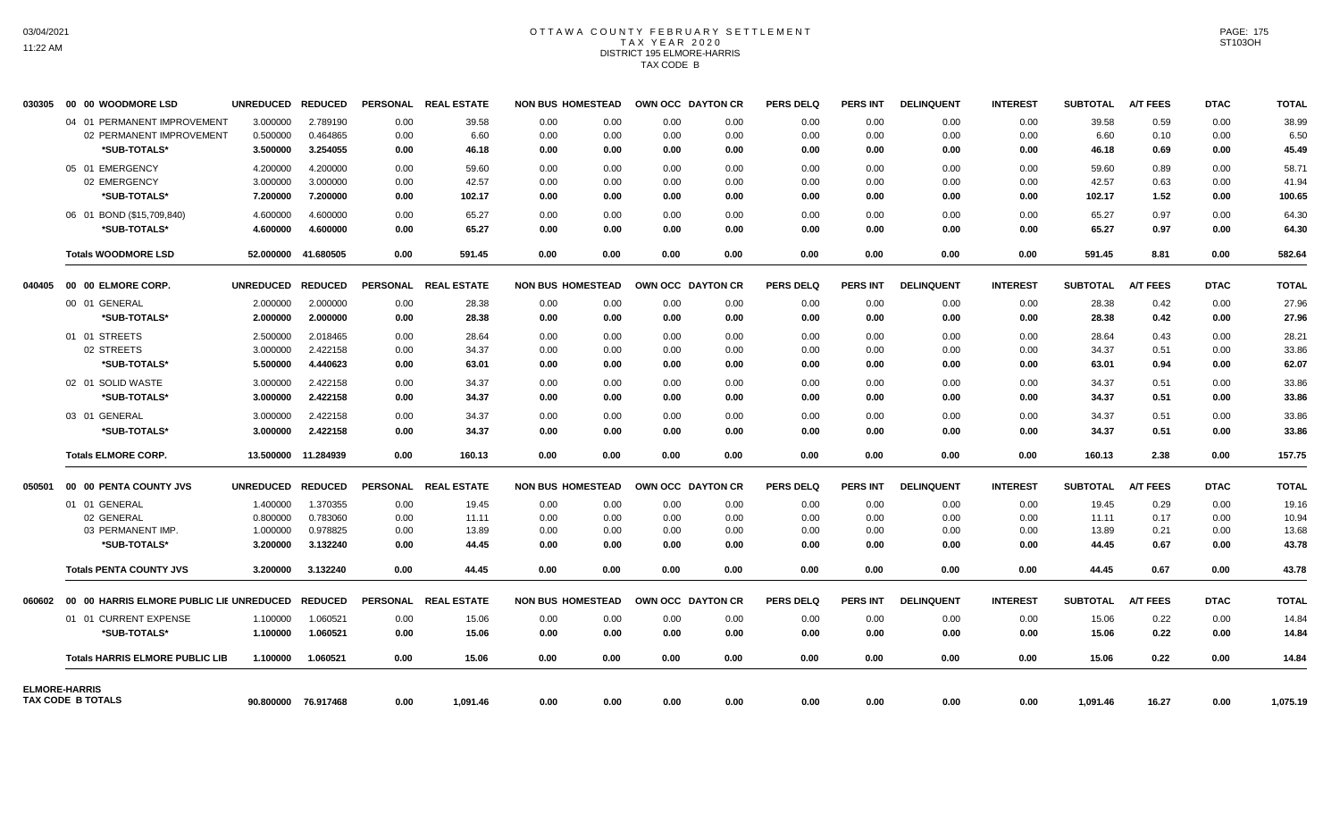# OTTAWA COUNTY FEBRUARY SETTLEMENT
## TAX YEAR 2020
## DISTRICT 195 ELMORE-HARRIS
## TAX CODE B

| | | UNREDUCED | REDUCED | PERSONAL | REAL ESTATE | NON BUS | HOMESTEAD | OWN OCC | DAYTON CR | PERS DELQ | PERS INT | DELINQUENT | INTEREST | SUBTOTAL | A/T FEES | DTAC | TOTAL |
|---|---|---|---|---|---|---|---|---|---|---|---|---|---|---|---|---|---|
| 030305 | 00 00 WOODMORE LSD | UNREDUCED | REDUCED | PERSONAL | REAL ESTATE | NON BUS | HOMESTEAD | OWN OCC | DAYTON CR | PERS DELQ | PERS INT | DELINQUENT | INTEREST | SUBTOTAL | A/T FEES | DTAC | TOTAL |
| | 04 01 PERMANENT IMPROVEMENT | 3.000000 | 2.789190 | 0.00 | 39.58 | 0.00 | 0.00 | 0.00 | 0.00 | 0.00 | 0.00 | 0.00 | 0.00 | 39.58 | 0.59 | 0.00 | 38.99 |
| | 02 PERMANENT IMPROVEMENT | 0.500000 | 0.464865 | 0.00 | 6.60 | 0.00 | 0.00 | 0.00 | 0.00 | 0.00 | 0.00 | 0.00 | 0.00 | 6.60 | 0.10 | 0.00 | 6.50 |
| | *SUB-TOTALS* | 3.500000 | 3.254055 | 0.00 | 46.18 | 0.00 | 0.00 | 0.00 | 0.00 | 0.00 | 0.00 | 0.00 | 0.00 | 46.18 | 0.69 | 0.00 | 45.49 |
| | 05 01 EMERGENCY | 4.200000 | 4.200000 | 0.00 | 59.60 | 0.00 | 0.00 | 0.00 | 0.00 | 0.00 | 0.00 | 0.00 | 0.00 | 59.60 | 0.89 | 0.00 | 58.71 |
| | 02 EMERGENCY | 3.000000 | 3.000000 | 0.00 | 42.57 | 0.00 | 0.00 | 0.00 | 0.00 | 0.00 | 0.00 | 0.00 | 0.00 | 42.57 | 0.63 | 0.00 | 41.94 |
| | *SUB-TOTALS* | 7.200000 | 7.200000 | 0.00 | 102.17 | 0.00 | 0.00 | 0.00 | 0.00 | 0.00 | 0.00 | 0.00 | 0.00 | 102.17 | 1.52 | 0.00 | 100.65 |
| | 06 01 BOND ($15,709,840) | 4.600000 | 4.600000 | 0.00 | 65.27 | 0.00 | 0.00 | 0.00 | 0.00 | 0.00 | 0.00 | 0.00 | 0.00 | 65.27 | 0.97 | 0.00 | 64.30 |
| | *SUB-TOTALS* | 4.600000 | 4.600000 | 0.00 | 65.27 | 0.00 | 0.00 | 0.00 | 0.00 | 0.00 | 0.00 | 0.00 | 0.00 | 65.27 | 0.97 | 0.00 | 64.30 |
| | **Totals WOODMORE LSD** | 52.000000 | 41.680505 | 0.00 | 591.45 | 0.00 | 0.00 | 0.00 | 0.00 | 0.00 | 0.00 | 0.00 | 0.00 | 591.45 | 8.81 | 0.00 | 582.64 |
| 040405 | 00 00 ELMORE CORP. | UNREDUCED | REDUCED | PERSONAL | REAL ESTATE | NON BUS | HOMESTEAD | OWN OCC | DAYTON CR | PERS DELQ | PERS INT | DELINQUENT | INTEREST | SUBTOTAL | A/T FEES | DTAC | TOTAL |
| | 00 01 GENERAL | 2.000000 | 2.000000 | 0.00 | 28.38 | 0.00 | 0.00 | 0.00 | 0.00 | 0.00 | 0.00 | 0.00 | 0.00 | 28.38 | 0.42 | 0.00 | 27.96 |
| | *SUB-TOTALS* | 2.000000 | 2.000000 | 0.00 | 28.38 | 0.00 | 0.00 | 0.00 | 0.00 | 0.00 | 0.00 | 0.00 | 0.00 | 28.38 | 0.42 | 0.00 | 27.96 |
| | 01 01 STREETS | 2.500000 | 2.018465 | 0.00 | 28.64 | 0.00 | 0.00 | 0.00 | 0.00 | 0.00 | 0.00 | 0.00 | 0.00 | 28.64 | 0.43 | 0.00 | 28.21 |
| | 02 STREETS | 3.000000 | 2.422158 | 0.00 | 34.37 | 0.00 | 0.00 | 0.00 | 0.00 | 0.00 | 0.00 | 0.00 | 0.00 | 34.37 | 0.51 | 0.00 | 33.86 |
| | *SUB-TOTALS* | 5.500000 | 4.440623 | 0.00 | 63.01 | 0.00 | 0.00 | 0.00 | 0.00 | 0.00 | 0.00 | 0.00 | 0.00 | 63.01 | 0.94 | 0.00 | 62.07 |
| | 02 01 SOLID WASTE | 3.000000 | 2.422158 | 0.00 | 34.37 | 0.00 | 0.00 | 0.00 | 0.00 | 0.00 | 0.00 | 0.00 | 0.00 | 34.37 | 0.51 | 0.00 | 33.86 |
| | *SUB-TOTALS* | 3.000000 | 2.422158 | 0.00 | 34.37 | 0.00 | 0.00 | 0.00 | 0.00 | 0.00 | 0.00 | 0.00 | 0.00 | 34.37 | 0.51 | 0.00 | 33.86 |
| | 03 01 GENERAL | 3.000000 | 2.422158 | 0.00 | 34.37 | 0.00 | 0.00 | 0.00 | 0.00 | 0.00 | 0.00 | 0.00 | 0.00 | 34.37 | 0.51 | 0.00 | 33.86 |
| | *SUB-TOTALS* | 3.000000 | 2.422158 | 0.00 | 34.37 | 0.00 | 0.00 | 0.00 | 0.00 | 0.00 | 0.00 | 0.00 | 0.00 | 34.37 | 0.51 | 0.00 | 33.86 |
| | **Totals ELMORE CORP.** | 13.500000 | 11.284939 | 0.00 | 160.13 | 0.00 | 0.00 | 0.00 | 0.00 | 0.00 | 0.00 | 0.00 | 0.00 | 160.13 | 2.38 | 0.00 | 157.75 |
| 050501 | 00 00 PENTA COUNTY JVS | UNREDUCED | REDUCED | PERSONAL | REAL ESTATE | NON BUS | HOMESTEAD | OWN OCC | DAYTON CR | PERS DELQ | PERS INT | DELINQUENT | INTEREST | SUBTOTAL | A/T FEES | DTAC | TOTAL |
| | 01 01 GENERAL | 1.400000 | 1.370355 | 0.00 | 19.45 | 0.00 | 0.00 | 0.00 | 0.00 | 0.00 | 0.00 | 0.00 | 0.00 | 19.45 | 0.29 | 0.00 | 19.16 |
| | 02 GENERAL | 0.800000 | 0.783060 | 0.00 | 11.11 | 0.00 | 0.00 | 0.00 | 0.00 | 0.00 | 0.00 | 0.00 | 0.00 | 11.11 | 0.17 | 0.00 | 10.94 |
| | 03 PERMANENT IMP. | 1.000000 | 0.978825 | 0.00 | 13.89 | 0.00 | 0.00 | 0.00 | 0.00 | 0.00 | 0.00 | 0.00 | 0.00 | 13.89 | 0.21 | 0.00 | 13.68 |
| | *SUB-TOTALS* | 3.200000 | 3.132240 | 0.00 | 44.45 | 0.00 | 0.00 | 0.00 | 0.00 | 0.00 | 0.00 | 0.00 | 0.00 | 44.45 | 0.67 | 0.00 | 43.78 |
| | **Totals PENTA COUNTY JVS** | 3.200000 | 3.132240 | 0.00 | 44.45 | 0.00 | 0.00 | 0.00 | 0.00 | 0.00 | 0.00 | 0.00 | 0.00 | 44.45 | 0.67 | 0.00 | 43.78 |
| 060602 | 00 00 HARRIS ELMORE PUBLIC LIE | UNREDUCED | REDUCED | PERSONAL | REAL ESTATE | NON BUS | HOMESTEAD | OWN OCC | DAYTON CR | PERS DELQ | PERS INT | DELINQUENT | INTEREST | SUBTOTAL | A/T FEES | DTAC | TOTAL |
| | 01 01 CURRENT EXPENSE | 1.100000 | 1.060521 | 0.00 | 15.06 | 0.00 | 0.00 | 0.00 | 0.00 | 0.00 | 0.00 | 0.00 | 0.00 | 15.06 | 0.22 | 0.00 | 14.84 |
| | *SUB-TOTALS* | 1.100000 | 1.060521 | 0.00 | 15.06 | 0.00 | 0.00 | 0.00 | 0.00 | 0.00 | 0.00 | 0.00 | 0.00 | 15.06 | 0.22 | 0.00 | 14.84 |
| | **Totals HARRIS ELMORE PUBLIC LIB** | 1.100000 | 1.060521 | 0.00 | 15.06 | 0.00 | 0.00 | 0.00 | 0.00 | 0.00 | 0.00 | 0.00 | 0.00 | 15.06 | 0.22 | 0.00 | 14.84 |
| **ELMORE-HARRIS TAX CODE B TOTALS** | | 90.800000 | 76.917468 | 0.00 | 1,091.46 | 0.00 | 0.00 | 0.00 | 0.00 | 0.00 | 0.00 | 0.00 | 0.00 | 1,091.46 | 16.27 | 0.00 | 1,075.19 |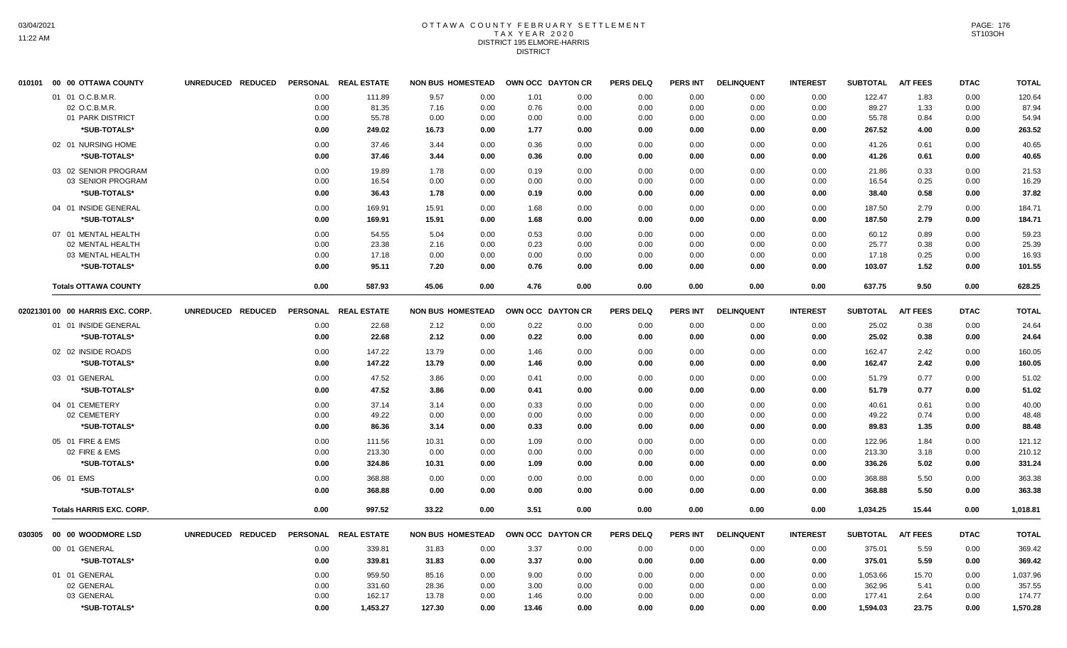# OTTAWA COUNTY FEBRUARY SETTLEMENT
## TAX YEAR 2020
### DISTRICT 195 ELMORE-HARRIS
### DISTRICT

| 010101 00 00 OTTAWA COUNTY | UNREDUCED | REDUCED | PERSONAL | REAL ESTATE | NON BUS | HOMESTEAD | OWN OCC | DAYTON CR | PERS DELQ | PERS INT | DELINQUENT | INTEREST | SUBTOTAL | A/T FEES | DTAC | TOTAL |
|---|---|---|---|---|---|---|---|---|---|---|---|---|---|---|---|---|
| 01 01 O.C.B.M.R. | | | 0.00 | 111.89 | 9.57 | 0.00 | 1.01 | 0.00 | 0.00 | 0.00 | 0.00 | 0.00 | 122.47 | 1.83 | 0.00 | 120.64 |
| 02 O.C.B.M.R. | | | 0.00 | 81.35 | 7.16 | 0.00 | 0.76 | 0.00 | 0.00 | 0.00 | 0.00 | 0.00 | 89.27 | 1.33 | 0.00 | 87.94 |
| 01 PARK DISTRICT | | | 0.00 | 55.78 | 0.00 | 0.00 | 0.00 | 0.00 | 0.00 | 0.00 | 0.00 | 0.00 | 55.78 | 0.84 | 0.00 | 54.94 |
| *SUB-TOTALS* | | | 0.00 | 249.02 | 16.73 | 0.00 | 1.77 | 0.00 | 0.00 | 0.00 | 0.00 | 0.00 | 267.52 | 4.00 | 0.00 | 263.52 |
| 02 01 NURSING HOME | | | 0.00 | 37.46 | 3.44 | 0.00 | 0.36 | 0.00 | 0.00 | 0.00 | 0.00 | 0.00 | 41.26 | 0.61 | 0.00 | 40.65 |
| *SUB-TOTALS* | | | 0.00 | 37.46 | 3.44 | 0.00 | 0.36 | 0.00 | 0.00 | 0.00 | 0.00 | 0.00 | 41.26 | 0.61 | 0.00 | 40.65 |
| 03 02 SENIOR PROGRAM | | | 0.00 | 19.89 | 1.78 | 0.00 | 0.19 | 0.00 | 0.00 | 0.00 | 0.00 | 0.00 | 21.86 | 0.33 | 0.00 | 21.53 |
| 03 SENIOR PROGRAM | | | 0.00 | 16.54 | 0.00 | 0.00 | 0.00 | 0.00 | 0.00 | 0.00 | 0.00 | 0.00 | 16.54 | 0.25 | 0.00 | 16.29 |
| *SUB-TOTALS* | | | 0.00 | 36.43 | 1.78 | 0.00 | 0.19 | 0.00 | 0.00 | 0.00 | 0.00 | 0.00 | 38.40 | 0.58 | 0.00 | 37.82 |
| 04 01 INSIDE GENERAL | | | 0.00 | 169.91 | 15.91 | 0.00 | 1.68 | 0.00 | 0.00 | 0.00 | 0.00 | 0.00 | 187.50 | 2.79 | 0.00 | 184.71 |
| *SUB-TOTALS* | | | 0.00 | 169.91 | 15.91 | 0.00 | 1.68 | 0.00 | 0.00 | 0.00 | 0.00 | 0.00 | 187.50 | 2.79 | 0.00 | 184.71 |
| 07 01 MENTAL HEALTH | | | 0.00 | 54.55 | 5.04 | 0.00 | 0.53 | 0.00 | 0.00 | 0.00 | 0.00 | 0.00 | 60.12 | 0.89 | 0.00 | 59.23 |
| 02 MENTAL HEALTH | | | 0.00 | 23.38 | 2.16 | 0.00 | 0.23 | 0.00 | 0.00 | 0.00 | 0.00 | 0.00 | 25.77 | 0.38 | 0.00 | 25.39 |
| 03 MENTAL HEALTH | | | 0.00 | 17.18 | 0.00 | 0.00 | 0.00 | 0.00 | 0.00 | 0.00 | 0.00 | 0.00 | 17.18 | 0.25 | 0.00 | 16.93 |
| *SUB-TOTALS* | | | 0.00 | 95.11 | 7.20 | 0.00 | 0.76 | 0.00 | 0.00 | 0.00 | 0.00 | 0.00 | 103.07 | 1.52 | 0.00 | 101.55 |
| **Totals OTTAWA COUNTY** | | | 0.00 | 587.93 | 45.06 | 0.00 | 4.76 | 0.00 | 0.00 | 0.00 | 0.00 | 0.00 | 637.75 | 9.50 | 0.00 | 628.25 |

| 02021301 00 00 HARRIS EXC. CORP. | UNREDUCED | REDUCED | PERSONAL | REAL ESTATE | NON BUS | HOMESTEAD | OWN OCC | DAYTON CR | PERS DELQ | PERS INT | DELINQUENT | INTEREST | SUBTOTAL | A/T FEES | DTAC | TOTAL |
|---|---|---|---|---|---|---|---|---|---|---|---|---|---|---|---|---|
| 01 01 INSIDE GENERAL | | | 0.00 | 22.68 | 2.12 | 0.00 | 0.22 | 0.00 | 0.00 | 0.00 | 0.00 | 0.00 | 25.02 | 0.38 | 0.00 | 24.64 |
| *SUB-TOTALS* | | | 0.00 | 22.68 | 2.12 | 0.00 | 0.22 | 0.00 | 0.00 | 0.00 | 0.00 | 0.00 | 25.02 | 0.38 | 0.00 | 24.64 |
| 02 02 INSIDE ROADS | | | 0.00 | 147.22 | 13.79 | 0.00 | 1.46 | 0.00 | 0.00 | 0.00 | 0.00 | 0.00 | 162.47 | 2.42 | 0.00 | 160.05 |
| *SUB-TOTALS* | | | 0.00 | 147.22 | 13.79 | 0.00 | 1.46 | 0.00 | 0.00 | 0.00 | 0.00 | 0.00 | 162.47 | 2.42 | 0.00 | 160.05 |
| 03 01 GENERAL | | | 0.00 | 47.52 | 3.86 | 0.00 | 0.41 | 0.00 | 0.00 | 0.00 | 0.00 | 0.00 | 51.79 | 0.77 | 0.00 | 51.02 |
| *SUB-TOTALS* | | | 0.00 | 47.52 | 3.86 | 0.00 | 0.41 | 0.00 | 0.00 | 0.00 | 0.00 | 0.00 | 51.79 | 0.77 | 0.00 | 51.02 |
| 04 01 CEMETERY | | | 0.00 | 37.14 | 3.14 | 0.00 | 0.33 | 0.00 | 0.00 | 0.00 | 0.00 | 0.00 | 40.61 | 0.61 | 0.00 | 40.00 |
| 02 CEMETERY | | | 0.00 | 49.22 | 0.00 | 0.00 | 0.00 | 0.00 | 0.00 | 0.00 | 0.00 | 0.00 | 49.22 | 0.74 | 0.00 | 48.48 |
| *SUB-TOTALS* | | | 0.00 | 86.36 | 3.14 | 0.00 | 0.33 | 0.00 | 0.00 | 0.00 | 0.00 | 0.00 | 89.83 | 1.35 | 0.00 | 88.48 |
| 05 01 FIRE & EMS | | | 0.00 | 111.56 | 10.31 | 0.00 | 1.09 | 0.00 | 0.00 | 0.00 | 0.00 | 0.00 | 122.96 | 1.84 | 0.00 | 121.12 |
| 02 FIRE & EMS | | | 0.00 | 213.30 | 0.00 | 0.00 | 0.00 | 0.00 | 0.00 | 0.00 | 0.00 | 0.00 | 213.30 | 3.18 | 0.00 | 210.12 |
| *SUB-TOTALS* | | | 0.00 | 324.86 | 10.31 | 0.00 | 1.09 | 0.00 | 0.00 | 0.00 | 0.00 | 0.00 | 336.26 | 5.02 | 0.00 | 331.24 |
| 06 01 EMS | | | 0.00 | 368.88 | 0.00 | 0.00 | 0.00 | 0.00 | 0.00 | 0.00 | 0.00 | 0.00 | 368.88 | 5.50 | 0.00 | 363.38 |
| *SUB-TOTALS* | | | 0.00 | 368.88 | 0.00 | 0.00 | 0.00 | 0.00 | 0.00 | 0.00 | 0.00 | 0.00 | 368.88 | 5.50 | 0.00 | 363.38 |
| **Totals HARRIS EXC. CORP.** | | | 0.00 | 997.52 | 33.22 | 0.00 | 3.51 | 0.00 | 0.00 | 0.00 | 0.00 | 0.00 | 1,034.25 | 15.44 | 0.00 | 1,018.81 |

| 030305 00 00 WOODMORE LSD | UNREDUCED | REDUCED | PERSONAL | REAL ESTATE | NON BUS | HOMESTEAD | OWN OCC | DAYTON CR | PERS DELQ | PERS INT | DELINQUENT | INTEREST | SUBTOTAL | A/T FEES | DTAC | TOTAL |
|---|---|---|---|---|---|---|---|---|---|---|---|---|---|---|---|---|
| 00 01 GENERAL | | | 0.00 | 339.81 | 31.83 | 0.00 | 3.37 | 0.00 | 0.00 | 0.00 | 0.00 | 0.00 | 375.01 | 5.59 | 0.00 | 369.42 |
| *SUB-TOTALS* | | | 0.00 | 339.81 | 31.83 | 0.00 | 3.37 | 0.00 | 0.00 | 0.00 | 0.00 | 0.00 | 375.01 | 5.59 | 0.00 | 369.42 |
| 01 01 GENERAL | | | 0.00 | 959.50 | 85.16 | 0.00 | 9.00 | 0.00 | 0.00 | 0.00 | 0.00 | 0.00 | 1,053.66 | 15.70 | 0.00 | 1,037.96 |
| 02 GENERAL | | | 0.00 | 331.60 | 28.36 | 0.00 | 3.00 | 0.00 | 0.00 | 0.00 | 0.00 | 0.00 | 362.96 | 5.41 | 0.00 | 357.55 |
| 03 GENERAL | | | 0.00 | 162.17 | 13.78 | 0.00 | 1.46 | 0.00 | 0.00 | 0.00 | 0.00 | 0.00 | 177.41 | 2.64 | 0.00 | 174.77 |
| *SUB-TOTALS* | | | 0.00 | 1,453.27 | 127.30 | 0.00 | 13.46 | 0.00 | 0.00 | 0.00 | 0.00 | 0.00 | 1,594.03 | 23.75 | 0.00 | 1,570.28 |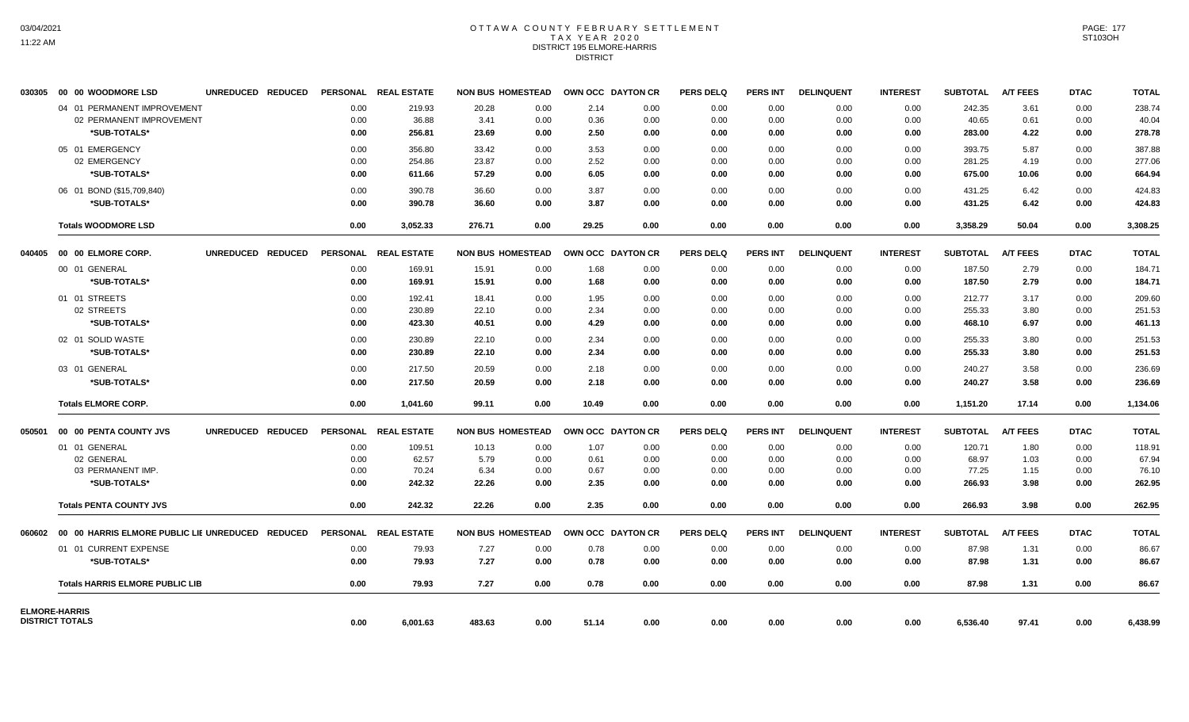# OTTAWA COUNTY FEBRUARY SETTLEMENT
## TAX YEAR 2020
## DISTRICT 195 ELMORE-HARRIS
## DISTRICT

| | | UNREDUCED | REDUCED | PERSONAL | REAL ESTATE | NON BUS | HOMESTEAD | OWN OCC | DAYTON CR | PERS DELQ | PERS INT | DELINQUENT | INTEREST | SUBTOTAL | A/T FEES | DTAC | TOTAL |
|---|---|---|---|---|---|---|---|---|---|---|---|---|---|---|---|---|---|
| 030305 | 00 00 WOODMORE LSD | | | | | | | | | | | | | | | | |
| | 04 01 PERMANENT IMPROVEMENT | | | 0.00 | 219.93 | 20.28 | 0.00 | 2.14 | 0.00 | 0.00 | 0.00 | 0.00 | 0.00 | 242.35 | 3.61 | 0.00 | 238.74 |
| | 02 PERMANENT IMPROVEMENT | | | 0.00 | 36.88 | 3.41 | 0.00 | 0.36 | 0.00 | 0.00 | 0.00 | 0.00 | 0.00 | 40.65 | 0.61 | 0.00 | 40.04 |
| | *SUB-TOTALS* | | | 0.00 | 256.81 | 23.69 | 0.00 | 2.50 | 0.00 | 0.00 | 0.00 | 0.00 | 0.00 | 283.00 | 4.22 | 0.00 | 278.78 |
| | 05 01 EMERGENCY | | | 0.00 | 356.80 | 33.42 | 0.00 | 3.53 | 0.00 | 0.00 | 0.00 | 0.00 | 0.00 | 393.75 | 5.87 | 0.00 | 387.88 |
| | 02 EMERGENCY | | | 0.00 | 254.86 | 23.87 | 0.00 | 2.52 | 0.00 | 0.00 | 0.00 | 0.00 | 0.00 | 281.25 | 4.19 | 0.00 | 277.06 |
| | *SUB-TOTALS* | | | 0.00 | 611.66 | 57.29 | 0.00 | 6.05 | 0.00 | 0.00 | 0.00 | 0.00 | 0.00 | 675.00 | 10.06 | 0.00 | 664.94 |
| | 06 01 BOND ($15,709,840) | | | 0.00 | 390.78 | 36.60 | 0.00 | 3.87 | 0.00 | 0.00 | 0.00 | 0.00 | 0.00 | 431.25 | 6.42 | 0.00 | 424.83 |
| | *SUB-TOTALS* | | | 0.00 | 390.78 | 36.60 | 0.00 | 3.87 | 0.00 | 0.00 | 0.00 | 0.00 | 0.00 | 431.25 | 6.42 | 0.00 | 424.83 |
| | **Totals WOODMORE LSD** | | | 0.00 | 3,052.33 | 276.71 | 0.00 | 29.25 | 0.00 | 0.00 | 0.00 | 0.00 | 0.00 | 3,358.29 | 50.04 | 0.00 | 3,308.25 |
| 040405 | 00 00 ELMORE CORP. | UNREDUCED | REDUCED | PERSONAL | REAL ESTATE | NON BUS | HOMESTEAD | OWN OCC | DAYTON CR | PERS DELQ | PERS INT | DELINQUENT | INTEREST | SUBTOTAL | A/T FEES | DTAC | TOTAL |
| | 00 01 GENERAL | | | 0.00 | 169.91 | 15.91 | 0.00 | 1.68 | 0.00 | 0.00 | 0.00 | 0.00 | 0.00 | 187.50 | 2.79 | 0.00 | 184.71 |
| | *SUB-TOTALS* | | | 0.00 | 169.91 | 15.91 | 0.00 | 1.68 | 0.00 | 0.00 | 0.00 | 0.00 | 0.00 | 187.50 | 2.79 | 0.00 | 184.71 |
| | 01 01 STREETS | | | 0.00 | 192.41 | 18.41 | 0.00 | 1.95 | 0.00 | 0.00 | 0.00 | 0.00 | 0.00 | 212.77 | 3.17 | 0.00 | 209.60 |
| | 02 STREETS | | | 0.00 | 230.89 | 22.10 | 0.00 | 2.34 | 0.00 | 0.00 | 0.00 | 0.00 | 0.00 | 255.33 | 3.80 | 0.00 | 251.53 |
| | *SUB-TOTALS* | | | 0.00 | 423.30 | 40.51 | 0.00 | 4.29 | 0.00 | 0.00 | 0.00 | 0.00 | 0.00 | 468.10 | 6.97 | 0.00 | 461.13 |
| | 02 01 SOLID WASTE | | | 0.00 | 230.89 | 22.10 | 0.00 | 2.34 | 0.00 | 0.00 | 0.00 | 0.00 | 0.00 | 255.33 | 3.80 | 0.00 | 251.53 |
| | *SUB-TOTALS* | | | 0.00 | 230.89 | 22.10 | 0.00 | 2.34 | 0.00 | 0.00 | 0.00 | 0.00 | 0.00 | 255.33 | 3.80 | 0.00 | 251.53 |
| | 03 01 GENERAL | | | 0.00 | 217.50 | 20.59 | 0.00 | 2.18 | 0.00 | 0.00 | 0.00 | 0.00 | 0.00 | 240.27 | 3.58 | 0.00 | 236.69 |
| | *SUB-TOTALS* | | | 0.00 | 217.50 | 20.59 | 0.00 | 2.18 | 0.00 | 0.00 | 0.00 | 0.00 | 0.00 | 240.27 | 3.58 | 0.00 | 236.69 |
| | **Totals ELMORE CORP.** | | | 0.00 | 1,041.60 | 99.11 | 0.00 | 10.49 | 0.00 | 0.00 | 0.00 | 0.00 | 0.00 | 1,151.20 | 17.14 | 0.00 | 1,134.06 |
| 050501 | 00 00 PENTA COUNTY JVS | UNREDUCED | REDUCED | PERSONAL | REAL ESTATE | NON BUS | HOMESTEAD | OWN OCC | DAYTON CR | PERS DELQ | PERS INT | DELINQUENT | INTEREST | SUBTOTAL | A/T FEES | DTAC | TOTAL |
| | 01 01 GENERAL | | | 0.00 | 109.51 | 10.13 | 0.00 | 1.07 | 0.00 | 0.00 | 0.00 | 0.00 | 0.00 | 120.71 | 1.80 | 0.00 | 118.91 |
| | 02 GENERAL | | | 0.00 | 62.57 | 5.79 | 0.00 | 0.61 | 0.00 | 0.00 | 0.00 | 0.00 | 0.00 | 68.97 | 1.03 | 0.00 | 67.94 |
| | 03 PERMANENT IMP. | | | 0.00 | 70.24 | 6.34 | 0.00 | 0.67 | 0.00 | 0.00 | 0.00 | 0.00 | 0.00 | 77.25 | 1.15 | 0.00 | 76.10 |
| | *SUB-TOTALS* | | | 0.00 | 242.32 | 22.26 | 0.00 | 2.35 | 0.00 | 0.00 | 0.00 | 0.00 | 0.00 | 266.93 | 3.98 | 0.00 | 262.95 |
| | **Totals PENTA COUNTY JVS** | | | 0.00 | 242.32 | 22.26 | 0.00 | 2.35 | 0.00 | 0.00 | 0.00 | 0.00 | 0.00 | 266.93 | 3.98 | 0.00 | 262.95 |
| 060602 | 00 00 HARRIS ELMORE PUBLIC LIE | UNREDUCED | REDUCED | PERSONAL | REAL ESTATE | NON BUS | HOMESTEAD | OWN OCC | DAYTON CR | PERS DELQ | PERS INT | DELINQUENT | INTEREST | SUBTOTAL | A/T FEES | DTAC | TOTAL |
| | 01 01 CURRENT EXPENSE | | | 0.00 | 79.93 | 7.27 | 0.00 | 0.78 | 0.00 | 0.00 | 0.00 | 0.00 | 0.00 | 87.98 | 1.31 | 0.00 | 86.67 |
| | *SUB-TOTALS* | | | 0.00 | 79.93 | 7.27 | 0.00 | 0.78 | 0.00 | 0.00 | 0.00 | 0.00 | 0.00 | 87.98 | 1.31 | 0.00 | 86.67 |
| | **Totals HARRIS ELMORE PUBLIC LIB** | | | 0.00 | 79.93 | 7.27 | 0.00 | 0.78 | 0.00 | 0.00 | 0.00 | 0.00 | 0.00 | 87.98 | 1.31 | 0.00 | 86.67 |
| **ELMORE-HARRIS DISTRICT TOTALS** | | | | 0.00 | 6,001.63 | 483.63 | 0.00 | 51.14 | 0.00 | 0.00 | 0.00 | 0.00 | 0.00 | 6,536.40 | 97.41 | 0.00 | 6,438.99 |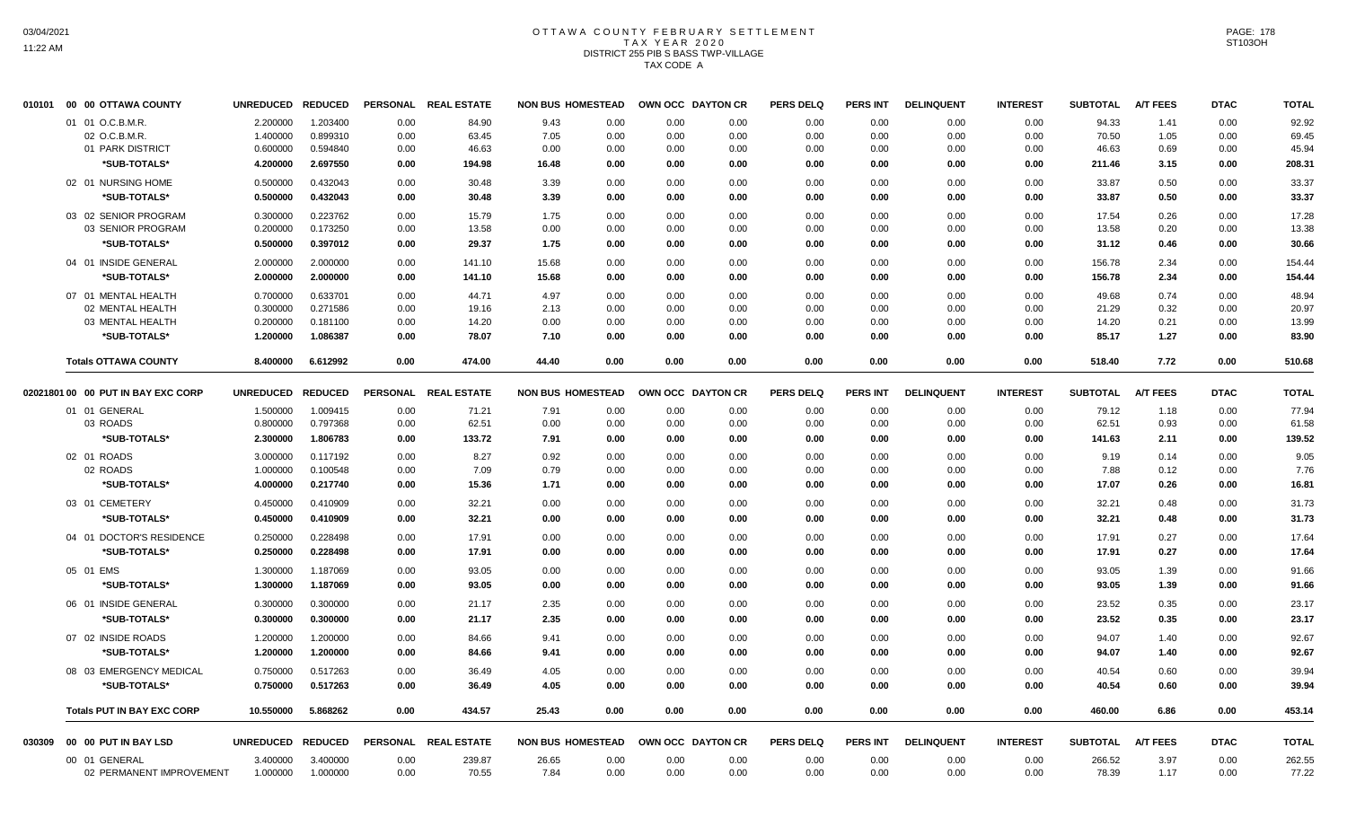# OTTAWA COUNTY FEBRUARY SETTLEMENT
## TAX YEAR 2020
## DISTRICT 255 PIB S BASS TWP-VILLAGE
## TAX CODE A

| | | UNREDUCED | REDUCED | PERSONAL | REAL ESTATE | NON BUS | HOMESTEAD | OWN OCC | DAYTON CR | PERS DELQ | PERS INT | DELINQUENT | INTEREST | SUBTOTAL | A/T FEES | DTAC | TOTAL |
|---|---|---|---|---|---|---|---|---|---|---|---|---|---|---|---|---|---|
| 010101 | 00 00 OTTAWA COUNTY | | | | | | | | | | | | | | | | |
| | 01 01 O.C.B.M.R. | 2.200000 | 1.203400 | 0.00 | 84.90 | 9.43 | 0.00 | 0.00 | 0.00 | 0.00 | 0.00 | 0.00 | 0.00 | 94.33 | 1.41 | 0.00 | 92.92 |
| | 02 O.C.B.M.R. | 1.400000 | 0.899310 | 0.00 | 63.45 | 7.05 | 0.00 | 0.00 | 0.00 | 0.00 | 0.00 | 0.00 | 0.00 | 70.50 | 1.05 | 0.00 | 69.45 |
| | 01 PARK DISTRICT | 0.600000 | 0.594840 | 0.00 | 46.63 | 0.00 | 0.00 | 0.00 | 0.00 | 0.00 | 0.00 | 0.00 | 0.00 | 46.63 | 0.69 | 0.00 | 45.94 |
| | *SUB-TOTALS* | 4.200000 | 2.697550 | 0.00 | 194.98 | 16.48 | 0.00 | 0.00 | 0.00 | 0.00 | 0.00 | 0.00 | 0.00 | 211.46 | 3.15 | 0.00 | 208.31 |
| | 02 01 NURSING HOME | 0.500000 | 0.432043 | 0.00 | 30.48 | 3.39 | 0.00 | 0.00 | 0.00 | 0.00 | 0.00 | 0.00 | 0.00 | 33.87 | 0.50 | 0.00 | 33.37 |
| | *SUB-TOTALS* | 0.500000 | 0.432043 | 0.00 | 30.48 | 3.39 | 0.00 | 0.00 | 0.00 | 0.00 | 0.00 | 0.00 | 0.00 | 33.87 | 0.50 | 0.00 | 33.37 |
| | 03 02 SENIOR PROGRAM | 0.300000 | 0.223762 | 0.00 | 15.79 | 1.75 | 0.00 | 0.00 | 0.00 | 0.00 | 0.00 | 0.00 | 0.00 | 17.54 | 0.26 | 0.00 | 17.28 |
| | 03 SENIOR PROGRAM | 0.200000 | 0.173250 | 0.00 | 13.58 | 0.00 | 0.00 | 0.00 | 0.00 | 0.00 | 0.00 | 0.00 | 0.00 | 13.58 | 0.20 | 0.00 | 13.38 |
| | *SUB-TOTALS* | 0.500000 | 0.397012 | 0.00 | 29.37 | 1.75 | 0.00 | 0.00 | 0.00 | 0.00 | 0.00 | 0.00 | 0.00 | 31.12 | 0.46 | 0.00 | 30.66 |
| | 04 01 INSIDE GENERAL | 2.000000 | 2.000000 | 0.00 | 141.10 | 15.68 | 0.00 | 0.00 | 0.00 | 0.00 | 0.00 | 0.00 | 0.00 | 156.78 | 2.34 | 0.00 | 154.44 |
| | *SUB-TOTALS* | 2.000000 | 2.000000 | 0.00 | 141.10 | 15.68 | 0.00 | 0.00 | 0.00 | 0.00 | 0.00 | 0.00 | 0.00 | 156.78 | 2.34 | 0.00 | 154.44 |
| | 07 01 MENTAL HEALTH | 0.700000 | 0.633701 | 0.00 | 44.71 | 4.97 | 0.00 | 0.00 | 0.00 | 0.00 | 0.00 | 0.00 | 0.00 | 49.68 | 0.74 | 0.00 | 48.94 |
| | 02 MENTAL HEALTH | 0.300000 | 0.271586 | 0.00 | 19.16 | 2.13 | 0.00 | 0.00 | 0.00 | 0.00 | 0.00 | 0.00 | 0.00 | 21.29 | 0.32 | 0.00 | 20.97 |
| | 03 MENTAL HEALTH | 0.200000 | 0.181100 | 0.00 | 14.20 | 0.00 | 0.00 | 0.00 | 0.00 | 0.00 | 0.00 | 0.00 | 0.00 | 14.20 | 0.21 | 0.00 | 13.99 |
| | *SUB-TOTALS* | 1.200000 | 1.086387 | 0.00 | 78.07 | 7.10 | 0.00 | 0.00 | 0.00 | 0.00 | 0.00 | 0.00 | 0.00 | 85.17 | 1.27 | 0.00 | 83.90 |
| | **Totals OTTAWA COUNTY** | 8.400000 | 6.612992 | 0.00 | 474.00 | 44.40 | 0.00 | 0.00 | 0.00 | 0.00 | 0.00 | 0.00 | 0.00 | 518.40 | 7.72 | 0.00 | 510.68 |

| | | UNREDUCED | REDUCED | PERSONAL | REAL ESTATE | NON BUS | HOMESTEAD | OWN OCC | DAYTON CR | PERS DELQ | PERS INT | DELINQUENT | INTEREST | SUBTOTAL | A/T FEES | DTAC | TOTAL |
|---|---|---|---|---|---|---|---|---|---|---|---|---|---|---|---|---|---|
| 02021801 | 00 00 PUT IN BAY EXC CORP | | | | | | | | | | | | | | | | |
| | 01 01 GENERAL | 1.500000 | 1.009415 | 0.00 | 71.21 | 7.91 | 0.00 | 0.00 | 0.00 | 0.00 | 0.00 | 0.00 | 0.00 | 79.12 | 1.18 | 0.00 | 77.94 |
| | 03 ROADS | 0.800000 | 0.797368 | 0.00 | 62.51 | 0.00 | 0.00 | 0.00 | 0.00 | 0.00 | 0.00 | 0.00 | 0.00 | 62.51 | 0.93 | 0.00 | 61.58 |
| | *SUB-TOTALS* | 2.300000 | 1.806783 | 0.00 | 133.72 | 7.91 | 0.00 | 0.00 | 0.00 | 0.00 | 0.00 | 0.00 | 0.00 | 141.63 | 2.11 | 0.00 | 139.52 |
| | 02 01 ROADS | 3.000000 | 0.117192 | 0.00 | 8.27 | 0.92 | 0.00 | 0.00 | 0.00 | 0.00 | 0.00 | 0.00 | 0.00 | 9.19 | 0.14 | 0.00 | 9.05 |
| | 02 ROADS | 1.000000 | 0.100548 | 0.00 | 7.09 | 0.79 | 0.00 | 0.00 | 0.00 | 0.00 | 0.00 | 0.00 | 0.00 | 7.88 | 0.12 | 0.00 | 7.76 |
| | *SUB-TOTALS* | 4.000000 | 0.217740 | 0.00 | 15.36 | 1.71 | 0.00 | 0.00 | 0.00 | 0.00 | 0.00 | 0.00 | 0.00 | 17.07 | 0.26 | 0.00 | 16.81 |
| | 03 01 CEMETERY | 0.450000 | 0.410909 | 0.00 | 32.21 | 0.00 | 0.00 | 0.00 | 0.00 | 0.00 | 0.00 | 0.00 | 0.00 | 32.21 | 0.48 | 0.00 | 31.73 |
| | *SUB-TOTALS* | 0.450000 | 0.410909 | 0.00 | 32.21 | 0.00 | 0.00 | 0.00 | 0.00 | 0.00 | 0.00 | 0.00 | 0.00 | 32.21 | 0.48 | 0.00 | 31.73 |
| | 04 01 DOCTOR'S RESIDENCE | 0.250000 | 0.228498 | 0.00 | 17.91 | 0.00 | 0.00 | 0.00 | 0.00 | 0.00 | 0.00 | 0.00 | 0.00 | 17.91 | 0.27 | 0.00 | 17.64 |
| | *SUB-TOTALS* | 0.250000 | 0.228498 | 0.00 | 17.91 | 0.00 | 0.00 | 0.00 | 0.00 | 0.00 | 0.00 | 0.00 | 0.00 | 17.91 | 0.27 | 0.00 | 17.64 |
| | 05 01 EMS | 1.300000 | 1.187069 | 0.00 | 93.05 | 0.00 | 0.00 | 0.00 | 0.00 | 0.00 | 0.00 | 0.00 | 0.00 | 93.05 | 1.39 | 0.00 | 91.66 |
| | *SUB-TOTALS* | 1.300000 | 1.187069 | 0.00 | 93.05 | 0.00 | 0.00 | 0.00 | 0.00 | 0.00 | 0.00 | 0.00 | 0.00 | 93.05 | 1.39 | 0.00 | 91.66 |
| | 06 01 INSIDE GENERAL | 0.300000 | 0.300000 | 0.00 | 21.17 | 2.35 | 0.00 | 0.00 | 0.00 | 0.00 | 0.00 | 0.00 | 0.00 | 23.52 | 0.35 | 0.00 | 23.17 |
| | *SUB-TOTALS* | 0.300000 | 0.300000 | 0.00 | 21.17 | 2.35 | 0.00 | 0.00 | 0.00 | 0.00 | 0.00 | 0.00 | 0.00 | 23.52 | 0.35 | 0.00 | 23.17 |
| | 07 02 INSIDE ROADS | 1.200000 | 1.200000 | 0.00 | 84.66 | 9.41 | 0.00 | 0.00 | 0.00 | 0.00 | 0.00 | 0.00 | 0.00 | 94.07 | 1.40 | 0.00 | 92.67 |
| | *SUB-TOTALS* | 1.200000 | 1.200000 | 0.00 | 84.66 | 9.41 | 0.00 | 0.00 | 0.00 | 0.00 | 0.00 | 0.00 | 0.00 | 94.07 | 1.40 | 0.00 | 92.67 |
| | 08 03 EMERGENCY MEDICAL | 0.750000 | 0.517263 | 0.00 | 36.49 | 4.05 | 0.00 | 0.00 | 0.00 | 0.00 | 0.00 | 0.00 | 0.00 | 40.54 | 0.60 | 0.00 | 39.94 |
| | *SUB-TOTALS* | 0.750000 | 0.517263 | 0.00 | 36.49 | 4.05 | 0.00 | 0.00 | 0.00 | 0.00 | 0.00 | 0.00 | 0.00 | 40.54 | 0.60 | 0.00 | 39.94 |
| | **Totals PUT IN BAY EXC CORP** | 10.550000 | 5.868262 | 0.00 | 434.57 | 25.43 | 0.00 | 0.00 | 0.00 | 0.00 | 0.00 | 0.00 | 0.00 | 460.00 | 6.86 | 0.00 | 453.14 |

| | | UNREDUCED | REDUCED | PERSONAL | REAL ESTATE | NON BUS | HOMESTEAD | OWN OCC | DAYTON CR | PERS DELQ | PERS INT | DELINQUENT | INTEREST | SUBTOTAL | A/T FEES | DTAC | TOTAL |
|---|---|---|---|---|---|---|---|---|---|---|---|---|---|---|---|---|---|
| 030309 | 00 00 PUT IN BAY LSD | | | | | | | | | | | | | | | | |
| | 00 01 GENERAL | 3.400000 | 3.400000 | 0.00 | 239.87 | 26.65 | 0.00 | 0.00 | 0.00 | 0.00 | 0.00 | 0.00 | 0.00 | 266.52 | 3.97 | 0.00 | 262.55 |
| | 02 PERMANENT IMPROVEMENT | 1.000000 | 1.000000 | 0.00 | 70.55 | 7.84 | 0.00 | 0.00 | 0.00 | 0.00 | 0.00 | 0.00 | 0.00 | 78.39 | 1.17 | 0.00 | 77.22 |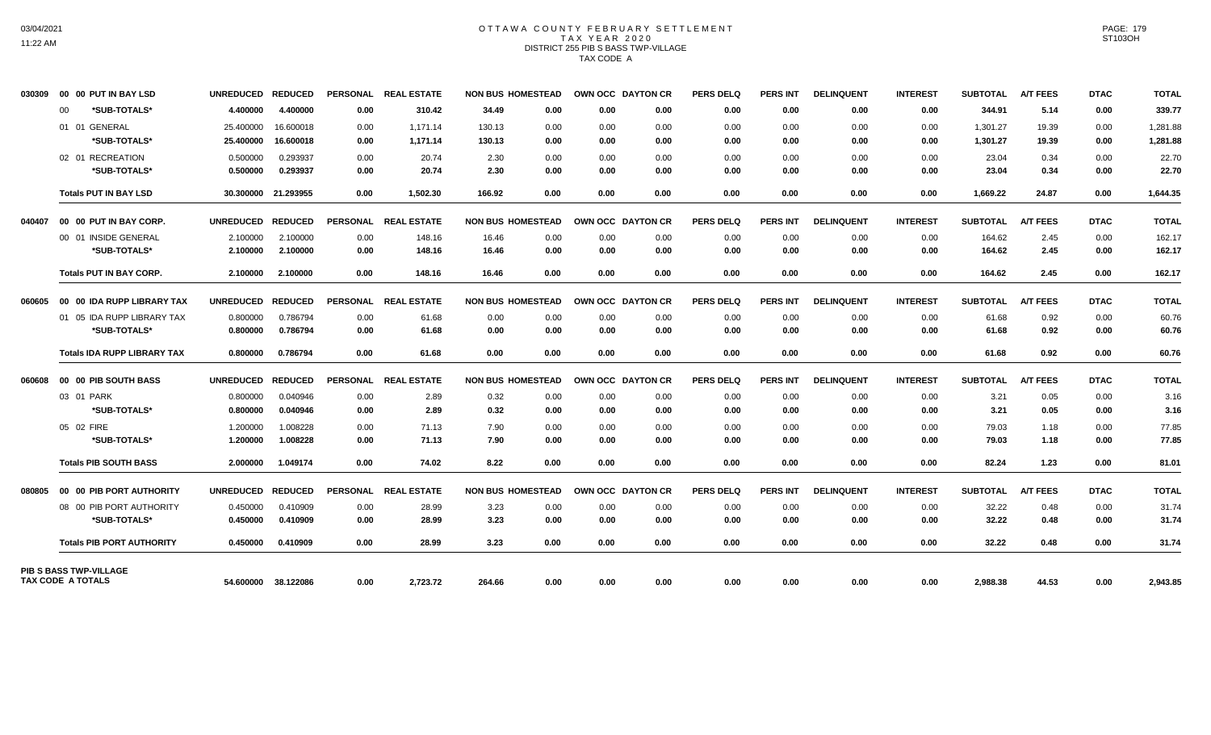# OTTAWA COUNTY FEBRUARY SETTLEMENT
## TAX YEAR 2020
### DISTRICT 255 PIB S BASS TWP-VILLAGE
### TAX CODE A

| | | UNREDUCED | REDUCED | PERSONAL | REAL ESTATE | NON BUS | HOMESTEAD | OWN OCC | DAYTON CR | PERS DELQ | PERS INT | DELINQUENT | INTEREST | SUBTOTAL | A/T FEES | DTAC | TOTAL |
|---|---|---|---|---|---|---|---|---|---|---|---|---|---|---|---|---|---|
| 030309 | 00 00 PUT IN BAY LSD | UNREDUCED | REDUCED | PERSONAL | REAL ESTATE | NON BUS | HOMESTEAD | OWN OCC | DAYTON CR | PERS DELQ | PERS INT | DELINQUENT | INTEREST | SUBTOTAL | A/T FEES | DTAC | TOTAL |
| | 00 *SUB-TOTALS* | **4.400000** | **4.400000** | **0.00** | **310.42** | **34.49** | **0.00** | **0.00** | **0.00** | **0.00** | **0.00** | **0.00** | **0.00** | **344.91** | **5.14** | **0.00** | **339.77** |
| | 01 01 GENERAL | 25.400000 | 16.600018 | 0.00 | 1,171.14 | 130.13 | 0.00 | 0.00 | 0.00 | 0.00 | 0.00 | 0.00 | 0.00 | 1,301.27 | 19.39 | 0.00 | 1,281.88 |
| | *SUB-TOTALS* | **25.400000** | **16.600018** | **0.00** | **1,171.14** | **130.13** | **0.00** | **0.00** | **0.00** | **0.00** | **0.00** | **0.00** | **0.00** | **1,301.27** | **19.39** | **0.00** | **1,281.88** |
| | 02 01 RECREATION | 0.500000 | 0.293937 | 0.00 | 20.74 | 2.30 | 0.00 | 0.00 | 0.00 | 0.00 | 0.00 | 0.00 | 0.00 | 23.04 | 0.34 | 0.00 | 22.70 |
| | *SUB-TOTALS* | **0.500000** | **0.293937** | **0.00** | **20.74** | **2.30** | **0.00** | **0.00** | **0.00** | **0.00** | **0.00** | **0.00** | **0.00** | **23.04** | **0.34** | **0.00** | **22.70** |
| | **Totals PUT IN BAY LSD** | **30.300000** | **21.293955** | **0.00** | **1,502.30** | **166.92** | **0.00** | **0.00** | **0.00** | **0.00** | **0.00** | **0.00** | **0.00** | **1,669.22** | **24.87** | **0.00** | **1,644.35** |
| 040407 | 00 00 PUT IN BAY CORP. | UNREDUCED | REDUCED | PERSONAL | REAL ESTATE | NON BUS | HOMESTEAD | OWN OCC | DAYTON CR | PERS DELQ | PERS INT | DELINQUENT | INTEREST | SUBTOTAL | A/T FEES | DTAC | TOTAL |
| | 00 01 INSIDE GENERAL | 2.100000 | 2.100000 | 0.00 | 148.16 | 16.46 | 0.00 | 0.00 | 0.00 | 0.00 | 0.00 | 0.00 | 0.00 | 164.62 | 2.45 | 0.00 | 162.17 |
| | *SUB-TOTALS* | **2.100000** | **2.100000** | **0.00** | **148.16** | **16.46** | **0.00** | **0.00** | **0.00** | **0.00** | **0.00** | **0.00** | **0.00** | **164.62** | **2.45** | **0.00** | **162.17** |
| | **Totals PUT IN BAY CORP.** | **2.100000** | **2.100000** | **0.00** | **148.16** | **16.46** | **0.00** | **0.00** | **0.00** | **0.00** | **0.00** | **0.00** | **0.00** | **164.62** | **2.45** | **0.00** | **162.17** |
| 060605 | 00 00 IDA RUPP LIBRARY TAX | UNREDUCED | REDUCED | PERSONAL | REAL ESTATE | NON BUS | HOMESTEAD | OWN OCC | DAYTON CR | PERS DELQ | PERS INT | DELINQUENT | INTEREST | SUBTOTAL | A/T FEES | DTAC | TOTAL |
| | 01 05 IDA RUPP LIBRARY TAX | 0.800000 | 0.786794 | 0.00 | 61.68 | 0.00 | 0.00 | 0.00 | 0.00 | 0.00 | 0.00 | 0.00 | 0.00 | 61.68 | 0.92 | 0.00 | 60.76 |
| | *SUB-TOTALS* | **0.800000** | **0.786794** | **0.00** | **61.68** | **0.00** | **0.00** | **0.00** | **0.00** | **0.00** | **0.00** | **0.00** | **0.00** | **61.68** | **0.92** | **0.00** | **60.76** |
| | **Totals IDA RUPP LIBRARY TAX** | **0.800000** | **0.786794** | **0.00** | **61.68** | **0.00** | **0.00** | **0.00** | **0.00** | **0.00** | **0.00** | **0.00** | **0.00** | **61.68** | **0.92** | **0.00** | **60.76** |
| 060608 | 00 00 PIB SOUTH BASS | UNREDUCED | REDUCED | PERSONAL | REAL ESTATE | NON BUS | HOMESTEAD | OWN OCC | DAYTON CR | PERS DELQ | PERS INT | DELINQUENT | INTEREST | SUBTOTAL | A/T FEES | DTAC | TOTAL |
| | 03 01 PARK | 0.800000 | 0.040946 | 0.00 | 2.89 | 0.32 | 0.00 | 0.00 | 0.00 | 0.00 | 0.00 | 0.00 | 0.00 | 3.21 | 0.05 | 0.00 | 3.16 |
| | *SUB-TOTALS* | **0.800000** | **0.040946** | **0.00** | **2.89** | **0.32** | **0.00** | **0.00** | **0.00** | **0.00** | **0.00** | **0.00** | **0.00** | **3.21** | **0.05** | **0.00** | **3.16** |
| | 05 02 FIRE | 1.200000 | 1.008228 | 0.00 | 71.13 | 7.90 | 0.00 | 0.00 | 0.00 | 0.00 | 0.00 | 0.00 | 0.00 | 79.03 | 1.18 | 0.00 | 77.85 |
| | *SUB-TOTALS* | **1.200000** | **1.008228** | **0.00** | **71.13** | **7.90** | **0.00** | **0.00** | **0.00** | **0.00** | **0.00** | **0.00** | **0.00** | **79.03** | **1.18** | **0.00** | **77.85** |
| | **Totals PIB SOUTH BASS** | **2.000000** | **1.049174** | **0.00** | **74.02** | **8.22** | **0.00** | **0.00** | **0.00** | **0.00** | **0.00** | **0.00** | **0.00** | **82.24** | **1.23** | **0.00** | **81.01** |
| 080805 | 00 00 PIB PORT AUTHORITY | UNREDUCED | REDUCED | PERSONAL | REAL ESTATE | NON BUS | HOMESTEAD | OWN OCC | DAYTON CR | PERS DELQ | PERS INT | DELINQUENT | INTEREST | SUBTOTAL | A/T FEES | DTAC | TOTAL |
| | 08 00 PIB PORT AUTHORITY | 0.450000 | 0.410909 | 0.00 | 28.99 | 3.23 | 0.00 | 0.00 | 0.00 | 0.00 | 0.00 | 0.00 | 0.00 | 32.22 | 0.48 | 0.00 | 31.74 |
| | *SUB-TOTALS* | **0.450000** | **0.410909** | **0.00** | **28.99** | **3.23** | **0.00** | **0.00** | **0.00** | **0.00** | **0.00** | **0.00** | **0.00** | **32.22** | **0.48** | **0.00** | **31.74** |
| | **Totals PIB PORT AUTHORITY** | **0.450000** | **0.410909** | **0.00** | **28.99** | **3.23** | **0.00** | **0.00** | **0.00** | **0.00** | **0.00** | **0.00** | **0.00** | **32.22** | **0.48** | **0.00** | **31.74** |
| **PIB S BASS TWP-VILLAGE TAX CODE A TOTALS** | | **54.600000** | **38.122086** | **0.00** | **2,723.72** | **264.66** | **0.00** | **0.00** | **0.00** | **0.00** | **0.00** | **0.00** | **0.00** | **2,988.38** | **44.53** | **0.00** | **2,943.85** |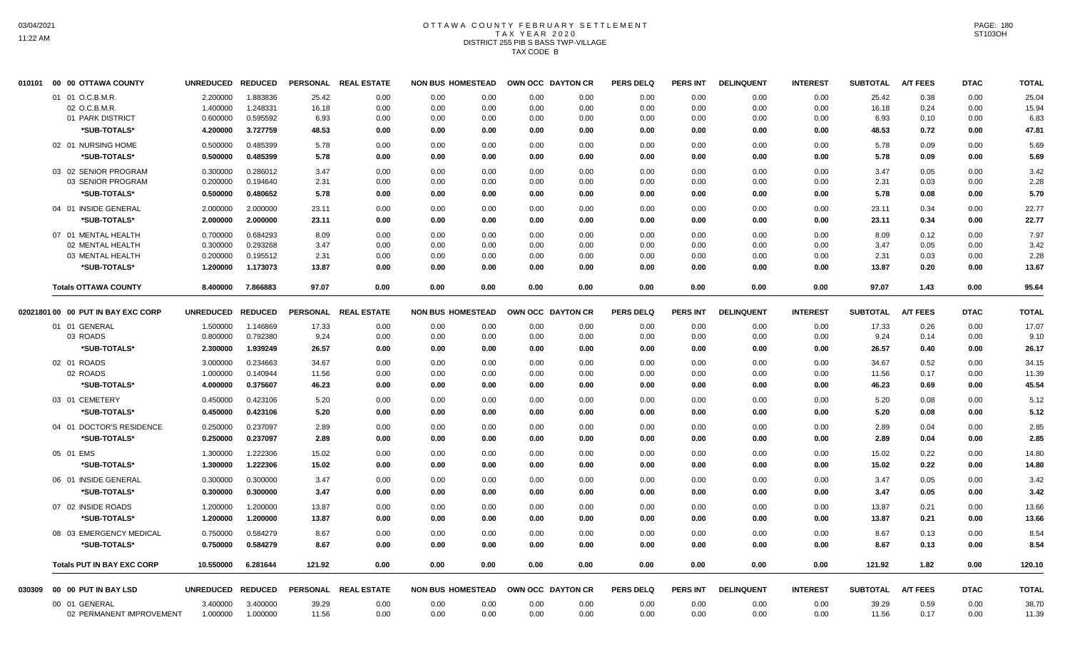# OTTAWA COUNTY FEBRUARY SETTLEMENT
## TAX YEAR 2020
### DISTRICT 255 PIB S BASS TWP-VILLAGE
### TAX CODE B

| | | UNREDUCED | REDUCED | PERSONAL | REAL ESTATE | NON BUS | HOMESTEAD | OWN OCC | DAYTON CR | PERS DELQ | PERS INT | DELINQUENT | INTEREST | SUBTOTAL | A/T FEES | DTAC | TOTAL |
|---|---|---|---|---|---|---|---|---|---|---|---|---|---|---|---|---|---|
| 010101 | 00 00 OTTAWA COUNTY | | | | | | | | | | | | | | | | |
| | 01 01 O.C.B.M.R. | 2.200000 | 1.883836 | 25.42 | 0.00 | 0.00 | 0.00 | 0.00 | 0.00 | 0.00 | 0.00 | 0.00 | 0.00 | 25.42 | 0.38 | 0.00 | 25.04 |
| | 02 O.C.B.M.R. | 1.400000 | 1.248331 | 16.18 | 0.00 | 0.00 | 0.00 | 0.00 | 0.00 | 0.00 | 0.00 | 0.00 | 0.00 | 16.18 | 0.24 | 0.00 | 15.94 |
| | 01 PARK DISTRICT | 0.600000 | 0.595592 | 6.93 | 0.00 | 0.00 | 0.00 | 0.00 | 0.00 | 0.00 | 0.00 | 0.00 | 0.00 | 6.93 | 0.10 | 0.00 | 6.83 |
| | *SUB-TOTALS* | 4.200000 | 3.727759 | 48.53 | 0.00 | 0.00 | 0.00 | 0.00 | 0.00 | 0.00 | 0.00 | 0.00 | 0.00 | 48.53 | 0.72 | 0.00 | 47.81 |
| | 02 01 NURSING HOME | 0.500000 | 0.485399 | 5.78 | 0.00 | 0.00 | 0.00 | 0.00 | 0.00 | 0.00 | 0.00 | 0.00 | 0.00 | 5.78 | 0.09 | 0.00 | 5.69 |
| | *SUB-TOTALS* | 0.500000 | 0.485399 | 5.78 | 0.00 | 0.00 | 0.00 | 0.00 | 0.00 | 0.00 | 0.00 | 0.00 | 0.00 | 5.78 | 0.09 | 0.00 | 5.69 |
| | 03 02 SENIOR PROGRAM | 0.300000 | 0.286012 | 3.47 | 0.00 | 0.00 | 0.00 | 0.00 | 0.00 | 0.00 | 0.00 | 0.00 | 0.00 | 3.47 | 0.05 | 0.00 | 3.42 |
| | 03 SENIOR PROGRAM | 0.200000 | 0.194640 | 2.31 | 0.00 | 0.00 | 0.00 | 0.00 | 0.00 | 0.00 | 0.00 | 0.00 | 0.00 | 2.31 | 0.03 | 0.00 | 2.28 |
| | *SUB-TOTALS* | 0.500000 | 0.480652 | 5.78 | 0.00 | 0.00 | 0.00 | 0.00 | 0.00 | 0.00 | 0.00 | 0.00 | 0.00 | 5.78 | 0.08 | 0.00 | 5.70 |
| | 04 01 INSIDE GENERAL | 2.000000 | 2.000000 | 23.11 | 0.00 | 0.00 | 0.00 | 0.00 | 0.00 | 0.00 | 0.00 | 0.00 | 0.00 | 23.11 | 0.34 | 0.00 | 22.77 |
| | *SUB-TOTALS* | 2.000000 | 2.000000 | 23.11 | 0.00 | 0.00 | 0.00 | 0.00 | 0.00 | 0.00 | 0.00 | 0.00 | 0.00 | 23.11 | 0.34 | 0.00 | 22.77 |
| | 07 01 MENTAL HEALTH | 0.700000 | 0.684293 | 8.09 | 0.00 | 0.00 | 0.00 | 0.00 | 0.00 | 0.00 | 0.00 | 0.00 | 0.00 | 8.09 | 0.12 | 0.00 | 7.97 |
| | 02 MENTAL HEALTH | 0.300000 | 0.293268 | 3.47 | 0.00 | 0.00 | 0.00 | 0.00 | 0.00 | 0.00 | 0.00 | 0.00 | 0.00 | 3.47 | 0.05 | 0.00 | 3.42 |
| | 03 MENTAL HEALTH | 0.200000 | 0.195512 | 2.31 | 0.00 | 0.00 | 0.00 | 0.00 | 0.00 | 0.00 | 0.00 | 0.00 | 0.00 | 2.31 | 0.03 | 0.00 | 2.28 |
| | *SUB-TOTALS* | 1.200000 | 1.173073 | 13.87 | 0.00 | 0.00 | 0.00 | 0.00 | 0.00 | 0.00 | 0.00 | 0.00 | 0.00 | 13.87 | 0.20 | 0.00 | 13.67 |
| | **Totals OTTAWA COUNTY** | 8.400000 | 7.866883 | 97.07 | 0.00 | 0.00 | 0.00 | 0.00 | 0.00 | 0.00 | 0.00 | 0.00 | 0.00 | 97.07 | 1.43 | 0.00 | 95.64 |
| 02021801 | 00 00 PUT IN BAY EXC CORP | | | | | | | | | | | | | | | | |
| | 01 01 GENERAL | 1.500000 | 1.146869 | 17.33 | 0.00 | 0.00 | 0.00 | 0.00 | 0.00 | 0.00 | 0.00 | 0.00 | 0.00 | 17.33 | 0.26 | 0.00 | 17.07 |
| | 03 ROADS | 0.800000 | 0.792380 | 9.24 | 0.00 | 0.00 | 0.00 | 0.00 | 0.00 | 0.00 | 0.00 | 0.00 | 0.00 | 9.24 | 0.14 | 0.00 | 9.10 |
| | *SUB-TOTALS* | 2.300000 | 1.939249 | 26.57 | 0.00 | 0.00 | 0.00 | 0.00 | 0.00 | 0.00 | 0.00 | 0.00 | 0.00 | 26.57 | 0.40 | 0.00 | 26.17 |
| | 02 01 ROADS | 3.000000 | 0.234663 | 34.67 | 0.00 | 0.00 | 0.00 | 0.00 | 0.00 | 0.00 | 0.00 | 0.00 | 0.00 | 34.67 | 0.52 | 0.00 | 34.15 |
| | 02 ROADS | 1.000000 | 0.140944 | 11.56 | 0.00 | 0.00 | 0.00 | 0.00 | 0.00 | 0.00 | 0.00 | 0.00 | 0.00 | 11.56 | 0.17 | 0.00 | 11.39 |
| | *SUB-TOTALS* | 4.000000 | 0.375607 | 46.23 | 0.00 | 0.00 | 0.00 | 0.00 | 0.00 | 0.00 | 0.00 | 0.00 | 0.00 | 46.23 | 0.69 | 0.00 | 45.54 |
| | 03 01 CEMETERY | 0.450000 | 0.423106 | 5.20 | 0.00 | 0.00 | 0.00 | 0.00 | 0.00 | 0.00 | 0.00 | 0.00 | 0.00 | 5.20 | 0.08 | 0.00 | 5.12 |
| | *SUB-TOTALS* | 0.450000 | 0.423106 | 5.20 | 0.00 | 0.00 | 0.00 | 0.00 | 0.00 | 0.00 | 0.00 | 0.00 | 0.00 | 5.20 | 0.08 | 0.00 | 5.12 |
| | 04 01 DOCTOR'S RESIDENCE | 0.250000 | 0.237097 | 2.89 | 0.00 | 0.00 | 0.00 | 0.00 | 0.00 | 0.00 | 0.00 | 0.00 | 0.00 | 2.89 | 0.04 | 0.00 | 2.85 |
| | *SUB-TOTALS* | 0.250000 | 0.237097 | 2.89 | 0.00 | 0.00 | 0.00 | 0.00 | 0.00 | 0.00 | 0.00 | 0.00 | 0.00 | 2.89 | 0.04 | 0.00 | 2.85 |
| | 05 01 EMS | 1.300000 | 1.222306 | 15.02 | 0.00 | 0.00 | 0.00 | 0.00 | 0.00 | 0.00 | 0.00 | 0.00 | 0.00 | 15.02 | 0.22 | 0.00 | 14.80 |
| | *SUB-TOTALS* | 1.300000 | 1.222306 | 15.02 | 0.00 | 0.00 | 0.00 | 0.00 | 0.00 | 0.00 | 0.00 | 0.00 | 0.00 | 15.02 | 0.22 | 0.00 | 14.80 |
| | 06 01 INSIDE GENERAL | 0.300000 | 0.300000 | 3.47 | 0.00 | 0.00 | 0.00 | 0.00 | 0.00 | 0.00 | 0.00 | 0.00 | 0.00 | 3.47 | 0.05 | 0.00 | 3.42 |
| | *SUB-TOTALS* | 0.300000 | 0.300000 | 3.47 | 0.00 | 0.00 | 0.00 | 0.00 | 0.00 | 0.00 | 0.00 | 0.00 | 0.00 | 3.47 | 0.05 | 0.00 | 3.42 |
| | 07 02 INSIDE ROADS | 1.200000 | 1.200000 | 13.87 | 0.00 | 0.00 | 0.00 | 0.00 | 0.00 | 0.00 | 0.00 | 0.00 | 0.00 | 13.87 | 0.21 | 0.00 | 13.66 |
| | *SUB-TOTALS* | 1.200000 | 1.200000 | 13.87 | 0.00 | 0.00 | 0.00 | 0.00 | 0.00 | 0.00 | 0.00 | 0.00 | 0.00 | 13.87 | 0.21 | 0.00 | 13.66 |
| | 08 03 EMERGENCY MEDICAL | 0.750000 | 0.584279 | 8.67 | 0.00 | 0.00 | 0.00 | 0.00 | 0.00 | 0.00 | 0.00 | 0.00 | 0.00 | 8.67 | 0.13 | 0.00 | 8.54 |
| | *SUB-TOTALS* | 0.750000 | 0.584279 | 8.67 | 0.00 | 0.00 | 0.00 | 0.00 | 0.00 | 0.00 | 0.00 | 0.00 | 0.00 | 8.67 | 0.13 | 0.00 | 8.54 |
| | **Totals PUT IN BAY EXC CORP** | 10.550000 | 6.281644 | 121.92 | 0.00 | 0.00 | 0.00 | 0.00 | 0.00 | 0.00 | 0.00 | 0.00 | 0.00 | 121.92 | 1.82 | 0.00 | 120.10 |
| 030309 | 00 00 PUT IN BAY LSD | | | | | | | | | | | | | | | | |
| | 00 01 GENERAL | 3.400000 | 3.400000 | 39.29 | 0.00 | 0.00 | 0.00 | 0.00 | 0.00 | 0.00 | 0.00 | 0.00 | 0.00 | 39.29 | 0.59 | 0.00 | 38.70 |
| | 02 PERMANENT IMPROVEMENT | 1.000000 | 1.000000 | 11.56 | 0.00 | 0.00 | 0.00 | 0.00 | 0.00 | 0.00 | 0.00 | 0.00 | 0.00 | 11.56 | 0.17 | 0.00 | 11.39 |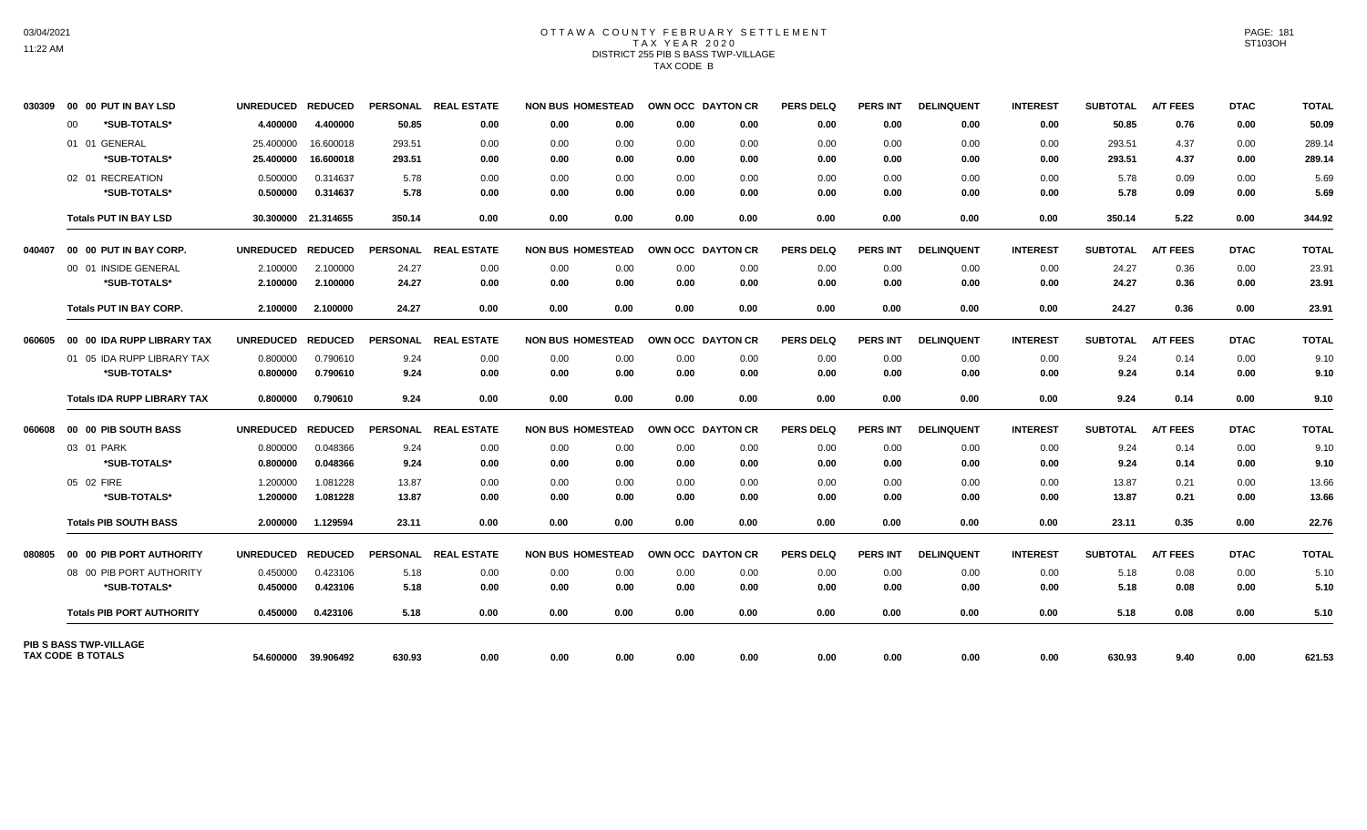# OTTAWA COUNTY FEBRUARY SETTLEMENT
## TAX YEAR 2020
## DISTRICT 255 PIB S BASS TWP-VILLAGE
## TAX CODE B

| | | UNREDUCED | REDUCED | PERSONAL | REAL ESTATE | NON BUS | HOMESTEAD | OWN OCC | DAYTON CR | PERS DELQ | PERS INT | DELINQUENT | INTEREST | SUBTOTAL | A/T FEES | DTAC | TOTAL |
|---|---|---|---|---|---|---|---|---|---|---|---|---|---|---|---|---|---|
| 030309 | 00 00 PUT IN BAY LSD | | | | | | | | | | | | | | | | |
| | 00 *SUB-TOTALS* | 4.400000 | 4.400000 | 50.85 | 0.00 | 0.00 | 0.00 | 0.00 | 0.00 | 0.00 | 0.00 | 0.00 | 0.00 | 50.85 | 0.76 | 0.00 | 50.09 |
| | 01 01 GENERAL | 25.400000 | 16.600018 | 293.51 | 0.00 | 0.00 | 0.00 | 0.00 | 0.00 | 0.00 | 0.00 | 0.00 | 0.00 | 293.51 | 4.37 | 0.00 | 289.14 |
| | *SUB-TOTALS* | 25.400000 | 16.600018 | 293.51 | 0.00 | 0.00 | 0.00 | 0.00 | 0.00 | 0.00 | 0.00 | 0.00 | 0.00 | 293.51 | 4.37 | 0.00 | 289.14 |
| | 02 01 RECREATION | 0.500000 | 0.314637 | 5.78 | 0.00 | 0.00 | 0.00 | 0.00 | 0.00 | 0.00 | 0.00 | 0.00 | 0.00 | 5.78 | 0.09 | 0.00 | 5.69 |
| | *SUB-TOTALS* | 0.500000 | 0.314637 | 5.78 | 0.00 | 0.00 | 0.00 | 0.00 | 0.00 | 0.00 | 0.00 | 0.00 | 0.00 | 5.78 | 0.09 | 0.00 | 5.69 |
| | **Totals PUT IN BAY LSD** | 30.300000 | 21.314655 | 350.14 | 0.00 | 0.00 | 0.00 | 0.00 | 0.00 | 0.00 | 0.00 | 0.00 | 0.00 | 350.14 | 5.22 | 0.00 | 344.92 |
| 040407 | 00 00 PUT IN BAY CORP. | | | | | | | | | | | | | | | | |
| | 00 01 INSIDE GENERAL | 2.100000 | 2.100000 | 24.27 | 0.00 | 0.00 | 0.00 | 0.00 | 0.00 | 0.00 | 0.00 | 0.00 | 0.00 | 24.27 | 0.36 | 0.00 | 23.91 |
| | *SUB-TOTALS* | 2.100000 | 2.100000 | 24.27 | 0.00 | 0.00 | 0.00 | 0.00 | 0.00 | 0.00 | 0.00 | 0.00 | 0.00 | 24.27 | 0.36 | 0.00 | 23.91 |
| | **Totals PUT IN BAY CORP.** | 2.100000 | 2.100000 | 24.27 | 0.00 | 0.00 | 0.00 | 0.00 | 0.00 | 0.00 | 0.00 | 0.00 | 0.00 | 24.27 | 0.36 | 0.00 | 23.91 |
| 060605 | 00 00 IDA RUPP LIBRARY TAX | | | | | | | | | | | | | | | | |
| | 01 05 IDA RUPP LIBRARY TAX | 0.800000 | 0.790610 | 9.24 | 0.00 | 0.00 | 0.00 | 0.00 | 0.00 | 0.00 | 0.00 | 0.00 | 0.00 | 9.24 | 0.14 | 0.00 | 9.10 |
| | *SUB-TOTALS* | 0.800000 | 0.790610 | 9.24 | 0.00 | 0.00 | 0.00 | 0.00 | 0.00 | 0.00 | 0.00 | 0.00 | 0.00 | 9.24 | 0.14 | 0.00 | 9.10 |
| | **Totals IDA RUPP LIBRARY TAX** | 0.800000 | 0.790610 | 9.24 | 0.00 | 0.00 | 0.00 | 0.00 | 0.00 | 0.00 | 0.00 | 0.00 | 0.00 | 9.24 | 0.14 | 0.00 | 9.10 |
| 060608 | 00 00 PIB SOUTH BASS | | | | | | | | | | | | | | | | |
| | 03 01 PARK | 0.800000 | 0.048366 | 9.24 | 0.00 | 0.00 | 0.00 | 0.00 | 0.00 | 0.00 | 0.00 | 0.00 | 0.00 | 9.24 | 0.14 | 0.00 | 9.10 |
| | *SUB-TOTALS* | 0.800000 | 0.048366 | 9.24 | 0.00 | 0.00 | 0.00 | 0.00 | 0.00 | 0.00 | 0.00 | 0.00 | 0.00 | 9.24 | 0.14 | 0.00 | 9.10 |
| | 05 02 FIRE | 1.200000 | 1.081228 | 13.87 | 0.00 | 0.00 | 0.00 | 0.00 | 0.00 | 0.00 | 0.00 | 0.00 | 0.00 | 13.87 | 0.21 | 0.00 | 13.66 |
| | *SUB-TOTALS* | 1.200000 | 1.081228 | 13.87 | 0.00 | 0.00 | 0.00 | 0.00 | 0.00 | 0.00 | 0.00 | 0.00 | 0.00 | 13.87 | 0.21 | 0.00 | 13.66 |
| | **Totals PIB SOUTH BASS** | 2.000000 | 1.129594 | 23.11 | 0.00 | 0.00 | 0.00 | 0.00 | 0.00 | 0.00 | 0.00 | 0.00 | 0.00 | 23.11 | 0.35 | 0.00 | 22.76 |
| 080805 | 00 00 PIB PORT AUTHORITY | | | | | | | | | | | | | | | | |
| | 08 00 PIB PORT AUTHORITY | 0.450000 | 0.423106 | 5.18 | 0.00 | 0.00 | 0.00 | 0.00 | 0.00 | 0.00 | 0.00 | 0.00 | 0.00 | 5.18 | 0.08 | 0.00 | 5.10 |
| | *SUB-TOTALS* | 0.450000 | 0.423106 | 5.18 | 0.00 | 0.00 | 0.00 | 0.00 | 0.00 | 0.00 | 0.00 | 0.00 | 0.00 | 5.18 | 0.08 | 0.00 | 5.10 |
| | **Totals PIB PORT AUTHORITY** | 0.450000 | 0.423106 | 5.18 | 0.00 | 0.00 | 0.00 | 0.00 | 0.00 | 0.00 | 0.00 | 0.00 | 0.00 | 5.18 | 0.08 | 0.00 | 5.10 |
| | **PIB S BASS TWP-VILLAGE TAX CODE B TOTALS** | 54.600000 | 39.906492 | 630.93 | 0.00 | 0.00 | 0.00 | 0.00 | 0.00 | 0.00 | 0.00 | 0.00 | 0.00 | 630.93 | 9.40 | 0.00 | 621.53 |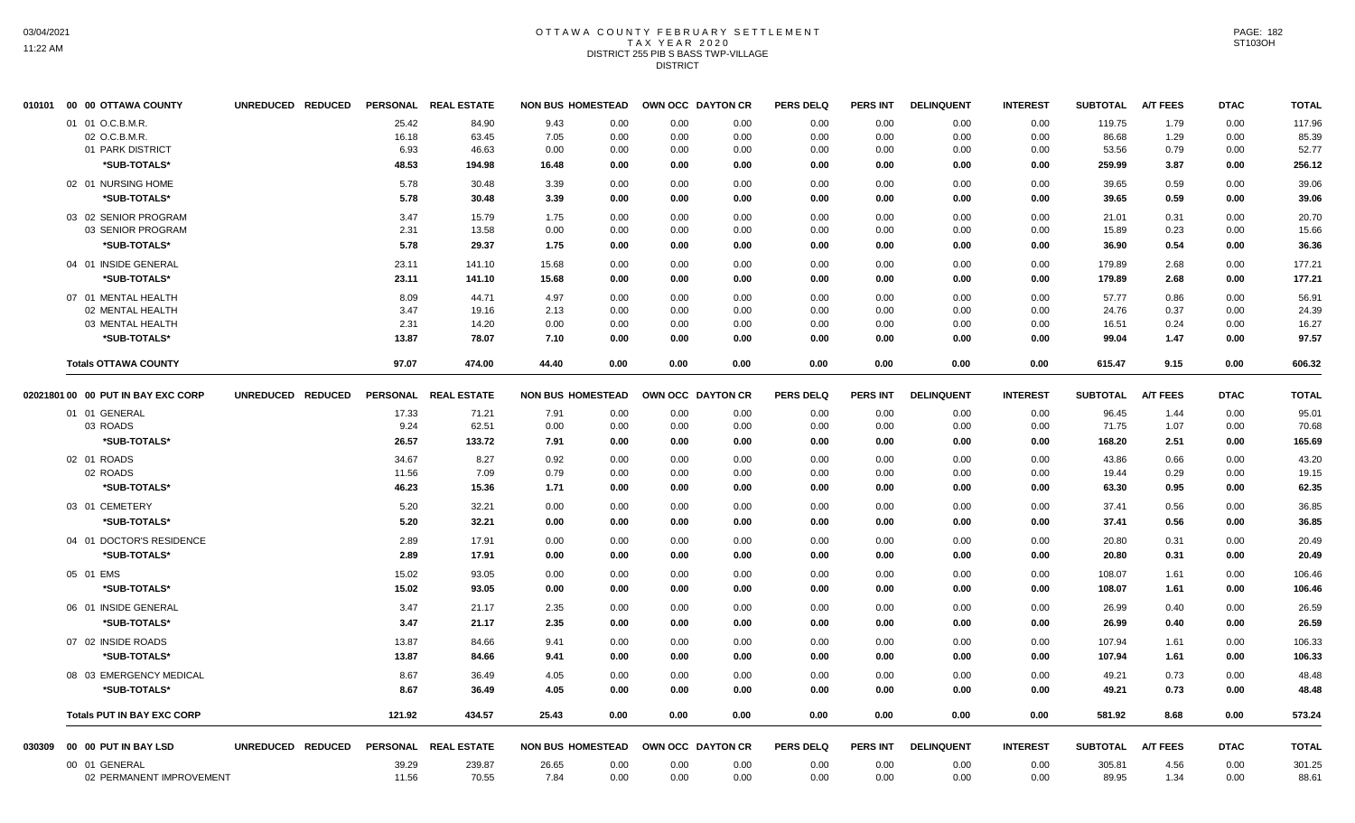# OTTAWA COUNTY FEBRUARY SETTLEMENT
## TAX YEAR 2020
### DISTRICT 255 PIB S BASS TWP-VILLAGE
### DISTRICT

| 010101 00 00 OTTAWA COUNTY | UNREDUCED | REDUCED | PERSONAL | REAL ESTATE | NON BUS | HOMESTEAD | OWN OCC | DAYTON CR | PERS DELQ | PERS INT | DELINQUENT | INTEREST | SUBTOTAL | A/T FEES | DTAC | TOTAL |
|---|---|---|---|---|---|---|---|---|---|---|---|---|---|---|---|---|
| 01 01 O.C.B.M.R. | | | 25.42 | 84.90 | 9.43 | 0.00 | 0.00 | 0.00 | 0.00 | 0.00 | 0.00 | 0.00 | 119.75 | 1.79 | 0.00 | 117.96 |
| 02 O.C.B.M.R. | | | 16.18 | 63.45 | 7.05 | 0.00 | 0.00 | 0.00 | 0.00 | 0.00 | 0.00 | 0.00 | 86.68 | 1.29 | 0.00 | 85.39 |
| 01 PARK DISTRICT | | | 6.93 | 46.63 | 0.00 | 0.00 | 0.00 | 0.00 | 0.00 | 0.00 | 0.00 | 0.00 | 53.56 | 0.79 | 0.00 | 52.77 |
| *SUB-TOTALS* | | | 48.53 | 194.98 | 16.48 | 0.00 | 0.00 | 0.00 | 0.00 | 0.00 | 0.00 | 0.00 | 259.99 | 3.87 | 0.00 | 256.12 |
| 02 01 NURSING HOME | | | 5.78 | 30.48 | 3.39 | 0.00 | 0.00 | 0.00 | 0.00 | 0.00 | 0.00 | 0.00 | 39.65 | 0.59 | 0.00 | 39.06 |
| *SUB-TOTALS* | | | 5.78 | 30.48 | 3.39 | 0.00 | 0.00 | 0.00 | 0.00 | 0.00 | 0.00 | 0.00 | 39.65 | 0.59 | 0.00 | 39.06 |
| 03 02 SENIOR PROGRAM | | | 3.47 | 15.79 | 1.75 | 0.00 | 0.00 | 0.00 | 0.00 | 0.00 | 0.00 | 0.00 | 21.01 | 0.31 | 0.00 | 20.70 |
| 03 SENIOR PROGRAM | | | 2.31 | 13.58 | 0.00 | 0.00 | 0.00 | 0.00 | 0.00 | 0.00 | 0.00 | 0.00 | 15.89 | 0.23 | 0.00 | 15.66 |
| *SUB-TOTALS* | | | 5.78 | 29.37 | 1.75 | 0.00 | 0.00 | 0.00 | 0.00 | 0.00 | 0.00 | 0.00 | 36.90 | 0.54 | 0.00 | 36.36 |
| 04 01 INSIDE GENERAL | | | 23.11 | 141.10 | 15.68 | 0.00 | 0.00 | 0.00 | 0.00 | 0.00 | 0.00 | 0.00 | 179.89 | 2.68 | 0.00 | 177.21 |
| *SUB-TOTALS* | | | 23.11 | 141.10 | 15.68 | 0.00 | 0.00 | 0.00 | 0.00 | 0.00 | 0.00 | 0.00 | 179.89 | 2.68 | 0.00 | 177.21 |
| 07 01 MENTAL HEALTH | | | 8.09 | 44.71 | 4.97 | 0.00 | 0.00 | 0.00 | 0.00 | 0.00 | 0.00 | 0.00 | 57.77 | 0.86 | 0.00 | 56.91 |
| 02 MENTAL HEALTH | | | 3.47 | 19.16 | 2.13 | 0.00 | 0.00 | 0.00 | 0.00 | 0.00 | 0.00 | 0.00 | 24.76 | 0.37 | 0.00 | 24.39 |
| 03 MENTAL HEALTH | | | 2.31 | 14.20 | 0.00 | 0.00 | 0.00 | 0.00 | 0.00 | 0.00 | 0.00 | 0.00 | 16.51 | 0.24 | 0.00 | 16.27 |
| *SUB-TOTALS* | | | 13.87 | 78.07 | 7.10 | 0.00 | 0.00 | 0.00 | 0.00 | 0.00 | 0.00 | 0.00 | 99.04 | 1.47 | 0.00 | 97.57 |
| **Totals OTTAWA COUNTY** | | | 97.07 | 474.00 | 44.40 | 0.00 | 0.00 | 0.00 | 0.00 | 0.00 | 0.00 | 0.00 | 615.47 | 9.15 | 0.00 | 606.32 |

| 02021801 00 00 PUT IN BAY EXC CORP | UNREDUCED | REDUCED | PERSONAL | REAL ESTATE | NON BUS | HOMESTEAD | OWN OCC | DAYTON CR | PERS DELQ | PERS INT | DELINQUENT | INTEREST | SUBTOTAL | A/T FEES | DTAC | TOTAL |
|---|---|---|---|---|---|---|---|---|---|---|---|---|---|---|---|---|
| 01 01 GENERAL | | | 17.33 | 71.21 | 7.91 | 0.00 | 0.00 | 0.00 | 0.00 | 0.00 | 0.00 | 0.00 | 96.45 | 1.44 | 0.00 | 95.01 |
| 03 ROADS | | | 9.24 | 62.51 | 0.00 | 0.00 | 0.00 | 0.00 | 0.00 | 0.00 | 0.00 | 0.00 | 71.75 | 1.07 | 0.00 | 70.68 |
| *SUB-TOTALS* | | | 26.57 | 133.72 | 7.91 | 0.00 | 0.00 | 0.00 | 0.00 | 0.00 | 0.00 | 0.00 | 168.20 | 2.51 | 0.00 | 165.69 |
| 02 01 ROADS | | | 34.67 | 8.27 | 0.92 | 0.00 | 0.00 | 0.00 | 0.00 | 0.00 | 0.00 | 0.00 | 43.86 | 0.66 | 0.00 | 43.20 |
| 02 ROADS | | | 11.56 | 7.09 | 0.79 | 0.00 | 0.00 | 0.00 | 0.00 | 0.00 | 0.00 | 0.00 | 19.44 | 0.29 | 0.00 | 19.15 |
| *SUB-TOTALS* | | | 46.23 | 15.36 | 1.71 | 0.00 | 0.00 | 0.00 | 0.00 | 0.00 | 0.00 | 0.00 | 63.30 | 0.95 | 0.00 | 62.35 |
| 03 01 CEMETERY | | | 5.20 | 32.21 | 0.00 | 0.00 | 0.00 | 0.00 | 0.00 | 0.00 | 0.00 | 0.00 | 37.41 | 0.56 | 0.00 | 36.85 |
| *SUB-TOTALS* | | | 5.20 | 32.21 | 0.00 | 0.00 | 0.00 | 0.00 | 0.00 | 0.00 | 0.00 | 0.00 | 37.41 | 0.56 | 0.00 | 36.85 |
| 04 01 DOCTOR'S RESIDENCE | | | 2.89 | 17.91 | 0.00 | 0.00 | 0.00 | 0.00 | 0.00 | 0.00 | 0.00 | 0.00 | 20.80 | 0.31 | 0.00 | 20.49 |
| *SUB-TOTALS* | | | 2.89 | 17.91 | 0.00 | 0.00 | 0.00 | 0.00 | 0.00 | 0.00 | 0.00 | 0.00 | 20.80 | 0.31 | 0.00 | 20.49 |
| 05 01 EMS | | | 15.02 | 93.05 | 0.00 | 0.00 | 0.00 | 0.00 | 0.00 | 0.00 | 0.00 | 0.00 | 108.07 | 1.61 | 0.00 | 106.46 |
| *SUB-TOTALS* | | | 15.02 | 93.05 | 0.00 | 0.00 | 0.00 | 0.00 | 0.00 | 0.00 | 0.00 | 0.00 | 108.07 | 1.61 | 0.00 | 106.46 |
| 06 01 INSIDE GENERAL | | | 3.47 | 21.17 | 2.35 | 0.00 | 0.00 | 0.00 | 0.00 | 0.00 | 0.00 | 0.00 | 26.99 | 0.40 | 0.00 | 26.59 |
| *SUB-TOTALS* | | | 3.47 | 21.17 | 2.35 | 0.00 | 0.00 | 0.00 | 0.00 | 0.00 | 0.00 | 0.00 | 26.99 | 0.40 | 0.00 | 26.59 |
| 07 02 INSIDE ROADS | | | 13.87 | 84.66 | 9.41 | 0.00 | 0.00 | 0.00 | 0.00 | 0.00 | 0.00 | 0.00 | 107.94 | 1.61 | 0.00 | 106.33 |
| *SUB-TOTALS* | | | 13.87 | 84.66 | 9.41 | 0.00 | 0.00 | 0.00 | 0.00 | 0.00 | 0.00 | 0.00 | 107.94 | 1.61 | 0.00 | 106.33 |
| 08 03 EMERGENCY MEDICAL | | | 8.67 | 36.49 | 4.05 | 0.00 | 0.00 | 0.00 | 0.00 | 0.00 | 0.00 | 0.00 | 49.21 | 0.73 | 0.00 | 48.48 |
| *SUB-TOTALS* | | | 8.67 | 36.49 | 4.05 | 0.00 | 0.00 | 0.00 | 0.00 | 0.00 | 0.00 | 0.00 | 49.21 | 0.73 | 0.00 | 48.48 |
| **Totals PUT IN BAY EXC CORP** | | | 121.92 | 434.57 | 25.43 | 0.00 | 0.00 | 0.00 | 0.00 | 0.00 | 0.00 | 0.00 | 581.92 | 8.68 | 0.00 | 573.24 |

| 030309 00 00 PUT IN BAY LSD | UNREDUCED | REDUCED | PERSONAL | REAL ESTATE | NON BUS | HOMESTEAD | OWN OCC | DAYTON CR | PERS DELQ | PERS INT | DELINQUENT | INTEREST | SUBTOTAL | A/T FEES | DTAC | TOTAL |
|---|---|---|---|---|---|---|---|---|---|---|---|---|---|---|---|---|
| 00 01 GENERAL | | | 39.29 | 239.87 | 26.65 | 0.00 | 0.00 | 0.00 | 0.00 | 0.00 | 0.00 | 0.00 | 305.81 | 4.56 | 0.00 | 301.25 |
| 02 PERMANENT IMPROVEMENT | | | 11.56 | 70.55 | 7.84 | 0.00 | 0.00 | 0.00 | 0.00 | 0.00 | 0.00 | 0.00 | 89.95 | 1.34 | 0.00 | 88.61 |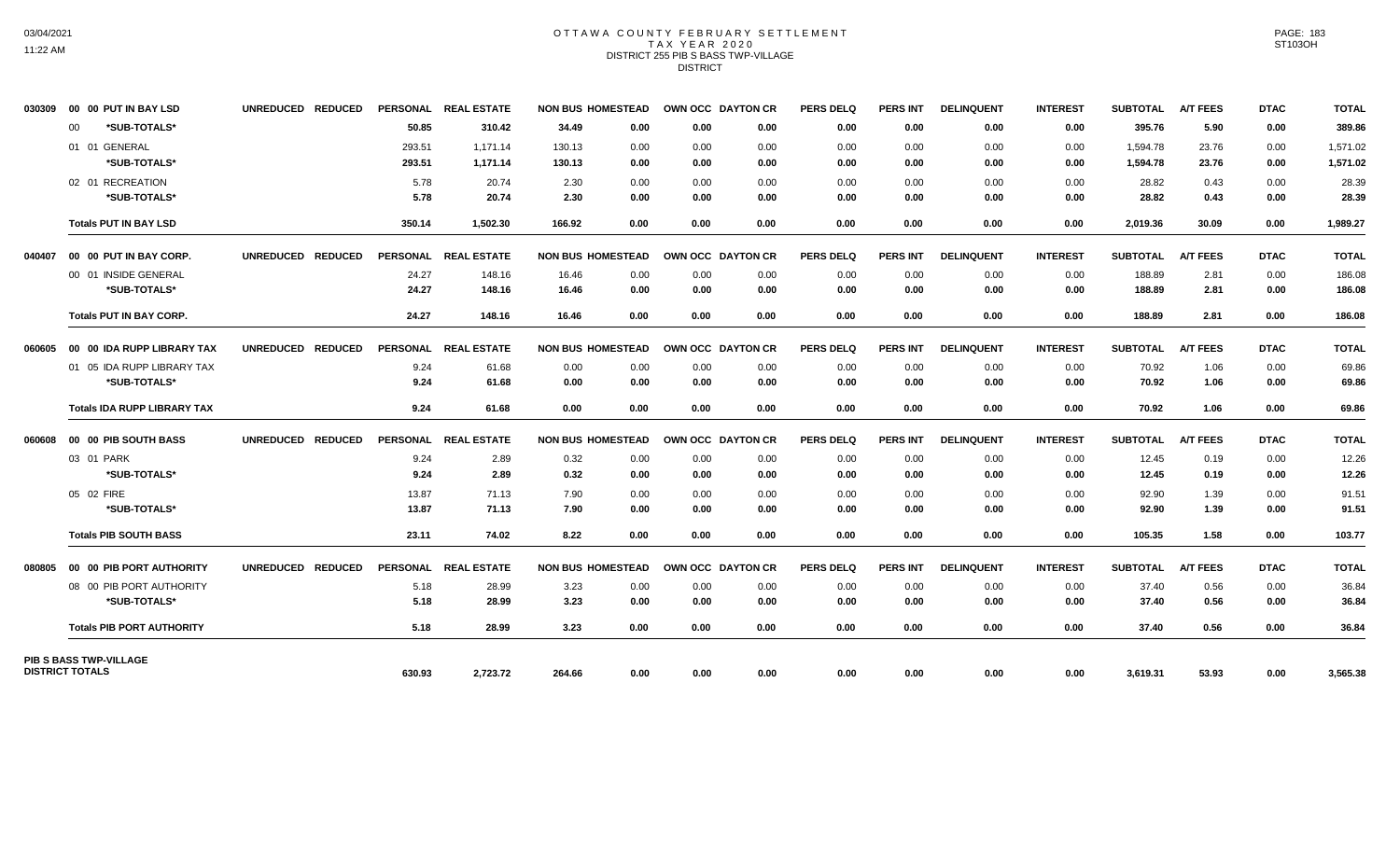# OTTAWA COUNTY FEBRUARY SETTLEMENT
## TAX YEAR 2020
## DISTRICT 255 PIB S BASS TWP-VILLAGE
## DISTRICT

| | | UNREDUCED | REDUCED | PERSONAL | REAL ESTATE | NON BUS | HOMESTEAD | OWN OCC | DAYTON CR | PERS DELQ | PERS INT | DELINQUENT | INTEREST | SUBTOTAL | A/T FEES | DTAC | TOTAL |
|---|---|---|---|---|---|---|---|---|---|---|---|---|---|---|---|---|---|
| 030309 | 00 00 PUT IN BAY LSD | | | | | | | | | | | | | | | | |
| | 00 *SUB-TOTALS* | | | 50.85 | 310.42 | 34.49 | 0.00 | 0.00 | 0.00 | 0.00 | 0.00 | 0.00 | 0.00 | 395.76 | 5.90 | 0.00 | 389.86 |
| | 01 01 GENERAL | | | 293.51 | 1,171.14 | 130.13 | 0.00 | 0.00 | 0.00 | 0.00 | 0.00 | 0.00 | 0.00 | 1,594.78 | 23.76 | 0.00 | 1,571.02 |
| | *SUB-TOTALS* | | | 293.51 | 1,171.14 | 130.13 | 0.00 | 0.00 | 0.00 | 0.00 | 0.00 | 0.00 | 0.00 | 1,594.78 | 23.76 | 0.00 | 1,571.02 |
| | 02 01 RECREATION | | | 5.78 | 20.74 | 2.30 | 0.00 | 0.00 | 0.00 | 0.00 | 0.00 | 0.00 | 0.00 | 28.82 | 0.43 | 0.00 | 28.39 |
| | *SUB-TOTALS* | | | 5.78 | 20.74 | 2.30 | 0.00 | 0.00 | 0.00 | 0.00 | 0.00 | 0.00 | 0.00 | 28.82 | 0.43 | 0.00 | 28.39 |
| | **Totals PUT IN BAY LSD** | | | 350.14 | 1,502.30 | 166.92 | 0.00 | 0.00 | 0.00 | 0.00 | 0.00 | 0.00 | 0.00 | 2,019.36 | 30.09 | 0.00 | 1,989.27 |
| 040407 | 00 00 PUT IN BAY CORP. | | | | | | | | | | | | | | | | |
| | 00 01 INSIDE GENERAL | | | 24.27 | 148.16 | 16.46 | 0.00 | 0.00 | 0.00 | 0.00 | 0.00 | 0.00 | 0.00 | 188.89 | 2.81 | 0.00 | 186.08 |
| | *SUB-TOTALS* | | | 24.27 | 148.16 | 16.46 | 0.00 | 0.00 | 0.00 | 0.00 | 0.00 | 0.00 | 0.00 | 188.89 | 2.81 | 0.00 | 186.08 |
| | **Totals PUT IN BAY CORP.** | | | 24.27 | 148.16 | 16.46 | 0.00 | 0.00 | 0.00 | 0.00 | 0.00 | 0.00 | 0.00 | 188.89 | 2.81 | 0.00 | 186.08 |
| 060605 | 00 00 IDA RUPP LIBRARY TAX | | | | | | | | | | | | | | | | |
| | 01 05 IDA RUPP LIBRARY TAX | | | 9.24 | 61.68 | 0.00 | 0.00 | 0.00 | 0.00 | 0.00 | 0.00 | 0.00 | 0.00 | 70.92 | 1.06 | 0.00 | 69.86 |
| | *SUB-TOTALS* | | | 9.24 | 61.68 | 0.00 | 0.00 | 0.00 | 0.00 | 0.00 | 0.00 | 0.00 | 0.00 | 70.92 | 1.06 | 0.00 | 69.86 |
| | **Totals IDA RUPP LIBRARY TAX** | | | 9.24 | 61.68 | 0.00 | 0.00 | 0.00 | 0.00 | 0.00 | 0.00 | 0.00 | 0.00 | 70.92 | 1.06 | 0.00 | 69.86 |
| 060608 | 00 00 PIB SOUTH BASS | | | | | | | | | | | | | | | | |
| | 03 01 PARK | | | 9.24 | 2.89 | 0.32 | 0.00 | 0.00 | 0.00 | 0.00 | 0.00 | 0.00 | 0.00 | 12.45 | 0.19 | 0.00 | 12.26 |
| | *SUB-TOTALS* | | | 9.24 | 2.89 | 0.32 | 0.00 | 0.00 | 0.00 | 0.00 | 0.00 | 0.00 | 0.00 | 12.45 | 0.19 | 0.00 | 12.26 |
| | 05 02 FIRE | | | 13.87 | 71.13 | 7.90 | 0.00 | 0.00 | 0.00 | 0.00 | 0.00 | 0.00 | 0.00 | 92.90 | 1.39 | 0.00 | 91.51 |
| | *SUB-TOTALS* | | | 13.87 | 71.13 | 7.90 | 0.00 | 0.00 | 0.00 | 0.00 | 0.00 | 0.00 | 0.00 | 92.90 | 1.39 | 0.00 | 91.51 |
| | **Totals PIB SOUTH BASS** | | | 23.11 | 74.02 | 8.22 | 0.00 | 0.00 | 0.00 | 0.00 | 0.00 | 0.00 | 0.00 | 105.35 | 1.58 | 0.00 | 103.77 |
| 080805 | 00 00 PIB PORT AUTHORITY | | | | | | | | | | | | | | | | |
| | 08 00 PIB PORT AUTHORITY | | | 5.18 | 28.99 | 3.23 | 0.00 | 0.00 | 0.00 | 0.00 | 0.00 | 0.00 | 0.00 | 37.40 | 0.56 | 0.00 | 36.84 |
| | *SUB-TOTALS* | | | 5.18 | 28.99 | 3.23 | 0.00 | 0.00 | 0.00 | 0.00 | 0.00 | 0.00 | 0.00 | 37.40 | 0.56 | 0.00 | 36.84 |
| | **Totals PIB PORT AUTHORITY** | | | 5.18 | 28.99 | 3.23 | 0.00 | 0.00 | 0.00 | 0.00 | 0.00 | 0.00 | 0.00 | 37.40 | 0.56 | 0.00 | 36.84 |
| **PIB S BASS TWP-VILLAGE DISTRICT TOTALS** | | | | 630.93 | 2,723.72 | 264.66 | 0.00 | 0.00 | 0.00 | 0.00 | 0.00 | 0.00 | 0.00 | 3,619.31 | 53.93 | 0.00 | 3,565.38 |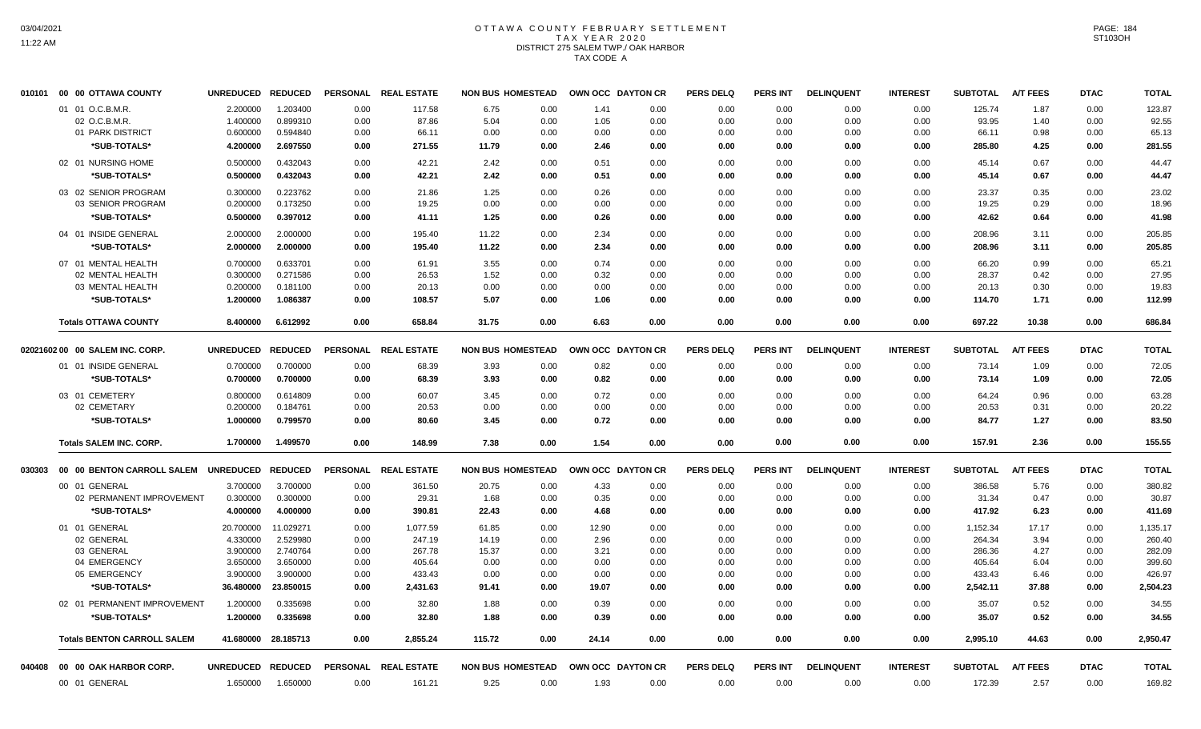# OTTAWA COUNTY FEBRUARY SETTLEMENT
## TAX YEAR 2020
## DISTRICT 275 SALEM TWP./ OAK HARBOR
## TAX CODE A

| | | UNREDUCED | REDUCED | PERSONAL | REAL ESTATE | NON BUS | HOMESTEAD | OWN OCC | DAYTON CR | PERS DELQ | PERS INT | DELINQUENT | INTEREST | SUBTOTAL | A/T FEES | DTAC | TOTAL |
|---|---|---|---|---|---|---|---|---|---|---|---|---|---|---|---|---|---|
| 010101 | 00 00 OTTAWA COUNTY | UNREDUCED | REDUCED | PERSONAL | REAL ESTATE | NON BUS | HOMESTEAD | OWN OCC | DAYTON CR | PERS DELQ | PERS INT | DELINQUENT | INTEREST | SUBTOTAL | A/T FEES | DTAC | TOTAL |
| | 01 01 O.C.B.M.R. | 2.200000 | 1.203400 | 0.00 | 117.58 | 6.75 | 0.00 | 1.41 | 0.00 | 0.00 | 0.00 | 0.00 | 0.00 | 125.74 | 1.87 | 0.00 | 123.87 |
| | 02 O.C.B.M.R. | 1.400000 | 0.899310 | 0.00 | 87.86 | 5.04 | 0.00 | 1.05 | 0.00 | 0.00 | 0.00 | 0.00 | 0.00 | 93.95 | 1.40 | 0.00 | 92.55 |
| | 01 PARK DISTRICT | 0.600000 | 0.594840 | 0.00 | 66.11 | 0.00 | 0.00 | 0.00 | 0.00 | 0.00 | 0.00 | 0.00 | 0.00 | 66.11 | 0.98 | 0.00 | 65.13 |
| | ***SUB-TOTALS*** | **4.200000** | **2.697550** | **0.00** | **271.55** | **11.79** | **0.00** | **2.46** | **0.00** | **0.00** | **0.00** | **0.00** | **0.00** | **285.80** | **4.25** | **0.00** | **281.55** |
| | 02 01 NURSING HOME | 0.500000 | 0.432043 | 0.00 | 42.21 | 2.42 | 0.00 | 0.51 | 0.00 | 0.00 | 0.00 | 0.00 | 0.00 | 45.14 | 0.67 | 0.00 | 44.47 |
| | ***SUB-TOTALS*** | **0.500000** | **0.432043** | **0.00** | **42.21** | **2.42** | **0.00** | **0.51** | **0.00** | **0.00** | **0.00** | **0.00** | **0.00** | **45.14** | **0.67** | **0.00** | **44.47** |
| | 03 02 SENIOR PROGRAM | 0.300000 | 0.223762 | 0.00 | 21.86 | 1.25 | 0.00 | 0.26 | 0.00 | 0.00 | 0.00 | 0.00 | 0.00 | 23.37 | 0.35 | 0.00 | 23.02 |
| | 03 SENIOR PROGRAM | 0.200000 | 0.173250 | 0.00 | 19.25 | 0.00 | 0.00 | 0.00 | 0.00 | 0.00 | 0.00 | 0.00 | 0.00 | 19.25 | 0.29 | 0.00 | 18.96 |
| | ***SUB-TOTALS*** | **0.500000** | **0.397012** | **0.00** | **41.11** | **1.25** | **0.00** | **0.26** | **0.00** | **0.00** | **0.00** | **0.00** | **0.00** | **42.62** | **0.64** | **0.00** | **41.98** |
| | 04 01 INSIDE GENERAL | 2.000000 | 2.000000 | 0.00 | 195.40 | 11.22 | 0.00 | 2.34 | 0.00 | 0.00 | 0.00 | 0.00 | 0.00 | 208.96 | 3.11 | 0.00 | 205.85 |
| | ***SUB-TOTALS*** | **2.000000** | **2.000000** | **0.00** | **195.40** | **11.22** | **0.00** | **2.34** | **0.00** | **0.00** | **0.00** | **0.00** | **0.00** | **208.96** | **3.11** | **0.00** | **205.85** |
| | 07 01 MENTAL HEALTH | 0.700000 | 0.633701 | 0.00 | 61.91 | 3.55 | 0.00 | 0.74 | 0.00 | 0.00 | 0.00 | 0.00 | 0.00 | 66.20 | 0.99 | 0.00 | 65.21 |
| | 02 MENTAL HEALTH | 0.300000 | 0.271586 | 0.00 | 26.53 | 1.52 | 0.00 | 0.32 | 0.00 | 0.00 | 0.00 | 0.00 | 0.00 | 28.37 | 0.42 | 0.00 | 27.95 |
| | 03 MENTAL HEALTH | 0.200000 | 0.181100 | 0.00 | 20.13 | 0.00 | 0.00 | 0.00 | 0.00 | 0.00 | 0.00 | 0.00 | 0.00 | 20.13 | 0.30 | 0.00 | 19.83 |
| | ***SUB-TOTALS*** | **1.200000** | **1.086387** | **0.00** | **108.57** | **5.07** | **0.00** | **1.06** | **0.00** | **0.00** | **0.00** | **0.00** | **0.00** | **114.70** | **1.71** | **0.00** | **112.99** |
| | **Totals OTTAWA COUNTY** | **8.400000** | **6.612992** | **0.00** | **658.84** | **31.75** | **0.00** | **6.63** | **0.00** | **0.00** | **0.00** | **0.00** | **0.00** | **697.22** | **10.38** | **0.00** | **686.84** |
| 020216 | 02 00 00 SALEM INC. CORP. | UNREDUCED | REDUCED | PERSONAL | REAL ESTATE | NON BUS | HOMESTEAD | OWN OCC | DAYTON CR | PERS DELQ | PERS INT | DELINQUENT | INTEREST | SUBTOTAL | A/T FEES | DTAC | TOTAL |
| | 01 01 INSIDE GENERAL | 0.700000 | 0.700000 | 0.00 | 68.39 | 3.93 | 0.00 | 0.82 | 0.00 | 0.00 | 0.00 | 0.00 | 0.00 | 73.14 | 1.09 | 0.00 | 72.05 |
| | ***SUB-TOTALS*** | **0.700000** | **0.700000** | **0.00** | **68.39** | **3.93** | **0.00** | **0.82** | **0.00** | **0.00** | **0.00** | **0.00** | **0.00** | **73.14** | **1.09** | **0.00** | **72.05** |
| | 03 01 CEMETERY | 0.800000 | 0.614809 | 0.00 | 60.07 | 3.45 | 0.00 | 0.72 | 0.00 | 0.00 | 0.00 | 0.00 | 0.00 | 64.24 | 0.96 | 0.00 | 63.28 |
| | 02 CEMETARY | 0.200000 | 0.184761 | 0.00 | 20.53 | 0.00 | 0.00 | 0.00 | 0.00 | 0.00 | 0.00 | 0.00 | 0.00 | 20.53 | 0.31 | 0.00 | 20.22 |
| | ***SUB-TOTALS*** | **1.000000** | **0.799570** | **0.00** | **80.60** | **3.45** | **0.00** | **0.72** | **0.00** | **0.00** | **0.00** | **0.00** | **0.00** | **84.77** | **1.27** | **0.00** | **83.50** |
| | **Totals SALEM INC. CORP.** | **1.700000** | **1.499570** | **0.00** | **148.99** | **7.38** | **0.00** | **1.54** | **0.00** | **0.00** | **0.00** | **0.00** | **0.00** | **157.91** | **2.36** | **0.00** | **155.55** |
| 030303 | 00 00 BENTON CARROLL SALEM | UNREDUCED | REDUCED | PERSONAL | REAL ESTATE | NON BUS | HOMESTEAD | OWN OCC | DAYTON CR | PERS DELQ | PERS INT | DELINQUENT | INTEREST | SUBTOTAL | A/T FEES | DTAC | TOTAL |
| | 00 01 GENERAL | 3.700000 | 3.700000 | 0.00 | 361.50 | 20.75 | 0.00 | 4.33 | 0.00 | 0.00 | 0.00 | 0.00 | 0.00 | 386.58 | 5.76 | 0.00 | 380.82 |
| | 02 PERMANENT IMPROVEMENT | 0.300000 | 0.300000 | 0.00 | 29.31 | 1.68 | 0.00 | 0.35 | 0.00 | 0.00 | 0.00 | 0.00 | 0.00 | 31.34 | 0.47 | 0.00 | 30.87 |
| | ***SUB-TOTALS*** | **4.000000** | **4.000000** | **0.00** | **390.81** | **22.43** | **0.00** | **4.68** | **0.00** | **0.00** | **0.00** | **0.00** | **0.00** | **417.92** | **6.23** | **0.00** | **411.69** |
| | 01 01 GENERAL | 20.700000 | 11.029271 | 0.00 | 1,077.59 | 61.85 | 0.00 | 12.90 | 0.00 | 0.00 | 0.00 | 0.00 | 0.00 | 1,152.34 | 17.17 | 0.00 | 1,135.17 |
| | 02 GENERAL | 4.330000 | 2.529980 | 0.00 | 247.19 | 14.19 | 0.00 | 2.96 | 0.00 | 0.00 | 0.00 | 0.00 | 0.00 | 264.34 | 3.94 | 0.00 | 260.40 |
| | 03 GENERAL | 3.900000 | 2.740764 | 0.00 | 267.78 | 15.37 | 0.00 | 3.21 | 0.00 | 0.00 | 0.00 | 0.00 | 0.00 | 286.36 | 4.27 | 0.00 | 282.09 |
| | 04 EMERGENCY | 3.650000 | 3.650000 | 0.00 | 405.64 | 0.00 | 0.00 | 0.00 | 0.00 | 0.00 | 0.00 | 0.00 | 0.00 | 405.64 | 6.04 | 0.00 | 399.60 |
| | 05 EMERGENCY | 3.900000 | 3.900000 | 0.00 | 433.43 | 0.00 | 0.00 | 0.00 | 0.00 | 0.00 | 0.00 | 0.00 | 0.00 | 433.43 | 6.46 | 0.00 | 426.97 |
| | ***SUB-TOTALS*** | **36.480000** | **23.850015** | **0.00** | **2,431.63** | **91.41** | **0.00** | **19.07** | **0.00** | **0.00** | **0.00** | **0.00** | **0.00** | **2,542.11** | **37.88** | **0.00** | **2,504.23** |
| | 02 01 PERMANENT IMPROVEMENT | 1.200000 | 0.335698 | 0.00 | 32.80 | 1.88 | 0.00 | 0.39 | 0.00 | 0.00 | 0.00 | 0.00 | 0.00 | 35.07 | 0.52 | 0.00 | 34.55 |
| | ***SUB-TOTALS*** | **1.200000** | **0.335698** | **0.00** | **32.80** | **1.88** | **0.00** | **0.39** | **0.00** | **0.00** | **0.00** | **0.00** | **0.00** | **35.07** | **0.52** | **0.00** | **34.55** |
| | **Totals BENTON CARROLL SALEM** | **41.680000** | **28.185713** | **0.00** | **2,855.24** | **115.72** | **0.00** | **24.14** | **0.00** | **0.00** | **0.00** | **0.00** | **0.00** | **2,995.10** | **44.63** | **0.00** | **2,950.47** |
| 040408 | 00 00 OAK HARBOR CORP. | UNREDUCED | REDUCED | PERSONAL | REAL ESTATE | NON BUS | HOMESTEAD | OWN OCC | DAYTON CR | PERS DELQ | PERS INT | DELINQUENT | INTEREST | SUBTOTAL | A/T FEES | DTAC | TOTAL |
| | 00 01 GENERAL | 1.650000 | 1.650000 | 0.00 | 161.21 | 9.25 | 0.00 | 1.93 | 0.00 | 0.00 | 0.00 | 0.00 | 0.00 | 172.39 | 2.57 | 0.00 | 169.82 |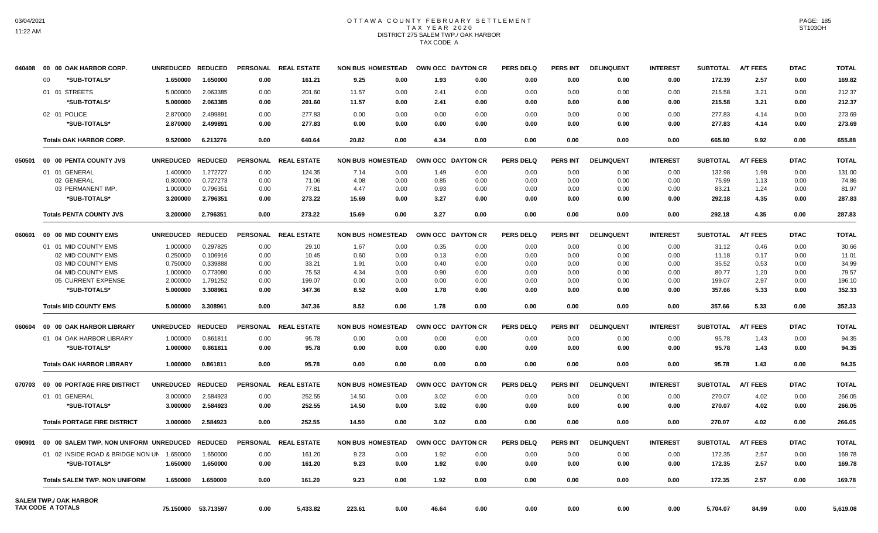# OTTAWA COUNTY FEBRUARY SETTLEMENT
## TAX YEAR 2020
## DISTRICT 275 SALEM TWP./ OAK HARBOR
## TAX CODE A

03/04/2021
11:22 AM

ST103OH

| | | UNREDUCED | REDUCED | PERSONAL | REAL ESTATE | NON BUS | HOMESTEAD | OWN OCC | DAYTON CR | PERS DELQ | PERS INT | DELINQUENT | INTEREST | SUBTOTAL | A/T FEES | DTAC | TOTAL |
|---|---|---|---|---|---|---|---|---|---|---|---|---|---|---|---|---|---|
| 040408 | 00 00 OAK HARBOR CORP. | | | | | | | | | | | | | | | | |
| | 00 *SUB-TOTALS* | 1.650000 | 1.650000 | 0.00 | 161.21 | 9.25 | 0.00 | 1.93 | 0.00 | 0.00 | 0.00 | 0.00 | 0.00 | 172.39 | 2.57 | 0.00 | 169.82 |
| | 01 01 STREETS | 5.000000 | 2.063385 | 0.00 | 201.60 | 11.57 | 0.00 | 2.41 | 0.00 | 0.00 | 0.00 | 0.00 | 0.00 | 215.58 | 3.21 | 0.00 | 212.37 |
| | *SUB-TOTALS* | 5.000000 | 2.063385 | 0.00 | 201.60 | 11.57 | 0.00 | 2.41 | 0.00 | 0.00 | 0.00 | 0.00 | 0.00 | 215.58 | 3.21 | 0.00 | 212.37 |
| | 02 01 POLICE | 2.870000 | 2.499891 | 0.00 | 277.83 | 0.00 | 0.00 | 0.00 | 0.00 | 0.00 | 0.00 | 0.00 | 0.00 | 277.83 | 4.14 | 0.00 | 273.69 |
| | *SUB-TOTALS* | 2.870000 | 2.499891 | 0.00 | 277.83 | 0.00 | 0.00 | 0.00 | 0.00 | 0.00 | 0.00 | 0.00 | 0.00 | 277.83 | 4.14 | 0.00 | 273.69 |
| | **Totals OAK HARBOR CORP.** | 9.520000 | 6.213276 | 0.00 | 640.64 | 20.82 | 0.00 | 4.34 | 0.00 | 0.00 | 0.00 | 0.00 | 0.00 | 665.80 | 9.92 | 0.00 | 655.88 |
| 050501 | 00 00 PENTA COUNTY JVS | UNREDUCED | REDUCED | PERSONAL | REAL ESTATE | NON BUS | HOMESTEAD | OWN OCC | DAYTON CR | PERS DELQ | PERS INT | DELINQUENT | INTEREST | SUBTOTAL | A/T FEES | DTAC | TOTAL |
| | 01 01 GENERAL | 1.400000 | 1.272727 | 0.00 | 124.35 | 7.14 | 0.00 | 1.49 | 0.00 | 0.00 | 0.00 | 0.00 | 0.00 | 132.98 | 1.98 | 0.00 | 131.00 |
| | 02 GENERAL | 0.800000 | 0.727273 | 0.00 | 71.06 | 4.08 | 0.00 | 0.85 | 0.00 | 0.00 | 0.00 | 0.00 | 0.00 | 75.99 | 1.13 | 0.00 | 74.86 |
| | 03 PERMANENT IMP. | 1.000000 | 0.796351 | 0.00 | 77.81 | 4.47 | 0.00 | 0.93 | 0.00 | 0.00 | 0.00 | 0.00 | 0.00 | 83.21 | 1.24 | 0.00 | 81.97 |
| | *SUB-TOTALS* | 3.200000 | 2.796351 | 0.00 | 273.22 | 15.69 | 0.00 | 3.27 | 0.00 | 0.00 | 0.00 | 0.00 | 0.00 | 292.18 | 4.35 | 0.00 | 287.83 |
| | **Totals PENTA COUNTY JVS** | 3.200000 | 2.796351 | 0.00 | 273.22 | 15.69 | 0.00 | 3.27 | 0.00 | 0.00 | 0.00 | 0.00 | 0.00 | 292.18 | 4.35 | 0.00 | 287.83 |
| 060601 | 00 00 MID COUNTY EMS | UNREDUCED | REDUCED | PERSONAL | REAL ESTATE | NON BUS | HOMESTEAD | OWN OCC | DAYTON CR | PERS DELQ | PERS INT | DELINQUENT | INTEREST | SUBTOTAL | A/T FEES | DTAC | TOTAL |
| | 01 01 MID COUNTY EMS | 1.000000 | 0.297825 | 0.00 | 29.10 | 1.67 | 0.00 | 0.35 | 0.00 | 0.00 | 0.00 | 0.00 | 0.00 | 31.12 | 0.46 | 0.00 | 30.66 |
| | 02 MID COUNTY EMS | 0.250000 | 0.106916 | 0.00 | 10.45 | 0.60 | 0.00 | 0.13 | 0.00 | 0.00 | 0.00 | 0.00 | 0.00 | 11.18 | 0.17 | 0.00 | 11.01 |
| | 03 MID COUNTY EMS | 0.750000 | 0.339888 | 0.00 | 33.21 | 1.91 | 0.00 | 0.40 | 0.00 | 0.00 | 0.00 | 0.00 | 0.00 | 35.52 | 0.53 | 0.00 | 34.99 |
| | 04 MID COUNTY EMS | 1.000000 | 0.773080 | 0.00 | 75.53 | 4.34 | 0.00 | 0.90 | 0.00 | 0.00 | 0.00 | 0.00 | 0.00 | 80.77 | 1.20 | 0.00 | 79.57 |
| | 05 CURRENT EXPENSE | 2.000000 | 1.791252 | 0.00 | 199.07 | 0.00 | 0.00 | 0.00 | 0.00 | 0.00 | 0.00 | 0.00 | 0.00 | 199.07 | 2.97 | 0.00 | 196.10 |
| | *SUB-TOTALS* | 5.000000 | 3.308961 | 0.00 | 347.36 | 8.52 | 0.00 | 1.78 | 0.00 | 0.00 | 0.00 | 0.00 | 0.00 | 357.66 | 5.33 | 0.00 | 352.33 |
| | **Totals MID COUNTY EMS** | 5.000000 | 3.308961 | 0.00 | 347.36 | 8.52 | 0.00 | 1.78 | 0.00 | 0.00 | 0.00 | 0.00 | 0.00 | 357.66 | 5.33 | 0.00 | 352.33 |
| 060604 | 00 00 OAK HARBOR LIBRARY | UNREDUCED | REDUCED | PERSONAL | REAL ESTATE | NON BUS | HOMESTEAD | OWN OCC | DAYTON CR | PERS DELQ | PERS INT | DELINQUENT | INTEREST | SUBTOTAL | A/T FEES | DTAC | TOTAL |
| | 01 04 OAK HARBOR LIBRARY | 1.000000 | 0.861811 | 0.00 | 95.78 | 0.00 | 0.00 | 0.00 | 0.00 | 0.00 | 0.00 | 0.00 | 0.00 | 95.78 | 1.43 | 0.00 | 94.35 |
| | *SUB-TOTALS* | 1.000000 | 0.861811 | 0.00 | 95.78 | 0.00 | 0.00 | 0.00 | 0.00 | 0.00 | 0.00 | 0.00 | 0.00 | 95.78 | 1.43 | 0.00 | 94.35 |
| | **Totals OAK HARBOR LIBRARY** | 1.000000 | 0.861811 | 0.00 | 95.78 | 0.00 | 0.00 | 0.00 | 0.00 | 0.00 | 0.00 | 0.00 | 0.00 | 95.78 | 1.43 | 0.00 | 94.35 |
| 070703 | 00 00 PORTAGE FIRE DISTRICT | UNREDUCED | REDUCED | PERSONAL | REAL ESTATE | NON BUS | HOMESTEAD | OWN OCC | DAYTON CR | PERS DELQ | PERS INT | DELINQUENT | INTEREST | SUBTOTAL | A/T FEES | DTAC | TOTAL |
| | 01 01 GENERAL | 3.000000 | 2.584923 | 0.00 | 252.55 | 14.50 | 0.00 | 3.02 | 0.00 | 0.00 | 0.00 | 0.00 | 0.00 | 270.07 | 4.02 | 0.00 | 266.05 |
| | *SUB-TOTALS* | 3.000000 | 2.584923 | 0.00 | 252.55 | 14.50 | 0.00 | 3.02 | 0.00 | 0.00 | 0.00 | 0.00 | 0.00 | 270.07 | 4.02 | 0.00 | 266.05 |
| | **Totals PORTAGE FIRE DISTRICT** | 3.000000 | 2.584923 | 0.00 | 252.55 | 14.50 | 0.00 | 3.02 | 0.00 | 0.00 | 0.00 | 0.00 | 0.00 | 270.07 | 4.02 | 0.00 | 266.05 |
| 090901 | 00 00 SALEM TWP. NON UNIFORM | UNREDUCED | REDUCED | PERSONAL | REAL ESTATE | NON BUS | HOMESTEAD | OWN OCC | DAYTON CR | PERS DELQ | PERS INT | DELINQUENT | INTEREST | SUBTOTAL | A/T FEES | DTAC | TOTAL |
| | 01 02 INSIDE ROAD & BRIDGE NON UN | 1.650000 | 1.650000 | 0.00 | 161.20 | 9.23 | 0.00 | 1.92 | 0.00 | 0.00 | 0.00 | 0.00 | 0.00 | 172.35 | 2.57 | 0.00 | 169.78 |
| | *SUB-TOTALS* | 1.650000 | 1.650000 | 0.00 | 161.20 | 9.23 | 0.00 | 1.92 | 0.00 | 0.00 | 0.00 | 0.00 | 0.00 | 172.35 | 2.57 | 0.00 | 169.78 |
| | **Totals SALEM TWP. NON UNIFORM** | 1.650000 | 1.650000 | 0.00 | 161.20 | 9.23 | 0.00 | 1.92 | 0.00 | 0.00 | 0.00 | 0.00 | 0.00 | 172.35 | 2.57 | 0.00 | 169.78 |
| | **SALEM TWP./ OAK HARBOR TAX CODE A TOTALS** | 75.150000 | 53.713597 | 0.00 | 5,433.82 | 223.61 | 0.00 | 46.64 | 0.00 | 0.00 | 0.00 | 0.00 | 0.00 | 5,704.07 | 84.99 | 0.00 | 5,619.08 |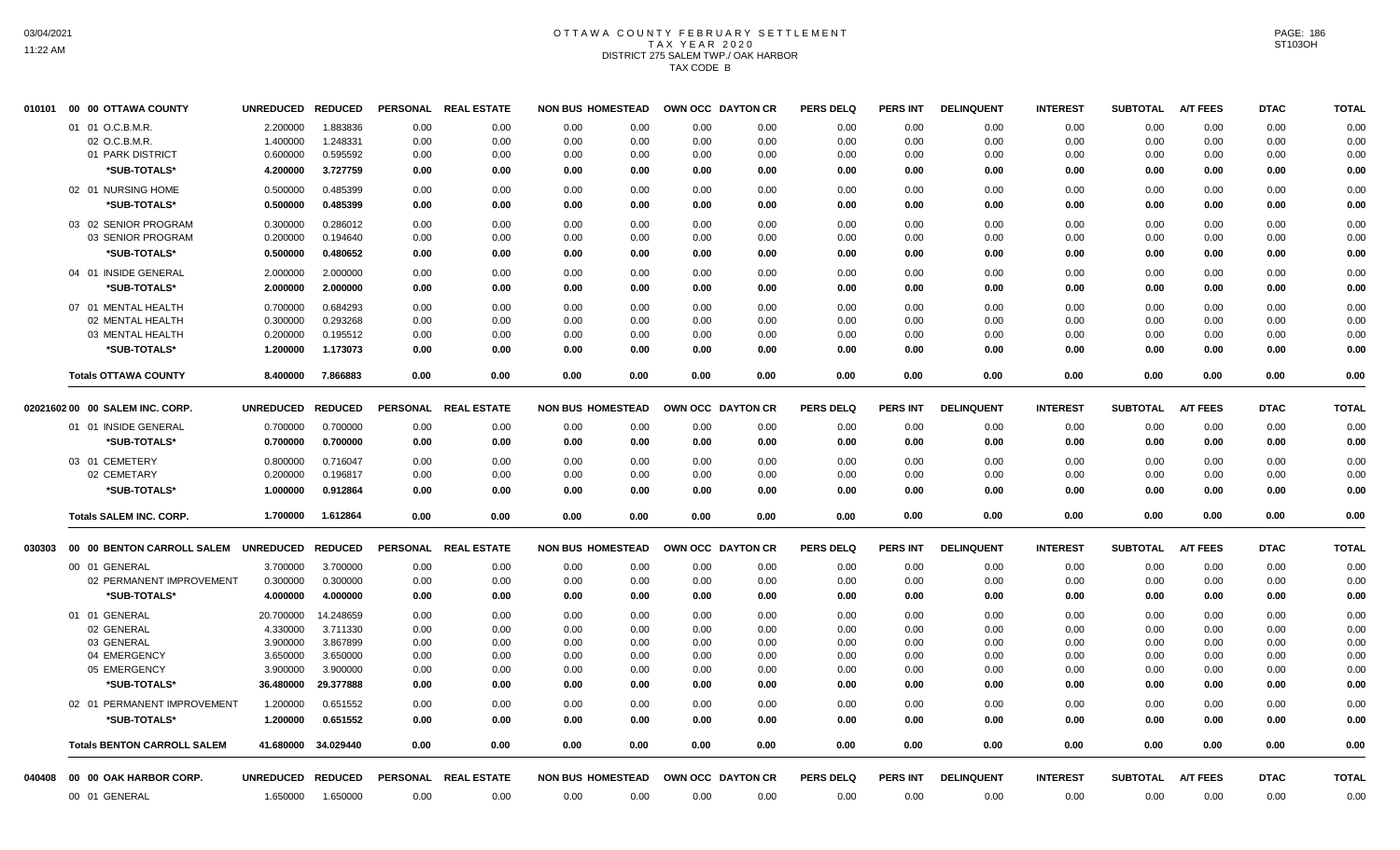# OTTAWA COUNTY FEBRUARY SETTLEMENT
## TAX YEAR 2020
## DISTRICT 275 SALEM TWP./ OAK HARBOR
## TAX CODE B

| 010101 00 00 OTTAWA COUNTY | UNREDUCED | REDUCED | PERSONAL | REAL ESTATE | NON BUS | HOMESTEAD | OWN OCC | DAYTON CR | PERS DELQ | PERS INT | DELINQUENT | INTEREST | SUBTOTAL | A/T FEES | DTAC | TOTAL |
|---|---|---|---|---|---|---|---|---|---|---|---|---|---|---|---|---|
| 01 01 O.C.B.M.R. | 2.200000 | 1.883836 | 0.00 | 0.00 | 0.00 | 0.00 | 0.00 | 0.00 | 0.00 | 0.00 | 0.00 | 0.00 | 0.00 | 0.00 | 0.00 | 0.00 |
| 02 O.C.B.M.R. | 1.400000 | 1.248331 | 0.00 | 0.00 | 0.00 | 0.00 | 0.00 | 0.00 | 0.00 | 0.00 | 0.00 | 0.00 | 0.00 | 0.00 | 0.00 | 0.00 |
| 01 PARK DISTRICT | 0.600000 | 0.595592 | 0.00 | 0.00 | 0.00 | 0.00 | 0.00 | 0.00 | 0.00 | 0.00 | 0.00 | 0.00 | 0.00 | 0.00 | 0.00 | 0.00 |
| *SUB-TOTALS* | 4.200000 | 3.727759 | 0.00 | 0.00 | 0.00 | 0.00 | 0.00 | 0.00 | 0.00 | 0.00 | 0.00 | 0.00 | 0.00 | 0.00 | 0.00 | 0.00 |
| 02 01 NURSING HOME | 0.500000 | 0.485399 | 0.00 | 0.00 | 0.00 | 0.00 | 0.00 | 0.00 | 0.00 | 0.00 | 0.00 | 0.00 | 0.00 | 0.00 | 0.00 | 0.00 |
| *SUB-TOTALS* | 0.500000 | 0.485399 | 0.00 | 0.00 | 0.00 | 0.00 | 0.00 | 0.00 | 0.00 | 0.00 | 0.00 | 0.00 | 0.00 | 0.00 | 0.00 | 0.00 |
| 03 02 SENIOR PROGRAM | 0.300000 | 0.286012 | 0.00 | 0.00 | 0.00 | 0.00 | 0.00 | 0.00 | 0.00 | 0.00 | 0.00 | 0.00 | 0.00 | 0.00 | 0.00 | 0.00 |
| 03 SENIOR PROGRAM | 0.200000 | 0.194640 | 0.00 | 0.00 | 0.00 | 0.00 | 0.00 | 0.00 | 0.00 | 0.00 | 0.00 | 0.00 | 0.00 | 0.00 | 0.00 | 0.00 |
| *SUB-TOTALS* | 0.500000 | 0.480652 | 0.00 | 0.00 | 0.00 | 0.00 | 0.00 | 0.00 | 0.00 | 0.00 | 0.00 | 0.00 | 0.00 | 0.00 | 0.00 | 0.00 |
| 04 01 INSIDE GENERAL | 2.000000 | 2.000000 | 0.00 | 0.00 | 0.00 | 0.00 | 0.00 | 0.00 | 0.00 | 0.00 | 0.00 | 0.00 | 0.00 | 0.00 | 0.00 | 0.00 |
| *SUB-TOTALS* | 2.000000 | 2.000000 | 0.00 | 0.00 | 0.00 | 0.00 | 0.00 | 0.00 | 0.00 | 0.00 | 0.00 | 0.00 | 0.00 | 0.00 | 0.00 | 0.00 |
| 07 01 MENTAL HEALTH | 0.700000 | 0.684293 | 0.00 | 0.00 | 0.00 | 0.00 | 0.00 | 0.00 | 0.00 | 0.00 | 0.00 | 0.00 | 0.00 | 0.00 | 0.00 | 0.00 |
| 02 MENTAL HEALTH | 0.300000 | 0.293268 | 0.00 | 0.00 | 0.00 | 0.00 | 0.00 | 0.00 | 0.00 | 0.00 | 0.00 | 0.00 | 0.00 | 0.00 | 0.00 | 0.00 |
| 03 MENTAL HEALTH | 0.200000 | 0.195512 | 0.00 | 0.00 | 0.00 | 0.00 | 0.00 | 0.00 | 0.00 | 0.00 | 0.00 | 0.00 | 0.00 | 0.00 | 0.00 | 0.00 |
| *SUB-TOTALS* | 1.200000 | 1.173073 | 0.00 | 0.00 | 0.00 | 0.00 | 0.00 | 0.00 | 0.00 | 0.00 | 0.00 | 0.00 | 0.00 | 0.00 | 0.00 | 0.00 |
| **Totals OTTAWA COUNTY** | 8.400000 | 7.866883 | 0.00 | 0.00 | 0.00 | 0.00 | 0.00 | 0.00 | 0.00 | 0.00 | 0.00 | 0.00 | 0.00 | 0.00 | 0.00 | 0.00 |

| 02021602 00 00 SALEM INC. CORP. | UNREDUCED | REDUCED | PERSONAL | REAL ESTATE | NON BUS | HOMESTEAD | OWN OCC | DAYTON CR | PERS DELQ | PERS INT | DELINQUENT | INTEREST | SUBTOTAL | A/T FEES | DTAC | TOTAL |
|---|---|---|---|---|---|---|---|---|---|---|---|---|---|---|---|---|
| 01 01 INSIDE GENERAL | 0.700000 | 0.700000 | 0.00 | 0.00 | 0.00 | 0.00 | 0.00 | 0.00 | 0.00 | 0.00 | 0.00 | 0.00 | 0.00 | 0.00 | 0.00 | 0.00 |
| *SUB-TOTALS* | 0.700000 | 0.700000 | 0.00 | 0.00 | 0.00 | 0.00 | 0.00 | 0.00 | 0.00 | 0.00 | 0.00 | 0.00 | 0.00 | 0.00 | 0.00 | 0.00 |
| 03 01 CEMETERY | 0.800000 | 0.716047 | 0.00 | 0.00 | 0.00 | 0.00 | 0.00 | 0.00 | 0.00 | 0.00 | 0.00 | 0.00 | 0.00 | 0.00 | 0.00 | 0.00 |
| 02 CEMETARY | 0.200000 | 0.196817 | 0.00 | 0.00 | 0.00 | 0.00 | 0.00 | 0.00 | 0.00 | 0.00 | 0.00 | 0.00 | 0.00 | 0.00 | 0.00 | 0.00 |
| *SUB-TOTALS* | 1.000000 | 0.912864 | 0.00 | 0.00 | 0.00 | 0.00 | 0.00 | 0.00 | 0.00 | 0.00 | 0.00 | 0.00 | 0.00 | 0.00 | 0.00 | 0.00 |
| **Totals SALEM INC. CORP.** | 1.700000 | 1.612864 | 0.00 | 0.00 | 0.00 | 0.00 | 0.00 | 0.00 | 0.00 | 0.00 | 0.00 | 0.00 | 0.00 | 0.00 | 0.00 | 0.00 |

| 030303 00 00 BENTON CARROLL SALEM | UNREDUCED | REDUCED | PERSONAL | REAL ESTATE | NON BUS | HOMESTEAD | OWN OCC | DAYTON CR | PERS DELQ | PERS INT | DELINQUENT | INTEREST | SUBTOTAL | A/T FEES | DTAC | TOTAL |
|---|---|---|---|---|---|---|---|---|---|---|---|---|---|---|---|---|
| 00 01 GENERAL | 3.700000 | 3.700000 | 0.00 | 0.00 | 0.00 | 0.00 | 0.00 | 0.00 | 0.00 | 0.00 | 0.00 | 0.00 | 0.00 | 0.00 | 0.00 | 0.00 |
| 02 PERMANENT IMPROVEMENT | 0.300000 | 0.300000 | 0.00 | 0.00 | 0.00 | 0.00 | 0.00 | 0.00 | 0.00 | 0.00 | 0.00 | 0.00 | 0.00 | 0.00 | 0.00 | 0.00 |
| *SUB-TOTALS* | 4.000000 | 4.000000 | 0.00 | 0.00 | 0.00 | 0.00 | 0.00 | 0.00 | 0.00 | 0.00 | 0.00 | 0.00 | 0.00 | 0.00 | 0.00 | 0.00 |
| 01 01 GENERAL | 20.700000 | 14.248659 | 0.00 | 0.00 | 0.00 | 0.00 | 0.00 | 0.00 | 0.00 | 0.00 | 0.00 | 0.00 | 0.00 | 0.00 | 0.00 | 0.00 |
| 02 GENERAL | 4.330000 | 3.711330 | 0.00 | 0.00 | 0.00 | 0.00 | 0.00 | 0.00 | 0.00 | 0.00 | 0.00 | 0.00 | 0.00 | 0.00 | 0.00 | 0.00 |
| 03 GENERAL | 3.900000 | 3.867899 | 0.00 | 0.00 | 0.00 | 0.00 | 0.00 | 0.00 | 0.00 | 0.00 | 0.00 | 0.00 | 0.00 | 0.00 | 0.00 | 0.00 |
| 04 EMERGENCY | 3.650000 | 3.650000 | 0.00 | 0.00 | 0.00 | 0.00 | 0.00 | 0.00 | 0.00 | 0.00 | 0.00 | 0.00 | 0.00 | 0.00 | 0.00 | 0.00 |
| 05 EMERGENCY | 3.900000 | 3.900000 | 0.00 | 0.00 | 0.00 | 0.00 | 0.00 | 0.00 | 0.00 | 0.00 | 0.00 | 0.00 | 0.00 | 0.00 | 0.00 | 0.00 |
| *SUB-TOTALS* | 36.480000 | 29.377888 | 0.00 | 0.00 | 0.00 | 0.00 | 0.00 | 0.00 | 0.00 | 0.00 | 0.00 | 0.00 | 0.00 | 0.00 | 0.00 | 0.00 |
| 02 01 PERMANENT IMPROVEMENT | 1.200000 | 0.651552 | 0.00 | 0.00 | 0.00 | 0.00 | 0.00 | 0.00 | 0.00 | 0.00 | 0.00 | 0.00 | 0.00 | 0.00 | 0.00 | 0.00 |
| *SUB-TOTALS* | 1.200000 | 0.651552 | 0.00 | 0.00 | 0.00 | 0.00 | 0.00 | 0.00 | 0.00 | 0.00 | 0.00 | 0.00 | 0.00 | 0.00 | 0.00 | 0.00 |
| **Totals BENTON CARROLL SALEM** | 41.680000 | 34.029440 | 0.00 | 0.00 | 0.00 | 0.00 | 0.00 | 0.00 | 0.00 | 0.00 | 0.00 | 0.00 | 0.00 | 0.00 | 0.00 | 0.00 |

| 040408 00 00 OAK HARBOR CORP. | UNREDUCED | REDUCED | PERSONAL | REAL ESTATE | NON BUS | HOMESTEAD | OWN OCC | DAYTON CR | PERS DELQ | PERS INT | DELINQUENT | INTEREST | SUBTOTAL | A/T FEES | DTAC | TOTAL |
|---|---|---|---|---|---|---|---|---|---|---|---|---|---|---|---|---|
| 00 01 GENERAL | 1.650000 | 1.650000 | 0.00 | 0.00 | 0.00 | 0.00 | 0.00 | 0.00 | 0.00 | 0.00 | 0.00 | 0.00 | 0.00 | 0.00 | 0.00 | 0.00 |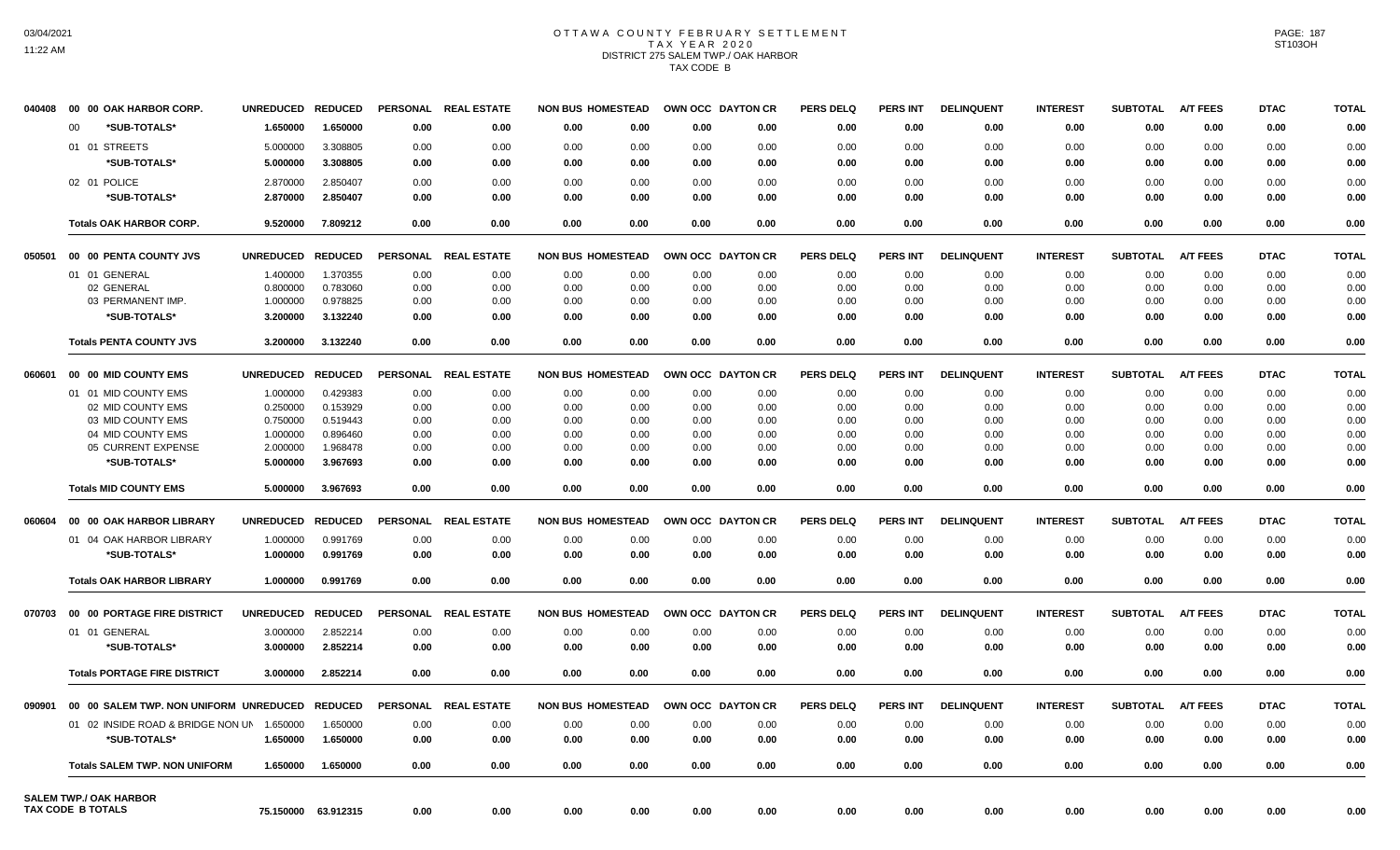# OTTAWA COUNTY FEBRUARY SETTLEMENT
## TAX YEAR 2020
## DISTRICT 275 SALEM TWP./ OAK HARBOR
## TAX CODE B

| | | UNREDUCED | REDUCED | PERSONAL | REAL ESTATE | NON BUS | HOMESTEAD | OWN OCC | DAYTON CR | PERS DELQ | PERS INT | DELINQUENT | INTEREST | SUBTOTAL | A/T FEES | DTAC | TOTAL |
|---|---|---|---|---|---|---|---|---|---|---|---|---|---|---|---|---|---|
| 040408 | 00 00 OAK HARBOR CORP. | | | | | | | | | | | | | | | | |
| | 00 *SUB-TOTALS* | 1.650000 | 1.650000 | 0.00 | 0.00 | 0.00 | 0.00 | 0.00 | 0.00 | 0.00 | 0.00 | 0.00 | 0.00 | 0.00 | 0.00 | 0.00 | 0.00 |
| | 01 01 STREETS | 5.000000 | 3.308805 | 0.00 | 0.00 | 0.00 | 0.00 | 0.00 | 0.00 | 0.00 | 0.00 | 0.00 | 0.00 | 0.00 | 0.00 | 0.00 | 0.00 |
| | *SUB-TOTALS* | 5.000000 | 3.308805 | 0.00 | 0.00 | 0.00 | 0.00 | 0.00 | 0.00 | 0.00 | 0.00 | 0.00 | 0.00 | 0.00 | 0.00 | 0.00 | 0.00 |
| | 02 01 POLICE | 2.870000 | 2.850407 | 0.00 | 0.00 | 0.00 | 0.00 | 0.00 | 0.00 | 0.00 | 0.00 | 0.00 | 0.00 | 0.00 | 0.00 | 0.00 | 0.00 |
| | *SUB-TOTALS* | 2.870000 | 2.850407 | 0.00 | 0.00 | 0.00 | 0.00 | 0.00 | 0.00 | 0.00 | 0.00 | 0.00 | 0.00 | 0.00 | 0.00 | 0.00 | 0.00 |
| | Totals OAK HARBOR CORP. | 9.520000 | 7.809212 | 0.00 | 0.00 | 0.00 | 0.00 | 0.00 | 0.00 | 0.00 | 0.00 | 0.00 | 0.00 | 0.00 | 0.00 | 0.00 | 0.00 |
| 050501 | 00 00 PENTA COUNTY JVS | UNREDUCED | REDUCED | PERSONAL | REAL ESTATE | NON BUS | HOMESTEAD | OWN OCC | DAYTON CR | PERS DELQ | PERS INT | DELINQUENT | INTEREST | SUBTOTAL | A/T FEES | DTAC | TOTAL |
| | 01 01 GENERAL | 1.400000 | 1.370355 | 0.00 | 0.00 | 0.00 | 0.00 | 0.00 | 0.00 | 0.00 | 0.00 | 0.00 | 0.00 | 0.00 | 0.00 | 0.00 | 0.00 |
| | 02 GENERAL | 0.800000 | 0.783060 | 0.00 | 0.00 | 0.00 | 0.00 | 0.00 | 0.00 | 0.00 | 0.00 | 0.00 | 0.00 | 0.00 | 0.00 | 0.00 | 0.00 |
| | 03 PERMANENT IMP. | 1.000000 | 0.978825 | 0.00 | 0.00 | 0.00 | 0.00 | 0.00 | 0.00 | 0.00 | 0.00 | 0.00 | 0.00 | 0.00 | 0.00 | 0.00 | 0.00 |
| | *SUB-TOTALS* | 3.200000 | 3.132240 | 0.00 | 0.00 | 0.00 | 0.00 | 0.00 | 0.00 | 0.00 | 0.00 | 0.00 | 0.00 | 0.00 | 0.00 | 0.00 | 0.00 |
| | Totals PENTA COUNTY JVS | 3.200000 | 3.132240 | 0.00 | 0.00 | 0.00 | 0.00 | 0.00 | 0.00 | 0.00 | 0.00 | 0.00 | 0.00 | 0.00 | 0.00 | 0.00 | 0.00 |
| 060601 | 00 00 MID COUNTY EMS | UNREDUCED | REDUCED | PERSONAL | REAL ESTATE | NON BUS | HOMESTEAD | OWN OCC | DAYTON CR | PERS DELQ | PERS INT | DELINQUENT | INTEREST | SUBTOTAL | A/T FEES | DTAC | TOTAL |
| | 01 01 MID COUNTY EMS | 1.000000 | 0.429383 | 0.00 | 0.00 | 0.00 | 0.00 | 0.00 | 0.00 | 0.00 | 0.00 | 0.00 | 0.00 | 0.00 | 0.00 | 0.00 | 0.00 |
| | 02 MID COUNTY EMS | 0.250000 | 0.153929 | 0.00 | 0.00 | 0.00 | 0.00 | 0.00 | 0.00 | 0.00 | 0.00 | 0.00 | 0.00 | 0.00 | 0.00 | 0.00 | 0.00 |
| | 03 MID COUNTY EMS | 0.750000 | 0.519443 | 0.00 | 0.00 | 0.00 | 0.00 | 0.00 | 0.00 | 0.00 | 0.00 | 0.00 | 0.00 | 0.00 | 0.00 | 0.00 | 0.00 |
| | 04 MID COUNTY EMS | 1.000000 | 0.896460 | 0.00 | 0.00 | 0.00 | 0.00 | 0.00 | 0.00 | 0.00 | 0.00 | 0.00 | 0.00 | 0.00 | 0.00 | 0.00 | 0.00 |
| | 05 CURRENT EXPENSE | 2.000000 | 1.968478 | 0.00 | 0.00 | 0.00 | 0.00 | 0.00 | 0.00 | 0.00 | 0.00 | 0.00 | 0.00 | 0.00 | 0.00 | 0.00 | 0.00 |
| | *SUB-TOTALS* | 5.000000 | 3.967693 | 0.00 | 0.00 | 0.00 | 0.00 | 0.00 | 0.00 | 0.00 | 0.00 | 0.00 | 0.00 | 0.00 | 0.00 | 0.00 | 0.00 |
| | Totals MID COUNTY EMS | 5.000000 | 3.967693 | 0.00 | 0.00 | 0.00 | 0.00 | 0.00 | 0.00 | 0.00 | 0.00 | 0.00 | 0.00 | 0.00 | 0.00 | 0.00 | 0.00 |
| 060604 | 00 00 OAK HARBOR LIBRARY | UNREDUCED | REDUCED | PERSONAL | REAL ESTATE | NON BUS | HOMESTEAD | OWN OCC | DAYTON CR | PERS DELQ | PERS INT | DELINQUENT | INTEREST | SUBTOTAL | A/T FEES | DTAC | TOTAL |
| | 01 04 OAK HARBOR LIBRARY | 1.000000 | 0.991769 | 0.00 | 0.00 | 0.00 | 0.00 | 0.00 | 0.00 | 0.00 | 0.00 | 0.00 | 0.00 | 0.00 | 0.00 | 0.00 | 0.00 |
| | *SUB-TOTALS* | 1.000000 | 0.991769 | 0.00 | 0.00 | 0.00 | 0.00 | 0.00 | 0.00 | 0.00 | 0.00 | 0.00 | 0.00 | 0.00 | 0.00 | 0.00 | 0.00 |
| | Totals OAK HARBOR LIBRARY | 1.000000 | 0.991769 | 0.00 | 0.00 | 0.00 | 0.00 | 0.00 | 0.00 | 0.00 | 0.00 | 0.00 | 0.00 | 0.00 | 0.00 | 0.00 | 0.00 |
| 070703 | 00 00 PORTAGE FIRE DISTRICT | UNREDUCED | REDUCED | PERSONAL | REAL ESTATE | NON BUS | HOMESTEAD | OWN OCC | DAYTON CR | PERS DELQ | PERS INT | DELINQUENT | INTEREST | SUBTOTAL | A/T FEES | DTAC | TOTAL |
| | 01 01 GENERAL | 3.000000 | 2.852214 | 0.00 | 0.00 | 0.00 | 0.00 | 0.00 | 0.00 | 0.00 | 0.00 | 0.00 | 0.00 | 0.00 | 0.00 | 0.00 | 0.00 |
| | *SUB-TOTALS* | 3.000000 | 2.852214 | 0.00 | 0.00 | 0.00 | 0.00 | 0.00 | 0.00 | 0.00 | 0.00 | 0.00 | 0.00 | 0.00 | 0.00 | 0.00 | 0.00 |
| | Totals PORTAGE FIRE DISTRICT | 3.000000 | 2.852214 | 0.00 | 0.00 | 0.00 | 0.00 | 0.00 | 0.00 | 0.00 | 0.00 | 0.00 | 0.00 | 0.00 | 0.00 | 0.00 | 0.00 |
| 090901 | 00 00 SALEM TWP. NON UNIFORM | UNREDUCED | REDUCED | PERSONAL | REAL ESTATE | NON BUS | HOMESTEAD | OWN OCC | DAYTON CR | PERS DELQ | PERS INT | DELINQUENT | INTEREST | SUBTOTAL | A/T FEES | DTAC | TOTAL |
| | 01 02 INSIDE ROAD & BRIDGE NON UN | 1.650000 | 1.650000 | 0.00 | 0.00 | 0.00 | 0.00 | 0.00 | 0.00 | 0.00 | 0.00 | 0.00 | 0.00 | 0.00 | 0.00 | 0.00 | 0.00 |
| | *SUB-TOTALS* | 1.650000 | 1.650000 | 0.00 | 0.00 | 0.00 | 0.00 | 0.00 | 0.00 | 0.00 | 0.00 | 0.00 | 0.00 | 0.00 | 0.00 | 0.00 | 0.00 |
| | Totals SALEM TWP. NON UNIFORM | 1.650000 | 1.650000 | 0.00 | 0.00 | 0.00 | 0.00 | 0.00 | 0.00 | 0.00 | 0.00 | 0.00 | 0.00 | 0.00 | 0.00 | 0.00 | 0.00 |
| | SALEM TWP./ OAK HARBOR TAX CODE B TOTALS | 75.150000 | 63.912315 | 0.00 | 0.00 | 0.00 | 0.00 | 0.00 | 0.00 | 0.00 | 0.00 | 0.00 | 0.00 | 0.00 | 0.00 | 0.00 | 0.00 |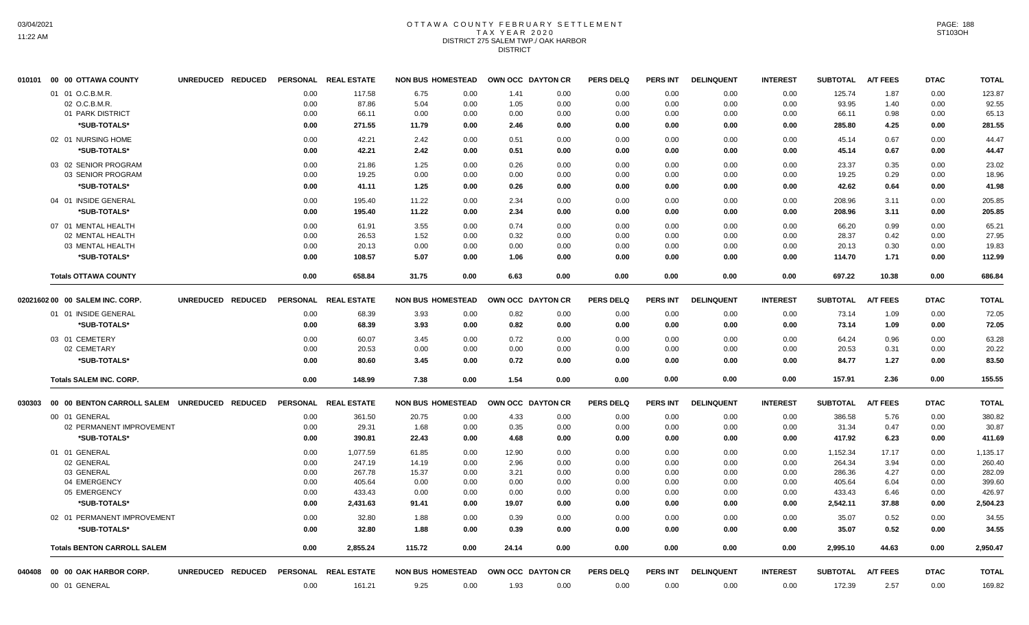# OTTAWA COUNTY FEBRUARY SETTLEMENT
## TAX YEAR 2020
## DISTRICT 275 SALEM TWP./ OAK HARBOR
## DISTRICT

| 010101 00 00 OTTAWA COUNTY | UNREDUCED | REDUCED | PERSONAL | REAL ESTATE | NON BUS | HOMESTEAD | OWN OCC | DAYTON CR | PERS DELQ | PERS INT | DELINQUENT | INTEREST | SUBTOTAL | A/T FEES | DTAC | TOTAL |
|---|---|---|---|---|---|---|---|---|---|---|---|---|---|---|---|---|
| 01 01 O.C.B.M.R. | | | 0.00 | 117.58 | 6.75 | 0.00 | 1.41 | 0.00 | 0.00 | 0.00 | 0.00 | 0.00 | 125.74 | 1.87 | 0.00 | 123.87 |
| 02 O.C.B.M.R. | | | 0.00 | 87.86 | 5.04 | 0.00 | 1.05 | 0.00 | 0.00 | 0.00 | 0.00 | 0.00 | 93.95 | 1.40 | 0.00 | 92.55 |
| 01 PARK DISTRICT | | | 0.00 | 66.11 | 0.00 | 0.00 | 0.00 | 0.00 | 0.00 | 0.00 | 0.00 | 0.00 | 66.11 | 0.98 | 0.00 | 65.13 |
| *SUB-TOTALS* | | | 0.00 | 271.55 | 11.79 | 0.00 | 2.46 | 0.00 | 0.00 | 0.00 | 0.00 | 0.00 | 285.80 | 4.25 | 0.00 | 281.55 |
| 02 01 NURSING HOME | | | 0.00 | 42.21 | 2.42 | 0.00 | 0.51 | 0.00 | 0.00 | 0.00 | 0.00 | 0.00 | 45.14 | 0.67 | 0.00 | 44.47 |
| *SUB-TOTALS* | | | 0.00 | 42.21 | 2.42 | 0.00 | 0.51 | 0.00 | 0.00 | 0.00 | 0.00 | 0.00 | 45.14 | 0.67 | 0.00 | 44.47 |
| 03 02 SENIOR PROGRAM | | | 0.00 | 21.86 | 1.25 | 0.00 | 0.26 | 0.00 | 0.00 | 0.00 | 0.00 | 0.00 | 23.37 | 0.35 | 0.00 | 23.02 |
| 03 SENIOR PROGRAM | | | 0.00 | 19.25 | 0.00 | 0.00 | 0.00 | 0.00 | 0.00 | 0.00 | 0.00 | 0.00 | 19.25 | 0.29 | 0.00 | 18.96 |
| *SUB-TOTALS* | | | 0.00 | 41.11 | 1.25 | 0.00 | 0.26 | 0.00 | 0.00 | 0.00 | 0.00 | 0.00 | 42.62 | 0.64 | 0.00 | 41.98 |
| 04 01 INSIDE GENERAL | | | 0.00 | 195.40 | 11.22 | 0.00 | 2.34 | 0.00 | 0.00 | 0.00 | 0.00 | 0.00 | 208.96 | 3.11 | 0.00 | 205.85 |
| *SUB-TOTALS* | | | 0.00 | 195.40 | 11.22 | 0.00 | 2.34 | 0.00 | 0.00 | 0.00 | 0.00 | 0.00 | 208.96 | 3.11 | 0.00 | 205.85 |
| 07 01 MENTAL HEALTH | | | 0.00 | 61.91 | 3.55 | 0.00 | 0.74 | 0.00 | 0.00 | 0.00 | 0.00 | 0.00 | 66.20 | 0.99 | 0.00 | 65.21 |
| 02 MENTAL HEALTH | | | 0.00 | 26.53 | 1.52 | 0.00 | 0.32 | 0.00 | 0.00 | 0.00 | 0.00 | 0.00 | 28.37 | 0.42 | 0.00 | 27.95 |
| 03 MENTAL HEALTH | | | 0.00 | 20.13 | 0.00 | 0.00 | 0.00 | 0.00 | 0.00 | 0.00 | 0.00 | 0.00 | 20.13 | 0.30 | 0.00 | 19.83 |
| *SUB-TOTALS* | | | 0.00 | 108.57 | 5.07 | 0.00 | 1.06 | 0.00 | 0.00 | 0.00 | 0.00 | 0.00 | 114.70 | 1.71 | 0.00 | 112.99 |
| **Totals OTTAWA COUNTY** | | | 0.00 | 658.84 | 31.75 | 0.00 | 6.63 | 0.00 | 0.00 | 0.00 | 0.00 | 0.00 | 697.22 | 10.38 | 0.00 | 686.84 |

| 02021602 00 00 SALEM INC. CORP. | UNREDUCED | REDUCED | PERSONAL | REAL ESTATE | NON BUS | HOMESTEAD | OWN OCC | DAYTON CR | PERS DELQ | PERS INT | DELINQUENT | INTEREST | SUBTOTAL | A/T FEES | DTAC | TOTAL |
|---|---|---|---|---|---|---|---|---|---|---|---|---|---|---|---|---|
| 01 01 INSIDE GENERAL | | | 0.00 | 68.39 | 3.93 | 0.00 | 0.82 | 0.00 | 0.00 | 0.00 | 0.00 | 0.00 | 73.14 | 1.09 | 0.00 | 72.05 |
| *SUB-TOTALS* | | | 0.00 | 68.39 | 3.93 | 0.00 | 0.82 | 0.00 | 0.00 | 0.00 | 0.00 | 0.00 | 73.14 | 1.09 | 0.00 | 72.05 |
| 03 01 CEMETERY | | | 0.00 | 60.07 | 3.45 | 0.00 | 0.72 | 0.00 | 0.00 | 0.00 | 0.00 | 0.00 | 64.24 | 0.96 | 0.00 | 63.28 |
| 02 CEMETARY | | | 0.00 | 20.53 | 0.00 | 0.00 | 0.00 | 0.00 | 0.00 | 0.00 | 0.00 | 0.00 | 20.53 | 0.31 | 0.00 | 20.22 |
| *SUB-TOTALS* | | | 0.00 | 80.60 | 3.45 | 0.00 | 0.72 | 0.00 | 0.00 | 0.00 | 0.00 | 0.00 | 84.77 | 1.27 | 0.00 | 83.50 |
| **Totals SALEM INC. CORP.** | | | 0.00 | 148.99 | 7.38 | 0.00 | 1.54 | 0.00 | 0.00 | 0.00 | 0.00 | 0.00 | 157.91 | 2.36 | 0.00 | 155.55 |

| 030303 00 00 BENTON CARROLL SALEM | UNREDUCED | REDUCED | PERSONAL | REAL ESTATE | NON BUS | HOMESTEAD | OWN OCC | DAYTON CR | PERS DELQ | PERS INT | DELINQUENT | INTEREST | SUBTOTAL | A/T FEES | DTAC | TOTAL |
|---|---|---|---|---|---|---|---|---|---|---|---|---|---|---|---|---|
| 00 01 GENERAL | | | 0.00 | 361.50 | 20.75 | 0.00 | 4.33 | 0.00 | 0.00 | 0.00 | 0.00 | 0.00 | 386.58 | 5.76 | 0.00 | 380.82 |
| 02 PERMANENT IMPROVEMENT | | | 0.00 | 29.31 | 1.68 | 0.00 | 0.35 | 0.00 | 0.00 | 0.00 | 0.00 | 0.00 | 31.34 | 0.47 | 0.00 | 30.87 |
| *SUB-TOTALS* | | | 0.00 | 390.81 | 22.43 | 0.00 | 4.68 | 0.00 | 0.00 | 0.00 | 0.00 | 0.00 | 417.92 | 6.23 | 0.00 | 411.69 |
| 01 01 GENERAL | | | 0.00 | 1,077.59 | 61.85 | 0.00 | 12.90 | 0.00 | 0.00 | 0.00 | 0.00 | 0.00 | 1,152.34 | 17.17 | 0.00 | 1,135.17 |
| 02 GENERAL | | | 0.00 | 247.19 | 14.19 | 0.00 | 2.96 | 0.00 | 0.00 | 0.00 | 0.00 | 0.00 | 264.34 | 3.94 | 0.00 | 260.40 |
| 03 GENERAL | | | 0.00 | 267.78 | 15.37 | 0.00 | 3.21 | 0.00 | 0.00 | 0.00 | 0.00 | 0.00 | 286.36 | 4.27 | 0.00 | 282.09 |
| 04 EMERGENCY | | | 0.00 | 405.64 | 0.00 | 0.00 | 0.00 | 0.00 | 0.00 | 0.00 | 0.00 | 0.00 | 405.64 | 6.04 | 0.00 | 399.60 |
| 05 EMERGENCY | | | 0.00 | 433.43 | 0.00 | 0.00 | 0.00 | 0.00 | 0.00 | 0.00 | 0.00 | 0.00 | 433.43 | 6.46 | 0.00 | 426.97 |
| *SUB-TOTALS* | | | 0.00 | 2,431.63 | 91.41 | 0.00 | 19.07 | 0.00 | 0.00 | 0.00 | 0.00 | 0.00 | 2,542.11 | 37.88 | 0.00 | 2,504.23 |
| 02 01 PERMANENT IMPROVEMENT | | | 0.00 | 32.80 | 1.88 | 0.00 | 0.39 | 0.00 | 0.00 | 0.00 | 0.00 | 0.00 | 35.07 | 0.52 | 0.00 | 34.55 |
| *SUB-TOTALS* | | | 0.00 | 32.80 | 1.88 | 0.00 | 0.39 | 0.00 | 0.00 | 0.00 | 0.00 | 0.00 | 35.07 | 0.52 | 0.00 | 34.55 |
| **Totals BENTON CARROLL SALEM** | | | 0.00 | 2,855.24 | 115.72 | 0.00 | 24.14 | 0.00 | 0.00 | 0.00 | 0.00 | 0.00 | 2,995.10 | 44.63 | 0.00 | 2,950.47 |

| 040408 00 00 OAK HARBOR CORP. | UNREDUCED | REDUCED | PERSONAL | REAL ESTATE | NON BUS | HOMESTEAD | OWN OCC | DAYTON CR | PERS DELQ | PERS INT | DELINQUENT | INTEREST | SUBTOTAL | A/T FEES | DTAC | TOTAL |
|---|---|---|---|---|---|---|---|---|---|---|---|---|---|---|---|---|
| 00 01 GENERAL | | | 0.00 | 161.21 | 9.25 | 0.00 | 1.93 | 0.00 | 0.00 | 0.00 | 0.00 | 0.00 | 172.39 | 2.57 | 0.00 | 169.82 |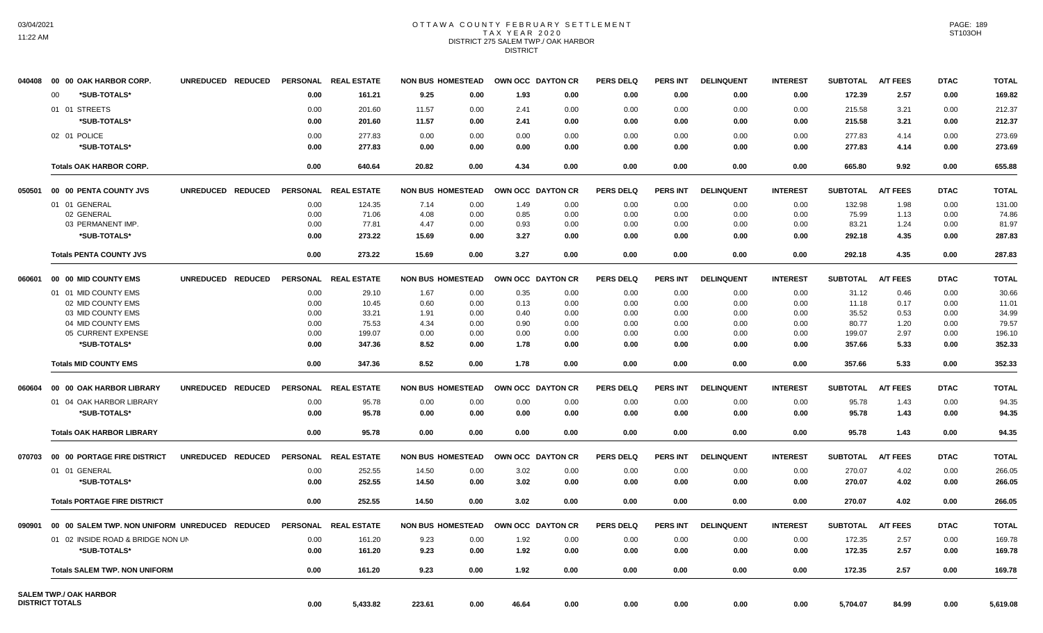# OTTAWA COUNTY FEBRUARY SETTLEMENT
## TAX YEAR 2020
## DISTRICT 275 SALEM TWP./ OAK HARBOR
## DISTRICT

| | | UNREDUCED | REDUCED | PERSONAL | REAL ESTATE | NON BUS | HOMESTEAD | OWN OCC | DAYTON CR | PERS DELQ | PERS INT | DELINQUENT | INTEREST | SUBTOTAL | A/T FEES | DTAC | TOTAL |
|---|---|---|---|---|---|---|---|---|---|---|---|---|---|---|---|---|---|
| 040408 | 00 00 OAK HARBOR CORP. | | | | | | | | | | | | | | | | |
| | 00 *SUB-TOTALS* | | | 0.00 | 161.21 | 9.25 | 0.00 | 1.93 | 0.00 | 0.00 | 0.00 | 0.00 | 0.00 | 172.39 | 2.57 | 0.00 | 169.82 |
| | 01 01 STREETS | | | 0.00 | 201.60 | 11.57 | 0.00 | 2.41 | 0.00 | 0.00 | 0.00 | 0.00 | 0.00 | 215.58 | 3.21 | 0.00 | 212.37 |
| | *SUB-TOTALS* | | | 0.00 | 201.60 | 11.57 | 0.00 | 2.41 | 0.00 | 0.00 | 0.00 | 0.00 | 0.00 | 215.58 | 3.21 | 0.00 | 212.37 |
| | 02 01 POLICE | | | 0.00 | 277.83 | 0.00 | 0.00 | 0.00 | 0.00 | 0.00 | 0.00 | 0.00 | 0.00 | 277.83 | 4.14 | 0.00 | 273.69 |
| | *SUB-TOTALS* | | | 0.00 | 277.83 | 0.00 | 0.00 | 0.00 | 0.00 | 0.00 | 0.00 | 0.00 | 0.00 | 277.83 | 4.14 | 0.00 | 273.69 |
| | **Totals OAK HARBOR CORP.** | | | 0.00 | 640.64 | 20.82 | 0.00 | 4.34 | 0.00 | 0.00 | 0.00 | 0.00 | 0.00 | 665.80 | 9.92 | 0.00 | 655.88 |
| 050501 | 00 00 PENTA COUNTY JVS | UNREDUCED | REDUCED | PERSONAL | REAL ESTATE | NON BUS | HOMESTEAD | OWN OCC | DAYTON CR | PERS DELQ | PERS INT | DELINQUENT | INTEREST | SUBTOTAL | A/T FEES | DTAC | TOTAL |
| | 01 01 GENERAL | | | 0.00 | 124.35 | 7.14 | 0.00 | 1.49 | 0.00 | 0.00 | 0.00 | 0.00 | 0.00 | 132.98 | 1.98 | 0.00 | 131.00 |
| | 02 GENERAL | | | 0.00 | 71.06 | 4.08 | 0.00 | 0.85 | 0.00 | 0.00 | 0.00 | 0.00 | 0.00 | 75.99 | 1.13 | 0.00 | 74.86 |
| | 03 PERMANENT IMP. | | | 0.00 | 77.81 | 4.47 | 0.00 | 0.93 | 0.00 | 0.00 | 0.00 | 0.00 | 0.00 | 83.21 | 1.24 | 0.00 | 81.97 |
| | *SUB-TOTALS* | | | 0.00 | 273.22 | 15.69 | 0.00 | 3.27 | 0.00 | 0.00 | 0.00 | 0.00 | 0.00 | 292.18 | 4.35 | 0.00 | 287.83 |
| | **Totals PENTA COUNTY JVS** | | | 0.00 | 273.22 | 15.69 | 0.00 | 3.27 | 0.00 | 0.00 | 0.00 | 0.00 | 0.00 | 292.18 | 4.35 | 0.00 | 287.83 |
| 060601 | 00 00 MID COUNTY EMS | UNREDUCED | REDUCED | PERSONAL | REAL ESTATE | NON BUS | HOMESTEAD | OWN OCC | DAYTON CR | PERS DELQ | PERS INT | DELINQUENT | INTEREST | SUBTOTAL | A/T FEES | DTAC | TOTAL |
| | 01 01 MID COUNTY EMS | | | 0.00 | 29.10 | 1.67 | 0.00 | 0.35 | 0.00 | 0.00 | 0.00 | 0.00 | 0.00 | 31.12 | 0.46 | 0.00 | 30.66 |
| | 02 MID COUNTY EMS | | | 0.00 | 10.45 | 0.60 | 0.00 | 0.13 | 0.00 | 0.00 | 0.00 | 0.00 | 0.00 | 11.18 | 0.17 | 0.00 | 11.01 |
| | 03 MID COUNTY EMS | | | 0.00 | 33.21 | 1.91 | 0.00 | 0.40 | 0.00 | 0.00 | 0.00 | 0.00 | 0.00 | 35.52 | 0.53 | 0.00 | 34.99 |
| | 04 MID COUNTY EMS | | | 0.00 | 75.53 | 4.34 | 0.00 | 0.90 | 0.00 | 0.00 | 0.00 | 0.00 | 0.00 | 80.77 | 1.20 | 0.00 | 79.57 |
| | 05 CURRENT EXPENSE | | | 0.00 | 199.07 | 0.00 | 0.00 | 0.00 | 0.00 | 0.00 | 0.00 | 0.00 | 0.00 | 199.07 | 2.97 | 0.00 | 196.10 |
| | *SUB-TOTALS* | | | 0.00 | 347.36 | 8.52 | 0.00 | 1.78 | 0.00 | 0.00 | 0.00 | 0.00 | 0.00 | 357.66 | 5.33 | 0.00 | 352.33 |
| | **Totals MID COUNTY EMS** | | | 0.00 | 347.36 | 8.52 | 0.00 | 1.78 | 0.00 | 0.00 | 0.00 | 0.00 | 0.00 | 357.66 | 5.33 | 0.00 | 352.33 |
| 060604 | 00 00 OAK HARBOR LIBRARY | UNREDUCED | REDUCED | PERSONAL | REAL ESTATE | NON BUS | HOMESTEAD | OWN OCC | DAYTON CR | PERS DELQ | PERS INT | DELINQUENT | INTEREST | SUBTOTAL | A/T FEES | DTAC | TOTAL |
| | 01 04 OAK HARBOR LIBRARY | | | 0.00 | 95.78 | 0.00 | 0.00 | 0.00 | 0.00 | 0.00 | 0.00 | 0.00 | 0.00 | 95.78 | 1.43 | 0.00 | 94.35 |
| | *SUB-TOTALS* | | | 0.00 | 95.78 | 0.00 | 0.00 | 0.00 | 0.00 | 0.00 | 0.00 | 0.00 | 0.00 | 95.78 | 1.43 | 0.00 | 94.35 |
| | **Totals OAK HARBOR LIBRARY** | | | 0.00 | 95.78 | 0.00 | 0.00 | 0.00 | 0.00 | 0.00 | 0.00 | 0.00 | 0.00 | 95.78 | 1.43 | 0.00 | 94.35 |
| 070703 | 00 00 PORTAGE FIRE DISTRICT | UNREDUCED | REDUCED | PERSONAL | REAL ESTATE | NON BUS | HOMESTEAD | OWN OCC | DAYTON CR | PERS DELQ | PERS INT | DELINQUENT | INTEREST | SUBTOTAL | A/T FEES | DTAC | TOTAL |
| | 01 01 GENERAL | | | 0.00 | 252.55 | 14.50 | 0.00 | 3.02 | 0.00 | 0.00 | 0.00 | 0.00 | 0.00 | 270.07 | 4.02 | 0.00 | 266.05 |
| | *SUB-TOTALS* | | | 0.00 | 252.55 | 14.50 | 0.00 | 3.02 | 0.00 | 0.00 | 0.00 | 0.00 | 0.00 | 270.07 | 4.02 | 0.00 | 266.05 |
| | **Totals PORTAGE FIRE DISTRICT** | | | 0.00 | 252.55 | 14.50 | 0.00 | 3.02 | 0.00 | 0.00 | 0.00 | 0.00 | 0.00 | 270.07 | 4.02 | 0.00 | 266.05 |
| 090901 | 00 00 SALEM TWP. NON UNIFORM | UNREDUCED | REDUCED | PERSONAL | REAL ESTATE | NON BUS | HOMESTEAD | OWN OCC | DAYTON CR | PERS DELQ | PERS INT | DELINQUENT | INTEREST | SUBTOTAL | A/T FEES | DTAC | TOTAL |
| | 01 02 INSIDE ROAD & BRIDGE NON UN | | | 0.00 | 161.20 | 9.23 | 0.00 | 1.92 | 0.00 | 0.00 | 0.00 | 0.00 | 0.00 | 172.35 | 2.57 | 0.00 | 169.78 |
| | *SUB-TOTALS* | | | 0.00 | 161.20 | 9.23 | 0.00 | 1.92 | 0.00 | 0.00 | 0.00 | 0.00 | 0.00 | 172.35 | 2.57 | 0.00 | 169.78 |
| | **Totals SALEM TWP. NON UNIFORM** | | | 0.00 | 161.20 | 9.23 | 0.00 | 1.92 | 0.00 | 0.00 | 0.00 | 0.00 | 0.00 | 172.35 | 2.57 | 0.00 | 169.78 |
| | **SALEM TWP./ OAK HARBOR DISTRICT TOTALS** | | | 0.00 | 5,433.82 | 223.61 | 0.00 | 46.64 | 0.00 | 0.00 | 0.00 | 0.00 | 0.00 | 5,704.07 | 84.99 | 0.00 | 5,619.08 |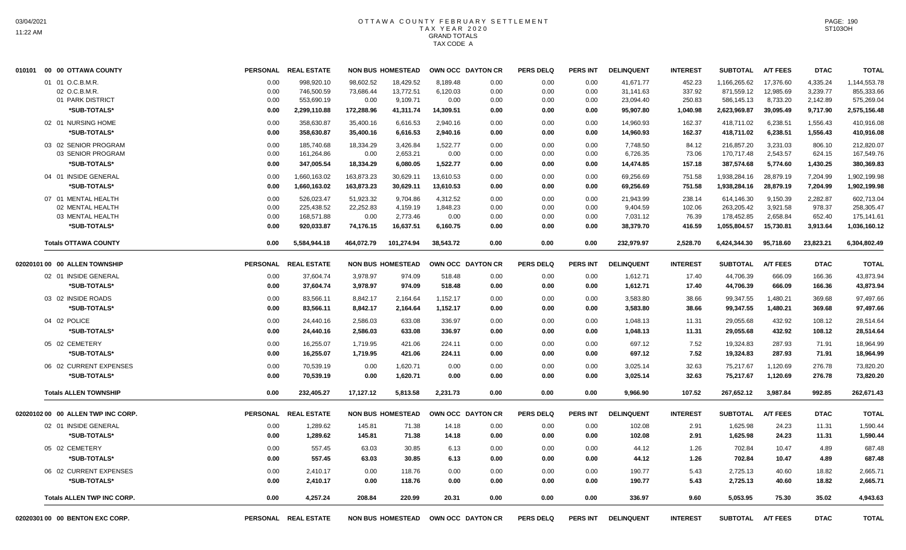# OTTAWA COUNTY FEBRUARY SETTLEMENT
## TAX YEAR 2020
### GRAND TOTALS
### TAX CODE A

| 010101 00 00 OTTAWA COUNTY | PERSONAL | REAL ESTATE | NON BUS | HOMESTEAD | OWN OCC | DAYTON CR | PERS DELQ | PERS INT | DELINQUENT | INTEREST | SUBTOTAL | A/T FEES | DTAC | TOTAL |
|---|---|---|---|---|---|---|---|---|---|---|---|---|---|---|
| 01 01 O.C.B.M.R. | 0.00 | 998,920.10 | 98,602.52 | 18,429.52 | 8,189.48 | 0.00 | 0.00 | 0.00 | 41,671.77 | 452.23 | 1,166,265.62 | 17,376.60 | 4,335.24 | 1,144,553.78 |
| 02 O.C.B.M.R. | 0.00 | 746,500.59 | 73,686.44 | 13,772.51 | 6,120.03 | 0.00 | 0.00 | 0.00 | 31,141.63 | 337.92 | 871,559.12 | 12,985.69 | 3,239.77 | 855,333.66 |
| 01 PARK DISTRICT | 0.00 | 553,690.19 | 0.00 | 9,109.71 | 0.00 | 0.00 | 0.00 | 0.00 | 23,094.40 | 250.83 | 586,145.13 | 8,733.20 | 2,142.89 | 575,269.04 |
| *SUB-TOTALS* | 0.00 | 2,299,110.88 | 172,288.96 | 41,311.74 | 14,309.51 | 0.00 | 0.00 | 0.00 | 95,907.80 | 1,040.98 | 2,623,969.87 | 39,095.49 | 9,717.90 | 2,575,156.48 |
| 02 01 NURSING HOME | 0.00 | 358,630.87 | 35,400.16 | 6,616.53 | 2,940.16 | 0.00 | 0.00 | 0.00 | 14,960.93 | 162.37 | 418,711.02 | 6,238.51 | 1,556.43 | 410,916.08 |
| *SUB-TOTALS* | 0.00 | 358,630.87 | 35,400.16 | 6,616.53 | 2,940.16 | 0.00 | 0.00 | 0.00 | 14,960.93 | 162.37 | 418,711.02 | 6,238.51 | 1,556.43 | 410,916.08 |
| 03 02 SENIOR PROGRAM | 0.00 | 185,740.68 | 18,334.29 | 3,426.84 | 1,522.77 | 0.00 | 0.00 | 0.00 | 7,748.50 | 84.12 | 216,857.20 | 3,231.03 | 806.10 | 212,820.07 |
| 03 SENIOR PROGRAM | 0.00 | 161,264.86 | 0.00 | 2,653.21 | 0.00 | 0.00 | 0.00 | 0.00 | 6,726.35 | 73.06 | 170,717.48 | 2,543.57 | 624.15 | 167,549.76 |
| *SUB-TOTALS* | 0.00 | 347,005.54 | 18,334.29 | 6,080.05 | 1,522.77 | 0.00 | 0.00 | 0.00 | 14,474.85 | 157.18 | 387,574.68 | 5,774.60 | 1,430.25 | 380,369.83 |
| 04 01 INSIDE GENERAL | 0.00 | 1,660,163.02 | 163,873.23 | 30,629.11 | 13,610.53 | 0.00 | 0.00 | 0.00 | 69,256.69 | 751.58 | 1,938,284.16 | 28,879.19 | 7,204.99 | 1,902,199.98 |
| *SUB-TOTALS* | 0.00 | 1,660,163.02 | 163,873.23 | 30,629.11 | 13,610.53 | 0.00 | 0.00 | 0.00 | 69,256.69 | 751.58 | 1,938,284.16 | 28,879.19 | 7,204.99 | 1,902,199.98 |
| 07 01 MENTAL HEALTH | 0.00 | 526,023.47 | 51,923.32 | 9,704.86 | 4,312.52 | 0.00 | 0.00 | 0.00 | 21,943.99 | 238.14 | 614,146.30 | 9,150.39 | 2,282.87 | 602,713.04 |
| 02 MENTAL HEALTH | 0.00 | 225,438.52 | 22,252.83 | 4,159.19 | 1,848.23 | 0.00 | 0.00 | 0.00 | 9,404.59 | 102.06 | 263,205.42 | 3,921.58 | 978.37 | 258,305.47 |
| 03 MENTAL HEALTH | 0.00 | 168,571.88 | 0.00 | 2,773.46 | 0.00 | 0.00 | 0.00 | 0.00 | 7,031.12 | 76.39 | 178,452.85 | 2,658.84 | 652.40 | 175,141.61 |
| *SUB-TOTALS* | 0.00 | 920,033.87 | 74,176.15 | 16,637.51 | 6,160.75 | 0.00 | 0.00 | 0.00 | 38,379.70 | 416.59 | 1,055,804.57 | 15,730.81 | 3,913.64 | 1,036,160.12 |
| **Totals OTTAWA COUNTY** | 0.00 | 5,584,944.18 | 464,072.79 | 101,274.94 | 38,543.72 | 0.00 | 0.00 | 0.00 | 232,979.97 | 2,528.70 | 6,424,344.30 | 95,718.60 | 23,823.21 | 6,304,802.49 |

| 02020101 00 00 ALLEN TOWNSHIP | PERSONAL | REAL ESTATE | NON BUS | HOMESTEAD | OWN OCC | DAYTON CR | PERS DELQ | PERS INT | DELINQUENT | INTEREST | SUBTOTAL | A/T FEES | DTAC | TOTAL |
|---|---|---|---|---|---|---|---|---|---|---|---|---|---|---|
| 02 01 INSIDE GENERAL | 0.00 | 37,604.74 | 3,978.97 | 974.09 | 518.48 | 0.00 | 0.00 | 0.00 | 1,612.71 | 17.40 | 44,706.39 | 666.09 | 166.36 | 43,873.94 |
| *SUB-TOTALS* | 0.00 | 37,604.74 | 3,978.97 | 974.09 | 518.48 | 0.00 | 0.00 | 0.00 | 1,612.71 | 17.40 | 44,706.39 | 666.09 | 166.36 | 43,873.94 |
| 03 02 INSIDE ROADS | 0.00 | 83,566.11 | 8,842.17 | 2,164.64 | 1,152.17 | 0.00 | 0.00 | 0.00 | 3,583.80 | 38.66 | 99,347.55 | 1,480.21 | 369.68 | 97,497.66 |
| *SUB-TOTALS* | 0.00 | 83,566.11 | 8,842.17 | 2,164.64 | 1,152.17 | 0.00 | 0.00 | 0.00 | 3,583.80 | 38.66 | 99,347.55 | 1,480.21 | 369.68 | 97,497.66 |
| 04 02 POLICE | 0.00 | 24,440.16 | 2,586.03 | 633.08 | 336.97 | 0.00 | 0.00 | 0.00 | 1,048.13 | 11.31 | 29,055.68 | 432.92 | 108.12 | 28,514.64 |
| *SUB-TOTALS* | 0.00 | 24,440.16 | 2,586.03 | 633.08 | 336.97 | 0.00 | 0.00 | 0.00 | 1,048.13 | 11.31 | 29,055.68 | 432.92 | 108.12 | 28,514.64 |
| 05 02 CEMETERY | 0.00 | 16,255.07 | 1,719.95 | 421.06 | 224.11 | 0.00 | 0.00 | 0.00 | 697.12 | 7.52 | 19,324.83 | 287.93 | 71.91 | 18,964.99 |
| *SUB-TOTALS* | 0.00 | 16,255.07 | 1,719.95 | 421.06 | 224.11 | 0.00 | 0.00 | 0.00 | 697.12 | 7.52 | 19,324.83 | 287.93 | 71.91 | 18,964.99 |
| 06 02 CURRENT EXPENSES | 0.00 | 70,539.19 | 0.00 | 1,620.71 | 0.00 | 0.00 | 0.00 | 0.00 | 3,025.14 | 32.63 | 75,217.67 | 1,120.69 | 276.78 | 73,820.20 |
| *SUB-TOTALS* | 0.00 | 70,539.19 | 0.00 | 1,620.71 | 0.00 | 0.00 | 0.00 | 0.00 | 3,025.14 | 32.63 | 75,217.67 | 1,120.69 | 276.78 | 73,820.20 |
| **Totals ALLEN TOWNSHIP** | 0.00 | 232,405.27 | 17,127.12 | 5,813.58 | 2,231.73 | 0.00 | 0.00 | 0.00 | 9,966.90 | 107.52 | 267,652.12 | 3,987.84 | 992.85 | 262,671.43 |

| 02020102 00 00 ALLEN TWP INC CORP. | PERSONAL | REAL ESTATE | NON BUS | HOMESTEAD | OWN OCC | DAYTON CR | PERS DELQ | PERS INT | DELINQUENT | INTEREST | SUBTOTAL | A/T FEES | DTAC | TOTAL |
|---|---|---|---|---|---|---|---|---|---|---|---|---|---|---|
| 02 01 INSIDE GENERAL | 0.00 | 1,289.62 | 145.81 | 71.38 | 14.18 | 0.00 | 0.00 | 0.00 | 102.08 | 2.91 | 1,625.98 | 24.23 | 11.31 | 1,590.44 |
| *SUB-TOTALS* | 0.00 | 1,289.62 | 145.81 | 71.38 | 14.18 | 0.00 | 0.00 | 0.00 | 102.08 | 2.91 | 1,625.98 | 24.23 | 11.31 | 1,590.44 |
| 05 02 CEMETERY | 0.00 | 557.45 | 63.03 | 30.85 | 6.13 | 0.00 | 0.00 | 0.00 | 44.12 | 1.26 | 702.84 | 10.47 | 4.89 | 687.48 |
| *SUB-TOTALS* | 0.00 | 557.45 | 63.03 | 30.85 | 6.13 | 0.00 | 0.00 | 0.00 | 44.12 | 1.26 | 702.84 | 10.47 | 4.89 | 687.48 |
| 06 02 CURRENT EXPENSES | 0.00 | 2,410.17 | 0.00 | 118.76 | 0.00 | 0.00 | 0.00 | 0.00 | 190.77 | 5.43 | 2,725.13 | 40.60 | 18.82 | 2,665.71 |
| *SUB-TOTALS* | 0.00 | 2,410.17 | 0.00 | 118.76 | 0.00 | 0.00 | 0.00 | 0.00 | 190.77 | 5.43 | 2,725.13 | 40.60 | 18.82 | 2,665.71 |
| **Totals ALLEN TWP INC CORP.** | 0.00 | 4,257.24 | 208.84 | 220.99 | 20.31 | 0.00 | 0.00 | 0.00 | 336.97 | 9.60 | 5,053.95 | 75.30 | 35.02 | 4,943.63 |

| 02020301 00 00 BENTON EXC CORP. | PERSONAL | REAL ESTATE | NON BUS | HOMESTEAD | OWN OCC | DAYTON CR | PERS DELQ | PERS INT | DELINQUENT | INTEREST | SUBTOTAL | A/T FEES | DTAC | TOTAL |
|---|---|---|---|---|---|---|---|---|---|---|---|---|---|---|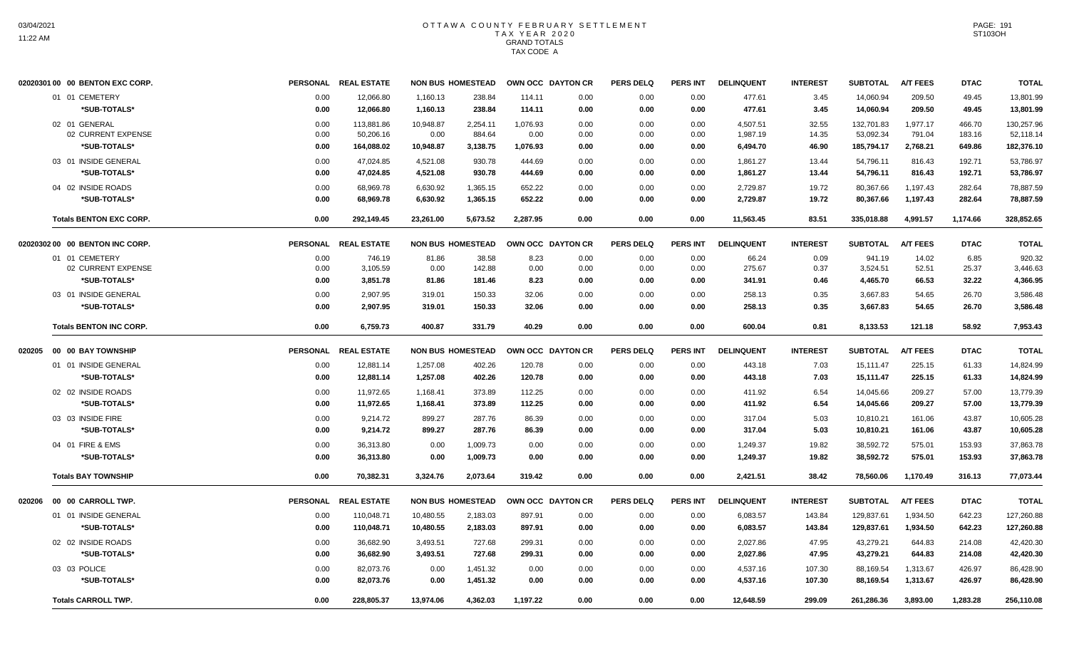# OTTAWA COUNTY FEBRUARY SETTLEMENT
## TAX YEAR 2020
### GRAND TOTALS
### TAX CODE A

| 02020301 00 00 BENTON EXC CORP. | PERSONAL | REAL ESTATE | NON BUS | HOMESTEAD | OWN OCC | DAYTON CR | PERS DELQ | PERS INT | DELINQUENT | INTEREST | SUBTOTAL | A/T FEES | DTAC | TOTAL |
|---|---|---|---|---|---|---|---|---|---|---|---|---|---|---|
| 01 01 CEMETERY | 0.00 | 12,066.80 | 1,160.13 | 238.84 | 114.11 | 0.00 | 0.00 | 0.00 | 477.61 | 3.45 | 14,060.94 | 209.50 | 49.45 | 13,801.99 |
| *SUB-TOTALS* | 0.00 | 12,066.80 | 1,160.13 | 238.84 | 114.11 | 0.00 | 0.00 | 0.00 | 477.61 | 3.45 | 14,060.94 | 209.50 | 49.45 | 13,801.99 |
| 02 01 GENERAL | 0.00 | 113,881.86 | 10,948.87 | 2,254.11 | 1,076.93 | 0.00 | 0.00 | 0.00 | 4,507.51 | 32.55 | 132,701.83 | 1,977.17 | 466.70 | 130,257.96 |
| 02 CURRENT EXPENSE | 0.00 | 50,206.16 | 0.00 | 884.64 | 0.00 | 0.00 | 0.00 | 0.00 | 1,987.19 | 14.35 | 53,092.34 | 791.04 | 183.16 | 52,118.14 |
| *SUB-TOTALS* | 0.00 | 164,088.02 | 10,948.87 | 3,138.75 | 1,076.93 | 0.00 | 0.00 | 0.00 | 6,494.70 | 46.90 | 185,794.17 | 2,768.21 | 649.86 | 182,376.10 |
| 03 01 INSIDE GENERAL | 0.00 | 47,024.85 | 4,521.08 | 930.78 | 444.69 | 0.00 | 0.00 | 0.00 | 1,861.27 | 13.44 | 54,796.11 | 816.43 | 192.71 | 53,786.97 |
| *SUB-TOTALS* | 0.00 | 47,024.85 | 4,521.08 | 930.78 | 444.69 | 0.00 | 0.00 | 0.00 | 1,861.27 | 13.44 | 54,796.11 | 816.43 | 192.71 | 53,786.97 |
| 04 02 INSIDE ROADS | 0.00 | 68,969.78 | 6,630.92 | 1,365.15 | 652.22 | 0.00 | 0.00 | 0.00 | 2,729.87 | 19.72 | 80,367.66 | 1,197.43 | 282.64 | 78,887.59 |
| *SUB-TOTALS* | 0.00 | 68,969.78 | 6,630.92 | 1,365.15 | 652.22 | 0.00 | 0.00 | 0.00 | 2,729.87 | 19.72 | 80,367.66 | 1,197.43 | 282.64 | 78,887.59 |
| **Totals BENTON EXC CORP.** | 0.00 | 292,149.45 | 23,261.00 | 5,673.52 | 2,287.95 | 0.00 | 0.00 | 0.00 | 11,563.45 | 83.51 | 335,018.88 | 4,991.57 | 1,174.66 | 328,852.65 |

| 02020302 00 00 BENTON INC CORP. | PERSONAL | REAL ESTATE | NON BUS | HOMESTEAD | OWN OCC | DAYTON CR | PERS DELQ | PERS INT | DELINQUENT | INTEREST | SUBTOTAL | A/T FEES | DTAC | TOTAL |
|---|---|---|---|---|---|---|---|---|---|---|---|---|---|---|
| 01 01 CEMETERY | 0.00 | 746.19 | 81.86 | 38.58 | 8.23 | 0.00 | 0.00 | 0.00 | 66.24 | 0.09 | 941.19 | 14.02 | 6.85 | 920.32 |
| 02 CURRENT EXPENSE | 0.00 | 3,105.59 | 0.00 | 142.88 | 0.00 | 0.00 | 0.00 | 0.00 | 275.67 | 0.37 | 3,524.51 | 52.51 | 25.37 | 3,446.63 |
| *SUB-TOTALS* | 0.00 | 3,851.78 | 81.86 | 181.46 | 8.23 | 0.00 | 0.00 | 0.00 | 341.91 | 0.46 | 4,465.70 | 66.53 | 32.22 | 4,366.95 |
| 03 01 INSIDE GENERAL | 0.00 | 2,907.95 | 319.01 | 150.33 | 32.06 | 0.00 | 0.00 | 0.00 | 258.13 | 0.35 | 3,667.83 | 54.65 | 26.70 | 3,586.48 |
| *SUB-TOTALS* | 0.00 | 2,907.95 | 319.01 | 150.33 | 32.06 | 0.00 | 0.00 | 0.00 | 258.13 | 0.35 | 3,667.83 | 54.65 | 26.70 | 3,586.48 |
| **Totals BENTON INC CORP.** | 0.00 | 6,759.73 | 400.87 | 331.79 | 40.29 | 0.00 | 0.00 | 0.00 | 600.04 | 0.81 | 8,133.53 | 121.18 | 58.92 | 7,953.43 |

| 020205 00 00 BAY TOWNSHIP | PERSONAL | REAL ESTATE | NON BUS | HOMESTEAD | OWN OCC | DAYTON CR | PERS DELQ | PERS INT | DELINQUENT | INTEREST | SUBTOTAL | A/T FEES | DTAC | TOTAL |
|---|---|---|---|---|---|---|---|---|---|---|---|---|---|---|
| 01 01 INSIDE GENERAL | 0.00 | 12,881.14 | 1,257.08 | 402.26 | 120.78 | 0.00 | 0.00 | 0.00 | 443.18 | 7.03 | 15,111.47 | 225.15 | 61.33 | 14,824.99 |
| *SUB-TOTALS* | 0.00 | 12,881.14 | 1,257.08 | 402.26 | 120.78 | 0.00 | 0.00 | 0.00 | 443.18 | 7.03 | 15,111.47 | 225.15 | 61.33 | 14,824.99 |
| 02 02 INSIDE ROADS | 0.00 | 11,972.65 | 1,168.41 | 373.89 | 112.25 | 0.00 | 0.00 | 0.00 | 411.92 | 6.54 | 14,045.66 | 209.27 | 57.00 | 13,779.39 |
| *SUB-TOTALS* | 0.00 | 11,972.65 | 1,168.41 | 373.89 | 112.25 | 0.00 | 0.00 | 0.00 | 411.92 | 6.54 | 14,045.66 | 209.27 | 57.00 | 13,779.39 |
| 03 03 INSIDE FIRE | 0.00 | 9,214.72 | 899.27 | 287.76 | 86.39 | 0.00 | 0.00 | 0.00 | 317.04 | 5.03 | 10,810.21 | 161.06 | 43.87 | 10,605.28 |
| *SUB-TOTALS* | 0.00 | 9,214.72 | 899.27 | 287.76 | 86.39 | 0.00 | 0.00 | 0.00 | 317.04 | 5.03 | 10,810.21 | 161.06 | 43.87 | 10,605.28 |
| 04 01 FIRE & EMS | 0.00 | 36,313.80 | 0.00 | 1,009.73 | 0.00 | 0.00 | 0.00 | 0.00 | 1,249.37 | 19.82 | 38,592.72 | 575.01 | 153.93 | 37,863.78 |
| *SUB-TOTALS* | 0.00 | 36,313.80 | 0.00 | 1,009.73 | 0.00 | 0.00 | 0.00 | 0.00 | 1,249.37 | 19.82 | 38,592.72 | 575.01 | 153.93 | 37,863.78 |
| **Totals BAY TOWNSHIP** | 0.00 | 70,382.31 | 3,324.76 | 2,073.64 | 319.42 | 0.00 | 0.00 | 0.00 | 2,421.51 | 38.42 | 78,560.06 | 1,170.49 | 316.13 | 77,073.44 |

| 020206 00 00 CARROLL TWP. | PERSONAL | REAL ESTATE | NON BUS | HOMESTEAD | OWN OCC | DAYTON CR | PERS DELQ | PERS INT | DELINQUENT | INTEREST | SUBTOTAL | A/T FEES | DTAC | TOTAL |
|---|---|---|---|---|---|---|---|---|---|---|---|---|---|---|
| 01 01 INSIDE GENERAL | 0.00 | 110,048.71 | 10,480.55 | 2,183.03 | 897.91 | 0.00 | 0.00 | 0.00 | 6,083.57 | 143.84 | 129,837.61 | 1,934.50 | 642.23 | 127,260.88 |
| *SUB-TOTALS* | 0.00 | 110,048.71 | 10,480.55 | 2,183.03 | 897.91 | 0.00 | 0.00 | 0.00 | 6,083.57 | 143.84 | 129,837.61 | 1,934.50 | 642.23 | 127,260.88 |
| 02 02 INSIDE ROADS | 0.00 | 36,682.90 | 3,493.51 | 727.68 | 299.31 | 0.00 | 0.00 | 0.00 | 2,027.86 | 47.95 | 43,279.21 | 644.83 | 214.08 | 42,420.30 |
| *SUB-TOTALS* | 0.00 | 36,682.90 | 3,493.51 | 727.68 | 299.31 | 0.00 | 0.00 | 0.00 | 2,027.86 | 47.95 | 43,279.21 | 644.83 | 214.08 | 42,420.30 |
| 03 03 POLICE | 0.00 | 82,073.76 | 0.00 | 1,451.32 | 0.00 | 0.00 | 0.00 | 0.00 | 4,537.16 | 107.30 | 88,169.54 | 1,313.67 | 426.97 | 86,428.90 |
| *SUB-TOTALS* | 0.00 | 82,073.76 | 0.00 | 1,451.32 | 0.00 | 0.00 | 0.00 | 0.00 | 4,537.16 | 107.30 | 88,169.54 | 1,313.67 | 426.97 | 86,428.90 |
| **Totals CARROLL TWP.** | 0.00 | 228,805.37 | 13,974.06 | 4,362.03 | 1,197.22 | 0.00 | 0.00 | 0.00 | 12,648.59 | 299.09 | 261,286.36 | 3,893.00 | 1,283.28 | 256,110.08 |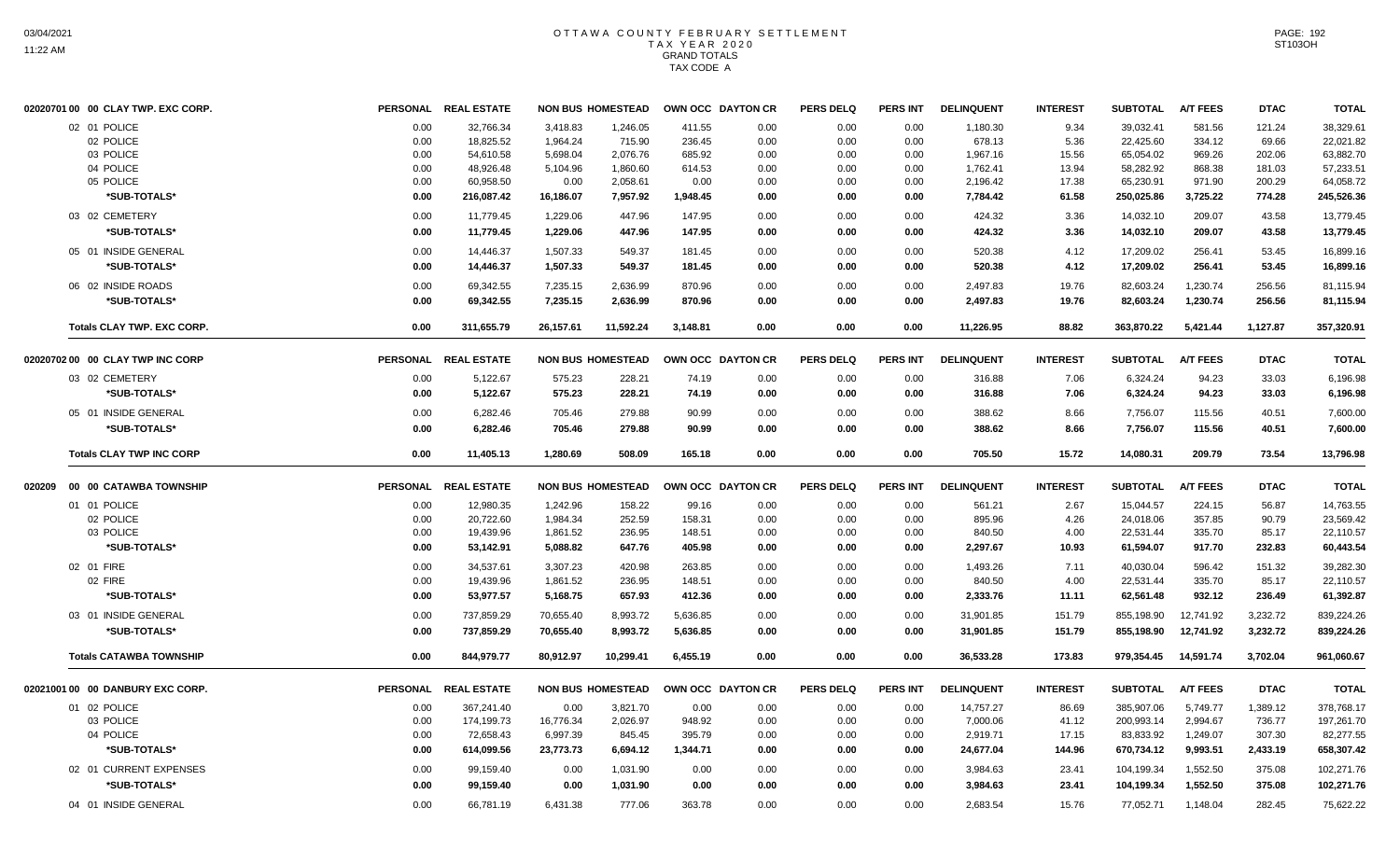# OTTAWA COUNTY FEBRUARY SETTLEMENT
## TAX YEAR 2020
### GRAND TOTALS
### TAX CODE A

| 02020701 00 00 CLAY TWP. EXC CORP. | PERSONAL | REAL ESTATE | NON BUS | HOMESTEAD | OWN OCC | DAYTON CR | PERS DELQ | PERS INT | DELINQUENT | INTEREST | SUBTOTAL | A/T FEES | DTAC | TOTAL |
|---|---|---|---|---|---|---|---|---|---|---|---|---|---|---|
| 02 01 POLICE | 0.00 | 32,766.34 | 3,418.83 | 1,246.05 | 411.55 | 0.00 | 0.00 | 0.00 | 1,180.30 | 9.34 | 39,032.41 | 581.56 | 121.24 | 38,329.61 |
| 02 POLICE | 0.00 | 18,825.52 | 1,964.24 | 715.90 | 236.45 | 0.00 | 0.00 | 0.00 | 678.13 | 5.36 | 22,425.60 | 334.12 | 69.66 | 22,021.82 |
| 03 POLICE | 0.00 | 54,610.58 | 5,698.04 | 2,076.76 | 685.92 | 0.00 | 0.00 | 0.00 | 1,967.16 | 15.56 | 65,054.02 | 969.26 | 202.06 | 63,882.70 |
| 04 POLICE | 0.00 | 48,926.48 | 5,104.96 | 1,860.60 | 614.53 | 0.00 | 0.00 | 0.00 | 1,762.41 | 13.94 | 58,282.92 | 868.38 | 181.03 | 57,233.51 |
| 05 POLICE | 0.00 | 60,958.50 | 0.00 | 2,058.61 | 0.00 | 0.00 | 0.00 | 0.00 | 2,196.42 | 17.38 | 65,230.91 | 971.90 | 200.29 | 64,058.72 |
| *SUB-TOTALS* | 0.00 | 216,087.42 | 16,186.07 | 7,957.92 | 1,948.45 | 0.00 | 0.00 | 0.00 | 7,784.42 | 61.58 | 250,025.86 | 3,725.22 | 774.28 | 245,526.36 |
| 03 02 CEMETERY | 0.00 | 11,779.45 | 1,229.06 | 447.96 | 147.95 | 0.00 | 0.00 | 0.00 | 424.32 | 3.36 | 14,032.10 | 209.07 | 43.58 | 13,779.45 |
| *SUB-TOTALS* | 0.00 | 11,779.45 | 1,229.06 | 447.96 | 147.95 | 0.00 | 0.00 | 0.00 | 424.32 | 3.36 | 14,032.10 | 209.07 | 43.58 | 13,779.45 |
| 05 01 INSIDE GENERAL | 0.00 | 14,446.37 | 1,507.33 | 549.37 | 181.45 | 0.00 | 0.00 | 0.00 | 520.38 | 4.12 | 17,209.02 | 256.41 | 53.45 | 16,899.16 |
| *SUB-TOTALS* | 0.00 | 14,446.37 | 1,507.33 | 549.37 | 181.45 | 0.00 | 0.00 | 0.00 | 520.38 | 4.12 | 17,209.02 | 256.41 | 53.45 | 16,899.16 |
| 06 02 INSIDE ROADS | 0.00 | 69,342.55 | 7,235.15 | 2,636.99 | 870.96 | 0.00 | 0.00 | 0.00 | 2,497.83 | 19.76 | 82,603.24 | 1,230.74 | 256.56 | 81,115.94 |
| *SUB-TOTALS* | 0.00 | 69,342.55 | 7,235.15 | 2,636.99 | 870.96 | 0.00 | 0.00 | 0.00 | 2,497.83 | 19.76 | 82,603.24 | 1,230.74 | 256.56 | 81,115.94 |
| **Totals CLAY TWP. EXC CORP.** | 0.00 | 311,655.79 | 26,157.61 | 11,592.24 | 3,148.81 | 0.00 | 0.00 | 0.00 | 11,226.95 | 88.82 | 363,870.22 | 5,421.44 | 1,127.87 | 357,320.91 |

| 02020702 00 00 CLAY TWP INC CORP | PERSONAL | REAL ESTATE | NON BUS | HOMESTEAD | OWN OCC | DAYTON CR | PERS DELQ | PERS INT | DELINQUENT | INTEREST | SUBTOTAL | A/T FEES | DTAC | TOTAL |
|---|---|---|---|---|---|---|---|---|---|---|---|---|---|---|
| 03 02 CEMETERY | 0.00 | 5,122.67 | 575.23 | 228.21 | 74.19 | 0.00 | 0.00 | 0.00 | 316.88 | 7.06 | 6,324.24 | 94.23 | 33.03 | 6,196.98 |
| *SUB-TOTALS* | 0.00 | 5,122.67 | 575.23 | 228.21 | 74.19 | 0.00 | 0.00 | 0.00 | 316.88 | 7.06 | 6,324.24 | 94.23 | 33.03 | 6,196.98 |
| 05 01 INSIDE GENERAL | 0.00 | 6,282.46 | 705.46 | 279.88 | 90.99 | 0.00 | 0.00 | 0.00 | 388.62 | 8.66 | 7,756.07 | 115.56 | 40.51 | 7,600.00 |
| *SUB-TOTALS* | 0.00 | 6,282.46 | 705.46 | 279.88 | 90.99 | 0.00 | 0.00 | 0.00 | 388.62 | 8.66 | 7,756.07 | 115.56 | 40.51 | 7,600.00 |
| **Totals CLAY TWP INC CORP** | 0.00 | 11,405.13 | 1,280.69 | 508.09 | 165.18 | 0.00 | 0.00 | 0.00 | 705.50 | 15.72 | 14,080.31 | 209.79 | 73.54 | 13,796.98 |

| 020209 00 00 CATAWBA TOWNSHIP | PERSONAL | REAL ESTATE | NON BUS | HOMESTEAD | OWN OCC | DAYTON CR | PERS DELQ | PERS INT | DELINQUENT | INTEREST | SUBTOTAL | A/T FEES | DTAC | TOTAL |
|---|---|---|---|---|---|---|---|---|---|---|---|---|---|---|
| 01 01 POLICE | 0.00 | 12,980.35 | 1,242.96 | 158.22 | 99.16 | 0.00 | 0.00 | 0.00 | 561.21 | 2.67 | 15,044.57 | 224.15 | 56.87 | 14,763.55 |
| 02 POLICE | 0.00 | 20,722.60 | 1,984.34 | 252.59 | 158.31 | 0.00 | 0.00 | 0.00 | 895.96 | 4.26 | 24,018.06 | 357.85 | 90.79 | 23,569.42 |
| 03 POLICE | 0.00 | 19,439.96 | 1,861.52 | 236.95 | 148.51 | 0.00 | 0.00 | 0.00 | 840.50 | 4.00 | 22,531.44 | 335.70 | 85.17 | 22,110.57 |
| *SUB-TOTALS* | 0.00 | 53,142.91 | 5,088.82 | 647.76 | 405.98 | 0.00 | 0.00 | 0.00 | 2,297.67 | 10.93 | 61,594.07 | 917.70 | 232.83 | 60,443.54 |
| 02 01 FIRE | 0.00 | 34,537.61 | 3,307.23 | 420.98 | 263.85 | 0.00 | 0.00 | 0.00 | 1,493.26 | 7.11 | 40,030.04 | 596.42 | 151.32 | 39,282.30 |
| 02 FIRE | 0.00 | 19,439.96 | 1,861.52 | 236.95 | 148.51 | 0.00 | 0.00 | 0.00 | 840.50 | 4.00 | 22,531.44 | 335.70 | 85.17 | 22,110.57 |
| *SUB-TOTALS* | 0.00 | 53,977.57 | 5,168.75 | 657.93 | 412.36 | 0.00 | 0.00 | 0.00 | 2,333.76 | 11.11 | 62,561.48 | 932.12 | 236.49 | 61,392.87 |
| 03 01 INSIDE GENERAL | 0.00 | 737,859.29 | 70,655.40 | 8,993.72 | 5,636.85 | 0.00 | 0.00 | 0.00 | 31,901.85 | 151.79 | 855,198.90 | 12,741.92 | 3,232.72 | 839,224.26 |
| *SUB-TOTALS* | 0.00 | 737,859.29 | 70,655.40 | 8,993.72 | 5,636.85 | 0.00 | 0.00 | 0.00 | 31,901.85 | 151.79 | 855,198.90 | 12,741.92 | 3,232.72 | 839,224.26 |
| **Totals CATAWBA TOWNSHIP** | 0.00 | 844,979.77 | 80,912.97 | 10,299.41 | 6,455.19 | 0.00 | 0.00 | 0.00 | 36,533.28 | 173.83 | 979,354.45 | 14,591.74 | 3,702.04 | 961,060.67 |

| 02021001 00 00 DANBURY EXC CORP. | PERSONAL | REAL ESTATE | NON BUS | HOMESTEAD | OWN OCC | DAYTON CR | PERS DELQ | PERS INT | DELINQUENT | INTEREST | SUBTOTAL | A/T FEES | DTAC | TOTAL |
|---|---|---|---|---|---|---|---|---|---|---|---|---|---|---|
| 01 02 POLICE | 0.00 | 367,241.40 | 0.00 | 3,821.70 | 0.00 | 0.00 | 0.00 | 0.00 | 14,757.27 | 86.69 | 385,907.06 | 5,749.77 | 1,389.12 | 378,768.17 |
| 03 POLICE | 0.00 | 174,199.73 | 16,776.34 | 2,026.97 | 948.92 | 0.00 | 0.00 | 0.00 | 7,000.06 | 41.12 | 200,993.14 | 2,994.67 | 736.77 | 197,261.70 |
| 04 POLICE | 0.00 | 72,658.43 | 6,997.39 | 845.45 | 395.79 | 0.00 | 0.00 | 0.00 | 2,919.71 | 17.15 | 83,833.92 | 1,249.07 | 307.30 | 82,277.55 |
| *SUB-TOTALS* | 0.00 | 614,099.56 | 23,773.73 | 6,694.12 | 1,344.71 | 0.00 | 0.00 | 0.00 | 24,677.04 | 144.96 | 670,734.12 | 9,993.51 | 2,433.19 | 658,307.42 |
| 02 01 CURRENT EXPENSES | 0.00 | 99,159.40 | 0.00 | 1,031.90 | 0.00 | 0.00 | 0.00 | 0.00 | 3,984.63 | 23.41 | 104,199.34 | 1,552.50 | 375.08 | 102,271.76 |
| *SUB-TOTALS* | 0.00 | 99,159.40 | 0.00 | 1,031.90 | 0.00 | 0.00 | 0.00 | 0.00 | 3,984.63 | 23.41 | 104,199.34 | 1,552.50 | 375.08 | 102,271.76 |
| 04 01 INSIDE GENERAL | 0.00 | 66,781.19 | 6,431.38 | 777.06 | 363.78 | 0.00 | 0.00 | 0.00 | 2,683.54 | 15.76 | 77,052.71 | 1,148.04 | 282.45 | 75,622.22 |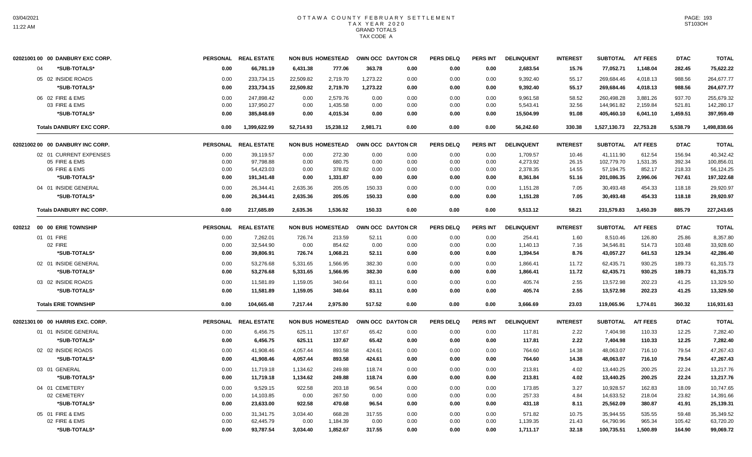# OTTAWA COUNTY FEBRUARY SETTLEMENT
## TAX YEAR 2020
### GRAND TOTALS
### TAX CODE A

| | PERSONAL | REAL ESTATE | NON BUS | HOMESTEAD | OWN OCC | DAYTON CR | PERS DELQ | PERS INT | DELINQUENT | INTEREST | SUBTOTAL | A/T FEES | DTAC | TOTAL |
|---|---|---|---|---|---|---|---|---|---|---|---|---|---|---|
| **02021001 00 00 DANBURY EXC CORP.** | | | | | | | | | | | | | | |
| 04 *SUB-TOTALS* | 0.00 | 66,781.19 | 6,431.38 | 777.06 | 363.78 | 0.00 | 0.00 | 0.00 | 2,683.54 | 15.76 | 77,052.71 | 1,148.04 | 282.45 | 75,622.22 |
| 05 02 INSIDE ROADS | 0.00 | 233,734.15 | 22,509.82 | 2,719.70 | 1,273.22 | 0.00 | 0.00 | 0.00 | 9,392.40 | 55.17 | 269,684.46 | 4,018.13 | 988.56 | 264,677.77 |
| *SUB-TOTALS* | 0.00 | 233,734.15 | 22,509.82 | 2,719.70 | 1,273.22 | 0.00 | 0.00 | 0.00 | 9,392.40 | 55.17 | 269,684.46 | 4,018.13 | 988.56 | 264,677.77 |
| 06 02 FIRE & EMS | 0.00 | 247,898.42 | 0.00 | 2,579.76 | 0.00 | 0.00 | 0.00 | 0.00 | 9,961.58 | 58.52 | 260,498.28 | 3,881.26 | 937.70 | 255,679.32 |
| 03 FIRE & EMS | 0.00 | 137,950.27 | 0.00 | 1,435.58 | 0.00 | 0.00 | 0.00 | 0.00 | 5,543.41 | 32.56 | 144,961.82 | 2,159.84 | 521.81 | 142,280.17 |
| *SUB-TOTALS* | 0.00 | 385,848.69 | 0.00 | 4,015.34 | 0.00 | 0.00 | 0.00 | 0.00 | 15,504.99 | 91.08 | 405,460.10 | 6,041.10 | 1,459.51 | 397,959.49 |
| **Totals DANBURY EXC CORP.** | 0.00 | 1,399,622.99 | 52,714.93 | 15,238.12 | 2,981.71 | 0.00 | 0.00 | 0.00 | 56,242.60 | 330.38 | 1,527,130.73 | 22,753.28 | 5,538.79 | 1,498,838.66 |
| **02021002 00 00 DANBURY INC CORP.** | PERSONAL | REAL ESTATE | NON BUS | HOMESTEAD | OWN OCC | DAYTON CR | PERS DELQ | PERS INT | DELINQUENT | INTEREST | SUBTOTAL | A/T FEES | DTAC | TOTAL |
| 02 01 CURRENT EXPENSES | 0.00 | 39,119.57 | 0.00 | 272.30 | 0.00 | 0.00 | 0.00 | 0.00 | 1,709.57 | 10.46 | 41,111.90 | 612.54 | 156.94 | 40,342.42 |
| 05 FIRE & EMS | 0.00 | 97,798.88 | 0.00 | 680.75 | 0.00 | 0.00 | 0.00 | 0.00 | 4,273.92 | 26.15 | 102,779.70 | 1,531.35 | 392.34 | 100,856.01 |
| 06 FIRE & EMS | 0.00 | 54,423.03 | 0.00 | 378.82 | 0.00 | 0.00 | 0.00 | 0.00 | 2,378.35 | 14.55 | 57,194.75 | 852.17 | 218.33 | 56,124.25 |
| *SUB-TOTALS* | 0.00 | 191,341.48 | 0.00 | 1,331.87 | 0.00 | 0.00 | 0.00 | 0.00 | 8,361.84 | 51.16 | 201,086.35 | 2,996.06 | 767.61 | 197,322.68 |
| 04 01 INSIDE GENERAL | 0.00 | 26,344.41 | 2,635.36 | 205.05 | 150.33 | 0.00 | 0.00 | 0.00 | 1,151.28 | 7.05 | 30,493.48 | 454.33 | 118.18 | 29,920.97 |
| *SUB-TOTALS* | 0.00 | 26,344.41 | 2,635.36 | 205.05 | 150.33 | 0.00 | 0.00 | 0.00 | 1,151.28 | 7.05 | 30,493.48 | 454.33 | 118.18 | 29,920.97 |
| **Totals DANBURY INC CORP.** | 0.00 | 217,685.89 | 2,635.36 | 1,536.92 | 150.33 | 0.00 | 0.00 | 0.00 | 9,513.12 | 58.21 | 231,579.83 | 3,450.39 | 885.79 | 227,243.65 |
| **020212 00 00 ERIE TOWNSHIP** | PERSONAL | REAL ESTATE | NON BUS | HOMESTEAD | OWN OCC | DAYTON CR | PERS DELQ | PERS INT | DELINQUENT | INTEREST | SUBTOTAL | A/T FEES | DTAC | TOTAL |
| 01 01 FIRE | 0.00 | 7,262.01 | 726.74 | 213.59 | 52.11 | 0.00 | 0.00 | 0.00 | 254.41 | 1.60 | 8,510.46 | 126.80 | 25.86 | 8,357.80 |
| 02 FIRE | 0.00 | 32,544.90 | 0.00 | 854.62 | 0.00 | 0.00 | 0.00 | 0.00 | 1,140.13 | 7.16 | 34,546.81 | 514.73 | 103.48 | 33,928.60 |
| *SUB-TOTALS* | 0.00 | 39,806.91 | 726.74 | 1,068.21 | 52.11 | 0.00 | 0.00 | 0.00 | 1,394.54 | 8.76 | 43,057.27 | 641.53 | 129.34 | 42,286.40 |
| 02 01 INSIDE GENERAL | 0.00 | 53,276.68 | 5,331.65 | 1,566.95 | 382.30 | 0.00 | 0.00 | 0.00 | 1,866.41 | 11.72 | 62,435.71 | 930.25 | 189.73 | 61,315.73 |
| *SUB-TOTALS* | 0.00 | 53,276.68 | 5,331.65 | 1,566.95 | 382.30 | 0.00 | 0.00 | 0.00 | 1,866.41 | 11.72 | 62,435.71 | 930.25 | 189.73 | 61,315.73 |
| 03 02 INSIDE ROADS | 0.00 | 11,581.89 | 1,159.05 | 340.64 | 83.11 | 0.00 | 0.00 | 0.00 | 405.74 | 2.55 | 13,572.98 | 202.23 | 41.25 | 13,329.50 |
| *SUB-TOTALS* | 0.00 | 11,581.89 | 1,159.05 | 340.64 | 83.11 | 0.00 | 0.00 | 0.00 | 405.74 | 2.55 | 13,572.98 | 202.23 | 41.25 | 13,329.50 |
| **Totals ERIE TOWNSHIP** | 0.00 | 104,665.48 | 7,217.44 | 2,975.80 | 517.52 | 0.00 | 0.00 | 0.00 | 3,666.69 | 23.03 | 119,065.96 | 1,774.01 | 360.32 | 116,931.63 |
| **02021301 00 00 HARRIS EXC. CORP.** | PERSONAL | REAL ESTATE | NON BUS | HOMESTEAD | OWN OCC | DAYTON CR | PERS DELQ | PERS INT | DELINQUENT | INTEREST | SUBTOTAL | A/T FEES | DTAC | TOTAL |
| 01 01 INSIDE GENERAL | 0.00 | 6,456.75 | 625.11 | 137.67 | 65.42 | 0.00 | 0.00 | 0.00 | 117.81 | 2.22 | 7,404.98 | 110.33 | 12.25 | 7,282.40 |
| *SUB-TOTALS* | 0.00 | 6,456.75 | 625.11 | 137.67 | 65.42 | 0.00 | 0.00 | 0.00 | 117.81 | 2.22 | 7,404.98 | 110.33 | 12.25 | 7,282.40 |
| 02 02 INSIDE ROADS | 0.00 | 41,908.46 | 4,057.44 | 893.58 | 424.61 | 0.00 | 0.00 | 0.00 | 764.60 | 14.38 | 48,063.07 | 716.10 | 79.54 | 47,267.43 |
| *SUB-TOTALS* | 0.00 | 41,908.46 | 4,057.44 | 893.58 | 424.61 | 0.00 | 0.00 | 0.00 | 764.60 | 14.38 | 48,063.07 | 716.10 | 79.54 | 47,267.43 |
| 03 01 GENERAL | 0.00 | 11,719.18 | 1,134.62 | 249.88 | 118.74 | 0.00 | 0.00 | 0.00 | 213.81 | 4.02 | 13,440.25 | 200.25 | 22.24 | 13,217.76 |
| *SUB-TOTALS* | 0.00 | 11,719.18 | 1,134.62 | 249.88 | 118.74 | 0.00 | 0.00 | 0.00 | 213.81 | 4.02 | 13,440.25 | 200.25 | 22.24 | 13,217.76 |
| 04 01 CEMETERY | 0.00 | 9,529.15 | 922.58 | 203.18 | 96.54 | 0.00 | 0.00 | 0.00 | 173.85 | 3.27 | 10,928.57 | 162.83 | 18.09 | 10,747.65 |
| 02 CEMETERY | 0.00 | 14,103.85 | 0.00 | 267.50 | 0.00 | 0.00 | 0.00 | 0.00 | 257.33 | 4.84 | 14,633.52 | 218.04 | 23.82 | 14,391.66 |
| *SUB-TOTALS* | 0.00 | 23,633.00 | 922.58 | 470.68 | 96.54 | 0.00 | 0.00 | 0.00 | 431.18 | 8.11 | 25,562.09 | 380.87 | 41.91 | 25,139.31 |
| 05 01 FIRE & EMS | 0.00 | 31,341.75 | 3,034.40 | 668.28 | 317.55 | 0.00 | 0.00 | 0.00 | 571.82 | 10.75 | 35,944.55 | 535.55 | 59.48 | 35,349.52 |
| 02 FIRE & EMS | 0.00 | 62,445.79 | 0.00 | 1,184.39 | 0.00 | 0.00 | 0.00 | 0.00 | 1,139.35 | 21.43 | 64,790.96 | 965.34 | 105.42 | 63,720.20 |
| *SUB-TOTALS* | 0.00 | 93,787.54 | 3,034.40 | 1,852.67 | 317.55 | 0.00 | 0.00 | 0.00 | 1,711.17 | 32.18 | 100,735.51 | 1,500.89 | 164.90 | 99,069.72 |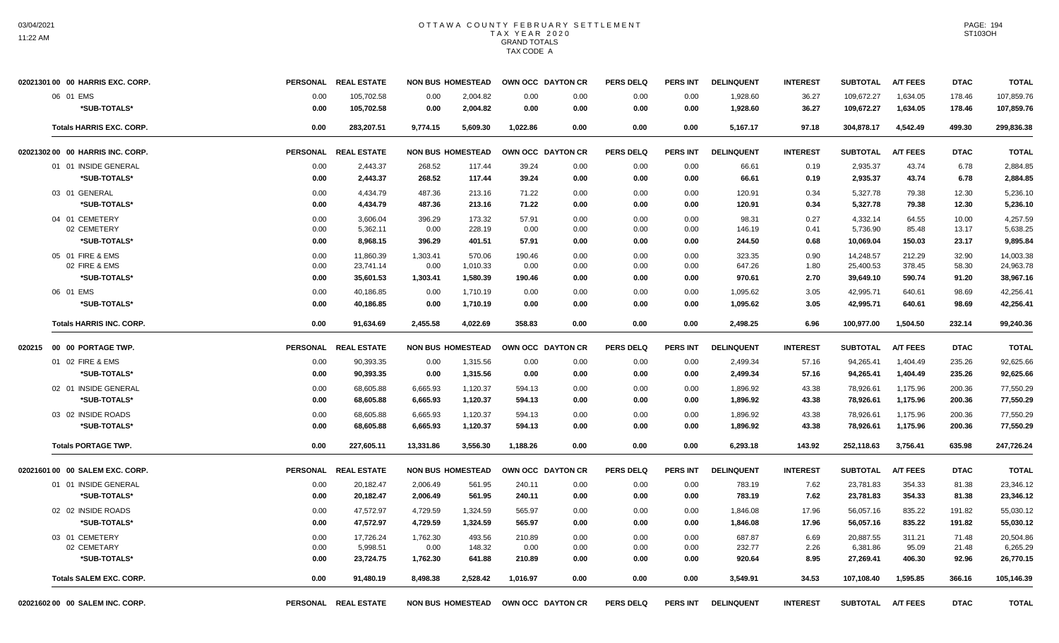# OTTAWA COUNTY FEBRUARY SETTLEMENT
## TAX YEAR 2020
### GRAND TOTALS
### TAX CODE A

| 02021301 00 00 HARRIS EXC. CORP. | PERSONAL | REAL ESTATE | NON BUS | HOMESTEAD | OWN OCC | DAYTON CR | PERS DELQ | PERS INT | DELINQUENT | INTEREST | SUBTOTAL | A/T FEES | DTAC | TOTAL |
|---|---|---|---|---|---|---|---|---|---|---|---|---|---|---|
| 06 01 EMS | 0.00 | 105,702.58 | 0.00 | 2,004.82 | 0.00 | 0.00 | 0.00 | 0.00 | 1,928.60 | 36.27 | 109,672.27 | 1,634.05 | 178.46 | 107,859.76 |
| *SUB-TOTALS* | 0.00 | 105,702.58 | 0.00 | 2,004.82 | 0.00 | 0.00 | 0.00 | 0.00 | 1,928.60 | 36.27 | 109,672.27 | 1,634.05 | 178.46 | 107,859.76 |
| Totals HARRIS EXC. CORP. | 0.00 | 283,207.51 | 9,774.15 | 5,609.30 | 1,022.86 | 0.00 | 0.00 | 0.00 | 5,167.17 | 97.18 | 304,878.17 | 4,542.49 | 499.30 | 299,836.38 |

| 02021302 00 00 HARRIS INC. CORP. | PERSONAL | REAL ESTATE | NON BUS | HOMESTEAD | OWN OCC | DAYTON CR | PERS DELQ | PERS INT | DELINQUENT | INTEREST | SUBTOTAL | A/T FEES | DTAC | TOTAL |
|---|---|---|---|---|---|---|---|---|---|---|---|---|---|---|
| 01 01 INSIDE GENERAL | 0.00 | 2,443.37 | 268.52 | 117.44 | 39.24 | 0.00 | 0.00 | 0.00 | 66.61 | 0.19 | 2,935.37 | 43.74 | 6.78 | 2,884.85 |
| *SUB-TOTALS* | 0.00 | 2,443.37 | 268.52 | 117.44 | 39.24 | 0.00 | 0.00 | 0.00 | 66.61 | 0.19 | 2,935.37 | 43.74 | 6.78 | 2,884.85 |
| 03 01 GENERAL | 0.00 | 4,434.79 | 487.36 | 213.16 | 71.22 | 0.00 | 0.00 | 0.00 | 120.91 | 0.34 | 5,327.78 | 79.38 | 12.30 | 5,236.10 |
| *SUB-TOTALS* | 0.00 | 4,434.79 | 487.36 | 213.16 | 71.22 | 0.00 | 0.00 | 0.00 | 120.91 | 0.34 | 5,327.78 | 79.38 | 12.30 | 5,236.10 |
| 04 01 CEMETERY | 0.00 | 3,606.04 | 396.29 | 173.32 | 57.91 | 0.00 | 0.00 | 0.00 | 98.31 | 0.27 | 4,332.14 | 64.55 | 10.00 | 4,257.59 |
| 02 CEMETERY | 0.00 | 5,362.11 | 0.00 | 228.19 | 0.00 | 0.00 | 0.00 | 0.00 | 146.19 | 0.41 | 5,736.90 | 85.48 | 13.17 | 5,638.25 |
| *SUB-TOTALS* | 0.00 | 8,968.15 | 396.29 | 401.51 | 57.91 | 0.00 | 0.00 | 0.00 | 244.50 | 0.68 | 10,069.04 | 150.03 | 23.17 | 9,895.84 |
| 05 01 FIRE & EMS | 0.00 | 11,860.39 | 1,303.41 | 570.06 | 190.46 | 0.00 | 0.00 | 0.00 | 323.35 | 0.90 | 14,248.57 | 212.29 | 32.90 | 14,003.38 |
| 02 FIRE & EMS | 0.00 | 23,741.14 | 0.00 | 1,010.33 | 0.00 | 0.00 | 0.00 | 0.00 | 647.26 | 1.80 | 25,400.53 | 378.45 | 58.30 | 24,963.78 |
| *SUB-TOTALS* | 0.00 | 35,601.53 | 1,303.41 | 1,580.39 | 190.46 | 0.00 | 0.00 | 0.00 | 970.61 | 2.70 | 39,649.10 | 590.74 | 91.20 | 38,967.16 |
| 06 01 EMS | 0.00 | 40,186.85 | 0.00 | 1,710.19 | 0.00 | 0.00 | 0.00 | 0.00 | 1,095.62 | 3.05 | 42,995.71 | 640.61 | 98.69 | 42,256.41 |
| *SUB-TOTALS* | 0.00 | 40,186.85 | 0.00 | 1,710.19 | 0.00 | 0.00 | 0.00 | 0.00 | 1,095.62 | 3.05 | 42,995.71 | 640.61 | 98.69 | 42,256.41 |
| Totals HARRIS INC. CORP. | 0.00 | 91,634.69 | 2,455.58 | 4,022.69 | 358.83 | 0.00 | 0.00 | 0.00 | 2,498.25 | 6.96 | 100,977.00 | 1,504.50 | 232.14 | 99,240.36 |

| 020215 00 00 PORTAGE TWP. | PERSONAL | REAL ESTATE | NON BUS | HOMESTEAD | OWN OCC | DAYTON CR | PERS DELQ | PERS INT | DELINQUENT | INTEREST | SUBTOTAL | A/T FEES | DTAC | TOTAL |
|---|---|---|---|---|---|---|---|---|---|---|---|---|---|---|
| 01 02 FIRE & EMS | 0.00 | 90,393.35 | 0.00 | 1,315.56 | 0.00 | 0.00 | 0.00 | 0.00 | 2,499.34 | 57.16 | 94,265.41 | 1,404.49 | 235.26 | 92,625.66 |
| *SUB-TOTALS* | 0.00 | 90,393.35 | 0.00 | 1,315.56 | 0.00 | 0.00 | 0.00 | 0.00 | 2,499.34 | 57.16 | 94,265.41 | 1,404.49 | 235.26 | 92,625.66 |
| 02 01 INSIDE GENERAL | 0.00 | 68,605.88 | 6,665.93 | 1,120.37 | 594.13 | 0.00 | 0.00 | 0.00 | 1,896.92 | 43.38 | 78,926.61 | 1,175.96 | 200.36 | 77,550.29 |
| *SUB-TOTALS* | 0.00 | 68,605.88 | 6,665.93 | 1,120.37 | 594.13 | 0.00 | 0.00 | 0.00 | 1,896.92 | 43.38 | 78,926.61 | 1,175.96 | 200.36 | 77,550.29 |
| 03 02 INSIDE ROADS | 0.00 | 68,605.88 | 6,665.93 | 1,120.37 | 594.13 | 0.00 | 0.00 | 0.00 | 1,896.92 | 43.38 | 78,926.61 | 1,175.96 | 200.36 | 77,550.29 |
| *SUB-TOTALS* | 0.00 | 68,605.88 | 6,665.93 | 1,120.37 | 594.13 | 0.00 | 0.00 | 0.00 | 1,896.92 | 43.38 | 78,926.61 | 1,175.96 | 200.36 | 77,550.29 |
| Totals PORTAGE TWP. | 0.00 | 227,605.11 | 13,331.86 | 3,556.30 | 1,188.26 | 0.00 | 0.00 | 0.00 | 6,293.18 | 143.92 | 252,118.63 | 3,756.41 | 635.98 | 247,726.24 |

| 02021601 00 00 SALEM EXC. CORP. | PERSONAL | REAL ESTATE | NON BUS | HOMESTEAD | OWN OCC | DAYTON CR | PERS DELQ | PERS INT | DELINQUENT | INTEREST | SUBTOTAL | A/T FEES | DTAC | TOTAL |
|---|---|---|---|---|---|---|---|---|---|---|---|---|---|---|
| 01 01 INSIDE GENERAL | 0.00 | 20,182.47 | 2,006.49 | 561.95 | 240.11 | 0.00 | 0.00 | 0.00 | 783.19 | 7.62 | 23,781.83 | 354.33 | 81.38 | 23,346.12 |
| *SUB-TOTALS* | 0.00 | 20,182.47 | 2,006.49 | 561.95 | 240.11 | 0.00 | 0.00 | 0.00 | 783.19 | 7.62 | 23,781.83 | 354.33 | 81.38 | 23,346.12 |
| 02 02 INSIDE ROADS | 0.00 | 47,572.97 | 4,729.59 | 1,324.59 | 565.97 | 0.00 | 0.00 | 0.00 | 1,846.08 | 17.96 | 56,057.16 | 835.22 | 191.82 | 55,030.12 |
| *SUB-TOTALS* | 0.00 | 47,572.97 | 4,729.59 | 1,324.59 | 565.97 | 0.00 | 0.00 | 0.00 | 1,846.08 | 17.96 | 56,057.16 | 835.22 | 191.82 | 55,030.12 |
| 03 01 CEMETERY | 0.00 | 17,726.24 | 1,762.30 | 493.56 | 210.89 | 0.00 | 0.00 | 0.00 | 687.87 | 6.69 | 20,887.55 | 311.21 | 71.48 | 20,504.86 |
| 02 CEMETARY | 0.00 | 5,998.51 | 0.00 | 148.32 | 0.00 | 0.00 | 0.00 | 0.00 | 232.77 | 2.26 | 6,381.86 | 95.09 | 21.48 | 6,265.29 |
| *SUB-TOTALS* | 0.00 | 23,724.75 | 1,762.30 | 641.88 | 210.89 | 0.00 | 0.00 | 0.00 | 920.64 | 8.95 | 27,269.41 | 406.30 | 92.96 | 26,770.15 |
| Totals SALEM EXC. CORP. | 0.00 | 91,480.19 | 8,498.38 | 2,528.42 | 1,016.97 | 0.00 | 0.00 | 0.00 | 3,549.91 | 34.53 | 107,108.40 | 1,595.85 | 366.16 | 105,146.39 |

| 02021602 00 00 SALEM INC. CORP. | PERSONAL | REAL ESTATE | NON BUS | HOMESTEAD | OWN OCC | DAYTON CR | PERS DELQ | PERS INT | DELINQUENT | INTEREST | SUBTOTAL | A/T FEES | DTAC | TOTAL |
|---|---|---|---|---|---|---|---|---|---|---|---|---|---|---|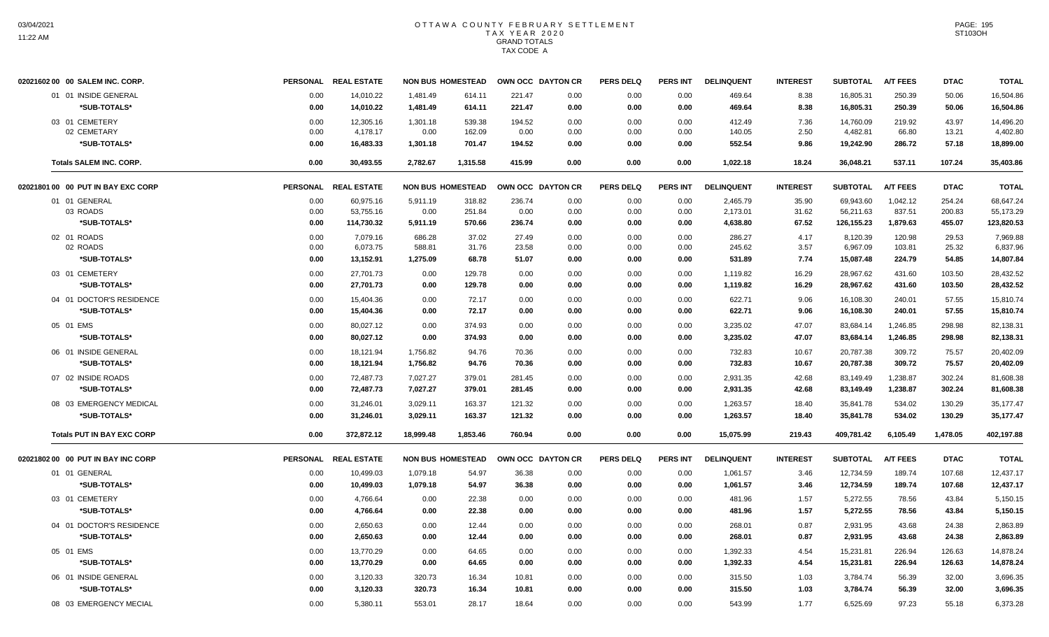# OTTAWA COUNTY FEBRUARY SETTLEMENT
## TAX YEAR 2020
### GRAND TOTALS
### TAX CODE A

| 02021602 00 00 SALEM INC. CORP. | PERSONAL | REAL ESTATE | NON BUS | HOMESTEAD | OWN OCC | DAYTON CR | PERS DELQ | PERS INT | DELINQUENT | INTEREST | SUBTOTAL | A/T FEES | DTAC | TOTAL |
|---|---|---|---|---|---|---|---|---|---|---|---|---|---|---|
| 01 01 INSIDE GENERAL | 0.00 | 14,010.22 | 1,481.49 | 614.11 | 221.47 | 0.00 | 0.00 | 0.00 | 469.64 | 8.38 | 16,805.31 | 250.39 | 50.06 | 16,504.86 |
| *SUB-TOTALS* | 0.00 | 14,010.22 | 1,481.49 | 614.11 | 221.47 | 0.00 | 0.00 | 0.00 | 469.64 | 8.38 | 16,805.31 | 250.39 | 50.06 | 16,504.86 |
| 03 01 CEMETERY | 0.00 | 12,305.16 | 1,301.18 | 539.38 | 194.52 | 0.00 | 0.00 | 0.00 | 412.49 | 7.36 | 14,760.09 | 219.92 | 43.97 | 14,496.20 |
| 02 CEMETARY | 0.00 | 4,178.17 | 0.00 | 162.09 | 0.00 | 0.00 | 0.00 | 0.00 | 140.05 | 2.50 | 4,482.81 | 66.80 | 13.21 | 4,402.80 |
| *SUB-TOTALS* | 0.00 | 16,483.33 | 1,301.18 | 701.47 | 194.52 | 0.00 | 0.00 | 0.00 | 552.54 | 9.86 | 19,242.90 | 286.72 | 57.18 | 18,899.00 |
| **Totals SALEM INC. CORP.** | 0.00 | 30,493.55 | 2,782.67 | 1,315.58 | 415.99 | 0.00 | 0.00 | 0.00 | 1,022.18 | 18.24 | 36,048.21 | 537.11 | 107.24 | 35,403.86 |

| 02021801 00 00 PUT IN BAY EXC CORP | PERSONAL | REAL ESTATE | NON BUS | HOMESTEAD | OWN OCC | DAYTON CR | PERS DELQ | PERS INT | DELINQUENT | INTEREST | SUBTOTAL | A/T FEES | DTAC | TOTAL |
|---|---|---|---|---|---|---|---|---|---|---|---|---|---|---|
| 01 01 GENERAL | 0.00 | 60,975.16 | 5,911.19 | 318.82 | 236.74 | 0.00 | 0.00 | 0.00 | 2,465.79 | 35.90 | 69,943.60 | 1,042.12 | 254.24 | 68,647.24 |
| 03 ROADS | 0.00 | 53,755.16 | 0.00 | 251.84 | 0.00 | 0.00 | 0.00 | 0.00 | 2,173.01 | 31.62 | 56,211.63 | 837.51 | 200.83 | 55,173.29 |
| *SUB-TOTALS* | 0.00 | 114,730.32 | 5,911.19 | 570.66 | 236.74 | 0.00 | 0.00 | 0.00 | 4,638.80 | 67.52 | 126,155.23 | 1,879.63 | 455.07 | 123,820.53 |
| 02 01 ROADS | 0.00 | 7,079.16 | 686.28 | 37.02 | 27.49 | 0.00 | 0.00 | 0.00 | 286.27 | 4.17 | 8,120.39 | 120.98 | 29.53 | 7,969.88 |
| 02 ROADS | 0.00 | 6,073.75 | 588.81 | 31.76 | 23.58 | 0.00 | 0.00 | 0.00 | 245.62 | 3.57 | 6,967.09 | 103.81 | 25.32 | 6,837.96 |
| *SUB-TOTALS* | 0.00 | 13,152.91 | 1,275.09 | 68.78 | 51.07 | 0.00 | 0.00 | 0.00 | 531.89 | 7.74 | 15,087.48 | 224.79 | 54.85 | 14,807.84 |
| 03 01 CEMETERY | 0.00 | 27,701.73 | 0.00 | 129.78 | 0.00 | 0.00 | 0.00 | 0.00 | 1,119.82 | 16.29 | 28,967.62 | 431.60 | 103.50 | 28,432.52 |
| *SUB-TOTALS* | 0.00 | 27,701.73 | 0.00 | 129.78 | 0.00 | 0.00 | 0.00 | 0.00 | 1,119.82 | 16.29 | 28,967.62 | 431.60 | 103.50 | 28,432.52 |
| 04 01 DOCTOR'S RESIDENCE | 0.00 | 15,404.36 | 0.00 | 72.17 | 0.00 | 0.00 | 0.00 | 0.00 | 622.71 | 9.06 | 16,108.30 | 240.01 | 57.55 | 15,810.74 |
| *SUB-TOTALS* | 0.00 | 15,404.36 | 0.00 | 72.17 | 0.00 | 0.00 | 0.00 | 0.00 | 622.71 | 9.06 | 16,108.30 | 240.01 | 57.55 | 15,810.74 |
| 05 01 EMS | 0.00 | 80,027.12 | 0.00 | 374.93 | 0.00 | 0.00 | 0.00 | 0.00 | 3,235.02 | 47.07 | 83,684.14 | 1,246.85 | 298.98 | 82,138.31 |
| *SUB-TOTALS* | 0.00 | 80,027.12 | 0.00 | 374.93 | 0.00 | 0.00 | 0.00 | 0.00 | 3,235.02 | 47.07 | 83,684.14 | 1,246.85 | 298.98 | 82,138.31 |
| 06 01 INSIDE GENERAL | 0.00 | 18,121.94 | 1,756.82 | 94.76 | 70.36 | 0.00 | 0.00 | 0.00 | 732.83 | 10.67 | 20,787.38 | 309.72 | 75.57 | 20,402.09 |
| *SUB-TOTALS* | 0.00 | 18,121.94 | 1,756.82 | 94.76 | 70.36 | 0.00 | 0.00 | 0.00 | 732.83 | 10.67 | 20,787.38 | 309.72 | 75.57 | 20,402.09 |
| 07 02 INSIDE ROADS | 0.00 | 72,487.73 | 7,027.27 | 379.01 | 281.45 | 0.00 | 0.00 | 0.00 | 2,931.35 | 42.68 | 83,149.49 | 1,238.87 | 302.24 | 81,608.38 |
| *SUB-TOTALS* | 0.00 | 72,487.73 | 7,027.27 | 379.01 | 281.45 | 0.00 | 0.00 | 0.00 | 2,931.35 | 42.68 | 83,149.49 | 1,238.87 | 302.24 | 81,608.38 |
| 08 03 EMERGENCY MEDICAL | 0.00 | 31,246.01 | 3,029.11 | 163.37 | 121.32 | 0.00 | 0.00 | 0.00 | 1,263.57 | 18.40 | 35,841.78 | 534.02 | 130.29 | 35,177.47 |
| *SUB-TOTALS* | 0.00 | 31,246.01 | 3,029.11 | 163.37 | 121.32 | 0.00 | 0.00 | 0.00 | 1,263.57 | 18.40 | 35,841.78 | 534.02 | 130.29 | 35,177.47 |
| **Totals PUT IN BAY EXC CORP** | 0.00 | 372,872.12 | 18,999.48 | 1,853.46 | 760.94 | 0.00 | 0.00 | 0.00 | 15,075.99 | 219.43 | 409,781.42 | 6,105.49 | 1,478.05 | 402,197.88 |

| 02021802 00 00 PUT IN BAY INC CORP | PERSONAL | REAL ESTATE | NON BUS | HOMESTEAD | OWN OCC | DAYTON CR | PERS DELQ | PERS INT | DELINQUENT | INTEREST | SUBTOTAL | A/T FEES | DTAC | TOTAL |
|---|---|---|---|---|---|---|---|---|---|---|---|---|---|---|
| 01 01 GENERAL | 0.00 | 10,499.03 | 1,079.18 | 54.97 | 36.38 | 0.00 | 0.00 | 0.00 | 1,061.57 | 3.46 | 12,734.59 | 189.74 | 107.68 | 12,437.17 |
| *SUB-TOTALS* | 0.00 | 10,499.03 | 1,079.18 | 54.97 | 36.38 | 0.00 | 0.00 | 0.00 | 1,061.57 | 3.46 | 12,734.59 | 189.74 | 107.68 | 12,437.17 |
| 03 01 CEMETERY | 0.00 | 4,766.64 | 0.00 | 22.38 | 0.00 | 0.00 | 0.00 | 0.00 | 481.96 | 1.57 | 5,272.55 | 78.56 | 43.84 | 5,150.15 |
| *SUB-TOTALS* | 0.00 | 4,766.64 | 0.00 | 22.38 | 0.00 | 0.00 | 0.00 | 0.00 | 481.96 | 1.57 | 5,272.55 | 78.56 | 43.84 | 5,150.15 |
| 04 01 DOCTOR'S RESIDENCE | 0.00 | 2,650.63 | 0.00 | 12.44 | 0.00 | 0.00 | 0.00 | 0.00 | 268.01 | 0.87 | 2,931.95 | 43.68 | 24.38 | 2,863.89 |
| *SUB-TOTALS* | 0.00 | 2,650.63 | 0.00 | 12.44 | 0.00 | 0.00 | 0.00 | 0.00 | 268.01 | 0.87 | 2,931.95 | 43.68 | 24.38 | 2,863.89 |
| 05 01 EMS | 0.00 | 13,770.29 | 0.00 | 64.65 | 0.00 | 0.00 | 0.00 | 0.00 | 1,392.33 | 4.54 | 15,231.81 | 226.94 | 126.63 | 14,878.24 |
| *SUB-TOTALS* | 0.00 | 13,770.29 | 0.00 | 64.65 | 0.00 | 0.00 | 0.00 | 0.00 | 1,392.33 | 4.54 | 15,231.81 | 226.94 | 126.63 | 14,878.24 |
| 06 01 INSIDE GENERAL | 0.00 | 3,120.33 | 320.73 | 16.34 | 10.81 | 0.00 | 0.00 | 0.00 | 315.50 | 1.03 | 3,784.74 | 56.39 | 32.00 | 3,696.35 |
| *SUB-TOTALS* | 0.00 | 3,120.33 | 320.73 | 16.34 | 10.81 | 0.00 | 0.00 | 0.00 | 315.50 | 1.03 | 3,784.74 | 56.39 | 32.00 | 3,696.35 |
| 08 03 EMERGENCY MECIAL | 0.00 | 5,380.11 | 553.01 | 28.17 | 18.64 | 0.00 | 0.00 | 0.00 | 543.99 | 1.77 | 6,525.69 | 97.23 | 55.18 | 6,373.28 |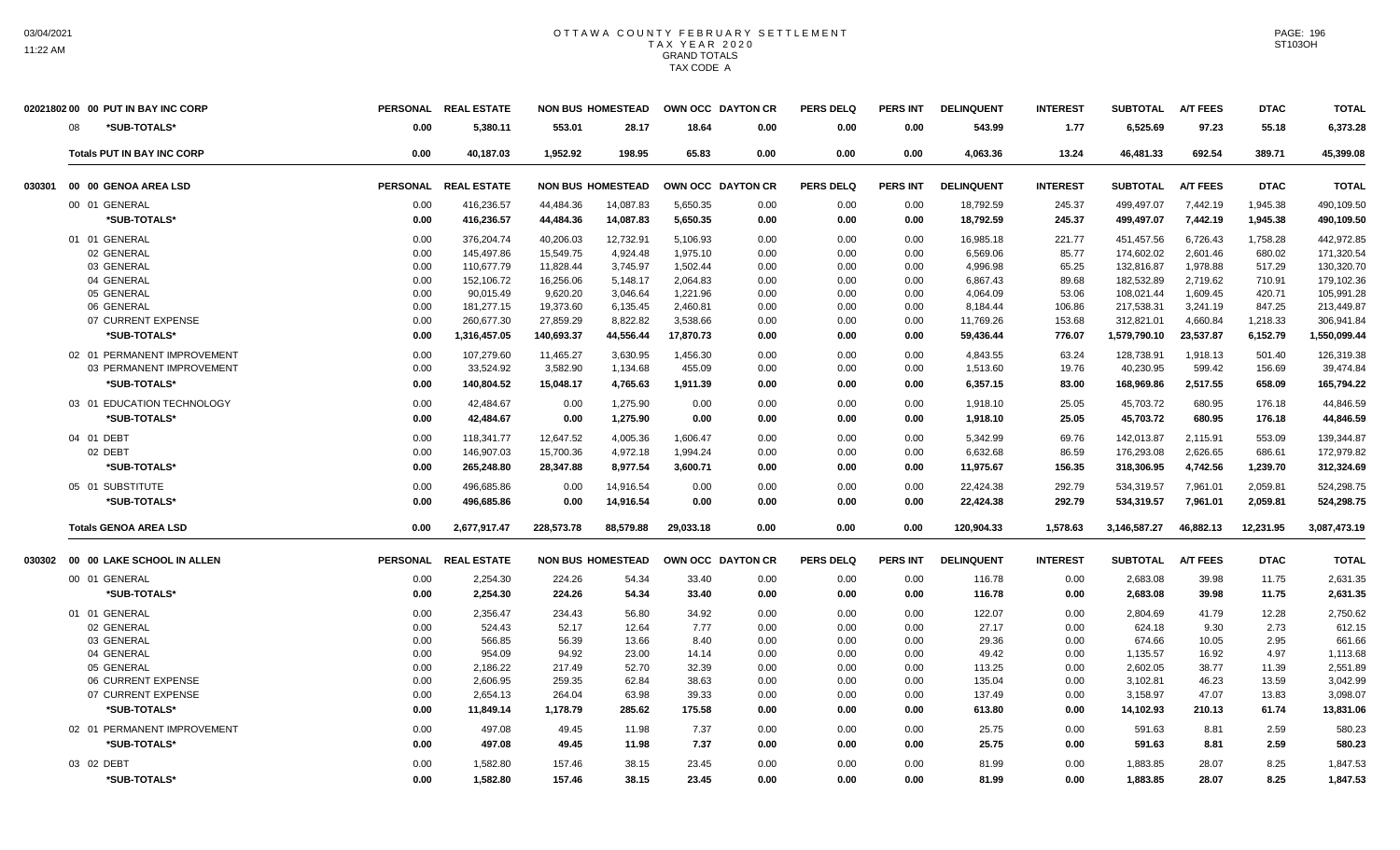# OTTAWA COUNTY FEBRUARY SETTLEMENT
## TAX YEAR 2020
### GRAND TOTALS
### TAX CODE A

| | PERSONAL | REAL ESTATE | NON BUS | HOMESTEAD | OWN OCC | DAYTON CR | PERS DELQ | PERS INT | DELINQUENT | INTEREST | SUBTOTAL | A/T FEES | DTAC | TOTAL |
|---|---|---|---|---|---|---|---|---|---|---|---|---|---|---|
| **02021802 00 00 PUT IN BAY INC CORP** | | | | | | | | | | | | | | |
| 08 *SUB-TOTALS* | 0.00 | 5,380.11 | 553.01 | 28.17 | 18.64 | 0.00 | 0.00 | 0.00 | 543.99 | 1.77 | 6,525.69 | 97.23 | 55.18 | 6,373.28 |
| **Totals PUT IN BAY INC CORP** | 0.00 | 40,187.03 | 1,952.92 | 198.95 | 65.83 | 0.00 | 0.00 | 0.00 | 4,063.36 | 13.24 | 46,481.33 | 692.54 | 389.71 | 45,399.08 |
| **030301 00 00 GENOA AREA LSD** | PERSONAL | REAL ESTATE | NON BUS | HOMESTEAD | OWN OCC | DAYTON CR | PERS DELQ | PERS INT | DELINQUENT | INTEREST | SUBTOTAL | A/T FEES | DTAC | TOTAL |
| 00 01 GENERAL | 0.00 | 416,236.57 | 44,484.36 | 14,087.83 | 5,650.35 | 0.00 | 0.00 | 0.00 | 18,792.59 | 245.37 | 499,497.07 | 7,442.19 | 1,945.38 | 490,109.50 |
| *SUB-TOTALS* | 0.00 | 416,236.57 | 44,484.36 | 14,087.83 | 5,650.35 | 0.00 | 0.00 | 0.00 | 18,792.59 | 245.37 | 499,497.07 | 7,442.19 | 1,945.38 | 490,109.50 |
| 01 01 GENERAL | 0.00 | 376,204.74 | 40,206.03 | 12,732.91 | 5,106.93 | 0.00 | 0.00 | 0.00 | 16,985.18 | 221.77 | 451,457.56 | 6,726.43 | 1,758.28 | 442,972.85 |
| 02 GENERAL | 0.00 | 145,497.86 | 15,549.75 | 4,924.48 | 1,975.10 | 0.00 | 0.00 | 0.00 | 6,569.06 | 85.77 | 174,602.02 | 2,601.46 | 680.02 | 171,320.54 |
| 03 GENERAL | 0.00 | 110,677.79 | 11,828.44 | 3,745.97 | 1,502.44 | 0.00 | 0.00 | 0.00 | 4,996.98 | 65.25 | 132,816.87 | 1,978.88 | 517.29 | 130,320.70 |
| 04 GENERAL | 0.00 | 152,106.72 | 16,256.06 | 5,148.17 | 2,064.83 | 0.00 | 0.00 | 0.00 | 6,867.43 | 89.68 | 182,532.89 | 2,719.62 | 710.91 | 179,102.36 |
| 05 GENERAL | 0.00 | 90,015.49 | 9,620.20 | 3,046.64 | 1,221.96 | 0.00 | 0.00 | 0.00 | 4,064.09 | 53.06 | 108,021.44 | 1,609.45 | 420.71 | 105,991.28 |
| 06 GENERAL | 0.00 | 181,277.15 | 19,373.60 | 6,135.45 | 2,460.81 | 0.00 | 0.00 | 0.00 | 8,184.44 | 106.86 | 217,538.31 | 3,241.19 | 847.25 | 213,449.87 |
| 07 CURRENT EXPENSE | 0.00 | 260,677.30 | 27,859.29 | 8,822.82 | 3,538.66 | 0.00 | 0.00 | 0.00 | 11,769.26 | 153.68 | 312,821.01 | 4,660.84 | 1,218.33 | 306,941.84 |
| *SUB-TOTALS* | 0.00 | 1,316,457.05 | 140,693.37 | 44,556.44 | 17,870.73 | 0.00 | 0.00 | 0.00 | 59,436.44 | 776.07 | 1,579,790.10 | 23,537.87 | 6,152.79 | 1,550,099.44 |
| 02 01 PERMANENT IMPROVEMENT | 0.00 | 107,279.60 | 11,465.27 | 3,630.95 | 1,456.30 | 0.00 | 0.00 | 0.00 | 4,843.55 | 63.24 | 128,738.91 | 1,918.13 | 501.40 | 126,319.38 |
| 03 PERMANENT IMPROVEMENT | 0.00 | 33,524.92 | 3,582.90 | 1,134.68 | 455.09 | 0.00 | 0.00 | 0.00 | 1,513.60 | 19.76 | 40,230.95 | 599.42 | 156.69 | 39,474.84 |
| *SUB-TOTALS* | 0.00 | 140,804.52 | 15,048.17 | 4,765.63 | 1,911.39 | 0.00 | 0.00 | 0.00 | 6,357.15 | 83.00 | 168,969.86 | 2,517.55 | 658.09 | 165,794.22 |
| 03 01 EDUCATION TECHNOLOGY | 0.00 | 42,484.67 | 0.00 | 1,275.90 | 0.00 | 0.00 | 0.00 | 0.00 | 1,918.10 | 25.05 | 45,703.72 | 680.95 | 176.18 | 44,846.59 |
| *SUB-TOTALS* | 0.00 | 42,484.67 | 0.00 | 1,275.90 | 0.00 | 0.00 | 0.00 | 0.00 | 1,918.10 | 25.05 | 45,703.72 | 680.95 | 176.18 | 44,846.59 |
| 04 01 DEBT | 0.00 | 118,341.77 | 12,647.52 | 4,005.36 | 1,606.47 | 0.00 | 0.00 | 0.00 | 5,342.99 | 69.76 | 142,013.87 | 2,115.91 | 553.09 | 139,344.87 |
| 02 DEBT | 0.00 | 146,907.03 | 15,700.36 | 4,972.18 | 1,994.24 | 0.00 | 0.00 | 0.00 | 6,632.68 | 86.59 | 176,293.08 | 2,626.65 | 686.61 | 172,979.82 |
| *SUB-TOTALS* | 0.00 | 265,248.80 | 28,347.88 | 8,977.54 | 3,600.71 | 0.00 | 0.00 | 0.00 | 11,975.67 | 156.35 | 318,306.95 | 4,742.56 | 1,239.70 | 312,324.69 |
| 05 01 SUBSTITUTE | 0.00 | 496,685.86 | 0.00 | 14,916.54 | 0.00 | 0.00 | 0.00 | 0.00 | 22,424.38 | 292.79 | 534,319.57 | 7,961.01 | 2,059.81 | 524,298.75 |
| *SUB-TOTALS* | 0.00 | 496,685.86 | 0.00 | 14,916.54 | 0.00 | 0.00 | 0.00 | 0.00 | 22,424.38 | 292.79 | 534,319.57 | 7,961.01 | 2,059.81 | 524,298.75 |
| **Totals GENOA AREA LSD** | 0.00 | 2,677,917.47 | 228,573.78 | 88,579.88 | 29,033.18 | 0.00 | 0.00 | 0.00 | 120,904.33 | 1,578.63 | 3,146,587.27 | 46,882.13 | 12,231.95 | 3,087,473.19 |
| **030302 00 00 LAKE SCHOOL IN ALLEN** | PERSONAL | REAL ESTATE | NON BUS | HOMESTEAD | OWN OCC | DAYTON CR | PERS DELQ | PERS INT | DELINQUENT | INTEREST | SUBTOTAL | A/T FEES | DTAC | TOTAL |
| 00 01 GENERAL | 0.00 | 2,254.30 | 224.26 | 54.34 | 33.40 | 0.00 | 0.00 | 0.00 | 116.78 | 0.00 | 2,683.08 | 39.98 | 11.75 | 2,631.35 |
| *SUB-TOTALS* | 0.00 | 2,254.30 | 224.26 | 54.34 | 33.40 | 0.00 | 0.00 | 0.00 | 116.78 | 0.00 | 2,683.08 | 39.98 | 11.75 | 2,631.35 |
| 01 01 GENERAL | 0.00 | 2,356.47 | 234.43 | 56.80 | 34.92 | 0.00 | 0.00 | 0.00 | 122.07 | 0.00 | 2,804.69 | 41.79 | 12.28 | 2,750.62 |
| 02 GENERAL | 0.00 | 524.43 | 52.17 | 12.64 | 7.77 | 0.00 | 0.00 | 0.00 | 27.17 | 0.00 | 624.18 | 9.30 | 2.73 | 612.15 |
| 03 GENERAL | 0.00 | 566.85 | 56.39 | 13.66 | 8.40 | 0.00 | 0.00 | 0.00 | 29.36 | 0.00 | 674.66 | 10.05 | 2.95 | 661.66 |
| 04 GENERAL | 0.00 | 954.09 | 94.92 | 23.00 | 14.14 | 0.00 | 0.00 | 0.00 | 49.42 | 0.00 | 1,135.57 | 16.92 | 4.97 | 1,113.68 |
| 05 GENERAL | 0.00 | 2,186.22 | 217.49 | 52.70 | 32.39 | 0.00 | 0.00 | 0.00 | 113.25 | 0.00 | 2,602.05 | 38.77 | 11.39 | 2,551.89 |
| 06 CURRENT EXPENSE | 0.00 | 2,606.95 | 259.35 | 62.84 | 38.63 | 0.00 | 0.00 | 0.00 | 135.04 | 0.00 | 3,102.81 | 46.23 | 13.59 | 3,042.99 |
| 07 CURRENT EXPENSE | 0.00 | 2,654.13 | 264.04 | 63.98 | 39.33 | 0.00 | 0.00 | 0.00 | 137.49 | 0.00 | 3,158.97 | 47.07 | 13.83 | 3,098.07 |
| *SUB-TOTALS* | 0.00 | 11,849.14 | 1,178.79 | 285.62 | 175.58 | 0.00 | 0.00 | 0.00 | 613.80 | 0.00 | 14,102.93 | 210.13 | 61.74 | 13,831.06 |
| 02 01 PERMANENT IMPROVEMENT | 0.00 | 497.08 | 49.45 | 11.98 | 7.37 | 0.00 | 0.00 | 0.00 | 25.75 | 0.00 | 591.63 | 8.81 | 2.59 | 580.23 |
| *SUB-TOTALS* | 0.00 | 497.08 | 49.45 | 11.98 | 7.37 | 0.00 | 0.00 | 0.00 | 25.75 | 0.00 | 591.63 | 8.81 | 2.59 | 580.23 |
| 03 02 DEBT | 0.00 | 1,582.80 | 157.46 | 38.15 | 23.45 | 0.00 | 0.00 | 0.00 | 81.99 | 0.00 | 1,883.85 | 28.07 | 8.25 | 1,847.53 |
| *SUB-TOTALS* | 0.00 | 1,582.80 | 157.46 | 38.15 | 23.45 | 0.00 | 0.00 | 0.00 | 81.99 | 0.00 | 1,883.85 | 28.07 | 8.25 | 1,847.53 |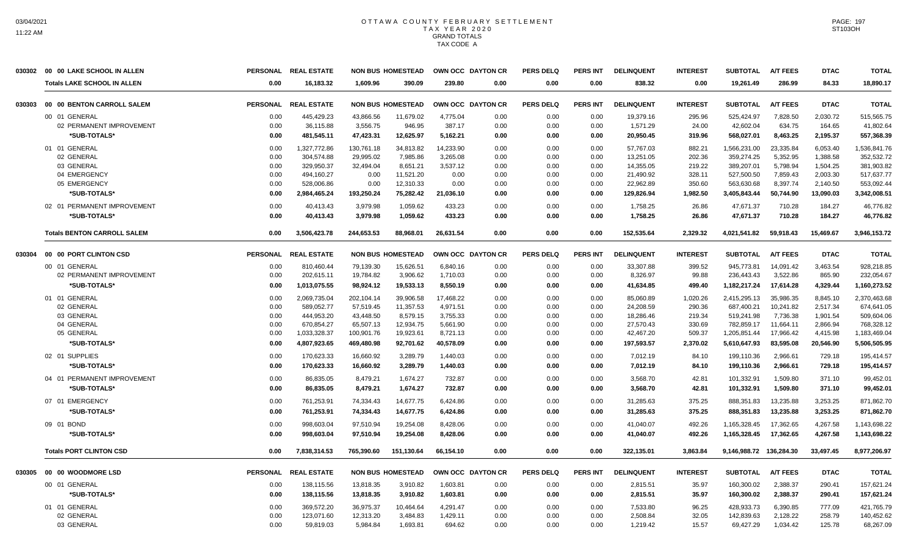# OTTAWA COUNTY FEBRUARY SETTLEMENT
## TAX YEAR 2020
### GRAND TOTALS
### TAX CODE A

| | | PERSONAL | REAL ESTATE | NON BUS | HOMESTEAD | OWN OCC | DAYTON CR | PERS DELQ | PERS INT | DELINQUENT | INTEREST | SUBTOTAL | A/T FEES | DTAC | TOTAL |
|---|---|---|---|---|---|---|---|---|---|---|---|---|---|---|---|
| 030302 | 00 00 LAKE SCHOOL IN ALLEN | PERSONAL | REAL ESTATE | NON BUS | HOMESTEAD | OWN OCC | DAYTON CR | PERS DELQ | PERS INT | DELINQUENT | INTEREST | SUBTOTAL | A/T FEES | DTAC | TOTAL |
| | **Totals LAKE SCHOOL IN ALLEN** | **0.00** | **16,183.32** | **1,609.96** | **390.09** | **239.80** | **0.00** | **0.00** | **0.00** | **838.32** | **0.00** | **19,261.49** | **286.99** | **84.33** | **18,890.17** |
| 030303 | 00 00 BENTON CARROLL SALEM | PERSONAL | REAL ESTATE | NON BUS | HOMESTEAD | OWN OCC | DAYTON CR | PERS DELQ | PERS INT | DELINQUENT | INTEREST | SUBTOTAL | A/T FEES | DTAC | TOTAL |
| | 00 01 GENERAL | 0.00 | 445,429.23 | 43,866.56 | 11,679.02 | 4,775.04 | 0.00 | 0.00 | 0.00 | 19,379.16 | 295.96 | 525,424.97 | 7,828.50 | 2,030.72 | 515,565.75 |
| | 02 PERMANENT IMPROVEMENT | 0.00 | 36,115.88 | 3,556.75 | 946.95 | 387.17 | 0.00 | 0.00 | 0.00 | 1,571.29 | 24.00 | 42,602.04 | 634.75 | 164.65 | 41,802.64 |
| | *SUB-TOTALS* | 0.00 | 481,545.11 | 47,423.31 | 12,625.97 | 5,162.21 | 0.00 | 0.00 | 0.00 | 20,950.45 | 319.96 | 568,027.01 | 8,463.25 | 2,195.37 | 557,368.39 |
| | 01 01 GENERAL | 0.00 | 1,327,772.86 | 130,761.18 | 34,813.82 | 14,233.90 | 0.00 | 0.00 | 0.00 | 57,767.03 | 882.21 | 1,566,231.00 | 23,335.84 | 6,053.40 | 1,536,841.76 |
| | 02 GENERAL | 0.00 | 304,574.88 | 29,995.02 | 7,985.86 | 3,265.08 | 0.00 | 0.00 | 0.00 | 13,251.05 | 202.36 | 359,274.25 | 5,352.95 | 1,388.58 | 352,532.72 |
| | 03 GENERAL | 0.00 | 329,950.37 | 32,494.04 | 8,651.21 | 3,537.12 | 0.00 | 0.00 | 0.00 | 14,355.05 | 219.22 | 389,207.01 | 5,798.94 | 1,504.25 | 381,903.82 |
| | 04 EMERGENCY | 0.00 | 494,160.27 | 0.00 | 11,521.20 | 0.00 | 0.00 | 0.00 | 0.00 | 21,490.92 | 328.11 | 527,500.50 | 7,859.43 | 2,003.30 | 517,637.77 |
| | 05 EMERGENCY | 0.00 | 528,006.86 | 0.00 | 12,310.33 | 0.00 | 0.00 | 0.00 | 0.00 | 22,962.89 | 350.60 | 563,630.68 | 8,397.74 | 2,140.50 | 553,092.44 |
| | *SUB-TOTALS* | 0.00 | 2,984,465.24 | 193,250.24 | 75,282.42 | 21,036.10 | 0.00 | 0.00 | 0.00 | 129,826.94 | 1,982.50 | 3,405,843.44 | 50,744.90 | 13,090.03 | 3,342,008.51 |
| | 02 01 PERMANENT IMPROVEMENT | 0.00 | 40,413.43 | 3,979.98 | 1,059.62 | 433.23 | 0.00 | 0.00 | 0.00 | 1,758.25 | 26.86 | 47,671.37 | 710.28 | 184.27 | 46,776.82 |
| | *SUB-TOTALS* | 0.00 | 40,413.43 | 3,979.98 | 1,059.62 | 433.23 | 0.00 | 0.00 | 0.00 | 1,758.25 | 26.86 | 47,671.37 | 710.28 | 184.27 | 46,776.82 |
| | **Totals BENTON CARROLL SALEM** | **0.00** | **3,506,423.78** | **244,653.53** | **88,968.01** | **26,631.54** | **0.00** | **0.00** | **0.00** | **152,535.64** | **2,329.32** | **4,021,541.82** | **59,918.43** | **15,469.67** | **3,946,153.72** |
| 030304 | 00 00 PORT CLINTON CSD | PERSONAL | REAL ESTATE | NON BUS | HOMESTEAD | OWN OCC | DAYTON CR | PERS DELQ | PERS INT | DELINQUENT | INTEREST | SUBTOTAL | A/T FEES | DTAC | TOTAL |
| | 00 01 GENERAL | 0.00 | 810,460.44 | 79,139.30 | 15,626.51 | 6,840.16 | 0.00 | 0.00 | 0.00 | 33,307.88 | 399.52 | 945,773.81 | 14,091.42 | 3,463.54 | 928,218.85 |
| | 02 PERMANENT IMPROVEMENT | 0.00 | 202,615.11 | 19,784.82 | 3,906.62 | 1,710.03 | 0.00 | 0.00 | 0.00 | 8,326.97 | 99.88 | 236,443.43 | 3,522.86 | 865.90 | 232,054.67 |
| | *SUB-TOTALS* | 0.00 | 1,013,075.55 | 98,924.12 | 19,533.13 | 8,550.19 | 0.00 | 0.00 | 0.00 | 41,634.85 | 499.40 | 1,182,217.24 | 17,614.28 | 4,329.44 | 1,160,273.52 |
| | 01 01 GENERAL | 0.00 | 2,069,735.04 | 202,104.14 | 39,906.58 | 17,468.22 | 0.00 | 0.00 | 0.00 | 85,060.89 | 1,020.26 | 2,415,295.13 | 35,986.35 | 8,845.10 | 2,370,463.68 |
| | 02 GENERAL | 0.00 | 589,052.77 | 57,519.45 | 11,357.53 | 4,971.51 | 0.00 | 0.00 | 0.00 | 24,208.59 | 290.36 | 687,400.21 | 10,241.82 | 2,517.34 | 674,641.05 |
| | 03 GENERAL | 0.00 | 444,953.20 | 43,448.50 | 8,579.15 | 3,755.33 | 0.00 | 0.00 | 0.00 | 18,286.46 | 219.34 | 519,241.98 | 7,736.38 | 1,901.54 | 509,604.06 |
| | 04 GENERAL | 0.00 | 670,854.27 | 65,507.13 | 12,934.75 | 5,661.90 | 0.00 | 0.00 | 0.00 | 27,570.43 | 330.69 | 782,859.17 | 11,664.11 | 2,866.94 | 768,328.12 |
| | 05 GENERAL | 0.00 | 1,033,328.37 | 100,901.76 | 19,923.61 | 8,721.13 | 0.00 | 0.00 | 0.00 | 42,467.20 | 509.37 | 1,205,851.44 | 17,966.42 | 4,415.98 | 1,183,469.04 |
| | *SUB-TOTALS* | 0.00 | 4,807,923.65 | 469,480.98 | 92,701.62 | 40,578.09 | 0.00 | 0.00 | 0.00 | 197,593.57 | 2,370.02 | 5,610,647.93 | 83,595.08 | 20,546.90 | 5,506,505.95 |
| | 02 01 SUPPLIES | 0.00 | 170,623.33 | 16,660.92 | 3,289.79 | 1,440.03 | 0.00 | 0.00 | 0.00 | 7,012.19 | 84.10 | 199,110.36 | 2,966.61 | 729.18 | 195,414.57 |
| | *SUB-TOTALS* | 0.00 | 170,623.33 | 16,660.92 | 3,289.79 | 1,440.03 | 0.00 | 0.00 | 0.00 | 7,012.19 | 84.10 | 199,110.36 | 2,966.61 | 729.18 | 195,414.57 |
| | 04 01 PERMANENT IMPROVEMENT | 0.00 | 86,835.05 | 8,479.21 | 1,674.27 | 732.87 | 0.00 | 0.00 | 0.00 | 3,568.70 | 42.81 | 101,332.91 | 1,509.80 | 371.10 | 99,452.01 |
| | *SUB-TOTALS* | 0.00 | 86,835.05 | 8,479.21 | 1,674.27 | 732.87 | 0.00 | 0.00 | 0.00 | 3,568.70 | 42.81 | 101,332.91 | 1,509.80 | 371.10 | 99,452.01 |
| | 07 01 EMERGENCY | 0.00 | 761,253.91 | 74,334.43 | 14,677.75 | 6,424.86 | 0.00 | 0.00 | 0.00 | 31,285.63 | 375.25 | 888,351.83 | 13,235.88 | 3,253.25 | 871,862.70 |
| | *SUB-TOTALS* | 0.00 | 761,253.91 | 74,334.43 | 14,677.75 | 6,424.86 | 0.00 | 0.00 | 0.00 | 31,285.63 | 375.25 | 888,351.83 | 13,235.88 | 3,253.25 | 871,862.70 |
| | 09 01 BOND | 0.00 | 998,603.04 | 97,510.94 | 19,254.08 | 8,428.06 | 0.00 | 0.00 | 0.00 | 41,040.07 | 492.26 | 1,165,328.45 | 17,362.65 | 4,267.58 | 1,143,698.22 |
| | *SUB-TOTALS* | 0.00 | 998,603.04 | 97,510.94 | 19,254.08 | 8,428.06 | 0.00 | 0.00 | 0.00 | 41,040.07 | 492.26 | 1,165,328.45 | 17,362.65 | 4,267.58 | 1,143,698.22 |
| | **Totals PORT CLINTON CSD** | **0.00** | **7,838,314.53** | **765,390.60** | **151,130.64** | **66,154.10** | **0.00** | **0.00** | **0.00** | **322,135.01** | **3,863.84** | **9,146,988.72** | **136,284.30** | **33,497.45** | **8,977,206.97** |
| 030305 | 00 00 WOODMORE LSD | PERSONAL | REAL ESTATE | NON BUS | HOMESTEAD | OWN OCC | DAYTON CR | PERS DELQ | PERS INT | DELINQUENT | INTEREST | SUBTOTAL | A/T FEES | DTAC | TOTAL |
| | 00 01 GENERAL | 0.00 | 138,115.56 | 13,818.35 | 3,910.82 | 1,603.81 | 0.00 | 0.00 | 0.00 | 2,815.51 | 35.97 | 160,300.02 | 2,388.37 | 290.41 | 157,621.24 |
| | *SUB-TOTALS* | 0.00 | 138,115.56 | 13,818.35 | 3,910.82 | 1,603.81 | 0.00 | 0.00 | 0.00 | 2,815.51 | 35.97 | 160,300.02 | 2,388.37 | 290.41 | 157,621.24 |
| | 01 01 GENERAL | 0.00 | 369,572.20 | 36,975.37 | 10,464.64 | 4,291.47 | 0.00 | 0.00 | 0.00 | 7,533.80 | 96.25 | 428,933.73 | 6,390.85 | 777.09 | 421,765.79 |
| | 02 GENERAL | 0.00 | 123,071.60 | 12,313.20 | 3,484.83 | 1,429.11 | 0.00 | 0.00 | 0.00 | 2,508.84 | 32.05 | 142,839.63 | 2,128.22 | 258.79 | 140,452.62 |
| | 03 GENERAL | 0.00 | 59,819.03 | 5,984.84 | 1,693.81 | 694.62 | 0.00 | 0.00 | 0.00 | 1,219.42 | 15.57 | 69,427.29 | 1,034.42 | 125.78 | 68,267.09 |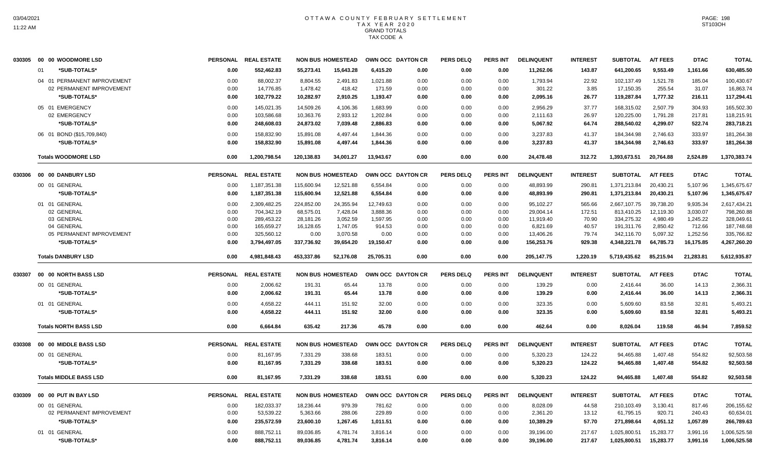# OTTAWA COUNTY FEBRUARY SETTLEMENT
## TAX YEAR 2020
### GRAND TOTALS
### TAX CODE A

| | | PERSONAL | REAL ESTATE | NON BUS | HOMESTEAD | OWN OCC | DAYTON CR | PERS DELQ | PERS INT | DELINQUENT | INTEREST | SUBTOTAL | A/T FEES | DTAC | TOTAL |
|---|---|---|---|---|---|---|---|---|---|---|---|---|---|---|---|
| 030305 | 00 00 WOODMORE LSD | | | | | | | | | | | | | | |
| | 01 *SUB-TOTALS* | 0.00 | 552,462.83 | 55,273.41 | 15,643.28 | 6,415.20 | 0.00 | 0.00 | 0.00 | 11,262.06 | 143.87 | 641,200.65 | 9,553.49 | 1,161.66 | 630,485.50 |
| | 04 01 PERMANENT IMPROVEMENT | 0.00 | 88,002.37 | 8,804.55 | 2,491.83 | 1,021.88 | 0.00 | 0.00 | 0.00 | 1,793.94 | 22.92 | 102,137.49 | 1,521.78 | 185.04 | 100,430.67 |
| | 02 PERMANENT IMPROVEMENT | 0.00 | 14,776.85 | 1,478.42 | 418.42 | 171.59 | 0.00 | 0.00 | 0.00 | 301.22 | 3.85 | 17,150.35 | 255.54 | 31.07 | 16,863.74 |
| | *SUB-TOTALS* | 0.00 | 102,779.22 | 10,282.97 | 2,910.25 | 1,193.47 | 0.00 | 0.00 | 0.00 | 2,095.16 | 26.77 | 119,287.84 | 1,777.32 | 216.11 | 117,294.41 |
| | 05 01 EMERGENCY | 0.00 | 145,021.35 | 14,509.26 | 4,106.36 | 1,683.99 | 0.00 | 0.00 | 0.00 | 2,956.29 | 37.77 | 168,315.02 | 2,507.79 | 304.93 | 165,502.30 |
| | 02 EMERGENCY | 0.00 | 103,586.68 | 10,363.76 | 2,933.12 | 1,202.84 | 0.00 | 0.00 | 0.00 | 2,111.63 | 26.97 | 120,225.00 | 1,791.28 | 217.81 | 118,215.91 |
| | *SUB-TOTALS* | 0.00 | 248,608.03 | 24,873.02 | 7,039.48 | 2,886.83 | 0.00 | 0.00 | 0.00 | 5,067.92 | 64.74 | 288,540.02 | 4,299.07 | 522.74 | 283,718.21 |
| | 06 01 BOND ($15,709,840) | 0.00 | 158,832.90 | 15,891.08 | 4,497.44 | 1,844.36 | 0.00 | 0.00 | 0.00 | 3,237.83 | 41.37 | 184,344.98 | 2,746.63 | 333.97 | 181,264.38 |
| | *SUB-TOTALS* | 0.00 | 158,832.90 | 15,891.08 | 4,497.44 | 1,844.36 | 0.00 | 0.00 | 0.00 | 3,237.83 | 41.37 | 184,344.98 | 2,746.63 | 333.97 | 181,264.38 |
| | **Totals WOODMORE LSD** | 0.00 | 1,200,798.54 | 120,138.83 | 34,001.27 | 13,943.67 | 0.00 | 0.00 | 0.00 | 24,478.48 | 312.72 | 1,393,673.51 | 20,764.88 | 2,524.89 | 1,370,383.74 |
| 030306 | 00 00 DANBURY LSD | PERSONAL | REAL ESTATE | NON BUS | HOMESTEAD | OWN OCC | DAYTON CR | PERS DELQ | PERS INT | DELINQUENT | INTEREST | SUBTOTAL | A/T FEES | DTAC | TOTAL |
| | 00 01 GENERAL | 0.00 | 1,187,351.38 | 115,600.94 | 12,521.88 | 6,554.84 | 0.00 | 0.00 | 0.00 | 48,893.99 | 290.81 | 1,371,213.84 | 20,430.21 | 5,107.96 | 1,345,675.67 |
| | *SUB-TOTALS* | 0.00 | 1,187,351.38 | 115,600.94 | 12,521.88 | 6,554.84 | 0.00 | 0.00 | 0.00 | 48,893.99 | 290.81 | 1,371,213.84 | 20,430.21 | 5,107.96 | 1,345,675.67 |
| | 01 01 GENERAL | 0.00 | 2,309,482.25 | 224,852.00 | 24,355.94 | 12,749.63 | 0.00 | 0.00 | 0.00 | 95,102.27 | 565.66 | 2,667,107.75 | 39,738.20 | 9,935.34 | 2,617,434.21 |
| | 02 GENERAL | 0.00 | 704,342.19 | 68,575.01 | 7,428.04 | 3,888.36 | 0.00 | 0.00 | 0.00 | 29,004.14 | 172.51 | 813,410.25 | 12,119.30 | 3,030.07 | 798,260.88 |
| | 03 GENERAL | 0.00 | 289,453.22 | 28,181.26 | 3,052.59 | 1,597.95 | 0.00 | 0.00 | 0.00 | 11,919.40 | 70.90 | 334,275.32 | 4,980.49 | 1,245.22 | 328,049.61 |
| | 04 GENERAL | 0.00 | 165,659.27 | 16,128.65 | 1,747.05 | 914.53 | 0.00 | 0.00 | 0.00 | 6,821.69 | 40.57 | 191,311.76 | 2,850.42 | 712.66 | 187,748.68 |
| | 05 PERMANENT IMPROVEMENT | 0.00 | 325,560.12 | 0.00 | 3,070.58 | 0.00 | 0.00 | 0.00 | 0.00 | 13,406.26 | 79.74 | 342,116.70 | 5,097.32 | 1,252.56 | 335,766.82 |
| | *SUB-TOTALS* | 0.00 | 3,794,497.05 | 337,736.92 | 39,654.20 | 19,150.47 | 0.00 | 0.00 | 0.00 | 156,253.76 | 929.38 | 4,348,221.78 | 64,785.73 | 16,175.85 | 4,267,260.20 |
| | **Totals DANBURY LSD** | 0.00 | 4,981,848.43 | 453,337.86 | 52,176.08 | 25,705.31 | 0.00 | 0.00 | 0.00 | 205,147.75 | 1,220.19 | 5,719,435.62 | 85,215.94 | 21,283.81 | 5,612,935.87 |
| 030307 | 00 00 NORTH BASS LSD | PERSONAL | REAL ESTATE | NON BUS | HOMESTEAD | OWN OCC | DAYTON CR | PERS DELQ | PERS INT | DELINQUENT | INTEREST | SUBTOTAL | A/T FEES | DTAC | TOTAL |
| | 00 01 GENERAL | 0.00 | 2,006.62 | 191.31 | 65.44 | 13.78 | 0.00 | 0.00 | 0.00 | 139.29 | 0.00 | 2,416.44 | 36.00 | 14.13 | 2,366.31 |
| | *SUB-TOTALS* | 0.00 | 2,006.62 | 191.31 | 65.44 | 13.78 | 0.00 | 0.00 | 0.00 | 139.29 | 0.00 | 2,416.44 | 36.00 | 14.13 | 2,366.31 |
| | 01 01 GENERAL | 0.00 | 4,658.22 | 444.11 | 151.92 | 32.00 | 0.00 | 0.00 | 0.00 | 323.35 | 0.00 | 5,609.60 | 83.58 | 32.81 | 5,493.21 |
| | *SUB-TOTALS* | 0.00 | 4,658.22 | 444.11 | 151.92 | 32.00 | 0.00 | 0.00 | 0.00 | 323.35 | 0.00 | 5,609.60 | 83.58 | 32.81 | 5,493.21 |
| | **Totals NORTH BASS LSD** | 0.00 | 6,664.84 | 635.42 | 217.36 | 45.78 | 0.00 | 0.00 | 0.00 | 462.64 | 0.00 | 8,026.04 | 119.58 | 46.94 | 7,859.52 |
| 030308 | 00 00 MIDDLE BASS LSD | PERSONAL | REAL ESTATE | NON BUS | HOMESTEAD | OWN OCC | DAYTON CR | PERS DELQ | PERS INT | DELINQUENT | INTEREST | SUBTOTAL | A/T FEES | DTAC | TOTAL |
| | 00 01 GENERAL | 0.00 | 81,167.95 | 7,331.29 | 338.68 | 183.51 | 0.00 | 0.00 | 0.00 | 5,320.23 | 124.22 | 94,465.88 | 1,407.48 | 554.82 | 92,503.58 |
| | *SUB-TOTALS* | 0.00 | 81,167.95 | 7,331.29 | 338.68 | 183.51 | 0.00 | 0.00 | 0.00 | 5,320.23 | 124.22 | 94,465.88 | 1,407.48 | 554.82 | 92,503.58 |
| | **Totals MIDDLE BASS LSD** | 0.00 | 81,167.95 | 7,331.29 | 338.68 | 183.51 | 0.00 | 0.00 | 0.00 | 5,320.23 | 124.22 | 94,465.88 | 1,407.48 | 554.82 | 92,503.58 |
| 030309 | 00 00 PUT IN BAY LSD | PERSONAL | REAL ESTATE | NON BUS | HOMESTEAD | OWN OCC | DAYTON CR | PERS DELQ | PERS INT | DELINQUENT | INTEREST | SUBTOTAL | A/T FEES | DTAC | TOTAL |
| | 00 01 GENERAL | 0.00 | 182,033.37 | 18,236.44 | 979.39 | 781.62 | 0.00 | 0.00 | 0.00 | 8,028.09 | 44.58 | 210,103.49 | 3,130.41 | 817.46 | 206,155.62 |
| | 02 PERMANENT IMPROVEMENT | 0.00 | 53,539.22 | 5,363.66 | 288.06 | 229.89 | 0.00 | 0.00 | 0.00 | 2,361.20 | 13.12 | 61,795.15 | 920.71 | 240.43 | 60,634.01 |
| | *SUB-TOTALS* | 0.00 | 235,572.59 | 23,600.10 | 1,267.45 | 1,011.51 | 0.00 | 0.00 | 0.00 | 10,389.29 | 57.70 | 271,898.64 | 4,051.12 | 1,057.89 | 266,789.63 |
| | 01 01 GENERAL | 0.00 | 888,752.11 | 89,036.85 | 4,781.74 | 3,816.14 | 0.00 | 0.00 | 0.00 | 39,196.00 | 217.67 | 1,025,800.51 | 15,283.77 | 3,991.16 | 1,006,525.58 |
| | *SUB-TOTALS* | 0.00 | 888,752.11 | 89,036.85 | 4,781.74 | 3,816.14 | 0.00 | 0.00 | 0.00 | 39,196.00 | 217.67 | 1,025,800.51 | 15,283.77 | 3,991.16 | 1,006,525.58 |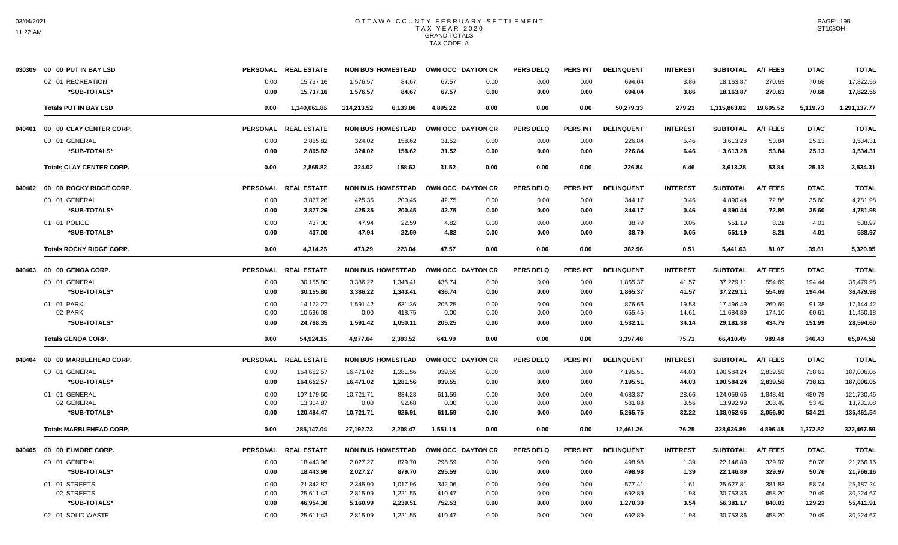# OTTAWA COUNTY FEBRUARY SETTLEMENT
## TAX YEAR 2020
### GRAND TOTALS
### TAX CODE A

| | | PERSONAL | REAL ESTATE | NON BUS | HOMESTEAD | OWN OCC | DAYTON CR | PERS DELQ | PERS INT | DELINQUENT | INTEREST | SUBTOTAL | A/T FEES | DTAC | TOTAL |
|---|---|---|---|---|---|---|---|---|---|---|---|---|---|---|---|
| 030309 | 00 00 PUT IN BAY LSD | | | | | | | | | | | | | | |
| | 02 01 RECREATION | 0.00 | 15,737.16 | 1,576.57 | 84.67 | 67.57 | 0.00 | 0.00 | 0.00 | 694.04 | 3.86 | 18,163.87 | 270.63 | 70.68 | 17,822.56 |
| | *SUB-TOTALS* | **0.00** | **15,737.16** | **1,576.57** | **84.67** | **67.57** | **0.00** | **0.00** | **0.00** | **694.04** | **3.86** | **18,163.87** | **270.63** | **70.68** | **17,822.56** |
| | **Totals PUT IN BAY LSD** | **0.00** | **1,140,061.86** | **114,213.52** | **6,133.86** | **4,895.22** | **0.00** | **0.00** | **0.00** | **50,279.33** | **279.23** | **1,315,863.02** | **19,605.52** | **5,119.73** | **1,291,137.77** |
| 040401 | 00 00 CLAY CENTER CORP. | PERSONAL | REAL ESTATE | NON BUS | HOMESTEAD | OWN OCC | DAYTON CR | PERS DELQ | PERS INT | DELINQUENT | INTEREST | SUBTOTAL | A/T FEES | DTAC | TOTAL |
| | 00 01 GENERAL | 0.00 | 2,865.82 | 324.02 | 158.62 | 31.52 | 0.00 | 0.00 | 0.00 | 226.84 | 6.46 | 3,613.28 | 53.84 | 25.13 | 3,534.31 |
| | *SUB-TOTALS* | **0.00** | **2,865.82** | **324.02** | **158.62** | **31.52** | **0.00** | **0.00** | **0.00** | **226.84** | **6.46** | **3,613.28** | **53.84** | **25.13** | **3,534.31** |
| | **Totals CLAY CENTER CORP.** | **0.00** | **2,865.82** | **324.02** | **158.62** | **31.52** | **0.00** | **0.00** | **0.00** | **226.84** | **6.46** | **3,613.28** | **53.84** | **25.13** | **3,534.31** |
| 040402 | 00 00 ROCKY RIDGE CORP. | PERSONAL | REAL ESTATE | NON BUS | HOMESTEAD | OWN OCC | DAYTON CR | PERS DELQ | PERS INT | DELINQUENT | INTEREST | SUBTOTAL | A/T FEES | DTAC | TOTAL |
| | 00 01 GENERAL | 0.00 | 3,877.26 | 425.35 | 200.45 | 42.75 | 0.00 | 0.00 | 0.00 | 344.17 | 0.46 | 4,890.44 | 72.86 | 35.60 | 4,781.98 |
| | *SUB-TOTALS* | **0.00** | **3,877.26** | **425.35** | **200.45** | **42.75** | **0.00** | **0.00** | **0.00** | **344.17** | **0.46** | **4,890.44** | **72.86** | **35.60** | **4,781.98** |
| | 01 01 POLICE | 0.00 | 437.00 | 47.94 | 22.59 | 4.82 | 0.00 | 0.00 | 0.00 | 38.79 | 0.05 | 551.19 | 8.21 | 4.01 | 538.97 |
| | *SUB-TOTALS* | **0.00** | **437.00** | **47.94** | **22.59** | **4.82** | **0.00** | **0.00** | **0.00** | **38.79** | **0.05** | **551.19** | **8.21** | **4.01** | **538.97** |
| | **Totals ROCKY RIDGE CORP.** | **0.00** | **4,314.26** | **473.29** | **223.04** | **47.57** | **0.00** | **0.00** | **0.00** | **382.96** | **0.51** | **5,441.63** | **81.07** | **39.61** | **5,320.95** |
| 040403 | 00 00 GENOA CORP. | PERSONAL | REAL ESTATE | NON BUS | HOMESTEAD | OWN OCC | DAYTON CR | PERS DELQ | PERS INT | DELINQUENT | INTEREST | SUBTOTAL | A/T FEES | DTAC | TOTAL |
| | 00 01 GENERAL | 0.00 | 30,155.80 | 3,386.22 | 1,343.41 | 436.74 | 0.00 | 0.00 | 0.00 | 1,865.37 | 41.57 | 37,229.11 | 554.69 | 194.44 | 36,479.98 |
| | *SUB-TOTALS* | **0.00** | **30,155.80** | **3,386.22** | **1,343.41** | **436.74** | **0.00** | **0.00** | **0.00** | **1,865.37** | **41.57** | **37,229.11** | **554.69** | **194.44** | **36,479.98** |
| | 01 01 PARK | 0.00 | 14,172.27 | 1,591.42 | 631.36 | 205.25 | 0.00 | 0.00 | 0.00 | 876.66 | 19.53 | 17,496.49 | 260.69 | 91.38 | 17,144.42 |
| | 02 PARK | 0.00 | 10,596.08 | 0.00 | 418.75 | 0.00 | 0.00 | 0.00 | 0.00 | 655.45 | 14.61 | 11,684.89 | 174.10 | 60.61 | 11,450.18 |
| | *SUB-TOTALS* | **0.00** | **24,768.35** | **1,591.42** | **1,050.11** | **205.25** | **0.00** | **0.00** | **0.00** | **1,532.11** | **34.14** | **29,181.38** | **434.79** | **151.99** | **28,594.60** |
| | **Totals GENOA CORP.** | **0.00** | **54,924.15** | **4,977.64** | **2,393.52** | **641.99** | **0.00** | **0.00** | **0.00** | **3,397.48** | **75.71** | **66,410.49** | **989.48** | **346.43** | **65,074.58** |
| 040404 | 00 00 MARBLEHEAD CORP. | PERSONAL | REAL ESTATE | NON BUS | HOMESTEAD | OWN OCC | DAYTON CR | PERS DELQ | PERS INT | DELINQUENT | INTEREST | SUBTOTAL | A/T FEES | DTAC | TOTAL |
| | 00 01 GENERAL | 0.00 | 164,652.57 | 16,471.02 | 1,281.56 | 939.55 | 0.00 | 0.00 | 0.00 | 7,195.51 | 44.03 | 190,584.24 | 2,839.58 | 738.61 | 187,006.05 |
| | *SUB-TOTALS* | **0.00** | **164,652.57** | **16,471.02** | **1,281.56** | **939.55** | **0.00** | **0.00** | **0.00** | **7,195.51** | **44.03** | **190,584.24** | **2,839.58** | **738.61** | **187,006.05** |
| | 01 01 GENERAL | 0.00 | 107,179.60 | 10,721.71 | 834.23 | 611.59 | 0.00 | 0.00 | 0.00 | 4,683.87 | 28.66 | 124,059.66 | 1,848.41 | 480.79 | 121,730.46 |
| | 02 GENERAL | 0.00 | 13,314.87 | 0.00 | 92.68 | 0.00 | 0.00 | 0.00 | 0.00 | 581.88 | 3.56 | 13,992.99 | 208.49 | 53.42 | 13,731.08 |
| | *SUB-TOTALS* | **0.00** | **120,494.47** | **10,721.71** | **926.91** | **611.59** | **0.00** | **0.00** | **0.00** | **5,265.75** | **32.22** | **138,052.65** | **2,056.90** | **534.21** | **135,461.54** |
| | **Totals MARBLEHEAD CORP.** | **0.00** | **285,147.04** | **27,192.73** | **2,208.47** | **1,551.14** | **0.00** | **0.00** | **0.00** | **12,461.26** | **76.25** | **328,636.89** | **4,896.48** | **1,272.82** | **322,467.59** |
| 040405 | 00 00 ELMORE CORP. | PERSONAL | REAL ESTATE | NON BUS | HOMESTEAD | OWN OCC | DAYTON CR | PERS DELQ | PERS INT | DELINQUENT | INTEREST | SUBTOTAL | A/T FEES | DTAC | TOTAL |
| | 00 01 GENERAL | 0.00 | 18,443.96 | 2,027.27 | 879.70 | 295.59 | 0.00 | 0.00 | 0.00 | 498.98 | 1.39 | 22,146.89 | 329.97 | 50.76 | 21,766.16 |
| | *SUB-TOTALS* | **0.00** | **18,443.96** | **2,027.27** | **879.70** | **295.59** | **0.00** | **0.00** | **0.00** | **498.98** | **1.39** | **22,146.89** | **329.97** | **50.76** | **21,766.16** |
| | 01 01 STREETS | 0.00 | 21,342.87 | 2,345.90 | 1,017.96 | 342.06 | 0.00 | 0.00 | 0.00 | 577.41 | 1.61 | 25,627.81 | 381.83 | 58.74 | 25,187.24 |
| | 02 STREETS | 0.00 | 25,611.43 | 2,815.09 | 1,221.55 | 410.47 | 0.00 | 0.00 | 0.00 | 692.89 | 1.93 | 30,753.36 | 458.20 | 70.49 | 30,224.67 |
| | *SUB-TOTALS* | **0.00** | **46,954.30** | **5,160.99** | **2,239.51** | **752.53** | **0.00** | **0.00** | **0.00** | **1,270.30** | **3.54** | **56,381.17** | **840.03** | **129.23** | **55,411.91** |
| | 02 01 SOLID WASTE | 0.00 | 25,611.43 | 2,815.09 | 1,221.55 | 410.47 | 0.00 | 0.00 | 0.00 | 692.89 | 1.93 | 30,753.36 | 458.20 | 70.49 | 30,224.67 |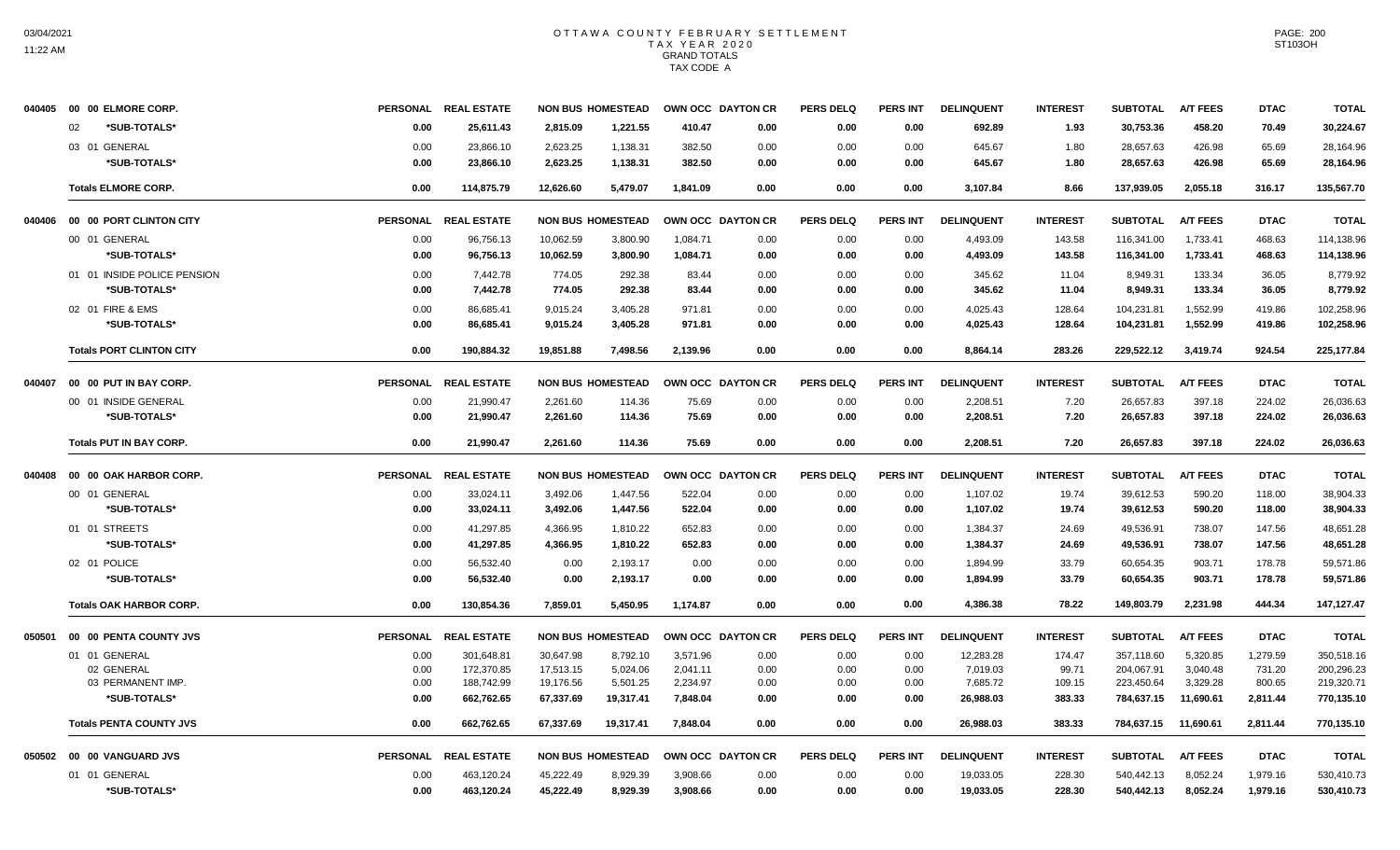# OTTAWA COUNTY FEBRUARY SETTLEMENT
## TAX YEAR 2020
## GRAND TOTALS
## TAX CODE A

03/04/2021
11:22 AM

ST103OH

| | | PERSONAL | REAL ESTATE | NON BUS | HOMESTEAD | OWN OCC | DAYTON CR | PERS DELQ | PERS INT | DELINQUENT | INTEREST | SUBTOTAL | A/T FEES | DTAC | TOTAL |
|---|---|---|---|---|---|---|---|---|---|---|---|---|---|---|---|
| 040405 | 00 00 ELMORE CORP. | PERSONAL | REAL ESTATE | NON BUS | HOMESTEAD | OWN OCC | DAYTON CR | PERS DELQ | PERS INT | DELINQUENT | INTEREST | SUBTOTAL | A/T FEES | DTAC | TOTAL |
| | 02 *SUB-TOTALS* | 0.00 | 25,611.43 | 2,815.09 | 1,221.55 | 410.47 | 0.00 | 0.00 | 0.00 | 692.89 | 1.93 | 30,753.36 | 458.20 | 70.49 | 30,224.67 |
| | 03 01 GENERAL | 0.00 | 23,866.10 | 2,623.25 | 1,138.31 | 382.50 | 0.00 | 0.00 | 0.00 | 645.67 | 1.80 | 28,657.63 | 426.98 | 65.69 | 28,164.96 |
| | *SUB-TOTALS* | 0.00 | 23,866.10 | 2,623.25 | 1,138.31 | 382.50 | 0.00 | 0.00 | 0.00 | 645.67 | 1.80 | 28,657.63 | 426.98 | 65.69 | 28,164.96 |
| | Totals ELMORE CORP. | 0.00 | 114,875.79 | 12,626.60 | 5,479.07 | 1,841.09 | 0.00 | 0.00 | 0.00 | 3,107.84 | 8.66 | 137,939.05 | 2,055.18 | 316.17 | 135,567.70 |
| 040406 | 00 00 PORT CLINTON CITY | PERSONAL | REAL ESTATE | NON BUS | HOMESTEAD | OWN OCC | DAYTON CR | PERS DELQ | PERS INT | DELINQUENT | INTEREST | SUBTOTAL | A/T FEES | DTAC | TOTAL |
| | 00 01 GENERAL | 0.00 | 96,756.13 | 10,062.59 | 3,800.90 | 1,084.71 | 0.00 | 0.00 | 0.00 | 4,493.09 | 143.58 | 116,341.00 | 1,733.41 | 468.63 | 114,138.96 |
| | *SUB-TOTALS* | 0.00 | 96,756.13 | 10,062.59 | 3,800.90 | 1,084.71 | 0.00 | 0.00 | 0.00 | 4,493.09 | 143.58 | 116,341.00 | 1,733.41 | 468.63 | 114,138.96 |
| | 01 01 INSIDE POLICE PENSION | 0.00 | 7,442.78 | 774.05 | 292.38 | 83.44 | 0.00 | 0.00 | 0.00 | 345.62 | 11.04 | 8,949.31 | 133.34 | 36.05 | 8,779.92 |
| | *SUB-TOTALS* | 0.00 | 7,442.78 | 774.05 | 292.38 | 83.44 | 0.00 | 0.00 | 0.00 | 345.62 | 11.04 | 8,949.31 | 133.34 | 36.05 | 8,779.92 |
| | 02 01 FIRE & EMS | 0.00 | 86,685.41 | 9,015.24 | 3,405.28 | 971.81 | 0.00 | 0.00 | 0.00 | 4,025.43 | 128.64 | 104,231.81 | 1,552.99 | 419.86 | 102,258.96 |
| | *SUB-TOTALS* | 0.00 | 86,685.41 | 9,015.24 | 3,405.28 | 971.81 | 0.00 | 0.00 | 0.00 | 4,025.43 | 128.64 | 104,231.81 | 1,552.99 | 419.86 | 102,258.96 |
| | Totals PORT CLINTON CITY | 0.00 | 190,884.32 | 19,851.88 | 7,498.56 | 2,139.96 | 0.00 | 0.00 | 0.00 | 8,864.14 | 283.26 | 229,522.12 | 3,419.74 | 924.54 | 225,177.84 |
| 040407 | 00 00 PUT IN BAY CORP. | PERSONAL | REAL ESTATE | NON BUS | HOMESTEAD | OWN OCC | DAYTON CR | PERS DELQ | PERS INT | DELINQUENT | INTEREST | SUBTOTAL | A/T FEES | DTAC | TOTAL |
| | 00 01 INSIDE GENERAL | 0.00 | 21,990.47 | 2,261.60 | 114.36 | 75.69 | 0.00 | 0.00 | 0.00 | 2,208.51 | 7.20 | 26,657.83 | 397.18 | 224.02 | 26,036.63 |
| | *SUB-TOTALS* | 0.00 | 21,990.47 | 2,261.60 | 114.36 | 75.69 | 0.00 | 0.00 | 0.00 | 2,208.51 | 7.20 | 26,657.83 | 397.18 | 224.02 | 26,036.63 |
| | Totals PUT IN BAY CORP. | 0.00 | 21,990.47 | 2,261.60 | 114.36 | 75.69 | 0.00 | 0.00 | 0.00 | 2,208.51 | 7.20 | 26,657.83 | 397.18 | 224.02 | 26,036.63 |
| 040408 | 00 00 OAK HARBOR CORP. | PERSONAL | REAL ESTATE | NON BUS | HOMESTEAD | OWN OCC | DAYTON CR | PERS DELQ | PERS INT | DELINQUENT | INTEREST | SUBTOTAL | A/T FEES | DTAC | TOTAL |
| | 00 01 GENERAL | 0.00 | 33,024.11 | 3,492.06 | 1,447.56 | 522.04 | 0.00 | 0.00 | 0.00 | 1,107.02 | 19.74 | 39,612.53 | 590.20 | 118.00 | 38,904.33 |
| | *SUB-TOTALS* | 0.00 | 33,024.11 | 3,492.06 | 1,447.56 | 522.04 | 0.00 | 0.00 | 0.00 | 1,107.02 | 19.74 | 39,612.53 | 590.20 | 118.00 | 38,904.33 |
| | 01 01 STREETS | 0.00 | 41,297.85 | 4,366.95 | 1,810.22 | 652.83 | 0.00 | 0.00 | 0.00 | 1,384.37 | 24.69 | 49,536.91 | 738.07 | 147.56 | 48,651.28 |
| | *SUB-TOTALS* | 0.00 | 41,297.85 | 4,366.95 | 1,810.22 | 652.83 | 0.00 | 0.00 | 0.00 | 1,384.37 | 24.69 | 49,536.91 | 738.07 | 147.56 | 48,651.28 |
| | 02 01 POLICE | 0.00 | 56,532.40 | 0.00 | 2,193.17 | 0.00 | 0.00 | 0.00 | 0.00 | 1,894.99 | 33.79 | 60,654.35 | 903.71 | 178.78 | 59,571.86 |
| | *SUB-TOTALS* | 0.00 | 56,532.40 | 0.00 | 2,193.17 | 0.00 | 0.00 | 0.00 | 0.00 | 1,894.99 | 33.79 | 60,654.35 | 903.71 | 178.78 | 59,571.86 |
| | Totals OAK HARBOR CORP. | 0.00 | 130,854.36 | 7,859.01 | 5,450.95 | 1,174.87 | 0.00 | 0.00 | 0.00 | 4,386.38 | 78.22 | 149,803.79 | 2,231.98 | 444.34 | 147,127.47 |
| 050501 | 00 00 PENTA COUNTY JVS | PERSONAL | REAL ESTATE | NON BUS | HOMESTEAD | OWN OCC | DAYTON CR | PERS DELQ | PERS INT | DELINQUENT | INTEREST | SUBTOTAL | A/T FEES | DTAC | TOTAL |
| | 01 01 GENERAL | 0.00 | 301,648.81 | 30,647.98 | 8,792.10 | 3,571.96 | 0.00 | 0.00 | 0.00 | 12,283.28 | 174.47 | 357,118.60 | 5,320.85 | 1,279.59 | 350,518.16 |
| | 02 GENERAL | 0.00 | 172,370.85 | 17,513.15 | 5,024.06 | 2,041.11 | 0.00 | 0.00 | 0.00 | 7,019.03 | 99.71 | 204,067.91 | 3,040.48 | 731.20 | 200,296.23 |
| | 03 PERMANENT IMP. | 0.00 | 188,742.99 | 19,176.56 | 5,501.25 | 2,234.97 | 0.00 | 0.00 | 0.00 | 7,685.72 | 109.15 | 223,450.64 | 3,329.28 | 800.65 | 219,320.71 |
| | *SUB-TOTALS* | 0.00 | 662,762.65 | 67,337.69 | 19,317.41 | 7,848.04 | 0.00 | 0.00 | 0.00 | 26,988.03 | 383.33 | 784,637.15 | 11,690.61 | 2,811.44 | 770,135.10 |
| | Totals PENTA COUNTY JVS | 0.00 | 662,762.65 | 67,337.69 | 19,317.41 | 7,848.04 | 0.00 | 0.00 | 0.00 | 26,988.03 | 383.33 | 784,637.15 | 11,690.61 | 2,811.44 | 770,135.10 |
| 050502 | 00 00 VANGUARD JVS | PERSONAL | REAL ESTATE | NON BUS | HOMESTEAD | OWN OCC | DAYTON CR | PERS DELQ | PERS INT | DELINQUENT | INTEREST | SUBTOTAL | A/T FEES | DTAC | TOTAL |
| | 01 01 GENERAL | 0.00 | 463,120.24 | 45,222.49 | 8,929.39 | 3,908.66 | 0.00 | 0.00 | 0.00 | 19,033.05 | 228.30 | 540,442.13 | 8,052.24 | 1,979.16 | 530,410.73 |
| | *SUB-TOTALS* | 0.00 | 463,120.24 | 45,222.49 | 8,929.39 | 3,908.66 | 0.00 | 0.00 | 0.00 | 19,033.05 | 228.30 | 540,442.13 | 8,052.24 | 1,979.16 | 530,410.73 |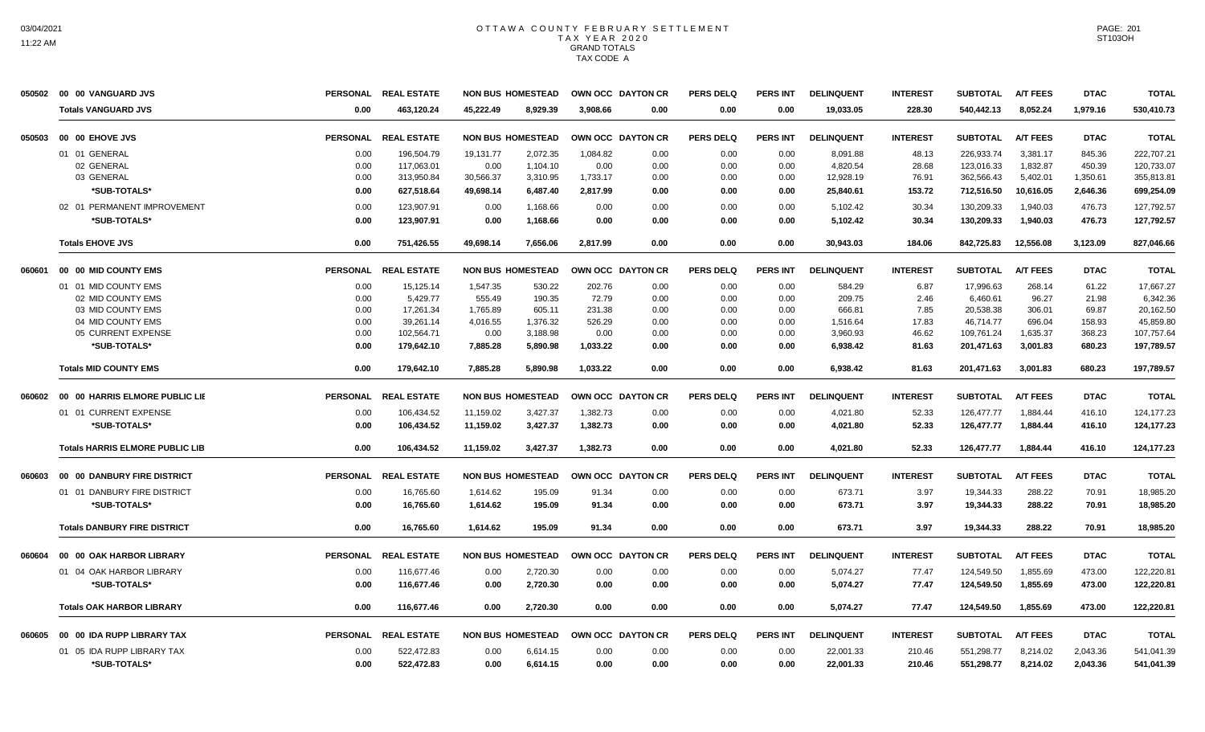# OTTAWA COUNTY FEBRUARY SETTLEMENT
## TAX YEAR 2020
### GRAND TOTALS
### TAX CODE A

03/04/2021
11:22 AM

ST103OH

| | | PERSONAL | REAL ESTATE | NON BUS | HOMESTEAD | OWN OCC | DAYTON CR | PERS DELQ | PERS INT | DELINQUENT | INTEREST | SUBTOTAL | A/T FEES | DTAC | TOTAL |
|---|---|---|---|---|---|---|---|---|---|---|---|---|---|---|---|
| 050502 | 00 00 VANGUARD JVS | | | | | | | | | | | | | | |
| | **Totals VANGUARD JVS** | **0.00** | **463,120.24** | **45,222.49** | **8,929.39** | **3,908.66** | **0.00** | **0.00** | **0.00** | **19,033.05** | **228.30** | **540,442.13** | **8,052.24** | **1,979.16** | **530,410.73** |
| 050503 | 00 00 EHOVE JVS | PERSONAL | REAL ESTATE | NON BUS | HOMESTEAD | OWN OCC | DAYTON CR | PERS DELQ | PERS INT | DELINQUENT | INTEREST | SUBTOTAL | A/T FEES | DTAC | TOTAL |
| | 01 01 GENERAL | 0.00 | 196,504.79 | 19,131.77 | 2,072.35 | 1,084.82 | 0.00 | 0.00 | 0.00 | 8,091.88 | 48.13 | 226,933.74 | 3,381.17 | 845.36 | 222,707.21 |
| | 02 GENERAL | 0.00 | 117,063.01 | 0.00 | 1,104.10 | 0.00 | 0.00 | 0.00 | 0.00 | 4,820.54 | 28.68 | 123,016.33 | 1,832.87 | 450.39 | 120,733.07 |
| | 03 GENERAL | 0.00 | 313,950.84 | 30,566.37 | 3,310.95 | 1,733.17 | 0.00 | 0.00 | 0.00 | 12,928.19 | 76.91 | 362,566.43 | 5,402.01 | 1,350.61 | 355,813.81 |
| | **\*SUB-TOTALS\*** | **0.00** | **627,518.64** | **49,698.14** | **6,487.40** | **2,817.99** | **0.00** | **0.00** | **0.00** | **25,840.61** | **153.72** | **712,516.50** | **10,616.05** | **2,646.36** | **699,254.09** |
| | 02 01 PERMANENT IMPROVEMENT | 0.00 | 123,907.91 | 0.00 | 1,168.66 | 0.00 | 0.00 | 0.00 | 0.00 | 5,102.42 | 30.34 | 130,209.33 | 1,940.03 | 476.73 | 127,792.57 |
| | **\*SUB-TOTALS\*** | **0.00** | **123,907.91** | **0.00** | **1,168.66** | **0.00** | **0.00** | **0.00** | **0.00** | **5,102.42** | **30.34** | **130,209.33** | **1,940.03** | **476.73** | **127,792.57** |
| | **Totals EHOVE JVS** | **0.00** | **751,426.55** | **49,698.14** | **7,656.06** | **2,817.99** | **0.00** | **0.00** | **0.00** | **30,943.03** | **184.06** | **842,725.83** | **12,556.08** | **3,123.09** | **827,046.66** |
| 060601 | 00 00 MID COUNTY EMS | PERSONAL | REAL ESTATE | NON BUS | HOMESTEAD | OWN OCC | DAYTON CR | PERS DELQ | PERS INT | DELINQUENT | INTEREST | SUBTOTAL | A/T FEES | DTAC | TOTAL |
| | 01 01 MID COUNTY EMS | 0.00 | 15,125.14 | 1,547.35 | 530.22 | 202.76 | 0.00 | 0.00 | 0.00 | 584.29 | 6.87 | 17,996.63 | 268.14 | 61.22 | 17,667.27 |
| | 02 MID COUNTY EMS | 0.00 | 5,429.77 | 555.49 | 190.35 | 72.79 | 0.00 | 0.00 | 0.00 | 209.75 | 2.46 | 6,460.61 | 96.27 | 21.98 | 6,342.36 |
| | 03 MID COUNTY EMS | 0.00 | 17,261.34 | 1,765.89 | 605.11 | 231.38 | 0.00 | 0.00 | 0.00 | 666.81 | 7.85 | 20,538.38 | 306.01 | 69.87 | 20,162.50 |
| | 04 MID COUNTY EMS | 0.00 | 39,261.14 | 4,016.55 | 1,376.32 | 526.29 | 0.00 | 0.00 | 0.00 | 1,516.64 | 17.83 | 46,714.77 | 696.04 | 158.93 | 45,859.80 |
| | 05 CURRENT EXPENSE | 0.00 | 102,564.71 | 0.00 | 3,188.98 | 0.00 | 0.00 | 0.00 | 0.00 | 3,960.93 | 46.62 | 109,761.24 | 1,635.37 | 368.23 | 107,757.64 |
| | **\*SUB-TOTALS\*** | **0.00** | **179,642.10** | **7,885.28** | **5,890.98** | **1,033.22** | **0.00** | **0.00** | **0.00** | **6,938.42** | **81.63** | **201,471.63** | **3,001.83** | **680.23** | **197,789.57** |
| | **Totals MID COUNTY EMS** | **0.00** | **179,642.10** | **7,885.28** | **5,890.98** | **1,033.22** | **0.00** | **0.00** | **0.00** | **6,938.42** | **81.63** | **201,471.63** | **3,001.83** | **680.23** | **197,789.57** |
| 060602 | 00 00 HARRIS ELMORE PUBLIC LIE | PERSONAL | REAL ESTATE | NON BUS | HOMESTEAD | OWN OCC | DAYTON CR | PERS DELQ | PERS INT | DELINQUENT | INTEREST | SUBTOTAL | A/T FEES | DTAC | TOTAL |
| | 01 01 CURRENT EXPENSE | 0.00 | 106,434.52 | 11,159.02 | 3,427.37 | 1,382.73 | 0.00 | 0.00 | 0.00 | 4,021.80 | 52.33 | 126,477.77 | 1,884.44 | 416.10 | 124,177.23 |
| | **\*SUB-TOTALS\*** | **0.00** | **106,434.52** | **11,159.02** | **3,427.37** | **1,382.73** | **0.00** | **0.00** | **0.00** | **4,021.80** | **52.33** | **126,477.77** | **1,884.44** | **416.10** | **124,177.23** |
| | **Totals HARRIS ELMORE PUBLIC LIB** | **0.00** | **106,434.52** | **11,159.02** | **3,427.37** | **1,382.73** | **0.00** | **0.00** | **0.00** | **4,021.80** | **52.33** | **126,477.77** | **1,884.44** | **416.10** | **124,177.23** |
| 060603 | 00 00 DANBURY FIRE DISTRICT | PERSONAL | REAL ESTATE | NON BUS | HOMESTEAD | OWN OCC | DAYTON CR | PERS DELQ | PERS INT | DELINQUENT | INTEREST | SUBTOTAL | A/T FEES | DTAC | TOTAL |
| | 01 01 DANBURY FIRE DISTRICT | 0.00 | 16,765.60 | 1,614.62 | 195.09 | 91.34 | 0.00 | 0.00 | 0.00 | 673.71 | 3.97 | 19,344.33 | 288.22 | 70.91 | 18,985.20 |
| | **\*SUB-TOTALS\*** | **0.00** | **16,765.60** | **1,614.62** | **195.09** | **91.34** | **0.00** | **0.00** | **0.00** | **673.71** | **3.97** | **19,344.33** | **288.22** | **70.91** | **18,985.20** |
| | **Totals DANBURY FIRE DISTRICT** | **0.00** | **16,765.60** | **1,614.62** | **195.09** | **91.34** | **0.00** | **0.00** | **0.00** | **673.71** | **3.97** | **19,344.33** | **288.22** | **70.91** | **18,985.20** |
| 060604 | 00 00 OAK HARBOR LIBRARY | PERSONAL | REAL ESTATE | NON BUS | HOMESTEAD | OWN OCC | DAYTON CR | PERS DELQ | PERS INT | DELINQUENT | INTEREST | SUBTOTAL | A/T FEES | DTAC | TOTAL |
| | 01 04 OAK HARBOR LIBRARY | 0.00 | 116,677.46 | 0.00 | 2,720.30 | 0.00 | 0.00 | 0.00 | 0.00 | 5,074.27 | 77.47 | 124,549.50 | 1,855.69 | 473.00 | 122,220.81 |
| | **\*SUB-TOTALS\*** | **0.00** | **116,677.46** | **0.00** | **2,720.30** | **0.00** | **0.00** | **0.00** | **0.00** | **5,074.27** | **77.47** | **124,549.50** | **1,855.69** | **473.00** | **122,220.81** |
| | **Totals OAK HARBOR LIBRARY** | **0.00** | **116,677.46** | **0.00** | **2,720.30** | **0.00** | **0.00** | **0.00** | **0.00** | **5,074.27** | **77.47** | **124,549.50** | **1,855.69** | **473.00** | **122,220.81** |
| 060605 | 00 00 IDA RUPP LIBRARY TAX | PERSONAL | REAL ESTATE | NON BUS | HOMESTEAD | OWN OCC | DAYTON CR | PERS DELQ | PERS INT | DELINQUENT | INTEREST | SUBTOTAL | A/T FEES | DTAC | TOTAL |
| | 01 05 IDA RUPP LIBRARY TAX | 0.00 | 522,472.83 | 0.00 | 6,614.15 | 0.00 | 0.00 | 0.00 | 0.00 | 22,001.33 | 210.46 | 551,298.77 | 8,214.02 | 2,043.36 | 541,041.39 |
| | **\*SUB-TOTALS\*** | **0.00** | **522,472.83** | **0.00** | **6,614.15** | **0.00** | **0.00** | **0.00** | **0.00** | **22,001.33** | **210.46** | **551,298.77** | **8,214.02** | **2,043.36** | **541,041.39** |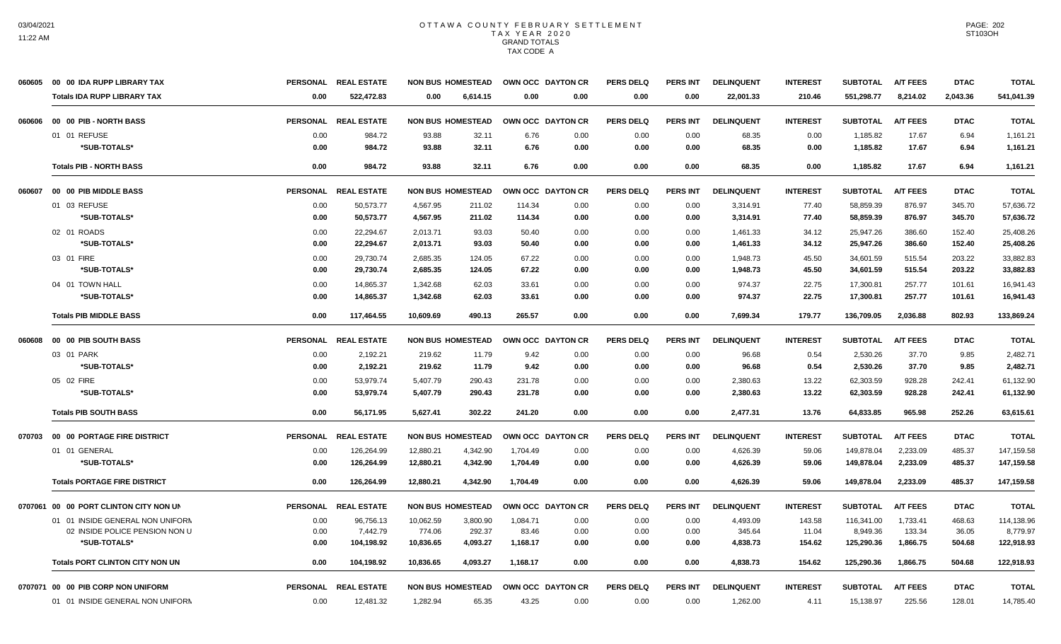# OTTAWA COUNTY FEBRUARY SETTLEMENT
## TAX YEAR 2020
### GRAND TOTALS
### TAX CODE A

| | PERSONAL | REAL ESTATE | NON BUS | HOMESTEAD | OWN OCC | DAYTON CR | PERS DELQ | PERS INT | DELINQUENT | INTEREST | SUBTOTAL | A/T FEES | DTAC | TOTAL |
|---|---|---|---|---|---|---|---|---|---|---|---|---|---|---|
| **060605 00 00 IDA RUPP LIBRARY TAX** | | | | | | | | | | | | | | |
| **Totals IDA RUPP LIBRARY TAX** | **0.00** | **522,472.83** | **0.00** | **6,614.15** | **0.00** | **0.00** | **0.00** | **0.00** | **22,001.33** | **210.46** | **551,298.77** | **8,214.02** | **2,043.36** | **541,041.39** |
| **060606 00 00 PIB - NORTH BASS** | | | | | | | | | | | | | | |
| 01 01 REFUSE | 0.00 | 984.72 | 93.88 | 32.11 | 6.76 | 0.00 | 0.00 | 0.00 | 68.35 | 0.00 | 1,185.82 | 17.67 | 6.94 | 1,161.21 |
| ***SUB-TOTALS*** | **0.00** | **984.72** | **93.88** | **32.11** | **6.76** | **0.00** | **0.00** | **0.00** | **68.35** | **0.00** | **1,185.82** | **17.67** | **6.94** | **1,161.21** |
| **Totals PIB - NORTH BASS** | **0.00** | **984.72** | **93.88** | **32.11** | **6.76** | **0.00** | **0.00** | **0.00** | **68.35** | **0.00** | **1,185.82** | **17.67** | **6.94** | **1,161.21** |
| **060607 00 00 PIB MIDDLE BASS** | | | | | | | | | | | | | | |
| 01 03 REFUSE | 0.00 | 50,573.77 | 4,567.95 | 211.02 | 114.34 | 0.00 | 0.00 | 0.00 | 3,314.91 | 77.40 | 58,859.39 | 876.97 | 345.70 | 57,636.72 |
| ***SUB-TOTALS*** | **0.00** | **50,573.77** | **4,567.95** | **211.02** | **114.34** | **0.00** | **0.00** | **0.00** | **3,314.91** | **77.40** | **58,859.39** | **876.97** | **345.70** | **57,636.72** |
| 02 01 ROADS | 0.00 | 22,294.67 | 2,013.71 | 93.03 | 50.40 | 0.00 | 0.00 | 0.00 | 1,461.33 | 34.12 | 25,947.26 | 386.60 | 152.40 | 25,408.26 |
| ***SUB-TOTALS*** | **0.00** | **22,294.67** | **2,013.71** | **93.03** | **50.40** | **0.00** | **0.00** | **0.00** | **1,461.33** | **34.12** | **25,947.26** | **386.60** | **152.40** | **25,408.26** |
| 03 01 FIRE | 0.00 | 29,730.74 | 2,685.35 | 124.05 | 67.22 | 0.00 | 0.00 | 0.00 | 1,948.73 | 45.50 | 34,601.59 | 515.54 | 203.22 | 33,882.83 |
| ***SUB-TOTALS*** | **0.00** | **29,730.74** | **2,685.35** | **124.05** | **67.22** | **0.00** | **0.00** | **0.00** | **1,948.73** | **45.50** | **34,601.59** | **515.54** | **203.22** | **33,882.83** |
| 04 01 TOWN HALL | 0.00 | 14,865.37 | 1,342.68 | 62.03 | 33.61 | 0.00 | 0.00 | 0.00 | 974.37 | 22.75 | 17,300.81 | 257.77 | 101.61 | 16,941.43 |
| ***SUB-TOTALS*** | **0.00** | **14,865.37** | **1,342.68** | **62.03** | **33.61** | **0.00** | **0.00** | **0.00** | **974.37** | **22.75** | **17,300.81** | **257.77** | **101.61** | **16,941.43** |
| **Totals PIB MIDDLE BASS** | **0.00** | **117,464.55** | **10,609.69** | **490.13** | **265.57** | **0.00** | **0.00** | **0.00** | **7,699.34** | **179.77** | **136,709.05** | **2,036.88** | **802.93** | **133,869.24** |
| **060608 00 00 PIB SOUTH BASS** | | | | | | | | | | | | | | |
| 03 01 PARK | 0.00 | 2,192.21 | 219.62 | 11.79 | 9.42 | 0.00 | 0.00 | 0.00 | 96.68 | 0.54 | 2,530.26 | 37.70 | 9.85 | 2,482.71 |
| ***SUB-TOTALS*** | **0.00** | **2,192.21** | **219.62** | **11.79** | **9.42** | **0.00** | **0.00** | **0.00** | **96.68** | **0.54** | **2,530.26** | **37.70** | **9.85** | **2,482.71** |
| 05 02 FIRE | 0.00 | 53,979.74 | 5,407.79 | 290.43 | 231.78 | 0.00 | 0.00 | 0.00 | 2,380.63 | 13.22 | 62,303.59 | 928.28 | 242.41 | 61,132.90 |
| ***SUB-TOTALS*** | **0.00** | **53,979.74** | **5,407.79** | **290.43** | **231.78** | **0.00** | **0.00** | **0.00** | **2,380.63** | **13.22** | **62,303.59** | **928.28** | **242.41** | **61,132.90** |
| **Totals PIB SOUTH BASS** | **0.00** | **56,171.95** | **5,627.41** | **302.22** | **241.20** | **0.00** | **0.00** | **0.00** | **2,477.31** | **13.76** | **64,833.85** | **965.98** | **252.26** | **63,615.61** |
| **070703 00 00 PORTAGE FIRE DISTRICT** | | | | | | | | | | | | | | |
| 01 01 GENERAL | 0.00 | 126,264.99 | 12,880.21 | 4,342.90 | 1,704.49 | 0.00 | 0.00 | 0.00 | 4,626.39 | 59.06 | 149,878.04 | 2,233.09 | 485.37 | 147,159.58 |
| ***SUB-TOTALS*** | **0.00** | **126,264.99** | **12,880.21** | **4,342.90** | **1,704.49** | **0.00** | **0.00** | **0.00** | **4,626.39** | **59.06** | **149,878.04** | **2,233.09** | **485.37** | **147,159.58** |
| **Totals PORTAGE FIRE DISTRICT** | **0.00** | **126,264.99** | **12,880.21** | **4,342.90** | **1,704.49** | **0.00** | **0.00** | **0.00** | **4,626.39** | **59.06** | **149,878.04** | **2,233.09** | **485.37** | **147,159.58** |
| **0707061 00 00 PORT CLINTON CITY NON UN** | | | | | | | | | | | | | | |
| 01 01 INSIDE GENERAL NON UNIFORM | 0.00 | 96,756.13 | 10,062.59 | 3,800.90 | 1,084.71 | 0.00 | 0.00 | 0.00 | 4,493.09 | 143.58 | 116,341.00 | 1,733.41 | 468.63 | 114,138.96 |
| 02 INSIDE POLICE PENSION NON U | 0.00 | 7,442.79 | 774.06 | 292.37 | 83.46 | 0.00 | 0.00 | 0.00 | 345.64 | 11.04 | 8,949.36 | 133.34 | 36.05 | 8,779.97 |
| ***SUB-TOTALS*** | **0.00** | **104,198.92** | **10,836.65** | **4,093.27** | **1,168.17** | **0.00** | **0.00** | **0.00** | **4,838.73** | **154.62** | **125,290.36** | **1,866.75** | **504.68** | **122,918.93** |
| **Totals PORT CLINTON CITY NON UN** | **0.00** | **104,198.92** | **10,836.65** | **4,093.27** | **1,168.17** | **0.00** | **0.00** | **0.00** | **4,838.73** | **154.62** | **125,290.36** | **1,866.75** | **504.68** | **122,918.93** |
| **0707071 00 00 PIB CORP NON UNIFORM** | | | | | | | | | | | | | | |
| 01 01 INSIDE GENERAL NON UNIFORM | 0.00 | 12,481.32 | 1,282.94 | 65.35 | 43.25 | 0.00 | 0.00 | 0.00 | 1,262.00 | 4.11 | 15,138.97 | 225.56 | 128.01 | 14,785.40 |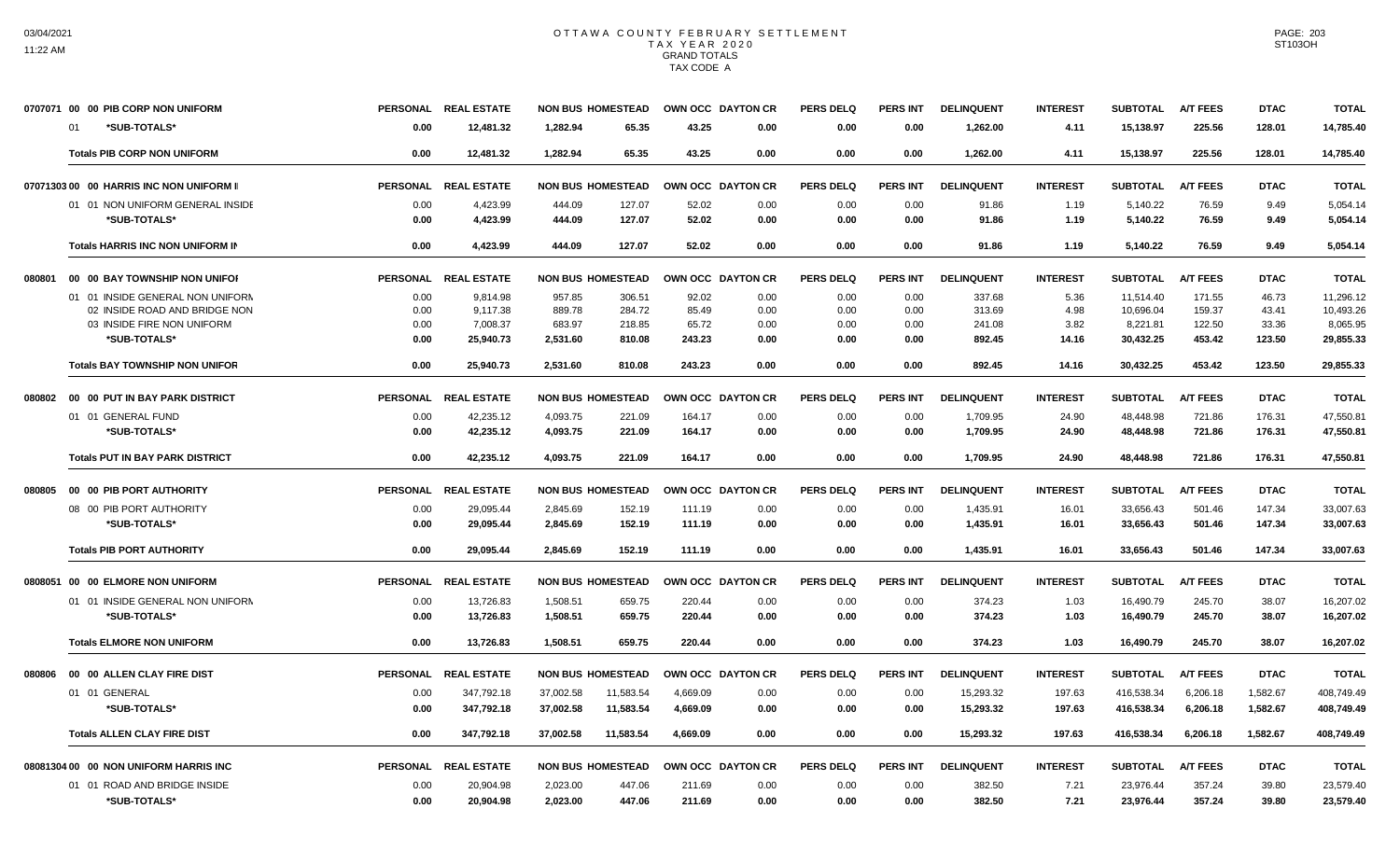# OTTAWA COUNTY FEBRUARY SETTLEMENT
## TAX YEAR 2020
## GRAND TOTALS
## TAX CODE A

| | PERSONAL | REAL ESTATE | NON BUS | HOMESTEAD | OWN OCC | DAYTON CR | PERS DELQ | PERS INT | DELINQUENT | INTEREST | SUBTOTAL | A/T FEES | DTAC | TOTAL |
|---|---|---|---|---|---|---|---|---|---|---|---|---|---|---|
| **0707071 00 00 PIB CORP NON UNIFORM** | | | | | | | | | | | | | | |
| 01 *SUB-TOTALS* | 0.00 | 12,481.32 | 1,282.94 | 65.35 | 43.25 | 0.00 | 0.00 | 0.00 | 1,262.00 | 4.11 | 15,138.97 | 225.56 | 128.01 | 14,785.40 |
| **Totals PIB CORP NON UNIFORM** | 0.00 | 12,481.32 | 1,282.94 | 65.35 | 43.25 | 0.00 | 0.00 | 0.00 | 1,262.00 | 4.11 | 15,138.97 | 225.56 | 128.01 | 14,785.40 |
| **07071303 00 00 HARRIS INC NON UNIFORM I** | | | | | | | | | | | | | | |
| 01 01 NON UNIFORM GENERAL INSIDE | 0.00 | 4,423.99 | 444.09 | 127.07 | 52.02 | 0.00 | 0.00 | 0.00 | 91.86 | 1.19 | 5,140.22 | 76.59 | 9.49 | 5,054.14 |
| *SUB-TOTALS* | 0.00 | 4,423.99 | 444.09 | 127.07 | 52.02 | 0.00 | 0.00 | 0.00 | 91.86 | 1.19 | 5,140.22 | 76.59 | 9.49 | 5,054.14 |
| **Totals HARRIS INC NON UNIFORM IN** | 0.00 | 4,423.99 | 444.09 | 127.07 | 52.02 | 0.00 | 0.00 | 0.00 | 91.86 | 1.19 | 5,140.22 | 76.59 | 9.49 | 5,054.14 |
| **080801 00 00 BAY TOWNSHIP NON UNIFOI** | | | | | | | | | | | | | | |
| 01 01 INSIDE GENERAL NON UNIFORM | 0.00 | 9,814.98 | 957.85 | 306.51 | 92.02 | 0.00 | 0.00 | 0.00 | 337.68 | 5.36 | 11,514.40 | 171.55 | 46.73 | 11,296.12 |
| 02 INSIDE ROAD AND BRIDGE NON | 0.00 | 9,117.38 | 889.78 | 284.72 | 85.49 | 0.00 | 0.00 | 0.00 | 313.69 | 4.98 | 10,696.04 | 159.37 | 43.41 | 10,493.26 |
| 03 INSIDE FIRE NON UNIFORM | 0.00 | 7,008.37 | 683.97 | 218.85 | 65.72 | 0.00 | 0.00 | 0.00 | 241.08 | 3.82 | 8,221.81 | 122.50 | 33.36 | 8,065.95 |
| *SUB-TOTALS* | 0.00 | 25,940.73 | 2,531.60 | 810.08 | 243.23 | 0.00 | 0.00 | 0.00 | 892.45 | 14.16 | 30,432.25 | 453.42 | 123.50 | 29,855.33 |
| **Totals BAY TOWNSHIP NON UNIFOR** | 0.00 | 25,940.73 | 2,531.60 | 810.08 | 243.23 | 0.00 | 0.00 | 0.00 | 892.45 | 14.16 | 30,432.25 | 453.42 | 123.50 | 29,855.33 |
| **080802 00 00 PUT IN BAY PARK DISTRICT** | | | | | | | | | | | | | | |
| 01 01 GENERAL FUND | 0.00 | 42,235.12 | 4,093.75 | 221.09 | 164.17 | 0.00 | 0.00 | 0.00 | 1,709.95 | 24.90 | 48,448.98 | 721.86 | 176.31 | 47,550.81 |
| *SUB-TOTALS* | 0.00 | 42,235.12 | 4,093.75 | 221.09 | 164.17 | 0.00 | 0.00 | 0.00 | 1,709.95 | 24.90 | 48,448.98 | 721.86 | 176.31 | 47,550.81 |
| **Totals PUT IN BAY PARK DISTRICT** | 0.00 | 42,235.12 | 4,093.75 | 221.09 | 164.17 | 0.00 | 0.00 | 0.00 | 1,709.95 | 24.90 | 48,448.98 | 721.86 | 176.31 | 47,550.81 |
| **080805 00 00 PIB PORT AUTHORITY** | | | | | | | | | | | | | | |
| 08 00 PIB PORT AUTHORITY | 0.00 | 29,095.44 | 2,845.69 | 152.19 | 111.19 | 0.00 | 0.00 | 0.00 | 1,435.91 | 16.01 | 33,656.43 | 501.46 | 147.34 | 33,007.63 |
| *SUB-TOTALS* | 0.00 | 29,095.44 | 2,845.69 | 152.19 | 111.19 | 0.00 | 0.00 | 0.00 | 1,435.91 | 16.01 | 33,656.43 | 501.46 | 147.34 | 33,007.63 |
| **Totals PIB PORT AUTHORITY** | 0.00 | 29,095.44 | 2,845.69 | 152.19 | 111.19 | 0.00 | 0.00 | 0.00 | 1,435.91 | 16.01 | 33,656.43 | 501.46 | 147.34 | 33,007.63 |
| **0808051 00 00 ELMORE NON UNIFORM** | | | | | | | | | | | | | | |
| 01 01 INSIDE GENERAL NON UNIFORM | 0.00 | 13,726.83 | 1,508.51 | 659.75 | 220.44 | 0.00 | 0.00 | 0.00 | 374.23 | 1.03 | 16,490.79 | 245.70 | 38.07 | 16,207.02 |
| *SUB-TOTALS* | 0.00 | 13,726.83 | 1,508.51 | 659.75 | 220.44 | 0.00 | 0.00 | 0.00 | 374.23 | 1.03 | 16,490.79 | 245.70 | 38.07 | 16,207.02 |
| **Totals ELMORE NON UNIFORM** | 0.00 | 13,726.83 | 1,508.51 | 659.75 | 220.44 | 0.00 | 0.00 | 0.00 | 374.23 | 1.03 | 16,490.79 | 245.70 | 38.07 | 16,207.02 |
| **080806 00 00 ALLEN CLAY FIRE DIST** | | | | | | | | | | | | | | |
| 01 01 GENERAL | 0.00 | 347,792.18 | 37,002.58 | 11,583.54 | 4,669.09 | 0.00 | 0.00 | 0.00 | 15,293.32 | 197.63 | 416,538.34 | 6,206.18 | 1,582.67 | 408,749.49 |
| *SUB-TOTALS* | 0.00 | 347,792.18 | 37,002.58 | 11,583.54 | 4,669.09 | 0.00 | 0.00 | 0.00 | 15,293.32 | 197.63 | 416,538.34 | 6,206.18 | 1,582.67 | 408,749.49 |
| **Totals ALLEN CLAY FIRE DIST** | 0.00 | 347,792.18 | 37,002.58 | 11,583.54 | 4,669.09 | 0.00 | 0.00 | 0.00 | 15,293.32 | 197.63 | 416,538.34 | 6,206.18 | 1,582.67 | 408,749.49 |
| **08081304 00 00 NON UNIFORM HARRIS INC** | | | | | | | | | | | | | | |
| 01 01 ROAD AND BRIDGE INSIDE | 0.00 | 20,904.98 | 2,023.00 | 447.06 | 211.69 | 0.00 | 0.00 | 0.00 | 382.50 | 7.21 | 23,976.44 | 357.24 | 39.80 | 23,579.40 |
| *SUB-TOTALS* | 0.00 | 20,904.98 | 2,023.00 | 447.06 | 211.69 | 0.00 | 0.00 | 0.00 | 382.50 | 7.21 | 23,976.44 | 357.24 | 39.80 | 23,579.40 |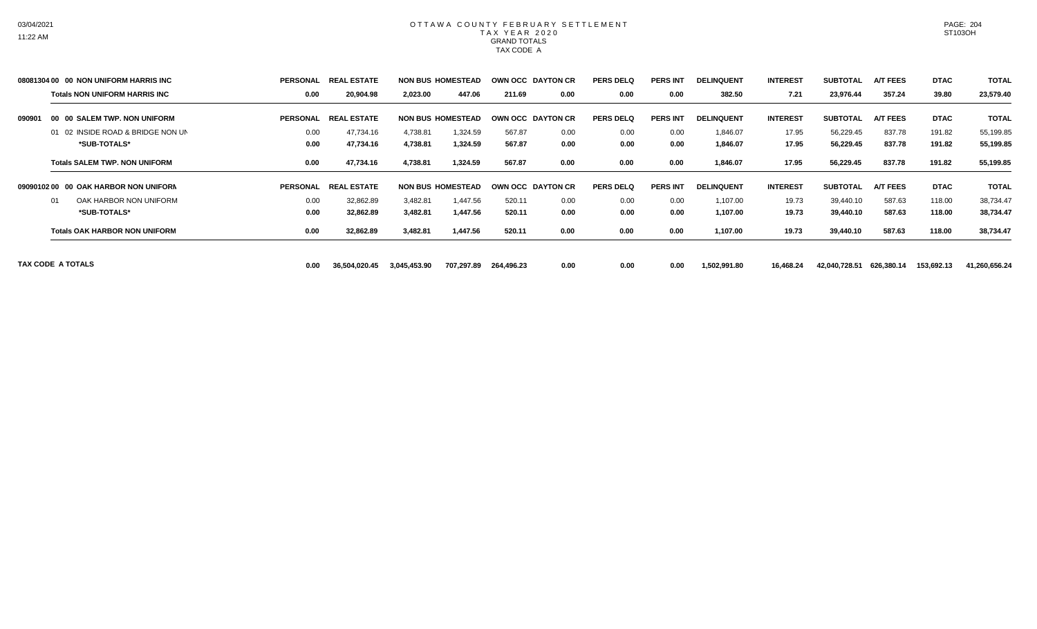# OTTAWA COUNTY FEBRUARY SETTLEMENT
## TAX YEAR 2020
### GRAND TOTALS
### TAX CODE A

| | PERSONAL | REAL ESTATE | NON BUS | HOMESTEAD | OWN OCC | DAYTON CR | PERS DELQ | PERS INT | DELINQUENT | INTEREST | SUBTOTAL | A/T FEES | DTAC | TOTAL |
|---|---|---|---|---|---|---|---|---|---|---|---|---|---|---|
| **08081304 00 00 NON UNIFORM HARRIS INC** | | | | | | | | | | | | | | |
| **Totals NON UNIFORM HARRIS INC** | **0.00** | **20,904.98** | **2,023.00** | **447.06** | **211.69** | **0.00** | **0.00** | **0.00** | **382.50** | **7.21** | **23,976.44** | **357.24** | **39.80** | **23,579.40** |
| **090901 00 00 SALEM TWP. NON UNIFORM** | | | | | | | | | | | | | | |
| 01 02 INSIDE ROAD & BRIDGE NON UN | 0.00 | 47,734.16 | 4,738.81 | 1,324.59 | 567.87 | 0.00 | 0.00 | 0.00 | 1,846.07 | 17.95 | 56,229.45 | 837.78 | 191.82 | 55,199.85 |
| ***SUB-TOTALS*** | **0.00** | **47,734.16** | **4,738.81** | **1,324.59** | **567.87** | **0.00** | **0.00** | **0.00** | **1,846.07** | **17.95** | **56,229.45** | **837.78** | **191.82** | **55,199.85** |
| **Totals SALEM TWP. NON UNIFORM** | **0.00** | **47,734.16** | **4,738.81** | **1,324.59** | **567.87** | **0.00** | **0.00** | **0.00** | **1,846.07** | **17.95** | **56,229.45** | **837.78** | **191.82** | **55,199.85** |
| **09090102 00 00 OAK HARBOR NON UNIFORM** | | | | | | | | | | | | | | |
| 01 OAK HARBOR NON UNIFORM | 0.00 | 32,862.89 | 3,482.81 | 1,447.56 | 520.11 | 0.00 | 0.00 | 0.00 | 1,107.00 | 19.73 | 39,440.10 | 587.63 | 118.00 | 38,734.47 |
| ***SUB-TOTALS*** | **0.00** | **32,862.89** | **3,482.81** | **1,447.56** | **520.11** | **0.00** | **0.00** | **0.00** | **1,107.00** | **19.73** | **39,440.10** | **587.63** | **118.00** | **38,734.47** |
| **Totals OAK HARBOR NON UNIFORM** | **0.00** | **32,862.89** | **3,482.81** | **1,447.56** | **520.11** | **0.00** | **0.00** | **0.00** | **1,107.00** | **19.73** | **39,440.10** | **587.63** | **118.00** | **38,734.47** |
| **TAX CODE A TOTALS** | **0.00** | **36,504,020.45** | **3,045,453.90** | **707,297.89** | **264,496.23** | **0.00** | **0.00** | **0.00** | **1,502,991.80** | **16,468.24** | **42,040,728.51** | **626,380.14** | **153,692.13** | **41,260,656.24** |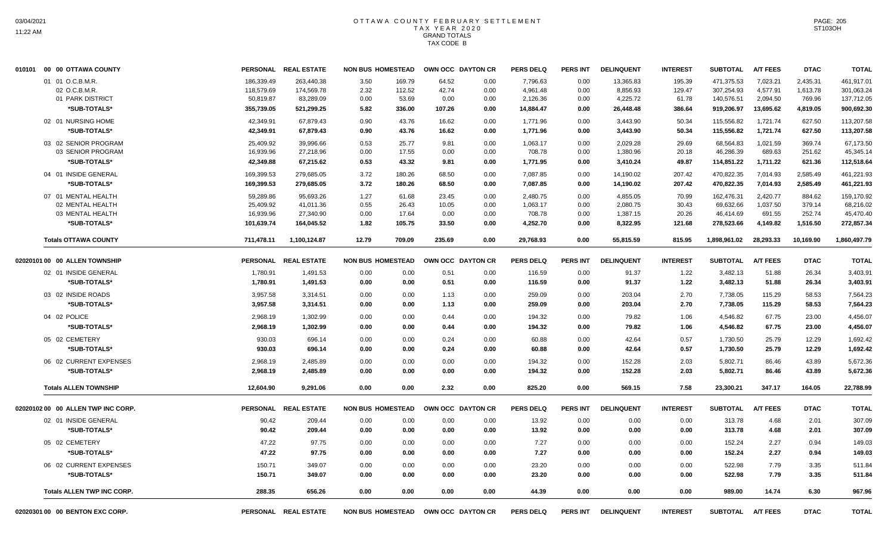# OTTAWA COUNTY FEBRUARY SETTLEMENT
## TAX YEAR 2020
### GRAND TOTALS
### TAX CODE B

| 010101 00 00 OTTAWA COUNTY | PERSONAL | REAL ESTATE | NON BUS | HOMESTEAD | OWN OCC | DAYTON CR | PERS DELQ | PERS INT | DELINQUENT | INTEREST | SUBTOTAL | A/T FEES | DTAC | TOTAL |
|---|---|---|---|---|---|---|---|---|---|---|---|---|---|---|
| 01 01 O.C.B.M.R. | 186,339.49 | 263,440.38 | 3.50 | 169.79 | 64.52 | 0.00 | 7,796.63 | 0.00 | 13,365.83 | 195.39 | 471,375.53 | 7,023.21 | 2,435.31 | 461,917.01 |
| 02 O.C.B.M.R. | 118,579.69 | 174,569.78 | 2.32 | 112.52 | 42.74 | 0.00 | 4,961.48 | 0.00 | 8,856.93 | 129.47 | 307,254.93 | 4,577.91 | 1,613.78 | 301,063.24 |
| 01 PARK DISTRICT | 50,819.87 | 83,289.09 | 0.00 | 53.69 | 0.00 | 0.00 | 2,126.36 | 0.00 | 4,225.72 | 61.78 | 140,576.51 | 2,094.50 | 769.96 | 137,712.05 |
| **\*SUB-TOTALS\*** | **355,739.05** | **521,299.25** | **5.82** | **336.00** | **107.26** | **0.00** | **14,884.47** | **0.00** | **26,448.48** | **386.64** | **919,206.97** | **13,695.62** | **4,819.05** | **900,692.30** |
| 02 01 NURSING HOME | 42,349.91 | 67,879.43 | 0.90 | 43.76 | 16.62 | 0.00 | 1,771.96 | 0.00 | 3,443.90 | 50.34 | 115,556.82 | 1,721.74 | 627.50 | 113,207.58 |
| **\*SUB-TOTALS\*** | **42,349.91** | **67,879.43** | **0.90** | **43.76** | **16.62** | **0.00** | **1,771.96** | **0.00** | **3,443.90** | **50.34** | **115,556.82** | **1,721.74** | **627.50** | **113,207.58** |
| 03 02 SENIOR PROGRAM | 25,409.92 | 39,996.66 | 0.53 | 25.77 | 9.81 | 0.00 | 1,063.17 | 0.00 | 2,029.28 | 29.69 | 68,564.83 | 1,021.59 | 369.74 | 67,173.50 |
| 03 SENIOR PROGRAM | 16,939.96 | 27,218.96 | 0.00 | 17.55 | 0.00 | 0.00 | 708.78 | 0.00 | 1,380.96 | 20.18 | 46,286.39 | 689.63 | 251.62 | 45,345.14 |
| **\*SUB-TOTALS\*** | **42,349.88** | **67,215.62** | **0.53** | **43.32** | **9.81** | **0.00** | **1,771.95** | **0.00** | **3,410.24** | **49.87** | **114,851.22** | **1,711.22** | **621.36** | **112,518.64** |
| 04 01 INSIDE GENERAL | 169,399.53 | 279,685.05 | 3.72 | 180.26 | 68.50 | 0.00 | 7,087.85 | 0.00 | 14,190.02 | 207.42 | 470,822.35 | 7,014.93 | 2,585.49 | 461,221.93 |
| **\*SUB-TOTALS\*** | **169,399.53** | **279,685.05** | **3.72** | **180.26** | **68.50** | **0.00** | **7,087.85** | **0.00** | **14,190.02** | **207.42** | **470,822.35** | **7,014.93** | **2,585.49** | **461,221.93** |
| 07 01 MENTAL HEALTH | 59,289.86 | 95,693.26 | 1.27 | 61.68 | 23.45 | 0.00 | 2,480.75 | 0.00 | 4,855.05 | 70.99 | 162,476.31 | 2,420.77 | 884.62 | 159,170.92 |
| 02 MENTAL HEALTH | 25,409.92 | 41,011.36 | 0.55 | 26.43 | 10.05 | 0.00 | 1,063.17 | 0.00 | 2,080.75 | 30.43 | 69,632.66 | 1,037.50 | 379.14 | 68,216.02 |
| 03 MENTAL HEALTH | 16,939.96 | 27,340.90 | 0.00 | 17.64 | 0.00 | 0.00 | 708.78 | 0.00 | 1,387.15 | 20.26 | 46,414.69 | 691.55 | 252.74 | 45,470.40 |
| **\*SUB-TOTALS\*** | **101,639.74** | **164,045.52** | **1.82** | **105.75** | **33.50** | **0.00** | **4,252.70** | **0.00** | **8,322.95** | **121.68** | **278,523.66** | **4,149.82** | **1,516.50** | **272,857.34** |
| **Totals OTTAWA COUNTY** | **711,478.11** | **1,100,124.87** | **12.79** | **709.09** | **235.69** | **0.00** | **29,768.93** | **0.00** | **55,815.59** | **815.95** | **1,898,961.02** | **28,293.33** | **10,169.90** | **1,860,497.79** |

| 02020101 00 00 ALLEN TOWNSHIP | PERSONAL | REAL ESTATE | NON BUS | HOMESTEAD | OWN OCC | DAYTON CR | PERS DELQ | PERS INT | DELINQUENT | INTEREST | SUBTOTAL | A/T FEES | DTAC | TOTAL |
|---|---|---|---|---|---|---|---|---|---|---|---|---|---|---|
| 02 01 INSIDE GENERAL | 1,780.91 | 1,491.53 | 0.00 | 0.00 | 0.51 | 0.00 | 116.59 | 0.00 | 91.37 | 1.22 | 3,482.13 | 51.88 | 26.34 | 3,403.91 |
| **\*SUB-TOTALS\*** | **1,780.91** | **1,491.53** | **0.00** | **0.00** | **0.51** | **0.00** | **116.59** | **0.00** | **91.37** | **1.22** | **3,482.13** | **51.88** | **26.34** | **3,403.91** |
| 03 02 INSIDE ROADS | 3,957.58 | 3,314.51 | 0.00 | 0.00 | 1.13 | 0.00 | 259.09 | 0.00 | 203.04 | 2.70 | 7,738.05 | 115.29 | 58.53 | 7,564.23 |
| **\*SUB-TOTALS\*** | **3,957.58** | **3,314.51** | **0.00** | **0.00** | **1.13** | **0.00** | **259.09** | **0.00** | **203.04** | **2.70** | **7,738.05** | **115.29** | **58.53** | **7,564.23** |
| 04 02 POLICE | 2,968.19 | 1,302.99 | 0.00 | 0.00 | 0.44 | 0.00 | 194.32 | 0.00 | 79.82 | 1.06 | 4,546.82 | 67.75 | 23.00 | 4,456.07 |
| **\*SUB-TOTALS\*** | **2,968.19** | **1,302.99** | **0.00** | **0.00** | **0.44** | **0.00** | **194.32** | **0.00** | **79.82** | **1.06** | **4,546.82** | **67.75** | **23.00** | **4,456.07** |
| 05 02 CEMETERY | 930.03 | 696.14 | 0.00 | 0.00 | 0.24 | 0.00 | 60.88 | 0.00 | 42.64 | 0.57 | 1,730.50 | 25.79 | 12.29 | 1,692.42 |
| **\*SUB-TOTALS\*** | **930.03** | **696.14** | **0.00** | **0.00** | **0.24** | **0.00** | **60.88** | **0.00** | **42.64** | **0.57** | **1,730.50** | **25.79** | **12.29** | **1,692.42** |
| 06 02 CURRENT EXPENSES | 2,968.19 | 2,485.89 | 0.00 | 0.00 | 0.00 | 0.00 | 194.32 | 0.00 | 152.28 | 2.03 | 5,802.71 | 86.46 | 43.89 | 5,672.36 |
| **\*SUB-TOTALS\*** | **2,968.19** | **2,485.89** | **0.00** | **0.00** | **0.00** | **0.00** | **194.32** | **0.00** | **152.28** | **2.03** | **5,802.71** | **86.46** | **43.89** | **5,672.36** |
| **Totals ALLEN TOWNSHIP** | **12,604.90** | **9,291.06** | **0.00** | **0.00** | **2.32** | **0.00** | **825.20** | **0.00** | **569.15** | **7.58** | **23,300.21** | **347.17** | **164.05** | **22,788.99** |

| 02020102 00 00 ALLEN TWP INC CORP. | PERSONAL | REAL ESTATE | NON BUS | HOMESTEAD | OWN OCC | DAYTON CR | PERS DELQ | PERS INT | DELINQUENT | INTEREST | SUBTOTAL | A/T FEES | DTAC | TOTAL |
|---|---|---|---|---|---|---|---|---|---|---|---|---|---|---|
| 02 01 INSIDE GENERAL | 90.42 | 209.44 | 0.00 | 0.00 | 0.00 | 0.00 | 13.92 | 0.00 | 0.00 | 0.00 | 313.78 | 4.68 | 2.01 | 307.09 |
| **\*SUB-TOTALS\*** | **90.42** | **209.44** | **0.00** | **0.00** | **0.00** | **0.00** | **13.92** | **0.00** | **0.00** | **0.00** | **313.78** | **4.68** | **2.01** | **307.09** |
| 05 02 CEMETERY | 47.22 | 97.75 | 0.00 | 0.00 | 0.00 | 0.00 | 7.27 | 0.00 | 0.00 | 0.00 | 152.24 | 2.27 | 0.94 | 149.03 |
| **\*SUB-TOTALS\*** | **47.22** | **97.75** | **0.00** | **0.00** | **0.00** | **0.00** | **7.27** | **0.00** | **0.00** | **0.00** | **152.24** | **2.27** | **0.94** | **149.03** |
| 06 02 CURRENT EXPENSES | 150.71 | 349.07 | 0.00 | 0.00 | 0.00 | 0.00 | 23.20 | 0.00 | 0.00 | 0.00 | 522.98 | 7.79 | 3.35 | 511.84 |
| **\*SUB-TOTALS\*** | **150.71** | **349.07** | **0.00** | **0.00** | **0.00** | **0.00** | **23.20** | **0.00** | **0.00** | **0.00** | **522.98** | **7.79** | **3.35** | **511.84** |
| **Totals ALLEN TWP INC CORP.** | **288.35** | **656.26** | **0.00** | **0.00** | **0.00** | **0.00** | **44.39** | **0.00** | **0.00** | **0.00** | **989.00** | **14.74** | **6.30** | **967.96** |

| 02020301 00 00 BENTON EXC CORP. | PERSONAL | REAL ESTATE | NON BUS | HOMESTEAD | OWN OCC | DAYTON CR | PERS DELQ | PERS INT | DELINQUENT | INTEREST | SUBTOTAL | A/T FEES | DTAC | TOTAL |
|---|---|---|---|---|---|---|---|---|---|---|---|---|---|---|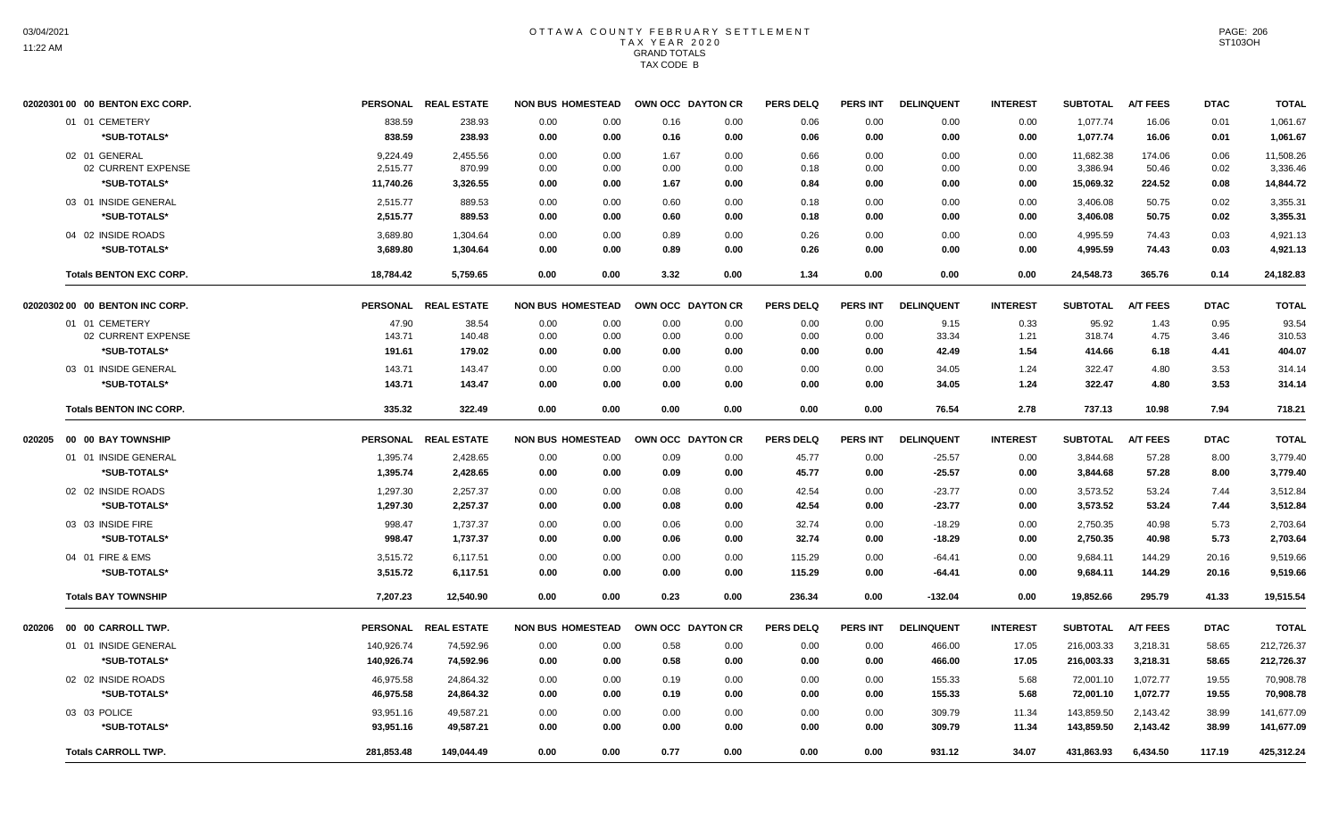# OTTAWA COUNTY FEBRUARY SETTLEMENT
## TAX YEAR 2020
### GRAND TOTALS
### TAX CODE B

| 02020301 00 00 BENTON EXC CORP. | PERSONAL | REAL ESTATE | NON BUS | HOMESTEAD | OWN OCC | DAYTON CR | PERS DELQ | PERS INT | DELINQUENT | INTEREST | SUBTOTAL | A/T FEES | DTAC | TOTAL |
|---|---|---|---|---|---|---|---|---|---|---|---|---|---|---|
| 01 01 CEMETERY | 838.59 | 238.93 | 0.00 | 0.00 | 0.16 | 0.00 | 0.06 | 0.00 | 0.00 | 0.00 | 1,077.74 | 16.06 | 0.01 | 1,061.67 |
| *SUB-TOTALS* | 838.59 | 238.93 | 0.00 | 0.00 | 0.16 | 0.00 | 0.06 | 0.00 | 0.00 | 0.00 | 1,077.74 | 16.06 | 0.01 | 1,061.67 |
| 02 01 GENERAL | 9,224.49 | 2,455.56 | 0.00 | 0.00 | 1.67 | 0.00 | 0.66 | 0.00 | 0.00 | 0.00 | 11,682.38 | 174.06 | 0.06 | 11,508.26 |
| 02 CURRENT EXPENSE | 2,515.77 | 870.99 | 0.00 | 0.00 | 0.00 | 0.00 | 0.18 | 0.00 | 0.00 | 0.00 | 3,386.94 | 50.46 | 0.02 | 3,336.46 |
| *SUB-TOTALS* | 11,740.26 | 3,326.55 | 0.00 | 0.00 | 1.67 | 0.00 | 0.84 | 0.00 | 0.00 | 0.00 | 15,069.32 | 224.52 | 0.08 | 14,844.72 |
| 03 01 INSIDE GENERAL | 2,515.77 | 889.53 | 0.00 | 0.00 | 0.60 | 0.00 | 0.18 | 0.00 | 0.00 | 0.00 | 3,406.08 | 50.75 | 0.02 | 3,355.31 |
| *SUB-TOTALS* | 2,515.77 | 889.53 | 0.00 | 0.00 | 0.60 | 0.00 | 0.18 | 0.00 | 0.00 | 0.00 | 3,406.08 | 50.75 | 0.02 | 3,355.31 |
| 04 02 INSIDE ROADS | 3,689.80 | 1,304.64 | 0.00 | 0.00 | 0.89 | 0.00 | 0.26 | 0.00 | 0.00 | 0.00 | 4,995.59 | 74.43 | 0.03 | 4,921.13 |
| *SUB-TOTALS* | 3,689.80 | 1,304.64 | 0.00 | 0.00 | 0.89 | 0.00 | 0.26 | 0.00 | 0.00 | 0.00 | 4,995.59 | 74.43 | 0.03 | 4,921.13 |
| **Totals BENTON EXC CORP.** | 18,784.42 | 5,759.65 | 0.00 | 0.00 | 3.32 | 0.00 | 1.34 | 0.00 | 0.00 | 0.00 | 24,548.73 | 365.76 | 0.14 | 24,182.83 |

| 02020302 00 00 BENTON INC CORP. | PERSONAL | REAL ESTATE | NON BUS | HOMESTEAD | OWN OCC | DAYTON CR | PERS DELQ | PERS INT | DELINQUENT | INTEREST | SUBTOTAL | A/T FEES | DTAC | TOTAL |
|---|---|---|---|---|---|---|---|---|---|---|---|---|---|---|
| 01 01 CEMETERY | 47.90 | 38.54 | 0.00 | 0.00 | 0.00 | 0.00 | 0.00 | 0.00 | 9.15 | 0.33 | 95.92 | 1.43 | 0.95 | 93.54 |
| 02 CURRENT EXPENSE | 143.71 | 140.48 | 0.00 | 0.00 | 0.00 | 0.00 | 0.00 | 0.00 | 33.34 | 1.21 | 318.74 | 4.75 | 3.46 | 310.53 |
| *SUB-TOTALS* | 191.61 | 179.02 | 0.00 | 0.00 | 0.00 | 0.00 | 0.00 | 0.00 | 42.49 | 1.54 | 414.66 | 6.18 | 4.41 | 404.07 |
| 03 01 INSIDE GENERAL | 143.71 | 143.47 | 0.00 | 0.00 | 0.00 | 0.00 | 0.00 | 0.00 | 34.05 | 1.24 | 322.47 | 4.80 | 3.53 | 314.14 |
| *SUB-TOTALS* | 143.71 | 143.47 | 0.00 | 0.00 | 0.00 | 0.00 | 0.00 | 0.00 | 34.05 | 1.24 | 322.47 | 4.80 | 3.53 | 314.14 |
| **Totals BENTON INC CORP.** | 335.32 | 322.49 | 0.00 | 0.00 | 0.00 | 0.00 | 0.00 | 0.00 | 76.54 | 2.78 | 737.13 | 10.98 | 7.94 | 718.21 |

| 020205 00 00 BAY TOWNSHIP | PERSONAL | REAL ESTATE | NON BUS | HOMESTEAD | OWN OCC | DAYTON CR | PERS DELQ | PERS INT | DELINQUENT | INTEREST | SUBTOTAL | A/T FEES | DTAC | TOTAL |
|---|---|---|---|---|---|---|---|---|---|---|---|---|---|---|
| 01 01 INSIDE GENERAL | 1,395.74 | 2,428.65 | 0.00 | 0.00 | 0.09 | 0.00 | 45.77 | 0.00 | -25.57 | 0.00 | 3,844.68 | 57.28 | 8.00 | 3,779.40 |
| *SUB-TOTALS* | 1,395.74 | 2,428.65 | 0.00 | 0.00 | 0.09 | 0.00 | 45.77 | 0.00 | -25.57 | 0.00 | 3,844.68 | 57.28 | 8.00 | 3,779.40 |
| 02 02 INSIDE ROADS | 1,297.30 | 2,257.37 | 0.00 | 0.00 | 0.08 | 0.00 | 42.54 | 0.00 | -23.77 | 0.00 | 3,573.52 | 53.24 | 7.44 | 3,512.84 |
| *SUB-TOTALS* | 1,297.30 | 2,257.37 | 0.00 | 0.00 | 0.08 | 0.00 | 42.54 | 0.00 | -23.77 | 0.00 | 3,573.52 | 53.24 | 7.44 | 3,512.84 |
| 03 03 INSIDE FIRE | 998.47 | 1,737.37 | 0.00 | 0.00 | 0.06 | 0.00 | 32.74 | 0.00 | -18.29 | 0.00 | 2,750.35 | 40.98 | 5.73 | 2,703.64 |
| *SUB-TOTALS* | 998.47 | 1,737.37 | 0.00 | 0.00 | 0.06 | 0.00 | 32.74 | 0.00 | -18.29 | 0.00 | 2,750.35 | 40.98 | 5.73 | 2,703.64 |
| 04 01 FIRE & EMS | 3,515.72 | 6,117.51 | 0.00 | 0.00 | 0.00 | 0.00 | 115.29 | 0.00 | -64.41 | 0.00 | 9,684.11 | 144.29 | 20.16 | 9,519.66 |
| *SUB-TOTALS* | 3,515.72 | 6,117.51 | 0.00 | 0.00 | 0.00 | 0.00 | 115.29 | 0.00 | -64.41 | 0.00 | 9,684.11 | 144.29 | 20.16 | 9,519.66 |
| **Totals BAY TOWNSHIP** | 7,207.23 | 12,540.90 | 0.00 | 0.00 | 0.23 | 0.00 | 236.34 | 0.00 | -132.04 | 0.00 | 19,852.66 | 295.79 | 41.33 | 19,515.54 |

| 020206 00 00 CARROLL TWP. | PERSONAL | REAL ESTATE | NON BUS | HOMESTEAD | OWN OCC | DAYTON CR | PERS DELQ | PERS INT | DELINQUENT | INTEREST | SUBTOTAL | A/T FEES | DTAC | TOTAL |
|---|---|---|---|---|---|---|---|---|---|---|---|---|---|---|
| 01 01 INSIDE GENERAL | 140,926.74 | 74,592.96 | 0.00 | 0.00 | 0.58 | 0.00 | 0.00 | 0.00 | 466.00 | 17.05 | 216,003.33 | 3,218.31 | 58.65 | 212,726.37 |
| *SUB-TOTALS* | 140,926.74 | 74,592.96 | 0.00 | 0.00 | 0.58 | 0.00 | 0.00 | 0.00 | 466.00 | 17.05 | 216,003.33 | 3,218.31 | 58.65 | 212,726.37 |
| 02 02 INSIDE ROADS | 46,975.58 | 24,864.32 | 0.00 | 0.00 | 0.19 | 0.00 | 0.00 | 0.00 | 155.33 | 5.68 | 72,001.10 | 1,072.77 | 19.55 | 70,908.78 |
| *SUB-TOTALS* | 46,975.58 | 24,864.32 | 0.00 | 0.00 | 0.19 | 0.00 | 0.00 | 0.00 | 155.33 | 5.68 | 72,001.10 | 1,072.77 | 19.55 | 70,908.78 |
| 03 03 POLICE | 93,951.16 | 49,587.21 | 0.00 | 0.00 | 0.00 | 0.00 | 0.00 | 0.00 | 309.79 | 11.34 | 143,859.50 | 2,143.42 | 38.99 | 141,677.09 |
| *SUB-TOTALS* | 93,951.16 | 49,587.21 | 0.00 | 0.00 | 0.00 | 0.00 | 0.00 | 0.00 | 309.79 | 11.34 | 143,859.50 | 2,143.42 | 38.99 | 141,677.09 |
| **Totals CARROLL TWP.** | 281,853.48 | 149,044.49 | 0.00 | 0.00 | 0.77 | 0.00 | 0.00 | 0.00 | 931.12 | 34.07 | 431,863.93 | 6,434.50 | 117.19 | 425,312.24 |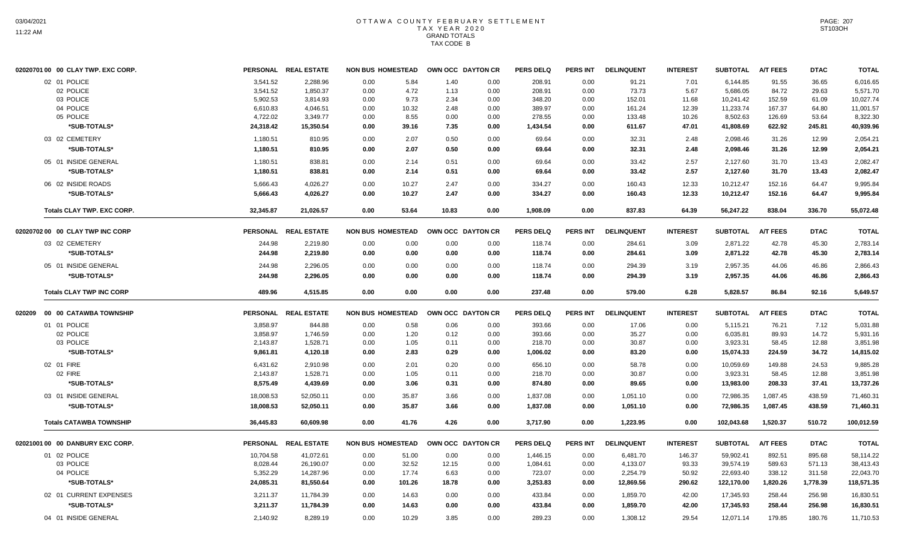# OTTAWA COUNTY FEBRUARY SETTLEMENT
## TAX YEAR 2020
### GRAND TOTALS
### TAX CODE B

| 02020701 00 00 CLAY TWP. EXC CORP. | PERSONAL | REAL ESTATE | NON BUS | HOMESTEAD | OWN OCC | DAYTON CR | PERS DELQ | PERS INT | DELINQUENT | INTEREST | SUBTOTAL | A/T FEES | DTAC | TOTAL |
|---|---|---|---|---|---|---|---|---|---|---|---|---|---|---|
| 02 01 POLICE | 3,541.52 | 2,288.96 | 0.00 | 5.84 | 1.40 | 0.00 | 208.91 | 0.00 | 91.21 | 7.01 | 6,144.85 | 91.55 | 36.65 | 6,016.65 |
| 02 POLICE | 3,541.52 | 1,850.37 | 0.00 | 4.72 | 1.13 | 0.00 | 208.91 | 0.00 | 73.73 | 5.67 | 5,686.05 | 84.72 | 29.63 | 5,571.70 |
| 03 POLICE | 5,902.53 | 3,814.93 | 0.00 | 9.73 | 2.34 | 0.00 | 348.20 | 0.00 | 152.01 | 11.68 | 10,241.42 | 152.59 | 61.09 | 10,027.74 |
| 04 POLICE | 6,610.83 | 4,046.51 | 0.00 | 10.32 | 2.48 | 0.00 | 389.97 | 0.00 | 161.24 | 12.39 | 11,233.74 | 167.37 | 64.80 | 11,001.57 |
| 05 POLICE | 4,722.02 | 3,349.77 | 0.00 | 8.55 | 0.00 | 0.00 | 278.55 | 0.00 | 133.48 | 10.26 | 8,502.63 | 126.69 | 53.64 | 8,322.30 |
| *SUB-TOTALS* | 24,318.42 | 15,350.54 | 0.00 | 39.16 | 7.35 | 0.00 | 1,434.54 | 0.00 | 611.67 | 47.01 | 41,808.69 | 622.92 | 245.81 | 40,939.96 |
| 03 02 CEMETERY | 1,180.51 | 810.95 | 0.00 | 2.07 | 0.50 | 0.00 | 69.64 | 0.00 | 32.31 | 2.48 | 2,098.46 | 31.26 | 12.99 | 2,054.21 |
| *SUB-TOTALS* | 1,180.51 | 810.95 | 0.00 | 2.07 | 0.50 | 0.00 | 69.64 | 0.00 | 32.31 | 2.48 | 2,098.46 | 31.26 | 12.99 | 2,054.21 |
| 05 01 INSIDE GENERAL | 1,180.51 | 838.81 | 0.00 | 2.14 | 0.51 | 0.00 | 69.64 | 0.00 | 33.42 | 2.57 | 2,127.60 | 31.70 | 13.43 | 2,082.47 |
| *SUB-TOTALS* | 1,180.51 | 838.81 | 0.00 | 2.14 | 0.51 | 0.00 | 69.64 | 0.00 | 33.42 | 2.57 | 2,127.60 | 31.70 | 13.43 | 2,082.47 |
| 06 02 INSIDE ROADS | 5,666.43 | 4,026.27 | 0.00 | 10.27 | 2.47 | 0.00 | 334.27 | 0.00 | 160.43 | 12.33 | 10,212.47 | 152.16 | 64.47 | 9,995.84 |
| *SUB-TOTALS* | 5,666.43 | 4,026.27 | 0.00 | 10.27 | 2.47 | 0.00 | 334.27 | 0.00 | 160.43 | 12.33 | 10,212.47 | 152.16 | 64.47 | 9,995.84 |
| **Totals CLAY TWP. EXC CORP.** | 32,345.87 | 21,026.57 | 0.00 | 53.64 | 10.83 | 0.00 | 1,908.09 | 0.00 | 837.83 | 64.39 | 56,247.22 | 838.04 | 336.70 | 55,072.48 |

| 02020702 00 00 CLAY TWP INC CORP | PERSONAL | REAL ESTATE | NON BUS | HOMESTEAD | OWN OCC | DAYTON CR | PERS DELQ | PERS INT | DELINQUENT | INTEREST | SUBTOTAL | A/T FEES | DTAC | TOTAL |
|---|---|---|---|---|---|---|---|---|---|---|---|---|---|---|
| 03 02 CEMETERY | 244.98 | 2,219.80 | 0.00 | 0.00 | 0.00 | 0.00 | 118.74 | 0.00 | 284.61 | 3.09 | 2,871.22 | 42.78 | 45.30 | 2,783.14 |
| *SUB-TOTALS* | 244.98 | 2,219.80 | 0.00 | 0.00 | 0.00 | 0.00 | 118.74 | 0.00 | 284.61 | 3.09 | 2,871.22 | 42.78 | 45.30 | 2,783.14 |
| 05 01 INSIDE GENERAL | 244.98 | 2,296.05 | 0.00 | 0.00 | 0.00 | 0.00 | 118.74 | 0.00 | 294.39 | 3.19 | 2,957.35 | 44.06 | 46.86 | 2,866.43 |
| *SUB-TOTALS* | 244.98 | 2,296.05 | 0.00 | 0.00 | 0.00 | 0.00 | 118.74 | 0.00 | 294.39 | 3.19 | 2,957.35 | 44.06 | 46.86 | 2,866.43 |
| **Totals CLAY TWP INC CORP** | 489.96 | 4,515.85 | 0.00 | 0.00 | 0.00 | 0.00 | 237.48 | 0.00 | 579.00 | 6.28 | 5,828.57 | 86.84 | 92.16 | 5,649.57 |

| 020209 00 00 CATAWBA TOWNSHIP | PERSONAL | REAL ESTATE | NON BUS | HOMESTEAD | OWN OCC | DAYTON CR | PERS DELQ | PERS INT | DELINQUENT | INTEREST | SUBTOTAL | A/T FEES | DTAC | TOTAL |
|---|---|---|---|---|---|---|---|---|---|---|---|---|---|---|
| 01 01 POLICE | 3,858.97 | 844.88 | 0.00 | 0.58 | 0.06 | 0.00 | 393.66 | 0.00 | 17.06 | 0.00 | 5,115.21 | 76.21 | 7.12 | 5,031.88 |
| 02 POLICE | 3,858.97 | 1,746.59 | 0.00 | 1.20 | 0.12 | 0.00 | 393.66 | 0.00 | 35.27 | 0.00 | 6,035.81 | 89.93 | 14.72 | 5,931.16 |
| 03 POLICE | 2,143.87 | 1,528.71 | 0.00 | 1.05 | 0.11 | 0.00 | 218.70 | 0.00 | 30.87 | 0.00 | 3,923.31 | 58.45 | 12.88 | 3,851.98 |
| *SUB-TOTALS* | 9,861.81 | 4,120.18 | 0.00 | 2.83 | 0.29 | 0.00 | 1,006.02 | 0.00 | 83.20 | 0.00 | 15,074.33 | 224.59 | 34.72 | 14,815.02 |
| 02 01 FIRE | 6,431.62 | 2,910.98 | 0.00 | 2.01 | 0.20 | 0.00 | 656.10 | 0.00 | 58.78 | 0.00 | 10,059.69 | 149.88 | 24.53 | 9,885.28 |
| 02 FIRE | 2,143.87 | 1,528.71 | 0.00 | 1.05 | 0.11 | 0.00 | 218.70 | 0.00 | 30.87 | 0.00 | 3,923.31 | 58.45 | 12.88 | 3,851.98 |
| *SUB-TOTALS* | 8,575.49 | 4,439.69 | 0.00 | 3.06 | 0.31 | 0.00 | 874.80 | 0.00 | 89.65 | 0.00 | 13,983.00 | 208.33 | 37.41 | 13,737.26 |
| 03 01 INSIDE GENERAL | 18,008.53 | 52,050.11 | 0.00 | 35.87 | 3.66 | 0.00 | 1,837.08 | 0.00 | 1,051.10 | 0.00 | 72,986.35 | 1,087.45 | 438.59 | 71,460.31 |
| *SUB-TOTALS* | 18,008.53 | 52,050.11 | 0.00 | 35.87 | 3.66 | 0.00 | 1,837.08 | 0.00 | 1,051.10 | 0.00 | 72,986.35 | 1,087.45 | 438.59 | 71,460.31 |
| **Totals CATAWBA TOWNSHIP** | 36,445.83 | 60,609.98 | 0.00 | 41.76 | 4.26 | 0.00 | 3,717.90 | 0.00 | 1,223.95 | 0.00 | 102,043.68 | 1,520.37 | 510.72 | 100,012.59 |

| 02021001 00 00 DANBURY EXC CORP. | PERSONAL | REAL ESTATE | NON BUS | HOMESTEAD | OWN OCC | DAYTON CR | PERS DELQ | PERS INT | DELINQUENT | INTEREST | SUBTOTAL | A/T FEES | DTAC | TOTAL |
|---|---|---|---|---|---|---|---|---|---|---|---|---|---|---|
| 01 02 POLICE | 10,704.58 | 41,072.61 | 0.00 | 51.00 | 0.00 | 0.00 | 1,446.15 | 0.00 | 6,481.70 | 146.37 | 59,902.41 | 892.51 | 895.68 | 58,114.22 |
| 03 POLICE | 8,028.44 | 26,190.07 | 0.00 | 32.52 | 12.15 | 0.00 | 1,084.61 | 0.00 | 4,133.07 | 93.33 | 39,574.19 | 589.63 | 571.13 | 38,413.43 |
| 04 POLICE | 5,352.29 | 14,287.96 | 0.00 | 17.74 | 6.63 | 0.00 | 723.07 | 0.00 | 2,254.79 | 50.92 | 22,693.40 | 338.12 | 311.58 | 22,043.70 |
| *SUB-TOTALS* | 24,085.31 | 81,550.64 | 0.00 | 101.26 | 18.78 | 0.00 | 3,253.83 | 0.00 | 12,869.56 | 290.62 | 122,170.00 | 1,820.26 | 1,778.39 | 118,571.35 |
| 02 01 CURRENT EXPENSES | 3,211.37 | 11,784.39 | 0.00 | 14.63 | 0.00 | 0.00 | 433.84 | 0.00 | 1,859.70 | 42.00 | 17,345.93 | 258.44 | 256.98 | 16,830.51 |
| *SUB-TOTALS* | 3,211.37 | 11,784.39 | 0.00 | 14.63 | 0.00 | 0.00 | 433.84 | 0.00 | 1,859.70 | 42.00 | 17,345.93 | 258.44 | 256.98 | 16,830.51 |
| 04 01 INSIDE GENERAL | 2,140.92 | 8,289.19 | 0.00 | 10.29 | 3.85 | 0.00 | 289.23 | 0.00 | 1,308.12 | 29.54 | 12,071.14 | 179.85 | 180.76 | 11,710.53 |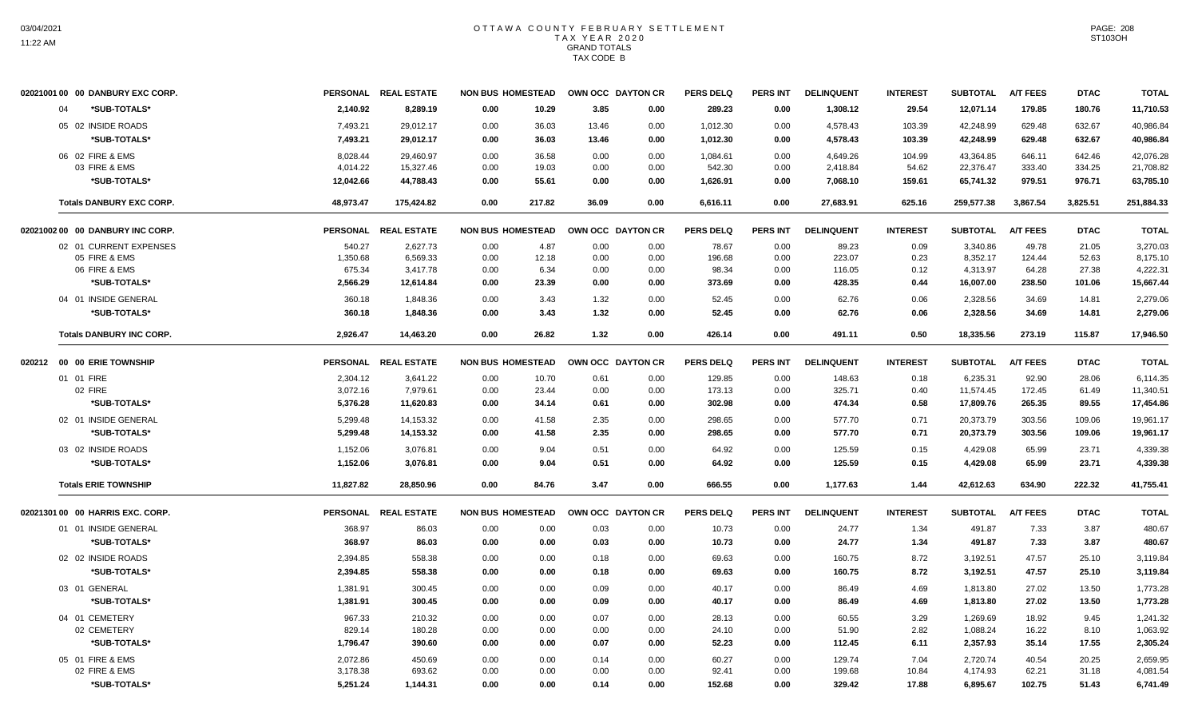# OTTAWA COUNTY FEBRUARY SETTLEMENT
## TAX YEAR 2020
### GRAND TOTALS
### TAX CODE B

| 02021001 00 00 DANBURY EXC CORP. | PERSONAL | REAL ESTATE | NON BUS | HOMESTEAD | OWN OCC | DAYTON CR | PERS DELQ | PERS INT | DELINQUENT | INTEREST | SUBTOTAL | A/T FEES | DTAC | TOTAL |
|---|---|---|---|---|---|---|---|---|---|---|---|---|---|---|
| 04 *SUB-TOTALS* | 2,140.92 | 8,289.19 | 0.00 | 10.29 | 3.85 | 0.00 | 289.23 | 0.00 | 1,308.12 | 29.54 | 12,071.14 | 179.85 | 180.76 | 11,710.53 |
| 05 02 INSIDE ROADS | 7,493.21 | 29,012.17 | 0.00 | 36.03 | 13.46 | 0.00 | 1,012.30 | 0.00 | 4,578.43 | 103.39 | 42,248.99 | 629.48 | 632.67 | 40,986.84 |
| *SUB-TOTALS* | 7,493.21 | 29,012.17 | 0.00 | 36.03 | 13.46 | 0.00 | 1,012.30 | 0.00 | 4,578.43 | 103.39 | 42,248.99 | 629.48 | 632.67 | 40,986.84 |
| 06 02 FIRE & EMS | 8,028.44 | 29,460.97 | 0.00 | 36.58 | 0.00 | 0.00 | 1,084.61 | 0.00 | 4,649.26 | 104.99 | 43,364.85 | 646.11 | 642.46 | 42,076.28 |
| 03 FIRE & EMS | 4,014.22 | 15,327.46 | 0.00 | 19.03 | 0.00 | 0.00 | 542.30 | 0.00 | 2,418.84 | 54.62 | 22,376.47 | 333.40 | 334.25 | 21,708.82 |
| *SUB-TOTALS* | 12,042.66 | 44,788.43 | 0.00 | 55.61 | 0.00 | 0.00 | 1,626.91 | 0.00 | 7,068.10 | 159.61 | 65,741.32 | 979.51 | 976.71 | 63,785.10 |
| **Totals DANBURY EXC CORP.** | 48,973.47 | 175,424.82 | 0.00 | 217.82 | 36.09 | 0.00 | 6,616.11 | 0.00 | 27,683.91 | 625.16 | 259,577.38 | 3,867.54 | 3,825.51 | 251,884.33 |

| 02021002 00 00 DANBURY INC CORP. | PERSONAL | REAL ESTATE | NON BUS | HOMESTEAD | OWN OCC | DAYTON CR | PERS DELQ | PERS INT | DELINQUENT | INTEREST | SUBTOTAL | A/T FEES | DTAC | TOTAL |
|---|---|---|---|---|---|---|---|---|---|---|---|---|---|---|
| 02 01 CURRENT EXPENSES | 540.27 | 2,627.73 | 0.00 | 4.87 | 0.00 | 0.00 | 78.67 | 0.00 | 89.23 | 0.09 | 3,340.86 | 49.78 | 21.05 | 3,270.03 |
| 05 FIRE & EMS | 1,350.68 | 6,569.33 | 0.00 | 12.18 | 0.00 | 0.00 | 196.68 | 0.00 | 223.07 | 0.23 | 8,352.17 | 124.44 | 52.63 | 8,175.10 |
| 06 FIRE & EMS | 675.34 | 3,417.78 | 0.00 | 6.34 | 0.00 | 0.00 | 98.34 | 0.00 | 116.05 | 0.12 | 4,313.97 | 64.28 | 27.38 | 4,222.31 |
| *SUB-TOTALS* | 2,566.29 | 12,614.84 | 0.00 | 23.39 | 0.00 | 0.00 | 373.69 | 0.00 | 428.35 | 0.44 | 16,007.00 | 238.50 | 101.06 | 15,667.44 |
| 04 01 INSIDE GENERAL | 360.18 | 1,848.36 | 0.00 | 3.43 | 1.32 | 0.00 | 52.45 | 0.00 | 62.76 | 0.06 | 2,328.56 | 34.69 | 14.81 | 2,279.06 |
| *SUB-TOTALS* | 360.18 | 1,848.36 | 0.00 | 3.43 | 1.32 | 0.00 | 52.45 | 0.00 | 62.76 | 0.06 | 2,328.56 | 34.69 | 14.81 | 2,279.06 |
| **Totals DANBURY INC CORP.** | 2,926.47 | 14,463.20 | 0.00 | 26.82 | 1.32 | 0.00 | 426.14 | 0.00 | 491.11 | 0.50 | 18,335.56 | 273.19 | 115.87 | 17,946.50 |

| 020212 00 00 ERIE TOWNSHIP | PERSONAL | REAL ESTATE | NON BUS | HOMESTEAD | OWN OCC | DAYTON CR | PERS DELQ | PERS INT | DELINQUENT | INTEREST | SUBTOTAL | A/T FEES | DTAC | TOTAL |
|---|---|---|---|---|---|---|---|---|---|---|---|---|---|---|
| 01 01 FIRE | 2,304.12 | 3,641.22 | 0.00 | 10.70 | 0.61 | 0.00 | 129.85 | 0.00 | 148.63 | 0.18 | 6,235.31 | 92.90 | 28.06 | 6,114.35 |
| 02 FIRE | 3,072.16 | 7,979.61 | 0.00 | 23.44 | 0.00 | 0.00 | 173.13 | 0.00 | 325.71 | 0.40 | 11,574.45 | 172.45 | 61.49 | 11,340.51 |
| *SUB-TOTALS* | 5,376.28 | 11,620.83 | 0.00 | 34.14 | 0.61 | 0.00 | 302.98 | 0.00 | 474.34 | 0.58 | 17,809.76 | 265.35 | 89.55 | 17,454.86 |
| 02 01 INSIDE GENERAL | 5,299.48 | 14,153.32 | 0.00 | 41.58 | 2.35 | 0.00 | 298.65 | 0.00 | 577.70 | 0.71 | 20,373.79 | 303.56 | 109.06 | 19,961.17 |
| *SUB-TOTALS* | 5,299.48 | 14,153.32 | 0.00 | 41.58 | 2.35 | 0.00 | 298.65 | 0.00 | 577.70 | 0.71 | 20,373.79 | 303.56 | 109.06 | 19,961.17 |
| 03 02 INSIDE ROADS | 1,152.06 | 3,076.81 | 0.00 | 9.04 | 0.51 | 0.00 | 64.92 | 0.00 | 125.59 | 0.15 | 4,429.08 | 65.99 | 23.71 | 4,339.38 |
| *SUB-TOTALS* | 1,152.06 | 3,076.81 | 0.00 | 9.04 | 0.51 | 0.00 | 64.92 | 0.00 | 125.59 | 0.15 | 4,429.08 | 65.99 | 23.71 | 4,339.38 |
| **Totals ERIE TOWNSHIP** | 11,827.82 | 28,850.96 | 0.00 | 84.76 | 3.47 | 0.00 | 666.55 | 0.00 | 1,177.63 | 1.44 | 42,612.63 | 634.90 | 222.32 | 41,755.41 |

| 02021301 00 00 HARRIS EXC. CORP. | PERSONAL | REAL ESTATE | NON BUS | HOMESTEAD | OWN OCC | DAYTON CR | PERS DELQ | PERS INT | DELINQUENT | INTEREST | SUBTOTAL | A/T FEES | DTAC | TOTAL |
|---|---|---|---|---|---|---|---|---|---|---|---|---|---|---|
| 01 01 INSIDE GENERAL | 368.97 | 86.03 | 0.00 | 0.00 | 0.03 | 0.00 | 10.73 | 0.00 | 24.77 | 1.34 | 491.87 | 7.33 | 3.87 | 480.67 |
| *SUB-TOTALS* | 368.97 | 86.03 | 0.00 | 0.00 | 0.03 | 0.00 | 10.73 | 0.00 | 24.77 | 1.34 | 491.87 | 7.33 | 3.87 | 480.67 |
| 02 02 INSIDE ROADS | 2,394.85 | 558.38 | 0.00 | 0.00 | 0.18 | 0.00 | 69.63 | 0.00 | 160.75 | 8.72 | 3,192.51 | 47.57 | 25.10 | 3,119.84 |
| *SUB-TOTALS* | 2,394.85 | 558.38 | 0.00 | 0.00 | 0.18 | 0.00 | 69.63 | 0.00 | 160.75 | 8.72 | 3,192.51 | 47.57 | 25.10 | 3,119.84 |
| 03 01 GENERAL | 1,381.91 | 300.45 | 0.00 | 0.00 | 0.09 | 0.00 | 40.17 | 0.00 | 86.49 | 4.69 | 1,813.80 | 27.02 | 13.50 | 1,773.28 |
| *SUB-TOTALS* | 1,381.91 | 300.45 | 0.00 | 0.00 | 0.09 | 0.00 | 40.17 | 0.00 | 86.49 | 4.69 | 1,813.80 | 27.02 | 13.50 | 1,773.28 |
| 04 01 CEMETERY | 967.33 | 210.32 | 0.00 | 0.00 | 0.07 | 0.00 | 28.13 | 0.00 | 60.55 | 3.29 | 1,269.69 | 18.92 | 9.45 | 1,241.32 |
| 02 CEMETERY | 829.14 | 180.28 | 0.00 | 0.00 | 0.00 | 0.00 | 24.10 | 0.00 | 51.90 | 2.82 | 1,088.24 | 16.22 | 8.10 | 1,063.92 |
| *SUB-TOTALS* | 1,796.47 | 390.60 | 0.00 | 0.00 | 0.07 | 0.00 | 52.23 | 0.00 | 112.45 | 6.11 | 2,357.93 | 35.14 | 17.55 | 2,305.24 |
| 05 01 FIRE & EMS | 2,072.86 | 450.69 | 0.00 | 0.00 | 0.14 | 0.00 | 60.27 | 0.00 | 129.74 | 7.04 | 2,720.74 | 40.54 | 20.25 | 2,659.95 |
| 02 FIRE & EMS | 3,178.38 | 693.62 | 0.00 | 0.00 | 0.00 | 0.00 | 92.41 | 0.00 | 199.68 | 10.84 | 4,174.93 | 62.21 | 31.18 | 4,081.54 |
| *SUB-TOTALS* | 5,251.24 | 1,144.31 | 0.00 | 0.00 | 0.14 | 0.00 | 152.68 | 0.00 | 329.42 | 17.88 | 6,895.67 | 102.75 | 51.43 | 6,741.49 |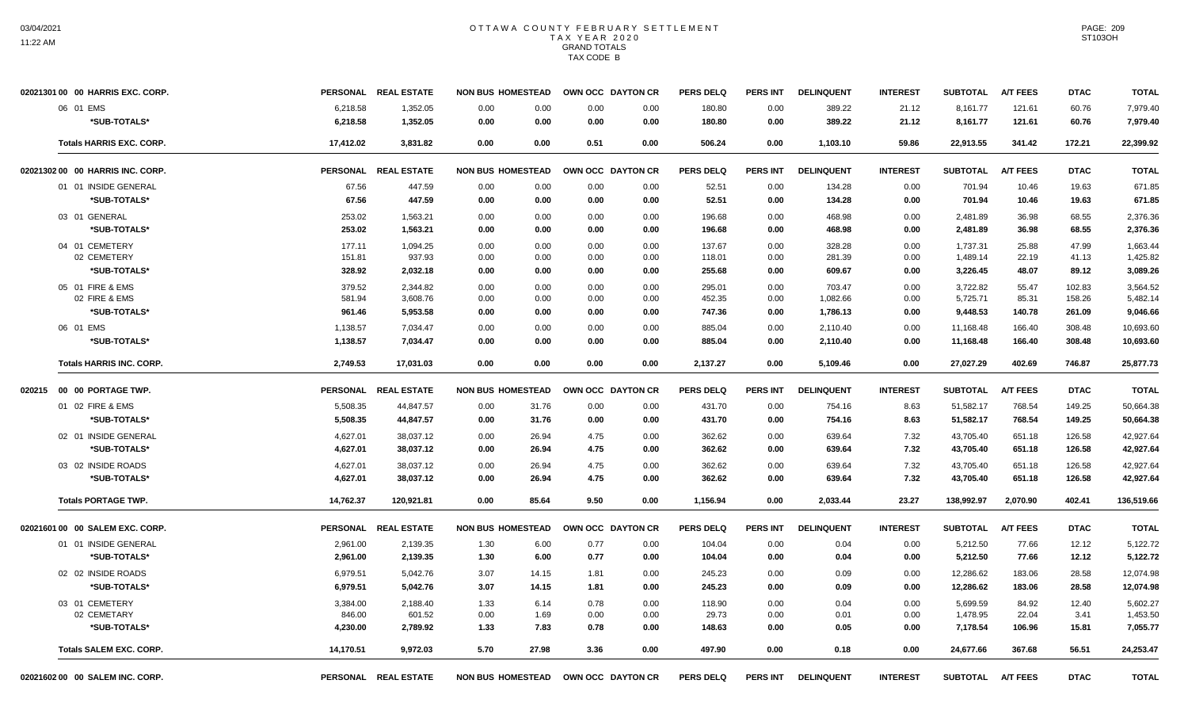# OTTAWA COUNTY FEBRUARY SETTLEMENT
## TAX YEAR 2020
## GRAND TOTALS
## TAX CODE B

| 02021301 00 00 HARRIS EXC. CORP. | PERSONAL | REAL ESTATE | NON BUS | HOMESTEAD | OWN OCC | DAYTON CR | PERS DELQ | PERS INT | DELINQUENT | INTEREST | SUBTOTAL | A/T FEES | DTAC | TOTAL |
|---|---|---|---|---|---|---|---|---|---|---|---|---|---|---|
| 06 01 EMS | 6,218.58 | 1,352.05 | 0.00 | 0.00 | 0.00 | 0.00 | 180.80 | 0.00 | 389.22 | 21.12 | 8,161.77 | 121.61 | 60.76 | 7,979.40 |
| *SUB-TOTALS* | 6,218.58 | 1,352.05 | 0.00 | 0.00 | 0.00 | 0.00 | 180.80 | 0.00 | 389.22 | 21.12 | 8,161.77 | 121.61 | 60.76 | 7,979.40 |
| Totals HARRIS EXC. CORP. | 17,412.02 | 3,831.82 | 0.00 | 0.00 | 0.51 | 0.00 | 506.24 | 0.00 | 1,103.10 | 59.86 | 22,913.55 | 341.42 | 172.21 | 22,399.92 |

| 02021302 00 00 HARRIS INC. CORP. | PERSONAL | REAL ESTATE | NON BUS | HOMESTEAD | OWN OCC | DAYTON CR | PERS DELQ | PERS INT | DELINQUENT | INTEREST | SUBTOTAL | A/T FEES | DTAC | TOTAL |
|---|---|---|---|---|---|---|---|---|---|---|---|---|---|---|
| 01 01 INSIDE GENERAL | 67.56 | 447.59 | 0.00 | 0.00 | 0.00 | 0.00 | 52.51 | 0.00 | 134.28 | 0.00 | 701.94 | 10.46 | 19.63 | 671.85 |
| *SUB-TOTALS* | 67.56 | 447.59 | 0.00 | 0.00 | 0.00 | 0.00 | 52.51 | 0.00 | 134.28 | 0.00 | 701.94 | 10.46 | 19.63 | 671.85 |
| 03 01 GENERAL | 253.02 | 1,563.21 | 0.00 | 0.00 | 0.00 | 0.00 | 196.68 | 0.00 | 468.98 | 0.00 | 2,481.89 | 36.98 | 68.55 | 2,376.36 |
| *SUB-TOTALS* | 253.02 | 1,563.21 | 0.00 | 0.00 | 0.00 | 0.00 | 196.68 | 0.00 | 468.98 | 0.00 | 2,481.89 | 36.98 | 68.55 | 2,376.36 |
| 04 01 CEMETERY | 177.11 | 1,094.25 | 0.00 | 0.00 | 0.00 | 0.00 | 137.67 | 0.00 | 328.28 | 0.00 | 1,737.31 | 25.88 | 47.99 | 1,663.44 |
| 02 CEMETERY | 151.81 | 937.93 | 0.00 | 0.00 | 0.00 | 0.00 | 118.01 | 0.00 | 281.39 | 0.00 | 1,489.14 | 22.19 | 41.13 | 1,425.82 |
| *SUB-TOTALS* | 328.92 | 2,032.18 | 0.00 | 0.00 | 0.00 | 0.00 | 255.68 | 0.00 | 609.67 | 0.00 | 3,226.45 | 48.07 | 89.12 | 3,089.26 |
| 05 01 FIRE & EMS | 379.52 | 2,344.82 | 0.00 | 0.00 | 0.00 | 0.00 | 295.01 | 0.00 | 703.47 | 0.00 | 3,722.82 | 55.47 | 102.83 | 3,564.52 |
| 02 FIRE & EMS | 581.94 | 3,608.76 | 0.00 | 0.00 | 0.00 | 0.00 | 452.35 | 0.00 | 1,082.66 | 0.00 | 5,725.71 | 85.31 | 158.26 | 5,482.14 |
| *SUB-TOTALS* | 961.46 | 5,953.58 | 0.00 | 0.00 | 0.00 | 0.00 | 747.36 | 0.00 | 1,786.13 | 0.00 | 9,448.53 | 140.78 | 261.09 | 9,046.66 |
| 06 01 EMS | 1,138.57 | 7,034.47 | 0.00 | 0.00 | 0.00 | 0.00 | 885.04 | 0.00 | 2,110.40 | 0.00 | 11,168.48 | 166.40 | 308.48 | 10,693.60 |
| *SUB-TOTALS* | 1,138.57 | 7,034.47 | 0.00 | 0.00 | 0.00 | 0.00 | 885.04 | 0.00 | 2,110.40 | 0.00 | 11,168.48 | 166.40 | 308.48 | 10,693.60 |
| Totals HARRIS INC. CORP. | 2,749.53 | 17,031.03 | 0.00 | 0.00 | 0.00 | 0.00 | 2,137.27 | 0.00 | 5,109.46 | 0.00 | 27,027.29 | 402.69 | 746.87 | 25,877.73 |

| 020215 00 00 PORTAGE TWP. | PERSONAL | REAL ESTATE | NON BUS | HOMESTEAD | OWN OCC | DAYTON CR | PERS DELQ | PERS INT | DELINQUENT | INTEREST | SUBTOTAL | A/T FEES | DTAC | TOTAL |
|---|---|---|---|---|---|---|---|---|---|---|---|---|---|---|
| 01 02 FIRE & EMS | 5,508.35 | 44,847.57 | 0.00 | 31.76 | 0.00 | 0.00 | 431.70 | 0.00 | 754.16 | 8.63 | 51,582.17 | 768.54 | 149.25 | 50,664.38 |
| *SUB-TOTALS* | 5,508.35 | 44,847.57 | 0.00 | 31.76 | 0.00 | 0.00 | 431.70 | 0.00 | 754.16 | 8.63 | 51,582.17 | 768.54 | 149.25 | 50,664.38 |
| 02 01 INSIDE GENERAL | 4,627.01 | 38,037.12 | 0.00 | 26.94 | 4.75 | 0.00 | 362.62 | 0.00 | 639.64 | 7.32 | 43,705.40 | 651.18 | 126.58 | 42,927.64 |
| *SUB-TOTALS* | 4,627.01 | 38,037.12 | 0.00 | 26.94 | 4.75 | 0.00 | 362.62 | 0.00 | 639.64 | 7.32 | 43,705.40 | 651.18 | 126.58 | 42,927.64 |
| 03 02 INSIDE ROADS | 4,627.01 | 38,037.12 | 0.00 | 26.94 | 4.75 | 0.00 | 362.62 | 0.00 | 639.64 | 7.32 | 43,705.40 | 651.18 | 126.58 | 42,927.64 |
| *SUB-TOTALS* | 4,627.01 | 38,037.12 | 0.00 | 26.94 | 4.75 | 0.00 | 362.62 | 0.00 | 639.64 | 7.32 | 43,705.40 | 651.18 | 126.58 | 42,927.64 |
| Totals PORTAGE TWP. | 14,762.37 | 120,921.81 | 0.00 | 85.64 | 9.50 | 0.00 | 1,156.94 | 0.00 | 2,033.44 | 23.27 | 138,992.97 | 2,070.90 | 402.41 | 136,519.66 |

| 02021601 00 00 SALEM EXC. CORP. | PERSONAL | REAL ESTATE | NON BUS | HOMESTEAD | OWN OCC | DAYTON CR | PERS DELQ | PERS INT | DELINQUENT | INTEREST | SUBTOTAL | A/T FEES | DTAC | TOTAL |
|---|---|---|---|---|---|---|---|---|---|---|---|---|---|---|
| 01 01 INSIDE GENERAL | 2,961.00 | 2,139.35 | 1.30 | 6.00 | 0.77 | 0.00 | 104.04 | 0.00 | 0.04 | 0.00 | 5,212.50 | 77.66 | 12.12 | 5,122.72 |
| *SUB-TOTALS* | 2,961.00 | 2,139.35 | 1.30 | 6.00 | 0.77 | 0.00 | 104.04 | 0.00 | 0.04 | 0.00 | 5,212.50 | 77.66 | 12.12 | 5,122.72 |
| 02 02 INSIDE ROADS | 6,979.51 | 5,042.76 | 3.07 | 14.15 | 1.81 | 0.00 | 245.23 | 0.00 | 0.09 | 0.00 | 12,286.62 | 183.06 | 28.58 | 12,074.98 |
| *SUB-TOTALS* | 6,979.51 | 5,042.76 | 3.07 | 14.15 | 1.81 | 0.00 | 245.23 | 0.00 | 0.09 | 0.00 | 12,286.62 | 183.06 | 28.58 | 12,074.98 |
| 03 01 CEMETERY | 3,384.00 | 2,188.40 | 1.33 | 6.14 | 0.78 | 0.00 | 118.90 | 0.00 | 0.04 | 0.00 | 5,699.59 | 84.92 | 12.40 | 5,602.27 |
| 02 CEMETARY | 846.00 | 601.52 | 0.00 | 1.69 | 0.00 | 0.00 | 29.73 | 0.00 | 0.01 | 0.00 | 1,478.95 | 22.04 | 3.41 | 1,453.50 |
| *SUB-TOTALS* | 4,230.00 | 2,789.92 | 1.33 | 7.83 | 0.78 | 0.00 | 148.63 | 0.00 | 0.05 | 0.00 | 7,178.54 | 106.96 | 15.81 | 7,055.77 |
| Totals SALEM EXC. CORP. | 14,170.51 | 9,972.03 | 5.70 | 27.98 | 3.36 | 0.00 | 497.90 | 0.00 | 0.18 | 0.00 | 24,677.66 | 367.68 | 56.51 | 24,253.47 |

| 02021602 00 00 SALEM INC. CORP. | PERSONAL | REAL ESTATE | NON BUS | HOMESTEAD | OWN OCC | DAYTON CR | PERS DELQ | PERS INT | DELINQUENT | INTEREST | SUBTOTAL | A/T FEES | DTAC | TOTAL |
|---|---|---|---|---|---|---|---|---|---|---|---|---|---|---|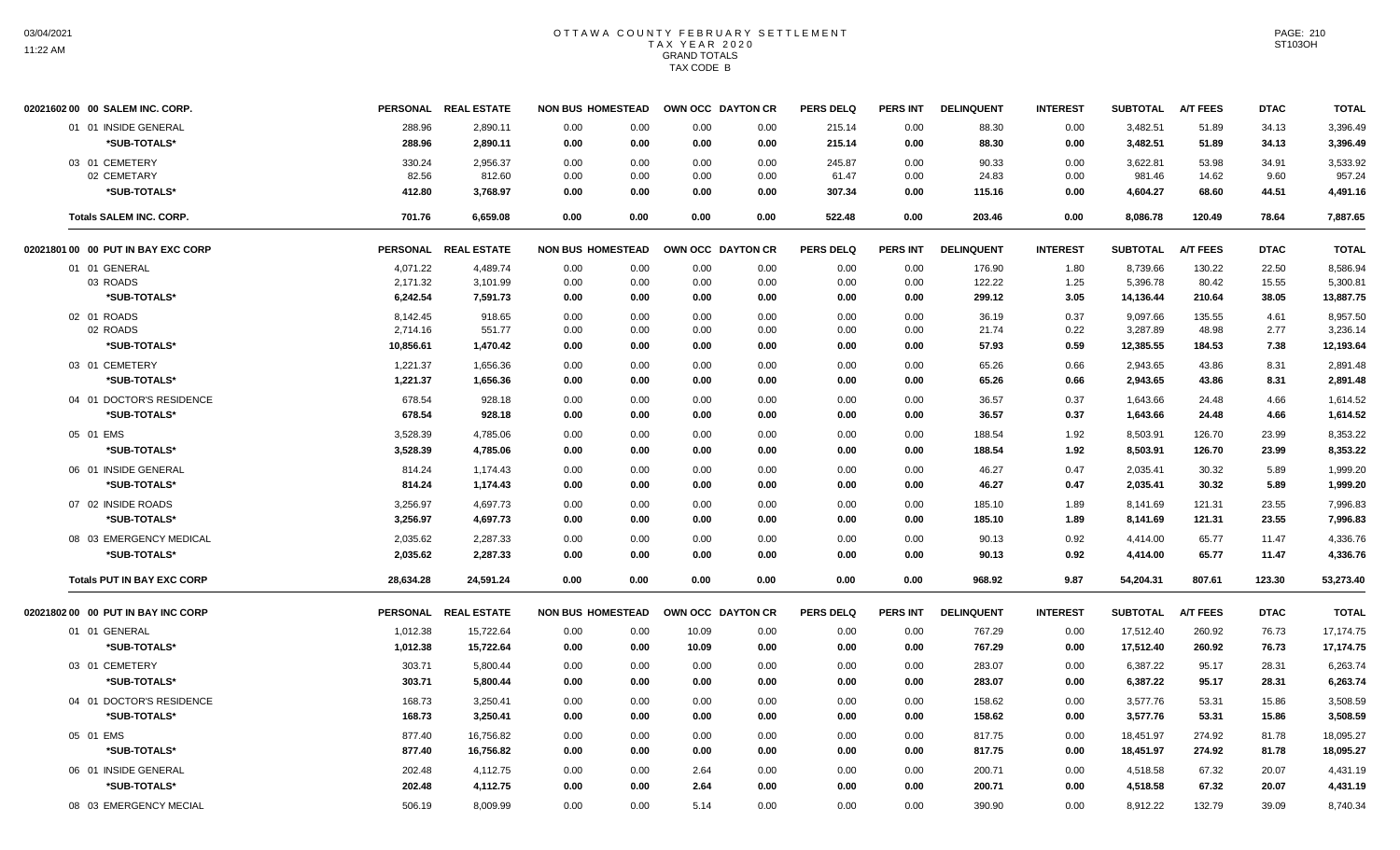# OTTAWA COUNTY FEBRUARY SETTLEMENT
## TAX YEAR 2020
### GRAND TOTALS
### TAX CODE B

| 02021602 00 00 SALEM INC. CORP. | PERSONAL | REAL ESTATE | NON BUS | HOMESTEAD | OWN OCC | DAYTON CR | PERS DELQ | PERS INT | DELINQUENT | INTEREST | SUBTOTAL | A/T FEES | DTAC | TOTAL |
|---|---|---|---|---|---|---|---|---|---|---|---|---|---|---|
| 01 01 INSIDE GENERAL | 288.96 | 2,890.11 | 0.00 | 0.00 | 0.00 | 0.00 | 215.14 | 0.00 | 88.30 | 0.00 | 3,482.51 | 51.89 | 34.13 | 3,396.49 |
| *SUB-TOTALS* | 288.96 | 2,890.11 | 0.00 | 0.00 | 0.00 | 0.00 | 215.14 | 0.00 | 88.30 | 0.00 | 3,482.51 | 51.89 | 34.13 | 3,396.49 |
| 03 01 CEMETERY | 330.24 | 2,956.37 | 0.00 | 0.00 | 0.00 | 0.00 | 245.87 | 0.00 | 90.33 | 0.00 | 3,622.81 | 53.98 | 34.91 | 3,533.92 |
| 02 CEMETARY | 82.56 | 812.60 | 0.00 | 0.00 | 0.00 | 0.00 | 61.47 | 0.00 | 24.83 | 0.00 | 981.46 | 14.62 | 9.60 | 957.24 |
| *SUB-TOTALS* | 412.80 | 3,768.97 | 0.00 | 0.00 | 0.00 | 0.00 | 307.34 | 0.00 | 115.16 | 0.00 | 4,604.27 | 68.60 | 44.51 | 4,491.16 |
| Totals SALEM INC. CORP. | 701.76 | 6,659.08 | 0.00 | 0.00 | 0.00 | 0.00 | 522.48 | 0.00 | 203.46 | 0.00 | 8,086.78 | 120.49 | 78.64 | 7,887.65 |

| 02021801 00 00 PUT IN BAY EXC CORP | PERSONAL | REAL ESTATE | NON BUS | HOMESTEAD | OWN OCC | DAYTON CR | PERS DELQ | PERS INT | DELINQUENT | INTEREST | SUBTOTAL | A/T FEES | DTAC | TOTAL |
|---|---|---|---|---|---|---|---|---|---|---|---|---|---|---|
| 01 01 GENERAL | 4,071.22 | 4,489.74 | 0.00 | 0.00 | 0.00 | 0.00 | 0.00 | 0.00 | 176.90 | 1.80 | 8,739.66 | 130.22 | 22.50 | 8,586.94 |
| 03 ROADS | 2,171.32 | 3,101.99 | 0.00 | 0.00 | 0.00 | 0.00 | 0.00 | 0.00 | 122.22 | 1.25 | 5,396.78 | 80.42 | 15.55 | 5,300.81 |
| *SUB-TOTALS* | 6,242.54 | 7,591.73 | 0.00 | 0.00 | 0.00 | 0.00 | 0.00 | 0.00 | 299.12 | 3.05 | 14,136.44 | 210.64 | 38.05 | 13,887.75 |
| 02 01 ROADS | 8,142.45 | 918.65 | 0.00 | 0.00 | 0.00 | 0.00 | 0.00 | 0.00 | 36.19 | 0.37 | 9,097.66 | 135.55 | 4.61 | 8,957.50 |
| 02 ROADS | 2,714.16 | 551.77 | 0.00 | 0.00 | 0.00 | 0.00 | 0.00 | 0.00 | 21.74 | 0.22 | 3,287.89 | 48.98 | 2.77 | 3,236.14 |
| *SUB-TOTALS* | 10,856.61 | 1,470.42 | 0.00 | 0.00 | 0.00 | 0.00 | 0.00 | 0.00 | 57.93 | 0.59 | 12,385.55 | 184.53 | 7.38 | 12,193.64 |
| 03 01 CEMETERY | 1,221.37 | 1,656.36 | 0.00 | 0.00 | 0.00 | 0.00 | 0.00 | 0.00 | 65.26 | 0.66 | 2,943.65 | 43.86 | 8.31 | 2,891.48 |
| *SUB-TOTALS* | 1,221.37 | 1,656.36 | 0.00 | 0.00 | 0.00 | 0.00 | 0.00 | 0.00 | 65.26 | 0.66 | 2,943.65 | 43.86 | 8.31 | 2,891.48 |
| 04 01 DOCTOR'S RESIDENCE | 678.54 | 928.18 | 0.00 | 0.00 | 0.00 | 0.00 | 0.00 | 0.00 | 36.57 | 0.37 | 1,643.66 | 24.48 | 4.66 | 1,614.52 |
| *SUB-TOTALS* | 678.54 | 928.18 | 0.00 | 0.00 | 0.00 | 0.00 | 0.00 | 0.00 | 36.57 | 0.37 | 1,643.66 | 24.48 | 4.66 | 1,614.52 |
| 05 01 EMS | 3,528.39 | 4,785.06 | 0.00 | 0.00 | 0.00 | 0.00 | 0.00 | 0.00 | 188.54 | 1.92 | 8,503.91 | 126.70 | 23.99 | 8,353.22 |
| *SUB-TOTALS* | 3,528.39 | 4,785.06 | 0.00 | 0.00 | 0.00 | 0.00 | 0.00 | 0.00 | 188.54 | 1.92 | 8,503.91 | 126.70 | 23.99 | 8,353.22 |
| 06 01 INSIDE GENERAL | 814.24 | 1,174.43 | 0.00 | 0.00 | 0.00 | 0.00 | 0.00 | 0.00 | 46.27 | 0.47 | 2,035.41 | 30.32 | 5.89 | 1,999.20 |
| *SUB-TOTALS* | 814.24 | 1,174.43 | 0.00 | 0.00 | 0.00 | 0.00 | 0.00 | 0.00 | 46.27 | 0.47 | 2,035.41 | 30.32 | 5.89 | 1,999.20 |
| 07 02 INSIDE ROADS | 3,256.97 | 4,697.73 | 0.00 | 0.00 | 0.00 | 0.00 | 0.00 | 0.00 | 185.10 | 1.89 | 8,141.69 | 121.31 | 23.55 | 7,996.83 |
| *SUB-TOTALS* | 3,256.97 | 4,697.73 | 0.00 | 0.00 | 0.00 | 0.00 | 0.00 | 0.00 | 185.10 | 1.89 | 8,141.69 | 121.31 | 23.55 | 7,996.83 |
| 08 03 EMERGENCY MEDICAL | 2,035.62 | 2,287.33 | 0.00 | 0.00 | 0.00 | 0.00 | 0.00 | 0.00 | 90.13 | 0.92 | 4,414.00 | 65.77 | 11.47 | 4,336.76 |
| *SUB-TOTALS* | 2,035.62 | 2,287.33 | 0.00 | 0.00 | 0.00 | 0.00 | 0.00 | 0.00 | 90.13 | 0.92 | 4,414.00 | 65.77 | 11.47 | 4,336.76 |
| Totals PUT IN BAY EXC CORP | 28,634.28 | 24,591.24 | 0.00 | 0.00 | 0.00 | 0.00 | 0.00 | 0.00 | 968.92 | 9.87 | 54,204.31 | 807.61 | 123.30 | 53,273.40 |

| 02021802 00 00 PUT IN BAY INC CORP | PERSONAL | REAL ESTATE | NON BUS | HOMESTEAD | OWN OCC | DAYTON CR | PERS DELQ | PERS INT | DELINQUENT | INTEREST | SUBTOTAL | A/T FEES | DTAC | TOTAL |
|---|---|---|---|---|---|---|---|---|---|---|---|---|---|---|
| 01 01 GENERAL | 1,012.38 | 15,722.64 | 0.00 | 0.00 | 10.09 | 0.00 | 0.00 | 0.00 | 767.29 | 0.00 | 17,512.40 | 260.92 | 76.73 | 17,174.75 |
| *SUB-TOTALS* | 1,012.38 | 15,722.64 | 0.00 | 0.00 | 10.09 | 0.00 | 0.00 | 0.00 | 767.29 | 0.00 | 17,512.40 | 260.92 | 76.73 | 17,174.75 |
| 03 01 CEMETERY | 303.71 | 5,800.44 | 0.00 | 0.00 | 0.00 | 0.00 | 0.00 | 0.00 | 283.07 | 0.00 | 6,387.22 | 95.17 | 28.31 | 6,263.74 |
| *SUB-TOTALS* | 303.71 | 5,800.44 | 0.00 | 0.00 | 0.00 | 0.00 | 0.00 | 0.00 | 283.07 | 0.00 | 6,387.22 | 95.17 | 28.31 | 6,263.74 |
| 04 01 DOCTOR'S RESIDENCE | 168.73 | 3,250.41 | 0.00 | 0.00 | 0.00 | 0.00 | 0.00 | 0.00 | 158.62 | 0.00 | 3,577.76 | 53.31 | 15.86 | 3,508.59 |
| *SUB-TOTALS* | 168.73 | 3,250.41 | 0.00 | 0.00 | 0.00 | 0.00 | 0.00 | 0.00 | 158.62 | 0.00 | 3,577.76 | 53.31 | 15.86 | 3,508.59 |
| 05 01 EMS | 877.40 | 16,756.82 | 0.00 | 0.00 | 0.00 | 0.00 | 0.00 | 0.00 | 817.75 | 0.00 | 18,451.97 | 274.92 | 81.78 | 18,095.27 |
| *SUB-TOTALS* | 877.40 | 16,756.82 | 0.00 | 0.00 | 0.00 | 0.00 | 0.00 | 0.00 | 817.75 | 0.00 | 18,451.97 | 274.92 | 81.78 | 18,095.27 |
| 06 01 INSIDE GENERAL | 202.48 | 4,112.75 | 0.00 | 0.00 | 2.64 | 0.00 | 0.00 | 0.00 | 200.71 | 0.00 | 4,518.58 | 67.32 | 20.07 | 4,431.19 |
| *SUB-TOTALS* | 202.48 | 4,112.75 | 0.00 | 0.00 | 2.64 | 0.00 | 0.00 | 0.00 | 200.71 | 0.00 | 4,518.58 | 67.32 | 20.07 | 4,431.19 |
| 08 03 EMERGENCY MECIAL | 506.19 | 8,009.99 | 0.00 | 0.00 | 5.14 | 0.00 | 0.00 | 0.00 | 390.90 | 0.00 | 8,912.22 | 132.79 | 39.09 | 8,740.34 |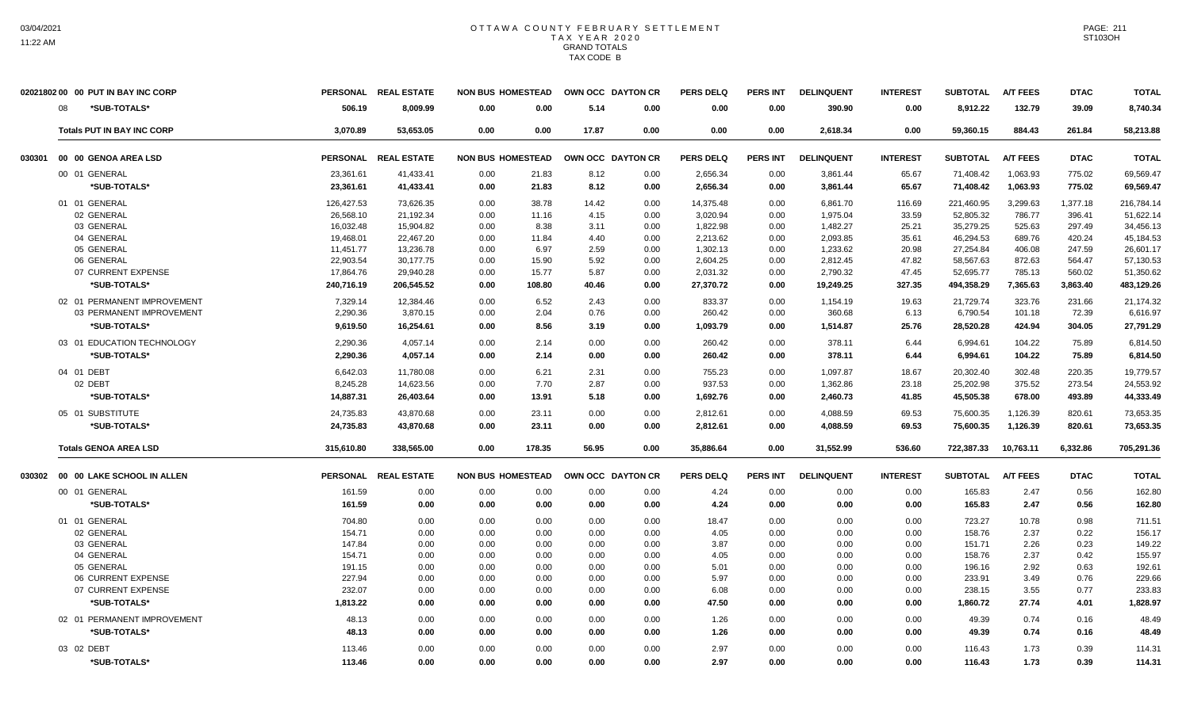# OTTAWA COUNTY FEBRUARY SETTLEMENT
## TAX YEAR 2020
### GRAND TOTALS
### TAX CODE B

| 02021802 00 00 PUT IN BAY INC CORP | PERSONAL | REAL ESTATE | NON BUS | HOMESTEAD | OWN OCC | DAYTON CR | PERS DELQ | PERS INT | DELINQUENT | INTEREST | SUBTOTAL | A/T FEES | DTAC | TOTAL |
|---|---|---|---|---|---|---|---|---|---|---|---|---|---|---|
| 08 *SUB-TOTALS* | 506.19 | 8,009.99 | 0.00 | 0.00 | 5.14 | 0.00 | 0.00 | 0.00 | 390.90 | 0.00 | 8,912.22 | 132.79 | 39.09 | 8,740.34 |
| **Totals PUT IN BAY INC CORP** | 3,070.89 | 53,653.05 | 0.00 | 0.00 | 17.87 | 0.00 | 0.00 | 0.00 | 2,618.34 | 0.00 | 59,360.15 | 884.43 | 261.84 | 58,213.88 |

| 030301 00 00 GENOA AREA LSD | PERSONAL | REAL ESTATE | NON BUS | HOMESTEAD | OWN OCC | DAYTON CR | PERS DELQ | PERS INT | DELINQUENT | INTEREST | SUBTOTAL | A/T FEES | DTAC | TOTAL |
|---|---|---|---|---|---|---|---|---|---|---|---|---|---|---|
| 00 01 GENERAL | 23,361.61 | 41,433.41 | 0.00 | 21.83 | 8.12 | 0.00 | 2,656.34 | 0.00 | 3,861.44 | 65.67 | 71,408.42 | 1,063.93 | 775.02 | 69,569.47 |
| *SUB-TOTALS* | 23,361.61 | 41,433.41 | 0.00 | 21.83 | 8.12 | 0.00 | 2,656.34 | 0.00 | 3,861.44 | 65.67 | 71,408.42 | 1,063.93 | 775.02 | 69,569.47 |
| 01 01 GENERAL | 126,427.53 | 73,626.35 | 0.00 | 38.78 | 14.42 | 0.00 | 14,375.48 | 0.00 | 6,861.70 | 116.69 | 221,460.95 | 3,299.63 | 1,377.18 | 216,784.14 |
| 02 GENERAL | 26,568.10 | 21,192.34 | 0.00 | 11.16 | 4.15 | 0.00 | 3,020.94 | 0.00 | 1,975.04 | 33.59 | 52,805.32 | 786.77 | 396.41 | 51,622.14 |
| 03 GENERAL | 16,032.48 | 15,904.82 | 0.00 | 8.38 | 3.11 | 0.00 | 1,822.98 | 0.00 | 1,482.27 | 25.21 | 35,279.25 | 525.63 | 297.49 | 34,456.13 |
| 04 GENERAL | 19,468.01 | 22,467.20 | 0.00 | 11.84 | 4.40 | 0.00 | 2,213.62 | 0.00 | 2,093.85 | 35.61 | 46,294.53 | 689.76 | 420.24 | 45,184.53 |
| 05 GENERAL | 11,451.77 | 13,236.78 | 0.00 | 6.97 | 2.59 | 0.00 | 1,302.13 | 0.00 | 1,233.62 | 20.98 | 27,254.84 | 406.08 | 247.59 | 26,601.17 |
| 06 GENERAL | 22,903.54 | 30,177.75 | 0.00 | 15.90 | 5.92 | 0.00 | 2,604.25 | 0.00 | 2,812.45 | 47.82 | 58,567.63 | 872.63 | 564.47 | 57,130.53 |
| 07 CURRENT EXPENSE | 17,864.76 | 29,940.28 | 0.00 | 15.77 | 5.87 | 0.00 | 2,031.32 | 0.00 | 2,790.32 | 47.45 | 52,695.77 | 785.13 | 560.02 | 51,350.62 |
| *SUB-TOTALS* | 240,716.19 | 206,545.52 | 0.00 | 108.80 | 40.46 | 0.00 | 27,370.72 | 0.00 | 19,249.25 | 327.35 | 494,358.29 | 7,365.63 | 3,863.40 | 483,129.26 |
| 02 01 PERMANENT IMPROVEMENT | 7,329.14 | 12,384.46 | 0.00 | 6.52 | 2.43 | 0.00 | 833.37 | 0.00 | 1,154.19 | 19.63 | 21,729.74 | 323.76 | 231.66 | 21,174.32 |
| 03 PERMANENT IMPROVEMENT | 2,290.36 | 3,870.15 | 0.00 | 2.04 | 0.76 | 0.00 | 260.42 | 0.00 | 360.68 | 6.13 | 6,790.54 | 101.18 | 72.39 | 6,616.97 |
| *SUB-TOTALS* | 9,619.50 | 16,254.61 | 0.00 | 8.56 | 3.19 | 0.00 | 1,093.79 | 0.00 | 1,514.87 | 25.76 | 28,520.28 | 424.94 | 304.05 | 27,791.29 |
| 03 01 EDUCATION TECHNOLOGY | 2,290.36 | 4,057.14 | 0.00 | 2.14 | 0.00 | 0.00 | 260.42 | 0.00 | 378.11 | 6.44 | 6,994.61 | 104.22 | 75.89 | 6,814.50 |
| *SUB-TOTALS* | 2,290.36 | 4,057.14 | 0.00 | 2.14 | 0.00 | 0.00 | 260.42 | 0.00 | 378.11 | 6.44 | 6,994.61 | 104.22 | 75.89 | 6,814.50 |
| 04 01 DEBT | 6,642.03 | 11,780.08 | 0.00 | 6.21 | 2.31 | 0.00 | 755.23 | 0.00 | 1,097.87 | 18.67 | 20,302.40 | 302.48 | 220.35 | 19,779.57 |
| 02 DEBT | 8,245.28 | 14,623.56 | 0.00 | 7.70 | 2.87 | 0.00 | 937.53 | 0.00 | 1,362.86 | 23.18 | 25,202.98 | 375.52 | 273.54 | 24,553.92 |
| *SUB-TOTALS* | 14,887.31 | 26,403.64 | 0.00 | 13.91 | 5.18 | 0.00 | 1,692.76 | 0.00 | 2,460.73 | 41.85 | 45,505.38 | 678.00 | 493.89 | 44,333.49 |
| 05 01 SUBSTITUTE | 24,735.83 | 43,870.68 | 0.00 | 23.11 | 0.00 | 0.00 | 2,812.61 | 0.00 | 4,088.59 | 69.53 | 75,600.35 | 1,126.39 | 820.61 | 73,653.35 |
| *SUB-TOTALS* | 24,735.83 | 43,870.68 | 0.00 | 23.11 | 0.00 | 0.00 | 2,812.61 | 0.00 | 4,088.59 | 69.53 | 75,600.35 | 1,126.39 | 820.61 | 73,653.35 |
| **Totals GENOA AREA LSD** | 315,610.80 | 338,565.00 | 0.00 | 178.35 | 56.95 | 0.00 | 35,886.64 | 0.00 | 31,552.99 | 536.60 | 722,387.33 | 10,763.11 | 6,332.86 | 705,291.36 |

| 030302 00 00 LAKE SCHOOL IN ALLEN | PERSONAL | REAL ESTATE | NON BUS | HOMESTEAD | OWN OCC | DAYTON CR | PERS DELQ | PERS INT | DELINQUENT | INTEREST | SUBTOTAL | A/T FEES | DTAC | TOTAL |
|---|---|---|---|---|---|---|---|---|---|---|---|---|---|---|
| 00 01 GENERAL | 161.59 | 0.00 | 0.00 | 0.00 | 0.00 | 0.00 | 4.24 | 0.00 | 0.00 | 0.00 | 165.83 | 2.47 | 0.56 | 162.80 |
| *SUB-TOTALS* | 161.59 | 0.00 | 0.00 | 0.00 | 0.00 | 0.00 | 4.24 | 0.00 | 0.00 | 0.00 | 165.83 | 2.47 | 0.56 | 162.80 |
| 01 01 GENERAL | 704.80 | 0.00 | 0.00 | 0.00 | 0.00 | 0.00 | 18.47 | 0.00 | 0.00 | 0.00 | 723.27 | 10.78 | 0.98 | 711.51 |
| 02 GENERAL | 154.71 | 0.00 | 0.00 | 0.00 | 0.00 | 0.00 | 4.05 | 0.00 | 0.00 | 0.00 | 158.76 | 2.37 | 0.22 | 156.17 |
| 03 GENERAL | 147.84 | 0.00 | 0.00 | 0.00 | 0.00 | 0.00 | 3.87 | 0.00 | 0.00 | 0.00 | 151.71 | 2.26 | 0.23 | 149.22 |
| 04 GENERAL | 154.71 | 0.00 | 0.00 | 0.00 | 0.00 | 0.00 | 4.05 | 0.00 | 0.00 | 0.00 | 158.76 | 2.37 | 0.42 | 155.97 |
| 05 GENERAL | 191.15 | 0.00 | 0.00 | 0.00 | 0.00 | 0.00 | 5.01 | 0.00 | 0.00 | 0.00 | 196.16 | 2.92 | 0.63 | 192.61 |
| 06 CURRENT EXPENSE | 227.94 | 0.00 | 0.00 | 0.00 | 0.00 | 0.00 | 5.97 | 0.00 | 0.00 | 0.00 | 233.91 | 3.49 | 0.76 | 229.66 |
| 07 CURRENT EXPENSE | 232.07 | 0.00 | 0.00 | 0.00 | 0.00 | 0.00 | 6.08 | 0.00 | 0.00 | 0.00 | 238.15 | 3.55 | 0.77 | 233.83 |
| *SUB-TOTALS* | 1,813.22 | 0.00 | 0.00 | 0.00 | 0.00 | 0.00 | 47.50 | 0.00 | 0.00 | 0.00 | 1,860.72 | 27.74 | 4.01 | 1,828.97 |
| 02 01 PERMANENT IMPROVEMENT | 48.13 | 0.00 | 0.00 | 0.00 | 0.00 | 0.00 | 1.26 | 0.00 | 0.00 | 0.00 | 49.39 | 0.74 | 0.16 | 48.49 |
| *SUB-TOTALS* | 48.13 | 0.00 | 0.00 | 0.00 | 0.00 | 0.00 | 1.26 | 0.00 | 0.00 | 0.00 | 49.39 | 0.74 | 0.16 | 48.49 |
| 03 02 DEBT | 113.46 | 0.00 | 0.00 | 0.00 | 0.00 | 0.00 | 2.97 | 0.00 | 0.00 | 0.00 | 116.43 | 1.73 | 0.39 | 114.31 |
| *SUB-TOTALS* | 113.46 | 0.00 | 0.00 | 0.00 | 0.00 | 0.00 | 2.97 | 0.00 | 0.00 | 0.00 | 116.43 | 1.73 | 0.39 | 114.31 |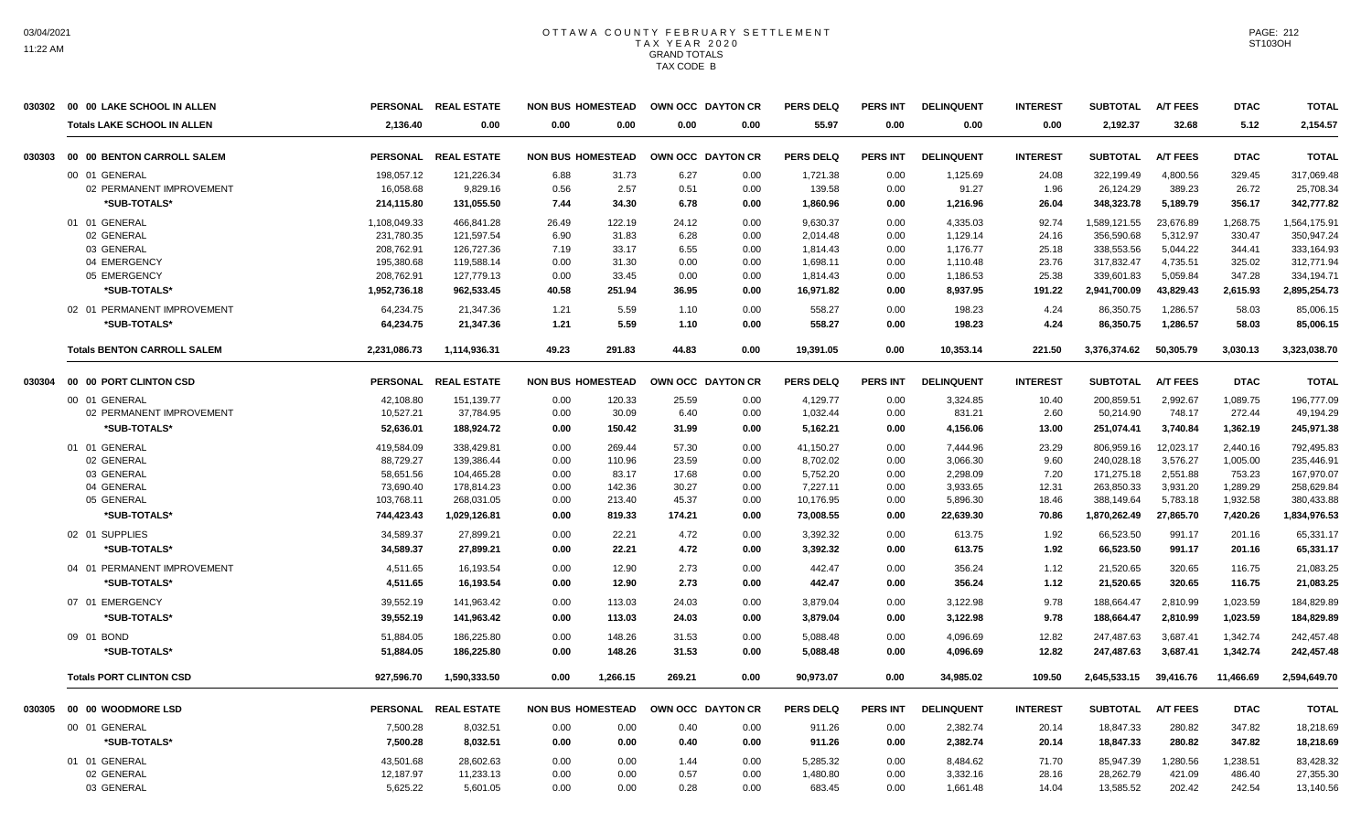# OTTAWA COUNTY FEBRUARY SETTLEMENT
## TAX YEAR 2020
### GRAND TOTALS
### TAX CODE B

| | | PERSONAL | REAL ESTATE | NON BUS | HOMESTEAD | OWN OCC | DAYTON CR | PERS DELQ | PERS INT | DELINQUENT | INTEREST | SUBTOTAL | A/T FEES | DTAC | TOTAL |
|---|---|---|---|---|---|---|---|---|---|---|---|---|---|---|---|
| 030302 | 00 00 LAKE SCHOOL IN ALLEN | | | | | | | | | | | | | | |
| | **Totals LAKE SCHOOL IN ALLEN** | **2,136.40** | **0.00** | **0.00** | **0.00** | **0.00** | **0.00** | **55.97** | **0.00** | **0.00** | **0.00** | **2,192.37** | **32.68** | **5.12** | **2,154.57** |
| 030303 | 00 00 BENTON CARROLL SALEM | **PERSONAL** | **REAL ESTATE** | **NON BUS** | **HOMESTEAD** | **OWN OCC** | **DAYTON CR** | **PERS DELQ** | **PERS INT** | **DELINQUENT** | **INTEREST** | **SUBTOTAL** | **A/T FEES** | **DTAC** | **TOTAL** |
| | 00 01 GENERAL | 198,057.12 | 121,226.34 | 6.88 | 31.73 | 6.27 | 0.00 | 1,721.38 | 0.00 | 1,125.69 | 24.08 | 322,199.49 | 4,800.56 | 329.45 | 317,069.48 |
| | 02 PERMANENT IMPROVEMENT | 16,058.68 | 9,829.16 | 0.56 | 2.57 | 0.51 | 0.00 | 139.58 | 0.00 | 91.27 | 1.96 | 26,124.29 | 389.23 | 26.72 | 25,708.34 |
| | *SUB-TOTALS* | **214,115.80** | **131,055.50** | **7.44** | **34.30** | **6.78** | **0.00** | **1,860.96** | **0.00** | **1,216.96** | **26.04** | **348,323.78** | **5,189.79** | **356.17** | **342,777.82** |
| | 01 01 GENERAL | 1,108,049.33 | 466,841.28 | 26.49 | 122.19 | 24.12 | 0.00 | 9,630.37 | 0.00 | 4,335.03 | 92.74 | 1,589,121.55 | 23,676.89 | 1,268.75 | 1,564,175.91 |
| | 02 GENERAL | 231,780.35 | 121,597.54 | 6.90 | 31.83 | 6.28 | 0.00 | 2,014.48 | 0.00 | 1,129.14 | 24.16 | 356,590.68 | 5,312.97 | 330.47 | 350,947.24 |
| | 03 GENERAL | 208,762.91 | 126,727.36 | 7.19 | 33.17 | 6.55 | 0.00 | 1,814.43 | 0.00 | 1,176.77 | 25.18 | 338,553.56 | 5,044.22 | 344.41 | 333,164.93 |
| | 04 EMERGENCY | 195,380.68 | 119,588.14 | 0.00 | 31.30 | 0.00 | 0.00 | 1,698.11 | 0.00 | 1,110.48 | 23.76 | 317,832.47 | 4,735.51 | 325.02 | 312,771.94 |
| | 05 EMERGENCY | 208,762.91 | 127,779.13 | 0.00 | 33.45 | 0.00 | 0.00 | 1,814.43 | 0.00 | 1,186.53 | 25.38 | 339,601.83 | 5,059.84 | 347.28 | 334,194.71 |
| | *SUB-TOTALS* | **1,952,736.18** | **962,533.45** | **40.58** | **251.94** | **36.95** | **0.00** | **16,971.82** | **0.00** | **8,937.95** | **191.22** | **2,941,700.09** | **43,829.43** | **2,615.93** | **2,895,254.73** |
| | 02 01 PERMANENT IMPROVEMENT | 64,234.75 | 21,347.36 | 1.21 | 5.59 | 1.10 | 0.00 | 558.27 | 0.00 | 198.23 | 4.24 | 86,350.75 | 1,286.57 | 58.03 | 85,006.15 |
| | *SUB-TOTALS* | **64,234.75** | **21,347.36** | **1.21** | **5.59** | **1.10** | **0.00** | **558.27** | **0.00** | **198.23** | **4.24** | **86,350.75** | **1,286.57** | **58.03** | **85,006.15** |
| | **Totals BENTON CARROLL SALEM** | **2,231,086.73** | **1,114,936.31** | **49.23** | **291.83** | **44.83** | **0.00** | **19,391.05** | **0.00** | **10,353.14** | **221.50** | **3,376,374.62** | **50,305.79** | **3,030.13** | **3,323,038.70** |
| 030304 | 00 00 PORT CLINTON CSD | **PERSONAL** | **REAL ESTATE** | **NON BUS** | **HOMESTEAD** | **OWN OCC** | **DAYTON CR** | **PERS DELQ** | **PERS INT** | **DELINQUENT** | **INTEREST** | **SUBTOTAL** | **A/T FEES** | **DTAC** | **TOTAL** |
| | 00 01 GENERAL | 42,108.80 | 151,139.77 | 0.00 | 120.33 | 25.59 | 0.00 | 4,129.77 | 0.00 | 3,324.85 | 10.40 | 200,859.51 | 2,992.67 | 1,089.75 | 196,777.09 |
| | 02 PERMANENT IMPROVEMENT | 10,527.21 | 37,784.95 | 0.00 | 30.09 | 6.40 | 0.00 | 1,032.44 | 0.00 | 831.21 | 2.60 | 50,214.90 | 748.17 | 272.44 | 49,194.29 |
| | *SUB-TOTALS* | **52,636.01** | **188,924.72** | **0.00** | **150.42** | **31.99** | **0.00** | **5,162.21** | **0.00** | **4,156.06** | **13.00** | **251,074.41** | **3,740.84** | **1,362.19** | **245,971.38** |
| | 01 01 GENERAL | 419,584.09 | 338,429.81 | 0.00 | 269.44 | 57.30 | 0.00 | 41,150.27 | 0.00 | 7,444.96 | 23.29 | 806,959.16 | 12,023.17 | 2,440.16 | 792,495.83 |
| | 02 GENERAL | 88,729.27 | 139,386.44 | 0.00 | 110.96 | 23.59 | 0.00 | 8,702.02 | 0.00 | 3,066.30 | 9.60 | 240,028.18 | 3,576.27 | 1,005.00 | 235,446.91 |
| | 03 GENERAL | 58,651.56 | 104,465.28 | 0.00 | 83.17 | 17.68 | 0.00 | 5,752.20 | 0.00 | 2,298.09 | 7.20 | 171,275.18 | 2,551.88 | 753.23 | 167,970.07 |
| | 04 GENERAL | 73,690.40 | 178,814.23 | 0.00 | 142.36 | 30.27 | 0.00 | 7,227.11 | 0.00 | 3,933.65 | 12.31 | 263,850.33 | 3,931.20 | 1,289.29 | 258,629.84 |
| | 05 GENERAL | 103,768.11 | 268,031.05 | 0.00 | 213.40 | 45.37 | 0.00 | 10,176.95 | 0.00 | 5,896.30 | 18.46 | 388,149.64 | 5,783.18 | 1,932.58 | 380,433.88 |
| | *SUB-TOTALS* | **744,423.43** | **1,029,126.81** | **0.00** | **819.33** | **174.21** | **0.00** | **73,008.55** | **0.00** | **22,639.30** | **70.86** | **1,870,262.49** | **27,865.70** | **7,420.26** | **1,834,976.53** |
| | 02 01 SUPPLIES | 34,589.37 | 27,899.21 | 0.00 | 22.21 | 4.72 | 0.00 | 3,392.32 | 0.00 | 613.75 | 1.92 | 66,523.50 | 991.17 | 201.16 | 65,331.17 |
| | *SUB-TOTALS* | **34,589.37** | **27,899.21** | **0.00** | **22.21** | **4.72** | **0.00** | **3,392.32** | **0.00** | **613.75** | **1.92** | **66,523.50** | **991.17** | **201.16** | **65,331.17** |
| | 04 01 PERMANENT IMPROVEMENT | 4,511.65 | 16,193.54 | 0.00 | 12.90 | 2.73 | 0.00 | 442.47 | 0.00 | 356.24 | 1.12 | 21,520.65 | 320.65 | 116.75 | 21,083.25 |
| | *SUB-TOTALS* | **4,511.65** | **16,193.54** | **0.00** | **12.90** | **2.73** | **0.00** | **442.47** | **0.00** | **356.24** | **1.12** | **21,520.65** | **320.65** | **116.75** | **21,083.25** |
| | 07 01 EMERGENCY | 39,552.19 | 141,963.42 | 0.00 | 113.03 | 24.03 | 0.00 | 3,879.04 | 0.00 | 3,122.98 | 9.78 | 188,664.47 | 2,810.99 | 1,023.59 | 184,829.89 |
| | *SUB-TOTALS* | **39,552.19** | **141,963.42** | **0.00** | **113.03** | **24.03** | **0.00** | **3,879.04** | **0.00** | **3,122.98** | **9.78** | **188,664.47** | **2,810.99** | **1,023.59** | **184,829.89** |
| | 09 01 BOND | 51,884.05 | 186,225.80 | 0.00 | 148.26 | 31.53 | 0.00 | 5,088.48 | 0.00 | 4,096.69 | 12.82 | 247,487.63 | 3,687.41 | 1,342.74 | 242,457.48 |
| | *SUB-TOTALS* | **51,884.05** | **186,225.80** | **0.00** | **148.26** | **31.53** | **0.00** | **5,088.48** | **0.00** | **4,096.69** | **12.82** | **247,487.63** | **3,687.41** | **1,342.74** | **242,457.48** |
| | **Totals PORT CLINTON CSD** | **927,596.70** | **1,590,333.50** | **0.00** | **1,266.15** | **269.21** | **0.00** | **90,973.07** | **0.00** | **34,985.02** | **109.50** | **2,645,533.15** | **39,416.76** | **11,466.69** | **2,594,649.70** |
| 030305 | 00 00 WOODMORE LSD | **PERSONAL** | **REAL ESTATE** | **NON BUS** | **HOMESTEAD** | **OWN OCC** | **DAYTON CR** | **PERS DELQ** | **PERS INT** | **DELINQUENT** | **INTEREST** | **SUBTOTAL** | **A/T FEES** | **DTAC** | **TOTAL** |
| | 00 01 GENERAL | 7,500.28 | 8,032.51 | 0.00 | 0.00 | 0.40 | 0.00 | 911.26 | 0.00 | 2,382.74 | 20.14 | 18,847.33 | 280.82 | 347.82 | 18,218.69 |
| | *SUB-TOTALS* | **7,500.28** | **8,032.51** | **0.00** | **0.00** | **0.40** | **0.00** | **911.26** | **0.00** | **2,382.74** | **20.14** | **18,847.33** | **280.82** | **347.82** | **18,218.69** |
| | 01 01 GENERAL | 43,501.68 | 28,602.63 | 0.00 | 0.00 | 1.44 | 0.00 | 5,285.32 | 0.00 | 8,484.62 | 71.70 | 85,947.39 | 1,280.56 | 1,238.51 | 83,428.32 |
| | 02 GENERAL | 12,187.97 | 11,233.13 | 0.00 | 0.00 | 0.57 | 0.00 | 1,480.80 | 0.00 | 3,332.16 | 28.16 | 28,262.79 | 421.09 | 486.40 | 27,355.30 |
| | 03 GENERAL | 5,625.22 | 5,601.05 | 0.00 | 0.00 | 0.28 | 0.00 | 683.45 | 0.00 | 1,661.48 | 14.04 | 13,585.52 | 202.42 | 242.54 | 13,140.56 |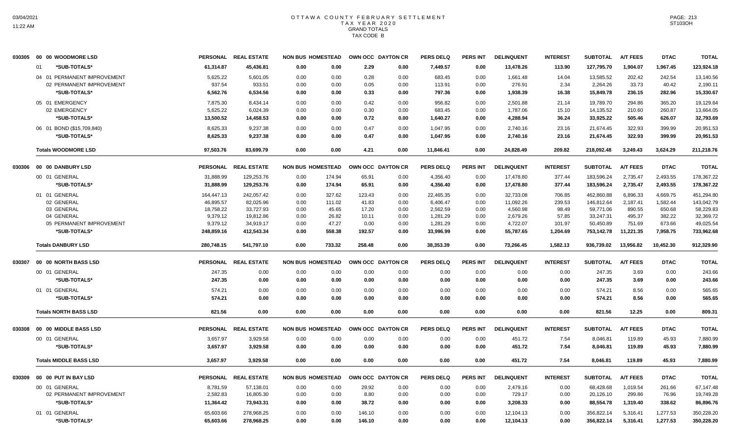# OTTAWA COUNTY FEBRUARY SETTLEMENT
## TAX YEAR 2020
### GRAND TOTALS
### TAX CODE B

| | | PERSONAL | REAL ESTATE | NON BUS | HOMESTEAD | OWN OCC | DAYTON CR | PERS DELQ | PERS INT | DELINQUENT | INTEREST | SUBTOTAL | A/T FEES | DTAC | TOTAL |
|---|---|---|---|---|---|---|---|---|---|---|---|---|---|---|---|
| 030305 | 00 00 WOODMORE LSD | | | | | | | | | | | | | | |
| | 01 *SUB-TOTALS* | 61,314.87 | 45,436.81 | 0.00 | 0.00 | 2.29 | 0.00 | 7,449.57 | 0.00 | 13,478.26 | 113.90 | 127,795.70 | 1,904.07 | 1,967.45 | 123,924.18 |
| | 04 01 PERMANENT IMPROVEMENT | 5,625.22 | 5,601.05 | 0.00 | 0.00 | 0.28 | 0.00 | 683.45 | 0.00 | 1,661.48 | 14.04 | 13,585.52 | 202.42 | 242.54 | 13,140.56 |
| | 02 PERMANENT IMPROVEMENT | 937.54 | 933.51 | 0.00 | 0.00 | 0.05 | 0.00 | 113.91 | 0.00 | 276.91 | 2.34 | 2,264.26 | 33.73 | 40.42 | 2,190.11 |
| | *SUB-TOTALS* | 6,562.76 | 6,534.56 | 0.00 | 0.00 | 0.33 | 0.00 | 797.36 | 0.00 | 1,938.39 | 16.38 | 15,849.78 | 236.15 | 282.96 | 15,330.67 |
| | 05 01 EMERGENCY | 7,875.30 | 8,434.14 | 0.00 | 0.00 | 0.42 | 0.00 | 956.82 | 0.00 | 2,501.88 | 21.14 | 19,789.70 | 294.86 | 365.20 | 19,129.64 |
| | 02 EMERGENCY | 5,625.22 | 6,024.39 | 0.00 | 0.00 | 0.30 | 0.00 | 683.45 | 0.00 | 1,787.06 | 15.10 | 14,135.52 | 210.60 | 260.87 | 13,664.05 |
| | *SUB-TOTALS* | 13,500.52 | 14,458.53 | 0.00 | 0.00 | 0.72 | 0.00 | 1,640.27 | 0.00 | 4,288.94 | 36.24 | 33,925.22 | 505.46 | 626.07 | 32,793.69 |
| | 06 01 BOND ($15,709,840) | 8,625.33 | 9,237.38 | 0.00 | 0.00 | 0.47 | 0.00 | 1,047.95 | 0.00 | 2,740.16 | 23.16 | 21,674.45 | 322.93 | 399.99 | 20,951.53 |
| | *SUB-TOTALS* | 8,625.33 | 9,237.38 | 0.00 | 0.00 | 0.47 | 0.00 | 1,047.95 | 0.00 | 2,740.16 | 23.16 | 21,674.45 | 322.93 | 399.99 | 20,951.53 |
| | Totals WOODMORE LSD | 97,503.76 | 83,699.79 | 0.00 | 0.00 | 4.21 | 0.00 | 11,846.41 | 0.00 | 24,828.49 | 209.82 | 218,092.48 | 3,249.43 | 3,624.29 | 211,218.76 |
| 030306 | 00 00 DANBURY LSD | PERSONAL | REAL ESTATE | NON BUS | HOMESTEAD | OWN OCC | DAYTON CR | PERS DELQ | PERS INT | DELINQUENT | INTEREST | SUBTOTAL | A/T FEES | DTAC | TOTAL |
| | 00 01 GENERAL | 31,888.99 | 129,253.76 | 0.00 | 174.94 | 65.91 | 0.00 | 4,356.40 | 0.00 | 17,478.80 | 377.44 | 183,596.24 | 2,735.47 | 2,493.55 | 178,367.22 |
| | *SUB-TOTALS* | 31,888.99 | 129,253.76 | 0.00 | 174.94 | 65.91 | 0.00 | 4,356.40 | 0.00 | 17,478.80 | 377.44 | 183,596.24 | 2,735.47 | 2,493.55 | 178,367.22 |
| | 01 01 GENERAL | 164,447.13 | 242,057.42 | 0.00 | 327.62 | 123.43 | 0.00 | 22,465.35 | 0.00 | 32,733.08 | 706.85 | 462,860.88 | 6,896.33 | 4,669.75 | 451,294.80 |
| | 02 GENERAL | 46,895.57 | 82,025.96 | 0.00 | 111.02 | 41.83 | 0.00 | 6,406.47 | 0.00 | 11,092.26 | 239.53 | 146,812.64 | 2,187.41 | 1,582.44 | 143,042.79 |
| | 03 GENERAL | 18,758.22 | 33,727.93 | 0.00 | 45.65 | 17.20 | 0.00 | 2,562.59 | 0.00 | 4,560.98 | 98.49 | 59,771.06 | 890.55 | 650.68 | 58,229.83 |
| | 04 GENERAL | 9,379.12 | 19,812.86 | 0.00 | 26.82 | 10.11 | 0.00 | 1,281.29 | 0.00 | 2,679.26 | 57.85 | 33,247.31 | 495.37 | 382.22 | 32,369.72 |
| | 05 PERMANENT IMPROVEMENT | 9,379.12 | 34,919.17 | 0.00 | 47.27 | 0.00 | 0.00 | 1,281.29 | 0.00 | 4,722.07 | 101.97 | 50,450.89 | 751.69 | 673.66 | 49,025.54 |
| | *SUB-TOTALS* | 248,859.16 | 412,543.34 | 0.00 | 558.38 | 192.57 | 0.00 | 33,996.99 | 0.00 | 55,787.65 | 1,204.69 | 753,142.78 | 11,221.35 | 7,958.75 | 733,962.68 |
| | Totals DANBURY LSD | 280,748.15 | 541,797.10 | 0.00 | 733.32 | 258.48 | 0.00 | 38,353.39 | 0.00 | 73,266.45 | 1,582.13 | 936,739.02 | 13,956.82 | 10,452.30 | 912,329.90 |
| 030307 | 00 00 NORTH BASS LSD | PERSONAL | REAL ESTATE | NON BUS | HOMESTEAD | OWN OCC | DAYTON CR | PERS DELQ | PERS INT | DELINQUENT | INTEREST | SUBTOTAL | A/T FEES | DTAC | TOTAL |
| | 00 01 GENERAL | 247.35 | 0.00 | 0.00 | 0.00 | 0.00 | 0.00 | 0.00 | 0.00 | 0.00 | 0.00 | 247.35 | 3.69 | 0.00 | 243.66 |
| | *SUB-TOTALS* | 247.35 | 0.00 | 0.00 | 0.00 | 0.00 | 0.00 | 0.00 | 0.00 | 0.00 | 0.00 | 247.35 | 3.69 | 0.00 | 243.66 |
| | 01 01 GENERAL | 574.21 | 0.00 | 0.00 | 0.00 | 0.00 | 0.00 | 0.00 | 0.00 | 0.00 | 0.00 | 574.21 | 8.56 | 0.00 | 565.65 |
| | *SUB-TOTALS* | 574.21 | 0.00 | 0.00 | 0.00 | 0.00 | 0.00 | 0.00 | 0.00 | 0.00 | 0.00 | 574.21 | 8.56 | 0.00 | 565.65 |
| | Totals NORTH BASS LSD | 821.56 | 0.00 | 0.00 | 0.00 | 0.00 | 0.00 | 0.00 | 0.00 | 0.00 | 0.00 | 821.56 | 12.25 | 0.00 | 809.31 |
| 030308 | 00 00 MIDDLE BASS LSD | PERSONAL | REAL ESTATE | NON BUS | HOMESTEAD | OWN OCC | DAYTON CR | PERS DELQ | PERS INT | DELINQUENT | INTEREST | SUBTOTAL | A/T FEES | DTAC | TOTAL |
| | 00 01 GENERAL | 3,657.97 | 3,929.58 | 0.00 | 0.00 | 0.00 | 0.00 | 0.00 | 0.00 | 451.72 | 7.54 | 8,046.81 | 119.89 | 45.93 | 7,880.99 |
| | *SUB-TOTALS* | 3,657.97 | 3,929.58 | 0.00 | 0.00 | 0.00 | 0.00 | 0.00 | 0.00 | 451.72 | 7.54 | 8,046.81 | 119.89 | 45.93 | 7,880.99 |
| | Totals MIDDLE BASS LSD | 3,657.97 | 3,929.58 | 0.00 | 0.00 | 0.00 | 0.00 | 0.00 | 0.00 | 451.72 | 7.54 | 8,046.81 | 119.89 | 45.93 | 7,880.99 |
| 030309 | 00 00 PUT IN BAY LSD | PERSONAL | REAL ESTATE | NON BUS | HOMESTEAD | OWN OCC | DAYTON CR | PERS DELQ | PERS INT | DELINQUENT | INTEREST | SUBTOTAL | A/T FEES | DTAC | TOTAL |
| | 00 01 GENERAL | 8,781.59 | 57,138.01 | 0.00 | 0.00 | 29.92 | 0.00 | 0.00 | 0.00 | 2,479.16 | 0.00 | 68,428.68 | 1,019.54 | 261.66 | 67,147.48 |
| | 02 PERMANENT IMPROVEMENT | 2,582.83 | 16,805.30 | 0.00 | 0.00 | 8.80 | 0.00 | 0.00 | 0.00 | 729.17 | 0.00 | 20,126.10 | 299.86 | 76.96 | 19,749.28 |
| | *SUB-TOTALS* | 11,364.42 | 73,943.31 | 0.00 | 0.00 | 38.72 | 0.00 | 0.00 | 0.00 | 3,208.33 | 0.00 | 88,554.78 | 1,319.40 | 338.62 | 86,896.76 |
| | 01 01 GENERAL | 65,603.66 | 278,968.25 | 0.00 | 0.00 | 146.10 | 0.00 | 0.00 | 0.00 | 12,104.13 | 0.00 | 356,822.14 | 5,316.41 | 1,277.53 | 350,228.20 |
| | *SUB-TOTALS* | 65,603.66 | 278,968.25 | 0.00 | 0.00 | 146.10 | 0.00 | 0.00 | 0.00 | 12,104.13 | 0.00 | 356,822.14 | 5,316.41 | 1,277.53 | 350,228.20 |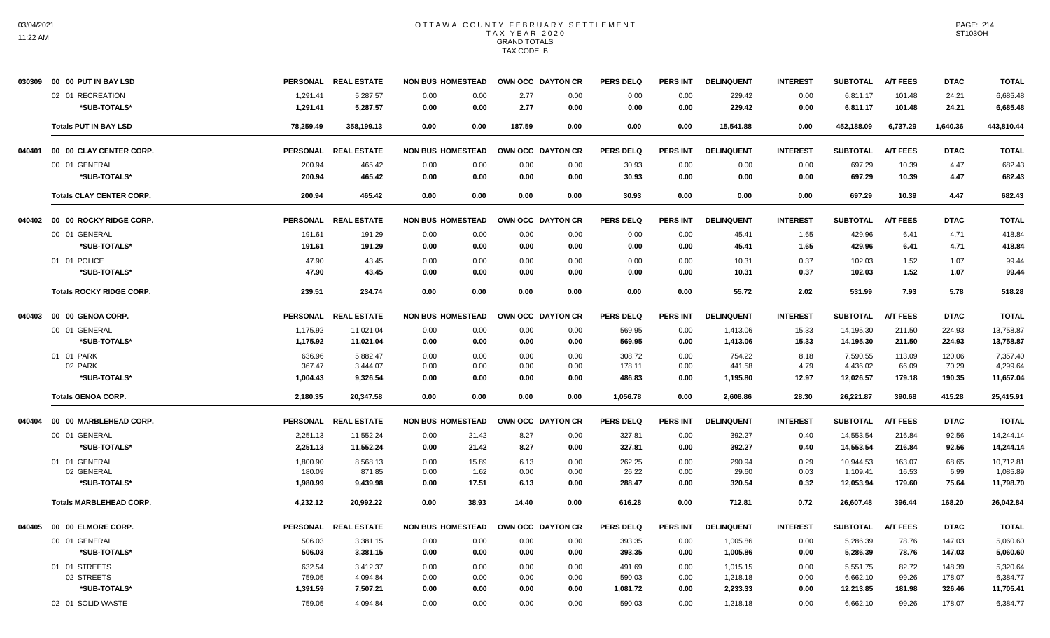# OTTAWA COUNTY FEBRUARY SETTLEMENT
## TAX YEAR 2020
### GRAND TOTALS
### TAX CODE B

| | | PERSONAL | REAL ESTATE | NON BUS | HOMESTEAD | OWN OCC | DAYTON CR | PERS DELQ | PERS INT | DELINQUENT | INTEREST | SUBTOTAL | A/T FEES | DTAC | TOTAL |
|---|---|---|---|---|---|---|---|---|---|---|---|---|---|---|---|
| 030309 | 00 00 PUT IN BAY LSD | | | | | | | | | | | | | | |
| | 02 01 RECREATION | 1,291.41 | 5,287.57 | 0.00 | 0.00 | 2.77 | 0.00 | 0.00 | 0.00 | 229.42 | 0.00 | 6,811.17 | 101.48 | 24.21 | 6,685.48 |
| | *SUB-TOTALS* | 1,291.41 | 5,287.57 | 0.00 | 0.00 | 2.77 | 0.00 | 0.00 | 0.00 | 229.42 | 0.00 | 6,811.17 | 101.48 | 24.21 | 6,685.48 |
| | **Totals PUT IN BAY LSD** | 78,259.49 | 358,199.13 | 0.00 | 0.00 | 187.59 | 0.00 | 0.00 | 0.00 | 15,541.88 | 0.00 | 452,188.09 | 6,737.29 | 1,640.36 | 443,810.44 |
| 040401 | 00 00 CLAY CENTER CORP. | PERSONAL | REAL ESTATE | NON BUS | HOMESTEAD | OWN OCC | DAYTON CR | PERS DELQ | PERS INT | DELINQUENT | INTEREST | SUBTOTAL | A/T FEES | DTAC | TOTAL |
| | 00 01 GENERAL | 200.94 | 465.42 | 0.00 | 0.00 | 0.00 | 0.00 | 30.93 | 0.00 | 0.00 | 0.00 | 697.29 | 10.39 | 4.47 | 682.43 |
| | *SUB-TOTALS* | 200.94 | 465.42 | 0.00 | 0.00 | 0.00 | 0.00 | 30.93 | 0.00 | 0.00 | 0.00 | 697.29 | 10.39 | 4.47 | 682.43 |
| | **Totals CLAY CENTER CORP.** | 200.94 | 465.42 | 0.00 | 0.00 | 0.00 | 0.00 | 30.93 | 0.00 | 0.00 | 0.00 | 697.29 | 10.39 | 4.47 | 682.43 |
| 040402 | 00 00 ROCKY RIDGE CORP. | PERSONAL | REAL ESTATE | NON BUS | HOMESTEAD | OWN OCC | DAYTON CR | PERS DELQ | PERS INT | DELINQUENT | INTEREST | SUBTOTAL | A/T FEES | DTAC | TOTAL |
| | 00 01 GENERAL | 191.61 | 191.29 | 0.00 | 0.00 | 0.00 | 0.00 | 0.00 | 0.00 | 45.41 | 1.65 | 429.96 | 6.41 | 4.71 | 418.84 |
| | *SUB-TOTALS* | 191.61 | 191.29 | 0.00 | 0.00 | 0.00 | 0.00 | 0.00 | 0.00 | 45.41 | 1.65 | 429.96 | 6.41 | 4.71 | 418.84 |
| | 01 01 POLICE | 47.90 | 43.45 | 0.00 | 0.00 | 0.00 | 0.00 | 0.00 | 0.00 | 10.31 | 0.37 | 102.03 | 1.52 | 1.07 | 99.44 |
| | *SUB-TOTALS* | 47.90 | 43.45 | 0.00 | 0.00 | 0.00 | 0.00 | 0.00 | 0.00 | 10.31 | 0.37 | 102.03 | 1.52 | 1.07 | 99.44 |
| | **Totals ROCKY RIDGE CORP.** | 239.51 | 234.74 | 0.00 | 0.00 | 0.00 | 0.00 | 0.00 | 0.00 | 55.72 | 2.02 | 531.99 | 7.93 | 5.78 | 518.28 |
| 040403 | 00 00 GENOA CORP. | PERSONAL | REAL ESTATE | NON BUS | HOMESTEAD | OWN OCC | DAYTON CR | PERS DELQ | PERS INT | DELINQUENT | INTEREST | SUBTOTAL | A/T FEES | DTAC | TOTAL |
| | 00 01 GENERAL | 1,175.92 | 11,021.04 | 0.00 | 0.00 | 0.00 | 0.00 | 569.95 | 0.00 | 1,413.06 | 15.33 | 14,195.30 | 211.50 | 224.93 | 13,758.87 |
| | *SUB-TOTALS* | 1,175.92 | 11,021.04 | 0.00 | 0.00 | 0.00 | 0.00 | 569.95 | 0.00 | 1,413.06 | 15.33 | 14,195.30 | 211.50 | 224.93 | 13,758.87 |
| | 01 01 PARK | 636.96 | 5,882.47 | 0.00 | 0.00 | 0.00 | 0.00 | 308.72 | 0.00 | 754.22 | 8.18 | 7,590.55 | 113.09 | 120.06 | 7,357.40 |
| | 02 PARK | 367.47 | 3,444.07 | 0.00 | 0.00 | 0.00 | 0.00 | 178.11 | 0.00 | 441.58 | 4.79 | 4,436.02 | 66.09 | 70.29 | 4,299.64 |
| | *SUB-TOTALS* | 1,004.43 | 9,326.54 | 0.00 | 0.00 | 0.00 | 0.00 | 486.83 | 0.00 | 1,195.80 | 12.97 | 12,026.57 | 179.18 | 190.35 | 11,657.04 |
| | **Totals GENOA CORP.** | 2,180.35 | 20,347.58 | 0.00 | 0.00 | 0.00 | 0.00 | 1,056.78 | 0.00 | 2,608.86 | 28.30 | 26,221.87 | 390.68 | 415.28 | 25,415.91 |
| 040404 | 00 00 MARBLEHEAD CORP. | PERSONAL | REAL ESTATE | NON BUS | HOMESTEAD | OWN OCC | DAYTON CR | PERS DELQ | PERS INT | DELINQUENT | INTEREST | SUBTOTAL | A/T FEES | DTAC | TOTAL |
| | 00 01 GENERAL | 2,251.13 | 11,552.24 | 0.00 | 21.42 | 8.27 | 0.00 | 327.81 | 0.00 | 392.27 | 0.40 | 14,553.54 | 216.84 | 92.56 | 14,244.14 |
| | *SUB-TOTALS* | 2,251.13 | 11,552.24 | 0.00 | 21.42 | 8.27 | 0.00 | 327.81 | 0.00 | 392.27 | 0.40 | 14,553.54 | 216.84 | 92.56 | 14,244.14 |
| | 01 01 GENERAL | 1,800.90 | 8,568.13 | 0.00 | 15.89 | 6.13 | 0.00 | 262.25 | 0.00 | 290.94 | 0.29 | 10,944.53 | 163.07 | 68.65 | 10,712.81 |
| | 02 GENERAL | 180.09 | 871.85 | 0.00 | 1.62 | 0.00 | 0.00 | 26.22 | 0.00 | 29.60 | 0.03 | 1,109.41 | 16.53 | 6.99 | 1,085.89 |
| | *SUB-TOTALS* | 1,980.99 | 9,439.98 | 0.00 | 17.51 | 6.13 | 0.00 | 288.47 | 0.00 | 320.54 | 0.32 | 12,053.94 | 179.60 | 75.64 | 11,798.70 |
| | **Totals MARBLEHEAD CORP.** | 4,232.12 | 20,992.22 | 0.00 | 38.93 | 14.40 | 0.00 | 616.28 | 0.00 | 712.81 | 0.72 | 26,607.48 | 396.44 | 168.20 | 26,042.84 |
| 040405 | 00 00 ELMORE CORP. | PERSONAL | REAL ESTATE | NON BUS | HOMESTEAD | OWN OCC | DAYTON CR | PERS DELQ | PERS INT | DELINQUENT | INTEREST | SUBTOTAL | A/T FEES | DTAC | TOTAL |
| | 00 01 GENERAL | 506.03 | 3,381.15 | 0.00 | 0.00 | 0.00 | 0.00 | 393.35 | 0.00 | 1,005.86 | 0.00 | 5,286.39 | 78.76 | 147.03 | 5,060.60 |
| | *SUB-TOTALS* | 506.03 | 3,381.15 | 0.00 | 0.00 | 0.00 | 0.00 | 393.35 | 0.00 | 1,005.86 | 0.00 | 5,286.39 | 78.76 | 147.03 | 5,060.60 |
| | 01 01 STREETS | 632.54 | 3,412.37 | 0.00 | 0.00 | 0.00 | 0.00 | 491.69 | 0.00 | 1,015.15 | 0.00 | 5,551.75 | 82.72 | 148.39 | 5,320.64 |
| | 02 STREETS | 759.05 | 4,094.84 | 0.00 | 0.00 | 0.00 | 0.00 | 590.03 | 0.00 | 1,218.18 | 0.00 | 6,662.10 | 99.26 | 178.07 | 6,384.77 |
| | *SUB-TOTALS* | 1,391.59 | 7,507.21 | 0.00 | 0.00 | 0.00 | 0.00 | 1,081.72 | 0.00 | 2,233.33 | 0.00 | 12,213.85 | 181.98 | 326.46 | 11,705.41 |
| | 02 01 SOLID WASTE | 759.05 | 4,094.84 | 0.00 | 0.00 | 0.00 | 0.00 | 590.03 | 0.00 | 1,218.18 | 0.00 | 6,662.10 | 99.26 | 178.07 | 6,384.77 |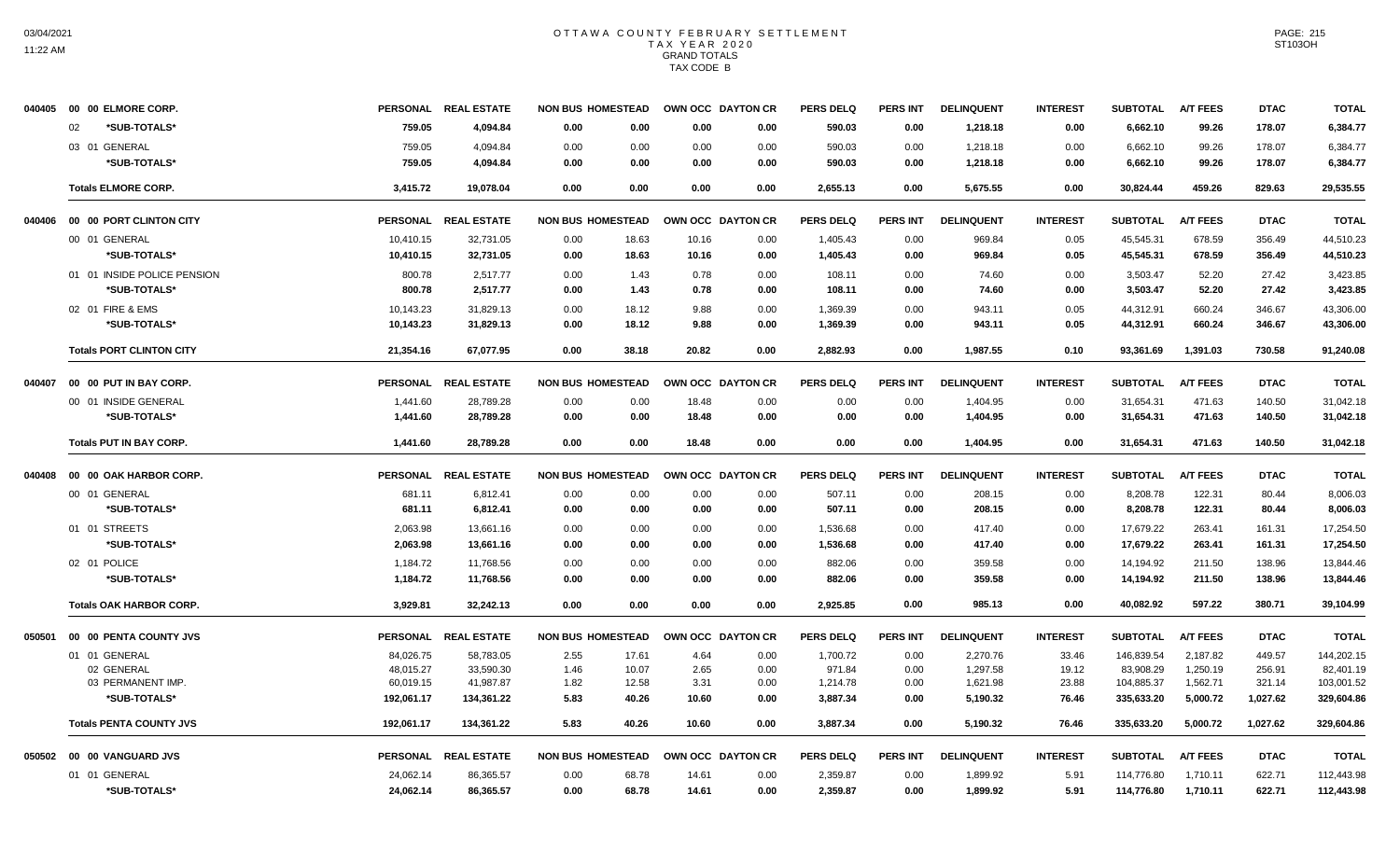# OTTAWA COUNTY FEBRUARY SETTLEMENT
## TAX YEAR 2020
### GRAND TOTALS
### TAX CODE B

03/04/2021
11:22 AM

PAGE: 215
ST103OH

| | | PERSONAL | REAL ESTATE | NON BUS | HOMESTEAD | OWN OCC | DAYTON CR | PERS DELQ | PERS INT | DELINQUENT | INTEREST | SUBTOTAL | A/T FEES | DTAC | TOTAL |
|---|---|---|---|---|---|---|---|---|---|---|---|---|---|---|---|
| 040405 | 00 00 ELMORE CORP. | PERSONAL | REAL ESTATE | NON BUS | HOMESTEAD | OWN OCC | DAYTON CR | PERS DELQ | PERS INT | DELINQUENT | INTEREST | SUBTOTAL | A/T FEES | DTAC | TOTAL |
| | 02 *SUB-TOTALS* | 759.05 | 4,094.84 | 0.00 | 0.00 | 0.00 | 0.00 | 590.03 | 0.00 | 1,218.18 | 0.00 | 6,662.10 | 99.26 | 178.07 | 6,384.77 |
| | 03 01 GENERAL | 759.05 | 4,094.84 | 0.00 | 0.00 | 0.00 | 0.00 | 590.03 | 0.00 | 1,218.18 | 0.00 | 6,662.10 | 99.26 | 178.07 | 6,384.77 |
| | *SUB-TOTALS* | 759.05 | 4,094.84 | 0.00 | 0.00 | 0.00 | 0.00 | 590.03 | 0.00 | 1,218.18 | 0.00 | 6,662.10 | 99.26 | 178.07 | 6,384.77 |
| | Totals ELMORE CORP. | 3,415.72 | 19,078.04 | 0.00 | 0.00 | 0.00 | 0.00 | 2,655.13 | 0.00 | 5,675.55 | 0.00 | 30,824.44 | 459.26 | 829.63 | 29,535.55 |
| 040406 | 00 00 PORT CLINTON CITY | PERSONAL | REAL ESTATE | NON BUS | HOMESTEAD | OWN OCC | DAYTON CR | PERS DELQ | PERS INT | DELINQUENT | INTEREST | SUBTOTAL | A/T FEES | DTAC | TOTAL |
| | 00 01 GENERAL | 10,410.15 | 32,731.05 | 0.00 | 18.63 | 10.16 | 0.00 | 1,405.43 | 0.00 | 969.84 | 0.05 | 45,545.31 | 678.59 | 356.49 | 44,510.23 |
| | *SUB-TOTALS* | 10,410.15 | 32,731.05 | 0.00 | 18.63 | 10.16 | 0.00 | 1,405.43 | 0.00 | 969.84 | 0.05 | 45,545.31 | 678.59 | 356.49 | 44,510.23 |
| | 01 01 INSIDE POLICE PENSION | 800.78 | 2,517.77 | 0.00 | 1.43 | 0.78 | 0.00 | 108.11 | 0.00 | 74.60 | 0.00 | 3,503.47 | 52.20 | 27.42 | 3,423.85 |
| | *SUB-TOTALS* | 800.78 | 2,517.77 | 0.00 | 1.43 | 0.78 | 0.00 | 108.11 | 0.00 | 74.60 | 0.00 | 3,503.47 | 52.20 | 27.42 | 3,423.85 |
| | 02 01 FIRE & EMS | 10,143.23 | 31,829.13 | 0.00 | 18.12 | 9.88 | 0.00 | 1,369.39 | 0.00 | 943.11 | 0.05 | 44,312.91 | 660.24 | 346.67 | 43,306.00 |
| | *SUB-TOTALS* | 10,143.23 | 31,829.13 | 0.00 | 18.12 | 9.88 | 0.00 | 1,369.39 | 0.00 | 943.11 | 0.05 | 44,312.91 | 660.24 | 346.67 | 43,306.00 |
| | Totals PORT CLINTON CITY | 21,354.16 | 67,077.95 | 0.00 | 38.18 | 20.82 | 0.00 | 2,882.93 | 0.00 | 1,987.55 | 0.10 | 93,361.69 | 1,391.03 | 730.58 | 91,240.08 |
| 040407 | 00 00 PUT IN BAY CORP. | PERSONAL | REAL ESTATE | NON BUS | HOMESTEAD | OWN OCC | DAYTON CR | PERS DELQ | PERS INT | DELINQUENT | INTEREST | SUBTOTAL | A/T FEES | DTAC | TOTAL |
| | 00 01 INSIDE GENERAL | 1,441.60 | 28,789.28 | 0.00 | 0.00 | 18.48 | 0.00 | 0.00 | 0.00 | 1,404.95 | 0.00 | 31,654.31 | 471.63 | 140.50 | 31,042.18 |
| | *SUB-TOTALS* | 1,441.60 | 28,789.28 | 0.00 | 0.00 | 18.48 | 0.00 | 0.00 | 0.00 | 1,404.95 | 0.00 | 31,654.31 | 471.63 | 140.50 | 31,042.18 |
| | Totals PUT IN BAY CORP. | 1,441.60 | 28,789.28 | 0.00 | 0.00 | 18.48 | 0.00 | 0.00 | 0.00 | 1,404.95 | 0.00 | 31,654.31 | 471.63 | 140.50 | 31,042.18 |
| 040408 | 00 00 OAK HARBOR CORP. | PERSONAL | REAL ESTATE | NON BUS | HOMESTEAD | OWN OCC | DAYTON CR | PERS DELQ | PERS INT | DELINQUENT | INTEREST | SUBTOTAL | A/T FEES | DTAC | TOTAL |
| | 00 01 GENERAL | 681.11 | 6,812.41 | 0.00 | 0.00 | 0.00 | 0.00 | 507.11 | 0.00 | 208.15 | 0.00 | 8,208.78 | 122.31 | 80.44 | 8,006.03 |
| | *SUB-TOTALS* | 681.11 | 6,812.41 | 0.00 | 0.00 | 0.00 | 0.00 | 507.11 | 0.00 | 208.15 | 0.00 | 8,208.78 | 122.31 | 80.44 | 8,006.03 |
| | 01 01 STREETS | 2,063.98 | 13,661.16 | 0.00 | 0.00 | 0.00 | 0.00 | 1,536.68 | 0.00 | 417.40 | 0.00 | 17,679.22 | 263.41 | 161.31 | 17,254.50 |
| | *SUB-TOTALS* | 2,063.98 | 13,661.16 | 0.00 | 0.00 | 0.00 | 0.00 | 1,536.68 | 0.00 | 417.40 | 0.00 | 17,679.22 | 263.41 | 161.31 | 17,254.50 |
| | 02 01 POLICE | 1,184.72 | 11,768.56 | 0.00 | 0.00 | 0.00 | 0.00 | 882.06 | 0.00 | 359.58 | 0.00 | 14,194.92 | 211.50 | 138.96 | 13,844.46 |
| | *SUB-TOTALS* | 1,184.72 | 11,768.56 | 0.00 | 0.00 | 0.00 | 0.00 | 882.06 | 0.00 | 359.58 | 0.00 | 14,194.92 | 211.50 | 138.96 | 13,844.46 |
| | Totals OAK HARBOR CORP. | 3,929.81 | 32,242.13 | 0.00 | 0.00 | 0.00 | 0.00 | 2,925.85 | 0.00 | 985.13 | 0.00 | 40,082.92 | 597.22 | 380.71 | 39,104.99 |
| 050501 | 00 00 PENTA COUNTY JVS | PERSONAL | REAL ESTATE | NON BUS | HOMESTEAD | OWN OCC | DAYTON CR | PERS DELQ | PERS INT | DELINQUENT | INTEREST | SUBTOTAL | A/T FEES | DTAC | TOTAL |
| | 01 01 GENERAL | 84,026.75 | 58,783.05 | 2.55 | 17.61 | 4.64 | 0.00 | 1,700.72 | 0.00 | 2,270.76 | 33.46 | 146,839.54 | 2,187.82 | 449.57 | 144,202.15 |
| | 02 GENERAL | 48,015.27 | 33,590.30 | 1.46 | 10.07 | 2.65 | 0.00 | 971.84 | 0.00 | 1,297.58 | 19.12 | 83,908.29 | 1,250.19 | 256.91 | 82,401.19 |
| | 03 PERMANENT IMP. | 60,019.15 | 41,987.87 | 1.82 | 12.58 | 3.31 | 0.00 | 1,214.78 | 0.00 | 1,621.98 | 23.88 | 104,885.37 | 1,562.71 | 321.14 | 103,001.52 |
| | *SUB-TOTALS* | 192,061.17 | 134,361.22 | 5.83 | 40.26 | 10.60 | 0.00 | 3,887.34 | 0.00 | 5,190.32 | 76.46 | 335,633.20 | 5,000.72 | 1,027.62 | 329,604.86 |
| | Totals PENTA COUNTY JVS | 192,061.17 | 134,361.22 | 5.83 | 40.26 | 10.60 | 0.00 | 3,887.34 | 0.00 | 5,190.32 | 76.46 | 335,633.20 | 5,000.72 | 1,027.62 | 329,604.86 |
| 050502 | 00 00 VANGUARD JVS | PERSONAL | REAL ESTATE | NON BUS | HOMESTEAD | OWN OCC | DAYTON CR | PERS DELQ | PERS INT | DELINQUENT | INTEREST | SUBTOTAL | A/T FEES | DTAC | TOTAL |
| | 01 01 GENERAL | 24,062.14 | 86,365.57 | 0.00 | 68.78 | 14.61 | 0.00 | 2,359.87 | 0.00 | 1,899.92 | 5.91 | 114,776.80 | 1,710.11 | 622.71 | 112,443.98 |
| | *SUB-TOTALS* | 24,062.14 | 86,365.57 | 0.00 | 68.78 | 14.61 | 0.00 | 2,359.87 | 0.00 | 1,899.92 | 5.91 | 114,776.80 | 1,710.11 | 622.71 | 112,443.98 |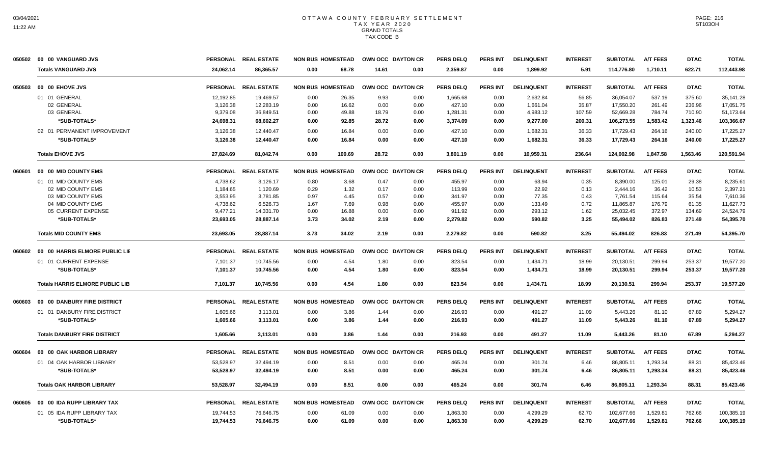# OTTAWA COUNTY FEBRUARY SETTLEMENT
## TAX YEAR 2020
### GRAND TOTALS
### TAX CODE B

| | | PERSONAL | REAL ESTATE | NON BUS | HOMESTEAD | OWN OCC | DAYTON CR | PERS DELQ | PERS INT | DELINQUENT | INTEREST | SUBTOTAL | A/T FEES | DTAC | TOTAL |
|---|---|---|---|---|---|---|---|---|---|---|---|---|---|---|---|
| 050502 | 00 00 VANGUARD JVS | | | | | | | | | | | | | | |
| | **Totals VANGUARD JVS** | **24,062.14** | **86,365.57** | **0.00** | **68.78** | **14.61** | **0.00** | **2,359.87** | **0.00** | **1,899.92** | **5.91** | **114,776.80** | **1,710.11** | **622.71** | **112,443.98** |
| 050503 | 00 00 EHOVE JVS | **PERSONAL** | **REAL ESTATE** | **NON BUS** | **HOMESTEAD** | **OWN OCC** | **DAYTON CR** | **PERS DELQ** | **PERS INT** | **DELINQUENT** | **INTEREST** | **SUBTOTAL** | **A/T FEES** | **DTAC** | **TOTAL** |
| | 01 01 GENERAL | 12,192.85 | 19,469.57 | 0.00 | 26.35 | 9.93 | 0.00 | 1,665.68 | 0.00 | 2,632.84 | 56.85 | 36,054.07 | 537.19 | 375.60 | 35,141.28 |
| | 02 GENERAL | 3,126.38 | 12,283.19 | 0.00 | 16.62 | 0.00 | 0.00 | 427.10 | 0.00 | 1,661.04 | 35.87 | 17,550.20 | 261.49 | 236.96 | 17,051.75 |
| | 03 GENERAL | 9,379.08 | 36,849.51 | 0.00 | 49.88 | 18.79 | 0.00 | 1,281.31 | 0.00 | 4,983.12 | 107.59 | 52,669.28 | 784.74 | 710.90 | 51,173.64 |
| | **\*SUB-TOTALS\*** | **24,698.31** | **68,602.27** | **0.00** | **92.85** | **28.72** | **0.00** | **3,374.09** | **0.00** | **9,277.00** | **200.31** | **106,273.55** | **1,583.42** | **1,323.46** | **103,366.67** |
| | 02 01 PERMANENT IMPROVEMENT | 3,126.38 | 12,440.47 | 0.00 | 16.84 | 0.00 | 0.00 | 427.10 | 0.00 | 1,682.31 | 36.33 | 17,729.43 | 264.16 | 240.00 | 17,225.27 |
| | **\*SUB-TOTALS\*** | **3,126.38** | **12,440.47** | **0.00** | **16.84** | **0.00** | **0.00** | **427.10** | **0.00** | **1,682.31** | **36.33** | **17,729.43** | **264.16** | **240.00** | **17,225.27** |
| | **Totals EHOVE JVS** | **27,824.69** | **81,042.74** | **0.00** | **109.69** | **28.72** | **0.00** | **3,801.19** | **0.00** | **10,959.31** | **236.64** | **124,002.98** | **1,847.58** | **1,563.46** | **120,591.94** |
| 060601 | 00 00 MID COUNTY EMS | **PERSONAL** | **REAL ESTATE** | **NON BUS** | **HOMESTEAD** | **OWN OCC** | **DAYTON CR** | **PERS DELQ** | **PERS INT** | **DELINQUENT** | **INTEREST** | **SUBTOTAL** | **A/T FEES** | **DTAC** | **TOTAL** |
| | 01 01 MID COUNTY EMS | 4,738.62 | 3,126.17 | 0.80 | 3.68 | 0.47 | 0.00 | 455.97 | 0.00 | 63.94 | 0.35 | 8,390.00 | 125.01 | 29.38 | 8,235.61 |
| | 02 MID COUNTY EMS | 1,184.65 | 1,120.69 | 0.29 | 1.32 | 0.17 | 0.00 | 113.99 | 0.00 | 22.92 | 0.13 | 2,444.16 | 36.42 | 10.53 | 2,397.21 |
| | 03 MID COUNTY EMS | 3,553.95 | 3,781.85 | 0.97 | 4.45 | 0.57 | 0.00 | 341.97 | 0.00 | 77.35 | 0.43 | 7,761.54 | 115.64 | 35.54 | 7,610.36 |
| | 04 MID COUNTY EMS | 4,738.62 | 6,526.73 | 1.67 | 7.69 | 0.98 | 0.00 | 455.97 | 0.00 | 133.49 | 0.72 | 11,865.87 | 176.79 | 61.35 | 11,627.73 |
| | 05 CURRENT EXPENSE | 9,477.21 | 14,331.70 | 0.00 | 16.88 | 0.00 | 0.00 | 911.92 | 0.00 | 293.12 | 1.62 | 25,032.45 | 372.97 | 134.69 | 24,524.79 |
| | **\*SUB-TOTALS\*** | **23,693.05** | **28,887.14** | **3.73** | **34.02** | **2.19** | **0.00** | **2,279.82** | **0.00** | **590.82** | **3.25** | **55,494.02** | **826.83** | **271.49** | **54,395.70** |
| | **Totals MID COUNTY EMS** | **23,693.05** | **28,887.14** | **3.73** | **34.02** | **2.19** | **0.00** | **2,279.82** | **0.00** | **590.82** | **3.25** | **55,494.02** | **826.83** | **271.49** | **54,395.70** |
| 060602 | 00 00 HARRIS ELMORE PUBLIC LIE | **PERSONAL** | **REAL ESTATE** | **NON BUS** | **HOMESTEAD** | **OWN OCC** | **DAYTON CR** | **PERS DELQ** | **PERS INT** | **DELINQUENT** | **INTEREST** | **SUBTOTAL** | **A/T FEES** | **DTAC** | **TOTAL** |
| | 01 01 CURRENT EXPENSE | 7,101.37 | 10,745.56 | 0.00 | 4.54 | 1.80 | 0.00 | 823.54 | 0.00 | 1,434.71 | 18.99 | 20,130.51 | 299.94 | 253.37 | 19,577.20 |
| | **\*SUB-TOTALS\*** | **7,101.37** | **10,745.56** | **0.00** | **4.54** | **1.80** | **0.00** | **823.54** | **0.00** | **1,434.71** | **18.99** | **20,130.51** | **299.94** | **253.37** | **19,577.20** |
| | **Totals HARRIS ELMORE PUBLIC LIB** | **7,101.37** | **10,745.56** | **0.00** | **4.54** | **1.80** | **0.00** | **823.54** | **0.00** | **1,434.71** | **18.99** | **20,130.51** | **299.94** | **253.37** | **19,577.20** |
| 060603 | 00 00 DANBURY FIRE DISTRICT | **PERSONAL** | **REAL ESTATE** | **NON BUS** | **HOMESTEAD** | **OWN OCC** | **DAYTON CR** | **PERS DELQ** | **PERS INT** | **DELINQUENT** | **INTEREST** | **SUBTOTAL** | **A/T FEES** | **DTAC** | **TOTAL** |
| | 01 01 DANBURY FIRE DISTRICT | 1,605.66 | 3,113.01 | 0.00 | 3.86 | 1.44 | 0.00 | 216.93 | 0.00 | 491.27 | 11.09 | 5,443.26 | 81.10 | 67.89 | 5,294.27 |
| | **\*SUB-TOTALS\*** | **1,605.66** | **3,113.01** | **0.00** | **3.86** | **1.44** | **0.00** | **216.93** | **0.00** | **491.27** | **11.09** | **5,443.26** | **81.10** | **67.89** | **5,294.27** |
| | **Totals DANBURY FIRE DISTRICT** | **1,605.66** | **3,113.01** | **0.00** | **3.86** | **1.44** | **0.00** | **216.93** | **0.00** | **491.27** | **11.09** | **5,443.26** | **81.10** | **67.89** | **5,294.27** |
| 060604 | 00 00 OAK HARBOR LIBRARY | **PERSONAL** | **REAL ESTATE** | **NON BUS** | **HOMESTEAD** | **OWN OCC** | **DAYTON CR** | **PERS DELQ** | **PERS INT** | **DELINQUENT** | **INTEREST** | **SUBTOTAL** | **A/T FEES** | **DTAC** | **TOTAL** |
| | 01 04 OAK HARBOR LIBRARY | 53,528.97 | 32,494.19 | 0.00 | 8.51 | 0.00 | 0.00 | 465.24 | 0.00 | 301.74 | 6.46 | 86,805.11 | 1,293.34 | 88.31 | 85,423.46 |
| | **\*SUB-TOTALS\*** | **53,528.97** | **32,494.19** | **0.00** | **8.51** | **0.00** | **0.00** | **465.24** | **0.00** | **301.74** | **6.46** | **86,805.11** | **1,293.34** | **88.31** | **85,423.46** |
| | **Totals OAK HARBOR LIBRARY** | **53,528.97** | **32,494.19** | **0.00** | **8.51** | **0.00** | **0.00** | **465.24** | **0.00** | **301.74** | **6.46** | **86,805.11** | **1,293.34** | **88.31** | **85,423.46** |
| 060605 | 00 00 IDA RUPP LIBRARY TAX | **PERSONAL** | **REAL ESTATE** | **NON BUS** | **HOMESTEAD** | **OWN OCC** | **DAYTON CR** | **PERS DELQ** | **PERS INT** | **DELINQUENT** | **INTEREST** | **SUBTOTAL** | **A/T FEES** | **DTAC** | **TOTAL** |
| | 01 05 IDA RUPP LIBRARY TAX | 19,744.53 | 76,646.75 | 0.00 | 61.09 | 0.00 | 0.00 | 1,863.30 | 0.00 | 4,299.29 | 62.70 | 102,677.66 | 1,529.81 | 762.66 | 100,385.19 |
| | **\*SUB-TOTALS\*** | **19,744.53** | **76,646.75** | **0.00** | **61.09** | **0.00** | **0.00** | **1,863.30** | **0.00** | **4,299.29** | **62.70** | **102,677.66** | **1,529.81** | **762.66** | **100,385.19** |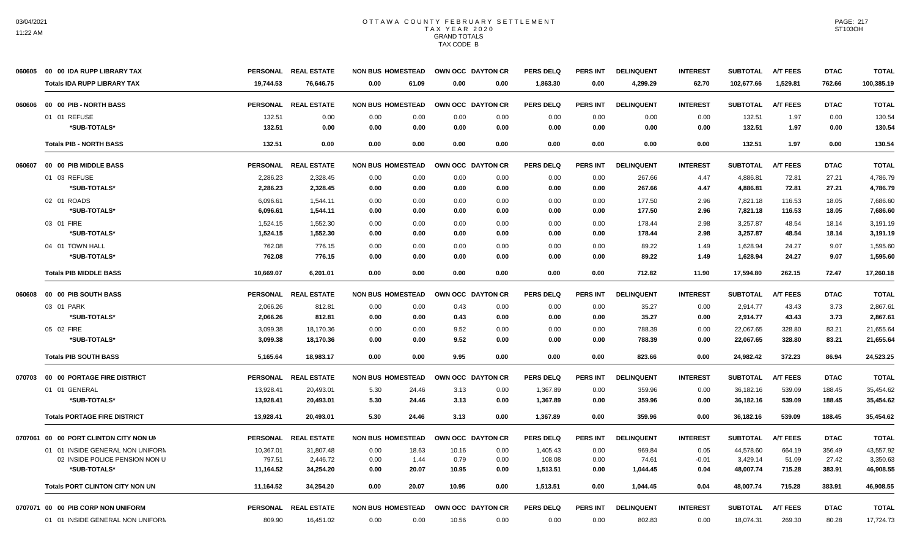# OTTAWA COUNTY FEBRUARY SETTLEMENT
## TAX YEAR 2020
### GRAND TOTALS
### TAX CODE B

| Code | Description | PERSONAL | REAL ESTATE | NON BUS | HOMESTEAD | OWN OCC | DAYTON CR | PERS DELQ | PERS INT | DELINQUENT | INTEREST | SUBTOTAL | A/T FEES | DTAC | TOTAL |
|---|---|---|---|---|---|---|---|---|---|---|---|---|---|---|---|
| 060605 | 00 00 IDA RUPP LIBRARY TAX | PERSONAL | REAL ESTATE | NON BUS | HOMESTEAD | OWN OCC | DAYTON CR | PERS DELQ | PERS INT | DELINQUENT | INTEREST | SUBTOTAL | A/T FEES | DTAC | TOTAL |
| | **Totals IDA RUPP LIBRARY TAX** | **19,744.53** | **76,646.75** | **0.00** | **61.09** | **0.00** | **0.00** | **1,863.30** | **0.00** | **4,299.29** | **62.70** | **102,677.66** | **1,529.81** | **762.66** | **100,385.19** |
| 060606 | 00 00 PIB - NORTH BASS | PERSONAL | REAL ESTATE | NON BUS | HOMESTEAD | OWN OCC | DAYTON CR | PERS DELQ | PERS INT | DELINQUENT | INTEREST | SUBTOTAL | A/T FEES | DTAC | TOTAL |
| | 01 01 REFUSE | 132.51 | 0.00 | 0.00 | 0.00 | 0.00 | 0.00 | 0.00 | 0.00 | 0.00 | 0.00 | 132.51 | 1.97 | 0.00 | 130.54 |
| | **\*SUB-TOTALS\*** | **132.51** | **0.00** | **0.00** | **0.00** | **0.00** | **0.00** | **0.00** | **0.00** | **0.00** | **0.00** | **132.51** | **1.97** | **0.00** | **130.54** |
| | **Totals PIB - NORTH BASS** | **132.51** | **0.00** | **0.00** | **0.00** | **0.00** | **0.00** | **0.00** | **0.00** | **0.00** | **0.00** | **132.51** | **1.97** | **0.00** | **130.54** |
| 060607 | 00 00 PIB MIDDLE BASS | PERSONAL | REAL ESTATE | NON BUS | HOMESTEAD | OWN OCC | DAYTON CR | PERS DELQ | PERS INT | DELINQUENT | INTEREST | SUBTOTAL | A/T FEES | DTAC | TOTAL |
| | 01 03 REFUSE | 2,286.23 | 2,328.45 | 0.00 | 0.00 | 0.00 | 0.00 | 0.00 | 0.00 | 267.66 | 4.47 | 4,886.81 | 72.81 | 27.21 | 4,786.79 |
| | **\*SUB-TOTALS\*** | **2,286.23** | **2,328.45** | **0.00** | **0.00** | **0.00** | **0.00** | **0.00** | **0.00** | **267.66** | **4.47** | **4,886.81** | **72.81** | **27.21** | **4,786.79** |
| | 02 01 ROADS | 6,096.61 | 1,544.11 | 0.00 | 0.00 | 0.00 | 0.00 | 0.00 | 0.00 | 177.50 | 2.96 | 7,821.18 | 116.53 | 18.05 | 7,686.60 |
| | **\*SUB-TOTALS\*** | **6,096.61** | **1,544.11** | **0.00** | **0.00** | **0.00** | **0.00** | **0.00** | **0.00** | **177.50** | **2.96** | **7,821.18** | **116.53** | **18.05** | **7,686.60** |
| | 03 01 FIRE | 1,524.15 | 1,552.30 | 0.00 | 0.00 | 0.00 | 0.00 | 0.00 | 0.00 | 178.44 | 2.98 | 3,257.87 | 48.54 | 18.14 | 3,191.19 |
| | **\*SUB-TOTALS\*** | **1,524.15** | **1,552.30** | **0.00** | **0.00** | **0.00** | **0.00** | **0.00** | **0.00** | **178.44** | **2.98** | **3,257.87** | **48.54** | **18.14** | **3,191.19** |
| | 04 01 TOWN HALL | 762.08 | 776.15 | 0.00 | 0.00 | 0.00 | 0.00 | 0.00 | 0.00 | 89.22 | 1.49 | 1,628.94 | 24.27 | 9.07 | 1,595.60 |
| | **\*SUB-TOTALS\*** | **762.08** | **776.15** | **0.00** | **0.00** | **0.00** | **0.00** | **0.00** | **0.00** | **89.22** | **1.49** | **1,628.94** | **24.27** | **9.07** | **1,595.60** |
| | **Totals PIB MIDDLE BASS** | **10,669.07** | **6,201.01** | **0.00** | **0.00** | **0.00** | **0.00** | **0.00** | **0.00** | **712.82** | **11.90** | **17,594.80** | **262.15** | **72.47** | **17,260.18** |
| 060608 | 00 00 PIB SOUTH BASS | PERSONAL | REAL ESTATE | NON BUS | HOMESTEAD | OWN OCC | DAYTON CR | PERS DELQ | PERS INT | DELINQUENT | INTEREST | SUBTOTAL | A/T FEES | DTAC | TOTAL |
| | 03 01 PARK | 2,066.26 | 812.81 | 0.00 | 0.00 | 0.43 | 0.00 | 0.00 | 0.00 | 35.27 | 0.00 | 2,914.77 | 43.43 | 3.73 | 2,867.61 |
| | **\*SUB-TOTALS\*** | **2,066.26** | **812.81** | **0.00** | **0.00** | **0.43** | **0.00** | **0.00** | **0.00** | **35.27** | **0.00** | **2,914.77** | **43.43** | **3.73** | **2,867.61** |
| | 05 02 FIRE | 3,099.38 | 18,170.36 | 0.00 | 0.00 | 9.52 | 0.00 | 0.00 | 0.00 | 788.39 | 0.00 | 22,067.65 | 328.80 | 83.21 | 21,655.64 |
| | **\*SUB-TOTALS\*** | **3,099.38** | **18,170.36** | **0.00** | **0.00** | **9.52** | **0.00** | **0.00** | **0.00** | **788.39** | **0.00** | **22,067.65** | **328.80** | **83.21** | **21,655.64** |
| | **Totals PIB SOUTH BASS** | **5,165.64** | **18,983.17** | **0.00** | **0.00** | **9.95** | **0.00** | **0.00** | **0.00** | **823.66** | **0.00** | **24,982.42** | **372.23** | **86.94** | **24,523.25** |
| 070703 | 00 00 PORTAGE FIRE DISTRICT | PERSONAL | REAL ESTATE | NON BUS | HOMESTEAD | OWN OCC | DAYTON CR | PERS DELQ | PERS INT | DELINQUENT | INTEREST | SUBTOTAL | A/T FEES | DTAC | TOTAL |
| | 01 01 GENERAL | 13,928.41 | 20,493.01 | 5.30 | 24.46 | 3.13 | 0.00 | 1,367.89 | 0.00 | 359.96 | 0.00 | 36,182.16 | 539.09 | 188.45 | 35,454.62 |
| | **\*SUB-TOTALS\*** | **13,928.41** | **20,493.01** | **5.30** | **24.46** | **3.13** | **0.00** | **1,367.89** | **0.00** | **359.96** | **0.00** | **36,182.16** | **539.09** | **188.45** | **35,454.62** |
| | **Totals PORTAGE FIRE DISTRICT** | **13,928.41** | **20,493.01** | **5.30** | **24.46** | **3.13** | **0.00** | **1,367.89** | **0.00** | **359.96** | **0.00** | **36,182.16** | **539.09** | **188.45** | **35,454.62** |
| 0707061 | 00 00 PORT CLINTON CITY NON UN | PERSONAL | REAL ESTATE | NON BUS | HOMESTEAD | OWN OCC | DAYTON CR | PERS DELQ | PERS INT | DELINQUENT | INTEREST | SUBTOTAL | A/T FEES | DTAC | TOTAL |
| | 01 01 INSIDE GENERAL NON UNIFORM | 10,367.01 | 31,807.48 | 0.00 | 18.63 | 10.16 | 0.00 | 1,405.43 | 0.00 | 969.84 | 0.05 | 44,578.60 | 664.19 | 356.49 | 43,557.92 |
| | 02 INSIDE POLICE PENSION NON U | 797.51 | 2,446.72 | 0.00 | 1.44 | 0.79 | 0.00 | 108.08 | 0.00 | 74.61 | -0.01 | 3,429.14 | 51.09 | 27.42 | 3,350.63 |
| | **\*SUB-TOTALS\*** | **11,164.52** | **34,254.20** | **0.00** | **20.07** | **10.95** | **0.00** | **1,513.51** | **0.00** | **1,044.45** | **0.04** | **48,007.74** | **715.28** | **383.91** | **46,908.55** |
| | **Totals PORT CLINTON CITY NON UN** | **11,164.52** | **34,254.20** | **0.00** | **20.07** | **10.95** | **0.00** | **1,513.51** | **0.00** | **1,044.45** | **0.04** | **48,007.74** | **715.28** | **383.91** | **46,908.55** |
| 0707071 | 00 00 PIB CORP NON UNIFORM | PERSONAL | REAL ESTATE | NON BUS | HOMESTEAD | OWN OCC | DAYTON CR | PERS DELQ | PERS INT | DELINQUENT | INTEREST | SUBTOTAL | A/T FEES | DTAC | TOTAL |
| | 01 01 INSIDE GENERAL NON UNIFORM | 809.90 | 16,451.02 | 0.00 | 0.00 | 10.56 | 0.00 | 0.00 | 0.00 | 802.83 | 0.00 | 18,074.31 | 269.30 | 80.28 | 17,724.73 |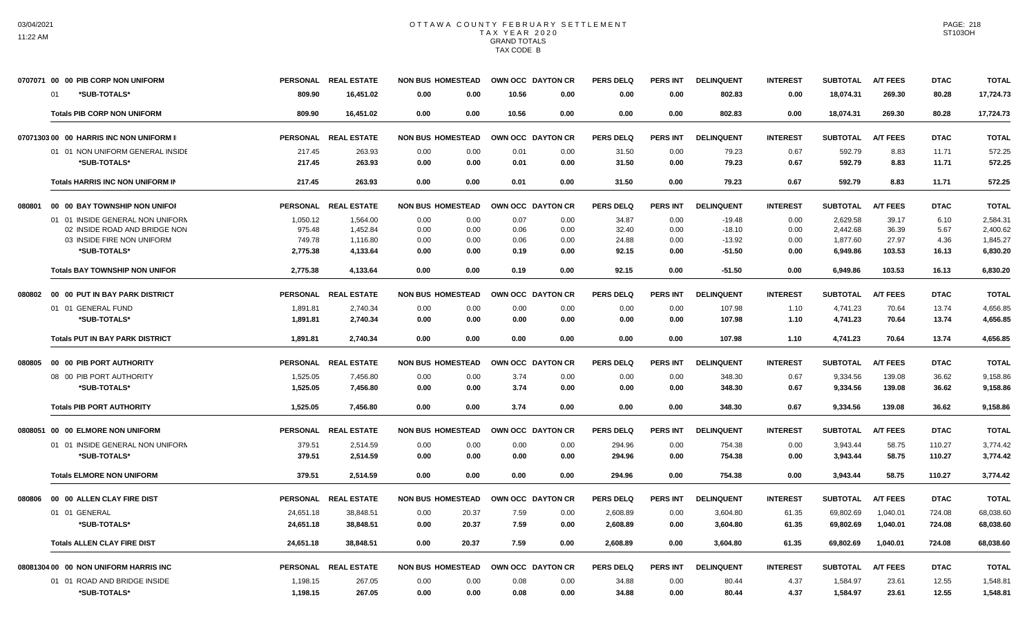# OTTAWA COUNTY FEBRUARY SETTLEMENT
## TAX YEAR 2020
### GRAND TOTALS
### TAX CODE B

| | PERSONAL | REAL ESTATE | NON BUS | HOMESTEAD | OWN OCC | DAYTON CR | PERS DELQ | PERS INT | DELINQUENT | INTEREST | SUBTOTAL | A/T FEES | DTAC | TOTAL |
|---|---|---|---|---|---|---|---|---|---|---|---|---|---|---|
| **0707071 00 00 PIB CORP NON UNIFORM** | | | | | | | | | | | | | | |
| 01 *SUB-TOTALS* | 809.90 | 16,451.02 | 0.00 | 0.00 | 10.56 | 0.00 | 0.00 | 0.00 | 802.83 | 0.00 | 18,074.31 | 269.30 | 80.28 | 17,724.73 |
| **Totals PIB CORP NON UNIFORM** | 809.90 | 16,451.02 | 0.00 | 0.00 | 10.56 | 0.00 | 0.00 | 0.00 | 802.83 | 0.00 | 18,074.31 | 269.30 | 80.28 | 17,724.73 |
| **07071303 00 00 HARRIS INC NON UNIFORM I** | | | | | | | | | | | | | | |
| 01 01 NON UNIFORM GENERAL INSIDE | 217.45 | 263.93 | 0.00 | 0.00 | 0.01 | 0.00 | 31.50 | 0.00 | 79.23 | 0.67 | 592.79 | 8.83 | 11.71 | 572.25 |
| *SUB-TOTALS* | 217.45 | 263.93 | 0.00 | 0.00 | 0.01 | 0.00 | 31.50 | 0.00 | 79.23 | 0.67 | 592.79 | 8.83 | 11.71 | 572.25 |
| **Totals HARRIS INC NON UNIFORM IN** | 217.45 | 263.93 | 0.00 | 0.00 | 0.01 | 0.00 | 31.50 | 0.00 | 79.23 | 0.67 | 592.79 | 8.83 | 11.71 | 572.25 |
| **080801 00 00 BAY TOWNSHIP NON UNIFOI** | | | | | | | | | | | | | | |
| 01 01 INSIDE GENERAL NON UNIFORN | 1,050.12 | 1,564.00 | 0.00 | 0.00 | 0.07 | 0.00 | 34.87 | 0.00 | -19.48 | 0.00 | 2,629.58 | 39.17 | 6.10 | 2,584.31 |
| 02 INSIDE ROAD AND BRIDGE NON | 975.48 | 1,452.84 | 0.00 | 0.00 | 0.06 | 0.00 | 32.40 | 0.00 | -18.10 | 0.00 | 2,442.68 | 36.39 | 5.67 | 2,400.62 |
| 03 INSIDE FIRE NON UNIFORM | 749.78 | 1,116.80 | 0.00 | 0.00 | 0.06 | 0.00 | 24.88 | 0.00 | -13.92 | 0.00 | 1,877.60 | 27.97 | 4.36 | 1,845.27 |
| *SUB-TOTALS* | 2,775.38 | 4,133.64 | 0.00 | 0.00 | 0.19 | 0.00 | 92.15 | 0.00 | -51.50 | 0.00 | 6,949.86 | 103.53 | 16.13 | 6,830.20 |
| **Totals BAY TOWNSHIP NON UNIFOR** | 2,775.38 | 4,133.64 | 0.00 | 0.00 | 0.19 | 0.00 | 92.15 | 0.00 | -51.50 | 0.00 | 6,949.86 | 103.53 | 16.13 | 6,830.20 |
| **080802 00 00 PUT IN BAY PARK DISTRICT** | | | | | | | | | | | | | | |
| 01 01 GENERAL FUND | 1,891.81 | 2,740.34 | 0.00 | 0.00 | 0.00 | 0.00 | 0.00 | 0.00 | 107.98 | 1.10 | 4,741.23 | 70.64 | 13.74 | 4,656.85 |
| *SUB-TOTALS* | 1,891.81 | 2,740.34 | 0.00 | 0.00 | 0.00 | 0.00 | 0.00 | 0.00 | 107.98 | 1.10 | 4,741.23 | 70.64 | 13.74 | 4,656.85 |
| **Totals PUT IN BAY PARK DISTRICT** | 1,891.81 | 2,740.34 | 0.00 | 0.00 | 0.00 | 0.00 | 0.00 | 0.00 | 107.98 | 1.10 | 4,741.23 | 70.64 | 13.74 | 4,656.85 |
| **080805 00 00 PIB PORT AUTHORITY** | | | | | | | | | | | | | | |
| 08 00 PIB PORT AUTHORITY | 1,525.05 | 7,456.80 | 0.00 | 0.00 | 3.74 | 0.00 | 0.00 | 0.00 | 348.30 | 0.67 | 9,334.56 | 139.08 | 36.62 | 9,158.86 |
| *SUB-TOTALS* | 1,525.05 | 7,456.80 | 0.00 | 0.00 | 3.74 | 0.00 | 0.00 | 0.00 | 348.30 | 0.67 | 9,334.56 | 139.08 | 36.62 | 9,158.86 |
| **Totals PIB PORT AUTHORITY** | 1,525.05 | 7,456.80 | 0.00 | 0.00 | 3.74 | 0.00 | 0.00 | 0.00 | 348.30 | 0.67 | 9,334.56 | 139.08 | 36.62 | 9,158.86 |
| **0808051 00 00 ELMORE NON UNIFORM** | | | | | | | | | | | | | | |
| 01 01 INSIDE GENERAL NON UNIFORN | 379.51 | 2,514.59 | 0.00 | 0.00 | 0.00 | 0.00 | 294.96 | 0.00 | 754.38 | 0.00 | 3,943.44 | 58.75 | 110.27 | 3,774.42 |
| *SUB-TOTALS* | 379.51 | 2,514.59 | 0.00 | 0.00 | 0.00 | 0.00 | 294.96 | 0.00 | 754.38 | 0.00 | 3,943.44 | 58.75 | 110.27 | 3,774.42 |
| **Totals ELMORE NON UNIFORM** | 379.51 | 2,514.59 | 0.00 | 0.00 | 0.00 | 0.00 | 294.96 | 0.00 | 754.38 | 0.00 | 3,943.44 | 58.75 | 110.27 | 3,774.42 |
| **080806 00 00 ALLEN CLAY FIRE DIST** | | | | | | | | | | | | | | |
| 01 01 GENERAL | 24,651.18 | 38,848.51 | 0.00 | 20.37 | 7.59 | 0.00 | 2,608.89 | 0.00 | 3,604.80 | 61.35 | 69,802.69 | 1,040.01 | 724.08 | 68,038.60 |
| *SUB-TOTALS* | 24,651.18 | 38,848.51 | 0.00 | 20.37 | 7.59 | 0.00 | 2,608.89 | 0.00 | 3,604.80 | 61.35 | 69,802.69 | 1,040.01 | 724.08 | 68,038.60 |
| **Totals ALLEN CLAY FIRE DIST** | 24,651.18 | 38,848.51 | 0.00 | 20.37 | 7.59 | 0.00 | 2,608.89 | 0.00 | 3,604.80 | 61.35 | 69,802.69 | 1,040.01 | 724.08 | 68,038.60 |
| **08081304 00 00 NON UNIFORM HARRIS INC** | | | | | | | | | | | | | | |
| 01 01 ROAD AND BRIDGE INSIDE | 1,198.15 | 267.05 | 0.00 | 0.00 | 0.08 | 0.00 | 34.88 | 0.00 | 80.44 | 4.37 | 1,584.97 | 23.61 | 12.55 | 1,548.81 |
| *SUB-TOTALS* | 1,198.15 | 267.05 | 0.00 | 0.00 | 0.08 | 0.00 | 34.88 | 0.00 | 80.44 | 4.37 | 1,584.97 | 23.61 | 12.55 | 1,548.81 |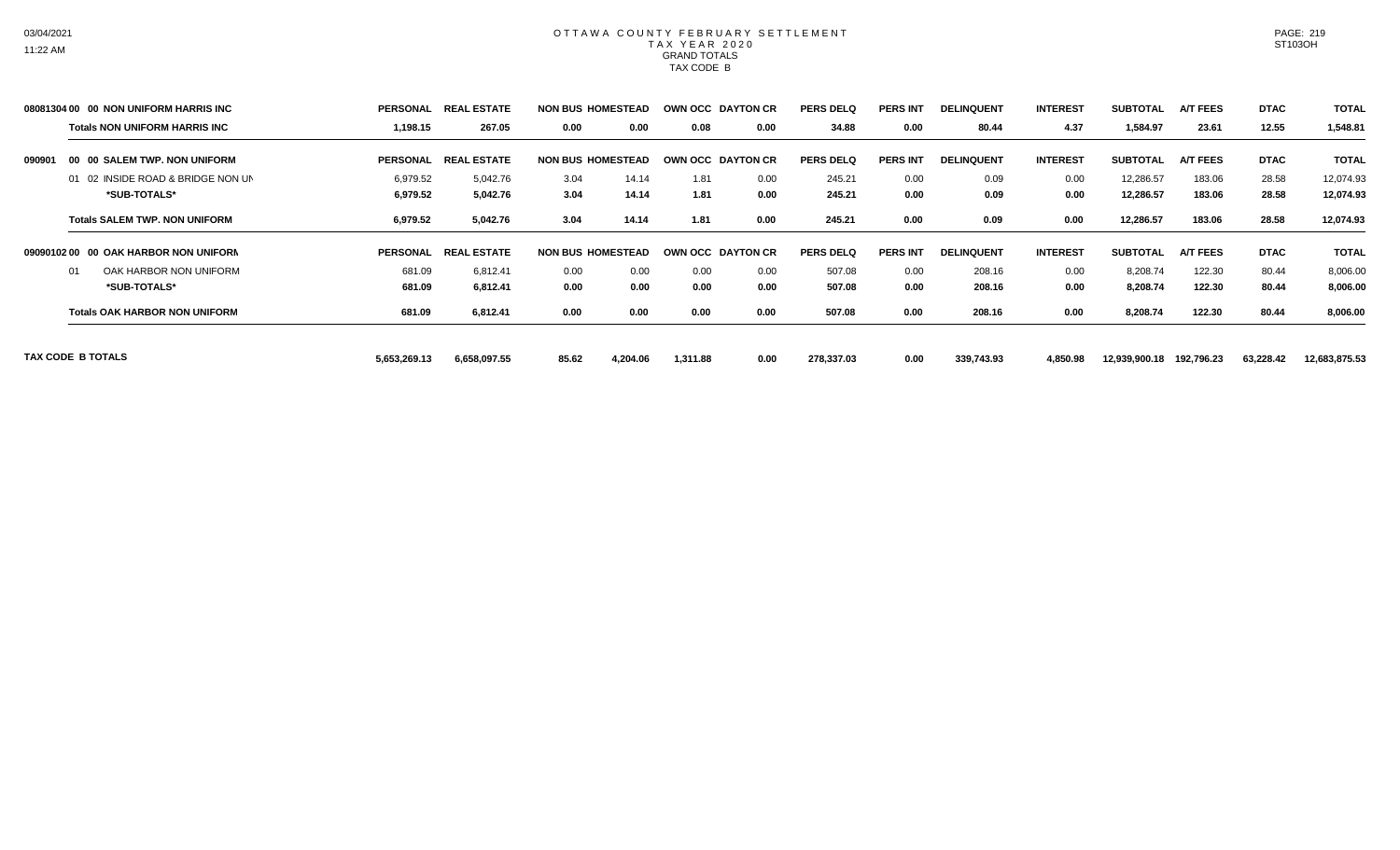# OTTAWA COUNTY FEBRUARY SETTLEMENT
## TAX YEAR 2020
### GRAND TOTALS
### TAX CODE B

| | PERSONAL | REAL ESTATE | NON BUS | HOMESTEAD | OWN OCC | DAYTON CR | PERS DELQ | PERS INT | DELINQUENT | INTEREST | SUBTOTAL | A/T FEES | DTAC | TOTAL |
|---|---|---|---|---|---|---|---|---|---|---|---|---|---|---|
| **08081304 00 00 NON UNIFORM HARRIS INC** | | | | | | | | | | | | | | |
| **Totals NON UNIFORM HARRIS INC** | **1,198.15** | **267.05** | **0.00** | **0.00** | **0.08** | **0.00** | **34.88** | **0.00** | **80.44** | **4.37** | **1,584.97** | **23.61** | **12.55** | **1,548.81** |
| **090901 00 00 SALEM TWP. NON UNIFORM** | **PERSONAL** | **REAL ESTATE** | **NON BUS** | **HOMESTEAD** | **OWN OCC** | **DAYTON CR** | **PERS DELQ** | **PERS INT** | **DELINQUENT** | **INTEREST** | **SUBTOTAL** | **A/T FEES** | **DTAC** | **TOTAL** |
| 01 02 INSIDE ROAD & BRIDGE NON UN | 6,979.52 | 5,042.76 | 3.04 | 14.14 | 1.81 | 0.00 | 245.21 | 0.00 | 0.09 | 0.00 | 12,286.57 | 183.06 | 28.58 | 12,074.93 |
| ***SUB-TOTALS*** | **6,979.52** | **5,042.76** | **3.04** | **14.14** | **1.81** | **0.00** | **245.21** | **0.00** | **0.09** | **0.00** | **12,286.57** | **183.06** | **28.58** | **12,074.93** |
| **Totals SALEM TWP. NON UNIFORM** | **6,979.52** | **5,042.76** | **3.04** | **14.14** | **1.81** | **0.00** | **245.21** | **0.00** | **0.09** | **0.00** | **12,286.57** | **183.06** | **28.58** | **12,074.93** |
| **09090102 00 00 OAK HARBOR NON UNIFORM** | **PERSONAL** | **REAL ESTATE** | **NON BUS** | **HOMESTEAD** | **OWN OCC** | **DAYTON CR** | **PERS DELQ** | **PERS INT** | **DELINQUENT** | **INTEREST** | **SUBTOTAL** | **A/T FEES** | **DTAC** | **TOTAL** |
| 01 OAK HARBOR NON UNIFORM | 681.09 | 6,812.41 | 0.00 | 0.00 | 0.00 | 0.00 | 507.08 | 0.00 | 208.16 | 0.00 | 8,208.74 | 122.30 | 80.44 | 8,006.00 |
| ***SUB-TOTALS*** | **681.09** | **6,812.41** | **0.00** | **0.00** | **0.00** | **0.00** | **507.08** | **0.00** | **208.16** | **0.00** | **8,208.74** | **122.30** | **80.44** | **8,006.00** |
| **Totals OAK HARBOR NON UNIFORM** | **681.09** | **6,812.41** | **0.00** | **0.00** | **0.00** | **0.00** | **507.08** | **0.00** | **208.16** | **0.00** | **8,208.74** | **122.30** | **80.44** | **8,006.00** |
| **TAX CODE B TOTALS** | **5,653,269.13** | **6,658,097.55** | **85.62** | **4,204.06** | **1,311.88** | **0.00** | **278,337.03** | **0.00** | **339,743.93** | **4,850.98** | **12,939,900.18** | **192,796.23** | **63,228.42** | **12,683,875.53** |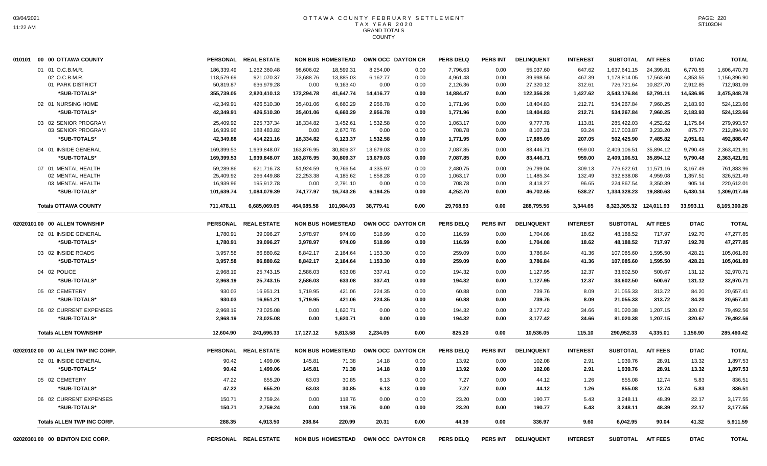# OTTAWA COUNTY FEBRUARY SETTLEMENT
## TAX YEAR 2020
## GRAND TOTALS
## COUNTY

| 010101 00 00 OTTAWA COUNTY | PERSONAL | REAL ESTATE | NON BUS | HOMESTEAD | OWN OCC | DAYTON CR | PERS DELQ | PERS INT | DELINQUENT | INTEREST | SUBTOTAL | A/T FEES | DTAC | TOTAL |
|---|---|---|---|---|---|---|---|---|---|---|---|---|---|---|
| 01 01 O.C.B.M.R. | 186,339.49 | 1,262,360.48 | 98,606.02 | 18,599.31 | 8,254.00 | 0.00 | 7,796.63 | 0.00 | 55,037.60 | 647.62 | 1,637,641.15 | 24,399.81 | 6,770.55 | 1,606,470.79 |
| 02 O.C.B.M.R. | 118,579.69 | 921,070.37 | 73,688.76 | 13,885.03 | 6,162.77 | 0.00 | 4,961.48 | 0.00 | 39,998.56 | 467.39 | 1,178,814.05 | 17,563.60 | 4,853.55 | 1,156,396.90 |
| 01 PARK DISTRICT | 50,819.87 | 636,979.28 | 0.00 | 9,163.40 | 0.00 | 0.00 | 2,126.36 | 0.00 | 27,320.12 | 312.61 | 726,721.64 | 10,827.70 | 2,912.85 | 712,981.09 |
| *SUB-TOTALS* | 355,739.05 | 2,820,410.13 | 172,294.78 | 41,647.74 | 14,416.77 | 0.00 | 14,884.47 | 0.00 | 122,356.28 | 1,427.62 | 3,543,176.84 | 52,791.11 | 14,536.95 | 3,475,848.78 |
| 02 01 NURSING HOME | 42,349.91 | 426,510.30 | 35,401.06 | 6,660.29 | 2,956.78 | 0.00 | 1,771.96 | 0.00 | 18,404.83 | 212.71 | 534,267.84 | 7,960.25 | 2,183.93 | 524,123.66 |
| *SUB-TOTALS* | 42,349.91 | 426,510.30 | 35,401.06 | 6,660.29 | 2,956.78 | 0.00 | 1,771.96 | 0.00 | 18,404.83 | 212.71 | 534,267.84 | 7,960.25 | 2,183.93 | 524,123.66 |
| 03 02 SENIOR PROGRAM | 25,409.92 | 225,737.34 | 18,334.82 | 3,452.61 | 1,532.58 | 0.00 | 1,063.17 | 0.00 | 9,777.78 | 113.81 | 285,422.03 | 4,252.62 | 1,175.84 | 279,993.57 |
| 03 SENIOR PROGRAM | 16,939.96 | 188,483.82 | 0.00 | 2,670.76 | 0.00 | 0.00 | 708.78 | 0.00 | 8,107.31 | 93.24 | 217,003.87 | 3,233.20 | 875.77 | 212,894.90 |
| *SUB-TOTALS* | 42,349.88 | 414,221.16 | 18,334.82 | 6,123.37 | 1,532.58 | 0.00 | 1,771.95 | 0.00 | 17,885.09 | 207.05 | 502,425.90 | 7,485.82 | 2,051.61 | 492,888.47 |
| 04 01 INSIDE GENERAL | 169,399.53 | 1,939,848.07 | 163,876.95 | 30,809.37 | 13,679.03 | 0.00 | 7,087.85 | 0.00 | 83,446.71 | 959.00 | 2,409,106.51 | 35,894.12 | 9,790.48 | 2,363,421.91 |
| *SUB-TOTALS* | 169,399.53 | 1,939,848.07 | 163,876.95 | 30,809.37 | 13,679.03 | 0.00 | 7,087.85 | 0.00 | 83,446.71 | 959.00 | 2,409,106.51 | 35,894.12 | 9,790.48 | 2,363,421.91 |
| 07 01 MENTAL HEALTH | 59,289.86 | 621,716.73 | 51,924.59 | 9,766.54 | 4,335.97 | 0.00 | 2,480.75 | 0.00 | 26,799.04 | 309.13 | 776,622.61 | 11,571.16 | 3,167.49 | 761,883.96 |
| 02 MENTAL HEALTH | 25,409.92 | 266,449.88 | 22,253.38 | 4,185.62 | 1,858.28 | 0.00 | 1,063.17 | 0.00 | 11,485.34 | 132.49 | 332,838.08 | 4,959.08 | 1,357.51 | 326,521.49 |
| 03 MENTAL HEALTH | 16,939.96 | 195,912.78 | 0.00 | 2,791.10 | 0.00 | 0.00 | 708.78 | 0.00 | 8,418.27 | 96.65 | 224,867.54 | 3,350.39 | 905.14 | 220,612.01 |
| *SUB-TOTALS* | 101,639.74 | 1,084,079.39 | 74,177.97 | 16,743.26 | 6,194.25 | 0.00 | 4,252.70 | 0.00 | 46,702.65 | 538.27 | 1,334,328.23 | 19,880.63 | 5,430.14 | 1,309,017.46 |
| **Totals OTTAWA COUNTY** | 711,478.11 | 6,685,069.05 | 464,085.58 | 101,984.03 | 38,779.41 | 0.00 | 29,768.93 | 0.00 | 288,795.56 | 3,344.65 | 8,323,305.32 | 124,011.93 | 33,993.11 | 8,165,300.28 |

| 02020101 00 00 ALLEN TOWNSHIP | PERSONAL | REAL ESTATE | NON BUS | HOMESTEAD | OWN OCC | DAYTON CR | PERS DELQ | PERS INT | DELINQUENT | INTEREST | SUBTOTAL | A/T FEES | DTAC | TOTAL |
|---|---|---|---|---|---|---|---|---|---|---|---|---|---|---|
| 02 01 INSIDE GENERAL | 1,780.91 | 39,096.27 | 3,978.97 | 974.09 | 518.99 | 0.00 | 116.59 | 0.00 | 1,704.08 | 18.62 | 48,188.52 | 717.97 | 192.70 | 47,277.85 |
| *SUB-TOTALS* | 1,780.91 | 39,096.27 | 3,978.97 | 974.09 | 518.99 | 0.00 | 116.59 | 0.00 | 1,704.08 | 18.62 | 48,188.52 | 717.97 | 192.70 | 47,277.85 |
| 03 02 INSIDE ROADS | 3,957.58 | 86,880.62 | 8,842.17 | 2,164.64 | 1,153.30 | 0.00 | 259.09 | 0.00 | 3,786.84 | 41.36 | 107,085.60 | 1,595.50 | 428.21 | 105,061.89 |
| *SUB-TOTALS* | 3,957.58 | 86,880.62 | 8,842.17 | 2,164.64 | 1,153.30 | 0.00 | 259.09 | 0.00 | 3,786.84 | 41.36 | 107,085.60 | 1,595.50 | 428.21 | 105,061.89 |
| 04 02 POLICE | 2,968.19 | 25,743.15 | 2,586.03 | 633.08 | 337.41 | 0.00 | 194.32 | 0.00 | 1,127.95 | 12.37 | 33,602.50 | 500.67 | 131.12 | 32,970.71 |
| *SUB-TOTALS* | 2,968.19 | 25,743.15 | 2,586.03 | 633.08 | 337.41 | 0.00 | 194.32 | 0.00 | 1,127.95 | 12.37 | 33,602.50 | 500.67 | 131.12 | 32,970.71 |
| 05 02 CEMETERY | 930.03 | 16,951.21 | 1,719.95 | 421.06 | 224.35 | 0.00 | 60.88 | 0.00 | 739.76 | 8.09 | 21,055.33 | 313.72 | 84.20 | 20,657.41 |
| *SUB-TOTALS* | 930.03 | 16,951.21 | 1,719.95 | 421.06 | 224.35 | 0.00 | 60.88 | 0.00 | 739.76 | 8.09 | 21,055.33 | 313.72 | 84.20 | 20,657.41 |
| 06 02 CURRENT EXPENSES | 2,968.19 | 73,025.08 | 0.00 | 1,620.71 | 0.00 | 0.00 | 194.32 | 0.00 | 3,177.42 | 34.66 | 81,020.38 | 1,207.15 | 320.67 | 79,492.56 |
| *SUB-TOTALS* | 2,968.19 | 73,025.08 | 0.00 | 1,620.71 | 0.00 | 0.00 | 194.32 | 0.00 | 3,177.42 | 34.66 | 81,020.38 | 1,207.15 | 320.67 | 79,492.56 |
| **Totals ALLEN TOWNSHIP** | 12,604.90 | 241,696.33 | 17,127.12 | 5,813.58 | 2,234.05 | 0.00 | 825.20 | 0.00 | 10,536.05 | 115.10 | 290,952.33 | 4,335.01 | 1,156.90 | 285,460.42 |

| 02020102 00 00 ALLEN TWP INC CORP. | PERSONAL | REAL ESTATE | NON BUS | HOMESTEAD | OWN OCC | DAYTON CR | PERS DELQ | PERS INT | DELINQUENT | INTEREST | SUBTOTAL | A/T FEES | DTAC | TOTAL |
|---|---|---|---|---|---|---|---|---|---|---|---|---|---|---|
| 02 01 INSIDE GENERAL | 90.42 | 1,499.06 | 145.81 | 71.38 | 14.18 | 0.00 | 13.92 | 0.00 | 102.08 | 2.91 | 1,939.76 | 28.91 | 13.32 | 1,897.53 |
| *SUB-TOTALS* | 90.42 | 1,499.06 | 145.81 | 71.38 | 14.18 | 0.00 | 13.92 | 0.00 | 102.08 | 2.91 | 1,939.76 | 28.91 | 13.32 | 1,897.53 |
| 05 02 CEMETERY | 47.22 | 655.20 | 63.03 | 30.85 | 6.13 | 0.00 | 7.27 | 0.00 | 44.12 | 1.26 | 855.08 | 12.74 | 5.83 | 836.51 |
| *SUB-TOTALS* | 47.22 | 655.20 | 63.03 | 30.85 | 6.13 | 0.00 | 7.27 | 0.00 | 44.12 | 1.26 | 855.08 | 12.74 | 5.83 | 836.51 |
| 06 02 CURRENT EXPENSES | 150.71 | 2,759.24 | 0.00 | 118.76 | 0.00 | 0.00 | 23.20 | 0.00 | 190.77 | 5.43 | 3,248.11 | 48.39 | 22.17 | 3,177.55 |
| *SUB-TOTALS* | 150.71 | 2,759.24 | 0.00 | 118.76 | 0.00 | 0.00 | 23.20 | 0.00 | 190.77 | 5.43 | 3,248.11 | 48.39 | 22.17 | 3,177.55 |
| **Totals ALLEN TWP INC CORP.** | 288.35 | 4,913.50 | 208.84 | 220.99 | 20.31 | 0.00 | 44.39 | 0.00 | 336.97 | 9.60 | 6,042.95 | 90.04 | 41.32 | 5,911.59 |

| 02020301 00 00 BENTON EXC CORP. | PERSONAL | REAL ESTATE | NON BUS | HOMESTEAD | OWN OCC | DAYTON CR | PERS DELQ | PERS INT | DELINQUENT | INTEREST | SUBTOTAL | A/T FEES | DTAC | TOTAL |
|---|---|---|---|---|---|---|---|---|---|---|---|---|---|---|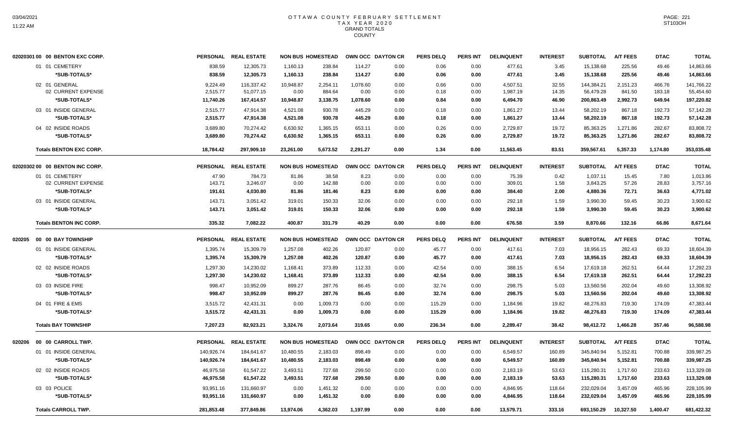# OTTAWA COUNTY FEBRUARY SETTLEMENT
## TAX YEAR 2020
## GRAND TOTALS
## COUNTY

| 02020301 00 00 BENTON EXC CORP. | PERSONAL | REAL ESTATE | NON BUS | HOMESTEAD | OWN OCC | DAYTON CR | PERS DELQ | PERS INT | DELINQUENT | INTEREST | SUBTOTAL | A/T FEES | DTAC | TOTAL |
|---|---|---|---|---|---|---|---|---|---|---|---|---|---|---|
| 01 01 CEMETERY | 838.59 | 12,305.73 | 1,160.13 | 238.84 | 114.27 | 0.00 | 0.06 | 0.00 | 477.61 | 3.45 | 15,138.68 | 225.56 | 49.46 | 14,863.66 |
| *SUB-TOTALS* | 838.59 | 12,305.73 | 1,160.13 | 238.84 | 114.27 | 0.00 | 0.06 | 0.00 | 477.61 | 3.45 | 15,138.68 | 225.56 | 49.46 | 14,863.66 |
| 02 01 GENERAL | 9,224.49 | 116,337.42 | 10,948.87 | 2,254.11 | 1,078.60 | 0.00 | 0.66 | 0.00 | 4,507.51 | 32.55 | 144,384.21 | 2,151.23 | 466.76 | 141,766.22 |
| 02 CURRENT EXPENSE | 2,515.77 | 51,077.15 | 0.00 | 884.64 | 0.00 | 0.00 | 0.18 | 0.00 | 1,987.19 | 14.35 | 56,479.28 | 841.50 | 183.18 | 55,454.60 |
| *SUB-TOTALS* | 11,740.26 | 167,414.57 | 10,948.87 | 3,138.75 | 1,078.60 | 0.00 | 0.84 | 0.00 | 6,494.70 | 46.90 | 200,863.49 | 2,992.73 | 649.94 | 197,220.82 |
| 03 01 INSIDE GENERAL | 2,515.77 | 47,914.38 | 4,521.08 | 930.78 | 445.29 | 0.00 | 0.18 | 0.00 | 1,861.27 | 13.44 | 58,202.19 | 867.18 | 192.73 | 57,142.28 |
| *SUB-TOTALS* | 2,515.77 | 47,914.38 | 4,521.08 | 930.78 | 445.29 | 0.00 | 0.18 | 0.00 | 1,861.27 | 13.44 | 58,202.19 | 867.18 | 192.73 | 57,142.28 |
| 04 02 INSIDE ROADS | 3,689.80 | 70,274.42 | 6,630.92 | 1,365.15 | 653.11 | 0.00 | 0.26 | 0.00 | 2,729.87 | 19.72 | 85,363.25 | 1,271.86 | 282.67 | 83,808.72 |
| *SUB-TOTALS* | 3,689.80 | 70,274.42 | 6,630.92 | 1,365.15 | 653.11 | 0.00 | 0.26 | 0.00 | 2,729.87 | 19.72 | 85,363.25 | 1,271.86 | 282.67 | 83,808.72 |
| **Totals BENTON EXC CORP.** | 18,784.42 | 297,909.10 | 23,261.00 | 5,673.52 | 2,291.27 | 0.00 | 1.34 | 0.00 | 11,563.45 | 83.51 | 359,567.61 | 5,357.33 | 1,174.80 | 353,035.48 |

| 02020302 00 00 BENTON INC CORP. | PERSONAL | REAL ESTATE | NON BUS | HOMESTEAD | OWN OCC | DAYTON CR | PERS DELQ | PERS INT | DELINQUENT | INTEREST | SUBTOTAL | A/T FEES | DTAC | TOTAL |
|---|---|---|---|---|---|---|---|---|---|---|---|---|---|---|
| 01 01 CEMETERY | 47.90 | 784.73 | 81.86 | 38.58 | 8.23 | 0.00 | 0.00 | 0.00 | 75.39 | 0.42 | 1,037.11 | 15.45 | 7.80 | 1,013.86 |
| 02 CURRENT EXPENSE | 143.71 | 3,246.07 | 0.00 | 142.88 | 0.00 | 0.00 | 0.00 | 0.00 | 309.01 | 1.58 | 3,843.25 | 57.26 | 28.83 | 3,757.16 |
| *SUB-TOTALS* | 191.61 | 4,030.80 | 81.86 | 181.46 | 8.23 | 0.00 | 0.00 | 0.00 | 384.40 | 2.00 | 4,880.36 | 72.71 | 36.63 | 4,771.02 |
| 03 01 INSIDE GENERAL | 143.71 | 3,051.42 | 319.01 | 150.33 | 32.06 | 0.00 | 0.00 | 0.00 | 292.18 | 1.59 | 3,990.30 | 59.45 | 30.23 | 3,900.62 |
| *SUB-TOTALS* | 143.71 | 3,051.42 | 319.01 | 150.33 | 32.06 | 0.00 | 0.00 | 0.00 | 292.18 | 1.59 | 3,990.30 | 59.45 | 30.23 | 3,900.62 |
| **Totals BENTON INC CORP.** | 335.32 | 7,082.22 | 400.87 | 331.79 | 40.29 | 0.00 | 0.00 | 0.00 | 676.58 | 3.59 | 8,870.66 | 132.16 | 66.86 | 8,671.64 |

| 020205 00 00 BAY TOWNSHIP | PERSONAL | REAL ESTATE | NON BUS | HOMESTEAD | OWN OCC | DAYTON CR | PERS DELQ | PERS INT | DELINQUENT | INTEREST | SUBTOTAL | A/T FEES | DTAC | TOTAL |
|---|---|---|---|---|---|---|---|---|---|---|---|---|---|---|
| 01 01 INSIDE GENERAL | 1,395.74 | 15,309.79 | 1,257.08 | 402.26 | 120.87 | 0.00 | 45.77 | 0.00 | 417.61 | 7.03 | 18,956.15 | 282.43 | 69.33 | 18,604.39 |
| *SUB-TOTALS* | 1,395.74 | 15,309.79 | 1,257.08 | 402.26 | 120.87 | 0.00 | 45.77 | 0.00 | 417.61 | 7.03 | 18,956.15 | 282.43 | 69.33 | 18,604.39 |
| 02 02 INSIDE ROADS | 1,297.30 | 14,230.02 | 1,168.41 | 373.89 | 112.33 | 0.00 | 42.54 | 0.00 | 388.15 | 6.54 | 17,619.18 | 262.51 | 64.44 | 17,292.23 |
| *SUB-TOTALS* | 1,297.30 | 14,230.02 | 1,168.41 | 373.89 | 112.33 | 0.00 | 42.54 | 0.00 | 388.15 | 6.54 | 17,619.18 | 262.51 | 64.44 | 17,292.23 |
| 03 03 INSIDE FIRE | 998.47 | 10,952.09 | 899.27 | 287.76 | 86.45 | 0.00 | 32.74 | 0.00 | 298.75 | 5.03 | 13,560.56 | 202.04 | 49.60 | 13,308.92 |
| *SUB-TOTALS* | 998.47 | 10,952.09 | 899.27 | 287.76 | 86.45 | 0.00 | 32.74 | 0.00 | 298.75 | 5.03 | 13,560.56 | 202.04 | 49.60 | 13,308.92 |
| 04 01 FIRE & EMS | 3,515.72 | 42,431.31 | 0.00 | 1,009.73 | 0.00 | 0.00 | 115.29 | 0.00 | 1,184.96 | 19.82 | 48,276.83 | 719.30 | 174.09 | 47,383.44 |
| *SUB-TOTALS* | 3,515.72 | 42,431.31 | 0.00 | 1,009.73 | 0.00 | 0.00 | 115.29 | 0.00 | 1,184.96 | 19.82 | 48,276.83 | 719.30 | 174.09 | 47,383.44 |
| **Totals BAY TOWNSHIP** | 7,207.23 | 82,923.21 | 3,324.76 | 2,073.64 | 319.65 | 0.00 | 236.34 | 0.00 | 2,289.47 | 38.42 | 98,412.72 | 1,466.28 | 357.46 | 96,588.98 |

| 020206 00 00 CARROLL TWP. | PERSONAL | REAL ESTATE | NON BUS | HOMESTEAD | OWN OCC | DAYTON CR | PERS DELQ | PERS INT | DELINQUENT | INTEREST | SUBTOTAL | A/T FEES | DTAC | TOTAL |
|---|---|---|---|---|---|---|---|---|---|---|---|---|---|---|
| 01 01 INSIDE GENERAL | 140,926.74 | 184,641.67 | 10,480.55 | 2,183.03 | 898.49 | 0.00 | 0.00 | 0.00 | 6,549.57 | 160.89 | 345,840.94 | 5,152.81 | 700.88 | 339,987.25 |
| *SUB-TOTALS* | 140,926.74 | 184,641.67 | 10,480.55 | 2,183.03 | 898.49 | 0.00 | 0.00 | 0.00 | 6,549.57 | 160.89 | 345,840.94 | 5,152.81 | 700.88 | 339,987.25 |
| 02 02 INSIDE ROADS | 46,975.58 | 61,547.22 | 3,493.51 | 727.68 | 299.50 | 0.00 | 0.00 | 0.00 | 2,183.19 | 53.63 | 115,280.31 | 1,717.60 | 233.63 | 113,329.08 |
| *SUB-TOTALS* | 46,975.58 | 61,547.22 | 3,493.51 | 727.68 | 299.50 | 0.00 | 0.00 | 0.00 | 2,183.19 | 53.63 | 115,280.31 | 1,717.60 | 233.63 | 113,329.08 |
| 03 03 POLICE | 93,951.16 | 131,660.97 | 0.00 | 1,451.32 | 0.00 | 0.00 | 0.00 | 0.00 | 4,846.95 | 118.64 | 232,029.04 | 3,457.09 | 465.96 | 228,105.99 |
| *SUB-TOTALS* | 93,951.16 | 131,660.97 | 0.00 | 1,451.32 | 0.00 | 0.00 | 0.00 | 0.00 | 4,846.95 | 118.64 | 232,029.04 | 3,457.09 | 465.96 | 228,105.99 |
| **Totals CARROLL TWP.** | 281,853.48 | 377,849.86 | 13,974.06 | 4,362.03 | 1,197.99 | 0.00 | 0.00 | 0.00 | 13,579.71 | 333.16 | 693,150.29 | 10,327.50 | 1,400.47 | 681,422.32 |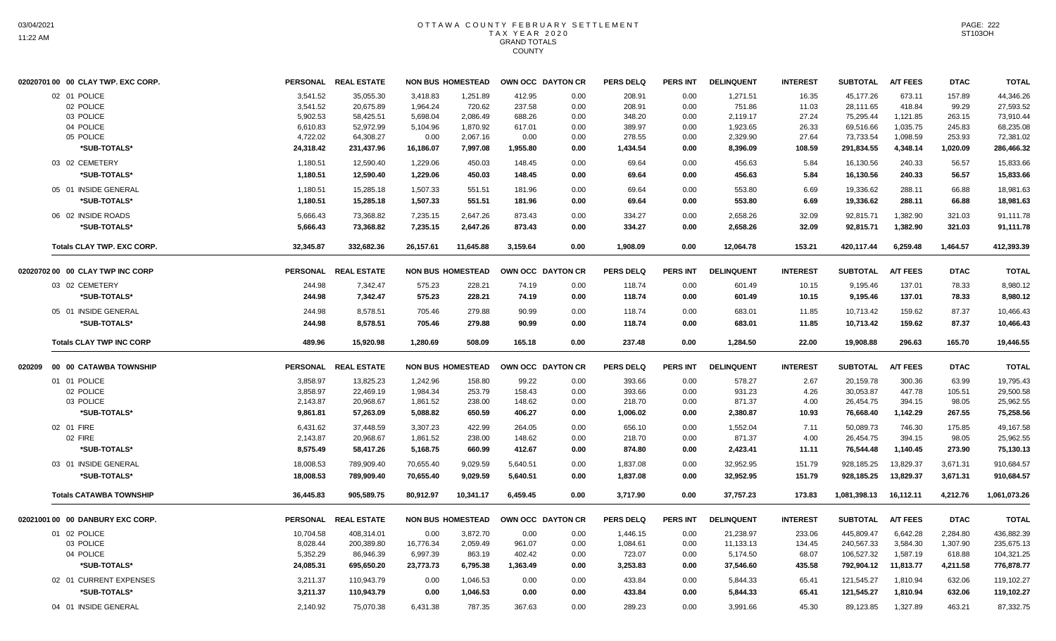# OTTAWA COUNTY FEBRUARY SETTLEMENT
## TAX YEAR 2020
### GRAND TOTALS
### COUNTY

| 02020701 00 00 CLAY TWP. EXC CORP. | PERSONAL | REAL ESTATE | NON BUS | HOMESTEAD | OWN OCC | DAYTON CR | PERS DELQ | PERS INT | DELINQUENT | INTEREST | SUBTOTAL | A/T FEES | DTAC | TOTAL |
|---|---|---|---|---|---|---|---|---|---|---|---|---|---|---|
| 02 01 POLICE | 3,541.52 | 35,055.30 | 3,418.83 | 1,251.89 | 412.95 | 0.00 | 208.91 | 0.00 | 1,271.51 | 16.35 | 45,177.26 | 673.11 | 157.89 | 44,346.26 |
| 02 POLICE | 3,541.52 | 20,675.89 | 1,964.24 | 720.62 | 237.58 | 0.00 | 208.91 | 0.00 | 751.86 | 11.03 | 28,111.65 | 418.84 | 99.29 | 27,593.52 |
| 03 POLICE | 5,902.53 | 58,425.51 | 5,698.04 | 2,086.49 | 688.26 | 0.00 | 348.20 | 0.00 | 2,119.17 | 27.24 | 75,295.44 | 1,121.85 | 263.15 | 73,910.44 |
| 04 POLICE | 6,610.83 | 52,972.99 | 5,104.96 | 1,870.92 | 617.01 | 0.00 | 389.97 | 0.00 | 1,923.65 | 26.33 | 69,516.66 | 1,035.75 | 245.83 | 68,235.08 |
| 05 POLICE | 4,722.02 | 64,308.27 | 0.00 | 2,067.16 | 0.00 | 0.00 | 278.55 | 0.00 | 2,329.90 | 27.64 | 73,733.54 | 1,098.59 | 253.93 | 72,381.02 |
| *SUB-TOTALS* | 24,318.42 | 231,437.96 | 16,186.07 | 7,997.08 | 1,955.80 | 0.00 | 1,434.54 | 0.00 | 8,396.09 | 108.59 | 291,834.55 | 4,348.14 | 1,020.09 | 286,466.32 |
| 03 02 CEMETERY | 1,180.51 | 12,590.40 | 1,229.06 | 450.03 | 148.45 | 0.00 | 69.64 | 0.00 | 456.63 | 5.84 | 16,130.56 | 240.33 | 56.57 | 15,833.66 |
| *SUB-TOTALS* | 1,180.51 | 12,590.40 | 1,229.06 | 450.03 | 148.45 | 0.00 | 69.64 | 0.00 | 456.63 | 5.84 | 16,130.56 | 240.33 | 56.57 | 15,833.66 |
| 05 01 INSIDE GENERAL | 1,180.51 | 15,285.18 | 1,507.33 | 551.51 | 181.96 | 0.00 | 69.64 | 0.00 | 553.80 | 6.69 | 19,336.62 | 288.11 | 66.88 | 18,981.63 |
| *SUB-TOTALS* | 1,180.51 | 15,285.18 | 1,507.33 | 551.51 | 181.96 | 0.00 | 69.64 | 0.00 | 553.80 | 6.69 | 19,336.62 | 288.11 | 66.88 | 18,981.63 |
| 06 02 INSIDE ROADS | 5,666.43 | 73,368.82 | 7,235.15 | 2,647.26 | 873.43 | 0.00 | 334.27 | 0.00 | 2,658.26 | 32.09 | 92,815.71 | 1,382.90 | 321.03 | 91,111.78 |
| *SUB-TOTALS* | 5,666.43 | 73,368.82 | 7,235.15 | 2,647.26 | 873.43 | 0.00 | 334.27 | 0.00 | 2,658.26 | 32.09 | 92,815.71 | 1,382.90 | 321.03 | 91,111.78 |
| **Totals CLAY TWP. EXC CORP.** | 32,345.87 | 332,682.36 | 26,157.61 | 11,645.88 | 3,159.64 | 0.00 | 1,908.09 | 0.00 | 12,064.78 | 153.21 | 420,117.44 | 6,259.48 | 1,464.57 | 412,393.39 |

| 02020702 00 00 CLAY TWP INC CORP | PERSONAL | REAL ESTATE | NON BUS | HOMESTEAD | OWN OCC | DAYTON CR | PERS DELQ | PERS INT | DELINQUENT | INTEREST | SUBTOTAL | A/T FEES | DTAC | TOTAL |
|---|---|---|---|---|---|---|---|---|---|---|---|---|---|---|
| 03 02 CEMETERY | 244.98 | 7,342.47 | 575.23 | 228.21 | 74.19 | 0.00 | 118.74 | 0.00 | 601.49 | 10.15 | 9,195.46 | 137.01 | 78.33 | 8,980.12 |
| *SUB-TOTALS* | 244.98 | 7,342.47 | 575.23 | 228.21 | 74.19 | 0.00 | 118.74 | 0.00 | 601.49 | 10.15 | 9,195.46 | 137.01 | 78.33 | 8,980.12 |
| 05 01 INSIDE GENERAL | 244.98 | 8,578.51 | 705.46 | 279.88 | 90.99 | 0.00 | 118.74 | 0.00 | 683.01 | 11.85 | 10,713.42 | 159.62 | 87.37 | 10,466.43 |
| *SUB-TOTALS* | 244.98 | 8,578.51 | 705.46 | 279.88 | 90.99 | 0.00 | 118.74 | 0.00 | 683.01 | 11.85 | 10,713.42 | 159.62 | 87.37 | 10,466.43 |
| **Totals CLAY TWP INC CORP** | 489.96 | 15,920.98 | 1,280.69 | 508.09 | 165.18 | 0.00 | 237.48 | 0.00 | 1,284.50 | 22.00 | 19,908.88 | 296.63 | 165.70 | 19,446.55 |

| 020209 00 00 CATAWBA TOWNSHIP | PERSONAL | REAL ESTATE | NON BUS | HOMESTEAD | OWN OCC | DAYTON CR | PERS DELQ | PERS INT | DELINQUENT | INTEREST | SUBTOTAL | A/T FEES | DTAC | TOTAL |
|---|---|---|---|---|---|---|---|---|---|---|---|---|---|---|
| 01 01 POLICE | 3,858.97 | 13,825.23 | 1,242.96 | 158.80 | 99.22 | 0.00 | 393.66 | 0.00 | 578.27 | 2.67 | 20,159.78 | 300.36 | 63.99 | 19,795.43 |
| 02 POLICE | 3,858.97 | 22,469.19 | 1,984.34 | 253.79 | 158.43 | 0.00 | 393.66 | 0.00 | 931.23 | 4.26 | 30,053.87 | 447.78 | 105.51 | 29,500.58 |
| 03 POLICE | 2,143.87 | 20,968.67 | 1,861.52 | 238.00 | 148.62 | 0.00 | 218.70 | 0.00 | 871.37 | 4.00 | 26,454.75 | 394.15 | 98.05 | 25,962.55 |
| *SUB-TOTALS* | 9,861.81 | 57,263.09 | 5,088.82 | 650.59 | 406.27 | 0.00 | 1,006.02 | 0.00 | 2,380.87 | 10.93 | 76,668.40 | 1,142.29 | 267.55 | 75,258.56 |
| 02 01 FIRE | 6,431.62 | 37,448.59 | 3,307.23 | 422.99 | 264.05 | 0.00 | 656.10 | 0.00 | 1,552.04 | 7.11 | 50,089.73 | 746.30 | 175.85 | 49,167.58 |
| 02 FIRE | 2,143.87 | 20,968.67 | 1,861.52 | 238.00 | 148.62 | 0.00 | 218.70 | 0.00 | 871.37 | 4.00 | 26,454.75 | 394.15 | 98.05 | 25,962.55 |
| *SUB-TOTALS* | 8,575.49 | 58,417.26 | 5,168.75 | 660.99 | 412.67 | 0.00 | 874.80 | 0.00 | 2,423.41 | 11.11 | 76,544.48 | 1,140.45 | 273.90 | 75,130.13 |
| 03 01 INSIDE GENERAL | 18,008.53 | 789,909.40 | 70,655.40 | 9,029.59 | 5,640.51 | 0.00 | 1,837.08 | 0.00 | 32,952.95 | 151.79 | 928,185.25 | 13,829.37 | 3,671.31 | 910,684.57 |
| *SUB-TOTALS* | 18,008.53 | 789,909.40 | 70,655.40 | 9,029.59 | 5,640.51 | 0.00 | 1,837.08 | 0.00 | 32,952.95 | 151.79 | 928,185.25 | 13,829.37 | 3,671.31 | 910,684.57 |
| **Totals CATAWBA TOWNSHIP** | 36,445.83 | 905,589.75 | 80,912.97 | 10,341.17 | 6,459.45 | 0.00 | 3,717.90 | 0.00 | 37,757.23 | 173.83 | 1,081,398.13 | 16,112.11 | 4,212.76 | 1,061,073.26 |

| 02021001 00 00 DANBURY EXC CORP. | PERSONAL | REAL ESTATE | NON BUS | HOMESTEAD | OWN OCC | DAYTON CR | PERS DELQ | PERS INT | DELINQUENT | INTEREST | SUBTOTAL | A/T FEES | DTAC | TOTAL |
|---|---|---|---|---|---|---|---|---|---|---|---|---|---|---|
| 01 02 POLICE | 10,704.58 | 408,314.01 | 0.00 | 3,872.70 | 0.00 | 0.00 | 1,446.15 | 0.00 | 21,238.97 | 233.06 | 445,809.47 | 6,642.28 | 2,284.80 | 436,882.39 |
| 03 POLICE | 8,028.44 | 200,389.80 | 16,776.34 | 2,059.49 | 961.07 | 0.00 | 1,084.61 | 0.00 | 11,133.13 | 134.45 | 240,567.33 | 3,584.30 | 1,307.90 | 235,675.13 |
| 04 POLICE | 5,352.29 | 86,946.39 | 6,997.39 | 863.19 | 402.42 | 0.00 | 723.07 | 0.00 | 5,174.50 | 68.07 | 106,527.32 | 1,587.19 | 618.88 | 104,321.25 |
| *SUB-TOTALS* | 24,085.31 | 695,650.20 | 23,773.73 | 6,795.38 | 1,363.49 | 0.00 | 3,253.83 | 0.00 | 37,546.60 | 435.58 | 792,904.12 | 11,813.77 | 4,211.58 | 776,878.77 |
| 02 01 CURRENT EXPENSES | 3,211.37 | 110,943.79 | 0.00 | 1,046.53 | 0.00 | 0.00 | 433.84 | 0.00 | 5,844.33 | 65.41 | 121,545.27 | 1,810.94 | 632.06 | 119,102.27 |
| *SUB-TOTALS* | 3,211.37 | 110,943.79 | 0.00 | 1,046.53 | 0.00 | 0.00 | 433.84 | 0.00 | 5,844.33 | 65.41 | 121,545.27 | 1,810.94 | 632.06 | 119,102.27 |
| 04 01 INSIDE GENERAL | 2,140.92 | 75,070.38 | 6,431.38 | 787.35 | 367.63 | 0.00 | 289.23 | 0.00 | 3,991.66 | 45.30 | 89,123.85 | 1,327.89 | 463.21 | 87,332.75 |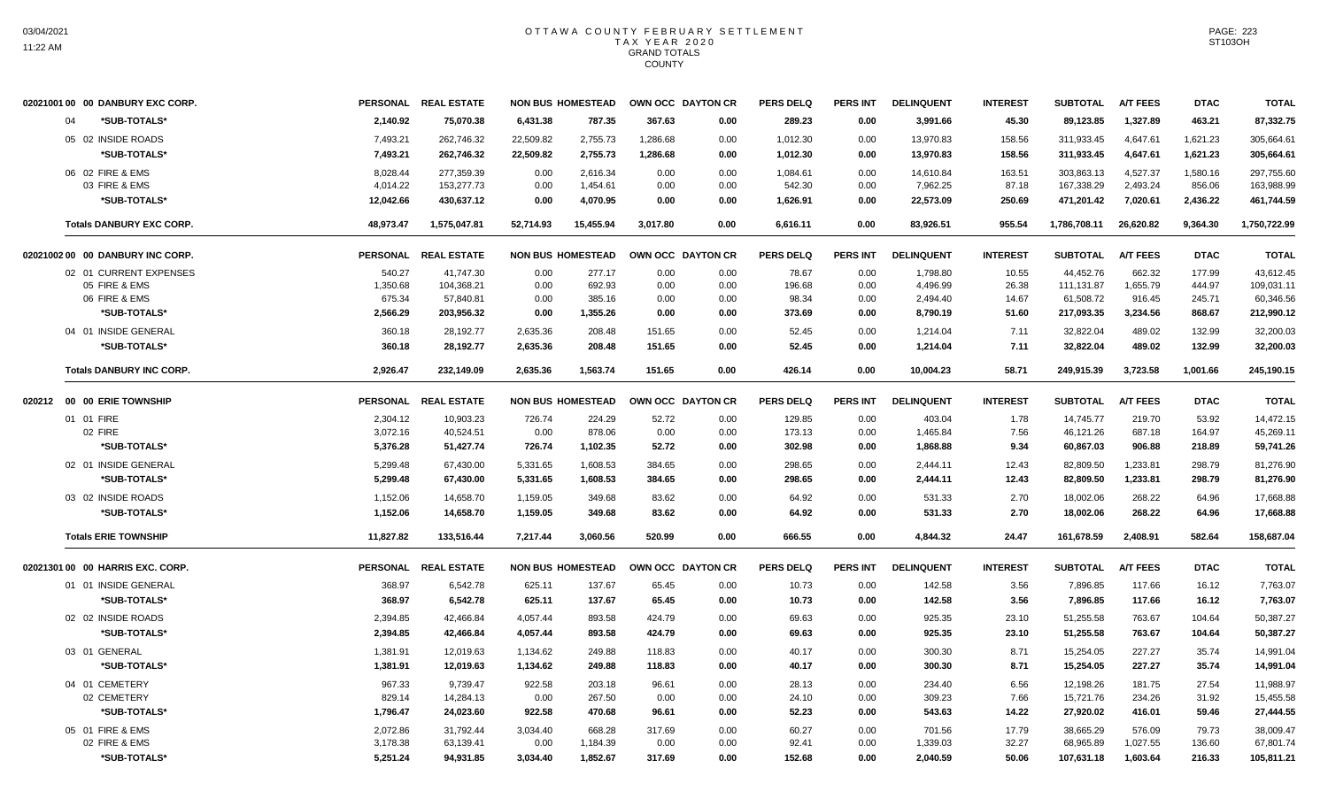# OTTAWA COUNTY FEBRUARY SETTLEMENT
## TAX YEAR 2020
## GRAND TOTALS
## COUNTY

| 02021001 00 00 DANBURY EXC CORP. | PERSONAL | REAL ESTATE | NON BUS | HOMESTEAD | OWN OCC | DAYTON CR | PERS DELQ | PERS INT | DELINQUENT | INTEREST | SUBTOTAL | A/T FEES | DTAC | TOTAL |
|---|---|---|---|---|---|---|---|---|---|---|---|---|---|---|
| 04 *SUB-TOTALS* | 2,140.92 | 75,070.38 | 6,431.38 | 787.35 | 367.63 | 0.00 | 289.23 | 0.00 | 3,991.66 | 45.30 | 89,123.85 | 1,327.89 | 463.21 | 87,332.75 |
| 05 02 INSIDE ROADS | 7,493.21 | 262,746.32 | 22,509.82 | 2,755.73 | 1,286.68 | 0.00 | 1,012.30 | 0.00 | 13,970.83 | 158.56 | 311,933.45 | 4,647.61 | 1,621.23 | 305,664.61 |
| *SUB-TOTALS* | 7,493.21 | 262,746.32 | 22,509.82 | 2,755.73 | 1,286.68 | 0.00 | 1,012.30 | 0.00 | 13,970.83 | 158.56 | 311,933.45 | 4,647.61 | 1,621.23 | 305,664.61 |
| 06 02 FIRE & EMS | 8,028.44 | 277,359.39 | 0.00 | 2,616.34 | 0.00 | 0.00 | 1,084.61 | 0.00 | 14,610.84 | 163.51 | 303,863.13 | 4,527.37 | 1,580.16 | 297,755.60 |
| 03 FIRE & EMS | 4,014.22 | 153,277.73 | 0.00 | 1,454.61 | 0.00 | 0.00 | 542.30 | 0.00 | 7,962.25 | 87.18 | 167,338.29 | 2,493.24 | 856.06 | 163,988.99 |
| *SUB-TOTALS* | 12,042.66 | 430,637.12 | 0.00 | 4,070.95 | 0.00 | 0.00 | 1,626.91 | 0.00 | 22,573.09 | 250.69 | 471,201.42 | 7,020.61 | 2,436.22 | 461,744.59 |
| **Totals DANBURY EXC CORP.** | 48,973.47 | 1,575,047.81 | 52,714.93 | 15,455.94 | 3,017.80 | 0.00 | 6,616.11 | 0.00 | 83,926.51 | 955.54 | 1,786,708.11 | 26,620.82 | 9,364.30 | 1,750,722.99 |

| 02021002 00 00 DANBURY INC CORP. | PERSONAL | REAL ESTATE | NON BUS | HOMESTEAD | OWN OCC | DAYTON CR | PERS DELQ | PERS INT | DELINQUENT | INTEREST | SUBTOTAL | A/T FEES | DTAC | TOTAL |
|---|---|---|---|---|---|---|---|---|---|---|---|---|---|---|
| 02 01 CURRENT EXPENSES | 540.27 | 41,747.30 | 0.00 | 277.17 | 0.00 | 0.00 | 78.67 | 0.00 | 1,798.80 | 10.55 | 44,452.76 | 662.32 | 177.99 | 43,612.45 |
| 05 FIRE & EMS | 1,350.68 | 104,368.21 | 0.00 | 692.93 | 0.00 | 0.00 | 196.68 | 0.00 | 4,496.99 | 26.38 | 111,131.87 | 1,655.79 | 444.97 | 109,031.11 |
| 06 FIRE & EMS | 675.34 | 57,840.81 | 0.00 | 385.16 | 0.00 | 0.00 | 98.34 | 0.00 | 2,494.40 | 14.67 | 61,508.72 | 916.45 | 245.71 | 60,346.56 |
| *SUB-TOTALS* | 2,566.29 | 203,956.32 | 0.00 | 1,355.26 | 0.00 | 0.00 | 373.69 | 0.00 | 8,790.19 | 51.60 | 217,093.35 | 3,234.56 | 868.67 | 212,990.12 |
| 04 01 INSIDE GENERAL | 360.18 | 28,192.77 | 2,635.36 | 208.48 | 151.65 | 0.00 | 52.45 | 0.00 | 1,214.04 | 7.11 | 32,822.04 | 489.02 | 132.99 | 32,200.03 |
| *SUB-TOTALS* | 360.18 | 28,192.77 | 2,635.36 | 208.48 | 151.65 | 0.00 | 52.45 | 0.00 | 1,214.04 | 7.11 | 32,822.04 | 489.02 | 132.99 | 32,200.03 |
| **Totals DANBURY INC CORP.** | 2,926.47 | 232,149.09 | 2,635.36 | 1,563.74 | 151.65 | 0.00 | 426.14 | 0.00 | 10,004.23 | 58.71 | 249,915.39 | 3,723.58 | 1,001.66 | 245,190.15 |

| 020212 00 00 ERIE TOWNSHIP | PERSONAL | REAL ESTATE | NON BUS | HOMESTEAD | OWN OCC | DAYTON CR | PERS DELQ | PERS INT | DELINQUENT | INTEREST | SUBTOTAL | A/T FEES | DTAC | TOTAL |
|---|---|---|---|---|---|---|---|---|---|---|---|---|---|---|
| 01 01 FIRE | 2,304.12 | 10,903.23 | 726.74 | 224.29 | 52.72 | 0.00 | 129.85 | 0.00 | 403.04 | 1.78 | 14,745.77 | 219.70 | 53.92 | 14,472.15 |
| 02 FIRE | 3,072.16 | 40,524.51 | 0.00 | 878.06 | 0.00 | 0.00 | 173.13 | 0.00 | 1,465.84 | 7.56 | 46,121.26 | 687.18 | 164.97 | 45,269.11 |
| *SUB-TOTALS* | 5,376.28 | 51,427.74 | 726.74 | 1,102.35 | 52.72 | 0.00 | 302.98 | 0.00 | 1,868.88 | 9.34 | 60,867.03 | 906.88 | 218.89 | 59,741.26 |
| 02 01 INSIDE GENERAL | 5,299.48 | 67,430.00 | 5,331.65 | 1,608.53 | 384.65 | 0.00 | 298.65 | 0.00 | 2,444.11 | 12.43 | 82,809.50 | 1,233.81 | 298.79 | 81,276.90 |
| *SUB-TOTALS* | 5,299.48 | 67,430.00 | 5,331.65 | 1,608.53 | 384.65 | 0.00 | 298.65 | 0.00 | 2,444.11 | 12.43 | 82,809.50 | 1,233.81 | 298.79 | 81,276.90 |
| 03 02 INSIDE ROADS | 1,152.06 | 14,658.70 | 1,159.05 | 349.68 | 83.62 | 0.00 | 64.92 | 0.00 | 531.33 | 2.70 | 18,002.06 | 268.22 | 64.96 | 17,668.88 |
| *SUB-TOTALS* | 1,152.06 | 14,658.70 | 1,159.05 | 349.68 | 83.62 | 0.00 | 64.92 | 0.00 | 531.33 | 2.70 | 18,002.06 | 268.22 | 64.96 | 17,668.88 |
| **Totals ERIE TOWNSHIP** | 11,827.82 | 133,516.44 | 7,217.44 | 3,060.56 | 520.99 | 0.00 | 666.55 | 0.00 | 4,844.32 | 24.47 | 161,678.59 | 2,408.91 | 582.64 | 158,687.04 |

| 02021301 00 00 HARRIS EXC. CORP. | PERSONAL | REAL ESTATE | NON BUS | HOMESTEAD | OWN OCC | DAYTON CR | PERS DELQ | PERS INT | DELINQUENT | INTEREST | SUBTOTAL | A/T FEES | DTAC | TOTAL |
|---|---|---|---|---|---|---|---|---|---|---|---|---|---|---|
| 01 01 INSIDE GENERAL | 368.97 | 6,542.78 | 625.11 | 137.67 | 65.45 | 0.00 | 10.73 | 0.00 | 142.58 | 3.56 | 7,896.85 | 117.66 | 16.12 | 7,763.07 |
| *SUB-TOTALS* | 368.97 | 6,542.78 | 625.11 | 137.67 | 65.45 | 0.00 | 10.73 | 0.00 | 142.58 | 3.56 | 7,896.85 | 117.66 | 16.12 | 7,763.07 |
| 02 02 INSIDE ROADS | 2,394.85 | 42,466.84 | 4,057.44 | 893.58 | 424.79 | 0.00 | 69.63 | 0.00 | 925.35 | 23.10 | 51,255.58 | 763.67 | 104.64 | 50,387.27 |
| *SUB-TOTALS* | 2,394.85 | 42,466.84 | 4,057.44 | 893.58 | 424.79 | 0.00 | 69.63 | 0.00 | 925.35 | 23.10 | 51,255.58 | 763.67 | 104.64 | 50,387.27 |
| 03 01 GENERAL | 1,381.91 | 12,019.63 | 1,134.62 | 249.88 | 118.83 | 0.00 | 40.17 | 0.00 | 300.30 | 8.71 | 15,254.05 | 227.27 | 35.74 | 14,991.04 |
| *SUB-TOTALS* | 1,381.91 | 12,019.63 | 1,134.62 | 249.88 | 118.83 | 0.00 | 40.17 | 0.00 | 300.30 | 8.71 | 15,254.05 | 227.27 | 35.74 | 14,991.04 |
| 04 01 CEMETERY | 967.33 | 9,739.47 | 922.58 | 203.18 | 96.61 | 0.00 | 28.13 | 0.00 | 234.40 | 6.56 | 12,198.26 | 181.75 | 27.54 | 11,988.97 |
| 02 CEMETERY | 829.14 | 14,284.13 | 0.00 | 267.50 | 0.00 | 0.00 | 24.10 | 0.00 | 309.23 | 7.66 | 15,721.76 | 234.26 | 31.92 | 15,455.58 |
| *SUB-TOTALS* | 1,796.47 | 24,023.60 | 922.58 | 470.68 | 96.61 | 0.00 | 52.23 | 0.00 | 543.63 | 14.22 | 27,920.02 | 416.01 | 59.46 | 27,444.55 |
| 05 01 FIRE & EMS | 2,072.86 | 31,792.44 | 3,034.40 | 668.28 | 317.69 | 0.00 | 60.27 | 0.00 | 701.56 | 17.79 | 38,665.29 | 576.09 | 79.73 | 38,009.47 |
| 02 FIRE & EMS | 3,178.38 | 63,139.41 | 0.00 | 1,184.39 | 0.00 | 0.00 | 92.41 | 0.00 | 1,339.03 | 32.27 | 68,965.89 | 1,027.55 | 136.60 | 67,801.74 |
| *SUB-TOTALS* | 5,251.24 | 94,931.85 | 3,034.40 | 1,852.67 | 317.69 | 0.00 | 152.68 | 0.00 | 2,040.59 | 50.06 | 107,631.18 | 1,603.64 | 216.33 | 105,811.21 |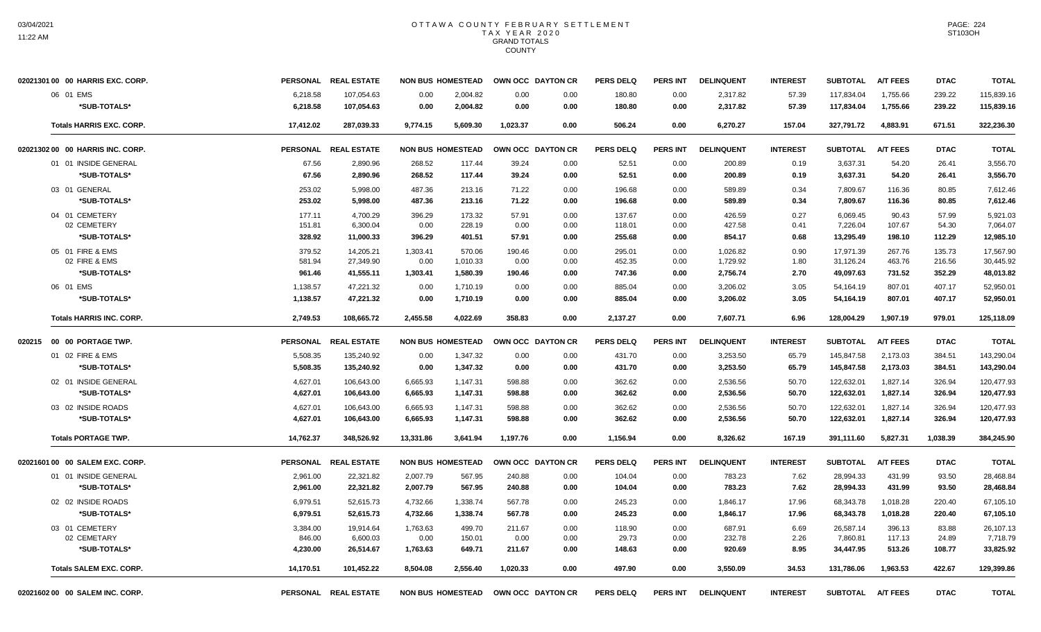# OTTAWA COUNTY FEBRUARY SETTLEMENT
## TAX YEAR 2020
### GRAND TOTALS
### COUNTY

| | PERSONAL | REAL ESTATE | NON BUS | HOMESTEAD | OWN OCC | DAYTON CR | PERS DELQ | PERS INT | DELINQUENT | INTEREST | SUBTOTAL | A/T FEES | DTAC | TOTAL |
|---|---|---|---|---|---|---|---|---|---|---|---|---|---|---|
| **02021301 00 00 HARRIS EXC. CORP.** | | | | | | | | | | | | | | |
| 06 01 EMS | 6,218.58 | 107,054.63 | 0.00 | 2,004.82 | 0.00 | 0.00 | 180.80 | 0.00 | 2,317.82 | 57.39 | 117,834.04 | 1,755.66 | 239.22 | 115,839.16 |
| *SUB-TOTALS* | 6,218.58 | 107,054.63 | 0.00 | 2,004.82 | 0.00 | 0.00 | 180.80 | 0.00 | 2,317.82 | 57.39 | 117,834.04 | 1,755.66 | 239.22 | 115,839.16 |
| **Totals HARRIS EXC. CORP.** | 17,412.02 | 287,039.33 | 9,774.15 | 5,609.30 | 1,023.37 | 0.00 | 506.24 | 0.00 | 6,270.27 | 157.04 | 327,791.72 | 4,883.91 | 671.51 | 322,236.30 |
| **02021302 00 00 HARRIS INC. CORP.** | PERSONAL | REAL ESTATE | NON BUS | HOMESTEAD | OWN OCC | DAYTON CR | PERS DELQ | PERS INT | DELINQUENT | INTEREST | SUBTOTAL | A/T FEES | DTAC | TOTAL |
| 01 01 INSIDE GENERAL | 67.56 | 2,890.96 | 268.52 | 117.44 | 39.24 | 0.00 | 52.51 | 0.00 | 200.89 | 0.19 | 3,637.31 | 54.20 | 26.41 | 3,556.70 |
| *SUB-TOTALS* | 67.56 | 2,890.96 | 268.52 | 117.44 | 39.24 | 0.00 | 52.51 | 0.00 | 200.89 | 0.19 | 3,637.31 | 54.20 | 26.41 | 3,556.70 |
| 03 01 GENERAL | 253.02 | 5,998.00 | 487.36 | 213.16 | 71.22 | 0.00 | 196.68 | 0.00 | 589.89 | 0.34 | 7,809.67 | 116.36 | 80.85 | 7,612.46 |
| *SUB-TOTALS* | 253.02 | 5,998.00 | 487.36 | 213.16 | 71.22 | 0.00 | 196.68 | 0.00 | 589.89 | 0.34 | 7,809.67 | 116.36 | 80.85 | 7,612.46 |
| 04 01 CEMETERY | 177.11 | 4,700.29 | 396.29 | 173.32 | 57.91 | 0.00 | 137.67 | 0.00 | 426.59 | 0.27 | 6,069.45 | 90.43 | 57.99 | 5,921.03 |
| 02 CEMETERY | 151.81 | 6,300.04 | 0.00 | 228.19 | 0.00 | 0.00 | 118.01 | 0.00 | 427.58 | 0.41 | 7,226.04 | 107.67 | 54.30 | 7,064.07 |
| *SUB-TOTALS* | 328.92 | 11,000.33 | 396.29 | 401.51 | 57.91 | 0.00 | 255.68 | 0.00 | 854.17 | 0.68 | 13,295.49 | 198.10 | 112.29 | 12,985.10 |
| 05 01 FIRE & EMS | 379.52 | 14,205.21 | 1,303.41 | 570.06 | 190.46 | 0.00 | 295.01 | 0.00 | 1,026.82 | 0.90 | 17,971.39 | 267.76 | 135.73 | 17,567.90 |
| 02 FIRE & EMS | 581.94 | 27,349.90 | 0.00 | 1,010.33 | 0.00 | 0.00 | 452.35 | 0.00 | 1,729.92 | 1.80 | 31,126.24 | 463.76 | 216.56 | 30,445.92 |
| *SUB-TOTALS* | 961.46 | 41,555.11 | 1,303.41 | 1,580.39 | 190.46 | 0.00 | 747.36 | 0.00 | 2,756.74 | 2.70 | 49,097.63 | 731.52 | 352.29 | 48,013.82 |
| 06 01 EMS | 1,138.57 | 47,221.32 | 0.00 | 1,710.19 | 0.00 | 0.00 | 885.04 | 0.00 | 3,206.02 | 3.05 | 54,164.19 | 807.01 | 407.17 | 52,950.01 |
| *SUB-TOTALS* | 1,138.57 | 47,221.32 | 0.00 | 1,710.19 | 0.00 | 0.00 | 885.04 | 0.00 | 3,206.02 | 3.05 | 54,164.19 | 807.01 | 407.17 | 52,950.01 |
| **Totals HARRIS INC. CORP.** | 2,749.53 | 108,665.72 | 2,455.58 | 4,022.69 | 358.83 | 0.00 | 2,137.27 | 0.00 | 7,607.71 | 6.96 | 128,004.29 | 1,907.19 | 979.01 | 125,118.09 |
| **020215 00 00 PORTAGE TWP.** | PERSONAL | REAL ESTATE | NON BUS | HOMESTEAD | OWN OCC | DAYTON CR | PERS DELQ | PERS INT | DELINQUENT | INTEREST | SUBTOTAL | A/T FEES | DTAC | TOTAL |
| 01 02 FIRE & EMS | 5,508.35 | 135,240.92 | 0.00 | 1,347.32 | 0.00 | 0.00 | 431.70 | 0.00 | 3,253.50 | 65.79 | 145,847.58 | 2,173.03 | 384.51 | 143,290.04 |
| *SUB-TOTALS* | 5,508.35 | 135,240.92 | 0.00 | 1,347.32 | 0.00 | 0.00 | 431.70 | 0.00 | 3,253.50 | 65.79 | 145,847.58 | 2,173.03 | 384.51 | 143,290.04 |
| 02 01 INSIDE GENERAL | 4,627.01 | 106,643.00 | 6,665.93 | 1,147.31 | 598.88 | 0.00 | 362.62 | 0.00 | 2,536.56 | 50.70 | 122,632.01 | 1,827.14 | 326.94 | 120,477.93 |
| *SUB-TOTALS* | 4,627.01 | 106,643.00 | 6,665.93 | 1,147.31 | 598.88 | 0.00 | 362.62 | 0.00 | 2,536.56 | 50.70 | 122,632.01 | 1,827.14 | 326.94 | 120,477.93 |
| 03 02 INSIDE ROADS | 4,627.01 | 106,643.00 | 6,665.93 | 1,147.31 | 598.88 | 0.00 | 362.62 | 0.00 | 2,536.56 | 50.70 | 122,632.01 | 1,827.14 | 326.94 | 120,477.93 |
| *SUB-TOTALS* | 4,627.01 | 106,643.00 | 6,665.93 | 1,147.31 | 598.88 | 0.00 | 362.62 | 0.00 | 2,536.56 | 50.70 | 122,632.01 | 1,827.14 | 326.94 | 120,477.93 |
| **Totals PORTAGE TWP.** | 14,762.37 | 348,526.92 | 13,331.86 | 3,641.94 | 1,197.76 | 0.00 | 1,156.94 | 0.00 | 8,326.62 | 167.19 | 391,111.60 | 5,827.31 | 1,038.39 | 384,245.90 |
| **02021601 00 00 SALEM EXC. CORP.** | PERSONAL | REAL ESTATE | NON BUS | HOMESTEAD | OWN OCC | DAYTON CR | PERS DELQ | PERS INT | DELINQUENT | INTEREST | SUBTOTAL | A/T FEES | DTAC | TOTAL |
| 01 01 INSIDE GENERAL | 2,961.00 | 22,321.82 | 2,007.79 | 567.95 | 240.88 | 0.00 | 104.04 | 0.00 | 783.23 | 7.62 | 28,994.33 | 431.99 | 93.50 | 28,468.84 |
| *SUB-TOTALS* | 2,961.00 | 22,321.82 | 2,007.79 | 567.95 | 240.88 | 0.00 | 104.04 | 0.00 | 783.23 | 7.62 | 28,994.33 | 431.99 | 93.50 | 28,468.84 |
| 02 02 INSIDE ROADS | 6,979.51 | 52,615.73 | 4,732.66 | 1,338.74 | 567.78 | 0.00 | 245.23 | 0.00 | 1,846.17 | 17.96 | 68,343.78 | 1,018.28 | 220.40 | 67,105.10 |
| *SUB-TOTALS* | 6,979.51 | 52,615.73 | 4,732.66 | 1,338.74 | 567.78 | 0.00 | 245.23 | 0.00 | 1,846.17 | 17.96 | 68,343.78 | 1,018.28 | 220.40 | 67,105.10 |
| 03 01 CEMETERY | 3,384.00 | 19,914.64 | 1,763.63 | 499.70 | 211.67 | 0.00 | 118.90 | 0.00 | 687.91 | 6.69 | 26,587.14 | 396.13 | 83.88 | 26,107.13 |
| 02 CEMETARY | 846.00 | 6,600.03 | 0.00 | 150.01 | 0.00 | 0.00 | 29.73 | 0.00 | 232.78 | 2.26 | 7,860.81 | 117.13 | 24.89 | 7,718.79 |
| *SUB-TOTALS* | 4,230.00 | 26,514.67 | 1,763.63 | 649.71 | 211.67 | 0.00 | 148.63 | 0.00 | 920.69 | 8.95 | 34,447.95 | 513.26 | 108.77 | 33,825.92 |
| **Totals SALEM EXC. CORP.** | 14,170.51 | 101,452.22 | 8,504.08 | 2,556.40 | 1,020.33 | 0.00 | 497.90 | 0.00 | 3,550.09 | 34.53 | 131,786.06 | 1,963.53 | 422.67 | 129,399.86 |
| **02021602 00 00 SALEM INC. CORP.** | PERSONAL | REAL ESTATE | NON BUS | HOMESTEAD | OWN OCC | DAYTON CR | PERS DELQ | PERS INT | DELINQUENT | INTEREST | SUBTOTAL | A/T FEES | DTAC | TOTAL |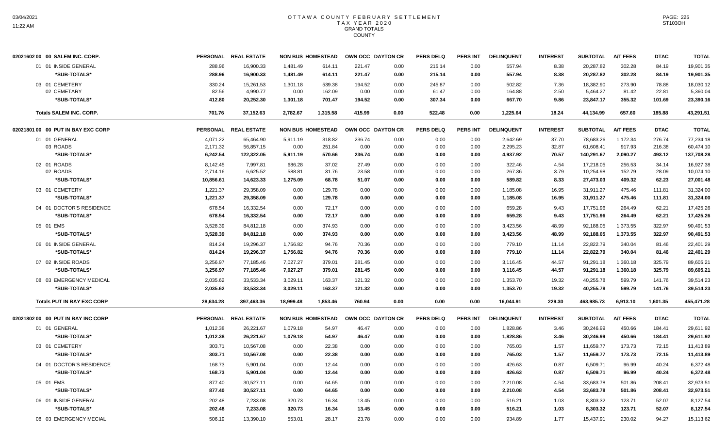# OTTAWA COUNTY FEBRUARY SETTLEMENT
## TAX YEAR 2020
### GRAND TOTALS
### COUNTY

| 02021602 00 00 SALEM INC. CORP. | PERSONAL | REAL ESTATE | NON BUS | HOMESTEAD | OWN OCC | DAYTON CR | PERS DELQ | PERS INT | DELINQUENT | INTEREST | SUBTOTAL | A/T FEES | DTAC | TOTAL |
|---|---|---|---|---|---|---|---|---|---|---|---|---|---|---|
| 01 01 INSIDE GENERAL | 288.96 | 16,900.33 | 1,481.49 | 614.11 | 221.47 | 0.00 | 215.14 | 0.00 | 557.94 | 8.38 | 20,287.82 | 302.28 | 84.19 | 19,901.35 |
| *SUB-TOTALS* | 288.96 | 16,900.33 | 1,481.49 | 614.11 | 221.47 | 0.00 | 215.14 | 0.00 | 557.94 | 8.38 | 20,287.82 | 302.28 | 84.19 | 19,901.35 |
| 03 01 CEMETERY | 330.24 | 15,261.53 | 1,301.18 | 539.38 | 194.52 | 0.00 | 245.87 | 0.00 | 502.82 | 7.36 | 18,382.90 | 273.90 | 78.88 | 18,030.12 |
| 02 CEMETARY | 82.56 | 4,990.77 | 0.00 | 162.09 | 0.00 | 0.00 | 61.47 | 0.00 | 164.88 | 2.50 | 5,464.27 | 81.42 | 22.81 | 5,360.04 |
| *SUB-TOTALS* | 412.80 | 20,252.30 | 1,301.18 | 701.47 | 194.52 | 0.00 | 307.34 | 0.00 | 667.70 | 9.86 | 23,847.17 | 355.32 | 101.69 | 23,390.16 |
| **Totals SALEM INC. CORP.** | 701.76 | 37,152.63 | 2,782.67 | 1,315.58 | 415.99 | 0.00 | 522.48 | 0.00 | 1,225.64 | 18.24 | 44,134.99 | 657.60 | 185.88 | 43,291.51 |

| 02021801 00 00 PUT IN BAY EXC CORP | PERSONAL | REAL ESTATE | NON BUS | HOMESTEAD | OWN OCC | DAYTON CR | PERS DELQ | PERS INT | DELINQUENT | INTEREST | SUBTOTAL | A/T FEES | DTAC | TOTAL |
|---|---|---|---|---|---|---|---|---|---|---|---|---|---|---|
| 01 01 GENERAL | 4,071.22 | 65,464.90 | 5,911.19 | 318.82 | 236.74 | 0.00 | 0.00 | 0.00 | 2,642.69 | 37.70 | 78,683.26 | 1,172.34 | 276.74 | 77,234.18 |
| 03 ROADS | 2,171.32 | 56,857.15 | 0.00 | 251.84 | 0.00 | 0.00 | 0.00 | 0.00 | 2,295.23 | 32.87 | 61,608.41 | 917.93 | 216.38 | 60,474.10 |
| *SUB-TOTALS* | 6,242.54 | 122,322.05 | 5,911.19 | 570.66 | 236.74 | 0.00 | 0.00 | 0.00 | 4,937.92 | 70.57 | 140,291.67 | 2,090.27 | 493.12 | 137,708.28 |
| 02 01 ROADS | 8,142.45 | 7,997.81 | 686.28 | 37.02 | 27.49 | 0.00 | 0.00 | 0.00 | 322.46 | 4.54 | 17,218.05 | 256.53 | 34.14 | 16,927.38 |
| 02 ROADS | 2,714.16 | 6,625.52 | 588.81 | 31.76 | 23.58 | 0.00 | 0.00 | 0.00 | 267.36 | 3.79 | 10,254.98 | 152.79 | 28.09 | 10,074.10 |
| *SUB-TOTALS* | 10,856.61 | 14,623.33 | 1,275.09 | 68.78 | 51.07 | 0.00 | 0.00 | 0.00 | 589.82 | 8.33 | 27,473.03 | 409.32 | 62.23 | 27,001.48 |
| 03 01 CEMETERY | 1,221.37 | 29,358.09 | 0.00 | 129.78 | 0.00 | 0.00 | 0.00 | 0.00 | 1,185.08 | 16.95 | 31,911.27 | 475.46 | 111.81 | 31,324.00 |
| *SUB-TOTALS* | 1,221.37 | 29,358.09 | 0.00 | 129.78 | 0.00 | 0.00 | 0.00 | 0.00 | 1,185.08 | 16.95 | 31,911.27 | 475.46 | 111.81 | 31,324.00 |
| 04 01 DOCTOR'S RESIDENCE | 678.54 | 16,332.54 | 0.00 | 72.17 | 0.00 | 0.00 | 0.00 | 0.00 | 659.28 | 9.43 | 17,751.96 | 264.49 | 62.21 | 17,425.26 |
| *SUB-TOTALS* | 678.54 | 16,332.54 | 0.00 | 72.17 | 0.00 | 0.00 | 0.00 | 0.00 | 659.28 | 9.43 | 17,751.96 | 264.49 | 62.21 | 17,425.26 |
| 05 01 EMS | 3,528.39 | 84,812.18 | 0.00 | 374.93 | 0.00 | 0.00 | 0.00 | 0.00 | 3,423.56 | 48.99 | 92,188.05 | 1,373.55 | 322.97 | 90,491.53 |
| *SUB-TOTALS* | 3,528.39 | 84,812.18 | 0.00 | 374.93 | 0.00 | 0.00 | 0.00 | 0.00 | 3,423.56 | 48.99 | 92,188.05 | 1,373.55 | 322.97 | 90,491.53 |
| 06 01 INSIDE GENERAL | 814.24 | 19,296.37 | 1,756.82 | 94.76 | 70.36 | 0.00 | 0.00 | 0.00 | 779.10 | 11.14 | 22,822.79 | 340.04 | 81.46 | 22,401.29 |
| *SUB-TOTALS* | 814.24 | 19,296.37 | 1,756.82 | 94.76 | 70.36 | 0.00 | 0.00 | 0.00 | 779.10 | 11.14 | 22,822.79 | 340.04 | 81.46 | 22,401.29 |
| 07 02 INSIDE ROADS | 3,256.97 | 77,185.46 | 7,027.27 | 379.01 | 281.45 | 0.00 | 0.00 | 0.00 | 3,116.45 | 44.57 | 91,291.18 | 1,360.18 | 325.79 | 89,605.21 |
| *SUB-TOTALS* | 3,256.97 | 77,185.46 | 7,027.27 | 379.01 | 281.45 | 0.00 | 0.00 | 0.00 | 3,116.45 | 44.57 | 91,291.18 | 1,360.18 | 325.79 | 89,605.21 |
| 08 03 EMERGENCY MEDICAL | 2,035.62 | 33,533.34 | 3,029.11 | 163.37 | 121.32 | 0.00 | 0.00 | 0.00 | 1,353.70 | 19.32 | 40,255.78 | 599.79 | 141.76 | 39,514.23 |
| *SUB-TOTALS* | 2,035.62 | 33,533.34 | 3,029.11 | 163.37 | 121.32 | 0.00 | 0.00 | 0.00 | 1,353.70 | 19.32 | 40,255.78 | 599.79 | 141.76 | 39,514.23 |
| **Totals PUT IN BAY EXC CORP** | 28,634.28 | 397,463.36 | 18,999.48 | 1,853.46 | 760.94 | 0.00 | 0.00 | 0.00 | 16,044.91 | 229.30 | 463,985.73 | 6,913.10 | 1,601.35 | 455,471.28 |

| 02021802 00 00 PUT IN BAY INC CORP | PERSONAL | REAL ESTATE | NON BUS | HOMESTEAD | OWN OCC | DAYTON CR | PERS DELQ | PERS INT | DELINQUENT | INTEREST | SUBTOTAL | A/T FEES | DTAC | TOTAL |
|---|---|---|---|---|---|---|---|---|---|---|---|---|---|---|
| 01 01 GENERAL | 1,012.38 | 26,221.67 | 1,079.18 | 54.97 | 46.47 | 0.00 | 0.00 | 0.00 | 1,828.86 | 3.46 | 30,246.99 | 450.66 | 184.41 | 29,611.92 |
| *SUB-TOTALS* | 1,012.38 | 26,221.67 | 1,079.18 | 54.97 | 46.47 | 0.00 | 0.00 | 0.00 | 1,828.86 | 3.46 | 30,246.99 | 450.66 | 184.41 | 29,611.92 |
| 03 01 CEMETERY | 303.71 | 10,567.08 | 0.00 | 22.38 | 0.00 | 0.00 | 0.00 | 0.00 | 765.03 | 1.57 | 11,659.77 | 173.73 | 72.15 | 11,413.89 |
| *SUB-TOTALS* | 303.71 | 10,567.08 | 0.00 | 22.38 | 0.00 | 0.00 | 0.00 | 0.00 | 765.03 | 1.57 | 11,659.77 | 173.73 | 72.15 | 11,413.89 |
| 04 01 DOCTOR'S RESIDENCE | 168.73 | 5,901.04 | 0.00 | 12.44 | 0.00 | 0.00 | 0.00 | 0.00 | 426.63 | 0.87 | 6,509.71 | 96.99 | 40.24 | 6,372.48 |
| *SUB-TOTALS* | 168.73 | 5,901.04 | 0.00 | 12.44 | 0.00 | 0.00 | 0.00 | 0.00 | 426.63 | 0.87 | 6,509.71 | 96.99 | 40.24 | 6,372.48 |
| 05 01 EMS | 877.40 | 30,527.11 | 0.00 | 64.65 | 0.00 | 0.00 | 0.00 | 0.00 | 2,210.08 | 4.54 | 33,683.78 | 501.86 | 208.41 | 32,973.51 |
| *SUB-TOTALS* | 877.40 | 30,527.11 | 0.00 | 64.65 | 0.00 | 0.00 | 0.00 | 0.00 | 2,210.08 | 4.54 | 33,683.78 | 501.86 | 208.41 | 32,973.51 |
| 06 01 INSIDE GENERAL | 202.48 | 7,233.08 | 320.73 | 16.34 | 13.45 | 0.00 | 0.00 | 0.00 | 516.21 | 1.03 | 8,303.32 | 123.71 | 52.07 | 8,127.54 |
| *SUB-TOTALS* | 202.48 | 7,233.08 | 320.73 | 16.34 | 13.45 | 0.00 | 0.00 | 0.00 | 516.21 | 1.03 | 8,303.32 | 123.71 | 52.07 | 8,127.54 |
| 08 03 EMERGENCY MECIAL | 506.19 | 13,390.10 | 553.01 | 28.17 | 23.78 | 0.00 | 0.00 | 0.00 | 934.89 | 1.77 | 15,437.91 | 230.02 | 94.27 | 15,113.62 |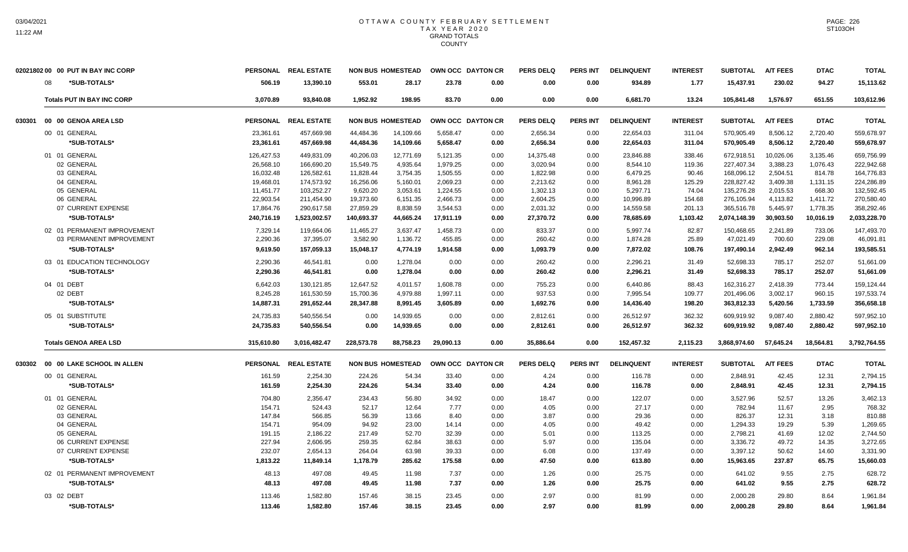# OTTAWA COUNTY FEBRUARY SETTLEMENT
## TAX YEAR 2020
### GRAND TOTALS
### COUNTY

| | PERSONAL | REAL ESTATE | NON BUS | HOMESTEAD | OWN OCC | DAYTON CR | PERS DELQ | PERS INT | DELINQUENT | INTEREST | SUBTOTAL | A/T FEES | DTAC | TOTAL |
|---|---|---|---|---|---|---|---|---|---|---|---|---|---|---|
| 02021802 00 00 PUT IN BAY INC CORP | | | | | | | | | | | | | | |
| 08 *SUB-TOTALS* | 506.19 | 13,390.10 | 553.01 | 28.17 | 23.78 | 0.00 | 0.00 | 0.00 | 934.89 | 1.77 | 15,437.91 | 230.02 | 94.27 | 15,113.62 |
| **Totals PUT IN BAY INC CORP** | 3,070.89 | 93,840.08 | 1,952.92 | 198.95 | 83.70 | 0.00 | 0.00 | 0.00 | 6,681.70 | 13.24 | 105,841.48 | 1,576.97 | 651.55 | 103,612.96 |

| 030301 00 00 GENOA AREA LSD | PERSONAL | REAL ESTATE | NON BUS | HOMESTEAD | OWN OCC | DAYTON CR | PERS DELQ | PERS INT | DELINQUENT | INTEREST | SUBTOTAL | A/T FEES | DTAC | TOTAL |
|---|---|---|---|---|---|---|---|---|---|---|---|---|---|---|
| 00 01 GENERAL | 23,361.61 | 457,669.98 | 44,484.36 | 14,109.66 | 5,658.47 | 0.00 | 2,656.34 | 0.00 | 22,654.03 | 311.04 | 570,905.49 | 8,506.12 | 2,720.40 | 559,678.97 |
| *SUB-TOTALS* | 23,361.61 | 457,669.98 | 44,484.36 | 14,109.66 | 5,658.47 | 0.00 | 2,656.34 | 0.00 | 22,654.03 | 311.04 | 570,905.49 | 8,506.12 | 2,720.40 | 559,678.97 |
| 01 01 GENERAL | 126,427.53 | 449,831.09 | 40,206.03 | 12,771.69 | 5,121.35 | 0.00 | 14,375.48 | 0.00 | 23,846.88 | 338.46 | 672,918.51 | 10,026.06 | 3,135.46 | 659,756.99 |
| 02 GENERAL | 26,568.10 | 166,690.20 | 15,549.75 | 4,935.64 | 1,979.25 | 0.00 | 3,020.94 | 0.00 | 8,544.10 | 119.36 | 227,407.34 | 3,388.23 | 1,076.43 | 222,942.68 |
| 03 GENERAL | 16,032.48 | 126,582.61 | 11,828.44 | 3,754.35 | 1,505.55 | 0.00 | 1,822.98 | 0.00 | 6,479.25 | 90.46 | 168,096.12 | 2,504.51 | 814.78 | 164,776.83 |
| 04 GENERAL | 19,468.01 | 174,573.92 | 16,256.06 | 5,160.01 | 2,069.23 | 0.00 | 2,213.62 | 0.00 | 8,961.28 | 125.29 | 228,827.42 | 3,409.38 | 1,131.15 | 224,286.89 |
| 05 GENERAL | 11,451.77 | 103,252.27 | 9,620.20 | 3,053.61 | 1,224.55 | 0.00 | 1,302.13 | 0.00 | 5,297.71 | 74.04 | 135,276.28 | 2,015.53 | 668.30 | 132,592.45 |
| 06 GENERAL | 22,903.54 | 211,454.90 | 19,373.60 | 6,151.35 | 2,466.73 | 0.00 | 2,604.25 | 0.00 | 10,996.89 | 154.68 | 276,105.94 | 4,113.82 | 1,411.72 | 270,580.40 |
| 07 CURRENT EXPENSE | 17,864.76 | 290,617.58 | 27,859.29 | 8,838.59 | 3,544.53 | 0.00 | 2,031.32 | 0.00 | 14,559.58 | 201.13 | 365,516.78 | 5,445.97 | 1,778.35 | 358,292.46 |
| *SUB-TOTALS* | 240,716.19 | 1,523,002.57 | 140,693.37 | 44,665.24 | 17,911.19 | 0.00 | 27,370.72 | 0.00 | 78,685.69 | 1,103.42 | 2,074,148.39 | 30,903.50 | 10,016.19 | 2,033,228.70 |
| 02 01 PERMANENT IMPROVEMENT | 7,329.14 | 119,664.06 | 11,465.27 | 3,637.47 | 1,458.73 | 0.00 | 833.37 | 0.00 | 5,997.74 | 82.87 | 150,468.65 | 2,241.89 | 733.06 | 147,493.70 |
| 03 PERMANENT IMPROVEMENT | 2,290.36 | 37,395.07 | 3,582.90 | 1,136.72 | 455.85 | 0.00 | 260.42 | 0.00 | 1,874.28 | 25.89 | 47,021.49 | 700.60 | 229.08 | 46,091.81 |
| *SUB-TOTALS* | 9,619.50 | 157,059.13 | 15,048.17 | 4,774.19 | 1,914.58 | 0.00 | 1,093.79 | 0.00 | 7,872.02 | 108.76 | 197,490.14 | 2,942.49 | 962.14 | 193,585.51 |
| 03 01 EDUCATION TECHNOLOGY | 2,290.36 | 46,541.81 | 0.00 | 1,278.04 | 0.00 | 0.00 | 260.42 | 0.00 | 2,296.21 | 31.49 | 52,698.33 | 785.17 | 252.07 | 51,661.09 |
| *SUB-TOTALS* | 2,290.36 | 46,541.81 | 0.00 | 1,278.04 | 0.00 | 0.00 | 260.42 | 0.00 | 2,296.21 | 31.49 | 52,698.33 | 785.17 | 252.07 | 51,661.09 |
| 04 01 DEBT | 6,642.03 | 130,121.85 | 12,647.52 | 4,011.57 | 1,608.78 | 0.00 | 755.23 | 0.00 | 6,440.86 | 88.43 | 162,316.27 | 2,418.39 | 773.44 | 159,124.44 |
| 02 DEBT | 8,245.28 | 161,530.59 | 15,700.36 | 4,979.88 | 1,997.11 | 0.00 | 937.53 | 0.00 | 7,995.54 | 109.77 | 201,496.06 | 3,002.17 | 960.15 | 197,533.74 |
| *SUB-TOTALS* | 14,887.31 | 291,652.44 | 28,347.88 | 8,991.45 | 3,605.89 | 0.00 | 1,692.76 | 0.00 | 14,436.40 | 198.20 | 363,812.33 | 5,420.56 | 1,733.59 | 356,658.18 |
| 05 01 SUBSTITUTE | 24,735.83 | 540,556.54 | 0.00 | 14,939.65 | 0.00 | 0.00 | 2,812.61 | 0.00 | 26,512.97 | 362.32 | 609,919.92 | 9,087.40 | 2,880.42 | 597,952.10 |
| *SUB-TOTALS* | 24,735.83 | 540,556.54 | 0.00 | 14,939.65 | 0.00 | 0.00 | 2,812.61 | 0.00 | 26,512.97 | 362.32 | 609,919.92 | 9,087.40 | 2,880.42 | 597,952.10 |
| **Totals GENOA AREA LSD** | 315,610.80 | 3,016,482.47 | 228,573.78 | 88,758.23 | 29,090.13 | 0.00 | 35,886.64 | 0.00 | 152,457.32 | 2,115.23 | 3,868,974.60 | 57,645.24 | 18,564.81 | 3,792,764.55 |

| 030302 00 00 LAKE SCHOOL IN ALLEN | PERSONAL | REAL ESTATE | NON BUS | HOMESTEAD | OWN OCC | DAYTON CR | PERS DELQ | PERS INT | DELINQUENT | INTEREST | SUBTOTAL | A/T FEES | DTAC | TOTAL |
|---|---|---|---|---|---|---|---|---|---|---|---|---|---|---|
| 00 01 GENERAL | 161.59 | 2,254.30 | 224.26 | 54.34 | 33.40 | 0.00 | 4.24 | 0.00 | 116.78 | 0.00 | 2,848.91 | 42.45 | 12.31 | 2,794.15 |
| *SUB-TOTALS* | 161.59 | 2,254.30 | 224.26 | 54.34 | 33.40 | 0.00 | 4.24 | 0.00 | 116.78 | 0.00 | 2,848.91 | 42.45 | 12.31 | 2,794.15 |
| 01 01 GENERAL | 704.80 | 2,356.47 | 234.43 | 56.80 | 34.92 | 0.00 | 18.47 | 0.00 | 122.07 | 0.00 | 3,527.96 | 52.57 | 13.26 | 3,462.13 |
| 02 GENERAL | 154.71 | 524.43 | 52.17 | 12.64 | 7.77 | 0.00 | 4.05 | 0.00 | 27.17 | 0.00 | 782.94 | 11.67 | 2.95 | 768.32 |
| 03 GENERAL | 147.84 | 566.85 | 56.39 | 13.66 | 8.40 | 0.00 | 3.87 | 0.00 | 29.36 | 0.00 | 826.37 | 12.31 | 3.18 | 810.88 |
| 04 GENERAL | 154.71 | 954.09 | 94.92 | 23.00 | 14.14 | 0.00 | 4.05 | 0.00 | 49.42 | 0.00 | 1,294.33 | 19.29 | 5.39 | 1,269.65 |
| 05 GENERAL | 191.15 | 2,186.22 | 217.49 | 52.70 | 32.39 | 0.00 | 5.01 | 0.00 | 113.25 | 0.00 | 2,798.21 | 41.69 | 12.02 | 2,744.50 |
| 06 CURRENT EXPENSE | 227.94 | 2,606.95 | 259.35 | 62.84 | 38.63 | 0.00 | 5.97 | 0.00 | 135.04 | 0.00 | 3,336.72 | 49.72 | 14.35 | 3,272.65 |
| 07 CURRENT EXPENSE | 232.07 | 2,654.13 | 264.04 | 63.98 | 39.33 | 0.00 | 6.08 | 0.00 | 137.49 | 0.00 | 3,397.12 | 50.62 | 14.60 | 3,331.90 |
| *SUB-TOTALS* | 1,813.22 | 11,849.14 | 1,178.79 | 285.62 | 175.58 | 0.00 | 47.50 | 0.00 | 613.80 | 0.00 | 15,963.65 | 237.87 | 65.75 | 15,660.03 |
| 02 01 PERMANENT IMPROVEMENT | 48.13 | 497.08 | 49.45 | 11.98 | 7.37 | 0.00 | 1.26 | 0.00 | 25.75 | 0.00 | 641.02 | 9.55 | 2.75 | 628.72 |
| *SUB-TOTALS* | 48.13 | 497.08 | 49.45 | 11.98 | 7.37 | 0.00 | 1.26 | 0.00 | 25.75 | 0.00 | 641.02 | 9.55 | 2.75 | 628.72 |
| 03 02 DEBT | 113.46 | 1,582.80 | 157.46 | 38.15 | 23.45 | 0.00 | 2.97 | 0.00 | 81.99 | 0.00 | 2,000.28 | 29.80 | 8.64 | 1,961.84 |
| *SUB-TOTALS* | 113.46 | 1,582.80 | 157.46 | 38.15 | 23.45 | 0.00 | 2.97 | 0.00 | 81.99 | 0.00 | 2,000.28 | 29.80 | 8.64 | 1,961.84 |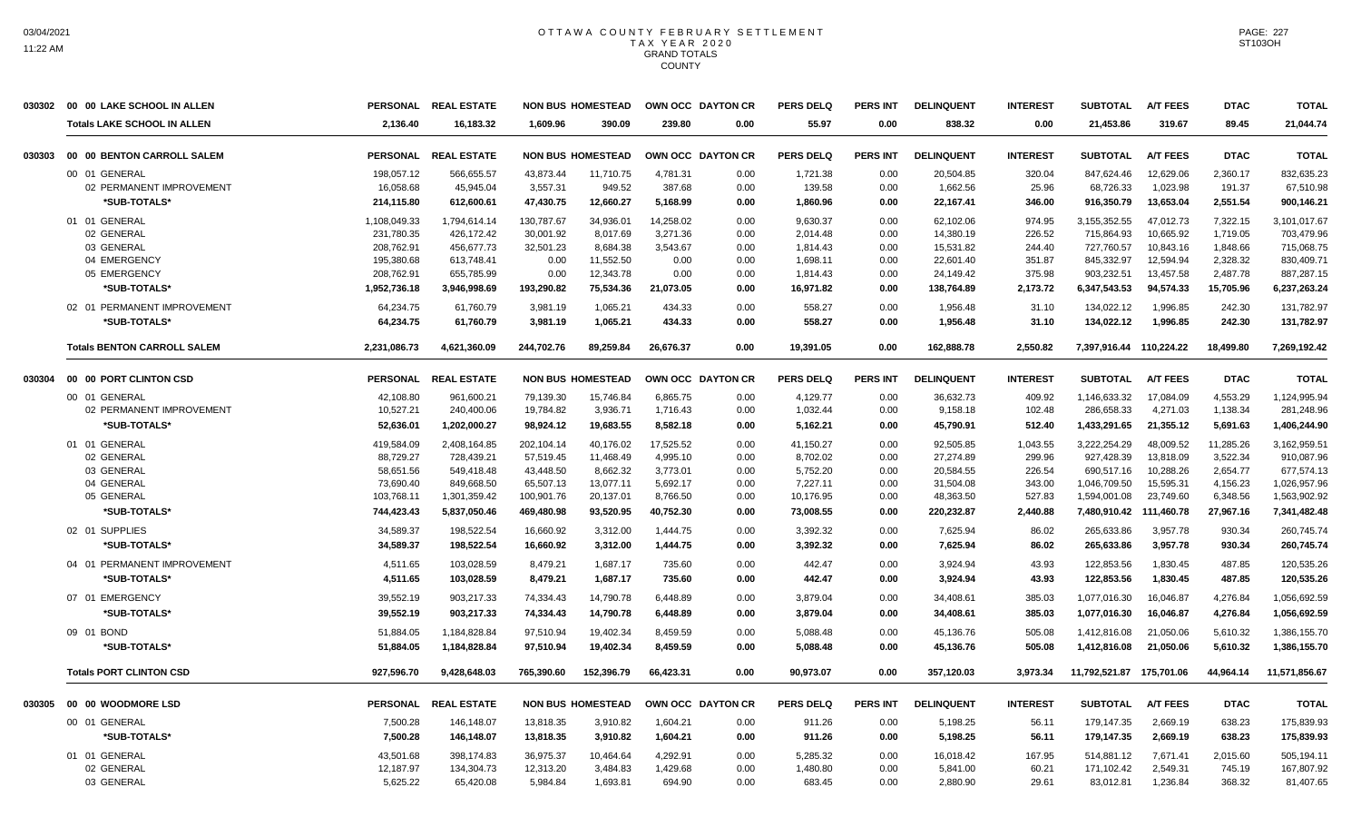# OTTAWA COUNTY FEBRUARY SETTLEMENT
## TAX YEAR 2020
### GRAND TOTALS
### COUNTY

| | PERSONAL | REAL ESTATE | NON BUS | HOMESTEAD | OWN OCC | DAYTON CR | PERS DELQ | PERS INT | DELINQUENT | INTEREST | SUBTOTAL | A/T FEES | DTAC | TOTAL |
|---|---|---|---|---|---|---|---|---|---|---|---|---|---|---|
| **030302 00 00 LAKE SCHOOL IN ALLEN** | | | | | | | | | | | | | | |
| **Totals LAKE SCHOOL IN ALLEN** | **2,136.40** | **16,183.32** | **1,609.96** | **390.09** | **239.80** | **0.00** | **55.97** | **0.00** | **838.32** | **0.00** | **21,453.86** | **319.67** | **89.45** | **21,044.74** |
| **030303 00 00 BENTON CARROLL SALEM** | **PERSONAL** | **REAL ESTATE** | **NON BUS** | **HOMESTEAD** | **OWN OCC** | **DAYTON CR** | **PERS DELQ** | **PERS INT** | **DELINQUENT** | **INTEREST** | **SUBTOTAL** | **A/T FEES** | **DTAC** | **TOTAL** |
| 00 01 GENERAL | 198,057.12 | 566,655.57 | 43,873.44 | 11,710.75 | 4,781.31 | 0.00 | 1,721.38 | 0.00 | 20,504.85 | 320.04 | 847,624.46 | 12,629.06 | 2,360.17 | 832,635.23 |
| 02 PERMANENT IMPROVEMENT | 16,058.68 | 45,945.04 | 3,557.31 | 949.52 | 387.68 | 0.00 | 139.58 | 0.00 | 1,662.56 | 25.96 | 68,726.33 | 1,023.98 | 191.37 | 67,510.98 |
| *SUB-TOTALS* | **214,115.80** | **612,600.61** | **47,430.75** | **12,660.27** | **5,168.99** | **0.00** | **1,860.96** | **0.00** | **22,167.41** | **346.00** | **916,350.79** | **13,653.04** | **2,551.54** | **900,146.21** |
| 01 01 GENERAL | 1,108,049.33 | 1,794,614.14 | 130,787.67 | 34,936.01 | 14,258.02 | 0.00 | 9,630.37 | 0.00 | 62,102.06 | 974.95 | 3,155,352.55 | 47,012.73 | 7,322.15 | 3,101,017.67 |
| 02 GENERAL | 231,780.35 | 426,172.42 | 30,001.92 | 8,017.69 | 3,271.36 | 0.00 | 2,014.48 | 0.00 | 14,380.19 | 226.52 | 715,864.93 | 10,665.92 | 1,719.05 | 703,479.96 |
| 03 GENERAL | 208,762.91 | 456,677.73 | 32,501.23 | 8,684.38 | 3,543.67 | 0.00 | 1,814.43 | 0.00 | 15,531.82 | 244.40 | 727,760.57 | 10,843.16 | 1,848.66 | 715,068.75 |
| 04 EMERGENCY | 195,380.68 | 613,748.41 | 0.00 | 11,552.50 | 0.00 | 0.00 | 1,698.11 | 0.00 | 22,601.40 | 351.87 | 845,332.97 | 12,594.94 | 2,328.32 | 830,409.71 |
| 05 EMERGENCY | 208,762.91 | 655,785.99 | 0.00 | 12,343.78 | 0.00 | 0.00 | 1,814.43 | 0.00 | 24,149.42 | 375.98 | 903,232.51 | 13,457.58 | 2,487.78 | 887,287.15 |
| *SUB-TOTALS* | **1,952,736.18** | **3,946,998.69** | **193,290.82** | **75,534.36** | **21,073.05** | **0.00** | **16,971.82** | **0.00** | **138,764.89** | **2,173.72** | **6,347,543.53** | **94,574.33** | **15,705.96** | **6,237,263.24** |
| 02 01 PERMANENT IMPROVEMENT | 64,234.75 | 61,760.79 | 3,981.19 | 1,065.21 | 434.33 | 0.00 | 558.27 | 0.00 | 1,956.48 | 31.10 | 134,022.12 | 1,996.85 | 242.30 | 131,782.97 |
| *SUB-TOTALS* | **64,234.75** | **61,760.79** | **3,981.19** | **1,065.21** | **434.33** | **0.00** | **558.27** | **0.00** | **1,956.48** | **31.10** | **134,022.12** | **1,996.85** | **242.30** | **131,782.97** |
| **Totals BENTON CARROLL SALEM** | **2,231,086.73** | **4,621,360.09** | **244,702.76** | **89,259.84** | **26,676.37** | **0.00** | **19,391.05** | **0.00** | **162,888.78** | **2,550.82** | **7,397,916.44** | **110,224.22** | **18,499.80** | **7,269,192.42** |
| **030304 00 00 PORT CLINTON CSD** | **PERSONAL** | **REAL ESTATE** | **NON BUS** | **HOMESTEAD** | **OWN OCC** | **DAYTON CR** | **PERS DELQ** | **PERS INT** | **DELINQUENT** | **INTEREST** | **SUBTOTAL** | **A/T FEES** | **DTAC** | **TOTAL** |
| 00 01 GENERAL | 42,108.80 | 961,600.21 | 79,139.30 | 15,746.84 | 6,865.75 | 0.00 | 4,129.77 | 0.00 | 36,632.73 | 409.92 | 1,146,633.32 | 17,084.09 | 4,553.29 | 1,124,995.94 |
| 02 PERMANENT IMPROVEMENT | 10,527.21 | 240,400.06 | 19,784.82 | 3,936.71 | 1,716.43 | 0.00 | 1,032.44 | 0.00 | 9,158.18 | 102.48 | 286,658.33 | 4,271.03 | 1,138.34 | 281,248.96 |
| *SUB-TOTALS* | **52,636.01** | **1,202,000.27** | **98,924.12** | **19,683.55** | **8,582.18** | **0.00** | **5,162.21** | **0.00** | **45,790.91** | **512.40** | **1,433,291.65** | **21,355.12** | **5,691.63** | **1,406,244.90** |
| 01 01 GENERAL | 419,584.09 | 2,408,164.85 | 202,104.14 | 40,176.02 | 17,525.52 | 0.00 | 41,150.27 | 0.00 | 92,505.85 | 1,043.55 | 3,222,254.29 | 48,009.52 | 11,285.26 | 3,162,959.51 |
| 02 GENERAL | 88,729.27 | 728,439.21 | 57,519.45 | 11,468.49 | 4,995.10 | 0.00 | 8,702.02 | 0.00 | 27,274.89 | 299.96 | 927,428.39 | 13,818.09 | 3,522.34 | 910,087.96 |
| 03 GENERAL | 58,651.56 | 549,418.48 | 43,448.50 | 8,662.32 | 3,773.01 | 0.00 | 5,752.20 | 0.00 | 20,584.55 | 226.54 | 690,517.16 | 10,288.26 | 2,654.77 | 677,574.13 |
| 04 GENERAL | 73,690.40 | 849,668.50 | 65,507.13 | 13,077.11 | 5,692.17 | 0.00 | 7,227.11 | 0.00 | 31,504.08 | 343.00 | 1,046,709.50 | 15,595.31 | 4,156.23 | 1,026,957.96 |
| 05 GENERAL | 103,768.11 | 1,301,359.42 | 100,901.76 | 20,137.01 | 8,766.50 | 0.00 | 10,176.95 | 0.00 | 48,363.50 | 527.83 | 1,594,001.08 | 23,749.60 | 6,348.56 | 1,563,902.92 |
| *SUB-TOTALS* | **744,423.43** | **5,837,050.46** | **469,480.98** | **93,520.95** | **40,752.30** | **0.00** | **73,008.55** | **0.00** | **220,232.87** | **2,440.88** | **7,480,910.42** | **111,460.78** | **27,967.16** | **7,341,482.48** |
| 02 01 SUPPLIES | 34,589.37 | 198,522.54 | 16,660.92 | 3,312.00 | 1,444.75 | 0.00 | 3,392.32 | 0.00 | 7,625.94 | 86.02 | 265,633.86 | 3,957.78 | 930.34 | 260,745.74 |
| *SUB-TOTALS* | **34,589.37** | **198,522.54** | **16,660.92** | **3,312.00** | **1,444.75** | **0.00** | **3,392.32** | **0.00** | **7,625.94** | **86.02** | **265,633.86** | **3,957.78** | **930.34** | **260,745.74** |
| 04 01 PERMANENT IMPROVEMENT | 4,511.65 | 103,028.59 | 8,479.21 | 1,687.17 | 735.60 | 0.00 | 442.47 | 0.00 | 3,924.94 | 43.93 | 122,853.56 | 1,830.45 | 487.85 | 120,535.26 |
| *SUB-TOTALS* | **4,511.65** | **103,028.59** | **8,479.21** | **1,687.17** | **735.60** | **0.00** | **442.47** | **0.00** | **3,924.94** | **43.93** | **122,853.56** | **1,830.45** | **487.85** | **120,535.26** |
| 07 01 EMERGENCY | 39,552.19 | 903,217.33 | 74,334.43 | 14,790.78 | 6,448.89 | 0.00 | 3,879.04 | 0.00 | 34,408.61 | 385.03 | 1,077,016.30 | 16,046.87 | 4,276.84 | 1,056,692.59 |
| *SUB-TOTALS* | **39,552.19** | **903,217.33** | **74,334.43** | **14,790.78** | **6,448.89** | **0.00** | **3,879.04** | **0.00** | **34,408.61** | **385.03** | **1,077,016.30** | **16,046.87** | **4,276.84** | **1,056,692.59** |
| 09 01 BOND | 51,884.05 | 1,184,828.84 | 97,510.94 | 19,402.34 | 8,459.59 | 0.00 | 5,088.48 | 0.00 | 45,136.76 | 505.08 | 1,412,816.08 | 21,050.06 | 5,610.32 | 1,386,155.70 |
| *SUB-TOTALS* | **51,884.05** | **1,184,828.84** | **97,510.94** | **19,402.34** | **8,459.59** | **0.00** | **5,088.48** | **0.00** | **45,136.76** | **505.08** | **1,412,816.08** | **21,050.06** | **5,610.32** | **1,386,155.70** |
| **Totals PORT CLINTON CSD** | **927,596.70** | **9,428,648.03** | **765,390.60** | **152,396.79** | **66,423.31** | **0.00** | **90,973.07** | **0.00** | **357,120.03** | **3,973.34** | **11,792,521.87** | **175,701.06** | **44,964.14** | **11,571,856.67** |
| **030305 00 00 WOODMORE LSD** | **PERSONAL** | **REAL ESTATE** | **NON BUS** | **HOMESTEAD** | **OWN OCC** | **DAYTON CR** | **PERS DELQ** | **PERS INT** | **DELINQUENT** | **INTEREST** | **SUBTOTAL** | **A/T FEES** | **DTAC** | **TOTAL** |
| 00 01 GENERAL | 7,500.28 | 146,148.07 | 13,818.35 | 3,910.82 | 1,604.21 | 0.00 | 911.26 | 0.00 | 5,198.25 | 56.11 | 179,147.35 | 2,669.19 | 638.23 | 175,839.93 |
| *SUB-TOTALS* | **7,500.28** | **146,148.07** | **13,818.35** | **3,910.82** | **1,604.21** | **0.00** | **911.26** | **0.00** | **5,198.25** | **56.11** | **179,147.35** | **2,669.19** | **638.23** | **175,839.93** |
| 01 01 GENERAL | 43,501.68 | 398,174.83 | 36,975.37 | 10,464.64 | 4,292.91 | 0.00 | 5,285.32 | 0.00 | 16,018.42 | 167.95 | 514,881.12 | 7,671.41 | 2,015.60 | 505,194.11 |
| 02 GENERAL | 12,187.97 | 134,304.73 | 12,313.20 | 3,484.83 | 1,429.68 | 0.00 | 1,480.80 | 0.00 | 5,841.00 | 60.21 | 171,102.42 | 2,549.31 | 745.19 | 167,807.92 |
| 03 GENERAL | 5,625.22 | 65,420.08 | 5,984.84 | 1,693.81 | 694.90 | 0.00 | 683.45 | 0.00 | 2,880.90 | 29.61 | 83,012.81 | 1,236.84 | 368.32 | 81,407.65 |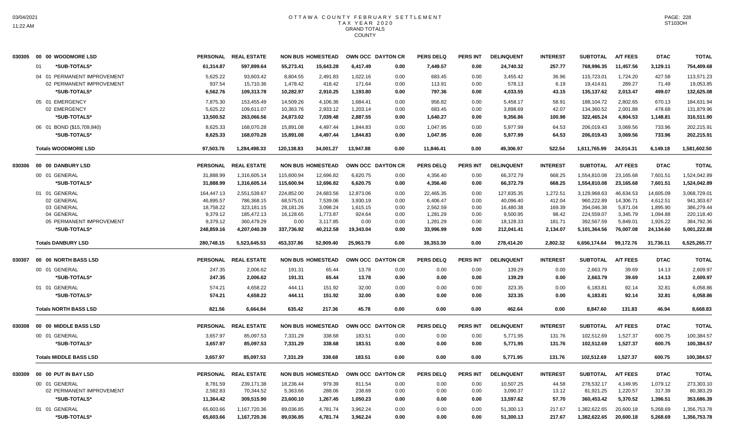# OTTAWA COUNTY FEBRUARY SETTLEMENT
## TAX YEAR 2020
### GRAND TOTALS
### COUNTY

| | | PERSONAL | REAL ESTATE | NON BUS | HOMESTEAD | OWN OCC | DAYTON CR | PERS DELQ | PERS INT | DELINQUENT | INTEREST | SUBTOTAL | A/T FEES | DTAC | TOTAL |
|---|---|---|---|---|---|---|---|---|---|---|---|---|---|---|---|
| 030305 | 00 00 WOODMORE LSD | | | | | | | | | | | | | | |
| | 01 *SUB-TOTALS* | 61,314.87 | 597,899.64 | 55,273.41 | 15,643.28 | 6,417.49 | 0.00 | 7,449.57 | 0.00 | 24,740.32 | 257.77 | 768,996.35 | 11,457.56 | 3,129.11 | 754,409.68 |
| | 04 01 PERMANENT IMPROVEMENT | 5,625.22 | 93,603.42 | 8,804.55 | 2,491.83 | 1,022.16 | 0.00 | 683.45 | 0.00 | 3,455.42 | 36.96 | 115,723.01 | 1,724.20 | 427.58 | 113,571.23 |
| | 02 PERMANENT IMPROVEMENT | 937.54 | 15,710.36 | 1,478.42 | 418.42 | 171.64 | 0.00 | 113.91 | 0.00 | 578.13 | 6.19 | 19,414.61 | 289.27 | 71.49 | 19,053.85 |
| | *SUB-TOTALS* | 6,562.76 | 109,313.78 | 10,282.97 | 2,910.25 | 1,193.80 | 0.00 | 797.36 | 0.00 | 4,033.55 | 43.15 | 135,137.62 | 2,013.47 | 499.07 | 132,625.08 |
| | 05 01 EMERGENCY | 7,875.30 | 153,455.49 | 14,509.26 | 4,106.36 | 1,684.41 | 0.00 | 956.82 | 0.00 | 5,458.17 | 58.91 | 188,104.72 | 2,802.65 | 670.13 | 184,631.94 |
| | 02 EMERGENCY | 5,625.22 | 109,611.07 | 10,363.76 | 2,933.12 | 1,203.14 | 0.00 | 683.45 | 0.00 | 3,898.69 | 42.07 | 134,360.52 | 2,001.88 | 478.68 | 131,879.96 |
| | *SUB-TOTALS* | 13,500.52 | 263,066.56 | 24,873.02 | 7,039.48 | 2,887.55 | 0.00 | 1,640.27 | 0.00 | 9,356.86 | 100.98 | 322,465.24 | 4,804.53 | 1,148.81 | 316,511.90 |
| | 06 01 BOND ($15,709,840) | 8,625.33 | 168,070.28 | 15,891.08 | 4,497.44 | 1,844.83 | 0.00 | 1,047.95 | 0.00 | 5,977.99 | 64.53 | 206,019.43 | 3,069.56 | 733.96 | 202,215.91 |
| | *SUB-TOTALS* | 8,625.33 | 168,070.28 | 15,891.08 | 4,497.44 | 1,844.83 | 0.00 | 1,047.95 | 0.00 | 5,977.99 | 64.53 | 206,019.43 | 3,069.56 | 733.96 | 202,215.91 |
| | **Totals WOODMORE LSD** | 97,503.76 | 1,284,498.33 | 120,138.83 | 34,001.27 | 13,947.88 | 0.00 | 11,846.41 | 0.00 | 49,306.97 | 522.54 | 1,611,765.99 | 24,014.31 | 6,149.18 | 1,581,602.50 |
| 030306 | 00 00 DANBURY LSD | | | | | | | | | | | | | | |
| | 00 01 GENERAL | 31,888.99 | 1,316,605.14 | 115,600.94 | 12,696.82 | 6,620.75 | 0.00 | 4,356.40 | 0.00 | 66,372.79 | 668.25 | 1,554,810.08 | 23,165.68 | 7,601.51 | 1,524,042.89 |
| | *SUB-TOTALS* | 31,888.99 | 1,316,605.14 | 115,600.94 | 12,696.82 | 6,620.75 | 0.00 | 4,356.40 | 0.00 | 66,372.79 | 668.25 | 1,554,810.08 | 23,165.68 | 7,601.51 | 1,524,042.89 |
| | 01 01 GENERAL | 164,447.13 | 2,551,539.67 | 224,852.00 | 24,683.56 | 12,873.06 | 0.00 | 22,465.35 | 0.00 | 127,835.35 | 1,272.51 | 3,129,968.63 | 46,634.53 | 14,605.09 | 3,068,729.01 |
| | 02 GENERAL | 46,895.57 | 786,368.15 | 68,575.01 | 7,539.06 | 3,930.19 | 0.00 | 6,406.47 | 0.00 | 40,096.40 | 412.04 | 960,222.89 | 14,306.71 | 4,612.51 | 941,303.67 |
| | 03 GENERAL | 18,758.22 | 323,181.15 | 28,181.26 | 3,098.24 | 1,615.15 | 0.00 | 2,562.59 | 0.00 | 16,480.38 | 169.39 | 394,046.38 | 5,871.04 | 1,895.90 | 386,279.44 |
| | 04 GENERAL | 9,379.12 | 185,472.13 | 16,128.65 | 1,773.87 | 924.64 | 0.00 | 1,281.29 | 0.00 | 9,500.95 | 98.42 | 224,559.07 | 3,345.79 | 1,094.88 | 220,118.40 |
| | 05 PERMANENT IMPROVEMENT | 9,379.12 | 360,479.29 | 0.00 | 3,117.85 | 0.00 | 0.00 | 1,281.29 | 0.00 | 18,128.33 | 181.71 | 392,567.59 | 5,849.01 | 1,926.22 | 384,792.36 |
| | *SUB-TOTALS* | 248,859.16 | 4,207,040.39 | 337,736.92 | 40,212.58 | 19,343.04 | 0.00 | 33,996.99 | 0.00 | 212,041.41 | 2,134.07 | 5,101,364.56 | 76,007.08 | 24,134.60 | 5,001,222.88 |
| | **Totals DANBURY LSD** | 280,748.15 | 5,523,645.53 | 453,337.86 | 52,909.40 | 25,963.79 | 0.00 | 38,353.39 | 0.00 | 278,414.20 | 2,802.32 | 6,656,174.64 | 99,172.76 | 31,736.11 | 6,525,265.77 |
| 030307 | 00 00 NORTH BASS LSD | | | | | | | | | | | | | | |
| | 00 01 GENERAL | 247.35 | 2,006.62 | 191.31 | 65.44 | 13.78 | 0.00 | 0.00 | 0.00 | 139.29 | 0.00 | 2,663.79 | 39.69 | 14.13 | 2,609.97 |
| | *SUB-TOTALS* | 247.35 | 2,006.62 | 191.31 | 65.44 | 13.78 | 0.00 | 0.00 | 0.00 | 139.29 | 0.00 | 2,663.79 | 39.69 | 14.13 | 2,609.97 |
| | 01 01 GENERAL | 574.21 | 4,658.22 | 444.11 | 151.92 | 32.00 | 0.00 | 0.00 | 0.00 | 323.35 | 0.00 | 6,183.81 | 92.14 | 32.81 | 6,058.86 |
| | *SUB-TOTALS* | 574.21 | 4,658.22 | 444.11 | 151.92 | 32.00 | 0.00 | 0.00 | 0.00 | 323.35 | 0.00 | 6,183.81 | 92.14 | 32.81 | 6,058.86 |
| | **Totals NORTH BASS LSD** | 821.56 | 6,664.84 | 635.42 | 217.36 | 45.78 | 0.00 | 0.00 | 0.00 | 462.64 | 0.00 | 8,847.60 | 131.83 | 46.94 | 8,668.83 |
| 030308 | 00 00 MIDDLE BASS LSD | | | | | | | | | | | | | | |
| | 00 01 GENERAL | 3,657.97 | 85,097.53 | 7,331.29 | 338.68 | 183.51 | 0.00 | 0.00 | 0.00 | 5,771.95 | 131.76 | 102,512.69 | 1,527.37 | 600.75 | 100,384.57 |
| | *SUB-TOTALS* | 3,657.97 | 85,097.53 | 7,331.29 | 338.68 | 183.51 | 0.00 | 0.00 | 0.00 | 5,771.95 | 131.76 | 102,512.69 | 1,527.37 | 600.75 | 100,384.57 |
| | **Totals MIDDLE BASS LSD** | 3,657.97 | 85,097.53 | 7,331.29 | 338.68 | 183.51 | 0.00 | 0.00 | 0.00 | 5,771.95 | 131.76 | 102,512.69 | 1,527.37 | 600.75 | 100,384.57 |
| 030309 | 00 00 PUT IN BAY LSD | | | | | | | | | | | | | | |
| | 00 01 GENERAL | 8,781.59 | 239,171.38 | 18,236.44 | 979.39 | 811.54 | 0.00 | 0.00 | 0.00 | 10,507.25 | 44.58 | 278,532.17 | 4,149.95 | 1,079.12 | 273,303.10 |
| | 02 PERMANENT IMPROVEMENT | 2,582.83 | 70,344.52 | 5,363.66 | 288.06 | 238.69 | 0.00 | 0.00 | 0.00 | 3,090.37 | 13.12 | 81,921.25 | 1,220.57 | 317.39 | 80,383.29 |
| | *SUB-TOTALS* | 11,364.42 | 309,515.90 | 23,600.10 | 1,267.45 | 1,050.23 | 0.00 | 0.00 | 0.00 | 13,597.62 | 57.70 | 360,453.42 | 5,370.52 | 1,396.51 | 353,686.39 |
| | 01 01 GENERAL | 65,603.66 | 1,167,720.36 | 89,036.85 | 4,781.74 | 3,962.24 | 0.00 | 0.00 | 0.00 | 51,300.13 | 217.67 | 1,382,622.65 | 20,600.18 | 5,268.69 | 1,356,753.78 |
| | *SUB-TOTALS* | 65,603.66 | 1,167,720.36 | 89,036.85 | 4,781.74 | 3,962.24 | 0.00 | 0.00 | 0.00 | 51,300.13 | 217.67 | 1,382,622.65 | 20,600.18 | 5,268.69 | 1,356,753.78 |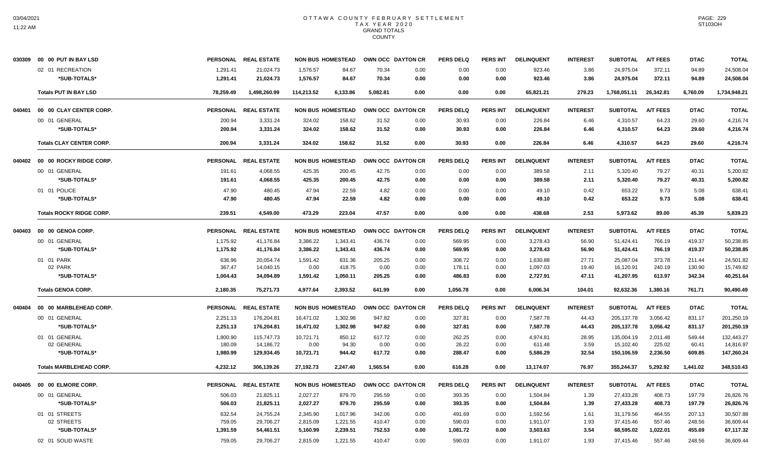# OTTAWA COUNTY FEBRUARY SETTLEMENT
## TAX YEAR 2020
### GRAND TOTALS
### COUNTY

| | | PERSONAL | REAL ESTATE | NON BUS | HOMESTEAD | OWN OCC | DAYTON CR | PERS DELQ | PERS INT | DELINQUENT | INTEREST | SUBTOTAL | A/T FEES | DTAC | TOTAL |
|---|---|---|---|---|---|---|---|---|---|---|---|---|---|---|---|
| 030309 | 00 00 PUT IN BAY LSD | | | | | | | | | | | | | | |
| | 02 01 RECREATION | 1,291.41 | 21,024.73 | 1,576.57 | 84.67 | 70.34 | 0.00 | 0.00 | 0.00 | 923.46 | 3.86 | 24,975.04 | 372.11 | 94.89 | 24,508.04 |
| | *SUB-TOTALS* | 1,291.41 | 21,024.73 | 1,576.57 | 84.67 | 70.34 | 0.00 | 0.00 | 0.00 | 923.46 | 3.86 | 24,975.04 | 372.11 | 94.89 | 24,508.04 |
| | **Totals PUT IN BAY LSD** | 78,259.49 | 1,498,260.99 | 114,213.52 | 6,133.86 | 5,082.81 | 0.00 | 0.00 | 0.00 | 65,821.21 | 279.23 | 1,768,051.11 | 26,342.81 | 6,760.09 | 1,734,948.21 |
| 040401 | 00 00 CLAY CENTER CORP. | PERSONAL | REAL ESTATE | NON BUS | HOMESTEAD | OWN OCC | DAYTON CR | PERS DELQ | PERS INT | DELINQUENT | INTEREST | SUBTOTAL | A/T FEES | DTAC | TOTAL |
| | 00 01 GENERAL | 200.94 | 3,331.24 | 324.02 | 158.62 | 31.52 | 0.00 | 30.93 | 0.00 | 226.84 | 6.46 | 4,310.57 | 64.23 | 29.60 | 4,216.74 |
| | *SUB-TOTALS* | 200.94 | 3,331.24 | 324.02 | 158.62 | 31.52 | 0.00 | 30.93 | 0.00 | 226.84 | 6.46 | 4,310.57 | 64.23 | 29.60 | 4,216.74 |
| | **Totals CLAY CENTER CORP.** | 200.94 | 3,331.24 | 324.02 | 158.62 | 31.52 | 0.00 | 30.93 | 0.00 | 226.84 | 6.46 | 4,310.57 | 64.23 | 29.60 | 4,216.74 |
| 040402 | 00 00 ROCKY RIDGE CORP. | PERSONAL | REAL ESTATE | NON BUS | HOMESTEAD | OWN OCC | DAYTON CR | PERS DELQ | PERS INT | DELINQUENT | INTEREST | SUBTOTAL | A/T FEES | DTAC | TOTAL |
| | 00 01 GENERAL | 191.61 | 4,068.55 | 425.35 | 200.45 | 42.75 | 0.00 | 0.00 | 0.00 | 389.58 | 2.11 | 5,320.40 | 79.27 | 40.31 | 5,200.82 |
| | *SUB-TOTALS* | 191.61 | 4,068.55 | 425.35 | 200.45 | 42.75 | 0.00 | 0.00 | 0.00 | 389.58 | 2.11 | 5,320.40 | 79.27 | 40.31 | 5,200.82 |
| | 01 01 POLICE | 47.90 | 480.45 | 47.94 | 22.59 | 4.82 | 0.00 | 0.00 | 0.00 | 49.10 | 0.42 | 653.22 | 9.73 | 5.08 | 638.41 |
| | *SUB-TOTALS* | 47.90 | 480.45 | 47.94 | 22.59 | 4.82 | 0.00 | 0.00 | 0.00 | 49.10 | 0.42 | 653.22 | 9.73 | 5.08 | 638.41 |
| | **Totals ROCKY RIDGE CORP.** | 239.51 | 4,549.00 | 473.29 | 223.04 | 47.57 | 0.00 | 0.00 | 0.00 | 438.68 | 2.53 | 5,973.62 | 89.00 | 45.39 | 5,839.23 |
| 040403 | 00 00 GENOA CORP. | PERSONAL | REAL ESTATE | NON BUS | HOMESTEAD | OWN OCC | DAYTON CR | PERS DELQ | PERS INT | DELINQUENT | INTEREST | SUBTOTAL | A/T FEES | DTAC | TOTAL |
| | 00 01 GENERAL | 1,175.92 | 41,176.84 | 3,386.22 | 1,343.41 | 436.74 | 0.00 | 569.95 | 0.00 | 3,278.43 | 56.90 | 51,424.41 | 766.19 | 419.37 | 50,238.85 |
| | *SUB-TOTALS* | 1,175.92 | 41,176.84 | 3,386.22 | 1,343.41 | 436.74 | 0.00 | 569.95 | 0.00 | 3,278.43 | 56.90 | 51,424.41 | 766.19 | 419.37 | 50,238.85 |
| | 01 01 PARK | 636.96 | 20,054.74 | 1,591.42 | 631.36 | 205.25 | 0.00 | 308.72 | 0.00 | 1,630.88 | 27.71 | 25,087.04 | 373.78 | 211.44 | 24,501.82 |
| | 02 PARK | 367.47 | 14,040.15 | 0.00 | 418.75 | 0.00 | 0.00 | 178.11 | 0.00 | 1,097.03 | 19.40 | 16,120.91 | 240.19 | 130.90 | 15,749.82 |
| | *SUB-TOTALS* | 1,004.43 | 34,094.89 | 1,591.42 | 1,050.11 | 205.25 | 0.00 | 486.83 | 0.00 | 2,727.91 | 47.11 | 41,207.95 | 613.97 | 342.34 | 40,251.64 |
| | **Totals GENOA CORP.** | 2,180.35 | 75,271.73 | 4,977.64 | 2,393.52 | 641.99 | 0.00 | 1,056.78 | 0.00 | 6,006.34 | 104.01 | 92,632.36 | 1,380.16 | 761.71 | 90,490.49 |
| 040404 | 00 00 MARBLEHEAD CORP. | PERSONAL | REAL ESTATE | NON BUS | HOMESTEAD | OWN OCC | DAYTON CR | PERS DELQ | PERS INT | DELINQUENT | INTEREST | SUBTOTAL | A/T FEES | DTAC | TOTAL |
| | 00 01 GENERAL | 2,251.13 | 176,204.81 | 16,471.02 | 1,302.98 | 947.82 | 0.00 | 327.81 | 0.00 | 7,587.78 | 44.43 | 205,137.78 | 3,056.42 | 831.17 | 201,250.19 |
| | *SUB-TOTALS* | 2,251.13 | 176,204.81 | 16,471.02 | 1,302.98 | 947.82 | 0.00 | 327.81 | 0.00 | 7,587.78 | 44.43 | 205,137.78 | 3,056.42 | 831.17 | 201,250.19 |
| | 01 01 GENERAL | 1,800.90 | 115,747.73 | 10,721.71 | 850.12 | 617.72 | 0.00 | 262.25 | 0.00 | 4,974.81 | 28.95 | 135,004.19 | 2,011.48 | 549.44 | 132,443.27 |
| | 02 GENERAL | 180.09 | 14,186.72 | 0.00 | 94.30 | 0.00 | 0.00 | 26.22 | 0.00 | 611.48 | 3.59 | 15,102.40 | 225.02 | 60.41 | 14,816.97 |
| | *SUB-TOTALS* | 1,980.99 | 129,934.45 | 10,721.71 | 944.42 | 617.72 | 0.00 | 288.47 | 0.00 | 5,586.29 | 32.54 | 150,106.59 | 2,236.50 | 609.85 | 147,260.24 |
| | **Totals MARBLEHEAD CORP.** | 4,232.12 | 306,139.26 | 27,192.73 | 2,247.40 | 1,565.54 | 0.00 | 616.28 | 0.00 | 13,174.07 | 76.97 | 355,244.37 | 5,292.92 | 1,441.02 | 348,510.43 |
| 040405 | 00 00 ELMORE CORP. | PERSONAL | REAL ESTATE | NON BUS | HOMESTEAD | OWN OCC | DAYTON CR | PERS DELQ | PERS INT | DELINQUENT | INTEREST | SUBTOTAL | A/T FEES | DTAC | TOTAL |
| | 00 01 GENERAL | 506.03 | 21,825.11 | 2,027.27 | 879.70 | 295.59 | 0.00 | 393.35 | 0.00 | 1,504.84 | 1.39 | 27,433.28 | 408.73 | 197.79 | 26,826.76 |
| | *SUB-TOTALS* | 506.03 | 21,825.11 | 2,027.27 | 879.70 | 295.59 | 0.00 | 393.35 | 0.00 | 1,504.84 | 1.39 | 27,433.28 | 408.73 | 197.79 | 26,826.76 |
| | 01 01 STREETS | 632.54 | 24,755.24 | 2,345.90 | 1,017.96 | 342.06 | 0.00 | 491.69 | 0.00 | 1,592.56 | 1.61 | 31,179.56 | 464.55 | 207.13 | 30,507.88 |
| | 02 STREETS | 759.05 | 29,706.27 | 2,815.09 | 1,221.55 | 410.47 | 0.00 | 590.03 | 0.00 | 1,911.07 | 1.93 | 37,415.46 | 557.46 | 248.56 | 36,609.44 |
| | *SUB-TOTALS* | 1,391.59 | 54,461.51 | 5,160.99 | 2,239.51 | 752.53 | 0.00 | 1,081.72 | 0.00 | 3,503.63 | 3.54 | 68,595.02 | 1,022.01 | 455.69 | 67,117.32 |
| | 02 01 SOLID WASTE | 759.05 | 29,706.27 | 2,815.09 | 1,221.55 | 410.47 | 0.00 | 590.03 | 0.00 | 1,911.07 | 1.93 | 37,415.46 | 557.46 | 248.56 | 36,609.44 |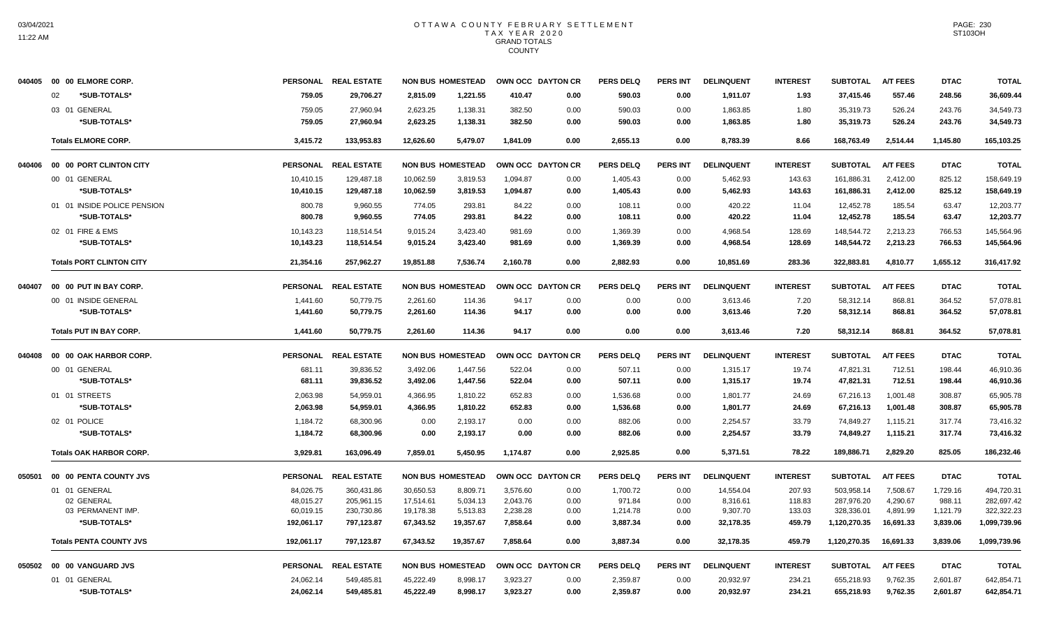# OTTAWA COUNTY FEBRUARY SETTLEMENT
## TAX YEAR 2020
## GRAND TOTALS
## COUNTY

| | | PERSONAL | REAL ESTATE | NON BUS | HOMESTEAD | OWN OCC | DAYTON CR | PERS DELQ | PERS INT | DELINQUENT | INTEREST | SUBTOTAL | A/T FEES | DTAC | TOTAL |
|---|---|---|---|---|---|---|---|---|---|---|---|---|---|---|---|
| 040405 | 00 00 ELMORE CORP. | PERSONAL | REAL ESTATE | NON BUS | HOMESTEAD | OWN OCC | DAYTON CR | PERS DELQ | PERS INT | DELINQUENT | INTEREST | SUBTOTAL | A/T FEES | DTAC | TOTAL |
| | 02 *SUB-TOTALS* | 759.05 | 29,706.27 | 2,815.09 | 1,221.55 | 410.47 | 0.00 | 590.03 | 0.00 | 1,911.07 | 1.93 | 37,415.46 | 557.46 | 248.56 | 36,609.44 |
| | 03 01 GENERAL | 759.05 | 27,960.94 | 2,623.25 | 1,138.31 | 382.50 | 0.00 | 590.03 | 0.00 | 1,863.85 | 1.80 | 35,319.73 | 526.24 | 243.76 | 34,549.73 |
| | *SUB-TOTALS* | 759.05 | 27,960.94 | 2,623.25 | 1,138.31 | 382.50 | 0.00 | 590.03 | 0.00 | 1,863.85 | 1.80 | 35,319.73 | 526.24 | 243.76 | 34,549.73 |
| | Totals ELMORE CORP. | 3,415.72 | 133,953.83 | 12,626.60 | 5,479.07 | 1,841.09 | 0.00 | 2,655.13 | 0.00 | 8,783.39 | 8.66 | 168,763.49 | 2,514.44 | 1,145.80 | 165,103.25 |
| 040406 | 00 00 PORT CLINTON CITY | PERSONAL | REAL ESTATE | NON BUS | HOMESTEAD | OWN OCC | DAYTON CR | PERS DELQ | PERS INT | DELINQUENT | INTEREST | SUBTOTAL | A/T FEES | DTAC | TOTAL |
| | 00 01 GENERAL | 10,410.15 | 129,487.18 | 10,062.59 | 3,819.53 | 1,094.87 | 0.00 | 1,405.43 | 0.00 | 5,462.93 | 143.63 | 161,886.31 | 2,412.00 | 825.12 | 158,649.19 |
| | *SUB-TOTALS* | 10,410.15 | 129,487.18 | 10,062.59 | 3,819.53 | 1,094.87 | 0.00 | 1,405.43 | 0.00 | 5,462.93 | 143.63 | 161,886.31 | 2,412.00 | 825.12 | 158,649.19 |
| | 01 01 INSIDE POLICE PENSION | 800.78 | 9,960.55 | 774.05 | 293.81 | 84.22 | 0.00 | 108.11 | 0.00 | 420.22 | 11.04 | 12,452.78 | 185.54 | 63.47 | 12,203.77 |
| | *SUB-TOTALS* | 800.78 | 9,960.55 | 774.05 | 293.81 | 84.22 | 0.00 | 108.11 | 0.00 | 420.22 | 11.04 | 12,452.78 | 185.54 | 63.47 | 12,203.77 |
| | 02 01 FIRE & EMS | 10,143.23 | 118,514.54 | 9,015.24 | 3,423.40 | 981.69 | 0.00 | 1,369.39 | 0.00 | 4,968.54 | 128.69 | 148,544.72 | 2,213.23 | 766.53 | 145,564.96 |
| | *SUB-TOTALS* | 10,143.23 | 118,514.54 | 9,015.24 | 3,423.40 | 981.69 | 0.00 | 1,369.39 | 0.00 | 4,968.54 | 128.69 | 148,544.72 | 2,213.23 | 766.53 | 145,564.96 |
| | Totals PORT CLINTON CITY | 21,354.16 | 257,962.27 | 19,851.88 | 7,536.74 | 2,160.78 | 0.00 | 2,882.93 | 0.00 | 10,851.69 | 283.36 | 322,883.81 | 4,810.77 | 1,655.12 | 316,417.92 |
| 040407 | 00 00 PUT IN BAY CORP. | PERSONAL | REAL ESTATE | NON BUS | HOMESTEAD | OWN OCC | DAYTON CR | PERS DELQ | PERS INT | DELINQUENT | INTEREST | SUBTOTAL | A/T FEES | DTAC | TOTAL |
| | 00 01 INSIDE GENERAL | 1,441.60 | 50,779.75 | 2,261.60 | 114.36 | 94.17 | 0.00 | 0.00 | 0.00 | 3,613.46 | 7.20 | 58,312.14 | 868.81 | 364.52 | 57,078.81 |
| | *SUB-TOTALS* | 1,441.60 | 50,779.75 | 2,261.60 | 114.36 | 94.17 | 0.00 | 0.00 | 0.00 | 3,613.46 | 7.20 | 58,312.14 | 868.81 | 364.52 | 57,078.81 |
| | Totals PUT IN BAY CORP. | 1,441.60 | 50,779.75 | 2,261.60 | 114.36 | 94.17 | 0.00 | 0.00 | 0.00 | 3,613.46 | 7.20 | 58,312.14 | 868.81 | 364.52 | 57,078.81 |
| 040408 | 00 00 OAK HARBOR CORP. | PERSONAL | REAL ESTATE | NON BUS | HOMESTEAD | OWN OCC | DAYTON CR | PERS DELQ | PERS INT | DELINQUENT | INTEREST | SUBTOTAL | A/T FEES | DTAC | TOTAL |
| | 00 01 GENERAL | 681.11 | 39,836.52 | 3,492.06 | 1,447.56 | 522.04 | 0.00 | 507.11 | 0.00 | 1,315.17 | 19.74 | 47,821.31 | 712.51 | 198.44 | 46,910.36 |
| | *SUB-TOTALS* | 681.11 | 39,836.52 | 3,492.06 | 1,447.56 | 522.04 | 0.00 | 507.11 | 0.00 | 1,315.17 | 19.74 | 47,821.31 | 712.51 | 198.44 | 46,910.36 |
| | 01 01 STREETS | 2,063.98 | 54,959.01 | 4,366.95 | 1,810.22 | 652.83 | 0.00 | 1,536.68 | 0.00 | 1,801.77 | 24.69 | 67,216.13 | 1,001.48 | 308.87 | 65,905.78 |
| | *SUB-TOTALS* | 2,063.98 | 54,959.01 | 4,366.95 | 1,810.22 | 652.83 | 0.00 | 1,536.68 | 0.00 | 1,801.77 | 24.69 | 67,216.13 | 1,001.48 | 308.87 | 65,905.78 |
| | 02 01 POLICE | 1,184.72 | 68,300.96 | 0.00 | 2,193.17 | 0.00 | 0.00 | 882.06 | 0.00 | 2,254.57 | 33.79 | 74,849.27 | 1,115.21 | 317.74 | 73,416.32 |
| | *SUB-TOTALS* | 1,184.72 | 68,300.96 | 0.00 | 2,193.17 | 0.00 | 0.00 | 882.06 | 0.00 | 2,254.57 | 33.79 | 74,849.27 | 1,115.21 | 317.74 | 73,416.32 |
| | Totals OAK HARBOR CORP. | 3,929.81 | 163,096.49 | 7,859.01 | 5,450.95 | 1,174.87 | 0.00 | 2,925.85 | 0.00 | 5,371.51 | 78.22 | 189,886.71 | 2,829.20 | 825.05 | 186,232.46 |
| 050501 | 00 00 PENTA COUNTY JVS | PERSONAL | REAL ESTATE | NON BUS | HOMESTEAD | OWN OCC | DAYTON CR | PERS DELQ | PERS INT | DELINQUENT | INTEREST | SUBTOTAL | A/T FEES | DTAC | TOTAL |
| | 01 01 GENERAL | 84,026.75 | 360,431.86 | 30,650.53 | 8,809.71 | 3,576.60 | 0.00 | 1,700.72 | 0.00 | 14,554.04 | 207.93 | 503,958.14 | 7,508.67 | 1,729.16 | 494,720.31 |
| | 02 GENERAL | 48,015.27 | 205,961.15 | 17,514.61 | 5,034.13 | 2,043.76 | 0.00 | 971.84 | 0.00 | 8,316.61 | 118.83 | 287,976.20 | 4,290.67 | 988.11 | 282,697.42 |
| | 03 PERMANENT IMP. | 60,019.15 | 230,730.86 | 19,178.38 | 5,513.83 | 2,238.28 | 0.00 | 1,214.78 | 0.00 | 9,307.70 | 133.03 | 328,336.01 | 4,891.99 | 1,121.79 | 322,322.23 |
| | *SUB-TOTALS* | 192,061.17 | 797,123.87 | 67,343.52 | 19,357.67 | 7,858.64 | 0.00 | 3,887.34 | 0.00 | 32,178.35 | 459.79 | 1,120,270.35 | 16,691.33 | 3,839.06 | 1,099,739.96 |
| | Totals PENTA COUNTY JVS | 192,061.17 | 797,123.87 | 67,343.52 | 19,357.67 | 7,858.64 | 0.00 | 3,887.34 | 0.00 | 32,178.35 | 459.79 | 1,120,270.35 | 16,691.33 | 3,839.06 | 1,099,739.96 |
| 050502 | 00 00 VANGUARD JVS | PERSONAL | REAL ESTATE | NON BUS | HOMESTEAD | OWN OCC | DAYTON CR | PERS DELQ | PERS INT | DELINQUENT | INTEREST | SUBTOTAL | A/T FEES | DTAC | TOTAL |
| | 01 01 GENERAL | 24,062.14 | 549,485.81 | 45,222.49 | 8,998.17 | 3,923.27 | 0.00 | 2,359.87 | 0.00 | 20,932.97 | 234.21 | 655,218.93 | 9,762.35 | 2,601.87 | 642,854.71 |
| | *SUB-TOTALS* | 24,062.14 | 549,485.81 | 45,222.49 | 8,998.17 | 3,923.27 | 0.00 | 2,359.87 | 0.00 | 20,932.97 | 234.21 | 655,218.93 | 9,762.35 | 2,601.87 | 642,854.71 |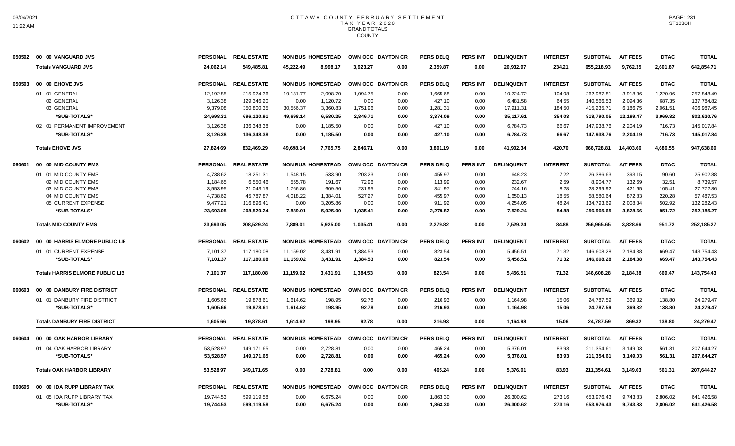# OTTAWA COUNTY FEBRUARY SETTLEMENT
## TAX YEAR 2020
### GRAND TOTALS
### COUNTY

03/04/2021
11:22 AM

ST103OH

| | | PERSONAL | REAL ESTATE | NON BUS | HOMESTEAD | OWN OCC | DAYTON CR | PERS DELQ | PERS INT | DELINQUENT | INTEREST | SUBTOTAL | A/T FEES | DTAC | TOTAL |
|---|---|---|---|---|---|---|---|---|---|---|---|---|---|---|---|
| 050502 | 00 00 VANGUARD JVS | | | | | | | | | | | | | | |
| | **Totals VANGUARD JVS** | **24,062.14** | **549,485.81** | **45,222.49** | **8,998.17** | **3,923.27** | **0.00** | **2,359.87** | **0.00** | **20,932.97** | **234.21** | **655,218.93** | **9,762.35** | **2,601.87** | **642,854.71** |
| 050503 | 00 00 EHOVE JVS | PERSONAL | REAL ESTATE | NON BUS | HOMESTEAD | OWN OCC | DAYTON CR | PERS DELQ | PERS INT | DELINQUENT | INTEREST | SUBTOTAL | A/T FEES | DTAC | TOTAL |
| | 01 01 GENERAL | 12,192.85 | 215,974.36 | 19,131.77 | 2,098.70 | 1,094.75 | 0.00 | 1,665.68 | 0.00 | 10,724.72 | 104.98 | 262,987.81 | 3,918.36 | 1,220.96 | 257,848.49 |
| | 02 GENERAL | 3,126.38 | 129,346.20 | 0.00 | 1,120.72 | 0.00 | 0.00 | 427.10 | 0.00 | 6,481.58 | 64.55 | 140,566.53 | 2,094.36 | 687.35 | 137,784.82 |
| | 03 GENERAL | 9,379.08 | 350,800.35 | 30,566.37 | 3,360.83 | 1,751.96 | 0.00 | 1,281.31 | 0.00 | 17,911.31 | 184.50 | 415,235.71 | 6,186.75 | 2,061.51 | 406,987.45 |
| | **\*SUB-TOTALS\*** | **24,698.31** | **696,120.91** | **49,698.14** | **6,580.25** | **2,846.71** | **0.00** | **3,374.09** | **0.00** | **35,117.61** | **354.03** | **818,790.05** | **12,199.47** | **3,969.82** | **802,620.76** |
| | 02 01 PERMANENT IMPROVEMENT | 3,126.38 | 136,348.38 | 0.00 | 1,185.50 | 0.00 | 0.00 | 427.10 | 0.00 | 6,784.73 | 66.67 | 147,938.76 | 2,204.19 | 716.73 | 145,017.84 |
| | **\*SUB-TOTALS\*** | **3,126.38** | **136,348.38** | **0.00** | **1,185.50** | **0.00** | **0.00** | **427.10** | **0.00** | **6,784.73** | **66.67** | **147,938.76** | **2,204.19** | **716.73** | **145,017.84** |
| | **Totals EHOVE JVS** | **27,824.69** | **832,469.29** | **49,698.14** | **7,765.75** | **2,846.71** | **0.00** | **3,801.19** | **0.00** | **41,902.34** | **420.70** | **966,728.81** | **14,403.66** | **4,686.55** | **947,638.60** |
| 060601 | 00 00 MID COUNTY EMS | PERSONAL | REAL ESTATE | NON BUS | HOMESTEAD | OWN OCC | DAYTON CR | PERS DELQ | PERS INT | DELINQUENT | INTEREST | SUBTOTAL | A/T FEES | DTAC | TOTAL |
| | 01 01 MID COUNTY EMS | 4,738.62 | 18,251.31 | 1,548.15 | 533.90 | 203.23 | 0.00 | 455.97 | 0.00 | 648.23 | 7.22 | 26,386.63 | 393.15 | 90.60 | 25,902.88 |
| | 02 MID COUNTY EMS | 1,184.65 | 6,550.46 | 555.78 | 191.67 | 72.96 | 0.00 | 113.99 | 0.00 | 232.67 | 2.59 | 8,904.77 | 132.69 | 32.51 | 8,739.57 |
| | 03 MID COUNTY EMS | 3,553.95 | 21,043.19 | 1,766.86 | 609.56 | 231.95 | 0.00 | 341.97 | 0.00 | 744.16 | 8.28 | 28,299.92 | 421.65 | 105.41 | 27,772.86 |
| | 04 MID COUNTY EMS | 4,738.62 | 45,787.87 | 4,018.22 | 1,384.01 | 527.27 | 0.00 | 455.97 | 0.00 | 1,650.13 | 18.55 | 58,580.64 | 872.83 | 220.28 | 57,487.53 |
| | 05 CURRENT EXPENSE | 9,477.21 | 116,896.41 | 0.00 | 3,205.86 | 0.00 | 0.00 | 911.92 | 0.00 | 4,254.05 | 48.24 | 134,793.69 | 2,008.34 | 502.92 | 132,282.43 |
| | **\*SUB-TOTALS\*** | **23,693.05** | **208,529.24** | **7,889.01** | **5,925.00** | **1,035.41** | **0.00** | **2,279.82** | **0.00** | **7,529.24** | **84.88** | **256,965.65** | **3,828.66** | **951.72** | **252,185.27** |
| | **Totals MID COUNTY EMS** | **23,693.05** | **208,529.24** | **7,889.01** | **5,925.00** | **1,035.41** | **0.00** | **2,279.82** | **0.00** | **7,529.24** | **84.88** | **256,965.65** | **3,828.66** | **951.72** | **252,185.27** |
| 060602 | 00 00 HARRIS ELMORE PUBLIC LIE | PERSONAL | REAL ESTATE | NON BUS | HOMESTEAD | OWN OCC | DAYTON CR | PERS DELQ | PERS INT | DELINQUENT | INTEREST | SUBTOTAL | A/T FEES | DTAC | TOTAL |
| | 01 01 CURRENT EXPENSE | 7,101.37 | 117,180.08 | 11,159.02 | 3,431.91 | 1,384.53 | 0.00 | 823.54 | 0.00 | 5,456.51 | 71.32 | 146,608.28 | 2,184.38 | 669.47 | 143,754.43 |
| | **\*SUB-TOTALS\*** | **7,101.37** | **117,180.08** | **11,159.02** | **3,431.91** | **1,384.53** | **0.00** | **823.54** | **0.00** | **5,456.51** | **71.32** | **146,608.28** | **2,184.38** | **669.47** | **143,754.43** |
| | **Totals HARRIS ELMORE PUBLIC LIB** | **7,101.37** | **117,180.08** | **11,159.02** | **3,431.91** | **1,384.53** | **0.00** | **823.54** | **0.00** | **5,456.51** | **71.32** | **146,608.28** | **2,184.38** | **669.47** | **143,754.43** |
| 060603 | 00 00 DANBURY FIRE DISTRICT | PERSONAL | REAL ESTATE | NON BUS | HOMESTEAD | OWN OCC | DAYTON CR | PERS DELQ | PERS INT | DELINQUENT | INTEREST | SUBTOTAL | A/T FEES | DTAC | TOTAL |
| | 01 01 DANBURY FIRE DISTRICT | 1,605.66 | 19,878.61 | 1,614.62 | 198.95 | 92.78 | 0.00 | 216.93 | 0.00 | 1,164.98 | 15.06 | 24,787.59 | 369.32 | 138.80 | 24,279.47 |
| | **\*SUB-TOTALS\*** | **1,605.66** | **19,878.61** | **1,614.62** | **198.95** | **92.78** | **0.00** | **216.93** | **0.00** | **1,164.98** | **15.06** | **24,787.59** | **369.32** | **138.80** | **24,279.47** |
| | **Totals DANBURY FIRE DISTRICT** | **1,605.66** | **19,878.61** | **1,614.62** | **198.95** | **92.78** | **0.00** | **216.93** | **0.00** | **1,164.98** | **15.06** | **24,787.59** | **369.32** | **138.80** | **24,279.47** |
| 060604 | 00 00 OAK HARBOR LIBRARY | PERSONAL | REAL ESTATE | NON BUS | HOMESTEAD | OWN OCC | DAYTON CR | PERS DELQ | PERS INT | DELINQUENT | INTEREST | SUBTOTAL | A/T FEES | DTAC | TOTAL |
| | 01 04 OAK HARBOR LIBRARY | 53,528.97 | 149,171.65 | 0.00 | 2,728.81 | 0.00 | 0.00 | 465.24 | 0.00 | 5,376.01 | 83.93 | 211,354.61 | 3,149.03 | 561.31 | 207,644.27 |
| | **\*SUB-TOTALS\*** | **53,528.97** | **149,171.65** | **0.00** | **2,728.81** | **0.00** | **0.00** | **465.24** | **0.00** | **5,376.01** | **83.93** | **211,354.61** | **3,149.03** | **561.31** | **207,644.27** |
| | **Totals OAK HARBOR LIBRARY** | **53,528.97** | **149,171.65** | **0.00** | **2,728.81** | **0.00** | **0.00** | **465.24** | **0.00** | **5,376.01** | **83.93** | **211,354.61** | **3,149.03** | **561.31** | **207,644.27** |
| 060605 | 00 00 IDA RUPP LIBRARY TAX | PERSONAL | REAL ESTATE | NON BUS | HOMESTEAD | OWN OCC | DAYTON CR | PERS DELQ | PERS INT | DELINQUENT | INTEREST | SUBTOTAL | A/T FEES | DTAC | TOTAL |
| | 01 05 IDA RUPP LIBRARY TAX | 19,744.53 | 599,119.58 | 0.00 | 6,675.24 | 0.00 | 0.00 | 1,863.30 | 0.00 | 26,300.62 | 273.16 | 653,976.43 | 9,743.83 | 2,806.02 | 641,426.58 |
| | **\*SUB-TOTALS\*** | **19,744.53** | **599,119.58** | **0.00** | **6,675.24** | **0.00** | **0.00** | **1,863.30** | **0.00** | **26,300.62** | **273.16** | **653,976.43** | **9,743.83** | **2,806.02** | **641,426.58** |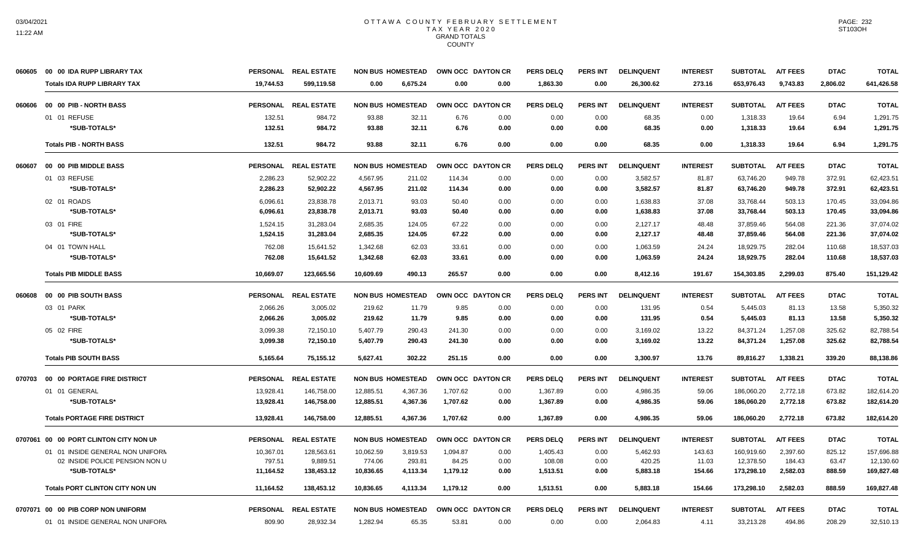# OTTAWA COUNTY FEBRUARY SETTLEMENT
## TAX YEAR 2020
### GRAND TOTALS
### COUNTY

| | PERSONAL | REAL ESTATE | NON BUS | HOMESTEAD | OWN OCC | DAYTON CR | PERS DELQ | PERS INT | DELINQUENT | INTEREST | SUBTOTAL | A/T FEES | DTAC | TOTAL |
|---|---|---|---|---|---|---|---|---|---|---|---|---|---|---|
| **060605 00 00 IDA RUPP LIBRARY TAX** | | | | | | | | | | | | | | |
| **Totals IDA RUPP LIBRARY TAX** | **19,744.53** | **599,119.58** | **0.00** | **6,675.24** | **0.00** | **0.00** | **1,863.30** | **0.00** | **26,300.62** | **273.16** | **653,976.43** | **9,743.83** | **2,806.02** | **641,426.58** |
| **060606 00 00 PIB - NORTH BASS** | PERSONAL | REAL ESTATE | NON BUS | HOMESTEAD | OWN OCC | DAYTON CR | PERS DELQ | PERS INT | DELINQUENT | INTEREST | SUBTOTAL | A/T FEES | DTAC | TOTAL |
| 01 01 REFUSE | 132.51 | 984.72 | 93.88 | 32.11 | 6.76 | 0.00 | 0.00 | 0.00 | 68.35 | 0.00 | 1,318.33 | 19.64 | 6.94 | 1,291.75 |
| ***SUB-TOTALS*** | **132.51** | **984.72** | **93.88** | **32.11** | **6.76** | **0.00** | **0.00** | **0.00** | **68.35** | **0.00** | **1,318.33** | **19.64** | **6.94** | **1,291.75** |
| **Totals PIB - NORTH BASS** | **132.51** | **984.72** | **93.88** | **32.11** | **6.76** | **0.00** | **0.00** | **0.00** | **68.35** | **0.00** | **1,318.33** | **19.64** | **6.94** | **1,291.75** |
| **060607 00 00 PIB MIDDLE BASS** | PERSONAL | REAL ESTATE | NON BUS | HOMESTEAD | OWN OCC | DAYTON CR | PERS DELQ | PERS INT | DELINQUENT | INTEREST | SUBTOTAL | A/T FEES | DTAC | TOTAL |
| 01 03 REFUSE | 2,286.23 | 52,902.22 | 4,567.95 | 211.02 | 114.34 | 0.00 | 0.00 | 0.00 | 3,582.57 | 81.87 | 63,746.20 | 949.78 | 372.91 | 62,423.51 |
| ***SUB-TOTALS*** | **2,286.23** | **52,902.22** | **4,567.95** | **211.02** | **114.34** | **0.00** | **0.00** | **0.00** | **3,582.57** | **81.87** | **63,746.20** | **949.78** | **372.91** | **62,423.51** |
| 02 01 ROADS | 6,096.61 | 23,838.78 | 2,013.71 | 93.03 | 50.40 | 0.00 | 0.00 | 0.00 | 1,638.83 | 37.08 | 33,768.44 | 503.13 | 170.45 | 33,094.86 |
| ***SUB-TOTALS*** | **6,096.61** | **23,838.78** | **2,013.71** | **93.03** | **50.40** | **0.00** | **0.00** | **0.00** | **1,638.83** | **37.08** | **33,768.44** | **503.13** | **170.45** | **33,094.86** |
| 03 01 FIRE | 1,524.15 | 31,283.04 | 2,685.35 | 124.05 | 67.22 | 0.00 | 0.00 | 0.00 | 2,127.17 | 48.48 | 37,859.46 | 564.08 | 221.36 | 37,074.02 |
| ***SUB-TOTALS*** | **1,524.15** | **31,283.04** | **2,685.35** | **124.05** | **67.22** | **0.00** | **0.00** | **0.00** | **2,127.17** | **48.48** | **37,859.46** | **564.08** | **221.36** | **37,074.02** |
| 04 01 TOWN HALL | 762.08 | 15,641.52 | 1,342.68 | 62.03 | 33.61 | 0.00 | 0.00 | 0.00 | 1,063.59 | 24.24 | 18,929.75 | 282.04 | 110.68 | 18,537.03 |
| ***SUB-TOTALS*** | **762.08** | **15,641.52** | **1,342.68** | **62.03** | **33.61** | **0.00** | **0.00** | **0.00** | **1,063.59** | **24.24** | **18,929.75** | **282.04** | **110.68** | **18,537.03** |
| **Totals PIB MIDDLE BASS** | **10,669.07** | **123,665.56** | **10,609.69** | **490.13** | **265.57** | **0.00** | **0.00** | **0.00** | **8,412.16** | **191.67** | **154,303.85** | **2,299.03** | **875.40** | **151,129.42** |
| **060608 00 00 PIB SOUTH BASS** | PERSONAL | REAL ESTATE | NON BUS | HOMESTEAD | OWN OCC | DAYTON CR | PERS DELQ | PERS INT | DELINQUENT | INTEREST | SUBTOTAL | A/T FEES | DTAC | TOTAL |
| 03 01 PARK | 2,066.26 | 3,005.02 | 219.62 | 11.79 | 9.85 | 0.00 | 0.00 | 0.00 | 131.95 | 0.54 | 5,445.03 | 81.13 | 13.58 | 5,350.32 |
| ***SUB-TOTALS*** | **2,066.26** | **3,005.02** | **219.62** | **11.79** | **9.85** | **0.00** | **0.00** | **0.00** | **131.95** | **0.54** | **5,445.03** | **81.13** | **13.58** | **5,350.32** |
| 05 02 FIRE | 3,099.38 | 72,150.10 | 5,407.79 | 290.43 | 241.30 | 0.00 | 0.00 | 0.00 | 3,169.02 | 13.22 | 84,371.24 | 1,257.08 | 325.62 | 82,788.54 |
| ***SUB-TOTALS*** | **3,099.38** | **72,150.10** | **5,407.79** | **290.43** | **241.30** | **0.00** | **0.00** | **0.00** | **3,169.02** | **13.22** | **84,371.24** | **1,257.08** | **325.62** | **82,788.54** |
| **Totals PIB SOUTH BASS** | **5,165.64** | **75,155.12** | **5,627.41** | **302.22** | **251.15** | **0.00** | **0.00** | **0.00** | **3,300.97** | **13.76** | **89,816.27** | **1,338.21** | **339.20** | **88,138.86** |
| **070703 00 00 PORTAGE FIRE DISTRICT** | PERSONAL | REAL ESTATE | NON BUS | HOMESTEAD | OWN OCC | DAYTON CR | PERS DELQ | PERS INT | DELINQUENT | INTEREST | SUBTOTAL | A/T FEES | DTAC | TOTAL |
| 01 01 GENERAL | 13,928.41 | 146,758.00 | 12,885.51 | 4,367.36 | 1,707.62 | 0.00 | 1,367.89 | 0.00 | 4,986.35 | 59.06 | 186,060.20 | 2,772.18 | 673.82 | 182,614.20 |
| ***SUB-TOTALS*** | **13,928.41** | **146,758.00** | **12,885.51** | **4,367.36** | **1,707.62** | **0.00** | **1,367.89** | **0.00** | **4,986.35** | **59.06** | **186,060.20** | **2,772.18** | **673.82** | **182,614.20** |
| **Totals PORTAGE FIRE DISTRICT** | **13,928.41** | **146,758.00** | **12,885.51** | **4,367.36** | **1,707.62** | **0.00** | **1,367.89** | **0.00** | **4,986.35** | **59.06** | **186,060.20** | **2,772.18** | **673.82** | **182,614.20** |
| **0707061 00 00 PORT CLINTON CITY NON UN** | PERSONAL | REAL ESTATE | NON BUS | HOMESTEAD | OWN OCC | DAYTON CR | PERS DELQ | PERS INT | DELINQUENT | INTEREST | SUBTOTAL | A/T FEES | DTAC | TOTAL |
| 01 01 INSIDE GENERAL NON UNIFORM | 10,367.01 | 128,563.61 | 10,062.59 | 3,819.53 | 1,094.87 | 0.00 | 1,405.43 | 0.00 | 5,462.93 | 143.63 | 160,919.60 | 2,397.60 | 825.12 | 157,696.88 |
| 02 INSIDE POLICE PENSION NON U | 797.51 | 9,889.51 | 774.06 | 293.81 | 84.25 | 0.00 | 108.08 | 0.00 | 420.25 | 11.03 | 12,378.50 | 184.43 | 63.47 | 12,130.60 |
| ***SUB-TOTALS*** | **11,164.52** | **138,453.12** | **10,836.65** | **4,113.34** | **1,179.12** | **0.00** | **1,513.51** | **0.00** | **5,883.18** | **154.66** | **173,298.10** | **2,582.03** | **888.59** | **169,827.48** |
| **Totals PORT CLINTON CITY NON UN** | **11,164.52** | **138,453.12** | **10,836.65** | **4,113.34** | **1,179.12** | **0.00** | **1,513.51** | **0.00** | **5,883.18** | **154.66** | **173,298.10** | **2,582.03** | **888.59** | **169,827.48** |
| **0707071 00 00 PIB CORP NON UNIFORM** | PERSONAL | REAL ESTATE | NON BUS | HOMESTEAD | OWN OCC | DAYTON CR | PERS DELQ | PERS INT | DELINQUENT | INTEREST | SUBTOTAL | A/T FEES | DTAC | TOTAL |
| 01 01 INSIDE GENERAL NON UNIFORM | 809.90 | 28,932.34 | 1,282.94 | 65.35 | 53.81 | 0.00 | 0.00 | 0.00 | 2,064.83 | 4.11 | 33,213.28 | 494.86 | 208.29 | 32,510.13 |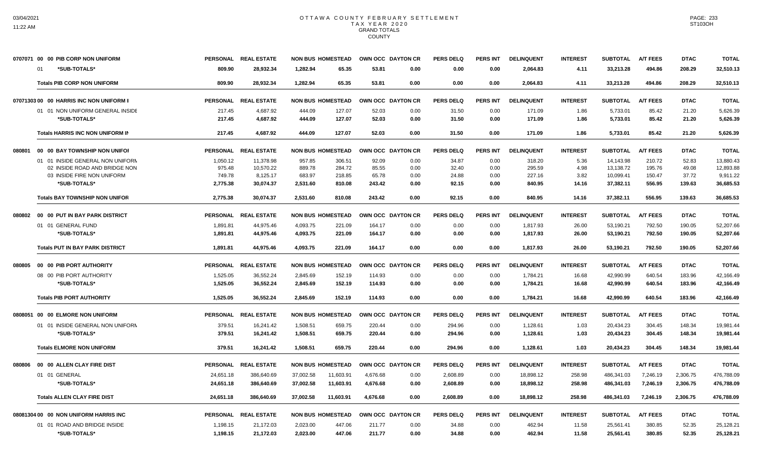# OTTAWA COUNTY FEBRUARY SETTLEMENT
## TAX YEAR 2020
### GRAND TOTALS
### COUNTY

| | PERSONAL | REAL ESTATE | NON BUS | HOMESTEAD | OWN OCC | DAYTON CR | PERS DELQ | PERS INT | DELINQUENT | INTEREST | SUBTOTAL | A/T FEES | DTAC | TOTAL |
|---|---|---|---|---|---|---|---|---|---|---|---|---|---|---|
| **0707071 00 00 PIB CORP NON UNIFORM** | | | | | | | | | | | | | | |
| 01 *SUB-TOTALS* | 809.90 | 28,932.34 | 1,282.94 | 65.35 | 53.81 | 0.00 | 0.00 | 0.00 | 2,064.83 | 4.11 | 33,213.28 | 494.86 | 208.29 | 32,510.13 |
| **Totals PIB CORP NON UNIFORM** | 809.90 | 28,932.34 | 1,282.94 | 65.35 | 53.81 | 0.00 | 0.00 | 0.00 | 2,064.83 | 4.11 | 33,213.28 | 494.86 | 208.29 | 32,510.13 |
| **07071303 00 00 HARRIS INC NON UNIFORM I** | | | | | | | | | | | | | | |
| 01 01 NON UNIFORM GENERAL INSIDE | 217.45 | 4,687.92 | 444.09 | 127.07 | 52.03 | 0.00 | 31.50 | 0.00 | 171.09 | 1.86 | 5,733.01 | 85.42 | 21.20 | 5,626.39 |
| *SUB-TOTALS* | 217.45 | 4,687.92 | 444.09 | 127.07 | 52.03 | 0.00 | 31.50 | 0.00 | 171.09 | 1.86 | 5,733.01 | 85.42 | 21.20 | 5,626.39 |
| **Totals HARRIS INC NON UNIFORM IN** | 217.45 | 4,687.92 | 444.09 | 127.07 | 52.03 | 0.00 | 31.50 | 0.00 | 171.09 | 1.86 | 5,733.01 | 85.42 | 21.20 | 5,626.39 |
| **080801 00 00 BAY TOWNSHIP NON UNIFOI** | | | | | | | | | | | | | | |
| 01 01 INSIDE GENERAL NON UNIFORM | 1,050.12 | 11,378.98 | 957.85 | 306.51 | 92.09 | 0.00 | 34.87 | 0.00 | 318.20 | 5.36 | 14,143.98 | 210.72 | 52.83 | 13,880.43 |
| 02 INSIDE ROAD AND BRIDGE NON | 975.48 | 10,570.22 | 889.78 | 284.72 | 85.55 | 0.00 | 32.40 | 0.00 | 295.59 | 4.98 | 13,138.72 | 195.76 | 49.08 | 12,893.88 |
| 03 INSIDE FIRE NON UNIFORM | 749.78 | 8,125.17 | 683.97 | 218.85 | 65.78 | 0.00 | 24.88 | 0.00 | 227.16 | 3.82 | 10,099.41 | 150.47 | 37.72 | 9,911.22 |
| *SUB-TOTALS* | 2,775.38 | 30,074.37 | 2,531.60 | 810.08 | 243.42 | 0.00 | 92.15 | 0.00 | 840.95 | 14.16 | 37,382.11 | 556.95 | 139.63 | 36,685.53 |
| **Totals BAY TOWNSHIP NON UNIFOR** | 2,775.38 | 30,074.37 | 2,531.60 | 810.08 | 243.42 | 0.00 | 92.15 | 0.00 | 840.95 | 14.16 | 37,382.11 | 556.95 | 139.63 | 36,685.53 |
| **080802 00 00 PUT IN BAY PARK DISTRICT** | | | | | | | | | | | | | | |
| 01 01 GENERAL FUND | 1,891.81 | 44,975.46 | 4,093.75 | 221.09 | 164.17 | 0.00 | 0.00 | 0.00 | 1,817.93 | 26.00 | 53,190.21 | 792.50 | 190.05 | 52,207.66 |
| *SUB-TOTALS* | 1,891.81 | 44,975.46 | 4,093.75 | 221.09 | 164.17 | 0.00 | 0.00 | 0.00 | 1,817.93 | 26.00 | 53,190.21 | 792.50 | 190.05 | 52,207.66 |
| **Totals PUT IN BAY PARK DISTRICT** | 1,891.81 | 44,975.46 | 4,093.75 | 221.09 | 164.17 | 0.00 | 0.00 | 0.00 | 1,817.93 | 26.00 | 53,190.21 | 792.50 | 190.05 | 52,207.66 |
| **080805 00 00 PIB PORT AUTHORITY** | | | | | | | | | | | | | | |
| 08 00 PIB PORT AUTHORITY | 1,525.05 | 36,552.24 | 2,845.69 | 152.19 | 114.93 | 0.00 | 0.00 | 0.00 | 1,784.21 | 16.68 | 42,990.99 | 640.54 | 183.96 | 42,166.49 |
| *SUB-TOTALS* | 1,525.05 | 36,552.24 | 2,845.69 | 152.19 | 114.93 | 0.00 | 0.00 | 0.00 | 1,784.21 | 16.68 | 42,990.99 | 640.54 | 183.96 | 42,166.49 |
| **Totals PIB PORT AUTHORITY** | 1,525.05 | 36,552.24 | 2,845.69 | 152.19 | 114.93 | 0.00 | 0.00 | 0.00 | 1,784.21 | 16.68 | 42,990.99 | 640.54 | 183.96 | 42,166.49 |
| **0808051 00 00 ELMORE NON UNIFORM** | | | | | | | | | | | | | | |
| 01 01 INSIDE GENERAL NON UNIFORM | 379.51 | 16,241.42 | 1,508.51 | 659.75 | 220.44 | 0.00 | 294.96 | 0.00 | 1,128.61 | 1.03 | 20,434.23 | 304.45 | 148.34 | 19,981.44 |
| *SUB-TOTALS* | 379.51 | 16,241.42 | 1,508.51 | 659.75 | 220.44 | 0.00 | 294.96 | 0.00 | 1,128.61 | 1.03 | 20,434.23 | 304.45 | 148.34 | 19,981.44 |
| **Totals ELMORE NON UNIFORM** | 379.51 | 16,241.42 | 1,508.51 | 659.75 | 220.44 | 0.00 | 294.96 | 0.00 | 1,128.61 | 1.03 | 20,434.23 | 304.45 | 148.34 | 19,981.44 |
| **080806 00 00 ALLEN CLAY FIRE DIST** | | | | | | | | | | | | | | |
| 01 01 GENERAL | 24,651.18 | 386,640.69 | 37,002.58 | 11,603.91 | 4,676.68 | 0.00 | 2,608.89 | 0.00 | 18,898.12 | 258.98 | 486,341.03 | 7,246.19 | 2,306.75 | 476,788.09 |
| *SUB-TOTALS* | 24,651.18 | 386,640.69 | 37,002.58 | 11,603.91 | 4,676.68 | 0.00 | 2,608.89 | 0.00 | 18,898.12 | 258.98 | 486,341.03 | 7,246.19 | 2,306.75 | 476,788.09 |
| **Totals ALLEN CLAY FIRE DIST** | 24,651.18 | 386,640.69 | 37,002.58 | 11,603.91 | 4,676.68 | 0.00 | 2,608.89 | 0.00 | 18,898.12 | 258.98 | 486,341.03 | 7,246.19 | 2,306.75 | 476,788.09 |
| **08081304 00 00 NON UNIFORM HARRIS INC** | | | | | | | | | | | | | | |
| 01 01 ROAD AND BRIDGE INSIDE | 1,198.15 | 21,172.03 | 2,023.00 | 447.06 | 211.77 | 0.00 | 34.88 | 0.00 | 462.94 | 11.58 | 25,561.41 | 380.85 | 52.35 | 25,128.21 |
| *SUB-TOTALS* | 1,198.15 | 21,172.03 | 2,023.00 | 447.06 | 211.77 | 0.00 | 34.88 | 0.00 | 462.94 | 11.58 | 25,561.41 | 380.85 | 52.35 | 25,128.21 |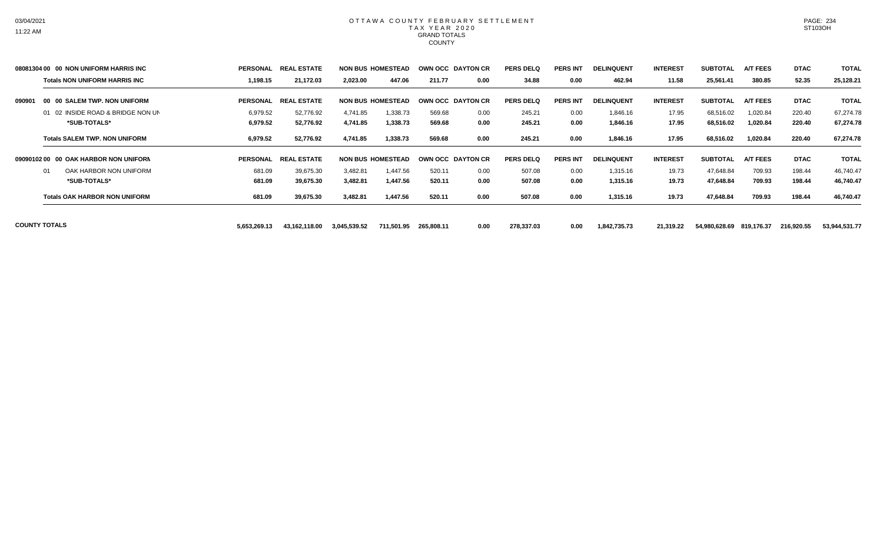# OTTAWA COUNTY FEBRUARY SETTLEMENT
## TAX YEAR 2020
### GRAND TOTALS
### COUNTY

| | PERSONAL | REAL ESTATE | NON BUS | HOMESTEAD | OWN OCC | DAYTON CR | PERS DELQ | PERS INT | DELINQUENT | INTEREST | SUBTOTAL | A/T FEES | DTAC | TOTAL |
|---|---|---|---|---|---|---|---|---|---|---|---|---|---|---|
| **08081304 00 00 NON UNIFORM HARRIS INC** | | | | | | | | | | | | | | |
| **Totals NON UNIFORM HARRIS INC** | **1,198.15** | **21,172.03** | **2,023.00** | **447.06** | **211.77** | **0.00** | **34.88** | **0.00** | **462.94** | **11.58** | **25,561.41** | **380.85** | **52.35** | **25,128.21** |
| **090901 00 00 SALEM TWP. NON UNIFORM** | **PERSONAL** | **REAL ESTATE** | **NON BUS** | **HOMESTEAD** | **OWN OCC** | **DAYTON CR** | **PERS DELQ** | **PERS INT** | **DELINQUENT** | **INTEREST** | **SUBTOTAL** | **A/T FEES** | **DTAC** | **TOTAL** |
| 01 02 INSIDE ROAD & BRIDGE NON UN | 6,979.52 | 52,776.92 | 4,741.85 | 1,338.73 | 569.68 | 0.00 | 245.21 | 0.00 | 1,846.16 | 17.95 | 68,516.02 | 1,020.84 | 220.40 | 67,274.78 |
| ***SUB-TOTALS*** | **6,979.52** | **52,776.92** | **4,741.85** | **1,338.73** | **569.68** | **0.00** | **245.21** | **0.00** | **1,846.16** | **17.95** | **68,516.02** | **1,020.84** | **220.40** | **67,274.78** |
| **Totals SALEM TWP. NON UNIFORM** | **6,979.52** | **52,776.92** | **4,741.85** | **1,338.73** | **569.68** | **0.00** | **245.21** | **0.00** | **1,846.16** | **17.95** | **68,516.02** | **1,020.84** | **220.40** | **67,274.78** |
| **09090102 00 00 OAK HARBOR NON UNIFORM** | **PERSONAL** | **REAL ESTATE** | **NON BUS** | **HOMESTEAD** | **OWN OCC** | **DAYTON CR** | **PERS DELQ** | **PERS INT** | **DELINQUENT** | **INTEREST** | **SUBTOTAL** | **A/T FEES** | **DTAC** | **TOTAL** |
| 01 OAK HARBOR NON UNIFORM | 681.09 | 39,675.30 | 3,482.81 | 1,447.56 | 520.11 | 0.00 | 507.08 | 0.00 | 1,315.16 | 19.73 | 47,648.84 | 709.93 | 198.44 | 46,740.47 |
| ***SUB-TOTALS*** | **681.09** | **39,675.30** | **3,482.81** | **1,447.56** | **520.11** | **0.00** | **507.08** | **0.00** | **1,315.16** | **19.73** | **47,648.84** | **709.93** | **198.44** | **46,740.47** |
| **Totals OAK HARBOR NON UNIFORM** | **681.09** | **39,675.30** | **3,482.81** | **1,447.56** | **520.11** | **0.00** | **507.08** | **0.00** | **1,315.16** | **19.73** | **47,648.84** | **709.93** | **198.44** | **46,740.47** |
| **COUNTY TOTALS** | **5,653,269.13** | **43,162,118.00** | **3,045,539.52** | **711,501.95** | **265,808.11** | **0.00** | **278,337.03** | **0.00** | **1,842,735.73** | **21,319.22** | **54,980,628.69** | **819,176.37** | **216,920.55** | **53,944,531.77** |